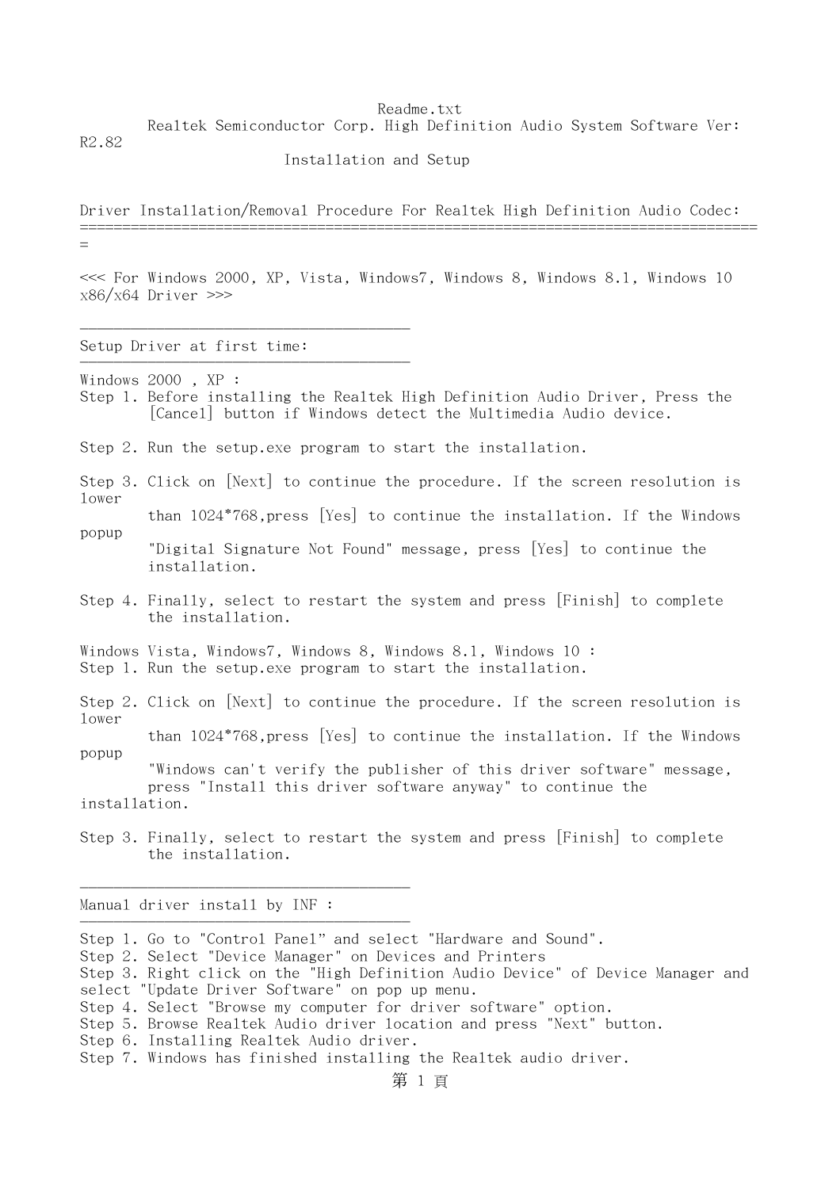Readme.txt

Realtek Semiconductor Corp. High Definition Audio System Software Ver: R2.82

Installation and Setup

Driver Installation/Removal Procedure For Realtek High Definition Audio Codec:
================================================================================

<<< For Windows 2000, XP, Vista, Windows7, Windows 8, Windows 8.1, Windows 10 x86/x64 Driver >>>

---

Setup Driver at first time:

---

Windows 2000 , XP :

Step 1. Before installing the Realtek High Definition Audio Driver, Press the [Cancel] button if Windows detect the Multimedia Audio device.

Step 2. Run the setup.exe program to start the installation.

Step 3. Click on [Next] to continue the procedure. If the screen resolution is lower than 1024*768,press [Yes] to continue the installation. If the Windows popup "Digital Signature Not Found" message, press [Yes] to continue the installation.

Step 4. Finally, select to restart the system and press [Finish] to complete the installation.

Windows Vista, Windows7, Windows 8, Windows 8.1, Windows 10 :

Step 1. Run the setup.exe program to start the installation.

Step 2. Click on [Next] to continue the procedure. If the screen resolution is lower than 1024*768,press [Yes] to continue the installation. If the Windows popup "Windows can't verify the publisher of this driver software" message, press "Install this driver software anyway" to continue the installation.

Step 3. Finally, select to restart the system and press [Finish] to complete the installation.

---

Manual driver install by INF :

---

Step 1. Go to "Control Panel" and select "Hardware and Sound".
Step 2. Select "Device Manager" on Devices and Printers
Step 3. Right click on the "High Definition Audio Device" of Device Manager and select "Update Driver Software" on pop up menu.
Step 4. Select "Browse my computer for driver software" option.
Step 5. Browse Realtek Audio driver location and press "Next" button.
Step 6. Installing Realtek Audio driver.
Step 7. Windows has finished installing the Realtek audio driver.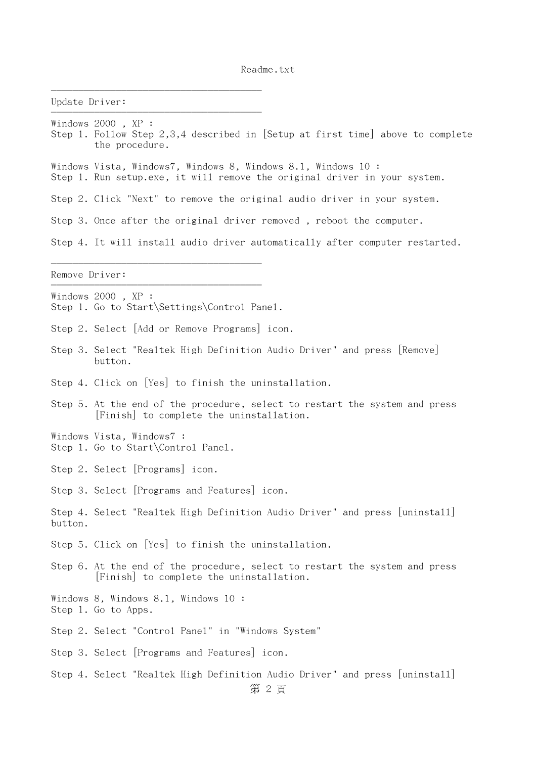Readme.txt

---

## Update Driver:

---

Windows 2000 , XP :
Step 1. Follow Step 2,3,4 described in [Setup at first time] above to complete the procedure.

Windows Vista, Windows7, Windows 8, Windows 8.1, Windows 10 :
Step 1. Run setup.exe, it will remove the original driver in your system.

Step 2. Click "Next" to remove the original audio driver in your system.

Step 3. Once after the original driver removed , reboot the computer.

Step 4. It will install audio driver automatically after computer restarted.

---

## Remove Driver:

---

Windows 2000 , XP :
Step 1. Go to Start\Settings\Control Panel.

Step 2. Select [Add or Remove Programs] icon.

Step 3. Select "Realtek High Definition Audio Driver" and press [Remove] button.

Step 4. Click on [Yes] to finish the uninstallation.

Step 5. At the end of the procedure, select to restart the system and press [Finish] to complete the uninstallation.

Windows Vista, Windows7 :
Step 1. Go to Start\Control Panel.

Step 2. Select [Programs] icon.

Step 3. Select [Programs and Features] icon.

Step 4. Select "Realtek High Definition Audio Driver" and press [uninstall] button.

Step 5. Click on [Yes] to finish the uninstallation.

Step 6. At the end of the procedure, select to restart the system and press [Finish] to complete the uninstallation.

Windows 8, Windows 8.1, Windows 10 :
Step 1. Go to Apps.

Step 2. Select "Control Panel" in "Windows System"

Step 3. Select [Programs and Features] icon.

Step 4. Select "Realtek High Definition Audio Driver" and press [uninstall]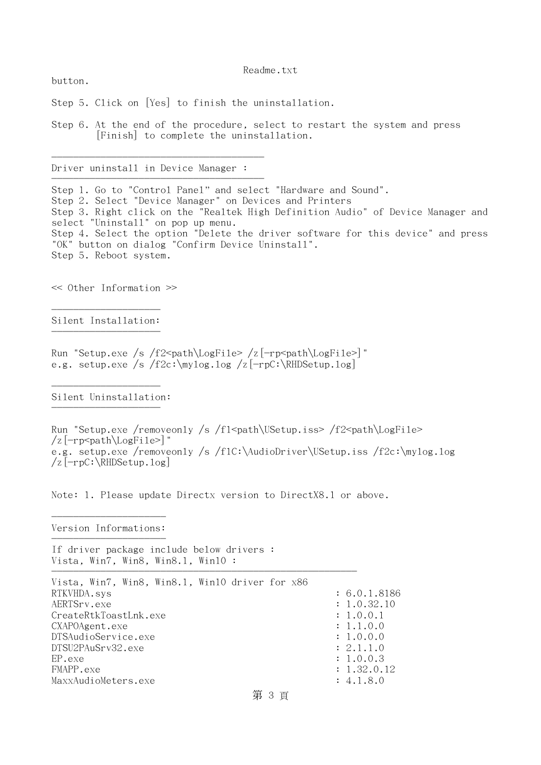button.

Step 5. Click on [Yes] to finish the uninstallation.

Step 6. At the end of the procedure, select to restart the system and press [Finish] to complete the uninstallation.

---

## Driver uninstall in Device Manager :

Step 1. Go to "Control Panel" and select "Hardware and Sound".
Step 2. Select "Device Manager" on Devices and Printers
Step 3. Right click on the "Realtek High Definition Audio" of Device Manager and select "Uninstall" on pop up menu.
Step 4. Select the option "Delete the driver software for this device" and press "OK" button on dialog "Confirm Device Uninstall".
Step 5. Reboot system.

<< Other Information >>

## Silent Installation:

Run "Setup.exe /s /f2<path\LogFile> /z[-rp<path\LogFile>]"
e.g. setup.exe /s /f2c:\mylog.log /z[-rpC:\RHDSetup.log]

## Silent Uninstallation:

Run "Setup.exe /removeonly /s /f1<path\USetup.iss> /f2<path\LogFile> /z[-rp<path\LogFile>]"
e.g. setup.exe /removeonly /s /f1C:\AudioDriver\USetup.iss /f2c:\mylog.log /z[-rpC:\RHDSetup.log]

Note: 1. Please update Directx version to DirectX8.1 or above.

## Version Informations:

If driver package include below drivers :
Vista, Win7, Win8, Win8.1, Win10 :

---

Vista, Win7, Win8, Win8.1, Win10 driver for x86

| File | Version |
|---|---|
| RTKVHDA.sys | 6.0.1.8186 |
| AERTSrv.exe | 1.0.32.10 |
| CreateRtkToastLnk.exe | 1.0.0.1 |
| CXAPOAgent.exe | 1.1.0.0 |
| DTSAudioService.exe | 1.0.0.0 |
| DTSU2PAuSrv32.exe | 2.1.1.0 |
| EP.exe | 1.0.0.3 |
| FMAPP.exe | 1.32.0.12 |
| MaxxAudioMeters.exe | 4.1.8.0 |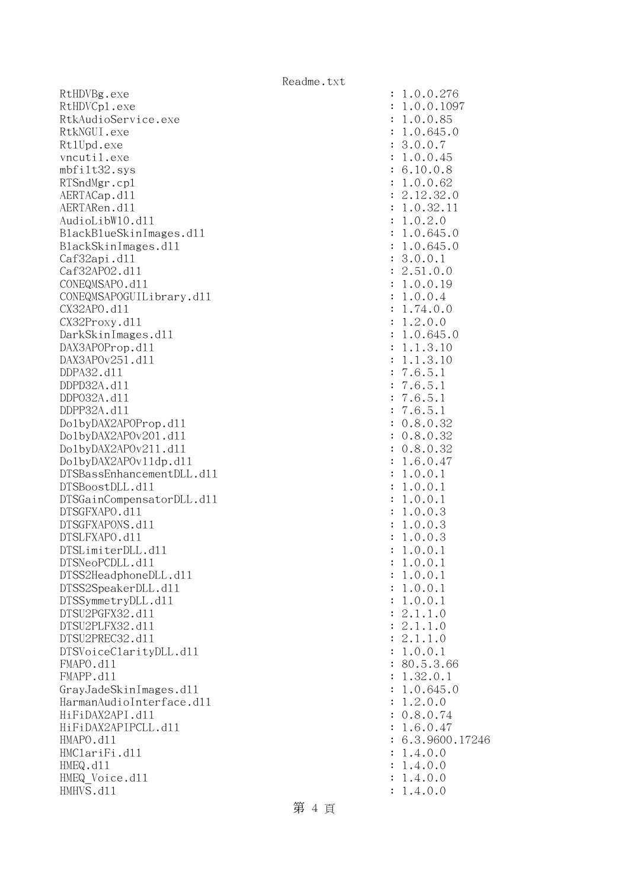RtHDVBg.exe : 1.0.0.276
RtHDVCpl.exe : 1.0.0.1097
RtkAudioService.exe : 1.0.0.85
RtkNGUI.exe : 1.0.645.0
RtlUpd.exe : 3.0.0.7
vncutil.exe : 1.0.0.45
mbfilt32.sys : 6.10.0.8
RTSndMgr.cpl : 1.0.0.62
AERTACap.dll : 2.12.32.0
AERTARen.dll : 1.0.32.11
AudioLibW10.dll : 1.0.2.0
BlackBlueSkinImages.dll : 1.0.645.0
BlackSkinImages.dll : 1.0.645.0
Caf32api.dll : 3.0.0.1
Caf32APO2.dll : 2.51.0.0
CONEQMSAPO.dll : 1.0.0.19
CONEQMSAPOGUILibrary.dll : 1.0.0.4
CX32APO.dll : 1.74.0.0
CX32Proxy.dll : 1.2.0.0
DarkSkinImages.dll : 1.0.645.0
DAX3APOProp.dll : 1.1.3.10
DAX3APOv251.dll : 1.1.3.10
DDPA32.dll : 7.6.5.1
DDPD32A.dll : 7.6.5.1
DDPO32A.dll : 7.6.5.1
DDPP32A.dll : 7.6.5.1
DolbyDAX2APOProp.dll : 0.8.0.32
DolbyDAX2APOv201.dll : 0.8.0.32
DolbyDAX2APOv211.dll : 0.8.0.32
DolbyDAX2APOv11dp.dll : 1.6.0.47
DTSBassEnhancementDLL.dll : 1.0.0.1
DTSBoostDLL.dll : 1.0.0.1
DTSGainCompensatorDLL.dll : 1.0.0.1
DTSGFXAPO.dll : 1.0.0.3
DTSGFXAPONS.dll : 1.0.0.3
DTSLFXAPO.dll : 1.0.0.3
DTSLimiterDLL.dll : 1.0.0.1
DTSNeoPCDLL.dll : 1.0.0.1
DTSS2HeadphoneDLL.dll : 1.0.0.1
DTSS2SpeakerDLL.dll : 1.0.0.1
DTSSymmetryDLL.dll : 1.0.0.1
DTSU2PGFX32.dll : 2.1.1.0
DTSU2PLFX32.dll : 2.1.1.0
DTSU2PREC32.dll : 2.1.1.0
DTSVoiceClarityDLL.dll : 1.0.0.1
FMAPO.dll : 80.5.3.66
FMAPP.dll : 1.32.0.1
GrayJadeSkinImages.dll : 1.0.645.0
HarmanAudioInterface.dll : 1.2.0.0
HiFiDAX2API.dll : 0.8.0.74
HiFiDAX2APIPCLL.dll : 1.6.0.47
HMAPO.dll : 6.3.9600.17246
HMClariFi.dll : 1.4.0.0
HMEQ.dll : 1.4.0.0
HMEQ_Voice.dll : 1.4.0.0
HMHVS.dll : 1.4.0.0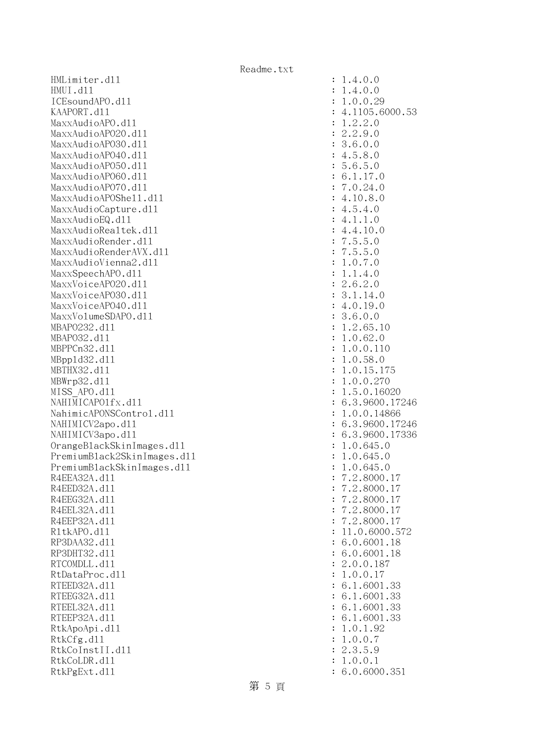```
HMLimiter.dll                                        : 1.4.0.0
HMUI.dll                                             : 1.4.0.0
ICEsoundAPO.dll                                      : 1.0.0.29
KAAPORT.dll                                          : 4.1105.6000.53
MaxxAudioAPO.dll                                     : 1.2.2.0
MaxxAudioAPO20.dll                                   : 2.2.9.0
MaxxAudioAPO30.dll                                   : 3.6.0.0
MaxxAudioAPO40.dll                                   : 4.5.8.0
MaxxAudioAPO50.dll                                   : 5.6.5.0
MaxxAudioAPO60.dll                                   : 6.1.17.0
MaxxAudioAPO70.dll                                   : 7.0.24.0
MaxxAudioAPOShell.dll                                : 4.10.8.0
MaxxAudioCapture.dll                                 : 4.5.4.0
MaxxAudioEQ.dll                                      : 4.1.1.0
MaxxAudioRealtek.dll                                 : 4.4.10.0
MaxxAudioRender.dll                                  : 7.5.5.0
MaxxAudioRenderAVX.dll                               : 7.5.5.0
MaxxAudioVienna2.dll                                 : 1.0.7.0
MaxxSpeechAPO.dll                                    : 1.1.4.0
MaxxVoiceAPO20.dll                                   : 2.6.2.0
MaxxVoiceAPO30.dll                                   : 3.1.14.0
MaxxVoiceAPO40.dll                                   : 4.0.19.0
MaxxVolumeSDAPO.dll                                  : 3.6.0.0
MBAPO232.dll                                         : 1.2.65.10
MBAPO32.dll                                          : 1.0.62.0
MBPPCn32.dll                                         : 1.0.0.110
MBppld32.dll                                         : 1.0.58.0
MBTHX32.dll                                          : 1.0.15.175
MBWrp32.dll                                          : 1.0.0.270
MISS_APO.dll                                         : 1.5.0.16020
NAHIMICAPO1fx.dll                                    : 6.3.9600.17246
NahimicAPONSControl.dll                              : 1.0.0.14866
NAHIMICV2apo.dll                                     : 6.3.9600.17246
NAHIMICV3apo.dll                                     : 6.3.9600.17336
OrangeBlackSkinImages.dll                            : 1.0.645.0
PremiumBlack2SkinImages.dll                          : 1.0.645.0
PremiumBlackSkinImages.dll                           : 1.0.645.0
R4EEA32A.dll                                         : 7.2.8000.17
R4EED32A.dll                                         : 7.2.8000.17
R4EEG32A.dll                                         : 7.2.8000.17
R4EEL32A.dll                                         : 7.2.8000.17
R4EEP32A.dll                                         : 7.2.8000.17
RltkAPO.dll                                          : 11.0.6000.572
RP3DAA32.dll                                         : 6.0.6001.18
RP3DHT32.dll                                         : 6.0.6001.18
RTCOMDLL.dll                                         : 2.0.0.187
RtDataProc.dll                                       : 1.0.0.17
RTEED32A.dll                                         : 6.1.6001.33
RTEEG32A.dll                                         : 6.1.6001.33
RTEEL32A.dll                                         : 6.1.6001.33
RTEEP32A.dll                                         : 6.1.6001.33
RtkApoApi.dll                                        : 1.0.1.92
RtkCfg.dll                                           : 1.0.0.7
RtkCoInstII.dll                                      : 2.3.5.9
RtkCoLDR.dll                                         : 1.0.0.1
RtkPgExt.dll                                         : 6.0.6000.351
```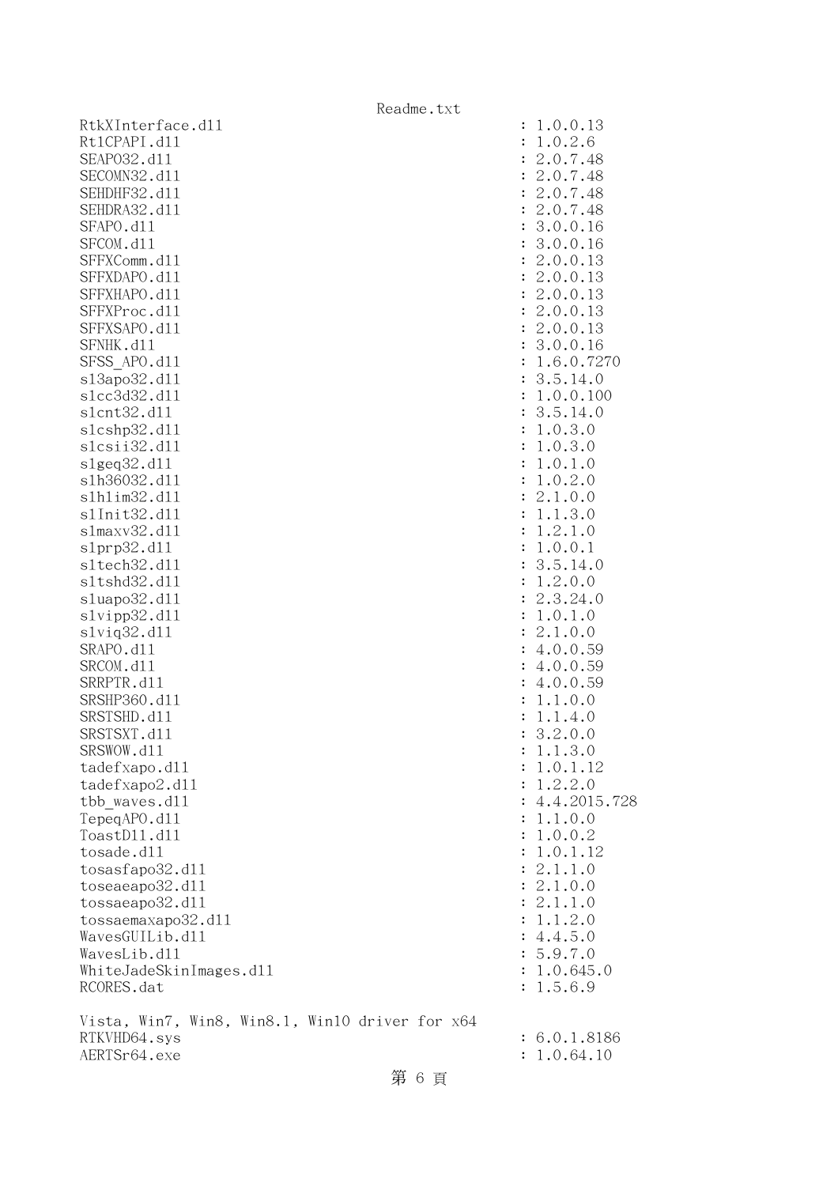```
RtkXInterface.dll                                  : 1.0.0.13
Rt1CPAPI.dll                                       : 1.0.2.6
SEAPO32.dll                                        : 2.0.7.48
SECOMN32.dll                                       : 2.0.7.48
SEHDHF32.dll                                       : 2.0.7.48
SEHDRA32.dll                                       : 2.0.7.48
SFAPO.dll                                          : 3.0.0.16
SFCOM.dll                                          : 3.0.0.16
SFFXComm.dll                                       : 2.0.0.13
SFFXDAPO.dll                                       : 2.0.0.13
SFFXHAPO.dll                                       : 2.0.0.13
SFFXProc.dll                                       : 2.0.0.13
SFFXSAPO.dll                                       : 2.0.0.13
SFNHK.dll                                          : 3.0.0.16
SFSS_APO.dll                                       : 1.6.0.7270
sl3apo32.dll                                       : 3.5.14.0
slcc3d32.dll                                       : 1.0.0.100
slcnt32.dll                                        : 3.5.14.0
slcshp32.dll                                       : 1.0.3.0
slcsii32.dll                                       : 1.0.3.0
slgeq32.dll                                        : 1.0.1.0
slh36032.dll                                       : 1.0.2.0
slhlim32.dll                                       : 2.1.0.0
slInit32.dll                                       : 1.1.3.0
slmaxv32.dll                                       : 1.2.1.0
slprp32.dll                                        : 1.0.0.1
sltech32.dll                                       : 3.5.14.0
sltshd32.dll                                       : 1.2.0.0
sluapo32.dll                                       : 2.3.24.0
slvipp32.dll                                       : 1.0.1.0
slviq32.dll                                        : 2.1.0.0
SRAPO.dll                                          : 4.0.0.59
SRCOM.dll                                          : 4.0.0.59
SRRPTR.dll                                         : 4.0.0.59
SRSHP360.dll                                       : 1.1.0.0
SRSTSHD.dll                                        : 1.1.4.0
SRSTSXT.dll                                        : 3.2.0.0
SRSWOW.dll                                         : 1.1.3.0
tadefxapo.dll                                      : 1.0.1.12
tadefxapo2.dll                                     : 1.2.2.0
tbb_waves.dll                                      : 4.4.2015.728
TepeqAPO.dll                                       : 1.1.0.0
ToastDll.dll                                       : 1.0.0.2
tosade.dll                                         : 1.0.1.12
tosasfapo32.dll                                    : 2.1.1.0
toseaeapo32.dll                                    : 2.1.0.0
tossaeapo32.dll                                    : 2.1.1.0
tossaemaxapo32.dll                                 : 1.1.2.0
WavesGUILib.dll                                    : 4.4.5.0
WavesLib.dll                                       : 5.9.7.0
WhiteJadeSkinImages.dll                            : 1.0.645.0
RCORES.dat                                         : 1.5.6.9

Vista, Win7, Win8, Win8.1, Win10 driver for x64
RTKVHD64.sys                                       : 6.0.1.8186
AERTSr64.exe                                       : 1.0.64.10
```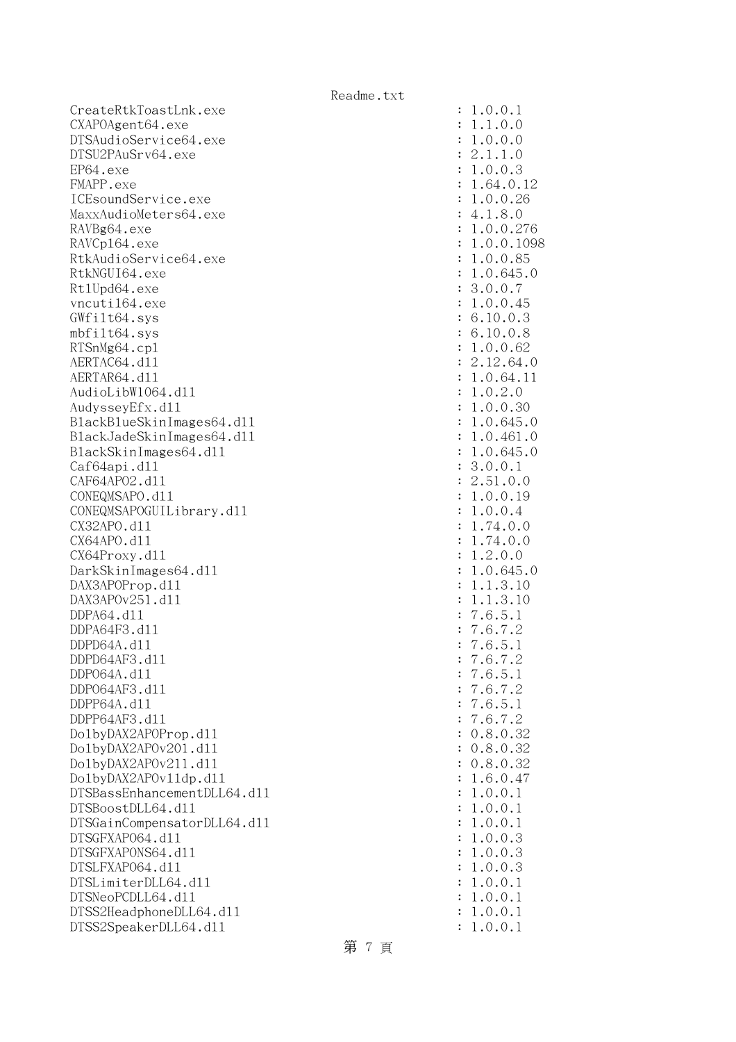```
CreateRtkToastLnk.exe                                 : 1.0.0.1
CXAPOAgent64.exe                                      : 1.1.0.0
DTSAudioService64.exe                                 : 1.0.0.0
DTSU2PAuSrv64.exe                                     : 2.1.1.0
EP64.exe                                              : 1.0.0.3
FMAPP.exe                                             : 1.64.0.12
ICEsoundService.exe                                   : 1.0.0.26
MaxxAudioMeters64.exe                                 : 4.1.8.0
RAVBg64.exe                                           : 1.0.0.276
RAVCpl64.exe                                          : 1.0.0.1098
RtkAudioService64.exe                                 : 1.0.0.85
RtkNGUI64.exe                                         : 1.0.645.0
RtlUpd64.exe                                          : 3.0.0.7
vncutil64.exe                                         : 1.0.0.45
GWfilt64.sys                                          : 6.10.0.3
mbfilt64.sys                                          : 6.10.0.8
RTSnMg64.cpl                                          : 1.0.0.62
AERTAC64.dll                                          : 2.12.64.0
AERTAR64.dll                                          : 1.0.64.11
AudioLibW1064.dll                                     : 1.0.2.0
AudysseyEfx.dll                                       : 1.0.0.30
BlackBlueSkinImages64.dll                             : 1.0.645.0
BlackJadeSkinImages64.dll                             : 1.0.461.0
BlackSkinImages64.dll                                 : 1.0.645.0
Caf64api.dll                                          : 3.0.0.1
CAF64APO2.dll                                         : 2.51.0.0
CONEQMSAPO.dll                                        : 1.0.0.19
CONEQMSAPOGUILibrary.dll                              : 1.0.0.4
CX32APO.dll                                           : 1.74.0.0
CX64APO.dll                                           : 1.74.0.0
CX64Proxy.dll                                         : 1.2.0.0
DarkSkinImages64.dll                                  : 1.0.645.0
DAX3APOProp.dll                                       : 1.1.3.10
DAX3APOv251.dll                                       : 1.1.3.10
DDPA64.dll                                            : 7.6.5.1
DDPA64F3.dll                                          : 7.6.7.2
DDPD64A.dll                                           : 7.6.5.1
DDPD64AF3.dll                                         : 7.6.7.2
DDPO64A.dll                                           : 7.6.5.1
DDPO64AF3.dll                                         : 7.6.7.2
DDPP64A.dll                                           : 7.6.5.1
DDPP64AF3.dll                                         : 7.6.7.2
DolbyDAX2APOProp.dll                                  : 0.8.0.32
DolbyDAX2APOv201.dll                                  : 0.8.0.32
DolbyDAX2APOv211.dll                                  : 0.8.0.32
DolbyDAX2APOv11dp.dll                                 : 1.6.0.47
DTSBassEnhancementDLL64.dll                           : 1.0.0.1
DTSBoostDLL64.dll                                     : 1.0.0.1
DTSGainCompensatorDLL64.dll                           : 1.0.0.1
DTSGFXAPO64.dll                                       : 1.0.0.3
DTSGFXAPONS64.dll                                     : 1.0.0.3
DTSLFXAPO64.dll                                       : 1.0.0.3
DTSLimiterDLL64.dll                                   : 1.0.0.1
DTSNeoPCDLL64.dll                                     : 1.0.0.1
DTSS2HeadphoneDLL64.dll                               : 1.0.0.1
DTSS2SpeakerDLL64.dll                                 : 1.0.0.1
```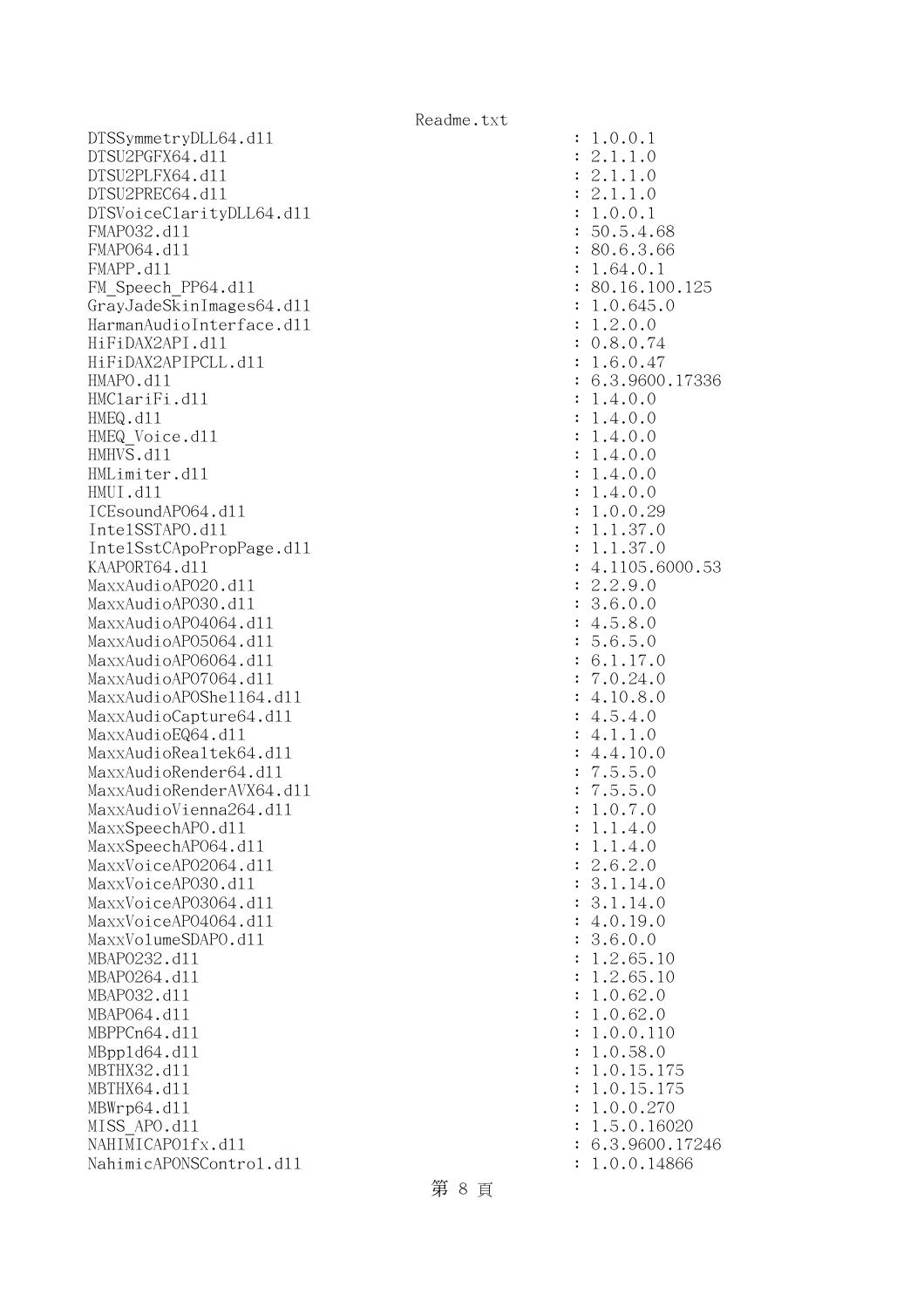```
DTSSymmetryDLL64.dll                                   : 1.0.0.1
DTSU2PGFX64.dll                                        : 2.1.1.0
DTSU2PLFX64.dll                                        : 2.1.1.0
DTSU2PREC64.dll                                        : 2.1.1.0
DTSVoiceClarityDLL64.dll                               : 1.0.0.1
FMAPO32.dll                                            : 50.5.4.68
FMAPO64.dll                                            : 80.6.3.66
FMAPP.dll                                              : 1.64.0.1
FM_Speech_PP64.dll                                     : 80.16.100.125
GrayJadeSkinImages64.dll                               : 1.0.645.0
HarmanAudioInterface.dll                               : 1.2.0.0
HiFiDAX2API.dll                                        : 0.8.0.74
HiFiDAX2APIPCLL.dll                                    : 1.6.0.47
HMAPO.dll                                              : 6.3.9600.17336
HMClariFi.dll                                          : 1.4.0.0
HMEQ.dll                                               : 1.4.0.0
HMEQ_Voice.dll                                         : 1.4.0.0
HMHVS.dll                                              : 1.4.0.0
HMLimiter.dll                                          : 1.4.0.0
HMUI.dll                                               : 1.4.0.0
ICEsoundAPO64.dll                                      : 1.0.0.29
IntelSSTAPO.dll                                        : 1.1.37.0
IntelSstCApoPropPage.dll                               : 1.1.37.0
KAAPORT64.dll                                          : 4.1105.6000.53
MaxxAudioAPO20.dll                                     : 2.2.9.0
MaxxAudioAPO30.dll                                     : 3.6.0.0
MaxxAudioAPO4064.dll                                   : 4.5.8.0
MaxxAudioAPO5064.dll                                   : 5.6.5.0
MaxxAudioAPO6064.dll                                   : 6.1.17.0
MaxxAudioAPO7064.dll                                   : 7.0.24.0
MaxxAudioAPOShell64.dll                                : 4.10.8.0
MaxxAudioCapture64.dll                                 : 4.5.4.0
MaxxAudioEQ64.dll                                      : 4.1.1.0
MaxxAudioRealtek64.dll                                 : 4.4.10.0
MaxxAudioRender64.dll                                  : 7.5.5.0
MaxxAudioRenderAVX64.dll                               : 7.5.5.0
MaxxAudioVienna264.dll                                 : 1.0.7.0
MaxxSpeechAPO.dll                                      : 1.1.4.0
MaxxSpeechAPO64.dll                                    : 1.1.4.0
MaxxVoiceAPO2064.dll                                   : 2.6.2.0
MaxxVoiceAPO30.dll                                     : 3.1.14.0
MaxxVoiceAPO3064.dll                                   : 3.1.14.0
MaxxVoiceAPO4064.dll                                   : 4.0.19.0
MaxxVolumeSDAPO.dll                                    : 3.6.0.0
MBAPO232.dll                                           : 1.2.65.10
MBAPO264.dll                                           : 1.2.65.10
MBAPO32.dll                                            : 1.0.62.0
MBAPO64.dll                                            : 1.0.62.0
MBPPCn64.dll                                           : 1.0.0.110
MBppld64.dll                                           : 1.0.58.0
MBTHX32.dll                                            : 1.0.15.175
MBTHX64.dll                                            : 1.0.15.175
MBWrp64.dll                                            : 1.0.0.270
MISS_APO.dll                                           : 1.5.0.16020
NAHIMICAPO1fx.dll                                      : 6.3.9600.17246
NahimicAPONSControl.dll                                : 1.0.0.14866
```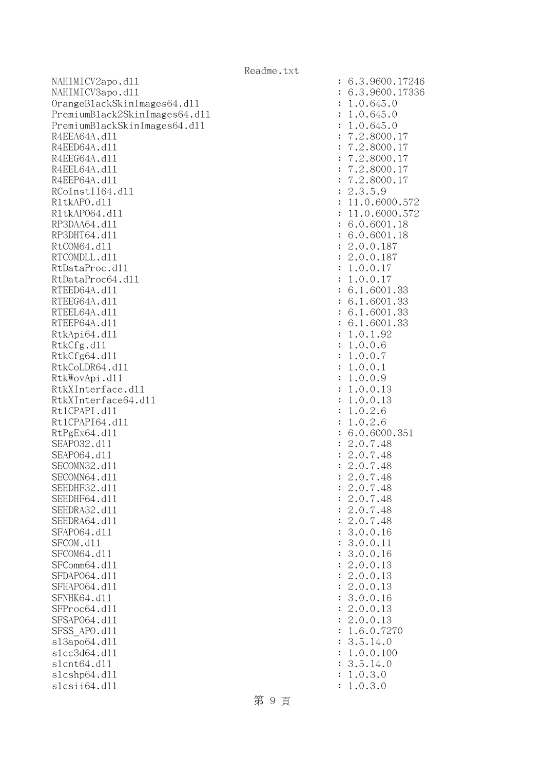| | |
|---|---|
| NAHIMICV2apo.dll | : 6.3.9600.17246 |
| NAHIMICV3apo.dll | : 6.3.9600.17336 |
| OrangeBlackSkinImages64.dll | : 1.0.645.0 |
| PremiumBlack2SkinImages64.dll | : 1.0.645.0 |
| PremiumBlackSkinImages64.dll | : 1.0.645.0 |
| R4EEA64A.dll | : 7.2.8000.17 |
| R4EED64A.dll | : 7.2.8000.17 |
| R4EEG64A.dll | : 7.2.8000.17 |
| R4EEL64A.dll | : 7.2.8000.17 |
| R4EEP64A.dll | : 7.2.8000.17 |
| RCoInstII64.dll | : 2.3.5.9 |
| RltkAPO.dll | : 11.0.6000.572 |
| RltkAPO64.dll | : 11.0.6000.572 |
| RP3DAA64.dll | : 6.0.6001.18 |
| RP3DHT64.dll | : 6.0.6001.18 |
| RtCOM64.dll | : 2.0.0.187 |
| RTCOMDLL.dll | : 2.0.0.187 |
| RtDataProc.dll | : 1.0.0.17 |
| RtDataProc64.dll | : 1.0.0.17 |
| RTEED64A.dll | : 6.1.6001.33 |
| RTEEG64A.dll | : 6.1.6001.33 |
| RTEEL64A.dll | : 6.1.6001.33 |
| RTEEP64A.dll | : 6.1.6001.33 |
| RtkApi64.dll | : 1.0.1.92 |
| RtkCfg.dll | : 1.0.0.6 |
| RtkCfg64.dll | : 1.0.0.7 |
| RtkCoLDR64.dll | : 1.0.0.1 |
| RtkWovApi.dll | : 1.0.0.9 |
| RtkXInterface.dll | : 1.0.0.13 |
| RtkXInterface64.dll | : 1.0.0.13 |
| RtlCPAPI.dll | : 1.0.2.6 |
| RtlCPAPI64.dll | : 1.0.2.6 |
| RtPgEx64.dll | : 6.0.6000.351 |
| SEAPO32.dll | : 2.0.7.48 |
| SEAPO64.dll | : 2.0.7.48 |
| SECOMN32.dll | : 2.0.7.48 |
| SECOMN64.dll | : 2.0.7.48 |
| SEHDHF32.dll | : 2.0.7.48 |
| SEHDHF64.dll | : 2.0.7.48 |
| SEHDRA32.dll | : 2.0.7.48 |
| SEHDRA64.dll | : 2.0.7.48 |
| SFAPO64.dll | : 3.0.0.16 |
| SFCOM.dll | : 3.0.0.11 |
| SFCOM64.dll | : 3.0.0.16 |
| SFComm64.dll | : 2.0.0.13 |
| SFDAPO64.dll | : 2.0.0.13 |
| SFHAPO64.dll | : 2.0.0.13 |
| SFNHK64.dll | : 3.0.0.16 |
| SFProc64.dll | : 2.0.0.13 |
| SFSAPO64.dll | : 2.0.0.13 |
| SFSS_APO.dll | : 1.6.0.7270 |
| sl3apo64.dll | : 3.5.14.0 |
| slcc3d64.dll | : 1.0.0.100 |
| slcnt64.dll | : 3.5.14.0 |
| slcshp64.dll | : 1.0.3.0 |
| slcsii64.dll | : 1.0.3.0 |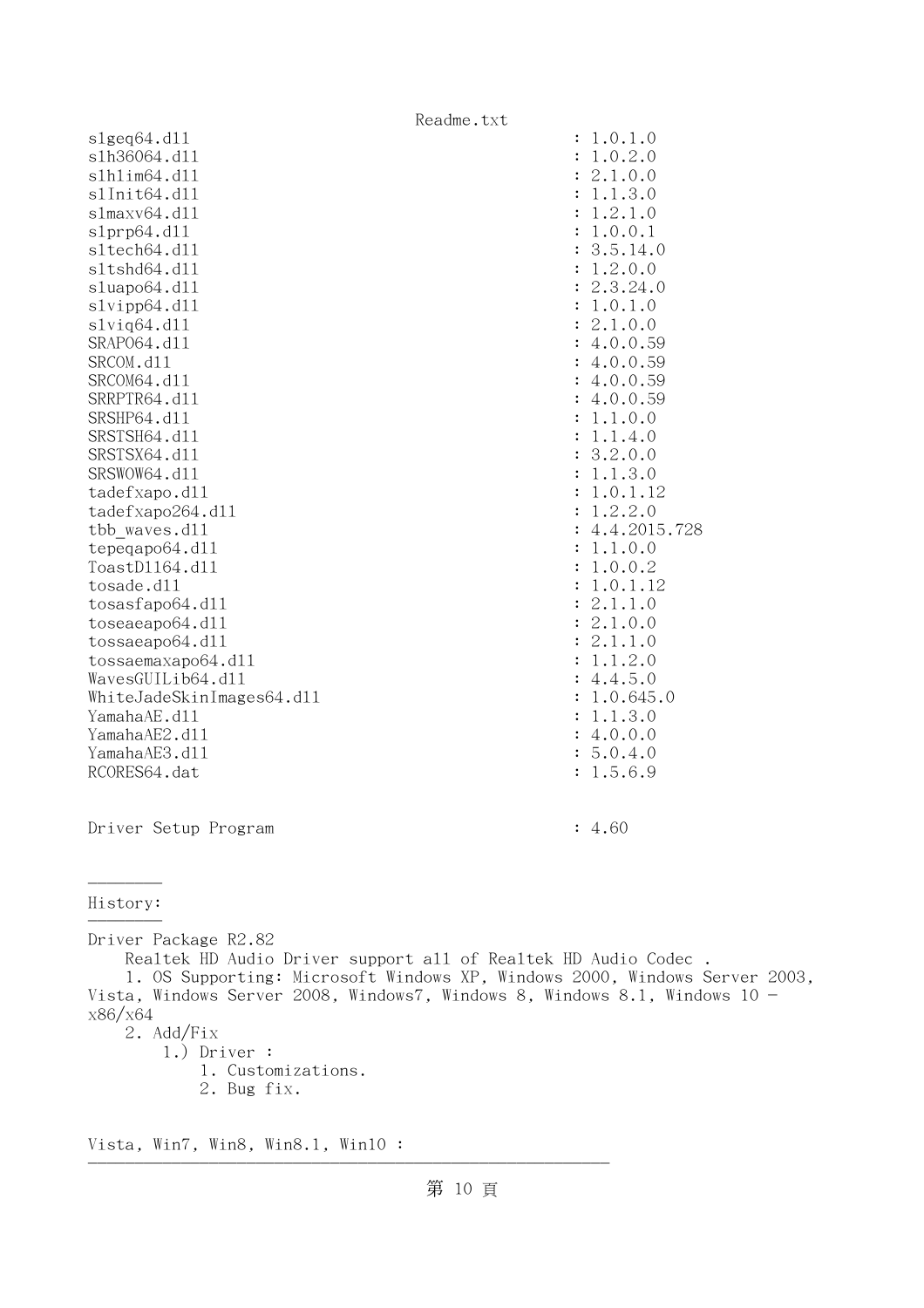```
slgeq64.dll                                        : 1.0.1.0
slh36064.dll                                       : 1.0.2.0
slhlim64.dll                                       : 2.1.0.0
slInit64.dll                                       : 1.1.3.0
slmaxv64.dll                                       : 1.2.1.0
slprp64.dll                                        : 1.0.0.1
sltech64.dll                                       : 3.5.14.0
sltshd64.dll                                       : 1.2.0.0
sluapo64.dll                                       : 2.3.24.0
slvipp64.dll                                       : 1.0.1.0
slviq64.dll                                        : 2.1.0.0
SRAPO64.dll                                        : 4.0.0.59
SRCOM.dll                                          : 4.0.0.59
SRCOM64.dll                                        : 4.0.0.59
SRRPTR64.dll                                       : 4.0.0.59
SRSHP64.dll                                        : 1.1.0.0
SRSTSH64.dll                                       : 1.1.4.0
SRSTSX64.dll                                       : 3.2.0.0
SRSWOW64.dll                                       : 1.1.3.0
tadefxapo.dll                                      : 1.0.1.12
tadefxapo264.dll                                   : 1.2.2.0
tbb_waves.dll                                      : 4.4.2015.728
tepeqapo64.dll                                     : 1.1.0.0
ToastDll64.dll                                     : 1.0.0.2
tosade.dll                                         : 1.0.1.12
tosasfapo64.dll                                    : 2.1.1.0
toseaeapo64.dll                                    : 2.1.0.0
tossaeapo64.dll                                    : 2.1.1.0
tossaemaxapo64.dll                                 : 1.1.2.0
WavesGUILib64.dll                                  : 4.4.5.0
WhiteJadeSkinImages64.dll                          : 1.0.645.0
YamahaAE.dll                                       : 1.1.3.0
YamahaAE2.dll                                      : 4.0.0.0
YamahaAE3.dll                                      : 5.0.4.0
RCORES64.dat                                       : 1.5.6.9


Driver Setup Program                               : 4.60
```

________
History:
________

Driver Package R2.82
    Realtek HD Audio Driver support all of Realtek HD Audio Codec .
    1. OS Supporting: Microsoft Windows XP, Windows 2000, Windows Server 2003, Vista, Windows Server 2008, Windows7, Windows 8, Windows 8.1, Windows 10 - x86/x64
    2. Add/Fix
        1.) Driver :
            1. Customizations.
            2. Bug fix.

Vista, Win7, Win8, Win8.1, Win10 :
________________________________________________________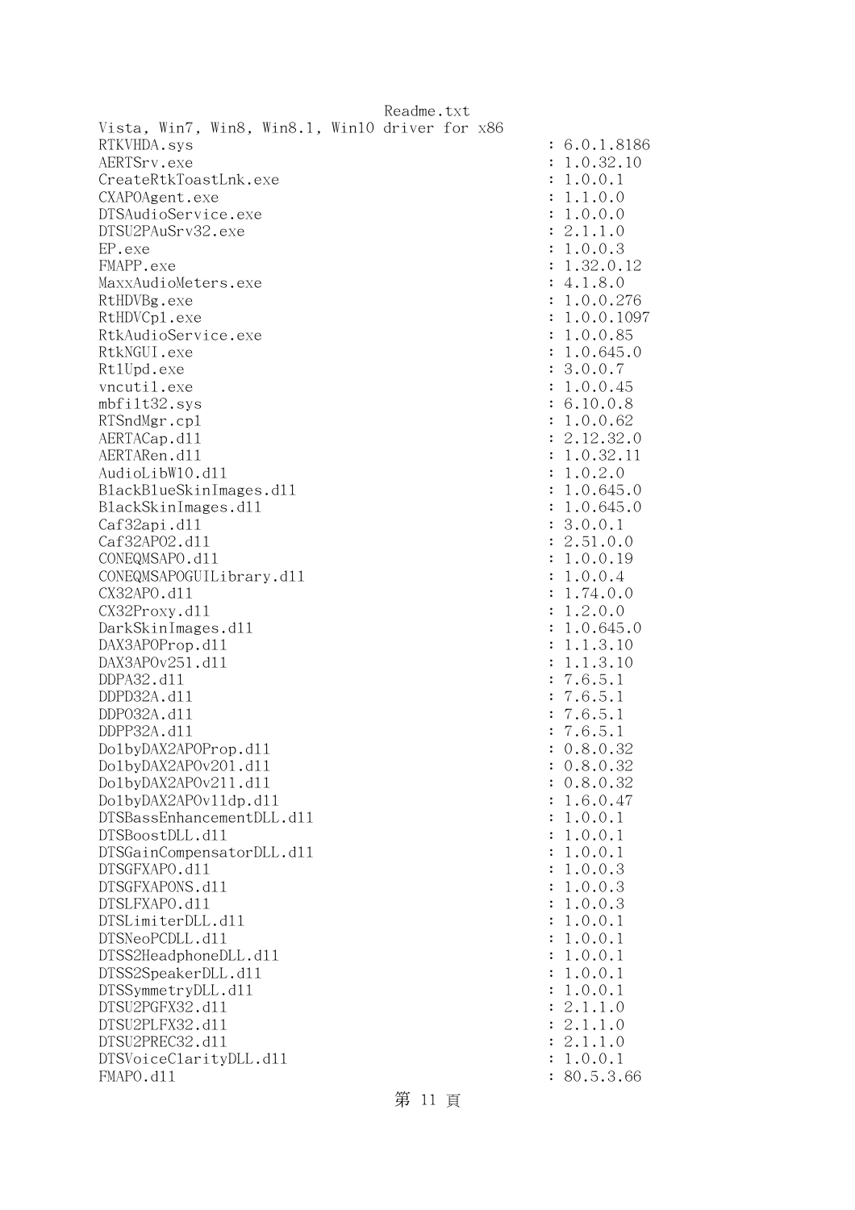Readme.txt

Vista, Win7, Win8, Win8.1, Win10 driver for x86

```
RTKVHDA.sys                                            : 6.0.1.8186
AERTSrv.exe                                            : 1.0.32.10
CreateRtkToastLnk.exe                                  : 1.0.0.1
CXAPOAgent.exe                                         : 1.1.0.0
DTSAudioService.exe                                    : 1.0.0.0
DTSU2PAuSrv32.exe                                      : 2.1.1.0
EP.exe                                                 : 1.0.0.3
FMAPP.exe                                              : 1.32.0.12
MaxxAudioMeters.exe                                    : 4.1.8.0
RtHDVBg.exe                                            : 1.0.0.276
RtHDVCpl.exe                                           : 1.0.0.1097
RtkAudioService.exe                                    : 1.0.0.85
RtkNGUI.exe                                            : 1.0.645.0
RtlUpd.exe                                             : 3.0.0.7
vncutil.exe                                            : 1.0.0.45
mbfilt32.sys                                           : 6.10.0.8
RTSndMgr.cpl                                           : 1.0.0.62
AERTACap.dll                                           : 2.12.32.0
AERTARen.dll                                           : 1.0.32.11
AudioLibW10.dll                                        : 1.0.2.0
BlackBlueSkinImages.dll                                : 1.0.645.0
BlackSkinImages.dll                                    : 1.0.645.0
Caf32api.dll                                           : 3.0.0.1
Caf32APO2.dll                                          : 2.51.0.0
CONEQMSAPO.dll                                         : 1.0.0.19
CONEQMSAPOGUILibrary.dll                               : 1.0.0.4
CX32APO.dll                                            : 1.74.0.0
CX32Proxy.dll                                          : 1.2.0.0
DarkSkinImages.dll                                     : 1.0.645.0
DAX3APOProp.dll                                        : 1.1.3.10
DAX3APOv251.dll                                        : 1.1.3.10
DDPA32.dll                                             : 7.6.5.1
DDPD32A.dll                                            : 7.6.5.1
DDPO32A.dll                                            : 7.6.5.1
DDPP32A.dll                                            : 7.6.5.1
DolbyDAX2APOProp.dll                                   : 0.8.0.32
DolbyDAX2APOv201.dll                                   : 0.8.0.32
DolbyDAX2APOv211.dll                                   : 0.8.0.32
DolbyDAX2APOv11dp.dll                                  : 1.6.0.47
DTSBassEnhancementDLL.dll                              : 1.0.0.1
DTSBoostDLL.dll                                        : 1.0.0.1
DTSGainCompensatorDLL.dll                              : 1.0.0.1
DTSGFXAPO.dll                                          : 1.0.0.3
DTSGFXAPONS.dll                                        : 1.0.0.3
DTSLFXAPO.dll                                          : 1.0.0.3
DTSLimiterDLL.dll                                      : 1.0.0.1
DTSNeoPCDLL.dll                                        : 1.0.0.1
DTSS2HeadphoneDLL.dll                                  : 1.0.0.1
DTSS2SpeakerDLL.dll                                    : 1.0.0.1
DTSSymmetryDLL.dll                                     : 1.0.0.1
DTSU2PGFX32.dll                                        : 2.1.1.0
DTSU2PLFX32.dll                                        : 2.1.1.0
DTSU2PREC32.dll                                        : 2.1.1.0
DTSVoiceClarityDLL.dll                                 : 1.0.0.1
FMAPO.dll                                              : 80.5.3.66
```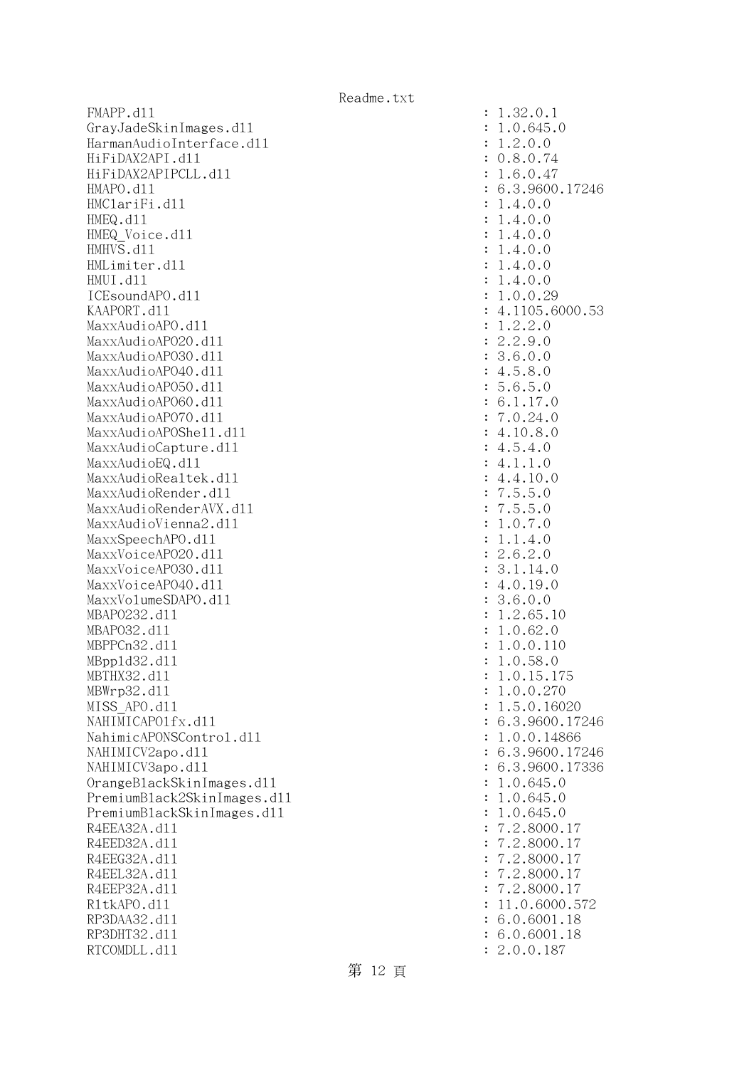```
FMAPP.dll                                 : 1.32.0.1
GrayJadeSkinImages.dll                    : 1.0.645.0
HarmanAudioInterface.dll                  : 1.2.0.0
HiFiDAX2API.dll                           : 0.8.0.74
HiFiDAX2APIPCLL.dll                       : 1.6.0.47
HMAPO.dll                                 : 6.3.9600.17246
HMClariFi.dll                             : 1.4.0.0
HMEQ.dll                                  : 1.4.0.0
HMEQ_Voice.dll                            : 1.4.0.0
HMHVS.dll                                 : 1.4.0.0
HMLimiter.dll                             : 1.4.0.0
HMUI.dll                                  : 1.4.0.0
ICEsoundAPO.dll                           : 1.0.0.29
KAAPORT.dll                               : 4.1105.6000.53
MaxxAudioAPO.dll                          : 1.2.2.0
MaxxAudioAPO20.dll                        : 2.2.9.0
MaxxAudioAPO30.dll                        : 3.6.0.0
MaxxAudioAPO40.dll                        : 4.5.8.0
MaxxAudioAPO50.dll                        : 5.6.5.0
MaxxAudioAPO60.dll                        : 6.1.17.0
MaxxAudioAPO70.dll                        : 7.0.24.0
MaxxAudioAPOShell.dll                     : 4.10.8.0
MaxxAudioCapture.dll                      : 4.5.4.0
MaxxAudioEQ.dll                           : 4.1.1.0
MaxxAudioRealtek.dll                      : 4.4.10.0
MaxxAudioRender.dll                       : 7.5.5.0
MaxxAudioRenderAVX.dll                    : 7.5.5.0
MaxxAudioVienna2.dll                      : 1.0.7.0
MaxxSpeechAPO.dll                         : 1.1.4.0
MaxxVoiceAPO20.dll                        : 2.6.2.0
MaxxVoiceAPO30.dll                        : 3.1.14.0
MaxxVoiceAPO40.dll                        : 4.0.19.0
MaxxVolumeSDAPO.dll                       : 3.6.0.0
MBAPO232.dll                              : 1.2.65.10
MBAPO32.dll                               : 1.0.62.0
MBPPCn32.dll                              : 1.0.0.110
MBppld32.dll                              : 1.0.58.0
MBTHX32.dll                               : 1.0.15.175
MBWrp32.dll                               : 1.0.0.270
MISS_APO.dll                              : 1.5.0.16020
NAHIMICAPOlfx.dll                         : 6.3.9600.17246
NahimicAPONSControl.dll                   : 1.0.0.14866
NAHIMICV2apo.dll                          : 6.3.9600.17246
NAHIMICV3apo.dll                          : 6.3.9600.17336
OrangeBlackSkinImages.dll                 : 1.0.645.0
PremiumBlack2SkinImages.dll               : 1.0.645.0
PremiumBlackSkinImages.dll                : 1.0.645.0
R4EEA32A.dll                              : 7.2.8000.17
R4EED32A.dll                              : 7.2.8000.17
R4EEG32A.dll                              : 7.2.8000.17
R4EEL32A.dll                              : 7.2.8000.17
R4EEP32A.dll                              : 7.2.8000.17
RltkAPO.dll                               : 11.0.6000.572
RP3DAA32.dll                              : 6.0.6001.18
RP3DHT32.dll                              : 6.0.6001.18
RTCOMDLL.dll                              : 2.0.0.187
```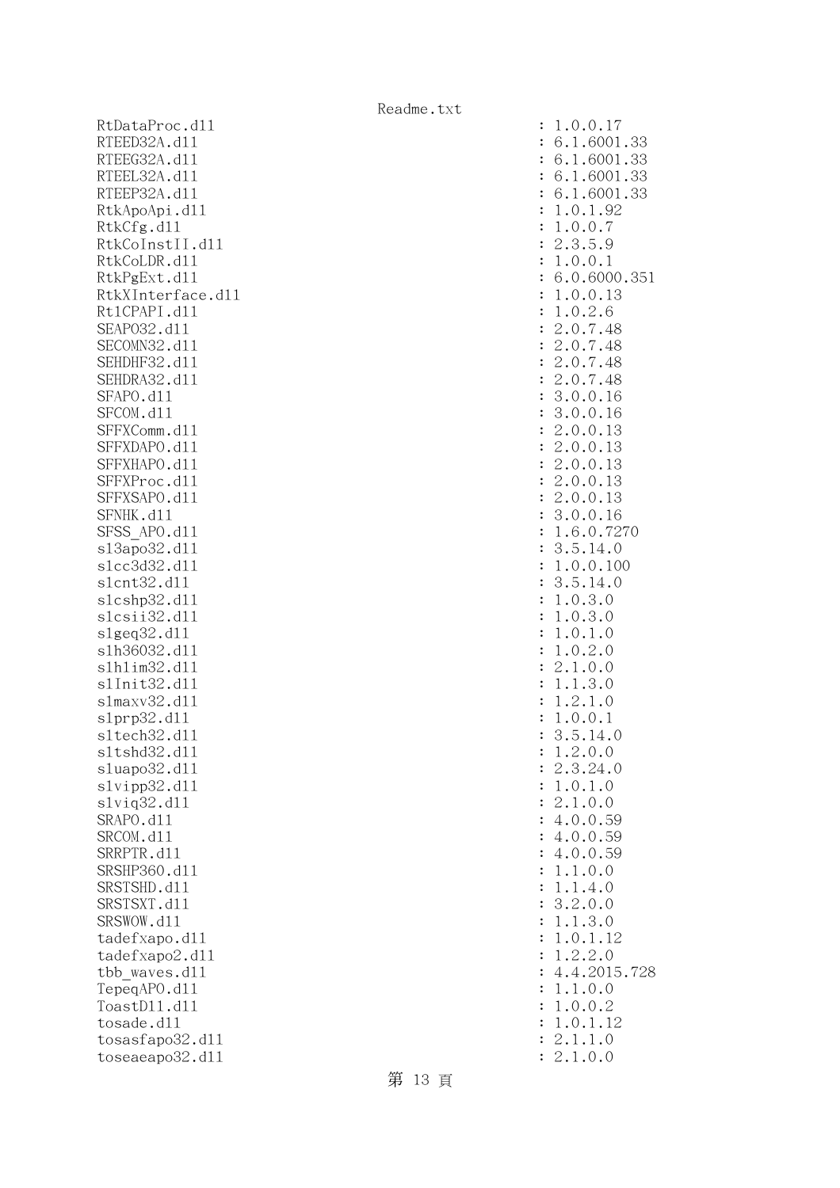```
RtDataProc.dll                                  : 1.0.0.17
RTEED32A.dll                                    : 6.1.6001.33
RTEEG32A.dll                                    : 6.1.6001.33
RTEEL32A.dll                                    : 6.1.6001.33
RTEEP32A.dll                                    : 6.1.6001.33
RtkApoApi.dll                                   : 1.0.1.92
RtkCfg.dll                                      : 1.0.0.7
RtkCoInstII.dll                                 : 2.3.5.9
RtkCoLDR.dll                                    : 1.0.0.1
RtkPgExt.dll                                    : 6.0.6000.351
RtkXInterface.dll                               : 1.0.0.13
RtlCPAPI.dll                                    : 1.0.2.6
SEAPO32.dll                                     : 2.0.7.48
SECOMN32.dll                                    : 2.0.7.48
SEHDHF32.dll                                    : 2.0.7.48
SEHDRA32.dll                                    : 2.0.7.48
SFAPO.dll                                       : 3.0.0.16
SFCOM.dll                                       : 3.0.0.16
SFFXComm.dll                                    : 2.0.0.13
SFFXDAPO.dll                                    : 2.0.0.13
SFFXHAPO.dll                                    : 2.0.0.13
SFFXProc.dll                                    : 2.0.0.13
SFFXSAPO.dll                                    : 2.0.0.13
SFNHK.dll                                       : 3.0.0.16
SFSS_APO.dll                                    : 1.6.0.7270
sl3apo32.dll                                    : 3.5.14.0
slcc3d32.dll                                    : 1.0.0.100
slcnt32.dll                                     : 3.5.14.0
slcshp32.dll                                    : 1.0.3.0
slcsii32.dll                                    : 1.0.3.0
slgeq32.dll                                     : 1.0.1.0
slh36032.dll                                    : 1.0.2.0
slhlim32.dll                                    : 2.1.0.0
slInit32.dll                                    : 1.1.3.0
slmaxv32.dll                                    : 1.2.1.0
slprp32.dll                                     : 1.0.0.1
sltech32.dll                                    : 3.5.14.0
sltshd32.dll                                    : 1.2.0.0
sluapo32.dll                                    : 2.3.24.0
slvipp32.dll                                    : 1.0.1.0
slviq32.dll                                     : 2.1.0.0
SRAPO.dll                                       : 4.0.0.59
SRCOM.dll                                       : 4.0.0.59
SRRPTR.dll                                      : 4.0.0.59
SRSHP360.dll                                    : 1.1.0.0
SRSTSHD.dll                                     : 1.1.4.0
SRSTSXT.dll                                     : 3.2.0.0
SRSWOW.dll                                      : 1.1.3.0
tadefxapo.dll                                   : 1.0.1.12
tadefxapo2.dll                                  : 1.2.2.0
tbb_waves.dll                                   : 4.4.2015.728
TepeqAPO.dll                                    : 1.1.0.0
ToastDll.dll                                    : 1.0.0.2
tosade.dll                                      : 1.0.1.12
tosasfapo32.dll                                 : 2.1.1.0
toseaeapo32.dll                                 : 2.1.0.0
```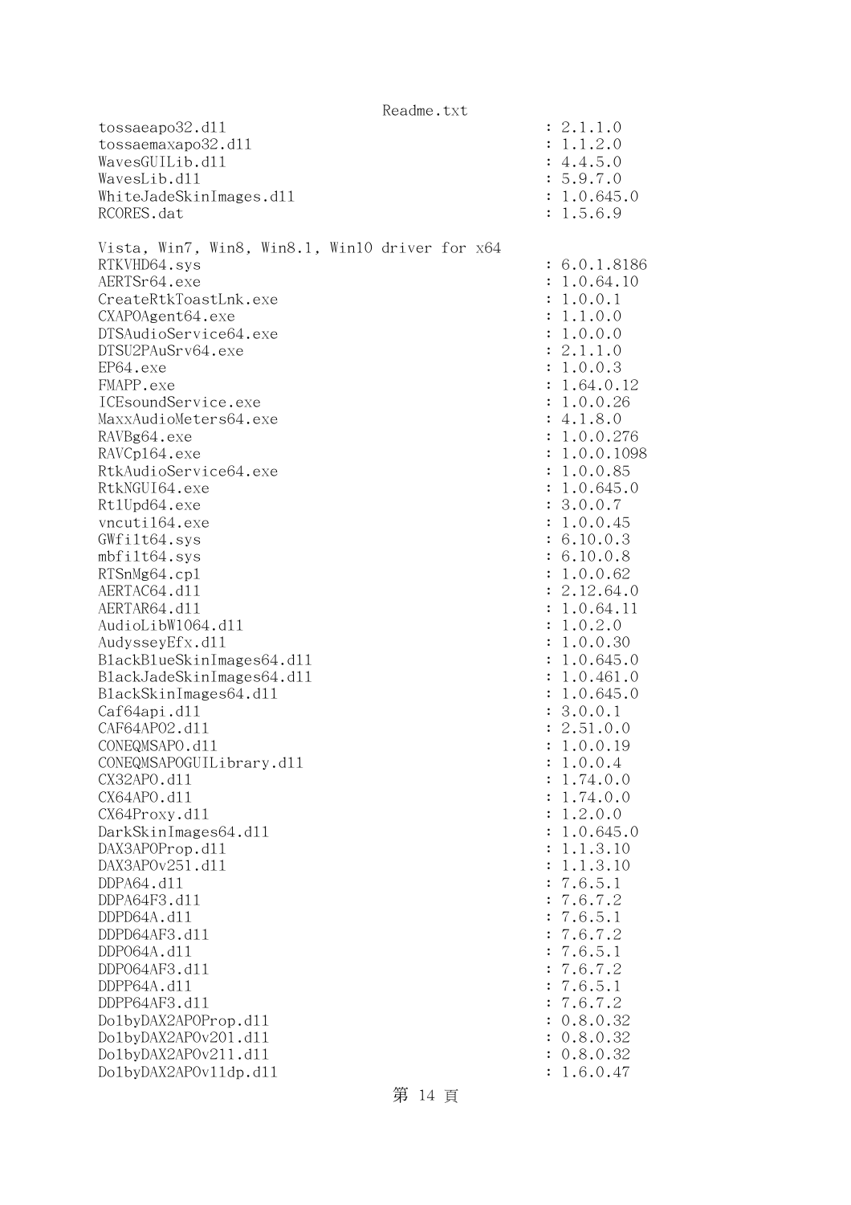```
tossaeapo32.dll                                      : 2.1.1.0
tossaemaxapo32.dll                                   : 1.1.2.0
WavesGUILib.dll                                      : 4.4.5.0
WavesLib.dll                                         : 5.9.7.0
WhiteJadeSkinImages.dll                              : 1.0.645.0
RCORES.dat                                           : 1.5.6.9

Vista, Win7, Win8, Win8.1, Win10 driver for x64
RTKVHD64.sys                                         : 6.0.1.8186
AERTSr64.exe                                         : 1.0.64.10
CreateRtkToastLnk.exe                                : 1.0.0.1
CXAPOAgent64.exe                                     : 1.1.0.0
DTSAudioService64.exe                                : 1.0.0.0
DTSU2PAuSrv64.exe                                    : 2.1.1.0
EP64.exe                                             : 1.0.0.3
FMAPP.exe                                            : 1.64.0.12
ICEsoundService.exe                                  : 1.0.0.26
MaxxAudioMeters64.exe                                : 4.1.8.0
RAVBg64.exe                                          : 1.0.0.276
RAVCpl64.exe                                         : 1.0.0.1098
RtkAudioService64.exe                                : 1.0.0.85
RtkNGUI64.exe                                        : 1.0.645.0
RtlUpd64.exe                                         : 3.0.0.7
vncutil64.exe                                        : 1.0.0.45
GWfilt64.sys                                         : 6.10.0.3
mbfilt64.sys                                         : 6.10.0.8
RTSnMg64.cpl                                         : 1.0.0.62
AERTAC64.dll                                         : 2.12.64.0
AERTAR64.dll                                         : 1.0.64.11
AudioLibW1064.dll                                    : 1.0.2.0
AudysseyEfx.dll                                      : 1.0.0.30
BlackBlueSkinImages64.dll                            : 1.0.645.0
BlackJadeSkinImages64.dll                            : 1.0.461.0
BlackSkinImages64.dll                                : 1.0.645.0
Caf64api.dll                                         : 3.0.0.1
CAF64APO2.dll                                        : 2.51.0.0
CONEQMSAPO.dll                                       : 1.0.0.19
CONEQMSAPOGUILibrary.dll                             : 1.0.0.4
CX32APO.dll                                          : 1.74.0.0
CX64APO.dll                                          : 1.74.0.0
CX64Proxy.dll                                        : 1.2.0.0
DarkSkinImages64.dll                                 : 1.0.645.0
DAX3APOProp.dll                                      : 1.1.3.10
DAX3APOv251.dll                                      : 1.1.3.10
DDPA64.dll                                           : 7.6.5.1
DDPA64F3.dll                                         : 7.6.7.2
DDPD64A.dll                                          : 7.6.5.1
DDPD64AF3.dll                                        : 7.6.7.2
DDPO64A.dll                                          : 7.6.5.1
DDPO64AF3.dll                                        : 7.6.7.2
DDPP64A.dll                                          : 7.6.5.1
DDPP64AF3.dll                                        : 7.6.7.2
DolbyDAX2APOProp.dll                                 : 0.8.0.32
DolbyDAX2APOv201.dll                                 : 0.8.0.32
DolbyDAX2APOv211.dll                                 : 0.8.0.32
DolbyDAX2APOv11dp.dll                                : 1.6.0.47
```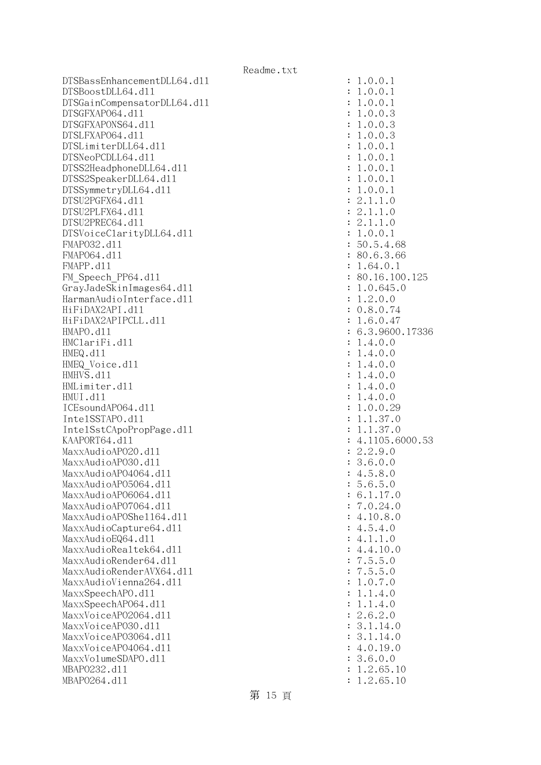```
DTSBassEnhancementDLL64.dll                         : 1.0.0.1
DTSBoostDLL64.dll                                   : 1.0.0.1
DTSGainCompensatorDLL64.dll                         : 1.0.0.1
DTSGFXAPO64.dll                                     : 1.0.0.3
DTSGFXAPONS64.dll                                   : 1.0.0.3
DTSLFXAPO64.dll                                     : 1.0.0.3
DTSLimiterDLL64.dll                                 : 1.0.0.1
DTSNeoPCDLL64.dll                                   : 1.0.0.1
DTSS2HeadphoneDLL64.dll                             : 1.0.0.1
DTSS2SpeakerDLL64.dll                               : 1.0.0.1
DTSSymmetryDLL64.dll                                : 1.0.0.1
DTSU2PGFX64.dll                                     : 2.1.1.0
DTSU2PLFX64.dll                                     : 2.1.1.0
DTSU2PREC64.dll                                     : 2.1.1.0
DTSVoiceClarityDLL64.dll                            : 1.0.0.1
FMAPO32.dll                                         : 50.5.4.68
FMAPO64.dll                                         : 80.6.3.66
FMAPP.dll                                           : 1.64.0.1
FM_Speech_PP64.dll                                  : 80.16.100.125
GrayJadeSkinImages64.dll                            : 1.0.645.0
HarmanAudioInterface.dll                            : 1.2.0.0
HiFiDAX2API.dll                                     : 0.8.0.74
HiFiDAX2APIPCLL.dll                                 : 1.6.0.47
HMAPO.dll                                           : 6.3.9600.17336
HMClariFi.dll                                       : 1.4.0.0
HMEQ.dll                                            : 1.4.0.0
HMEQ_Voice.dll                                      : 1.4.0.0
HMHVS.dll                                           : 1.4.0.0
HMLimiter.dll                                       : 1.4.0.0
HMUI.dll                                            : 1.4.0.0
ICEsoundAPO64.dll                                   : 1.0.0.29
IntelSSTAPO.dll                                     : 1.1.37.0
IntelSstCApoPropPage.dll                            : 1.1.37.0
KAAPORT64.dll                                       : 4.1105.6000.53
MaxxAudioAPO20.dll                                  : 2.2.9.0
MaxxAudioAPO30.dll                                  : 3.6.0.0
MaxxAudioAPO4064.dll                                : 4.5.8.0
MaxxAudioAPO5064.dll                                : 5.6.5.0
MaxxAudioAPO6064.dll                                : 6.1.17.0
MaxxAudioAPO7064.dll                                : 7.0.24.0
MaxxAudioAPOShell64.dll                             : 4.10.8.0
MaxxAudioCapture64.dll                              : 4.5.4.0
MaxxAudioEQ64.dll                                   : 4.1.1.0
MaxxAudioRealtek64.dll                              : 4.4.10.0
MaxxAudioRender64.dll                               : 7.5.5.0
MaxxAudioRenderAVX64.dll                            : 7.5.5.0
MaxxAudioVienna264.dll                              : 1.0.7.0
MaxxSpeechAPO.dll                                   : 1.1.4.0
MaxxSpeechAPO64.dll                                 : 1.1.4.0
MaxxVoiceAPO2064.dll                                : 2.6.2.0
MaxxVoiceAPO30.dll                                  : 3.1.14.0
MaxxVoiceAPO3064.dll                                : 3.1.14.0
MaxxVoiceAPO4064.dll                                : 4.0.19.0
MaxxVolumeSDAPO.dll                                 : 3.6.0.0
MBAPO232.dll                                        : 1.2.65.10
MBAPO264.dll                                        : 1.2.65.10
```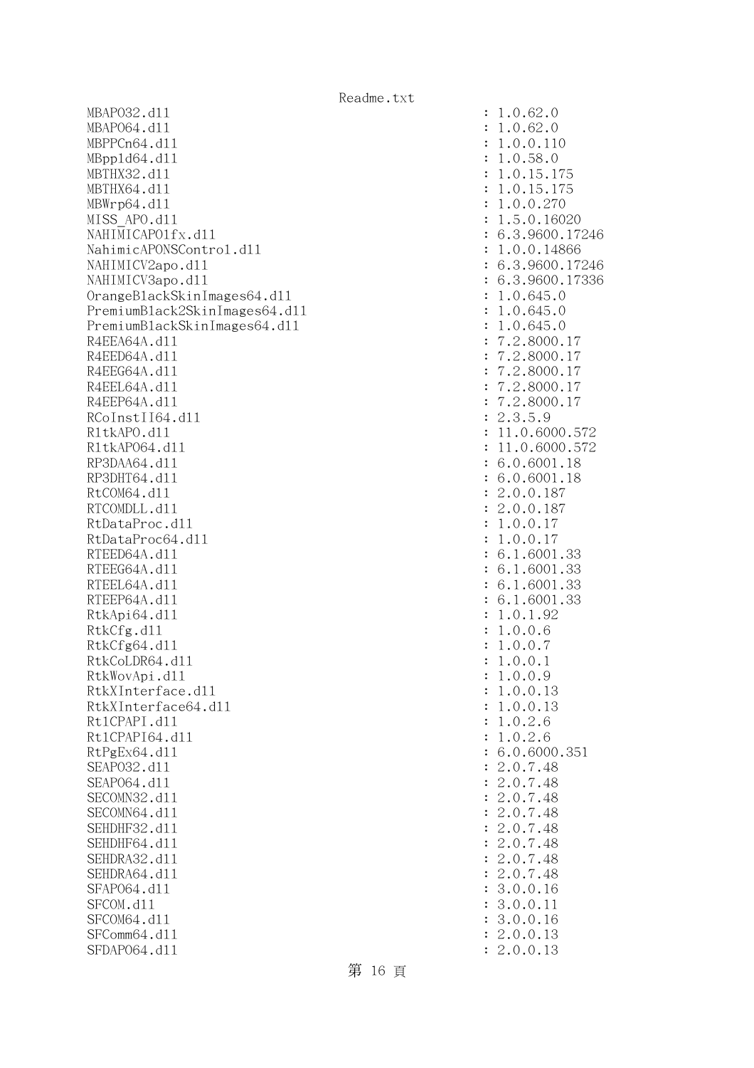```
MBAPO32.dll                                                : 1.0.62.0
MBAPO64.dll                                                : 1.0.62.0
MBPPCn64.dll                                               : 1.0.0.110
MBppld64.dll                                               : 1.0.58.0
MBTHX32.dll                                                : 1.0.15.175
MBTHX64.dll                                                : 1.0.15.175
MBWrp64.dll                                                : 1.0.0.270
MISS_APO.dll                                               : 1.5.0.16020
NAHIMICAPO1fx.dll                                          : 6.3.9600.17246
NahimicAPONSControl.dll                                    : 1.0.0.14866
NAHIMICV2apo.dll                                           : 6.3.9600.17246
NAHIMICV3apo.dll                                           : 6.3.9600.17336
OrangeBlackSkinImages64.dll                                : 1.0.645.0
PremiumBlack2SkinImages64.dll                              : 1.0.645.0
PremiumBlackSkinImages64.dll                               : 1.0.645.0
R4EEA64A.dll                                               : 7.2.8000.17
R4EED64A.dll                                               : 7.2.8000.17
R4EEG64A.dll                                               : 7.2.8000.17
R4EEL64A.dll                                               : 7.2.8000.17
R4EEP64A.dll                                               : 7.2.8000.17
RCoInstII64.dll                                            : 2.3.5.9
RltkAPO.dll                                                : 11.0.6000.572
RltkAPO64.dll                                              : 11.0.6000.572
RP3DAA64.dll                                               : 6.0.6001.18
RP3DHT64.dll                                               : 6.0.6001.18
RtCOM64.dll                                                : 2.0.0.187
RTCOMDLL.dll                                               : 2.0.0.187
RtDataProc.dll                                             : 1.0.0.17
RtDataProc64.dll                                           : 1.0.0.17
RTEED64A.dll                                               : 6.1.6001.33
RTEEG64A.dll                                               : 6.1.6001.33
RTEEL64A.dll                                               : 6.1.6001.33
RTEEP64A.dll                                               : 6.1.6001.33
RtkApi64.dll                                               : 1.0.1.92
RtkCfg.dll                                                 : 1.0.0.6
RtkCfg64.dll                                               : 1.0.0.7
RtkCoLDR64.dll                                             : 1.0.0.1
RtkWovApi.dll                                              : 1.0.0.9
RtkXInterface.dll                                          : 1.0.0.13
RtkXInterface64.dll                                        : 1.0.0.13
RtlCPAPI.dll                                               : 1.0.2.6
RtlCPAPI64.dll                                             : 1.0.2.6
RtPgEx64.dll                                               : 6.0.6000.351
SEAPO32.dll                                                : 2.0.7.48
SEAPO64.dll                                                : 2.0.7.48
SECOMN32.dll                                               : 2.0.7.48
SECOMN64.dll                                               : 2.0.7.48
SEHDHF32.dll                                               : 2.0.7.48
SEHDHF64.dll                                               : 2.0.7.48
SEHDRA32.dll                                               : 2.0.7.48
SEHDRA64.dll                                               : 2.0.7.48
SFAPO64.dll                                                : 3.0.0.16
SFCOM.dll                                                  : 3.0.0.11
SFCOM64.dll                                                : 3.0.0.16
SFComm64.dll                                               : 2.0.0.13
SFDAPO64.dll                                               : 2.0.0.13
```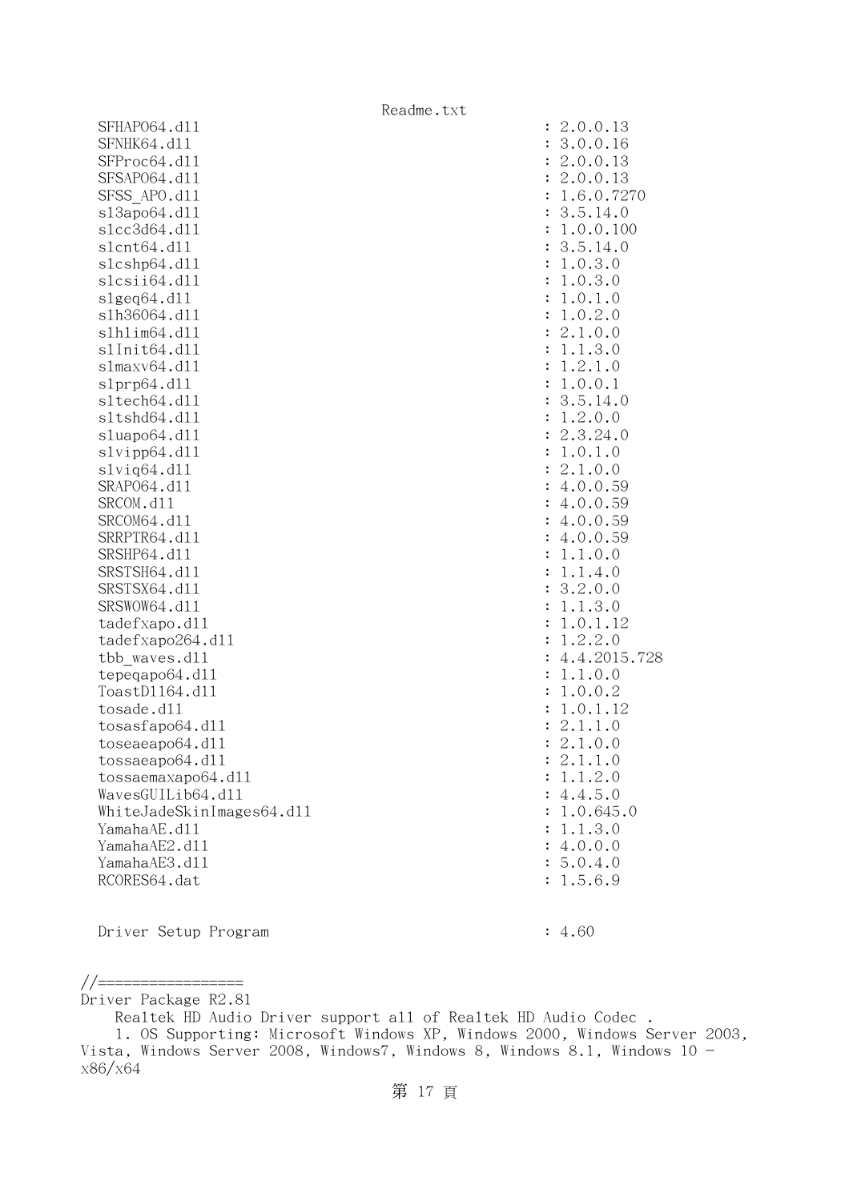```
  SFHAPO64.dll                                    : 2.0.0.13
  SFNHK64.dll                                     : 3.0.0.16
  SFProc64.dll                                    : 2.0.0.13
  SFSAPO64.dll                                    : 2.0.0.13
  SFSS_APO.dll                                    : 1.6.0.7270
  sl3apo64.dll                                    : 3.5.14.0
  slcc3d64.dll                                    : 1.0.0.100
  slcnt64.dll                                     : 3.5.14.0
  slcshp64.dll                                    : 1.0.3.0
  slcsii64.dll                                    : 1.0.3.0
  slgeq64.dll                                     : 1.0.1.0
  slh36064.dll                                    : 1.0.2.0
  slhlim64.dll                                    : 2.1.0.0
  slInit64.dll                                    : 1.1.3.0
  slmaxv64.dll                                    : 1.2.1.0
  slprp64.dll                                     : 1.0.0.1
  sltech64.dll                                    : 3.5.14.0
  sltshd64.dll                                    : 1.2.0.0
  sluapo64.dll                                    : 2.3.24.0
  slvipp64.dll                                    : 1.0.1.0
  slviq64.dll                                     : 2.1.0.0
  SRAPO64.dll                                     : 4.0.0.59
  SRCOM.dll                                       : 4.0.0.59
  SRCOM64.dll                                     : 4.0.0.59
  SRRPTR64.dll                                    : 4.0.0.59
  SRSHP64.dll                                     : 1.1.0.0
  SRSTSH64.dll                                    : 1.1.4.0
  SRSTSX64.dll                                    : 3.2.0.0
  SRSWOW64.dll                                    : 1.1.3.0
  tadefxapo.dll                                   : 1.0.1.12
  tadefxapo264.dll                                : 1.2.2.0
  tbb_waves.dll                                   : 4.4.2015.728
  tepeqapo64.dll                                  : 1.1.0.0
  ToastDll64.dll                                  : 1.0.0.2
  tosade.dll                                      : 1.0.1.12
  tosasfapo64.dll                                 : 2.1.1.0
  toseaeapo64.dll                                 : 2.1.0.0
  tossaeapo64.dll                                 : 2.1.1.0
  tossaemaxapo64.dll                              : 1.1.2.0
  WavesGUILib64.dll                               : 4.4.5.0
  WhiteJadeSkinImages64.dll                       : 1.0.645.0
  YamahaAE.dll                                    : 1.1.3.0
  YamahaAE2.dll                                   : 4.0.0.0
  YamahaAE3.dll                                   : 5.0.4.0
  RCORES64.dat                                    : 1.5.6.9


  Driver Setup Program                            : 4.60
```

//=================
Driver Package R2.81
    Realtek HD Audio Driver support all of Realtek HD Audio Codec .
    1. OS Supporting: Microsoft Windows XP, Windows 2000, Windows Server 2003, Vista, Windows Server 2008, Windows7, Windows 8, Windows 8.1, Windows 10 - x86/x64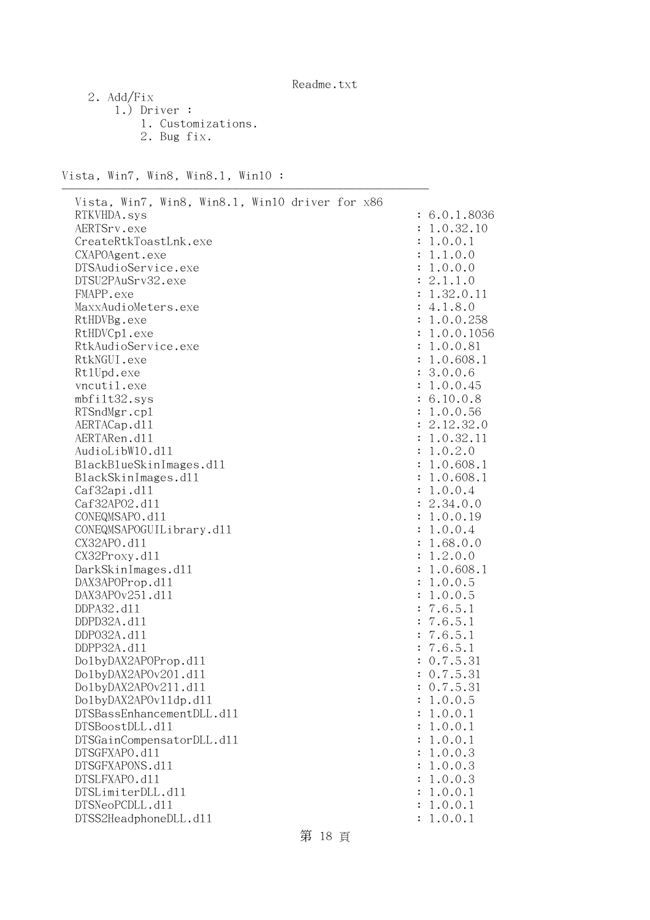2. Add/Fix
    1.) Driver :
        1. Customizations.
        2. Bug fix.

Vista, Win7, Win8, Win8.1, Win10 :

---

| Vista, Win7, Win8, Win8.1, Win10 driver for x86 | |
|---|---|
| RTKVHDA.sys | : 6.0.1.8036 |
| AERTSrv.exe | : 1.0.32.10 |
| CreateRtkToastLnk.exe | : 1.0.0.1 |
| CXAPOAgent.exe | : 1.1.0.0 |
| DTSAudioService.exe | : 1.0.0.0 |
| DTSU2PAuSrv32.exe | : 2.1.1.0 |
| FMAPP.exe | : 1.32.0.11 |
| MaxxAudioMeters.exe | : 4.1.8.0 |
| RtHDVBg.exe | : 1.0.0.258 |
| RtHDVCpl.exe | : 1.0.0.1056 |
| RtkAudioService.exe | : 1.0.0.81 |
| RtkNGUI.exe | : 1.0.608.1 |
| RtlUpd.exe | : 3.0.0.6 |
| vncutil.exe | : 1.0.0.45 |
| mbfilt32.sys | : 6.10.0.8 |
| RTSndMgr.cpl | : 1.0.0.56 |
| AERTACap.dll | : 2.12.32.0 |
| AERTARen.dll | : 1.0.32.11 |
| AudioLibW10.dll | : 1.0.2.0 |
| BlackBlueSkinImages.dll | : 1.0.608.1 |
| BlackSkinImages.dll | : 1.0.608.1 |
| Caf32api.dll | : 1.0.0.4 |
| Caf32APO2.dll | : 2.34.0.0 |
| CONEQMSAPO.dll | : 1.0.0.19 |
| CONEQMSAPOGUILibrary.dll | : 1.0.0.4 |
| CX32APO.dll | : 1.68.0.0 |
| CX32Proxy.dll | : 1.2.0.0 |
| DarkSkinImages.dll | : 1.0.608.1 |
| DAX3APOProp.dll | : 1.0.0.5 |
| DAX3APOv251.dll | : 1.0.0.5 |
| DDPA32.dll | : 7.6.5.1 |
| DDPD32A.dll | : 7.6.5.1 |
| DDPO32A.dll | : 7.6.5.1 |
| DDPP32A.dll | : 7.6.5.1 |
| DolbyDAX2APOProp.dll | : 0.7.5.31 |
| DolbyDAX2APOv201.dll | : 0.7.5.31 |
| DolbyDAX2APOv211.dll | : 0.7.5.31 |
| DolbyDAX2APOv11dp.dll | : 1.0.0.5 |
| DTSBassEnhancementDLL.dll | : 1.0.0.1 |
| DTSBoostDLL.dll | : 1.0.0.1 |
| DTSGainCompensatorDLL.dll | : 1.0.0.1 |
| DTSGFXAPO.dll | : 1.0.0.3 |
| DTSGFXAPONS.dll | : 1.0.0.3 |
| DTSLFXAPO.dll | : 1.0.0.3 |
| DTSLimiterDLL.dll | : 1.0.0.1 |
| DTSNeoPCDLL.dll | : 1.0.0.1 |
| DTSS2HeadphoneDLL.dll | : 1.0.0.1 |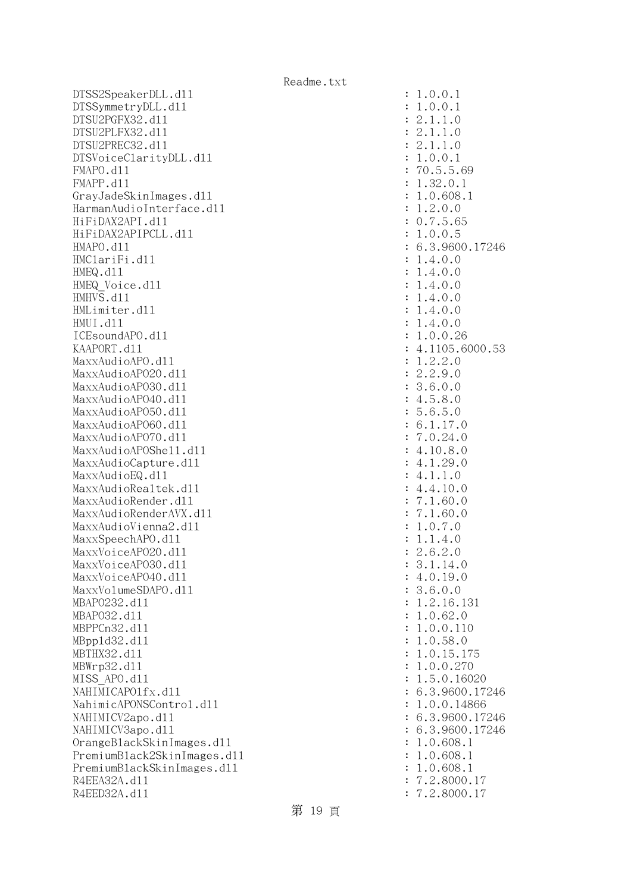```
DTSS2SpeakerDLL.dll                                    : 1.0.0.1
DTSSymmetryDLL.dll                                     : 1.0.0.1
DTSU2PGFX32.dll                                        : 2.1.1.0
DTSU2PLFX32.dll                                        : 2.1.1.0
DTSU2PREC32.dll                                        : 2.1.1.0
DTSVoiceClarityDLL.dll                                 : 1.0.0.1
FMAPO.dll                                              : 70.5.5.69
FMAPP.dll                                              : 1.32.0.1
GrayJadeSkinImages.dll                                 : 1.0.608.1
HarmanAudioInterface.dll                               : 1.2.0.0
HiFiDAX2API.dll                                        : 0.7.5.65
HiFiDAX2APIPCLL.dll                                    : 1.0.0.5
HMAPO.dll                                              : 6.3.9600.17246
HMClariFi.dll                                          : 1.4.0.0
HMEQ.dll                                               : 1.4.0.0
HMEQ_Voice.dll                                         : 1.4.0.0
HMHVS.dll                                              : 1.4.0.0
HMLimiter.dll                                          : 1.4.0.0
HMUI.dll                                               : 1.4.0.0
ICEsoundAPO.dll                                        : 1.0.0.26
KAAPORT.dll                                            : 4.1105.6000.53
MaxxAudioAPO.dll                                       : 1.2.2.0
MaxxAudioAPO20.dll                                     : 2.2.9.0
MaxxAudioAPO30.dll                                     : 3.6.0.0
MaxxAudioAPO40.dll                                     : 4.5.8.0
MaxxAudioAPO50.dll                                     : 5.6.5.0
MaxxAudioAPO60.dll                                     : 6.1.17.0
MaxxAudioAPO70.dll                                     : 7.0.24.0
MaxxAudioAPOShell.dll                                  : 4.10.8.0
MaxxAudioCapture.dll                                   : 4.1.29.0
MaxxAudioEQ.dll                                        : 4.1.1.0
MaxxAudioRealtek.dll                                   : 4.4.10.0
MaxxAudioRender.dll                                    : 7.1.60.0
MaxxAudioRenderAVX.dll                                 : 7.1.60.0
MaxxAudioVienna2.dll                                   : 1.0.7.0
MaxxSpeechAPO.dll                                      : 1.1.4.0
MaxxVoiceAPO20.dll                                     : 2.6.2.0
MaxxVoiceAPO30.dll                                     : 3.1.14.0
MaxxVoiceAPO40.dll                                     : 4.0.19.0
MaxxVolumeSDAPO.dll                                    : 3.6.0.0
MBAPO232.dll                                           : 1.2.16.131
MBAPO32.dll                                            : 1.0.62.0
MBPPCn32.dll                                           : 1.0.0.110
MBppld32.dll                                           : 1.0.58.0
MBTHX32.dll                                            : 1.0.15.175
MBWrp32.dll                                            : 1.0.0.270
MISS_APO.dll                                           : 1.5.0.16020
NAHIMICAPO1fx.dll                                      : 6.3.9600.17246
NahimicAPONSControl.dll                                : 1.0.0.14866
NAHIMICV2apo.dll                                       : 6.3.9600.17246
NAHIMICV3apo.dll                                       : 6.3.9600.17246
OrangeBlackSkinImages.dll                              : 1.0.608.1
PremiumBlack2SkinImages.dll                            : 1.0.608.1
PremiumBlackSkinImages.dll                             : 1.0.608.1
R4EEA32A.dll                                           : 7.2.8000.17
R4EED32A.dll                                           : 7.2.8000.17
```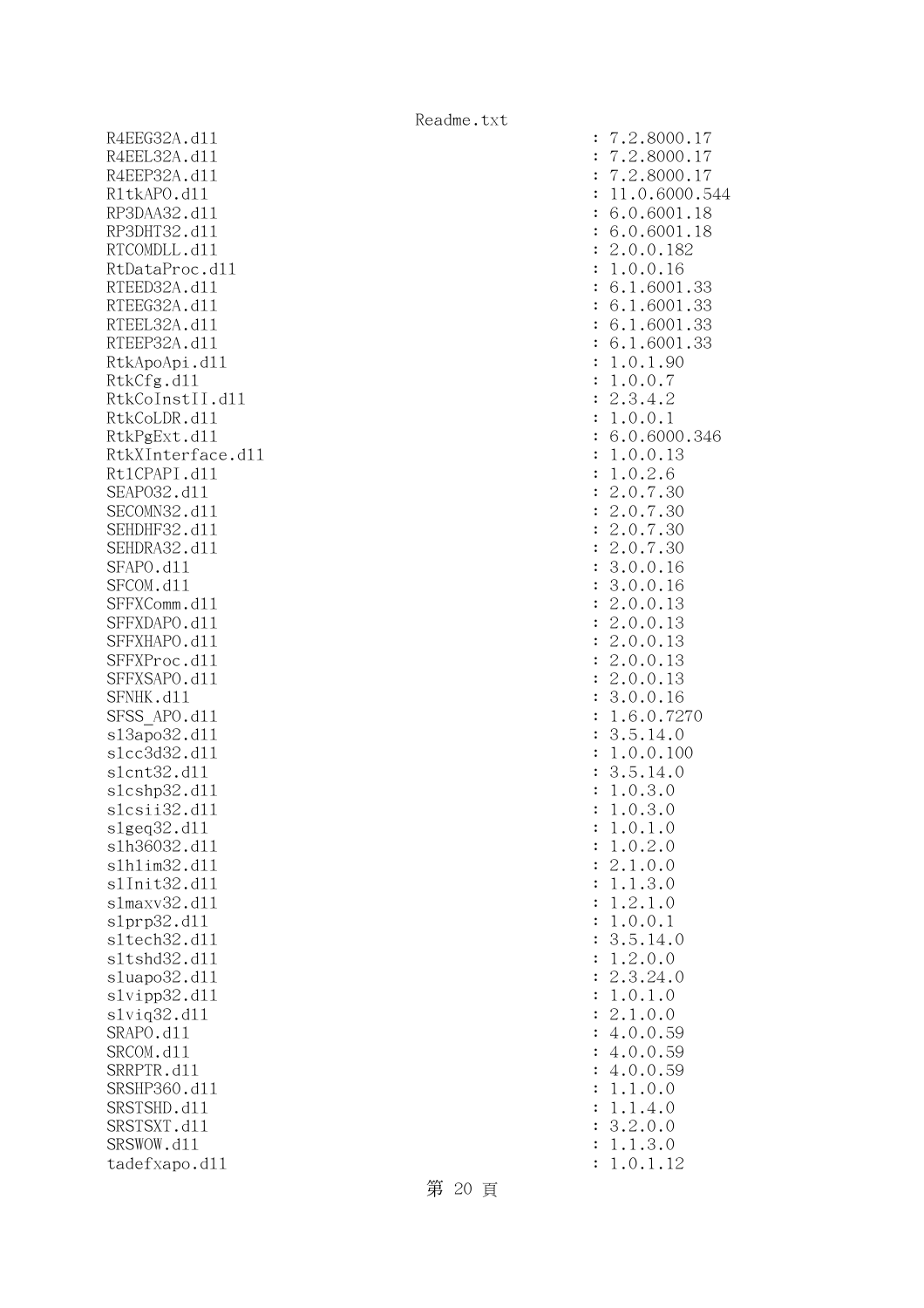```
R4EEG32A.dll                                  : 7.2.8000.17
R4EEL32A.dll                                  : 7.2.8000.17
R4EEP32A.dll                                  : 7.2.8000.17
RltkAPO.dll                                   : 11.0.6000.544
RP3DAA32.dll                                  : 6.0.6001.18
RP3DHT32.dll                                  : 6.0.6001.18
RTCOMDLL.dll                                  : 2.0.0.182
RtDataProc.dll                                : 1.0.0.16
RTEED32A.dll                                  : 6.1.6001.33
RTEEG32A.dll                                  : 6.1.6001.33
RTEEL32A.dll                                  : 6.1.6001.33
RTEEP32A.dll                                  : 6.1.6001.33
RtkApoApi.dll                                 : 1.0.1.90
RtkCfg.dll                                    : 1.0.0.7
RtkCoInstII.dll                               : 2.3.4.2
RtkCoLDR.dll                                  : 1.0.0.1
RtkPgExt.dll                                  : 6.0.6000.346
RtkXInterface.dll                             : 1.0.0.13
RtlCPAPI.dll                                  : 1.0.2.6
SEAPO32.dll                                   : 2.0.7.30
SECOMN32.dll                                  : 2.0.7.30
SEHDHF32.dll                                  : 2.0.7.30
SEHDRA32.dll                                  : 2.0.7.30
SFAPO.dll                                     : 3.0.0.16
SFCOM.dll                                     : 3.0.0.16
SFFXComm.dll                                  : 2.0.0.13
SFFXDAPO.dll                                  : 2.0.0.13
SFFXHAPO.dll                                  : 2.0.0.13
SFFXProc.dll                                  : 2.0.0.13
SFFXSAPO.dll                                  : 2.0.0.13
SFNHK.dll                                     : 3.0.0.16
SFSS_APO.dll                                  : 1.6.0.7270
sl3apo32.dll                                  : 3.5.14.0
slcc3d32.dll                                  : 1.0.0.100
slcnt32.dll                                   : 3.5.14.0
slcshp32.dll                                  : 1.0.3.0
slcsii32.dll                                  : 1.0.3.0
slgeq32.dll                                   : 1.0.1.0
slh36032.dll                                  : 1.0.2.0
slhlim32.dll                                  : 2.1.0.0
slInit32.dll                                  : 1.1.3.0
slmaxv32.dll                                  : 1.2.1.0
slprp32.dll                                   : 1.0.0.1
sltech32.dll                                  : 3.5.14.0
sltshd32.dll                                  : 1.2.0.0
sluapo32.dll                                  : 2.3.24.0
slvipp32.dll                                  : 1.0.1.0
slviq32.dll                                   : 2.1.0.0
SRAPO.dll                                     : 4.0.0.59
SRCOM.dll                                     : 4.0.0.59
SRRPTR.dll                                    : 4.0.0.59
SRSHP360.dll                                  : 1.1.0.0
SRSTSHD.dll                                   : 1.1.4.0
SRSTSXT.dll                                   : 3.2.0.0
SRSWOW.dll                                    : 1.1.3.0
tadefxapo.dll                                 : 1.0.1.12
```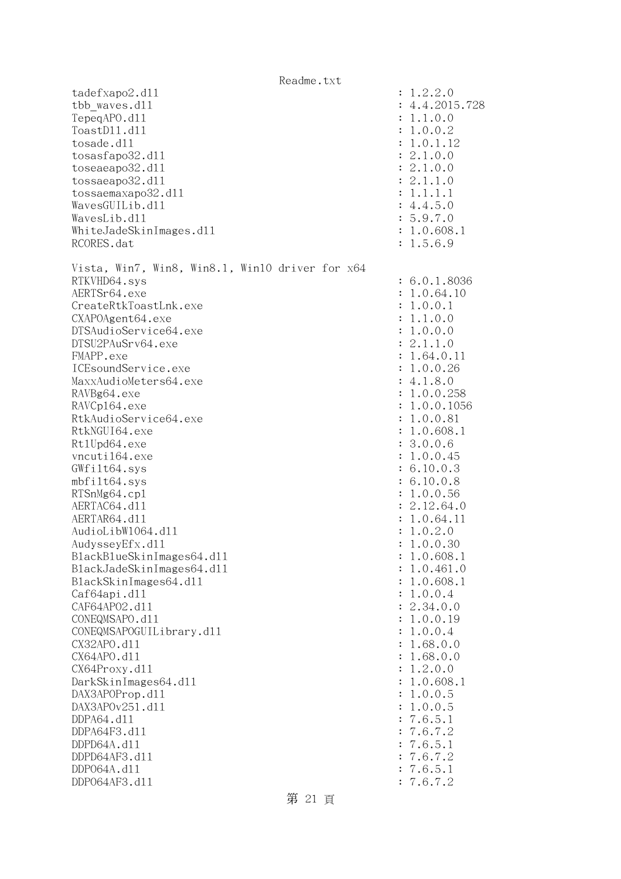```
tadefxapo2.dll                                    : 1.2.2.0
tbb_waves.dll                                     : 4.4.2015.728
TepeqAPO.dll                                      : 1.1.0.0
ToastDll.dll                                      : 1.0.0.2
tosade.dll                                        : 1.0.1.12
tosasfapo32.dll                                   : 2.1.0.0
toseaeapo32.dll                                   : 2.1.0.0
tossaeapo32.dll                                   : 2.1.1.0
tossaemaxapo32.dll                                : 1.1.1.1
WavesGUILib.dll                                   : 4.4.5.0
WavesLib.dll                                      : 5.9.7.0
WhiteJadeSkinImages.dll                           : 1.0.608.1
RCORES.dat                                        : 1.5.6.9

Vista, Win7, Win8, Win8.1, Win10 driver for x64
RTKVHD64.sys                                      : 6.0.1.8036
AERTSr64.exe                                      : 1.0.64.10
CreateRtkToastLnk.exe                             : 1.0.0.1
CXAPOAgent64.exe                                  : 1.1.0.0
DTSAudioService64.exe                             : 1.0.0.0
DTSU2PAuSrv64.exe                                 : 2.1.1.0
FMAPP.exe                                         : 1.64.0.11
ICEsoundService.exe                               : 1.0.0.26
MaxxAudioMeters64.exe                             : 4.1.8.0
RAVBg64.exe                                       : 1.0.0.258
RAVCpl64.exe                                      : 1.0.0.1056
RtkAudioService64.exe                             : 1.0.0.81
RtkNGUI64.exe                                     : 1.0.608.1
RtlUpd64.exe                                      : 3.0.0.6
vncutil64.exe                                     : 1.0.0.45
GWfilt64.sys                                      : 6.10.0.3
mbfilt64.sys                                      : 6.10.0.8
RTSnMg64.cpl                                      : 1.0.0.56
AERTAC64.dll                                      : 2.12.64.0
AERTAR64.dll                                      : 1.0.64.11
AudioLibW1064.dll                                 : 1.0.2.0
AudysseyEfx.dll                                   : 1.0.0.30
BlackBlueSkinImages64.dll                         : 1.0.608.1
BlackJadeSkinImages64.dll                         : 1.0.461.0
BlackSkinImages64.dll                             : 1.0.608.1
Caf64api.dll                                      : 1.0.0.4
CAF64APO2.dll                                     : 2.34.0.0
CONEQMSAPO.dll                                    : 1.0.0.19
CONEQMSAPOGUILibrary.dll                          : 1.0.0.4
CX32APO.dll                                       : 1.68.0.0
CX64APO.dll                                       : 1.68.0.0
CX64Proxy.dll                                     : 1.2.0.0
DarkSkinImages64.dll                              : 1.0.608.1
DAX3APOProp.dll                                   : 1.0.0.5
DAX3APOv251.dll                                   : 1.0.0.5
DDPA64.dll                                        : 7.6.5.1
DDPA64F3.dll                                      : 7.6.7.2
DDPD64A.dll                                       : 7.6.5.1
DDPD64AF3.dll                                     : 7.6.7.2
DDPO64A.dll                                       : 7.6.5.1
DDPO64AF3.dll                                     : 7.6.7.2
```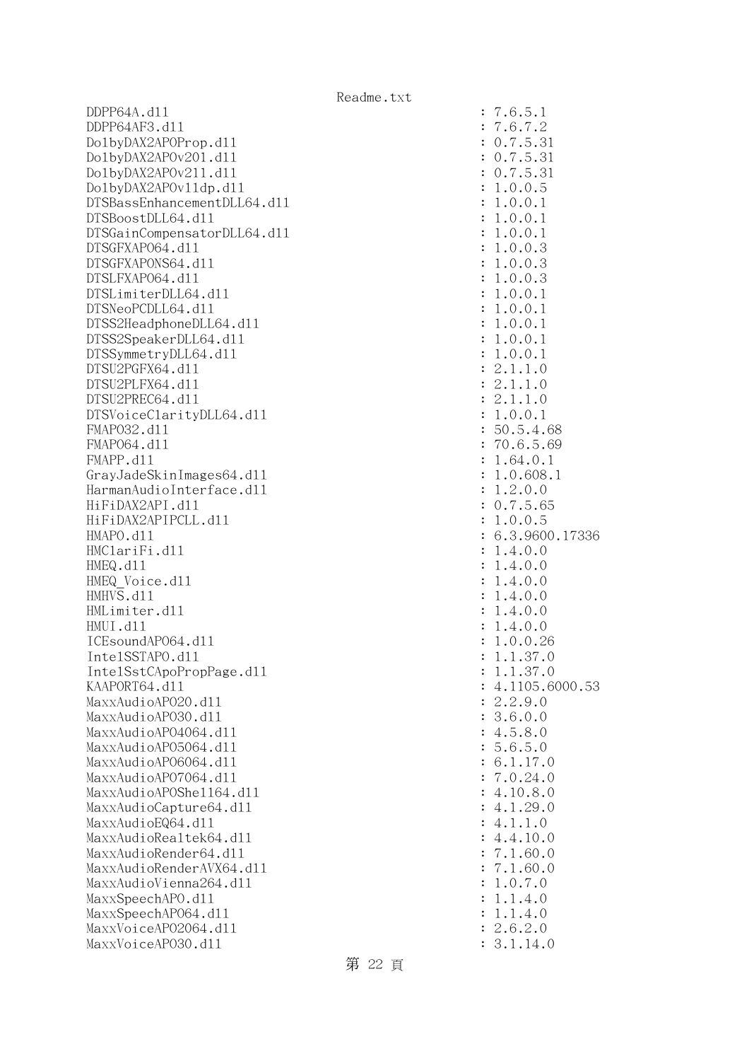```
DDPP64A.dll                                    : 7.6.5.1
DDPP64AF3.dll                                  : 7.6.7.2
DolbyDAX2APOProp.dll                           : 0.7.5.31
DolbyDAX2APOv201.dll                           : 0.7.5.31
DolbyDAX2APOv211.dll                           : 0.7.5.31
DolbyDAX2APOv11dp.dll                          : 1.0.0.5
DTSBassEnhancementDLL64.dll                    : 1.0.0.1
DTSBoostDLL64.dll                              : 1.0.0.1
DTSGainCompensatorDLL64.dll                    : 1.0.0.1
DTSGFXAPO64.dll                                : 1.0.0.3
DTSGFXAPONS64.dll                              : 1.0.0.3
DTSLFXAPO64.dll                                : 1.0.0.3
DTSLimiterDLL64.dll                            : 1.0.0.1
DTSNeoPCDLL64.dll                              : 1.0.0.1
DTSS2HeadphoneDLL64.dll                        : 1.0.0.1
DTSS2SpeakerDLL64.dll                          : 1.0.0.1
DTSSymmetryDLL64.dll                           : 1.0.0.1
DTSU2PGFX64.dll                                : 2.1.1.0
DTSU2PLFX64.dll                                : 2.1.1.0
DTSU2PREC64.dll                                : 2.1.1.0
DTSVoiceClarityDLL64.dll                       : 1.0.0.1
FMAPO32.dll                                    : 50.5.4.68
FMAPO64.dll                                    : 70.6.5.69
FMAPP.dll                                      : 1.64.0.1
GrayJadeSkinImages64.dll                       : 1.0.608.1
HarmanAudioInterface.dll                       : 1.2.0.0
HiFiDAX2API.dll                                : 0.7.5.65
HiFiDAX2APIPCLL.dll                            : 1.0.0.5
HMAPO.dll                                      : 6.3.9600.17336
HMClariFi.dll                                  : 1.4.0.0
HMEQ.dll                                       : 1.4.0.0
HMEQ_Voice.dll                                 : 1.4.0.0
HMHVS.dll                                      : 1.4.0.0
HMLimiter.dll                                  : 1.4.0.0
HMUI.dll                                       : 1.4.0.0
ICEsoundAPO64.dll                              : 1.0.0.26
IntelSSTAPO.dll                                : 1.1.37.0
IntelSstCApoPropPage.dll                       : 1.1.37.0
KAAPORT64.dll                                  : 4.1105.6000.53
MaxxAudioAPO20.dll                             : 2.2.9.0
MaxxAudioAPO30.dll                             : 3.6.0.0
MaxxAudioAPO4064.dll                           : 4.5.8.0
MaxxAudioAPO5064.dll                           : 5.6.5.0
MaxxAudioAPO6064.dll                           : 6.1.17.0
MaxxAudioAPO7064.dll                           : 7.0.24.0
MaxxAudioAPOShell64.dll                        : 4.10.8.0
MaxxAudioCapture64.dll                         : 4.1.29.0
MaxxAudioEQ64.dll                              : 4.1.1.0
MaxxAudioRealtek64.dll                         : 4.4.10.0
MaxxAudioRender64.dll                          : 7.1.60.0
MaxxAudioRenderAVX64.dll                       : 7.1.60.0
MaxxAudioVienna264.dll                         : 1.0.7.0
MaxxSpeechAPO.dll                              : 1.1.4.0
MaxxSpeechAPO64.dll                            : 1.1.4.0
MaxxVoiceAPO2064.dll                           : 2.6.2.0
MaxxVoiceAPO30.dll                             : 3.1.14.0
```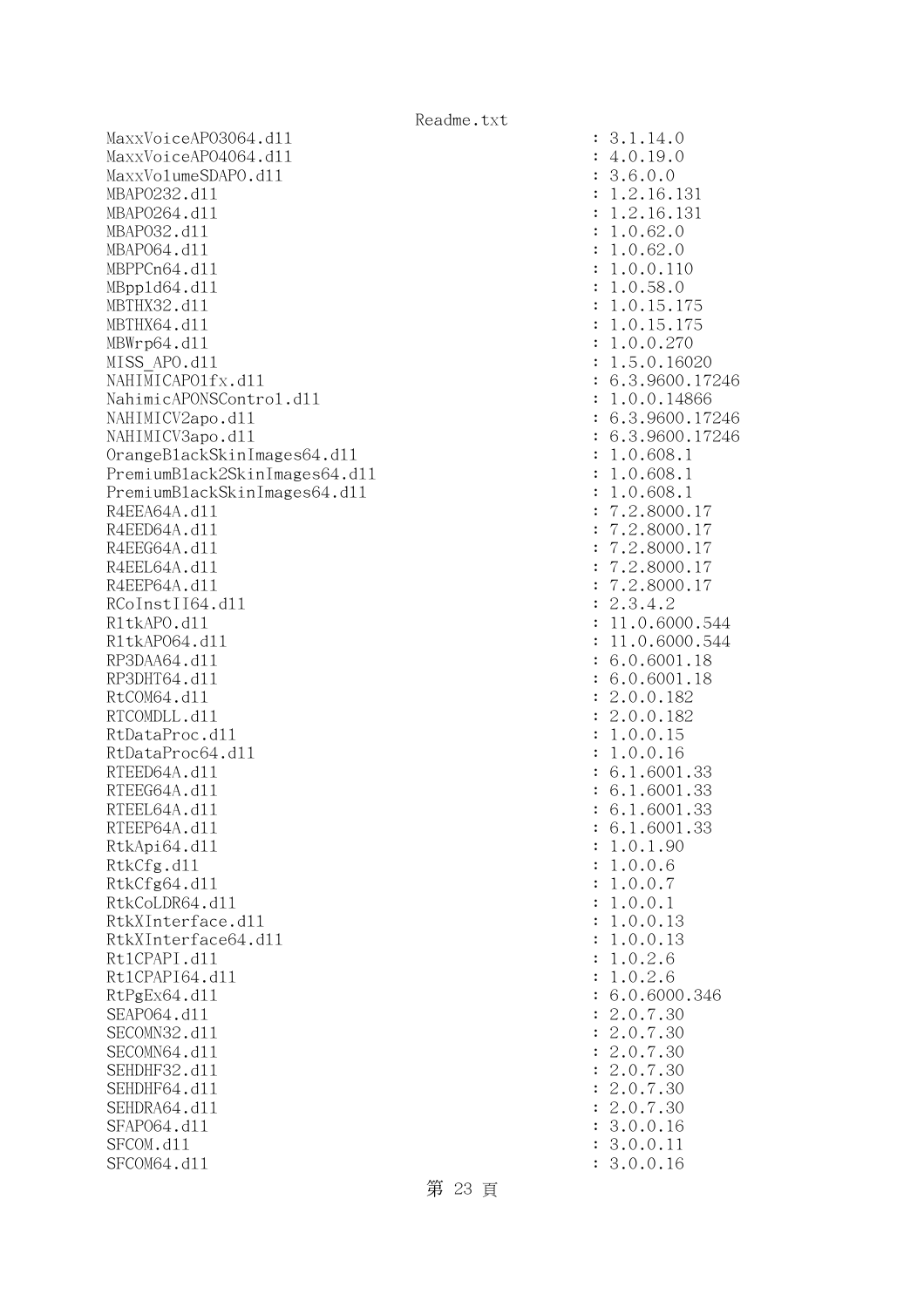MaxxVoiceAPO3064.dll : 3.1.14.0
MaxxVoiceAPO4064.dll : 4.0.19.0
MaxxVolumeSDAPO.dll : 3.6.0.0
MBAPO232.dll : 1.2.16.131
MBAPO264.dll : 1.2.16.131
MBAPO32.dll : 1.0.62.0
MBAPO64.dll : 1.0.62.0
MBPPCn64.dll : 1.0.0.110
MBppld64.dll : 1.0.58.0
MBTHX32.dll : 1.0.15.175
MBTHX64.dll : 1.0.15.175
MBWrp64.dll : 1.0.0.270
MISS_APO.dll : 1.5.0.16020
NAHIMICAPO1fx.dll : 6.3.9600.17246
NahimicAPONSControl.dll : 1.0.0.14866
NAHIMICV2apo.dll : 6.3.9600.17246
NAHIMICV3apo.dll : 6.3.9600.17246
OrangeBlackSkinImages64.dll : 1.0.608.1
PremiumBlack2SkinImages64.dll : 1.0.608.1
PremiumBlackSkinImages64.dll : 1.0.608.1
R4EEA64A.dll : 7.2.8000.17
R4EED64A.dll : 7.2.8000.17
R4EEG64A.dll : 7.2.8000.17
R4EEL64A.dll : 7.2.8000.17
R4EEP64A.dll : 7.2.8000.17
RCoInstII64.dll : 2.3.4.2
RltkAPO.dll : 11.0.6000.544
RltkAPO64.dll : 11.0.6000.544
RP3DAA64.dll : 6.0.6001.18
RP3DHT64.dll : 6.0.6001.18
RtCOM64.dll : 2.0.0.182
RTCOMDLL.dll : 2.0.0.182
RtDataProc.dll : 1.0.0.15
RtDataProc64.dll : 1.0.0.16
RTEED64A.dll : 6.1.6001.33
RTEEG64A.dll : 6.1.6001.33
RTEEL64A.dll : 6.1.6001.33
RTEEP64A.dll : 6.1.6001.33
RtkApi64.dll : 1.0.1.90
RtkCfg.dll : 1.0.0.6
RtkCfg64.dll : 1.0.0.7
RtkCoLDR64.dll : 1.0.0.1
RtkXInterface.dll : 1.0.0.13
RtkXInterface64.dll : 1.0.0.13
RtlCPAPI.dll : 1.0.2.6
RtlCPAPI64.dll : 1.0.2.6
RtPgEx64.dll : 6.0.6000.346
SEAPO64.dll : 2.0.7.30
SECOMN32.dll : 2.0.7.30
SECOMN64.dll : 2.0.7.30
SEHDHF32.dll : 2.0.7.30
SEHDHF64.dll : 2.0.7.30
SEHDRA64.dll : 2.0.7.30
SFAPO64.dll : 3.0.0.16
SFCOM.dll : 3.0.0.11
SFCOM64.dll : 3.0.0.16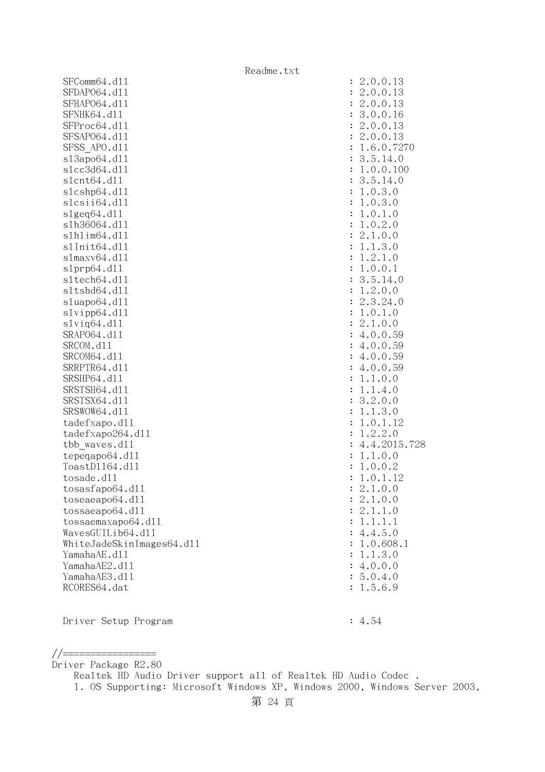```
  SFComm64.dll                                         : 2.0.0.13
  SFDAPO64.dll                                         : 2.0.0.13
  SFHAPO64.dll                                         : 2.0.0.13
  SFNHK64.dll                                          : 3.0.0.16
  SFProc64.dll                                         : 2.0.0.13
  SFSAPO64.dll                                         : 2.0.0.13
  SFSS_APO.dll                                         : 1.6.0.7270
  sl3apo64.dll                                         : 3.5.14.0
  slcc3d64.dll                                         : 1.0.0.100
  slcnt64.dll                                          : 3.5.14.0
  slcshp64.dll                                         : 1.0.3.0
  slcsii64.dll                                         : 1.0.3.0
  slgeq64.dll                                          : 1.0.1.0
  slh36064.dll                                         : 1.0.2.0
  slhlim64.dll                                         : 2.1.0.0
  slInit64.dll                                         : 1.1.3.0
  slmaxv64.dll                                         : 1.2.1.0
  slprp64.dll                                          : 1.0.0.1
  sltech64.dll                                         : 3.5.14.0
  sltshd64.dll                                         : 1.2.0.0
  sluapo64.dll                                         : 2.3.24.0
  slvipp64.dll                                         : 1.0.1.0
  slviq64.dll                                          : 2.1.0.0
  SRAPO64.dll                                          : 4.0.0.59
  SRCOM.dll                                            : 4.0.0.59
  SRCOM64.dll                                          : 4.0.0.59
  SRRPTR64.dll                                         : 4.0.0.59
  SRSHP64.dll                                          : 1.1.0.0
  SRSTSH64.dll                                         : 1.1.4.0
  SRSTSX64.dll                                         : 3.2.0.0
  SRSWOW64.dll                                         : 1.1.3.0
  tadefxapo.dll                                        : 1.0.1.12
  tadefxapo264.dll                                     : 1.2.2.0
  tbb_waves.dll                                        : 4.4.2015.728
  tepeqapo64.dll                                       : 1.1.0.0
  ToastDll64.dll                                       : 1.0.0.2
  tosade.dll                                           : 1.0.1.12
  tosasfapo64.dll                                      : 2.1.0.0
  toseaeapo64.dll                                      : 2.1.0.0
  tossaeapo64.dll                                      : 2.1.1.0
  tossaemaxapo64.dll                                   : 1.1.1.1
  WavesGUILib64.dll                                    : 4.4.5.0
  WhiteJadeSkinImages64.dll                            : 1.0.608.1
  YamahaAE.dll                                         : 1.1.3.0
  YamahaAE2.dll                                        : 4.0.0.0
  YamahaAE3.dll                                        : 5.0.4.0
  RCORES64.dat                                         : 1.5.6.9


  Driver Setup Program                                 : 4.54


//=================
Driver Package R2.80
    Realtek HD Audio Driver support all of Realtek HD Audio Codec .
    1. OS Supporting: Microsoft Windows XP, Windows 2000, Windows Server 2003,
```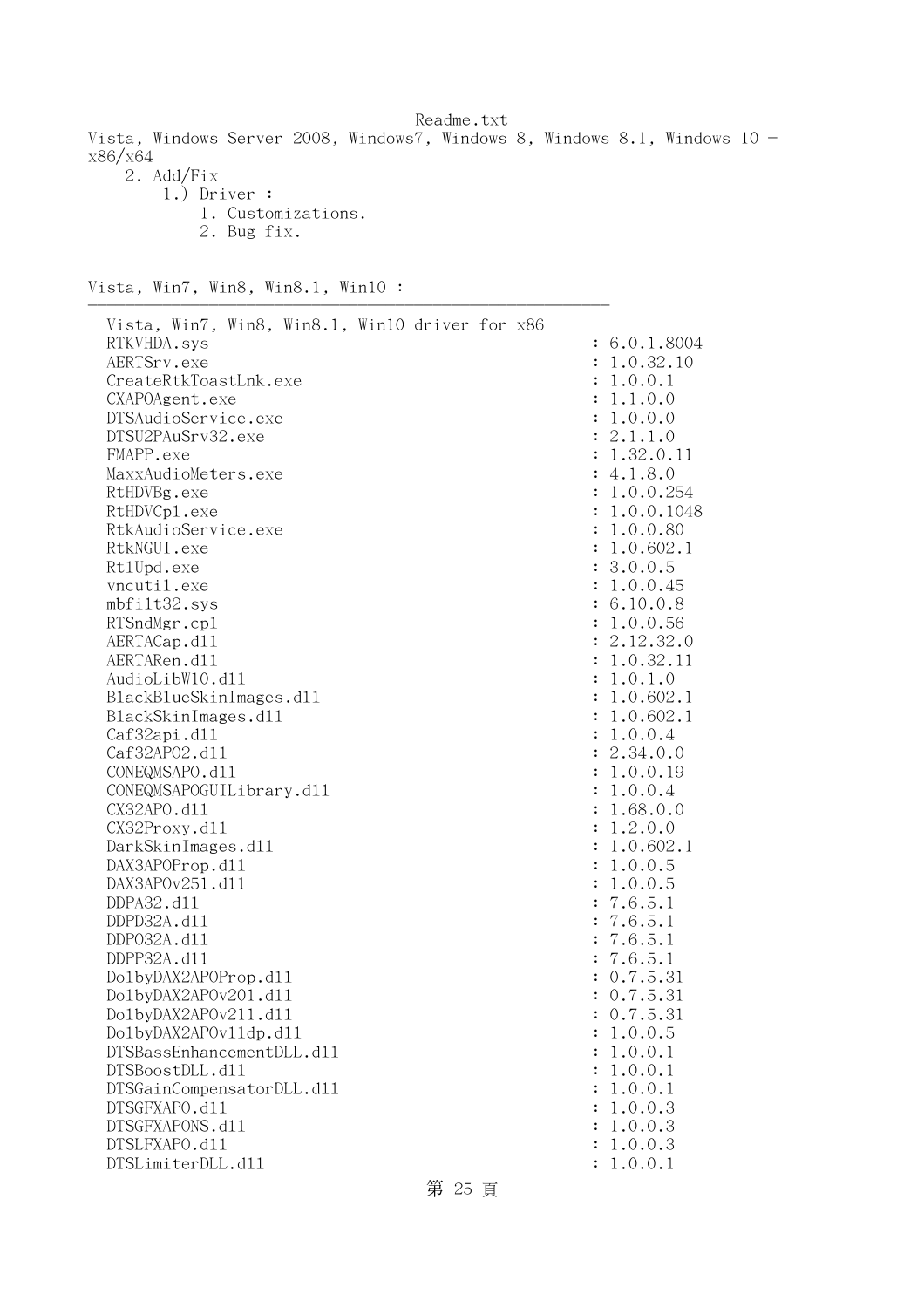Vista, Windows Server 2008, Windows7, Windows 8, Windows 8.1, Windows 10 - x86/x64

2. Add/Fix
    1.) Driver :
        1. Customizations.
        2. Bug fix.

Vista, Win7, Win8, Win8.1, Win10 :
---

Vista, Win7, Win8, Win8.1, Win10 driver for x86

| File | Version |
|---|---|
| RTKVHDA.sys | : 6.0.1.8004 |
| AERTSrv.exe | : 1.0.32.10 |
| CreateRtkToastLnk.exe | : 1.0.0.1 |
| CXAPOAgent.exe | : 1.1.0.0 |
| DTSAudioService.exe | : 1.0.0.0 |
| DTSU2PAuSrv32.exe | : 2.1.1.0 |
| FMAPP.exe | : 1.32.0.11 |
| MaxxAudioMeters.exe | : 4.1.8.0 |
| RtHDVBg.exe | : 1.0.0.254 |
| RtHDVCpl.exe | : 1.0.0.1048 |
| RtkAudioService.exe | : 1.0.0.80 |
| RtkNGUI.exe | : 1.0.602.1 |
| RtlUpd.exe | : 3.0.0.5 |
| vncutil.exe | : 1.0.0.45 |
| mbfilt32.sys | : 6.10.0.8 |
| RTSndMgr.cpl | : 1.0.0.56 |
| AERTACap.dll | : 2.12.32.0 |
| AERTARen.dll | : 1.0.32.11 |
| AudioLibW10.dll | : 1.0.1.0 |
| BlackBlueSkinImages.dll | : 1.0.602.1 |
| BlackSkinImages.dll | : 1.0.602.1 |
| Caf32api.dll | : 1.0.0.4 |
| Caf32APO2.dll | : 2.34.0.0 |
| CONEQMSAPO.dll | : 1.0.0.19 |
| CONEQMSAPOGUILibrary.dll | : 1.0.0.4 |
| CX32APO.dll | : 1.68.0.0 |
| CX32Proxy.dll | : 1.2.0.0 |
| DarkSkinImages.dll | : 1.0.602.1 |
| DAX3APOProp.dll | : 1.0.0.5 |
| DAX3APOv251.dll | : 1.0.0.5 |
| DDPA32.dll | : 7.6.5.1 |
| DDPD32A.dll | : 7.6.5.1 |
| DDPO32A.dll | : 7.6.5.1 |
| DDPP32A.dll | : 7.6.5.1 |
| DolbyDAX2APOProp.dll | : 0.7.5.31 |
| DolbyDAX2APOv201.dll | : 0.7.5.31 |
| DolbyDAX2APOv211.dll | : 0.7.5.31 |
| DolbyDAX2APOv11dp.dll | : 1.0.0.5 |
| DTSBassEnhancementDLL.dll | : 1.0.0.1 |
| DTSBoostDLL.dll | : 1.0.0.1 |
| DTSGainCompensatorDLL.dll | : 1.0.0.1 |
| DTSGFXAPO.dll | : 1.0.0.3 |
| DTSGFXAPONS.dll | : 1.0.0.3 |
| DTSLFXAPO.dll | : 1.0.0.3 |
| DTSLimiterDLL.dll | : 1.0.0.1 |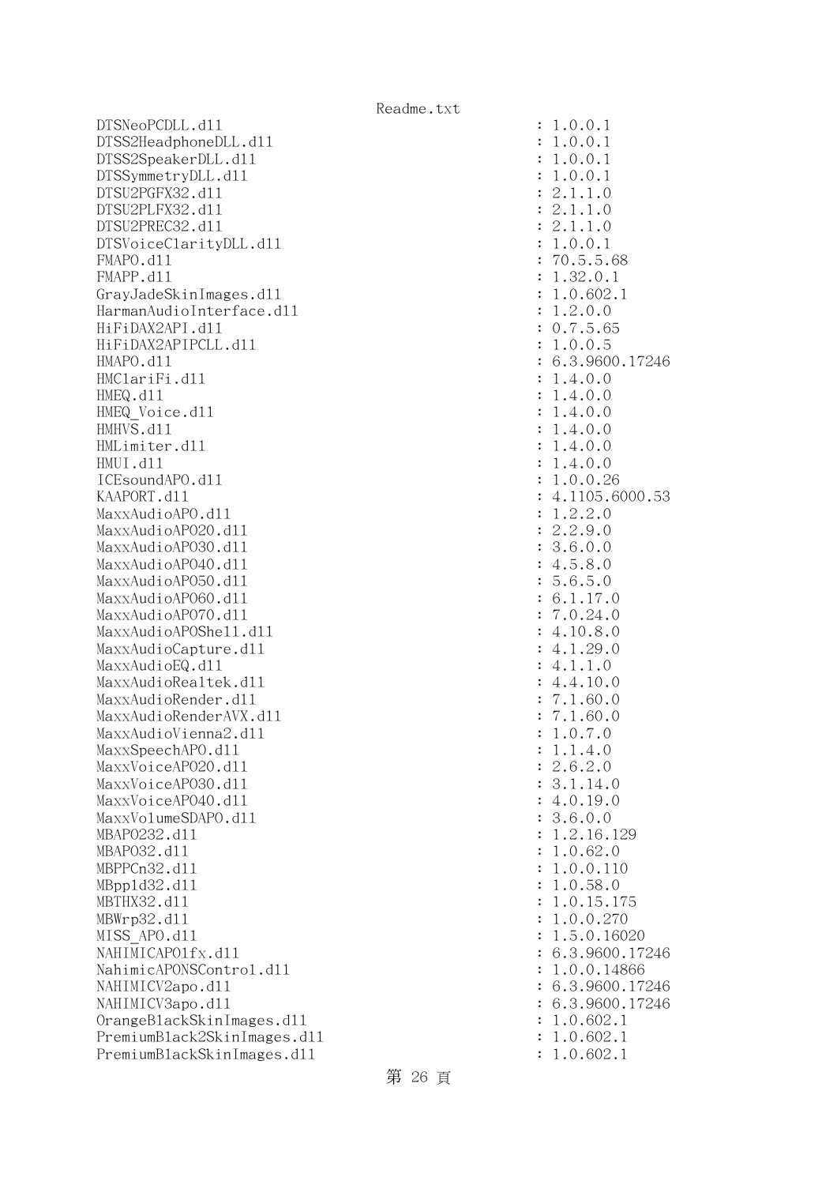```
DTSNeoPCDLL.dll                                   : 1.0.0.1
DTSS2HeadphoneDLL.dll                             : 1.0.0.1
DTSS2SpeakerDLL.dll                               : 1.0.0.1
DTSSymmetryDLL.dll                                : 1.0.0.1
DTSU2PGFX32.dll                                   : 2.1.1.0
DTSU2PLFX32.dll                                   : 2.1.1.0
DTSU2PREC32.dll                                   : 2.1.1.0
DTSVoiceClarityDLL.dll                            : 1.0.0.1
FMAPO.dll                                         : 70.5.5.68
FMAPP.dll                                         : 1.32.0.1
GrayJadeSkinImages.dll                            : 1.0.602.1
HarmanAudioInterface.dll                          : 1.2.0.0
HiFiDAX2API.dll                                   : 0.7.5.65
HiFiDAX2APIPCLL.dll                               : 1.0.0.5
HMAPO.dll                                         : 6.3.9600.17246
HMClariFi.dll                                     : 1.4.0.0
HMEQ.dll                                          : 1.4.0.0
HMEQ_Voice.dll                                    : 1.4.0.0
HMHVS.dll                                         : 1.4.0.0
HMLimiter.dll                                     : 1.4.0.0
HMUI.dll                                          : 1.4.0.0
ICEsoundAPO.dll                                   : 1.0.0.26
KAAPORT.dll                                       : 4.1105.6000.53
MaxxAudioAPO.dll                                  : 1.2.2.0
MaxxAudioAPO20.dll                                : 2.2.9.0
MaxxAudioAPO30.dll                                : 3.6.0.0
MaxxAudioAPO40.dll                                : 4.5.8.0
MaxxAudioAPO50.dll                                : 5.6.5.0
MaxxAudioAPO60.dll                                : 6.1.17.0
MaxxAudioAPO70.dll                                : 7.0.24.0
MaxxAudioAPOShell.dll                             : 4.10.8.0
MaxxAudioCapture.dll                              : 4.1.29.0
MaxxAudioEQ.dll                                   : 4.1.1.0
MaxxAudioRealtek.dll                              : 4.4.10.0
MaxxAudioRender.dll                               : 7.1.60.0
MaxxAudioRenderAVX.dll                            : 7.1.60.0
MaxxAudioVienna2.dll                              : 1.0.7.0
MaxxSpeechAPO.dll                                 : 1.1.4.0
MaxxVoiceAPO20.dll                                : 2.6.2.0
MaxxVoiceAPO30.dll                                : 3.1.14.0
MaxxVoiceAPO40.dll                                : 4.0.19.0
MaxxVolumeSDAPO.dll                               : 3.6.0.0
MBAPO232.dll                                      : 1.2.16.129
MBAPO32.dll                                       : 1.0.62.0
MBPPCn32.dll                                      : 1.0.0.110
MBppld32.dll                                      : 1.0.58.0
MBTHX32.dll                                       : 1.0.15.175
MBWrp32.dll                                       : 1.0.0.270
MISS_APO.dll                                      : 1.5.0.16020
NAHIMICAPO1fx.dll                                 : 6.3.9600.17246
NahimicAPONSControl.dll                           : 1.0.0.14866
NAHIMICV2apo.dll                                  : 6.3.9600.17246
NAHIMICV3apo.dll                                  : 6.3.9600.17246
OrangeBlackSkinImages.dll                         : 1.0.602.1
PremiumBlack2SkinImages.dll                       : 1.0.602.1
PremiumBlackSkinImages.dll                        : 1.0.602.1
```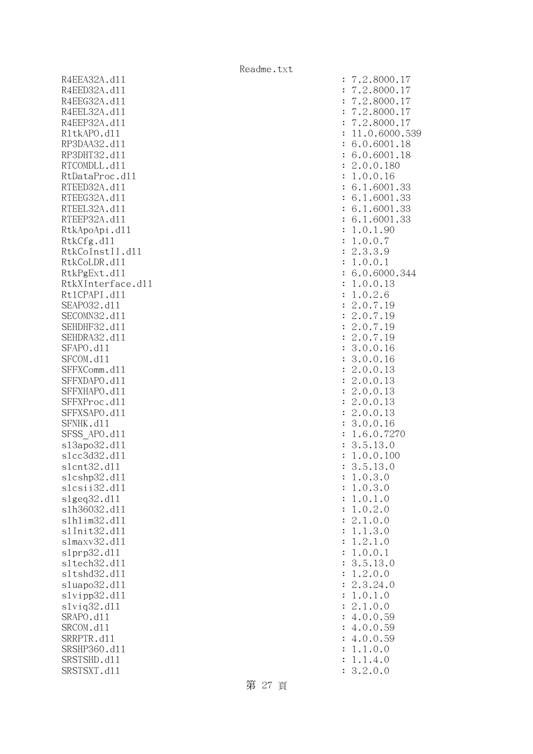```
R4EEA32A.dll                                         : 7.2.8000.17
R4EED32A.dll                                         : 7.2.8000.17
R4EEG32A.dll                                         : 7.2.8000.17
R4EEL32A.dll                                         : 7.2.8000.17
R4EEP32A.dll                                         : 7.2.8000.17
RltkAPO.dll                                          : 11.0.6000.539
RP3DAA32.dll                                         : 6.0.6001.18
RP3DHT32.dll                                         : 6.0.6001.18
RTCOMDLL.dll                                         : 2.0.0.180
RtDataProc.dll                                       : 1.0.0.16
RTEED32A.dll                                         : 6.1.6001.33
RTEEG32A.dll                                         : 6.1.6001.33
RTEEL32A.dll                                         : 6.1.6001.33
RTEEP32A.dll                                         : 6.1.6001.33
RtkApoApi.dll                                        : 1.0.1.90
RtkCfg.dll                                           : 1.0.0.7
RtkCoInstII.dll                                      : 2.3.3.9
RtkCoLDR.dll                                         : 1.0.0.1
RtkPgExt.dll                                         : 6.0.6000.344
RtkXInterface.dll                                    : 1.0.0.13
RtlCPAPI.dll                                         : 1.0.2.6
SEAPO32.dll                                          : 2.0.7.19
SECOMN32.dll                                         : 2.0.7.19
SEHDHF32.dll                                         : 2.0.7.19
SEHDRA32.dll                                         : 2.0.7.19
SFAPO.dll                                            : 3.0.0.16
SFCOM.dll                                            : 3.0.0.16
SFFXComm.dll                                         : 2.0.0.13
SFFXDAPO.dll                                         : 2.0.0.13
SFFXHAPO.dll                                         : 2.0.0.13
SFFXProc.dll                                         : 2.0.0.13
SFFXSAPO.dll                                         : 2.0.0.13
SFNHK.dll                                            : 3.0.0.16
SFSS_APO.dll                                         : 1.6.0.7270
sl3apo32.dll                                         : 3.5.13.0
slcc3d32.dll                                         : 1.0.0.100
slcnt32.dll                                          : 3.5.13.0
slcshp32.dll                                         : 1.0.3.0
slcsii32.dll                                         : 1.0.3.0
slgeq32.dll                                          : 1.0.1.0
slh36032.dll                                         : 1.0.2.0
slhlim32.dll                                         : 2.1.0.0
slInit32.dll                                         : 1.1.3.0
slmaxv32.dll                                         : 1.2.1.0
slprp32.dll                                          : 1.0.0.1
sltech32.dll                                         : 3.5.13.0
sltshd32.dll                                         : 1.2.0.0
sluapo32.dll                                         : 2.3.24.0
slvipp32.dll                                         : 1.0.1.0
slviq32.dll                                          : 2.1.0.0
SRAPO.dll                                            : 4.0.0.59
SRCOM.dll                                            : 4.0.0.59
SRRPTR.dll                                           : 4.0.0.59
SRSHP360.dll                                         : 1.1.0.0
SRSTSHD.dll                                          : 1.1.4.0
SRSTSXT.dll                                          : 3.2.0.0
```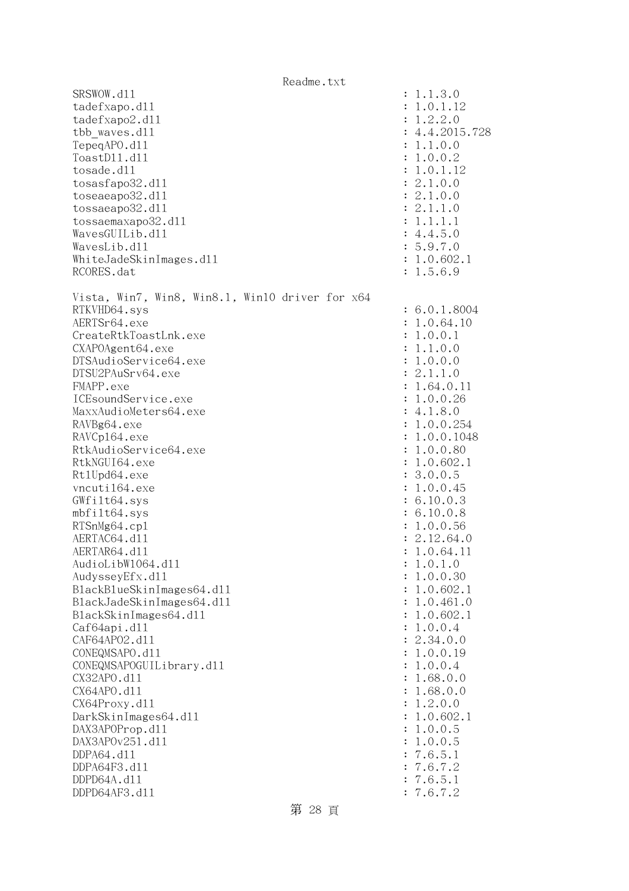```
SRSWOW.dll                                          : 1.1.3.0
tadefxapo.dll                                       : 1.0.1.12
tadefxapo2.dll                                      : 1.2.2.0
tbb_waves.dll                                       : 4.4.2015.728
TepeqAPO.dll                                        : 1.1.0.0
ToastDll.dll                                        : 1.0.0.2
tosade.dll                                          : 1.0.1.12
tosasfapo32.dll                                     : 2.1.0.0
toseaeapo32.dll                                     : 2.1.0.0
tossaeapo32.dll                                     : 2.1.1.0
tossaemaxapo32.dll                                  : 1.1.1.1
WavesGUILib.dll                                     : 4.4.5.0
WavesLib.dll                                        : 5.9.7.0
WhiteJadeSkinImages.dll                             : 1.0.602.1
RCORES.dat                                          : 1.5.6.9

Vista, Win7, Win8, Win8.1, Win10 driver for x64
RTKVHD64.sys                                        : 6.0.1.8004
AERTSr64.exe                                        : 1.0.64.10
CreateRtkToastLnk.exe                               : 1.0.0.1
CXAPOAgent64.exe                                    : 1.1.0.0
DTSAudioService64.exe                               : 1.0.0.0
DTSU2PAuSrv64.exe                                   : 2.1.1.0
FMAPP.exe                                           : 1.64.0.11
ICEsoundService.exe                                 : 1.0.0.26
MaxxAudioMeters64.exe                               : 4.1.8.0
RAVBg64.exe                                         : 1.0.0.254
RAVCpl64.exe                                        : 1.0.0.1048
RtkAudioService64.exe                               : 1.0.0.80
RtkNGUI64.exe                                       : 1.0.602.1
RtlUpd64.exe                                        : 3.0.0.5
vncutil64.exe                                       : 1.0.0.45
GWfilt64.sys                                        : 6.10.0.3
mbfilt64.sys                                        : 6.10.0.8
RTSnMg64.cpl                                        : 1.0.0.56
AERTAC64.dll                                        : 2.12.64.0
AERTAR64.dll                                        : 1.0.64.11
AudioLibW1064.dll                                   : 1.0.1.0
AudysseyEfx.dll                                     : 1.0.0.30
BlackBlueSkinImages64.dll                           : 1.0.602.1
BlackJadeSkinImages64.dll                           : 1.0.461.0
BlackSkinImages64.dll                               : 1.0.602.1
Caf64api.dll                                        : 1.0.0.4
CAF64APO2.dll                                       : 2.34.0.0
CONEQMSAPO.dll                                      : 1.0.0.19
CONEQMSAPOGUILibrary.dll                            : 1.0.0.4
CX32APO.dll                                         : 1.68.0.0
CX64APO.dll                                         : 1.68.0.0
CX64Proxy.dll                                       : 1.2.0.0
DarkSkinImages64.dll                                : 1.0.602.1
DAX3APOProp.dll                                     : 1.0.0.5
DAX3APOv251.dll                                     : 1.0.0.5
DDPA64.dll                                          : 7.6.5.1
DDPA64F3.dll                                        : 7.6.7.2
DDPD64A.dll                                         : 7.6.5.1
DDPD64AF3.dll                                       : 7.6.7.2
```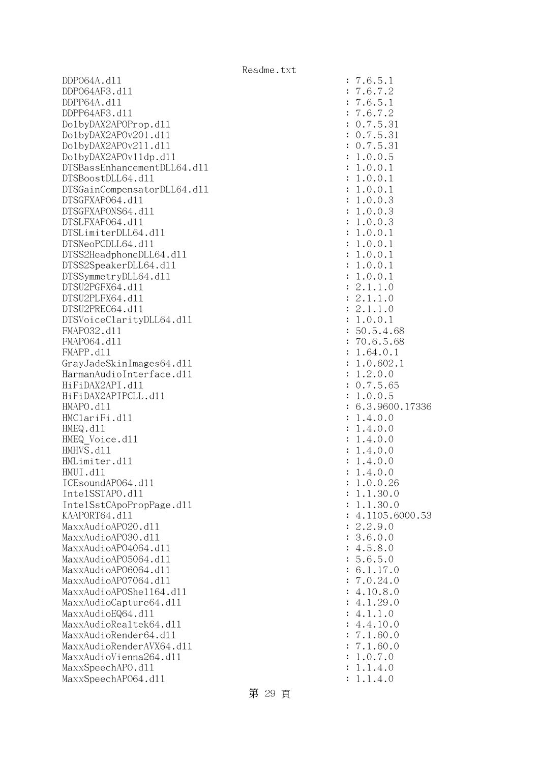```
DDPO64A.dll                                           : 7.6.5.1
DDPO64AF3.dll                                         : 7.6.7.2
DDPP64A.dll                                           : 7.6.5.1
DDPP64AF3.dll                                         : 7.6.7.2
DolbyDAX2APOProp.dll                                  : 0.7.5.31
DolbyDAX2APOv201.dll                                  : 0.7.5.31
DolbyDAX2APOv211.dll                                  : 0.7.5.31
DolbyDAX2APOv11dp.dll                                 : 1.0.0.5
DTSBassEnhancementDLL64.dll                           : 1.0.0.1
DTSBoostDLL64.dll                                     : 1.0.0.1
DTSGainCompensatorDLL64.dll                           : 1.0.0.1
DTSGFXAPO64.dll                                       : 1.0.0.3
DTSGFXAPONS64.dll                                     : 1.0.0.3
DTSLFXAPO64.dll                                       : 1.0.0.3
DTSLimiterDLL64.dll                                   : 1.0.0.1
DTSNeoPCDLL64.dll                                     : 1.0.0.1
DTSS2HeadphoneDLL64.dll                               : 1.0.0.1
DTSS2SpeakerDLL64.dll                                 : 1.0.0.1
DTSSymmetryDLL64.dll                                  : 1.0.0.1
DTSU2PGFX64.dll                                       : 2.1.1.0
DTSU2PLFX64.dll                                       : 2.1.1.0
DTSU2PREC64.dll                                       : 2.1.1.0
DTSVoiceClarityDLL64.dll                              : 1.0.0.1
FMAPO32.dll                                           : 50.5.4.68
FMAPO64.dll                                           : 70.6.5.68
FMAPP.dll                                             : 1.64.0.1
GrayJadeSkinImages64.dll                              : 1.0.602.1
HarmanAudioInterface.dll                              : 1.2.0.0
HiFiDAX2API.dll                                       : 0.7.5.65
HiFiDAX2APIPCLL.dll                                   : 1.0.0.5
HMAPO.dll                                             : 6.3.9600.17336
HMClariFi.dll                                         : 1.4.0.0
HMEQ.dll                                              : 1.4.0.0
HMEQ_Voice.dll                                        : 1.4.0.0
HMHVS.dll                                             : 1.4.0.0
HMLimiter.dll                                         : 1.4.0.0
HMUI.dll                                              : 1.4.0.0
ICEsoundAPO64.dll                                     : 1.0.0.26
IntelSSTAPO.dll                                       : 1.1.30.0
IntelSstCApoPropPage.dll                              : 1.1.30.0
KAAPORT64.dll                                         : 4.1105.6000.53
MaxxAudioAPO20.dll                                    : 2.2.9.0
MaxxAudioAPO30.dll                                    : 3.6.0.0
MaxxAudioAPO4064.dll                                  : 4.5.8.0
MaxxAudioAPO5064.dll                                  : 5.6.5.0
MaxxAudioAPO6064.dll                                  : 6.1.17.0
MaxxAudioAPO7064.dll                                  : 7.0.24.0
MaxxAudioAPOShell64.dll                               : 4.10.8.0
MaxxAudioCapture64.dll                                : 4.1.29.0
MaxxAudioEQ64.dll                                     : 4.1.1.0
MaxxAudioRealtek64.dll                                : 4.4.10.0
MaxxAudioRender64.dll                                 : 7.1.60.0
MaxxAudioRenderAVX64.dll                              : 7.1.60.0
MaxxAudioVienna264.dll                                : 1.0.7.0
MaxxSpeechAPO.dll                                     : 1.1.4.0
MaxxSpeechAPO64.dll                                   : 1.1.4.0
```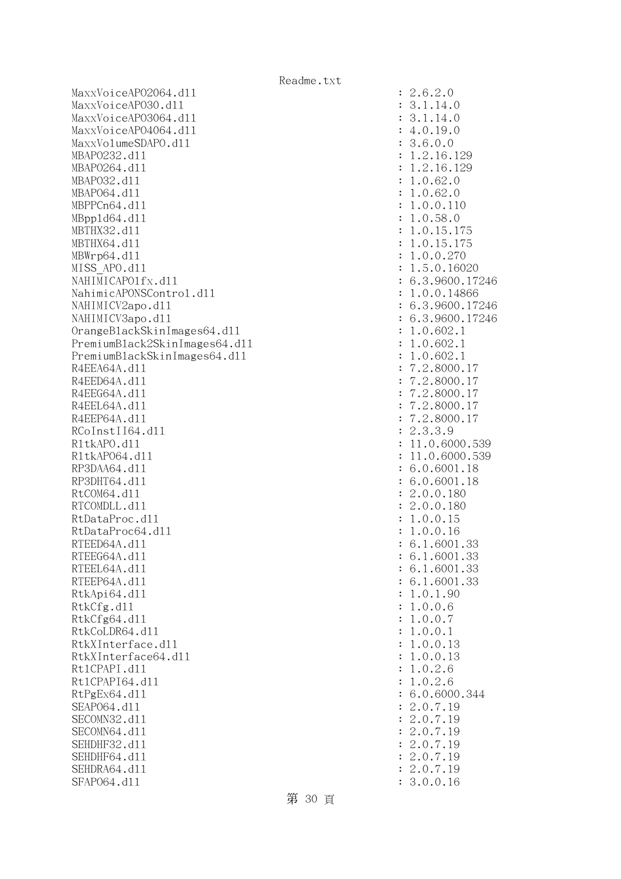```
MaxxVoiceAPO2064.dll                                    : 2.6.2.0
MaxxVoiceAPO30.dll                                      : 3.1.14.0
MaxxVoiceAPO3064.dll                                    : 3.1.14.0
MaxxVoiceAPO4064.dll                                    : 4.0.19.0
MaxxVolumeSDAPO.dll                                     : 3.6.0.0
MBAPO232.dll                                            : 1.2.16.129
MBAPO264.dll                                            : 1.2.16.129
MBAPO32.dll                                             : 1.0.62.0
MBAPO64.dll                                             : 1.0.62.0
MBPPCn64.dll                                            : 1.0.0.110
MBppld64.dll                                            : 1.0.58.0
MBTHX32.dll                                             : 1.0.15.175
MBTHX64.dll                                             : 1.0.15.175
MBWrp64.dll                                             : 1.0.0.270
MISS_APO.dll                                            : 1.5.0.16020
NAHIMICAPO1fx.dll                                       : 6.3.9600.17246
NahimicAPONSControl.dll                                 : 1.0.0.14866
NAHIMICV2apo.dll                                        : 6.3.9600.17246
NAHIMICV3apo.dll                                        : 6.3.9600.17246
OrangeBlackSkinImages64.dll                             : 1.0.602.1
PremiumBlack2SkinImages64.dll                           : 1.0.602.1
PremiumBlackSkinImages64.dll                            : 1.0.602.1
R4EEA64A.dll                                            : 7.2.8000.17
R4EED64A.dll                                            : 7.2.8000.17
R4EEG64A.dll                                            : 7.2.8000.17
R4EEL64A.dll                                            : 7.2.8000.17
R4EEP64A.dll                                            : 7.2.8000.17
RCoInstII64.dll                                         : 2.3.3.9
RltkAPO.dll                                             : 11.0.6000.539
RltkAPO64.dll                                           : 11.0.6000.539
RP3DAA64.dll                                            : 6.0.6001.18
RP3DHT64.dll                                            : 6.0.6001.18
RtCOM64.dll                                             : 2.0.0.180
RTCOMDLL.dll                                            : 2.0.0.180
RtDataProc.dll                                          : 1.0.0.15
RtDataProc64.dll                                        : 1.0.0.16
RTEED64A.dll                                            : 6.1.6001.33
RTEEG64A.dll                                            : 6.1.6001.33
RTEEL64A.dll                                            : 6.1.6001.33
RTEEP64A.dll                                            : 6.1.6001.33
RtkApi64.dll                                            : 1.0.1.90
RtkCfg.dll                                              : 1.0.0.6
RtkCfg64.dll                                            : 1.0.0.7
RtkCoLDR64.dll                                          : 1.0.0.1
RtkXInterface.dll                                       : 1.0.0.13
RtkXInterface64.dll                                     : 1.0.0.13
RtlCPAPI.dll                                            : 1.0.2.6
RtlCPAPI64.dll                                          : 1.0.2.6
RtPgEx64.dll                                            : 6.0.6000.344
SEAPO64.dll                                             : 2.0.7.19
SECOMN32.dll                                            : 2.0.7.19
SECOMN64.dll                                            : 2.0.7.19
SEHDHF32.dll                                            : 2.0.7.19
SEHDHF64.dll                                            : 2.0.7.19
SEHDRA64.dll                                            : 2.0.7.19
SFAPO64.dll                                             : 3.0.0.16
```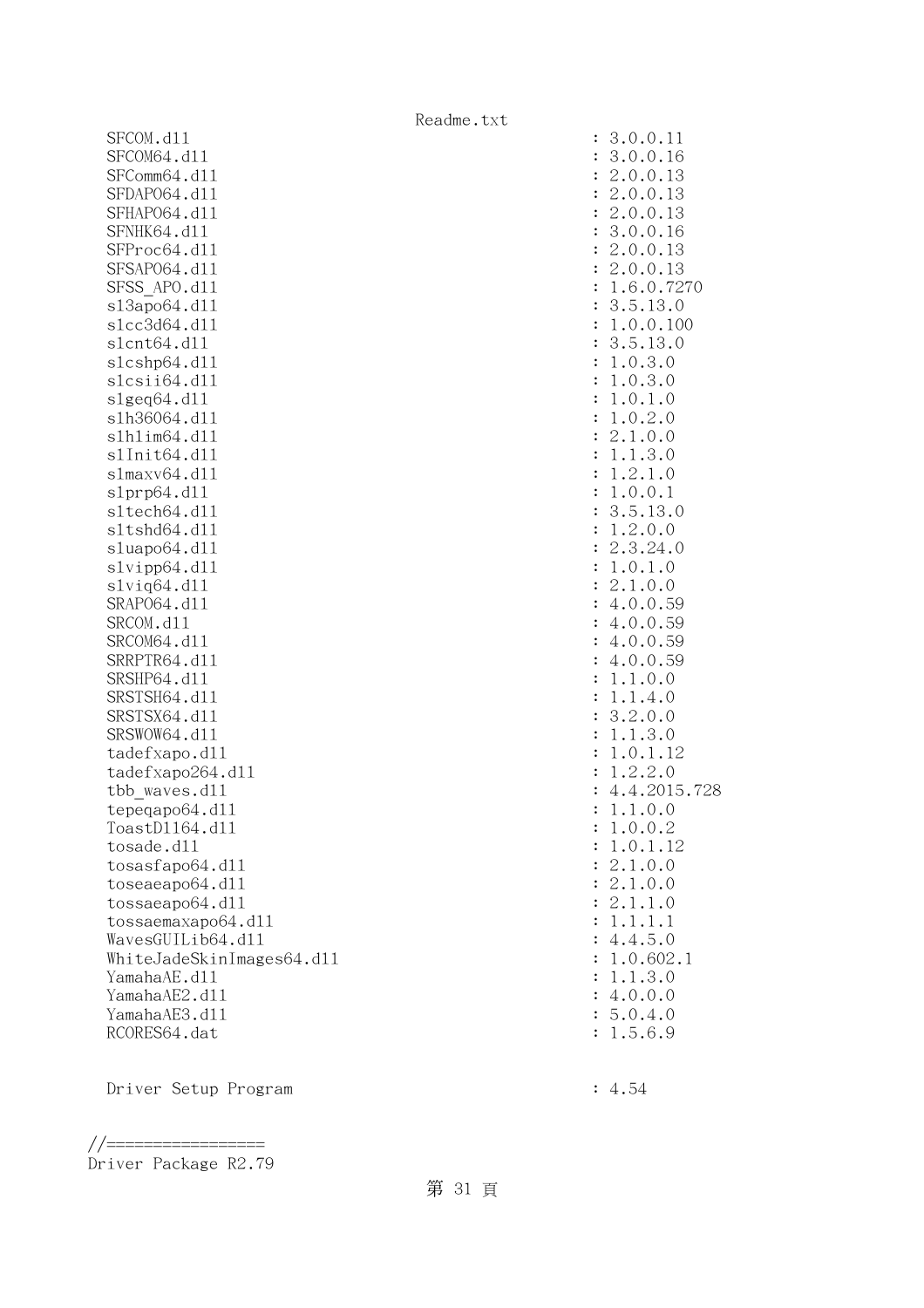```
  SFCOM.dll                                          : 3.0.0.11
  SFCOM64.dll                                        : 3.0.0.16
  SFComm64.dll                                       : 2.0.0.13
  SFDAPO64.dll                                       : 2.0.0.13
  SFHAPO64.dll                                       : 2.0.0.13
  SFNHK64.dll                                        : 3.0.0.16
  SFProc64.dll                                       : 2.0.0.13
  SFSAPO64.dll                                       : 2.0.0.13
  SFSS_APO.dll                                       : 1.6.0.7270
  sl3apo64.dll                                       : 3.5.13.0
  slcc3d64.dll                                       : 1.0.0.100
  slcnt64.dll                                        : 3.5.13.0
  slcshp64.dll                                       : 1.0.3.0
  slcsii64.dll                                       : 1.0.3.0
  slgeq64.dll                                        : 1.0.1.0
  slh36064.dll                                       : 1.0.2.0
  slhlim64.dll                                       : 2.1.0.0
  slInit64.dll                                       : 1.1.3.0
  slmaxv64.dll                                       : 1.2.1.0
  slprp64.dll                                        : 1.0.0.1
  sltech64.dll                                       : 3.5.13.0
  sltshd64.dll                                       : 1.2.0.0
  sluapo64.dll                                       : 2.3.24.0
  slvipp64.dll                                       : 1.0.1.0
  slviq64.dll                                        : 2.1.0.0
  SRAPO64.dll                                        : 4.0.0.59
  SRCOM.dll                                          : 4.0.0.59
  SRCOM64.dll                                        : 4.0.0.59
  SRRPTR64.dll                                       : 4.0.0.59
  SRSHP64.dll                                        : 1.1.0.0
  SRSTSH64.dll                                       : 1.1.4.0
  SRSTSX64.dll                                       : 3.2.0.0
  SRSWOW64.dll                                       : 1.1.3.0
  tadefxapo.dll                                      : 1.0.1.12
  tadefxapo264.dll                                   : 1.2.2.0
  tbb_waves.dll                                      : 4.4.2015.728
  tepeqapo64.dll                                     : 1.1.0.0
  ToastDll64.dll                                     : 1.0.0.2
  tosade.dll                                         : 1.0.1.12
  tosasfapo64.dll                                    : 2.1.0.0
  toseaeapo64.dll                                    : 2.1.0.0
  tossaeapo64.dll                                    : 2.1.1.0
  tossaemaxapo64.dll                                 : 1.1.1.1
  WavesGUILib64.dll                                  : 4.4.5.0
  WhiteJadeSkinImages64.dll                          : 1.0.602.1
  YamahaAE.dll                                       : 1.1.3.0
  YamahaAE2.dll                                      : 4.0.0.0
  YamahaAE3.dll                                      : 5.0.4.0
  RCORES64.dat                                       : 1.5.6.9


  Driver Setup Program                               : 4.54


//=================
Driver Package R2.79
```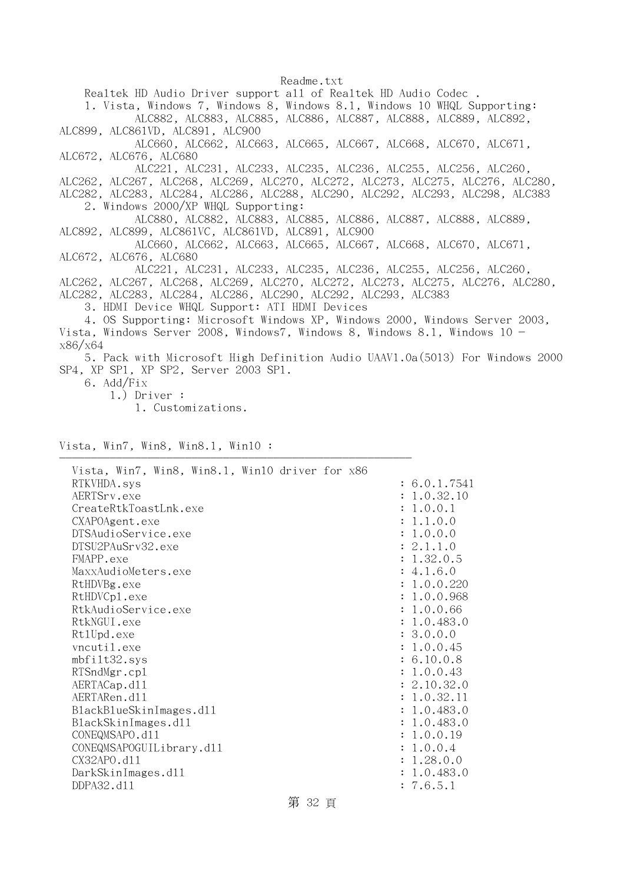Readme.txt

Realtek HD Audio Driver support all of Realtek HD Audio Codec .

1. Vista, Windows 7, Windows 8, Windows 8.1, Windows 10 WHQL Supporting:
   ALC882, ALC883, ALC885, ALC886, ALC887, ALC888, ALC889, ALC892, ALC899, ALC861VD, ALC891, ALC900
   ALC660, ALC662, ALC663, ALC665, ALC667, ALC668, ALC670, ALC671, ALC672, ALC676, ALC680
   ALC221, ALC231, ALC233, ALC235, ALC236, ALC255, ALC256, ALC260, ALC262, ALC267, ALC268, ALC269, ALC270, ALC272, ALC273, ALC275, ALC276, ALC280, ALC282, ALC283, ALC284, ALC286, ALC288, ALC290, ALC292, ALC293, ALC298, ALC383
2. Windows 2000/XP WHQL Supporting:
   ALC880, ALC882, ALC883, ALC885, ALC886, ALC887, ALC888, ALC889, ALC892, ALC899, ALC861VC, ALC861VD, ALC891, ALC900
   ALC660, ALC662, ALC663, ALC665, ALC667, ALC668, ALC670, ALC671, ALC672, ALC676, ALC680
   ALC221, ALC231, ALC233, ALC235, ALC236, ALC255, ALC256, ALC260, ALC262, ALC267, ALC268, ALC269, ALC270, ALC272, ALC273, ALC275, ALC276, ALC280, ALC282, ALC283, ALC284, ALC286, ALC290, ALC292, ALC293, ALC383
3. HDMI Device WHQL Support: ATI HDMI Devices
4. OS Supporting: Microsoft Windows XP, Windows 2000, Windows Server 2003, Vista, Windows Server 2008, Windows7, Windows 8, Windows 8.1, Windows 10 - x86/x64
5. Pack with Microsoft High Definition Audio UAAV1.0a(5013) For Windows 2000 SP4, XP SP1, XP SP2, Server 2003 SP1.
6. Add/Fix
   1.) Driver :
      1. Customizations.

Vista, Win7, Win8, Win8.1, Win10 :
---

```
  Vista, Win7, Win8, Win8.1, Win10 driver for x86
  RTKVHDA.sys                                        : 6.0.1.7541
  AERTSrv.exe                                        : 1.0.32.10
  CreateRtkToastLnk.exe                              : 1.0.0.1
  CXAPOAgent.exe                                     : 1.1.0.0
  DTSAudioService.exe                                : 1.0.0.0
  DTSU2PAuSrv32.exe                                  : 2.1.1.0
  FMAPP.exe                                          : 1.32.0.5
  MaxxAudioMeters.exe                                : 4.1.6.0
  RtHDVBg.exe                                        : 1.0.0.220
  RtHDVCpl.exe                                       : 1.0.0.968
  RtkAudioService.exe                                : 1.0.0.66
  RtkNGUI.exe                                        : 1.0.483.0
  RtlUpd.exe                                         : 3.0.0.0
  vncutil.exe                                        : 1.0.0.45
  mbfilt32.sys                                       : 6.10.0.8
  RTSndMgr.cpl                                       : 1.0.0.43
  AERTACap.dll                                       : 2.10.32.0
  AERTARen.dll                                       : 1.0.32.11
  BlackBlueSkinImages.dll                            : 1.0.483.0
  BlackSkinImages.dll                                : 1.0.483.0
  CONEQMSAPO.dll                                     : 1.0.0.19
  CONEQMSAPOGUILibrary.dll                           : 1.0.0.4
  CX32APO.dll                                        : 1.28.0.0
  DarkSkinImages.dll                                 : 1.0.483.0
  DDPA32.dll                                         : 7.6.5.1
```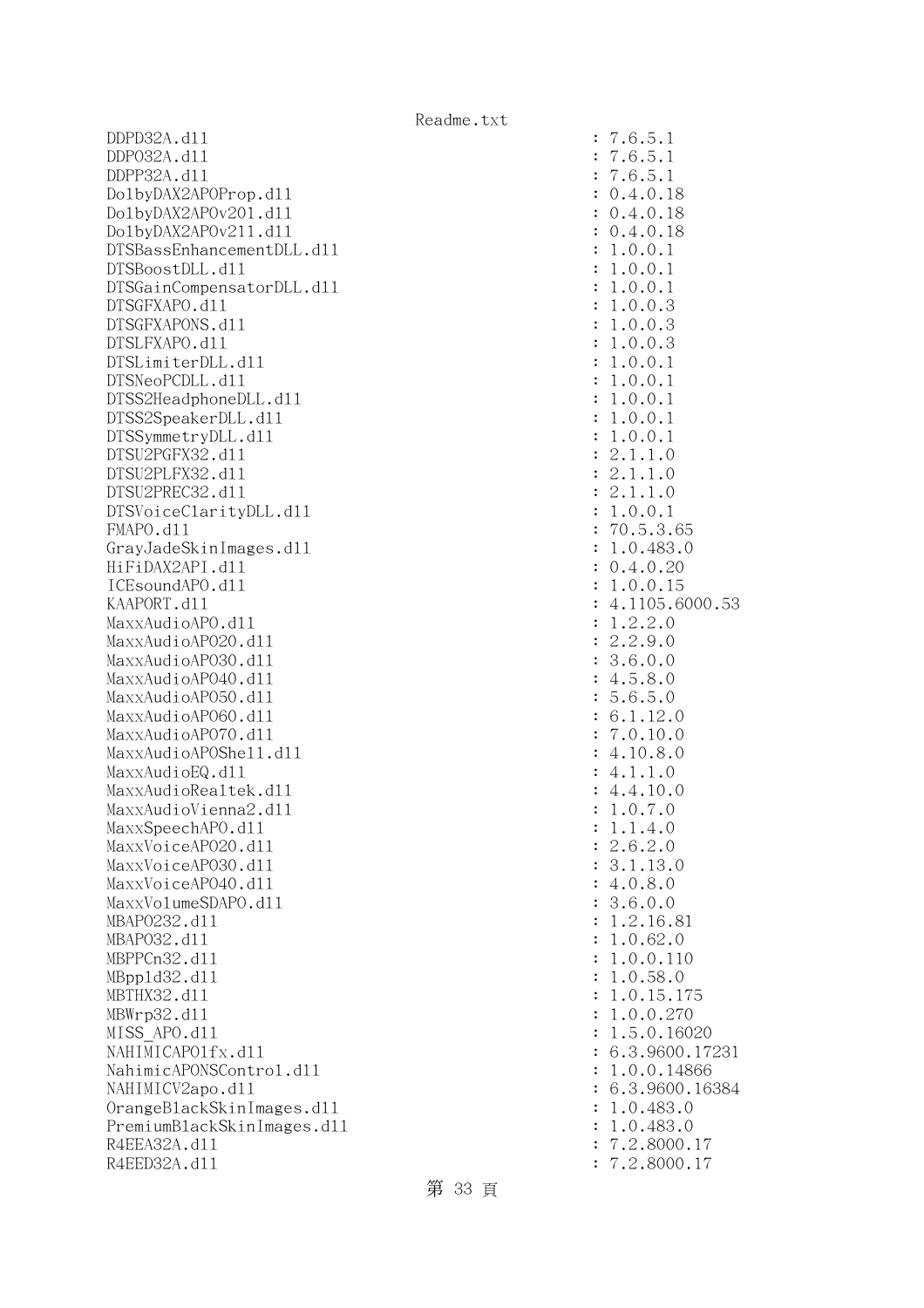```
DDPD32A.dll                                         : 7.6.5.1
DDPO32A.dll                                         : 7.6.5.1
DDPP32A.dll                                         : 7.6.5.1
DolbyDAX2APOProp.dll                                : 0.4.0.18
DolbyDAX2APOv201.dll                                : 0.4.0.18
DolbyDAX2APOv211.dll                                : 0.4.0.18
DTSBassEnhancementDLL.dll                           : 1.0.0.1
DTSBoostDLL.dll                                     : 1.0.0.1
DTSGainCompensatorDLL.dll                           : 1.0.0.1
DTSGFXAPO.dll                                       : 1.0.0.3
DTSGFXAPONS.dll                                     : 1.0.0.3
DTSLFXAPO.dll                                       : 1.0.0.3
DTSLimiterDLL.dll                                   : 1.0.0.1
DTSNeoPCDLL.dll                                     : 1.0.0.1
DTSS2HeadphoneDLL.dll                               : 1.0.0.1
DTSS2SpeakerDLL.dll                                 : 1.0.0.1
DTSSymmetryDLL.dll                                  : 1.0.0.1
DTSU2PGFX32.dll                                     : 2.1.1.0
DTSU2PLFX32.dll                                     : 2.1.1.0
DTSU2PREC32.dll                                     : 2.1.1.0
DTSVoiceClarityDLL.dll                              : 1.0.0.1
FMAPO.dll                                           : 70.5.3.65
GrayJadeSkinImages.dll                              : 1.0.483.0
HiFiDAX2API.dll                                     : 0.4.0.20
ICEsoundAPO.dll                                     : 1.0.0.15
KAAPORT.dll                                         : 4.1105.6000.53
MaxxAudioAPO.dll                                    : 1.2.2.0
MaxxAudioAPO20.dll                                  : 2.2.9.0
MaxxAudioAPO30.dll                                  : 3.6.0.0
MaxxAudioAPO40.dll                                  : 4.5.8.0
MaxxAudioAPO50.dll                                  : 5.6.5.0
MaxxAudioAPO60.dll                                  : 6.1.12.0
MaxxAudioAPO70.dll                                  : 7.0.10.0
MaxxAudioAPOShell.dll                               : 4.10.8.0
MaxxAudioEQ.dll                                     : 4.1.1.0
MaxxAudioRealtek.dll                                : 4.4.10.0
MaxxAudioVienna2.dll                                : 1.0.7.0
MaxxSpeechAPO.dll                                   : 1.1.4.0
MaxxVoiceAPO20.dll                                  : 2.6.2.0
MaxxVoiceAPO30.dll                                  : 3.1.13.0
MaxxVoiceAPO40.dll                                  : 4.0.8.0
MaxxVolumeSDAPO.dll                                 : 3.6.0.0
MBAPO232.dll                                        : 1.2.16.81
MBAPO32.dll                                         : 1.0.62.0
MBPPCn32.dll                                        : 1.0.0.110
MBppld32.dll                                        : 1.0.58.0
MBTHX32.dll                                         : 1.0.15.175
MBWrp32.dll                                         : 1.0.0.270
MISS_APO.dll                                        : 1.5.0.16020
NAHIMICAPOlfx.dll                                   : 6.3.9600.17231
NahimicAPONSControl.dll                             : 1.0.0.14866
NAHIMICV2apo.dll                                    : 6.3.9600.16384
OrangeBlackSkinImages.dll                           : 1.0.483.0
PremiumBlackSkinImages.dll                          : 1.0.483.0
R4EEA32A.dll                                        : 7.2.8000.17
R4EED32A.dll                                        : 7.2.8000.17
```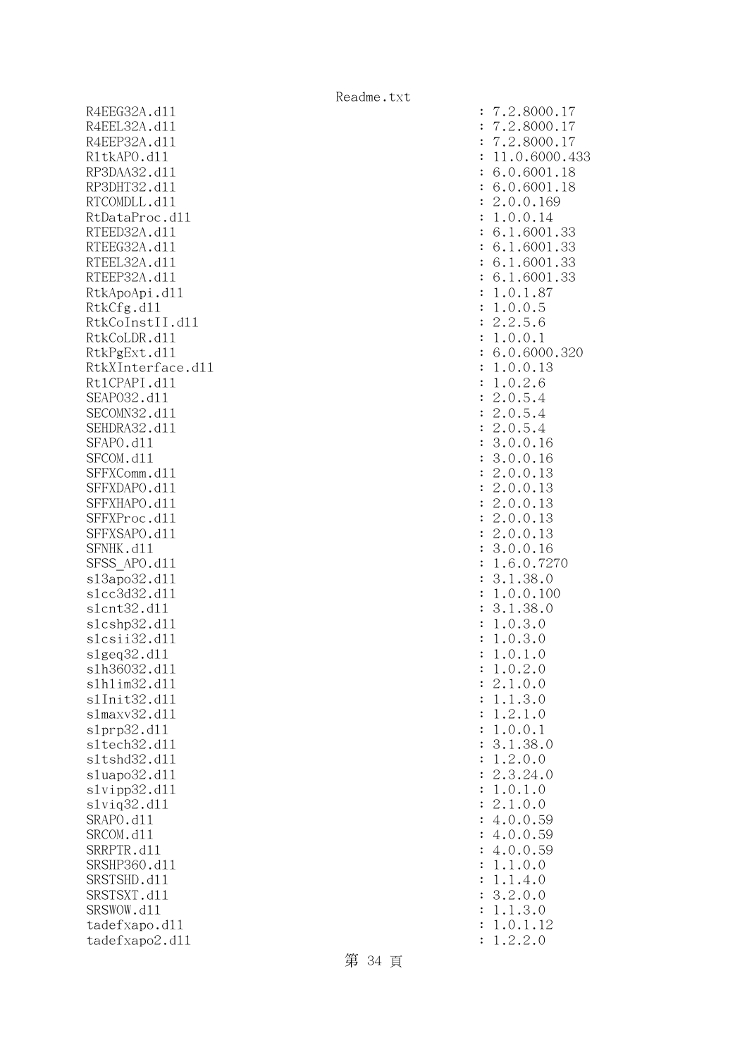```
R4EEG32A.dll                                            : 7.2.8000.17
R4EEL32A.dll                                            : 7.2.8000.17
R4EEP32A.dll                                            : 7.2.8000.17
R1tkAPO.dll                                             : 11.0.6000.433
RP3DAA32.dll                                            : 6.0.6001.18
RP3DHT32.dll                                            : 6.0.6001.18
RTCOMDLL.dll                                            : 2.0.0.169
RtDataProc.dll                                          : 1.0.0.14
RTEED32A.dll                                            : 6.1.6001.33
RTEEG32A.dll                                            : 6.1.6001.33
RTEEL32A.dll                                            : 6.1.6001.33
RTEEP32A.dll                                            : 6.1.6001.33
RtkApoApi.dll                                           : 1.0.1.87
RtkCfg.dll                                              : 1.0.0.5
RtkCoInstII.dll                                         : 2.2.5.6
RtkCoLDR.dll                                            : 1.0.0.1
RtkPgExt.dll                                            : 6.0.6000.320
RtkXInterface.dll                                       : 1.0.0.13
Rt1CPAPI.dll                                            : 1.0.2.6
SEAPO32.dll                                             : 2.0.5.4
SECOMN32.dll                                            : 2.0.5.4
SEHDRA32.dll                                            : 2.0.5.4
SFAPO.dll                                               : 3.0.0.16
SFCOM.dll                                               : 3.0.0.16
SFFXComm.dll                                            : 2.0.0.13
SFFXDAPO.dll                                            : 2.0.0.13
SFFXHAPO.dll                                            : 2.0.0.13
SFFXProc.dll                                            : 2.0.0.13
SFFXSAPO.dll                                            : 2.0.0.13
SFNHK.dll                                               : 3.0.0.16
SFSS_APO.dll                                            : 1.6.0.7270
sl3apo32.dll                                            : 3.1.38.0
slcc3d32.dll                                            : 1.0.0.100
slcnt32.dll                                             : 3.1.38.0
slcshp32.dll                                            : 1.0.3.0
slcsii32.dll                                            : 1.0.3.0
slgeq32.dll                                             : 1.0.1.0
slh36032.dll                                            : 1.0.2.0
slhlim32.dll                                            : 2.1.0.0
slInit32.dll                                            : 1.1.3.0
slmaxv32.dll                                            : 1.2.1.0
slprp32.dll                                             : 1.0.0.1
sltech32.dll                                            : 3.1.38.0
sltshd32.dll                                            : 1.2.0.0
sluapo32.dll                                            : 2.3.24.0
slvipp32.dll                                            : 1.0.1.0
slviq32.dll                                             : 2.1.0.0
SRAPO.dll                                               : 4.0.0.59
SRCOM.dll                                               : 4.0.0.59
SRRPTR.dll                                              : 4.0.0.59
SRSHP360.dll                                            : 1.1.0.0
SRSTSHD.dll                                             : 1.1.4.0
SRSTSXT.dll                                             : 3.2.0.0
SRSWOW.dll                                              : 1.1.3.0
tadefxapo.dll                                           : 1.0.1.12
tadefxapo2.dll                                          : 1.2.2.0
```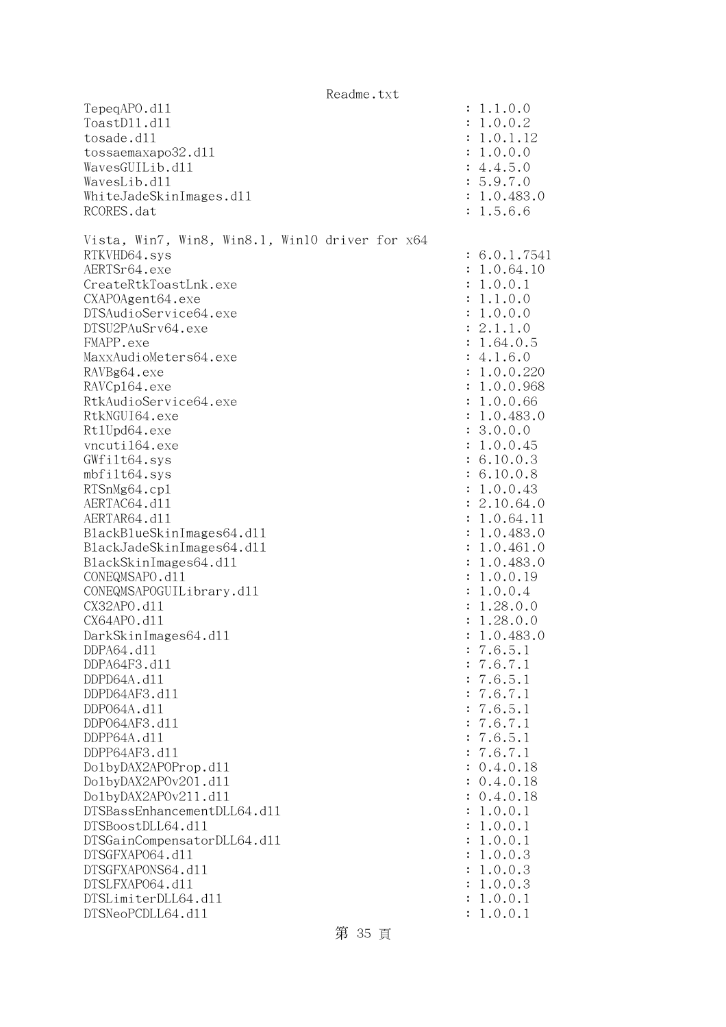```
TepeqAPO.dll                                        : 1.1.0.0
ToastDll.dll                                        : 1.0.0.2
tosade.dll                                          : 1.0.1.12
tossaemaxapo32.dll                                  : 1.0.0.0
WavesGUILib.dll                                     : 4.4.5.0
WavesLib.dll                                        : 5.9.7.0
WhiteJadeSkinImages.dll                             : 1.0.483.0
RCORES.dat                                          : 1.5.6.6

Vista, Win7, Win8, Win8.1, Win10 driver for x64
RTKVHD64.sys                                        : 6.0.1.7541
AERTSr64.exe                                        : 1.0.64.10
CreateRtkToastLnk.exe                               : 1.0.0.1
CXAPOAgent64.exe                                    : 1.1.0.0
DTSAudioService64.exe                               : 1.0.0.0
DTSU2PAuSrv64.exe                                   : 2.1.1.0
FMAPP.exe                                           : 1.64.0.5
MaxxAudioMeters64.exe                               : 4.1.6.0
RAVBg64.exe                                         : 1.0.0.220
RAVCpl64.exe                                        : 1.0.0.968
RtkAudioService64.exe                               : 1.0.0.66
RtkNGUI64.exe                                       : 1.0.483.0
RtlUpd64.exe                                        : 3.0.0.0
vncutil64.exe                                       : 1.0.0.45
GWfilt64.sys                                        : 6.10.0.3
mbfilt64.sys                                        : 6.10.0.8
RTSnMg64.cpl                                        : 1.0.0.43
AERTAC64.dll                                        : 2.10.64.0
AERTAR64.dll                                        : 1.0.64.11
BlackBlueSkinImages64.dll                           : 1.0.483.0
BlackJadeSkinImages64.dll                           : 1.0.461.0
BlackSkinImages64.dll                               : 1.0.483.0
CONEQMSAPO.dll                                      : 1.0.0.19
CONEQMSAPOGUILibrary.dll                            : 1.0.0.4
CX32APO.dll                                         : 1.28.0.0
CX64APO.dll                                         : 1.28.0.0
DarkSkinImages64.dll                                : 1.0.483.0
DDPA64.dll                                          : 7.6.5.1
DDPA64F3.dll                                        : 7.6.7.1
DDPD64A.dll                                         : 7.6.5.1
DDPD64AF3.dll                                       : 7.6.7.1
DDPO64A.dll                                         : 7.6.5.1
DDPO64AF3.dll                                       : 7.6.7.1
DDPP64A.dll                                         : 7.6.5.1
DDPP64AF3.dll                                       : 7.6.7.1
DolbyDAX2APOProp.dll                                : 0.4.0.18
DolbyDAX2APOv201.dll                                : 0.4.0.18
DolbyDAX2APOv211.dll                                : 0.4.0.18
DTSBassEnhancementDLL64.dll                         : 1.0.0.1
DTSBoostDLL64.dll                                   : 1.0.0.1
DTSGainCompensatorDLL64.dll                         : 1.0.0.1
DTSGFXAPO64.dll                                     : 1.0.0.3
DTSGFXAPONS64.dll                                   : 1.0.0.3
DTSLFXAPO64.dll                                     : 1.0.0.3
DTSLimiterDLL64.dll                                 : 1.0.0.1
DTSNeoPCDLL64.dll                                   : 1.0.0.1
```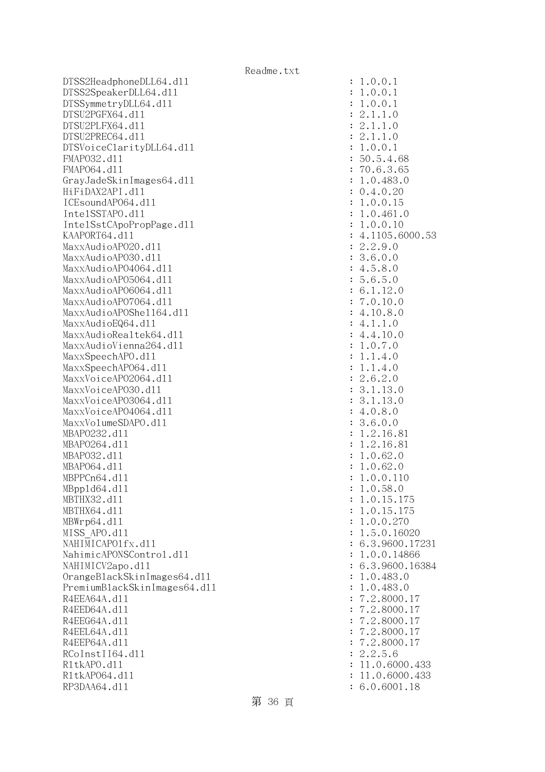```
DTSS2HeadphoneDLL64.dll                                  : 1.0.0.1
DTSS2SpeakerDLL64.dll                                    : 1.0.0.1
DTSSymmetryDLL64.dll                                     : 1.0.0.1
DTSU2PGFX64.dll                                          : 2.1.1.0
DTSU2PLFX64.dll                                          : 2.1.1.0
DTSU2PREC64.dll                                          : 2.1.1.0
DTSVoiceClarityDLL64.dll                                 : 1.0.0.1
FMAPO32.dll                                              : 50.5.4.68
FMAPO64.dll                                              : 70.6.3.65
GrayJadeSkinImages64.dll                                 : 1.0.483.0
HiFiDAX2API.dll                                          : 0.4.0.20
ICEsoundAPO64.dll                                        : 1.0.0.15
IntelSSTAPO.dll                                          : 1.0.461.0
IntelSstCApoPropPage.dll                                 : 1.0.0.10
KAAPORT64.dll                                            : 4.1105.6000.53
MaxxAudioAPO20.dll                                       : 2.2.9.0
MaxxAudioAPO30.dll                                       : 3.6.0.0
MaxxAudioAPO4064.dll                                     : 4.5.8.0
MaxxAudioAPO5064.dll                                     : 5.6.5.0
MaxxAudioAPO6064.dll                                     : 6.1.12.0
MaxxAudioAPO7064.dll                                     : 7.0.10.0
MaxxAudioAPOShell64.dll                                  : 4.10.8.0
MaxxAudioEQ64.dll                                        : 4.1.1.0
MaxxAudioRealtek64.dll                                   : 4.4.10.0
MaxxAudioVienna264.dll                                   : 1.0.7.0
MaxxSpeechAPO.dll                                        : 1.1.4.0
MaxxSpeechAPO64.dll                                      : 1.1.4.0
MaxxVoiceAPO2064.dll                                     : 2.6.2.0
MaxxVoiceAPO30.dll                                       : 3.1.13.0
MaxxVoiceAPO3064.dll                                     : 3.1.13.0
MaxxVoiceAPO4064.dll                                     : 4.0.8.0
MaxxVolumeSDAPO.dll                                      : 3.6.0.0
MBAPO232.dll                                             : 1.2.16.81
MBAPO264.dll                                             : 1.2.16.81
MBAPO32.dll                                              : 1.0.62.0
MBAPO64.dll                                              : 1.0.62.0
MBPPCn64.dll                                             : 1.0.0.110
MBppld64.dll                                             : 1.0.58.0
MBTHX32.dll                                              : 1.0.15.175
MBTHX64.dll                                              : 1.0.15.175
MBWrp64.dll                                              : 1.0.0.270
MISS_APO.dll                                             : 1.5.0.16020
NAHIMICAPO1fx.dll                                        : 6.3.9600.17231
NahimicAPONSControl.dll                                  : 1.0.0.14866
NAHIMICV2apo.dll                                         : 6.3.9600.16384
OrangeBlackSkinImages64.dll                              : 1.0.483.0
PremiumBlackSkinImages64.dll                             : 1.0.483.0
R4EEA64A.dll                                             : 7.2.8000.17
R4EED64A.dll                                             : 7.2.8000.17
R4EEG64A.dll                                             : 7.2.8000.17
R4EEL64A.dll                                             : 7.2.8000.17
R4EEP64A.dll                                             : 7.2.8000.17
RCoInstII64.dll                                          : 2.2.5.6
RltkAPO.dll                                              : 11.0.6000.433
RltkAPO64.dll                                            : 11.0.6000.433
RP3DAA64.dll                                             : 6.0.6001.18
```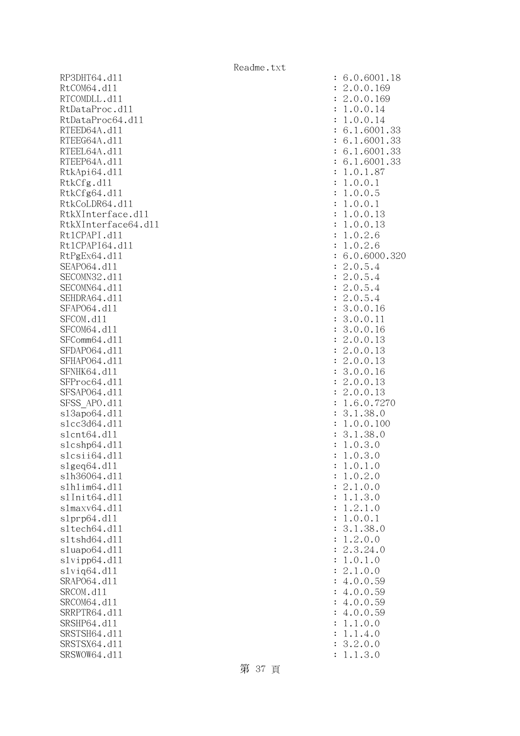```
RP3DHT64.dll                                          : 6.0.6001.18
RtCOM64.dll                                           : 2.0.0.169
RTCOMDLL.dll                                          : 2.0.0.169
RtDataProc.dll                                        : 1.0.0.14
RtDataProc64.dll                                      : 1.0.0.14
RTEED64A.dll                                          : 6.1.6001.33
RTEEG64A.dll                                          : 6.1.6001.33
RTEEL64A.dll                                          : 6.1.6001.33
RTEEP64A.dll                                          : 6.1.6001.33
RtkApi64.dll                                          : 1.0.1.87
RtkCfg.dll                                            : 1.0.0.1
RtkCfg64.dll                                          : 1.0.0.5
RtkCoLDR64.dll                                        : 1.0.0.1
RtkXInterface.dll                                     : 1.0.0.13
RtkXInterface64.dll                                   : 1.0.0.13
RtlCPAPI.dll                                          : 1.0.2.6
RtlCPAPI64.dll                                        : 1.0.2.6
RtPgEx64.dll                                          : 6.0.6000.320
SEAPO64.dll                                           : 2.0.5.4
SECOMN32.dll                                          : 2.0.5.4
SECOMN64.dll                                          : 2.0.5.4
SEHDRA64.dll                                          : 2.0.5.4
SFAPO64.dll                                           : 3.0.0.16
SFCOM.dll                                             : 3.0.0.11
SFCOM64.dll                                           : 3.0.0.16
SFComm64.dll                                          : 2.0.0.13
SFDAPO64.dll                                          : 2.0.0.13
SFHAPO64.dll                                          : 2.0.0.13
SFNHK64.dll                                           : 3.0.0.16
SFProc64.dll                                          : 2.0.0.13
SFSAPO64.dll                                          : 2.0.0.13
SFSS_APO.dll                                          : 1.6.0.7270
sl3apo64.dll                                          : 3.1.38.0
slcc3d64.dll                                          : 1.0.0.100
slcnt64.dll                                           : 3.1.38.0
slcshp64.dll                                          : 1.0.3.0
slcsii64.dll                                          : 1.0.3.0
slgeq64.dll                                           : 1.0.1.0
slh36064.dll                                          : 1.0.2.0
slhlim64.dll                                          : 2.1.0.0
slInit64.dll                                          : 1.1.3.0
slmaxv64.dll                                          : 1.2.1.0
slprp64.dll                                           : 1.0.0.1
sltech64.dll                                          : 3.1.38.0
sltshd64.dll                                          : 1.2.0.0
sluapo64.dll                                          : 2.3.24.0
slvipp64.dll                                          : 1.0.1.0
slviq64.dll                                           : 2.1.0.0
SRAPO64.dll                                           : 4.0.0.59
SRCOM.dll                                             : 4.0.0.59
SRCOM64.dll                                           : 4.0.0.59
SRRPTR64.dll                                          : 4.0.0.59
SRSHP64.dll                                           : 1.1.0.0
SRSTSH64.dll                                          : 1.1.4.0
SRSTSX64.dll                                          : 3.2.0.0
SRSWOW64.dll                                          : 1.1.3.0
```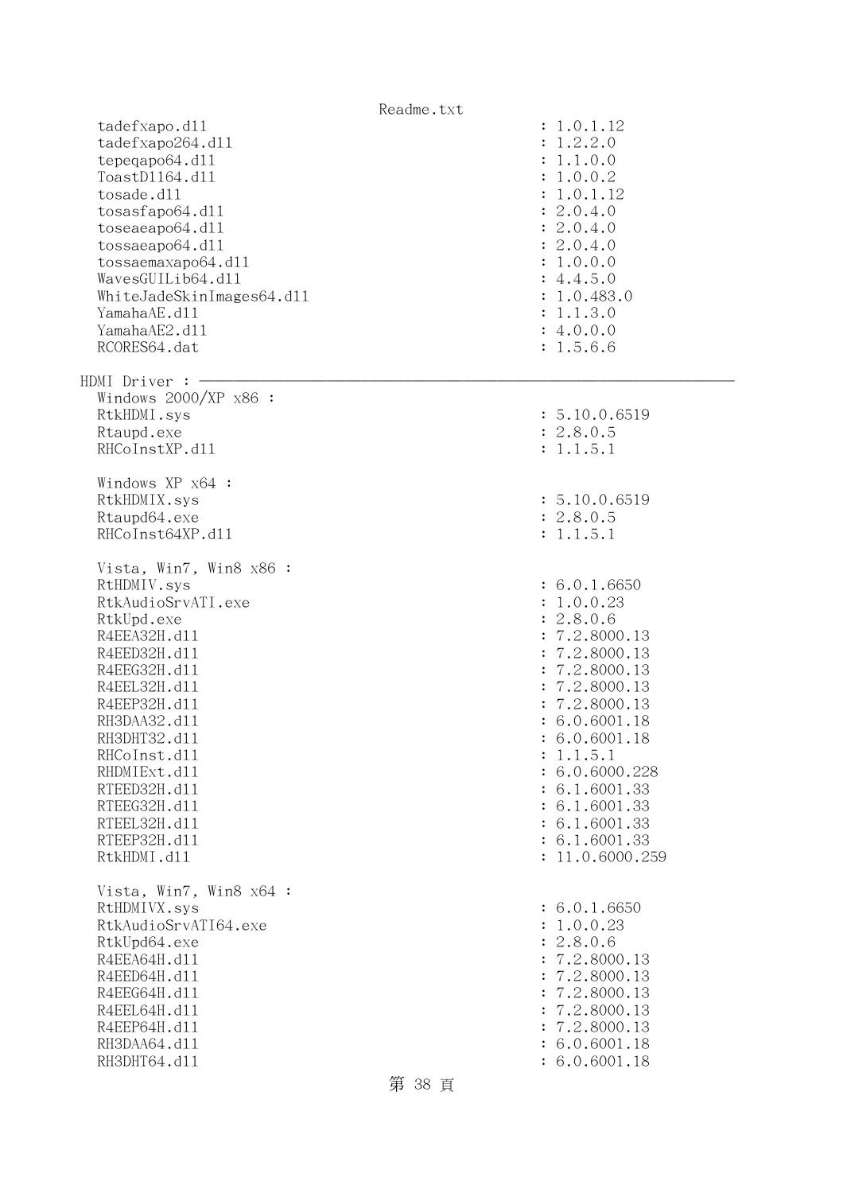```
    tadefxapo.dll                                       : 1.0.1.12
    tadefxapo264.dll                                    : 1.2.2.0
    tepeqapo64.dll                                      : 1.1.0.0
    ToastDll64.dll                                      : 1.0.0.2
    tosade.dll                                          : 1.0.1.12
    tosasfapo64.dll                                     : 2.0.4.0
    toseaeapo64.dll                                     : 2.0.4.0
    tossaeapo64.dll                                     : 2.0.4.0
    tossaemaxapo64.dll                                  : 1.0.0.0
    WavesGUILib64.dll                                   : 4.4.5.0
    WhiteJadeSkinImages64.dll                           : 1.0.483.0
    YamahaAE.dll                                        : 1.1.3.0
    YamahaAE2.dll                                       : 4.0.0.0
    RCORES64.dat                                        : 1.5.6.6

HDMI Driver : ──────────────────────────────────────────────────────────────
    Windows 2000/XP x86 :
    RtkHDMI.sys                                         : 5.10.0.6519
    Rtaupd.exe                                          : 2.8.0.5
    RHCoInstXP.dll                                      : 1.1.5.1

    Windows XP x64 :
    RtkHDMIX.sys                                        : 5.10.0.6519
    Rtaupd64.exe                                        : 2.8.0.5
    RHCoInst64XP.dll                                    : 1.1.5.1

    Vista, Win7, Win8 x86 :
    RtHDMIV.sys                                         : 6.0.1.6650
    RtkAudioSrvATI.exe                                  : 1.0.0.23
    RtkUpd.exe                                          : 2.8.0.6
    R4EEA32H.dll                                        : 7.2.8000.13
    R4EED32H.dll                                        : 7.2.8000.13
    R4EEG32H.dll                                        : 7.2.8000.13
    R4EEL32H.dll                                        : 7.2.8000.13
    R4EEP32H.dll                                        : 7.2.8000.13
    RH3DAA32.dll                                        : 6.0.6001.18
    RH3DHT32.dll                                        : 6.0.6001.18
    RHCoInst.dll                                        : 1.1.5.1
    RHDMIExt.dll                                        : 6.0.6000.228
    RTEED32H.dll                                        : 6.1.6001.33
    RTEEG32H.dll                                        : 6.1.6001.33
    RTEEL32H.dll                                        : 6.1.6001.33
    RTEEP32H.dll                                        : 6.1.6001.33
    RtkHDMI.dll                                         : 11.0.6000.259

    Vista, Win7, Win8 x64 :
    RtHDMIVX.sys                                        : 6.0.1.6650
    RtkAudioSrvATI64.exe                                : 1.0.0.23
    RtkUpd64.exe                                        : 2.8.0.6
    R4EEA64H.dll                                        : 7.2.8000.13
    R4EED64H.dll                                        : 7.2.8000.13
    R4EEG64H.dll                                        : 7.2.8000.13
    R4EEL64H.dll                                        : 7.2.8000.13
    R4EEP64H.dll                                        : 7.2.8000.13
    RH3DAA64.dll                                        : 6.0.6001.18
    RH3DHT64.dll                                        : 6.0.6001.18
```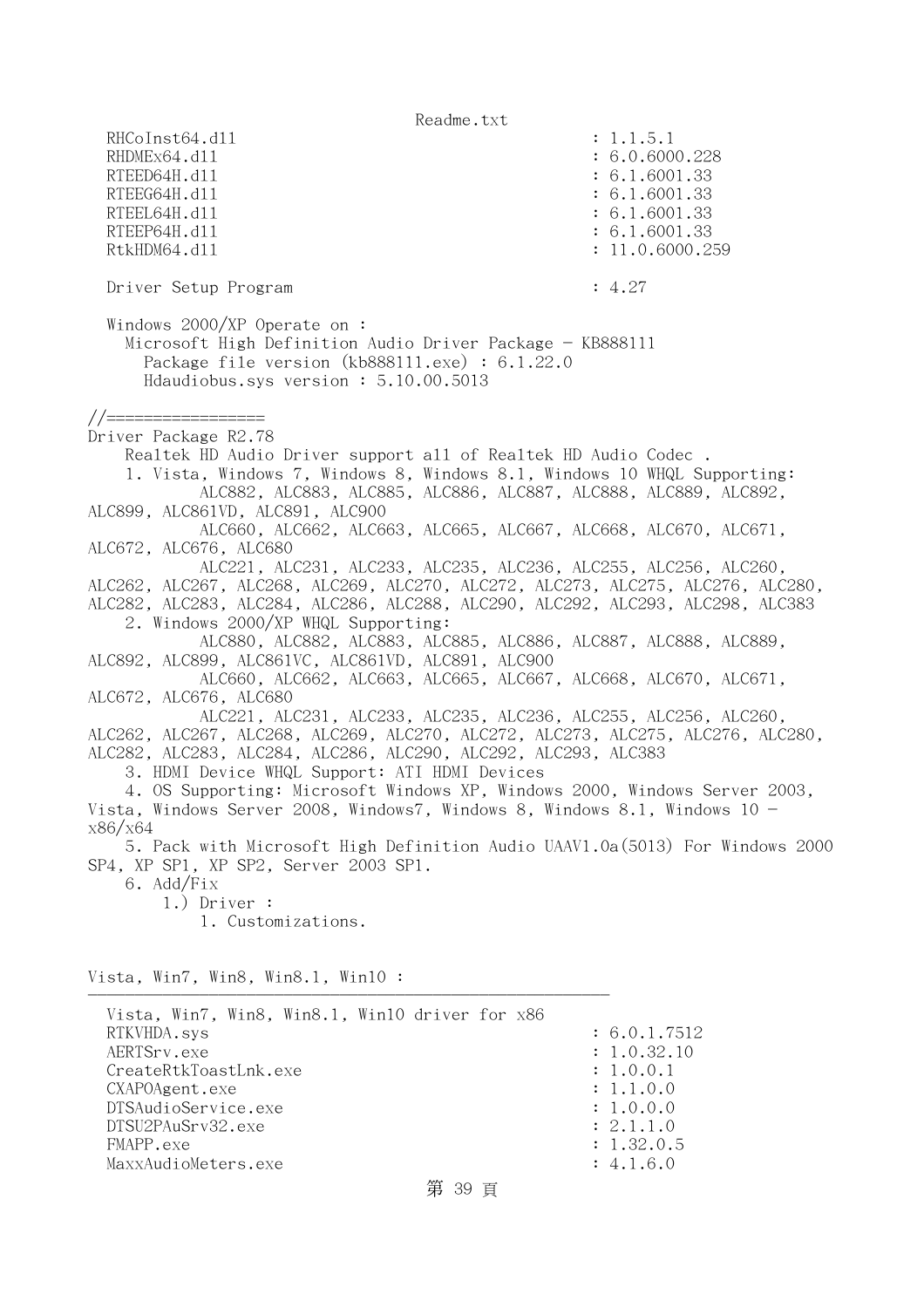```
  RHCoInst64.dll                                          : 1.1.5.1
  RHDMEx64.dll                                            : 6.0.6000.228
  RTEED64H.dll                                            : 6.1.6001.33
  RTEEG64H.dll                                            : 6.1.6001.33
  RTEEL64H.dll                                            : 6.1.6001.33
  RTEEP64H.dll                                            : 6.1.6001.33
  RtkHDM64.dll                                            : 11.0.6000.259

  Driver Setup Program                                    : 4.27

  Windows 2000/XP Operate on :
    Microsoft High Definition Audio Driver Package - KB888111
      Package file version (kb888111.exe) : 6.1.22.0
      Hdaudiobus.sys version : 5.10.00.5013

//=================
Driver Package R2.78
    Realtek HD Audio Driver support all of Realtek HD Audio Codec .
    1. Vista, Windows 7, Windows 8, Windows 8.1, Windows 10 WHQL Supporting:
            ALC882, ALC883, ALC885, ALC886, ALC887, ALC888, ALC889, ALC892,
ALC899, ALC861VD, ALC891, ALC900
            ALC660, ALC662, ALC663, ALC665, ALC667, ALC668, ALC670, ALC671,
ALC672, ALC676, ALC680
            ALC221, ALC231, ALC233, ALC235, ALC236, ALC255, ALC256, ALC260,
ALC262, ALC267, ALC268, ALC269, ALC270, ALC272, ALC273, ALC275, ALC276, ALC280,
ALC282, ALC283, ALC284, ALC286, ALC288, ALC290, ALC292, ALC293, ALC298, ALC383
    2. Windows 2000/XP WHQL Supporting:
            ALC880, ALC882, ALC883, ALC885, ALC886, ALC887, ALC888, ALC889,
ALC892, ALC899, ALC861VC, ALC861VD, ALC891, ALC900
            ALC660, ALC662, ALC663, ALC665, ALC667, ALC668, ALC670, ALC671,
ALC672, ALC676, ALC680
            ALC221, ALC231, ALC233, ALC235, ALC236, ALC255, ALC256, ALC260,
ALC262, ALC267, ALC268, ALC269, ALC270, ALC272, ALC273, ALC275, ALC276, ALC280,
ALC282, ALC283, ALC284, ALC286, ALC290, ALC292, ALC293, ALC383
    3. HDMI Device WHQL Support: ATI HDMI Devices
    4. OS Supporting: Microsoft Windows XP, Windows 2000, Windows Server 2003,
Vista, Windows Server 2008, Windows7, Windows 8, Windows 8.1, Windows 10 -
x86/x64
    5. Pack with Microsoft High Definition Audio UAAV1.0a(5013) For Windows 2000
SP4, XP SP1, XP SP2, Server 2003 SP1.
    6. Add/Fix
        1.) Driver :
            1. Customizations.


Vista, Win7, Win8, Win8.1, Win10 :
-----------------------------------------------------------

  Vista, Win7, Win8, Win8.1, Win10 driver for x86
  RTKVHDA.sys                                             : 6.0.1.7512
  AERTSrv.exe                                             : 1.0.32.10
  CreateRtkToastLnk.exe                                   : 1.0.0.1
  CXAPOAgent.exe                                          : 1.1.0.0
  DTSAudioService.exe                                     : 1.0.0.0
  DTSU2PAuSrv32.exe                                       : 2.1.1.0
  FMAPP.exe                                               : 1.32.0.5
  MaxxAudioMeters.exe                                     : 4.1.6.0
```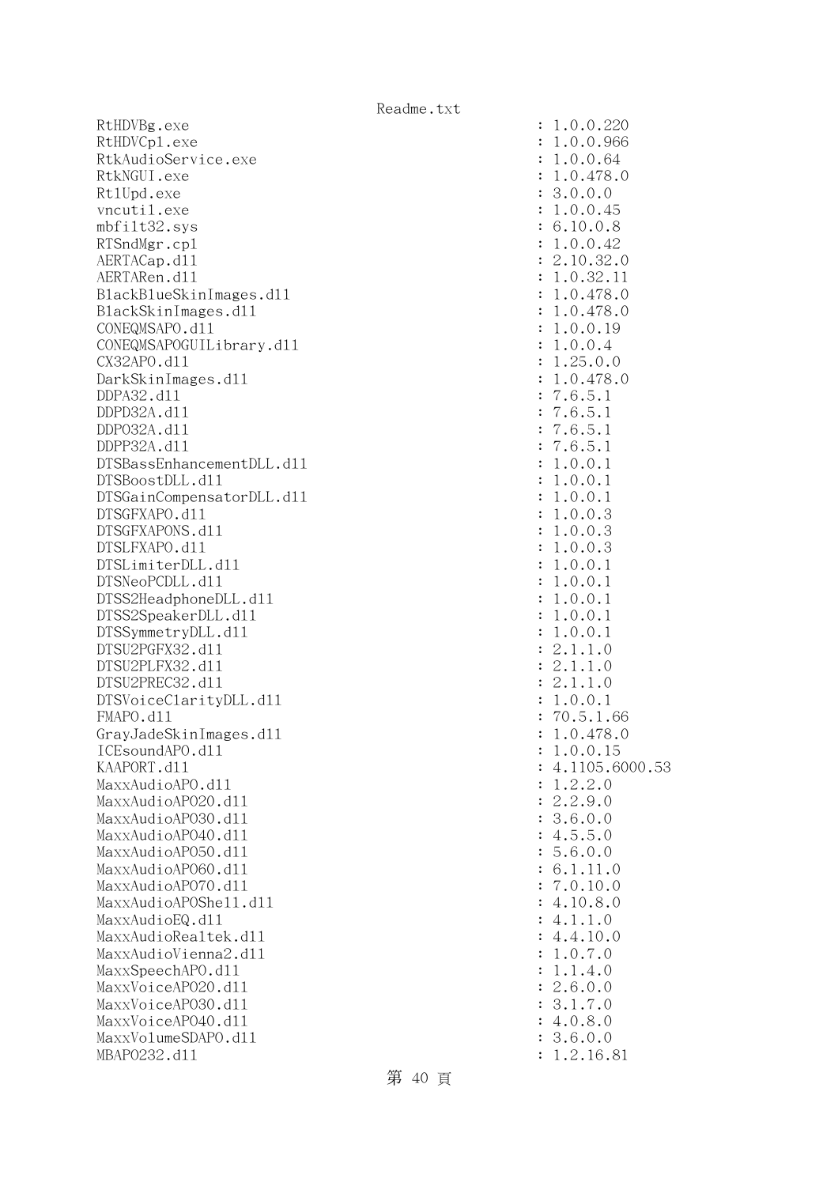```
RtHDVBg.exe                                      : 1.0.0.220
RtHDVCpl.exe                                     : 1.0.0.966
RtkAudioService.exe                              : 1.0.0.64
RtkNGUI.exe                                      : 1.0.478.0
RtlUpd.exe                                       : 3.0.0.0
vncutil.exe                                      : 1.0.0.45
mbfilt32.sys                                     : 6.10.0.8
RTSndMgr.cpl                                     : 1.0.0.42
AERTACap.dll                                     : 2.10.32.0
AERTARen.dll                                     : 1.0.32.11
BlackBlueSkinImages.dll                          : 1.0.478.0
BlackSkinImages.dll                              : 1.0.478.0
CONEQMSAPO.dll                                   : 1.0.0.19
CONEQMSAPOGUILibrary.dll                         : 1.0.0.4
CX32APO.dll                                      : 1.25.0.0
DarkSkinImages.dll                               : 1.0.478.0
DDPA32.dll                                       : 7.6.5.1
DDPD32A.dll                                      : 7.6.5.1
DDPO32A.dll                                      : 7.6.5.1
DDPP32A.dll                                      : 7.6.5.1
DTSBassEnhancementDLL.dll                        : 1.0.0.1
DTSBoostDLL.dll                                  : 1.0.0.1
DTSGainCompensatorDLL.dll                        : 1.0.0.1
DTSGFXAPO.dll                                    : 1.0.0.3
DTSGFXAPONS.dll                                  : 1.0.0.3
DTSLFXAPO.dll                                    : 1.0.0.3
DTSLimiterDLL.dll                                : 1.0.0.1
DTSNeoPCDLL.dll                                  : 1.0.0.1
DTSS2HeadphoneDLL.dll                            : 1.0.0.1
DTSS2SpeakerDLL.dll                              : 1.0.0.1
DTSSymmetryDLL.dll                               : 1.0.0.1
DTSU2PGFX32.dll                                  : 2.1.1.0
DTSU2PLFX32.dll                                  : 2.1.1.0
DTSU2PREC32.dll                                  : 2.1.1.0
DTSVoiceClarityDLL.dll                           : 1.0.0.1
FMAPO.dll                                        : 70.5.1.66
GrayJadeSkinImages.dll                           : 1.0.478.0
ICEsoundAPO.dll                                  : 1.0.0.15
KAAPORT.dll                                      : 4.1105.6000.53
MaxxAudioAPO.dll                                 : 1.2.2.0
MaxxAudioAPO20.dll                               : 2.2.9.0
MaxxAudioAPO30.dll                               : 3.6.0.0
MaxxAudioAPO40.dll                               : 4.5.5.0
MaxxAudioAPO50.dll                               : 5.6.0.0
MaxxAudioAPO60.dll                               : 6.1.11.0
MaxxAudioAPO70.dll                               : 7.0.10.0
MaxxAudioAPOShell.dll                            : 4.10.8.0
MaxxAudioEQ.dll                                  : 4.1.1.0
MaxxAudioRealtek.dll                             : 4.4.10.0
MaxxAudioVienna2.dll                             : 1.0.7.0
MaxxSpeechAPO.dll                                : 1.1.4.0
MaxxVoiceAPO20.dll                               : 2.6.0.0
MaxxVoiceAPO30.dll                               : 3.1.7.0
MaxxVoiceAPO40.dll                               : 4.0.8.0
MaxxVolumeSDAPO.dll                              : 3.6.0.0
MBAPO232.dll                                     : 1.2.16.81
```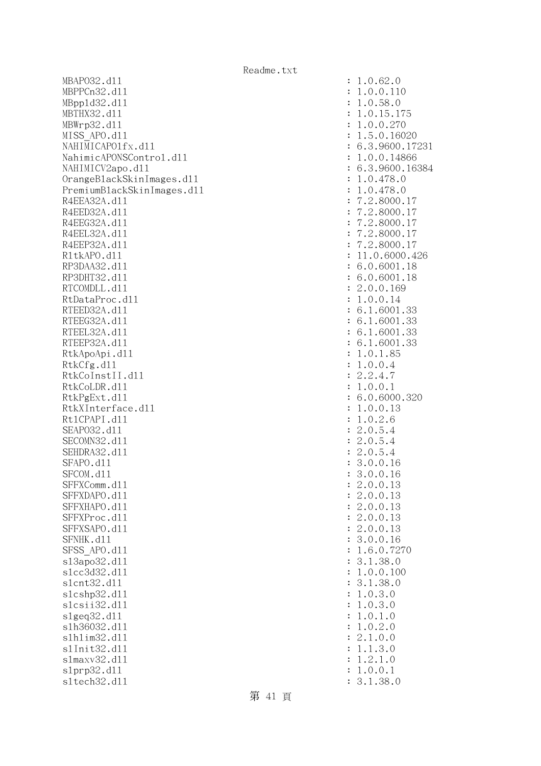```
MBAPO32.dll                                                     : 1.0.62.0
MBPPCn32.dll                                                    : 1.0.0.110
MBpp1d32.dll                                                    : 1.0.58.0
MBTHX32.dll                                                     : 1.0.15.175
MBWrp32.dll                                                     : 1.0.0.270
MISS_APO.dll                                                    : 1.5.0.16020
NAHIMICAPO1fx.dll                                               : 6.3.9600.17231
NahimicAPONSControl.dll                                         : 1.0.0.14866
NAHIMICV2apo.dll                                                : 6.3.9600.16384
OrangeBlackSkinImages.dll                                       : 1.0.478.0
PremiumBlackSkinImages.dll                                      : 1.0.478.0
R4EEA32A.dll                                                    : 7.2.8000.17
R4EED32A.dll                                                    : 7.2.8000.17
R4EEG32A.dll                                                    : 7.2.8000.17
R4EEL32A.dll                                                    : 7.2.8000.17
R4EEP32A.dll                                                    : 7.2.8000.17
RltkAPO.dll                                                     : 11.0.6000.426
RP3DAA32.dll                                                    : 6.0.6001.18
RP3DHT32.dll                                                    : 6.0.6001.18
RTCOMDLL.dll                                                    : 2.0.0.169
RtDataProc.dll                                                  : 1.0.0.14
RTEED32A.dll                                                    : 6.1.6001.33
RTEEG32A.dll                                                    : 6.1.6001.33
RTEEL32A.dll                                                    : 6.1.6001.33
RTEEP32A.dll                                                    : 6.1.6001.33
RtkApoApi.dll                                                   : 1.0.1.85
RtkCfg.dll                                                      : 1.0.0.4
RtkCoInstII.dll                                                 : 2.2.4.7
RtkCoLDR.dll                                                    : 1.0.0.1
RtkPgExt.dll                                                    : 6.0.6000.320
RtkXInterface.dll                                               : 1.0.0.13
RtlCPAPI.dll                                                    : 1.0.2.6
SEAPO32.dll                                                     : 2.0.5.4
SECOMN32.dll                                                    : 2.0.5.4
SEHDRA32.dll                                                    : 2.0.5.4
SFAPO.dll                                                       : 3.0.0.16
SFCOM.dll                                                       : 3.0.0.16
SFFXComm.dll                                                    : 2.0.0.13
SFFXDAPO.dll                                                    : 2.0.0.13
SFFXHAPO.dll                                                    : 2.0.0.13
SFFXProc.dll                                                    : 2.0.0.13
SFFXSAPO.dll                                                    : 2.0.0.13
SFNHK.dll                                                       : 3.0.0.16
SFSS_APO.dll                                                    : 1.6.0.7270
sl3apo32.dll                                                    : 3.1.38.0
slcc3d32.dll                                                    : 1.0.0.100
slcnt32.dll                                                     : 3.1.38.0
slcshp32.dll                                                    : 1.0.3.0
slcsii32.dll                                                    : 1.0.3.0
slgeq32.dll                                                     : 1.0.1.0
slh36032.dll                                                    : 1.0.2.0
slhlim32.dll                                                    : 2.1.0.0
slInit32.dll                                                    : 1.1.3.0
slmaxv32.dll                                                    : 1.2.1.0
slprp32.dll                                                     : 1.0.0.1
sltech32.dll                                                    : 3.1.38.0
```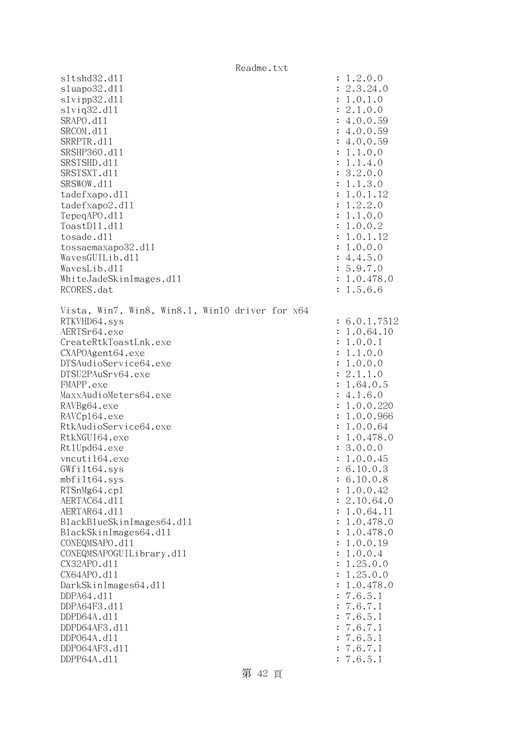```
sltshd32.dll                                         : 1.2.0.0
sluapo32.dll                                         : 2.3.24.0
slvipp32.dll                                         : 1.0.1.0
slviq32.dll                                          : 2.1.0.0
SRAPO.dll                                            : 4.0.0.59
SRCOM.dll                                            : 4.0.0.59
SRRPTR.dll                                           : 4.0.0.59
SRSHP360.dll                                         : 1.1.0.0
SRSTSHD.dll                                          : 1.1.4.0
SRSTSXT.dll                                          : 3.2.0.0
SRSWOW.dll                                           : 1.1.3.0
tadefxapo.dll                                        : 1.0.1.12
tadefxapo2.dll                                       : 1.2.2.0
TepeqAPO.dll                                         : 1.1.0.0
ToastDll.dll                                         : 1.0.0.2
tosade.dll                                           : 1.0.1.12
tossaemaxapo32.dll                                   : 1.0.0.0
WavesGUILib.dll                                      : 4.4.5.0
WavesLib.dll                                         : 5.9.7.0
WhiteJadeSkinImages.dll                              : 1.0.478.0
RCORES.dat                                           : 1.5.6.6

Vista, Win7, Win8, Win8.1, Win10 driver for x64
RTKVHD64.sys                                         : 6.0.1.7512
AERTSr64.exe                                         : 1.0.64.10
CreateRtkToastLnk.exe                                : 1.0.0.1
CXAPOAgent64.exe                                     : 1.1.0.0
DTSAudioService64.exe                                : 1.0.0.0
DTSU2PAuSrv64.exe                                    : 2.1.1.0
FMAPP.exe                                            : 1.64.0.5
MaxxAudioMeters64.exe                                : 4.1.6.0
RAVBg64.exe                                          : 1.0.0.220
RAVCpl64.exe                                         : 1.0.0.966
RtkAudioService64.exe                                : 1.0.0.64
RtkNGUI64.exe                                        : 1.0.478.0
RtlUpd64.exe                                         : 3.0.0.0
vncutil64.exe                                        : 1.0.0.45
GWfilt64.sys                                         : 6.10.0.3
mbfilt64.sys                                         : 6.10.0.8
RTSnMg64.cpl                                         : 1.0.0.42
AERTAC64.dll                                         : 2.10.64.0
AERTAR64.dll                                         : 1.0.64.11
BlackBlueSkinImages64.dll                            : 1.0.478.0
BlackSkinImages64.dll                                : 1.0.478.0
CONEQMSAPO.dll                                       : 1.0.0.19
CONEQMSAPOGUILibrary.dll                             : 1.0.0.4
CX32APO.dll                                          : 1.25.0.0
CX64APO.dll                                          : 1.25.0.0
DarkSkinImages64.dll                                 : 1.0.478.0
DDPA64.dll                                           : 7.6.5.1
DDPA64F3.dll                                         : 7.6.7.1
DDPD64A.dll                                          : 7.6.5.1
DDPD64AF3.dll                                        : 7.6.7.1
DDPO64A.dll                                          : 7.6.5.1
DDPO64AF3.dll                                        : 7.6.7.1
DDPP64A.dll                                          : 7.6.5.1
```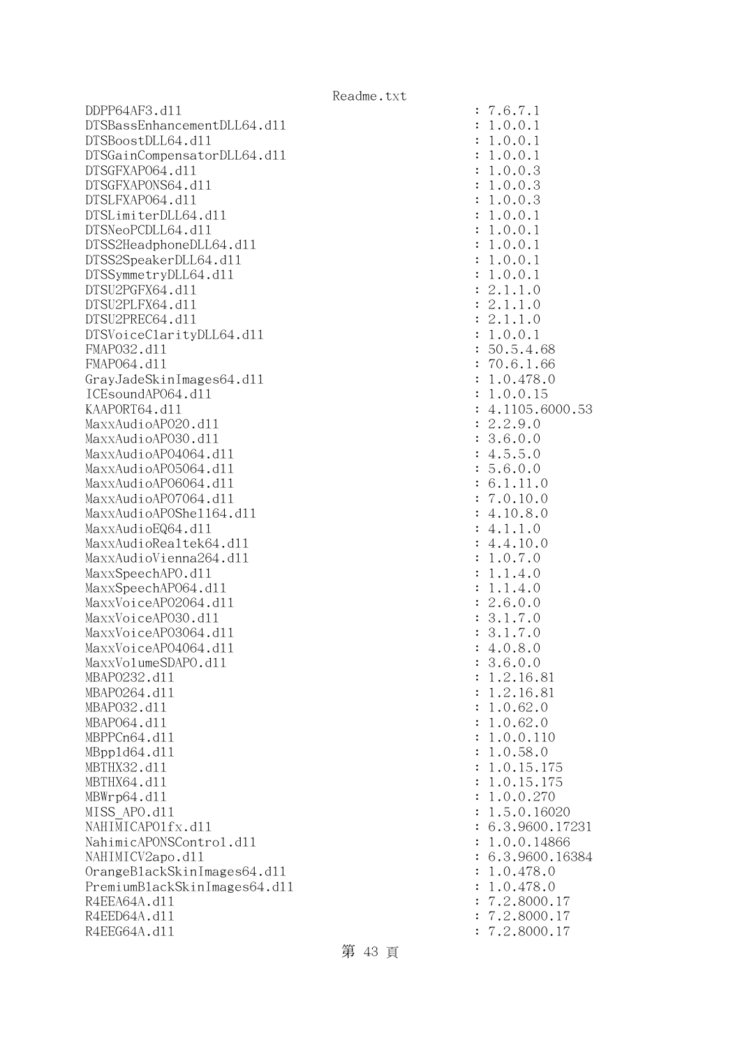```
DDPP64AF3.dll                                          : 7.6.7.1
DTSBassEnhancementDLL64.dll                            : 1.0.0.1
DTSBoostDLL64.dll                                      : 1.0.0.1
DTSGainCompensatorDLL64.dll                            : 1.0.0.1
DTSGFXAPO64.dll                                        : 1.0.0.3
DTSGFXAPONS64.dll                                      : 1.0.0.3
DTSLFXAPO64.dll                                        : 1.0.0.3
DTSLimiterDLL64.dll                                    : 1.0.0.1
DTSNeoPCDLL64.dll                                      : 1.0.0.1
DTSS2HeadphoneDLL64.dll                                : 1.0.0.1
DTSS2SpeakerDLL64.dll                                  : 1.0.0.1
DTSSymmetryDLL64.dll                                   : 1.0.0.1
DTSU2PGFX64.dll                                        : 2.1.1.0
DTSU2PLFX64.dll                                        : 2.1.1.0
DTSU2PREC64.dll                                        : 2.1.1.0
DTSVoiceClarityDLL64.dll                               : 1.0.0.1
FMAPO32.dll                                            : 50.5.4.68
FMAPO64.dll                                            : 70.6.1.66
GrayJadeSkinImages64.dll                               : 1.0.478.0
ICEsoundAPO64.dll                                      : 1.0.0.15
KAAPORT64.dll                                          : 4.1105.6000.53
MaxxAudioAPO20.dll                                     : 2.2.9.0
MaxxAudioAPO30.dll                                     : 3.6.0.0
MaxxAudioAPO4064.dll                                   : 4.5.5.0
MaxxAudioAPO5064.dll                                   : 5.6.0.0
MaxxAudioAPO6064.dll                                   : 6.1.11.0
MaxxAudioAPO7064.dll                                   : 7.0.10.0
MaxxAudioAPOShell64.dll                                : 4.10.8.0
MaxxAudioEQ64.dll                                      : 4.1.1.0
MaxxAudioRealtek64.dll                                 : 4.4.10.0
MaxxAudioVienna264.dll                                 : 1.0.7.0
MaxxSpeechAPO.dll                                      : 1.1.4.0
MaxxSpeechAPO64.dll                                    : 1.1.4.0
MaxxVoiceAPO2064.dll                                   : 2.6.0.0
MaxxVoiceAPO30.dll                                     : 3.1.7.0
MaxxVoiceAPO3064.dll                                   : 3.1.7.0
MaxxVoiceAPO4064.dll                                   : 4.0.8.0
MaxxVolumeSDAPO.dll                                    : 3.6.0.0
MBAPO232.dll                                           : 1.2.16.81
MBAPO264.dll                                           : 1.2.16.81
MBAPO32.dll                                            : 1.0.62.0
MBAPO64.dll                                            : 1.0.62.0
MBPPCn64.dll                                           : 1.0.0.110
MBppld64.dll                                           : 1.0.58.0
MBTHX32.dll                                            : 1.0.15.175
MBTHX64.dll                                            : 1.0.15.175
MBWrp64.dll                                            : 1.0.0.270
MISS_APO.dll                                           : 1.5.0.16020
NAHIMICAPO1fx.dll                                      : 6.3.9600.17231
NahimicAPONSControl.dll                                : 1.0.0.14866
NAHIMICV2apo.dll                                       : 6.3.9600.16384
OrangeBlackSkinImages64.dll                            : 1.0.478.0
PremiumBlackSkinImages64.dll                           : 1.0.478.0
R4EEA64A.dll                                           : 7.2.8000.17
R4EED64A.dll                                           : 7.2.8000.17
R4EEG64A.dll                                           : 7.2.8000.17
```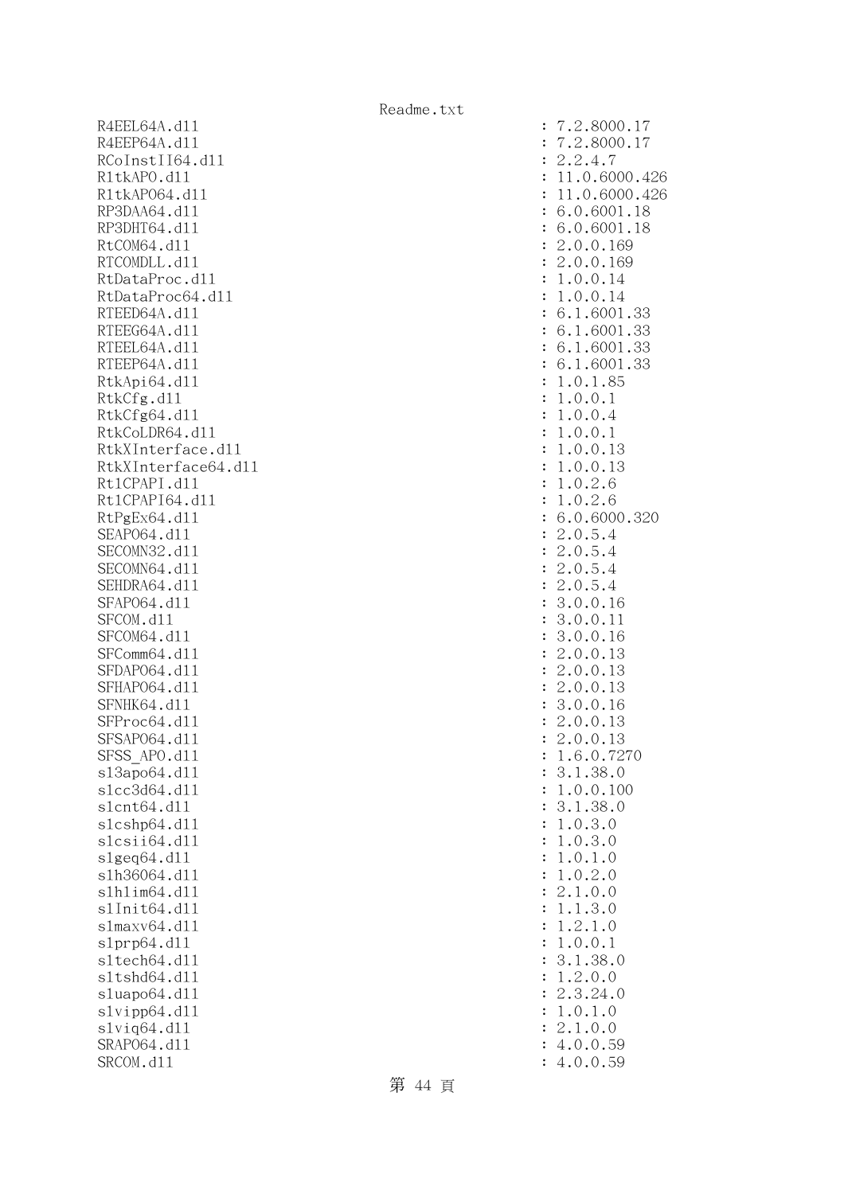```
R4EEL64A.dll                                      : 7.2.8000.17
R4EEP64A.dll                                      : 7.2.8000.17
RCoInstII64.dll                                   : 2.2.4.7
R1tkAPO.dll                                       : 11.0.6000.426
R1tkAPO64.dll                                     : 11.0.6000.426
RP3DAA64.dll                                      : 6.0.6001.18
RP3DHT64.dll                                      : 6.0.6001.18
RtCOM64.dll                                       : 2.0.0.169
RTCOMDLL.dll                                      : 2.0.0.169
RtDataProc.dll                                    : 1.0.0.14
RtDataProc64.dll                                  : 1.0.0.14
RTEED64A.dll                                      : 6.1.6001.33
RTEEG64A.dll                                      : 6.1.6001.33
RTEEL64A.dll                                      : 6.1.6001.33
RTEEP64A.dll                                      : 6.1.6001.33
RtkApi64.dll                                      : 1.0.1.85
RtkCfg.dll                                        : 1.0.0.1
RtkCfg64.dll                                      : 1.0.0.4
RtkCoLDR64.dll                                    : 1.0.0.1
RtkXInterface.dll                                 : 1.0.0.13
RtkXInterface64.dll                               : 1.0.0.13
Rt1CPAPI.dll                                      : 1.0.2.6
Rt1CPAPI64.dll                                    : 1.0.2.6
RtPgEx64.dll                                      : 6.0.6000.320
SEAPO64.dll                                       : 2.0.5.4
SECOMN32.dll                                      : 2.0.5.4
SECOMN64.dll                                      : 2.0.5.4
SEHDRA64.dll                                      : 2.0.5.4
SFAPO64.dll                                       : 3.0.0.16
SFCOM.dll                                         : 3.0.0.11
SFCOM64.dll                                       : 3.0.0.16
SFComm64.dll                                      : 2.0.0.13
SFDAPO64.dll                                      : 2.0.0.13
SFHAPO64.dll                                      : 2.0.0.13
SFNHK64.dll                                       : 3.0.0.16
SFProc64.dll                                      : 2.0.0.13
SFSAPO64.dll                                      : 2.0.0.13
SFSS_APO.dll                                      : 1.6.0.7270
s13apo64.dll                                      : 3.1.38.0
s1cc3d64.dll                                      : 1.0.0.100
s1cnt64.dll                                       : 3.1.38.0
s1cshp64.dll                                      : 1.0.3.0
s1csii64.dll                                      : 1.0.3.0
s1geq64.dll                                       : 1.0.1.0
s1h36064.dll                                      : 1.0.2.0
s1h1im64.dll                                      : 2.1.0.0
s1Init64.dll                                      : 1.1.3.0
s1maxv64.dll                                      : 1.2.1.0
s1prp64.dll                                       : 1.0.0.1
s1tech64.dll                                      : 3.1.38.0
s1tshd64.dll                                      : 1.2.0.0
s1uapo64.dll                                      : 2.3.24.0
s1vipp64.dll                                      : 1.0.1.0
s1viq64.dll                                       : 2.1.0.0
SRAPO64.dll                                       : 4.0.0.59
SRCOM.dll                                         : 4.0.0.59
```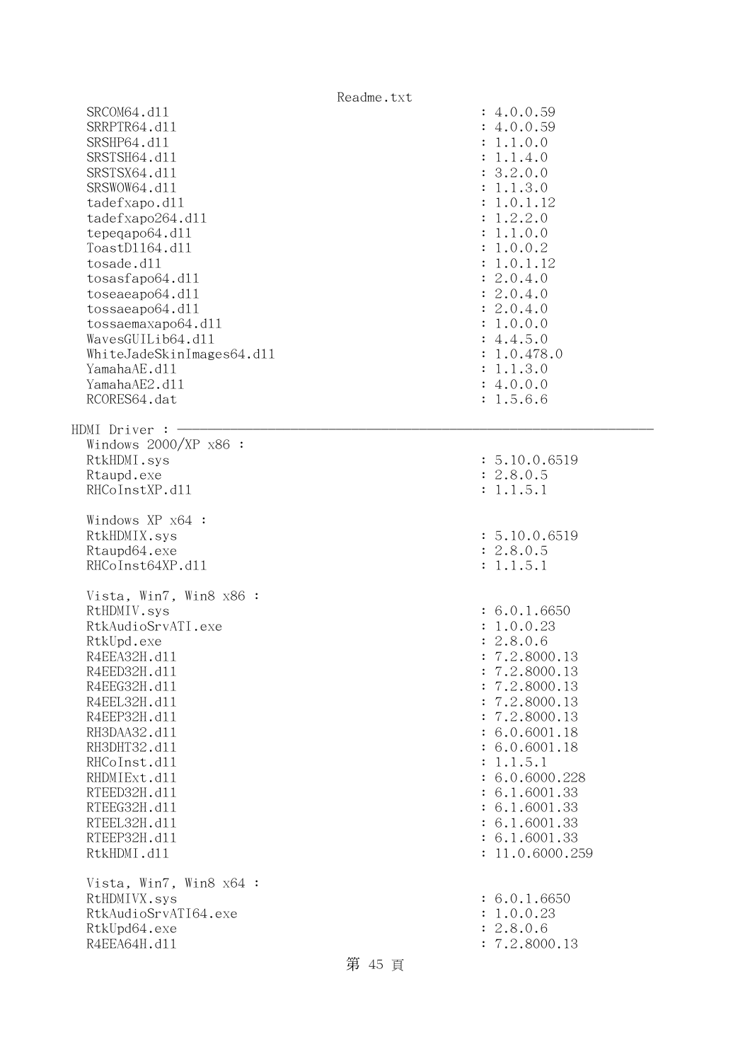```
  SRCOM64.dll                                        : 4.0.0.59
  SRRPTR64.dll                                       : 4.0.0.59
  SRSHP64.dll                                        : 1.1.0.0
  SRSTSH64.dll                                       : 1.1.4.0
  SRSTSX64.dll                                       : 3.2.0.0
  SRSWOW64.dll                                       : 1.1.3.0
  tadefxapo.dll                                      : 1.0.1.12
  tadefxapo264.dll                                   : 1.2.2.0
  tepeqapo64.dll                                     : 1.1.0.0
  ToastDll64.dll                                     : 1.0.0.2
  tosade.dll                                         : 1.0.1.12
  tosasfapo64.dll                                    : 2.0.4.0
  toseaeapo64.dll                                    : 2.0.4.0
  tossaeapo64.dll                                    : 2.0.4.0
  tossaemaxapo64.dll                                 : 1.0.0.0
  WavesGUILib64.dll                                  : 4.4.5.0
  WhiteJadeSkinImages64.dll                          : 1.0.478.0
  YamahaAE.dll                                       : 1.1.3.0
  YamahaAE2.dll                                      : 4.0.0.0
  RCORES64.dat                                       : 1.5.6.6

HDMI Driver : ----------------------------------------------------------------
  Windows 2000/XP x86 :
  RtkHDMI.sys                                        : 5.10.0.6519
  Rtaupd.exe                                         : 2.8.0.5
  RHCoInstXP.dll                                     : 1.1.5.1

  Windows XP x64 :
  RtkHDMIX.sys                                       : 5.10.0.6519
  Rtaupd64.exe                                       : 2.8.0.5
  RHCoInst64XP.dll                                   : 1.1.5.1

  Vista, Win7, Win8 x86 :
  RtHDMIV.sys                                        : 6.0.1.6650
  RtkAudioSrvATI.exe                                 : 1.0.0.23
  RtkUpd.exe                                         : 2.8.0.6
  R4EEA32H.dll                                       : 7.2.8000.13
  R4EED32H.dll                                       : 7.2.8000.13
  R4EEG32H.dll                                       : 7.2.8000.13
  R4EEL32H.dll                                       : 7.2.8000.13
  R4EEP32H.dll                                       : 7.2.8000.13
  RH3DAA32.dll                                       : 6.0.6001.18
  RH3DHT32.dll                                       : 6.0.6001.18
  RHCoInst.dll                                       : 1.1.5.1
  RHDMIExt.dll                                       : 6.0.6000.228
  RTEED32H.dll                                       : 6.1.6001.33
  RTEEG32H.dll                                       : 6.1.6001.33
  RTEEL32H.dll                                       : 6.1.6001.33
  RTEEP32H.dll                                       : 6.1.6001.33
  RtkHDMI.dll                                        : 11.0.6000.259

  Vista, Win7, Win8 x64 :
  RtHDMIVX.sys                                       : 6.0.1.6650
  RtkAudioSrvATI64.exe                               : 1.0.0.23
  RtkUpd64.exe                                       : 2.8.0.6
  R4EEA64H.dll                                       : 7.2.8000.13
```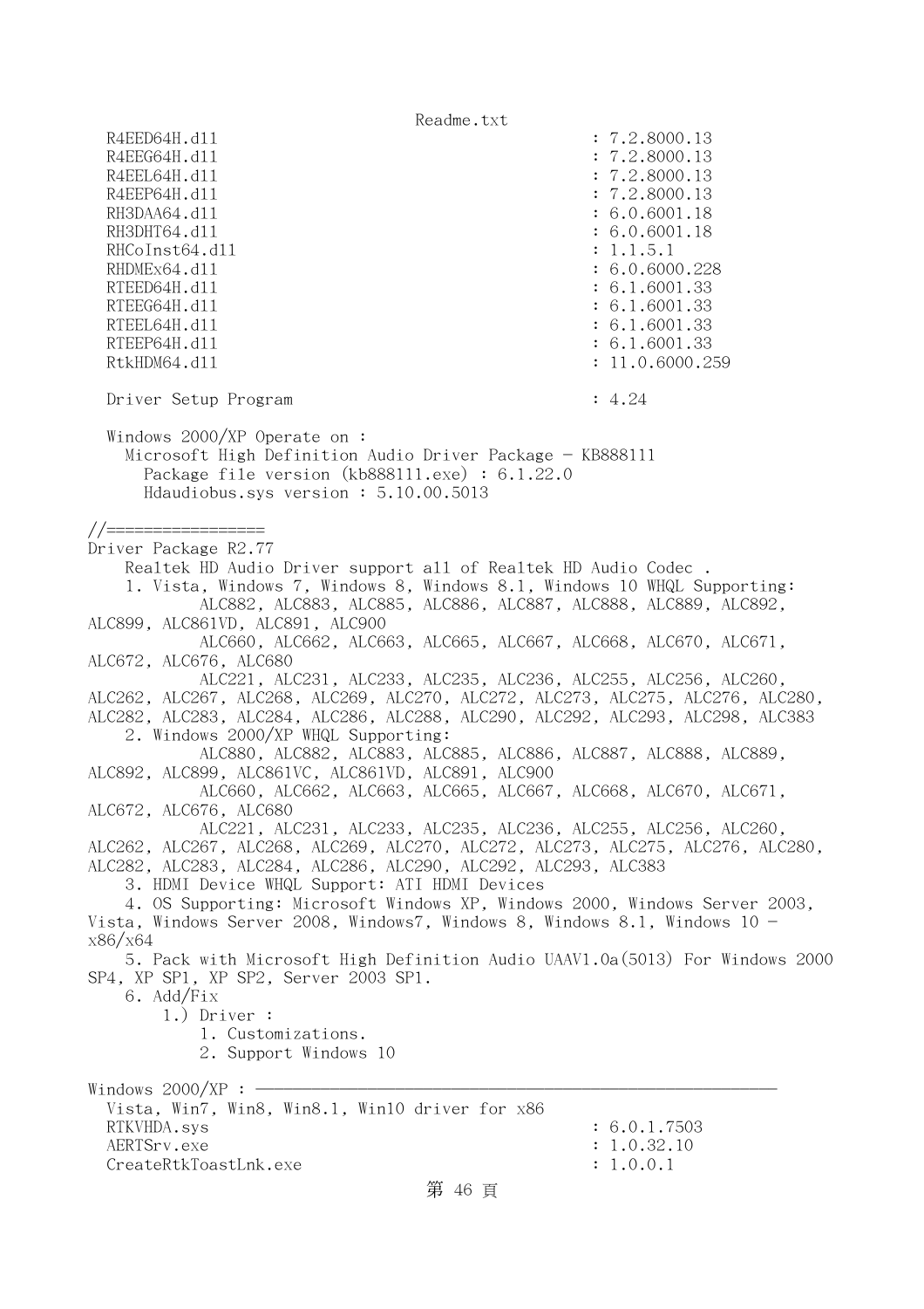```
  R4EED64H.dll                                        : 7.2.8000.13
  R4EEG64H.dll                                        : 7.2.8000.13
  R4EEL64H.dll                                        : 7.2.8000.13
  R4EEP64H.dll                                        : 7.2.8000.13
  RH3DAA64.dll                                        : 6.0.6001.18
  RH3DHT64.dll                                        : 6.0.6001.18
  RHCoInst64.dll                                      : 1.1.5.1
  RHDMEx64.dll                                        : 6.0.6000.228
  RTEED64H.dll                                        : 6.1.6001.33
  RTEEG64H.dll                                        : 6.1.6001.33
  RTEEL64H.dll                                        : 6.1.6001.33
  RTEEP64H.dll                                        : 6.1.6001.33
  RtkHDM64.dll                                        : 11.0.6000.259

  Driver Setup Program                                : 4.24

  Windows 2000/XP Operate on :
    Microsoft High Definition Audio Driver Package - KB888111
      Package file version (kb888111.exe) : 6.1.22.0
      Hdaudiobus.sys version : 5.10.00.5013

//=================
Driver Package R2.77
    Realtek HD Audio Driver support all of Realtek HD Audio Codec .
    1. Vista, Windows 7, Windows 8, Windows 8.1, Windows 10 WHQL Supporting:
            ALC882, ALC883, ALC885, ALC886, ALC887, ALC888, ALC889, ALC892,
ALC899, ALC861VD, ALC891, ALC900
            ALC660, ALC662, ALC663, ALC665, ALC667, ALC668, ALC670, ALC671,
ALC672, ALC676, ALC680
            ALC221, ALC231, ALC233, ALC235, ALC236, ALC255, ALC256, ALC260,
ALC262, ALC267, ALC268, ALC269, ALC270, ALC272, ALC273, ALC275, ALC276, ALC280,
ALC282, ALC283, ALC284, ALC286, ALC288, ALC290, ALC292, ALC293, ALC298, ALC383
    2. Windows 2000/XP WHQL Supporting:
            ALC880, ALC882, ALC883, ALC885, ALC886, ALC887, ALC888, ALC889,
ALC892, ALC899, ALC861VC, ALC861VD, ALC891, ALC900
            ALC660, ALC662, ALC663, ALC665, ALC667, ALC668, ALC670, ALC671,
ALC672, ALC676, ALC680
            ALC221, ALC231, ALC233, ALC235, ALC236, ALC255, ALC256, ALC260,
ALC262, ALC267, ALC268, ALC269, ALC270, ALC272, ALC273, ALC275, ALC276, ALC280,
ALC282, ALC283, ALC284, ALC286, ALC290, ALC292, ALC293, ALC383
    3. HDMI Device WHQL Support: ATI HDMI Devices
    4. OS Supporting: Microsoft Windows XP, Windows 2000, Windows Server 2003,
Vista, Windows Server 2008, Windows7, Windows 8, Windows 8.1, Windows 10 -
x86/x64
    5. Pack with Microsoft High Definition Audio UAAV1.0a(5013) For Windows 2000
SP4, XP SP1, XP SP2, Server 2003 SP1.
    6. Add/Fix
        1.) Driver :
            1. Customizations.
            2. Support Windows 10

Windows 2000/XP : ----------------------------------------------------------------
  Vista, Win7, Win8, Win8.1, Win10 driver for x86
  RTKVHDA.sys                                         : 6.0.1.7503
  AERTSrv.exe                                         : 1.0.32.10
  CreateRtkToastLnk.exe                               : 1.0.0.1
```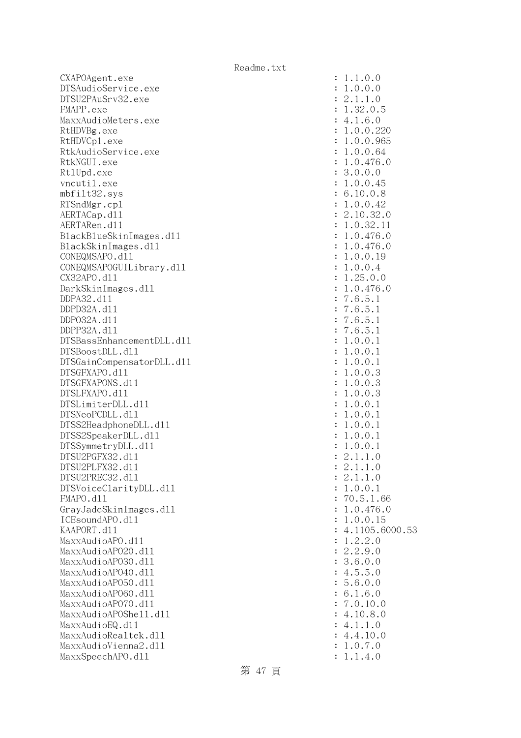```
CXAPOAgent.exe                                    : 1.1.0.0
DTSAudioService.exe                               : 1.0.0.0
DTSU2PAuSrv32.exe                                 : 2.1.1.0
FMAPP.exe                                         : 1.32.0.5
MaxxAudioMeters.exe                               : 4.1.6.0
RtHDVBg.exe                                       : 1.0.0.220
RtHDVCpl.exe                                      : 1.0.0.965
RtkAudioService.exe                               : 1.0.0.64
RtkNGUI.exe                                       : 1.0.476.0
RtlUpd.exe                                        : 3.0.0.0
vncutil.exe                                       : 1.0.0.45
mbfilt32.sys                                      : 6.10.0.8
RTSndMgr.cpl                                      : 1.0.0.42
AERTACap.dll                                      : 2.10.32.0
AERTARen.dll                                      : 1.0.32.11
BlackBlueSkinImages.dll                           : 1.0.476.0
BlackSkinImages.dll                               : 1.0.476.0
CONEQMSAPO.dll                                    : 1.0.0.19
CONEQMSAPOGUILibrary.dll                          : 1.0.0.4
CX32APO.dll                                       : 1.25.0.0
DarkSkinImages.dll                                : 1.0.476.0
DDPA32.dll                                        : 7.6.5.1
DDPD32A.dll                                       : 7.6.5.1
DDPO32A.dll                                       : 7.6.5.1
DDPP32A.dll                                       : 7.6.5.1
DTSBassEnhancementDLL.dll                         : 1.0.0.1
DTSBoostDLL.dll                                   : 1.0.0.1
DTSGainCompensatorDLL.dll                         : 1.0.0.1
DTSGFXAPO.dll                                     : 1.0.0.3
DTSGFXAPONS.dll                                   : 1.0.0.3
DTSLFXAPO.dll                                     : 1.0.0.3
DTSLimiterDLL.dll                                 : 1.0.0.1
DTSNeoPCDLL.dll                                   : 1.0.0.1
DTSS2HeadphoneDLL.dll                             : 1.0.0.1
DTSS2SpeakerDLL.dll                               : 1.0.0.1
DTSSymmetryDLL.dll                                : 1.0.0.1
DTSU2PGFX32.dll                                   : 2.1.1.0
DTSU2PLFX32.dll                                   : 2.1.1.0
DTSU2PREC32.dll                                   : 2.1.1.0
DTSVoiceClarityDLL.dll                            : 1.0.0.1
FMAPO.dll                                         : 70.5.1.66
GrayJadeSkinImages.dll                            : 1.0.476.0
ICEsoundAPO.dll                                   : 1.0.0.15
KAAPORT.dll                                       : 4.1105.6000.53
MaxxAudioAPO.dll                                  : 1.2.2.0
MaxxAudioAPO20.dll                                : 2.2.9.0
MaxxAudioAPO30.dll                                : 3.6.0.0
MaxxAudioAPO40.dll                                : 4.5.5.0
MaxxAudioAPO50.dll                                : 5.6.0.0
MaxxAudioAPO60.dll                                : 6.1.6.0
MaxxAudioAPO70.dll                                : 7.0.10.0
MaxxAudioAPOShell.dll                             : 4.10.8.0
MaxxAudioEQ.dll                                   : 4.1.1.0
MaxxAudioRealtek.dll                              : 4.4.10.0
MaxxAudioVienna2.dll                              : 1.0.7.0
MaxxSpeechAPO.dll                                 : 1.1.4.0
```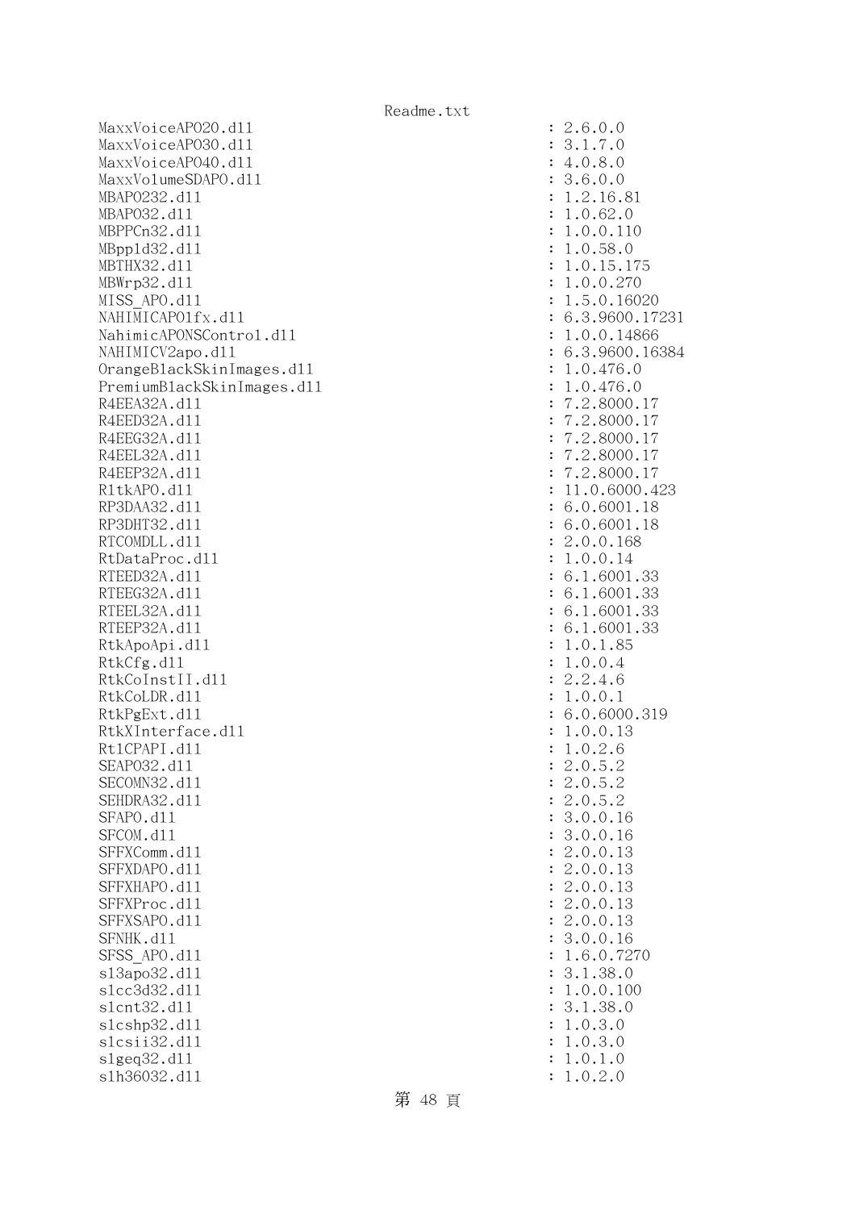```
MaxxVoiceAPO20.dll                                    : 2.6.0.0
MaxxVoiceAPO30.dll                                    : 3.1.7.0
MaxxVoiceAPO40.dll                                    : 4.0.8.0
MaxxVolumeSDAPO.dll                                   : 3.6.0.0
MBAPO232.dll                                          : 1.2.16.81
MBAPO32.dll                                           : 1.0.62.0
MBPPCn32.dll                                          : 1.0.0.110
MBppld32.dll                                          : 1.0.58.0
MBTHX32.dll                                           : 1.0.15.175
MBWrp32.dll                                           : 1.0.0.270
MISS_APO.dll                                          : 1.5.0.16020
NAHIMICAPOlfx.dll                                     : 6.3.9600.17231
NahimicAPONSControl.dll                               : 1.0.0.14866
NAHIMICV2apo.dll                                      : 6.3.9600.16384
OrangeBlackSkinImages.dll                             : 1.0.476.0
PremiumBlackSkinImages.dll                            : 1.0.476.0
R4EEA32A.dll                                          : 7.2.8000.17
R4EED32A.dll                                          : 7.2.8000.17
R4EEG32A.dll                                          : 7.2.8000.17
R4EEL32A.dll                                          : 7.2.8000.17
R4EEP32A.dll                                          : 7.2.8000.17
RltkAPO.dll                                           : 11.0.6000.423
RP3DAA32.dll                                          : 6.0.6001.18
RP3DHT32.dll                                          : 6.0.6001.18
RTCOMDLL.dll                                          : 2.0.0.168
RtDataProc.dll                                        : 1.0.0.14
RTEED32A.dll                                          : 6.1.6001.33
RTEEG32A.dll                                          : 6.1.6001.33
RTEEL32A.dll                                          : 6.1.6001.33
RTEEP32A.dll                                          : 6.1.6001.33
RtkApoApi.dll                                         : 1.0.1.85
RtkCfg.dll                                            : 1.0.0.4
RtkCoInstII.dll                                       : 2.2.4.6
RtkCoLDR.dll                                          : 1.0.0.1
RtkPgExt.dll                                          : 6.0.6000.319
RtkXInterface.dll                                     : 1.0.0.13
RtlCPAPI.dll                                          : 1.0.2.6
SEAPO32.dll                                           : 2.0.5.2
SECOMN32.dll                                          : 2.0.5.2
SEHDRA32.dll                                          : 2.0.5.2
SFAPO.dll                                             : 3.0.0.16
SFCOM.dll                                             : 3.0.0.16
SFFXComm.dll                                          : 2.0.0.13
SFFXDAPO.dll                                          : 2.0.0.13
SFFXHAPO.dll                                          : 2.0.0.13
SFFXProc.dll                                          : 2.0.0.13
SFFXSAPO.dll                                          : 2.0.0.13
SFNHK.dll                                             : 3.0.0.16
SFSS_APO.dll                                          : 1.6.0.7270
sl3apo32.dll                                          : 3.1.38.0
slcc3d32.dll                                          : 1.0.0.100
slcnt32.dll                                           : 3.1.38.0
slcshp32.dll                                          : 1.0.3.0
slcsii32.dll                                          : 1.0.3.0
slgeq32.dll                                           : 1.0.1.0
slh36032.dll                                          : 1.0.2.0
```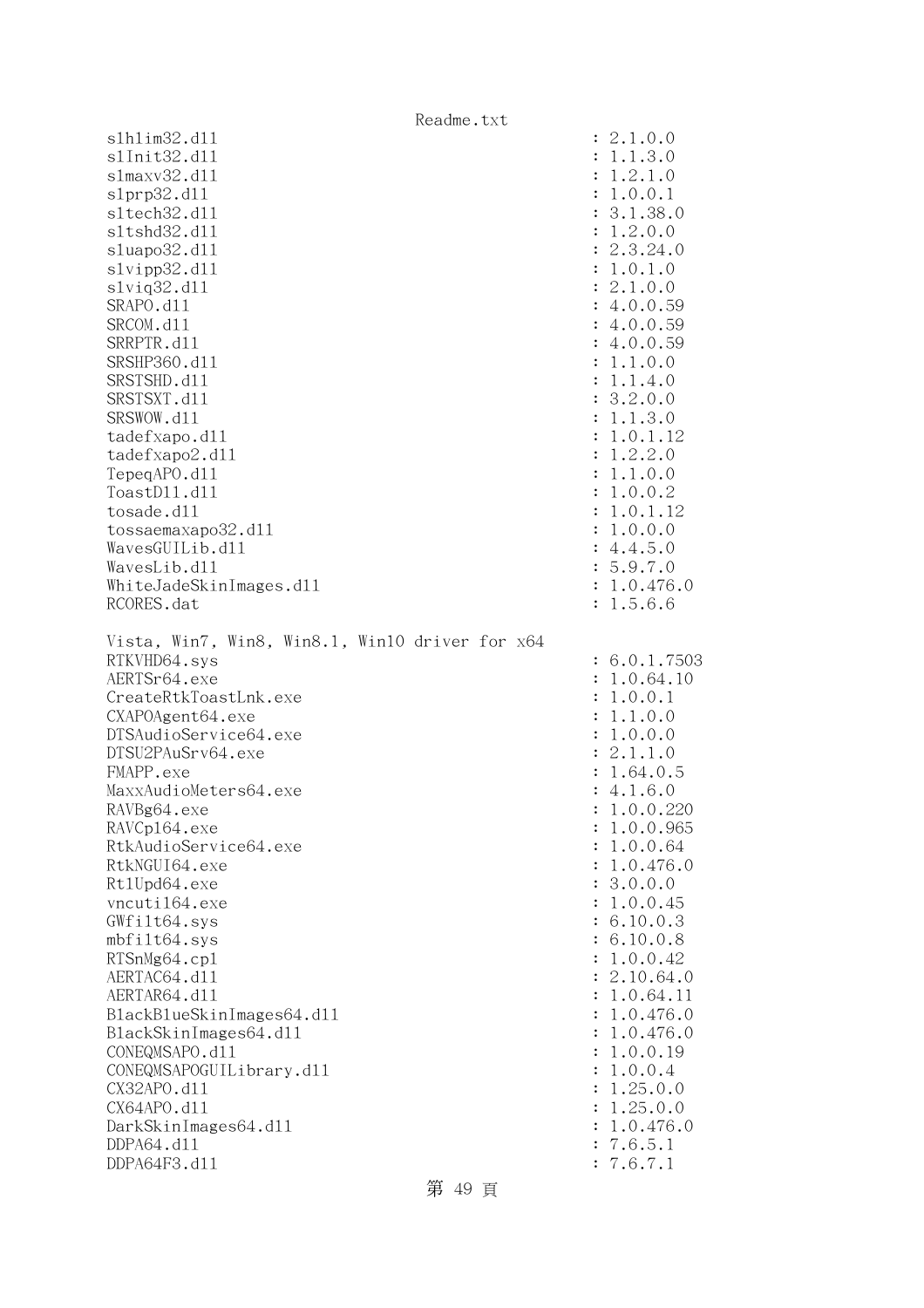```
slhlim32.dll                                    : 2.1.0.0
slInit32.dll                                    : 1.1.3.0
slmaxv32.dll                                    : 1.2.1.0
slprp32.dll                                     : 1.0.0.1
sltech32.dll                                    : 3.1.38.0
sltshd32.dll                                    : 1.2.0.0
sluapo32.dll                                    : 2.3.24.0
slvipp32.dll                                    : 1.0.1.0
slviq32.dll                                     : 2.1.0.0
SRAPO.dll                                       : 4.0.0.59
SRCOM.dll                                       : 4.0.0.59
SRRPTR.dll                                      : 4.0.0.59
SRSHP360.dll                                    : 1.1.0.0
SRSTSHD.dll                                     : 1.1.4.0
SRSTSXT.dll                                     : 3.2.0.0
SRSWOW.dll                                      : 1.1.3.0
tadefxapo.dll                                   : 1.0.1.12
tadefxapo2.dll                                  : 1.2.2.0
TepeqAPO.dll                                    : 1.1.0.0
ToastDll.dll                                    : 1.0.0.2
tosade.dll                                      : 1.0.1.12
tossaemaxapo32.dll                              : 1.0.0.0
WavesGUILib.dll                                 : 4.4.5.0
WavesLib.dll                                    : 5.9.7.0
WhiteJadeSkinImages.dll                         : 1.0.476.0
RCORES.dat                                      : 1.5.6.6

Vista, Win7, Win8, Win8.1, Win10 driver for x64
RTKVHD64.sys                                    : 6.0.1.7503
AERTSr64.exe                                    : 1.0.64.10
CreateRtkToastLnk.exe                           : 1.0.0.1
CXAPOAgent64.exe                                : 1.1.0.0
DTSAudioService64.exe                           : 1.0.0.0
DTSU2PAuSrv64.exe                               : 2.1.1.0
FMAPP.exe                                       : 1.64.0.5
MaxxAudioMeters64.exe                           : 4.1.6.0
RAVBg64.exe                                     : 1.0.0.220
RAVCpl64.exe                                    : 1.0.0.965
RtkAudioService64.exe                           : 1.0.0.64
RtkNGUI64.exe                                   : 1.0.476.0
RtlUpd64.exe                                    : 3.0.0.0
vncutil64.exe                                   : 1.0.0.45
GWfilt64.sys                                    : 6.10.0.3
mbfilt64.sys                                    : 6.10.0.8
RTSnMg64.cpl                                    : 1.0.0.42
AERTAC64.dll                                    : 2.10.64.0
AERTAR64.dll                                    : 1.0.64.11
BlackBlueSkinImages64.dll                       : 1.0.476.0
BlackSkinImages64.dll                           : 1.0.476.0
CONEQMSAPO.dll                                  : 1.0.0.19
CONEQMSAPOGUILibrary.dll                        : 1.0.0.4
CX32APO.dll                                     : 1.25.0.0
CX64APO.dll                                     : 1.25.0.0
DarkSkinImages64.dll                            : 1.0.476.0
DDPA64.dll                                      : 7.6.5.1
DDPA64F3.dll                                    : 7.6.7.1
```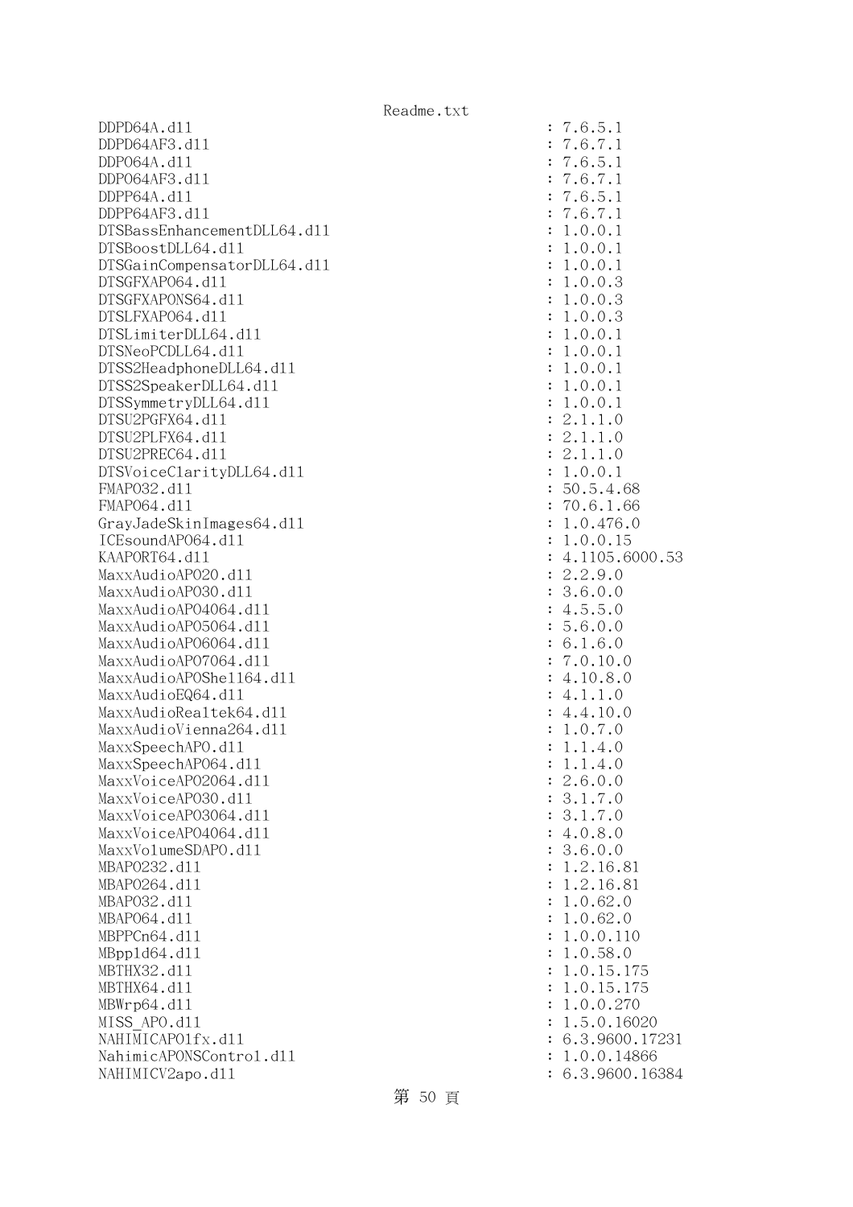```
DDPD64A.dll                                   : 7.6.5.1
DDPD64AF3.dll                                 : 7.6.7.1
DDPO64A.dll                                   : 7.6.5.1
DDPO64AF3.dll                                 : 7.6.7.1
DDPP64A.dll                                   : 7.6.5.1
DDPP64AF3.dll                                 : 7.6.7.1
DTSBassEnhancementDLL64.dll                   : 1.0.0.1
DTSBoostDLL64.dll                             : 1.0.0.1
DTSGainCompensatorDLL64.dll                   : 1.0.0.1
DTSGFXAPO64.dll                               : 1.0.0.3
DTSGFXAPONS64.dll                             : 1.0.0.3
DTSLFXAPO64.dll                               : 1.0.0.3
DTSLimiterDLL64.dll                           : 1.0.0.1
DTSNeoPCDLL64.dll                             : 1.0.0.1
DTSS2HeadphoneDLL64.dll                       : 1.0.0.1
DTSS2SpeakerDLL64.dll                         : 1.0.0.1
DTSSymmetryDLL64.dll                          : 1.0.0.1
DTSU2PGFX64.dll                               : 2.1.1.0
DTSU2PLFX64.dll                               : 2.1.1.0
DTSU2PREC64.dll                               : 2.1.1.0
DTSVoiceClarityDLL64.dll                      : 1.0.0.1
FMAPO32.dll                                   : 50.5.4.68
FMAPO64.dll                                   : 70.6.1.66
GrayJadeSkinImages64.dll                      : 1.0.476.0
ICEsoundAPO64.dll                             : 1.0.0.15
KAAPORT64.dll                                 : 4.1105.6000.53
MaxxAudioAPO20.dll                            : 2.2.9.0
MaxxAudioAPO30.dll                            : 3.6.0.0
MaxxAudioAPO4064.dll                          : 4.5.5.0
MaxxAudioAPO5064.dll                          : 5.6.0.0
MaxxAudioAPO6064.dll                          : 6.1.6.0
MaxxAudioAPO7064.dll                          : 7.0.10.0
MaxxAudioAPOShell64.dll                       : 4.10.8.0
MaxxAudioEQ64.dll                             : 4.1.1.0
MaxxAudioRealtek64.dll                        : 4.4.10.0
MaxxAudioVienna264.dll                        : 1.0.7.0
MaxxSpeechAPO.dll                             : 1.1.4.0
MaxxSpeechAPO64.dll                           : 1.1.4.0
MaxxVoiceAPO2064.dll                          : 2.6.0.0
MaxxVoiceAPO30.dll                            : 3.1.7.0
MaxxVoiceAPO3064.dll                          : 3.1.7.0
MaxxVoiceAPO4064.dll                          : 4.0.8.0
MaxxVolumeSDAPO.dll                           : 3.6.0.0
MBAPO232.dll                                  : 1.2.16.81
MBAPO264.dll                                  : 1.2.16.81
MBAPO32.dll                                   : 1.0.62.0
MBAPO64.dll                                   : 1.0.62.0
MBPPCn64.dll                                  : 1.0.0.110
MBppld64.dll                                  : 1.0.58.0
MBTHX32.dll                                   : 1.0.15.175
MBTHX64.dll                                   : 1.0.15.175
MBWrp64.dll                                   : 1.0.0.270
MISS_APO.dll                                  : 1.5.0.16020
NAHIMICAPO1fx.dll                             : 6.3.9600.17231
NahimicAPONSControl.dll                       : 1.0.0.14866
NAHIMICV2apo.dll                              : 6.3.9600.16384
```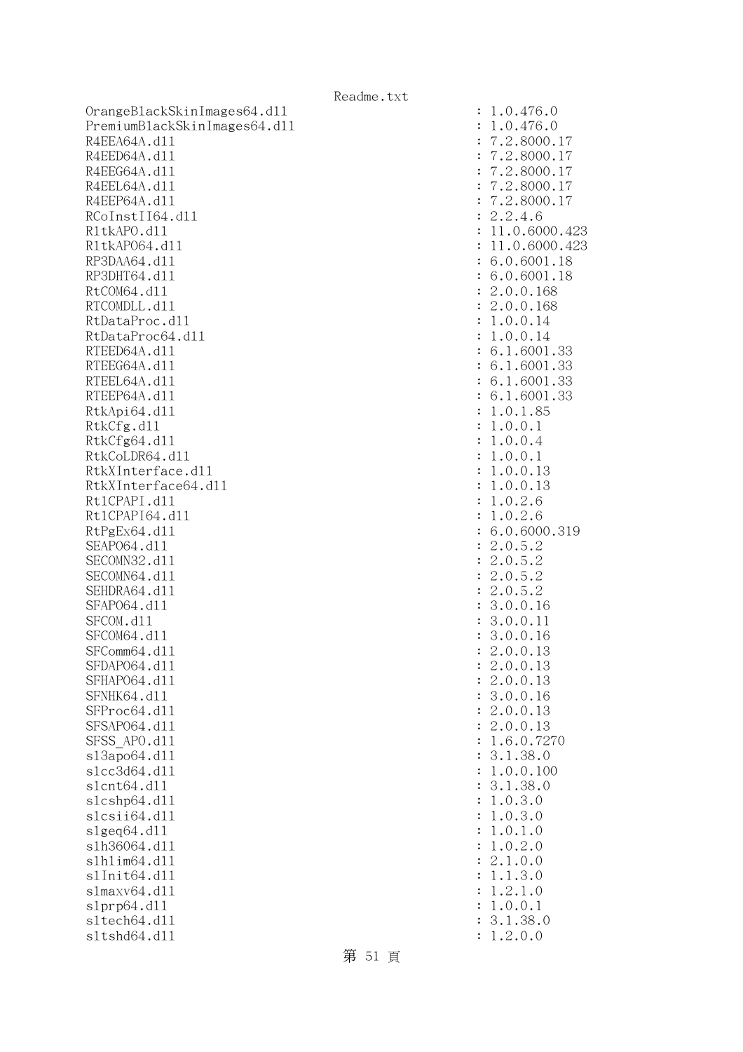```
OrangeBlackSkinImages64.dll                                : 1.0.476.0
PremiumBlackSkinImages64.dll                               : 1.0.476.0
R4EEA64A.dll                                               : 7.2.8000.17
R4EED64A.dll                                               : 7.2.8000.17
R4EEG64A.dll                                               : 7.2.8000.17
R4EEL64A.dll                                               : 7.2.8000.17
R4EEP64A.dll                                               : 7.2.8000.17
RCoInstII64.dll                                            : 2.2.4.6
RltkAPO.dll                                                : 11.0.6000.423
RltkAPO64.dll                                              : 11.0.6000.423
RP3DAA64.dll                                               : 6.0.6001.18
RP3DHT64.dll                                               : 6.0.6001.18
RtCOM64.dll                                                : 2.0.0.168
RTCOMDLL.dll                                               : 2.0.0.168
RtDataProc.dll                                             : 1.0.0.14
RtDataProc64.dll                                           : 1.0.0.14
RTEED64A.dll                                               : 6.1.6001.33
RTEEG64A.dll                                               : 6.1.6001.33
RTEEL64A.dll                                               : 6.1.6001.33
RTEEP64A.dll                                               : 6.1.6001.33
RtkApi64.dll                                               : 1.0.1.85
RtkCfg.dll                                                 : 1.0.0.1
RtkCfg64.dll                                               : 1.0.0.4
RtkCoLDR64.dll                                             : 1.0.0.1
RtkXInterface.dll                                          : 1.0.0.13
RtkXInterface64.dll                                        : 1.0.0.13
RtlCPAPI.dll                                               : 1.0.2.6
RtlCPAPI64.dll                                             : 1.0.2.6
RtPgEx64.dll                                               : 6.0.6000.319
SEAPO64.dll                                                : 2.0.5.2
SECOMN32.dll                                               : 2.0.5.2
SECOMN64.dll                                               : 2.0.5.2
SEHDRA64.dll                                               : 2.0.5.2
SFAPO64.dll                                                : 3.0.0.16
SFCOM.dll                                                  : 3.0.0.11
SFCOM64.dll                                                : 3.0.0.16
SFComm64.dll                                               : 2.0.0.13
SFDAPO64.dll                                               : 2.0.0.13
SFHAPO64.dll                                               : 2.0.0.13
SFNHK64.dll                                                : 3.0.0.16
SFProc64.dll                                               : 2.0.0.13
SFSAPO64.dll                                               : 2.0.0.13
SFSS_APO.dll                                               : 1.6.0.7270
sl3apo64.dll                                               : 3.1.38.0
slcc3d64.dll                                               : 1.0.0.100
slcnt64.dll                                                : 3.1.38.0
slcshp64.dll                                               : 1.0.3.0
slcsii64.dll                                               : 1.0.3.0
slgeq64.dll                                                : 1.0.1.0
slh36064.dll                                               : 1.0.2.0
slhlim64.dll                                               : 2.1.0.0
slInit64.dll                                               : 1.1.3.0
slmaxv64.dll                                               : 1.2.1.0
slprp64.dll                                                : 1.0.0.1
sltech64.dll                                               : 3.1.38.0
sltshd64.dll                                               : 1.2.0.0
```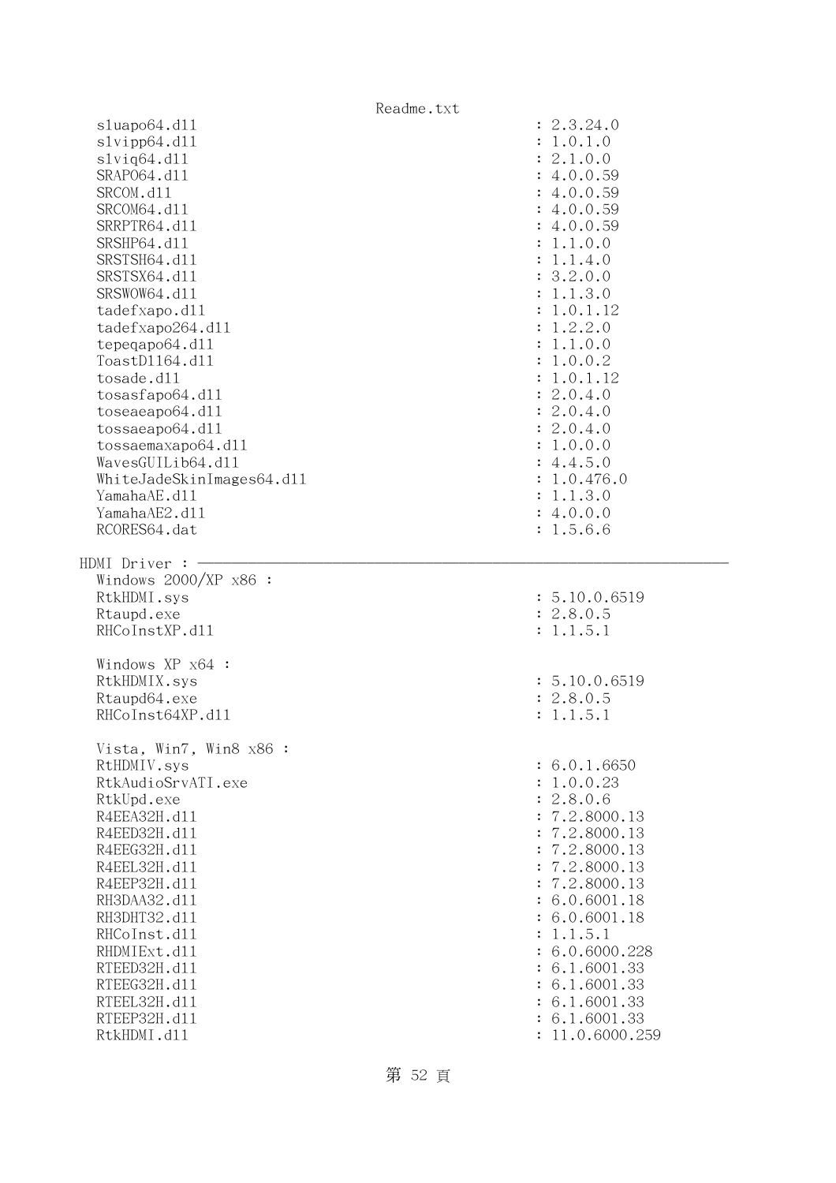```
  sluapo64.dll                                        : 2.3.24.0
  slvipp64.dll                                        : 1.0.1.0
  slviq64.dll                                         : 2.1.0.0
  SRAPO64.dll                                         : 4.0.0.59
  SRCOM.dll                                           : 4.0.0.59
  SRCOM64.dll                                         : 4.0.0.59
  SRRPTR64.dll                                        : 4.0.0.59
  SRSHP64.dll                                         : 1.1.0.0
  SRSTSH64.dll                                        : 1.1.4.0
  SRSTSX64.dll                                        : 3.2.0.0
  SRSWOW64.dll                                        : 1.1.3.0
  tadefxapo.dll                                       : 1.0.1.12
  tadefxapo264.dll                                    : 1.2.2.0
  tepeqapo64.dll                                      : 1.1.0.0
  ToastDll64.dll                                      : 1.0.0.2
  tosade.dll                                          : 1.0.1.12
  tosasfapo64.dll                                     : 2.0.4.0
  toseaeapo64.dll                                     : 2.0.4.0
  tossaeapo64.dll                                     : 2.0.4.0
  tossaemaxapo64.dll                                  : 1.0.0.0
  WavesGUILib64.dll                                   : 4.4.5.0
  WhiteJadeSkinImages64.dll                           : 1.0.476.0
  YamahaAE.dll                                        : 1.1.3.0
  YamahaAE2.dll                                       : 4.0.0.0
  RCORES64.dat                                        : 1.5.6.6

HDMI Driver : ------------------------------------------------------------
  Windows 2000/XP x86 :
  RtkHDMI.sys                                         : 5.10.0.6519
  Rtaupd.exe                                          : 2.8.0.5
  RHCoInstXP.dll                                      : 1.1.5.1

  Windows XP x64 :
  RtkHDMIX.sys                                        : 5.10.0.6519
  Rtaupd64.exe                                        : 2.8.0.5
  RHCoInst64XP.dll                                    : 1.1.5.1

  Vista, Win7, Win8 x86 :
  RtHDMIV.sys                                         : 6.0.1.6650
  RtkAudioSrvATI.exe                                  : 1.0.0.23
  RtkUpd.exe                                          : 2.8.0.6
  R4EEA32H.dll                                        : 7.2.8000.13
  R4EED32H.dll                                        : 7.2.8000.13
  R4EEG32H.dll                                        : 7.2.8000.13
  R4EEL32H.dll                                        : 7.2.8000.13
  R4EEP32H.dll                                        : 7.2.8000.13
  RH3DAA32.dll                                        : 6.0.6001.18
  RH3DHT32.dll                                        : 6.0.6001.18
  RHCoInst.dll                                        : 1.1.5.1
  RHDMIExt.dll                                        : 6.0.6000.228
  RTEED32H.dll                                        : 6.1.6001.33
  RTEEG32H.dll                                        : 6.1.6001.33
  RTEEL32H.dll                                        : 6.1.6001.33
  RTEEP32H.dll                                        : 6.1.6001.33
  RtkHDMI.dll                                         : 11.0.6000.259
```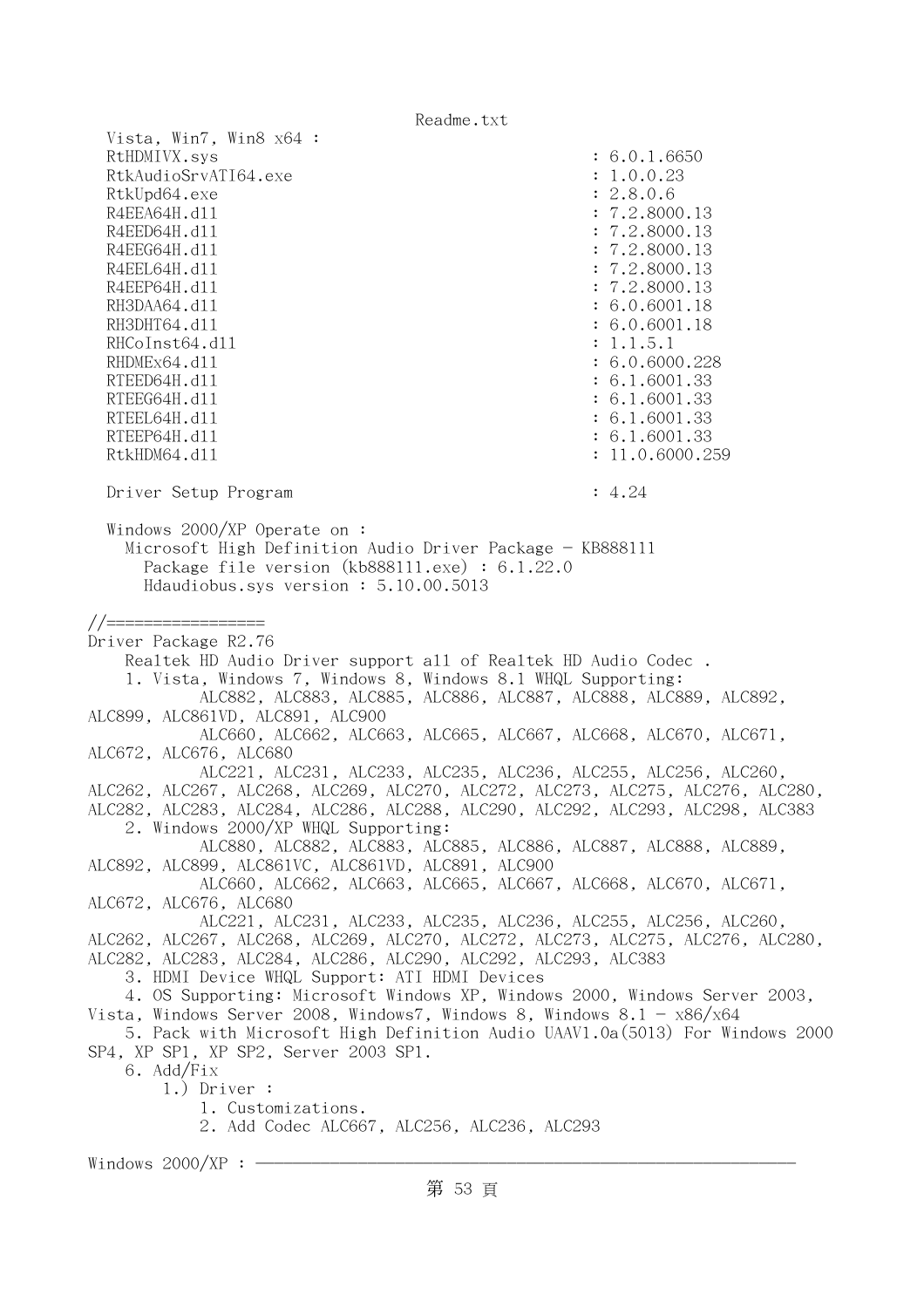Vista, Win7, Win8 x64 :

| | |
|---|---|
| RtHDMIVX.sys | : 6.0.1.6650 |
| RtkAudioSrvATI64.exe | : 1.0.0.23 |
| RtkUpd64.exe | : 2.8.0.6 |
| R4EEA64H.dll | : 7.2.8000.13 |
| R4EED64H.dll | : 7.2.8000.13 |
| R4EEG64H.dll | : 7.2.8000.13 |
| R4EEL64H.dll | : 7.2.8000.13 |
| R4EEP64H.dll | : 7.2.8000.13 |
| RH3DAA64.dll | : 6.0.6001.18 |
| RH3DHT64.dll | : 6.0.6001.18 |
| RHCoInst64.dll | : 1.1.5.1 |
| RHDMEx64.dll | : 6.0.6000.228 |
| RTEED64H.dll | : 6.1.6001.33 |
| RTEEG64H.dll | : 6.1.6001.33 |
| RTEEL64H.dll | : 6.1.6001.33 |
| RTEEP64H.dll | : 6.1.6001.33 |
| RtkHDM64.dll | : 11.0.6000.259 |

Driver Setup Program : 4.24

Windows 2000/XP Operate on :
  Microsoft High Definition Audio Driver Package - KB888111
    Package file version (kb888111.exe) : 6.1.22.0
    Hdaudiobus.sys version : 5.10.00.5013

//=================

Driver Package R2.76

Realtek HD Audio Driver support all of Realtek HD Audio Codec .

1. Vista, Windows 7, Windows 8, Windows 8.1 WHQL Supporting:
   ALC882, ALC883, ALC885, ALC886, ALC887, ALC888, ALC889, ALC892, ALC899, ALC861VD, ALC891, ALC900
   ALC660, ALC662, ALC663, ALC665, ALC667, ALC668, ALC670, ALC671, ALC672, ALC676, ALC680
   ALC221, ALC231, ALC233, ALC235, ALC236, ALC255, ALC256, ALC260, ALC262, ALC267, ALC268, ALC269, ALC270, ALC272, ALC273, ALC275, ALC276, ALC280, ALC282, ALC283, ALC284, ALC286, ALC288, ALC290, ALC292, ALC293, ALC298, ALC383
2. Windows 2000/XP WHQL Supporting:
   ALC880, ALC882, ALC883, ALC885, ALC886, ALC887, ALC888, ALC889, ALC892, ALC899, ALC861VC, ALC861VD, ALC891, ALC900
   ALC660, ALC662, ALC663, ALC665, ALC667, ALC668, ALC670, ALC671, ALC672, ALC676, ALC680
   ALC221, ALC231, ALC233, ALC235, ALC236, ALC255, ALC256, ALC260, ALC262, ALC267, ALC268, ALC269, ALC270, ALC272, ALC273, ALC275, ALC276, ALC280, ALC282, ALC283, ALC284, ALC286, ALC290, ALC292, ALC293, ALC383
3. HDMI Device WHQL Support: ATI HDMI Devices
4. OS Supporting: Microsoft Windows XP, Windows 2000, Windows Server 2003, Vista, Windows Server 2008, Windows7, Windows 8, Windows 8.1 - x86/x64
5. Pack with Microsoft High Definition Audio UAAV1.0a(5013) For Windows 2000 SP4, XP SP1, XP SP2, Server 2003 SP1.
6. Add/Fix
   1.) Driver :
      1. Customizations.
      2. Add Codec ALC667, ALC256, ALC236, ALC293

Windows 2000/XP : ————————————————————————————————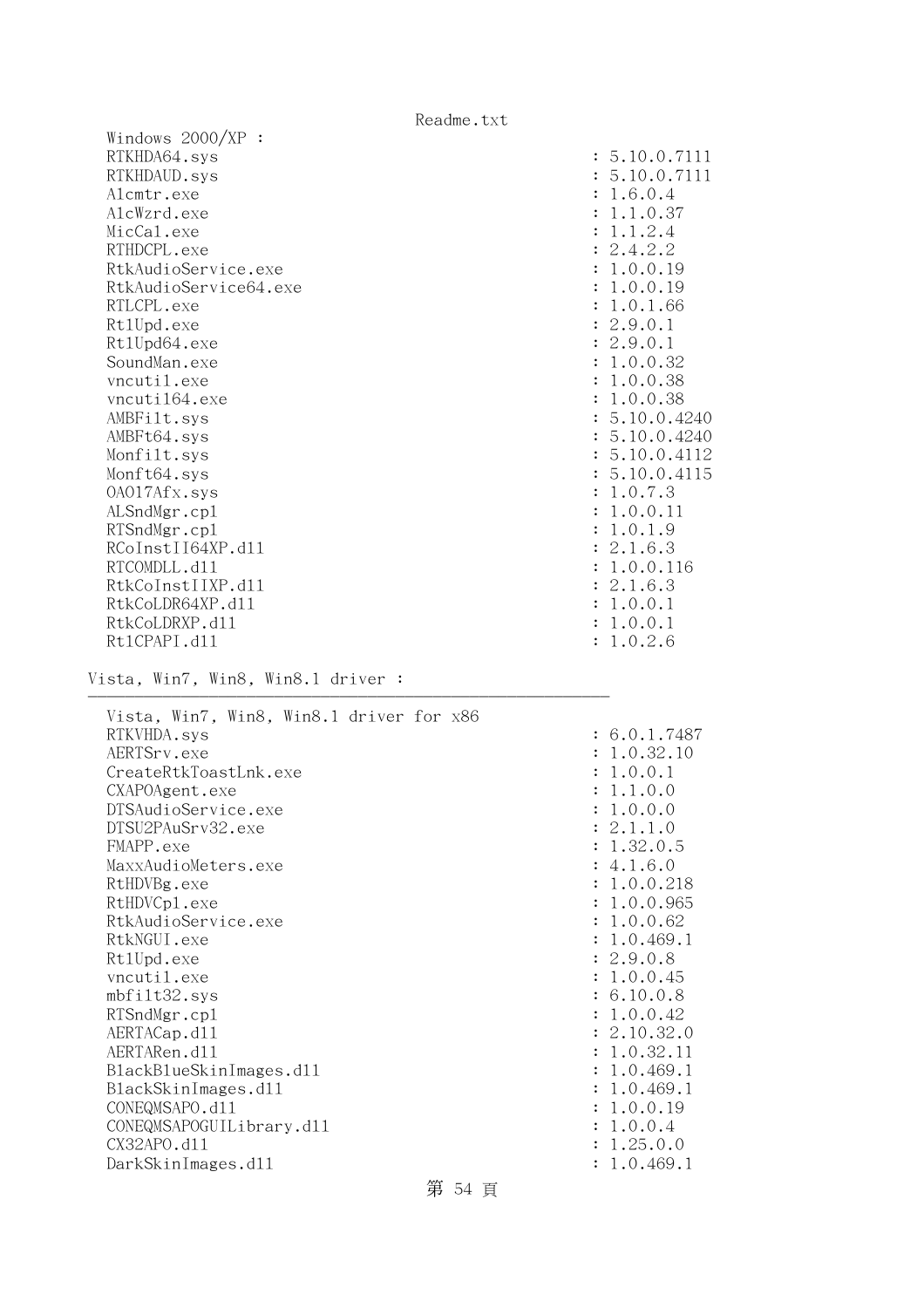Windows 2000/XP :

```
RTKHDA64.sys                                          : 5.10.0.7111
RTKHDAUD.sys                                          : 5.10.0.7111
Alcmtr.exe                                            : 1.6.0.4
AlcWzrd.exe                                           : 1.1.0.37
MicCal.exe                                            : 1.1.2.4
RTHDCPL.exe                                           : 2.4.2.2
RtkAudioService.exe                                   : 1.0.0.19
RtkAudioService64.exe                                 : 1.0.0.19
RTLCPL.exe                                            : 1.0.1.66
Rt1Upd.exe                                            : 2.9.0.1
Rt1Upd64.exe                                          : 2.9.0.1
SoundMan.exe                                          : 1.0.0.32
vncutil.exe                                           : 1.0.0.38
vncutil64.exe                                         : 1.0.0.38
AMBFilt.sys                                           : 5.10.0.4240
AMBFt64.sys                                           : 5.10.0.4240
Monfilt.sys                                           : 5.10.0.4112
Monft64.sys                                           : 5.10.0.4115
OA017Afx.sys                                          : 1.0.7.3
ALSndMgr.cpl                                          : 1.0.0.11
RTSndMgr.cpl                                          : 1.0.1.9
RCoInstII64XP.dll                                     : 2.1.6.3
RTCOMDLL.dll                                          : 1.0.0.116
RtkCoInstIIXP.dll                                     : 2.1.6.3
RtkCoLDR64XP.dll                                      : 1.0.0.1
RtkCoLDRXP.dll                                        : 1.0.0.1
Rt1CPAPI.dll                                          : 1.0.2.6
```

Vista, Win7, Win8, Win8.1 driver :
-------------------------------------------------------

```
Vista, Win7, Win8, Win8.1 driver for x86
RTKVHDA.sys                                           : 6.0.1.7487
AERTSrv.exe                                           : 1.0.32.10
CreateRtkToastLnk.exe                                 : 1.0.0.1
CXAPOAgent.exe                                        : 1.1.0.0
DTSAudioService.exe                                   : 1.0.0.0
DTSU2PAuSrv32.exe                                     : 2.1.1.0
FMAPP.exe                                             : 1.32.0.5
MaxxAudioMeters.exe                                   : 4.1.6.0
RtHDVBg.exe                                           : 1.0.0.218
RtHDVCpl.exe                                          : 1.0.0.965
RtkAudioService.exe                                   : 1.0.0.62
RtkNGUI.exe                                           : 1.0.469.1
Rt1Upd.exe                                            : 2.9.0.8
vncutil.exe                                           : 1.0.0.45
mbfilt32.sys                                          : 6.10.0.8
RTSndMgr.cpl                                          : 1.0.0.42
AERTACap.dll                                          : 2.10.32.0
AERTARen.dll                                          : 1.0.32.11
BlackBlueSkinImages.dll                               : 1.0.469.1
BlackSkinImages.dll                                   : 1.0.469.1
CONEQMSAPO.dll                                        : 1.0.0.19
CONEQMSAPOGUILibrary.dll                              : 1.0.0.4
CX32APO.dll                                           : 1.25.0.0
DarkSkinImages.dll                                    : 1.0.469.1
```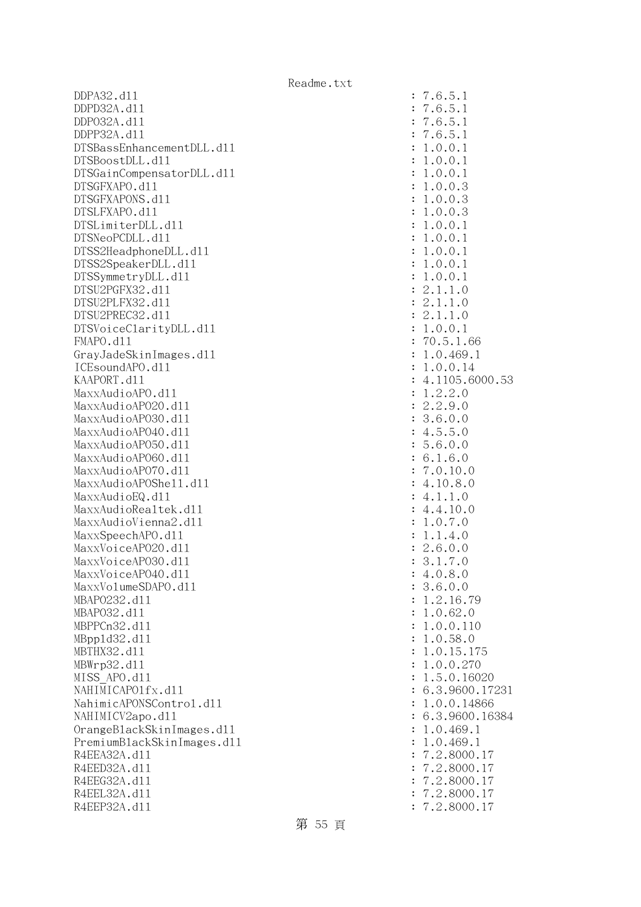```
DDPA32.dll                                                    : 7.6.5.1
DDPD32A.dll                                                   : 7.6.5.1
DDPO32A.dll                                                   : 7.6.5.1
DDPP32A.dll                                                   : 7.6.5.1
DTSBassEnhancementDLL.dll                                     : 1.0.0.1
DTSBoostDLL.dll                                               : 1.0.0.1
DTSGainCompensatorDLL.dll                                     : 1.0.0.1
DTSGFXAPO.dll                                                 : 1.0.0.3
DTSGFXAPONS.dll                                               : 1.0.0.3
DTSLFXAPO.dll                                                 : 1.0.0.3
DTSLimiterDLL.dll                                             : 1.0.0.1
DTSNeoPCDLL.dll                                               : 1.0.0.1
DTSS2HeadphoneDLL.dll                                         : 1.0.0.1
DTSS2SpeakerDLL.dll                                           : 1.0.0.1
DTSSymmetryDLL.dll                                            : 1.0.0.1
DTSU2PGFX32.dll                                               : 2.1.1.0
DTSU2PLFX32.dll                                               : 2.1.1.0
DTSU2PREC32.dll                                               : 2.1.1.0
DTSVoiceClarityDLL.dll                                        : 1.0.0.1
FMAPO.dll                                                     : 70.5.1.66
GrayJadeSkinImages.dll                                        : 1.0.469.1
ICEsoundAPO.dll                                               : 1.0.0.14
KAAPORT.dll                                                   : 4.1105.6000.53
MaxxAudioAPO.dll                                              : 1.2.2.0
MaxxAudioAPO20.dll                                            : 2.2.9.0
MaxxAudioAPO30.dll                                            : 3.6.0.0
MaxxAudioAPO40.dll                                            : 4.5.5.0
MaxxAudioAPO50.dll                                            : 5.6.0.0
MaxxAudioAPO60.dll                                            : 6.1.6.0
MaxxAudioAPO70.dll                                            : 7.0.10.0
MaxxAudioAPOShell.dll                                         : 4.10.8.0
MaxxAudioEQ.dll                                               : 4.1.1.0
MaxxAudioRealtek.dll                                          : 4.4.10.0
MaxxAudioVienna2.dll                                          : 1.0.7.0
MaxxSpeechAPO.dll                                             : 1.1.4.0
MaxxVoiceAPO20.dll                                            : 2.6.0.0
MaxxVoiceAPO30.dll                                            : 3.1.7.0
MaxxVoiceAPO40.dll                                            : 4.0.8.0
MaxxVolumeSDAPO.dll                                           : 3.6.0.0
MBAPO232.dll                                                  : 1.2.16.79
MBAPO32.dll                                                   : 1.0.62.0
MBPPCn32.dll                                                  : 1.0.0.110
MBppld32.dll                                                  : 1.0.58.0
MBTHX32.dll                                                   : 1.0.15.175
MBWrp32.dll                                                   : 1.0.0.270
MISS_APO.dll                                                  : 1.5.0.16020
NAHIMICAPO1fx.dll                                             : 6.3.9600.17231
NahimicAPONSControl.dll                                       : 1.0.0.14866
NAHIMICV2apo.dll                                              : 6.3.9600.16384
OrangeBlackSkinImages.dll                                     : 1.0.469.1
PremiumBlackSkinImages.dll                                    : 1.0.469.1
R4EEA32A.dll                                                  : 7.2.8000.17
R4EED32A.dll                                                  : 7.2.8000.17
R4EEG32A.dll                                                  : 7.2.8000.17
R4EEL32A.dll                                                  : 7.2.8000.17
R4EEP32A.dll                                                  : 7.2.8000.17
```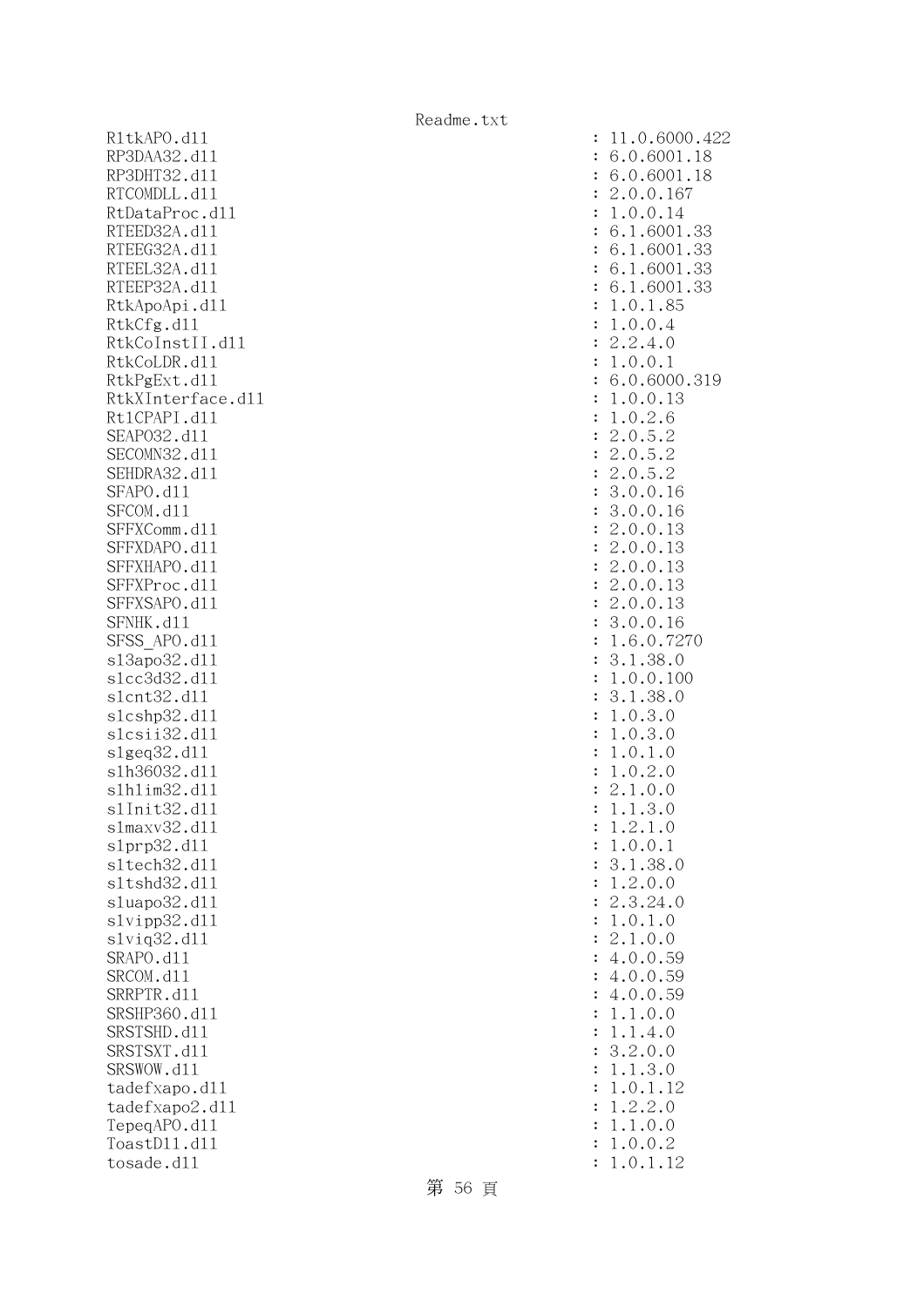```
RltkAPO.dll                                        : 11.0.6000.422
RP3DAA32.dll                                       : 6.0.6001.18
RP3DHT32.dll                                       : 6.0.6001.18
RTCOMDLL.dll                                       : 2.0.0.167
RtDataProc.dll                                     : 1.0.0.14
RTEED32A.dll                                       : 6.1.6001.33
RTEEG32A.dll                                       : 6.1.6001.33
RTEEL32A.dll                                       : 6.1.6001.33
RTEEP32A.dll                                       : 6.1.6001.33
RtkApoApi.dll                                      : 1.0.1.85
RtkCfg.dll                                         : 1.0.0.4
RtkCoInstII.dll                                    : 2.2.4.0
RtkCoLDR.dll                                       : 1.0.0.1
RtkPgExt.dll                                       : 6.0.6000.319
RtkXInterface.dll                                  : 1.0.0.13
RtlCPAPI.dll                                       : 1.0.2.6
SEAPO32.dll                                        : 2.0.5.2
SECOMN32.dll                                       : 2.0.5.2
SEHDRA32.dll                                       : 2.0.5.2
SFAPO.dll                                          : 3.0.0.16
SFCOM.dll                                          : 3.0.0.16
SFFXComm.dll                                       : 2.0.0.13
SFFXDAPO.dll                                       : 2.0.0.13
SFFXHAPO.dll                                       : 2.0.0.13
SFFXProc.dll                                       : 2.0.0.13
SFFXSAPO.dll                                       : 2.0.0.13
SFNHK.dll                                          : 3.0.0.16
SFSS_APO.dll                                       : 1.6.0.7270
sl3apo32.dll                                       : 3.1.38.0
slcc3d32.dll                                       : 1.0.0.100
slcnt32.dll                                        : 3.1.38.0
slcshp32.dll                                       : 1.0.3.0
slcsii32.dll                                       : 1.0.3.0
slgeq32.dll                                        : 1.0.1.0
slh36032.dll                                       : 1.0.2.0
slhlim32.dll                                       : 2.1.0.0
slInit32.dll                                       : 1.1.3.0
slmaxv32.dll                                       : 1.2.1.0
slprp32.dll                                        : 1.0.0.1
sltech32.dll                                       : 3.1.38.0
sltshd32.dll                                       : 1.2.0.0
sluapo32.dll                                       : 2.3.24.0
slvipp32.dll                                       : 1.0.1.0
slviq32.dll                                        : 2.1.0.0
SRAPO.dll                                          : 4.0.0.59
SRCOM.dll                                          : 4.0.0.59
SRRPTR.dll                                         : 4.0.0.59
SRSHP360.dll                                       : 1.1.0.0
SRSTSHD.dll                                        : 1.1.4.0
SRSTSXT.dll                                        : 3.2.0.0
SRSWOW.dll                                         : 1.1.3.0
tadefxapo.dll                                      : 1.0.1.12
tadefxapo2.dll                                     : 1.2.2.0
TepeqAPO.dll                                       : 1.1.0.0
ToastDll.dll                                       : 1.0.0.2
tosade.dll                                         : 1.0.1.12
```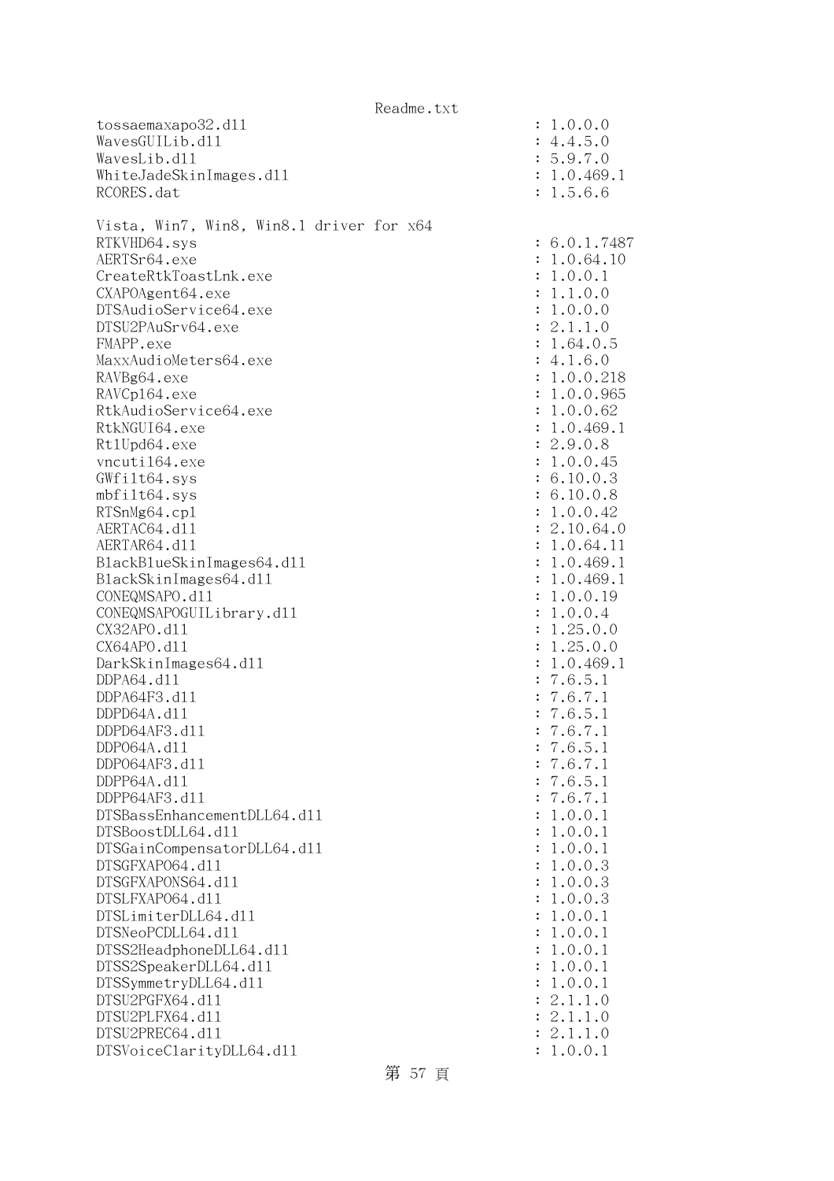```
tossaemaxapo32.dll                                           : 1.0.0.0
WavesGUILib.dll                                              : 4.4.5.0
WavesLib.dll                                                 : 5.9.7.0
WhiteJadeSkinImages.dll                                      : 1.0.469.1
RCORES.dat                                                   : 1.5.6.6

Vista, Win7, Win8, Win8.1 driver for x64
RTKVHD64.sys                                                 : 6.0.1.7487
AERTSr64.exe                                                 : 1.0.64.10
CreateRtkToastLnk.exe                                        : 1.0.0.1
CXAPOAgent64.exe                                             : 1.1.0.0
DTSAudioService64.exe                                        : 1.0.0.0
DTSU2PAuSrv64.exe                                            : 2.1.1.0
FMAPP.exe                                                    : 1.64.0.5
MaxxAudioMeters64.exe                                        : 4.1.6.0
RAVBg64.exe                                                  : 1.0.0.218
RAVCpl64.exe                                                 : 1.0.0.965
RtkAudioService64.exe                                        : 1.0.0.62
RtkNGUI64.exe                                                : 1.0.469.1
RtlUpd64.exe                                                 : 2.9.0.8
vncutil64.exe                                                : 1.0.0.45
GWfilt64.sys                                                 : 6.10.0.3
mbfilt64.sys                                                 : 6.10.0.8
RTSnMg64.cpl                                                 : 1.0.0.42
AERTAC64.dll                                                 : 2.10.64.0
AERTAR64.dll                                                 : 1.0.64.11
BlackBlueSkinImages64.dll                                    : 1.0.469.1
BlackSkinImages64.dll                                        : 1.0.469.1
CONEQMSAPO.dll                                               : 1.0.0.19
CONEQMSAPOGUILibrary.dll                                     : 1.0.0.4
CX32APO.dll                                                  : 1.25.0.0
CX64APO.dll                                                  : 1.25.0.0
DarkSkinImages64.dll                                         : 1.0.469.1
DDPA64.dll                                                   : 7.6.5.1
DDPA64F3.dll                                                 : 7.6.7.1
DDPD64A.dll                                                  : 7.6.5.1
DDPD64AF3.dll                                                : 7.6.7.1
DDPO64A.dll                                                  : 7.6.5.1
DDPO64AF3.dll                                                : 7.6.7.1
DDPP64A.dll                                                  : 7.6.5.1
DDPP64AF3.dll                                                : 7.6.7.1
DTSBassEnhancementDLL64.dll                                  : 1.0.0.1
DTSBoostDLL64.dll                                            : 1.0.0.1
DTSGainCompensatorDLL64.dll                                  : 1.0.0.1
DTSGFXAPO64.dll                                              : 1.0.0.3
DTSGFXAPONS64.dll                                            : 1.0.0.3
DTSLFXAPO64.dll                                              : 1.0.0.3
DTSLimiterDLL64.dll                                          : 1.0.0.1
DTSNeoPCDLL64.dll                                            : 1.0.0.1
DTSS2HeadphoneDLL64.dll                                      : 1.0.0.1
DTSS2SpeakerDLL64.dll                                        : 1.0.0.1
DTSSymmetryDLL64.dll                                         : 1.0.0.1
DTSU2PGFX64.dll                                              : 2.1.1.0
DTSU2PLFX64.dll                                              : 2.1.1.0
DTSU2PREC64.dll                                              : 2.1.1.0
DTSVoiceClarityDLL64.dll                                     : 1.0.0.1
```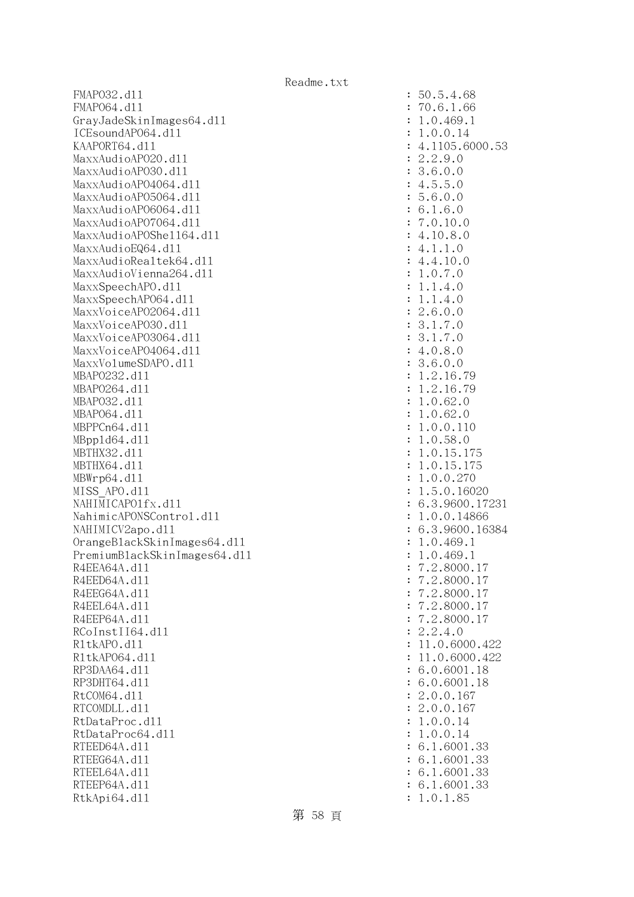```
FMAPO32.dll                                    : 50.5.4.68
FMAPO64.dll                                    : 70.6.1.66
GrayJadeSkinImages64.dll                       : 1.0.469.1
ICEsoundAPO64.dll                              : 1.0.0.14
KAAPORT64.dll                                  : 4.1105.6000.53
MaxxAudioAPO20.dll                             : 2.2.9.0
MaxxAudioAPO30.dll                             : 3.6.0.0
MaxxAudioAPO4064.dll                           : 4.5.5.0
MaxxAudioAPO5064.dll                           : 5.6.0.0
MaxxAudioAPO6064.dll                           : 6.1.6.0
MaxxAudioAPO7064.dll                           : 7.0.10.0
MaxxAudioAPOShell64.dll                        : 4.10.8.0
MaxxAudioEQ64.dll                              : 4.1.1.0
MaxxAudioRealtek64.dll                         : 4.4.10.0
MaxxAudioVienna264.dll                         : 1.0.7.0
MaxxSpeechAPO.dll                              : 1.1.4.0
MaxxSpeechAPO64.dll                            : 1.1.4.0
MaxxVoiceAPO2064.dll                           : 2.6.0.0
MaxxVoiceAPO30.dll                             : 3.1.7.0
MaxxVoiceAPO3064.dll                           : 3.1.7.0
MaxxVoiceAPO4064.dll                           : 4.0.8.0
MaxxVolumeSDAPO.dll                            : 3.6.0.0
MBAPO232.dll                                   : 1.2.16.79
MBAPO264.dll                                   : 1.2.16.79
MBAPO32.dll                                    : 1.0.62.0
MBAPO64.dll                                    : 1.0.62.0
MBPPCn64.dll                                   : 1.0.0.110
MBppld64.dll                                   : 1.0.58.0
MBTHX32.dll                                    : 1.0.15.175
MBTHX64.dll                                    : 1.0.15.175
MBWrp64.dll                                    : 1.0.0.270
MISS_APO.dll                                   : 1.5.0.16020
NAHIMICAPO1fx.dll                              : 6.3.9600.17231
NahimicAPONSControl.dll                        : 1.0.0.14866
NAHIMICV2apo.dll                               : 6.3.9600.16384
OrangeBlackSkinImages64.dll                    : 1.0.469.1
PremiumBlackSkinImages64.dll                   : 1.0.469.1
R4EEA64A.dll                                   : 7.2.8000.17
R4EED64A.dll                                   : 7.2.8000.17
R4EEG64A.dll                                   : 7.2.8000.17
R4EEL64A.dll                                   : 7.2.8000.17
R4EEP64A.dll                                   : 7.2.8000.17
RCoInstII64.dll                                : 2.2.4.0
RltkAPO.dll                                    : 11.0.6000.422
RltkAPO64.dll                                  : 11.0.6000.422
RP3DAA64.dll                                   : 6.0.6001.18
RP3DHT64.dll                                   : 6.0.6001.18
RtCOM64.dll                                    : 2.0.0.167
RTCOMDLL.dll                                   : 2.0.0.167
RtDataProc.dll                                 : 1.0.0.14
RtDataProc64.dll                               : 1.0.0.14
RTEED64A.dll                                   : 6.1.6001.33
RTEEG64A.dll                                   : 6.1.6001.33
RTEEL64A.dll                                   : 6.1.6001.33
RTEEP64A.dll                                   : 6.1.6001.33
RtkApi64.dll                                   : 1.0.1.85
```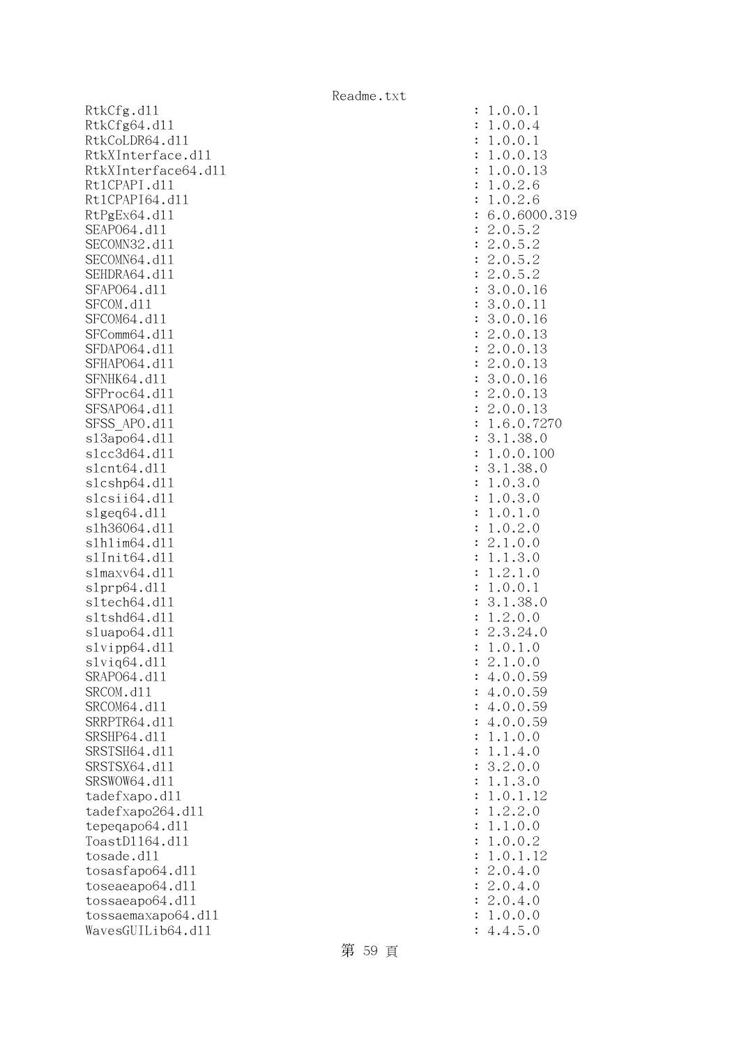```
RtkCfg.dll                                                  : 1.0.0.1
RtkCfg64.dll                                                : 1.0.0.4
RtkCoLDR64.dll                                              : 1.0.0.1
RtkXInterface.dll                                           : 1.0.0.13
RtkXInterface64.dll                                         : 1.0.0.13
Rt1CPAPI.dll                                                : 1.0.2.6
Rt1CPAPI64.dll                                              : 1.0.2.6
RtPgEx64.dll                                                : 6.0.6000.319
SEAPO64.dll                                                 : 2.0.5.2
SECOMN32.dll                                                : 2.0.5.2
SECOMN64.dll                                                : 2.0.5.2
SEHDRA64.dll                                                : 2.0.5.2
SFAPO64.dll                                                 : 3.0.0.16
SFCOM.dll                                                   : 3.0.0.11
SFCOM64.dll                                                 : 3.0.0.16
SFComm64.dll                                                : 2.0.0.13
SFDAPO64.dll                                                : 2.0.0.13
SFHAPO64.dll                                                : 2.0.0.13
SFNHK64.dll                                                 : 3.0.0.16
SFProc64.dll                                                : 2.0.0.13
SFSAPO64.dll                                                : 2.0.0.13
SFSS_APO.dll                                                : 1.6.0.7270
sl3apo64.dll                                                : 3.1.38.0
slcc3d64.dll                                                : 1.0.0.100
slcnt64.dll                                                 : 3.1.38.0
slcshp64.dll                                                : 1.0.3.0
slcsii64.dll                                                : 1.0.3.0
slgeq64.dll                                                 : 1.0.1.0
slh36064.dll                                                : 1.0.2.0
slhlim64.dll                                                : 2.1.0.0
slInit64.dll                                                : 1.1.3.0
slmaxv64.dll                                                : 1.2.1.0
slprp64.dll                                                 : 1.0.0.1
sltech64.dll                                                : 3.1.38.0
sltshd64.dll                                                : 1.2.0.0
sluapo64.dll                                                : 2.3.24.0
slvipp64.dll                                                : 1.0.1.0
slviq64.dll                                                 : 2.1.0.0
SRAPO64.dll                                                 : 4.0.0.59
SRCOM.dll                                                   : 4.0.0.59
SRCOM64.dll                                                 : 4.0.0.59
SRRPTR64.dll                                                : 4.0.0.59
SRSHP64.dll                                                 : 1.1.0.0
SRSTSH64.dll                                                : 1.1.4.0
SRSTSX64.dll                                                : 3.2.0.0
SRSWOW64.dll                                                : 1.1.3.0
tadefxapo.dll                                               : 1.0.1.12
tadefxapo264.dll                                            : 1.2.2.0
tepeqapo64.dll                                              : 1.1.0.0
ToastDll64.dll                                              : 1.0.0.2
tosade.dll                                                  : 1.0.1.12
tosasfapo64.dll                                             : 2.0.4.0
toseaeapo64.dll                                             : 2.0.4.0
tossaeapo64.dll                                             : 2.0.4.0
tossaemaxapo64.dll                                          : 1.0.0.0
WavesGUILib64.dll                                           : 4.4.5.0
```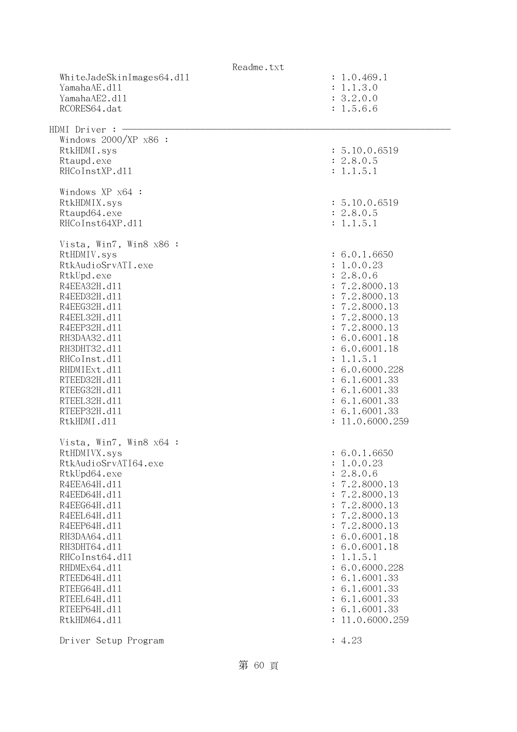```
  WhiteJadeSkinImages64.dll                             : 1.0.469.1
  YamahaAE.dll                                          : 1.1.3.0
  YamahaAE2.dll                                         : 3.2.0.0
  RCORES64.dat                                          : 1.5.6.6

HDMI Driver : ----------------------------------------------------------------
  Windows 2000/XP x86 :
  RtkHDMI.sys                                           : 5.10.0.6519
  Rtaupd.exe                                            : 2.8.0.5
  RHCoInstXP.dll                                        : 1.1.5.1

  Windows XP x64 :
  RtkHDMIX.sys                                          : 5.10.0.6519
  Rtaupd64.exe                                          : 2.8.0.5
  RHCoInst64XP.dll                                      : 1.1.5.1

  Vista, Win7, Win8 x86 :
  RtHDMIV.sys                                           : 6.0.1.6650
  RtkAudioSrvATI.exe                                    : 1.0.0.23
  RtkUpd.exe                                            : 2.8.0.6
  R4EEA32H.dll                                          : 7.2.8000.13
  R4EED32H.dll                                          : 7.2.8000.13
  R4EEG32H.dll                                          : 7.2.8000.13
  R4EEL32H.dll                                          : 7.2.8000.13
  R4EEP32H.dll                                          : 7.2.8000.13
  RH3DAA32.dll                                          : 6.0.6001.18
  RH3DHT32.dll                                          : 6.0.6001.18
  RHCoInst.dll                                          : 1.1.5.1
  RHDMIExt.dll                                          : 6.0.6000.228
  RTEED32H.dll                                          : 6.1.6001.33
  RTEEG32H.dll                                          : 6.1.6001.33
  RTEEL32H.dll                                          : 6.1.6001.33
  RTEEP32H.dll                                          : 6.1.6001.33
  RtkHDMI.dll                                           : 11.0.6000.259

  Vista, Win7, Win8 x64 :
  RtHDMIVX.sys                                          : 6.0.1.6650
  RtkAudioSrvATI64.exe                                  : 1.0.0.23
  RtkUpd64.exe                                          : 2.8.0.6
  R4EEA64H.dll                                          : 7.2.8000.13
  R4EED64H.dll                                          : 7.2.8000.13
  R4EEG64H.dll                                          : 7.2.8000.13
  R4EEL64H.dll                                          : 7.2.8000.13
  R4EEP64H.dll                                          : 7.2.8000.13
  RH3DAA64.dll                                          : 6.0.6001.18
  RH3DHT64.dll                                          : 6.0.6001.18
  RHCoInst64.dll                                        : 1.1.5.1
  RHDMEx64.dll                                          : 6.0.6000.228
  RTEED64H.dll                                          : 6.1.6001.33
  RTEEG64H.dll                                          : 6.1.6001.33
  RTEEL64H.dll                                          : 6.1.6001.33
  RTEEP64H.dll                                          : 6.1.6001.33
  RtkHDM64.dll                                          : 11.0.6000.259

  Driver Setup Program                                  : 4.23
```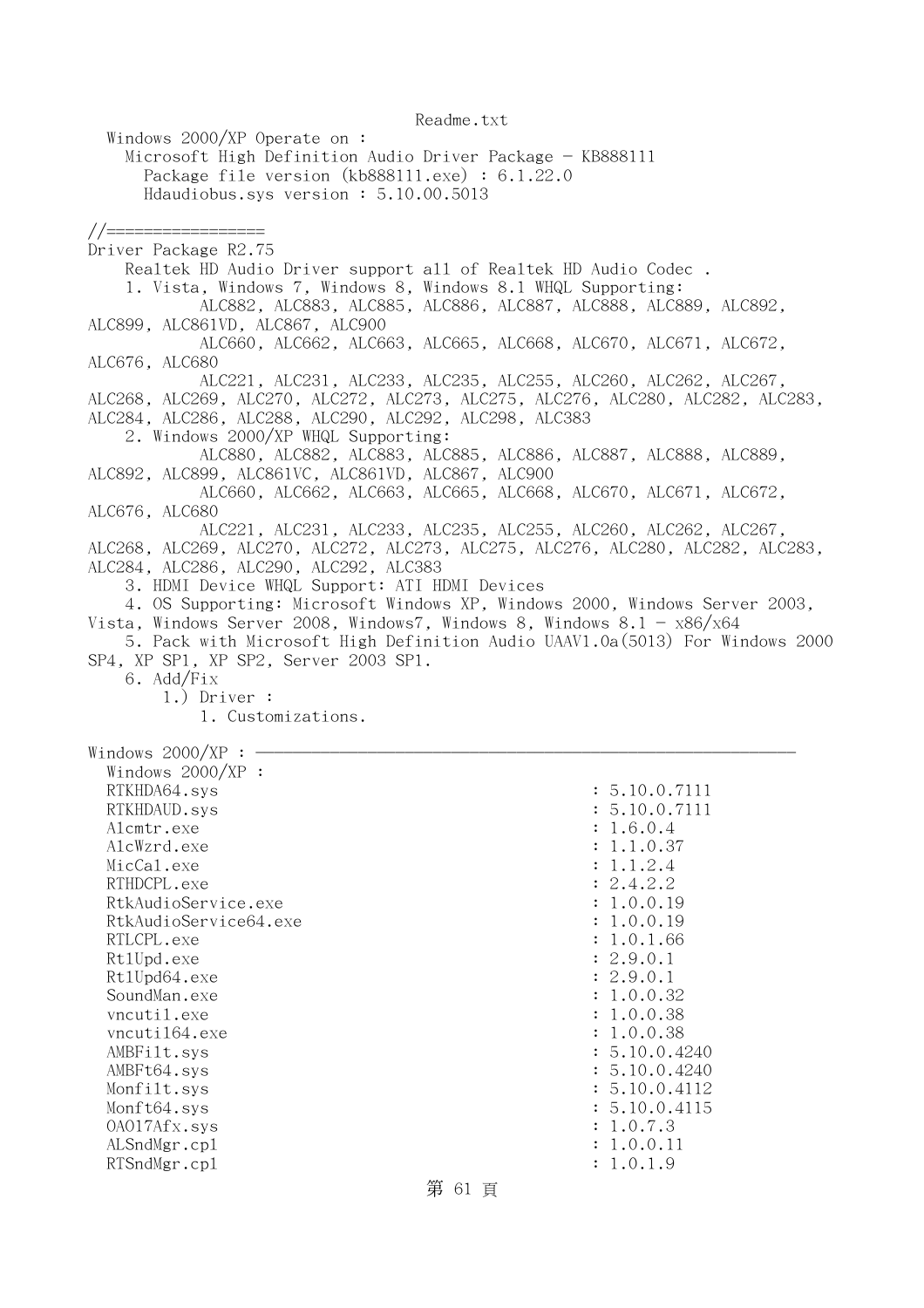Readme.txt

Windows 2000/XP Operate on :
    Microsoft High Definition Audio Driver Package - KB888111
        Package file version (kb888111.exe) : 6.1.22.0
        Hdaudiobus.sys version : 5.10.00.5013

//=================
Driver Package R2.75
    Realtek HD Audio Driver support all of Realtek HD Audio Codec .
    1. Vista, Windows 7, Windows 8, Windows 8.1 WHQL Supporting:
        ALC882, ALC883, ALC885, ALC886, ALC887, ALC888, ALC889, ALC892, ALC899, ALC861VD, ALC867, ALC900
        ALC660, ALC662, ALC663, ALC665, ALC668, ALC670, ALC671, ALC672, ALC676, ALC680
        ALC221, ALC231, ALC233, ALC235, ALC255, ALC260, ALC262, ALC267, ALC268, ALC269, ALC270, ALC272, ALC273, ALC275, ALC276, ALC280, ALC282, ALC283, ALC284, ALC286, ALC288, ALC290, ALC292, ALC298, ALC383
    2. Windows 2000/XP WHQL Supporting:
        ALC880, ALC882, ALC883, ALC885, ALC886, ALC887, ALC888, ALC889, ALC892, ALC899, ALC861VC, ALC861VD, ALC867, ALC900
        ALC660, ALC662, ALC663, ALC665, ALC668, ALC670, ALC671, ALC672, ALC676, ALC680
        ALC221, ALC231, ALC233, ALC235, ALC255, ALC260, ALC262, ALC267, ALC268, ALC269, ALC270, ALC272, ALC273, ALC275, ALC276, ALC280, ALC282, ALC283, ALC284, ALC286, ALC290, ALC292, ALC383
    3. HDMI Device WHQL Support: ATI HDMI Devices
    4. OS Supporting: Microsoft Windows XP, Windows 2000, Windows Server 2003, Vista, Windows Server 2008, Windows7, Windows 8, Windows 8.1 - x86/x64
    5. Pack with Microsoft High Definition Audio UAAV1.0a(5013) For Windows 2000 SP4, XP SP1, XP SP2, Server 2003 SP1.
    6. Add/Fix
        1.) Driver :
            1. Customizations.

Windows 2000/XP : ————————————————————————————————————————————————

Windows 2000/XP :

| File | Version |
|---|---|
| RTKHDA64.sys | : 5.10.0.7111 |
| RTKHDAUD.sys | : 5.10.0.7111 |
| Alcmtr.exe | : 1.6.0.4 |
| AlcWzrd.exe | : 1.1.0.37 |
| MicCal.exe | : 1.1.2.4 |
| RTHDCPL.exe | : 2.4.2.2 |
| RtkAudioService.exe | : 1.0.0.19 |
| RtkAudioService64.exe | : 1.0.0.19 |
| RTLCPL.exe | : 1.0.1.66 |
| RtlUpd.exe | : 2.9.0.1 |
| RtlUpd64.exe | : 2.9.0.1 |
| SoundMan.exe | : 1.0.0.32 |
| vncutil.exe | : 1.0.0.38 |
| vncuti164.exe | : 1.0.0.38 |
| AMBFilt.sys | : 5.10.0.4240 |
| AMBFt64.sys | : 5.10.0.4240 |
| Monfilt.sys | : 5.10.0.4112 |
| Monft64.sys | : 5.10.0.4115 |
| OA017Afx.sys | : 1.0.7.3 |
| ALSndMgr.cpl | : 1.0.0.11 |
| RTSndMgr.cpl | : 1.0.1.9 |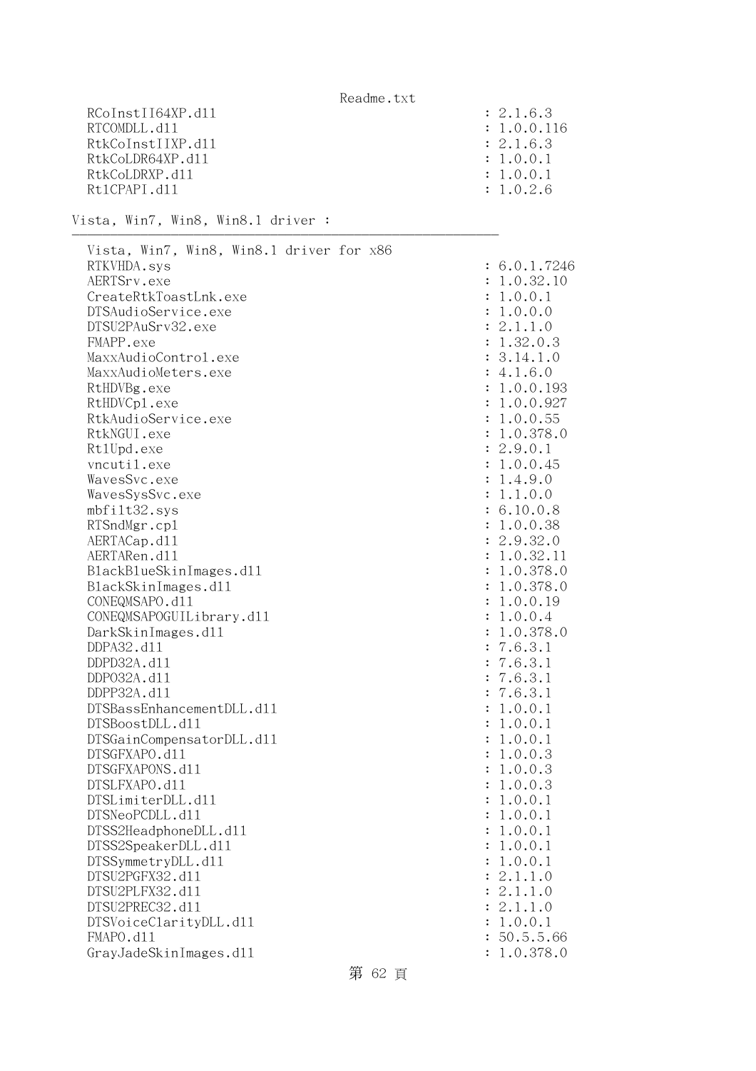```
  RCoInstII64XP.dll                                          : 2.1.6.3
  RTCOMDLL.dll                                               : 1.0.0.116
  RtkCoInstIIXP.dll                                          : 2.1.6.3
  RtkCoLDR64XP.dll                                           : 1.0.0.1
  RtkCoLDRXP.dll                                             : 1.0.0.1
  RtlCPAPI.dll                                               : 1.0.2.6
```

Vista, Win7, Win8, Win8.1 driver :
-------------------------------------------------------

```
  Vista, Win7, Win8, Win8.1 driver for x86
  RTKVHDA.sys                                                : 6.0.1.7246
  AERTSrv.exe                                                : 1.0.32.10
  CreateRtkToastLnk.exe                                      : 1.0.0.1
  DTSAudioService.exe                                        : 1.0.0.0
  DTSU2PAuSrv32.exe                                          : 2.1.1.0
  FMAPP.exe                                                  : 1.32.0.3
  MaxxAudioControl.exe                                       : 3.14.1.0
  MaxxAudioMeters.exe                                        : 4.1.6.0
  RtHDVBg.exe                                                : 1.0.0.193
  RtHDVCpl.exe                                               : 1.0.0.927
  RtkAudioService.exe                                        : 1.0.0.55
  RtkNGUI.exe                                                : 1.0.378.0
  RtlUpd.exe                                                 : 2.9.0.1
  vncutil.exe                                                : 1.0.0.45
  WavesSvc.exe                                               : 1.4.9.0
  WavesSysSvc.exe                                            : 1.1.0.0
  mbfilt32.sys                                               : 6.10.0.8
  RTSndMgr.cpl                                               : 1.0.0.38
  AERTACap.dll                                               : 2.9.32.0
  AERTARen.dll                                               : 1.0.32.11
  BlackBlueSkinImages.dll                                    : 1.0.378.0
  BlackSkinImages.dll                                        : 1.0.378.0
  CONEQMSAPO.dll                                             : 1.0.0.19
  CONEQMSAPOGUILibrary.dll                                   : 1.0.0.4
  DarkSkinImages.dll                                         : 1.0.378.0
  DDPA32.dll                                                 : 7.6.3.1
  DDPD32A.dll                                                : 7.6.3.1
  DDPO32A.dll                                                : 7.6.3.1
  DDPP32A.dll                                                : 7.6.3.1
  DTSBassEnhancementDLL.dll                                  : 1.0.0.1
  DTSBoostDLL.dll                                            : 1.0.0.1
  DTSGainCompensatorDLL.dll                                  : 1.0.0.1
  DTSGFXAPO.dll                                              : 1.0.0.3
  DTSGFXAPONS.dll                                            : 1.0.0.3
  DTSLFXAPO.dll                                              : 1.0.0.3
  DTSLimiterDLL.dll                                          : 1.0.0.1
  DTSNeoPCDLL.dll                                            : 1.0.0.1
  DTSS2HeadphoneDLL.dll                                      : 1.0.0.1
  DTSS2SpeakerDLL.dll                                        : 1.0.0.1
  DTSSymmetryDLL.dll                                         : 1.0.0.1
  DTSU2PGFX32.dll                                            : 2.1.1.0
  DTSU2PLFX32.dll                                            : 2.1.1.0
  DTSU2PREC32.dll                                            : 2.1.1.0
  DTSVoiceClarityDLL.dll                                     : 1.0.0.1
  FMAPO.dll                                                  : 50.5.5.66
  GrayJadeSkinImages.dll                                     : 1.0.378.0
```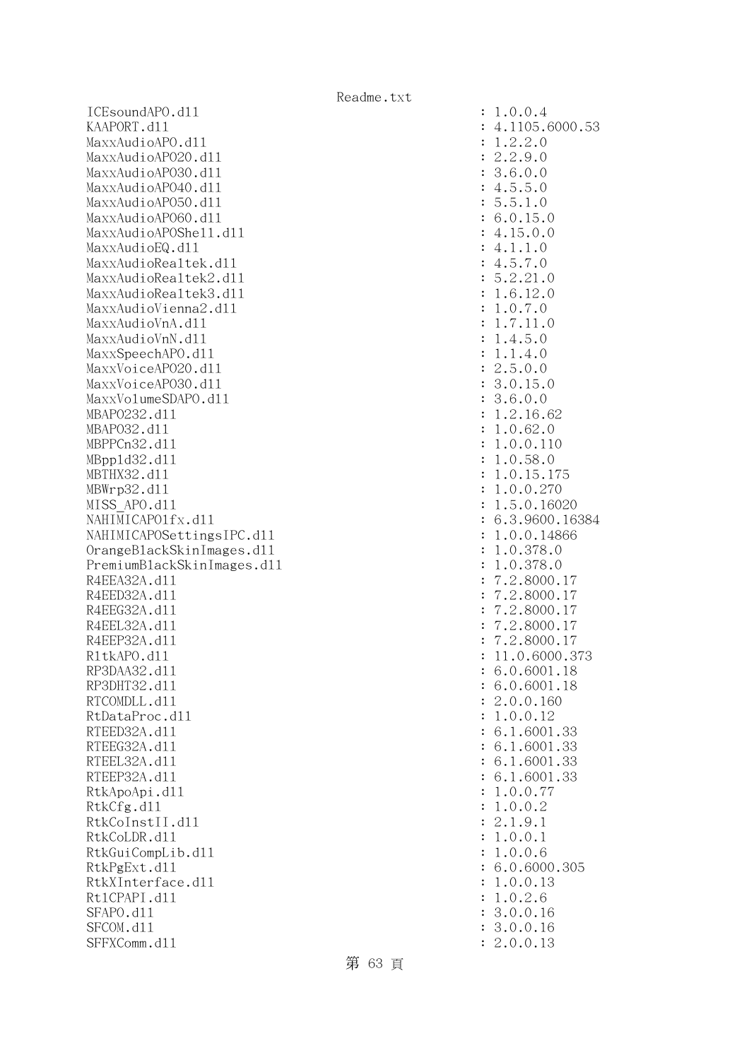```
ICEsoundAPO.dll                                          : 1.0.0.4
KAAPORT.dll                                              : 4.1105.6000.53
MaxxAudioAPO.dll                                         : 1.2.2.0
MaxxAudioAPO20.dll                                       : 2.2.9.0
MaxxAudioAPO30.dll                                       : 3.6.0.0
MaxxAudioAPO40.dll                                       : 4.5.5.0
MaxxAudioAPO50.dll                                       : 5.5.1.0
MaxxAudioAPO60.dll                                       : 6.0.15.0
MaxxAudioAPOShell.dll                                    : 4.15.0.0
MaxxAudioEQ.dll                                          : 4.1.1.0
MaxxAudioRealtek.dll                                     : 4.5.7.0
MaxxAudioRealtek2.dll                                    : 5.2.21.0
MaxxAudioRealtek3.dll                                    : 1.6.12.0
MaxxAudioVienna2.dll                                     : 1.0.7.0
MaxxAudioVnA.dll                                         : 1.7.11.0
MaxxAudioVnN.dll                                         : 1.4.5.0
MaxxSpeechAPO.dll                                        : 1.1.4.0
MaxxVoiceAPO20.dll                                       : 2.5.0.0
MaxxVoiceAPO30.dll                                       : 3.0.15.0
MaxxVolumeSDAPO.dll                                      : 3.6.0.0
MBAPO232.dll                                             : 1.2.16.62
MBAPO32.dll                                              : 1.0.62.0
MBPPCn32.dll                                             : 1.0.0.110
MBppld32.dll                                             : 1.0.58.0
MBTHX32.dll                                              : 1.0.15.175
MBWrp32.dll                                              : 1.0.0.270
MISS_APO.dll                                             : 1.5.0.16020
NAHIMICAPOlfx.dll                                        : 6.3.9600.16384
NAHIMICAPOSettingsIPC.dll                                : 1.0.0.14866
OrangeBlackSkinImages.dll                                : 1.0.378.0
PremiumBlackSkinImages.dll                               : 1.0.378.0
R4EEA32A.dll                                             : 7.2.8000.17
R4EED32A.dll                                             : 7.2.8000.17
R4EEG32A.dll                                             : 7.2.8000.17
R4EEL32A.dll                                             : 7.2.8000.17
R4EEP32A.dll                                             : 7.2.8000.17
RltkAPO.dll                                              : 11.0.6000.373
RP3DAA32.dll                                             : 6.0.6001.18
RP3DHT32.dll                                             : 6.0.6001.18
RTCOMDLL.dll                                             : 2.0.0.160
RtDataProc.dll                                           : 1.0.0.12
RTEED32A.dll                                             : 6.1.6001.33
RTEEG32A.dll                                             : 6.1.6001.33
RTEEL32A.dll                                             : 6.1.6001.33
RTEEP32A.dll                                             : 6.1.6001.33
RtkApoApi.dll                                            : 1.0.0.77
RtkCfg.dll                                               : 1.0.0.2
RtkCoInstII.dll                                          : 2.1.9.1
RtkCoLDR.dll                                             : 1.0.0.1
RtkGuiCompLib.dll                                        : 1.0.0.6
RtkPgExt.dll                                             : 6.0.6000.305
RtkXInterface.dll                                        : 1.0.0.13
RtlCPAPI.dll                                             : 1.0.2.6
SFAPO.dll                                                : 3.0.0.16
SFCOM.dll                                                : 3.0.0.16
SFFXComm.dll                                             : 2.0.0.13
```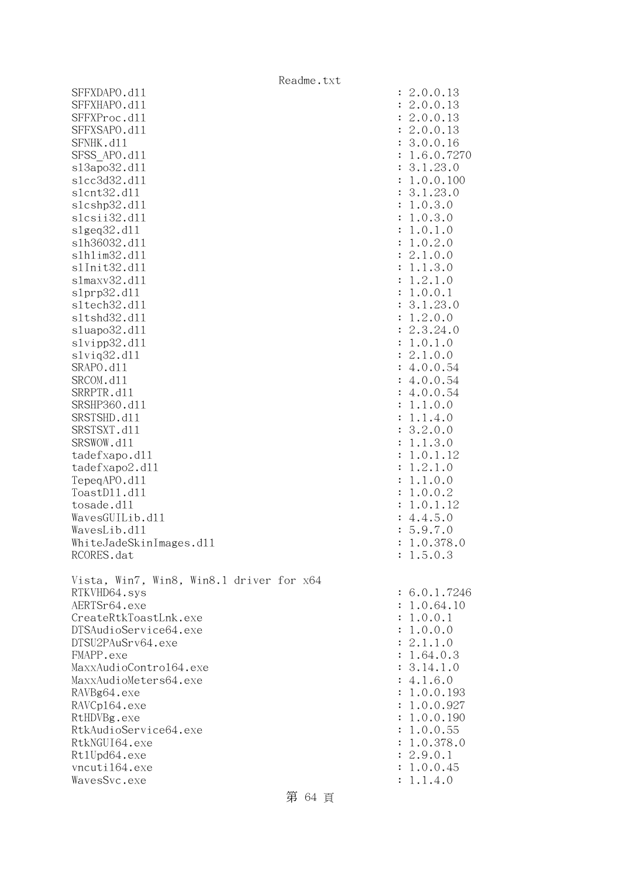```
SFFXDAPO.dll                                         : 2.0.0.13
SFFXHAPO.dll                                         : 2.0.0.13
SFFXProc.dll                                         : 2.0.0.13
SFFXSAPO.dll                                         : 2.0.0.13
SFNHK.dll                                            : 3.0.0.16
SFSS_APO.dll                                         : 1.6.0.7270
sl3apo32.dll                                         : 3.1.23.0
slcc3d32.dll                                         : 1.0.0.100
slcnt32.dll                                          : 3.1.23.0
slcshp32.dll                                         : 1.0.3.0
slcsii32.dll                                         : 1.0.3.0
slgeq32.dll                                          : 1.0.1.0
slh36032.dll                                         : 1.0.2.0
slhlim32.dll                                         : 2.1.0.0
slInit32.dll                                         : 1.1.3.0
slmaxv32.dll                                         : 1.2.1.0
slprp32.dll                                          : 1.0.0.1
sltech32.dll                                         : 3.1.23.0
sltshd32.dll                                         : 1.2.0.0
sluapo32.dll                                         : 2.3.24.0
slvipp32.dll                                         : 1.0.1.0
slviq32.dll                                          : 2.1.0.0
SRAPO.dll                                            : 4.0.0.54
SRCOM.dll                                            : 4.0.0.54
SRRPTR.dll                                           : 4.0.0.54
SRSHP360.dll                                         : 1.1.0.0
SRSTSHD.dll                                          : 1.1.4.0
SRSTSXT.dll                                          : 3.2.0.0
SRSWOW.dll                                           : 1.1.3.0
tadefxapo.dll                                        : 1.0.1.12
tadefxapo2.dll                                       : 1.2.1.0
TepeqAPO.dll                                         : 1.1.0.0
ToastDll.dll                                         : 1.0.0.2
tosade.dll                                           : 1.0.1.12
WavesGUILib.dll                                      : 4.4.5.0
WavesLib.dll                                         : 5.9.7.0
WhiteJadeSkinImages.dll                              : 1.0.378.0
RCORES.dat                                           : 1.5.0.3

Vista, Win7, Win8, Win8.1 driver for x64
RTKVHD64.sys                                         : 6.0.1.7246
AERTSr64.exe                                         : 1.0.64.10
CreateRtkToastLnk.exe                                : 1.0.0.1
DTSAudioService64.exe                                : 1.0.0.0
DTSU2PAuSrv64.exe                                    : 2.1.1.0
FMAPP.exe                                            : 1.64.0.3
MaxxAudioControl64.exe                               : 3.14.1.0
MaxxAudioMeters64.exe                                : 4.1.6.0
RAVBg64.exe                                          : 1.0.0.193
RAVCpl64.exe                                         : 1.0.0.927
RtHDVBg.exe                                          : 1.0.0.190
RtkAudioService64.exe                                : 1.0.0.55
RtkNGUI64.exe                                        : 1.0.378.0
RtlUpd64.exe                                         : 2.9.0.1
vncutil64.exe                                        : 1.0.0.45
WavesSvc.exe                                         : 1.1.4.0
```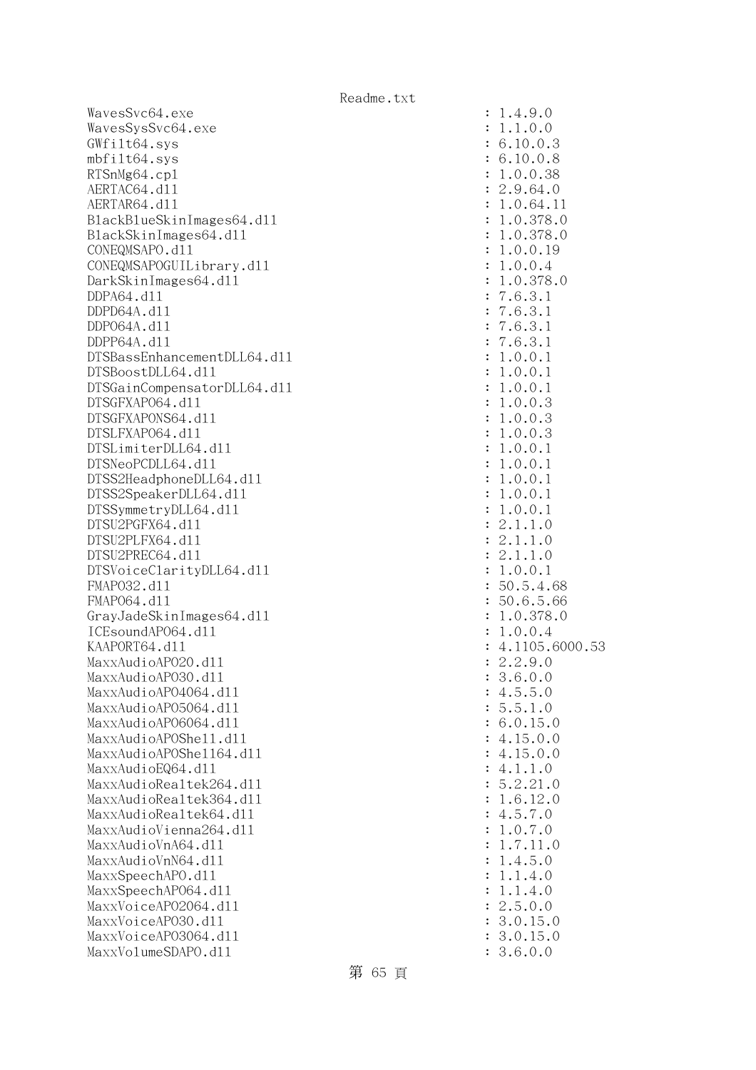```
WavesSvc64.exe                                    : 1.4.9.0
WavesSysSvc64.exe                                 : 1.1.0.0
GWfilt64.sys                                      : 6.10.0.3
mbfilt64.sys                                      : 6.10.0.8
RTSnMg64.cpl                                      : 1.0.0.38
AERTAC64.dll                                      : 2.9.64.0
AERTAR64.dll                                      : 1.0.64.11
BlackBlueSkinImages64.dll                         : 1.0.378.0
BlackSkinImages64.dll                             : 1.0.378.0
CONEQMSAPO.dll                                    : 1.0.0.19
CONEQMSAPOGUILibrary.dll                          : 1.0.0.4
DarkSkinImages64.dll                              : 1.0.378.0
DDPA64.dll                                        : 7.6.3.1
DDPD64A.dll                                       : 7.6.3.1
DDPO64A.dll                                       : 7.6.3.1
DDPP64A.dll                                       : 7.6.3.1
DTSBassEnhancementDLL64.dll                       : 1.0.0.1
DTSBoostDLL64.dll                                 : 1.0.0.1
DTSGainCompensatorDLL64.dll                       : 1.0.0.1
DTSGFXAPO64.dll                                   : 1.0.0.3
DTSGFXAPONS64.dll                                 : 1.0.0.3
DTSLFXAPO64.dll                                   : 1.0.0.3
DTSLimiterDLL64.dll                               : 1.0.0.1
DTSNeoPCDLL64.dll                                 : 1.0.0.1
DTSS2HeadphoneDLL64.dll                           : 1.0.0.1
DTSS2SpeakerDLL64.dll                             : 1.0.0.1
DTSSymmetryDLL64.dll                              : 1.0.0.1
DTSU2PGFX64.dll                                   : 2.1.1.0
DTSU2PLFX64.dll                                   : 2.1.1.0
DTSU2PREC64.dll                                   : 2.1.1.0
DTSVoiceClarityDLL64.dll                          : 1.0.0.1
FMAPO32.dll                                       : 50.5.4.68
FMAPO64.dll                                       : 50.6.5.66
GrayJadeSkinImages64.dll                          : 1.0.378.0
ICEsoundAPO64.dll                                 : 1.0.0.4
KAAPORT64.dll                                     : 4.1105.6000.53
MaxxAudioAPO20.dll                                : 2.2.9.0
MaxxAudioAPO30.dll                                : 3.6.0.0
MaxxAudioAPO4064.dll                              : 4.5.5.0
MaxxAudioAPO5064.dll                              : 5.5.1.0
MaxxAudioAPO6064.dll                              : 6.0.15.0
MaxxAudioAPOShell.dll                             : 4.15.0.0
MaxxAudioAPOShell64.dll                           : 4.15.0.0
MaxxAudioEQ64.dll                                 : 4.1.1.0
MaxxAudioRealtek264.dll                           : 5.2.21.0
MaxxAudioRealtek364.dll                           : 1.6.12.0
MaxxAudioRealtek64.dll                            : 4.5.7.0
MaxxAudioVienna264.dll                            : 1.0.7.0
MaxxAudioVnA64.dll                                : 1.7.11.0
MaxxAudioVnN64.dll                                : 1.4.5.0
MaxxSpeechAPO.dll                                 : 1.1.4.0
MaxxSpeechAPO64.dll                               : 1.1.4.0
MaxxVoiceAPO2064.dll                              : 2.5.0.0
MaxxVoiceAPO30.dll                                : 3.0.15.0
MaxxVoiceAPO3064.dll                              : 3.0.15.0
MaxxVolumeSDAPO.dll                               : 3.6.0.0
```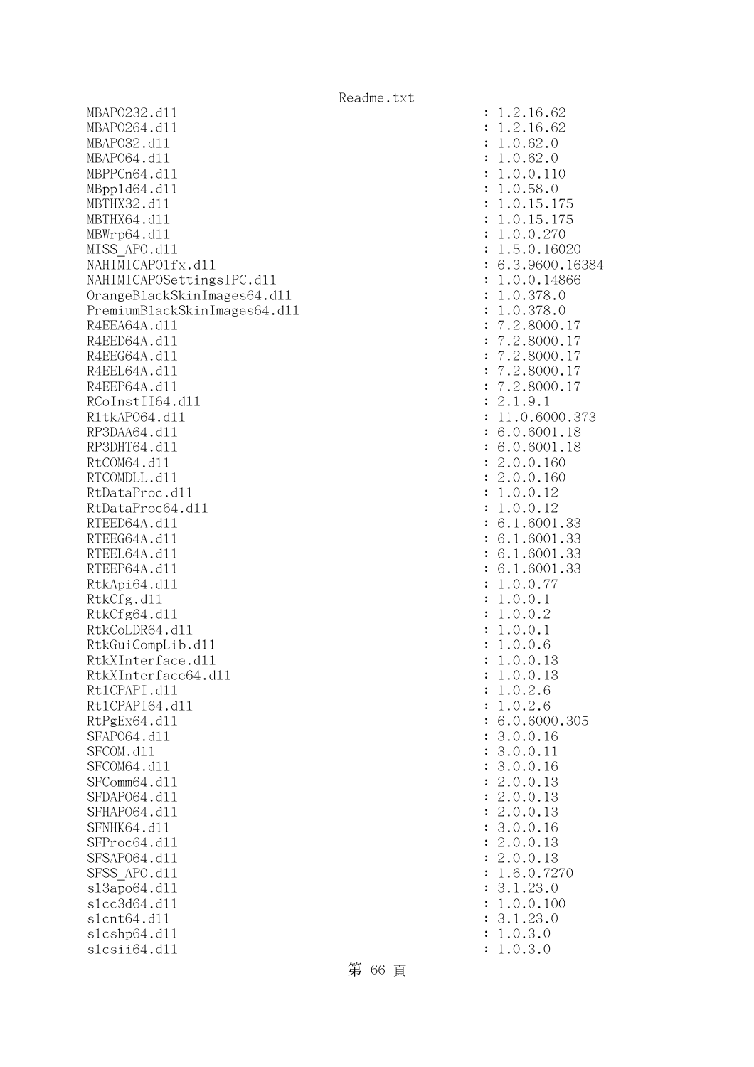```
MBAPO232.dll                                        : 1.2.16.62
MBAPO264.dll                                        : 1.2.16.62
MBAPO32.dll                                         : 1.0.62.0
MBAPO64.dll                                         : 1.0.62.0
MBPPCn64.dll                                        : 1.0.0.110
MBppld64.dll                                        : 1.0.58.0
MBTHX32.dll                                         : 1.0.15.175
MBTHX64.dll                                         : 1.0.15.175
MBWrp64.dll                                         : 1.0.0.270
MISS_APO.dll                                        : 1.5.0.16020
NAHIMICAPO1fx.dll                                   : 6.3.9600.16384
NAHIMICAPOSettingsIPC.dll                           : 1.0.0.14866
OrangeBlackSkinImages64.dll                         : 1.0.378.0
PremiumBlackSkinImages64.dll                        : 1.0.378.0
R4EEA64A.dll                                        : 7.2.8000.17
R4EED64A.dll                                        : 7.2.8000.17
R4EEG64A.dll                                        : 7.2.8000.17
R4EEL64A.dll                                        : 7.2.8000.17
R4EEP64A.dll                                        : 7.2.8000.17
RCoInstII64.dll                                     : 2.1.9.1
RltkAPO64.dll                                       : 11.0.6000.373
RP3DAA64.dll                                        : 6.0.6001.18
RP3DHT64.dll                                        : 6.0.6001.18
RtCOM64.dll                                         : 2.0.0.160
RTCOMDLL.dll                                        : 2.0.0.160
RtDataProc.dll                                      : 1.0.0.12
RtDataProc64.dll                                    : 1.0.0.12
RTEED64A.dll                                        : 6.1.6001.33
RTEEG64A.dll                                        : 6.1.6001.33
RTEEL64A.dll                                        : 6.1.6001.33
RTEEP64A.dll                                        : 6.1.6001.33
RtkApi64.dll                                        : 1.0.0.77
RtkCfg.dll                                          : 1.0.0.1
RtkCfg64.dll                                        : 1.0.0.2
RtkCoLDR64.dll                                      : 1.0.0.1
RtkGuiCompLib.dll                                   : 1.0.0.6
RtkXInterface.dll                                   : 1.0.0.13
RtkXInterface64.dll                                 : 1.0.0.13
RtlCPAPI.dll                                        : 1.0.2.6
RtlCPAPI64.dll                                      : 1.0.2.6
RtPgEx64.dll                                        : 6.0.6000.305
SFAPO64.dll                                         : 3.0.0.16
SFCOM.dll                                           : 3.0.0.11
SFCOM64.dll                                         : 3.0.0.16
SFComm64.dll                                        : 2.0.0.13
SFDAPO64.dll                                        : 2.0.0.13
SFHAPO64.dll                                        : 2.0.0.13
SFNHK64.dll                                         : 3.0.0.16
SFProc64.dll                                        : 2.0.0.13
SFSAPO64.dll                                        : 2.0.0.13
SFSS_APO.dll                                        : 1.6.0.7270
sl3apo64.dll                                        : 3.1.23.0
slcc3d64.dll                                        : 1.0.0.100
slcnt64.dll                                         : 3.1.23.0
slcshp64.dll                                        : 1.0.3.0
slcsii64.dll                                        : 1.0.3.0
```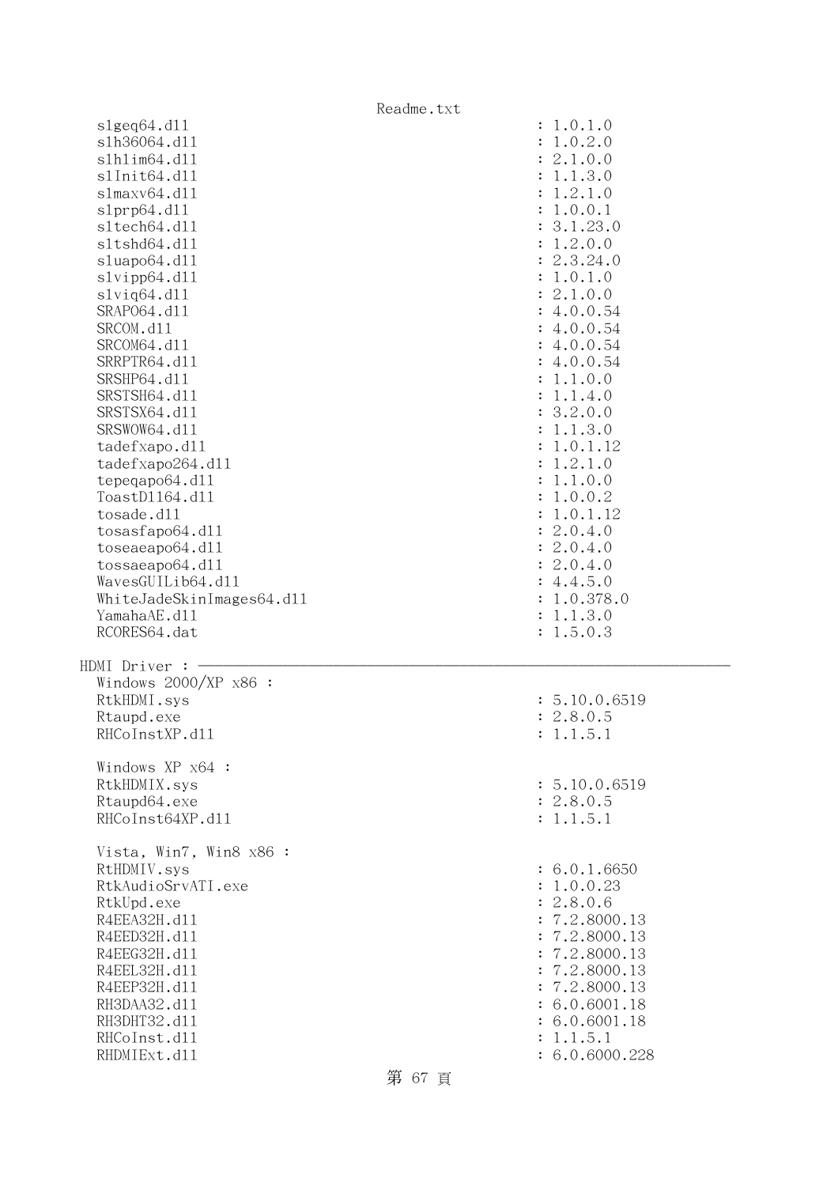```
  slgeq64.dll                                            : 1.0.1.0
  slh36064.dll                                           : 1.0.2.0
  slhlim64.dll                                           : 2.1.0.0
  slInit64.dll                                           : 1.1.3.0
  slmaxv64.dll                                           : 1.2.1.0
  slprp64.dll                                            : 1.0.0.1
  sltech64.dll                                           : 3.1.23.0
  sltshd64.dll                                           : 1.2.0.0
  sluapo64.dll                                           : 2.3.24.0
  slvipp64.dll                                           : 1.0.1.0
  slviq64.dll                                            : 2.1.0.0
  SRAPO64.dll                                            : 4.0.0.54
  SRCOM.dll                                              : 4.0.0.54
  SRCOM64.dll                                            : 4.0.0.54
  SRRPTR64.dll                                           : 4.0.0.54
  SRSHP64.dll                                            : 1.1.0.0
  SRSTSH64.dll                                           : 1.1.4.0
  SRSTSX64.dll                                           : 3.2.0.0
  SRSWOW64.dll                                           : 1.1.3.0
  tadefxapo.dll                                          : 1.0.1.12
  tadefxapo264.dll                                       : 1.2.1.0
  tepeqapo64.dll                                         : 1.1.0.0
  ToastDll64.dll                                         : 1.0.0.2
  tosade.dll                                             : 1.0.1.12
  tosasfapo64.dll                                        : 2.0.4.0
  toseaeapo64.dll                                        : 2.0.4.0
  tossaeapo64.dll                                        : 2.0.4.0
  WavesGUILib64.dll                                      : 4.4.5.0
  WhiteJadeSkinImages64.dll                              : 1.0.378.0
  YamahaAE.dll                                           : 1.1.3.0
  RCORES64.dat                                           : 1.5.0.3

HDMI Driver : ──────────────────────────────────────────────────────────
  Windows 2000/XP x86 :
  RtkHDMI.sys                                            : 5.10.0.6519
  Rtaupd.exe                                             : 2.8.0.5
  RHCoInstXP.dll                                         : 1.1.5.1

  Windows XP x64 :
  RtkHDMIX.sys                                           : 5.10.0.6519
  Rtaupd64.exe                                           : 2.8.0.5
  RHCoInst64XP.dll                                       : 1.1.5.1

  Vista, Win7, Win8 x86 :
  RtHDMIV.sys                                            : 6.0.1.6650
  RtkAudioSrvATI.exe                                     : 1.0.0.23
  RtkUpd.exe                                             : 2.8.0.6
  R4EEA32H.dll                                           : 7.2.8000.13
  R4EED32H.dll                                           : 7.2.8000.13
  R4EEG32H.dll                                           : 7.2.8000.13
  R4EEL32H.dll                                           : 7.2.8000.13
  R4EEP32H.dll                                           : 7.2.8000.13
  RH3DAA32.dll                                           : 6.0.6001.18
  RH3DHT32.dll                                           : 6.0.6001.18
  RHCoInst.dll                                           : 1.1.5.1
  RHDMIExt.dll                                           : 6.0.6000.228
```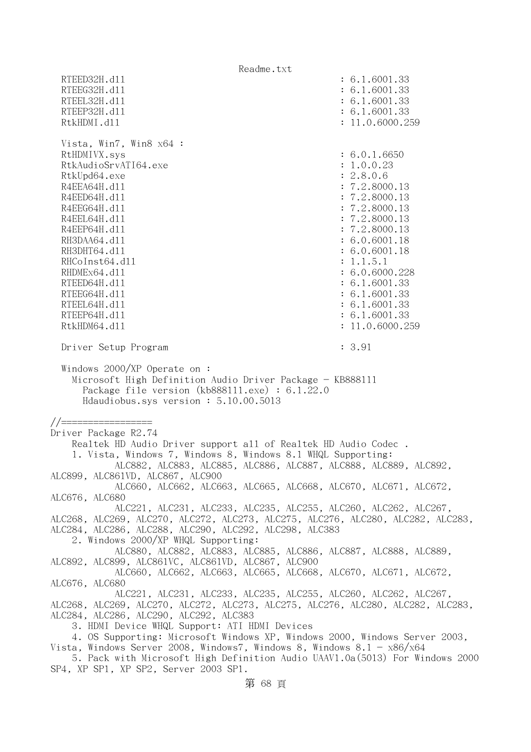```
  RTEED32H.dll                                           : 6.1.6001.33
  RTEEG32H.dll                                           : 6.1.6001.33
  RTEEL32H.dll                                           : 6.1.6001.33
  RTEEP32H.dll                                           : 6.1.6001.33
  RtkHDMI.dll                                            : 11.0.6000.259

  Vista, Win7, Win8 x64 :
  RtHDMIVX.sys                                           : 6.0.1.6650
  RtkAudioSrvATI64.exe                                   : 1.0.0.23
  RtkUpd64.exe                                           : 2.8.0.6
  R4EEA64H.dll                                           : 7.2.8000.13
  R4EED64H.dll                                           : 7.2.8000.13
  R4EEG64H.dll                                           : 7.2.8000.13
  R4EEL64H.dll                                           : 7.2.8000.13
  R4EEP64H.dll                                           : 7.2.8000.13
  RH3DAA64.dll                                           : 6.0.6001.18
  RH3DHT64.dll                                           : 6.0.6001.18
  RHCoInst64.dll                                         : 1.1.5.1
  RHDMEx64.dll                                           : 6.0.6000.228
  RTEED64H.dll                                           : 6.1.6001.33
  RTEEG64H.dll                                           : 6.1.6001.33
  RTEEL64H.dll                                           : 6.1.6001.33
  RTEEP64H.dll                                           : 6.1.6001.33
  RtkHDM64.dll                                           : 11.0.6000.259

  Driver Setup Program                                   : 3.91

  Windows 2000/XP Operate on :
    Microsoft High Definition Audio Driver Package - KB888111
      Package file version (kb888111.exe) : 6.1.22.0
      Hdaudiobus.sys version : 5.10.00.5013

//=================
Driver Package R2.74
    Realtek HD Audio Driver support all of Realtek HD Audio Codec .
    1. Vista, Windows 7, Windows 8, Windows 8.1 WHQL Supporting:
            ALC882, ALC883, ALC885, ALC886, ALC887, ALC888, ALC889, ALC892,
ALC899, ALC861VD, ALC867, ALC900
            ALC660, ALC662, ALC663, ALC665, ALC668, ALC670, ALC671, ALC672,
ALC676, ALC680
            ALC221, ALC231, ALC233, ALC235, ALC255, ALC260, ALC262, ALC267,
ALC268, ALC269, ALC270, ALC272, ALC273, ALC275, ALC276, ALC280, ALC282, ALC283,
ALC284, ALC286, ALC288, ALC290, ALC292, ALC298, ALC383
    2. Windows 2000/XP WHQL Supporting:
            ALC880, ALC882, ALC883, ALC885, ALC886, ALC887, ALC888, ALC889,
ALC892, ALC899, ALC861VC, ALC861VD, ALC867, ALC900
            ALC660, ALC662, ALC663, ALC665, ALC668, ALC670, ALC671, ALC672,
ALC676, ALC680
            ALC221, ALC231, ALC233, ALC235, ALC255, ALC260, ALC262, ALC267,
ALC268, ALC269, ALC270, ALC272, ALC273, ALC275, ALC276, ALC280, ALC282, ALC283,
ALC284, ALC286, ALC290, ALC292, ALC383
    3. HDMI Device WHQL Support: ATI HDMI Devices
    4. OS Supporting: Microsoft Windows XP, Windows 2000, Windows Server 2003,
Vista, Windows Server 2008, Windows7, Windows 8, Windows 8.1 - x86/x64
    5. Pack with Microsoft High Definition Audio UAAV1.0a(5013) For Windows 2000
SP4, XP SP1, XP SP2, Server 2003 SP1.
```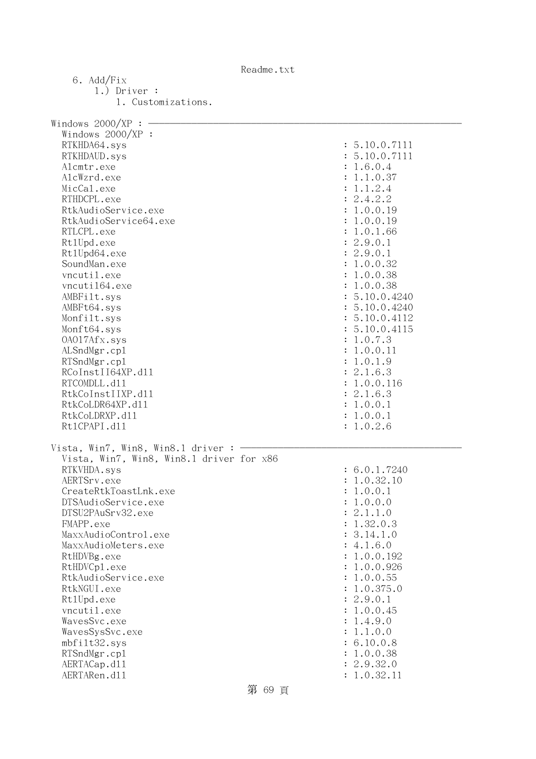6. Add/Fix
   1.) Driver :
      1. Customizations.

Windows 2000/XP : ─────────────────────────────────────────

Windows 2000/XP :

| | |
|---|---|
| RTKHDA64.sys | : 5.10.0.7111 |
| RTKHDAUD.sys | : 5.10.0.7111 |
| Alcmtr.exe | : 1.6.0.4 |
| AlcWzrd.exe | : 1.1.0.37 |
| MicCal.exe | : 1.1.2.4 |
| RTHDCPL.exe | : 2.4.2.2 |
| RtkAudioService.exe | : 1.0.0.19 |
| RtkAudioService64.exe | : 1.0.0.19 |
| RTLCPL.exe | : 1.0.1.66 |
| RtlUpd.exe | : 2.9.0.1 |
| RtlUpd64.exe | : 2.9.0.1 |
| SoundMan.exe | : 1.0.0.32 |
| vncutil.exe | : 1.0.0.38 |
| vncutil64.exe | : 1.0.0.38 |
| AMBFilt.sys | : 5.10.0.4240 |
| AMBFt64.sys | : 5.10.0.4240 |
| Monfilt.sys | : 5.10.0.4112 |
| Monft64.sys | : 5.10.0.4115 |
| OA017Afx.sys | : 1.0.7.3 |
| ALSndMgr.cpl | : 1.0.0.11 |
| RTSndMgr.cpl | : 1.0.1.9 |
| RCoInstII64XP.dll | : 2.1.6.3 |
| RTCOMDLL.dll | : 1.0.0.116 |
| RtkCoInstIIXP.dll | : 2.1.6.3 |
| RtkCoLDR64XP.dll | : 1.0.0.1 |
| RtkCoLDRXP.dll | : 1.0.0.1 |
| RtlCPAPI.dll | : 1.0.2.6 |

Vista, Win7, Win8, Win8.1 driver : ─────────────────────────────

Vista, Win7, Win8, Win8.1 driver for x86

| | |
|---|---|
| RTKVHDA.sys | : 6.0.1.7240 |
| AERTSrv.exe | : 1.0.32.10 |
| CreateRtkToastLnk.exe | : 1.0.0.1 |
| DTSAudioService.exe | : 1.0.0.0 |
| DTSU2PAuSrv32.exe | : 2.1.1.0 |
| FMAPP.exe | : 1.32.0.3 |
| MaxxAudioControl.exe | : 3.14.1.0 |
| MaxxAudioMeters.exe | : 4.1.6.0 |
| RtHDVBg.exe | : 1.0.0.192 |
| RtHDVCpl.exe | : 1.0.0.926 |
| RtkAudioService.exe | : 1.0.0.55 |
| RtkNGUI.exe | : 1.0.375.0 |
| RtlUpd.exe | : 2.9.0.1 |
| vncutil.exe | : 1.0.0.45 |
| WavesSvc.exe | : 1.4.9.0 |
| WavesSysSvc.exe | : 1.1.0.0 |
| mbfilt32.sys | : 6.10.0.8 |
| RTSndMgr.cpl | : 1.0.0.38 |
| AERTACap.dll | : 2.9.32.0 |
| AERTARen.dll | : 1.0.32.11 |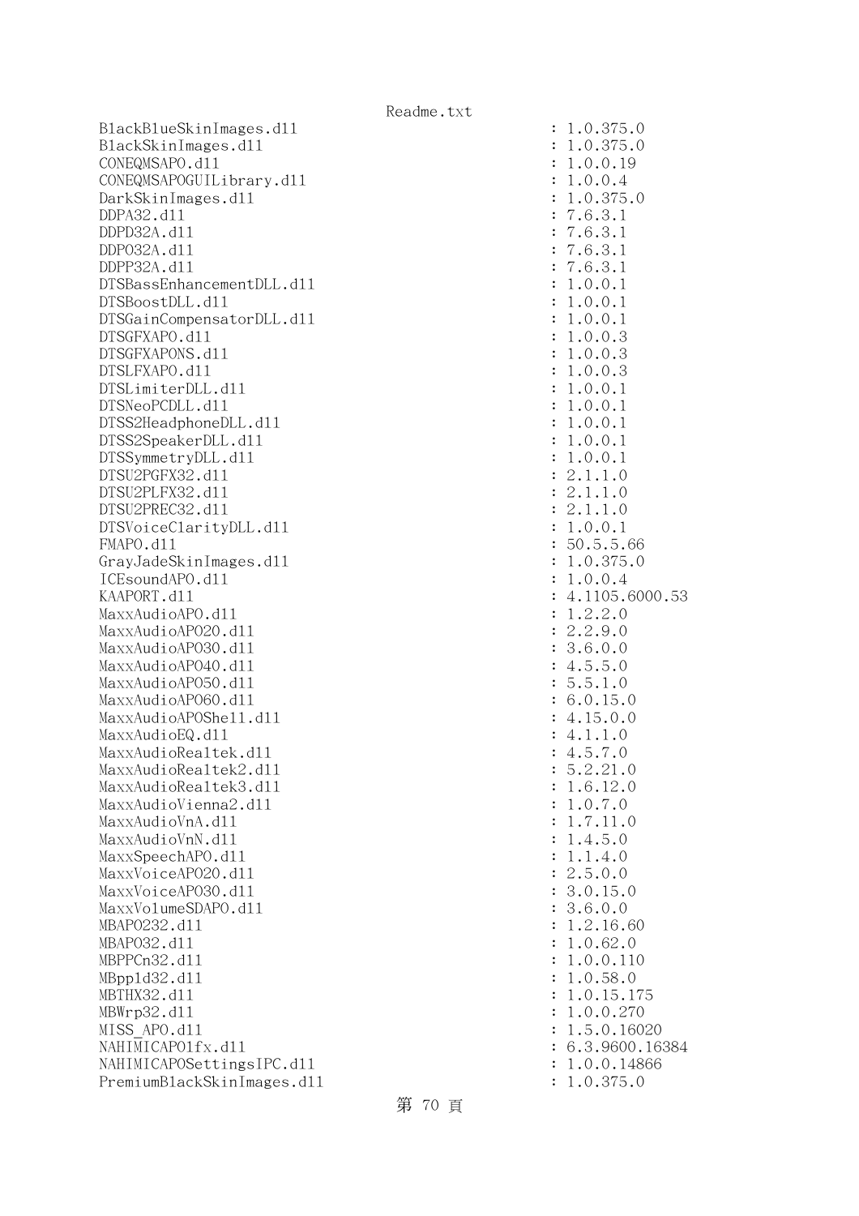```
BlackBlueSkinImages.dll                          : 1.0.375.0
BlackSkinImages.dll                              : 1.0.375.0
CONEQMSAPO.dll                                   : 1.0.0.19
CONEQMSAPOGUILibrary.dll                         : 1.0.0.4
DarkSkinImages.dll                               : 1.0.375.0
DDPA32.dll                                       : 7.6.3.1
DDPD32A.dll                                      : 7.6.3.1
DDPO32A.dll                                      : 7.6.3.1
DDPP32A.dll                                      : 7.6.3.1
DTSBassEnhancementDLL.dll                        : 1.0.0.1
DTSBoostDLL.dll                                  : 1.0.0.1
DTSGainCompensatorDLL.dll                        : 1.0.0.1
DTSGFXAPO.dll                                    : 1.0.0.3
DTSGFXAPONS.dll                                  : 1.0.0.3
DTSLFXAPO.dll                                    : 1.0.0.3
DTSLimiterDLL.dll                                : 1.0.0.1
DTSNeoPCDLL.dll                                  : 1.0.0.1
DTSS2HeadphoneDLL.dll                            : 1.0.0.1
DTSS2SpeakerDLL.dll                              : 1.0.0.1
DTSSymmetryDLL.dll                               : 1.0.0.1
DTSU2PGFX32.dll                                  : 2.1.1.0
DTSU2PLFX32.dll                                  : 2.1.1.0
DTSU2PREC32.dll                                  : 2.1.1.0
DTSVoiceClarityDLL.dll                           : 1.0.0.1
FMAPO.dll                                        : 50.5.5.66
GrayJadeSkinImages.dll                           : 1.0.375.0
ICEsoundAPO.dll                                  : 1.0.0.4
KAAPORT.dll                                      : 4.1105.6000.53
MaxxAudioAPO.dll                                 : 1.2.2.0
MaxxAudioAPO20.dll                               : 2.2.9.0
MaxxAudioAPO30.dll                               : 3.6.0.0
MaxxAudioAPO40.dll                               : 4.5.5.0
MaxxAudioAPO50.dll                               : 5.5.1.0
MaxxAudioAPO60.dll                               : 6.0.15.0
MaxxAudioAPOShell.dll                            : 4.15.0.0
MaxxAudioEQ.dll                                  : 4.1.1.0
MaxxAudioRealtek.dll                             : 4.5.7.0
MaxxAudioRealtek2.dll                            : 5.2.21.0
MaxxAudioRealtek3.dll                            : 1.6.12.0
MaxxAudioVienna2.dll                             : 1.0.7.0
MaxxAudioVnA.dll                                 : 1.7.11.0
MaxxAudioVnN.dll                                 : 1.4.5.0
MaxxSpeechAPO.dll                                : 1.1.4.0
MaxxVoiceAPO20.dll                               : 2.5.0.0
MaxxVoiceAPO30.dll                               : 3.0.15.0
MaxxVolumeSDAPO.dll                              : 3.6.0.0
MBAPO232.dll                                     : 1.2.16.60
MBAPO32.dll                                      : 1.0.62.0
MBPPCn32.dll                                     : 1.0.0.110
MBppld32.dll                                     : 1.0.58.0
MBTHX32.dll                                      : 1.0.15.175
MBWrp32.dll                                      : 1.0.0.270
MISS_APO.dll                                     : 1.5.0.16020
NAHIMICAPO1fx.dll                                : 6.3.9600.16384
NAHIMICAPOSettingsIPC.dll                        : 1.0.0.14866
PremiumBlackSkinImages.dll                       : 1.0.375.0
```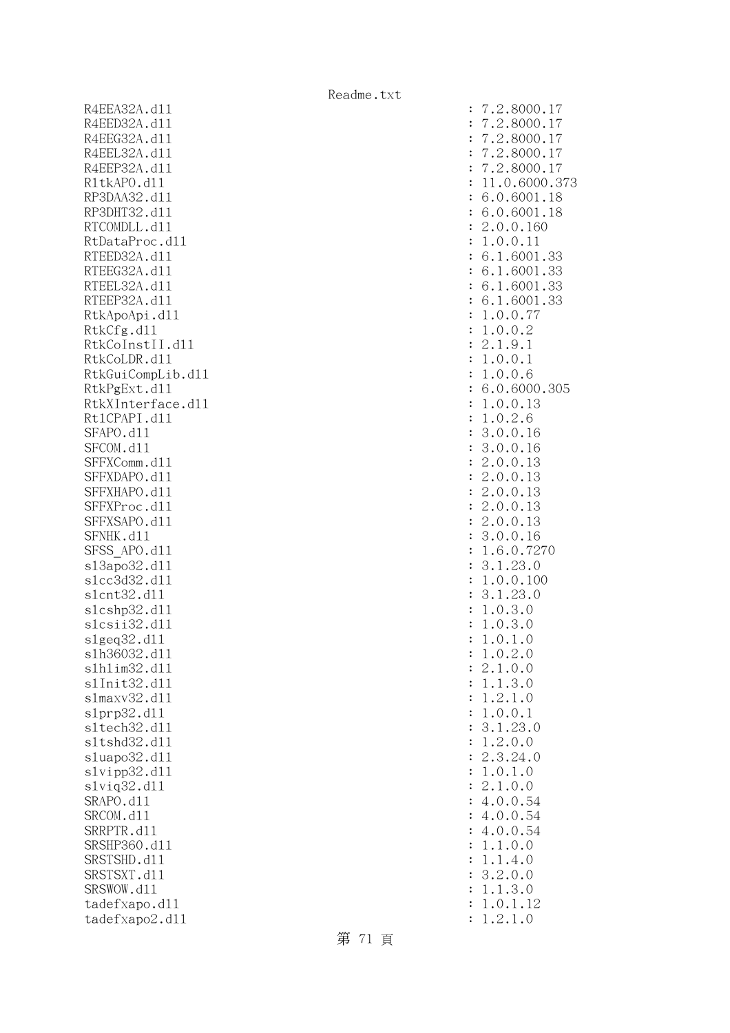```
R4EEA32A.dll                                    : 7.2.8000.17
R4EED32A.dll                                    : 7.2.8000.17
R4EEG32A.dll                                    : 7.2.8000.17
R4EEL32A.dll                                    : 7.2.8000.17
R4EEP32A.dll                                    : 7.2.8000.17
RltkAPO.dll                                     : 11.0.6000.373
RP3DAA32.dll                                    : 6.0.6001.18
RP3DHT32.dll                                    : 6.0.6001.18
RTCOMDLL.dll                                    : 2.0.0.160
RtDataProc.dll                                  : 1.0.0.11
RTEED32A.dll                                    : 6.1.6001.33
RTEEG32A.dll                                    : 6.1.6001.33
RTEEL32A.dll                                    : 6.1.6001.33
RTEEP32A.dll                                    : 6.1.6001.33
RtkApoApi.dll                                   : 1.0.0.77
RtkCfg.dll                                      : 1.0.0.2
RtkCoInstII.dll                                 : 2.1.9.1
RtkCoLDR.dll                                    : 1.0.0.1
RtkGuiCompLib.dll                               : 1.0.0.6
RtkPgExt.dll                                    : 6.0.6000.305
RtkXInterface.dll                               : 1.0.0.13
RtlCPAPI.dll                                    : 1.0.2.6
SFAPO.dll                                       : 3.0.0.16
SFCOM.dll                                       : 3.0.0.16
SFFXComm.dll                                    : 2.0.0.13
SFFXDAPO.dll                                    : 2.0.0.13
SFFXHAPO.dll                                    : 2.0.0.13
SFFXProc.dll                                    : 2.0.0.13
SFFXSAPO.dll                                    : 2.0.0.13
SFNHK.dll                                       : 3.0.0.16
SFSS_APO.dll                                    : 1.6.0.7270
sl3apo32.dll                                    : 3.1.23.0
slcc3d32.dll                                    : 1.0.0.100
slcnt32.dll                                     : 3.1.23.0
slcshp32.dll                                    : 1.0.3.0
slcsii32.dll                                    : 1.0.3.0
slgeq32.dll                                     : 1.0.1.0
slh36032.dll                                    : 1.0.2.0
slhlim32.dll                                    : 2.1.0.0
slInit32.dll                                    : 1.1.3.0
slmaxv32.dll                                    : 1.2.1.0
slprp32.dll                                     : 1.0.0.1
sltech32.dll                                    : 3.1.23.0
sltshd32.dll                                    : 1.2.0.0
sluapo32.dll                                    : 2.3.24.0
slvipp32.dll                                    : 1.0.1.0
slviq32.dll                                     : 2.1.0.0
SRAPO.dll                                       : 4.0.0.54
SRCOM.dll                                       : 4.0.0.54
SRRPTR.dll                                      : 4.0.0.54
SRSHP360.dll                                    : 1.1.0.0
SRSTSHD.dll                                     : 1.1.4.0
SRSTSXT.dll                                     : 3.2.0.0
SRSWOW.dll                                      : 1.1.3.0
tadefxapo.dll                                   : 1.0.1.12
tadefxapo2.dll                                  : 1.2.1.0
```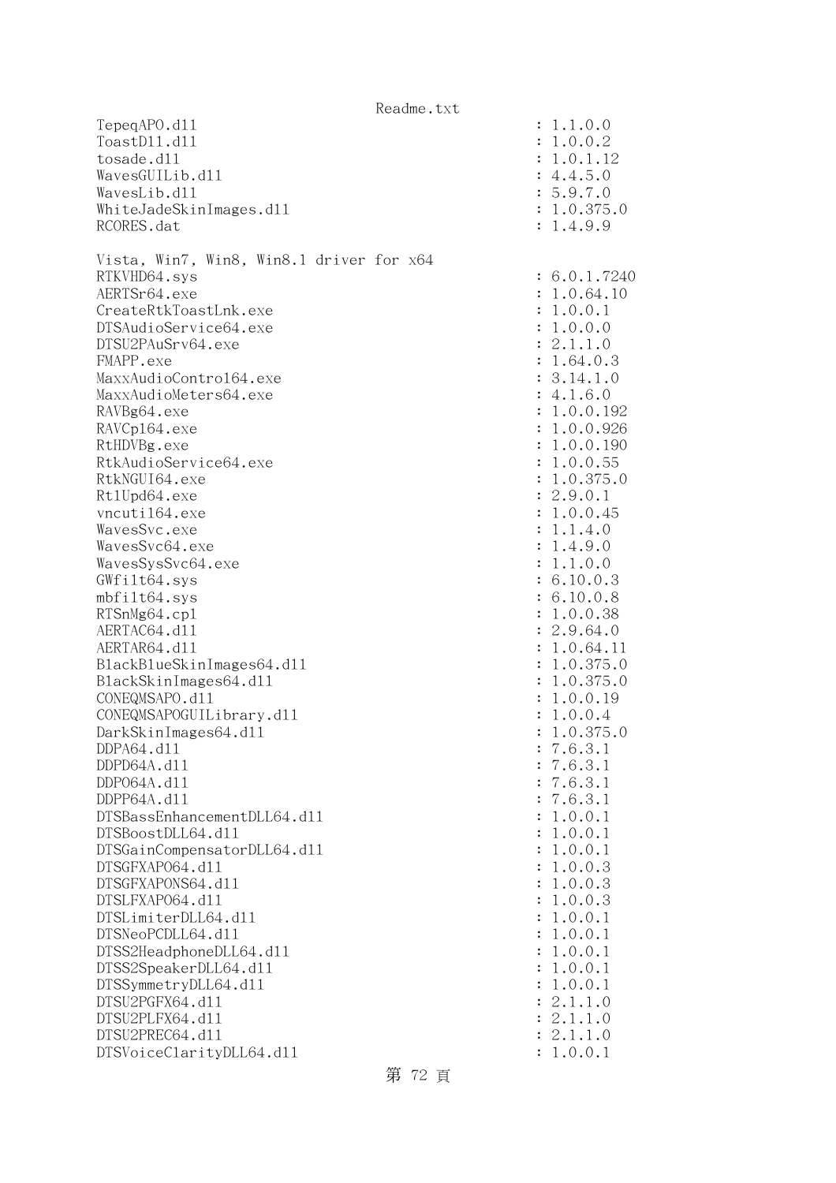```
TepeqAPO.dll                                          : 1.1.0.0
ToastDll.dll                                          : 1.0.0.2
tosade.dll                                            : 1.0.1.12
WavesGUILib.dll                                       : 4.4.5.0
WavesLib.dll                                          : 5.9.7.0
WhiteJadeSkinImages.dll                               : 1.0.375.0
RCORES.dat                                            : 1.4.9.9

Vista, Win7, Win8, Win8.1 driver for x64
RTKVHD64.sys                                          : 6.0.1.7240
AERTSr64.exe                                          : 1.0.64.10
CreateRtkToastLnk.exe                                 : 1.0.0.1
DTSAudioService64.exe                                 : 1.0.0.0
DTSU2PAuSrv64.exe                                     : 2.1.1.0
FMAPP.exe                                             : 1.64.0.3
MaxxAudioControl64.exe                                : 3.14.1.0
MaxxAudioMeters64.exe                                 : 4.1.6.0
RAVBg64.exe                                           : 1.0.0.192
RAVCpl64.exe                                          : 1.0.0.926
RtHDVBg.exe                                           : 1.0.0.190
RtkAudioService64.exe                                 : 1.0.0.55
RtkNGUI64.exe                                         : 1.0.375.0
RtlUpd64.exe                                          : 2.9.0.1
vncutil64.exe                                         : 1.0.0.45
WavesSvc.exe                                          : 1.1.4.0
WavesSvc64.exe                                        : 1.4.9.0
WavesSysSvc64.exe                                     : 1.1.0.0
GWfilt64.sys                                          : 6.10.0.3
mbfilt64.sys                                          : 6.10.0.8
RTSnMg64.cpl                                          : 1.0.0.38
AERTAC64.dll                                          : 2.9.64.0
AERTAR64.dll                                          : 1.0.64.11
BlackBlueSkinImages64.dll                             : 1.0.375.0
BlackSkinImages64.dll                                 : 1.0.375.0
CONEQMSAPO.dll                                        : 1.0.0.19
CONEQMSAPOGUILibrary.dll                              : 1.0.0.4
DarkSkinImages64.dll                                  : 1.0.375.0
DDPA64.dll                                            : 7.6.3.1
DDPD64A.dll                                           : 7.6.3.1
DDPO64A.dll                                           : 7.6.3.1
DDPP64A.dll                                           : 7.6.3.1
DTSBassEnhancementDLL64.dll                           : 1.0.0.1
DTSBoostDLL64.dll                                     : 1.0.0.1
DTSGainCompensatorDLL64.dll                           : 1.0.0.1
DTSGFXAPO64.dll                                       : 1.0.0.3
DTSGFXAPONS64.dll                                     : 1.0.0.3
DTSLFXAPO64.dll                                       : 1.0.0.3
DTSLimiterDLL64.dll                                   : 1.0.0.1
DTSNeoPCDLL64.dll                                     : 1.0.0.1
DTSS2HeadphoneDLL64.dll                               : 1.0.0.1
DTSS2SpeakerDLL64.dll                                 : 1.0.0.1
DTSSymmetryDLL64.dll                                  : 1.0.0.1
DTSU2PGFX64.dll                                       : 2.1.1.0
DTSU2PLFX64.dll                                       : 2.1.1.0
DTSU2PREC64.dll                                       : 2.1.1.0
DTSVoiceClarityDLL64.dll                              : 1.0.0.1
```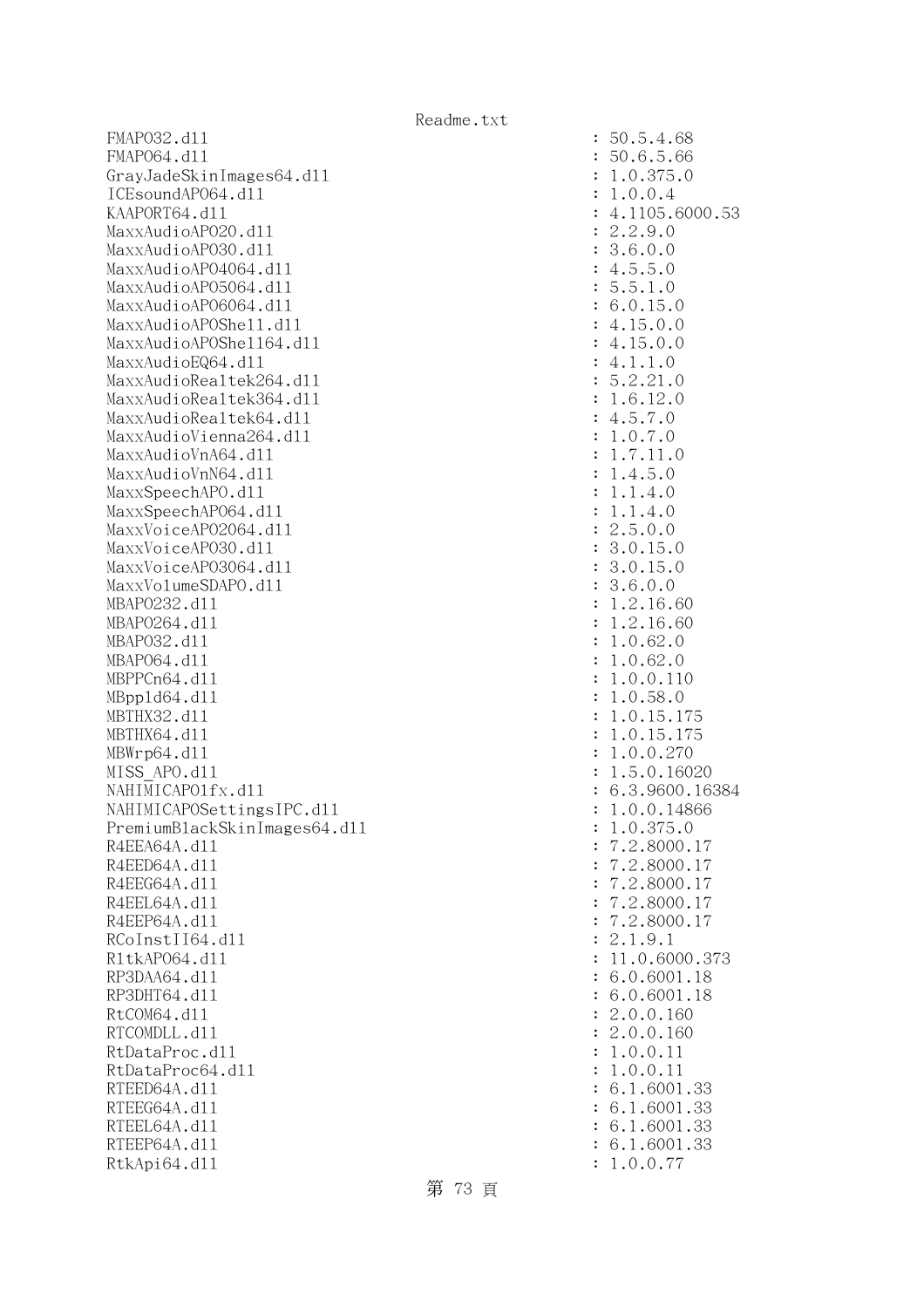```
FMAPO32.dll                                         : 50.5.4.68
FMAPO64.dll                                         : 50.6.5.66
GrayJadeSkinImages64.dll                            : 1.0.375.0
ICEsoundAPO64.dll                                   : 1.0.0.4
KAAPORT64.dll                                       : 4.1105.6000.53
MaxxAudioAPO20.dll                                  : 2.2.9.0
MaxxAudioAPO30.dll                                  : 3.6.0.0
MaxxAudioAPO4064.dll                                : 4.5.5.0
MaxxAudioAPO5064.dll                                : 5.5.1.0
MaxxAudioAPO6064.dll                                : 6.0.15.0
MaxxAudioAPOShell.dll                               : 4.15.0.0
MaxxAudioAPOShell64.dll                             : 4.15.0.0
MaxxAudioEQ64.dll                                   : 4.1.1.0
MaxxAudioRealtek264.dll                             : 5.2.21.0
MaxxAudioRealtek364.dll                             : 1.6.12.0
MaxxAudioRealtek64.dll                              : 4.5.7.0
MaxxAudioVienna264.dll                              : 1.0.7.0
MaxxAudioVnA64.dll                                  : 1.7.11.0
MaxxAudioVnN64.dll                                  : 1.4.5.0
MaxxSpeechAPO.dll                                   : 1.1.4.0
MaxxSpeechAPO64.dll                                 : 1.1.4.0
MaxxVoiceAPO2064.dll                                : 2.5.0.0
MaxxVoiceAPO30.dll                                  : 3.0.15.0
MaxxVoiceAPO3064.dll                                : 3.0.15.0
MaxxVolumeSDAPO.dll                                 : 3.6.0.0
MBAPO232.dll                                        : 1.2.16.60
MBAPO264.dll                                        : 1.2.16.60
MBAPO32.dll                                         : 1.0.62.0
MBAPO64.dll                                         : 1.0.62.0
MBPPCn64.dll                                        : 1.0.0.110
MBppld64.dll                                        : 1.0.58.0
MBTHX32.dll                                         : 1.0.15.175
MBTHX64.dll                                         : 1.0.15.175
MBWrp64.dll                                         : 1.0.0.270
MISS_APO.dll                                        : 1.5.0.16020
NAHIMICAPO1fx.dll                                   : 6.3.9600.16384
NAHIMICAPOSettingsIPC.dll                           : 1.0.0.14866
PremiumBlackSkinImages64.dll                        : 1.0.375.0
R4EEA64A.dll                                        : 7.2.8000.17
R4EED64A.dll                                        : 7.2.8000.17
R4EEG64A.dll                                        : 7.2.8000.17
R4EEL64A.dll                                        : 7.2.8000.17
R4EEP64A.dll                                        : 7.2.8000.17
RCoInstII64.dll                                     : 2.1.9.1
RltkAPO64.dll                                       : 11.0.6000.373
RP3DAA64.dll                                        : 6.0.6001.18
RP3DHT64.dll                                        : 6.0.6001.18
RtCOM64.dll                                         : 2.0.0.160
RTCOMDLL.dll                                        : 2.0.0.160
RtDataProc.dll                                      : 1.0.0.11
RtDataProc64.dll                                    : 1.0.0.11
RTEED64A.dll                                        : 6.1.6001.33
RTEEG64A.dll                                        : 6.1.6001.33
RTEEL64A.dll                                        : 6.1.6001.33
RTEEP64A.dll                                        : 6.1.6001.33
RtkApi64.dll                                        : 1.0.0.77
```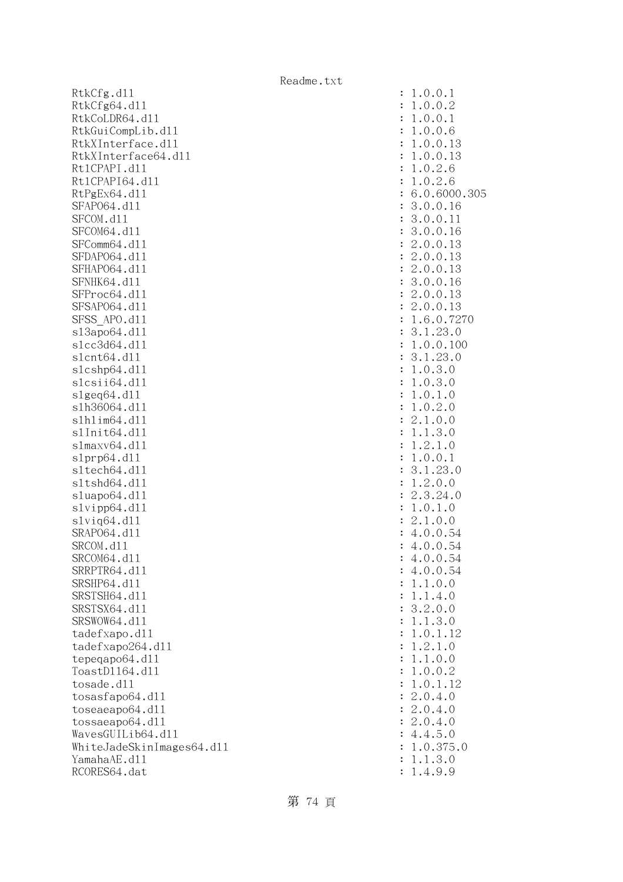```
RtkCfg.dll                                      : 1.0.0.1
RtkCfg64.dll                                    : 1.0.0.2
RtkCoLDR64.dll                                  : 1.0.0.1
RtkGuiCompLib.dll                               : 1.0.0.6
RtkXInterface.dll                               : 1.0.0.13
RtkXInterface64.dll                             : 1.0.0.13
RtlCPAPI.dll                                    : 1.0.2.6
RtlCPAPI64.dll                                  : 1.0.2.6
RtPgEx64.dll                                    : 6.0.6000.305
SFAPO64.dll                                     : 3.0.0.16
SFCOM.dll                                       : 3.0.0.11
SFCOM64.dll                                     : 3.0.0.16
SFComm64.dll                                    : 2.0.0.13
SFDAPO64.dll                                    : 2.0.0.13
SFHAPO64.dll                                    : 2.0.0.13
SFNHK64.dll                                     : 3.0.0.16
SFProc64.dll                                    : 2.0.0.13
SFSAPO64.dll                                    : 2.0.0.13
SFSS_APO.dll                                    : 1.6.0.7270
sl3apo64.dll                                    : 3.1.23.0
slcc3d64.dll                                    : 1.0.0.100
slcnt64.dll                                     : 3.1.23.0
slcshp64.dll                                    : 1.0.3.0
slcsii64.dll                                    : 1.0.3.0
slgeq64.dll                                     : 1.0.1.0
slh36064.dll                                    : 1.0.2.0
slhlim64.dll                                    : 2.1.0.0
slInit64.dll                                    : 1.1.3.0
slmaxv64.dll                                    : 1.2.1.0
slprp64.dll                                     : 1.0.0.1
sltech64.dll                                    : 3.1.23.0
sltshd64.dll                                    : 1.2.0.0
sluapo64.dll                                    : 2.3.24.0
slvipp64.dll                                    : 1.0.1.0
slviq64.dll                                     : 2.1.0.0
SRAPO64.dll                                     : 4.0.0.54
SRCOM.dll                                       : 4.0.0.54
SRCOM64.dll                                     : 4.0.0.54
SRRPTR64.dll                                    : 4.0.0.54
SRSHP64.dll                                     : 1.1.0.0
SRSTSH64.dll                                    : 1.1.4.0
SRSTSX64.dll                                    : 3.2.0.0
SRSWOW64.dll                                    : 1.1.3.0
tadefxapo.dll                                   : 1.0.1.12
tadefxapo264.dll                                : 1.2.1.0
tepeqapo64.dll                                  : 1.1.0.0
ToastDll64.dll                                  : 1.0.0.2
tosade.dll                                      : 1.0.1.12
tosasfapo64.dll                                 : 2.0.4.0
toseaeapo64.dll                                 : 2.0.4.0
tossaeapo64.dll                                 : 2.0.4.0
WavesGUILib64.dll                               : 4.4.5.0
WhiteJadeSkinImages64.dll                       : 1.0.375.0
YamahaAE.dll                                    : 1.1.3.0
RCORES64.dat                                    : 1.4.9.9
```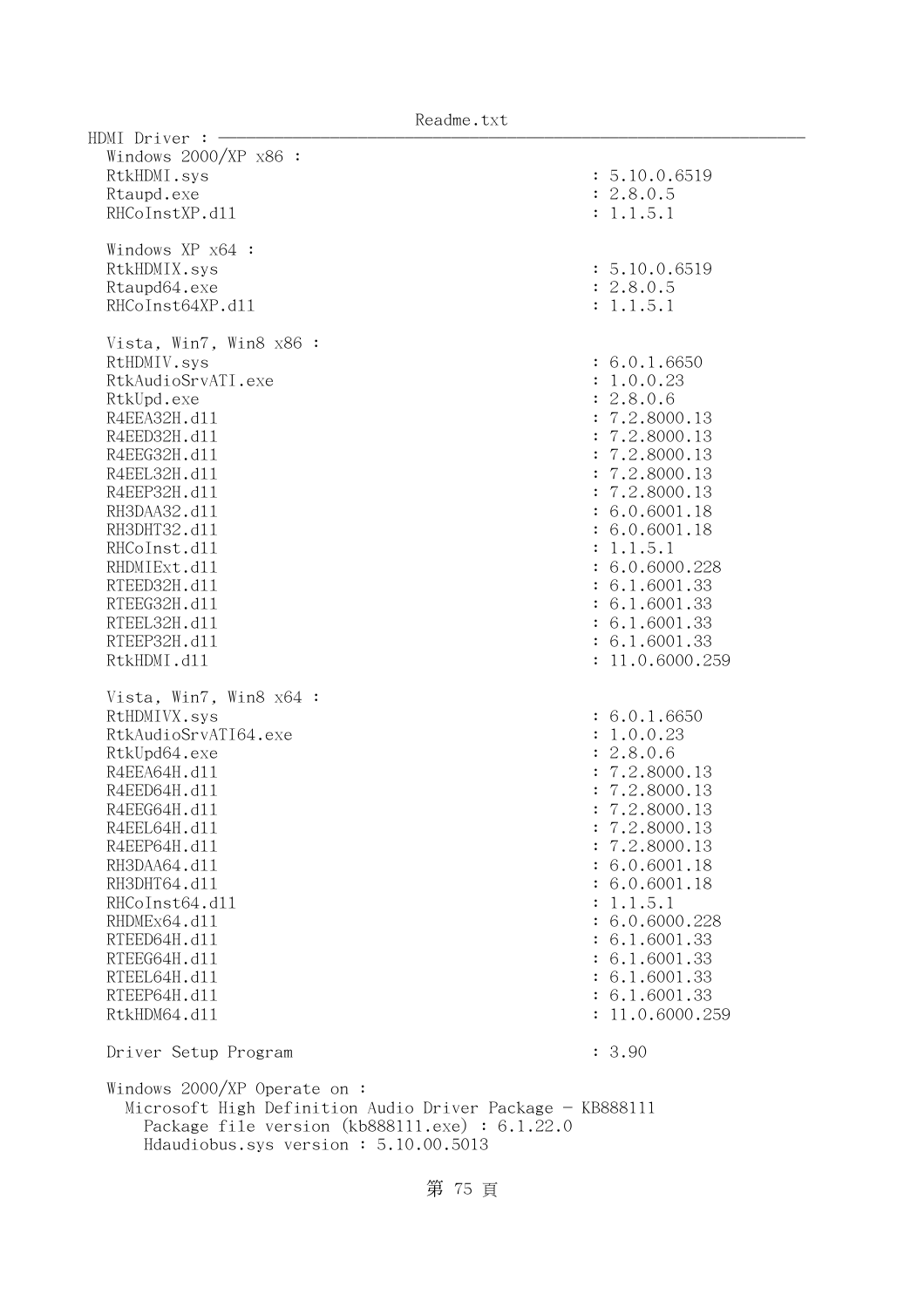HDMI Driver : ────────────────────────────────

Windows 2000/XP x86 :

| | |
|---|---|
| RtkHDMI.sys | : 5.10.0.6519 |
| Rtaupd.exe | : 2.8.0.5 |
| RHCoInstXP.dll | : 1.1.5.1 |

Windows XP x64 :

| | |
|---|---|
| RtkHDMIX.sys | : 5.10.0.6519 |
| Rtaupd64.exe | : 2.8.0.5 |
| RHCoInst64XP.dll | : 1.1.5.1 |

Vista, Win7, Win8 x86 :

| | |
|---|---|
| RtHDMIV.sys | : 6.0.1.6650 |
| RtkAudioSrvATI.exe | : 1.0.0.23 |
| RtkUpd.exe | : 2.8.0.6 |
| R4EEA32H.dll | : 7.2.8000.13 |
| R4EED32H.dll | : 7.2.8000.13 |
| R4EEG32H.dll | : 7.2.8000.13 |
| R4EEL32H.dll | : 7.2.8000.13 |
| R4EEP32H.dll | : 7.2.8000.13 |
| RH3DAA32.dll | : 6.0.6001.18 |
| RH3DHT32.dll | : 6.0.6001.18 |
| RHCoInst.dll | : 1.1.5.1 |
| RHDMIExt.dll | : 6.0.6000.228 |
| RTEED32H.dll | : 6.1.6001.33 |
| RTEEG32H.dll | : 6.1.6001.33 |
| RTEEL32H.dll | : 6.1.6001.33 |
| RTEEP32H.dll | : 6.1.6001.33 |
| RtkHDMI.dll | : 11.0.6000.259 |

Vista, Win7, Win8 x64 :

| | |
|---|---|
| RtHDMIVX.sys | : 6.0.1.6650 |
| RtkAudioSrvATI64.exe | : 1.0.0.23 |
| RtkUpd64.exe | : 2.8.0.6 |
| R4EEA64H.dll | : 7.2.8000.13 |
| R4EED64H.dll | : 7.2.8000.13 |
| R4EEG64H.dll | : 7.2.8000.13 |
| R4EEL64H.dll | : 7.2.8000.13 |
| R4EEP64H.dll | : 7.2.8000.13 |
| RH3DAA64.dll | : 6.0.6001.18 |
| RH3DHT64.dll | : 6.0.6001.18 |
| RHCoInst64.dll | : 1.1.5.1 |
| RHDMEx64.dll | : 6.0.6000.228 |
| RTEED64H.dll | : 6.1.6001.33 |
| RTEEG64H.dll | : 6.1.6001.33 |
| RTEEL64H.dll | : 6.1.6001.33 |
| RTEEP64H.dll | : 6.1.6001.33 |
| RtkHDM64.dll | : 11.0.6000.259 |

Driver Setup Program : 3.90

Windows 2000/XP Operate on :
  Microsoft High Definition Audio Driver Package - KB888111
    Package file version (kb888111.exe) : 6.1.22.0
    Hdaudiobus.sys version : 5.10.00.5013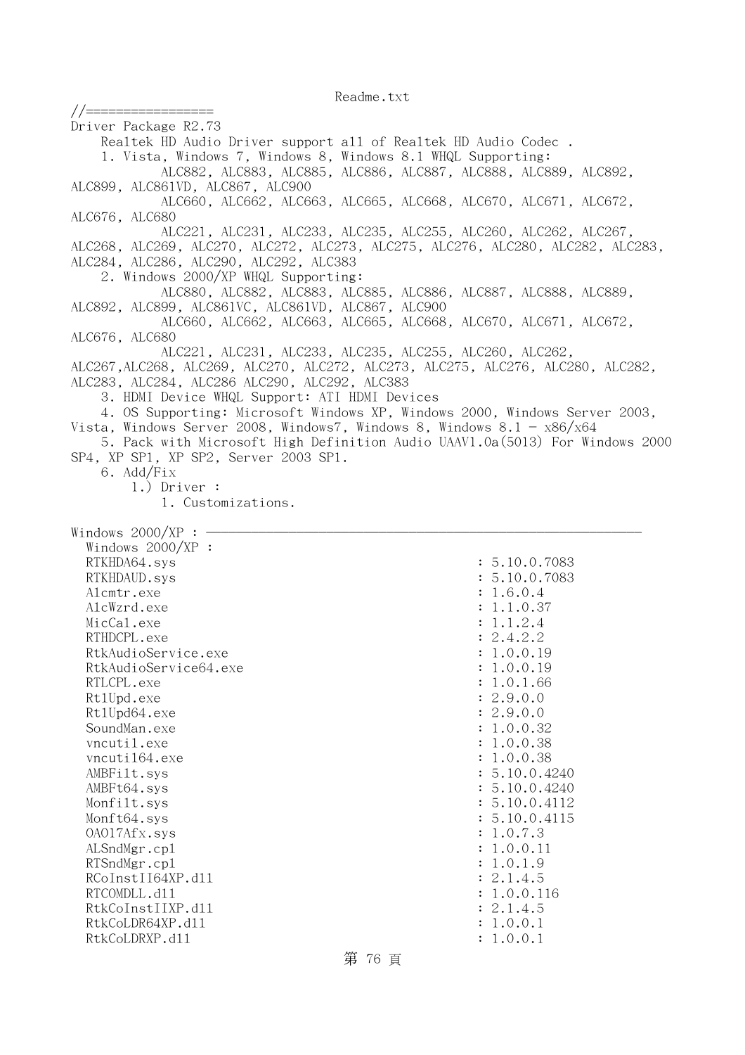Readme.txt

```
//=================
Driver Package R2.73
    Realtek HD Audio Driver support all of Realtek HD Audio Codec .
    1. Vista, Windows 7, Windows 8, Windows 8.1 WHQL Supporting:
            ALC882, ALC883, ALC885, ALC886, ALC887, ALC888, ALC889, ALC892, 
ALC899, ALC861VD, ALC867, ALC900
            ALC660, ALC662, ALC663, ALC665, ALC668, ALC670, ALC671, ALC672, 
ALC676, ALC680
            ALC221, ALC231, ALC233, ALC235, ALC255, ALC260, ALC262, ALC267, 
ALC268, ALC269, ALC270, ALC272, ALC273, ALC275, ALC276, ALC280, ALC282, ALC283, 
ALC284, ALC286, ALC290, ALC292, ALC383
    2. Windows 2000/XP WHQL Supporting:
            ALC880, ALC882, ALC883, ALC885, ALC886, ALC887, ALC888, ALC889, 
ALC892, ALC899, ALC861VC, ALC861VD, ALC867, ALC900
            ALC660, ALC662, ALC663, ALC665, ALC668, ALC670, ALC671, ALC672, 
ALC676, ALC680
            ALC221, ALC231, ALC233, ALC235, ALC255, ALC260, ALC262, 
ALC267,ALC268, ALC269, ALC270, ALC272, ALC273, ALC275, ALC276, ALC280, ALC282, 
ALC283, ALC284, ALC286 ALC290, ALC292, ALC383
    3. HDMI Device WHQL Support: ATI HDMI Devices
    4. OS Supporting: Microsoft Windows XP, Windows 2000, Windows Server 2003, 
Vista, Windows Server 2008, Windows7, Windows 8, Windows 8.1 - x86/x64
    5. Pack with Microsoft High Definition Audio UAAV1.0a(5013) For Windows 2000 
SP4, XP SP1, XP SP2, Server 2003 SP1.
    6. Add/Fix
        1.) Driver :
            1. Customizations.

Windows 2000/XP : -----------------------------------------------------------
  Windows 2000/XP :
  RTKHDA64.sys                                      : 5.10.0.7083
  RTKHDAUD.sys                                      : 5.10.0.7083
  Alcmtr.exe                                        : 1.6.0.4
  AlcWzrd.exe                                       : 1.1.0.37
  MicCal.exe                                        : 1.1.2.4
  RTHDCPL.exe                                       : 2.4.2.2
  RtkAudioService.exe                               : 1.0.0.19
  RtkAudioService64.exe                             : 1.0.0.19
  RTLCPL.exe                                        : 1.0.1.66
  RtlUpd.exe                                        : 2.9.0.0
  RtlUpd64.exe                                      : 2.9.0.0
  SoundMan.exe                                      : 1.0.0.32
  vncutil.exe                                       : 1.0.0.38
  vncutil64.exe                                     : 1.0.0.38
  AMBFilt.sys                                       : 5.10.0.4240
  AMBFt64.sys                                       : 5.10.0.4240
  Monfilt.sys                                       : 5.10.0.4112
  Monft64.sys                                       : 5.10.0.4115
  OAO17Afx.sys                                      : 1.0.7.3
  ALSndMgr.cpl                                      : 1.0.0.11
  RTSndMgr.cpl                                      : 1.0.1.9
  RCoInstII64XP.dll                                 : 2.1.4.5
  RTCOMDLL.dll                                      : 1.0.0.116
  RtkCoInstIIXP.dll                                 : 2.1.4.5
  RtkCoLDR64XP.dll                                  : 1.0.0.1
  RtkCoLDRXP.dll                                    : 1.0.0.1
```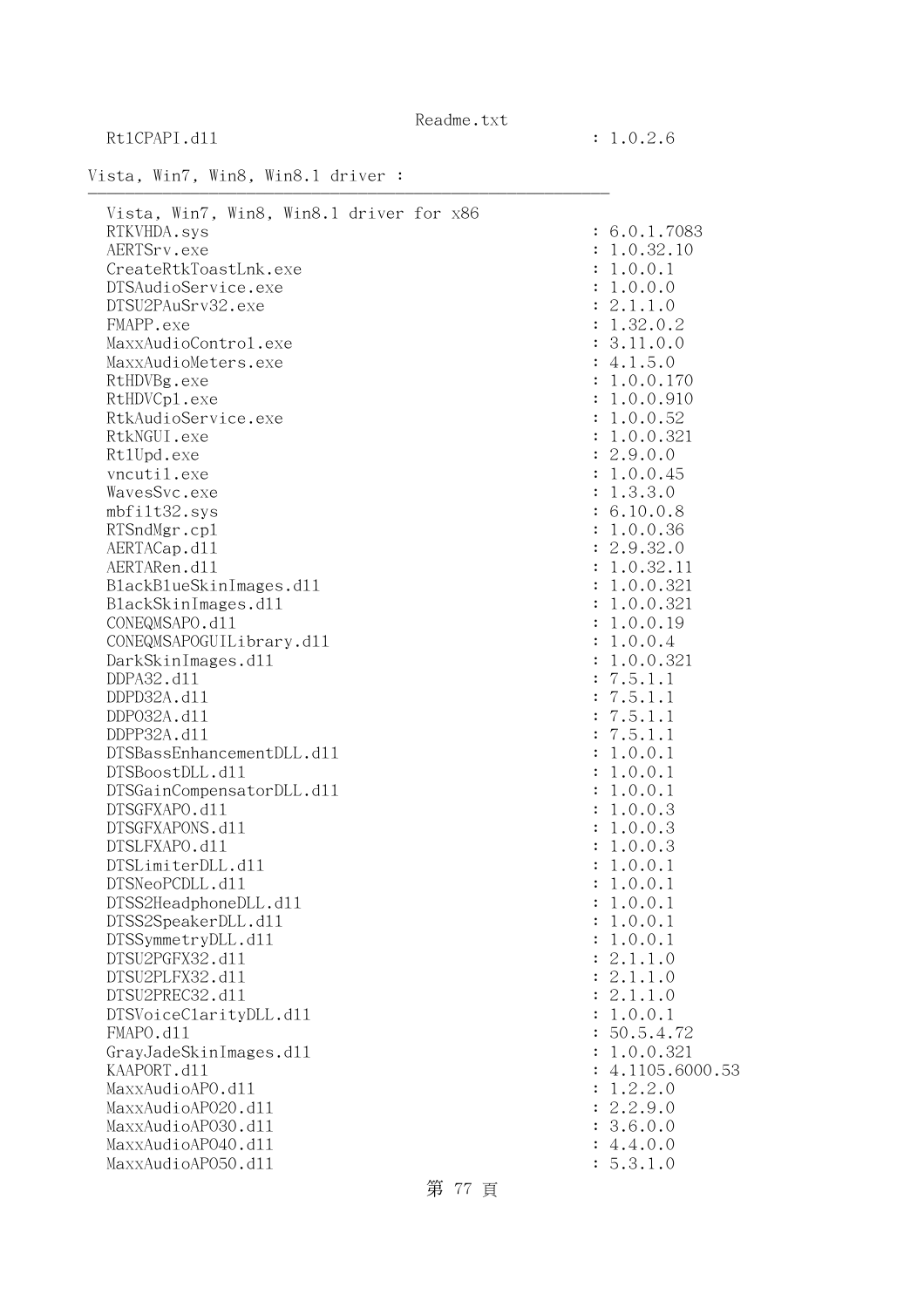RtlCPAPI.dll : 1.0.2.6

Vista, Win7, Win8, Win8.1 driver :
-------------------------------------------------------------

Vista, Win7, Win8, Win8.1 driver for x86

| File | Version |
|---|---|
| RTKVHDA.sys | : 6.0.1.7083 |
| AERTSrv.exe | : 1.0.32.10 |
| CreateRtkToastLnk.exe | : 1.0.0.1 |
| DTSAudioService.exe | : 1.0.0.0 |
| DTSU2PAuSrv32.exe | : 2.1.1.0 |
| FMAPP.exe | : 1.32.0.2 |
| MaxxAudioControl.exe | : 3.11.0.0 |
| MaxxAudioMeters.exe | : 4.1.5.0 |
| RtHDVBg.exe | : 1.0.0.170 |
| RtHDVCpl.exe | : 1.0.0.910 |
| RtkAudioService.exe | : 1.0.0.52 |
| RtkNGUI.exe | : 1.0.0.321 |
| RtlUpd.exe | : 2.9.0.0 |
| vncutil.exe | : 1.0.0.45 |
| WavesSvc.exe | : 1.3.3.0 |
| mbfilt32.sys | : 6.10.0.8 |
| RTSndMgr.cpl | : 1.0.0.36 |
| AERTACap.dll | : 2.9.32.0 |
| AERTARen.dll | : 1.0.32.11 |
| BlackBlueSkinImages.dll | : 1.0.0.321 |
| BlackSkinImages.dll | : 1.0.0.321 |
| CONEQMSAPO.dll | : 1.0.0.19 |
| CONEQMSAPOGUILibrary.dll | : 1.0.0.4 |
| DarkSkinImages.dll | : 1.0.0.321 |
| DDPA32.dll | : 7.5.1.1 |
| DDPD32A.dll | : 7.5.1.1 |
| DDPO32A.dll | : 7.5.1.1 |
| DDPP32A.dll | : 7.5.1.1 |
| DTSBassEnhancementDLL.dll | : 1.0.0.1 |
| DTSBoostDLL.dll | : 1.0.0.1 |
| DTSGainCompensatorDLL.dll | : 1.0.0.1 |
| DTSGFXAPO.dll | : 1.0.0.3 |
| DTSGFXAPONS.dll | : 1.0.0.3 |
| DTSLFXAPO.dll | : 1.0.0.3 |
| DTSLimiterDLL.dll | : 1.0.0.1 |
| DTSNeoPCDLL.dll | : 1.0.0.1 |
| DTSS2HeadphoneDLL.dll | : 1.0.0.1 |
| DTSS2SpeakerDLL.dll | : 1.0.0.1 |
| DTSSymmetryDLL.dll | : 1.0.0.1 |
| DTSU2PGFX32.dll | : 2.1.1.0 |
| DTSU2PLFX32.dll | : 2.1.1.0 |
| DTSU2PREC32.dll | : 2.1.1.0 |
| DTSVoiceClarityDLL.dll | : 1.0.0.1 |
| FMAPO.dll | : 50.5.4.72 |
| GrayJadeSkinImages.dll | : 1.0.0.321 |
| KAAPORT.dll | : 4.1105.6000.53 |
| MaxxAudioAPO.dll | : 1.2.2.0 |
| MaxxAudioAPO20.dll | : 2.2.9.0 |
| MaxxAudioAPO30.dll | : 3.6.0.0 |
| MaxxAudioAPO40.dll | : 4.4.0.0 |
| MaxxAudioAPO50.dll | : 5.3.1.0 |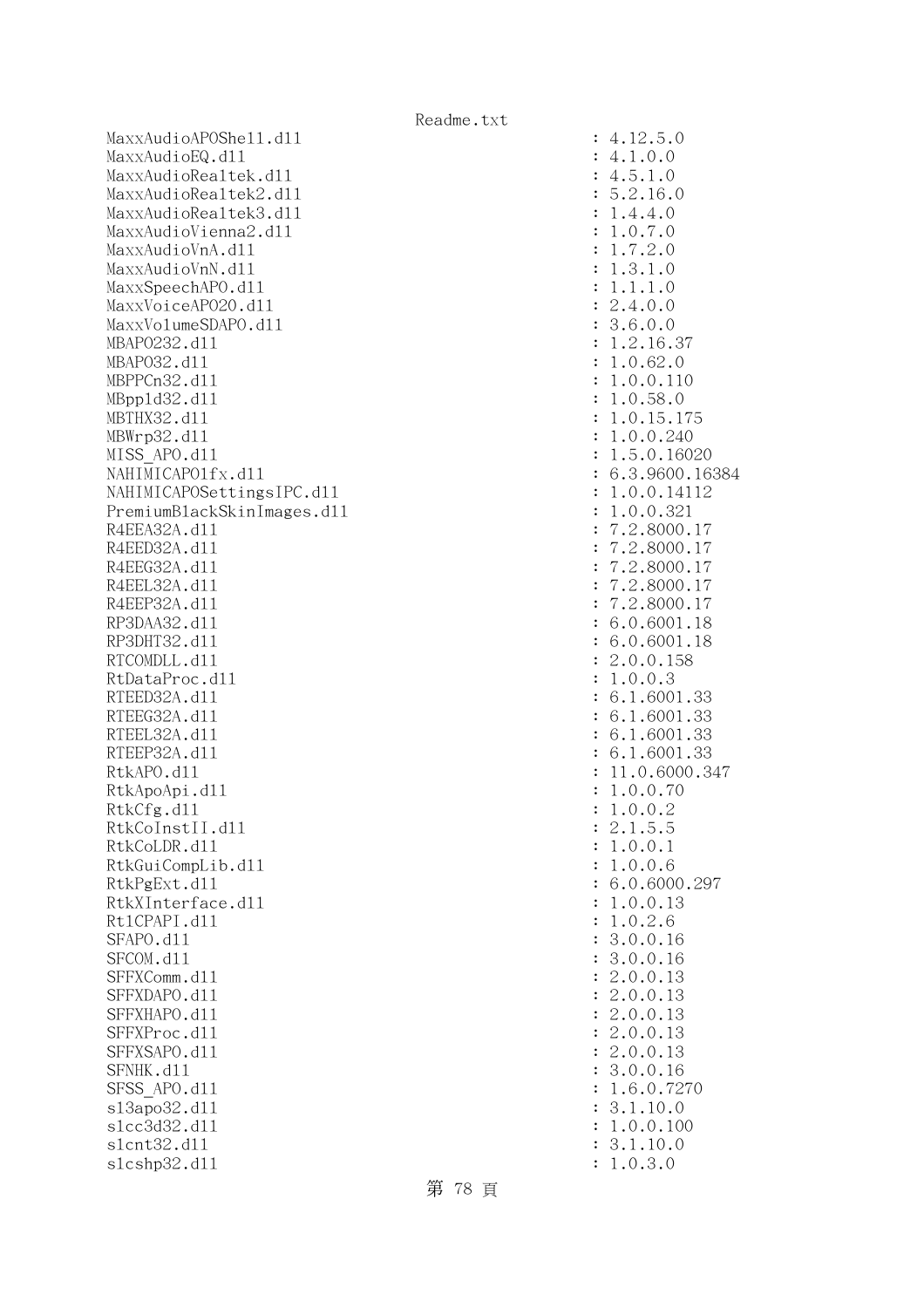```
MaxxAudioAPOShell.dll                                   : 4.12.5.0
MaxxAudioEQ.dll                                         : 4.1.0.0
MaxxAudioRealtek.dll                                    : 4.5.1.0
MaxxAudioRealtek2.dll                                   : 5.2.16.0
MaxxAudioRealtek3.dll                                   : 1.4.4.0
MaxxAudioVienna2.dll                                    : 1.0.7.0
MaxxAudioVnA.dll                                        : 1.7.2.0
MaxxAudioVnN.dll                                        : 1.3.1.0
MaxxSpeechAPO.dll                                       : 1.1.1.0
MaxxVoiceAPO20.dll                                      : 2.4.0.0
MaxxVolumeSDAPO.dll                                     : 3.6.0.0
MBAPO232.dll                                            : 1.2.16.37
MBAPO32.dll                                             : 1.0.62.0
MBPPCn32.dll                                            : 1.0.0.110
MBppld32.dll                                            : 1.0.58.0
MBTHX32.dll                                             : 1.0.15.175
MBWrp32.dll                                             : 1.0.0.240
MISS_APO.dll                                            : 1.5.0.16020
NAHIMICAPO1fx.dll                                       : 6.3.9600.16384
NAHIMICAPOSettingsIPC.dll                               : 1.0.0.14112
PremiumBlackSkinImages.dll                              : 1.0.0.321
R4EEA32A.dll                                            : 7.2.8000.17
R4EED32A.dll                                            : 7.2.8000.17
R4EEG32A.dll                                            : 7.2.8000.17
R4EEL32A.dll                                            : 7.2.8000.17
R4EEP32A.dll                                            : 7.2.8000.17
RP3DAA32.dll                                            : 6.0.6001.18
RP3DHT32.dll                                            : 6.0.6001.18
RTCOMDLL.dll                                            : 2.0.0.158
RtDataProc.dll                                          : 1.0.0.3
RTEED32A.dll                                            : 6.1.6001.33
RTEEG32A.dll                                            : 6.1.6001.33
RTEEL32A.dll                                            : 6.1.6001.33
RTEEP32A.dll                                            : 6.1.6001.33
RtkAPO.dll                                              : 11.0.6000.347
RtkApoApi.dll                                           : 1.0.0.70
RtkCfg.dll                                              : 1.0.0.2
RtkCoInstII.dll                                         : 2.1.5.5
RtkCoLDR.dll                                            : 1.0.0.1
RtkGuiCompLib.dll                                       : 1.0.0.6
RtkPgExt.dll                                            : 6.0.6000.297
RtkXInterface.dll                                       : 1.0.0.13
RtlCPAPI.dll                                            : 1.0.2.6
SFAPO.dll                                               : 3.0.0.16
SFCOM.dll                                               : 3.0.0.16
SFFXComm.dll                                            : 2.0.0.13
SFFXDAPO.dll                                            : 2.0.0.13
SFFXHAPO.dll                                            : 2.0.0.13
SFFXProc.dll                                            : 2.0.0.13
SFFXSAPO.dll                                            : 2.0.0.13
SFNHK.dll                                               : 3.0.0.16
SFSS_APO.dll                                            : 1.6.0.7270
sl3apo32.dll                                            : 3.1.10.0
slcc3d32.dll                                            : 1.0.0.100
slcnt32.dll                                             : 3.1.10.0
slcshp32.dll                                            : 1.0.3.0
```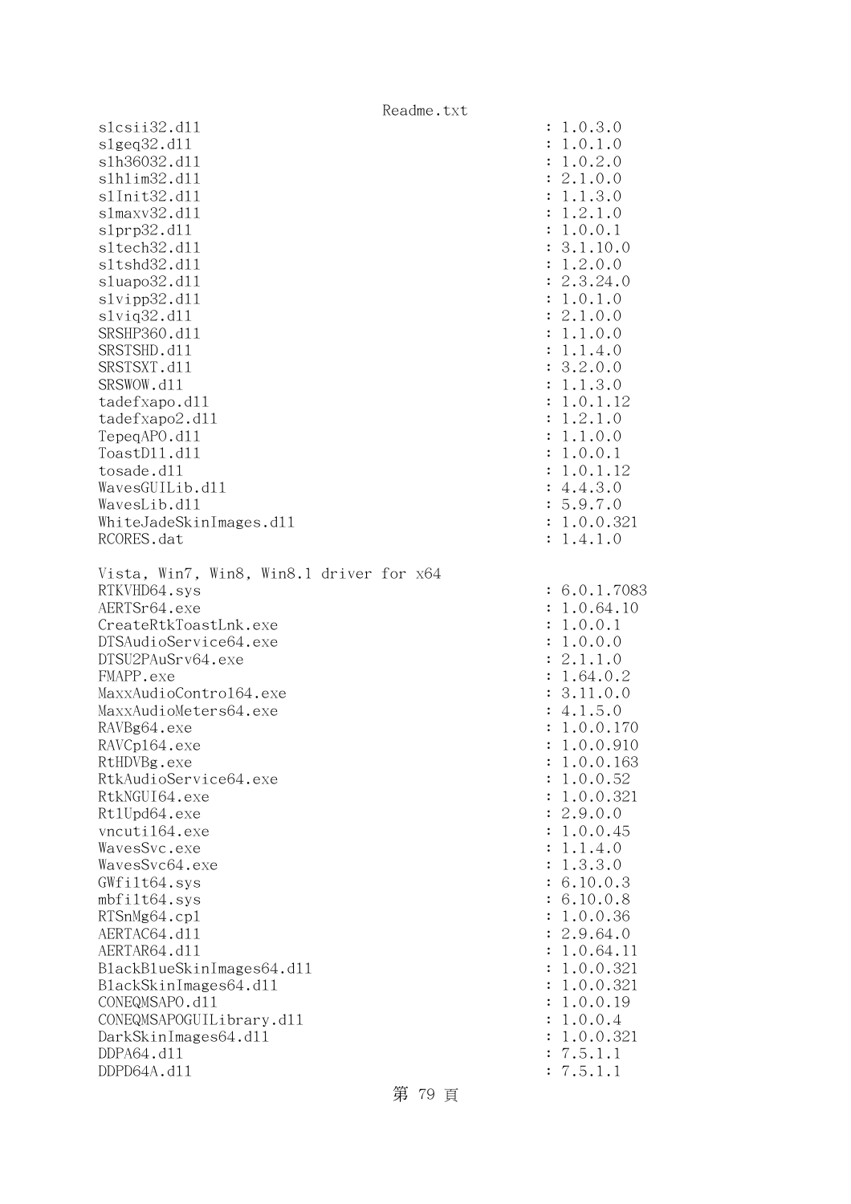```
slcsii32.dll                                    : 1.0.3.0
slgeq32.dll                                     : 1.0.1.0
slh36032.dll                                    : 1.0.2.0
slhlim32.dll                                    : 2.1.0.0
slInit32.dll                                    : 1.1.3.0
slmaxv32.dll                                    : 1.2.1.0
slprp32.dll                                     : 1.0.0.1
sltech32.dll                                    : 3.1.10.0
sltshd32.dll                                    : 1.2.0.0
sluapo32.dll                                    : 2.3.24.0
slvipp32.dll                                    : 1.0.1.0
slviq32.dll                                     : 2.1.0.0
SRSHP360.dll                                    : 1.1.0.0
SRSTSHD.dll                                     : 1.1.4.0
SRSTSXT.dll                                     : 3.2.0.0
SRSWOW.dll                                      : 1.1.3.0
tadefxapo.dll                                   : 1.0.1.12
tadefxapo2.dll                                  : 1.2.1.0
TepeqAPO.dll                                    : 1.1.0.0
ToastDll.dll                                    : 1.0.0.1
tosade.dll                                      : 1.0.1.12
WavesGUILib.dll                                 : 4.4.3.0
WavesLib.dll                                    : 5.9.7.0
WhiteJadeSkinImages.dll                         : 1.0.0.321
RCORES.dat                                      : 1.4.1.0

Vista, Win7, Win8, Win8.1 driver for x64
RTKVHD64.sys                                    : 6.0.1.7083
AERTSr64.exe                                    : 1.0.64.10
CreateRtkToastLnk.exe                           : 1.0.0.1
DTSAudioService64.exe                           : 1.0.0.0
DTSU2PAuSrv64.exe                               : 2.1.1.0
FMAPP.exe                                       : 1.64.0.2
MaxxAudioControl64.exe                          : 3.11.0.0
MaxxAudioMeters64.exe                           : 4.1.5.0
RAVBg64.exe                                     : 1.0.0.170
RAVCpl64.exe                                    : 1.0.0.910
RtHDVBg.exe                                     : 1.0.0.163
RtkAudioService64.exe                           : 1.0.0.52
RtkNGUI64.exe                                   : 1.0.0.321
RtlUpd64.exe                                    : 2.9.0.0
vncutil64.exe                                   : 1.0.0.45
WavesSvc.exe                                    : 1.1.4.0
WavesSvc64.exe                                  : 1.3.3.0
GWfilt64.sys                                    : 6.10.0.3
mbfilt64.sys                                    : 6.10.0.8
RTSnMg64.cpl                                    : 1.0.0.36
AERTAC64.dll                                    : 2.9.64.0
AERTAR64.dll                                    : 1.0.64.11
BlackBlueSkinImages64.dll                       : 1.0.0.321
BlackSkinImages64.dll                           : 1.0.0.321
CONEQMSAPO.dll                                  : 1.0.0.19
CONEQMSAPOGUILibrary.dll                        : 1.0.0.4
DarkSkinImages64.dll                            : 1.0.0.321
DDPA64.dll                                      : 7.5.1.1
DDPD64A.dll                                     : 7.5.1.1
```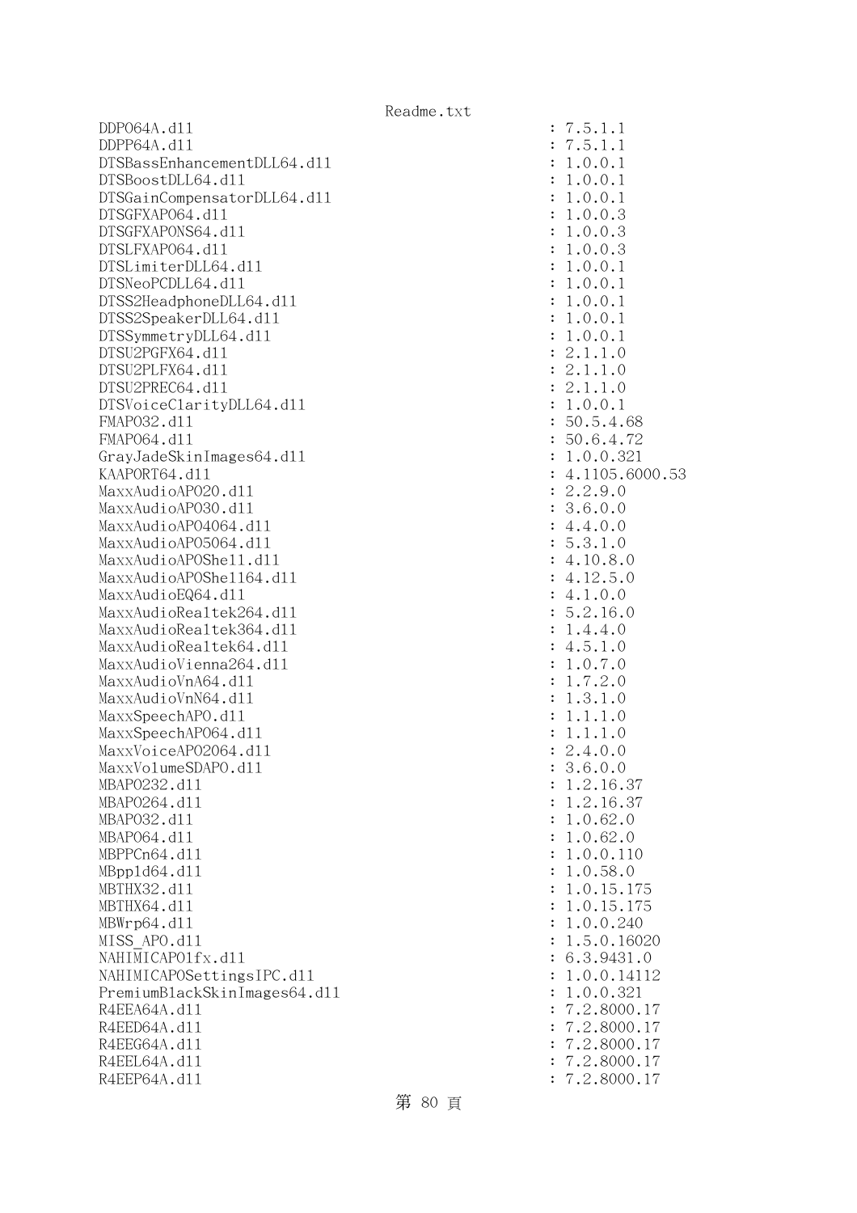```
DDPO64A.dll                                 : 7.5.1.1
DDPP64A.dll                                 : 7.5.1.1
DTSBassEnhancementDLL64.dll                 : 1.0.0.1
DTSBoostDLL64.dll                           : 1.0.0.1
DTSGainCompensatorDLL64.dll                 : 1.0.0.1
DTSGFXAPO64.dll                             : 1.0.0.3
DTSGFXAPONS64.dll                           : 1.0.0.3
DTSLFXAPO64.dll                             : 1.0.0.3
DTSLimiterDLL64.dll                         : 1.0.0.1
DTSNeoPCDLL64.dll                           : 1.0.0.1
DTSS2HeadphoneDLL64.dll                     : 1.0.0.1
DTSS2SpeakerDLL64.dll                       : 1.0.0.1
DTSSymmetryDLL64.dll                        : 1.0.0.1
DTSU2PGFX64.dll                             : 2.1.1.0
DTSU2PLFX64.dll                             : 2.1.1.0
DTSU2PREC64.dll                             : 2.1.1.0
DTSVoiceClarityDLL64.dll                    : 1.0.0.1
FMAPO32.dll                                 : 50.5.4.68
FMAPO64.dll                                 : 50.6.4.72
GrayJadeSkinImages64.dll                    : 1.0.0.321
KAAPORT64.dll                               : 4.1105.6000.53
MaxxAudioAPO20.dll                          : 2.2.9.0
MaxxAudioAPO30.dll                          : 3.6.0.0
MaxxAudioAPO4064.dll                        : 4.4.0.0
MaxxAudioAPO5064.dll                        : 5.3.1.0
MaxxAudioAPOShell.dll                       : 4.10.8.0
MaxxAudioAPOShell64.dll                     : 4.12.5.0
MaxxAudioEQ64.dll                           : 4.1.0.0
MaxxAudioRealtek264.dll                     : 5.2.16.0
MaxxAudioRealtek364.dll                     : 1.4.4.0
MaxxAudioRealtek64.dll                      : 4.5.1.0
MaxxAudioVienna264.dll                      : 1.0.7.0
MaxxAudioVnA64.dll                          : 1.7.2.0
MaxxAudioVnN64.dll                          : 1.3.1.0
MaxxSpeechAPO.dll                           : 1.1.1.0
MaxxSpeechAPO64.dll                         : 1.1.1.0
MaxxVoiceAPO2064.dll                        : 2.4.0.0
MaxxVolumeSDAPO.dll                         : 3.6.0.0
MBAPO232.dll                                : 1.2.16.37
MBAPO264.dll                                : 1.2.16.37
MBAPO32.dll                                 : 1.0.62.0
MBAPO64.dll                                 : 1.0.62.0
MBPPCn64.dll                                : 1.0.0.110
MBppld64.dll                                : 1.0.58.0
MBTHX32.dll                                 : 1.0.15.175
MBTHX64.dll                                 : 1.0.15.175
MBWrp64.dll                                 : 1.0.0.240
MISS_APO.dll                                : 1.5.0.16020
NAHIMICAPO1fx.dll                           : 6.3.9431.0
NAHIMICAPOSettingsIPC.dll                   : 1.0.0.14112
PremiumBlackSkinImages64.dll                : 1.0.0.321
R4EEA64A.dll                                : 7.2.8000.17
R4EED64A.dll                                : 7.2.8000.17
R4EEG64A.dll                                : 7.2.8000.17
R4EEL64A.dll                                : 7.2.8000.17
R4EEP64A.dll                                : 7.2.8000.17
```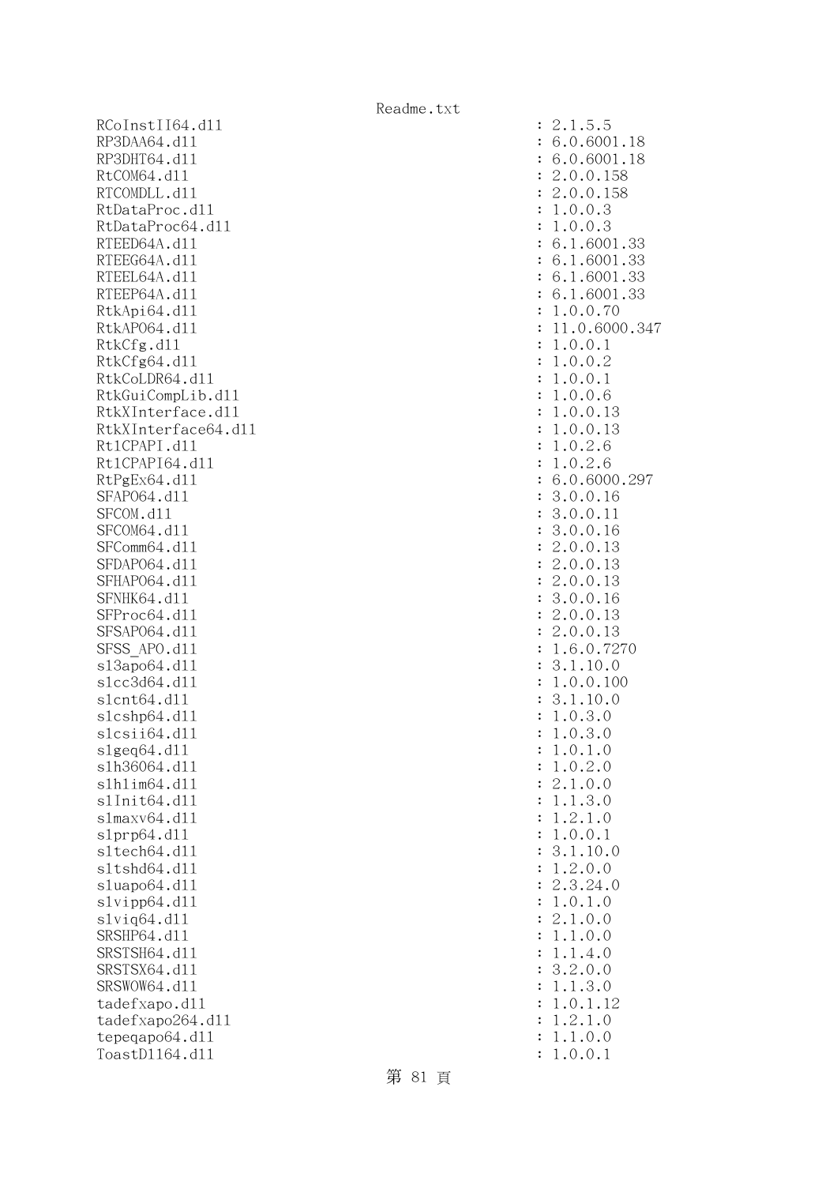```
RCoInstII64.dll                                  : 2.1.5.5
RP3DAA64.dll                                     : 6.0.6001.18
RP3DHT64.dll                                     : 6.0.6001.18
RtCOM64.dll                                      : 2.0.0.158
RTCOMDLL.dll                                     : 2.0.0.158
RtDataProc.dll                                   : 1.0.0.3
RtDataProc64.dll                                 : 1.0.0.3
RTEED64A.dll                                     : 6.1.6001.33
RTEEG64A.dll                                     : 6.1.6001.33
RTEEL64A.dll                                     : 6.1.6001.33
RTEEP64A.dll                                     : 6.1.6001.33
RtkApi64.dll                                     : 1.0.0.70
RtkAPO64.dll                                     : 11.0.6000.347
RtkCfg.dll                                       : 1.0.0.1
RtkCfg64.dll                                     : 1.0.0.2
RtkCoLDR64.dll                                   : 1.0.0.1
RtkGuiCompLib.dll                                : 1.0.0.6
RtkXInterface.dll                                : 1.0.0.13
RtkXInterface64.dll                              : 1.0.0.13
RtlCPAPI.dll                                     : 1.0.2.6
RtlCPAPI64.dll                                   : 1.0.2.6
RtPgEx64.dll                                     : 6.0.6000.297
SFAPO64.dll                                      : 3.0.0.16
SFCOM.dll                                        : 3.0.0.11
SFCOM64.dll                                      : 3.0.0.16
SFComm64.dll                                     : 2.0.0.13
SFDAPO64.dll                                     : 2.0.0.13
SFHAPO64.dll                                     : 2.0.0.13
SFNHK64.dll                                      : 3.0.0.16
SFProc64.dll                                     : 2.0.0.13
SFSAPO64.dll                                     : 2.0.0.13
SFSS_APO.dll                                     : 1.6.0.7270
sl3apo64.dll                                     : 3.1.10.0
slcc3d64.dll                                     : 1.0.0.100
slcnt64.dll                                      : 3.1.10.0
slcshp64.dll                                     : 1.0.3.0
slcsii64.dll                                     : 1.0.3.0
slgeq64.dll                                      : 1.0.1.0
slh36064.dll                                     : 1.0.2.0
slhlim64.dll                                     : 2.1.0.0
slInit64.dll                                     : 1.1.3.0
slmaxv64.dll                                     : 1.2.1.0
slprp64.dll                                      : 1.0.0.1
sltech64.dll                                     : 3.1.10.0
sltshd64.dll                                     : 1.2.0.0
sluapo64.dll                                     : 2.3.24.0
slvipp64.dll                                     : 1.0.1.0
slviq64.dll                                      : 2.1.0.0
SRSHP64.dll                                      : 1.1.0.0
SRSTSH64.dll                                     : 1.1.4.0
SRSTSX64.dll                                     : 3.2.0.0
SRSWOW64.dll                                     : 1.1.3.0
tadefxapo.dll                                    : 1.0.1.12
tadefxapo264.dll                                 : 1.2.1.0
tepeqapo64.dll                                   : 1.1.0.0
ToastDll64.dll                                   : 1.0.0.1
```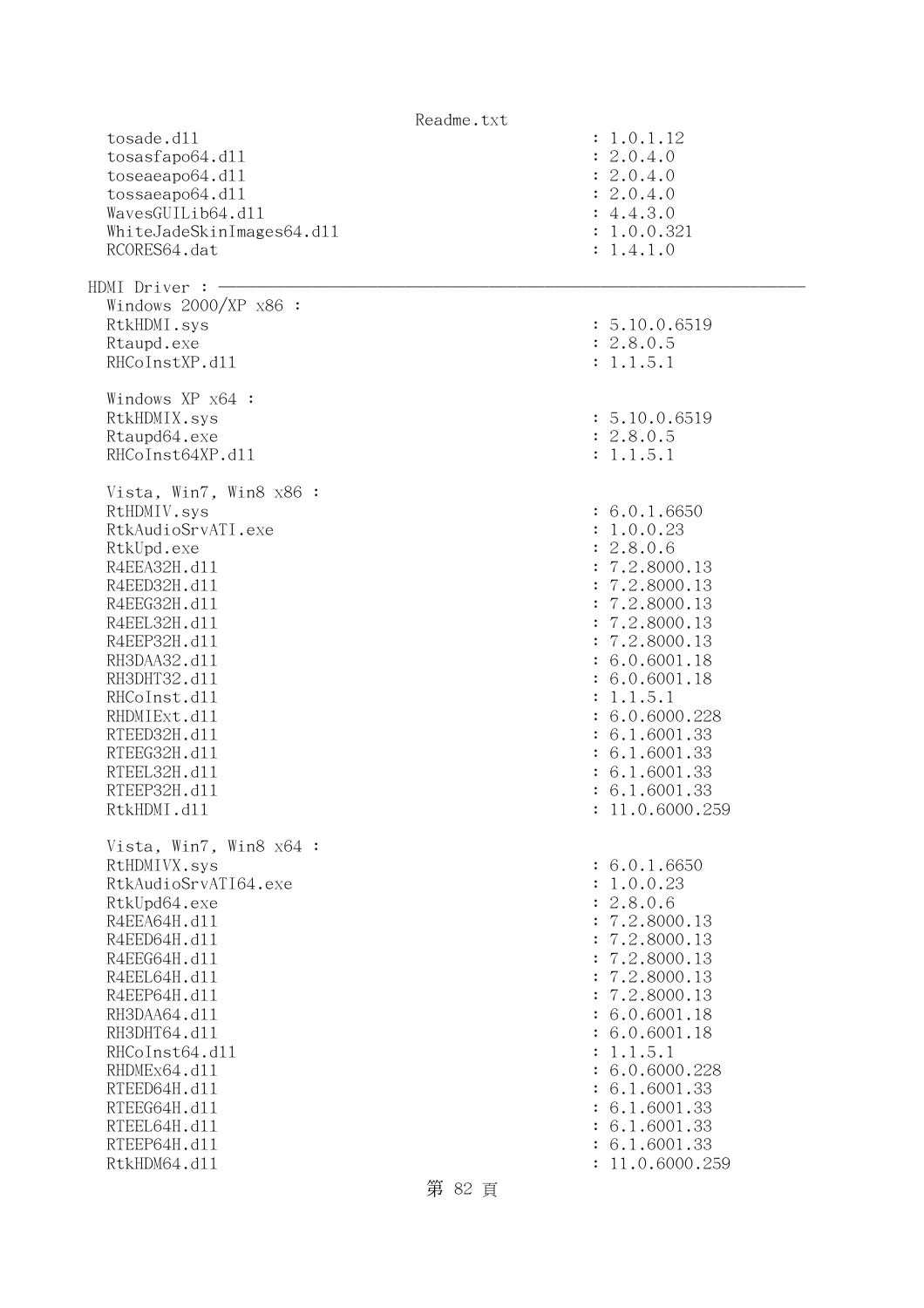```
  tosade.dll                                          : 1.0.1.12
  tosasfapo64.dll                                     : 2.0.4.0
  toseaeapo64.dll                                     : 2.0.4.0
  tossaeapo64.dll                                     : 2.0.4.0
  WavesGUILib64.dll                                   : 4.4.3.0
  WhiteJadeSkinImages64.dll                           : 1.0.0.321
  RCORES64.dat                                        : 1.4.1.0

HDMI Driver : ──────────────────────────────────────────────────────────────
  Windows 2000/XP x86 :
  RtkHDMI.sys                                         : 5.10.0.6519
  Rtaupd.exe                                          : 2.8.0.5
  RHCoInstXP.dll                                      : 1.1.5.1

  Windows XP x64 :
  RtkHDMIX.sys                                        : 5.10.0.6519
  Rtaupd64.exe                                        : 2.8.0.5
  RHCoInst64XP.dll                                    : 1.1.5.1

  Vista, Win7, Win8 x86 :
  RtHDMIV.sys                                         : 6.0.1.6650
  RtkAudioSrvATI.exe                                  : 1.0.0.23
  RtkUpd.exe                                          : 2.8.0.6
  R4EEA32H.dll                                        : 7.2.8000.13
  R4EED32H.dll                                        : 7.2.8000.13
  R4EEG32H.dll                                        : 7.2.8000.13
  R4EEL32H.dll                                        : 7.2.8000.13
  R4EEP32H.dll                                        : 7.2.8000.13
  RH3DAA32.dll                                        : 6.0.6001.18
  RH3DHT32.dll                                        : 6.0.6001.18
  RHCoInst.dll                                        : 1.1.5.1
  RHDMIExt.dll                                        : 6.0.6000.228
  RTEED32H.dll                                        : 6.1.6001.33
  RTEEG32H.dll                                        : 6.1.6001.33
  RTEEL32H.dll                                        : 6.1.6001.33
  RTEEP32H.dll                                        : 6.1.6001.33
  RtkHDMI.dll                                         : 11.0.6000.259

  Vista, Win7, Win8 x64 :
  RtHDMIVX.sys                                        : 6.0.1.6650
  RtkAudioSrvATI64.exe                                : 1.0.0.23
  RtkUpd64.exe                                        : 2.8.0.6
  R4EEA64H.dll                                        : 7.2.8000.13
  R4EED64H.dll                                        : 7.2.8000.13
  R4EEG64H.dll                                        : 7.2.8000.13
  R4EEL64H.dll                                        : 7.2.8000.13
  R4EEP64H.dll                                        : 7.2.8000.13
  RH3DAA64.dll                                        : 6.0.6001.18
  RH3DHT64.dll                                        : 6.0.6001.18
  RHCoInst64.dll                                      : 1.1.5.1
  RHDMEx64.dll                                        : 6.0.6000.228
  RTEED64H.dll                                        : 6.1.6001.33
  RTEEG64H.dll                                        : 6.1.6001.33
  RTEEL64H.dll                                        : 6.1.6001.33
  RTEEP64H.dll                                        : 6.1.6001.33
  RtkHDM64.dll                                        : 11.0.6000.259
```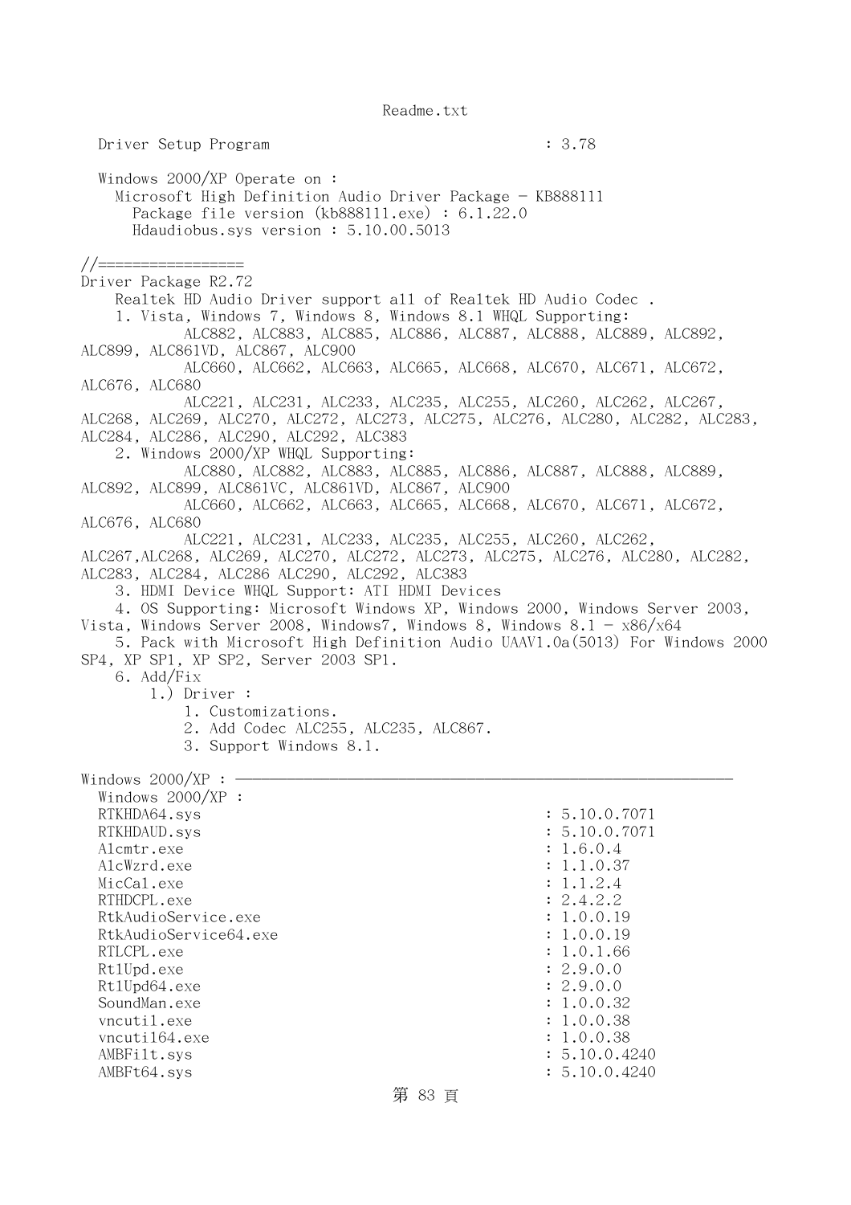Driver Setup Program : 3.78

Windows 2000/XP Operate on :
Microsoft High Definition Audio Driver Package - KB888111
Package file version (kb888111.exe) : 6.1.22.0
Hdaudiobus.sys version : 5.10.00.5013

//=================
Driver Package R2.72
Realtek HD Audio Driver support all of Realtek HD Audio Codec .
1. Vista, Windows 7, Windows 8, Windows 8.1 WHQL Supporting:
ALC882, ALC883, ALC885, ALC886, ALC887, ALC888, ALC889, ALC892, ALC899, ALC861VD, ALC867, ALC900
ALC660, ALC662, ALC663, ALC665, ALC668, ALC670, ALC671, ALC672, ALC676, ALC680
ALC221, ALC231, ALC233, ALC235, ALC255, ALC260, ALC262, ALC267, ALC268, ALC269, ALC270, ALC272, ALC273, ALC275, ALC276, ALC280, ALC282, ALC283, ALC284, ALC286, ALC290, ALC292, ALC383
2. Windows 2000/XP WHQL Supporting:
ALC880, ALC882, ALC883, ALC885, ALC886, ALC887, ALC888, ALC889, ALC892, ALC899, ALC861VC, ALC861VD, ALC867, ALC900
ALC660, ALC662, ALC663, ALC665, ALC668, ALC670, ALC671, ALC672, ALC676, ALC680
ALC221, ALC231, ALC233, ALC235, ALC255, ALC260, ALC262, ALC267,ALC268, ALC269, ALC270, ALC272, ALC273, ALC275, ALC276, ALC280, ALC282, ALC283, ALC284, ALC286 ALC290, ALC292, ALC383
3. HDMI Device WHQL Support: ATI HDMI Devices
4. OS Supporting: Microsoft Windows XP, Windows 2000, Windows Server 2003, Vista, Windows Server 2008, Windows7, Windows 8, Windows 8.1 - x86/x64
5. Pack with Microsoft High Definition Audio UAAV1.0a(5013) For Windows 2000 SP4, XP SP1, XP SP2, Server 2003 SP1.
6. Add/Fix
1.) Driver :
1. Customizations.
2. Add Codec ALC255, ALC235, ALC867.
3. Support Windows 8.1.

Windows 2000/XP : ————————————————————————————————
Windows 2000/XP :
RTKHDA64.sys : 5.10.0.7071
RTKHDAUD.sys : 5.10.0.7071
Alcmtr.exe : 1.6.0.4
AlcWzrd.exe : 1.1.0.37
MicCal.exe : 1.1.2.4
RTHDCPL.exe : 2.4.2.2
RtkAudioService.exe : 1.0.0.19
RtkAudioService64.exe : 1.0.0.19
RTLCPL.exe : 1.0.1.66
RtlUpd.exe : 2.9.0.0
RtlUpd64.exe : 2.9.0.0
SoundMan.exe : 1.0.0.32
vncutil.exe : 1.0.0.38
vncutil64.exe : 1.0.0.38
AMBFilt.sys : 5.10.0.4240
AMBFt64.sys : 5.10.0.4240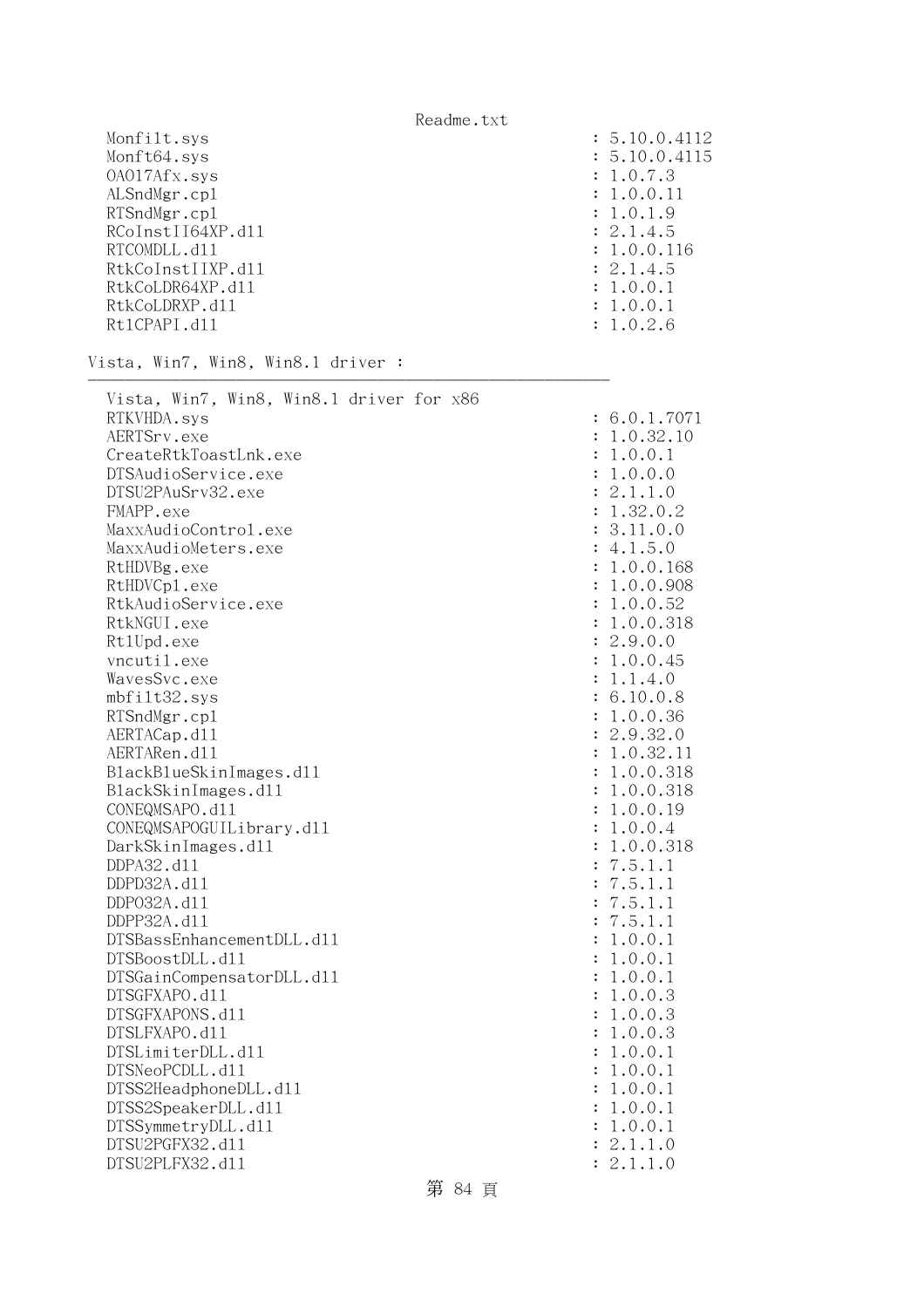```
   Monfilt.sys                                                  : 5.10.0.4112
   Monft64.sys                                                  : 5.10.0.4115
   OA017Afx.sys                                                 : 1.0.7.3
   ALSndMgr.cpl                                                 : 1.0.0.11
   RTSndMgr.cpl                                                 : 1.0.1.9
   RCoInstII64XP.dll                                            : 2.1.4.5
   RTCOMDLL.dll                                                 : 1.0.0.116
   RtkCoInstIIXP.dll                                            : 2.1.4.5
   RtkCoLDR64XP.dll                                             : 1.0.0.1
   RtkCoLDRXP.dll                                               : 1.0.0.1
   RtlCPAPI.dll                                                 : 1.0.2.6

Vista, Win7, Win8, Win8.1 driver :
________________________________________________________

   Vista, Win7, Win8, Win8.1 driver for x86
   RTKVHDA.sys                                                  : 6.0.1.7071
   AERTSrv.exe                                                  : 1.0.32.10
   CreateRtkToastLnk.exe                                        : 1.0.0.1
   DTSAudioService.exe                                          : 1.0.0.0
   DTSU2PAuSrv32.exe                                            : 2.1.1.0
   FMAPP.exe                                                    : 1.32.0.2
   MaxxAudioControl.exe                                         : 3.11.0.0
   MaxxAudioMeters.exe                                          : 4.1.5.0
   RtHDVBg.exe                                                  : 1.0.0.168
   RtHDVCpl.exe                                                 : 1.0.0.908
   RtkAudioService.exe                                          : 1.0.0.52
   RtkNGUI.exe                                                  : 1.0.0.318
   RtlUpd.exe                                                   : 2.9.0.0
   vncutil.exe                                                  : 1.0.0.45
   WavesSvc.exe                                                 : 1.1.4.0
   mbfilt32.sys                                                 : 6.10.0.8
   RTSndMgr.cpl                                                 : 1.0.0.36
   AERTACap.dll                                                 : 2.9.32.0
   AERTARen.dll                                                 : 1.0.32.11
   BlackBlueSkinImages.dll                                      : 1.0.0.318
   BlackSkinImages.dll                                          : 1.0.0.318
   CONEQMSAPO.dll                                               : 1.0.0.19
   CONEQMSAPOGUILibrary.dll                                     : 1.0.0.4
   DarkSkinImages.dll                                           : 1.0.0.318
   DDPA32.dll                                                   : 7.5.1.1
   DDPD32A.dll                                                  : 7.5.1.1
   DDPO32A.dll                                                  : 7.5.1.1
   DDPP32A.dll                                                  : 7.5.1.1
   DTSBassEnhancementDLL.dll                                    : 1.0.0.1
   DTSBoostDLL.dll                                              : 1.0.0.1
   DTSGainCompensatorDLL.dll                                    : 1.0.0.1
   DTSGFXAPO.dll                                                : 1.0.0.3
   DTSGFXAPONS.dll                                              : 1.0.0.3
   DTSLFXAPO.dll                                                : 1.0.0.3
   DTSLimiterDLL.dll                                            : 1.0.0.1
   DTSNeoPCDLL.dll                                              : 1.0.0.1
   DTSS2HeadphoneDLL.dll                                        : 1.0.0.1
   DTSS2SpeakerDLL.dll                                          : 1.0.0.1
   DTSSymmetryDLL.dll                                           : 1.0.0.1
   DTSU2PGFX32.dll                                              : 2.1.1.0
   DTSU2PLFX32.dll                                              : 2.1.1.0
```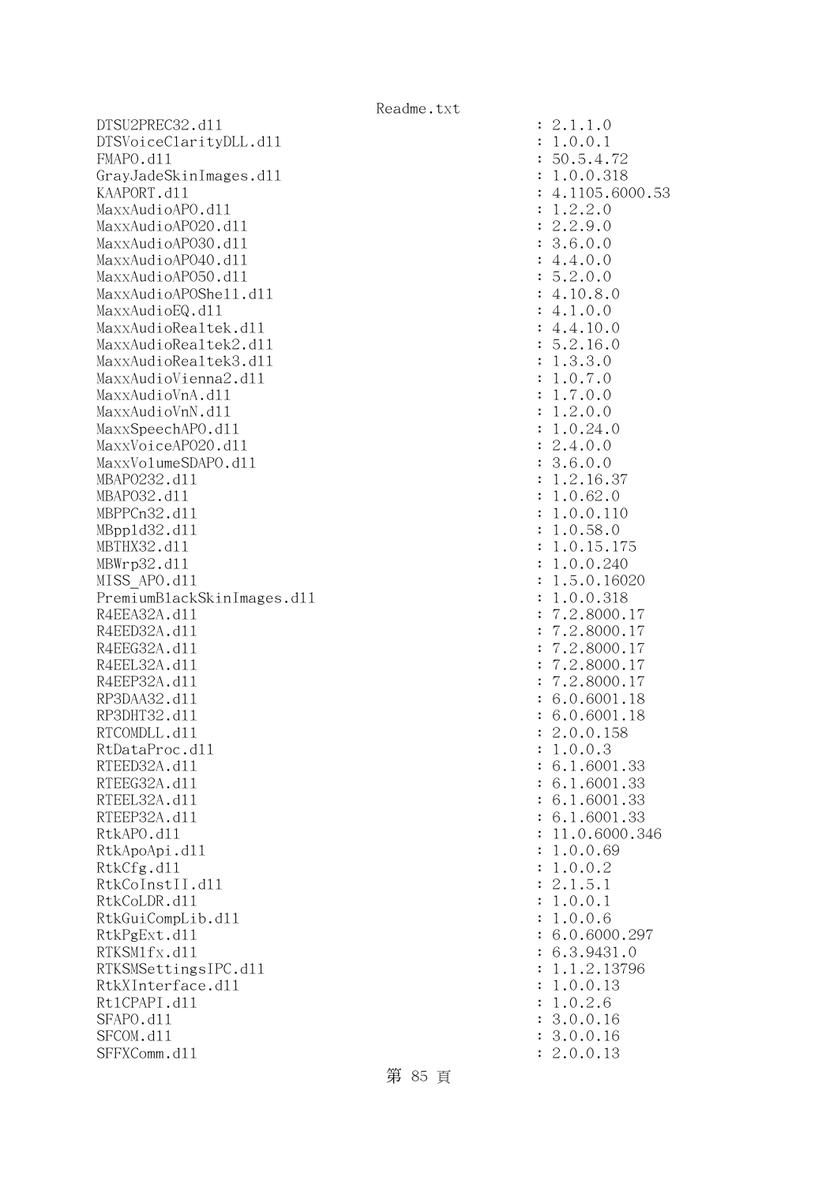```
DTSU2PREC32.dll                                         : 2.1.1.0
DTSVoiceClarityDLL.dll                                  : 1.0.0.1
FMAPO.dll                                               : 50.5.4.72
GrayJadeSkinImages.dll                                  : 1.0.0.318
KAAPORT.dll                                             : 4.1105.6000.53
MaxxAudioAPO.dll                                        : 1.2.2.0
MaxxAudioAPO20.dll                                      : 2.2.9.0
MaxxAudioAPO30.dll                                      : 3.6.0.0
MaxxAudioAPO40.dll                                      : 4.4.0.0
MaxxAudioAPO50.dll                                      : 5.2.0.0
MaxxAudioAPOShell.dll                                   : 4.10.8.0
MaxxAudioEQ.dll                                         : 4.1.0.0
MaxxAudioRealtek.dll                                    : 4.4.10.0
MaxxAudioRealtek2.dll                                   : 5.2.16.0
MaxxAudioRealtek3.dll                                   : 1.3.3.0
MaxxAudioVienna2.dll                                    : 1.0.7.0
MaxxAudioVnA.dll                                        : 1.7.0.0
MaxxAudioVnN.dll                                        : 1.2.0.0
MaxxSpeechAPO.dll                                       : 1.0.24.0
MaxxVoiceAPO20.dll                                      : 2.4.0.0
MaxxVolumeSDAPO.dll                                     : 3.6.0.0
MBAPO232.dll                                            : 1.2.16.37
MBAPO32.dll                                             : 1.0.62.0
MBPPCn32.dll                                            : 1.0.0.110
MBppld32.dll                                            : 1.0.58.0
MBTHX32.dll                                             : 1.0.15.175
MBWrp32.dll                                             : 1.0.0.240
MISS_APO.dll                                            : 1.5.0.16020
PremiumBlackSkinImages.dll                              : 1.0.0.318
R4EEA32A.dll                                            : 7.2.8000.17
R4EED32A.dll                                            : 7.2.8000.17
R4EEG32A.dll                                            : 7.2.8000.17
R4EEL32A.dll                                            : 7.2.8000.17
R4EEP32A.dll                                            : 7.2.8000.17
RP3DAA32.dll                                            : 6.0.6001.18
RP3DHT32.dll                                            : 6.0.6001.18
RTCOMDLL.dll                                            : 2.0.0.158
RtDataProc.dll                                          : 1.0.0.3
RTEED32A.dll                                            : 6.1.6001.33
RTEEG32A.dll                                            : 6.1.6001.33
RTEEL32A.dll                                            : 6.1.6001.33
RTEEP32A.dll                                            : 6.1.6001.33
RtkAPO.dll                                              : 11.0.6000.346
RtkApoApi.dll                                           : 1.0.0.69
RtkCfg.dll                                              : 1.0.0.2
RtkCoInstII.dll                                         : 2.1.5.1
RtkCoLDR.dll                                            : 1.0.0.1
RtkGuiCompLib.dll                                       : 1.0.0.6
RtkPgExt.dll                                            : 6.0.6000.297
RTKSM1fx.dll                                            : 6.3.9431.0
RTKSMSettingsIPC.dll                                    : 1.1.2.13796
RtkXInterface.dll                                       : 1.0.0.13
Rt1CPAPI.dll                                            : 1.0.2.6
SFAPO.dll                                               : 3.0.0.16
SFCOM.dll                                               : 3.0.0.16
SFFXComm.dll                                            : 2.0.0.13
```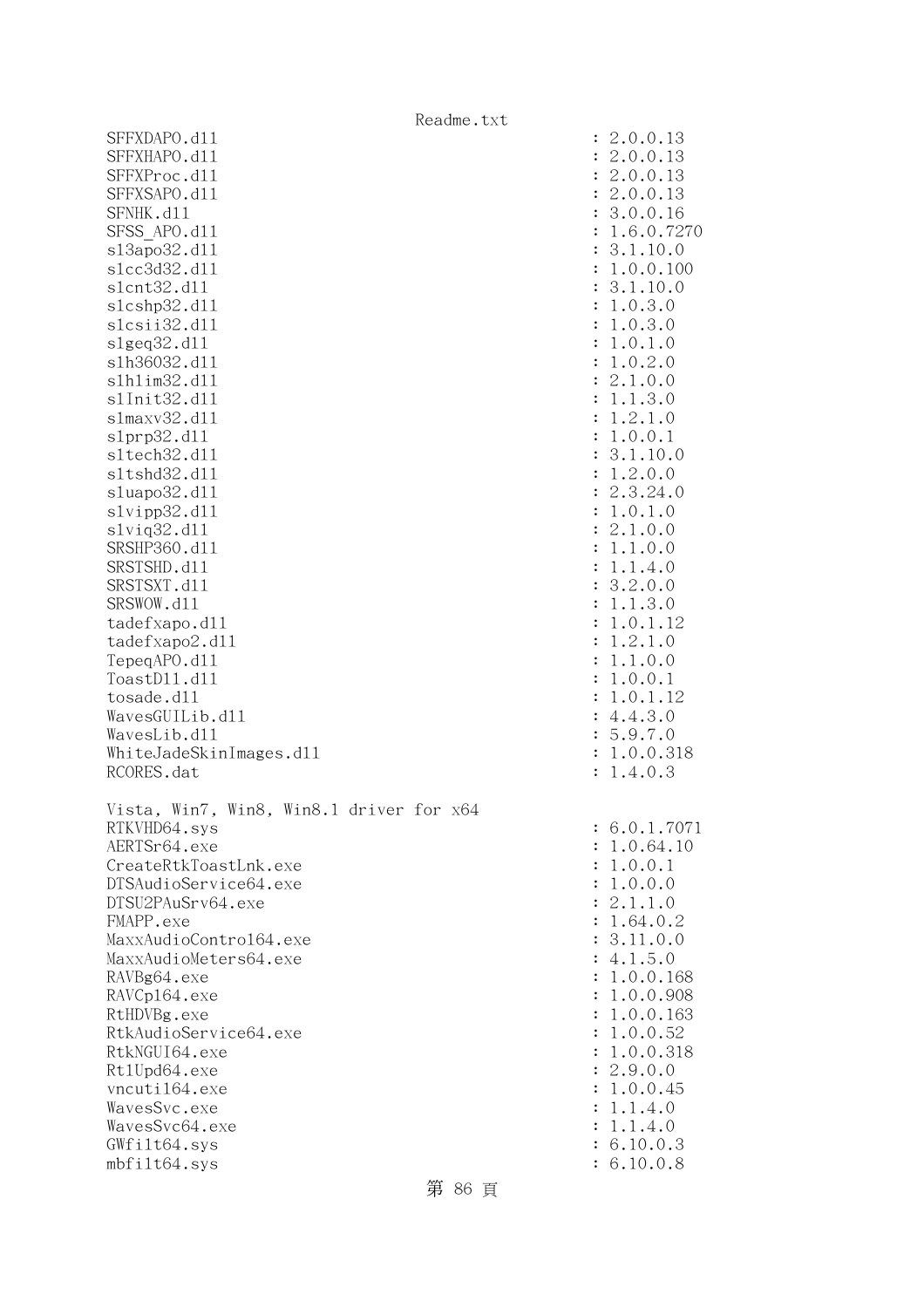```
SFFXDAPO.dll                                            : 2.0.0.13
SFFXHAPO.dll                                            : 2.0.0.13
SFFXProc.dll                                            : 2.0.0.13
SFFXSAPO.dll                                            : 2.0.0.13
SFNHK.dll                                               : 3.0.0.16
SFSS_APO.dll                                            : 1.6.0.7270
sl3apo32.dll                                            : 3.1.10.0
slcc3d32.dll                                            : 1.0.0.100
slcnt32.dll                                             : 3.1.10.0
slcshp32.dll                                            : 1.0.3.0
slcsii32.dll                                            : 1.0.3.0
slgeq32.dll                                             : 1.0.1.0
slh36032.dll                                            : 1.0.2.0
slhlim32.dll                                            : 2.1.0.0
slInit32.dll                                            : 1.1.3.0
slmaxv32.dll                                            : 1.2.1.0
slprp32.dll                                             : 1.0.0.1
sltech32.dll                                            : 3.1.10.0
sltshd32.dll                                            : 1.2.0.0
sluapo32.dll                                            : 2.3.24.0
slvipp32.dll                                            : 1.0.1.0
slviq32.dll                                             : 2.1.0.0
SRSHP360.dll                                            : 1.1.0.0
SRSTSHD.dll                                             : 1.1.4.0
SRSTSXT.dll                                             : 3.2.0.0
SRSWOW.dll                                              : 1.1.3.0
tadefxapo.dll                                           : 1.0.1.12
tadefxapo2.dll                                          : 1.2.1.0
TepeqAPO.dll                                            : 1.1.0.0
ToastDll.dll                                            : 1.0.0.1
tosade.dll                                              : 1.0.1.12
WavesGUILib.dll                                         : 4.4.3.0
WavesLib.dll                                            : 5.9.7.0
WhiteJadeSkinImages.dll                                 : 1.0.0.318
RCORES.dat                                              : 1.4.0.3

Vista, Win7, Win8, Win8.1 driver for x64
RTKVHD64.sys                                            : 6.0.1.7071
AERTSr64.exe                                            : 1.0.64.10
CreateRtkToastLnk.exe                                   : 1.0.0.1
DTSAudioService64.exe                                   : 1.0.0.0
DTSU2PAuSrv64.exe                                       : 2.1.1.0
FMAPP.exe                                               : 1.64.0.2
MaxxAudioControl64.exe                                  : 3.11.0.0
MaxxAudioMeters64.exe                                   : 4.1.5.0
RAVBg64.exe                                             : 1.0.0.168
RAVCpl64.exe                                            : 1.0.0.908
RtHDVBg.exe                                             : 1.0.0.163
RtkAudioService64.exe                                   : 1.0.0.52
RtkNGUI64.exe                                           : 1.0.0.318
RtlUpd64.exe                                            : 2.9.0.0
vncutil64.exe                                           : 1.0.0.45
WavesSvc.exe                                            : 1.1.4.0
WavesSvc64.exe                                          : 1.1.4.0
GWfilt64.sys                                            : 6.10.0.3
mbfilt64.sys                                            : 6.10.0.8
```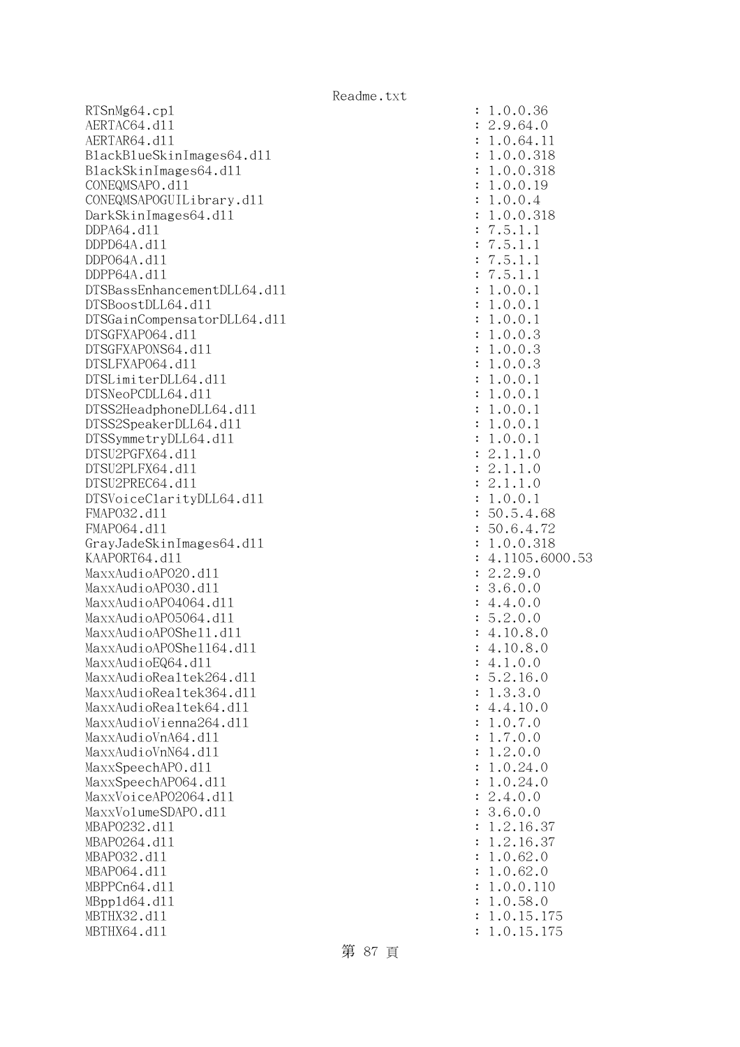```
RTSnMg64.cpl                                        : 1.0.0.36
AERTAC64.dll                                        : 2.9.64.0
AERTAR64.dll                                        : 1.0.64.11
BlackBlueSkinImages64.dll                           : 1.0.0.318
BlackSkinImages64.dll                               : 1.0.0.318
CONEQMSAPO.dll                                      : 1.0.0.19
CONEQMSAPOGUILibrary.dll                            : 1.0.0.4
DarkSkinImages64.dll                                : 1.0.0.318
DDPA64.dll                                          : 7.5.1.1
DDPD64A.dll                                         : 7.5.1.1
DDPO64A.dll                                         : 7.5.1.1
DDPP64A.dll                                         : 7.5.1.1
DTSBassEnhancementDLL64.dll                         : 1.0.0.1
DTSBoostDLL64.dll                                   : 1.0.0.1
DTSGainCompensatorDLL64.dll                         : 1.0.0.1
DTSGFXAPO64.dll                                     : 1.0.0.3
DTSGFXAPONS64.dll                                   : 1.0.0.3
DTSLFXAPO64.dll                                     : 1.0.0.3
DTSLimiterDLL64.dll                                 : 1.0.0.1
DTSNeoPCDLL64.dll                                   : 1.0.0.1
DTSS2HeadphoneDLL64.dll                             : 1.0.0.1
DTSS2SpeakerDLL64.dll                               : 1.0.0.1
DTSSymmetryDLL64.dll                                : 1.0.0.1
DTSU2PGFX64.dll                                     : 2.1.1.0
DTSU2PLFX64.dll                                     : 2.1.1.0
DTSU2PREC64.dll                                     : 2.1.1.0
DTSVoiceClarityDLL64.dll                            : 1.0.0.1
FMAPO32.dll                                         : 50.5.4.68
FMAPO64.dll                                         : 50.6.4.72
GrayJadeSkinImages64.dll                            : 1.0.0.318
KAAPORT64.dll                                       : 4.1105.6000.53
MaxxAudioAPO20.dll                                  : 2.2.9.0
MaxxAudioAPO30.dll                                  : 3.6.0.0
MaxxAudioAPO4064.dll                                : 4.4.0.0
MaxxAudioAPO5064.dll                                : 5.2.0.0
MaxxAudioAPOShell.dll                               : 4.10.8.0
MaxxAudioAPOShell64.dll                             : 4.10.8.0
MaxxAudioEQ64.dll                                   : 4.1.0.0
MaxxAudioRealtek264.dll                             : 5.2.16.0
MaxxAudioRealtek364.dll                             : 1.3.3.0
MaxxAudioRealtek64.dll                              : 4.4.10.0
MaxxAudioVienna264.dll                              : 1.0.7.0
MaxxAudioVnA64.dll                                  : 1.7.0.0
MaxxAudioVnN64.dll                                  : 1.2.0.0
MaxxSpeechAPO.dll                                   : 1.0.24.0
MaxxSpeechAPO64.dll                                 : 1.0.24.0
MaxxVoiceAPO2064.dll                                : 2.4.0.0
MaxxVolumeSDAPO.dll                                 : 3.6.0.0
MBAPO232.dll                                        : 1.2.16.37
MBAPO264.dll                                        : 1.2.16.37
MBAPO32.dll                                         : 1.0.62.0
MBAPO64.dll                                         : 1.0.62.0
MBPPCn64.dll                                        : 1.0.0.110
MBppld64.dll                                        : 1.0.58.0
MBTHX32.dll                                         : 1.0.15.175
MBTHX64.dll                                         : 1.0.15.175
```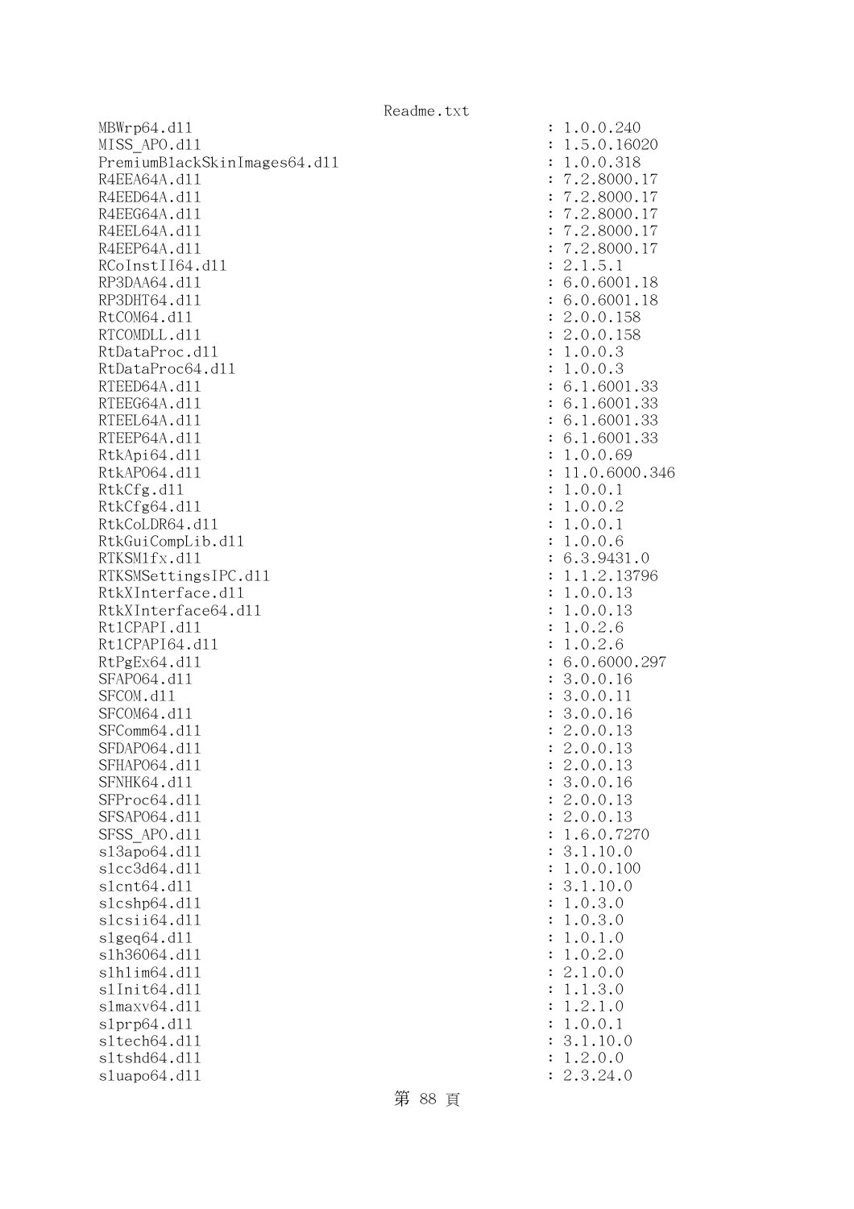```
MBWrp64.dll                                              : 1.0.0.240
MISS_APO.dll                                             : 1.5.0.16020
PremiumBlackSkinImages64.dll                             : 1.0.0.318
R4EEA64A.dll                                             : 7.2.8000.17
R4EED64A.dll                                             : 7.2.8000.17
R4EEG64A.dll                                             : 7.2.8000.17
R4EEL64A.dll                                             : 7.2.8000.17
R4EEP64A.dll                                             : 7.2.8000.17
RCoInstII64.dll                                          : 2.1.5.1
RP3DAA64.dll                                             : 6.0.6001.18
RP3DHT64.dll                                             : 6.0.6001.18
RtCOM64.dll                                              : 2.0.0.158
RTCOMDLL.dll                                             : 2.0.0.158
RtDataProc.dll                                           : 1.0.0.3
RtDataProc64.dll                                         : 1.0.0.3
RTEED64A.dll                                             : 6.1.6001.33
RTEEG64A.dll                                             : 6.1.6001.33
RTEEL64A.dll                                             : 6.1.6001.33
RTEEP64A.dll                                             : 6.1.6001.33
RtkApi64.dll                                             : 1.0.0.69
RtkAPO64.dll                                             : 11.0.6000.346
RtkCfg.dll                                               : 1.0.0.1
RtkCfg64.dll                                             : 1.0.0.2
RtkCoLDR64.dll                                           : 1.0.0.1
RtkGuiCompLib.dll                                        : 1.0.0.6
RTKSM1fx.dll                                             : 6.3.9431.0
RTKSMSettingsIPC.dll                                     : 1.1.2.13796
RtkXInterface.dll                                        : 1.0.0.13
RtkXInterface64.dll                                      : 1.0.0.13
RtlCPAPI.dll                                             : 1.0.2.6
RtlCPAPI64.dll                                           : 1.0.2.6
RtPgEx64.dll                                             : 6.0.6000.297
SFAPO64.dll                                              : 3.0.0.16
SFCOM.dll                                                : 3.0.0.11
SFCOM64.dll                                              : 3.0.0.16
SFComm64.dll                                             : 2.0.0.13
SFDAPO64.dll                                             : 2.0.0.13
SFHAPO64.dll                                             : 2.0.0.13
SFNHK64.dll                                              : 3.0.0.16
SFProc64.dll                                             : 2.0.0.13
SFSAPO64.dll                                             : 2.0.0.13
SFSS_APO.dll                                             : 1.6.0.7270
sl3apo64.dll                                             : 3.1.10.0
slcc3d64.dll                                             : 1.0.0.100
slcnt64.dll                                              : 3.1.10.0
slcshp64.dll                                             : 1.0.3.0
slcsii64.dll                                             : 1.0.3.0
slgeq64.dll                                              : 1.0.1.0
slh36064.dll                                             : 1.0.2.0
slhlim64.dll                                             : 2.1.0.0
slInit64.dll                                             : 1.1.3.0
slmaxv64.dll                                             : 1.2.1.0
slprp64.dll                                              : 1.0.0.1
sltech64.dll                                             : 3.1.10.0
sltshd64.dll                                             : 1.2.0.0
sluapo64.dll                                             : 2.3.24.0
```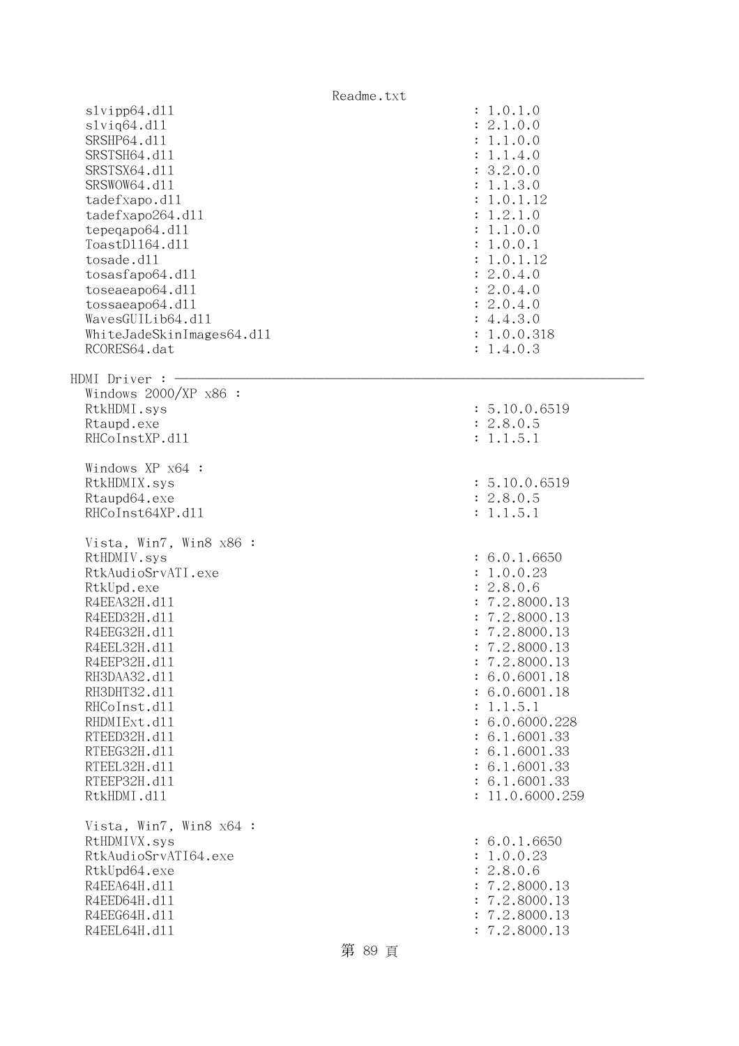```
  slvipp64.dll                                        : 1.0.1.0
  slviq64.dll                                         : 2.1.0.0
  SRSHP64.dll                                         : 1.1.0.0
  SRSTSH64.dll                                        : 1.1.4.0
  SRSTSX64.dll                                        : 3.2.0.0
  SRSWOW64.dll                                        : 1.1.3.0
  tadefxapo.dll                                       : 1.0.1.12
  tadefxapo264.dll                                    : 1.2.1.0
  tepeqapo64.dll                                      : 1.1.0.0
  ToastDll64.dll                                      : 1.0.0.1
  tosade.dll                                          : 1.0.1.12
  tosasfapo64.dll                                     : 2.0.4.0
  toseaeapo64.dll                                     : 2.0.4.0
  tossaeapo64.dll                                     : 2.0.4.0
  WavesGUILib64.dll                                   : 4.4.3.0
  WhiteJadeSkinImages64.dll                           : 1.0.0.318
  RCORES64.dat                                        : 1.4.0.3

HDMI Driver : ------------------------------------------------------------------
  Windows 2000/XP x86 :
  RtkHDMI.sys                                         : 5.10.0.6519
  Rtaupd.exe                                          : 2.8.0.5
  RHCoInstXP.dll                                      : 1.1.5.1

  Windows XP x64 :
  RtkHDMIX.sys                                        : 5.10.0.6519
  Rtaupd64.exe                                        : 2.8.0.5
  RHCoInst64XP.dll                                    : 1.1.5.1

  Vista, Win7, Win8 x86 :
  RtHDMIV.sys                                         : 6.0.1.6650
  RtkAudioSrvATI.exe                                  : 1.0.0.23
  RtkUpd.exe                                          : 2.8.0.6
  R4EEA32H.dll                                        : 7.2.8000.13
  R4EED32H.dll                                        : 7.2.8000.13
  R4EEG32H.dll                                        : 7.2.8000.13
  R4EEL32H.dll                                        : 7.2.8000.13
  R4EEP32H.dll                                        : 7.2.8000.13
  RH3DAA32.dll                                        : 6.0.6001.18
  RH3DHT32.dll                                        : 6.0.6001.18
  RHCoInst.dll                                        : 1.1.5.1
  RHDMIExt.dll                                        : 6.0.6000.228
  RTEED32H.dll                                        : 6.1.6001.33
  RTEEG32H.dll                                        : 6.1.6001.33
  RTEEL32H.dll                                        : 6.1.6001.33
  RTEEP32H.dll                                        : 6.1.6001.33
  RtkHDMI.dll                                         : 11.0.6000.259

  Vista, Win7, Win8 x64 :
  RtHDMIVX.sys                                        : 6.0.1.6650
  RtkAudioSrvATI64.exe                                : 1.0.0.23
  RtkUpd64.exe                                        : 2.8.0.6
  R4EEA64H.dll                                        : 7.2.8000.13
  R4EED64H.dll                                        : 7.2.8000.13
  R4EEG64H.dll                                        : 7.2.8000.13
  R4EEL64H.dll                                        : 7.2.8000.13
```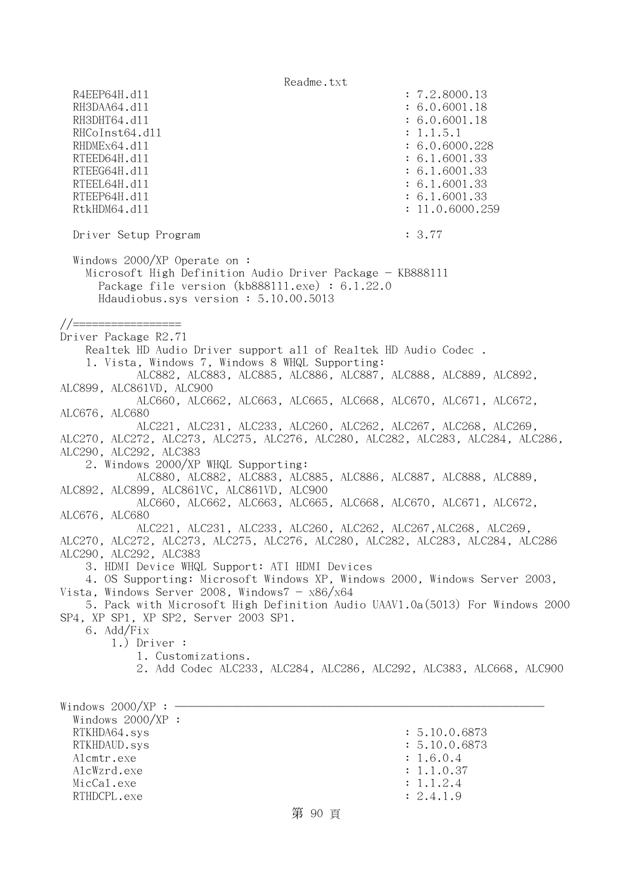```
  R4EEP64H.dll                                          : 7.2.8000.13
  RH3DAA64.dll                                          : 6.0.6001.18
  RH3DHT64.dll                                          : 6.0.6001.18
  RHCoInst64.dll                                        : 1.1.5.1
  RHDMEx64.dll                                          : 6.0.6000.228
  RTEED64H.dll                                          : 6.1.6001.33
  RTEEG64H.dll                                          : 6.1.6001.33
  RTEEL64H.dll                                          : 6.1.6001.33
  RTEEP64H.dll                                          : 6.1.6001.33
  RtkHDM64.dll                                          : 11.0.6000.259

  Driver Setup Program                                  : 3.77

  Windows 2000/XP Operate on :
    Microsoft High Definition Audio Driver Package - KB888111
      Package file version (kb888111.exe) : 6.1.22.0
      Hdaudiobus.sys version : 5.10.00.5013

//=================
Driver Package R2.71
    Realtek HD Audio Driver support all of Realtek HD Audio Codec .
    1. Vista, Windows 7, Windows 8 WHQL Supporting:
          ALC882, ALC883, ALC885, ALC886, ALC887, ALC888, ALC889, ALC892,
ALC899, ALC861VD, ALC900
          ALC660, ALC662, ALC663, ALC665, ALC668, ALC670, ALC671, ALC672,
ALC676, ALC680
          ALC221, ALC231, ALC233, ALC260, ALC262, ALC267, ALC268, ALC269,
ALC270, ALC272, ALC273, ALC275, ALC276, ALC280, ALC282, ALC283, ALC284, ALC286,
ALC290, ALC292, ALC383
    2. Windows 2000/XP WHQL Supporting:
          ALC880, ALC882, ALC883, ALC885, ALC886, ALC887, ALC888, ALC889,
ALC892, ALC899, ALC861VC, ALC861VD, ALC900
          ALC660, ALC662, ALC663, ALC665, ALC668, ALC670, ALC671, ALC672,
ALC676, ALC680
          ALC221, ALC231, ALC233, ALC260, ALC262, ALC267,ALC268, ALC269,
ALC270, ALC272, ALC273, ALC275, ALC276, ALC280, ALC282, ALC283, ALC284, ALC286
ALC290, ALC292, ALC383
    3. HDMI Device WHQL Support: ATI HDMI Devices
    4. OS Supporting: Microsoft Windows XP, Windows 2000, Windows Server 2003,
Vista, Windows Server 2008, Windows7 - x86/x64
    5. Pack with Microsoft High Definition Audio UAAV1.0a(5013) For Windows 2000
SP4, XP SP1, XP SP2, Server 2003 SP1.
    6. Add/Fix
        1.) Driver :
          1. Customizations.
          2. Add Codec ALC233, ALC284, ALC286, ALC292, ALC383, ALC668, ALC900


Windows 2000/XP : -----------------------------------------------------------
  Windows 2000/XP :
  RTKHDA64.sys                                          : 5.10.0.6873
  RTKHDAUD.sys                                          : 5.10.0.6873
  Alcmtr.exe                                            : 1.6.0.4
  AlcWzrd.exe                                           : 1.1.0.37
  MicCal.exe                                            : 1.1.2.4
  RTHDCPL.exe                                           : 2.4.1.9
```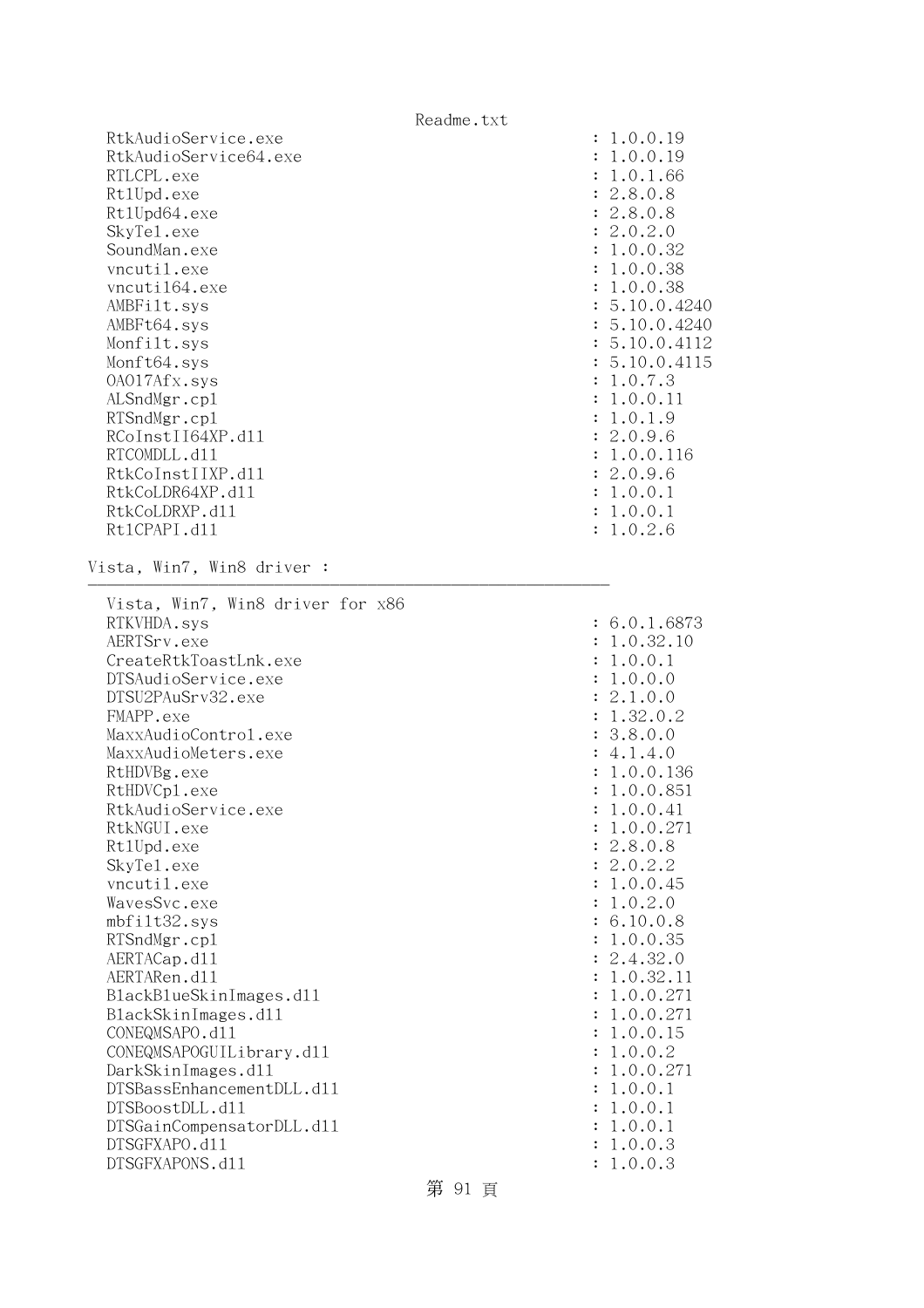```
   RtkAudioService.exe                                    : 1.0.0.19
   RtkAudioService64.exe                                  : 1.0.0.19
   RTLCPL.exe                                             : 1.0.1.66
   RtlUpd.exe                                             : 2.8.0.8
   RtlUpd64.exe                                           : 2.8.0.8
   SkyTel.exe                                             : 2.0.2.0
   SoundMan.exe                                           : 1.0.0.32
   vncutil.exe                                            : 1.0.0.38
   vncutil64.exe                                          : 1.0.0.38
   AMBFilt.sys                                            : 5.10.0.4240
   AMBFt64.sys                                            : 5.10.0.4240
   Monfilt.sys                                            : 5.10.0.4112
   Monft64.sys                                            : 5.10.0.4115
   OA017Afx.sys                                           : 1.0.7.3
   ALSndMgr.cpl                                           : 1.0.0.11
   RTSndMgr.cpl                                           : 1.0.1.9
   RCoInstII64XP.dll                                      : 2.0.9.6
   RTCOMDLL.dll                                           : 1.0.0.116
   RtkCoInstIIXP.dll                                      : 2.0.9.6
   RtkCoLDR64XP.dll                                       : 1.0.0.1
   RtkCoLDRXP.dll                                         : 1.0.0.1
   RtlCPAPI.dll                                           : 1.0.2.6

Vista, Win7, Win8 driver :
-----------------------------------------------------------

   Vista, Win7, Win8 driver for x86
   RTKVHDA.sys                                            : 6.0.1.6873
   AERTSrv.exe                                            : 1.0.32.10
   CreateRtkToastLnk.exe                                  : 1.0.0.1
   DTSAudioService.exe                                    : 1.0.0.0
   DTSU2PAuSrv32.exe                                      : 2.1.0.0
   FMAPP.exe                                              : 1.32.0.2
   MaxxAudioControl.exe                                   : 3.8.0.0
   MaxxAudioMeters.exe                                    : 4.1.4.0
   RtHDVBg.exe                                            : 1.0.0.136
   RtHDVCpl.exe                                           : 1.0.0.851
   RtkAudioService.exe                                    : 1.0.0.41
   RtkNGUI.exe                                            : 1.0.0.271
   RtlUpd.exe                                             : 2.8.0.8
   SkyTel.exe                                             : 2.0.2.2
   vncutil.exe                                            : 1.0.0.45
   WavesSvc.exe                                           : 1.0.2.0
   mbfilt32.sys                                           : 6.10.0.8
   RTSndMgr.cpl                                           : 1.0.0.35
   AERTACap.dll                                           : 2.4.32.0
   AERTARen.dll                                           : 1.0.32.11
   BlackBlueSkinImages.dll                                : 1.0.0.271
   BlackSkinImages.dll                                    : 1.0.0.271
   CONEQMSAPO.dll                                         : 1.0.0.15
   CONEQMSAPOGUILibrary.dll                               : 1.0.0.2
   DarkSkinImages.dll                                     : 1.0.0.271
   DTSBassEnhancementDLL.dll                              : 1.0.0.1
   DTSBoostDLL.dll                                        : 1.0.0.1
   DTSGainCompensatorDLL.dll                              : 1.0.0.1
   DTSGFXAPO.dll                                          : 1.0.0.3
   DTSGFXAPONS.dll                                        : 1.0.0.3
```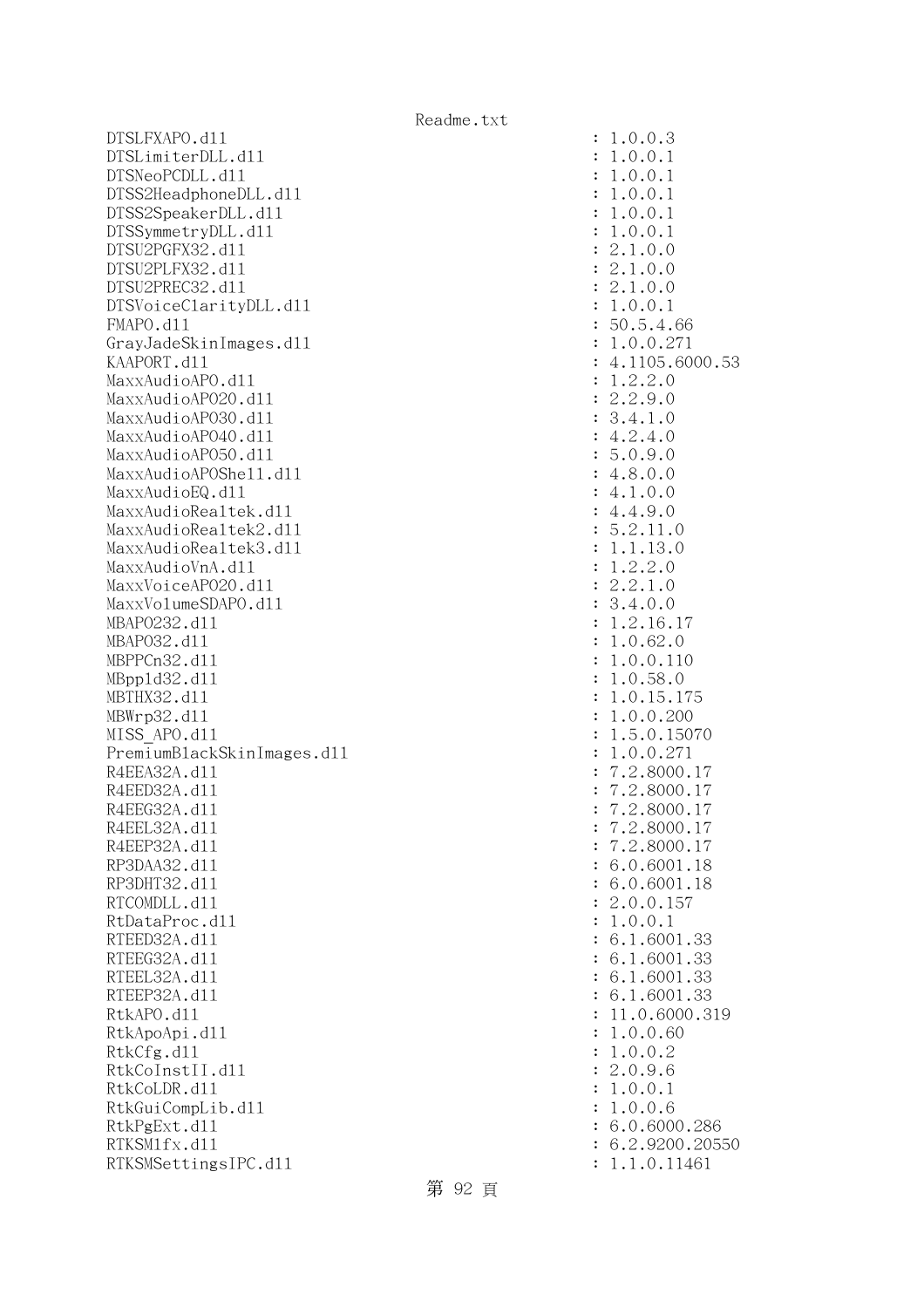```
DTSLFXAPO.dll                                   : 1.0.0.3
DTSLimiterDLL.dll                               : 1.0.0.1
DTSNeoPCDLL.dll                                 : 1.0.0.1
DTSS2HeadphoneDLL.dll                           : 1.0.0.1
DTSS2SpeakerDLL.dll                             : 1.0.0.1
DTSSymmetryDLL.dll                              : 1.0.0.1
DTSU2PGFX32.dll                                 : 2.1.0.0
DTSU2PLFX32.dll                                 : 2.1.0.0
DTSU2PREC32.dll                                 : 2.1.0.0
DTSVoiceClarityDLL.dll                          : 1.0.0.1
FMAPO.dll                                       : 50.5.4.66
GrayJadeSkinImages.dll                          : 1.0.0.271
KAAPORT.dll                                     : 4.1105.6000.53
MaxxAudioAPO.dll                                : 1.2.2.0
MaxxAudioAPO20.dll                              : 2.2.9.0
MaxxAudioAPO30.dll                              : 3.4.1.0
MaxxAudioAPO40.dll                              : 4.2.4.0
MaxxAudioAPO50.dll                              : 5.0.9.0
MaxxAudioAPOShell.dll                           : 4.8.0.0
MaxxAudioEQ.dll                                 : 4.1.0.0
MaxxAudioRealtek.dll                            : 4.4.9.0
MaxxAudioRealtek2.dll                           : 5.2.11.0
MaxxAudioRealtek3.dll                           : 1.1.13.0
MaxxAudioVnA.dll                                : 1.2.2.0
MaxxVoiceAPO20.dll                              : 2.2.1.0
MaxxVolumeSDAPO.dll                             : 3.4.0.0
MBAPO232.dll                                    : 1.2.16.17
MBAPO32.dll                                     : 1.0.62.0
MBPPCn32.dll                                    : 1.0.0.110
MBppld32.dll                                    : 1.0.58.0
MBTHX32.dll                                     : 1.0.15.175
MBWrp32.dll                                     : 1.0.0.200
MISS_APO.dll                                    : 1.5.0.15070
PremiumBlackSkinImages.dll                      : 1.0.0.271
R4EEA32A.dll                                    : 7.2.8000.17
R4EED32A.dll                                    : 7.2.8000.17
R4EEG32A.dll                                    : 7.2.8000.17
R4EEL32A.dll                                    : 7.2.8000.17
R4EEP32A.dll                                    : 7.2.8000.17
RP3DAA32.dll                                    : 6.0.6001.18
RP3DHT32.dll                                    : 6.0.6001.18
RTCOMDLL.dll                                    : 2.0.0.157
RtDataProc.dll                                  : 1.0.0.1
RTEED32A.dll                                    : 6.1.6001.33
RTEEG32A.dll                                    : 6.1.6001.33
RTEEL32A.dll                                    : 6.1.6001.33
RTEEP32A.dll                                    : 6.1.6001.33
RtkAPO.dll                                      : 11.0.6000.319
RtkApoApi.dll                                   : 1.0.0.60
RtkCfg.dll                                      : 1.0.0.2
RtkCoInstII.dll                                 : 2.0.9.6
RtkCoLDR.dll                                    : 1.0.0.1
RtkGuiCompLib.dll                               : 1.0.0.6
RtkPgExt.dll                                    : 6.0.6000.286
RTKSM1fx.dll                                    : 6.2.9200.20550
RTKSMSettingsIPC.dll                            : 1.1.0.11461
```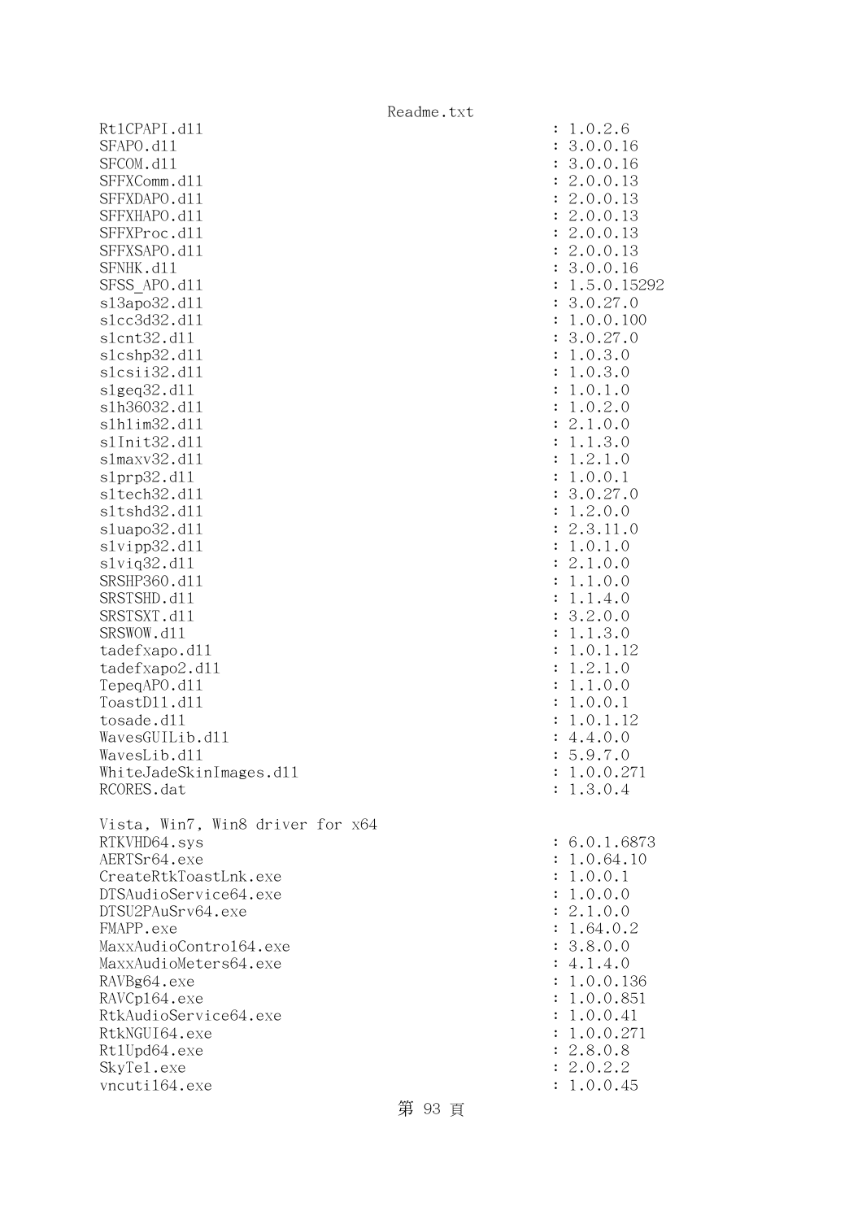```
RtlCPAPI.dll                                                : 1.0.2.6
SFAPO.dll                                                   : 3.0.0.16
SFCOM.dll                                                   : 3.0.0.16
SFFXComm.dll                                                : 2.0.0.13
SFFXDAPO.dll                                                : 2.0.0.13
SFFXHAPO.dll                                                : 2.0.0.13
SFFXProc.dll                                                : 2.0.0.13
SFFXSAPO.dll                                                : 2.0.0.13
SFNHK.dll                                                   : 3.0.0.16
SFSS_APO.dll                                                : 1.5.0.15292
sl3apo32.dll                                                : 3.0.27.0
slcc3d32.dll                                                : 1.0.0.100
slcnt32.dll                                                 : 3.0.27.0
slcshp32.dll                                                : 1.0.3.0
slcsii32.dll                                                : 1.0.3.0
slgeq32.dll                                                 : 1.0.1.0
slh36032.dll                                                : 1.0.2.0
slhlim32.dll                                                : 2.1.0.0
slInit32.dll                                                : 1.1.3.0
slmaxv32.dll                                                : 1.2.1.0
slprp32.dll                                                 : 1.0.0.1
sltech32.dll                                                : 3.0.27.0
sltshd32.dll                                                : 1.2.0.0
sluapo32.dll                                                : 2.3.11.0
slvipp32.dll                                                : 1.0.1.0
slviq32.dll                                                 : 2.1.0.0
SRSHP360.dll                                                : 1.1.0.0
SRSTSHD.dll                                                 : 1.1.4.0
SRSTSXT.dll                                                 : 3.2.0.0
SRSWOW.dll                                                  : 1.1.3.0
tadefxapo.dll                                               : 1.0.1.12
tadefxapo2.dll                                              : 1.2.1.0
TepeqAPO.dll                                                : 1.1.0.0
ToastDll.dll                                                : 1.0.0.1
tosade.dll                                                  : 1.0.1.12
WavesGUILib.dll                                             : 4.4.0.0
WavesLib.dll                                                : 5.9.7.0
WhiteJadeSkinImages.dll                                     : 1.0.0.271
RCORES.dat                                                  : 1.3.0.4

Vista, Win7, Win8 driver for x64
RTKVHD64.sys                                                : 6.0.1.6873
AERTSr64.exe                                                : 1.0.64.10
CreateRtkToastLnk.exe                                       : 1.0.0.1
DTSAudioService64.exe                                       : 1.0.0.0
DTSU2PAuSrv64.exe                                           : 2.1.0.0
FMAPP.exe                                                   : 1.64.0.2
MaxxAudioControl64.exe                                      : 3.8.0.0
MaxxAudioMeters64.exe                                       : 4.1.4.0
RAVBg64.exe                                                 : 1.0.0.136
RAVCpl64.exe                                                : 1.0.0.851
RtkAudioService64.exe                                       : 1.0.0.41
RtkNGUI64.exe                                               : 1.0.0.271
RtlUpd64.exe                                                : 2.8.0.8
SkyTel.exe                                                  : 2.0.2.2
vncutil64.exe                                               : 1.0.0.45
```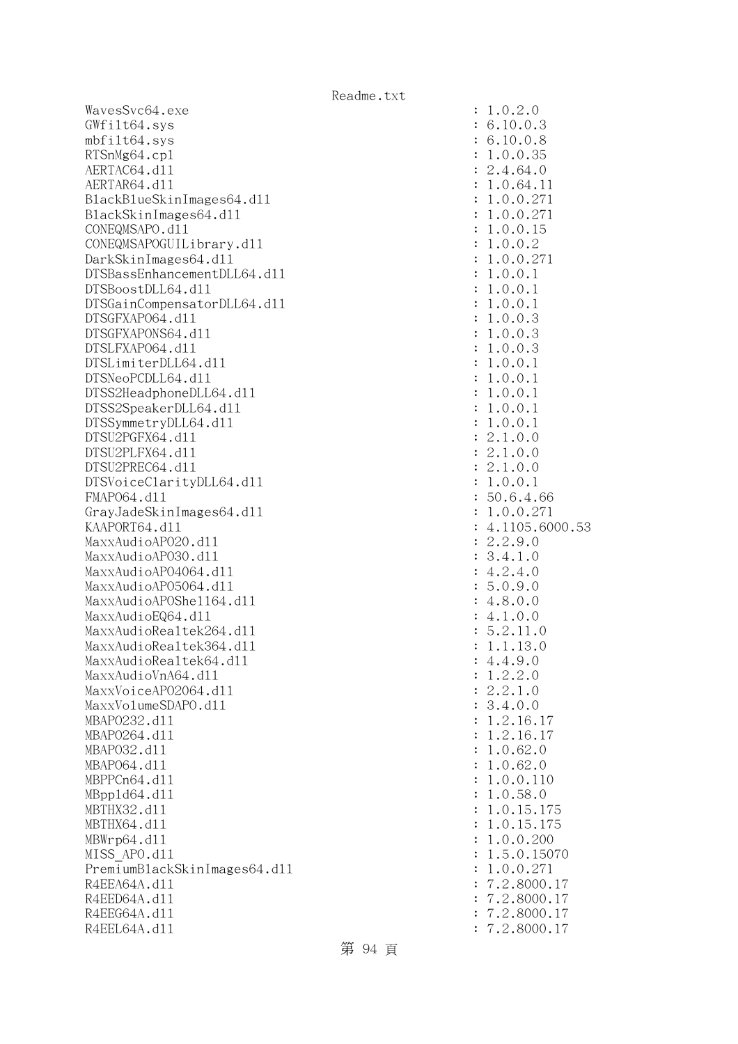```
WavesSvc64.exe                                  : 1.0.2.0
GWfilt64.sys                                    : 6.10.0.3
mbfilt64.sys                                    : 6.10.0.8
RTSnMg64.cpl                                    : 1.0.0.35
AERTAC64.dll                                    : 2.4.64.0
AERTAR64.dll                                    : 1.0.64.11
BlackBlueSkinImages64.dll                       : 1.0.0.271
BlackSkinImages64.dll                           : 1.0.0.271
CONEQMSAPO.dll                                  : 1.0.0.15
CONEQMSAPOGUILibrary.dll                        : 1.0.0.2
DarkSkinImages64.dll                            : 1.0.0.271
DTSBassEnhancementDLL64.dll                     : 1.0.0.1
DTSBoostDLL64.dll                               : 1.0.0.1
DTSGainCompensatorDLL64.dll                     : 1.0.0.1
DTSGFXAPO64.dll                                 : 1.0.0.3
DTSGFXAPONS64.dll                               : 1.0.0.3
DTSLFXAPO64.dll                                 : 1.0.0.3
DTSLimiterDLL64.dll                             : 1.0.0.1
DTSNeoPCDLL64.dll                               : 1.0.0.1
DTSS2HeadphoneDLL64.dll                         : 1.0.0.1
DTSS2SpeakerDLL64.dll                           : 1.0.0.1
DTSSymmetryDLL64.dll                            : 1.0.0.1
DTSU2PGFX64.dll                                 : 2.1.0.0
DTSU2PLFX64.dll                                 : 2.1.0.0
DTSU2PREC64.dll                                 : 2.1.0.0
DTSVoiceClarityDLL64.dll                        : 1.0.0.1
FMAPO64.dll                                     : 50.6.4.66
GrayJadeSkinImages64.dll                        : 1.0.0.271
KAAPORT64.dll                                   : 4.1105.6000.53
MaxxAudioAPO20.dll                              : 2.2.9.0
MaxxAudioAPO30.dll                              : 3.4.1.0
MaxxAudioAPO4064.dll                            : 4.2.4.0
MaxxAudioAPO5064.dll                            : 5.0.9.0
MaxxAudioAPOShell64.dll                         : 4.8.0.0
MaxxAudioEQ64.dll                               : 4.1.0.0
MaxxAudioRealtek264.dll                         : 5.2.11.0
MaxxAudioRealtek364.dll                         : 1.1.13.0
MaxxAudioRealtek64.dll                          : 4.4.9.0
MaxxAudioVnA64.dll                              : 1.2.2.0
MaxxVoiceAPO2064.dll                            : 2.2.1.0
MaxxVolumeSDAPO.dll                             : 3.4.0.0
MBAPO232.dll                                    : 1.2.16.17
MBAPO264.dll                                    : 1.2.16.17
MBAPO32.dll                                     : 1.0.62.0
MBAPO64.dll                                     : 1.0.62.0
MBPPCn64.dll                                    : 1.0.0.110
MBppld64.dll                                    : 1.0.58.0
MBTHX32.dll                                     : 1.0.15.175
MBTHX64.dll                                     : 1.0.15.175
MBWrp64.dll                                     : 1.0.0.200
MISS_APO.dll                                    : 1.5.0.15070
PremiumBlackSkinImages64.dll                    : 1.0.0.271
R4EEA64A.dll                                    : 7.2.8000.17
R4EED64A.dll                                    : 7.2.8000.17
R4EEG64A.dll                                    : 7.2.8000.17
R4EEL64A.dll                                    : 7.2.8000.17
```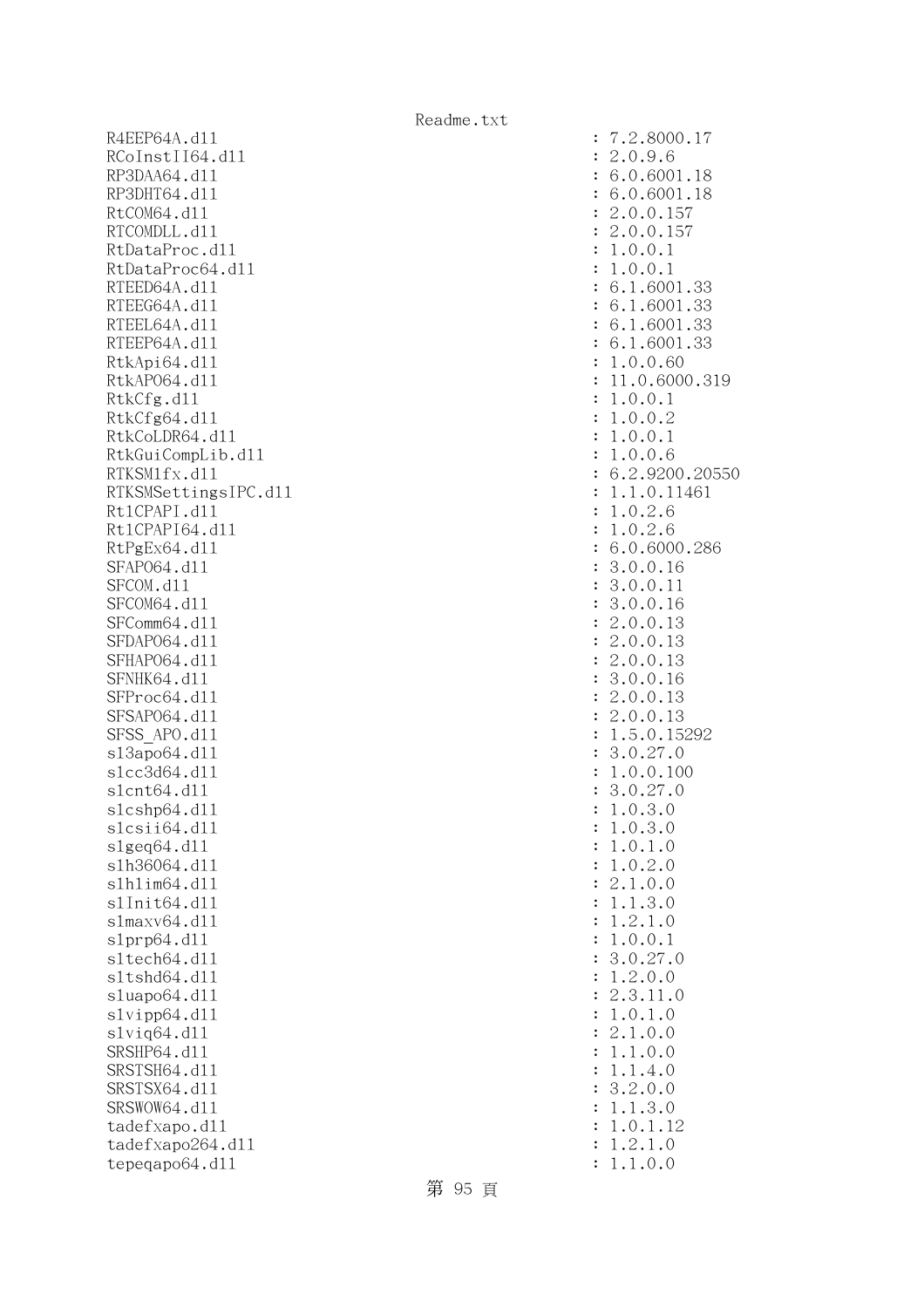```
R4EEP64A.dll                                        : 7.2.8000.17
RCoInstII64.dll                                     : 2.0.9.6
RP3DAA64.dll                                        : 6.0.6001.18
RP3DHT64.dll                                        : 6.0.6001.18
RtCOM64.dll                                         : 2.0.0.157
RTCOMDLL.dll                                        : 2.0.0.157
RtDataProc.dll                                      : 1.0.0.1
RtDataProc64.dll                                    : 1.0.0.1
RTEED64A.dll                                        : 6.1.6001.33
RTEEG64A.dll                                        : 6.1.6001.33
RTEEL64A.dll                                        : 6.1.6001.33
RTEEP64A.dll                                        : 6.1.6001.33
RtkApi64.dll                                        : 1.0.0.60
RtkAPO64.dll                                        : 11.0.6000.319
RtkCfg.dll                                          : 1.0.0.1
RtkCfg64.dll                                        : 1.0.0.2
RtkCoLDR64.dll                                      : 1.0.0.1
RtkGuiCompLib.dll                                   : 1.0.0.6
RTKSM1fx.dll                                        : 6.2.9200.20550
RTKSMSettingsIPC.dll                                : 1.1.0.11461
Rt1CPAPI.dll                                        : 1.0.2.6
Rt1CPAPI64.dll                                      : 1.0.2.6
RtPgEx64.dll                                        : 6.0.6000.286
SFAPO64.dll                                         : 3.0.0.16
SFCOM.dll                                           : 3.0.0.11
SFCOM64.dll                                         : 3.0.0.16
SFComm64.dll                                        : 2.0.0.13
SFDAPO64.dll                                        : 2.0.0.13
SFHAPO64.dll                                        : 2.0.0.13
SFNHK64.dll                                         : 3.0.0.16
SFProc64.dll                                        : 2.0.0.13
SFSAPO64.dll                                        : 2.0.0.13
SFSS_APO.dll                                        : 1.5.0.15292
sl3apo64.dll                                        : 3.0.27.0
slcc3d64.dll                                        : 1.0.0.100
slcnt64.dll                                         : 3.0.27.0
slcshp64.dll                                        : 1.0.3.0
slcsii64.dll                                        : 1.0.3.0
slgeq64.dll                                         : 1.0.1.0
slh36064.dll                                        : 1.0.2.0
slhlim64.dll                                        : 2.1.0.0
slInit64.dll                                        : 1.1.3.0
slmaxv64.dll                                        : 1.2.1.0
slprp64.dll                                         : 1.0.0.1
sltech64.dll                                        : 3.0.27.0
sltshd64.dll                                        : 1.2.0.0
sluapo64.dll                                        : 2.3.11.0
slvipp64.dll                                        : 1.0.1.0
slviq64.dll                                         : 2.1.0.0
SRSHP64.dll                                         : 1.1.0.0
SRSTSH64.dll                                        : 1.1.4.0
SRSTSX64.dll                                        : 3.2.0.0
SRSWOW64.dll                                        : 1.1.3.0
tadefxapo.dll                                       : 1.0.1.12
tadefxapo264.dll                                    : 1.2.1.0
tepeqapo64.dll                                      : 1.1.0.0
```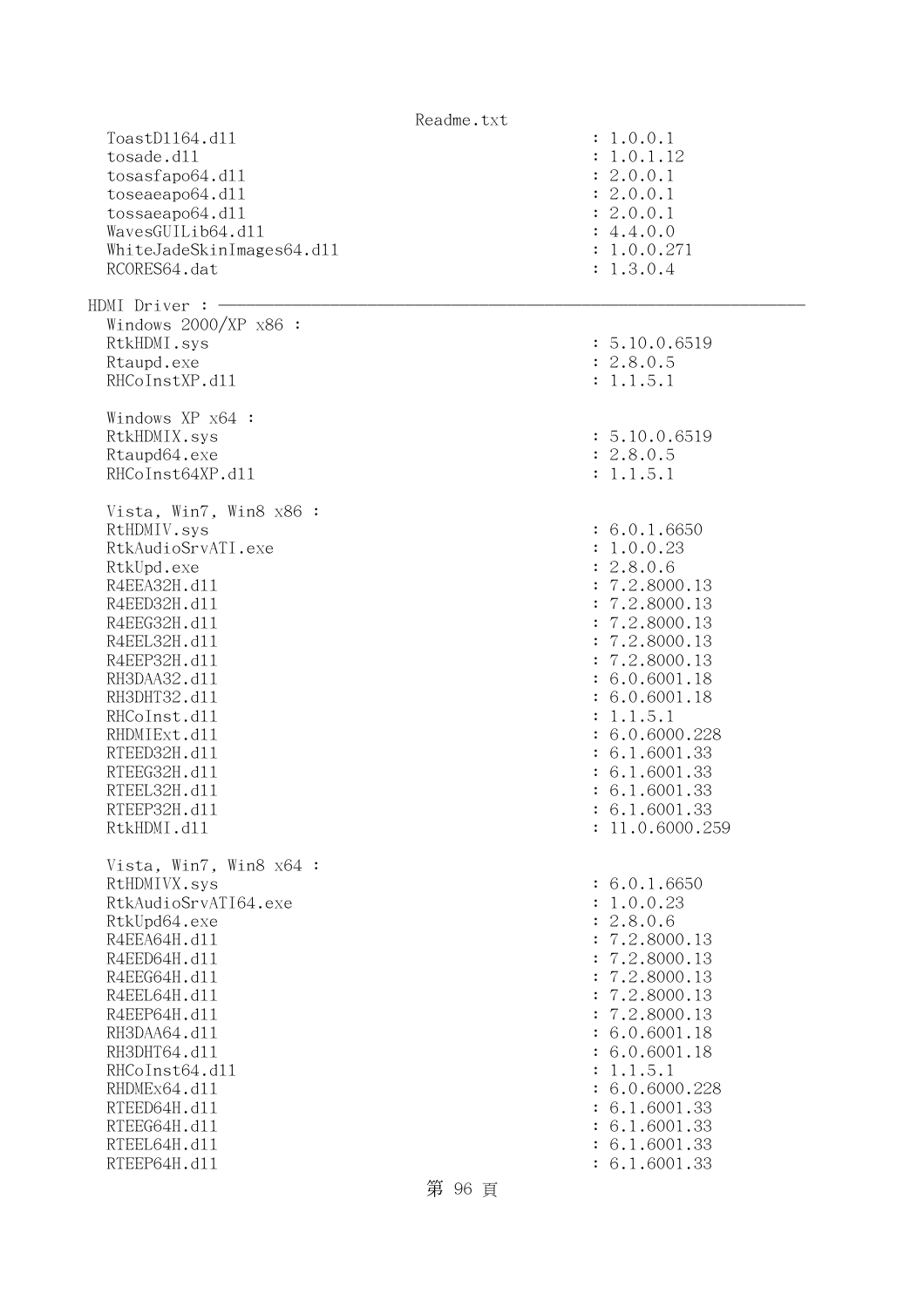```
  ToastDll64.dll                                        : 1.0.0.1
  tosade.dll                                            : 1.0.1.12
  tosasfapo64.dll                                       : 2.0.0.1
  toseaeapo64.dll                                       : 2.0.0.1
  tossaeapo64.dll                                       : 2.0.0.1
  WavesGUILib64.dll                                     : 4.4.0.0
  WhiteJadeSkinImages64.dll                             : 1.0.0.271
  RCORES64.dat                                          : 1.3.0.4

HDMI Driver : ----------------------------------------------------------------
  Windows 2000/XP x86 :
  RtkHDMI.sys                                           : 5.10.0.6519
  Rtaupd.exe                                            : 2.8.0.5
  RHCoInstXP.dll                                        : 1.1.5.1

  Windows XP x64 :
  RtkHDMIX.sys                                          : 5.10.0.6519
  Rtaupd64.exe                                          : 2.8.0.5
  RHCoInst64XP.dll                                      : 1.1.5.1

  Vista, Win7, Win8 x86 :
  RtHDMIV.sys                                           : 6.0.1.6650
  RtkAudioSrvATI.exe                                    : 1.0.0.23
  RtkUpd.exe                                            : 2.8.0.6
  R4EEA32H.dll                                          : 7.2.8000.13
  R4EED32H.dll                                          : 7.2.8000.13
  R4EEG32H.dll                                          : 7.2.8000.13
  R4EEL32H.dll                                          : 7.2.8000.13
  R4EEP32H.dll                                          : 7.2.8000.13
  RH3DAA32.dll                                          : 6.0.6001.18
  RH3DHT32.dll                                          : 6.0.6001.18
  RHCoInst.dll                                          : 1.1.5.1
  RHDMIExt.dll                                          : 6.0.6000.228
  RTEED32H.dll                                          : 6.1.6001.33
  RTEEG32H.dll                                          : 6.1.6001.33
  RTEEL32H.dll                                          : 6.1.6001.33
  RTEEP32H.dll                                          : 6.1.6001.33
  RtkHDMI.dll                                           : 11.0.6000.259

  Vista, Win7, Win8 x64 :
  RtHDMIVX.sys                                          : 6.0.1.6650
  RtkAudioSrvATI64.exe                                  : 1.0.0.23
  RtkUpd64.exe                                          : 2.8.0.6
  R4EEA64H.dll                                          : 7.2.8000.13
  R4EED64H.dll                                          : 7.2.8000.13
  R4EEG64H.dll                                          : 7.2.8000.13
  R4EEL64H.dll                                          : 7.2.8000.13
  R4EEP64H.dll                                          : 7.2.8000.13
  RH3DAA64.dll                                          : 6.0.6001.18
  RH3DHT64.dll                                          : 6.0.6001.18
  RHCoInst64.dll                                        : 1.1.5.1
  RHDMEx64.dll                                          : 6.0.6000.228
  RTEED64H.dll                                          : 6.1.6001.33
  RTEEG64H.dll                                          : 6.1.6001.33
  RTEEL64H.dll                                          : 6.1.6001.33
  RTEEP64H.dll                                          : 6.1.6001.33
```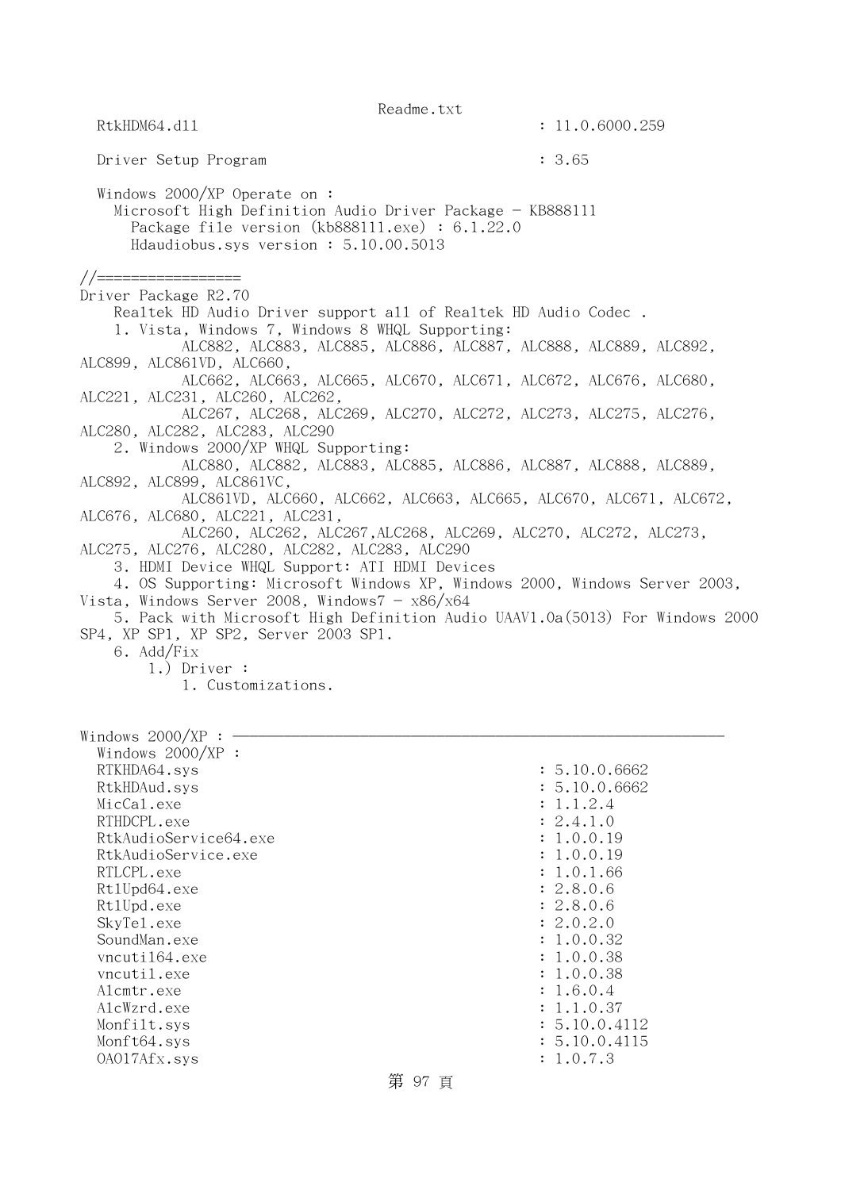```
  RtkHDM64.dll                                        : 11.0.6000.259

  Driver Setup Program                                : 3.65

  Windows 2000/XP Operate on :
    Microsoft High Definition Audio Driver Package - KB888111
      Package file version (kb888111.exe) : 6.1.22.0
      Hdaudiobus.sys version : 5.10.00.5013

//=================
Driver Package R2.70
    Realtek HD Audio Driver support all of Realtek HD Audio Codec .
    1. Vista, Windows 7, Windows 8 WHQL Supporting:
            ALC882, ALC883, ALC885, ALC886, ALC887, ALC888, ALC889, ALC892,
ALC899, ALC861VD, ALC660,
            ALC662, ALC663, ALC665, ALC670, ALC671, ALC672, ALC676, ALC680,
ALC221, ALC231, ALC260, ALC262,
            ALC267, ALC268, ALC269, ALC270, ALC272, ALC273, ALC275, ALC276,
ALC280, ALC282, ALC283, ALC290
    2. Windows 2000/XP WHQL Supporting:
            ALC880, ALC882, ALC883, ALC885, ALC886, ALC887, ALC888, ALC889,
ALC892, ALC899, ALC861VC,
            ALC861VD, ALC660, ALC662, ALC663, ALC665, ALC670, ALC671, ALC672,
ALC676, ALC680, ALC221, ALC231,
            ALC260, ALC262, ALC267,ALC268, ALC269, ALC270, ALC272, ALC273,
ALC275, ALC276, ALC280, ALC282, ALC283, ALC290
    3. HDMI Device WHQL Support: ATI HDMI Devices
    4. OS Supporting: Microsoft Windows XP, Windows 2000, Windows Server 2003,
Vista, Windows Server 2008, Windows7 - x86/x64
    5. Pack with Microsoft High Definition Audio UAAV1.0a(5013) For Windows 2000
SP4, XP SP1, XP SP2, Server 2003 SP1.
    6. Add/Fix
        1.) Driver :
            1. Customizations.


Windows 2000/XP : -----------------------------------------------------------
  Windows 2000/XP :
  RTKHDA64.sys                                        : 5.10.0.6662
  RtkHDAud.sys                                        : 5.10.0.6662
  MicCal.exe                                          : 1.1.2.4
  RTHDCPL.exe                                         : 2.4.1.0
  RtkAudioService64.exe                               : 1.0.0.19
  RtkAudioService.exe                                 : 1.0.0.19
  RTLCPL.exe                                          : 1.0.1.66
  RtlUpd64.exe                                        : 2.8.0.6
  RtlUpd.exe                                          : 2.8.0.6
  SkyTel.exe                                          : 2.0.2.0
  SoundMan.exe                                        : 1.0.0.32
  vncutil64.exe                                       : 1.0.0.38
  vncutil.exe                                         : 1.0.0.38
  Alcmtr.exe                                          : 1.6.0.4
  AlcWzrd.exe                                         : 1.1.0.37
  Monfilt.sys                                         : 5.10.0.4112
  Monft64.sys                                         : 5.10.0.4115
  OA017Afx.sys                                        : 1.0.7.3
```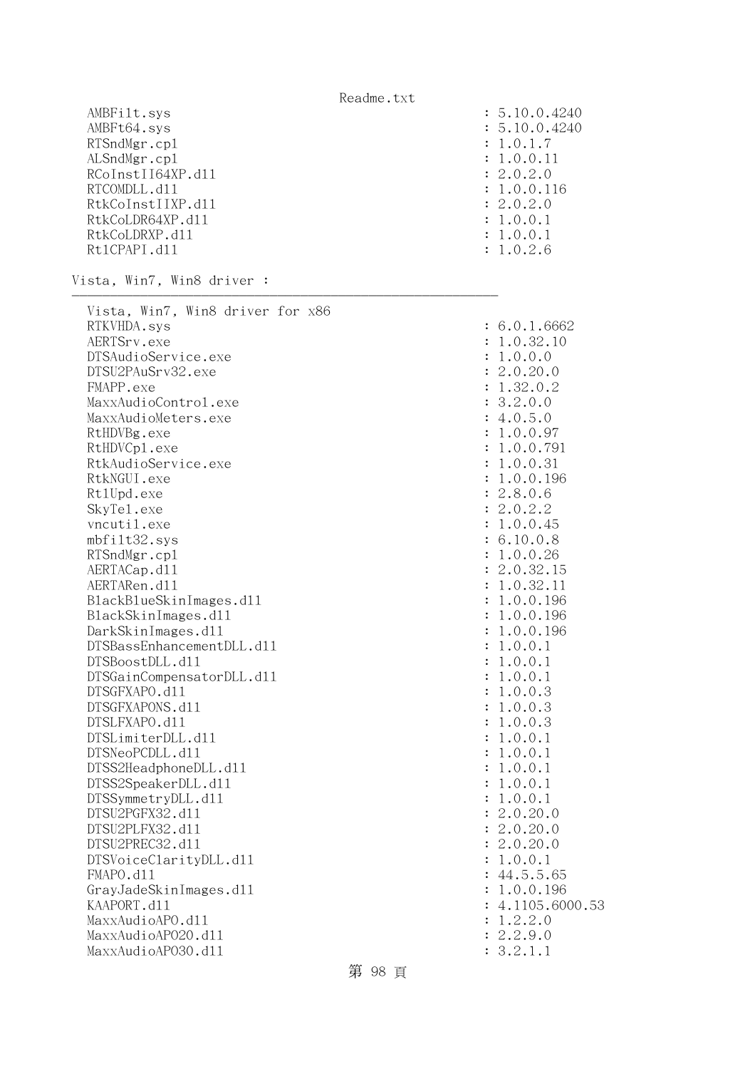```
   AMBFilt.sys                                              : 5.10.0.4240
   AMBFt64.sys                                              : 5.10.0.4240
   RTSndMgr.cpl                                             : 1.0.1.7
   ALSndMgr.cpl                                             : 1.0.0.11
   RCoInstII64XP.dll                                        : 2.0.2.0
   RTCOMDLL.dll                                             : 1.0.0.116
   RtkCoInstIIXP.dll                                        : 2.0.2.0
   RtkCoLDR64XP.dll                                         : 1.0.0.1
   RtkCoLDRXP.dll                                           : 1.0.0.1
   RtlCPAPI.dll                                             : 1.0.2.6

Vista, Win7, Win8 driver :
--------------------------------------------------------

   Vista, Win7, Win8 driver for x86
   RTKVHDA.sys                                              : 6.0.1.6662
   AERTSrv.exe                                              : 1.0.32.10
   DTSAudioService.exe                                      : 1.0.0.0
   DTSU2PAuSrv32.exe                                        : 2.0.20.0
   FMAPP.exe                                                : 1.32.0.2
   MaxxAudioControl.exe                                     : 3.2.0.0
   MaxxAudioMeters.exe                                      : 4.0.5.0
   RtHDVBg.exe                                              : 1.0.0.97
   RtHDVCpl.exe                                             : 1.0.0.791
   RtkAudioService.exe                                      : 1.0.0.31
   RtkNGUI.exe                                              : 1.0.0.196
   RtlUpd.exe                                               : 2.8.0.6
   SkyTel.exe                                               : 2.0.2.2
   vncutil.exe                                              : 1.0.0.45
   mbfilt32.sys                                             : 6.10.0.8
   RTSndMgr.cpl                                             : 1.0.0.26
   AERTACap.dll                                             : 2.0.32.15
   AERTARen.dll                                             : 1.0.32.11
   BlackBlueSkinImages.dll                                  : 1.0.0.196
   BlackSkinImages.dll                                      : 1.0.0.196
   DarkSkinImages.dll                                       : 1.0.0.196
   DTSBassEnhancementDLL.dll                                : 1.0.0.1
   DTSBoostDLL.dll                                          : 1.0.0.1
   DTSGainCompensatorDLL.dll                                : 1.0.0.1
   DTSGFXAPO.dll                                            : 1.0.0.3
   DTSGFXAPONS.dll                                          : 1.0.0.3
   DTSLFXAPO.dll                                            : 1.0.0.3
   DTSLimiterDLL.dll                                        : 1.0.0.1
   DTSNeoPCDLL.dll                                          : 1.0.0.1
   DTSS2HeadphoneDLL.dll                                    : 1.0.0.1
   DTSS2SpeakerDLL.dll                                      : 1.0.0.1
   DTSSymmetryDLL.dll                                       : 1.0.0.1
   DTSU2PGFX32.dll                                          : 2.0.20.0
   DTSU2PLFX32.dll                                          : 2.0.20.0
   DTSU2PREC32.dll                                          : 2.0.20.0
   DTSVoiceClarityDLL.dll                                   : 1.0.0.1
   FMAPO.dll                                                : 44.5.5.65
   GrayJadeSkinImages.dll                                   : 1.0.0.196
   KAAPORT.dll                                              : 4.1105.6000.53
   MaxxAudioAPO.dll                                         : 1.2.2.0
   MaxxAudioAPO20.dll                                       : 2.2.9.0
   MaxxAudioAPO30.dll                                       : 3.2.1.1
```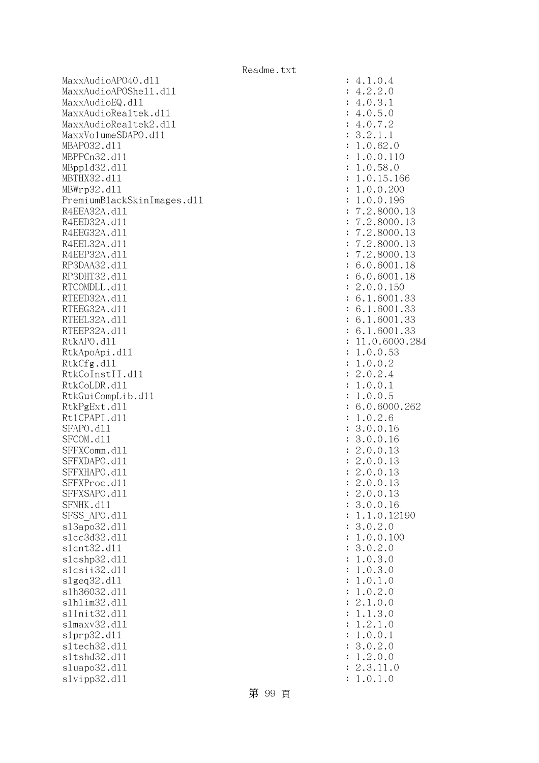```
MaxxAudioAPO40.dll                                    : 4.1.0.4
MaxxAudioAPOShell.dll                                 : 4.2.2.0
MaxxAudioEQ.dll                                       : 4.0.3.1
MaxxAudioRealtek.dll                                  : 4.0.5.0
MaxxAudioRealtek2.dll                                 : 4.0.7.2
MaxxVolumeSDAPO.dll                                   : 3.2.1.1
MBAPO32.dll                                           : 1.0.62.0
MBPPCn32.dll                                          : 1.0.0.110
MBppld32.dll                                          : 1.0.58.0
MBTHX32.dll                                           : 1.0.15.166
MBWrp32.dll                                           : 1.0.0.200
PremiumBlackSkinImages.dll                            : 1.0.0.196
R4EEA32A.dll                                          : 7.2.8000.13
R4EED32A.dll                                          : 7.2.8000.13
R4EEG32A.dll                                          : 7.2.8000.13
R4EEL32A.dll                                          : 7.2.8000.13
R4EEP32A.dll                                          : 7.2.8000.13
RP3DAA32.dll                                          : 6.0.6001.18
RP3DHT32.dll                                          : 6.0.6001.18
RTCOMDLL.dll                                          : 2.0.0.150
RTEED32A.dll                                          : 6.1.6001.33
RTEEG32A.dll                                          : 6.1.6001.33
RTEEL32A.dll                                          : 6.1.6001.33
RTEEP32A.dll                                          : 6.1.6001.33
RtkAPO.dll                                            : 11.0.6000.284
RtkApoApi.dll                                         : 1.0.0.53
RtkCfg.dll                                            : 1.0.0.2
RtkCoInstII.dll                                       : 2.0.2.4
RtkCoLDR.dll                                          : 1.0.0.1
RtkGuiCompLib.dll                                     : 1.0.0.5
RtkPgExt.dll                                          : 6.0.6000.262
RtlCPAPI.dll                                          : 1.0.2.6
SFAPO.dll                                             : 3.0.0.16
SFCOM.dll                                             : 3.0.0.16
SFFXComm.dll                                          : 2.0.0.13
SFFXDAPO.dll                                          : 2.0.0.13
SFFXHAPO.dll                                          : 2.0.0.13
SFFXProc.dll                                          : 2.0.0.13
SFFXSAPO.dll                                          : 2.0.0.13
SFNHK.dll                                             : 3.0.0.16
SFSS_APO.dll                                          : 1.1.0.12190
sl3apo32.dll                                          : 3.0.2.0
slcc3d32.dll                                          : 1.0.0.100
slcnt32.dll                                           : 3.0.2.0
slcshp32.dll                                          : 1.0.3.0
slcsii32.dll                                          : 1.0.3.0
slgeq32.dll                                           : 1.0.1.0
slh36032.dll                                          : 1.0.2.0
slhlim32.dll                                          : 2.1.0.0
slInit32.dll                                          : 1.1.3.0
slmaxv32.dll                                          : 1.2.1.0
slprp32.dll                                           : 1.0.0.1
sltech32.dll                                          : 3.0.2.0
sltshd32.dll                                          : 1.2.0.0
sluapo32.dll                                          : 2.3.11.0
slvipp32.dll                                          : 1.0.1.0
```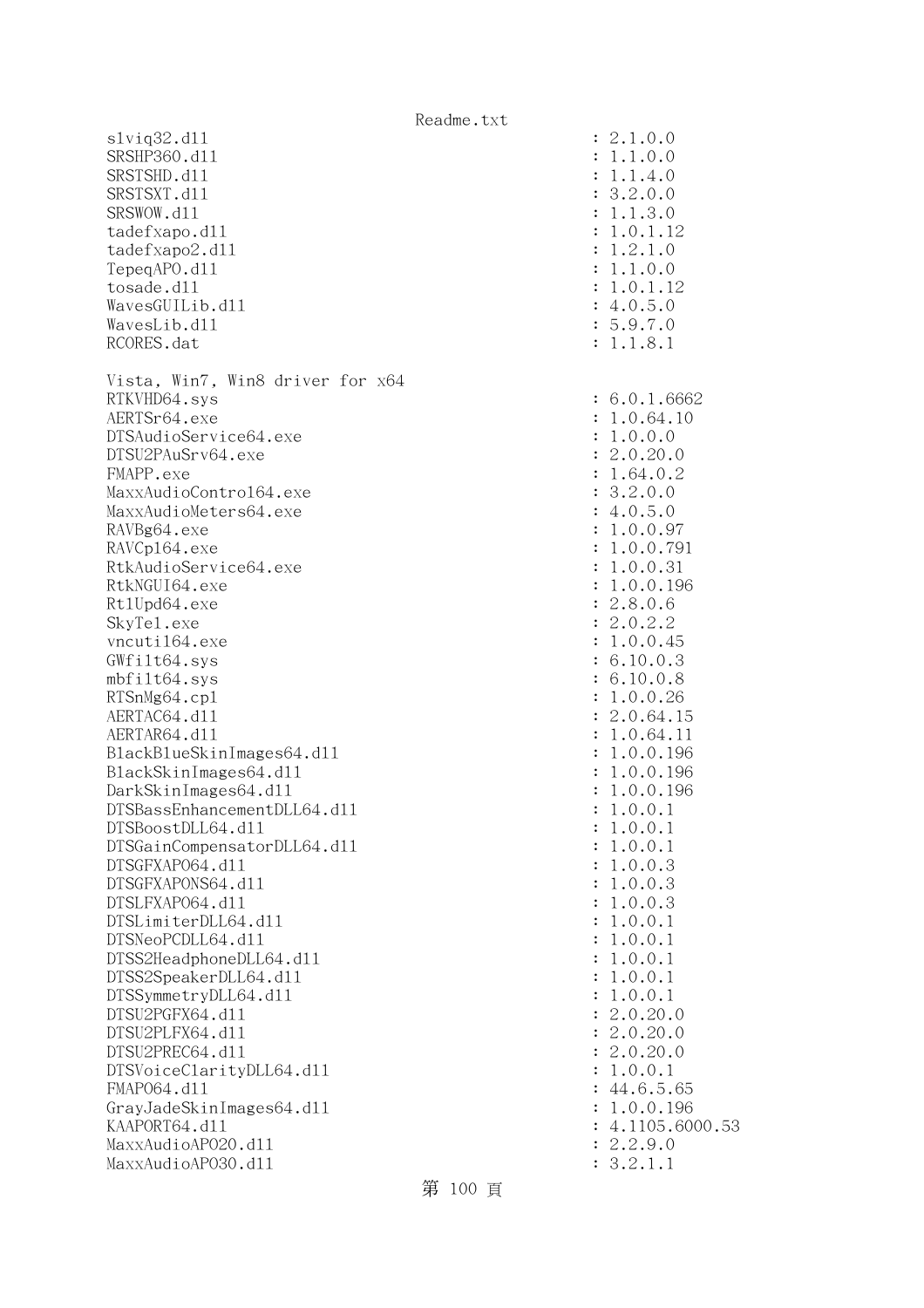```
slviq32.dll                                       : 2.1.0.0
SRSHP360.dll                                      : 1.1.0.0
SRSTSHD.dll                                       : 1.1.4.0
SRSTSXT.dll                                       : 3.2.0.0
SRSWOW.dll                                        : 1.1.3.0
tadefxapo.dll                                     : 1.0.1.12
tadefxapo2.dll                                    : 1.2.1.0
TepeqAPO.dll                                      : 1.1.0.0
tosade.dll                                        : 1.0.1.12
WavesGUILib.dll                                   : 4.0.5.0
WavesLib.dll                                      : 5.9.7.0
RCORES.dat                                        : 1.1.8.1

Vista, Win7, Win8 driver for x64
RTKVHD64.sys                                      : 6.0.1.6662
AERTSr64.exe                                      : 1.0.64.10
DTSAudioService64.exe                             : 1.0.0.0
DTSU2PAuSrv64.exe                                 : 2.0.20.0
FMAPP.exe                                         : 1.64.0.2
MaxxAudioControl64.exe                            : 3.2.0.0
MaxxAudioMeters64.exe                             : 4.0.5.0
RAVBg64.exe                                       : 1.0.0.97
RAVCpl64.exe                                      : 1.0.0.791
RtkAudioService64.exe                             : 1.0.0.31
RtkNGUI64.exe                                     : 1.0.0.196
RtlUpd64.exe                                      : 2.8.0.6
SkyTel.exe                                        : 2.0.2.2
vncutil64.exe                                     : 1.0.0.45
GWfilt64.sys                                      : 6.10.0.3
mbfilt64.sys                                      : 6.10.0.8
RTSnMg64.cpl                                      : 1.0.0.26
AERTAC64.dll                                      : 2.0.64.15
AERTAR64.dll                                      : 1.0.64.11
BlackBlueSkinImages64.dll                         : 1.0.0.196
BlackSkinImages64.dll                             : 1.0.0.196
DarkSkinImages64.dll                              : 1.0.0.196
DTSBassEnhancementDLL64.dll                       : 1.0.0.1
DTSBoostDLL64.dll                                 : 1.0.0.1
DTSGainCompensatorDLL64.dll                       : 1.0.0.1
DTSGFXAPO64.dll                                   : 1.0.0.3
DTSGFXAPONS64.dll                                 : 1.0.0.3
DTSLFXAPO64.dll                                   : 1.0.0.3
DTSLimiterDLL64.dll                               : 1.0.0.1
DTSNeoPCDLL64.dll                                 : 1.0.0.1
DTSS2HeadphoneDLL64.dll                           : 1.0.0.1
DTSS2SpeakerDLL64.dll                             : 1.0.0.1
DTSSymmetryDLL64.dll                              : 1.0.0.1
DTSU2PGFX64.dll                                   : 2.0.20.0
DTSU2PLFX64.dll                                   : 2.0.20.0
DTSU2PREC64.dll                                   : 2.0.20.0
DTSVoiceClarityDLL64.dll                          : 1.0.0.1
FMAPO64.dll                                       : 44.6.5.65
GrayJadeSkinImages64.dll                          : 1.0.0.196
KAAPORT64.dll                                     : 4.1105.6000.53
MaxxAudioAPO20.dll                                : 2.2.9.0
MaxxAudioAPO30.dll                                : 3.2.1.1
```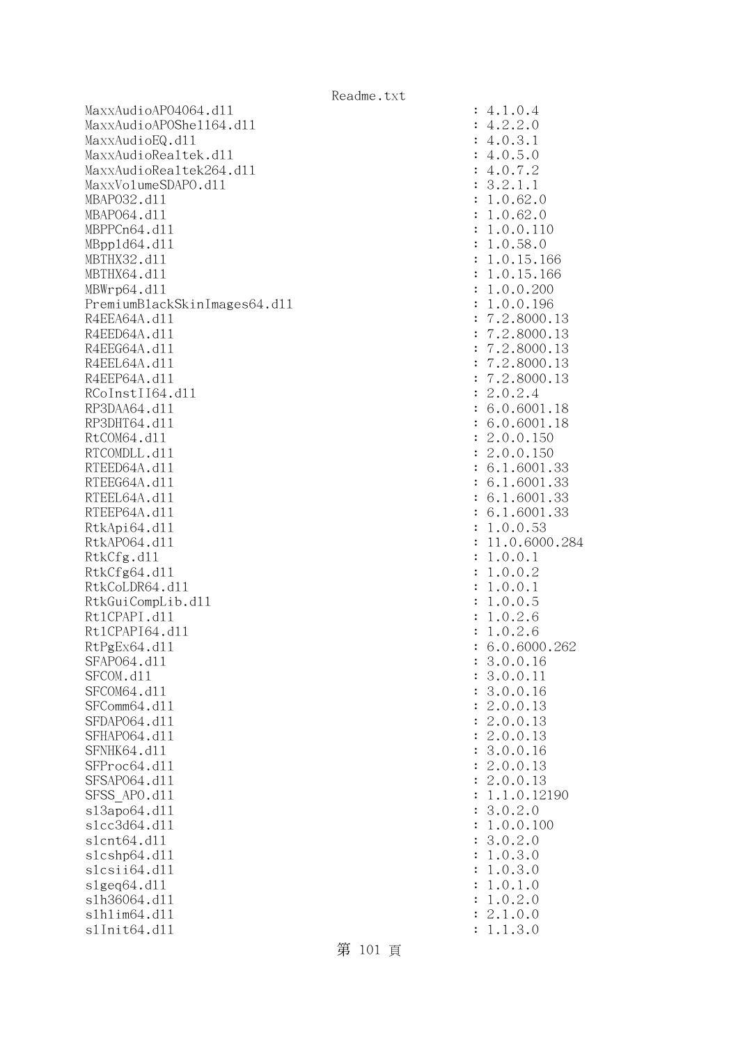```
MaxxAudioAPO4064.dll                                    : 4.1.0.4
MaxxAudioAPOShell64.dll                                 : 4.2.2.0
MaxxAudioEQ.dll                                         : 4.0.3.1
MaxxAudioRealtek.dll                                    : 4.0.5.0
MaxxAudioRealtek264.dll                                 : 4.0.7.2
MaxxVolumeSDAPO.dll                                     : 3.2.1.1
MBAPO32.dll                                             : 1.0.62.0
MBAPO64.dll                                             : 1.0.62.0
MBPPCn64.dll                                            : 1.0.0.110
MBppld64.dll                                            : 1.0.58.0
MBTHX32.dll                                             : 1.0.15.166
MBTHX64.dll                                             : 1.0.15.166
MBWrp64.dll                                             : 1.0.0.200
PremiumBlackSkinImages64.dll                            : 1.0.0.196
R4EEA64A.dll                                            : 7.2.8000.13
R4EED64A.dll                                            : 7.2.8000.13
R4EEG64A.dll                                            : 7.2.8000.13
R4EEL64A.dll                                            : 7.2.8000.13
R4EEP64A.dll                                            : 7.2.8000.13
RCoInstII64.dll                                         : 2.0.2.4
RP3DAA64.dll                                            : 6.0.6001.18
RP3DHT64.dll                                            : 6.0.6001.18
RtCOM64.dll                                             : 2.0.0.150
RTCOMDLL.dll                                            : 2.0.0.150
RTEED64A.dll                                            : 6.1.6001.33
RTEEG64A.dll                                            : 6.1.6001.33
RTEEL64A.dll                                            : 6.1.6001.33
RTEEP64A.dll                                            : 6.1.6001.33
RtkApi64.dll                                            : 1.0.0.53
RtkAPO64.dll                                            : 11.0.6000.284
RtkCfg.dll                                              : 1.0.0.1
RtkCfg64.dll                                            : 1.0.0.2
RtkCoLDR64.dll                                          : 1.0.0.1
RtkGuiCompLib.dll                                       : 1.0.0.5
RtlCPAPI.dll                                            : 1.0.2.6
RtlCPAPI64.dll                                          : 1.0.2.6
RtPgEx64.dll                                            : 6.0.6000.262
SFAPO64.dll                                             : 3.0.0.16
SFCOM.dll                                               : 3.0.0.11
SFCOM64.dll                                             : 3.0.0.16
SFComm64.dll                                            : 2.0.0.13
SFDAPO64.dll                                            : 2.0.0.13
SFHAPO64.dll                                            : 2.0.0.13
SFNHK64.dll                                             : 3.0.0.16
SFProc64.dll                                            : 2.0.0.13
SFSAPO64.dll                                            : 2.0.0.13
SFSS_APO.dll                                            : 1.1.0.12190
sl3apo64.dll                                            : 3.0.2.0
slcc3d64.dll                                            : 1.0.0.100
slcnt64.dll                                             : 3.0.2.0
slcshp64.dll                                            : 1.0.3.0
slcsii64.dll                                            : 1.0.3.0
slgeq64.dll                                             : 1.0.1.0
slh36064.dll                                            : 1.0.2.0
slhlim64.dll                                            : 2.1.0.0
slInit64.dll                                            : 1.1.3.0
```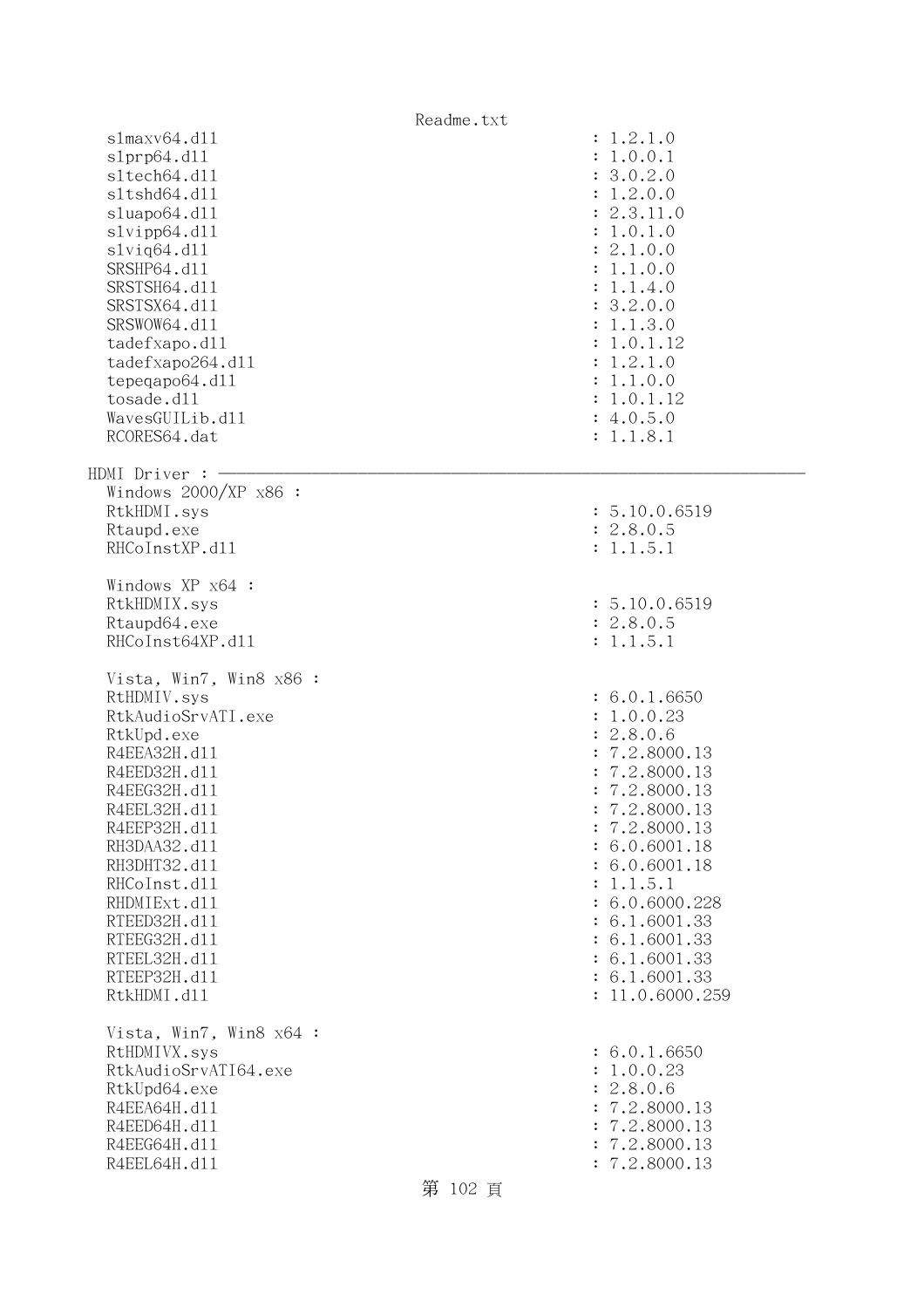```
  slmaxv64.dll                                        : 1.2.1.0
  slprp64.dll                                         : 1.0.0.1
  sltech64.dll                                        : 3.0.2.0
  sltshd64.dll                                        : 1.2.0.0
  sluapo64.dll                                        : 2.3.11.0
  slvipp64.dll                                        : 1.0.1.0
  slviq64.dll                                         : 2.1.0.0
  SRSHP64.dll                                         : 1.1.0.0
  SRSTSH64.dll                                        : 1.1.4.0
  SRSTSX64.dll                                        : 3.2.0.0
  SRSWOW64.dll                                        : 1.1.3.0
  tadefxapo.dll                                       : 1.0.1.12
  tadefxapo264.dll                                    : 1.2.1.0
  tepeqapo64.dll                                      : 1.1.0.0
  tosade.dll                                          : 1.0.1.12
  WavesGUILib.dll                                     : 4.0.5.0
  RCORES64.dat                                        : 1.1.8.1

HDMI Driver : ---------------------------------------------------------------
  Windows 2000/XP x86 :
  RtkHDMI.sys                                         : 5.10.0.6519
  Rtaupd.exe                                          : 2.8.0.5
  RHCoInstXP.dll                                      : 1.1.5.1

  Windows XP x64 :
  RtkHDMIX.sys                                        : 5.10.0.6519
  Rtaupd64.exe                                        : 2.8.0.5
  RHCoInst64XP.dll                                    : 1.1.5.1

  Vista, Win7, Win8 x86 :
  RtHDMIV.sys                                         : 6.0.1.6650
  RtkAudioSrvATI.exe                                  : 1.0.0.23
  RtkUpd.exe                                          : 2.8.0.6
  R4EEA32H.dll                                        : 7.2.8000.13
  R4EED32H.dll                                        : 7.2.8000.13
  R4EEG32H.dll                                        : 7.2.8000.13
  R4EEL32H.dll                                        : 7.2.8000.13
  R4EEP32H.dll                                        : 7.2.8000.13
  RH3DAA32.dll                                        : 6.0.6001.18
  RH3DHT32.dll                                        : 6.0.6001.18
  RHCoInst.dll                                        : 1.1.5.1
  RHDMIExt.dll                                        : 6.0.6000.228
  RTEED32H.dll                                        : 6.1.6001.33
  RTEEG32H.dll                                        : 6.1.6001.33
  RTEEL32H.dll                                        : 6.1.6001.33
  RTEEP32H.dll                                        : 6.1.6001.33
  RtkHDMI.dll                                         : 11.0.6000.259

  Vista, Win7, Win8 x64 :
  RtHDMIVX.sys                                        : 6.0.1.6650
  RtkAudioSrvATI64.exe                                : 1.0.0.23
  RtkUpd64.exe                                        : 2.8.0.6
  R4EEA64H.dll                                        : 7.2.8000.13
  R4EED64H.dll                                        : 7.2.8000.13
  R4EEG64H.dll                                        : 7.2.8000.13
  R4EEL64H.dll                                        : 7.2.8000.13
```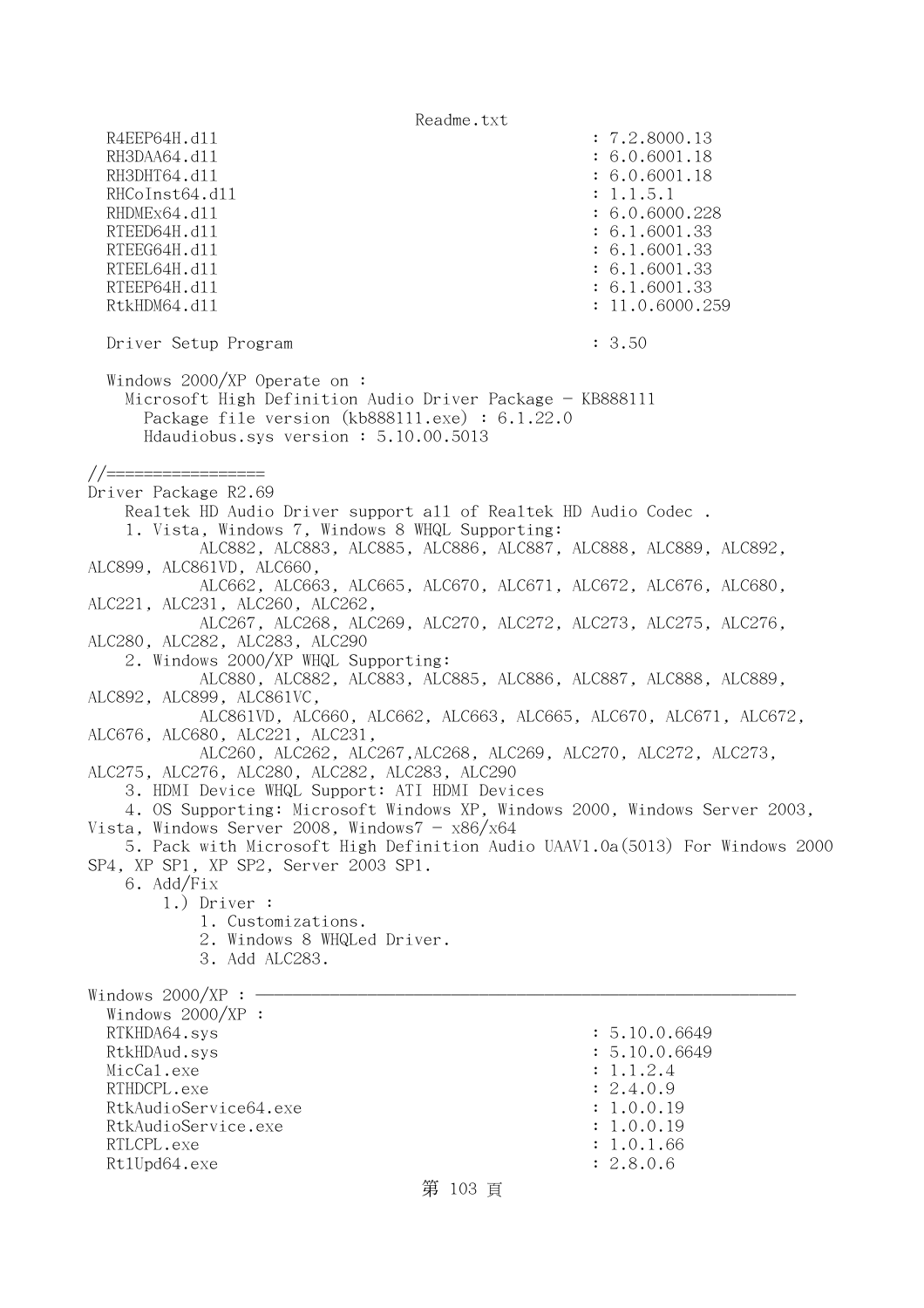```
  R4EEP64H.dll                                          : 7.2.8000.13
  RH3DAA64.dll                                          : 6.0.6001.18
  RH3DHT64.dll                                          : 6.0.6001.18
  RHCoInst64.dll                                        : 1.1.5.1
  RHDMEx64.dll                                          : 6.0.6000.228
  RTEED64H.dll                                          : 6.1.6001.33
  RTEEG64H.dll                                          : 6.1.6001.33
  RTEEL64H.dll                                          : 6.1.6001.33
  RTEEP64H.dll                                          : 6.1.6001.33
  RtkHDM64.dll                                          : 11.0.6000.259

  Driver Setup Program                                  : 3.50

  Windows 2000/XP Operate on :
    Microsoft High Definition Audio Driver Package - KB888111
      Package file version (kb888111.exe) : 6.1.22.0
      Hdaudiobus.sys version : 5.10.00.5013

//=================
Driver Package R2.69
    Realtek HD Audio Driver support all of Realtek HD Audio Codec .
    1. Vista, Windows 7, Windows 8 WHQL Supporting:
            ALC882, ALC883, ALC885, ALC886, ALC887, ALC888, ALC889, ALC892,
ALC899, ALC861VD, ALC660,
            ALC662, ALC663, ALC665, ALC670, ALC671, ALC672, ALC676, ALC680,
ALC221, ALC231, ALC260, ALC262,
            ALC267, ALC268, ALC269, ALC270, ALC272, ALC273, ALC275, ALC276,
ALC280, ALC282, ALC283, ALC290
    2. Windows 2000/XP WHQL Supporting:
            ALC880, ALC882, ALC883, ALC885, ALC886, ALC887, ALC888, ALC889,
ALC892, ALC899, ALC861VC,
            ALC861VD, ALC660, ALC662, ALC663, ALC665, ALC670, ALC671, ALC672,
ALC676, ALC680, ALC221, ALC231,
            ALC260, ALC262, ALC267,ALC268, ALC269, ALC270, ALC272, ALC273,
ALC275, ALC276, ALC280, ALC282, ALC283, ALC290
    3. HDMI Device WHQL Support: ATI HDMI Devices
    4. OS Supporting: Microsoft Windows XP, Windows 2000, Windows Server 2003,
Vista, Windows Server 2008, Windows7 - x86/x64
    5. Pack with Microsoft High Definition Audio UAAV1.0a(5013) For Windows 2000
SP4, XP SP1, XP SP2, Server 2003 SP1.
    6. Add/Fix
        1.) Driver :
            1. Customizations.
            2. Windows 8 WHQLed Driver.
            3. Add ALC283.

Windows 2000/XP : ----------------------------------------------------------
  Windows 2000/XP :
  RTKHDA64.sys                                          : 5.10.0.6649
  RtkHDAud.sys                                          : 5.10.0.6649
  MicCal.exe                                            : 1.1.2.4
  RTHDCPL.exe                                           : 2.4.0.9
  RtkAudioService64.exe                                 : 1.0.0.19
  RtkAudioService.exe                                   : 1.0.0.19
  RTLCPL.exe                                            : 1.0.1.66
  RtlUpd64.exe                                          : 2.8.0.6
```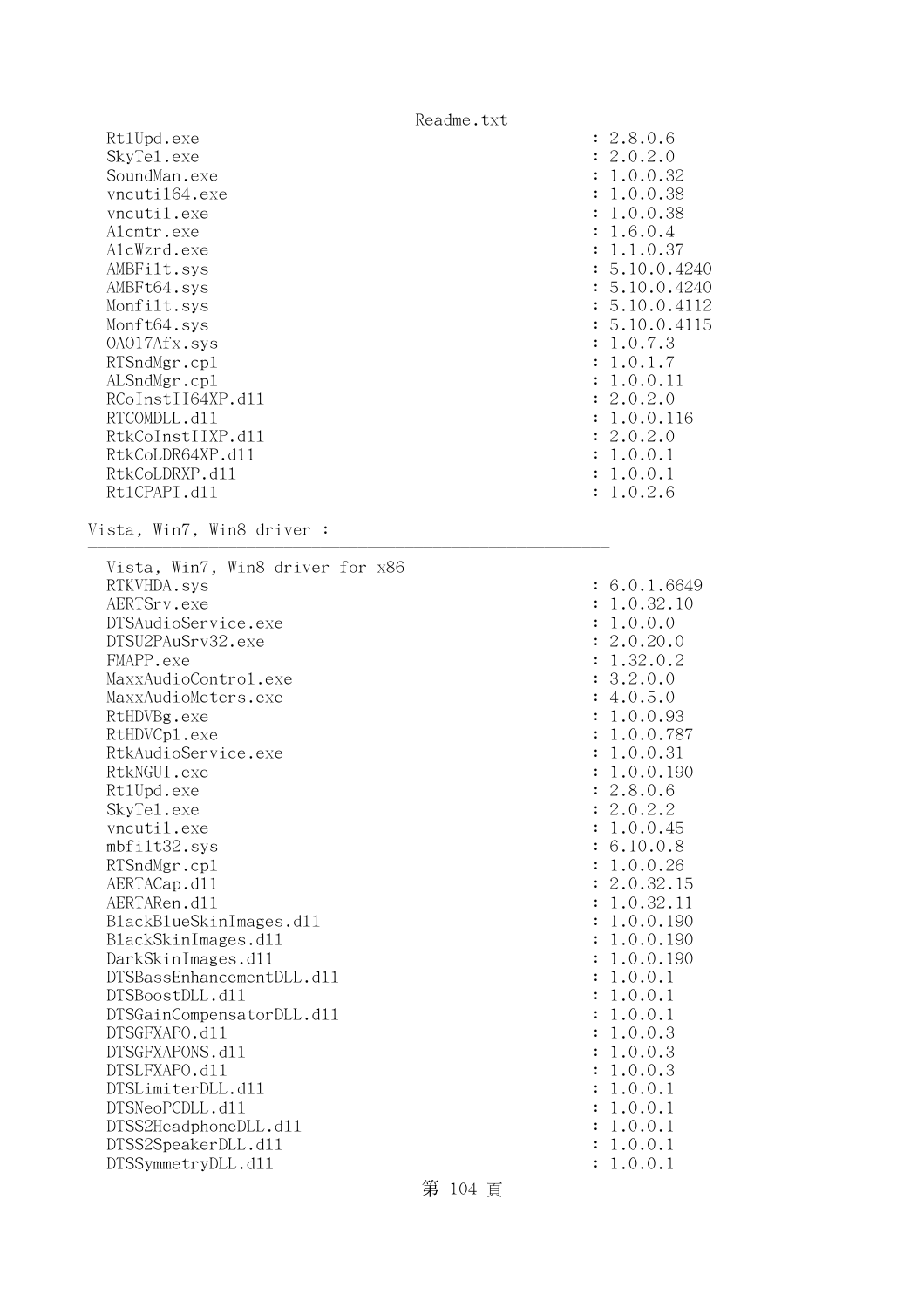```
   Rt1Upd.exe                                              : 2.8.0.6
   SkyTel.exe                                              : 2.0.2.0
   SoundMan.exe                                            : 1.0.0.32
   vncuti164.exe                                           : 1.0.0.38
   vncutil.exe                                             : 1.0.0.38
   Alcmtr.exe                                              : 1.6.0.4
   AlcWzrd.exe                                             : 1.1.0.37
   AMBFilt.sys                                             : 5.10.0.4240
   AMBFt64.sys                                             : 5.10.0.4240
   Monfilt.sys                                             : 5.10.0.4112
   Monft64.sys                                             : 5.10.0.4115
   OA017Afx.sys                                            : 1.0.7.3
   RTSndMgr.cpl                                            : 1.0.1.7
   ALSndMgr.cpl                                            : 1.0.0.11
   RCoInstII64XP.dll                                       : 2.0.2.0
   RTCOMDLL.dll                                            : 1.0.0.116
   RtkCoInstIIXP.dll                                       : 2.0.2.0
   RtkCoLDR64XP.dll                                        : 1.0.0.1
   RtkCoLDRXP.dll                                          : 1.0.0.1
   RtlCPAPI.dll                                            : 1.0.2.6

Vista, Win7, Win8 driver :
-------------------------------------------------------------

   Vista, Win7, Win8 driver for x86
   RTKVHDA.sys                                             : 6.0.1.6649
   AERTSrv.exe                                             : 1.0.32.10
   DTSAudioService.exe                                     : 1.0.0.0
   DTSU2PAuSrv32.exe                                       : 2.0.20.0
   FMAPP.exe                                               : 1.32.0.2
   MaxxAudioControl.exe                                    : 3.2.0.0
   MaxxAudioMeters.exe                                     : 4.0.5.0
   RtHDVBg.exe                                             : 1.0.0.93
   RtHDVCpl.exe                                            : 1.0.0.787
   RtkAudioService.exe                                     : 1.0.0.31
   RtkNGUI.exe                                             : 1.0.0.190
   Rt1Upd.exe                                              : 2.8.0.6
   SkyTel.exe                                              : 2.0.2.2
   vncutil.exe                                             : 1.0.0.45
   mbfilt32.sys                                            : 6.10.0.8
   RTSndMgr.cpl                                            : 1.0.0.26
   AERTACap.dll                                            : 2.0.32.15
   AERTARen.dll                                            : 1.0.32.11
   BlackBlueSkinImages.dll                                 : 1.0.0.190
   BlackSkinImages.dll                                     : 1.0.0.190
   DarkSkinImages.dll                                      : 1.0.0.190
   DTSBassEnhancementDLL.dll                               : 1.0.0.1
   DTSBoostDLL.dll                                         : 1.0.0.1
   DTSGainCompensatorDLL.dll                               : 1.0.0.1
   DTSGFXAPO.dll                                           : 1.0.0.3
   DTSGFXAPONS.dll                                         : 1.0.0.3
   DTSLFXAPO.dll                                           : 1.0.0.3
   DTSLimiterDLL.dll                                       : 1.0.0.1
   DTSNeoPCDLL.dll                                         : 1.0.0.1
   DTSS2HeadphoneDLL.dll                                   : 1.0.0.1
   DTSS2SpeakerDLL.dll                                     : 1.0.0.1
   DTSSymmetryDLL.dll                                      : 1.0.0.1
```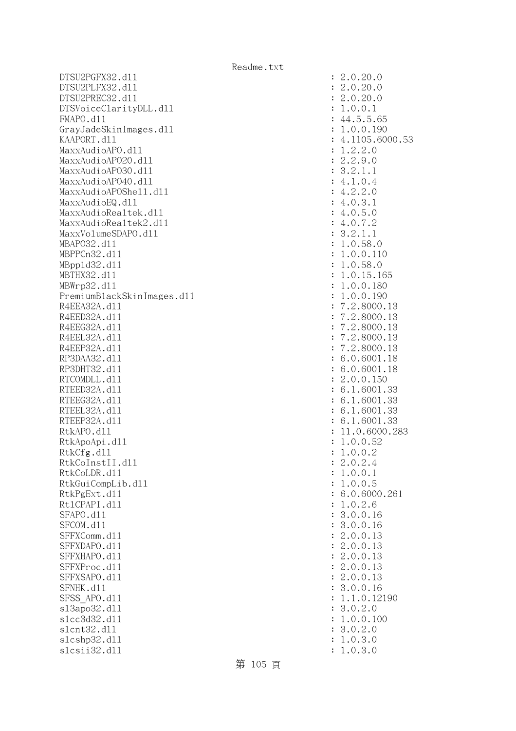DTSU2PGFX32.dll : 2.0.20.0
DTSU2PLFX32.dll : 2.0.20.0
DTSU2PREC32.dll : 2.0.20.0
DTSVoiceClarityDLL.dll : 1.0.0.1
FMAPO.dll : 44.5.5.65
GrayJadeSkinImages.dll : 1.0.0.190
KAAPORT.dll : 4.1105.6000.53
MaxxAudioAPO.dll : 1.2.2.0
MaxxAudioAPO20.dll : 2.2.9.0
MaxxAudioAPO30.dll : 3.2.1.1
MaxxAudioAPO40.dll : 4.1.0.4
MaxxAudioAPOShell.dll : 4.2.2.0
MaxxAudioEQ.dll : 4.0.3.1
MaxxAudioRealtek.dll : 4.0.5.0
MaxxAudioRealtek2.dll : 4.0.7.2
MaxxVolumeSDAPO.dll : 3.2.1.1
MBAPO32.dll : 1.0.58.0
MBPPCn32.dll : 1.0.0.110
MBppld32.dll : 1.0.58.0
MBTHX32.dll : 1.0.15.165
MBWrp32.dll : 1.0.0.180
PremiumBlackSkinImages.dll : 1.0.0.190
R4EEA32A.dll : 7.2.8000.13
R4EED32A.dll : 7.2.8000.13
R4EEG32A.dll : 7.2.8000.13
R4EEL32A.dll : 7.2.8000.13
R4EEP32A.dll : 7.2.8000.13
RP3DAA32.dll : 6.0.6001.18
RP3DHT32.dll : 6.0.6001.18
RTCOMDLL.dll : 2.0.0.150
RTEED32A.dll : 6.1.6001.33
RTEEG32A.dll : 6.1.6001.33
RTEEL32A.dll : 6.1.6001.33
RTEEP32A.dll : 6.1.6001.33
RtkAPO.dll : 11.0.6000.283
RtkApoApi.dll : 1.0.0.52
RtkCfg.dll : 1.0.0.2
RtkCoInstII.dll : 2.0.2.4
RtkCoLDR.dll : 1.0.0.1
RtkGuiCompLib.dll : 1.0.0.5
RtkPgExt.dll : 6.0.6000.261
RtlCPAPI.dll : 1.0.2.6
SFAPO.dll : 3.0.0.16
SFCOM.dll : 3.0.0.16
SFFXComm.dll : 2.0.0.13
SFFXDAPO.dll : 2.0.0.13
SFFXHAPO.dll : 2.0.0.13
SFFXProc.dll : 2.0.0.13
SFFXSAPO.dll : 2.0.0.13
SFNHK.dll : 3.0.0.16
SFSS_APO.dll : 1.1.0.12190
sl3apo32.dll : 3.0.2.0
slcc3d32.dll : 1.0.0.100
slcnt32.dll : 3.0.2.0
slcshp32.dll : 1.0.3.0
slcsii32.dll : 1.0.3.0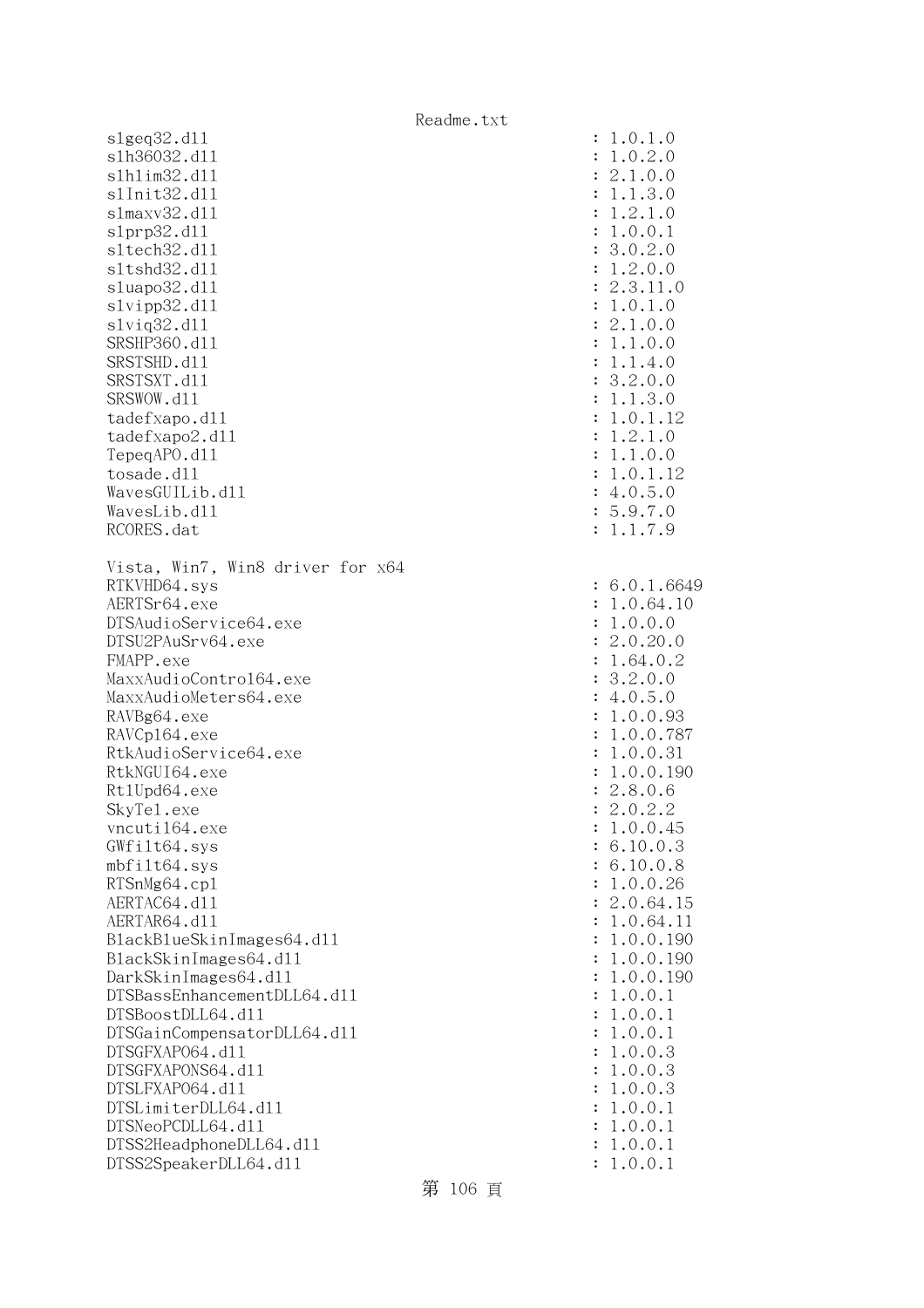```
slgeq32.dll                                        : 1.0.1.0
slh36032.dll                                       : 1.0.2.0
slhlim32.dll                                       : 2.1.0.0
slInit32.dll                                       : 1.1.3.0
slmaxv32.dll                                       : 1.2.1.0
slprp32.dll                                        : 1.0.0.1
sltech32.dll                                       : 3.0.2.0
sltshd32.dll                                       : 1.2.0.0
sluapo32.dll                                       : 2.3.11.0
slvipp32.dll                                       : 1.0.1.0
slviq32.dll                                        : 2.1.0.0
SRSHP360.dll                                       : 1.1.0.0
SRSTSHD.dll                                        : 1.1.4.0
SRSTSXT.dll                                        : 3.2.0.0
SRSWOW.dll                                         : 1.1.3.0
tadefxapo.dll                                      : 1.0.1.12
tadefxapo2.dll                                     : 1.2.1.0
TepeqAPO.dll                                       : 1.1.0.0
tosade.dll                                         : 1.0.1.12
WavesGUILib.dll                                    : 4.0.5.0
WavesLib.dll                                       : 5.9.7.0
RCORES.dat                                         : 1.1.7.9

Vista, Win7, Win8 driver for x64
RTKVHD64.sys                                       : 6.0.1.6649
AERTSr64.exe                                       : 1.0.64.10
DTSAudioService64.exe                              : 1.0.0.0
DTSU2PAuSrv64.exe                                  : 2.0.20.0
FMAPP.exe                                          : 1.64.0.2
MaxxAudioControl64.exe                             : 3.2.0.0
MaxxAudioMeters64.exe                              : 4.0.5.0
RAVBg64.exe                                        : 1.0.0.93
RAVCpl64.exe                                       : 1.0.0.787
RtkAudioService64.exe                              : 1.0.0.31
RtkNGUI64.exe                                      : 1.0.0.190
RtlUpd64.exe                                       : 2.8.0.6
SkyTel.exe                                         : 2.0.2.2
vncutil64.exe                                      : 1.0.0.45
GWfilt64.sys                                       : 6.10.0.3
mbfilt64.sys                                       : 6.10.0.8
RTSnMg64.cpl                                       : 1.0.0.26
AERTAC64.dll                                       : 2.0.64.15
AERTAR64.dll                                       : 1.0.64.11
BlackBlueSkinImages64.dll                          : 1.0.0.190
BlackSkinImages64.dll                              : 1.0.0.190
DarkSkinImages64.dll                               : 1.0.0.190
DTSBassEnhancementDLL64.dll                        : 1.0.0.1
DTSBoostDLL64.dll                                  : 1.0.0.1
DTSGainCompensatorDLL64.dll                        : 1.0.0.1
DTSGFXAPO64.dll                                    : 1.0.0.3
DTSGFXAPONS64.dll                                  : 1.0.0.3
DTSLFXAPO64.dll                                    : 1.0.0.3
DTSLimiterDLL64.dll                                : 1.0.0.1
DTSNeoPCDLL64.dll                                  : 1.0.0.1
DTSS2HeadphoneDLL64.dll                            : 1.0.0.1
DTSS2SpeakerDLL64.dll                              : 1.0.0.1
```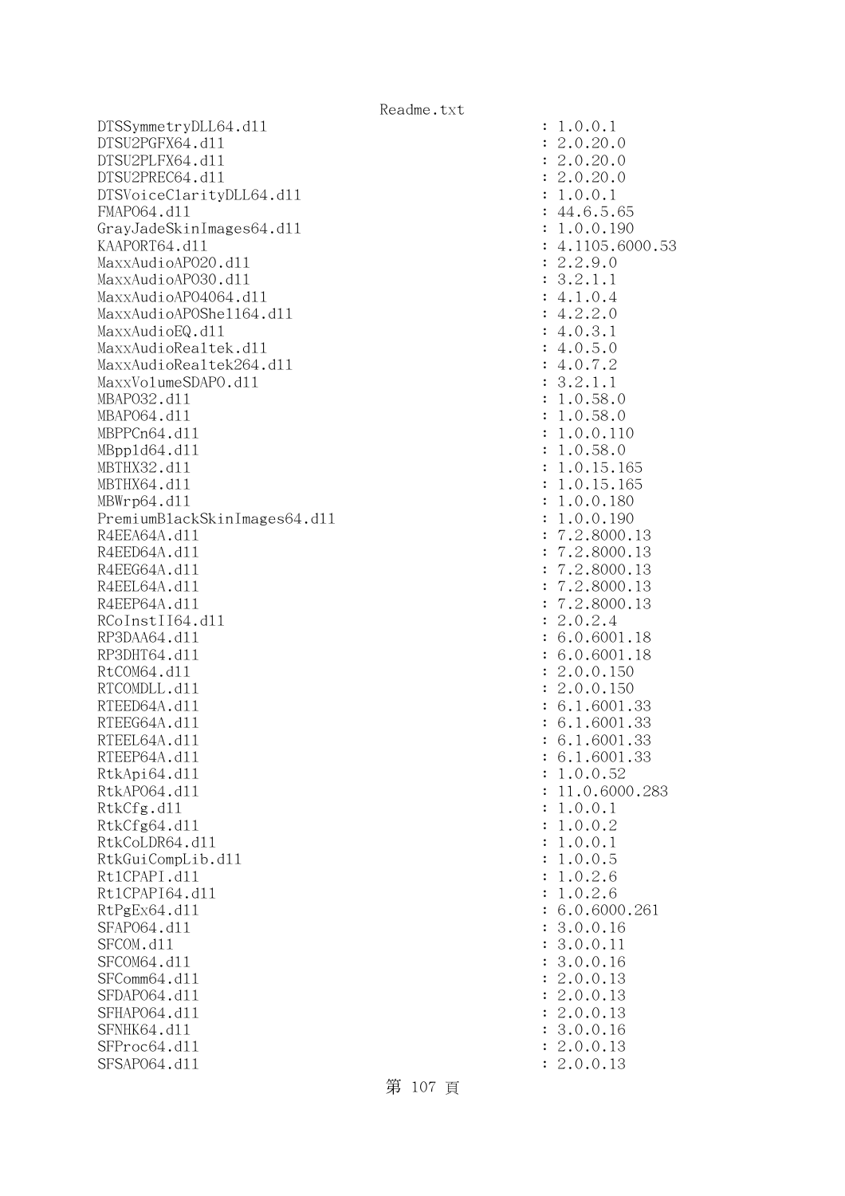```
DTSSymmetryDLL64.dll                                    : 1.0.0.1
DTSU2PGFX64.dll                                         : 2.0.20.0
DTSU2PLFX64.dll                                         : 2.0.20.0
DTSU2PREC64.dll                                         : 2.0.20.0
DTSVoiceClarityDLL64.dll                                : 1.0.0.1
FMAPO64.dll                                             : 44.6.5.65
GrayJadeSkinImages64.dll                                : 1.0.0.190
KAAPORT64.dll                                           : 4.1105.6000.53
MaxxAudioAPO20.dll                                      : 2.2.9.0
MaxxAudioAPO30.dll                                      : 3.2.1.1
MaxxAudioAPO4064.dll                                    : 4.1.0.4
MaxxAudioAPOShell64.dll                                 : 4.2.2.0
MaxxAudioEQ.dll                                         : 4.0.3.1
MaxxAudioRealtek.dll                                    : 4.0.5.0
MaxxAudioRealtek264.dll                                 : 4.0.7.2
MaxxVolumeSDAPO.dll                                     : 3.2.1.1
MBAPO32.dll                                             : 1.0.58.0
MBAPO64.dll                                             : 1.0.58.0
MBPPCn64.dll                                            : 1.0.0.110
MBppld64.dll                                            : 1.0.58.0
MBTHX32.dll                                             : 1.0.15.165
MBTHX64.dll                                             : 1.0.15.165
MBWrp64.dll                                             : 1.0.0.180
PremiumBlackSkinImages64.dll                            : 1.0.0.190
R4EEA64A.dll                                            : 7.2.8000.13
R4EED64A.dll                                            : 7.2.8000.13
R4EEG64A.dll                                            : 7.2.8000.13
R4EEL64A.dll                                            : 7.2.8000.13
R4EEP64A.dll                                            : 7.2.8000.13
RCoInstII64.dll                                         : 2.0.2.4
RP3DAA64.dll                                            : 6.0.6001.18
RP3DHT64.dll                                            : 6.0.6001.18
RtCOM64.dll                                             : 2.0.0.150
RTCOMDLL.dll                                            : 2.0.0.150
RTEED64A.dll                                            : 6.1.6001.33
RTEEG64A.dll                                            : 6.1.6001.33
RTEEL64A.dll                                            : 6.1.6001.33
RTEEP64A.dll                                            : 6.1.6001.33
RtkApi64.dll                                            : 1.0.0.52
RtkAPO64.dll                                            : 11.0.6000.283
RtkCfg.dll                                              : 1.0.0.1
RtkCfg64.dll                                            : 1.0.0.2
RtkCoLDR64.dll                                          : 1.0.0.1
RtkGuiCompLib.dll                                       : 1.0.0.5
RtlCPAPI.dll                                            : 1.0.2.6
RtlCPAPI64.dll                                          : 1.0.2.6
RtPgEx64.dll                                            : 6.0.6000.261
SFAPO64.dll                                             : 3.0.0.16
SFCOM.dll                                               : 3.0.0.11
SFCOM64.dll                                             : 3.0.0.16
SFComm64.dll                                            : 2.0.0.13
SFDAPO64.dll                                            : 2.0.0.13
SFHAPO64.dll                                            : 2.0.0.13
SFNHK64.dll                                             : 3.0.0.16
SFProc64.dll                                            : 2.0.0.13
SFSAPO64.dll                                            : 2.0.0.13
```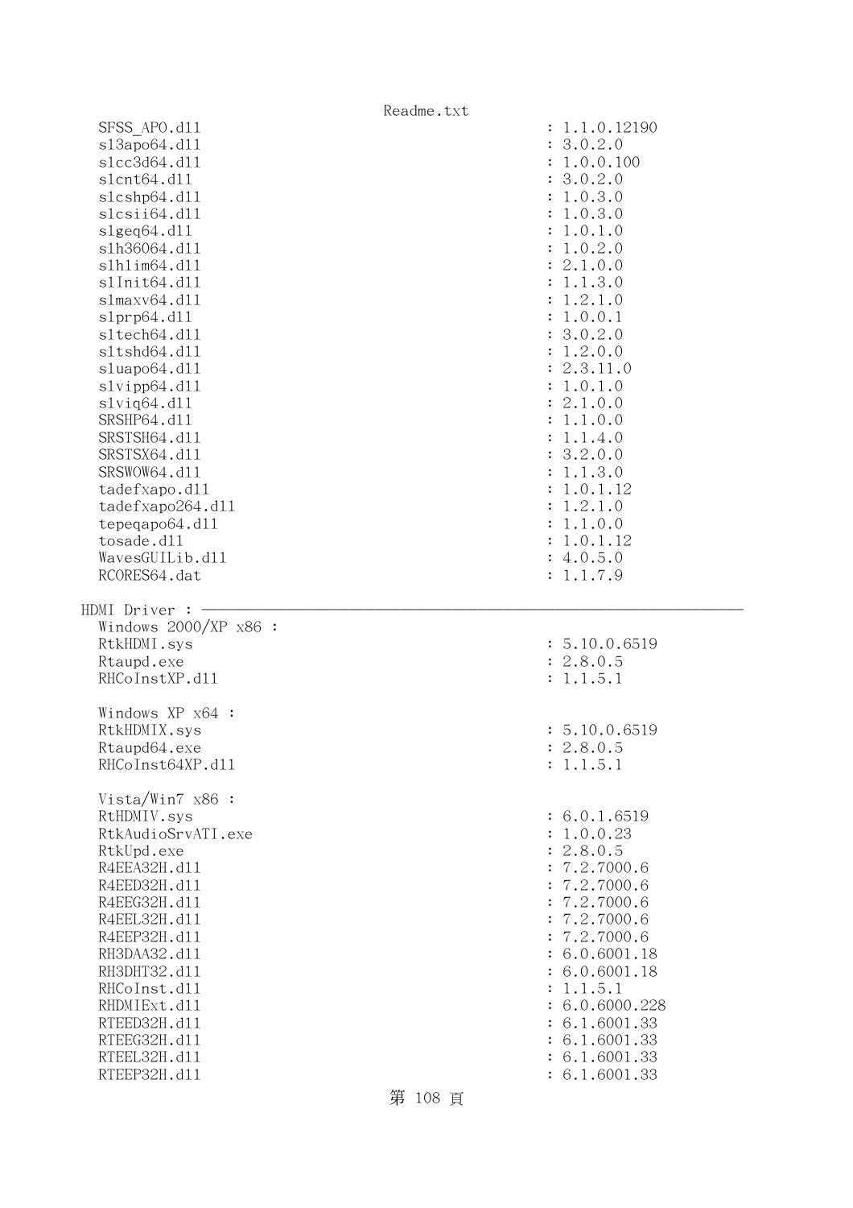```
  SFSS_APO.dll                                          : 1.1.0.12190
  sl3apo64.dll                                          : 3.0.2.0
  slcc3d64.dll                                          : 1.0.0.100
  slcnt64.dll                                           : 3.0.2.0
  slcshp64.dll                                          : 1.0.3.0
  slcsii64.dll                                          : 1.0.3.0
  slgeq64.dll                                           : 1.0.1.0
  slh36064.dll                                          : 1.0.2.0
  slhlim64.dll                                          : 2.1.0.0
  slInit64.dll                                          : 1.1.3.0
  slmaxv64.dll                                          : 1.2.1.0
  slprp64.dll                                           : 1.0.0.1
  sltech64.dll                                          : 3.0.2.0
  sltshd64.dll                                          : 1.2.0.0
  sluapo64.dll                                          : 2.3.11.0
  slvipp64.dll                                          : 1.0.1.0
  slviq64.dll                                           : 2.1.0.0
  SRSHP64.dll                                           : 1.1.0.0
  SRSTSH64.dll                                          : 1.1.4.0
  SRSTSX64.dll                                          : 3.2.0.0
  SRSWOW64.dll                                          : 1.1.3.0
  tadefxapo.dll                                         : 1.0.1.12
  tadefxapo264.dll                                      : 1.2.1.0
  tepeqapo64.dll                                        : 1.1.0.0
  tosade.dll                                            : 1.0.1.12
  WavesGUILib.dll                                       : 4.0.5.0
  RCORES64.dat                                          : 1.1.7.9

HDMI Driver : ----------------------------------------------------------------
  Windows 2000/XP x86 :
  RtkHDMI.sys                                           : 5.10.0.6519
  Rtaupd.exe                                            : 2.8.0.5
  RHCoInstXP.dll                                        : 1.1.5.1

  Windows XP x64 :
  RtkHDMIX.sys                                          : 5.10.0.6519
  Rtaupd64.exe                                          : 2.8.0.5
  RHCoInst64XP.dll                                      : 1.1.5.1

  Vista/Win7 x86 :
  RtHDMIV.sys                                           : 6.0.1.6519
  RtkAudioSrvATI.exe                                    : 1.0.0.23
  RtkUpd.exe                                            : 2.8.0.5
  R4EEA32H.dll                                          : 7.2.7000.6
  R4EED32H.dll                                          : 7.2.7000.6
  R4EEG32H.dll                                          : 7.2.7000.6
  R4EEL32H.dll                                          : 7.2.7000.6
  R4EEP32H.dll                                          : 7.2.7000.6
  RH3DAA32.dll                                          : 6.0.6001.18
  RH3DHT32.dll                                          : 6.0.6001.18
  RHCoInst.dll                                          : 1.1.5.1
  RHDMIExt.dll                                          : 6.0.6000.228
  RTEED32H.dll                                          : 6.1.6001.33
  RTEEG32H.dll                                          : 6.1.6001.33
  RTEEL32H.dll                                          : 6.1.6001.33
  RTEEP32H.dll                                          : 6.1.6001.33
```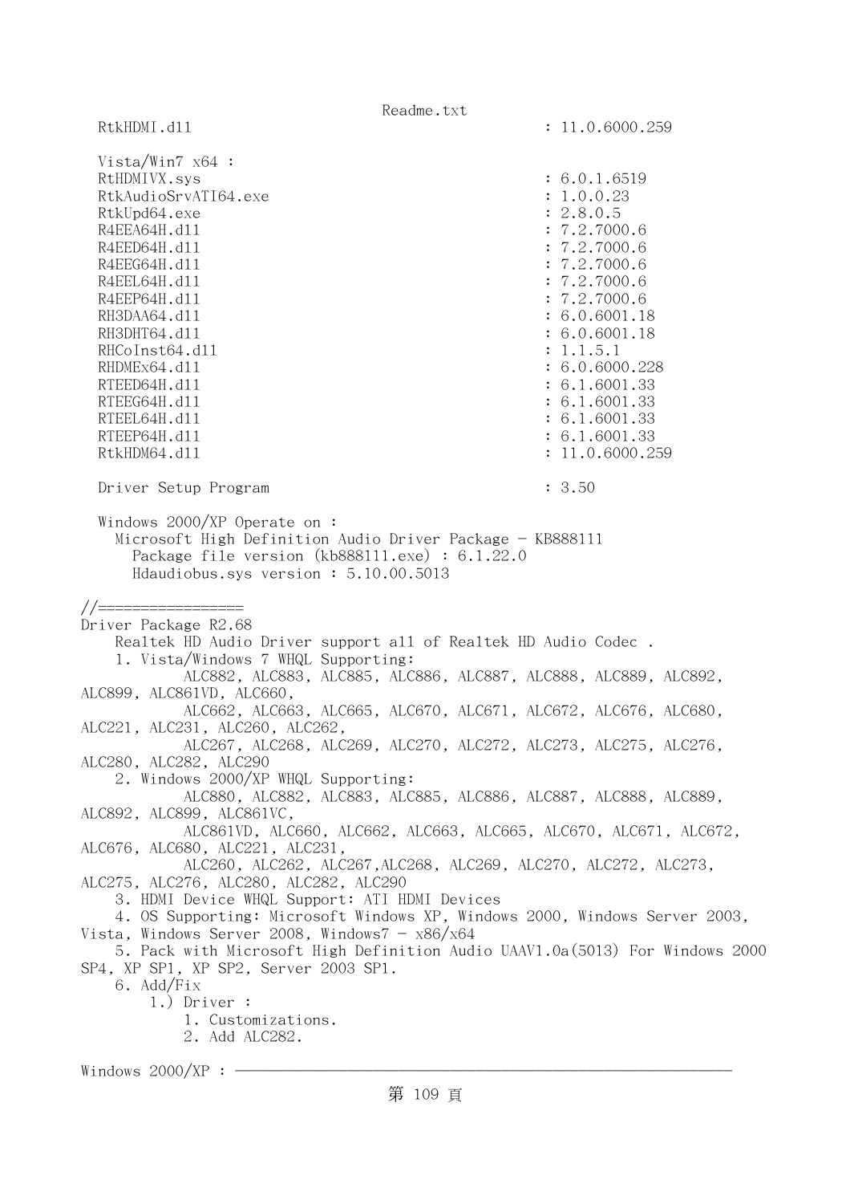RtkHDMI.dll : 11.0.6000.259

Vista/Win7 x64 :
RtHDMIVX.sys : 6.0.1.6519
RtkAudioSrvATI64.exe : 1.0.0.23
RtkUpd64.exe : 2.8.0.5
R4EEA64H.dll : 7.2.7000.6
R4EED64H.dll : 7.2.7000.6
R4EEG64H.dll : 7.2.7000.6
R4EEL64H.dll : 7.2.7000.6
R4EEP64H.dll : 7.2.7000.6
RH3DAA64.dll : 6.0.6001.18
RH3DHT64.dll : 6.0.6001.18
RHCoInst64.dll : 1.1.5.1
RHDMEx64.dll : 6.0.6000.228
RTEED64H.dll : 6.1.6001.33
RTEEG64H.dll : 6.1.6001.33
RTEEL64H.dll : 6.1.6001.33
RTEEP64H.dll : 6.1.6001.33
RtkHDM64.dll : 11.0.6000.259

Driver Setup Program : 3.50

Windows 2000/XP Operate on :
Microsoft High Definition Audio Driver Package - KB888111
Package file version (kb888111.exe) : 6.1.22.0
Hdaudiobus.sys version : 5.10.00.5013

//=================
Driver Package R2.68
Realtek HD Audio Driver support all of Realtek HD Audio Codec .
1. Vista/Windows 7 WHQL Supporting:
ALC882, ALC883, ALC885, ALC886, ALC887, ALC888, ALC889, ALC892, ALC899, ALC861VD, ALC660,
ALC662, ALC663, ALC665, ALC670, ALC671, ALC672, ALC676, ALC680, ALC221, ALC231, ALC260, ALC262,
ALC267, ALC268, ALC269, ALC270, ALC272, ALC273, ALC275, ALC276, ALC280, ALC282, ALC290
2. Windows 2000/XP WHQL Supporting:
ALC880, ALC882, ALC883, ALC885, ALC886, ALC887, ALC888, ALC889, ALC892, ALC899, ALC861VC,
ALC861VD, ALC660, ALC662, ALC663, ALC665, ALC670, ALC671, ALC672, ALC676, ALC680, ALC221, ALC231,
ALC260, ALC262, ALC267,ALC268, ALC269, ALC270, ALC272, ALC273, ALC275, ALC276, ALC280, ALC282, ALC290
3. HDMI Device WHQL Support: ATI HDMI Devices
4. OS Supporting: Microsoft Windows XP, Windows 2000, Windows Server 2003, Vista, Windows Server 2008, Windows7 - x86/x64
5. Pack with Microsoft High Definition Audio UAAV1.0a(5013) For Windows 2000 SP4, XP SP1, XP SP2, Server 2003 SP1.
6. Add/Fix
1.) Driver :
1. Customizations.
2. Add ALC282.

Windows 2000/XP : ------------------------------------------------------------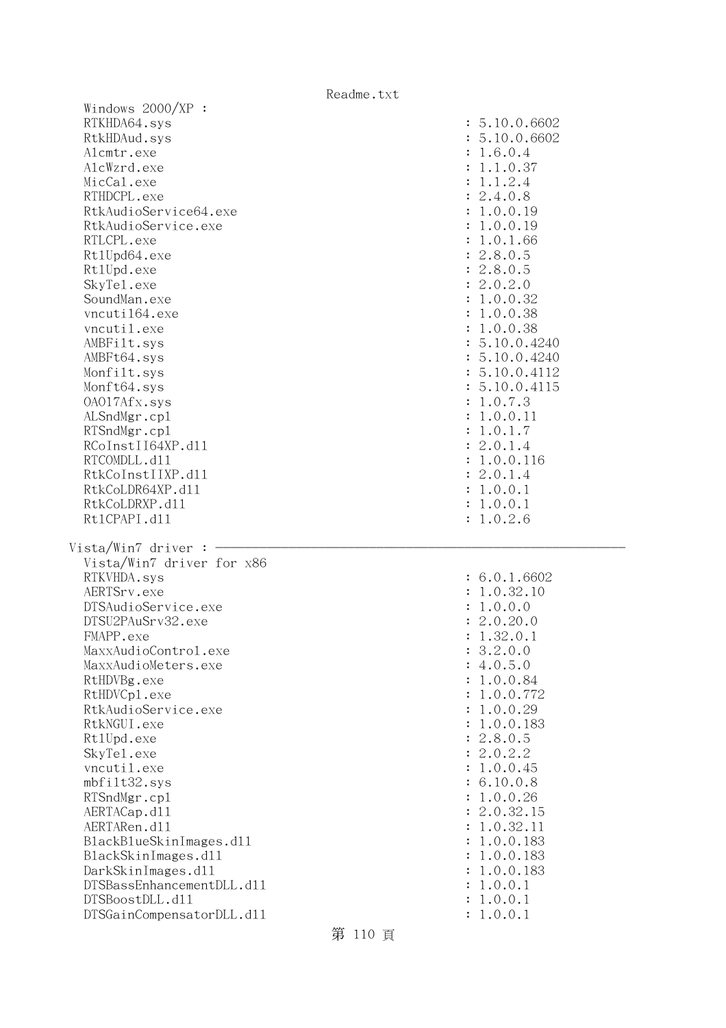```
  Windows 2000/XP :
  RTKHDA64.sys                                               : 5.10.0.6602
  RtkHDAud.sys                                               : 5.10.0.6602
  Alcmtr.exe                                                 : 1.6.0.4
  AlcWzrd.exe                                                : 1.1.0.37
  MicCal.exe                                                 : 1.1.2.4
  RTHDCPL.exe                                                : 2.4.0.8
  RtkAudioService64.exe                                      : 1.0.0.19
  RtkAudioService.exe                                        : 1.0.0.19
  RTLCPL.exe                                                 : 1.0.1.66
  RtlUpd64.exe                                               : 2.8.0.5
  RtlUpd.exe                                                 : 2.8.0.5
  SkyTel.exe                                                 : 2.0.2.0
  SoundMan.exe                                               : 1.0.0.32
  vncutil64.exe                                              : 1.0.0.38
  vncutil.exe                                                : 1.0.0.38
  AMBFilt.sys                                                : 5.10.0.4240
  AMBFt64.sys                                                : 5.10.0.4240
  Monfilt.sys                                                : 5.10.0.4112
  Monft64.sys                                                : 5.10.0.4115
  OA017Afx.sys                                               : 1.0.7.3
  ALSndMgr.cpl                                               : 1.0.0.11
  RTSndMgr.cpl                                               : 1.0.1.7
  RCoInstII64XP.dll                                          : 2.0.1.4
  RTCOMDLL.dll                                               : 1.0.0.116
  RtkCoInstIIXP.dll                                          : 2.0.1.4
  RtkCoLDR64XP.dll                                           : 1.0.0.1
  RtkCoLDRXP.dll                                             : 1.0.0.1
  RtlCPAPI.dll                                               : 1.0.2.6

Vista/Win7 driver : ————————————————————————————————————————————————————————
  Vista/Win7 driver for x86
  RTKVHDA.sys                                                : 6.0.1.6602
  AERTSrv.exe                                                : 1.0.32.10
  DTSAudioService.exe                                        : 1.0.0.0
  DTSU2PAuSrv32.exe                                          : 2.0.20.0
  FMAPP.exe                                                  : 1.32.0.1
  MaxxAudioControl.exe                                       : 3.2.0.0
  MaxxAudioMeters.exe                                        : 4.0.5.0
  RtHDVBg.exe                                                : 1.0.0.84
  RtHDVCpl.exe                                               : 1.0.0.772
  RtkAudioService.exe                                        : 1.0.0.29
  RtkNGUI.exe                                                : 1.0.0.183
  RtlUpd.exe                                                 : 2.8.0.5
  SkyTel.exe                                                 : 2.0.2.2
  vncutil.exe                                                : 1.0.0.45
  mbfilt32.sys                                               : 6.10.0.8
  RTSndMgr.cpl                                               : 1.0.0.26
  AERTACap.dll                                               : 2.0.32.15
  AERTARen.dll                                               : 1.0.32.11
  BlackBlueSkinImages.dll                                    : 1.0.0.183
  BlackSkinImages.dll                                        : 1.0.0.183
  DarkSkinImages.dll                                         : 1.0.0.183
  DTSBassEnhancementDLL.dll                                  : 1.0.0.1
  DTSBoostDLL.dll                                            : 1.0.0.1
  DTSGainCompensatorDLL.dll                                  : 1.0.0.1
```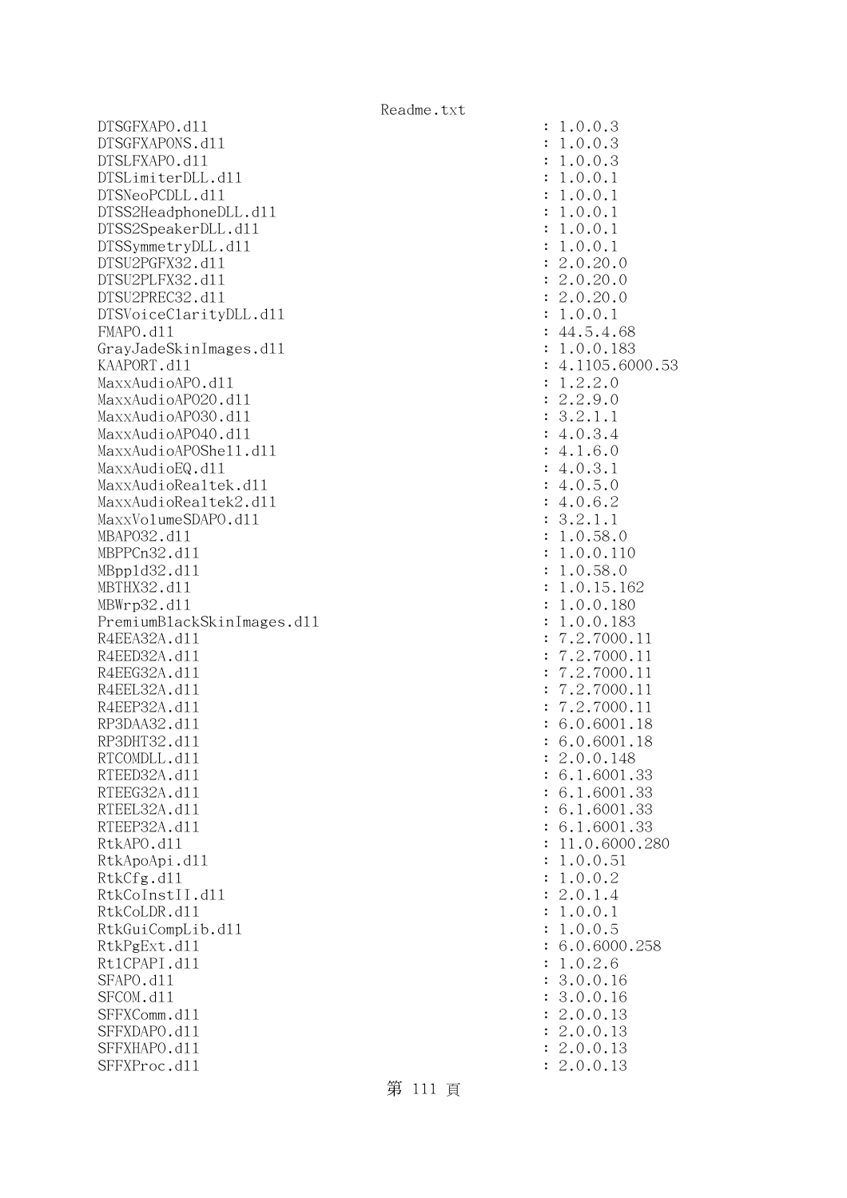```
DTSGFXAPO.dll                                             : 1.0.0.3
DTSGFXAPONS.dll                                           : 1.0.0.3
DTSLFXAPO.dll                                             : 1.0.0.3
DTSLimiterDLL.dll                                         : 1.0.0.1
DTSNeoPCDLL.dll                                           : 1.0.0.1
DTSS2HeadphoneDLL.dll                                     : 1.0.0.1
DTSS2SpeakerDLL.dll                                       : 1.0.0.1
DTSSymmetryDLL.dll                                        : 1.0.0.1
DTSU2PGFX32.dll                                           : 2.0.20.0
DTSU2PLFX32.dll                                           : 2.0.20.0
DTSU2PREC32.dll                                           : 2.0.20.0
DTSVoiceClarityDLL.dll                                    : 1.0.0.1
FMAPO.dll                                                 : 44.5.4.68
GrayJadeSkinImages.dll                                    : 1.0.0.183
KAAPORT.dll                                               : 4.1105.6000.53
MaxxAudioAPO.dll                                          : 1.2.2.0
MaxxAudioAPO20.dll                                        : 2.2.9.0
MaxxAudioAPO30.dll                                        : 3.2.1.1
MaxxAudioAPO40.dll                                        : 4.0.3.4
MaxxAudioAPOShell.dll                                     : 4.1.6.0
MaxxAudioEQ.dll                                           : 4.0.3.1
MaxxAudioRealtek.dll                                      : 4.0.5.0
MaxxAudioRealtek2.dll                                     : 4.0.6.2
MaxxVolumeSDAPO.dll                                       : 3.2.1.1
MBAPO32.dll                                               : 1.0.58.0
MBPPCn32.dll                                              : 1.0.0.110
MBppld32.dll                                              : 1.0.58.0
MBTHX32.dll                                               : 1.0.15.162
MBWrp32.dll                                               : 1.0.0.180
PremiumBlackSkinImages.dll                                : 1.0.0.183
R4EEA32A.dll                                              : 7.2.7000.11
R4EED32A.dll                                              : 7.2.7000.11
R4EEG32A.dll                                              : 7.2.7000.11
R4EEL32A.dll                                              : 7.2.7000.11
R4EEP32A.dll                                              : 7.2.7000.11
RP3DAA32.dll                                              : 6.0.6001.18
RP3DHT32.dll                                              : 6.0.6001.18
RTCOMDLL.dll                                              : 2.0.0.148
RTEED32A.dll                                              : 6.1.6001.33
RTEEG32A.dll                                              : 6.1.6001.33
RTEEL32A.dll                                              : 6.1.6001.33
RTEEP32A.dll                                              : 6.1.6001.33
RtkAPO.dll                                                : 11.0.6000.280
RtkApoApi.dll                                             : 1.0.0.51
RtkCfg.dll                                                : 1.0.0.2
RtkCoInstII.dll                                           : 2.0.1.4
RtkCoLDR.dll                                              : 1.0.0.1
RtkGuiCompLib.dll                                         : 1.0.0.5
RtkPgExt.dll                                              : 6.0.6000.258
RtlCPAPI.dll                                              : 1.0.2.6
SFAPO.dll                                                 : 3.0.0.16
SFCOM.dll                                                 : 3.0.0.16
SFFXComm.dll                                              : 2.0.0.13
SFFXDAPO.dll                                              : 2.0.0.13
SFFXHAPO.dll                                              : 2.0.0.13
SFFXProc.dll                                              : 2.0.0.13
```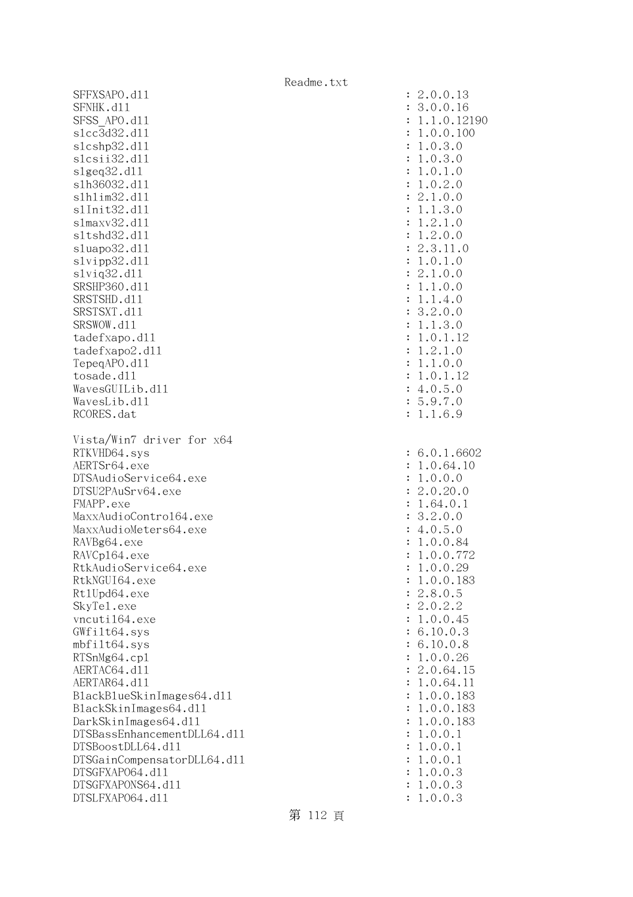```
SFFXSAPO.dll                                       : 2.0.0.13
SFNHK.dll                                          : 3.0.0.16
SFSS_APO.dll                                       : 1.1.0.12190
slcc3d32.dll                                       : 1.0.0.100
slcshp32.dll                                       : 1.0.3.0
slcsii32.dll                                       : 1.0.3.0
slgeq32.dll                                        : 1.0.1.0
slh36032.dll                                       : 1.0.2.0
slhlim32.dll                                       : 2.1.0.0
slInit32.dll                                       : 1.1.3.0
slmaxv32.dll                                       : 1.2.1.0
sltshd32.dll                                       : 1.2.0.0
sluapo32.dll                                       : 2.3.11.0
slvipp32.dll                                       : 1.0.1.0
slviq32.dll                                        : 2.1.0.0
SRSHP360.dll                                       : 1.1.0.0
SRSTSHD.dll                                        : 1.1.4.0
SRSTSXT.dll                                        : 3.2.0.0
SRSWOW.dll                                         : 1.1.3.0
tadefxapo.dll                                      : 1.0.1.12
tadefxapo2.dll                                     : 1.2.1.0
TepeqAPO.dll                                       : 1.1.0.0
tosade.dll                                         : 1.0.1.12
WavesGUILib.dll                                    : 4.0.5.0
WavesLib.dll                                       : 5.9.7.0
RCORES.dat                                         : 1.1.6.9

Vista/Win7 driver for x64
RTKVHD64.sys                                       : 6.0.1.6602
AERTSr64.exe                                       : 1.0.64.10
DTSAudioService64.exe                              : 1.0.0.0
DTSU2PAuSrv64.exe                                  : 2.0.20.0
FMAPP.exe                                          : 1.64.0.1
MaxxAudioControl64.exe                             : 3.2.0.0
MaxxAudioMeters64.exe                              : 4.0.5.0
RAVBg64.exe                                        : 1.0.0.84
RAVCpl64.exe                                       : 1.0.0.772
RtkAudioService64.exe                              : 1.0.0.29
RtkNGUI64.exe                                      : 1.0.0.183
RtlUpd64.exe                                       : 2.8.0.5
SkyTel.exe                                         : 2.0.2.2
vncutil64.exe                                      : 1.0.0.45
GWfilt64.sys                                       : 6.10.0.3
mbfilt64.sys                                       : 6.10.0.8
RTSnMg64.cpl                                       : 1.0.0.26
AERTAC64.dll                                       : 2.0.64.15
AERTAR64.dll                                       : 1.0.64.11
BlackBlueSkinImages64.dll                          : 1.0.0.183
BlackSkinImages64.dll                              : 1.0.0.183
DarkSkinImages64.dll                               : 1.0.0.183
DTSBassEnhancementDLL64.dll                        : 1.0.0.1
DTSBoostDLL64.dll                                  : 1.0.0.1
DTSGainCompensatorDLL64.dll                        : 1.0.0.1
DTSGFXAPO64.dll                                    : 1.0.0.3
DTSGFXAPONS64.dll                                  : 1.0.0.3
DTSLFXAPO64.dll                                    : 1.0.0.3
```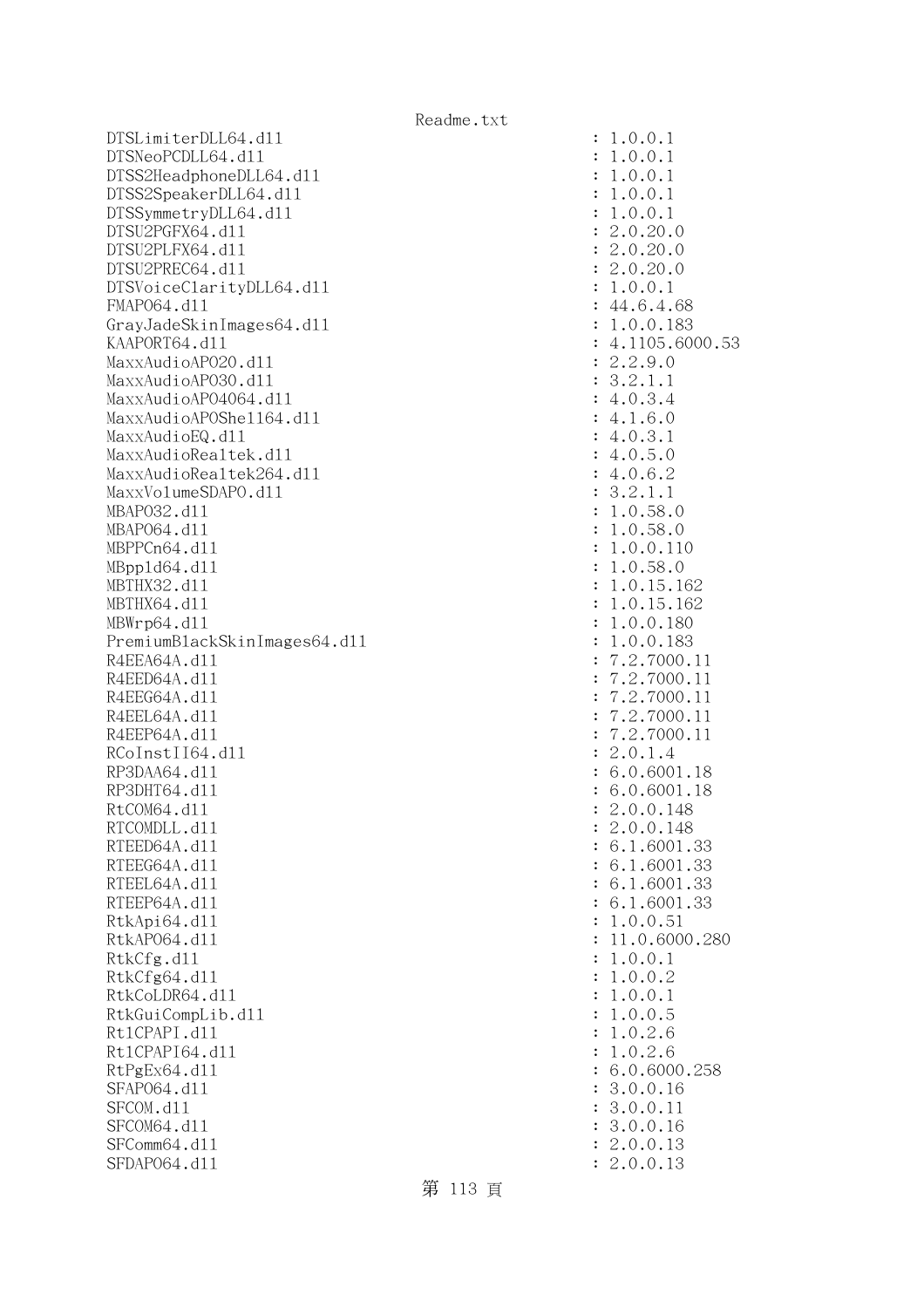```
DTSLimiterDLL64.dll                                : 1.0.0.1
DTSNeoPCDLL64.dll                                  : 1.0.0.1
DTSS2HeadphoneDLL64.dll                            : 1.0.0.1
DTSS2SpeakerDLL64.dll                              : 1.0.0.1
DTSSymmetryDLL64.dll                               : 1.0.0.1
DTSU2PGFX64.dll                                    : 2.0.20.0
DTSU2PLFX64.dll                                    : 2.0.20.0
DTSU2PREC64.dll                                    : 2.0.20.0
DTSVoiceClarityDLL64.dll                           : 1.0.0.1
FMAPO64.dll                                        : 44.6.4.68
GrayJadeSkinImages64.dll                           : 1.0.0.183
KAAPORT64.dll                                      : 4.1105.6000.53
MaxxAudioAPO20.dll                                 : 2.2.9.0
MaxxAudioAPO30.dll                                 : 3.2.1.1
MaxxAudioAPO4064.dll                               : 4.0.3.4
MaxxAudioAPOShell64.dll                            : 4.1.6.0
MaxxAudioEQ.dll                                    : 4.0.3.1
MaxxAudioRealtek.dll                               : 4.0.5.0
MaxxAudioRealtek264.dll                            : 4.0.6.2
MaxxVolumeSDAPO.dll                                : 3.2.1.1
MBAPO32.dll                                        : 1.0.58.0
MBAPO64.dll                                        : 1.0.58.0
MBPPCn64.dll                                       : 1.0.0.110
MBppld64.dll                                       : 1.0.58.0
MBTHX32.dll                                        : 1.0.15.162
MBTHX64.dll                                        : 1.0.15.162
MBWrp64.dll                                        : 1.0.0.180
PremiumBlackSkinImages64.dll                       : 1.0.0.183
R4EEA64A.dll                                       : 7.2.7000.11
R4EED64A.dll                                       : 7.2.7000.11
R4EEG64A.dll                                       : 7.2.7000.11
R4EEL64A.dll                                       : 7.2.7000.11
R4EEP64A.dll                                       : 7.2.7000.11
RCoInstII64.dll                                    : 2.0.1.4
RP3DAA64.dll                                       : 6.0.6001.18
RP3DHT64.dll                                       : 6.0.6001.18
RtCOM64.dll                                        : 2.0.0.148
RTCOMDLL.dll                                       : 2.0.0.148
RTEED64A.dll                                       : 6.1.6001.33
RTEEG64A.dll                                       : 6.1.6001.33
RTEEL64A.dll                                       : 6.1.6001.33
RTEEP64A.dll                                       : 6.1.6001.33
RtkApi64.dll                                       : 1.0.0.51
RtkAPO64.dll                                       : 11.0.6000.280
RtkCfg.dll                                         : 1.0.0.1
RtkCfg64.dll                                       : 1.0.0.2
RtkCoLDR64.dll                                     : 1.0.0.1
RtkGuiCompLib.dll                                  : 1.0.0.5
RtlCPAPI.dll                                       : 1.0.2.6
RtlCPAPI64.dll                                     : 1.0.2.6
RtPgEx64.dll                                       : 6.0.6000.258
SFAPO64.dll                                        : 3.0.0.16
SFCOM.dll                                          : 3.0.0.11
SFCOM64.dll                                        : 3.0.0.16
SFComm64.dll                                       : 2.0.0.13
SFDAPO64.dll                                       : 2.0.0.13
```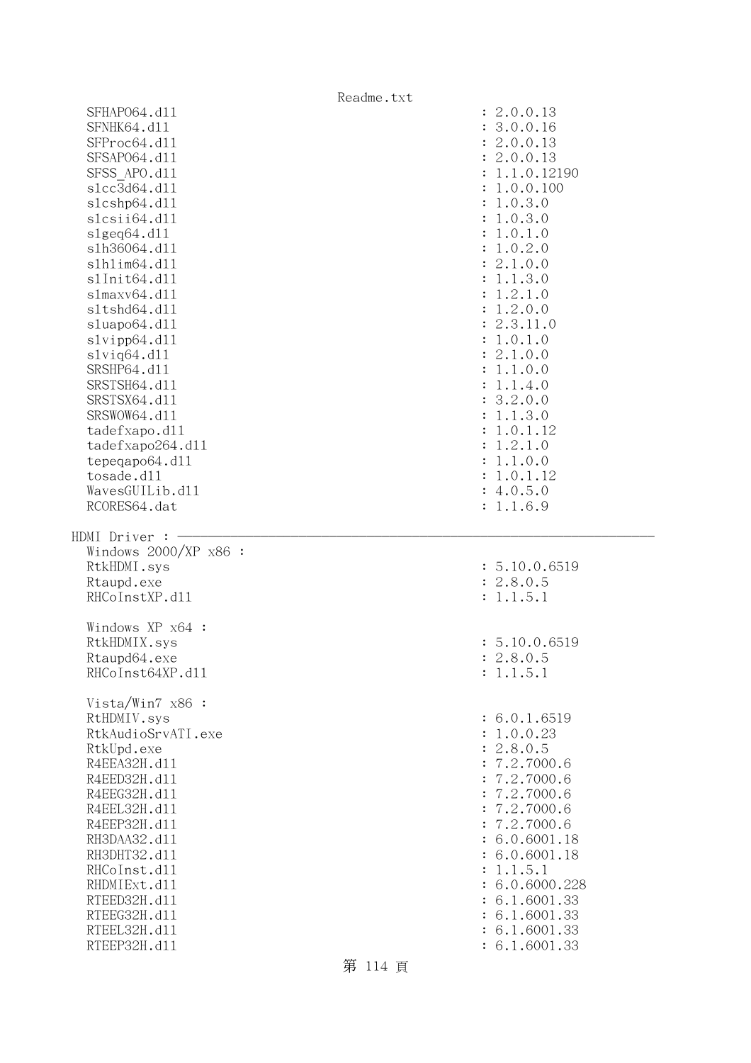```
  SFHAPO64.dll                                        : 2.0.0.13
  SFNHK64.dll                                         : 3.0.0.16
  SFProc64.dll                                        : 2.0.0.13
  SFSAPO64.dll                                        : 2.0.0.13
  SFSS_APO.dll                                        : 1.1.0.12190
  slcc3d64.dll                                        : 1.0.0.100
  slcshp64.dll                                        : 1.0.3.0
  slcsii64.dll                                        : 1.0.3.0
  slgeq64.dll                                         : 1.0.1.0
  slh36064.dll                                        : 1.0.2.0
  slhlim64.dll                                        : 2.1.0.0
  slInit64.dll                                        : 1.1.3.0
  slmaxv64.dll                                        : 1.2.1.0
  sltshd64.dll                                        : 1.2.0.0
  sluapo64.dll                                        : 2.3.11.0
  slvipp64.dll                                        : 1.0.1.0
  slviq64.dll                                         : 2.1.0.0
  SRSHP64.dll                                         : 1.1.0.0
  SRSTSH64.dll                                        : 1.1.4.0
  SRSTSX64.dll                                        : 3.2.0.0
  SRSWOW64.dll                                        : 1.1.3.0
  tadefxapo.dll                                       : 1.0.1.12
  tadefxapo264.dll                                    : 1.2.1.0
  tepeqapo64.dll                                      : 1.1.0.0
  tosade.dll                                          : 1.0.1.12
  WavesGUILib.dll                                     : 4.0.5.0
  RCORES64.dat                                        : 1.1.6.9

HDMI Driver : ----------------------------------------------------------------
  Windows 2000/XP x86 :
  RtkHDMI.sys                                         : 5.10.0.6519
  Rtaupd.exe                                          : 2.8.0.5
  RHCoInstXP.dll                                      : 1.1.5.1

  Windows XP x64 :
  RtkHDMIX.sys                                        : 5.10.0.6519
  Rtaupd64.exe                                        : 2.8.0.5
  RHCoInst64XP.dll                                    : 1.1.5.1

  Vista/Win7 x86 :
  RtHDMIV.sys                                         : 6.0.1.6519
  RtkAudioSrvATI.exe                                  : 1.0.0.23
  RtkUpd.exe                                          : 2.8.0.5
  R4EEA32H.dll                                        : 7.2.7000.6
  R4EED32H.dll                                        : 7.2.7000.6
  R4EEG32H.dll                                        : 7.2.7000.6
  R4EEL32H.dll                                        : 7.2.7000.6
  R4EEP32H.dll                                        : 7.2.7000.6
  RH3DAA32.dll                                        : 6.0.6001.18
  RH3DHT32.dll                                        : 6.0.6001.18
  RHCoInst.dll                                        : 1.1.5.1
  RHDMIExt.dll                                        : 6.0.6000.228
  RTEED32H.dll                                        : 6.1.6001.33
  RTEEG32H.dll                                        : 6.1.6001.33
  RTEEL32H.dll                                        : 6.1.6001.33
  RTEEP32H.dll                                        : 6.1.6001.33
```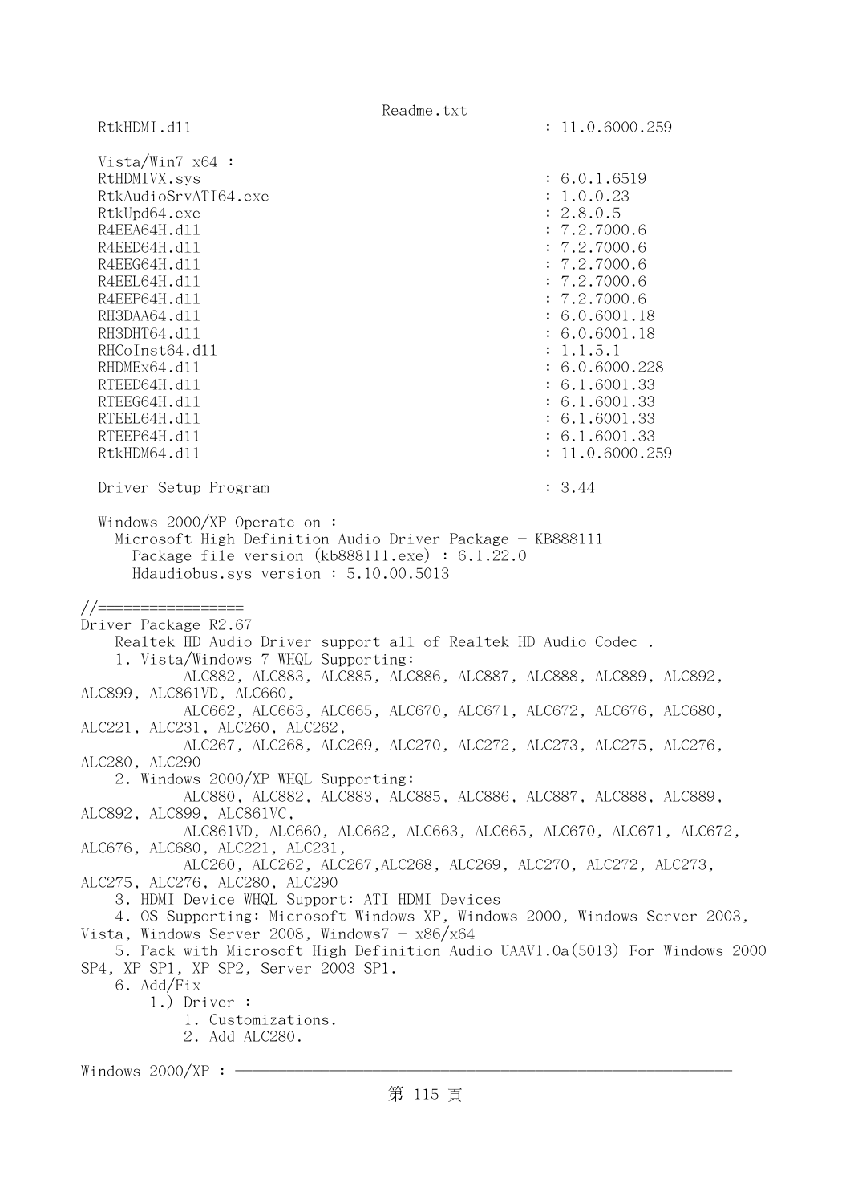RtkHDMI.dll : 11.0.6000.259

Vista/Win7 x64 :

RtHDMIVX.sys : 6.0.1.6519
RtkAudioSrvATI64.exe : 1.0.0.23
RtkUpd64.exe : 2.8.0.5
R4EEA64H.dll : 7.2.7000.6
R4EED64H.dll : 7.2.7000.6
R4EEG64H.dll : 7.2.7000.6
R4EEL64H.dll : 7.2.7000.6
R4EEP64H.dll : 7.2.7000.6
RH3DAA64.dll : 6.0.6001.18
RH3DHT64.dll : 6.0.6001.18
RHCoInst64.dll : 1.1.5.1
RHDMEx64.dll : 6.0.6000.228
RTEED64H.dll : 6.1.6001.33
RTEEG64H.dll : 6.1.6001.33
RTEEL64H.dll : 6.1.6001.33
RTEEP64H.dll : 6.1.6001.33
RtkHDM64.dll : 11.0.6000.259

Driver Setup Program : 3.44

Windows 2000/XP Operate on :
Microsoft High Definition Audio Driver Package - KB888111
Package file version (kb888111.exe) : 6.1.22.0
Hdaudiobus.sys version : 5.10.00.5013

//=================

Driver Package R2.67

Realtek HD Audio Driver support all of Realtek HD Audio Codec .

1. Vista/Windows 7 WHQL Supporting:
ALC882, ALC883, ALC885, ALC886, ALC887, ALC888, ALC889, ALC892, ALC899, ALC861VD, ALC660,
ALC662, ALC663, ALC665, ALC670, ALC671, ALC672, ALC676, ALC680, ALC221, ALC231, ALC260, ALC262,
ALC267, ALC268, ALC269, ALC270, ALC272, ALC273, ALC275, ALC276, ALC280, ALC290
2. Windows 2000/XP WHQL Supporting:
ALC880, ALC882, ALC883, ALC885, ALC886, ALC887, ALC888, ALC889, ALC892, ALC899, ALC861VC,
ALC861VD, ALC660, ALC662, ALC663, ALC665, ALC670, ALC671, ALC672, ALC676, ALC680, ALC221, ALC231,
ALC260, ALC262, ALC267,ALC268, ALC269, ALC270, ALC272, ALC273, ALC275, ALC276, ALC280, ALC290
3. HDMI Device WHQL Support: ATI HDMI Devices
4. OS Supporting: Microsoft Windows XP, Windows 2000, Windows Server 2003, Vista, Windows Server 2008, Windows7 - x86/x64
5. Pack with Microsoft High Definition Audio UAAV1.0a(5013) For Windows 2000 SP4, XP SP1, XP SP2, Server 2003 SP1.
6. Add/Fix
1.) Driver :
1. Customizations.
2. Add ALC280.

Windows 2000/XP : ————————————————————————————————————————————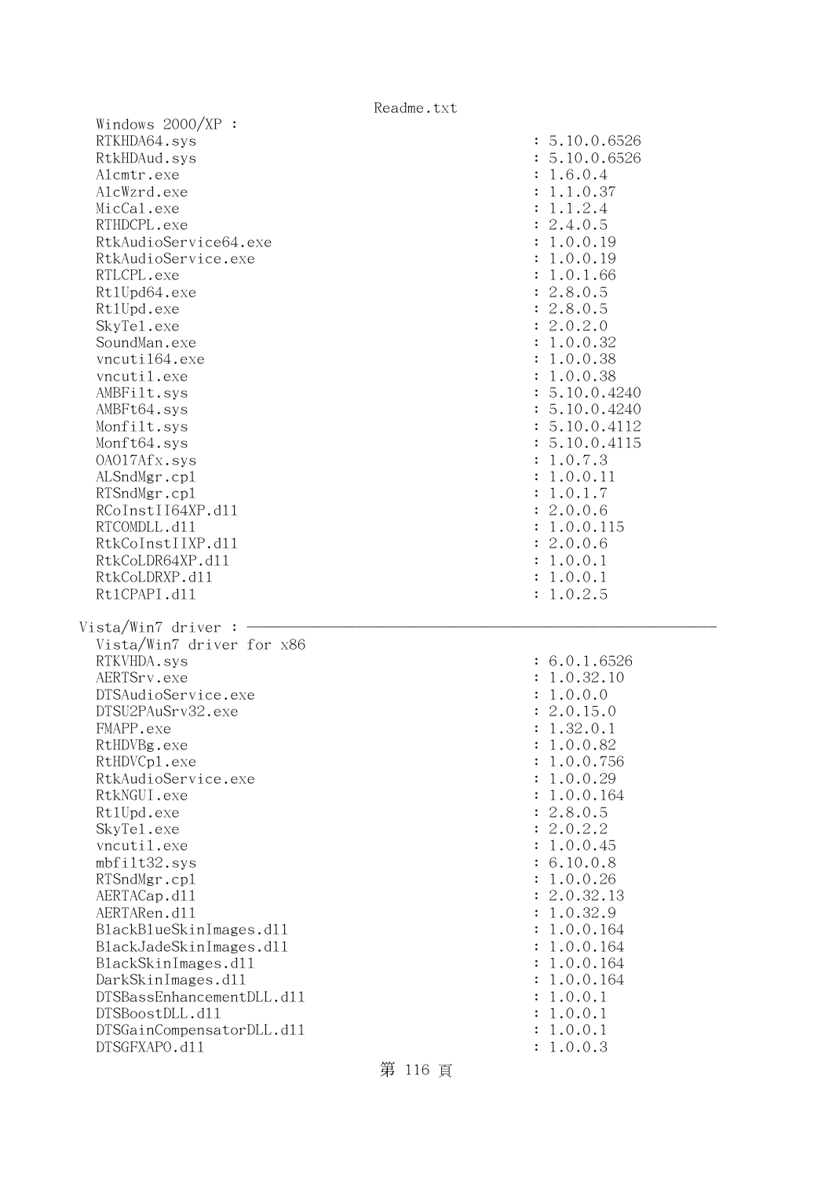```
  Windows 2000/XP :
  RTKHDA64.sys                                              : 5.10.0.6526
  RtkHDAud.sys                                              : 5.10.0.6526
  Alcmtr.exe                                                : 1.6.0.4
  AlcWzrd.exe                                               : 1.1.0.37
  MicCal.exe                                                : 1.1.2.4
  RTHDCPL.exe                                               : 2.4.0.5
  RtkAudioService64.exe                                     : 1.0.0.19
  RtkAudioService.exe                                       : 1.0.0.19
  RTLCPL.exe                                                : 1.0.1.66
  RtlUpd64.exe                                              : 2.8.0.5
  RtlUpd.exe                                                : 2.8.0.5
  SkyTel.exe                                                : 2.0.2.0
  SoundMan.exe                                              : 1.0.0.32
  vncutil64.exe                                             : 1.0.0.38
  vncutil.exe                                               : 1.0.0.38
  AMBFilt.sys                                               : 5.10.0.4240
  AMBFt64.sys                                               : 5.10.0.4240
  Monfilt.sys                                               : 5.10.0.4112
  Monft64.sys                                               : 5.10.0.4115
  OA017Afx.sys                                              : 1.0.7.3
  ALSndMgr.cpl                                              : 1.0.0.11
  RTSndMgr.cpl                                              : 1.0.1.7
  RCoInstII64XP.dll                                         : 2.0.0.6
  RTCOMDLL.dll                                              : 1.0.0.115
  RtkCoInstIIXP.dll                                         : 2.0.0.6
  RtkCoLDR64XP.dll                                          : 1.0.0.1
  RtkCoLDRXP.dll                                            : 1.0.0.1
  RtlCPAPI.dll                                              : 1.0.2.5

Vista/Win7 driver : ------------------------------------------------------------
  Vista/Win7 driver for x86
  RTKVHDA.sys                                               : 6.0.1.6526
  AERTSrv.exe                                               : 1.0.32.10
  DTSAudioService.exe                                       : 1.0.0.0
  DTSU2PAuSrv32.exe                                         : 2.0.15.0
  FMAPP.exe                                                 : 1.32.0.1
  RtHDVBg.exe                                               : 1.0.0.82
  RtHDVCpl.exe                                              : 1.0.0.756
  RtkAudioService.exe                                       : 1.0.0.29
  RtkNGUI.exe                                               : 1.0.0.164
  RtlUpd.exe                                                : 2.8.0.5
  SkyTel.exe                                                : 2.0.2.2
  vncutil.exe                                               : 1.0.0.45
  mbfilt32.sys                                              : 6.10.0.8
  RTSndMgr.cpl                                              : 1.0.0.26
  AERTACap.dll                                              : 2.0.32.13
  AERTARen.dll                                              : 1.0.32.9
  BlackBlueSkinImages.dll                                   : 1.0.0.164
  BlackJadeSkinImages.dll                                   : 1.0.0.164
  BlackSkinImages.dll                                       : 1.0.0.164
  DarkSkinImages.dll                                        : 1.0.0.164
  DTSBassEnhancementDLL.dll                                 : 1.0.0.1
  DTSBoostDLL.dll                                           : 1.0.0.1
  DTSGainCompensatorDLL.dll                                 : 1.0.0.1
  DTSGFXAPO.dll                                             : 1.0.0.3
```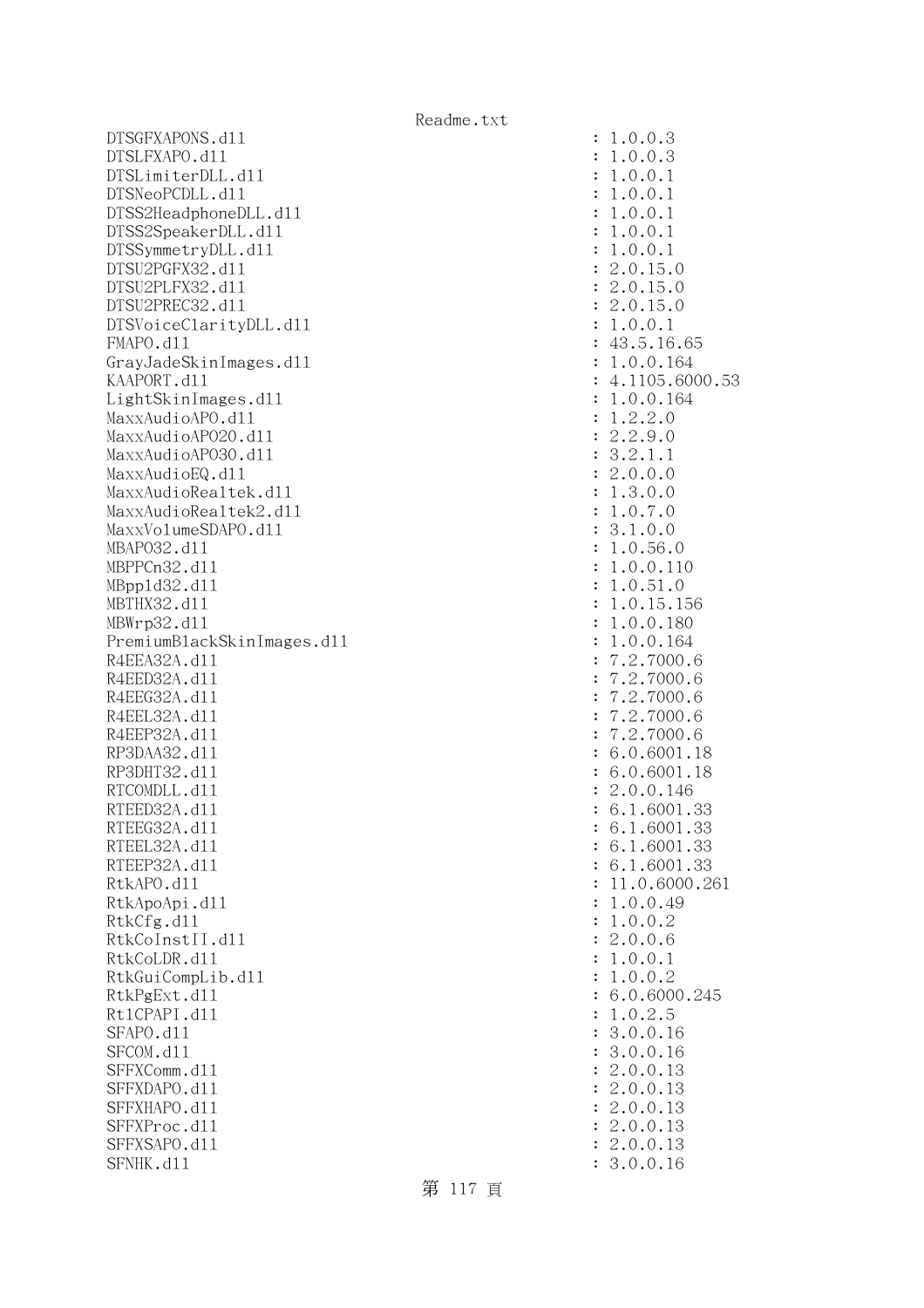```
DTSGFXAPONS.dll                                  : 1.0.0.3
DTSLFXAPO.dll                                    : 1.0.0.3
DTSLimiterDLL.dll                                : 1.0.0.1
DTSNeoPCDLL.dll                                  : 1.0.0.1
DTSS2HeadphoneDLL.dll                            : 1.0.0.1
DTSS2SpeakerDLL.dll                              : 1.0.0.1
DTSSymmetryDLL.dll                               : 1.0.0.1
DTSU2PGFX32.dll                                  : 2.0.15.0
DTSU2PLFX32.dll                                  : 2.0.15.0
DTSU2PREC32.dll                                  : 2.0.15.0
DTSVoiceClarityDLL.dll                           : 1.0.0.1
FMAPO.dll                                        : 43.5.16.65
GrayJadeSkinImages.dll                           : 1.0.0.164
KAAPORT.dll                                      : 4.1105.6000.53
LightSkinImages.dll                              : 1.0.0.164
MaxxAudioAPO.dll                                 : 1.2.2.0
MaxxAudioAPO20.dll                               : 2.2.9.0
MaxxAudioAPO30.dll                               : 3.2.1.1
MaxxAudioEQ.dll                                  : 2.0.0.0
MaxxAudioRealtek.dll                             : 1.3.0.0
MaxxAudioRealtek2.dll                            : 1.0.7.0
MaxxVolumeSDAPO.dll                              : 3.1.0.0
MBAPO32.dll                                      : 1.0.56.0
MBPPCn32.dll                                     : 1.0.0.110
MBppld32.dll                                     : 1.0.51.0
MBTHX32.dll                                      : 1.0.15.156
MBWrp32.dll                                      : 1.0.0.180
PremiumBlackSkinImages.dll                       : 1.0.0.164
R4EEA32A.dll                                     : 7.2.7000.6
R4EED32A.dll                                     : 7.2.7000.6
R4EEG32A.dll                                     : 7.2.7000.6
R4EEL32A.dll                                     : 7.2.7000.6
R4EEP32A.dll                                     : 7.2.7000.6
RP3DAA32.dll                                     : 6.0.6001.18
RP3DHT32.dll                                     : 6.0.6001.18
RTCOMDLL.dll                                     : 2.0.0.146
RTEED32A.dll                                     : 6.1.6001.33
RTEEG32A.dll                                     : 6.1.6001.33
RTEEL32A.dll                                     : 6.1.6001.33
RTEEP32A.dll                                     : 6.1.6001.33
RtkAPO.dll                                       : 11.0.6000.261
RtkApoApi.dll                                    : 1.0.0.49
RtkCfg.dll                                       : 1.0.0.2
RtkCoInstII.dll                                  : 2.0.0.6
RtkCoLDR.dll                                     : 1.0.0.1
RtkGuiCompLib.dll                                : 1.0.0.2
RtkPgExt.dll                                     : 6.0.6000.245
RtlCPAPI.dll                                     : 1.0.2.5
SFAPO.dll                                        : 3.0.0.16
SFCOM.dll                                        : 3.0.0.16
SFFXComm.dll                                     : 2.0.0.13
SFFXDAPO.dll                                     : 2.0.0.13
SFFXHAPO.dll                                     : 2.0.0.13
SFFXProc.dll                                     : 2.0.0.13
SFFXSAPO.dll                                     : 2.0.0.13
SFNHK.dll                                        : 3.0.0.16
```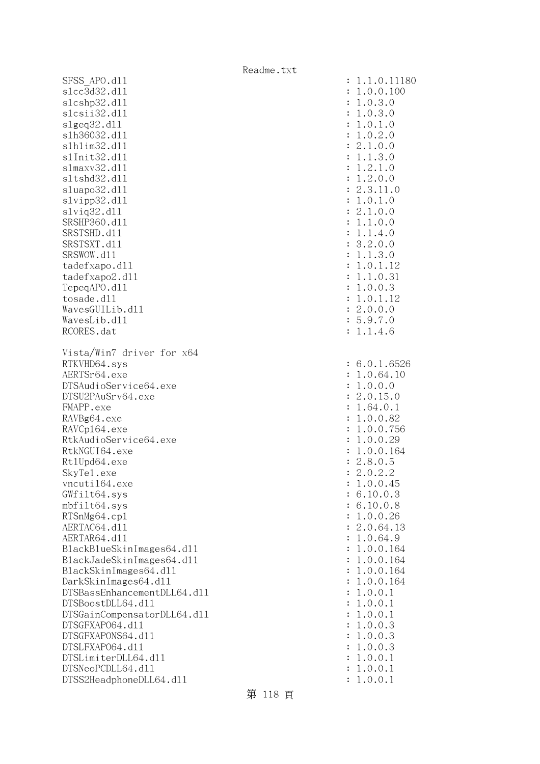```
SFSS_APO.dll                                      : 1.1.0.11180
slcc3d32.dll                                      : 1.0.0.100
slcshp32.dll                                      : 1.0.3.0
slcsii32.dll                                      : 1.0.3.0
slgeq32.dll                                       : 1.0.1.0
slh36032.dll                                      : 1.0.2.0
slhlim32.dll                                      : 2.1.0.0
slInit32.dll                                      : 1.1.3.0
slmaxv32.dll                                      : 1.2.1.0
sltshd32.dll                                      : 1.2.0.0
sluapo32.dll                                      : 2.3.11.0
slvipp32.dll                                      : 1.0.1.0
slviq32.dll                                       : 2.1.0.0
SRSHP360.dll                                      : 1.1.0.0
SRSTSHD.dll                                       : 1.1.4.0
SRSTSXT.dll                                       : 3.2.0.0
SRSWOW.dll                                        : 1.1.3.0
tadefxapo.dll                                     : 1.0.1.12
tadefxapo2.dll                                    : 1.1.0.31
TepeqAPO.dll                                      : 1.0.0.3
tosade.dll                                        : 1.0.1.12
WavesGUILib.dll                                   : 2.0.0.0
WavesLib.dll                                      : 5.9.7.0
RCORES.dat                                        : 1.1.4.6

Vista/Win7 driver for x64
RTKVHD64.sys                                      : 6.0.1.6526
AERTSr64.exe                                      : 1.0.64.10
DTSAudioService64.exe                             : 1.0.0.0
DTSU2PAuSrv64.exe                                 : 2.0.15.0
FMAPP.exe                                         : 1.64.0.1
RAVBg64.exe                                       : 1.0.0.82
RAVCpl64.exe                                      : 1.0.0.756
RtkAudioService64.exe                             : 1.0.0.29
RtkNGUI64.exe                                     : 1.0.0.164
RtlUpd64.exe                                      : 2.8.0.5
SkyTel.exe                                        : 2.0.2.2
vncutil64.exe                                     : 1.0.0.45
GWfilt64.sys                                      : 6.10.0.3
mbfilt64.sys                                      : 6.10.0.8
RTSnMg64.cpl                                      : 1.0.0.26
AERTAC64.dll                                      : 2.0.64.13
AERTAR64.dll                                      : 1.0.64.9
BlackBlueSkinImages64.dll                         : 1.0.0.164
BlackJadeSkinImages64.dll                         : 1.0.0.164
BlackSkinImages64.dll                             : 1.0.0.164
DarkSkinImages64.dll                              : 1.0.0.164
DTSBassEnhancementDLL64.dll                       : 1.0.0.1
DTSBoostDLL64.dll                                 : 1.0.0.1
DTSGainCompensatorDLL64.dll                       : 1.0.0.1
DTSGFXAPO64.dll                                   : 1.0.0.3
DTSGFXAPONS64.dll                                 : 1.0.0.3
DTSLFXAPO64.dll                                   : 1.0.0.3
DTSLimiterDLL64.dll                               : 1.0.0.1
DTSNeoPCDLL64.dll                                 : 1.0.0.1
DTSS2HeadphoneDLL64.dll                           : 1.0.0.1
```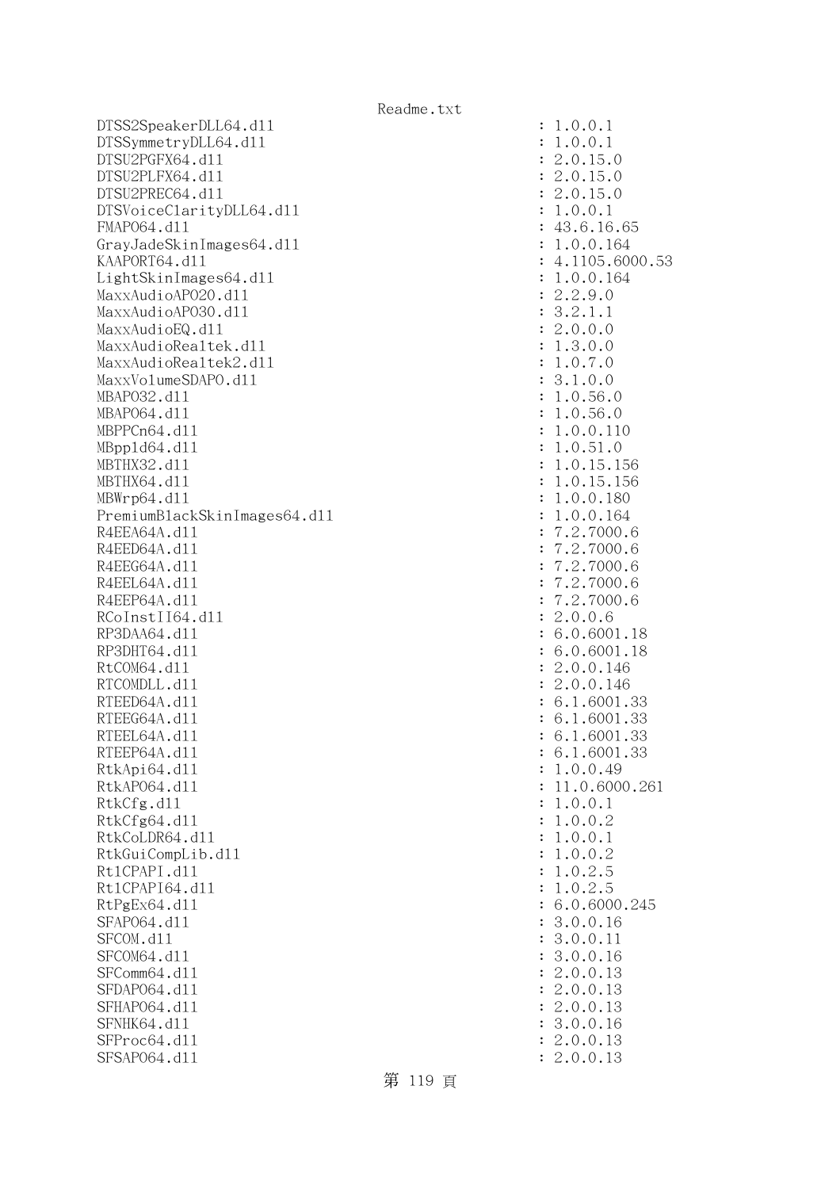```
DTSS2SpeakerDLL64.dll                              : 1.0.0.1
DTSSymmetryDLL64.dll                               : 1.0.0.1
DTSU2PGFX64.dll                                    : 2.0.15.0
DTSU2PLFX64.dll                                    : 2.0.15.0
DTSU2PREC64.dll                                    : 2.0.15.0
DTSVoiceClarityDLL64.dll                           : 1.0.0.1
FMAPO64.dll                                        : 43.6.16.65
GrayJadeSkinImages64.dll                           : 1.0.0.164
KAAPORT64.dll                                      : 4.1105.6000.53
LightSkinImages64.dll                              : 1.0.0.164
MaxxAudioAPO20.dll                                 : 2.2.9.0
MaxxAudioAPO30.dll                                 : 3.2.1.1
MaxxAudioEQ.dll                                    : 2.0.0.0
MaxxAudioRealtek.dll                               : 1.3.0.0
MaxxAudioRealtek2.dll                              : 1.0.7.0
MaxxVolumeSDAPO.dll                                : 3.1.0.0
MBAPO32.dll                                        : 1.0.56.0
MBAPO64.dll                                        : 1.0.56.0
MBPPCn64.dll                                       : 1.0.0.110
MBppld64.dll                                       : 1.0.51.0
MBTHX32.dll                                        : 1.0.15.156
MBTHX64.dll                                        : 1.0.15.156
MBWrp64.dll                                        : 1.0.0.180
PremiumBlackSkinImages64.dll                       : 1.0.0.164
R4EEA64A.dll                                       : 7.2.7000.6
R4EED64A.dll                                       : 7.2.7000.6
R4EEG64A.dll                                       : 7.2.7000.6
R4EEL64A.dll                                       : 7.2.7000.6
R4EEP64A.dll                                       : 7.2.7000.6
RCoInstII64.dll                                    : 2.0.0.6
RP3DAA64.dll                                       : 6.0.6001.18
RP3DHT64.dll                                       : 6.0.6001.18
RtCOM64.dll                                        : 2.0.0.146
RTCOMDLL.dll                                       : 2.0.0.146
RTEED64A.dll                                       : 6.1.6001.33
RTEEG64A.dll                                       : 6.1.6001.33
RTEEL64A.dll                                       : 6.1.6001.33
RTEEP64A.dll                                       : 6.1.6001.33
RtkApi64.dll                                       : 1.0.0.49
RtkAPO64.dll                                       : 11.0.6000.261
RtkCfg.dll                                         : 1.0.0.1
RtkCfg64.dll                                       : 1.0.0.2
RtkCoLDR64.dll                                     : 1.0.0.1
RtkGuiCompLib.dll                                  : 1.0.0.2
RtlCPAPI.dll                                       : 1.0.2.5
RtlCPAPI64.dll                                     : 1.0.2.5
RtPgEx64.dll                                       : 6.0.6000.245
SFAPO64.dll                                        : 3.0.0.16
SFCOM.dll                                          : 3.0.0.11
SFCOM64.dll                                        : 3.0.0.16
SFComm64.dll                                       : 2.0.0.13
SFDAPO64.dll                                       : 2.0.0.13
SFHAPO64.dll                                       : 2.0.0.13
SFNHK64.dll                                        : 3.0.0.16
SFProc64.dll                                       : 2.0.0.13
SFSAPO64.dll                                       : 2.0.0.13
```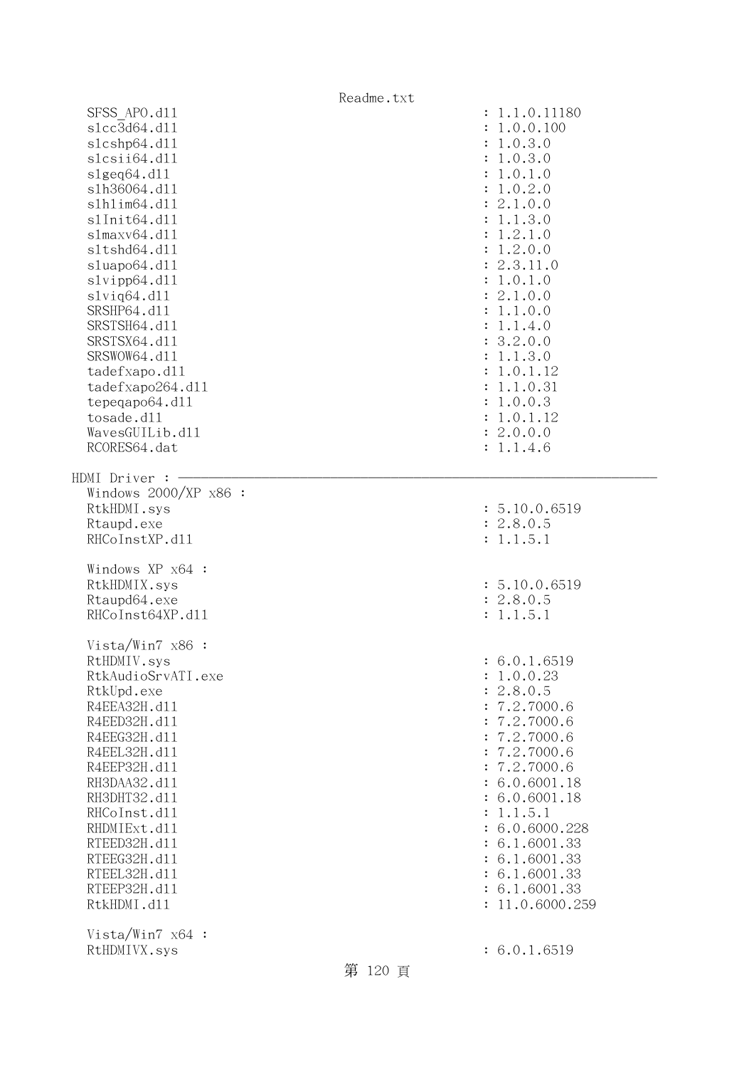```
  SFSS_APO.dll                                    : 1.1.0.11180
  slcc3d64.dll                                    : 1.0.0.100
  slcshp64.dll                                    : 1.0.3.0
  slcsii64.dll                                    : 1.0.3.0
  slgeq64.dll                                     : 1.0.1.0
  slh36064.dll                                    : 1.0.2.0
  slhlim64.dll                                    : 2.1.0.0
  slInit64.dll                                    : 1.1.3.0
  slmaxv64.dll                                    : 1.2.1.0
  sltshd64.dll                                    : 1.2.0.0
  sluapo64.dll                                    : 2.3.11.0
  slvipp64.dll                                    : 1.0.1.0
  slviq64.dll                                     : 2.1.0.0
  SRSHP64.dll                                     : 1.1.0.0
  SRSTSH64.dll                                    : 1.1.4.0
  SRSTSX64.dll                                    : 3.2.0.0
  SRSWOW64.dll                                    : 1.1.3.0
  tadefxapo.dll                                   : 1.0.1.12
  tadefxapo264.dll                                : 1.1.0.31
  tepeqapo64.dll                                  : 1.0.0.3
  tosade.dll                                      : 1.0.1.12
  WavesGUILib.dll                                 : 2.0.0.0
  RCORES64.dat                                    : 1.1.4.6

HDMI Driver : ------------------------------------------------------------
  Windows 2000/XP x86 :
  RtkHDMI.sys                                     : 5.10.0.6519
  Rtaupd.exe                                      : 2.8.0.5
  RHCoInstXP.dll                                  : 1.1.5.1

  Windows XP x64 :
  RtkHDMIX.sys                                    : 5.10.0.6519
  Rtaupd64.exe                                    : 2.8.0.5
  RHCoInst64XP.dll                                : 1.1.5.1

  Vista/Win7 x86 :
  RtHDMIV.sys                                     : 6.0.1.6519
  RtkAudioSrvATI.exe                              : 1.0.0.23
  RtkUpd.exe                                      : 2.8.0.5
  R4EEA32H.dll                                    : 7.2.7000.6
  R4EED32H.dll                                    : 7.2.7000.6
  R4EEG32H.dll                                    : 7.2.7000.6
  R4EEL32H.dll                                    : 7.2.7000.6
  R4EEP32H.dll                                    : 7.2.7000.6
  RH3DAA32.dll                                    : 6.0.6001.18
  RH3DHT32.dll                                    : 6.0.6001.18
  RHCoInst.dll                                    : 1.1.5.1
  RHDMIExt.dll                                    : 6.0.6000.228
  RTEED32H.dll                                    : 6.1.6001.33
  RTEEG32H.dll                                    : 6.1.6001.33
  RTEEL32H.dll                                    : 6.1.6001.33
  RTEEP32H.dll                                    : 6.1.6001.33
  RtkHDMI.dll                                     : 11.0.6000.259

  Vista/Win7 x64 :
  RtHDMIVX.sys                                    : 6.0.1.6519
```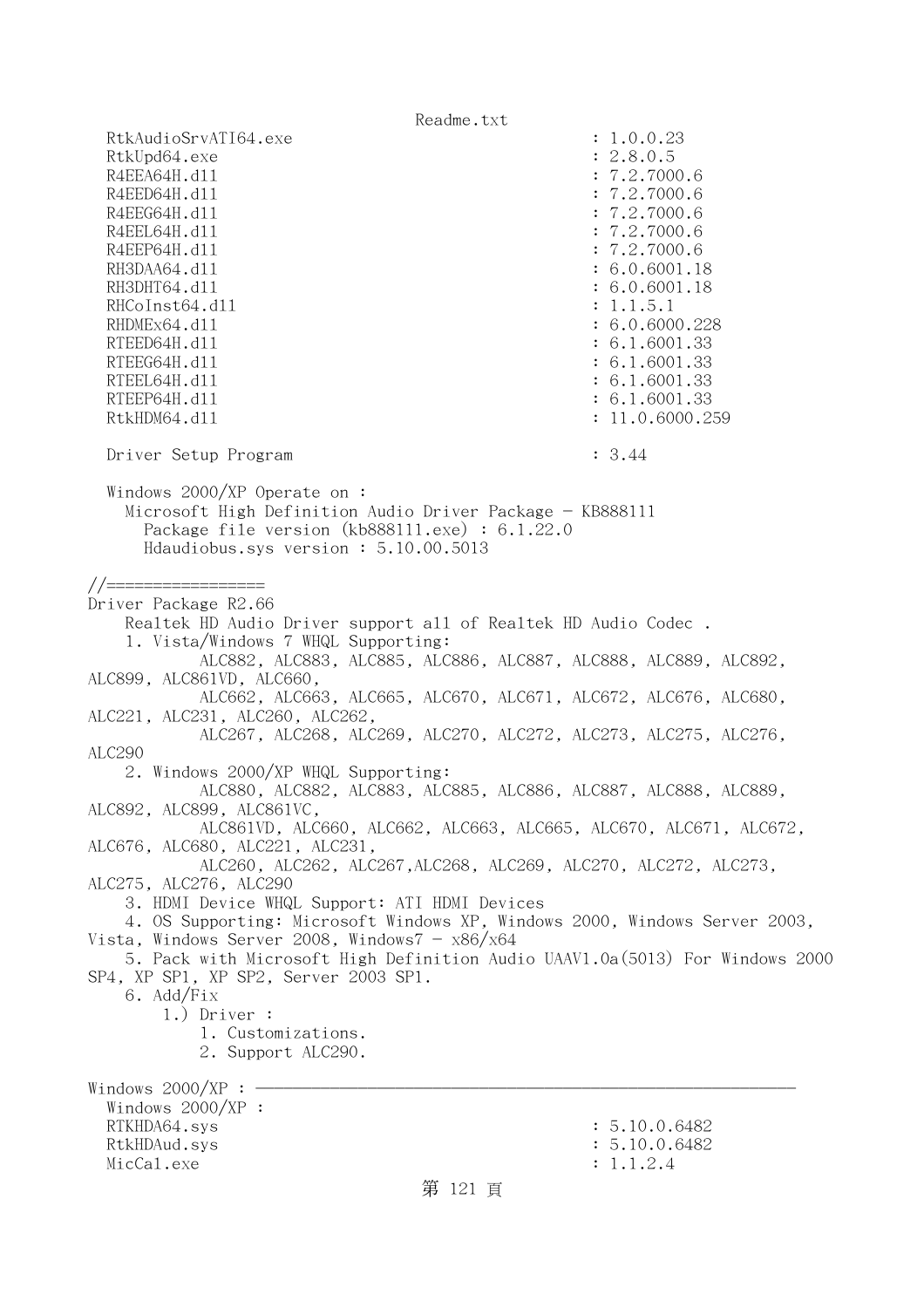```
  RtkAudioSrvATI64.exe                              : 1.0.0.23
  RtkUpd64.exe                                      : 2.8.0.5
  R4EEA64H.dll                                      : 7.2.7000.6
  R4EED64H.dll                                      : 7.2.7000.6
  R4EEG64H.dll                                      : 7.2.7000.6
  R4EEL64H.dll                                      : 7.2.7000.6
  R4EEP64H.dll                                      : 7.2.7000.6
  RH3DAA64.dll                                      : 6.0.6001.18
  RH3DHT64.dll                                      : 6.0.6001.18
  RHCoInst64.dll                                    : 1.1.5.1
  RHDMEx64.dll                                      : 6.0.6000.228
  RTEED64H.dll                                      : 6.1.6001.33
  RTEEG64H.dll                                      : 6.1.6001.33
  RTEEL64H.dll                                      : 6.1.6001.33
  RTEEP64H.dll                                      : 6.1.6001.33
  RtkHDM64.dll                                      : 11.0.6000.259

  Driver Setup Program                              : 3.44

  Windows 2000/XP Operate on :
    Microsoft High Definition Audio Driver Package - KB888111
      Package file version (kb888111.exe) : 6.1.22.0
      Hdaudiobus.sys version : 5.10.00.5013

//=================
Driver Package R2.66
    Realtek HD Audio Driver support all of Realtek HD Audio Codec .
    1. Vista/Windows 7 WHQL Supporting:
            ALC882, ALC883, ALC885, ALC886, ALC887, ALC888, ALC889, ALC892, 
ALC899, ALC861VD, ALC660,
            ALC662, ALC663, ALC665, ALC670, ALC671, ALC672, ALC676, ALC680, 
ALC221, ALC231, ALC260, ALC262,
            ALC267, ALC268, ALC269, ALC270, ALC272, ALC273, ALC275, ALC276, 
ALC290
    2. Windows 2000/XP WHQL Supporting:
            ALC880, ALC882, ALC883, ALC885, ALC886, ALC887, ALC888, ALC889, 
ALC892, ALC899, ALC861VC,
            ALC861VD, ALC660, ALC662, ALC663, ALC665, ALC670, ALC671, ALC672, 
ALC676, ALC680, ALC221, ALC231,
            ALC260, ALC262, ALC267,ALC268, ALC269, ALC270, ALC272, ALC273, 
ALC275, ALC276, ALC290
    3. HDMI Device WHQL Support: ATI HDMI Devices
    4. OS Supporting: Microsoft Windows XP, Windows 2000, Windows Server 2003, 
Vista, Windows Server 2008, Windows7 - x86/x64
    5. Pack with Microsoft High Definition Audio UAAV1.0a(5013) For Windows 2000 
SP4, XP SP1, XP SP2, Server 2003 SP1.
    6. Add/Fix
        1.) Driver :
            1. Customizations.
            2. Support ALC290.

Windows 2000/XP : ----------------------------------------------------------
  Windows 2000/XP :
  RTKHDA64.sys                                      : 5.10.0.6482
  RtkHDAud.sys                                      : 5.10.0.6482
  MicCal.exe                                        : 1.1.2.4
```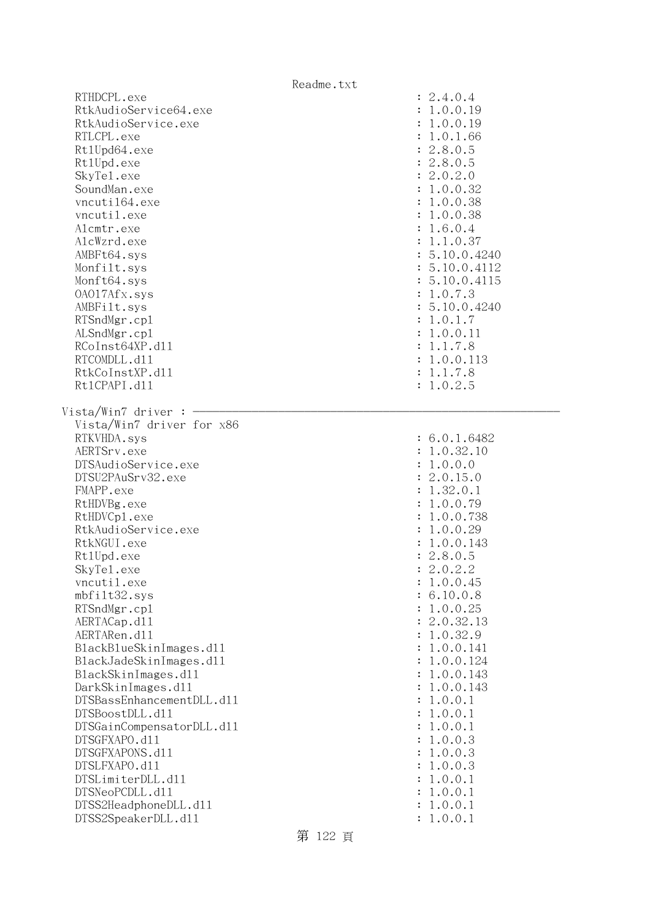```
  RTHDCPL.exe                                    : 2.4.0.4
  RtkAudioService64.exe                          : 1.0.0.19
  RtkAudioService.exe                            : 1.0.0.19
  RTLCPL.exe                                     : 1.0.1.66
  Rt1Upd64.exe                                   : 2.8.0.5
  Rt1Upd.exe                                     : 2.8.0.5
  SkyTel.exe                                     : 2.0.2.0
  SoundMan.exe                                   : 1.0.0.32
  vncuti164.exe                                  : 1.0.0.38
  vncutil.exe                                    : 1.0.0.38
  Alcmtr.exe                                     : 1.6.0.4
  AlcWzrd.exe                                    : 1.1.0.37
  AMBFt64.sys                                    : 5.10.0.4240
  Monfilt.sys                                    : 5.10.0.4112
  Monft64.sys                                    : 5.10.0.4115
  OA017Afx.sys                                   : 1.0.7.3
  AMBFilt.sys                                    : 5.10.0.4240
  RTSndMgr.cpl                                   : 1.0.1.7
  ALSndMgr.cpl                                   : 1.0.0.11
  RCoInst64XP.dll                                : 1.1.7.8
  RTCOMDLL.dll                                   : 1.0.0.113
  RtkCoInstXP.dll                                : 1.1.7.8
  Rt1CPAPI.dll                                   : 1.0.2.5

Vista/Win7 driver : ---------------------------------------------------------
  Vista/Win7 driver for x86
  RTKVHDA.sys                                    : 6.0.1.6482
  AERTSrv.exe                                    : 1.0.32.10
  DTSAudioService.exe                            : 1.0.0.0
  DTSU2PAuSrv32.exe                              : 2.0.15.0
  FMAPP.exe                                      : 1.32.0.1
  RtHDVBg.exe                                    : 1.0.0.79
  RtHDVCpl.exe                                   : 1.0.0.738
  RtkAudioService.exe                            : 1.0.0.29
  RtkNGUI.exe                                    : 1.0.0.143
  Rt1Upd.exe                                     : 2.8.0.5
  SkyTel.exe                                     : 2.0.2.2
  vncutil.exe                                    : 1.0.0.45
  mbfilt32.sys                                   : 6.10.0.8
  RTSndMgr.cpl                                   : 1.0.0.25
  AERTACap.dll                                   : 2.0.32.13
  AERTARen.dll                                   : 1.0.32.9
  BlackBlueSkinImages.dll                        : 1.0.0.141
  BlackJadeSkinImages.dll                        : 1.0.0.124
  BlackSkinImages.dll                            : 1.0.0.143
  DarkSkinImages.dll                             : 1.0.0.143
  DTSBassEnhancementDLL.dll                      : 1.0.0.1
  DTSBoostDLL.dll                                : 1.0.0.1
  DTSGainCompensatorDLL.dll                      : 1.0.0.1
  DTSGFXAPO.dll                                  : 1.0.0.3
  DTSGFXAPONS.dll                                : 1.0.0.3
  DTSLFXAPO.dll                                  : 1.0.0.3
  DTSLimiterDLL.dll                              : 1.0.0.1
  DTSNeoPCDLL.dll                                : 1.0.0.1
  DTSS2HeadphoneDLL.dll                          : 1.0.0.1
  DTSS2SpeakerDLL.dll                            : 1.0.0.1
```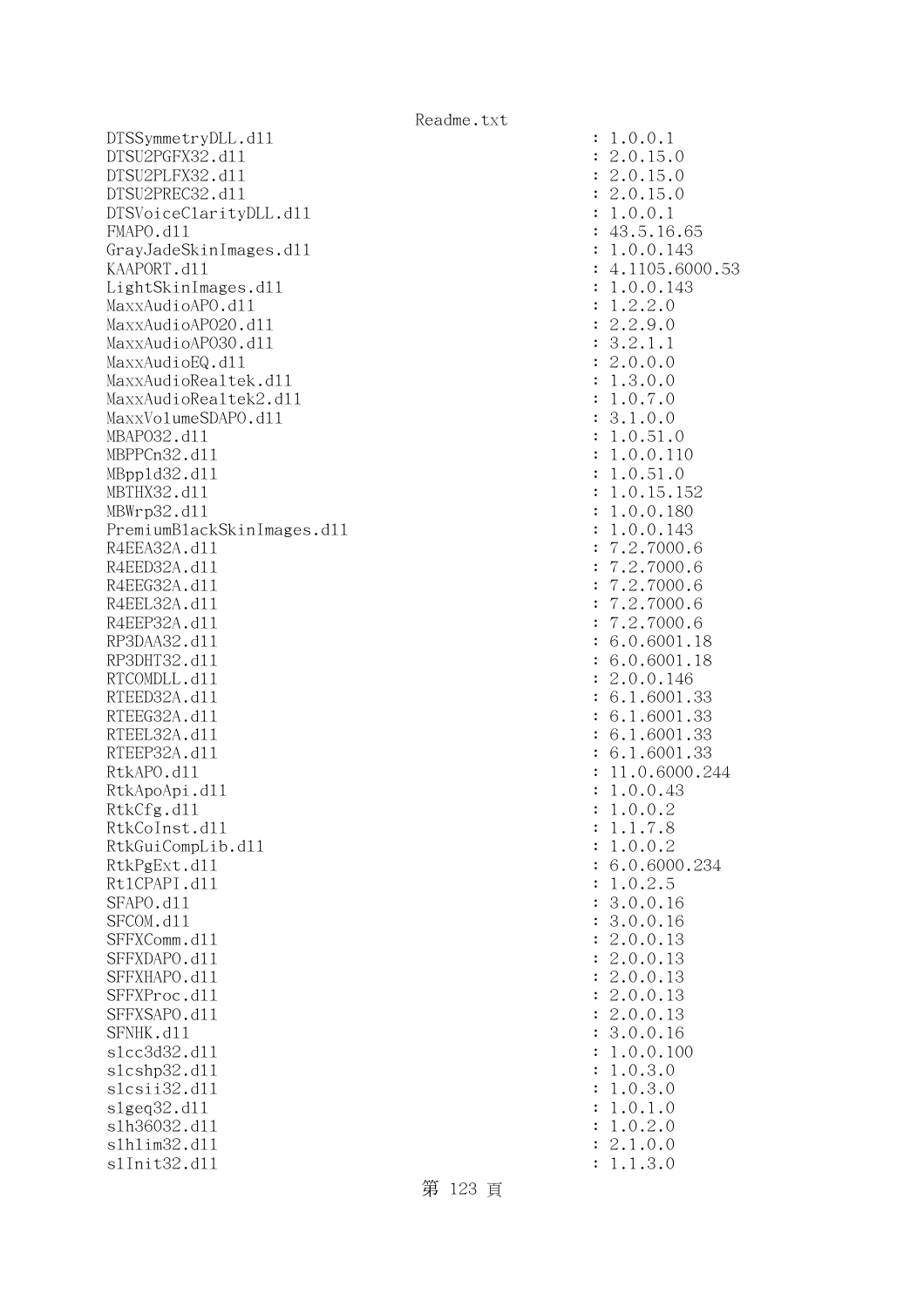```
DTSSymmetryDLL.dll                                    : 1.0.0.1
DTSU2PGFX32.dll                                       : 2.0.15.0
DTSU2PLFX32.dll                                       : 2.0.15.0
DTSU2PREC32.dll                                       : 2.0.15.0
DTSVoiceClarityDLL.dll                                : 1.0.0.1
FMAPO.dll                                             : 43.5.16.65
GrayJadeSkinImages.dll                                : 1.0.0.143
KAAPORT.dll                                           : 4.1105.6000.53
LightSkinImages.dll                                   : 1.0.0.143
MaxxAudioAPO.dll                                      : 1.2.2.0
MaxxAudioAPO20.dll                                    : 2.2.9.0
MaxxAudioAPO30.dll                                    : 3.2.1.1
MaxxAudioEQ.dll                                       : 2.0.0.0
MaxxAudioRealtek.dll                                  : 1.3.0.0
MaxxAudioRealtek2.dll                                 : 1.0.7.0
MaxxVolumeSDAPO.dll                                   : 3.1.0.0
MBAPO32.dll                                           : 1.0.51.0
MBPPCn32.dll                                          : 1.0.0.110
MBppld32.dll                                          : 1.0.51.0
MBTHX32.dll                                           : 1.0.15.152
MBWrp32.dll                                           : 1.0.0.180
PremiumBlackSkinImages.dll                            : 1.0.0.143
R4EEA32A.dll                                          : 7.2.7000.6
R4EED32A.dll                                          : 7.2.7000.6
R4EEG32A.dll                                          : 7.2.7000.6
R4EEL32A.dll                                          : 7.2.7000.6
R4EEP32A.dll                                          : 7.2.7000.6
RP3DAA32.dll                                          : 6.0.6001.18
RP3DHT32.dll                                          : 6.0.6001.18
RTCOMDLL.dll                                          : 2.0.0.146
RTEED32A.dll                                          : 6.1.6001.33
RTEEG32A.dll                                          : 6.1.6001.33
RTEEL32A.dll                                          : 6.1.6001.33
RTEEP32A.dll                                          : 6.1.6001.33
RtkAPO.dll                                            : 11.0.6000.244
RtkApoApi.dll                                         : 1.0.0.43
RtkCfg.dll                                            : 1.0.0.2
RtkCoInst.dll                                         : 1.1.7.8
RtkGuiCompLib.dll                                     : 1.0.0.2
RtkPgExt.dll                                          : 6.0.6000.234
RtlCPAPI.dll                                          : 1.0.2.5
SFAPO.dll                                             : 3.0.0.16
SFCOM.dll                                             : 3.0.0.16
SFFXComm.dll                                          : 2.0.0.13
SFFXDAPO.dll                                          : 2.0.0.13
SFFXHAPO.dll                                          : 2.0.0.13
SFFXProc.dll                                          : 2.0.0.13
SFFXSAPO.dll                                          : 2.0.0.13
SFNHK.dll                                             : 3.0.0.16
slcc3d32.dll                                          : 1.0.0.100
slcshp32.dll                                          : 1.0.3.0
slcsii32.dll                                          : 1.0.3.0
slgeq32.dll                                           : 1.0.1.0
slh36032.dll                                          : 1.0.2.0
slhlim32.dll                                          : 2.1.0.0
slInit32.dll                                          : 1.1.3.0
```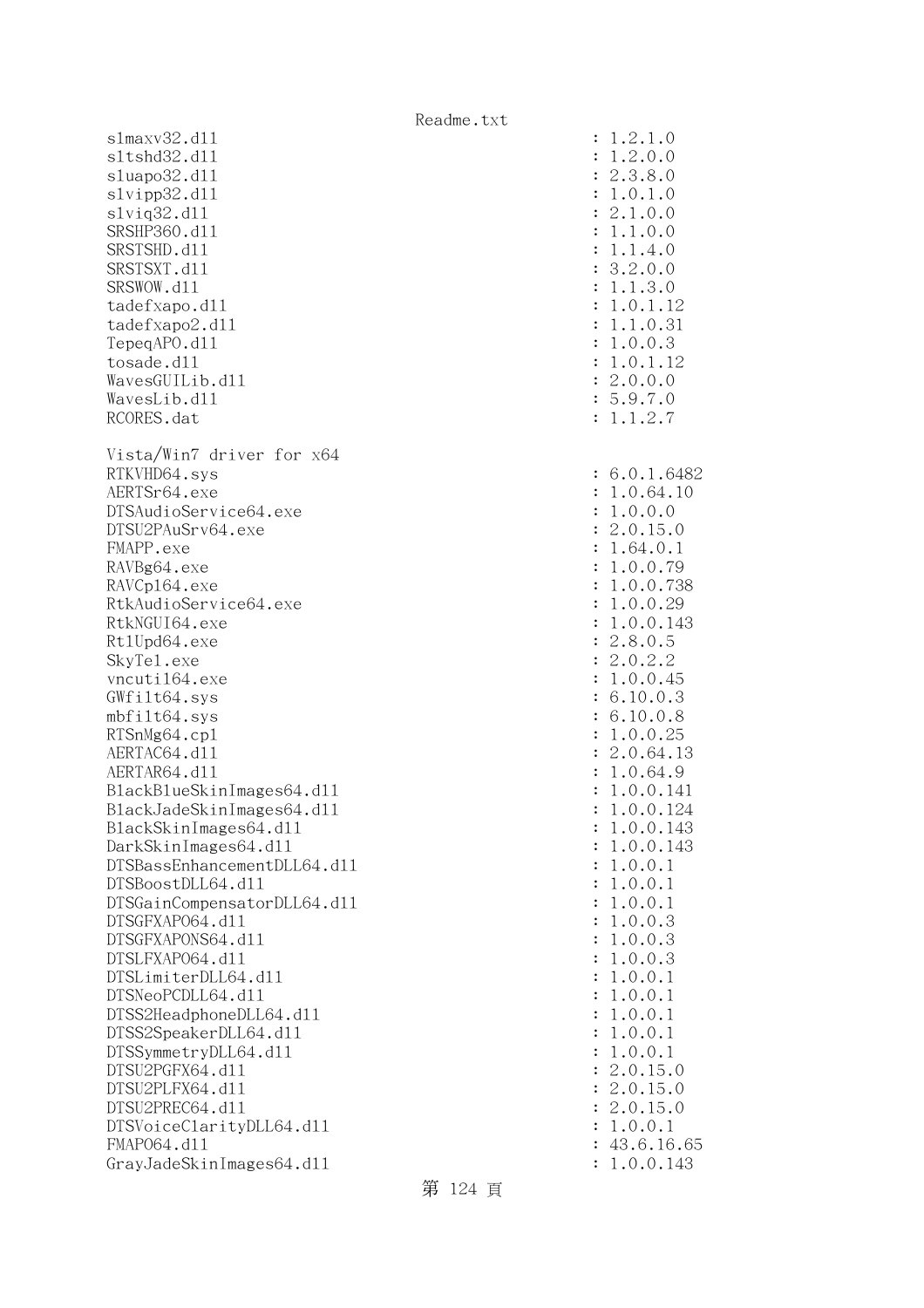```
slmaxv32.dll                                    : 1.2.1.0
sltshd32.dll                                    : 1.2.0.0
sluapo32.dll                                    : 2.3.8.0
slvipp32.dll                                    : 1.0.1.0
slviq32.dll                                     : 2.1.0.0
SRSHP360.dll                                    : 1.1.0.0
SRSTSHD.dll                                     : 1.1.4.0
SRSTSXT.dll                                     : 3.2.0.0
SRSWOW.dll                                      : 1.1.3.0
tadefxapo.dll                                   : 1.0.1.12
tadefxapo2.dll                                  : 1.1.0.31
TepeqAPO.dll                                    : 1.0.0.3
tosade.dll                                      : 1.0.1.12
WavesGUILib.dll                                 : 2.0.0.0
WavesLib.dll                                    : 5.9.7.0
RCORES.dat                                      : 1.1.2.7

Vista/Win7 driver for x64
RTKVHD64.sys                                    : 6.0.1.6482
AERTSr64.exe                                    : 1.0.64.10
DTSAudioService64.exe                           : 1.0.0.0
DTSU2PAuSrv64.exe                               : 2.0.15.0
FMAPP.exe                                       : 1.64.0.1
RAVBg64.exe                                     : 1.0.0.79
RAVCpl64.exe                                    : 1.0.0.738
RtkAudioService64.exe                           : 1.0.0.29
RtkNGUI64.exe                                   : 1.0.0.143
RtlUpd64.exe                                    : 2.8.0.5
SkyTel.exe                                      : 2.0.2.2
vncutil64.exe                                   : 1.0.0.45
GWfilt64.sys                                    : 6.10.0.3
mbfilt64.sys                                    : 6.10.0.8
RTSnMg64.cpl                                    : 1.0.0.25
AERTAC64.dll                                    : 2.0.64.13
AERTAR64.dll                                    : 1.0.64.9
BlackBlueSkinImages64.dll                       : 1.0.0.141
BlackJadeSkinImages64.dll                       : 1.0.0.124
BlackSkinImages64.dll                           : 1.0.0.143
DarkSkinImages64.dll                            : 1.0.0.143
DTSBassEnhancementDLL64.dll                     : 1.0.0.1
DTSBoostDLL64.dll                               : 1.0.0.1
DTSGainCompensatorDLL64.dll                     : 1.0.0.1
DTSGFXAPO64.dll                                 : 1.0.0.3
DTSGFXAPONS64.dll                               : 1.0.0.3
DTSLFXAPO64.dll                                 : 1.0.0.3
DTSLimiterDLL64.dll                             : 1.0.0.1
DTSNeoPCDLL64.dll                               : 1.0.0.1
DTSS2HeadphoneDLL64.dll                         : 1.0.0.1
DTSS2SpeakerDLL64.dll                           : 1.0.0.1
DTSSymmetryDLL64.dll                            : 1.0.0.1
DTSU2PGFX64.dll                                 : 2.0.15.0
DTSU2PLFX64.dll                                 : 2.0.15.0
DTSU2PREC64.dll                                 : 2.0.15.0
DTSVoiceClarityDLL64.dll                        : 1.0.0.1
FMAPO64.dll                                     : 43.6.16.65
GrayJadeSkinImages64.dll                        : 1.0.0.143
```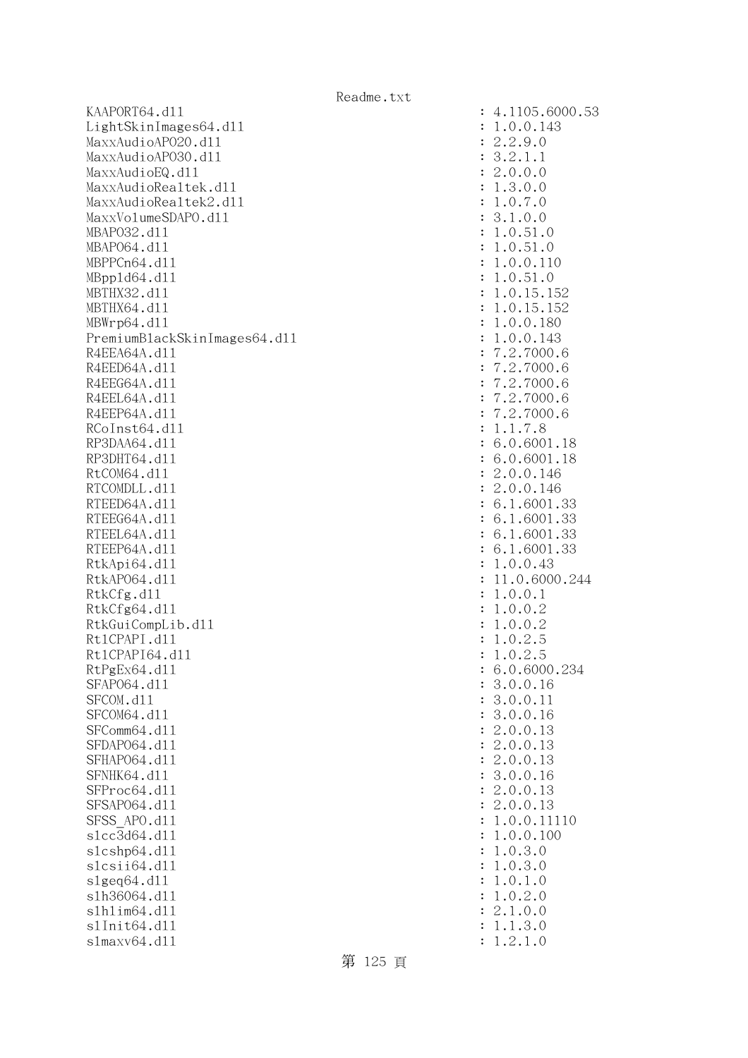```
KAAPORT64.dll                          : 4.1105.6000.53
LightSkinImages64.dll                  : 1.0.0.143
MaxxAudioAPO20.dll                     : 2.2.9.0
MaxxAudioAPO30.dll                     : 3.2.1.1
MaxxAudioEQ.dll                        : 2.0.0.0
MaxxAudioRealtek.dll                   : 1.3.0.0
MaxxAudioRealtek2.dll                  : 1.0.7.0
MaxxVolumeSDAPO.dll                    : 3.1.0.0
MBAPO32.dll                            : 1.0.51.0
MBAPO64.dll                            : 1.0.51.0
MBPPCn64.dll                           : 1.0.0.110
MBppld64.dll                           : 1.0.51.0
MBTHX32.dll                            : 1.0.15.152
MBTHX64.dll                            : 1.0.15.152
MBWrp64.dll                            : 1.0.0.180
PremiumBlackSkinImages64.dll           : 1.0.0.143
R4EEA64A.dll                           : 7.2.7000.6
R4EED64A.dll                           : 7.2.7000.6
R4EEG64A.dll                           : 7.2.7000.6
R4EEL64A.dll                           : 7.2.7000.6
R4EEP64A.dll                           : 7.2.7000.6
RCoInst64.dll                          : 1.1.7.8
RP3DAA64.dll                           : 6.0.6001.18
RP3DHT64.dll                           : 6.0.6001.18
RtCOM64.dll                            : 2.0.0.146
RTCOMDLL.dll                           : 2.0.0.146
RTEED64A.dll                           : 6.1.6001.33
RTEEG64A.dll                           : 6.1.6001.33
RTEEL64A.dll                           : 6.1.6001.33
RTEEP64A.dll                           : 6.1.6001.33
RtkApi64.dll                           : 1.0.0.43
RtkAPO64.dll                           : 11.0.6000.244
RtkCfg.dll                             : 1.0.0.1
RtkCfg64.dll                           : 1.0.0.2
RtkGuiCompLib.dll                      : 1.0.0.2
RtlCPAPI.dll                           : 1.0.2.5
RtlCPAPI64.dll                         : 1.0.2.5
RtPgEx64.dll                           : 6.0.6000.234
SFAPO64.dll                            : 3.0.0.16
SFCOM.dll                              : 3.0.0.11
SFCOM64.dll                            : 3.0.0.16
SFComm64.dll                           : 2.0.0.13
SFDAPO64.dll                           : 2.0.0.13
SFHAPO64.dll                           : 2.0.0.13
SFNHK64.dll                            : 3.0.0.16
SFProc64.dll                           : 2.0.0.13
SFSAPO64.dll                           : 2.0.0.13
SFSS_APO.dll                           : 1.0.0.11110
slcc3d64.dll                           : 1.0.0.100
slcshp64.dll                           : 1.0.3.0
slcsii64.dll                           : 1.0.3.0
slgeq64.dll                            : 1.0.1.0
slh36064.dll                           : 1.0.2.0
slhlim64.dll                           : 2.1.0.0
slInit64.dll                           : 1.1.3.0
slmaxv64.dll                           : 1.2.1.0
```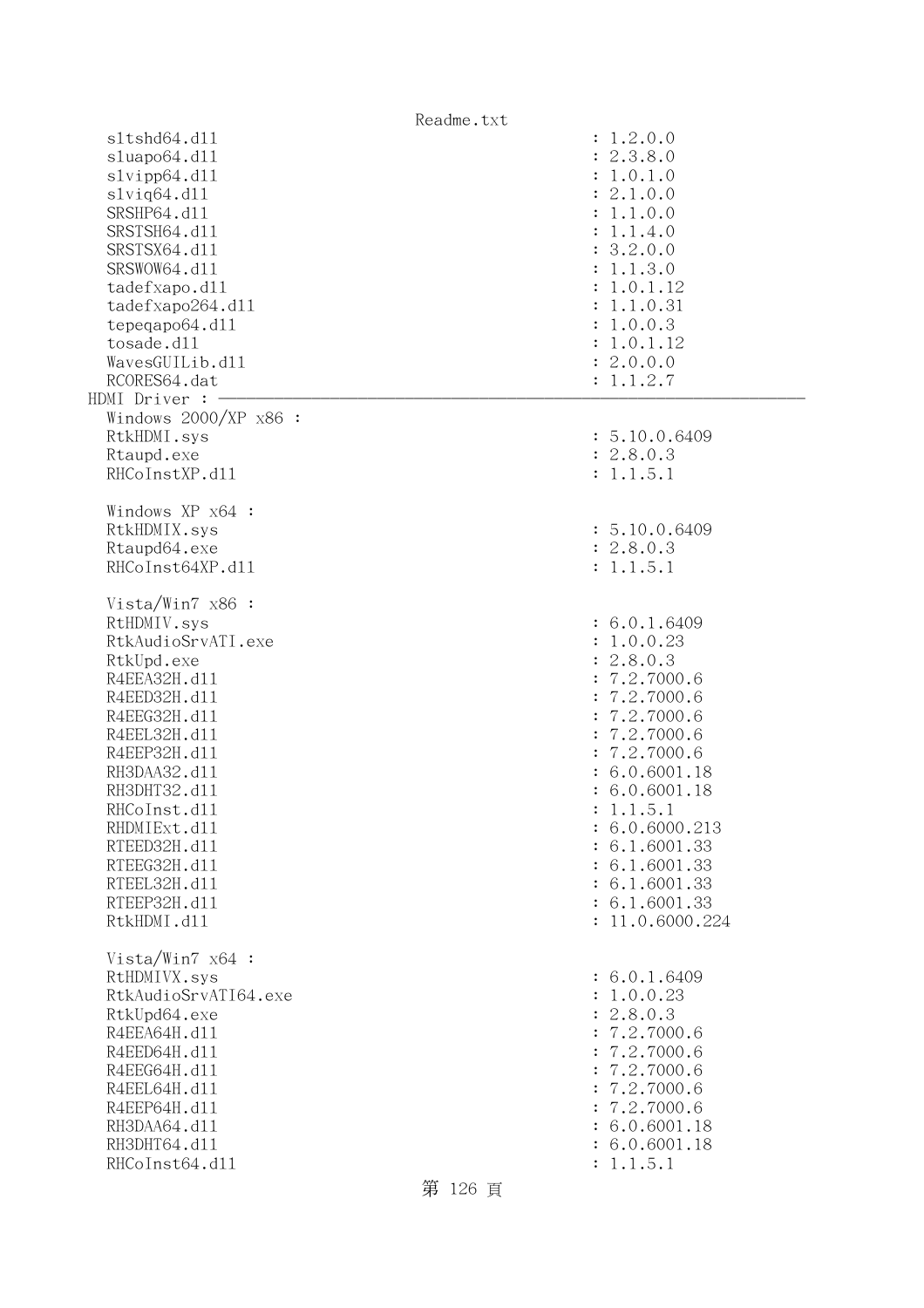```
  sltshd64.dll                                     : 1.2.0.0
  sluapo64.dll                                     : 2.3.8.0
  slvipp64.dll                                     : 1.0.1.0
  slviq64.dll                                      : 2.1.0.0
  SRSHP64.dll                                      : 1.1.0.0
  SRSTSH64.dll                                     : 1.1.4.0
  SRSTSX64.dll                                     : 3.2.0.0
  SRSWOW64.dll                                     : 1.1.3.0
  tadefxapo.dll                                    : 1.0.1.12
  tadefxapo264.dll                                 : 1.1.0.31
  tepeqapo64.dll                                   : 1.0.0.3
  tosade.dll                                       : 1.0.1.12
  WavesGUILib.dll                                  : 2.0.0.0
  RCORES64.dat                                     : 1.1.2.7
HDMI Driver : ---------------------------------------------------------------
  Windows 2000/XP x86 :
  RtkHDMI.sys                                      : 5.10.0.6409
  Rtaupd.exe                                       : 2.8.0.3
  RHCoInstXP.dll                                   : 1.1.5.1

  Windows XP x64 :
  RtkHDMIX.sys                                     : 5.10.0.6409
  Rtaupd64.exe                                     : 2.8.0.3
  RHCoInst64XP.dll                                 : 1.1.5.1

  Vista/Win7 x86 :
  RtHDMIV.sys                                      : 6.0.1.6409
  RtkAudioSrvATI.exe                               : 1.0.0.23
  RtkUpd.exe                                       : 2.8.0.3
  R4EEA32H.dll                                     : 7.2.7000.6
  R4EED32H.dll                                     : 7.2.7000.6
  R4EEG32H.dll                                     : 7.2.7000.6
  R4EEL32H.dll                                     : 7.2.7000.6
  R4EEP32H.dll                                     : 7.2.7000.6
  RH3DAA32.dll                                     : 6.0.6001.18
  RH3DHT32.dll                                     : 6.0.6001.18
  RHCoInst.dll                                     : 1.1.5.1
  RHDMIExt.dll                                     : 6.0.6000.213
  RTEED32H.dll                                     : 6.1.6001.33
  RTEEG32H.dll                                     : 6.1.6001.33
  RTEEL32H.dll                                     : 6.1.6001.33
  RTEEP32H.dll                                     : 6.1.6001.33
  RtkHDMI.dll                                      : 11.0.6000.224

  Vista/Win7 x64 :
  RtHDMIVX.sys                                     : 6.0.1.6409
  RtkAudioSrvATI64.exe                             : 1.0.0.23
  RtkUpd64.exe                                     : 2.8.0.3
  R4EEA64H.dll                                     : 7.2.7000.6
  R4EED64H.dll                                     : 7.2.7000.6
  R4EEG64H.dll                                     : 7.2.7000.6
  R4EEL64H.dll                                     : 7.2.7000.6
  R4EEP64H.dll                                     : 7.2.7000.6
  RH3DAA64.dll                                     : 6.0.6001.18
  RH3DHT64.dll                                     : 6.0.6001.18
  RHCoInst64.dll                                   : 1.1.5.1
```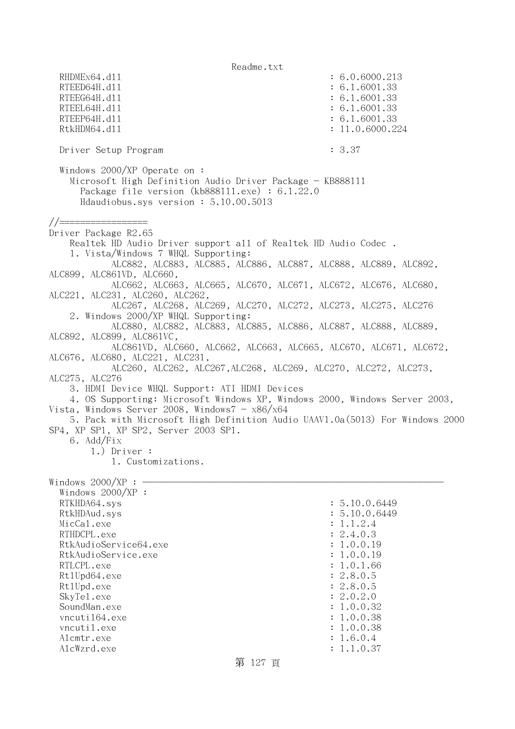```
  RHDMEx64.dll                                        : 6.0.6000.213
  RTEED64H.dll                                        : 6.1.6001.33
  RTEEG64H.dll                                        : 6.1.6001.33
  RTEEL64H.dll                                        : 6.1.6001.33
  RTEEP64H.dll                                        : 6.1.6001.33
  RtkHDM64.dll                                        : 11.0.6000.224

  Driver Setup Program                                : 3.37

  Windows 2000/XP Operate on :
    Microsoft High Definition Audio Driver Package - KB888111
      Package file version (kb888111.exe) : 6.1.22.0
      Hdaudiobus.sys version : 5.10.00.5013

//=================
Driver Package R2.65
    Realtek HD Audio Driver support all of Realtek HD Audio Codec .
    1. Vista/Windows 7 WHQL Supporting:
            ALC882, ALC883, ALC885, ALC886, ALC887, ALC888, ALC889, ALC892, 
ALC899, ALC861VD, ALC660,
            ALC662, ALC663, ALC665, ALC670, ALC671, ALC672, ALC676, ALC680, 
ALC221, ALC231, ALC260, ALC262,
            ALC267, ALC268, ALC269, ALC270, ALC272, ALC273, ALC275, ALC276
    2. Windows 2000/XP WHQL Supporting:
            ALC880, ALC882, ALC883, ALC885, ALC886, ALC887, ALC888, ALC889, 
ALC892, ALC899, ALC861VC,
            ALC861VD, ALC660, ALC662, ALC663, ALC665, ALC670, ALC671, ALC672, 
ALC676, ALC680, ALC221, ALC231,
            ALC260, ALC262, ALC267,ALC268, ALC269, ALC270, ALC272, ALC273, 
ALC275, ALC276
    3. HDMI Device WHQL Support: ATI HDMI Devices
    4. OS Supporting: Microsoft Windows XP, Windows 2000, Windows Server 2003, 
Vista, Windows Server 2008, Windows7 - x86/x64
    5. Pack with Microsoft High Definition Audio UAAV1.0a(5013) For Windows 2000 
SP4, XP SP1, XP SP2, Server 2003 SP1.
    6. Add/Fix
        1.) Driver :
            1. Customizations.

Windows 2000/XP : ———————————————————————————————————————————————————————————
  Windows 2000/XP :
  RTKHDA64.sys                                        : 5.10.0.6449
  RtkHDAud.sys                                        : 5.10.0.6449
  MicCal.exe                                          : 1.1.2.4
  RTHDCPL.exe                                         : 2.4.0.3
  RtkAudioService64.exe                               : 1.0.0.19
  RtkAudioService.exe                                 : 1.0.0.19
  RTLCPL.exe                                          : 1.0.1.66
  RtlUpd64.exe                                        : 2.8.0.5
  RtlUpd.exe                                          : 2.8.0.5
  SkyTel.exe                                          : 2.0.2.0
  SoundMan.exe                                        : 1.0.0.32
  vncutil64.exe                                       : 1.0.0.38
  vncutil.exe                                         : 1.0.0.38
  Alcmtr.exe                                          : 1.6.0.4
  AlcWzrd.exe                                         : 1.1.0.37
```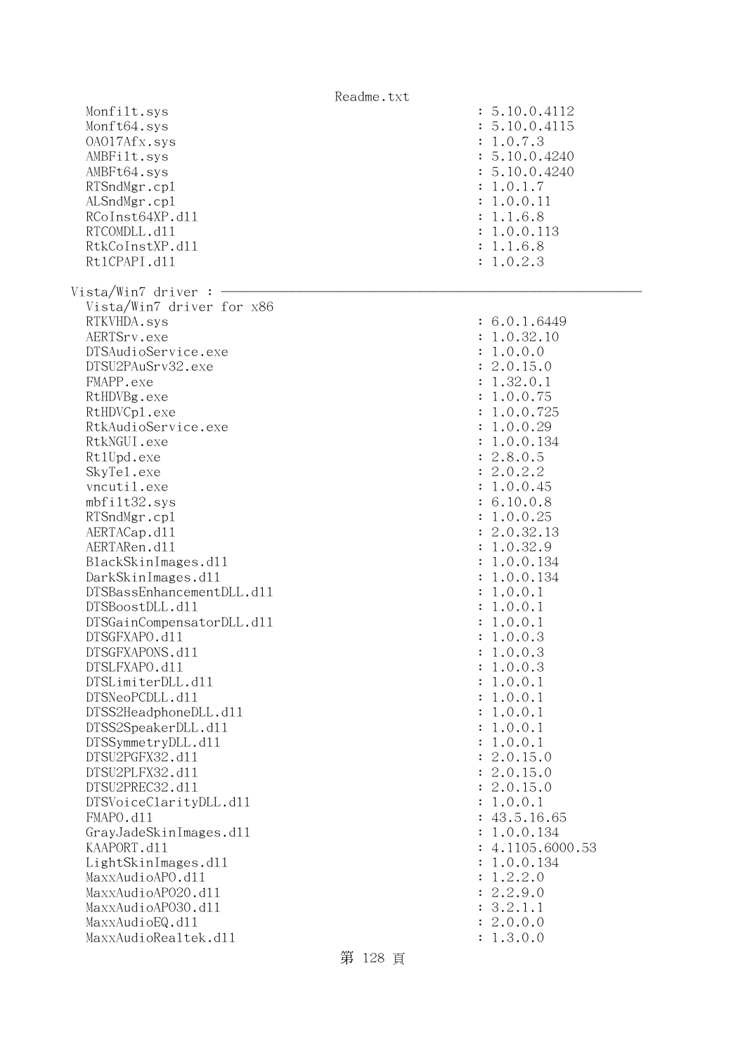```
  Monfilt.sys                                          : 5.10.0.4112
  Monft64.sys                                          : 5.10.0.4115
  OA017Afx.sys                                         : 1.0.7.3
  AMBFilt.sys                                          : 5.10.0.4240
  AMBFt64.sys                                          : 5.10.0.4240
  RTSndMgr.cpl                                         : 1.0.1.7
  ALSndMgr.cpl                                         : 1.0.0.11
  RCoInst64XP.dll                                      : 1.1.6.8
  RTCOMDLL.dll                                         : 1.0.0.113
  RtkCoInstXP.dll                                      : 1.1.6.8
  RtlCPAPI.dll                                         : 1.0.2.3

Vista/Win7 driver : ------------------------------------------------------------
  Vista/Win7 driver for x86
  RTKVHDA.sys                                          : 6.0.1.6449
  AERTSrv.exe                                          : 1.0.32.10
  DTSAudioService.exe                                  : 1.0.0.0
  DTSU2PAuSrv32.exe                                    : 2.0.15.0
  FMAPP.exe                                            : 1.32.0.1
  RtHDVBg.exe                                          : 1.0.0.75
  RtHDVCpl.exe                                         : 1.0.0.725
  RtkAudioService.exe                                  : 1.0.0.29
  RtkNGUI.exe                                          : 1.0.0.134
  RtlUpd.exe                                           : 2.8.0.5
  SkyTel.exe                                           : 2.0.2.2
  vncutil.exe                                          : 1.0.0.45
  mbfilt32.sys                                         : 6.10.0.8
  RTSndMgr.cpl                                         : 1.0.0.25
  AERTACap.dll                                         : 2.0.32.13
  AERTARen.dll                                         : 1.0.32.9
  BlackSkinImages.dll                                  : 1.0.0.134
  DarkSkinImages.dll                                   : 1.0.0.134
  DTSBassEnhancementDLL.dll                            : 1.0.0.1
  DTSBoostDLL.dll                                      : 1.0.0.1
  DTSGainCompensatorDLL.dll                            : 1.0.0.1
  DTSGFXAPO.dll                                        : 1.0.0.3
  DTSGFXAPONS.dll                                      : 1.0.0.3
  DTSLFXAPO.dll                                        : 1.0.0.3
  DTSLimiterDLL.dll                                    : 1.0.0.1
  DTSNeoPCDLL.dll                                      : 1.0.0.1
  DTSS2HeadphoneDLL.dll                                : 1.0.0.1
  DTSS2SpeakerDLL.dll                                  : 1.0.0.1
  DTSSymmetryDLL.dll                                   : 1.0.0.1
  DTSU2PGFX32.dll                                      : 2.0.15.0
  DTSU2PLFX32.dll                                      : 2.0.15.0
  DTSU2PREC32.dll                                      : 2.0.15.0
  DTSVoiceClarityDLL.dll                               : 1.0.0.1
  FMAPO.dll                                            : 43.5.16.65
  GrayJadeSkinImages.dll                               : 1.0.0.134
  KAAPORT.dll                                          : 4.1105.6000.53
  LightSkinImages.dll                                  : 1.0.0.134
  MaxxAudioAPO.dll                                     : 1.2.2.0
  MaxxAudioAPO20.dll                                   : 2.2.9.0
  MaxxAudioAPO30.dll                                   : 3.2.1.1
  MaxxAudioEQ.dll                                      : 2.0.0.0
  MaxxAudioRealtek.dll                                 : 1.3.0.0
```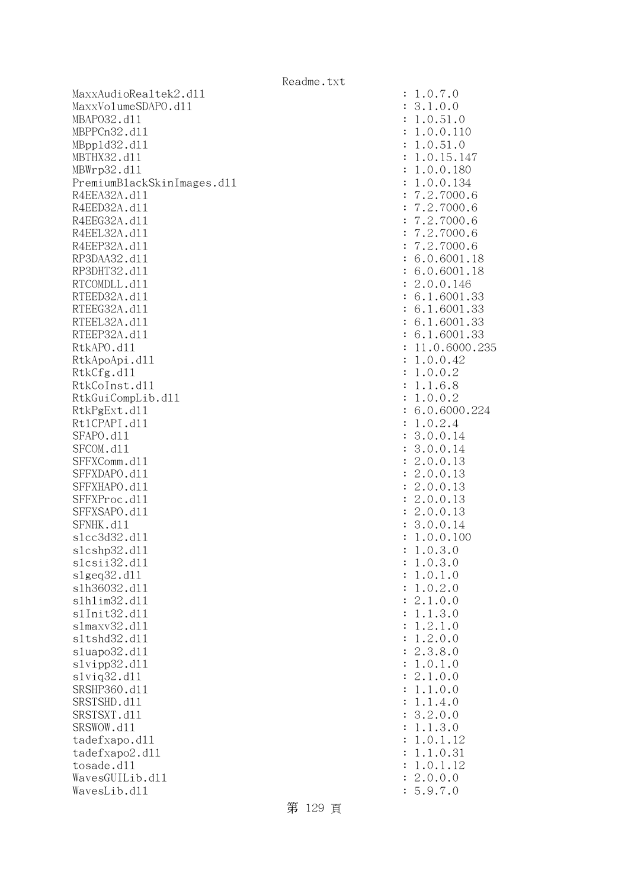```
MaxxAudioRealtek2.dll                                   : 1.0.7.0
MaxxVolumeSDAPO.dll                                     : 3.1.0.0
MBAPO32.dll                                             : 1.0.51.0
MBPPCn32.dll                                            : 1.0.0.110
MBppld32.dll                                            : 1.0.51.0
MBTHX32.dll                                             : 1.0.15.147
MBWrp32.dll                                             : 1.0.0.180
PremiumBlackSkinImages.dll                              : 1.0.0.134
R4EEA32A.dll                                            : 7.2.7000.6
R4EED32A.dll                                            : 7.2.7000.6
R4EEG32A.dll                                            : 7.2.7000.6
R4EEL32A.dll                                            : 7.2.7000.6
R4EEP32A.dll                                            : 7.2.7000.6
RP3DAA32.dll                                            : 6.0.6001.18
RP3DHT32.dll                                            : 6.0.6001.18
RTCOMDLL.dll                                            : 2.0.0.146
RTEED32A.dll                                            : 6.1.6001.33
RTEEG32A.dll                                            : 6.1.6001.33
RTEEL32A.dll                                            : 6.1.6001.33
RTEEP32A.dll                                            : 6.1.6001.33
RtkAPO.dll                                              : 11.0.6000.235
RtkApoApi.dll                                           : 1.0.0.42
RtkCfg.dll                                              : 1.0.0.2
RtkCoInst.dll                                           : 1.1.6.8
RtkGuiCompLib.dll                                       : 1.0.0.2
RtkPgExt.dll                                            : 6.0.6000.224
RtlCPAPI.dll                                            : 1.0.2.4
SFAPO.dll                                               : 3.0.0.14
SFCOM.dll                                               : 3.0.0.14
SFFXComm.dll                                            : 2.0.0.13
SFFXDAPO.dll                                            : 2.0.0.13
SFFXHAPO.dll                                            : 2.0.0.13
SFFXProc.dll                                            : 2.0.0.13
SFFXSAPO.dll                                            : 2.0.0.13
SFNHK.dll                                               : 3.0.0.14
slcc3d32.dll                                            : 1.0.0.100
slcshp32.dll                                            : 1.0.3.0
slcsii32.dll                                            : 1.0.3.0
slgeq32.dll                                             : 1.0.1.0
slh36032.dll                                            : 1.0.2.0
slhlim32.dll                                            : 2.1.0.0
slInit32.dll                                            : 1.1.3.0
slmaxv32.dll                                            : 1.2.1.0
sltshd32.dll                                            : 1.2.0.0
sluapo32.dll                                            : 2.3.8.0
slvipp32.dll                                            : 1.0.1.0
slviq32.dll                                             : 2.1.0.0
SRSHP360.dll                                            : 1.1.0.0
SRSTSHD.dll                                             : 1.1.4.0
SRSTSXT.dll                                             : 3.2.0.0
SRSWOW.dll                                              : 1.1.3.0
tadefxapo.dll                                           : 1.0.1.12
tadefxapo2.dll                                          : 1.1.0.31
tosade.dll                                              : 1.0.1.12
WavesGUILib.dll                                         : 2.0.0.0
WavesLib.dll                                            : 5.9.7.0
```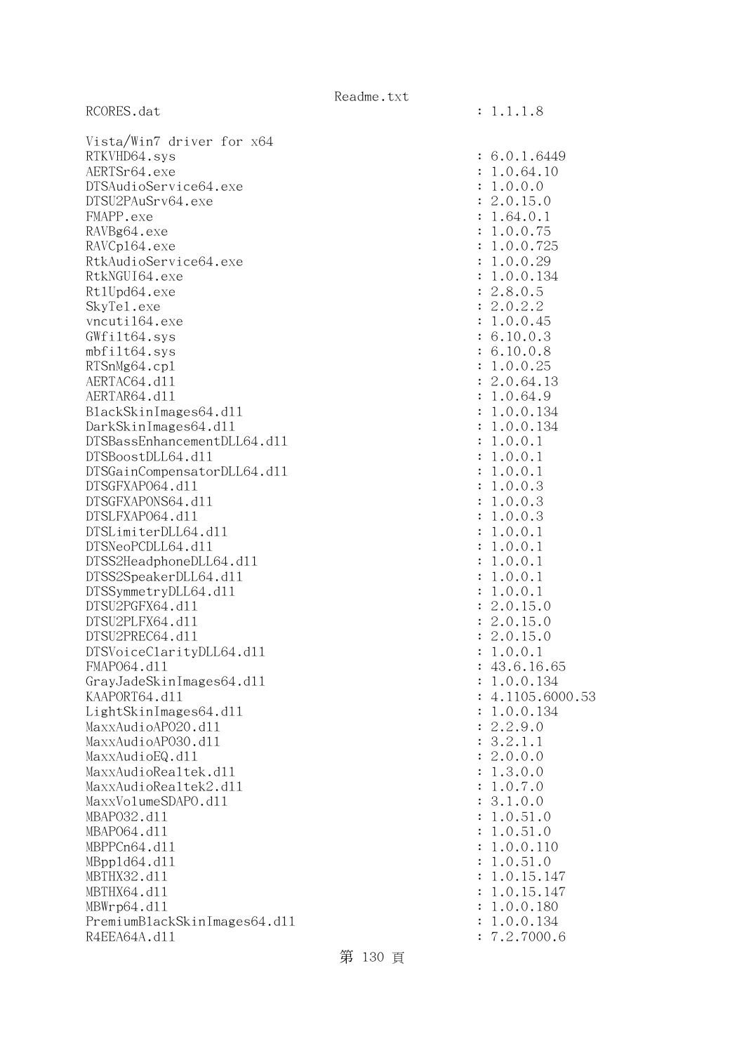```
RCORES.dat                                        : 1.1.1.8

Vista/Win7 driver for x64
RTKVHD64.sys                                      : 6.0.1.6449
AERTSr64.exe                                      : 1.0.64.10
DTSAudioService64.exe                             : 1.0.0.0
DTSU2PAuSrv64.exe                                 : 2.0.15.0
FMAPP.exe                                         : 1.64.0.1
RAVBg64.exe                                       : 1.0.0.75
RAVCpl64.exe                                      : 1.0.0.725
RtkAudioService64.exe                             : 1.0.0.29
RtkNGUI64.exe                                     : 1.0.0.134
RtlUpd64.exe                                      : 2.8.0.5
SkyTel.exe                                        : 2.0.2.2
vncutil64.exe                                     : 1.0.0.45
GWfilt64.sys                                      : 6.10.0.3
mbfilt64.sys                                      : 6.10.0.8
RTSnMg64.cpl                                      : 1.0.0.25
AERTAC64.dll                                      : 2.0.64.13
AERTAR64.dll                                      : 1.0.64.9
BlackSkinImages64.dll                             : 1.0.0.134
DarkSkinImages64.dll                              : 1.0.0.134
DTSBassEnhancementDLL64.dll                       : 1.0.0.1
DTSBoostDLL64.dll                                 : 1.0.0.1
DTSGainCompensatorDLL64.dll                       : 1.0.0.1
DTSGFXAPO64.dll                                   : 1.0.0.3
DTSGFXAPONS64.dll                                 : 1.0.0.3
DTSLFXAPO64.dll                                   : 1.0.0.3
DTSLimiterDLL64.dll                               : 1.0.0.1
DTSNeoPCDLL64.dll                                 : 1.0.0.1
DTSS2HeadphoneDLL64.dll                           : 1.0.0.1
DTSS2SpeakerDLL64.dll                             : 1.0.0.1
DTSSymmetryDLL64.dll                              : 1.0.0.1
DTSU2PGFX64.dll                                   : 2.0.15.0
DTSU2PLFX64.dll                                   : 2.0.15.0
DTSU2PREC64.dll                                   : 2.0.15.0
DTSVoiceClarityDLL64.dll                          : 1.0.0.1
FMAPO64.dll                                       : 43.6.16.65
GrayJadeSkinImages64.dll                          : 1.0.0.134
KAAPORT64.dll                                     : 4.1105.6000.53
LightSkinImages64.dll                             : 1.0.0.134
MaxxAudioAPO20.dll                                : 2.2.9.0
MaxxAudioAPO30.dll                                : 3.2.1.1
MaxxAudioEQ.dll                                   : 2.0.0.0
MaxxAudioRealtek.dll                              : 1.3.0.0
MaxxAudioRealtek2.dll                             : 1.0.7.0
MaxxVolumeSDAPO.dll                               : 3.1.0.0
MBAPO32.dll                                       : 1.0.51.0
MBAPO64.dll                                       : 1.0.51.0
MBPPCn64.dll                                      : 1.0.0.110
MBppld64.dll                                      : 1.0.51.0
MBTHX32.dll                                       : 1.0.15.147
MBTHX64.dll                                       : 1.0.15.147
MBWrp64.dll                                       : 1.0.0.180
PremiumBlackSkinImages64.dll                      : 1.0.0.134
R4EEA64A.dll                                      : 7.2.7000.6
```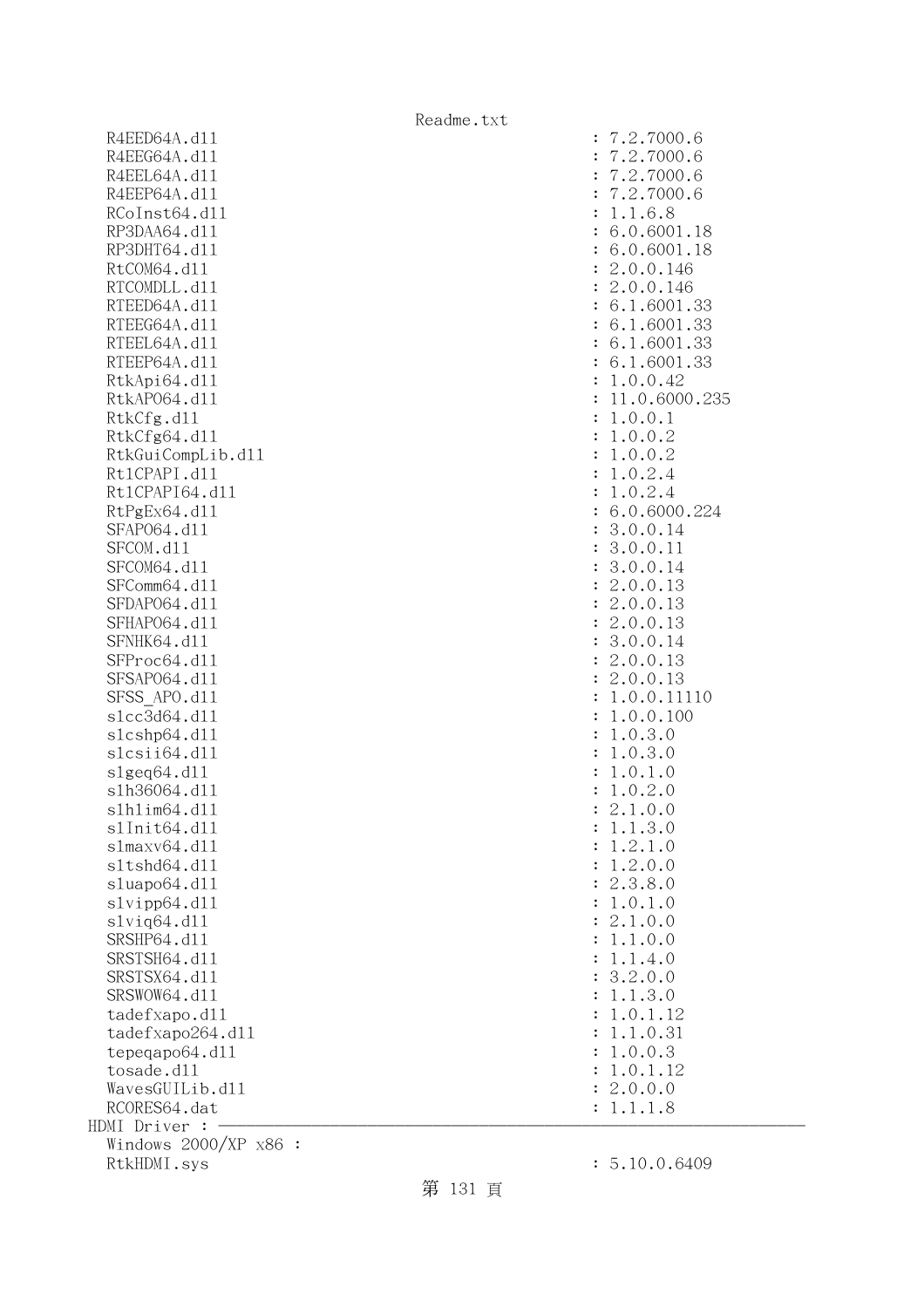```
R4EED64A.dll                                    : 7.2.7000.6
R4EEG64A.dll                                    : 7.2.7000.6
R4EEL64A.dll                                    : 7.2.7000.6
R4EEP64A.dll                                    : 7.2.7000.6
RCoInst64.dll                                   : 1.1.6.8
RP3DAA64.dll                                    : 6.0.6001.18
RP3DHT64.dll                                    : 6.0.6001.18
RtCOM64.dll                                     : 2.0.0.146
RTCOMDLL.dll                                    : 2.0.0.146
RTEED64A.dll                                    : 6.1.6001.33
RTEEG64A.dll                                    : 6.1.6001.33
RTEEL64A.dll                                    : 6.1.6001.33
RTEEP64A.dll                                    : 6.1.6001.33
RtkApi64.dll                                    : 1.0.0.42
RtkAPO64.dll                                    : 11.0.6000.235
RtkCfg.dll                                      : 1.0.0.1
RtkCfg64.dll                                    : 1.0.0.2
RtkGuiCompLib.dll                               : 1.0.0.2
Rt1CPAPI.dll                                    : 1.0.2.4
Rt1CPAPI64.dll                                  : 1.0.2.4
RtPgEx64.dll                                    : 6.0.6000.224
SFAPO64.dll                                     : 3.0.0.14
SFCOM.dll                                       : 3.0.0.11
SFCOM64.dll                                     : 3.0.0.14
SFComm64.dll                                    : 2.0.0.13
SFDAPO64.dll                                    : 2.0.0.13
SFHAPO64.dll                                    : 2.0.0.13
SFNHK64.dll                                     : 3.0.0.14
SFProc64.dll                                    : 2.0.0.13
SFSAPO64.dll                                    : 2.0.0.13
SFSS_APO.dll                                    : 1.0.0.11110
slcc3d64.dll                                    : 1.0.0.100
slcshp64.dll                                    : 1.0.3.0
slcsii64.dll                                    : 1.0.3.0
slgeq64.dll                                     : 1.0.1.0
slh36064.dll                                    : 1.0.2.0
slhlim64.dll                                    : 2.1.0.0
slInit64.dll                                    : 1.1.3.0
slmaxv64.dll                                    : 1.2.1.0
sltshd64.dll                                    : 1.2.0.0
sluapo64.dll                                    : 2.3.8.0
slvipp64.dll                                    : 1.0.1.0
slviq64.dll                                     : 2.1.0.0
SRSHP64.dll                                     : 1.1.0.0
SRSTSH64.dll                                    : 1.1.4.0
SRSTSX64.dll                                    : 3.2.0.0
SRSWOW64.dll                                    : 1.1.3.0
tadefxapo.dll                                   : 1.0.1.12
tadefxapo264.dll                                : 1.1.0.31
tepeqapo64.dll                                  : 1.0.0.3
tosade.dll                                      : 1.0.1.12
WavesGUILib.dll                                 : 2.0.0.0
RCORES64.dat                                    : 1.1.1.8
HDMI Driver : ---------------------------------------------------------------
Windows 2000/XP x86 :
RtkHDMI.sys                                     : 5.10.0.6409
```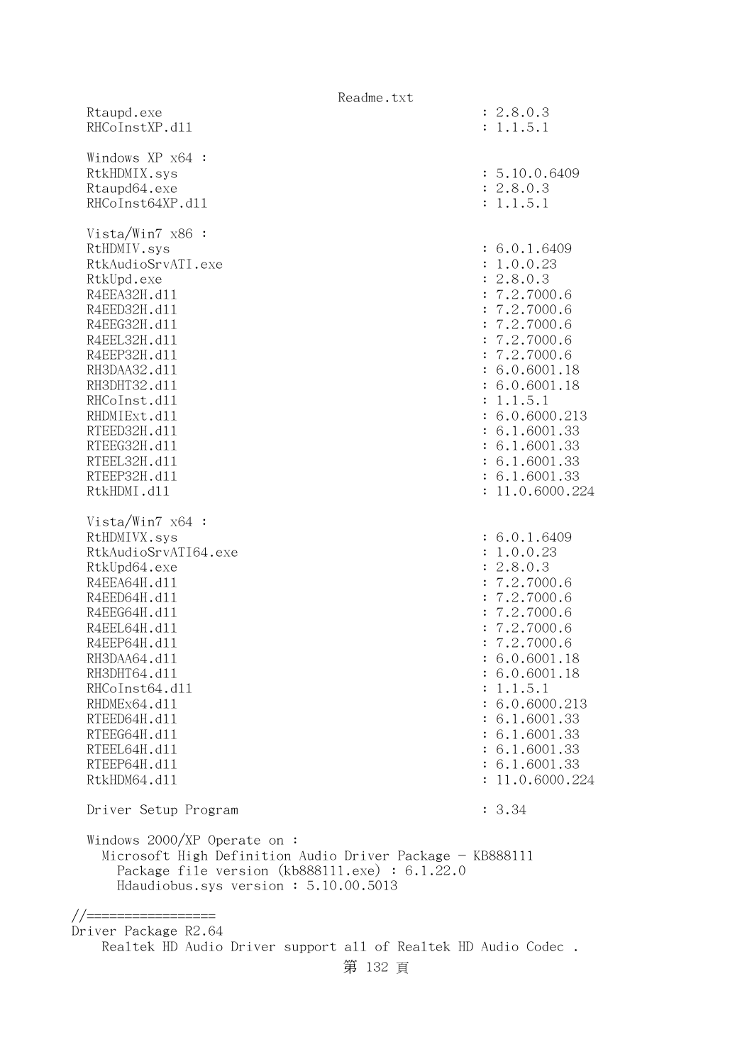```
  Rtaupd.exe                                               : 2.8.0.3
  RHCoInstXP.dll                                           : 1.1.5.1

  Windows XP x64 :
  RtkHDMIX.sys                                             : 5.10.0.6409
  Rtaupd64.exe                                             : 2.8.0.3
  RHCoInst64XP.dll                                         : 1.1.5.1

  Vista/Win7 x86 :
  RtHDMIV.sys                                              : 6.0.1.6409
  RtkAudioSrvATI.exe                                       : 1.0.0.23
  RtkUpd.exe                                               : 2.8.0.3
  R4EEA32H.dll                                             : 7.2.7000.6
  R4EED32H.dll                                             : 7.2.7000.6
  R4EEG32H.dll                                             : 7.2.7000.6
  R4EEL32H.dll                                             : 7.2.7000.6
  R4EEP32H.dll                                             : 7.2.7000.6
  RH3DAA32.dll                                             : 6.0.6001.18
  RH3DHT32.dll                                             : 6.0.6001.18
  RHCoInst.dll                                             : 1.1.5.1
  RHDMIExt.dll                                             : 6.0.6000.213
  RTEED32H.dll                                             : 6.1.6001.33
  RTEEG32H.dll                                             : 6.1.6001.33
  RTEEL32H.dll                                             : 6.1.6001.33
  RTEEP32H.dll                                             : 6.1.6001.33
  RtkHDMI.dll                                              : 11.0.6000.224

  Vista/Win7 x64 :
  RtHDMIVX.sys                                             : 6.0.1.6409
  RtkAudioSrvATI64.exe                                     : 1.0.0.23
  RtkUpd64.exe                                             : 2.8.0.3
  R4EEA64H.dll                                             : 7.2.7000.6
  R4EED64H.dll                                             : 7.2.7000.6
  R4EEG64H.dll                                             : 7.2.7000.6
  R4EEL64H.dll                                             : 7.2.7000.6
  R4EEP64H.dll                                             : 7.2.7000.6
  RH3DAA64.dll                                             : 6.0.6001.18
  RH3DHT64.dll                                             : 6.0.6001.18
  RHCoInst64.dll                                           : 1.1.5.1
  RHDMEx64.dll                                             : 6.0.6000.213
  RTEED64H.dll                                             : 6.1.6001.33
  RTEEG64H.dll                                             : 6.1.6001.33
  RTEEL64H.dll                                             : 6.1.6001.33
  RTEEP64H.dll                                             : 6.1.6001.33
  RtkHDM64.dll                                             : 11.0.6000.224

  Driver Setup Program                                     : 3.34

  Windows 2000/XP Operate on :
    Microsoft High Definition Audio Driver Package - KB888111
      Package file version (kb888111.exe) : 6.1.22.0
      Hdaudiobus.sys version : 5.10.00.5013

//=================
Driver Package R2.64
    Realtek HD Audio Driver support all of Realtek HD Audio Codec .
```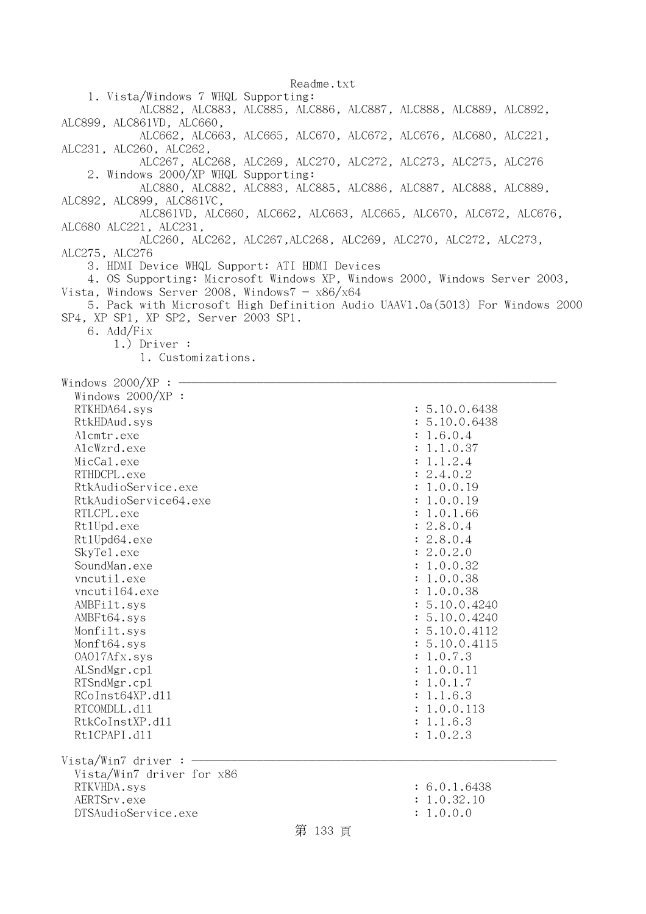Readme.txt

1. Vista/Windows 7 WHQL Supporting:
   ALC882, ALC883, ALC885, ALC886, ALC887, ALC888, ALC889, ALC892, ALC899, ALC861VD, ALC660,
   ALC662, ALC663, ALC665, ALC670, ALC672, ALC676, ALC680, ALC221, ALC231, ALC260, ALC262,
   ALC267, ALC268, ALC269, ALC270, ALC272, ALC273, ALC275, ALC276
2. Windows 2000/XP WHQL Supporting:
   ALC880, ALC882, ALC883, ALC885, ALC886, ALC887, ALC888, ALC889, ALC892, ALC899, ALC861VC,
   ALC861VD, ALC660, ALC662, ALC663, ALC665, ALC670, ALC672, ALC676, ALC680 ALC221, ALC231,
   ALC260, ALC262, ALC267,ALC268, ALC269, ALC270, ALC272, ALC273, ALC275, ALC276
3. HDMI Device WHQL Support: ATI HDMI Devices
4. OS Supporting: Microsoft Windows XP, Windows 2000, Windows Server 2003, Vista, Windows Server 2008, Windows7 - x86/x64
5. Pack with Microsoft High Definition Audio UAAV1.0a(5013) For Windows 2000 SP4, XP SP1, XP SP2, Server 2003 SP1.
6. Add/Fix
   1.) Driver :
      1. Customizations.

Windows 2000/XP : ————————————————————————————————————————

Windows 2000/XP :

| File | Version |
|---|---|
| RTKHDA64.sys | 5.10.0.6438 |
| RtkHDAud.sys | 5.10.0.6438 |
| Alcmtr.exe | 1.6.0.4 |
| AlcWzrd.exe | 1.1.0.37 |
| MicCal.exe | 1.1.2.4 |
| RTHDCPL.exe | 2.4.0.2 |
| RtkAudioService.exe | 1.0.0.19 |
| RtkAudioService64.exe | 1.0.0.19 |
| RTLCPL.exe | 1.0.1.66 |
| RtlUpd.exe | 2.8.0.4 |
| RtlUpd64.exe | 2.8.0.4 |
| SkyTel.exe | 2.0.2.0 |
| SoundMan.exe | 1.0.0.32 |
| vncutil.exe | 1.0.0.38 |
| vncutil64.exe | 1.0.0.38 |
| AMBFilt.sys | 5.10.0.4240 |
| AMBFt64.sys | 5.10.0.4240 |
| Monfilt.sys | 5.10.0.4112 |
| Monft64.sys | 5.10.0.4115 |
| OA017Afx.sys | 1.0.7.3 |
| ALSndMgr.cpl | 1.0.0.11 |
| RTSndMgr.cpl | 1.0.1.7 |
| RCoInst64XP.dll | 1.1.6.3 |
| RTCOMDLL.dll | 1.0.0.113 |
| RtkCoInstXP.dll | 1.1.6.3 |
| RtlCPAPI.dll | 1.0.2.3 |

Vista/Win7 driver : ————————————————————————————————————————

Vista/Win7 driver for x86

| File | Version |
|---|---|
| RTKVHDA.sys | 6.0.1.6438 |
| AERTSrv.exe | 1.0.32.10 |
| DTSAudioService.exe | 1.0.0.0 |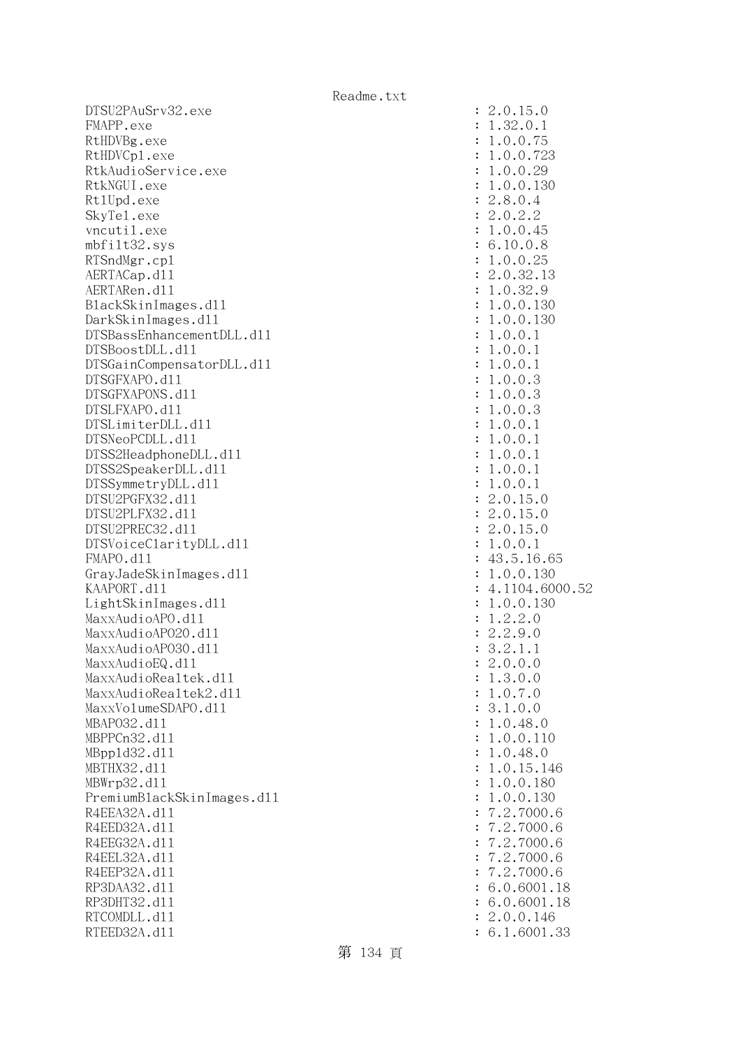```
DTSU2PAuSrv32.exe                                : 2.0.15.0
FMAPP.exe                                        : 1.32.0.1
RtHDVBg.exe                                      : 1.0.0.75
RtHDVCpl.exe                                     : 1.0.0.723
RtkAudioService.exe                              : 1.0.0.29
RtkNGUI.exe                                      : 1.0.0.130
RtlUpd.exe                                       : 2.8.0.4
SkyTel.exe                                       : 2.0.2.2
vncutil.exe                                      : 1.0.0.45
mbfilt32.sys                                     : 6.10.0.8
RTSndMgr.cpl                                     : 1.0.0.25
AERTACap.dll                                     : 2.0.32.13
AERTARen.dll                                     : 1.0.32.9
BlackSkinImages.dll                              : 1.0.0.130
DarkSkinImages.dll                               : 1.0.0.130
DTSBassEnhancementDLL.dll                        : 1.0.0.1
DTSBoostDLL.dll                                  : 1.0.0.1
DTSGainCompensatorDLL.dll                        : 1.0.0.1
DTSGFXAPO.dll                                    : 1.0.0.3
DTSGFXAPONS.dll                                  : 1.0.0.3
DTSLFXAPO.dll                                    : 1.0.0.3
DTSLimiterDLL.dll                                : 1.0.0.1
DTSNeoPCDLL.dll                                  : 1.0.0.1
DTSS2HeadphoneDLL.dll                            : 1.0.0.1
DTSS2SpeakerDLL.dll                              : 1.0.0.1
DTSSymmetryDLL.dll                               : 1.0.0.1
DTSU2PGFX32.dll                                  : 2.0.15.0
DTSU2PLFX32.dll                                  : 2.0.15.0
DTSU2PREC32.dll                                  : 2.0.15.0
DTSVoiceClarityDLL.dll                           : 1.0.0.1
FMAPO.dll                                        : 43.5.16.65
GrayJadeSkinImages.dll                           : 1.0.0.130
KAAPORT.dll                                      : 4.1104.6000.52
LightSkinImages.dll                              : 1.0.0.130
MaxxAudioAPO.dll                                 : 1.2.2.0
MaxxAudioAPO20.dll                               : 2.2.9.0
MaxxAudioAPO30.dll                               : 3.2.1.1
MaxxAudioEQ.dll                                  : 2.0.0.0
MaxxAudioRealtek.dll                             : 1.3.0.0
MaxxAudioRealtek2.dll                            : 1.0.7.0
MaxxVolumeSDAPO.dll                              : 3.1.0.0
MBAPO32.dll                                      : 1.0.48.0
MBPPCn32.dll                                     : 1.0.0.110
MBppld32.dll                                     : 1.0.48.0
MBTHX32.dll                                      : 1.0.15.146
MBWrp32.dll                                      : 1.0.0.180
PremiumBlackSkinImages.dll                       : 1.0.0.130
R4EEA32A.dll                                     : 7.2.7000.6
R4EED32A.dll                                     : 7.2.7000.6
R4EEG32A.dll                                     : 7.2.7000.6
R4EEL32A.dll                                     : 7.2.7000.6
R4EEP32A.dll                                     : 7.2.7000.6
RP3DAA32.dll                                     : 6.0.6001.18
RP3DHT32.dll                                     : 6.0.6001.18
RTCOMDLL.dll                                     : 2.0.0.146
RTEED32A.dll                                     : 6.1.6001.33
```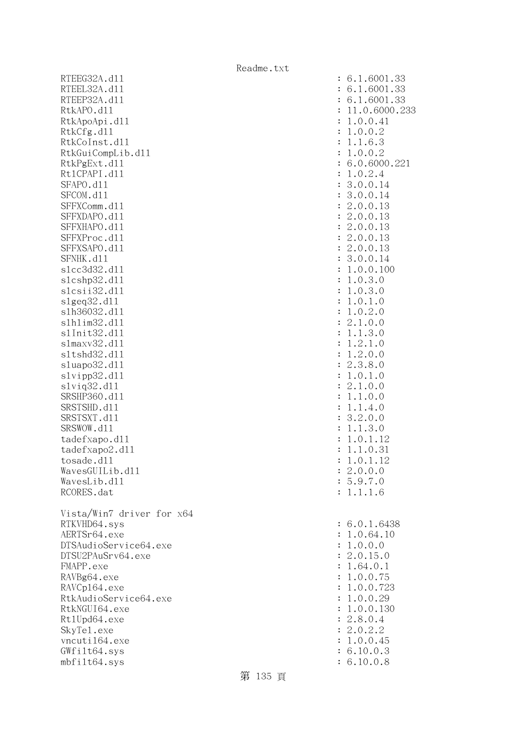```
RTEEG32A.dll                                            : 6.1.6001.33
RTEEL32A.dll                                            : 6.1.6001.33
RTEEP32A.dll                                            : 6.1.6001.33
RtkAPO.dll                                              : 11.0.6000.233
RtkApoApi.dll                                           : 1.0.0.41
RtkCfg.dll                                              : 1.0.0.2
RtkCoInst.dll                                           : 1.1.6.3
RtkGuiCompLib.dll                                       : 1.0.0.2
RtkPgExt.dll                                            : 6.0.6000.221
RtlCPAPI.dll                                            : 1.0.2.4
SFAPO.dll                                               : 3.0.0.14
SFCOM.dll                                               : 3.0.0.14
SFFXComm.dll                                            : 2.0.0.13
SFFXDAPO.dll                                            : 2.0.0.13
SFFXHAPO.dll                                            : 2.0.0.13
SFFXProc.dll                                            : 2.0.0.13
SFFXSAPO.dll                                            : 2.0.0.13
SFNHK.dll                                               : 3.0.0.14
slcc3d32.dll                                            : 1.0.0.100
slcshp32.dll                                            : 1.0.3.0
slcsii32.dll                                            : 1.0.3.0
slgeq32.dll                                             : 1.0.1.0
slh36032.dll                                            : 1.0.2.0
slhlim32.dll                                            : 2.1.0.0
slInit32.dll                                            : 1.1.3.0
slmaxv32.dll                                            : 1.2.1.0
sltshd32.dll                                            : 1.2.0.0
sluapo32.dll                                            : 2.3.8.0
slvipp32.dll                                            : 1.0.1.0
slviq32.dll                                             : 2.1.0.0
SRSHP360.dll                                            : 1.1.0.0
SRSTSHD.dll                                             : 1.1.4.0
SRSTSXT.dll                                             : 3.2.0.0
SRSWOW.dll                                              : 1.1.3.0
tadefxapo.dll                                           : 1.0.1.12
tadefxapo2.dll                                          : 1.1.0.31
tosade.dll                                              : 1.0.1.12
WavesGUILib.dll                                         : 2.0.0.0
WavesLib.dll                                            : 5.9.7.0
RCORES.dat                                              : 1.1.1.6

Vista/Win7 driver for x64
RTKVHD64.sys                                            : 6.0.1.6438
AERTSr64.exe                                            : 1.0.64.10
DTSAudioService64.exe                                   : 1.0.0.0
DTSU2PAuSrv64.exe                                       : 2.0.15.0
FMAPP.exe                                               : 1.64.0.1
RAVBg64.exe                                             : 1.0.0.75
RAVCpl64.exe                                            : 1.0.0.723
RtkAudioService64.exe                                   : 1.0.0.29
RtkNGUI64.exe                                           : 1.0.0.130
RtlUpd64.exe                                            : 2.8.0.4
SkyTel.exe                                              : 2.0.2.2
vncutil64.exe                                           : 1.0.0.45
GWfilt64.sys                                            : 6.10.0.3
mbfilt64.sys                                            : 6.10.0.8
```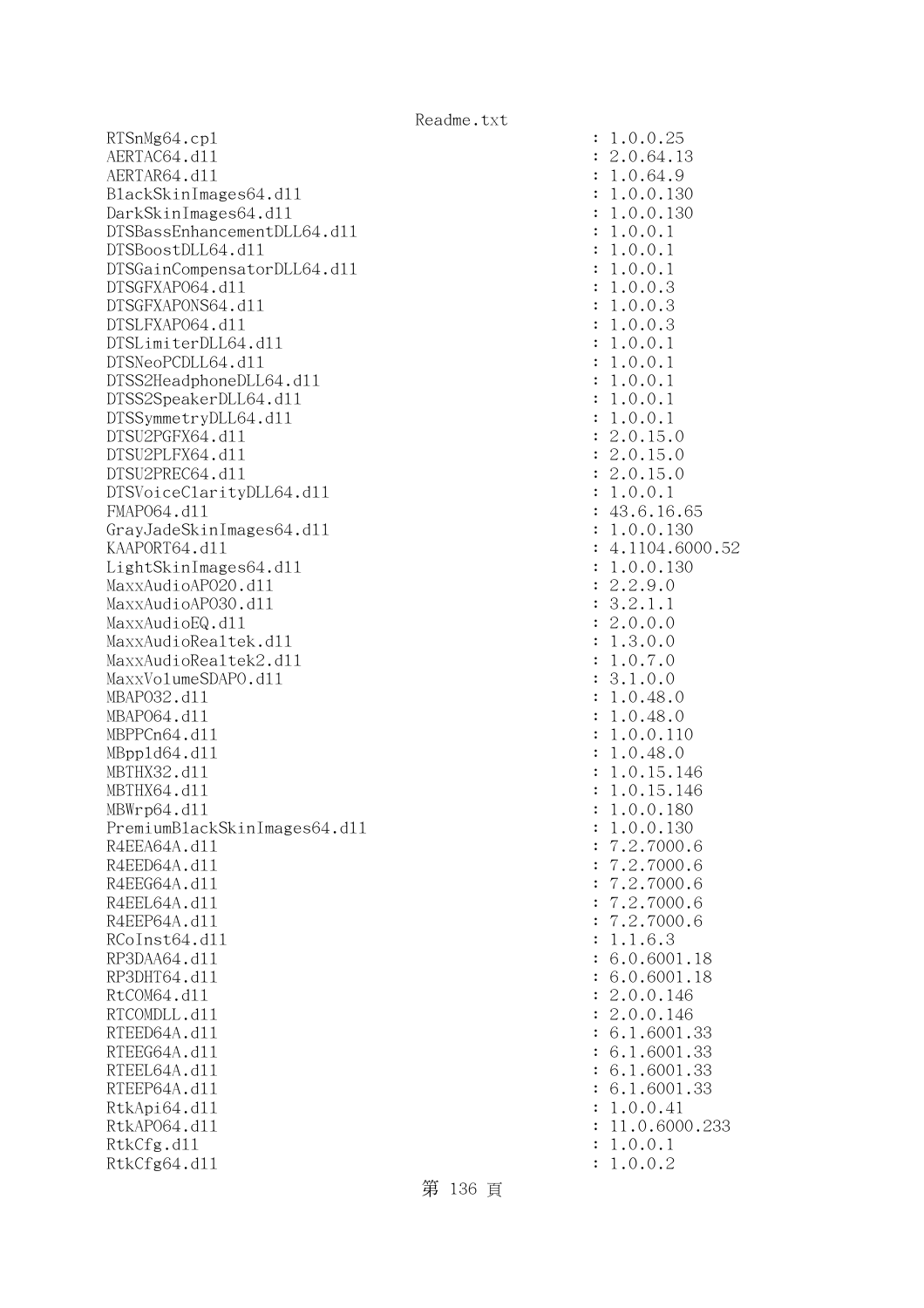```
RTSnMg64.cpl                                         : 1.0.0.25
AERTAC64.dll                                         : 2.0.64.13
AERTAR64.dll                                         : 1.0.64.9
BlackSkinImages64.dll                                : 1.0.0.130
DarkSkinImages64.dll                                 : 1.0.0.130
DTSBassEnhancementDLL64.dll                          : 1.0.0.1
DTSBoostDLL64.dll                                    : 1.0.0.1
DTSGainCompensatorDLL64.dll                          : 1.0.0.1
DTSGFXAPO64.dll                                      : 1.0.0.3
DTSGFXAPONS64.dll                                    : 1.0.0.3
DTSLFXAPO64.dll                                      : 1.0.0.3
DTSLimiterDLL64.dll                                  : 1.0.0.1
DTSNeoPCDLL64.dll                                    : 1.0.0.1
DTSS2HeadphoneDLL64.dll                              : 1.0.0.1
DTSS2SpeakerDLL64.dll                                : 1.0.0.1
DTSSymmetryDLL64.dll                                 : 1.0.0.1
DTSU2PGFX64.dll                                      : 2.0.15.0
DTSU2PLFX64.dll                                      : 2.0.15.0
DTSU2PREC64.dll                                      : 2.0.15.0
DTSVoiceClarityDLL64.dll                             : 1.0.0.1
FMAPO64.dll                                          : 43.6.16.65
GrayJadeSkinImages64.dll                             : 1.0.0.130
KAAPORT64.dll                                        : 4.1104.6000.52
LightSkinImages64.dll                                : 1.0.0.130
MaxxAudioAPO20.dll                                   : 2.2.9.0
MaxxAudioAPO30.dll                                   : 3.2.1.1
MaxxAudioEQ.dll                                      : 2.0.0.0
MaxxAudioRealtek.dll                                 : 1.3.0.0
MaxxAudioRealtek2.dll                                : 1.0.7.0
MaxxVolumeSDAPO.dll                                  : 3.1.0.0
MBAPO32.dll                                          : 1.0.48.0
MBAPO64.dll                                          : 1.0.48.0
MBPPCn64.dll                                         : 1.0.0.110
MBppld64.dll                                         : 1.0.48.0
MBTHX32.dll                                          : 1.0.15.146
MBTHX64.dll                                          : 1.0.15.146
MBWrp64.dll                                          : 1.0.0.180
PremiumBlackSkinImages64.dll                         : 1.0.0.130
R4EEA64A.dll                                         : 7.2.7000.6
R4EED64A.dll                                         : 7.2.7000.6
R4EEG64A.dll                                         : 7.2.7000.6
R4EEL64A.dll                                         : 7.2.7000.6
R4EEP64A.dll                                         : 7.2.7000.6
RCoInst64.dll                                        : 1.1.6.3
RP3DAA64.dll                                         : 6.0.6001.18
RP3DHT64.dll                                         : 6.0.6001.18
RtCOM64.dll                                          : 2.0.0.146
RTCOMDLL.dll                                         : 2.0.0.146
RTEED64A.dll                                         : 6.1.6001.33
RTEEG64A.dll                                         : 6.1.6001.33
RTEEL64A.dll                                         : 6.1.6001.33
RTEEP64A.dll                                         : 6.1.6001.33
RtkApi64.dll                                         : 1.0.0.41
RtkAPO64.dll                                         : 11.0.6000.233
RtkCfg.dll                                           : 1.0.0.1
RtkCfg64.dll                                         : 1.0.0.2
```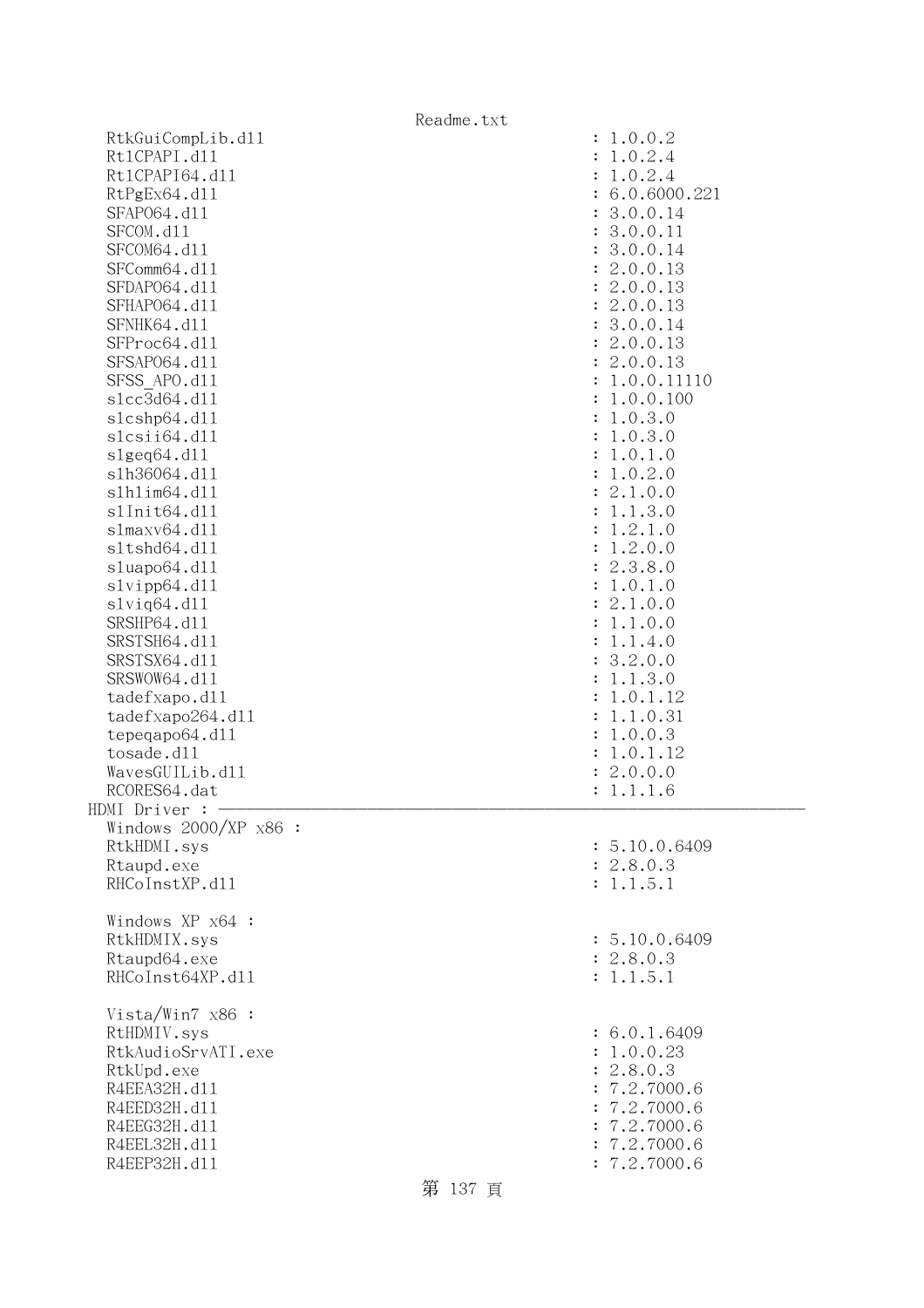```
  RtkGuiCompLib.dll                                    : 1.0.0.2
  RtlCPAPI.dll                                         : 1.0.2.4
  RtlCPAPI64.dll                                       : 1.0.2.4
  RtPgEx64.dll                                         : 6.0.6000.221
  SFAPO64.dll                                          : 3.0.0.14
  SFCOM.dll                                            : 3.0.0.11
  SFCOM64.dll                                          : 3.0.0.14
  SFComm64.dll                                         : 2.0.0.13
  SFDAPO64.dll                                         : 2.0.0.13
  SFHAPO64.dll                                         : 2.0.0.13
  SFNHK64.dll                                          : 3.0.0.14
  SFProc64.dll                                         : 2.0.0.13
  SFSAPO64.dll                                         : 2.0.0.13
  SFSS_APO.dll                                         : 1.0.0.11110
  slcc3d64.dll                                         : 1.0.0.100
  slcshp64.dll                                         : 1.0.3.0
  slcsii64.dll                                         : 1.0.3.0
  slgeq64.dll                                          : 1.0.1.0
  slh36064.dll                                         : 1.0.2.0
  slhlim64.dll                                         : 2.1.0.0
  slInit64.dll                                         : 1.1.3.0
  slmaxv64.dll                                         : 1.2.1.0
  sltshd64.dll                                         : 1.2.0.0
  sluapo64.dll                                         : 2.3.8.0
  slvipp64.dll                                         : 1.0.1.0
  slviq64.dll                                          : 2.1.0.0
  SRSHP64.dll                                          : 1.1.0.0
  SRSTSH64.dll                                         : 1.1.4.0
  SRSTSX64.dll                                         : 3.2.0.0
  SRSWOW64.dll                                         : 1.1.3.0
  tadefxapo.dll                                        : 1.0.1.12
  tadefxapo264.dll                                     : 1.1.0.31
  tepeqapo64.dll                                       : 1.0.0.3
  tosade.dll                                           : 1.0.1.12
  WavesGUILib.dll                                      : 2.0.0.0
  RCORES64.dat                                         : 1.1.1.6
HDMI Driver : ────────────────────────────────────────────────────────────
  Windows 2000/XP x86 :
  RtkHDMI.sys                                          : 5.10.0.6409
  Rtaupd.exe                                           : 2.8.0.3
  RHCoInstXP.dll                                       : 1.1.5.1

  Windows XP x64 :
  RtkHDMIX.sys                                         : 5.10.0.6409
  Rtaupd64.exe                                         : 2.8.0.3
  RHCoInst64XP.dll                                     : 1.1.5.1

  Vista/Win7 x86 :
  RtHDMIV.sys                                          : 6.0.1.6409
  RtkAudioSrvATI.exe                                   : 1.0.0.23
  RtkUpd.exe                                           : 2.8.0.3
  R4EEA32H.dll                                         : 7.2.7000.6
  R4EED32H.dll                                         : 7.2.7000.6
  R4EEG32H.dll                                         : 7.2.7000.6
  R4EEL32H.dll                                         : 7.2.7000.6
  R4EEP32H.dll                                         : 7.2.7000.6
```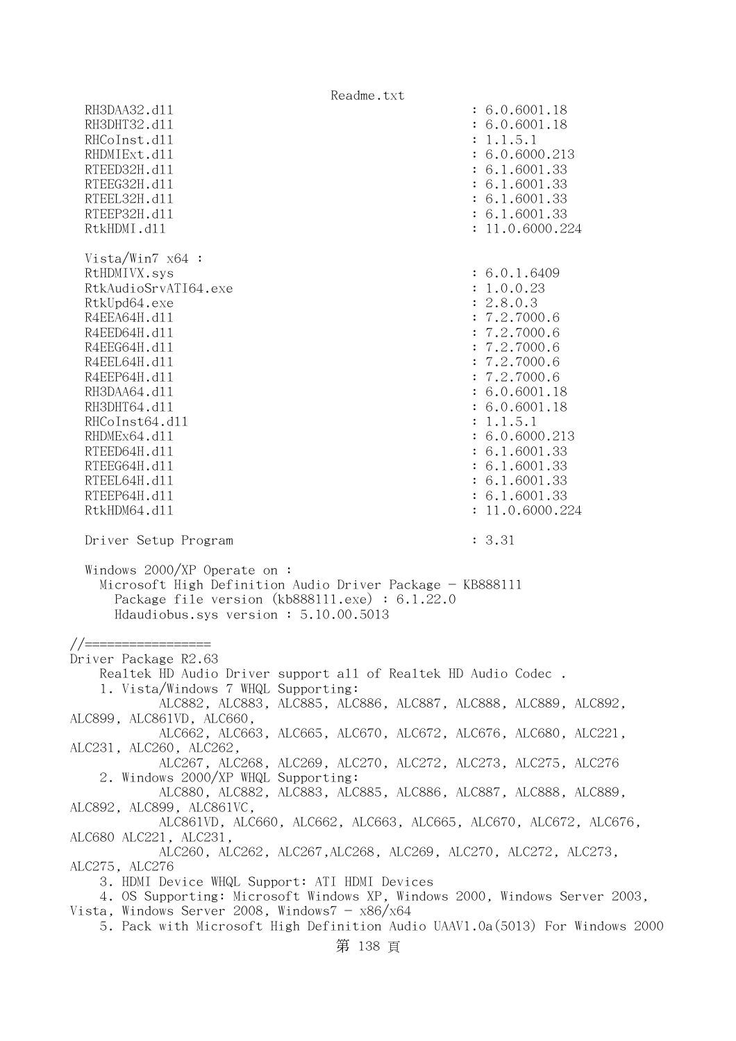```
   RH3DAA32.dll                                          : 6.0.6001.18
   RH3DHT32.dll                                          : 6.0.6001.18
   RHCoInst.dll                                          : 1.1.5.1
   RHDMIExt.dll                                          : 6.0.6000.213
   RTEED32H.dll                                          : 6.1.6001.33
   RTEEG32H.dll                                          : 6.1.6001.33
   RTEEL32H.dll                                          : 6.1.6001.33
   RTEEP32H.dll                                          : 6.1.6001.33
   RtkHDMI.dll                                           : 11.0.6000.224

   Vista/Win7 x64 :
   RtHDMIVX.sys                                          : 6.0.1.6409
   RtkAudioSrvATI64.exe                                  : 1.0.0.23
   RtkUpd64.exe                                          : 2.8.0.3
   R4EEA64H.dll                                          : 7.2.7000.6
   R4EED64H.dll                                          : 7.2.7000.6
   R4EEG64H.dll                                          : 7.2.7000.6
   R4EEL64H.dll                                          : 7.2.7000.6
   R4EEP64H.dll                                          : 7.2.7000.6
   RH3DAA64.dll                                          : 6.0.6001.18
   RH3DHT64.dll                                          : 6.0.6001.18
   RHCoInst64.dll                                        : 1.1.5.1
   RHDMEx64.dll                                          : 6.0.6000.213
   RTEED64H.dll                                          : 6.1.6001.33
   RTEEG64H.dll                                          : 6.1.6001.33
   RTEEL64H.dll                                          : 6.1.6001.33
   RTEEP64H.dll                                          : 6.1.6001.33
   RtkHDM64.dll                                          : 11.0.6000.224

   Driver Setup Program                                  : 3.31

   Windows 2000/XP Operate on :
     Microsoft High Definition Audio Driver Package - KB888111
       Package file version (kb888111.exe) : 6.1.22.0
       Hdaudiobus.sys version : 5.10.00.5013

//=================
Driver Package R2.63
    Realtek HD Audio Driver support all of Realtek HD Audio Codec .
    1. Vista/Windows 7 WHQL Supporting:
            ALC882, ALC883, ALC885, ALC886, ALC887, ALC888, ALC889, ALC892,
ALC899, ALC861VD, ALC660,
            ALC662, ALC663, ALC665, ALC670, ALC672, ALC676, ALC680, ALC221,
ALC231, ALC260, ALC262,
            ALC267, ALC268, ALC269, ALC270, ALC272, ALC273, ALC275, ALC276
    2. Windows 2000/XP WHQL Supporting:
            ALC880, ALC882, ALC883, ALC885, ALC886, ALC887, ALC888, ALC889,
ALC892, ALC899, ALC861VC,
            ALC861VD, ALC660, ALC662, ALC663, ALC665, ALC670, ALC672, ALC676,
ALC680 ALC221, ALC231,
            ALC260, ALC262, ALC267,ALC268, ALC269, ALC270, ALC272, ALC273,
ALC275, ALC276
    3. HDMI Device WHQL Support: ATI HDMI Devices
    4. OS Supporting: Microsoft Windows XP, Windows 2000, Windows Server 2003,
Vista, Windows Server 2008, Windows7 - x86/x64
    5. Pack with Microsoft High Definition Audio UAAV1.0a(5013) For Windows 2000
```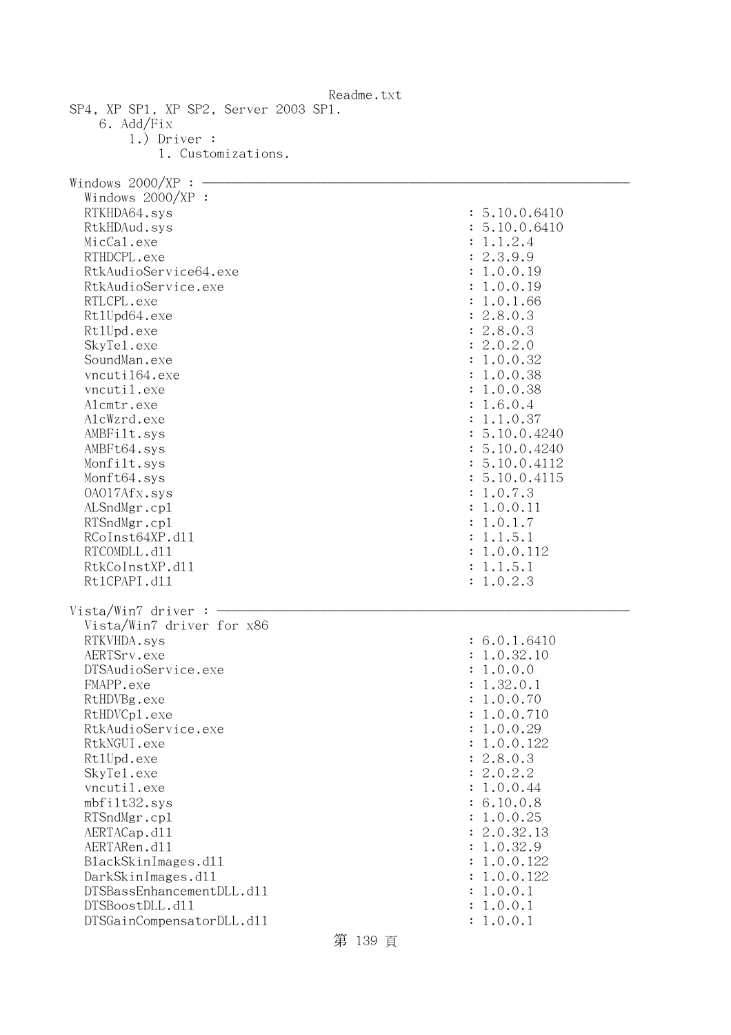SP4, XP SP1, XP SP2, Server 2003 SP1.
    6. Add/Fix
        1.) Driver :
            1. Customizations.

Windows 2000/XP : ───────────────────────────────────────────

Windows 2000/XP :

| File | Version |
|---|---|
| RTKHDA64.sys | 5.10.0.6410 |
| RtkHDAud.sys | 5.10.0.6410 |
| MicCal.exe | 1.1.2.4 |
| RTHDCPL.exe | 2.3.9.9 |
| RtkAudioService64.exe | 1.0.0.19 |
| RtkAudioService.exe | 1.0.0.19 |
| RTLCPL.exe | 1.0.1.66 |
| RtlUpd64.exe | 2.8.0.3 |
| RtlUpd.exe | 2.8.0.3 |
| SkyTel.exe | 2.0.2.0 |
| SoundMan.exe | 1.0.0.32 |
| vncutil64.exe | 1.0.0.38 |
| vncutil.exe | 1.0.0.38 |
| Alcmtr.exe | 1.6.0.4 |
| AlcWzrd.exe | 1.1.0.37 |
| AMBFilt.sys | 5.10.0.4240 |
| AMBFt64.sys | 5.10.0.4240 |
| Monfilt.sys | 5.10.0.4112 |
| Monft64.sys | 5.10.0.4115 |
| OA017Afx.sys | 1.0.7.3 |
| ALSndMgr.cpl | 1.0.0.11 |
| RTSndMgr.cpl | 1.0.1.7 |
| RCoInst64XP.dll | 1.1.5.1 |
| RTCOMDLL.dll | 1.0.0.112 |
| RtkCoInstXP.dll | 1.1.5.1 |
| RtlCPAPI.dll | 1.0.2.3 |

Vista/Win7 driver : ───────────────────────────────────────────

Vista/Win7 driver for x86

| File | Version |
|---|---|
| RTKVHDA.sys | 6.0.1.6410 |
| AERTSrv.exe | 1.0.32.10 |
| DTSAudioService.exe | 1.0.0.0 |
| FMAPP.exe | 1.32.0.1 |
| RtHDVBg.exe | 1.0.0.70 |
| RtHDVCpl.exe | 1.0.0.710 |
| RtkAudioService.exe | 1.0.0.29 |
| RtkNGUI.exe | 1.0.0.122 |
| RtlUpd.exe | 2.8.0.3 |
| SkyTel.exe | 2.0.2.2 |
| vncutil.exe | 1.0.0.44 |
| mbfilt32.sys | 6.10.0.8 |
| RTSndMgr.cpl | 1.0.0.25 |
| AERTACap.dll | 2.0.32.13 |
| AERTARen.dll | 1.0.32.9 |
| BlackSkinImages.dll | 1.0.0.122 |
| DarkSkinImages.dll | 1.0.0.122 |
| DTSBassEnhancementDLL.dll | 1.0.0.1 |
| DTSBoostDLL.dll | 1.0.0.1 |
| DTSGainCompensatorDLL.dll | 1.0.0.1 |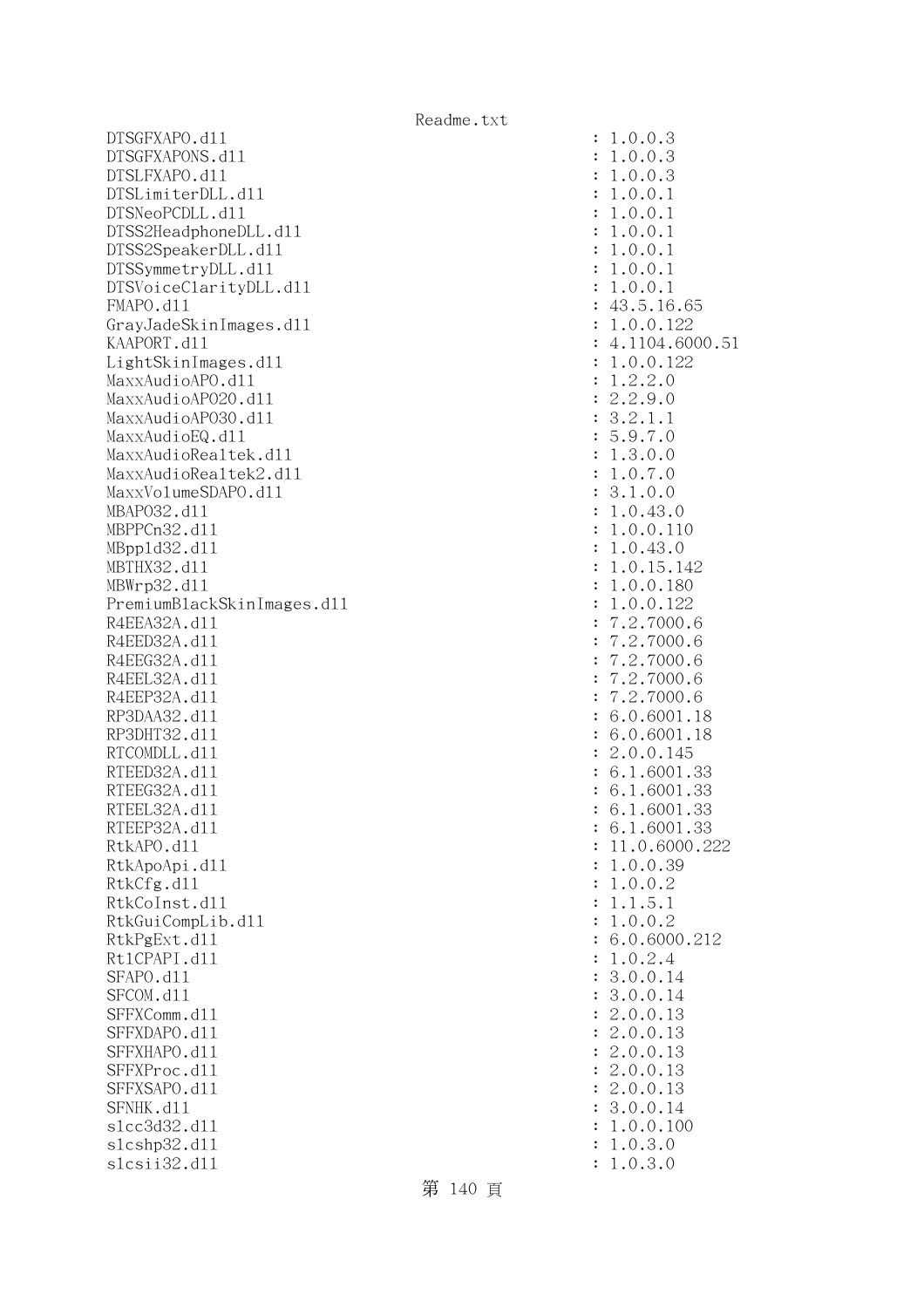```
DTSGFXAPO.dll                                   : 1.0.0.3
DTSGFXAPONS.dll                                 : 1.0.0.3
DTSLFXAPO.dll                                   : 1.0.0.3
DTSLimiterDLL.dll                               : 1.0.0.1
DTSNeoPCDLL.dll                                 : 1.0.0.1
DTSS2HeadphoneDLL.dll                           : 1.0.0.1
DTSS2SpeakerDLL.dll                             : 1.0.0.1
DTSSymmetryDLL.dll                              : 1.0.0.1
DTSVoiceClarityDLL.dll                          : 1.0.0.1
FMAPO.dll                                       : 43.5.16.65
GrayJadeSkinImages.dll                          : 1.0.0.122
KAAPORT.dll                                     : 4.1104.6000.51
LightSkinImages.dll                             : 1.0.0.122
MaxxAudioAPO.dll                                : 1.2.2.0
MaxxAudioAPO20.dll                              : 2.2.9.0
MaxxAudioAPO30.dll                              : 3.2.1.1
MaxxAudioEQ.dll                                 : 5.9.7.0
MaxxAudioRealtek.dll                            : 1.3.0.0
MaxxAudioRealtek2.dll                           : 1.0.7.0
MaxxVolumeSDAPO.dll                             : 3.1.0.0
MBAPO32.dll                                     : 1.0.43.0
MBPPCn32.dll                                    : 1.0.0.110
MBppld32.dll                                    : 1.0.43.0
MBTHX32.dll                                     : 1.0.15.142
MBWrp32.dll                                     : 1.0.0.180
PremiumBlackSkinImages.dll                      : 1.0.0.122
R4EEA32A.dll                                    : 7.2.7000.6
R4EED32A.dll                                    : 7.2.7000.6
R4EEG32A.dll                                    : 7.2.7000.6
R4EEL32A.dll                                    : 7.2.7000.6
R4EEP32A.dll                                    : 7.2.7000.6
RP3DAA32.dll                                    : 6.0.6001.18
RP3DHT32.dll                                    : 6.0.6001.18
RTCOMDLL.dll                                    : 2.0.0.145
RTEED32A.dll                                    : 6.1.6001.33
RTEEG32A.dll                                    : 6.1.6001.33
RTEEL32A.dll                                    : 6.1.6001.33
RTEEP32A.dll                                    : 6.1.6001.33
RtkAPO.dll                                      : 11.0.6000.222
RtkApoApi.dll                                   : 1.0.0.39
RtkCfg.dll                                      : 1.0.0.2
RtkCoInst.dll                                   : 1.1.5.1
RtkGuiCompLib.dll                               : 1.0.0.2
RtkPgExt.dll                                    : 6.0.6000.212
RtlCPAPI.dll                                    : 1.0.2.4
SFAPO.dll                                       : 3.0.0.14
SFCOM.dll                                       : 3.0.0.14
SFFXComm.dll                                    : 2.0.0.13
SFFXDAPO.dll                                    : 2.0.0.13
SFFXHAPO.dll                                    : 2.0.0.13
SFFXProc.dll                                    : 2.0.0.13
SFFXSAPO.dll                                    : 2.0.0.13
SFNHK.dll                                       : 3.0.0.14
slcc3d32.dll                                    : 1.0.0.100
slcshp32.dll                                    : 1.0.3.0
slcsii32.dll                                    : 1.0.3.0
```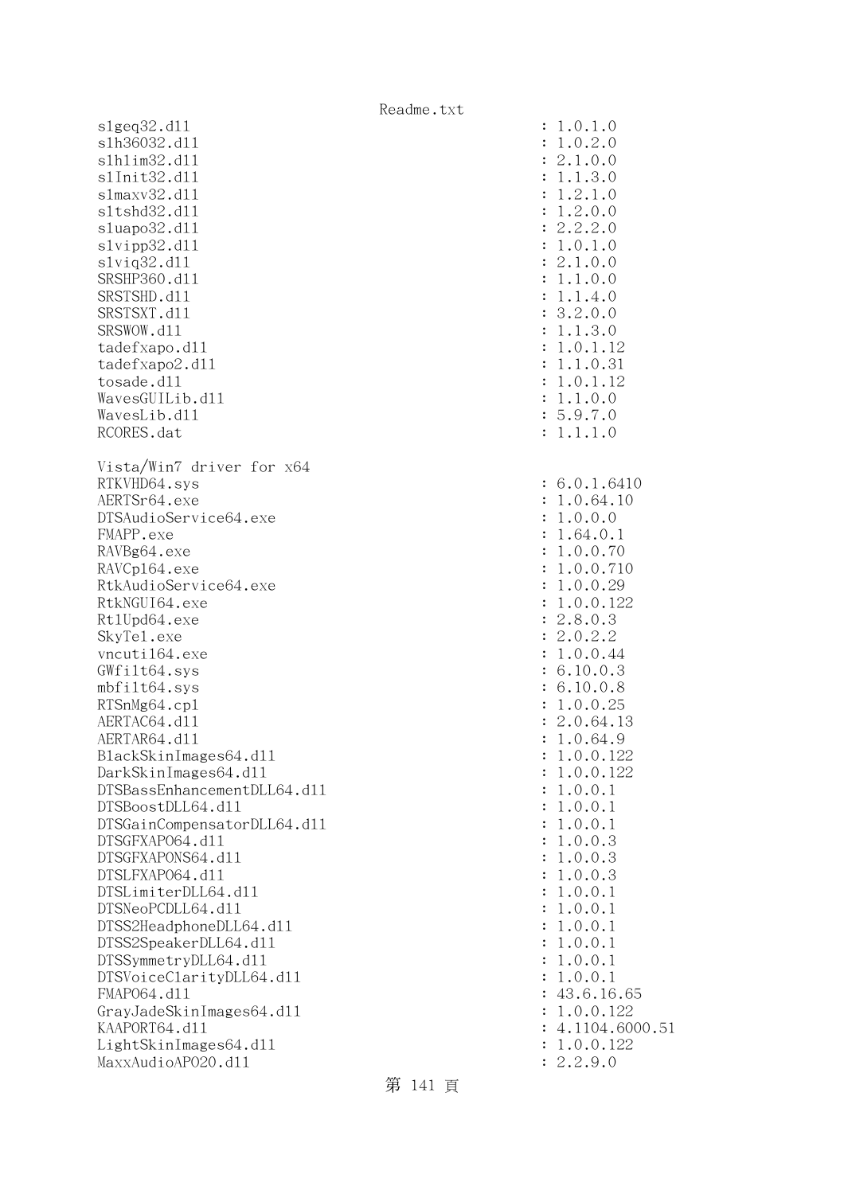```
slgeq32.dll                                          : 1.0.1.0
slh36032.dll                                         : 1.0.2.0
slhlim32.dll                                         : 2.1.0.0
slInit32.dll                                         : 1.1.3.0
slmaxv32.dll                                         : 1.2.1.0
sltshd32.dll                                         : 1.2.0.0
sluapo32.dll                                         : 2.2.2.0
slvipp32.dll                                         : 1.0.1.0
slviq32.dll                                          : 2.1.0.0
SRSHP360.dll                                         : 1.1.0.0
SRSTSHD.dll                                          : 1.1.4.0
SRSTSXT.dll                                          : 3.2.0.0
SRSWOW.dll                                           : 1.1.3.0
tadefxapo.dll                                        : 1.0.1.12
tadefxapo2.dll                                       : 1.1.0.31
tosade.dll                                           : 1.0.1.12
WavesGUILib.dll                                      : 1.1.0.0
WavesLib.dll                                         : 5.9.7.0
RCORES.dat                                           : 1.1.1.0

Vista/Win7 driver for x64
RTKVHD64.sys                                         : 6.0.1.6410
AERTSr64.exe                                         : 1.0.64.10
DTSAudioService64.exe                                : 1.0.0.0
FMAPP.exe                                            : 1.64.0.1
RAVBg64.exe                                          : 1.0.0.70
RAVCpl64.exe                                         : 1.0.0.710
RtkAudioService64.exe                                : 1.0.0.29
RtkNGUI64.exe                                        : 1.0.0.122
RtlUpd64.exe                                         : 2.8.0.3
SkyTel.exe                                           : 2.0.2.2
vncutil64.exe                                        : 1.0.0.44
GWfilt64.sys                                         : 6.10.0.3
mbfilt64.sys                                         : 6.10.0.8
RTSnMg64.cpl                                         : 1.0.0.25
AERTAC64.dll                                         : 2.0.64.13
AERTAR64.dll                                         : 1.0.64.9
BlackSkinImages64.dll                                : 1.0.0.122
DarkSkinImages64.dll                                 : 1.0.0.122
DTSBassEnhancementDLL64.dll                          : 1.0.0.1
DTSBoostDLL64.dll                                    : 1.0.0.1
DTSGainCompensatorDLL64.dll                          : 1.0.0.1
DTSGFXAPO64.dll                                      : 1.0.0.3
DTSGFXAPONS64.dll                                    : 1.0.0.3
DTSLFXAPO64.dll                                      : 1.0.0.3
DTSLimiterDLL64.dll                                  : 1.0.0.1
DTSNeoPCDLL64.dll                                    : 1.0.0.1
DTSS2HeadphoneDLL64.dll                              : 1.0.0.1
DTSS2SpeakerDLL64.dll                                : 1.0.0.1
DTSSymmetryDLL64.dll                                 : 1.0.0.1
DTSVoiceClarityDLL64.dll                             : 1.0.0.1
FMAPO64.dll                                          : 43.6.16.65
GrayJadeSkinImages64.dll                             : 1.0.0.122
KAAPORT64.dll                                        : 4.1104.6000.51
LightSkinImages64.dll                                : 1.0.0.122
MaxxAudioAPO20.dll                                   : 2.2.9.0
```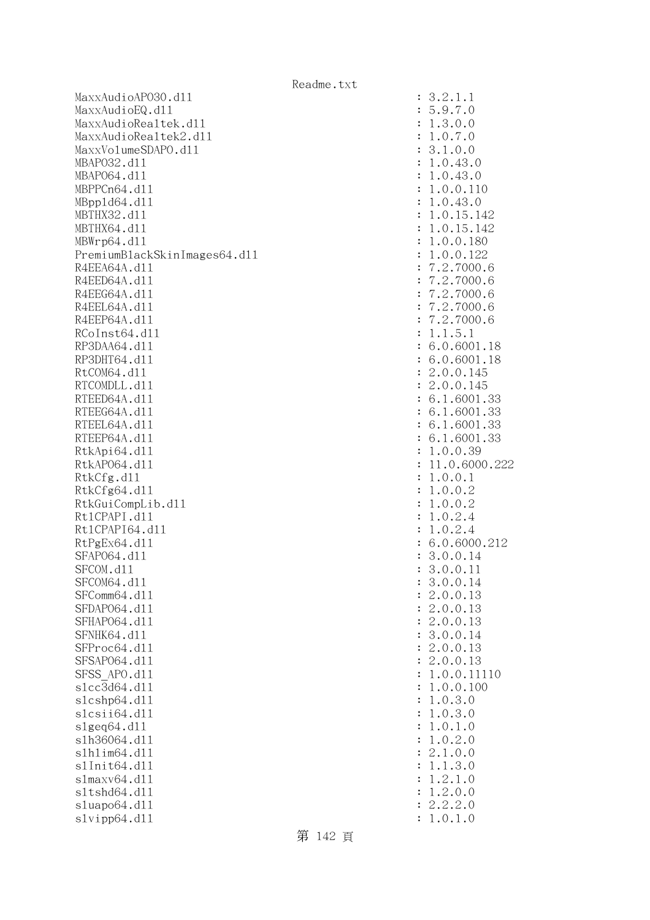```
MaxxAudioAPO30.dll                                      : 3.2.1.1
MaxxAudioEQ.dll                                         : 5.9.7.0
MaxxAudioRealtek.dll                                    : 1.3.0.0
MaxxAudioRealtek2.dll                                   : 1.0.7.0
MaxxVolumeSDAPO.dll                                     : 3.1.0.0
MBAPO32.dll                                             : 1.0.43.0
MBAPO64.dll                                             : 1.0.43.0
MBPPCn64.dll                                            : 1.0.0.110
MBppld64.dll                                            : 1.0.43.0
MBTHX32.dll                                             : 1.0.15.142
MBTHX64.dll                                             : 1.0.15.142
MBWrp64.dll                                             : 1.0.0.180
PremiumBlackSkinImages64.dll                            : 1.0.0.122
R4EEA64A.dll                                            : 7.2.7000.6
R4EED64A.dll                                            : 7.2.7000.6
R4EEG64A.dll                                            : 7.2.7000.6
R4EEL64A.dll                                            : 7.2.7000.6
R4EEP64A.dll                                            : 7.2.7000.6
RCoInst64.dll                                           : 1.1.5.1
RP3DAA64.dll                                            : 6.0.6001.18
RP3DHT64.dll                                            : 6.0.6001.18
RtCOM64.dll                                             : 2.0.0.145
RTCOMDLL.dll                                            : 2.0.0.145
RTEED64A.dll                                            : 6.1.6001.33
RTEEG64A.dll                                            : 6.1.6001.33
RTEEL64A.dll                                            : 6.1.6001.33
RTEEP64A.dll                                            : 6.1.6001.33
RtkApi64.dll                                            : 1.0.0.39
RtkAPO64.dll                                            : 11.0.6000.222
RtkCfg.dll                                              : 1.0.0.1
RtkCfg64.dll                                            : 1.0.0.2
RtkGuiCompLib.dll                                       : 1.0.0.2
RtlCPAPI.dll                                            : 1.0.2.4
RtlCPAPI64.dll                                          : 1.0.2.4
RtPgEx64.dll                                            : 6.0.6000.212
SFAPO64.dll                                             : 3.0.0.14
SFCOM.dll                                               : 3.0.0.11
SFCOM64.dll                                             : 3.0.0.14
SFComm64.dll                                            : 2.0.0.13
SFDAPO64.dll                                            : 2.0.0.13
SFHAPO64.dll                                            : 2.0.0.13
SFNHK64.dll                                             : 3.0.0.14
SFProc64.dll                                            : 2.0.0.13
SFSAPO64.dll                                            : 2.0.0.13
SFSS_APO.dll                                            : 1.0.0.11110
slcc3d64.dll                                            : 1.0.0.100
slcshp64.dll                                            : 1.0.3.0
slcsii64.dll                                            : 1.0.3.0
slgeq64.dll                                             : 1.0.1.0
slh36064.dll                                            : 1.0.2.0
slhlim64.dll                                            : 2.1.0.0
slInit64.dll                                            : 1.1.3.0
slmaxv64.dll                                            : 1.2.1.0
sltshd64.dll                                            : 1.2.0.0
sluapo64.dll                                            : 2.2.2.0
slvipp64.dll                                            : 1.0.1.0
```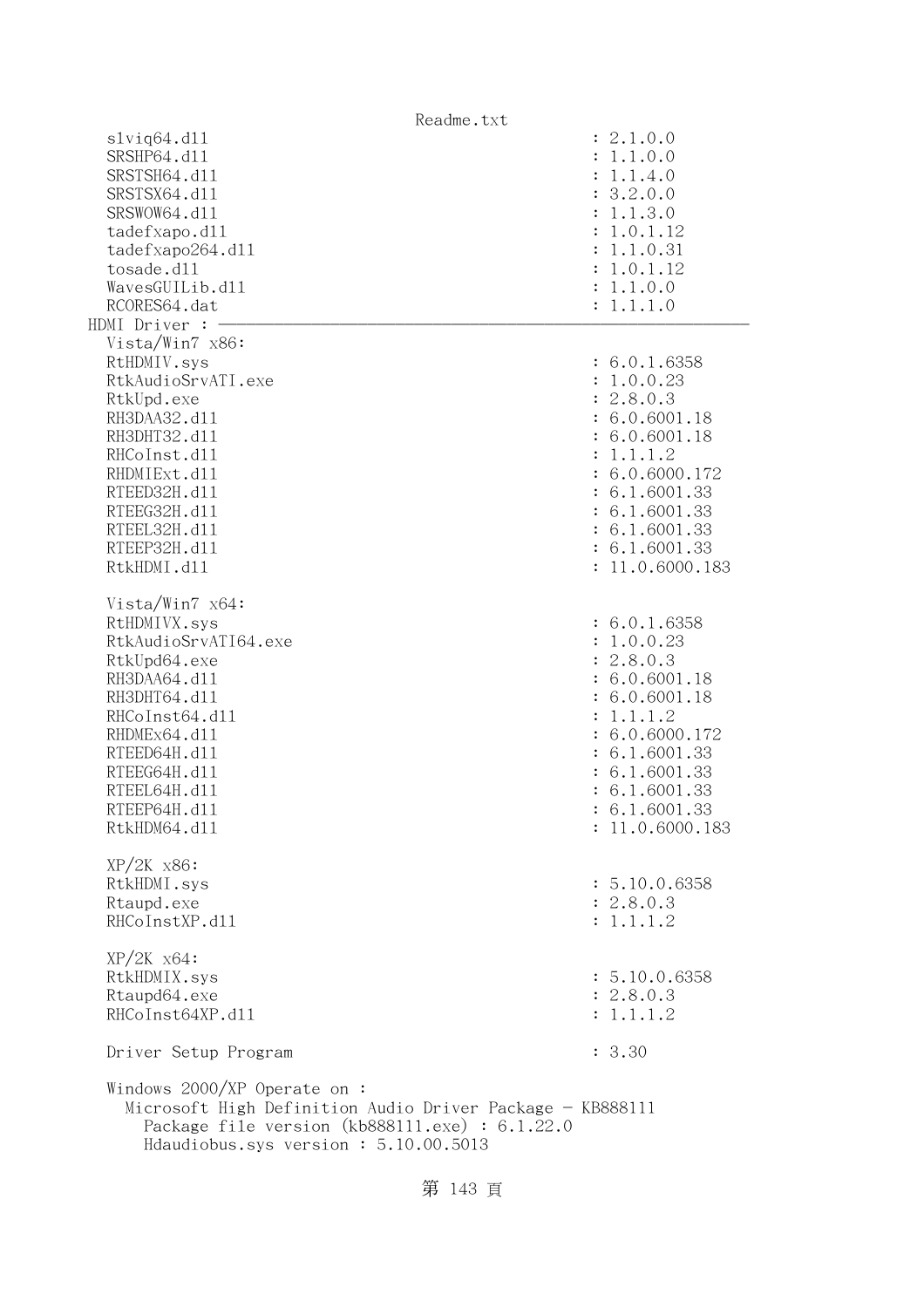```
  s1viq64.dll                                           : 2.1.0.0
  SRSHP64.dll                                           : 1.1.0.0
  SRSTSH64.dll                                          : 1.1.4.0
  SRSTSX64.dll                                          : 3.2.0.0
  SRSWOW64.dll                                          : 1.1.3.0
  tadefxapo.dll                                         : 1.0.1.12
  tadefxapo264.dll                                      : 1.1.0.31
  tosade.dll                                            : 1.0.1.12
  WavesGUILib.dll                                       : 1.1.0.0
  RCORES64.dat                                          : 1.1.1.0
HDMI Driver : ----------------------------------------------------------------
  Vista/Win7 x86:
  RtHDMIV.sys                                           : 6.0.1.6358
  RtkAudioSrvATI.exe                                    : 1.0.0.23
  RtkUpd.exe                                            : 2.8.0.3
  RH3DAA32.dll                                          : 6.0.6001.18
  RH3DHT32.dll                                          : 6.0.6001.18
  RHCoInst.dll                                          : 1.1.1.2
  RHDMIExt.dll                                          : 6.0.6000.172
  RTEED32H.dll                                          : 6.1.6001.33
  RTEEG32H.dll                                          : 6.1.6001.33
  RTEEL32H.dll                                          : 6.1.6001.33
  RTEEP32H.dll                                          : 6.1.6001.33
  RtkHDMI.dll                                           : 11.0.6000.183

  Vista/Win7 x64:
  RtHDMIVX.sys                                          : 6.0.1.6358
  RtkAudioSrvATI64.exe                                  : 1.0.0.23
  RtkUpd64.exe                                          : 2.8.0.3
  RH3DAA64.dll                                          : 6.0.6001.18
  RH3DHT64.dll                                          : 6.0.6001.18
  RHCoInst64.dll                                        : 1.1.1.2
  RHDMEx64.dll                                          : 6.0.6000.172
  RTEED64H.dll                                          : 6.1.6001.33
  RTEEG64H.dll                                          : 6.1.6001.33
  RTEEL64H.dll                                          : 6.1.6001.33
  RTEEP64H.dll                                          : 6.1.6001.33
  RtkHDM64.dll                                          : 11.0.6000.183

  XP/2K x86:
  RtkHDMI.sys                                           : 5.10.0.6358
  Rtaupd.exe                                            : 2.8.0.3
  RHCoInstXP.dll                                        : 1.1.1.2

  XP/2K x64:
  RtkHDMIX.sys                                          : 5.10.0.6358
  Rtaupd64.exe                                          : 2.8.0.3
  RHCoInst64XP.dll                                      : 1.1.1.2

  Driver Setup Program                                  : 3.30

  Windows 2000/XP Operate on :
    Microsoft High Definition Audio Driver Package - KB888111
      Package file version (kb888111.exe) : 6.1.22.0
      Hdaudiobus.sys version : 5.10.00.5013
```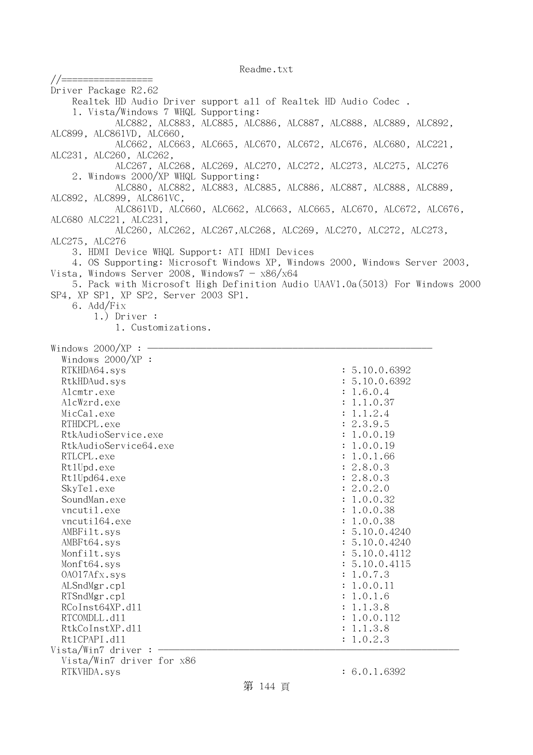Readme.txt

//=================
Driver Package R2.62
    Realtek HD Audio Driver support all of Realtek HD Audio Codec .
    1. Vista/Windows 7 WHQL Supporting:
        ALC882, ALC883, ALC885, ALC886, ALC887, ALC888, ALC889, ALC892, ALC899, ALC861VD, ALC660,
        ALC662, ALC663, ALC665, ALC670, ALC672, ALC676, ALC680, ALC221, ALC231, ALC260, ALC262,
        ALC267, ALC268, ALC269, ALC270, ALC272, ALC273, ALC275, ALC276
    2. Windows 2000/XP WHQL Supporting:
        ALC880, ALC882, ALC883, ALC885, ALC886, ALC887, ALC888, ALC889, ALC892, ALC899, ALC861VC,
        ALC861VD, ALC660, ALC662, ALC663, ALC665, ALC670, ALC672, ALC676, ALC680 ALC221, ALC231,
        ALC260, ALC262, ALC267,ALC268, ALC269, ALC270, ALC272, ALC273, ALC275, ALC276
    3. HDMI Device WHQL Support: ATI HDMI Devices
    4. OS Supporting: Microsoft Windows XP, Windows 2000, Windows Server 2003, Vista, Windows Server 2008, Windows7 - x86/x64
    5. Pack with Microsoft High Definition Audio UAAV1.0a(5013) For Windows 2000 SP4, XP SP1, XP SP2, Server 2003 SP1.
    6. Add/Fix
        1.) Driver :
            1. Customizations.

Windows 2000/XP : ————————————————————————————————
  Windows 2000/XP :
  RTKHDA64.sys : 5.10.0.6392
  RtkHDAud.sys : 5.10.0.6392
  Alcmtr.exe : 1.6.0.4
  AlcWzrd.exe : 1.1.0.37
  MicCal.exe : 1.1.2.4
  RTHDCPL.exe : 2.3.9.5
  RtkAudioService.exe : 1.0.0.19
  RtkAudioService64.exe : 1.0.0.19
  RTLCPL.exe : 1.0.1.66
  RtlUpd.exe : 2.8.0.3
  RtlUpd64.exe : 2.8.0.3
  SkyTel.exe : 2.0.2.0
  SoundMan.exe : 1.0.0.32
  vncutil.exe : 1.0.0.38
  vncutil64.exe : 1.0.0.38
  AMBFilt.sys : 5.10.0.4240
  AMBFt64.sys : 5.10.0.4240
  Monfilt.sys : 5.10.0.4112
  Monft64.sys : 5.10.0.4115
  OA017Afx.sys : 1.0.7.3
  ALSndMgr.cpl : 1.0.0.11
  RTSndMgr.cpl : 1.0.1.6
  RCoInst64XP.dll : 1.1.3.8
  RTCOMDLL.dll : 1.0.0.112
  RtkCoInstXP.dll : 1.1.3.8
  RtlCPAPI.dll : 1.0.2.3
Vista/Win7 driver : ————————————————————————————————
  Vista/Win7 driver for x86
  RTKVHDA.sys : 6.0.1.6392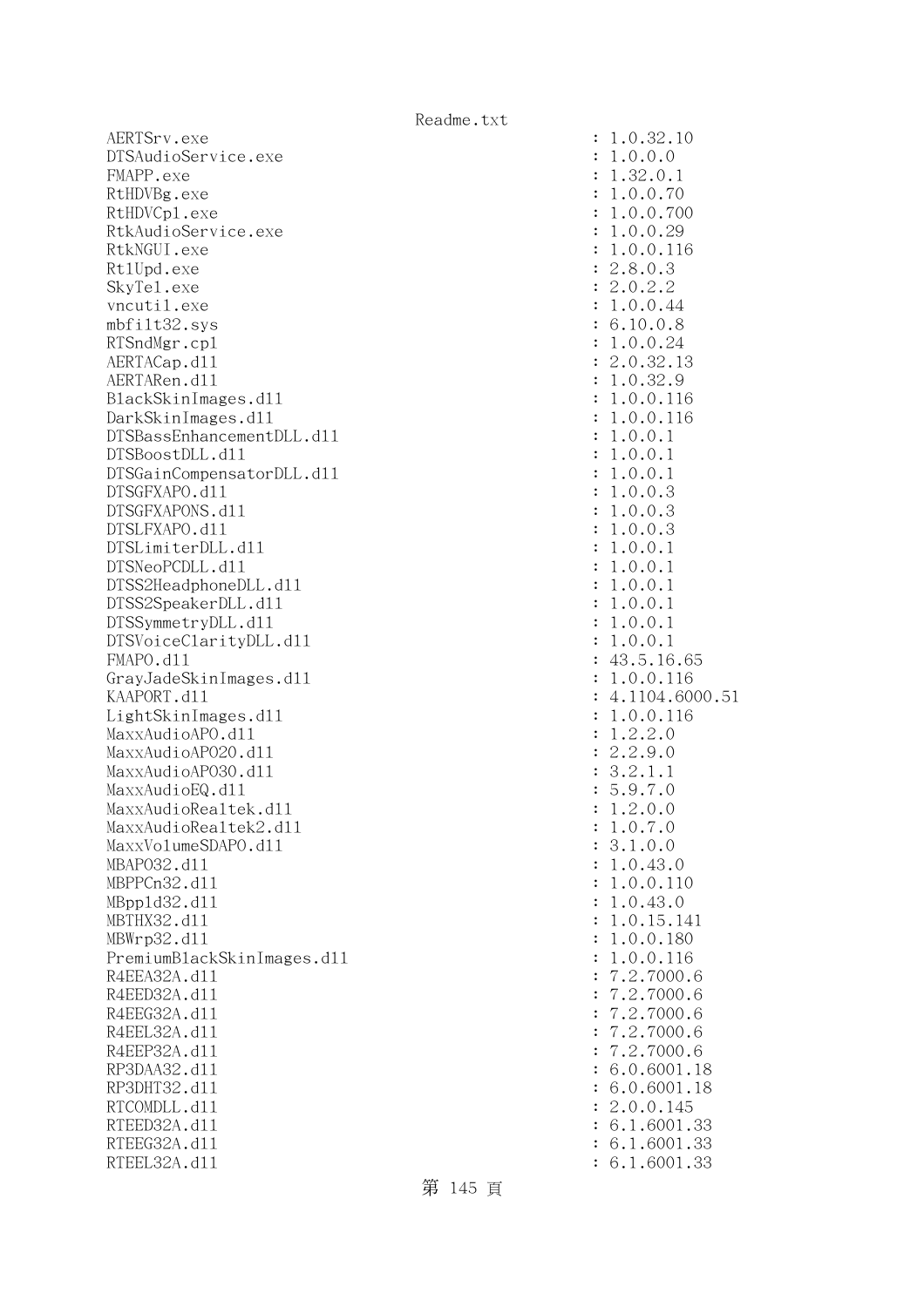```
AERTSrv.exe                                        : 1.0.32.10
DTSAudioService.exe                                : 1.0.0.0
FMAPP.exe                                          : 1.32.0.1
RtHDVBg.exe                                        : 1.0.0.70
RtHDVCpl.exe                                       : 1.0.0.700
RtkAudioService.exe                                : 1.0.0.29
RtkNGUI.exe                                        : 1.0.0.116
RtlUpd.exe                                         : 2.8.0.3
SkyTel.exe                                         : 2.0.2.2
vncutil.exe                                        : 1.0.0.44
mbfilt32.sys                                       : 6.10.0.8
RTSndMgr.cpl                                       : 1.0.0.24
AERTACap.dll                                       : 2.0.32.13
AERTARen.dll                                       : 1.0.32.9
BlackSkinImages.dll                                : 1.0.0.116
DarkSkinImages.dll                                 : 1.0.0.116
DTSBassEnhancementDLL.dll                          : 1.0.0.1
DTSBoostDLL.dll                                    : 1.0.0.1
DTSGainCompensatorDLL.dll                          : 1.0.0.1
DTSGFXAPO.dll                                      : 1.0.0.3
DTSGFXAPONS.dll                                    : 1.0.0.3
DTSLFXAPO.dll                                      : 1.0.0.3
DTSLimiterDLL.dll                                  : 1.0.0.1
DTSNeoPCDLL.dll                                    : 1.0.0.1
DTSS2HeadphoneDLL.dll                              : 1.0.0.1
DTSS2SpeakerDLL.dll                                : 1.0.0.1
DTSSymmetryDLL.dll                                 : 1.0.0.1
DTSVoiceClarityDLL.dll                             : 1.0.0.1
FMAPO.dll                                          : 43.5.16.65
GrayJadeSkinImages.dll                             : 1.0.0.116
KAAPORT.dll                                        : 4.1104.6000.51
LightSkinImages.dll                                : 1.0.0.116
MaxxAudioAPO.dll                                   : 1.2.2.0
MaxxAudioAPO20.dll                                 : 2.2.9.0
MaxxAudioAPO30.dll                                 : 3.2.1.1
MaxxAudioEQ.dll                                    : 5.9.7.0
MaxxAudioRealtek.dll                               : 1.2.0.0
MaxxAudioRealtek2.dll                              : 1.0.7.0
MaxxVolumeSDAPO.dll                                : 3.1.0.0
MBAPO32.dll                                        : 1.0.43.0
MBPPCn32.dll                                       : 1.0.0.110
MBppld32.dll                                       : 1.0.43.0
MBTHX32.dll                                        : 1.0.15.141
MBWrp32.dll                                        : 1.0.0.180
PremiumBlackSkinImages.dll                         : 1.0.0.116
R4EEA32A.dll                                       : 7.2.7000.6
R4EED32A.dll                                       : 7.2.7000.6
R4EEG32A.dll                                       : 7.2.7000.6
R4EEL32A.dll                                       : 7.2.7000.6
R4EEP32A.dll                                       : 7.2.7000.6
RP3DAA32.dll                                       : 6.0.6001.18
RP3DHT32.dll                                       : 6.0.6001.18
RTCOMDLL.dll                                       : 2.0.0.145
RTEED32A.dll                                       : 6.1.6001.33
RTEEG32A.dll                                       : 6.1.6001.33
RTEEL32A.dll                                       : 6.1.6001.33
```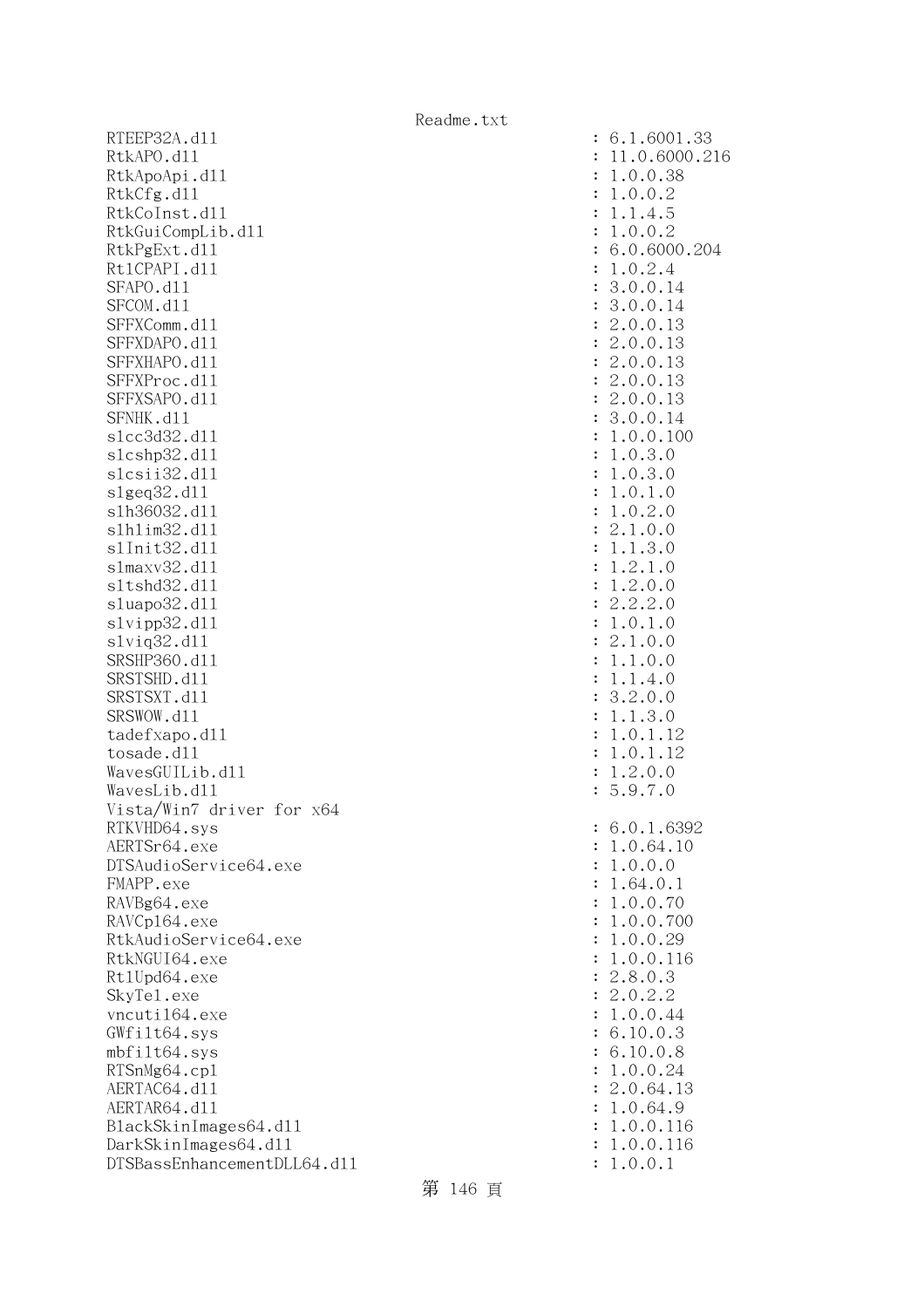RTEEP32A.dll : 6.1.6001.33
RtkAPO.dll : 11.0.6000.216
RtkApoApi.dll : 1.0.0.38
RtkCfg.dll : 1.0.0.2
RtkCoInst.dll : 1.1.4.5
RtkGuiCompLib.dll : 1.0.0.2
RtkPgExt.dll : 6.0.6000.204
RtlCPAPI.dll : 1.0.2.4
SFAPO.dll : 3.0.0.14
SFCOM.dll : 3.0.0.14
SFFXComm.dll : 2.0.0.13
SFFXDAPO.dll : 2.0.0.13
SFFXHAPO.dll : 2.0.0.13
SFFXProc.dll : 2.0.0.13
SFFXSAPO.dll : 2.0.0.13
SFNHK.dll : 3.0.0.14
slcc3d32.dll : 1.0.0.100
slcshp32.dll : 1.0.3.0
slcsii32.dll : 1.0.3.0
slgeq32.dll : 1.0.1.0
slh36032.dll : 1.0.2.0
slhlim32.dll : 2.1.0.0
slInit32.dll : 1.1.3.0
slmaxv32.dll : 1.2.1.0
sltshd32.dll : 1.2.0.0
sluapo32.dll : 2.2.2.0
slvipp32.dll : 1.0.1.0
slviq32.dll : 2.1.0.0
SRSHP360.dll : 1.1.0.0
SRSTSHD.dll : 1.1.4.0
SRSTSXT.dll : 3.2.0.0
SRSWOW.dll : 1.1.3.0
tadefxapo.dll : 1.0.1.12
tosade.dll : 1.0.1.12
WavesGUILib.dll : 1.2.0.0
WavesLib.dll : 5.9.7.0
Vista/Win7 driver for x64
RTKVHD64.sys : 6.0.1.6392
AERTSr64.exe : 1.0.64.10
DTSAudioService64.exe : 1.0.0.0
FMAPP.exe : 1.64.0.1
RAVBg64.exe : 1.0.0.70
RAVCpl64.exe : 1.0.0.700
RtkAudioService64.exe : 1.0.0.29
RtkNGUI64.exe : 1.0.0.116
RtlUpd64.exe : 2.8.0.3
SkyTel.exe : 2.0.2.2
vncutil64.exe : 1.0.0.44
GWfilt64.sys : 6.10.0.3
mbfilt64.sys : 6.10.0.8
RTSnMg64.cpl : 1.0.0.24
AERTAC64.dll : 2.0.64.13
AERTAR64.dll : 1.0.64.9
BlackSkinImages64.dll : 1.0.0.116
DarkSkinImages64.dll : 1.0.0.116
DTSBassEnhancementDLL64.dll : 1.0.0.1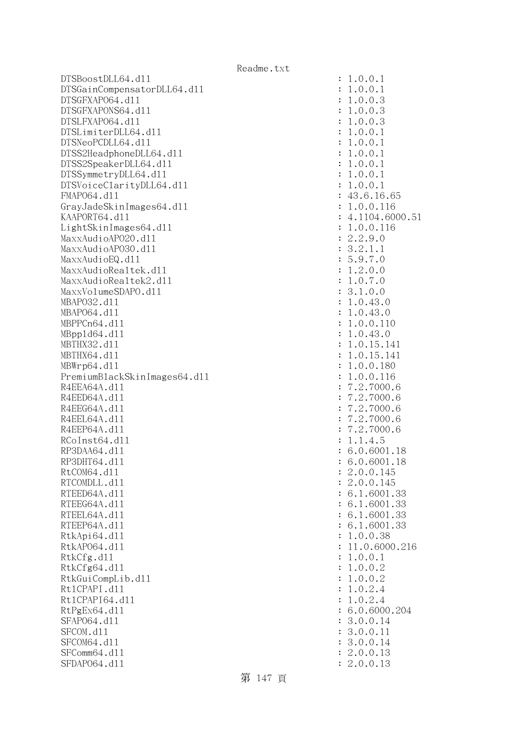```
DTSBoostDLL64.dll                                        : 1.0.0.1
DTSGainCompensatorDLL64.dll                              : 1.0.0.1
DTSGFXAPO64.dll                                          : 1.0.0.3
DTSGFXAPONS64.dll                                        : 1.0.0.3
DTSLFXAPO64.dll                                          : 1.0.0.3
DTSLimiterDLL64.dll                                      : 1.0.0.1
DTSNeoPCDLL64.dll                                        : 1.0.0.1
DTSS2HeadphoneDLL64.dll                                  : 1.0.0.1
DTSS2SpeakerDLL64.dll                                    : 1.0.0.1
DTSSymmetryDLL64.dll                                     : 1.0.0.1
DTSVoiceClarityDLL64.dll                                 : 1.0.0.1
FMAPO64.dll                                              : 43.6.16.65
GrayJadeSkinImages64.dll                                 : 1.0.0.116
KAAPORT64.dll                                            : 4.1104.6000.51
LightSkinImages64.dll                                    : 1.0.0.116
MaxxAudioAPO20.dll                                       : 2.2.9.0
MaxxAudioAPO30.dll                                       : 3.2.1.1
MaxxAudioEQ.dll                                          : 5.9.7.0
MaxxAudioRealtek.dll                                     : 1.2.0.0
MaxxAudioRealtek2.dll                                    : 1.0.7.0
MaxxVolumeSDAPO.dll                                      : 3.1.0.0
MBAPO32.dll                                              : 1.0.43.0
MBAPO64.dll                                              : 1.0.43.0
MBPPCn64.dll                                             : 1.0.0.110
MBppld64.dll                                             : 1.0.43.0
MBTHX32.dll                                              : 1.0.15.141
MBTHX64.dll                                              : 1.0.15.141
MBWrp64.dll                                              : 1.0.0.180
PremiumBlackSkinImages64.dll                             : 1.0.0.116
R4EEA64A.dll                                             : 7.2.7000.6
R4EED64A.dll                                             : 7.2.7000.6
R4EEG64A.dll                                             : 7.2.7000.6
R4EEL64A.dll                                             : 7.2.7000.6
R4EEP64A.dll                                             : 7.2.7000.6
RCoInst64.dll                                            : 1.1.4.5
RP3DAA64.dll                                             : 6.0.6001.18
RP3DHT64.dll                                             : 6.0.6001.18
RtCOM64.dll                                              : 2.0.0.145
RTCOMDLL.dll                                             : 2.0.0.145
RTEED64A.dll                                             : 6.1.6001.33
RTEEG64A.dll                                             : 6.1.6001.33
RTEEL64A.dll                                             : 6.1.6001.33
RTEEP64A.dll                                             : 6.1.6001.33
RtkApi64.dll                                             : 1.0.0.38
RtkAPO64.dll                                             : 11.0.6000.216
RtkCfg.dll                                               : 1.0.0.1
RtkCfg64.dll                                             : 1.0.0.2
RtkGuiCompLib.dll                                        : 1.0.0.2
RtlCPAPI.dll                                             : 1.0.2.4
RtlCPAPI64.dll                                           : 1.0.2.4
RtPgEx64.dll                                             : 6.0.6000.204
SFAPO64.dll                                              : 3.0.0.14
SFCOM.dll                                                : 3.0.0.11
SFCOM64.dll                                              : 3.0.0.14
SFComm64.dll                                             : 2.0.0.13
SFDAPO64.dll                                             : 2.0.0.13
```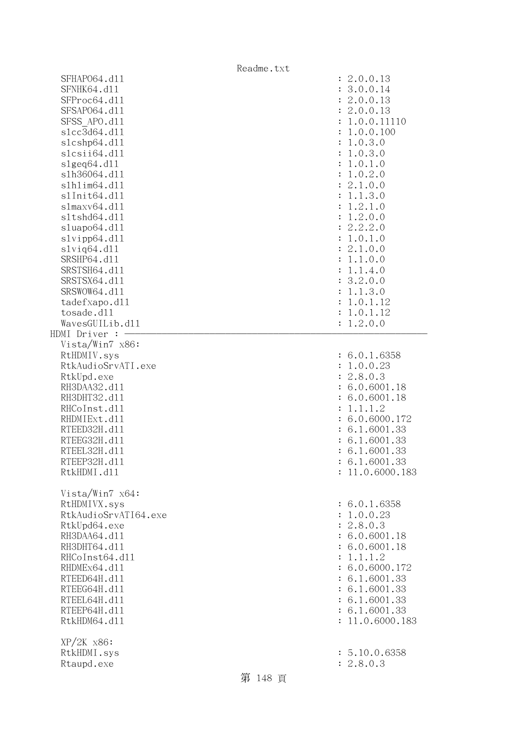```
  SFHAPO64.dll                                      : 2.0.0.13
  SFNHK64.dll                                       : 3.0.0.14
  SFProc64.dll                                      : 2.0.0.13
  SFSAPO64.dll                                      : 2.0.0.13
  SFSS_APO.dll                                      : 1.0.0.11110
  slcc3d64.dll                                      : 1.0.0.100
  slcshp64.dll                                      : 1.0.3.0
  slcsii64.dll                                      : 1.0.3.0
  slgeq64.dll                                       : 1.0.1.0
  slh36064.dll                                      : 1.0.2.0
  slhlim64.dll                                      : 2.1.0.0
  slInit64.dll                                      : 1.1.3.0
  slmaxv64.dll                                      : 1.2.1.0
  sltshd64.dll                                      : 1.2.0.0
  sluapo64.dll                                      : 2.2.2.0
  slvipp64.dll                                      : 1.0.1.0
  slviq64.dll                                       : 2.1.0.0
  SRSHP64.dll                                       : 1.1.0.0
  SRSTSH64.dll                                      : 1.1.4.0
  SRSTSX64.dll                                      : 3.2.0.0
  SRSWOW64.dll                                      : 1.1.3.0
  tadefxapo.dll                                     : 1.0.1.12
  tosade.dll                                        : 1.0.1.12
  WavesGUILib.dll                                   : 1.2.0.0
HDMI Driver : ---------------------------------------------------------------
  Vista/Win7 x86:
  RtHDMIV.sys                                       : 6.0.1.6358
  RtkAudioSrvATI.exe                                : 1.0.0.23
  RtkUpd.exe                                        : 2.8.0.3
  RH3DAA32.dll                                      : 6.0.6001.18
  RH3DHT32.dll                                      : 6.0.6001.18
  RHCoInst.dll                                      : 1.1.1.2
  RHDMIExt.dll                                      : 6.0.6000.172
  RTEED32H.dll                                      : 6.1.6001.33
  RTEEG32H.dll                                      : 6.1.6001.33
  RTEEL32H.dll                                      : 6.1.6001.33
  RTEEP32H.dll                                      : 6.1.6001.33
  RtkHDMI.dll                                       : 11.0.6000.183

  Vista/Win7 x64:
  RtHDMIVX.sys                                      : 6.0.1.6358
  RtkAudioSrvATI64.exe                              : 1.0.0.23
  RtkUpd64.exe                                      : 2.8.0.3
  RH3DAA64.dll                                      : 6.0.6001.18
  RH3DHT64.dll                                      : 6.0.6001.18
  RHCoInst64.dll                                    : 1.1.1.2
  RHDMEx64.dll                                      : 6.0.6000.172
  RTEED64H.dll                                      : 6.1.6001.33
  RTEEG64H.dll                                      : 6.1.6001.33
  RTEEL64H.dll                                      : 6.1.6001.33
  RTEEP64H.dll                                      : 6.1.6001.33
  RtkHDM64.dll                                      : 11.0.6000.183

  XP/2K x86:
  RtkHDMI.sys                                       : 5.10.0.6358
  Rtaupd.exe                                        : 2.8.0.3
```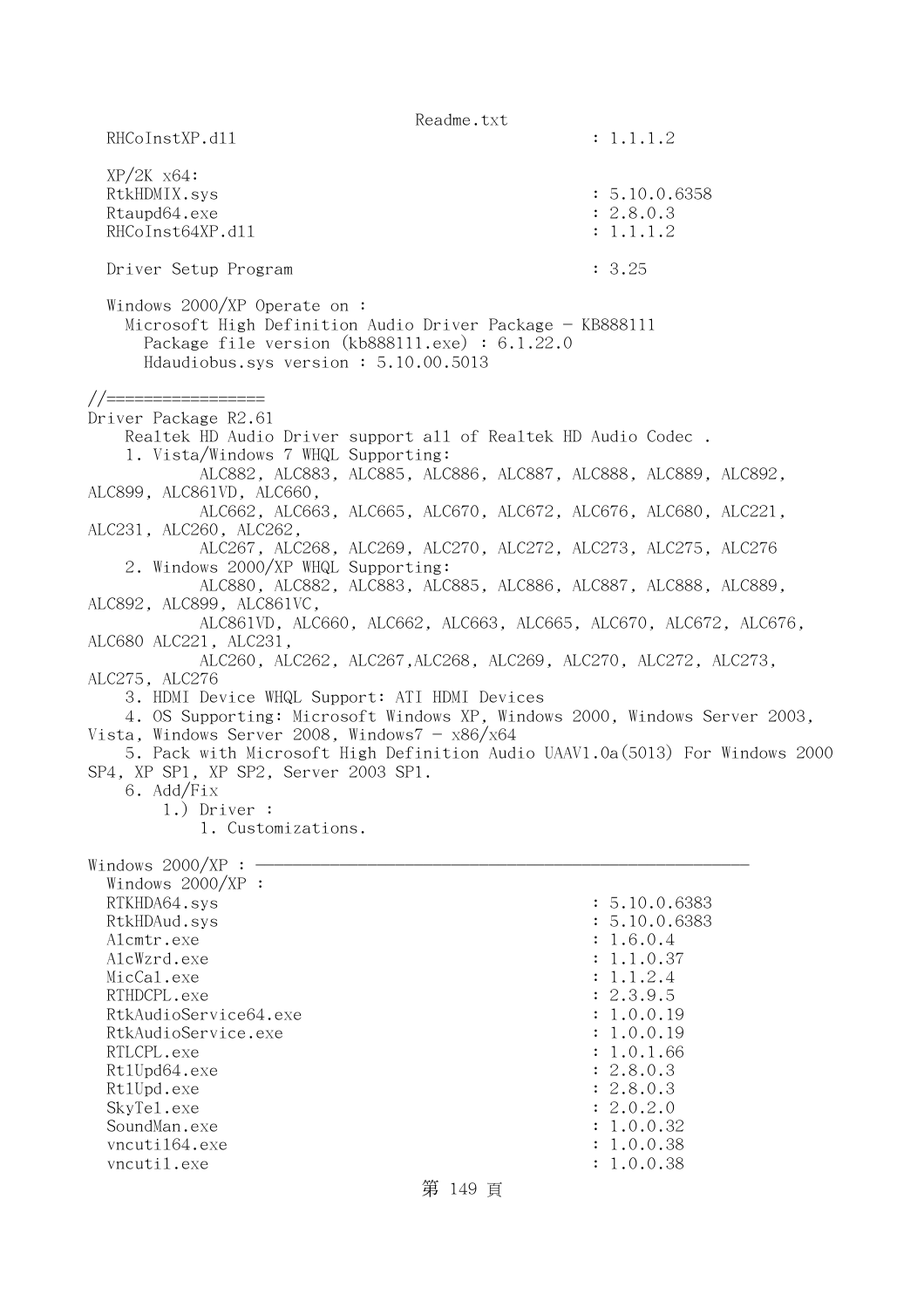```
  RHCoInstXP.dll                                        : 1.1.1.2

  XP/2K x64:
  RtkHDMIX.sys                                          : 5.10.0.6358
  Rtaupd64.exe                                          : 2.8.0.3
  RHCoInst64XP.dll                                      : 1.1.1.2

  Driver Setup Program                                  : 3.25

  Windows 2000/XP Operate on :
    Microsoft High Definition Audio Driver Package - KB888111
      Package file version (kb888111.exe) : 6.1.22.0
      Hdaudiobus.sys version : 5.10.00.5013

//=================
Driver Package R2.61
    Realtek HD Audio Driver support all of Realtek HD Audio Codec .
    1. Vista/Windows 7 WHQL Supporting:
            ALC882, ALC883, ALC885, ALC886, ALC887, ALC888, ALC889, ALC892,
ALC899, ALC861VD, ALC660,
            ALC662, ALC663, ALC665, ALC670, ALC672, ALC676, ALC680, ALC221,
ALC231, ALC260, ALC262,
            ALC267, ALC268, ALC269, ALC270, ALC272, ALC273, ALC275, ALC276
    2. Windows 2000/XP WHQL Supporting:
            ALC880, ALC882, ALC883, ALC885, ALC886, ALC887, ALC888, ALC889,
ALC892, ALC899, ALC861VC,
            ALC861VD, ALC660, ALC662, ALC663, ALC665, ALC670, ALC672, ALC676,
ALC680 ALC221, ALC231,
            ALC260, ALC262, ALC267,ALC268, ALC269, ALC270, ALC272, ALC273,
ALC275, ALC276
    3. HDMI Device WHQL Support: ATI HDMI Devices
    4. OS Supporting: Microsoft Windows XP, Windows 2000, Windows Server 2003,
Vista, Windows Server 2008, Windows7 - x86/x64
    5. Pack with Microsoft High Definition Audio UAAV1.0a(5013) For Windows 2000
SP4, XP SP1, XP SP2, Server 2003 SP1.
    6. Add/Fix
        1.) Driver :
            1. Customizations.

Windows 2000/XP : ------------------------------------------------------------
  Windows 2000/XP :
  RTKHDA64.sys                                          : 5.10.0.6383
  RtkHDAud.sys                                          : 5.10.0.6383
  Alcmtr.exe                                            : 1.6.0.4
  AlcWzrd.exe                                           : 1.1.0.37
  MicCal.exe                                            : 1.1.2.4
  RTHDCPL.exe                                           : 2.3.9.5
  RtkAudioService64.exe                                 : 1.0.0.19
  RtkAudioService.exe                                   : 1.0.0.19
  RTLCPL.exe                                            : 1.0.1.66
  RtlUpd64.exe                                          : 2.8.0.3
  RtlUpd.exe                                            : 2.8.0.3
  SkyTel.exe                                            : 2.0.2.0
  SoundMan.exe                                          : 1.0.0.32
  vncutil64.exe                                         : 1.0.0.38
  vncutil.exe                                           : 1.0.0.38
```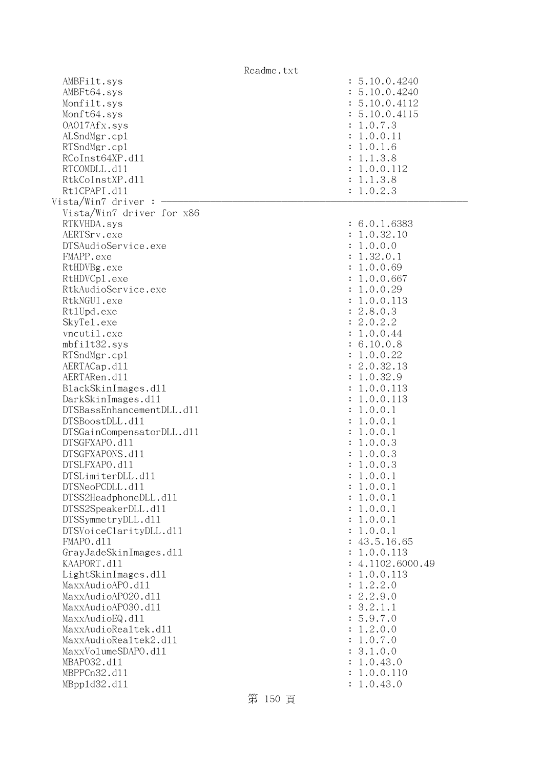```
  AMBFilt.sys                                       : 5.10.0.4240
  AMBFt64.sys                                       : 5.10.0.4240
  Monfilt.sys                                       : 5.10.0.4112
  Monft64.sys                                       : 5.10.0.4115
  OA017Afx.sys                                      : 1.0.7.3
  ALSndMgr.cpl                                      : 1.0.0.11
  RTSndMgr.cpl                                      : 1.0.1.6
  RCoInst64XP.dll                                   : 1.1.3.8
  RTCOMDLL.dll                                      : 1.0.0.112
  RtkCoInstXP.dll                                   : 1.1.3.8
  RtlCPAPI.dll                                      : 1.0.2.3
Vista/Win7 driver : ------------------------------------------------------------
  Vista/Win7 driver for x86
  RTKVHDA.sys                                       : 6.0.1.6383
  AERTSrv.exe                                       : 1.0.32.10
  DTSAudioService.exe                               : 1.0.0.0
  FMAPP.exe                                         : 1.32.0.1
  RtHDVBg.exe                                       : 1.0.0.69
  RtHDVCpl.exe                                      : 1.0.0.667
  RtkAudioService.exe                               : 1.0.0.29
  RtkNGUI.exe                                       : 1.0.0.113
  RtlUpd.exe                                        : 2.8.0.3
  SkyTel.exe                                        : 2.0.2.2
  vncutil.exe                                       : 1.0.0.44
  mbfilt32.sys                                      : 6.10.0.8
  RTSndMgr.cpl                                      : 1.0.0.22
  AERTACap.dll                                      : 2.0.32.13
  AERTARen.dll                                      : 1.0.32.9
  BlackSkinImages.dll                               : 1.0.0.113
  DarkSkinImages.dll                                : 1.0.0.113
  DTSBassEnhancementDLL.dll                         : 1.0.0.1
  DTSBoostDLL.dll                                   : 1.0.0.1
  DTSGainCompensatorDLL.dll                         : 1.0.0.1
  DTSGFXAPO.dll                                     : 1.0.0.3
  DTSGFXAPONS.dll                                   : 1.0.0.3
  DTSLFXAPO.dll                                     : 1.0.0.3
  DTSLimiterDLL.dll                                 : 1.0.0.1
  DTSNeoPCDLL.dll                                   : 1.0.0.1
  DTSS2HeadphoneDLL.dll                             : 1.0.0.1
  DTSS2SpeakerDLL.dll                               : 1.0.0.1
  DTSSymmetryDLL.dll                                : 1.0.0.1
  DTSVoiceClarityDLL.dll                            : 1.0.0.1
  FMAPO.dll                                         : 43.5.16.65
  GrayJadeSkinImages.dll                            : 1.0.0.113
  KAAPORT.dll                                       : 4.1102.6000.49
  LightSkinImages.dll                               : 1.0.0.113
  MaxxAudioAPO.dll                                  : 1.2.2.0
  MaxxAudioAPO20.dll                                : 2.2.9.0
  MaxxAudioAPO30.dll                                : 3.2.1.1
  MaxxAudioEQ.dll                                   : 5.9.7.0
  MaxxAudioRealtek.dll                              : 1.2.0.0
  MaxxAudioRealtek2.dll                             : 1.0.7.0
  MaxxVolumeSDAPO.dll                               : 3.1.0.0
  MBAPO32.dll                                       : 1.0.43.0
  MBPPCn32.dll                                      : 1.0.0.110
  MBppld32.dll                                      : 1.0.43.0
```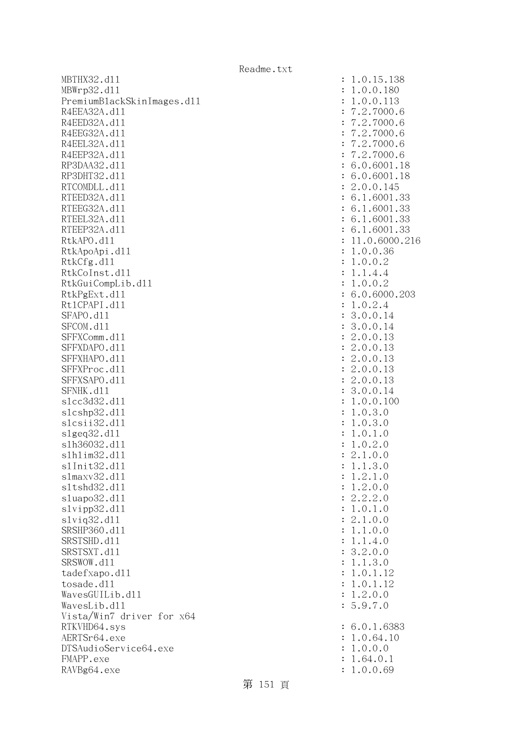```
MBTHX32.dll                                     : 1.0.15.138
MBWrp32.dll                                     : 1.0.0.180
PremiumBlackSkinImages.dll                      : 1.0.0.113
R4EEA32A.dll                                    : 7.2.7000.6
R4EED32A.dll                                    : 7.2.7000.6
R4EEG32A.dll                                    : 7.2.7000.6
R4EEL32A.dll                                    : 7.2.7000.6
R4EEP32A.dll                                    : 7.2.7000.6
RP3DAA32.dll                                    : 6.0.6001.18
RP3DHT32.dll                                    : 6.0.6001.18
RTCOMDLL.dll                                    : 2.0.0.145
RTEED32A.dll                                    : 6.1.6001.33
RTEEG32A.dll                                    : 6.1.6001.33
RTEEL32A.dll                                    : 6.1.6001.33
RTEEP32A.dll                                    : 6.1.6001.33
RtkAPO.dll                                      : 11.0.6000.216
RtkApoApi.dll                                   : 1.0.0.36
RtkCfg.dll                                      : 1.0.0.2
RtkCoInst.dll                                   : 1.1.4.4
RtkGuiCompLib.dll                               : 1.0.0.2
RtkPgExt.dll                                    : 6.0.6000.203
RtlCPAPI.dll                                    : 1.0.2.4
SFAPO.dll                                       : 3.0.0.14
SFCOM.dll                                       : 3.0.0.14
SFFXComm.dll                                    : 2.0.0.13
SFFXDAPO.dll                                    : 2.0.0.13
SFFXHAPO.dll                                    : 2.0.0.13
SFFXProc.dll                                    : 2.0.0.13
SFFXSAPO.dll                                    : 2.0.0.13
SFNHK.dll                                       : 3.0.0.14
slcc3d32.dll                                    : 1.0.0.100
slcshp32.dll                                    : 1.0.3.0
slcsii32.dll                                    : 1.0.3.0
slgeq32.dll                                     : 1.0.1.0
slh36032.dll                                    : 1.0.2.0
slhlim32.dll                                    : 2.1.0.0
slInit32.dll                                    : 1.1.3.0
slmaxv32.dll                                    : 1.2.1.0
sltshd32.dll                                    : 1.2.0.0
sluapo32.dll                                    : 2.2.2.0
slvipp32.dll                                    : 1.0.1.0
slviq32.dll                                     : 2.1.0.0
SRSHP360.dll                                    : 1.1.0.0
SRSTSHD.dll                                     : 1.1.4.0
SRSTSXT.dll                                     : 3.2.0.0
SRSWOW.dll                                      : 1.1.3.0
tadefxapo.dll                                   : 1.0.1.12
tosade.dll                                      : 1.0.1.12
WavesGUILib.dll                                 : 1.2.0.0
WavesLib.dll                                    : 5.9.7.0
Vista/Win7 driver for x64
RTKVHD64.sys                                    : 6.0.1.6383
AERTSr64.exe                                    : 1.0.64.10
DTSAudioService64.exe                           : 1.0.0.0
FMAPP.exe                                       : 1.64.0.1
RAVBg64.exe                                     : 1.0.0.69
```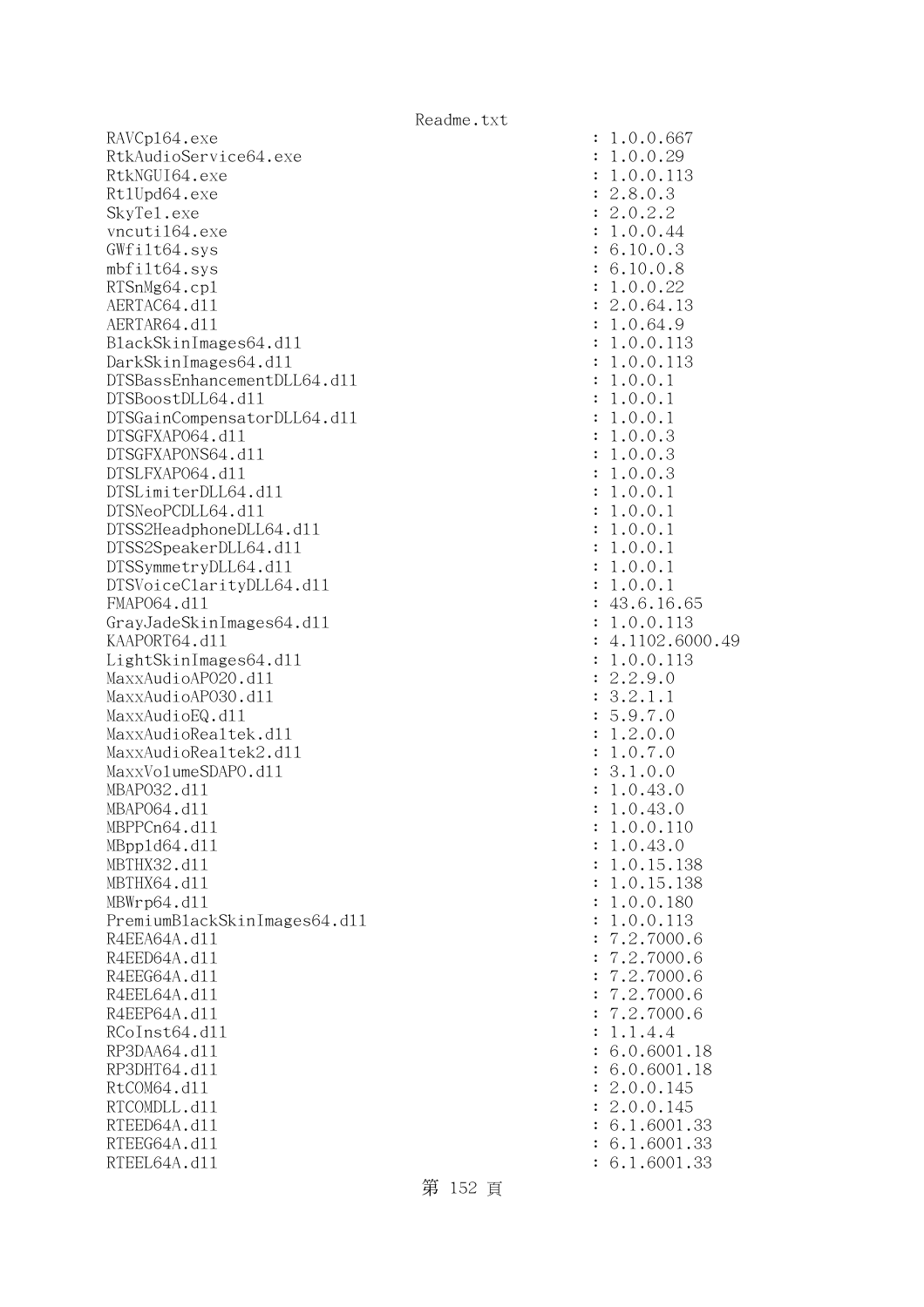```
RAVCpl64.exe                                        : 1.0.0.667
RtkAudioService64.exe                               : 1.0.0.29
RtkNGUI64.exe                                       : 1.0.0.113
RtlUpd64.exe                                        : 2.8.0.3
SkyTel.exe                                          : 2.0.2.2
vncutil64.exe                                       : 1.0.0.44
GWfilt64.sys                                        : 6.10.0.3
mbfilt64.sys                                        : 6.10.0.8
RTSnMg64.cpl                                        : 1.0.0.22
AERTAC64.dll                                        : 2.0.64.13
AERTAR64.dll                                        : 1.0.64.9
BlackSkinImages64.dll                               : 1.0.0.113
DarkSkinImages64.dll                                : 1.0.0.113
DTSBassEnhancementDLL64.dll                         : 1.0.0.1
DTSBoostDLL64.dll                                   : 1.0.0.1
DTSGainCompensatorDLL64.dll                         : 1.0.0.1
DTSGFXAPO64.dll                                     : 1.0.0.3
DTSGFXAPONS64.dll                                   : 1.0.0.3
DTSLFXAPO64.dll                                     : 1.0.0.3
DTSLimiterDLL64.dll                                 : 1.0.0.1
DTSNeoPCDLL64.dll                                   : 1.0.0.1
DTSS2HeadphoneDLL64.dll                             : 1.0.0.1
DTSS2SpeakerDLL64.dll                               : 1.0.0.1
DTSSymmetryDLL64.dll                                : 1.0.0.1
DTSVoiceClarityDLL64.dll                            : 1.0.0.1
FMAPO64.dll                                         : 43.6.16.65
GrayJadeSkinImages64.dll                            : 1.0.0.113
KAAPORT64.dll                                       : 4.1102.6000.49
LightSkinImages64.dll                               : 1.0.0.113
MaxxAudioAPO20.dll                                  : 2.2.9.0
MaxxAudioAPO30.dll                                  : 3.2.1.1
MaxxAudioEQ.dll                                     : 5.9.7.0
MaxxAudioRealtek.dll                                : 1.2.0.0
MaxxAudioRealtek2.dll                               : 1.0.7.0
MaxxVolumeSDAPO.dll                                 : 3.1.0.0
MBAPO32.dll                                         : 1.0.43.0
MBAPO64.dll                                         : 1.0.43.0
MBPPCn64.dll                                        : 1.0.0.110
MBppld64.dll                                        : 1.0.43.0
MBTHX32.dll                                         : 1.0.15.138
MBTHX64.dll                                         : 1.0.15.138
MBWrp64.dll                                         : 1.0.0.180
PremiumBlackSkinImages64.dll                        : 1.0.0.113
R4EEA64A.dll                                        : 7.2.7000.6
R4EED64A.dll                                        : 7.2.7000.6
R4EEG64A.dll                                        : 7.2.7000.6
R4EEL64A.dll                                        : 7.2.7000.6
R4EEP64A.dll                                        : 7.2.7000.6
RCoInst64.dll                                       : 1.1.4.4
RP3DAA64.dll                                        : 6.0.6001.18
RP3DHT64.dll                                        : 6.0.6001.18
RtCOM64.dll                                         : 2.0.0.145
RTCOMDLL.dll                                        : 2.0.0.145
RTEED64A.dll                                        : 6.1.6001.33
RTEEG64A.dll                                        : 6.1.6001.33
RTEEL64A.dll                                        : 6.1.6001.33
```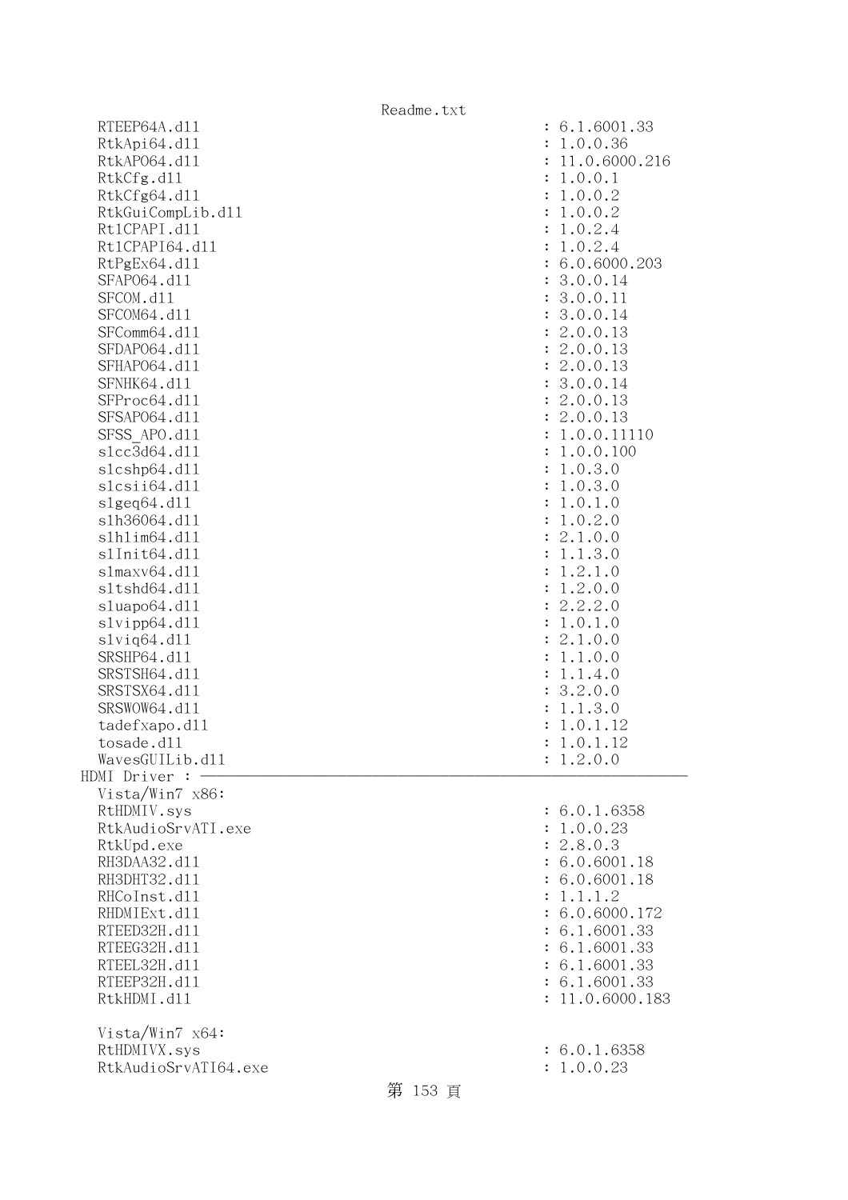```
  RTEEP64A.dll                                          : 6.1.6001.33
  RtkApi64.dll                                          : 1.0.0.36
  RtkAPO64.dll                                          : 11.0.6000.216
  RtkCfg.dll                                            : 1.0.0.1
  RtkCfg64.dll                                          : 1.0.0.2
  RtkGuiCompLib.dll                                     : 1.0.0.2
  Rt1CPAPI.dll                                          : 1.0.2.4
  Rt1CPAPI64.dll                                        : 1.0.2.4
  RtPgEx64.dll                                          : 6.0.6000.203
  SFAPO64.dll                                           : 3.0.0.14
  SFCOM.dll                                             : 3.0.0.11
  SFCOM64.dll                                           : 3.0.0.14
  SFComm64.dll                                          : 2.0.0.13
  SFDAPO64.dll                                          : 2.0.0.13
  SFHAPO64.dll                                          : 2.0.0.13
  SFNHK64.dll                                           : 3.0.0.14
  SFProc64.dll                                          : 2.0.0.13
  SFSAPO64.dll                                          : 2.0.0.13
  SFSS_APO.dll                                          : 1.0.0.11110
  slcc3d64.dll                                          : 1.0.0.100
  slcshp64.dll                                          : 1.0.3.0
  slcsii64.dll                                          : 1.0.3.0
  slgeq64.dll                                           : 1.0.1.0
  slh36064.dll                                          : 1.0.2.0
  slhlim64.dll                                          : 2.1.0.0
  slInit64.dll                                          : 1.1.3.0
  slmaxv64.dll                                          : 1.2.1.0
  sltshd64.dll                                          : 1.2.0.0
  sluapo64.dll                                          : 2.2.2.0
  slvipp64.dll                                          : 1.0.1.0
  slviq64.dll                                           : 2.1.0.0
  SRSHP64.dll                                           : 1.1.0.0
  SRSTSH64.dll                                          : 1.1.4.0
  SRSTSX64.dll                                          : 3.2.0.0
  SRSWOW64.dll                                          : 1.1.3.0
  tadefxapo.dll                                         : 1.0.1.12
  tosade.dll                                            : 1.0.1.12
  WavesGUILib.dll                                       : 1.2.0.0
HDMI Driver : ------------------------------------------------------------
  Vista/Win7 x86:
  RtHDMIV.sys                                           : 6.0.1.6358
  RtkAudioSrvATI.exe                                    : 1.0.0.23
  RtkUpd.exe                                            : 2.8.0.3
  RH3DAA32.dll                                          : 6.0.6001.18
  RH3DHT32.dll                                          : 6.0.6001.18
  RHCoInst.dll                                          : 1.1.1.2
  RHDMIExt.dll                                          : 6.0.6000.172
  RTEED32H.dll                                          : 6.1.6001.33
  RTEEG32H.dll                                          : 6.1.6001.33
  RTEEL32H.dll                                          : 6.1.6001.33
  RTEEP32H.dll                                          : 6.1.6001.33
  RtkHDMI.dll                                           : 11.0.6000.183

  Vista/Win7 x64:
  RtHDMIVX.sys                                          : 6.0.1.6358
  RtkAudioSrvATI64.exe                                  : 1.0.0.23
```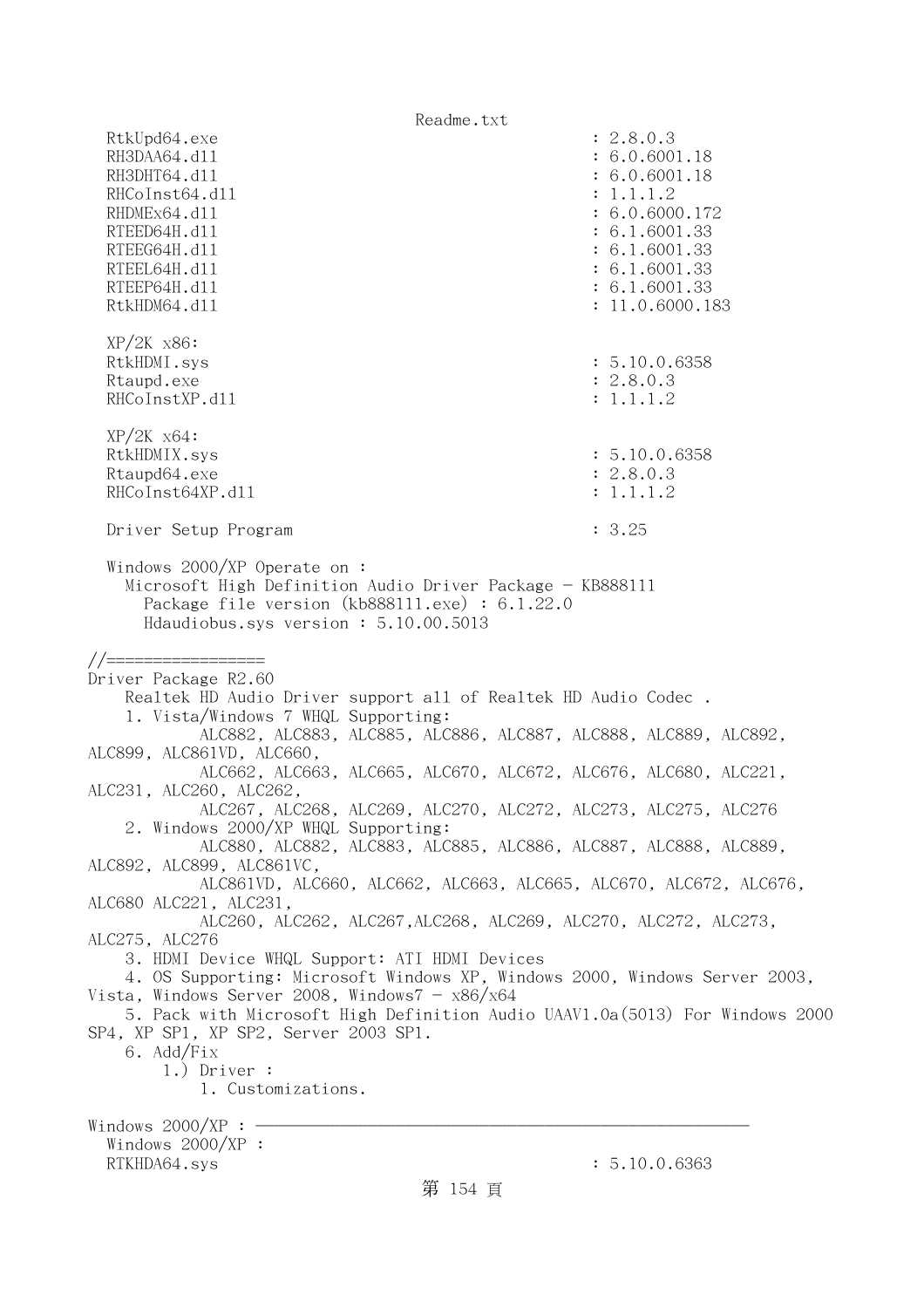```
  RtkUpd64.exe                                    : 2.8.0.3
  RH3DAA64.dll                                    : 6.0.6001.18
  RH3DHT64.dll                                    : 6.0.6001.18
  RHCoInst64.dll                                  : 1.1.1.2
  RHDMEx64.dll                                    : 6.0.6000.172
  RTEED64H.dll                                    : 6.1.6001.33
  RTEEG64H.dll                                    : 6.1.6001.33
  RTEEL64H.dll                                    : 6.1.6001.33
  RTEEP64H.dll                                    : 6.1.6001.33
  RtkHDM64.dll                                    : 11.0.6000.183

  XP/2K x86:
  RtkHDMI.sys                                     : 5.10.0.6358
  Rtaupd.exe                                      : 2.8.0.3
  RHCoInstXP.dll                                  : 1.1.1.2

  XP/2K x64:
  RtkHDMIX.sys                                    : 5.10.0.6358
  Rtaupd64.exe                                    : 2.8.0.3
  RHCoInst64XP.dll                                : 1.1.1.2

  Driver Setup Program                            : 3.25

  Windows 2000/XP Operate on :
    Microsoft High Definition Audio Driver Package - KB888111
      Package file version (kb888111.exe) : 6.1.22.0
      Hdaudiobus.sys version : 5.10.00.5013

//=================
Driver Package R2.60
    Realtek HD Audio Driver support all of Realtek HD Audio Codec .
    1. Vista/Windows 7 WHQL Supporting:
           ALC882, ALC883, ALC885, ALC886, ALC887, ALC888, ALC889, ALC892, 
ALC899, ALC861VD, ALC660,
           ALC662, ALC663, ALC665, ALC670, ALC672, ALC676, ALC680, ALC221, 
ALC231, ALC260, ALC262,
           ALC267, ALC268, ALC269, ALC270, ALC272, ALC273, ALC275, ALC276
    2. Windows 2000/XP WHQL Supporting:
           ALC880, ALC882, ALC883, ALC885, ALC886, ALC887, ALC888, ALC889, 
ALC892, ALC899, ALC861VC,
           ALC861VD, ALC660, ALC662, ALC663, ALC665, ALC670, ALC672, ALC676, 
ALC680 ALC221, ALC231,
           ALC260, ALC262, ALC267,ALC268, ALC269, ALC270, ALC272, ALC273, 
ALC275, ALC276
    3. HDMI Device WHQL Support: ATI HDMI Devices
    4. OS Supporting: Microsoft Windows XP, Windows 2000, Windows Server 2003, 
Vista, Windows Server 2008, Windows7 - x86/x64
    5. Pack with Microsoft High Definition Audio UAAV1.0a(5013) For Windows 2000 
SP4, XP SP1, XP SP2, Server 2003 SP1.
    6. Add/Fix
       1.) Driver :
           1. Customizations.

Windows 2000/XP : ----------------------------------------------------------
  Windows 2000/XP :
  RTKHDA64.sys                                    : 5.10.0.6363
```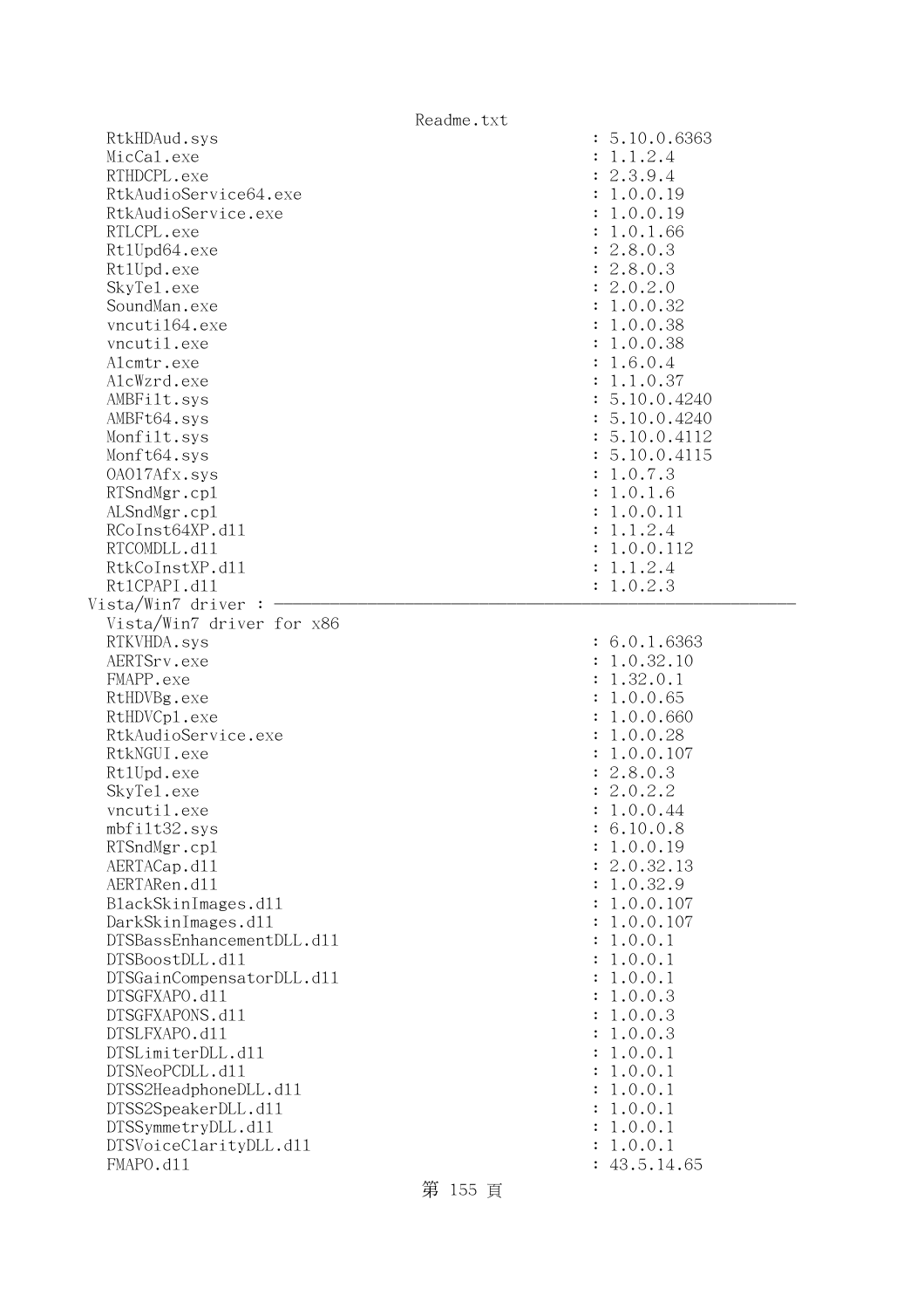```
  RtkHDAud.sys                                               : 5.10.0.6363
  MicCal.exe                                                 : 1.1.2.4
  RTHDCPL.exe                                                : 2.3.9.4
  RtkAudioService64.exe                                      : 1.0.0.19
  RtkAudioService.exe                                        : 1.0.0.19
  RTLCPL.exe                                                 : 1.0.1.66
  RtlUpd64.exe                                               : 2.8.0.3
  RtlUpd.exe                                                 : 2.8.0.3
  SkyTel.exe                                                 : 2.0.2.0
  SoundMan.exe                                               : 1.0.0.32
  vncutil64.exe                                              : 1.0.0.38
  vncutil.exe                                                : 1.0.0.38
  Alcmtr.exe                                                 : 1.6.0.4
  AlcWzrd.exe                                                : 1.1.0.37
  AMBFilt.sys                                                : 5.10.0.4240
  AMBFt64.sys                                                : 5.10.0.4240
  Monfilt.sys                                                : 5.10.0.4112
  Monft64.sys                                                : 5.10.0.4115
  OA017Afx.sys                                               : 1.0.7.3
  RTSndMgr.cpl                                               : 1.0.1.6
  ALSndMgr.cpl                                               : 1.0.0.11
  RCoInst64XP.dll                                            : 1.1.2.4
  RTCOMDLL.dll                                               : 1.0.0.112
  RtkCoInstXP.dll                                            : 1.1.2.4
  RtlCPAPI.dll                                               : 1.0.2.3
Vista/Win7 driver : ----------------------------------------------------------
  Vista/Win7 driver for x86
  RTKVHDA.sys                                                : 6.0.1.6363
  AERTSrv.exe                                                : 1.0.32.10
  FMAPP.exe                                                  : 1.32.0.1
  RtHDVBg.exe                                                : 1.0.0.65
  RtHDVCpl.exe                                               : 1.0.0.660
  RtkAudioService.exe                                        : 1.0.0.28
  RtkNGUI.exe                                                : 1.0.0.107
  RtlUpd.exe                                                 : 2.8.0.3
  SkyTel.exe                                                 : 2.0.2.2
  vncutil.exe                                                : 1.0.0.44
  mbfilt32.sys                                               : 6.10.0.8
  RTSndMgr.cpl                                               : 1.0.0.19
  AERTACap.dll                                               : 2.0.32.13
  AERTARen.dll                                               : 1.0.32.9
  BlackSkinImages.dll                                        : 1.0.0.107
  DarkSkinImages.dll                                         : 1.0.0.107
  DTSBassEnhancementDLL.dll                                  : 1.0.0.1
  DTSBoostDLL.dll                                            : 1.0.0.1
  DTSGainCompensatorDLL.dll                                  : 1.0.0.1
  DTSGFXAPO.dll                                              : 1.0.0.3
  DTSGFXAPONS.dll                                            : 1.0.0.3
  DTSLFXAPO.dll                                              : 1.0.0.3
  DTSLimiterDLL.dll                                          : 1.0.0.1
  DTSNeoPCDLL.dll                                            : 1.0.0.1
  DTSS2HeadphoneDLL.dll                                      : 1.0.0.1
  DTSS2SpeakerDLL.dll                                        : 1.0.0.1
  DTSSymmetryDLL.dll                                         : 1.0.0.1
  DTSVoiceClarityDLL.dll                                     : 1.0.0.1
  FMAPO.dll                                                  : 43.5.14.65
```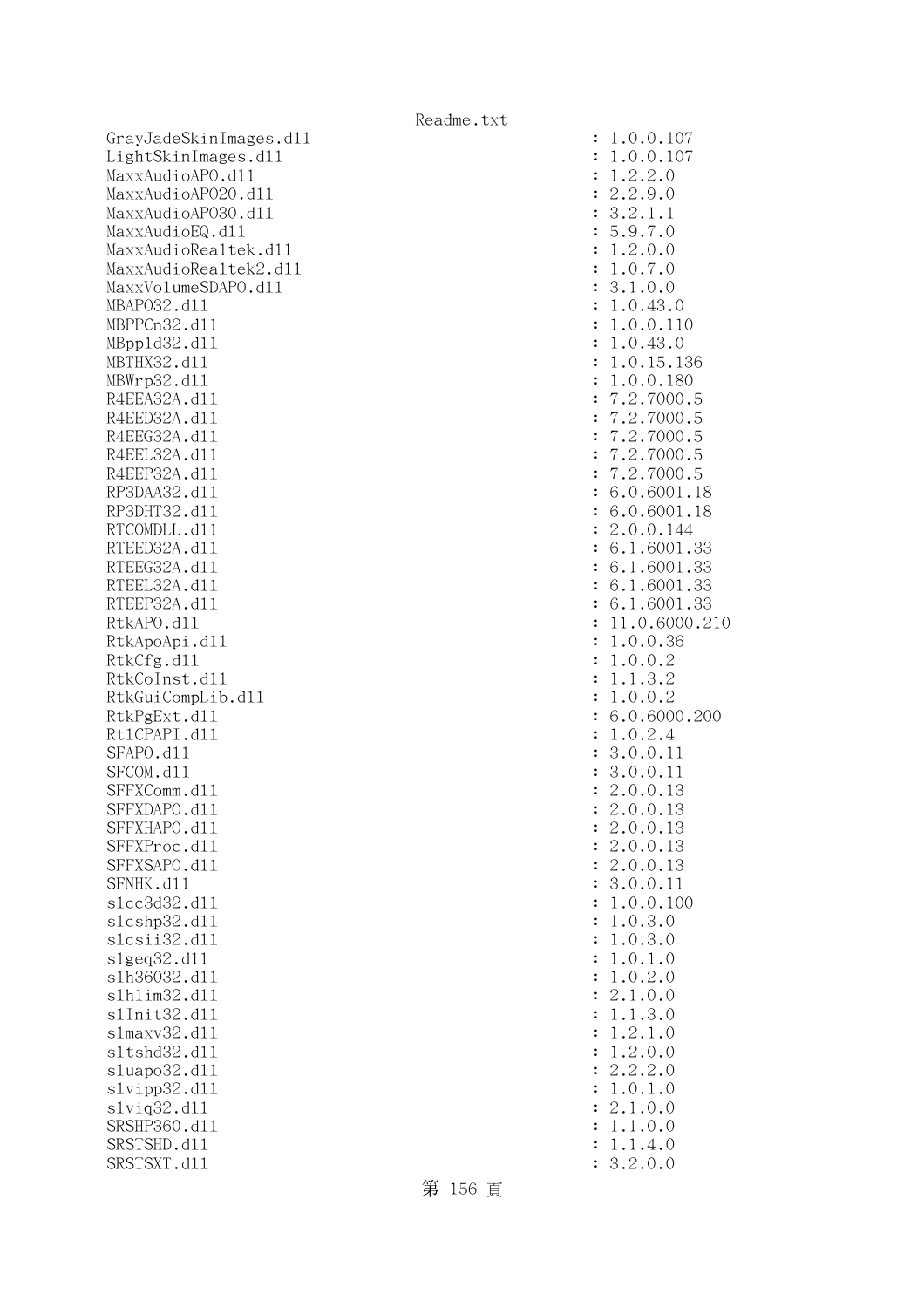```
GrayJadeSkinImages.dll                                      : 1.0.0.107
LightSkinImages.dll                                         : 1.0.0.107
MaxxAudioAPO.dll                                            : 1.2.2.0
MaxxAudioAPO20.dll                                          : 2.2.9.0
MaxxAudioAPO30.dll                                          : 3.2.1.1
MaxxAudioEQ.dll                                             : 5.9.7.0
MaxxAudioRealtek.dll                                        : 1.2.0.0
MaxxAudioRealtek2.dll                                       : 1.0.7.0
MaxxVolumeSDAPO.dll                                         : 3.1.0.0
MBAPO32.dll                                                 : 1.0.43.0
MBPPCn32.dll                                                : 1.0.0.110
MBppld32.dll                                                : 1.0.43.0
MBTHX32.dll                                                 : 1.0.15.136
MBWrp32.dll                                                 : 1.0.0.180
R4EEA32A.dll                                                : 7.2.7000.5
R4EED32A.dll                                                : 7.2.7000.5
R4EEG32A.dll                                                : 7.2.7000.5
R4EEL32A.dll                                                : 7.2.7000.5
R4EEP32A.dll                                                : 7.2.7000.5
RP3DAA32.dll                                                : 6.0.6001.18
RP3DHT32.dll                                                : 6.0.6001.18
RTCOMDLL.dll                                                : 2.0.0.144
RTEED32A.dll                                                : 6.1.6001.33
RTEEG32A.dll                                                : 6.1.6001.33
RTEEL32A.dll                                                : 6.1.6001.33
RTEEP32A.dll                                                : 6.1.6001.33
RtkAPO.dll                                                  : 11.0.6000.210
RtkApoApi.dll                                               : 1.0.0.36
RtkCfg.dll                                                  : 1.0.0.2
RtkCoInst.dll                                               : 1.1.3.2
RtkGuiCompLib.dll                                           : 1.0.0.2
RtkPgExt.dll                                                : 6.0.6000.200
RtlCPAPI.dll                                                : 1.0.2.4
SFAPO.dll                                                   : 3.0.0.11
SFCOM.dll                                                   : 3.0.0.11
SFFXComm.dll                                                : 2.0.0.13
SFFXDAPO.dll                                                : 2.0.0.13
SFFXHAPO.dll                                                : 2.0.0.13
SFFXProc.dll                                                : 2.0.0.13
SFFXSAPO.dll                                                : 2.0.0.13
SFNHK.dll                                                   : 3.0.0.11
slcc3d32.dll                                                : 1.0.0.100
slcshp32.dll                                                : 1.0.3.0
slcsii32.dll                                                : 1.0.3.0
slgeq32.dll                                                 : 1.0.1.0
slh36032.dll                                                : 1.0.2.0
slhlim32.dll                                                : 2.1.0.0
slInit32.dll                                                : 1.1.3.0
slmaxv32.dll                                                : 1.2.1.0
sltshd32.dll                                                : 1.2.0.0
sluapo32.dll                                                : 2.2.2.0
slvipp32.dll                                                : 1.0.1.0
slviq32.dll                                                 : 2.1.0.0
SRSHP360.dll                                                : 1.1.0.0
SRSTSHD.dll                                                 : 1.1.4.0
SRSTSXT.dll                                                 : 3.2.0.0
```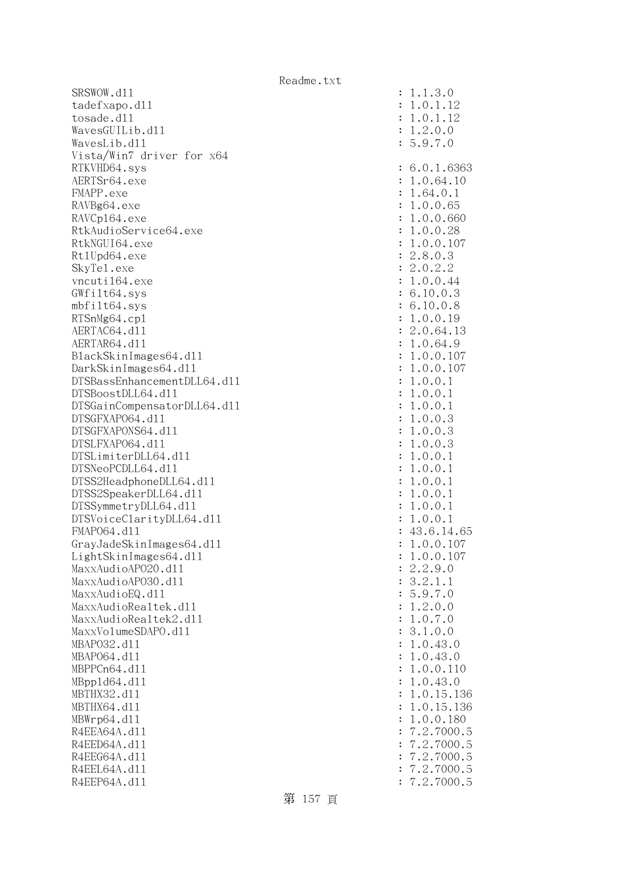```
SRSWOW.dll                                                  : 1.1.3.0
tadefxapo.dll                                               : 1.0.1.12
tosade.dll                                                  : 1.0.1.12
WavesGUILib.dll                                             : 1.2.0.0
WavesLib.dll                                                : 5.9.7.0
Vista/Win7 driver for x64
RTKVHD64.sys                                                : 6.0.1.6363
AERTSr64.exe                                                : 1.0.64.10
FMAPP.exe                                                   : 1.64.0.1
RAVBg64.exe                                                 : 1.0.0.65
RAVCpl64.exe                                                : 1.0.0.660
RtkAudioService64.exe                                       : 1.0.0.28
RtkNGUI64.exe                                               : 1.0.0.107
RtlUpd64.exe                                                : 2.8.0.3
SkyTel.exe                                                  : 2.0.2.2
vncutil64.exe                                               : 1.0.0.44
GWfilt64.sys                                                : 6.10.0.3
mbfilt64.sys                                                : 6.10.0.8
RTSnMg64.cpl                                                : 1.0.0.19
AERTAC64.dll                                                : 2.0.64.13
AERTAR64.dll                                                : 1.0.64.9
BlackSkinImages64.dll                                       : 1.0.0.107
DarkSkinImages64.dll                                        : 1.0.0.107
DTSBassEnhancementDLL64.dll                                 : 1.0.0.1
DTSBoostDLL64.dll                                           : 1.0.0.1
DTSGainCompensatorDLL64.dll                                 : 1.0.0.1
DTSGFXAPO64.dll                                             : 1.0.0.3
DTSGFXAPONS64.dll                                           : 1.0.0.3
DTSLFXAPO64.dll                                             : 1.0.0.3
DTSLimiterDLL64.dll                                         : 1.0.0.1
DTSNeoPCDLL64.dll                                           : 1.0.0.1
DTSS2HeadphoneDLL64.dll                                     : 1.0.0.1
DTSS2SpeakerDLL64.dll                                       : 1.0.0.1
DTSSymmetryDLL64.dll                                        : 1.0.0.1
DTSVoiceClarityDLL64.dll                                    : 1.0.0.1
FMAPO64.dll                                                 : 43.6.14.65
GrayJadeSkinImages64.dll                                    : 1.0.0.107
LightSkinImages64.dll                                       : 1.0.0.107
MaxxAudioAPO20.dll                                          : 2.2.9.0
MaxxAudioAPO30.dll                                          : 3.2.1.1
MaxxAudioEQ.dll                                             : 5.9.7.0
MaxxAudioRealtek.dll                                        : 1.2.0.0
MaxxAudioRealtek2.dll                                       : 1.0.7.0
MaxxVolumeSDAPO.dll                                         : 3.1.0.0
MBAPO32.dll                                                 : 1.0.43.0
MBAPO64.dll                                                 : 1.0.43.0
MBPPCn64.dll                                                : 1.0.0.110
MBppld64.dll                                                : 1.0.43.0
MBTHX32.dll                                                 : 1.0.15.136
MBTHX64.dll                                                 : 1.0.15.136
MBWrp64.dll                                                 : 1.0.0.180
R4EEA64A.dll                                                : 7.2.7000.5
R4EED64A.dll                                                : 7.2.7000.5
R4EEG64A.dll                                                : 7.2.7000.5
R4EEL64A.dll                                                : 7.2.7000.5
R4EEP64A.dll                                                : 7.2.7000.5
```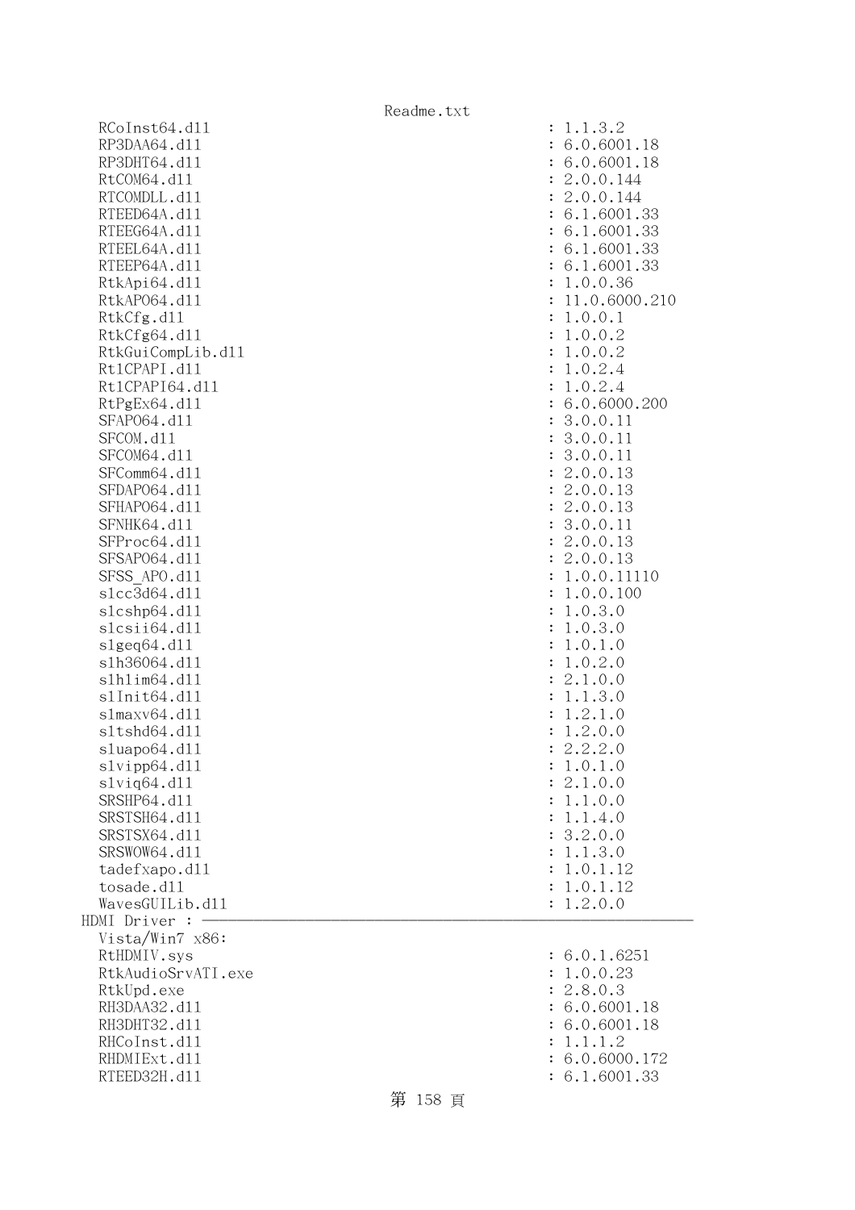```
  RCoInst64.dll                                          : 1.1.3.2
  RP3DAA64.dll                                           : 6.0.6001.18
  RP3DHT64.dll                                           : 6.0.6001.18
  RtCOM64.dll                                            : 2.0.0.144
  RTCOMDLL.dll                                           : 2.0.0.144
  RTEED64A.dll                                           : 6.1.6001.33
  RTEEG64A.dll                                           : 6.1.6001.33
  RTEEL64A.dll                                           : 6.1.6001.33
  RTEEP64A.dll                                           : 6.1.6001.33
  RtkApi64.dll                                           : 1.0.0.36
  RtkAPO64.dll                                           : 11.0.6000.210
  RtkCfg.dll                                             : 1.0.0.1
  RtkCfg64.dll                                           : 1.0.0.2
  RtkGuiCompLib.dll                                      : 1.0.0.2
  RtlCPAPI.dll                                           : 1.0.2.4
  RtlCPAPI64.dll                                         : 1.0.2.4
  RtPgEx64.dll                                           : 6.0.6000.200
  SFAPO64.dll                                            : 3.0.0.11
  SFCOM.dll                                              : 3.0.0.11
  SFCOM64.dll                                            : 3.0.0.11
  SFComm64.dll                                           : 2.0.0.13
  SFDAPO64.dll                                           : 2.0.0.13
  SFHAPO64.dll                                           : 2.0.0.13
  SFNHK64.dll                                            : 3.0.0.11
  SFProc64.dll                                           : 2.0.0.13
  SFSAPO64.dll                                           : 2.0.0.13
  SFSS_APO.dll                                           : 1.0.0.11110
  slcc3d64.dll                                           : 1.0.0.100
  slcshp64.dll                                           : 1.0.3.0
  slcsii64.dll                                           : 1.0.3.0
  slgeq64.dll                                            : 1.0.1.0
  slh36064.dll                                           : 1.0.2.0
  slhlim64.dll                                           : 2.1.0.0
  slInit64.dll                                           : 1.1.3.0
  slmaxv64.dll                                           : 1.2.1.0
  sltshd64.dll                                           : 1.2.0.0
  sluapo64.dll                                           : 2.2.2.0
  slvipp64.dll                                           : 1.0.1.0
  slviq64.dll                                            : 2.1.0.0
  SRSHP64.dll                                            : 1.1.0.0
  SRSTSH64.dll                                           : 1.1.4.0
  SRSTSX64.dll                                           : 3.2.0.0
  SRSWOW64.dll                                           : 1.1.3.0
  tadefxapo.dll                                          : 1.0.1.12
  tosade.dll                                             : 1.0.1.12
  WavesGUILib.dll                                        : 1.2.0.0
HDMI Driver : ------------------------------------------------------------
  Vista/Win7 x86:
  RtHDMIV.sys                                            : 6.0.1.6251
  RtkAudioSrvATI.exe                                     : 1.0.0.23
  RtkUpd.exe                                             : 2.8.0.3
  RH3DAA32.dll                                           : 6.0.6001.18
  RH3DHT32.dll                                           : 6.0.6001.18
  RHCoInst.dll                                           : 1.1.1.2
  RHDMIExt.dll                                           : 6.0.6000.172
  RTEED32H.dll                                           : 6.1.6001.33
```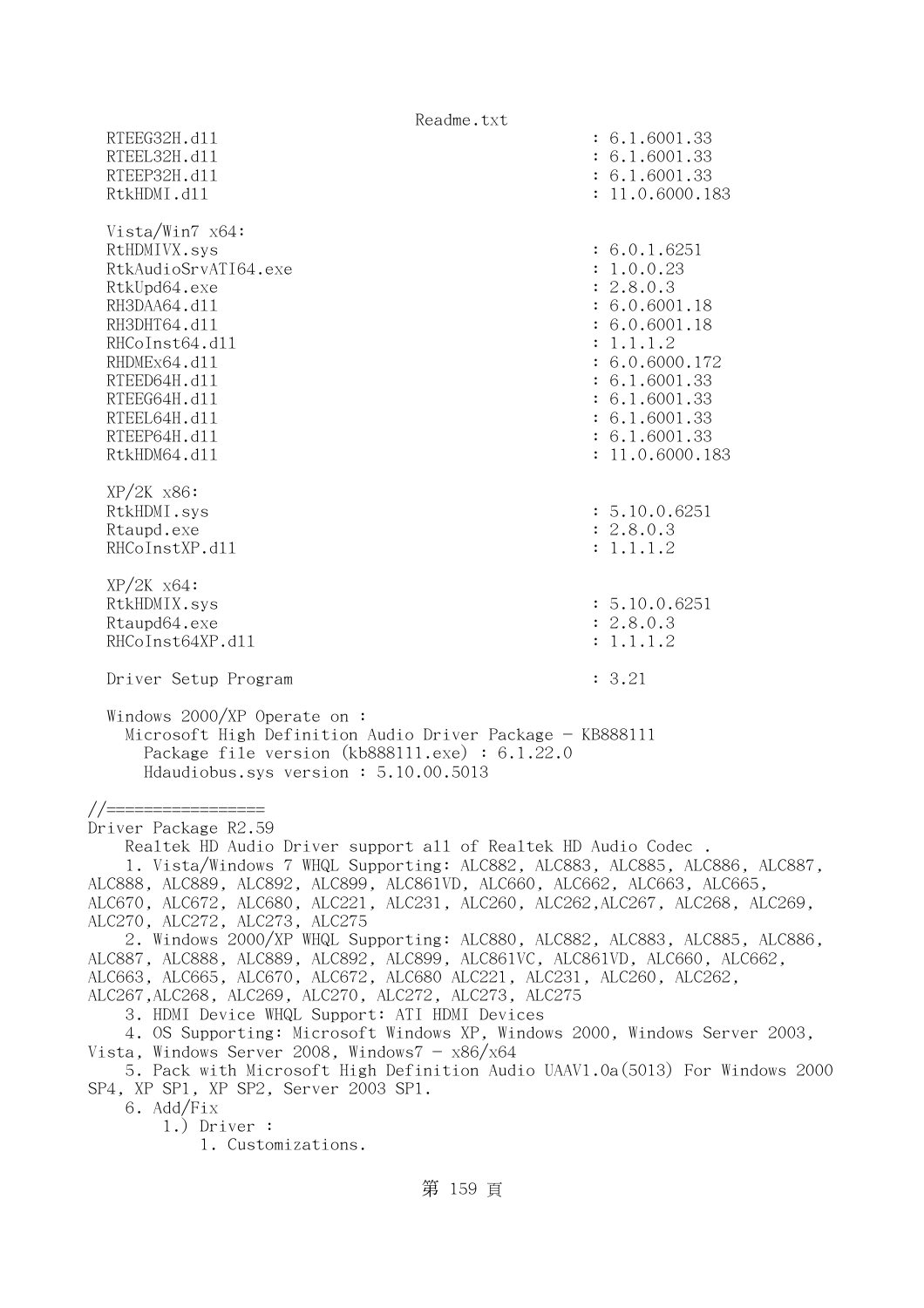```
  RTEEG32H.dll                                          : 6.1.6001.33
  RTEEL32H.dll                                          : 6.1.6001.33
  RTEEP32H.dll                                          : 6.1.6001.33
  RtkHDMI.dll                                           : 11.0.6000.183

  Vista/Win7 x64:
  RtHDMIVX.sys                                          : 6.0.1.6251
  RtkAudioSrvATI64.exe                                  : 1.0.0.23
  RtkUpd64.exe                                          : 2.8.0.3
  RH3DAA64.dll                                          : 6.0.6001.18
  RH3DHT64.dll                                          : 6.0.6001.18
  RHCoInst64.dll                                        : 1.1.1.2
  RHDMEx64.dll                                          : 6.0.6000.172
  RTEED64H.dll                                          : 6.1.6001.33
  RTEEG64H.dll                                          : 6.1.6001.33
  RTEEL64H.dll                                          : 6.1.6001.33
  RTEEP64H.dll                                          : 6.1.6001.33
  RtkHDM64.dll                                          : 11.0.6000.183

  XP/2K x86:
  RtkHDMI.sys                                           : 5.10.0.6251
  Rtaupd.exe                                            : 2.8.0.3
  RHCoInstXP.dll                                        : 1.1.1.2

  XP/2K x64:
  RtkHDMIX.sys                                          : 5.10.0.6251
  Rtaupd64.exe                                          : 2.8.0.3
  RHCoInst64XP.dll                                      : 1.1.1.2

  Driver Setup Program                                  : 3.21

  Windows 2000/XP Operate on :
    Microsoft High Definition Audio Driver Package - KB888111
      Package file version (kb888111.exe) : 6.1.22.0
      Hdaudiobus.sys version : 5.10.00.5013

//=================
Driver Package R2.59
    Realtek HD Audio Driver support all of Realtek HD Audio Codec .
    1. Vista/Windows 7 WHQL Supporting: ALC882, ALC883, ALC885, ALC886, ALC887,
ALC888, ALC889, ALC892, ALC899, ALC861VD, ALC660, ALC662, ALC663, ALC665,
ALC670, ALC672, ALC680, ALC221, ALC231, ALC260, ALC262,ALC267, ALC268, ALC269,
ALC270, ALC272, ALC273, ALC275
    2. Windows 2000/XP WHQL Supporting: ALC880, ALC882, ALC883, ALC885, ALC886,
ALC887, ALC888, ALC889, ALC892, ALC899, ALC861VC, ALC861VD, ALC660, ALC662,
ALC663, ALC665, ALC670, ALC672, ALC680 ALC221, ALC231, ALC260, ALC262,
ALC267,ALC268, ALC269, ALC270, ALC272, ALC273, ALC275
    3. HDMI Device WHQL Support: ATI HDMI Devices
    4. OS Supporting: Microsoft Windows XP, Windows 2000, Windows Server 2003,
Vista, Windows Server 2008, Windows7 - x86/x64
    5. Pack with Microsoft High Definition Audio UAAV1.0a(5013) For Windows 2000
SP4, XP SP1, XP SP2, Server 2003 SP1.
    6. Add/Fix
        1.) Driver :
            1. Customizations.
```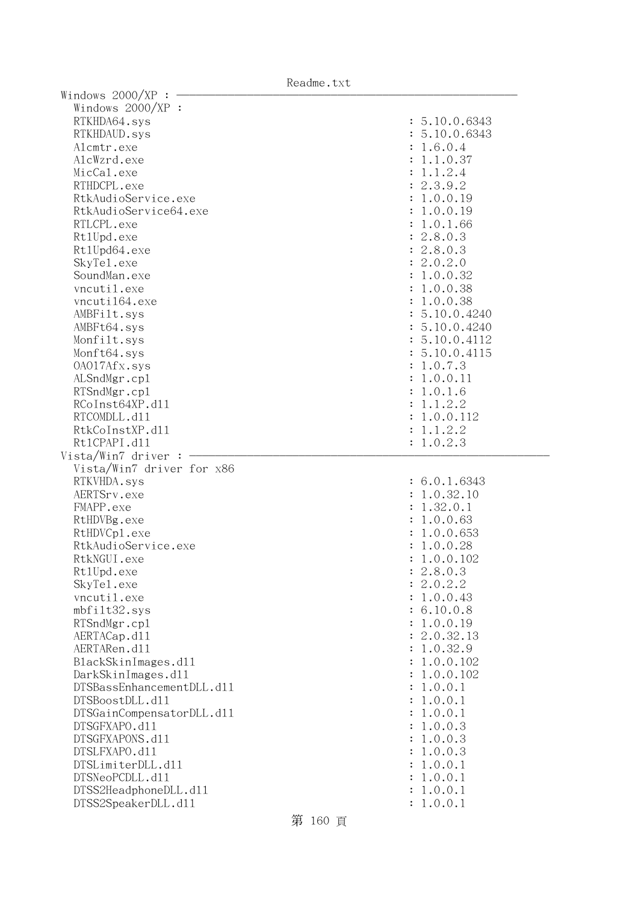Windows 2000/XP : ────────────────────────────────────────

Windows 2000/XP :

| | |
|---|---|
| RTKHDA64.sys | : 5.10.0.6343 |
| RTKHDAUD.sys | : 5.10.0.6343 |
| Alcmtr.exe | : 1.6.0.4 |
| AlcWzrd.exe | : 1.1.0.37 |
| MicCal.exe | : 1.1.2.4 |
| RTHDCPL.exe | : 2.3.9.2 |
| RtkAudioService.exe | : 1.0.0.19 |
| RtkAudioService64.exe | : 1.0.0.19 |
| RTLCPL.exe | : 1.0.1.66 |
| RtlUpd.exe | : 2.8.0.3 |
| RtlUpd64.exe | : 2.8.0.3 |
| SkyTel.exe | : 2.0.2.0 |
| SoundMan.exe | : 1.0.0.32 |
| vncutil.exe | : 1.0.0.38 |
| vncutil64.exe | : 1.0.0.38 |
| AMBFilt.sys | : 5.10.0.4240 |
| AMBFt64.sys | : 5.10.0.4240 |
| Monfilt.sys | : 5.10.0.4112 |
| Monft64.sys | : 5.10.0.4115 |
| OA017Afx.sys | : 1.0.7.3 |
| ALSndMgr.cpl | : 1.0.0.11 |
| RTSndMgr.cpl | : 1.0.1.6 |
| RCoInst64XP.dll | : 1.1.2.2 |
| RTCOMDLL.dll | : 1.0.0.112 |
| RtkCoInstXP.dll | : 1.1.2.2 |
| RtlCPAPI.dll | : 1.0.2.3 |

Vista/Win7 driver : ────────────────────────────────────────

Vista/Win7 driver for x86

| | |
|---|---|
| RTKVHDA.sys | : 6.0.1.6343 |
| AERTSrv.exe | : 1.0.32.10 |
| FMAPP.exe | : 1.32.0.1 |
| RtHDVBg.exe | : 1.0.0.63 |
| RtHDVCpl.exe | : 1.0.0.653 |
| RtkAudioService.exe | : 1.0.0.28 |
| RtkNGUI.exe | : 1.0.0.102 |
| RtlUpd.exe | : 2.8.0.3 |
| SkyTel.exe | : 2.0.2.2 |
| vncutil.exe | : 1.0.0.43 |
| mbfilt32.sys | : 6.10.0.8 |
| RTSndMgr.cpl | : 1.0.0.19 |
| AERTACap.dll | : 2.0.32.13 |
| AERTARen.dll | : 1.0.32.9 |
| BlackSkinImages.dll | : 1.0.0.102 |
| DarkSkinImages.dll | : 1.0.0.102 |
| DTSBassEnhancementDLL.dll | : 1.0.0.1 |
| DTSBoostDLL.dll | : 1.0.0.1 |
| DTSGainCompensatorDLL.dll | : 1.0.0.1 |
| DTSGFXAPO.dll | : 1.0.0.3 |
| DTSGFXAPONS.dll | : 1.0.0.3 |
| DTSLFXAPO.dll | : 1.0.0.3 |
| DTSLimiterDLL.dll | : 1.0.0.1 |
| DTSNeoPCDLL.dll | : 1.0.0.1 |
| DTSS2HeadphoneDLL.dll | : 1.0.0.1 |
| DTSS2SpeakerDLL.dll | : 1.0.0.1 |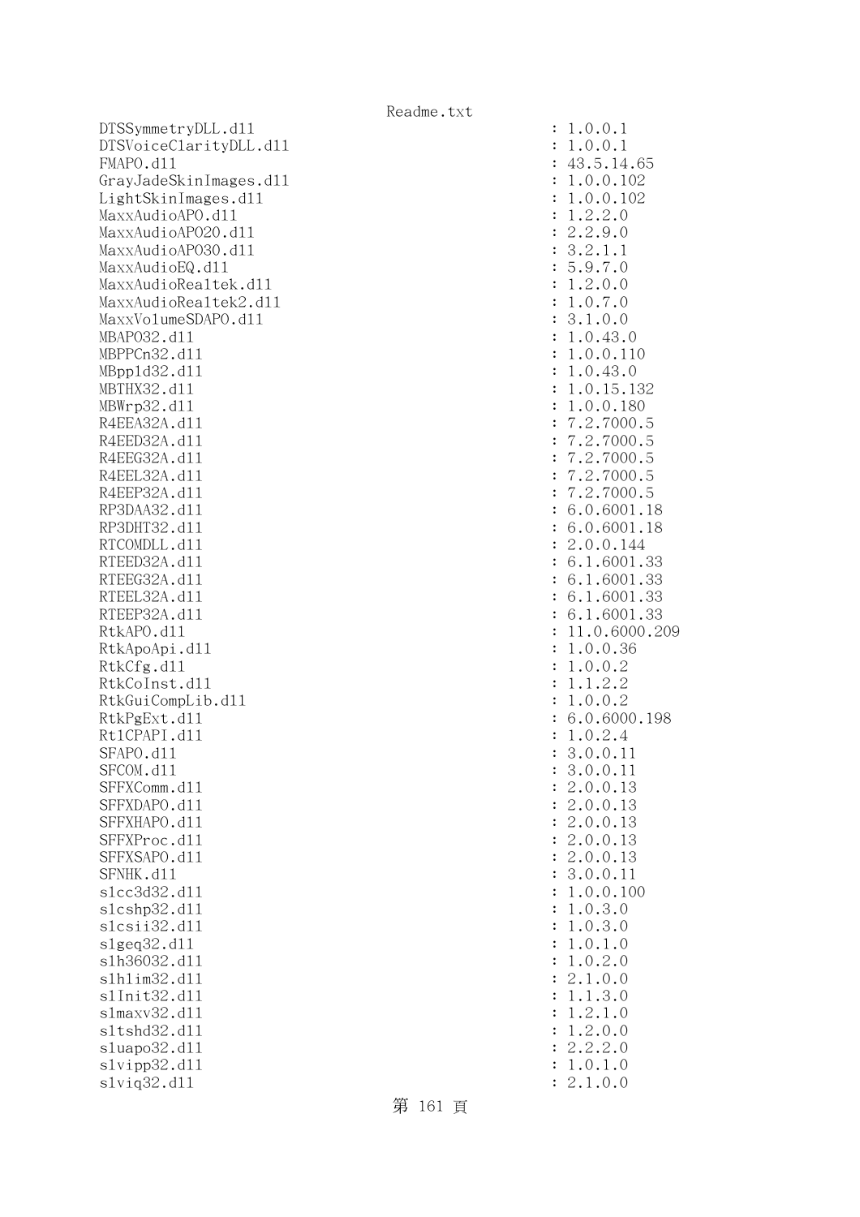```
DTSSymmetryDLL.dll                                    : 1.0.0.1
DTSVoiceClarityDLL.dll                                : 1.0.0.1
FMAPO.dll                                             : 43.5.14.65
GrayJadeSkinImages.dll                                : 1.0.0.102
LightSkinImages.dll                                   : 1.0.0.102
MaxxAudioAPO.dll                                      : 1.2.2.0
MaxxAudioAPO20.dll                                    : 2.2.9.0
MaxxAudioAPO30.dll                                    : 3.2.1.1
MaxxAudioEQ.dll                                       : 5.9.7.0
MaxxAudioRealtek.dll                                  : 1.2.0.0
MaxxAudioRealtek2.dll                                 : 1.0.7.0
MaxxVolumeSDAPO.dll                                   : 3.1.0.0
MBAPO32.dll                                           : 1.0.43.0
MBPPCn32.dll                                          : 1.0.0.110
MBppld32.dll                                          : 1.0.43.0
MBTHX32.dll                                           : 1.0.15.132
MBWrp32.dll                                           : 1.0.0.180
R4EEA32A.dll                                          : 7.2.7000.5
R4EED32A.dll                                          : 7.2.7000.5
R4EEG32A.dll                                          : 7.2.7000.5
R4EEL32A.dll                                          : 7.2.7000.5
R4EEP32A.dll                                          : 7.2.7000.5
RP3DAA32.dll                                          : 6.0.6001.18
RP3DHT32.dll                                          : 6.0.6001.18
RTCOMDLL.dll                                          : 2.0.0.144
RTEED32A.dll                                          : 6.1.6001.33
RTEEG32A.dll                                          : 6.1.6001.33
RTEEL32A.dll                                          : 6.1.6001.33
RTEEP32A.dll                                          : 6.1.6001.33
RtkAPO.dll                                            : 11.0.6000.209
RtkApoApi.dll                                         : 1.0.0.36
RtkCfg.dll                                            : 1.0.0.2
RtkCoInst.dll                                         : 1.1.2.2
RtkGuiCompLib.dll                                     : 1.0.0.2
RtkPgExt.dll                                          : 6.0.6000.198
RtlCPAPI.dll                                          : 1.0.2.4
SFAPO.dll                                             : 3.0.0.11
SFCOM.dll                                             : 3.0.0.11
SFFXComm.dll                                          : 2.0.0.13
SFFXDAPO.dll                                          : 2.0.0.13
SFFXHAPO.dll                                          : 2.0.0.13
SFFXProc.dll                                          : 2.0.0.13
SFFXSAPO.dll                                          : 2.0.0.13
SFNHK.dll                                             : 3.0.0.11
slcc3d32.dll                                          : 1.0.0.100
slcshp32.dll                                          : 1.0.3.0
slcsii32.dll                                          : 1.0.3.0
slgeq32.dll                                           : 1.0.1.0
slh36032.dll                                          : 1.0.2.0
slhlim32.dll                                          : 2.1.0.0
slInit32.dll                                          : 1.1.3.0
slmaxv32.dll                                          : 1.2.1.0
sltshd32.dll                                          : 1.2.0.0
sluapo32.dll                                          : 2.2.2.0
slvipp32.dll                                          : 1.0.1.0
slviq32.dll                                           : 2.1.0.0
```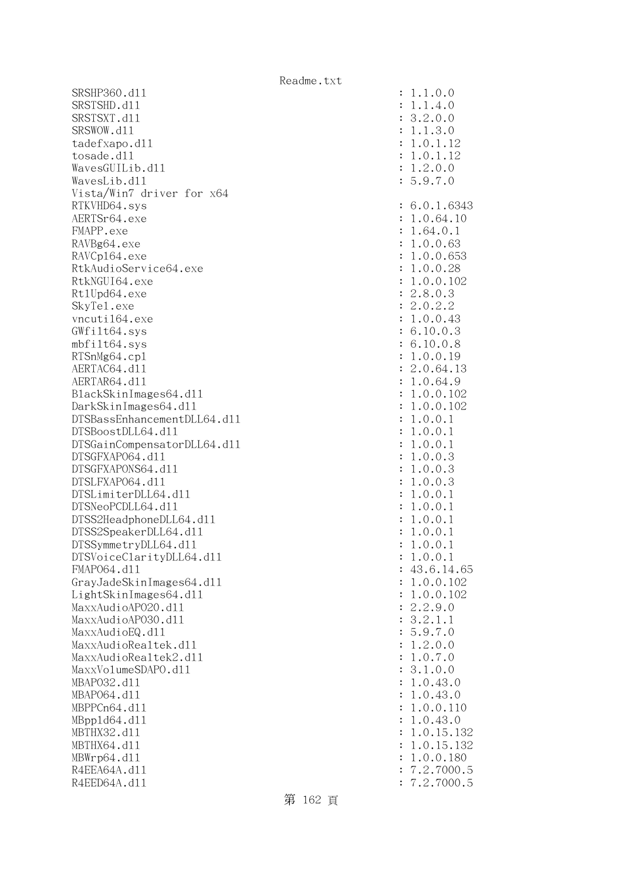```
SRSHP360.dll                                           : 1.1.0.0
SRSTSHD.dll                                            : 1.1.4.0
SRSTSXT.dll                                            : 3.2.0.0
SRSWOW.dll                                             : 1.1.3.0
tadefxapo.dll                                          : 1.0.1.12
tosade.dll                                             : 1.0.1.12
WavesGUILib.dll                                        : 1.2.0.0
WavesLib.dll                                           : 5.9.7.0
Vista/Win7 driver for x64
RTKVHD64.sys                                           : 6.0.1.6343
AERTSr64.exe                                           : 1.0.64.10
FMAPP.exe                                              : 1.64.0.1
RAVBg64.exe                                            : 1.0.0.63
RAVCpl64.exe                                           : 1.0.0.653
RtkAudioService64.exe                                  : 1.0.0.28
RtkNGUI64.exe                                          : 1.0.0.102
RtlUpd64.exe                                           : 2.8.0.3
SkyTel.exe                                             : 2.0.2.2
vncutil64.exe                                          : 1.0.0.43
GWfilt64.sys                                           : 6.10.0.3
mbfilt64.sys                                           : 6.10.0.8
RTSnMg64.cpl                                           : 1.0.0.19
AERTAC64.dll                                           : 2.0.64.13
AERTAR64.dll                                           : 1.0.64.9
BlackSkinImages64.dll                                  : 1.0.0.102
DarkSkinImages64.dll                                   : 1.0.0.102
DTSBassEnhancementDLL64.dll                            : 1.0.0.1
DTSBoostDLL64.dll                                      : 1.0.0.1
DTSGainCompensatorDLL64.dll                            : 1.0.0.1
DTSGFXAPO64.dll                                        : 1.0.0.3
DTSGFXAPONS64.dll                                      : 1.0.0.3
DTSLFXAPO64.dll                                        : 1.0.0.3
DTSLimiterDLL64.dll                                    : 1.0.0.1
DTSNeoPCDLL64.dll                                      : 1.0.0.1
DTSS2HeadphoneDLL64.dll                                : 1.0.0.1
DTSS2SpeakerDLL64.dll                                  : 1.0.0.1
DTSSymmetryDLL64.dll                                   : 1.0.0.1
DTSVoiceClarityDLL64.dll                               : 1.0.0.1
FMAPO64.dll                                            : 43.6.14.65
GrayJadeSkinImages64.dll                               : 1.0.0.102
LightSkinImages64.dll                                  : 1.0.0.102
MaxxAudioAPO20.dll                                     : 2.2.9.0
MaxxAudioAPO30.dll                                     : 3.2.1.1
MaxxAudioEQ.dll                                        : 5.9.7.0
MaxxAudioRealtek.dll                                   : 1.2.0.0
MaxxAudioRealtek2.dll                                  : 1.0.7.0
MaxxVolumeSDAPO.dll                                    : 3.1.0.0
MBAPO32.dll                                            : 1.0.43.0
MBAPO64.dll                                            : 1.0.43.0
MBPPCn64.dll                                           : 1.0.0.110
MBppld64.dll                                           : 1.0.43.0
MBTHX32.dll                                            : 1.0.15.132
MBTHX64.dll                                            : 1.0.15.132
MBWrp64.dll                                            : 1.0.0.180
R4EEA64A.dll                                           : 7.2.7000.5
R4EED64A.dll                                           : 7.2.7000.5
```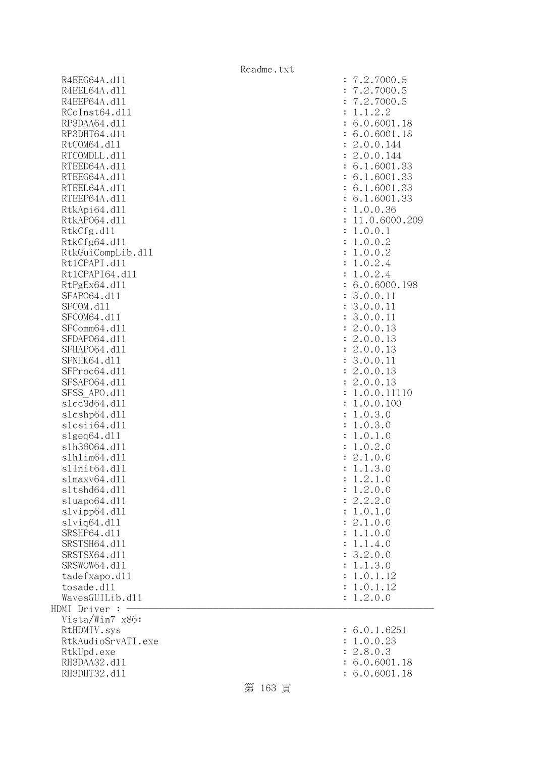```
  R4EEG64A.dll                                    : 7.2.7000.5
  R4EEL64A.dll                                    : 7.2.7000.5
  R4EEP64A.dll                                    : 7.2.7000.5
  RCoInst64.dll                                   : 1.1.2.2
  RP3DAA64.dll                                    : 6.0.6001.18
  RP3DHT64.dll                                    : 6.0.6001.18
  RtCOM64.dll                                     : 2.0.0.144
  RTCOMDLL.dll                                    : 2.0.0.144
  RTEED64A.dll                                    : 6.1.6001.33
  RTEEG64A.dll                                    : 6.1.6001.33
  RTEEL64A.dll                                    : 6.1.6001.33
  RTEEP64A.dll                                    : 6.1.6001.33
  RtkApi64.dll                                    : 1.0.0.36
  RtkAPO64.dll                                    : 11.0.6000.209
  RtkCfg.dll                                      : 1.0.0.1
  RtkCfg64.dll                                    : 1.0.0.2
  RtkGuiCompLib.dll                               : 1.0.0.2
  Rt1CPAPI.dll                                    : 1.0.2.4
  Rt1CPAPI64.dll                                  : 1.0.2.4
  RtPgEx64.dll                                    : 6.0.6000.198
  SFAPO64.dll                                     : 3.0.0.11
  SFCOM.dll                                       : 3.0.0.11
  SFCOM64.dll                                     : 3.0.0.11
  SFComm64.dll                                    : 2.0.0.13
  SFDAPO64.dll                                    : 2.0.0.13
  SFHAPO64.dll                                    : 2.0.0.13
  SFNHK64.dll                                     : 3.0.0.11
  SFProc64.dll                                    : 2.0.0.13
  SFSAPO64.dll                                    : 2.0.0.13
  SFSS_APO.dll                                    : 1.0.0.11110
  slcc3d64.dll                                    : 1.0.0.100
  slcshp64.dll                                    : 1.0.3.0
  slcsii64.dll                                    : 1.0.3.0
  slgeq64.dll                                     : 1.0.1.0
  slh36064.dll                                    : 1.0.2.0
  slhlim64.dll                                    : 2.1.0.0
  slInit64.dll                                    : 1.1.3.0
  slmaxv64.dll                                    : 1.2.1.0
  sltshd64.dll                                    : 1.2.0.0
  sluapo64.dll                                    : 2.2.2.0
  slvipp64.dll                                    : 1.0.1.0
  slviq64.dll                                     : 2.1.0.0
  SRSHP64.dll                                     : 1.1.0.0
  SRSTSH64.dll                                    : 1.1.4.0
  SRSTSX64.dll                                    : 3.2.0.0
  SRSWOW64.dll                                    : 1.1.3.0
  tadefxapo.dll                                   : 1.0.1.12
  tosade.dll                                      : 1.0.1.12
  WavesGUILib.dll                                 : 1.2.0.0
HDMI Driver : ------------------------------------------------------------
  Vista/Win7 x86:
  RtHDMIV.sys                                     : 6.0.1.6251
  RtkAudioSrvATI.exe                              : 1.0.0.23
  RtkUpd.exe                                      : 2.8.0.3
  RH3DAA32.dll                                    : 6.0.6001.18
  RH3DHT32.dll                                    : 6.0.6001.18
```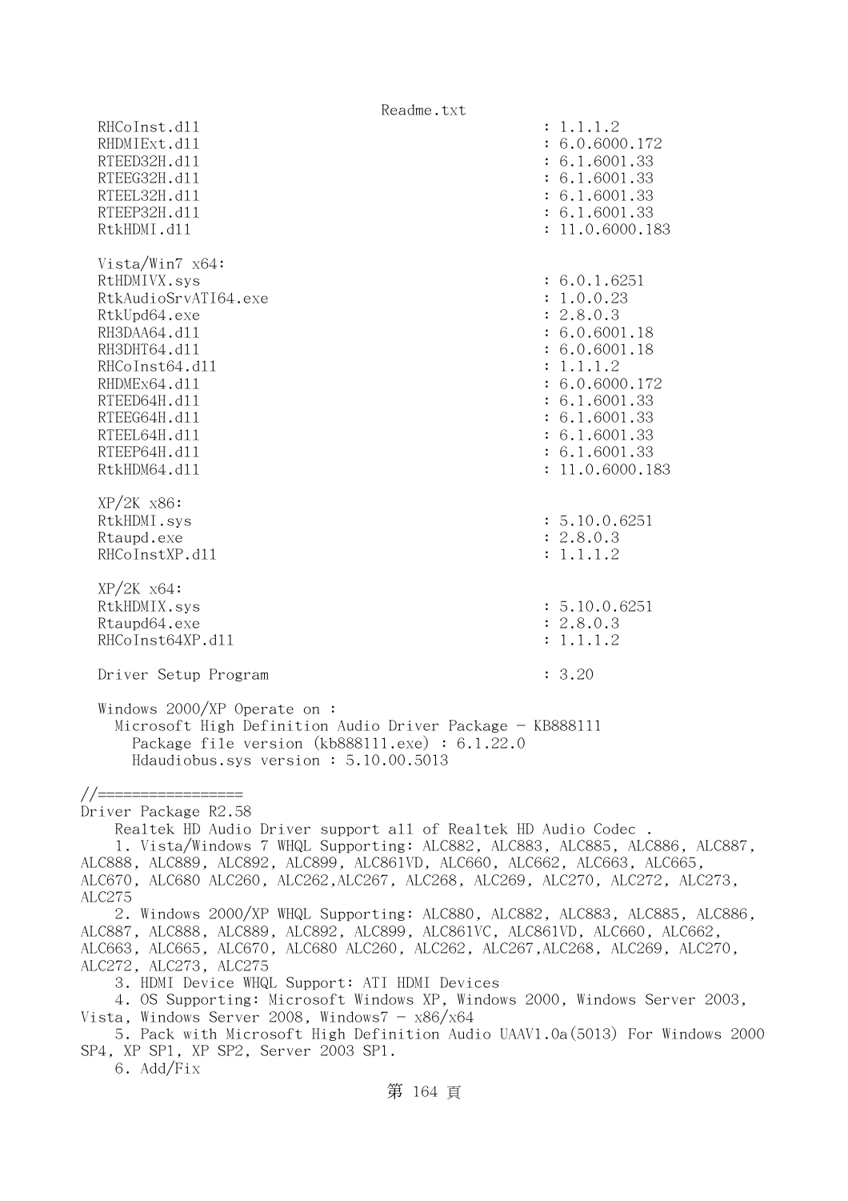```
  RHCoInst.dll                                        : 1.1.1.2
  RHDMIExt.dll                                        : 6.0.6000.172
  RTEED32H.dll                                        : 6.1.6001.33
  RTEEG32H.dll                                        : 6.1.6001.33
  RTEEL32H.dll                                        : 6.1.6001.33
  RTEEP32H.dll                                        : 6.1.6001.33
  RtkHDMI.dll                                         : 11.0.6000.183

  Vista/Win7 x64:
  RtHDMIVX.sys                                        : 6.0.1.6251
  RtkAudioSrvATI64.exe                                : 1.0.0.23
  RtkUpd64.exe                                        : 2.8.0.3
  RH3DAA64.dll                                        : 6.0.6001.18
  RH3DHT64.dll                                        : 6.0.6001.18
  RHCoInst64.dll                                      : 1.1.1.2
  RHDMEx64.dll                                        : 6.0.6000.172
  RTEED64H.dll                                        : 6.1.6001.33
  RTEEG64H.dll                                        : 6.1.6001.33
  RTEEL64H.dll                                        : 6.1.6001.33
  RTEEP64H.dll                                        : 6.1.6001.33
  RtkHDM64.dll                                        : 11.0.6000.183

  XP/2K x86:
  RtkHDMI.sys                                         : 5.10.0.6251
  Rtaupd.exe                                          : 2.8.0.3
  RHCoInstXP.dll                                      : 1.1.1.2

  XP/2K x64:
  RtkHDMIX.sys                                        : 5.10.0.6251
  Rtaupd64.exe                                        : 2.8.0.3
  RHCoInst64XP.dll                                    : 1.1.1.2

  Driver Setup Program                                : 3.20

  Windows 2000/XP Operate on :
    Microsoft High Definition Audio Driver Package - KB888111
      Package file version (kb888111.exe) : 6.1.22.0
      Hdaudiobus.sys version : 5.10.00.5013

//=================
Driver Package R2.58
    Realtek HD Audio Driver support all of Realtek HD Audio Codec .
    1. Vista/Windows 7 WHQL Supporting: ALC882, ALC883, ALC885, ALC886, ALC887,
ALC888, ALC889, ALC892, ALC899, ALC861VD, ALC660, ALC662, ALC663, ALC665,
ALC670, ALC680 ALC260, ALC262,ALC267, ALC268, ALC269, ALC270, ALC272, ALC273,
ALC275
    2. Windows 2000/XP WHQL Supporting: ALC880, ALC882, ALC883, ALC885, ALC886,
ALC887, ALC888, ALC889, ALC892, ALC899, ALC861VC, ALC861VD, ALC660, ALC662,
ALC663, ALC665, ALC670, ALC680 ALC260, ALC262, ALC267,ALC268, ALC269, ALC270,
ALC272, ALC273, ALC275
    3. HDMI Device WHQL Support: ATI HDMI Devices
    4. OS Supporting: Microsoft Windows XP, Windows 2000, Windows Server 2003,
Vista, Windows Server 2008, Windows7 - x86/x64
    5. Pack with Microsoft High Definition Audio UAAV1.0a(5013) For Windows 2000
SP4, XP SP1, XP SP2, Server 2003 SP1.
    6. Add/Fix
```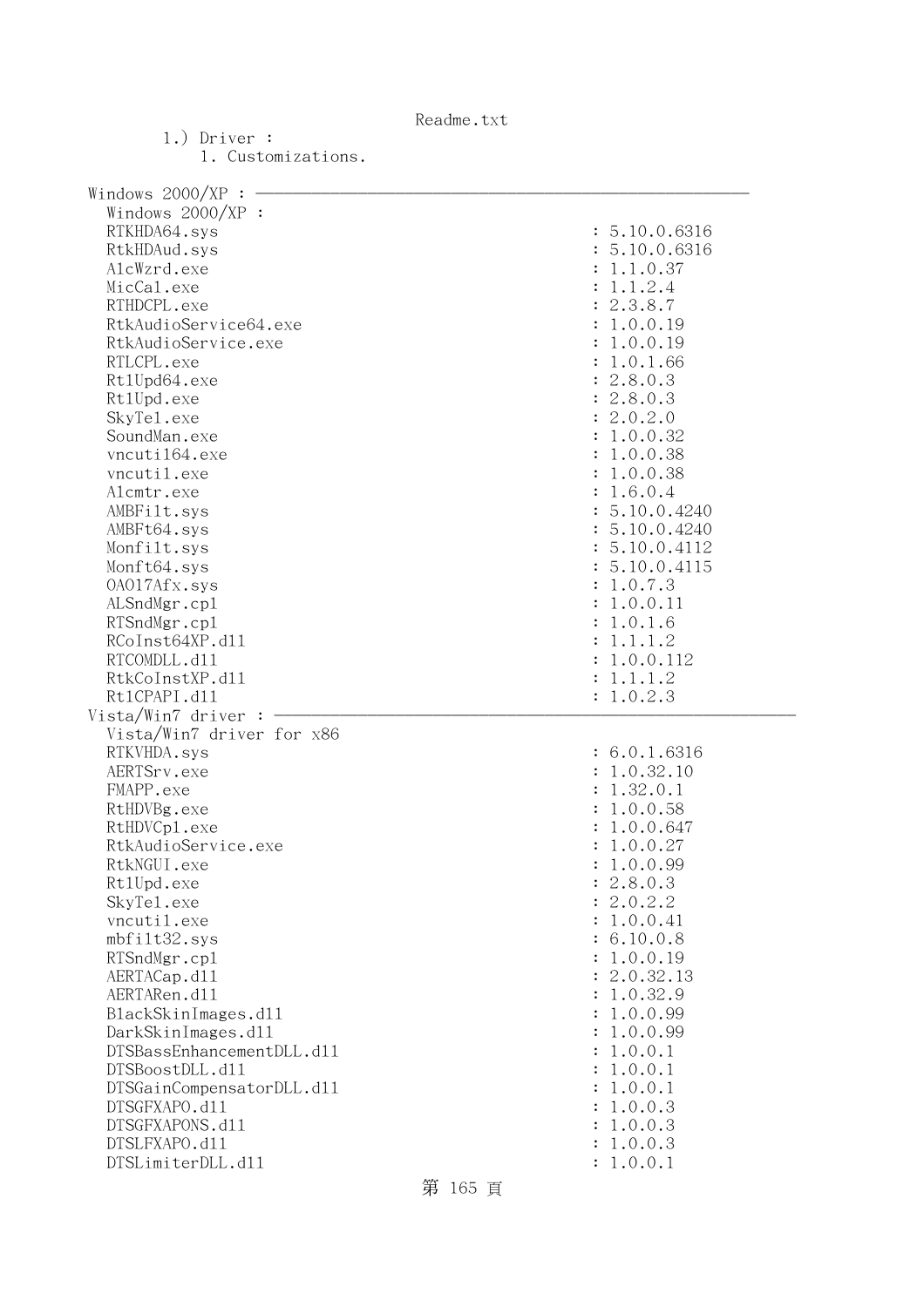1.) Driver :
    1. Customizations.

```
Windows 2000/XP : --------------------------------------------------------
  Windows 2000/XP :
  RTKHDA64.sys                                          : 5.10.0.6316
  RtkHDAud.sys                                          : 5.10.0.6316
  AlcWzrd.exe                                           : 1.1.0.37
  MicCal.exe                                            : 1.1.2.4
  RTHDCPL.exe                                           : 2.3.8.7
  RtkAudioService64.exe                                 : 1.0.0.19
  RtkAudioService.exe                                   : 1.0.0.19
  RTLCPL.exe                                            : 1.0.1.66
  RtlUpd64.exe                                          : 2.8.0.3
  RtlUpd.exe                                            : 2.8.0.3
  SkyTel.exe                                            : 2.0.2.0
  SoundMan.exe                                          : 1.0.0.32
  vncutil64.exe                                         : 1.0.0.38
  vncutil.exe                                           : 1.0.0.38
  Alcmtr.exe                                            : 1.6.0.4
  AMBFilt.sys                                           : 5.10.0.4240
  AMBFt64.sys                                           : 5.10.0.4240
  Monfilt.sys                                           : 5.10.0.4112
  Monft64.sys                                           : 5.10.0.4115
  OA017Afx.sys                                          : 1.0.7.3
  ALSndMgr.cpl                                          : 1.0.0.11
  RTSndMgr.cpl                                          : 1.0.1.6
  RCoInst64XP.dll                                       : 1.1.1.2
  RTCOMDLL.dll                                          : 1.0.0.112
  RtkCoInstXP.dll                                       : 1.1.1.2
  RtlCPAPI.dll                                          : 1.0.2.3
Vista/Win7 driver : ------------------------------------------------------------
  Vista/Win7 driver for x86
  RTKVHDA.sys                                           : 6.0.1.6316
  AERTSrv.exe                                           : 1.0.32.10
  FMAPP.exe                                             : 1.32.0.1
  RtHDVBg.exe                                           : 1.0.0.58
  RtHDVCpl.exe                                          : 1.0.0.647
  RtkAudioService.exe                                   : 1.0.0.27
  RtkNGUI.exe                                           : 1.0.0.99
  RtlUpd.exe                                            : 2.8.0.3
  SkyTel.exe                                            : 2.0.2.2
  vncutil.exe                                           : 1.0.0.41
  mbfilt32.sys                                          : 6.10.0.8
  RTSndMgr.cpl                                          : 1.0.0.19
  AERTACap.dll                                          : 2.0.32.13
  AERTARen.dll                                          : 1.0.32.9
  BlackSkinImages.dll                                   : 1.0.0.99
  DarkSkinImages.dll                                    : 1.0.0.99
  DTSBassEnhancementDLL.dll                             : 1.0.0.1
  DTSBoostDLL.dll                                       : 1.0.0.1
  DTSGainCompensatorDLL.dll                             : 1.0.0.1
  DTSGFXAPO.dll                                         : 1.0.0.3
  DTSGFXAPONS.dll                                       : 1.0.0.3
  DTSLFXAPO.dll                                         : 1.0.0.3
  DTSLimiterDLL.dll                                     : 1.0.0.1
```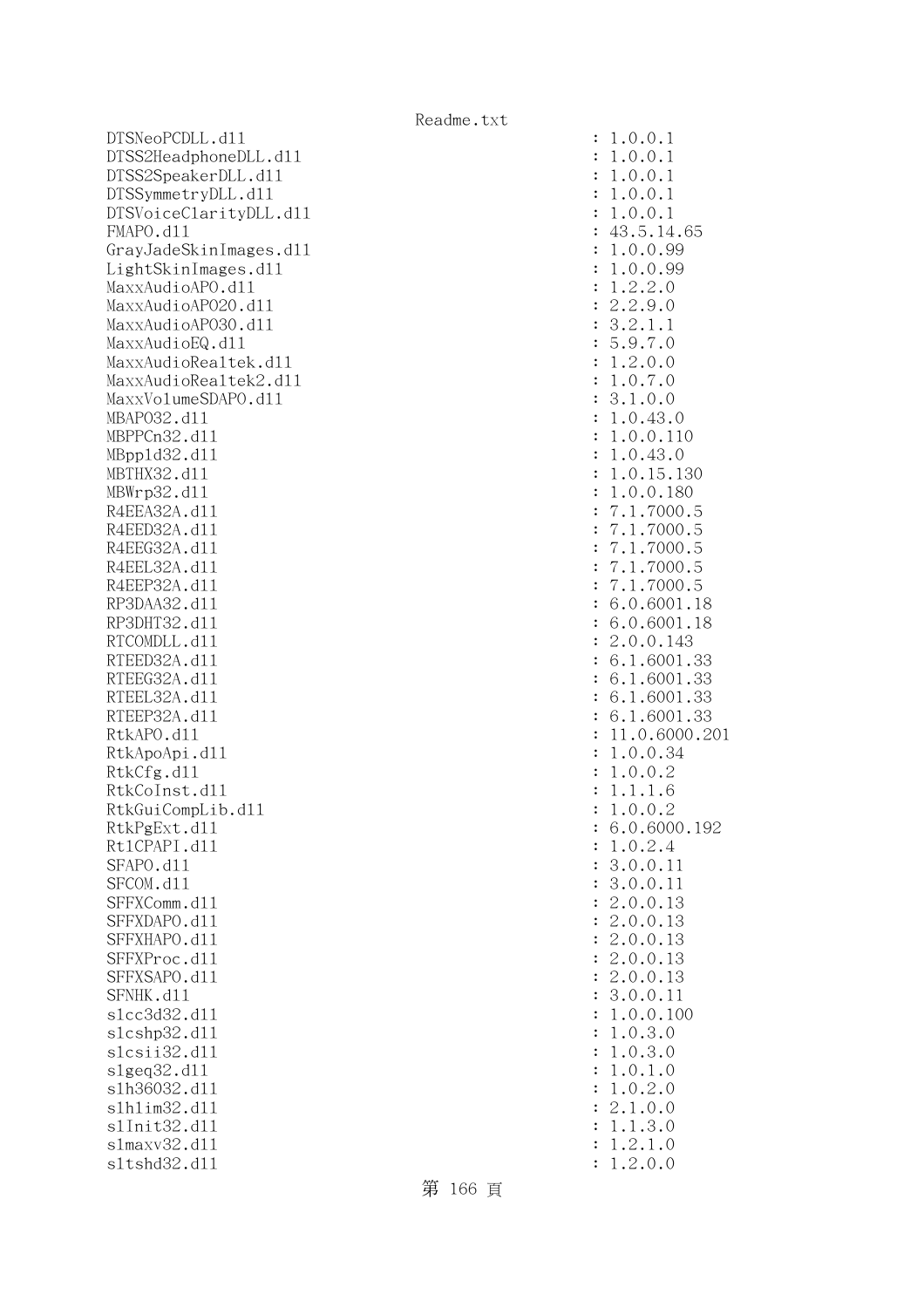```
DTSNeoPCDLL.dll                                    : 1.0.0.1
DTSS2HeadphoneDLL.dll                              : 1.0.0.1
DTSS2SpeakerDLL.dll                                : 1.0.0.1
DTSSymmetryDLL.dll                                 : 1.0.0.1
DTSVoiceClarityDLL.dll                             : 1.0.0.1
FMAPO.dll                                          : 43.5.14.65
GrayJadeSkinImages.dll                             : 1.0.0.99
LightSkinImages.dll                                : 1.0.0.99
MaxxAudioAPO.dll                                   : 1.2.2.0
MaxxAudioAPO20.dll                                 : 2.2.9.0
MaxxAudioAPO30.dll                                 : 3.2.1.1
MaxxAudioEQ.dll                                    : 5.9.7.0
MaxxAudioRealtek.dll                               : 1.2.0.0
MaxxAudioRealtek2.dll                              : 1.0.7.0
MaxxVolumeSDAPO.dll                                : 3.1.0.0
MBAPO32.dll                                        : 1.0.43.0
MBPPCn32.dll                                       : 1.0.0.110
MBppld32.dll                                       : 1.0.43.0
MBTHX32.dll                                        : 1.0.15.130
MBWrp32.dll                                        : 1.0.0.180
R4EEA32A.dll                                       : 7.1.7000.5
R4EED32A.dll                                       : 7.1.7000.5
R4EEG32A.dll                                       : 7.1.7000.5
R4EEL32A.dll                                       : 7.1.7000.5
R4EEP32A.dll                                       : 7.1.7000.5
RP3DAA32.dll                                       : 6.0.6001.18
RP3DHT32.dll                                       : 6.0.6001.18
RTCOMDLL.dll                                       : 2.0.0.143
RTEED32A.dll                                       : 6.1.6001.33
RTEEG32A.dll                                       : 6.1.6001.33
RTEEL32A.dll                                       : 6.1.6001.33
RTEEP32A.dll                                       : 6.1.6001.33
RtkAPO.dll                                         : 11.0.6000.201
RtkApoApi.dll                                      : 1.0.0.34
RtkCfg.dll                                         : 1.0.0.2
RtkCoInst.dll                                      : 1.1.1.6
RtkGuiCompLib.dll                                  : 1.0.0.2
RtkPgExt.dll                                       : 6.0.6000.192
RtlCPAPI.dll                                       : 1.0.2.4
SFAPO.dll                                          : 3.0.0.11
SFCOM.dll                                          : 3.0.0.11
SFFXComm.dll                                       : 2.0.0.13
SFFXDAPO.dll                                       : 2.0.0.13
SFFXHAPO.dll                                       : 2.0.0.13
SFFXProc.dll                                       : 2.0.0.13
SFFXSAPO.dll                                       : 2.0.0.13
SFNHK.dll                                          : 3.0.0.11
slcc3d32.dll                                       : 1.0.0.100
slcshp32.dll                                       : 1.0.3.0
slcsii32.dll                                       : 1.0.3.0
slgeq32.dll                                        : 1.0.1.0
slh36032.dll                                       : 1.0.2.0
slhlim32.dll                                       : 2.1.0.0
slInit32.dll                                       : 1.1.3.0
slmaxv32.dll                                       : 1.2.1.0
sltshd32.dll                                       : 1.2.0.0
```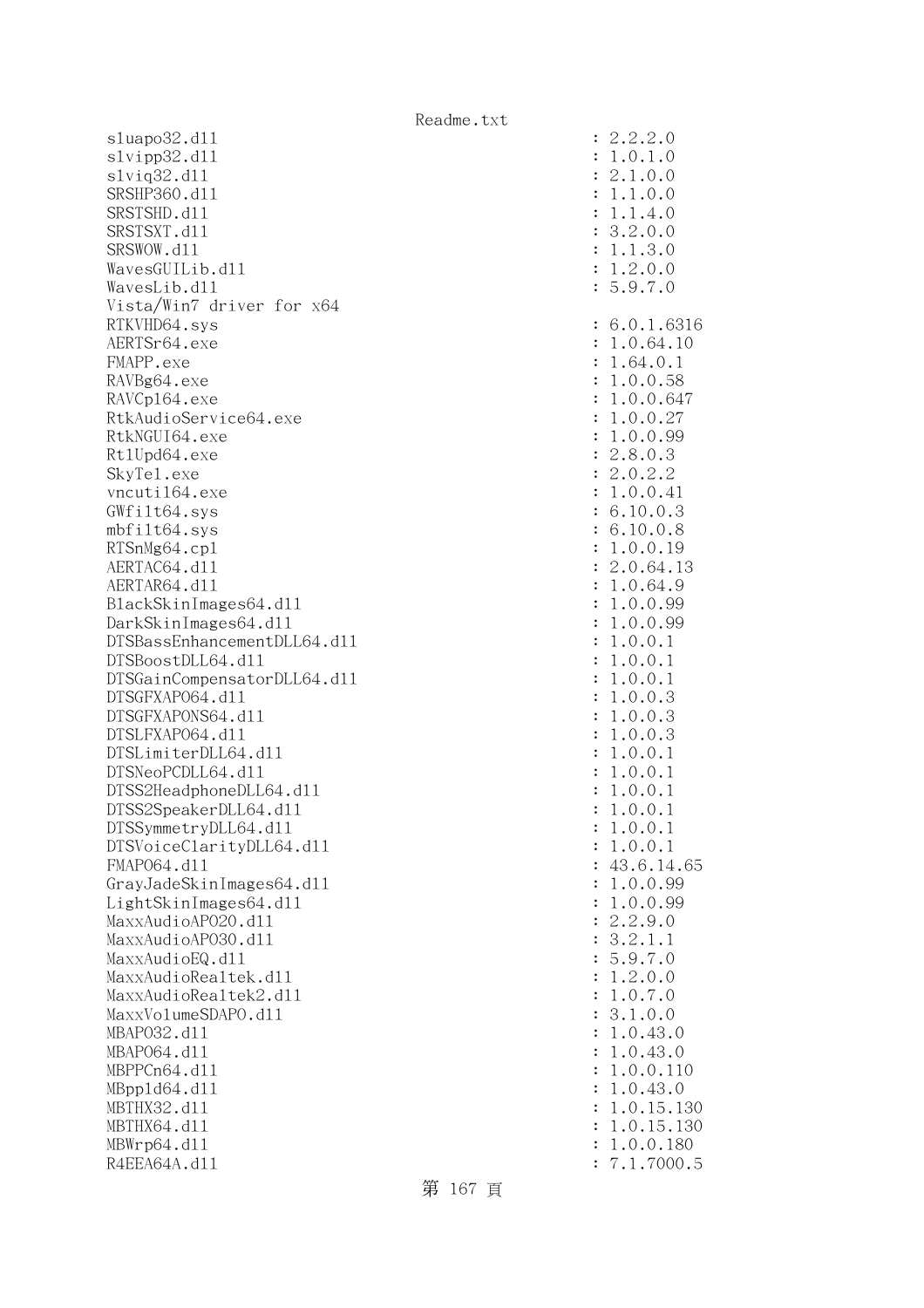```
sluapo32.dll                                          : 2.2.2.0
slvipp32.dll                                          : 1.0.1.0
slviq32.dll                                           : 2.1.0.0
SRSHP360.dll                                          : 1.1.0.0
SRSTSHD.dll                                           : 1.1.4.0
SRSTSXT.dll                                           : 3.2.0.0
SRSWOW.dll                                            : 1.1.3.0
WavesGUILib.dll                                       : 1.2.0.0
WavesLib.dll                                          : 5.9.7.0
Vista/Win7 driver for x64
RTKVHD64.sys                                          : 6.0.1.6316
AERTSr64.exe                                          : 1.0.64.10
FMAPP.exe                                             : 1.64.0.1
RAVBg64.exe                                           : 1.0.0.58
RAVCpl64.exe                                          : 1.0.0.647
RtkAudioService64.exe                                 : 1.0.0.27
RtkNGUI64.exe                                         : 1.0.0.99
RtlUpd64.exe                                          : 2.8.0.3
SkyTel.exe                                            : 2.0.2.2
vncutil64.exe                                         : 1.0.0.41
GWfilt64.sys                                          : 6.10.0.3
mbfilt64.sys                                          : 6.10.0.8
RTSnMg64.cpl                                          : 1.0.0.19
AERTAC64.dll                                          : 2.0.64.13
AERTAR64.dll                                          : 1.0.64.9
BlackSkinImages64.dll                                 : 1.0.0.99
DarkSkinImages64.dll                                  : 1.0.0.99
DTSBassEnhancementDLL64.dll                           : 1.0.0.1
DTSBoostDLL64.dll                                     : 1.0.0.1
DTSGainCompensatorDLL64.dll                           : 1.0.0.1
DTSGFXAPO64.dll                                       : 1.0.0.3
DTSGFXAPONS64.dll                                     : 1.0.0.3
DTSLFXAPO64.dll                                       : 1.0.0.3
DTSLimiterDLL64.dll                                   : 1.0.0.1
DTSNeoPCDLL64.dll                                     : 1.0.0.1
DTSS2HeadphoneDLL64.dll                               : 1.0.0.1
DTSS2SpeakerDLL64.dll                                 : 1.0.0.1
DTSSymmetryDLL64.dll                                  : 1.0.0.1
DTSVoiceClarityDLL64.dll                              : 1.0.0.1
FMAPO64.dll                                           : 43.6.14.65
GrayJadeSkinImages64.dll                              : 1.0.0.99
LightSkinImages64.dll                                 : 1.0.0.99
MaxxAudioAPO20.dll                                    : 2.2.9.0
MaxxAudioAPO30.dll                                    : 3.2.1.1
MaxxAudioEQ.dll                                       : 5.9.7.0
MaxxAudioRealtek.dll                                  : 1.2.0.0
MaxxAudioRealtek2.dll                                 : 1.0.7.0
MaxxVolumeSDAPO.dll                                   : 3.1.0.0
MBAPO32.dll                                           : 1.0.43.0
MBAPO64.dll                                           : 1.0.43.0
MBPPCn64.dll                                          : 1.0.0.110
MBppld64.dll                                          : 1.0.43.0
MBTHX32.dll                                           : 1.0.15.130
MBTHX64.dll                                           : 1.0.15.130
MBWrp64.dll                                           : 1.0.0.180
R4EEA64A.dll                                          : 7.1.7000.5
```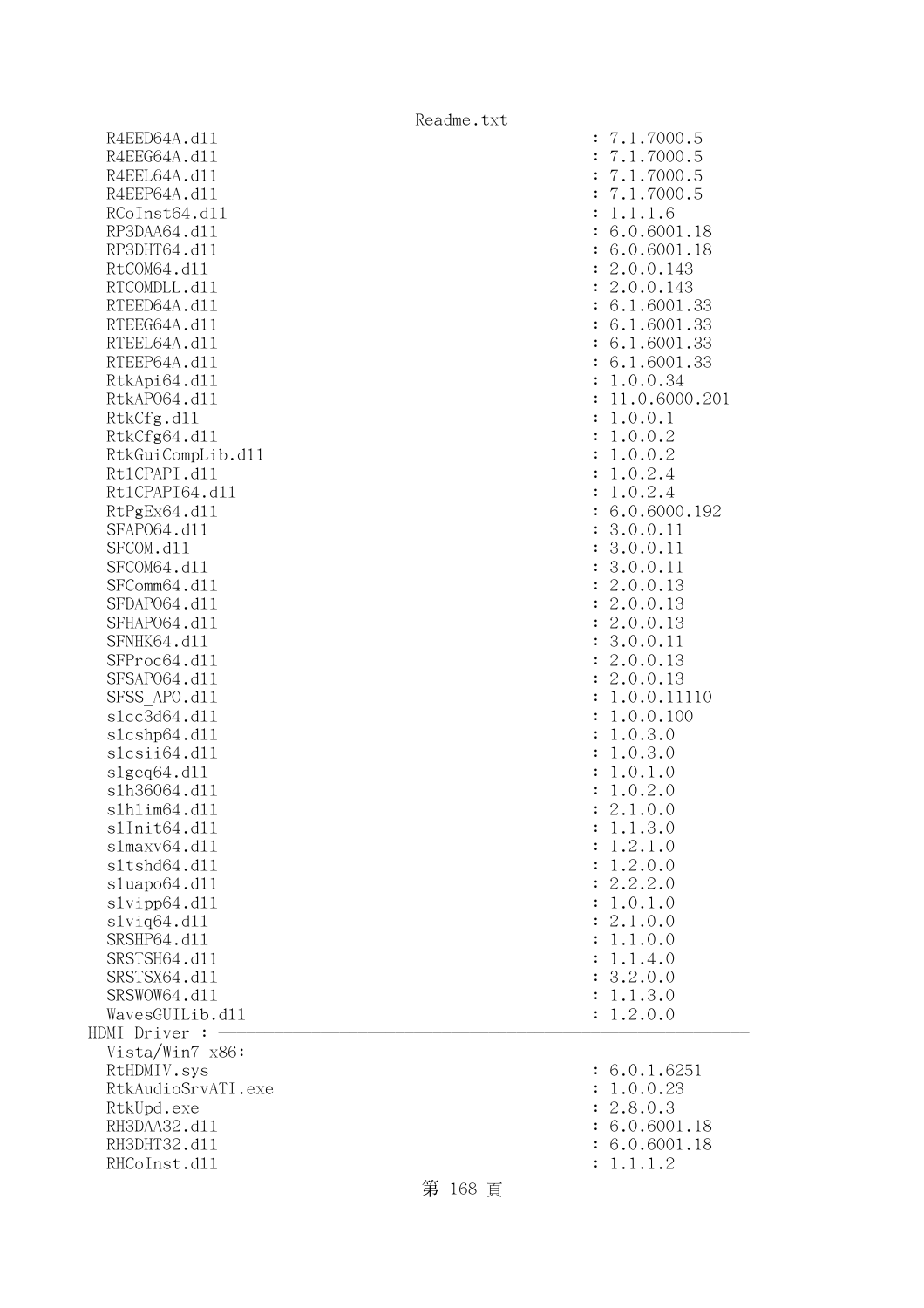```
  R4EED64A.dll                                          : 7.1.7000.5
  R4EEG64A.dll                                          : 7.1.7000.5
  R4EEL64A.dll                                          : 7.1.7000.5
  R4EEP64A.dll                                          : 7.1.7000.5
  RCoInst64.dll                                         : 1.1.1.6
  RP3DAA64.dll                                          : 6.0.6001.18
  RP3DHT64.dll                                          : 6.0.6001.18
  RtCOM64.dll                                           : 2.0.0.143
  RTCOMDLL.dll                                          : 2.0.0.143
  RTEED64A.dll                                          : 6.1.6001.33
  RTEEG64A.dll                                          : 6.1.6001.33
  RTEEL64A.dll                                          : 6.1.6001.33
  RTEEP64A.dll                                          : 6.1.6001.33
  RtkApi64.dll                                          : 1.0.0.34
  RtkAPO64.dll                                          : 11.0.6000.201
  RtkCfg.dll                                            : 1.0.0.1
  RtkCfg64.dll                                          : 1.0.0.2
  RtkGuiCompLib.dll                                     : 1.0.0.2
  RtlCPAPI.dll                                          : 1.0.2.4
  RtlCPAPI64.dll                                        : 1.0.2.4
  RtPgEx64.dll                                          : 6.0.6000.192
  SFAPO64.dll                                           : 3.0.0.11
  SFCOM.dll                                             : 3.0.0.11
  SFCOM64.dll                                           : 3.0.0.11
  SFComm64.dll                                          : 2.0.0.13
  SFDAPO64.dll                                          : 2.0.0.13
  SFHAPO64.dll                                          : 2.0.0.13
  SFNHK64.dll                                           : 3.0.0.11
  SFProc64.dll                                          : 2.0.0.13
  SFSAPO64.dll                                          : 2.0.0.13
  SFSS_APO.dll                                          : 1.0.0.11110
  slcc3d64.dll                                          : 1.0.0.100
  slcshp64.dll                                          : 1.0.3.0
  slcsii64.dll                                          : 1.0.3.0
  slgeq64.dll                                           : 1.0.1.0
  slh36064.dll                                          : 1.0.2.0
  slhlim64.dll                                          : 2.1.0.0
  slInit64.dll                                          : 1.1.3.0
  slmaxv64.dll                                          : 1.2.1.0
  sltshd64.dll                                          : 1.2.0.0
  sluapo64.dll                                          : 2.2.2.0
  slvipp64.dll                                          : 1.0.1.0
  slviq64.dll                                           : 2.1.0.0
  SRSHP64.dll                                           : 1.1.0.0
  SRSTSH64.dll                                          : 1.1.4.0
  SRSTSX64.dll                                          : 3.2.0.0
  SRSWOW64.dll                                          : 1.1.3.0
  WavesGUILib.dll                                       : 1.2.0.0
HDMI Driver : ────────────────────────────────────────────────────────────
  Vista/Win7 x86:
  RtHDMIV.sys                                           : 6.0.1.6251
  RtkAudioSrvATI.exe                                    : 1.0.0.23
  RtkUpd.exe                                            : 2.8.0.3
  RH3DAA32.dll                                          : 6.0.6001.18
  RH3DHT32.dll                                          : 6.0.6001.18
  RHCoInst.dll                                          : 1.1.1.2
```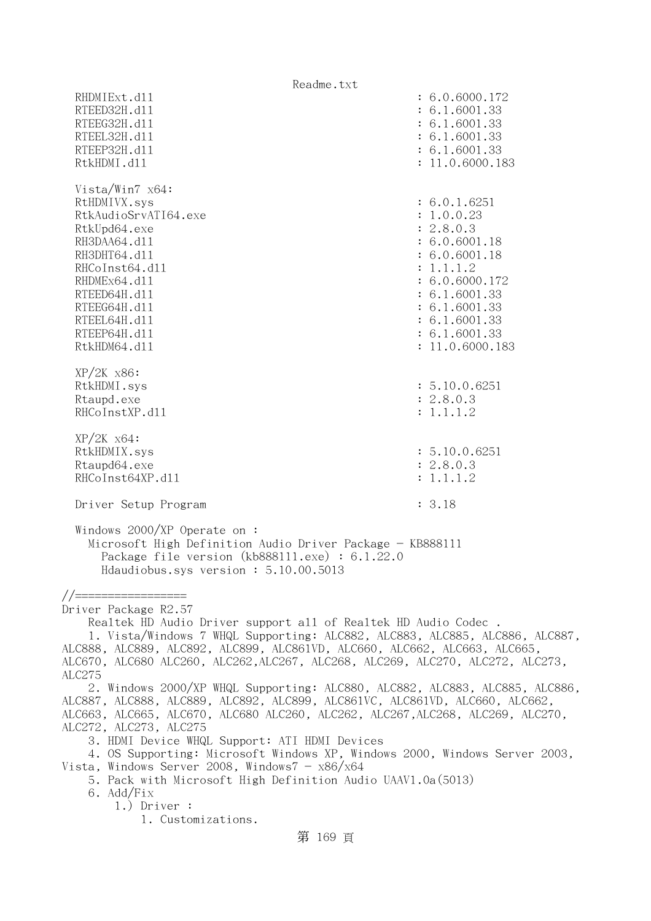```
  RHDMIExt.dll                                       : 6.0.6000.172
  RTEED32H.dll                                       : 6.1.6001.33
  RTEEG32H.dll                                       : 6.1.6001.33
  RTEEL32H.dll                                       : 6.1.6001.33
  RTEEP32H.dll                                       : 6.1.6001.33
  RtkHDMI.dll                                        : 11.0.6000.183

  Vista/Win7 x64:
  RtHDMIVX.sys                                       : 6.0.1.6251
  RtkAudioSrvATI64.exe                               : 1.0.0.23
  RtkUpd64.exe                                       : 2.8.0.3
  RH3DAA64.dll                                       : 6.0.6001.18
  RH3DHT64.dll                                       : 6.0.6001.18
  RHCoInst64.dll                                     : 1.1.1.2
  RHDMEx64.dll                                       : 6.0.6000.172
  RTEED64H.dll                                       : 6.1.6001.33
  RTEEG64H.dll                                       : 6.1.6001.33
  RTEEL64H.dll                                       : 6.1.6001.33
  RTEEP64H.dll                                       : 6.1.6001.33
  RtkHDM64.dll                                       : 11.0.6000.183

  XP/2K x86:
  RtkHDMI.sys                                        : 5.10.0.6251
  Rtaupd.exe                                         : 2.8.0.3
  RHCoInstXP.dll                                     : 1.1.1.2

  XP/2K x64:
  RtkHDMIX.sys                                       : 5.10.0.6251
  Rtaupd64.exe                                       : 2.8.0.3
  RHCoInst64XP.dll                                   : 1.1.1.2

  Driver Setup Program                               : 3.18

  Windows 2000/XP Operate on :
    Microsoft High Definition Audio Driver Package - KB888111
      Package file version (kb888111.exe) : 6.1.22.0
      Hdaudiobus.sys version : 5.10.00.5013

//=================
Driver Package R2.57
    Realtek HD Audio Driver support all of Realtek HD Audio Codec .
    1. Vista/Windows 7 WHQL Supporting: ALC882, ALC883, ALC885, ALC886, ALC887,
ALC888, ALC889, ALC892, ALC899, ALC861VD, ALC660, ALC662, ALC663, ALC665,
ALC670, ALC680 ALC260, ALC262,ALC267, ALC268, ALC269, ALC270, ALC272, ALC273,
ALC275
    2. Windows 2000/XP WHQL Supporting: ALC880, ALC882, ALC883, ALC885, ALC886,
ALC887, ALC888, ALC889, ALC892, ALC899, ALC861VC, ALC861VD, ALC660, ALC662,
ALC663, ALC665, ALC670, ALC680 ALC260, ALC262, ALC267,ALC268, ALC269, ALC270,
ALC272, ALC273, ALC275
    3. HDMI Device WHQL Support: ATI HDMI Devices
    4. OS Supporting: Microsoft Windows XP, Windows 2000, Windows Server 2003,
Vista, Windows Server 2008, Windows7 - x86/x64
    5. Pack with Microsoft High Definition Audio UAAV1.0a(5013)
    6. Add/Fix
       1.) Driver :
           1. Customizations.
```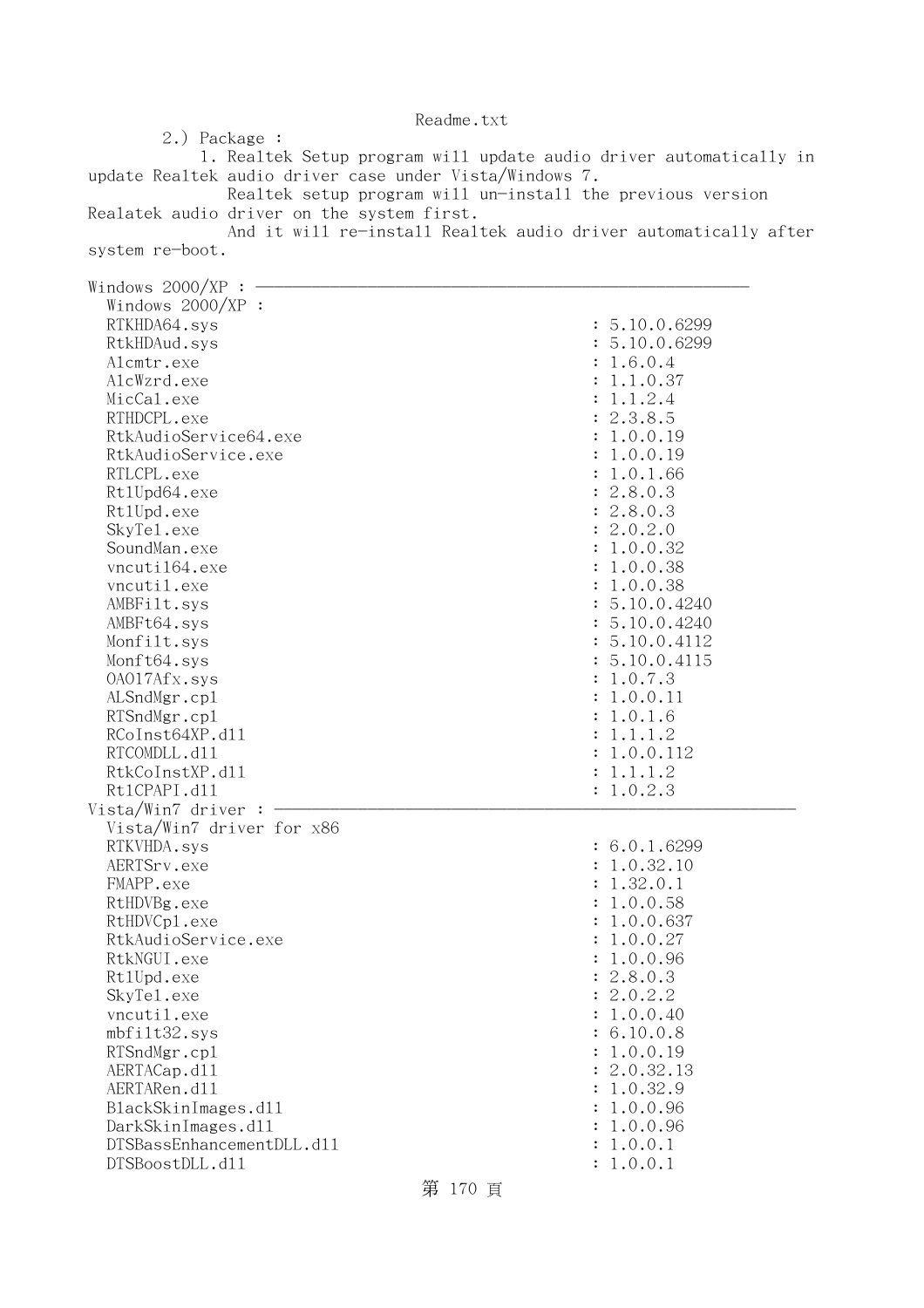2.) Package :

1. Realtek Setup program will update audio driver automatically in update Realtek audio driver case under Vista/Windows 7.
Realtek setup program will un-install the previous version Realatek audio driver on the system first.
And it will re-install Realtek audio driver automatically after system re-boot.

Windows 2000/XP : ———————————————————————————

Windows 2000/XP :

| File | Version |
|---|---|
| RTKHDA64.sys | : 5.10.0.6299 |
| RtkHDAud.sys | : 5.10.0.6299 |
| Alcmtr.exe | : 1.6.0.4 |
| AlcWzrd.exe | : 1.1.0.37 |
| MicCal.exe | : 1.1.2.4 |
| RTHDCPL.exe | : 2.3.8.5 |
| RtkAudioService64.exe | : 1.0.0.19 |
| RtkAudioService.exe | : 1.0.0.19 |
| RTLCPL.exe | : 1.0.1.66 |
| RtlUpd64.exe | : 2.8.0.3 |
| RtlUpd.exe | : 2.8.0.3 |
| SkyTel.exe | : 2.0.2.0 |
| SoundMan.exe | : 1.0.0.32 |
| vncutil64.exe | : 1.0.0.38 |
| vncutil.exe | : 1.0.0.38 |
| AMBFilt.sys | : 5.10.0.4240 |
| AMBFt64.sys | : 5.10.0.4240 |
| Monfilt.sys | : 5.10.0.4112 |
| Monft64.sys | : 5.10.0.4115 |
| OA017Afx.sys | : 1.0.7.3 |
| ALSndMgr.cpl | : 1.0.0.11 |
| RTSndMgr.cpl | : 1.0.1.6 |
| RCoInst64XP.dll | : 1.1.1.2 |
| RTCOMDLL.dll | : 1.0.0.112 |
| RtkCoInstXP.dll | : 1.1.1.2 |
| RtlCPAPI.dll | : 1.0.2.3 |

Vista/Win7 driver : ———————————————————————————

Vista/Win7 driver for x86

| File | Version |
|---|---|
| RTKVHDA.sys | : 6.0.1.6299 |
| AERTSrv.exe | : 1.0.32.10 |
| FMAPP.exe | : 1.32.0.1 |
| RtHDVBg.exe | : 1.0.0.58 |
| RtHDVCpl.exe | : 1.0.0.637 |
| RtkAudioService.exe | : 1.0.0.27 |
| RtkNGUI.exe | : 1.0.0.96 |
| RtlUpd.exe | : 2.8.0.3 |
| SkyTel.exe | : 2.0.2.2 |
| vncutil.exe | : 1.0.0.40 |
| mbfilt32.sys | : 6.10.0.8 |
| RTSndMgr.cpl | : 1.0.0.19 |
| AERTACap.dll | : 2.0.32.13 |
| AERTARen.dll | : 1.0.32.9 |
| BlackSkinImages.dll | : 1.0.0.96 |
| DarkSkinImages.dll | : 1.0.0.96 |
| DTSBassEnhancementDLL.dll | : 1.0.0.1 |
| DTSBoostDLL.dll | : 1.0.0.1 |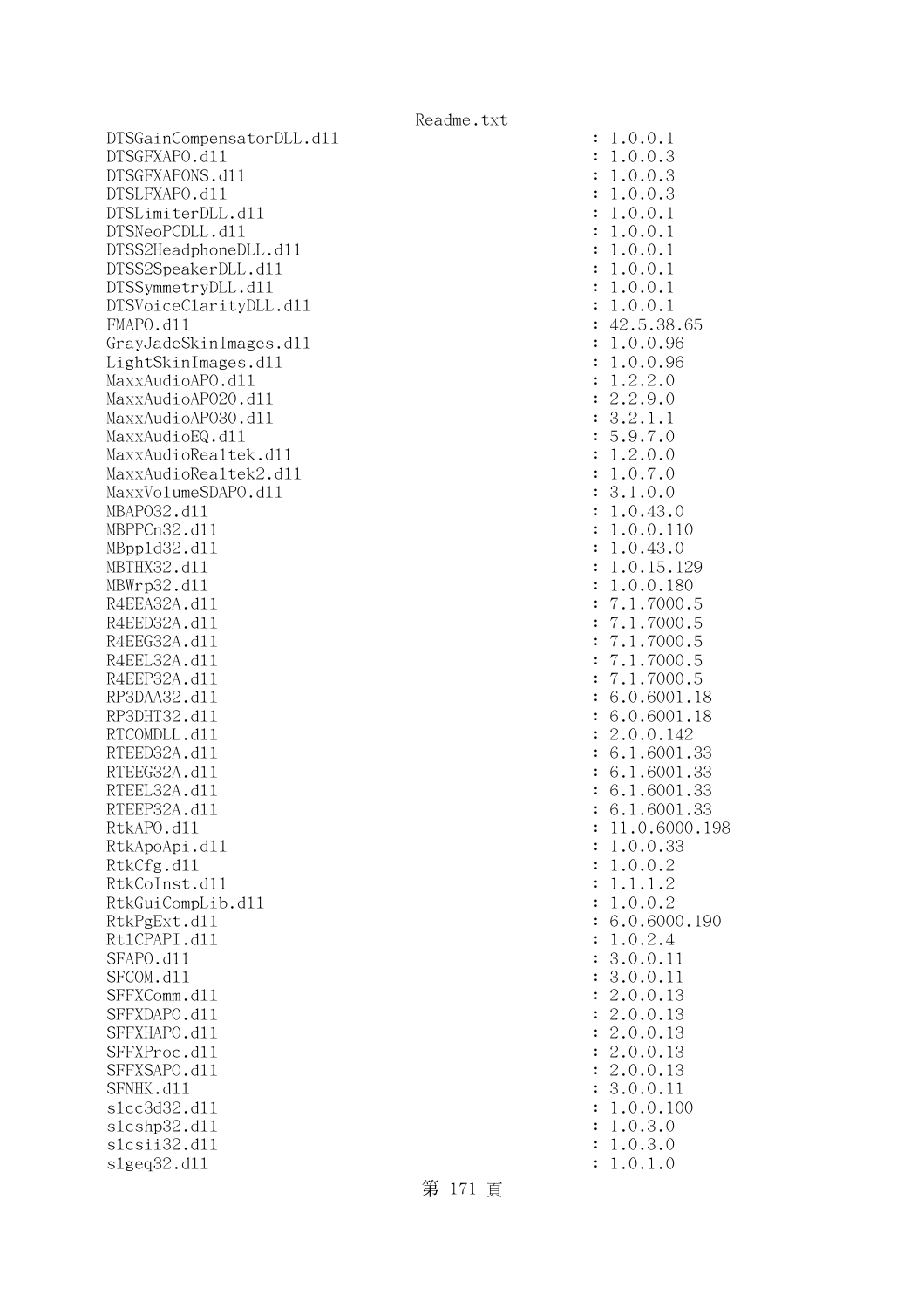```
DTSGainCompensatorDLL.dll                              : 1.0.0.1
DTSGFXAPO.dll                                          : 1.0.0.3
DTSGFXAPONS.dll                                        : 1.0.0.3
DTSLFXAPO.dll                                          : 1.0.0.3
DTSLimiterDLL.dll                                      : 1.0.0.1
DTSNeoPCDLL.dll                                        : 1.0.0.1
DTSS2HeadphoneDLL.dll                                  : 1.0.0.1
DTSS2SpeakerDLL.dll                                    : 1.0.0.1
DTSSymmetryDLL.dll                                     : 1.0.0.1
DTSVoiceClarityDLL.dll                                 : 1.0.0.1
FMAPO.dll                                              : 42.5.38.65
GrayJadeSkinImages.dll                                 : 1.0.0.96
LightSkinImages.dll                                    : 1.0.0.96
MaxxAudioAPO.dll                                       : 1.2.2.0
MaxxAudioAPO20.dll                                     : 2.2.9.0
MaxxAudioAPO30.dll                                     : 3.2.1.1
MaxxAudioEQ.dll                                        : 5.9.7.0
MaxxAudioRealtek.dll                                   : 1.2.0.0
MaxxAudioRealtek2.dll                                  : 1.0.7.0
MaxxVolumeSDAPO.dll                                    : 3.1.0.0
MBAPO32.dll                                            : 1.0.43.0
MBPPCn32.dll                                           : 1.0.0.110
MBppld32.dll                                           : 1.0.43.0
MBTHX32.dll                                            : 1.0.15.129
MBWrp32.dll                                            : 1.0.0.180
R4EEA32A.dll                                           : 7.1.7000.5
R4EED32A.dll                                           : 7.1.7000.5
R4EEG32A.dll                                           : 7.1.7000.5
R4EEL32A.dll                                           : 7.1.7000.5
R4EEP32A.dll                                           : 7.1.7000.5
RP3DAA32.dll                                           : 6.0.6001.18
RP3DHT32.dll                                           : 6.0.6001.18
RTCOMDLL.dll                                           : 2.0.0.142
RTEED32A.dll                                           : 6.1.6001.33
RTEEG32A.dll                                           : 6.1.6001.33
RTEEL32A.dll                                           : 6.1.6001.33
RTEEP32A.dll                                           : 6.1.6001.33
RtkAPO.dll                                             : 11.0.6000.198
RtkApoApi.dll                                          : 1.0.0.33
RtkCfg.dll                                             : 1.0.0.2
RtkCoInst.dll                                          : 1.1.1.2
RtkGuiCompLib.dll                                      : 1.0.0.2
RtkPgExt.dll                                           : 6.0.6000.190
RtlCPAPI.dll                                           : 1.0.2.4
SFAPO.dll                                              : 3.0.0.11
SFCOM.dll                                              : 3.0.0.11
SFFXComm.dll                                           : 2.0.0.13
SFFXDAPO.dll                                           : 2.0.0.13
SFFXHAPO.dll                                           : 2.0.0.13
SFFXProc.dll                                           : 2.0.0.13
SFFXSAPO.dll                                           : 2.0.0.13
SFNHK.dll                                              : 3.0.0.11
slcc3d32.dll                                           : 1.0.0.100
slcshp32.dll                                           : 1.0.3.0
slcsii32.dll                                           : 1.0.3.0
slgeq32.dll                                            : 1.0.1.0
```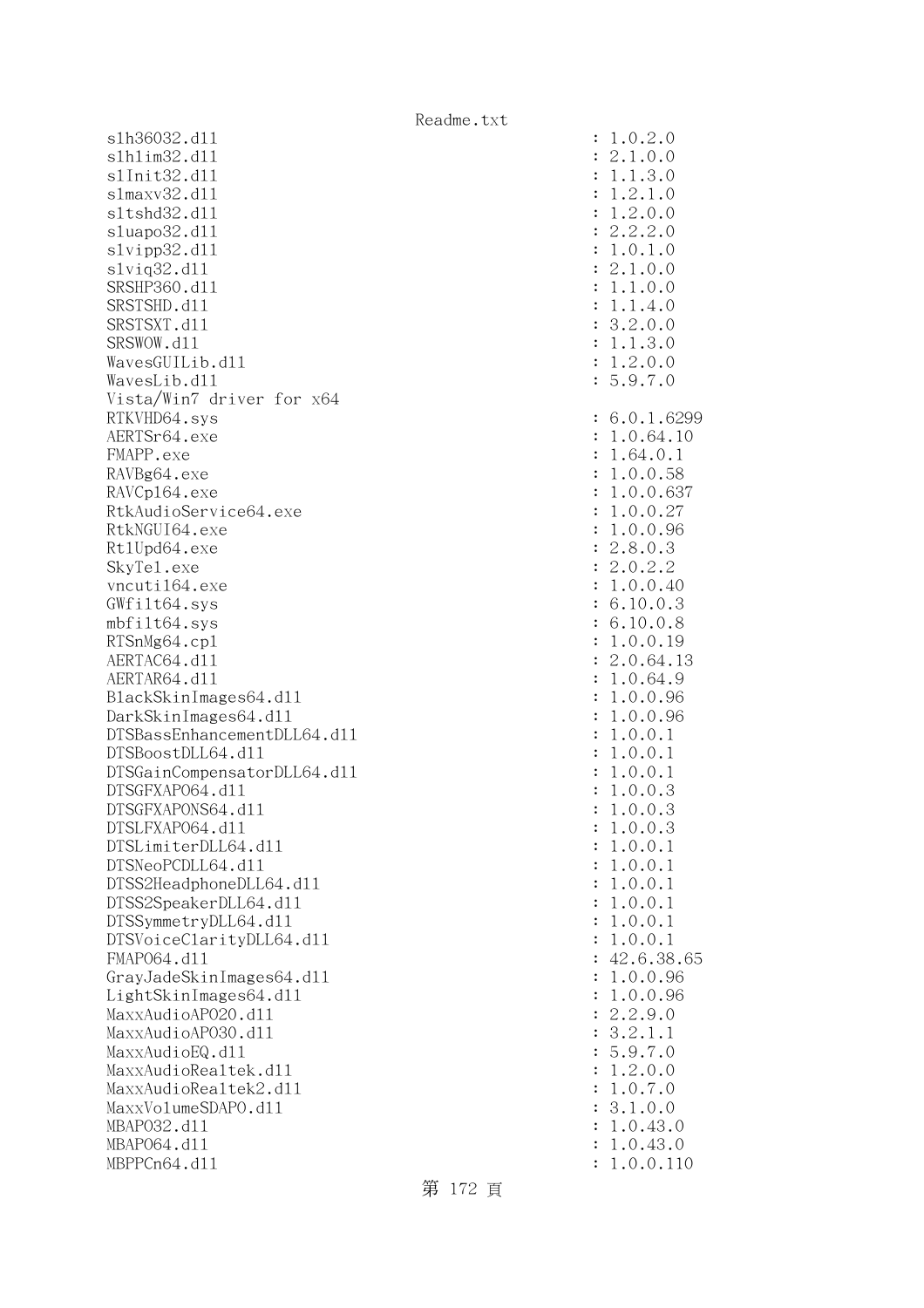```
slh36032.dll                                    : 1.0.2.0
slhlim32.dll                                    : 2.1.0.0
slInit32.dll                                    : 1.1.3.0
slmaxv32.dll                                    : 1.2.1.0
sltshd32.dll                                    : 1.2.0.0
sluapo32.dll                                    : 2.2.2.0
slvipp32.dll                                    : 1.0.1.0
slviq32.dll                                     : 2.1.0.0
SRSHP360.dll                                    : 1.1.0.0
SRSTSHD.dll                                     : 1.1.4.0
SRSTSXT.dll                                     : 3.2.0.0
SRSWOW.dll                                      : 1.1.3.0
WavesGUILib.dll                                 : 1.2.0.0
WavesLib.dll                                    : 5.9.7.0
Vista/Win7 driver for x64
RTKVHD64.sys                                    : 6.0.1.6299
AERTSr64.exe                                    : 1.0.64.10
FMAPP.exe                                       : 1.64.0.1
RAVBg64.exe                                     : 1.0.0.58
RAVCpl64.exe                                    : 1.0.0.637
RtkAudioService64.exe                           : 1.0.0.27
RtkNGUI64.exe                                   : 1.0.0.96
RtlUpd64.exe                                    : 2.8.0.3
SkyTel.exe                                      : 2.0.2.2
vncutil64.exe                                   : 1.0.0.40
GWfilt64.sys                                    : 6.10.0.3
mbfilt64.sys                                    : 6.10.0.8
RTSnMg64.cpl                                    : 1.0.0.19
AERTAC64.dll                                    : 2.0.64.13
AERTAR64.dll                                    : 1.0.64.9
BlackSkinImages64.dll                           : 1.0.0.96
DarkSkinImages64.dll                            : 1.0.0.96
DTSBassEnhancementDLL64.dll                     : 1.0.0.1
DTSBoostDLL64.dll                               : 1.0.0.1
DTSGainCompensatorDLL64.dll                     : 1.0.0.1
DTSGFXAPO64.dll                                 : 1.0.0.3
DTSGFXAPONS64.dll                               : 1.0.0.3
DTSLFXAPO64.dll                                 : 1.0.0.3
DTSLimiterDLL64.dll                             : 1.0.0.1
DTSNeoPCDLL64.dll                               : 1.0.0.1
DTSS2HeadphoneDLL64.dll                         : 1.0.0.1
DTSS2SpeakerDLL64.dll                           : 1.0.0.1
DTSSymmetryDLL64.dll                            : 1.0.0.1
DTSVoiceClarityDLL64.dll                        : 1.0.0.1
FMAPO64.dll                                     : 42.6.38.65
GrayJadeSkinImages64.dll                        : 1.0.0.96
LightSkinImages64.dll                           : 1.0.0.96
MaxxAudioAPO20.dll                              : 2.2.9.0
MaxxAudioAPO30.dll                              : 3.2.1.1
MaxxAudioEQ.dll                                 : 5.9.7.0
MaxxAudioRealtek.dll                            : 1.2.0.0
MaxxAudioRealtek2.dll                           : 1.0.7.0
MaxxVolumeSDAPO.dll                             : 3.1.0.0
MBAPO32.dll                                     : 1.0.43.0
MBAPO64.dll                                     : 1.0.43.0
MBPPCn64.dll                                    : 1.0.0.110
```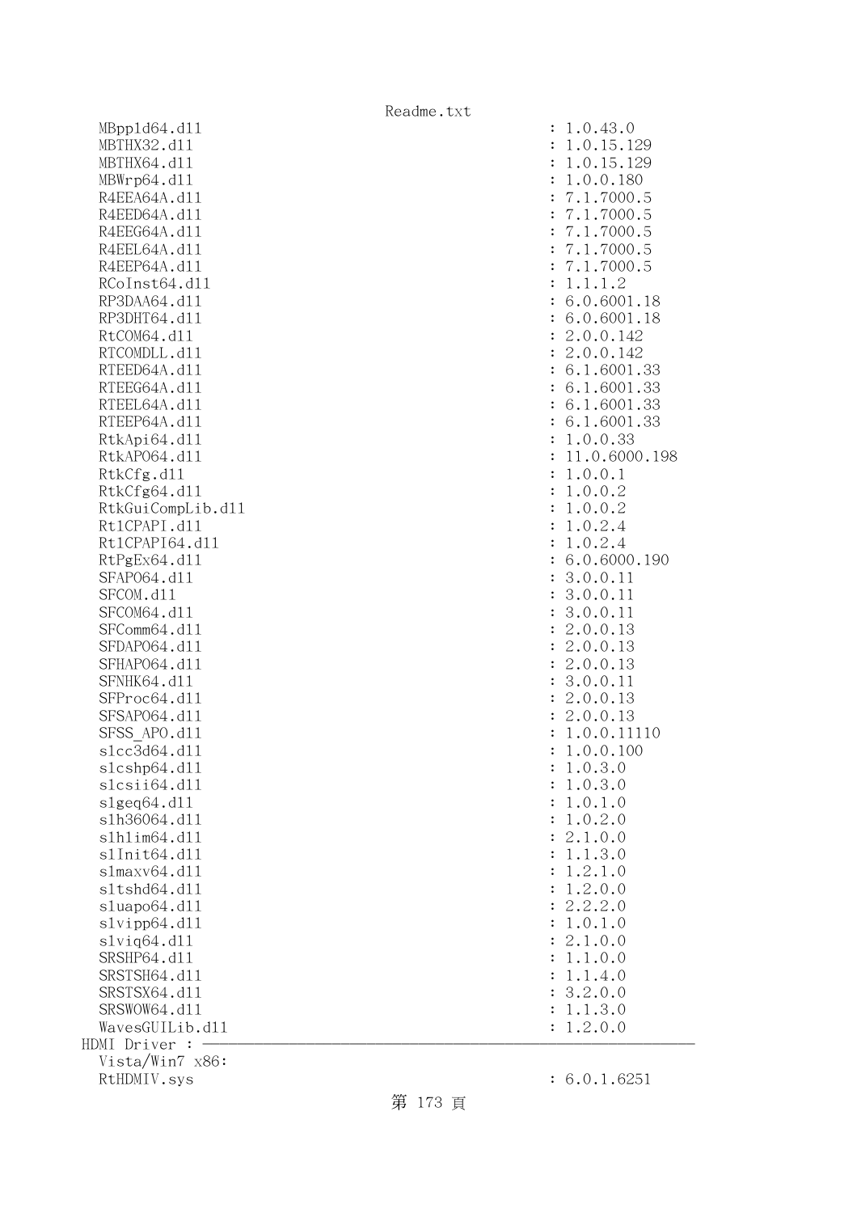```
  MBppld64.dll                                          : 1.0.43.0
  MBTHX32.dll                                           : 1.0.15.129
  MBTHX64.dll                                           : 1.0.15.129
  MBWrp64.dll                                           : 1.0.0.180
  R4EEA64A.dll                                          : 7.1.7000.5
  R4EED64A.dll                                          : 7.1.7000.5
  R4EEG64A.dll                                          : 7.1.7000.5
  R4EEL64A.dll                                          : 7.1.7000.5
  R4EEP64A.dll                                          : 7.1.7000.5
  RCoInst64.dll                                         : 1.1.1.2
  RP3DAA64.dll                                          : 6.0.6001.18
  RP3DHT64.dll                                          : 6.0.6001.18
  RtCOM64.dll                                           : 2.0.0.142
  RTCOMDLL.dll                                          : 2.0.0.142
  RTEED64A.dll                                          : 6.1.6001.33
  RTEEG64A.dll                                          : 6.1.6001.33
  RTEEL64A.dll                                          : 6.1.6001.33
  RTEEP64A.dll                                          : 6.1.6001.33
  RtkApi64.dll                                          : 1.0.0.33
  RtkAPO64.dll                                          : 11.0.6000.198
  RtkCfg.dll                                            : 1.0.0.1
  RtkCfg64.dll                                          : 1.0.0.2
  RtkGuiCompLib.dll                                     : 1.0.0.2
  RtlCPAPI.dll                                          : 1.0.2.4
  RtlCPAPI64.dll                                        : 1.0.2.4
  RtPgEx64.dll                                          : 6.0.6000.190
  SFAPO64.dll                                           : 3.0.0.11
  SFCOM.dll                                             : 3.0.0.11
  SFCOM64.dll                                           : 3.0.0.11
  SFComm64.dll                                          : 2.0.0.13
  SFDAPO64.dll                                          : 2.0.0.13
  SFHAPO64.dll                                          : 2.0.0.13
  SFNHK64.dll                                           : 3.0.0.11
  SFProc64.dll                                          : 2.0.0.13
  SFSAPO64.dll                                          : 2.0.0.13
  SFSS_APO.dll                                          : 1.0.0.11110
  slcc3d64.dll                                          : 1.0.0.100
  slcshp64.dll                                          : 1.0.3.0
  slcsii64.dll                                          : 1.0.3.0
  slgeq64.dll                                           : 1.0.1.0
  slh36064.dll                                          : 1.0.2.0
  slhlim64.dll                                          : 2.1.0.0
  slInit64.dll                                          : 1.1.3.0
  slmaxv64.dll                                          : 1.2.1.0
  sltshd64.dll                                          : 1.2.0.0
  sluapo64.dll                                          : 2.2.2.0
  slvipp64.dll                                          : 1.0.1.0
  slviq64.dll                                           : 2.1.0.0
  SRSHP64.dll                                           : 1.1.0.0
  SRSTSH64.dll                                          : 1.1.4.0
  SRSTSX64.dll                                          : 3.2.0.0
  SRSWOW64.dll                                          : 1.1.3.0
  WavesGUILib.dll                                       : 1.2.0.0
HDMI Driver : ------------------------------------------------------------
  Vista/Win7 x86:
  RtHDMIV.sys                                           : 6.0.1.6251
```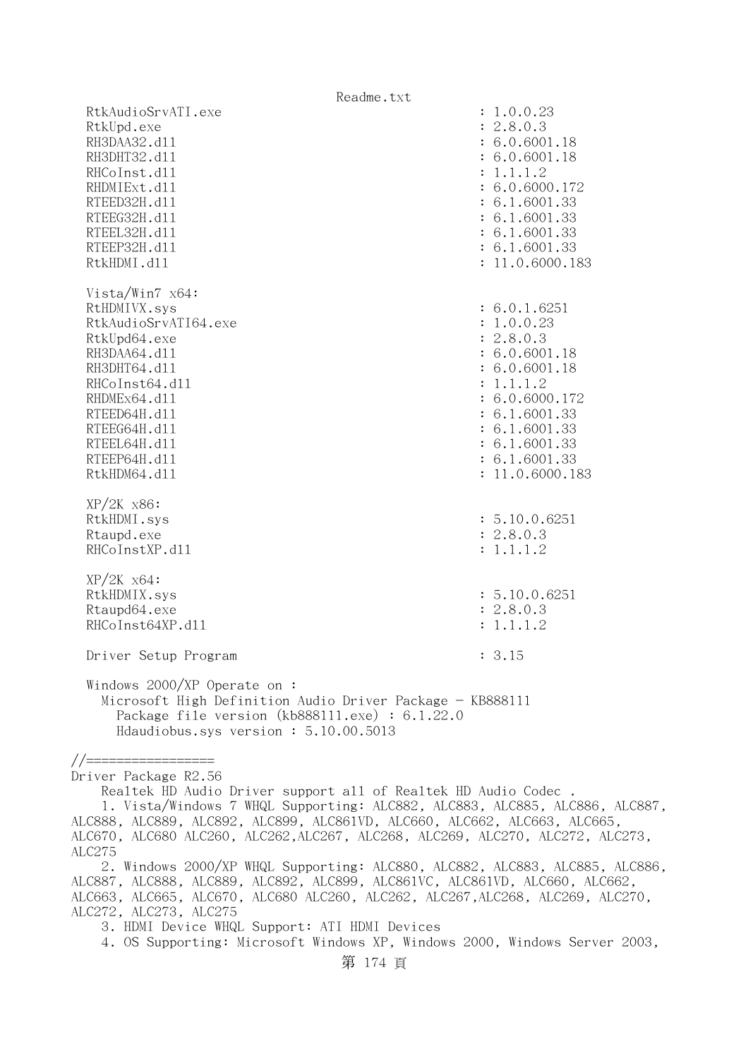RtkAudioSrvATI.exe : 1.0.0.23
RtkUpd.exe : 2.8.0.3
RH3DAA32.dll : 6.0.6001.18
RH3DHT32.dll : 6.0.6001.18
RHCoInst.dll : 1.1.1.2
RHDMIExt.dll : 6.0.6000.172
RTEED32H.dll : 6.1.6001.33
RTEEG32H.dll : 6.1.6001.33
RTEEL32H.dll : 6.1.6001.33
RTEEP32H.dll : 6.1.6001.33
RtkHDMI.dll : 11.0.6000.183

Vista/Win7 x64:
RtHDMIVX.sys : 6.0.1.6251
RtkAudioSrvATI64.exe : 1.0.0.23
RtkUpd64.exe : 2.8.0.3
RH3DAA64.dll : 6.0.6001.18
RH3DHT64.dll : 6.0.6001.18
RHCoInst64.dll : 1.1.1.2
RHDMEx64.dll : 6.0.6000.172
RTEED64H.dll : 6.1.6001.33
RTEEG64H.dll : 6.1.6001.33
RTEEL64H.dll : 6.1.6001.33
RTEEP64H.dll : 6.1.6001.33
RtkHDM64.dll : 11.0.6000.183

XP/2K x86:
RtkHDMI.sys : 5.10.0.6251
Rtaupd.exe : 2.8.0.3
RHCoInstXP.dll : 1.1.1.2

XP/2K x64:
RtkHDMIX.sys : 5.10.0.6251
Rtaupd64.exe : 2.8.0.3
RHCoInst64XP.dll : 1.1.1.2

Driver Setup Program : 3.15

Windows 2000/XP Operate on :
Microsoft High Definition Audio Driver Package - KB888111
Package file version (kb888111.exe) : 6.1.22.0
Hdaudiobus.sys version : 5.10.00.5013

//=================
Driver Package R2.56
Realtek HD Audio Driver support all of Realtek HD Audio Codec .
1. Vista/Windows 7 WHQL Supporting: ALC882, ALC883, ALC885, ALC886, ALC887, ALC888, ALC889, ALC892, ALC899, ALC861VD, ALC660, ALC662, ALC663, ALC665, ALC670, ALC680 ALC260, ALC262,ALC267, ALC268, ALC269, ALC270, ALC272, ALC273, ALC275
2. Windows 2000/XP WHQL Supporting: ALC880, ALC882, ALC883, ALC885, ALC886, ALC887, ALC888, ALC889, ALC892, ALC899, ALC861VC, ALC861VD, ALC660, ALC662, ALC663, ALC665, ALC670, ALC680 ALC260, ALC262, ALC267,ALC268, ALC269, ALC270, ALC272, ALC273, ALC275
3. HDMI Device WHQL Support: ATI HDMI Devices
4. OS Supporting: Microsoft Windows XP, Windows 2000, Windows Server 2003,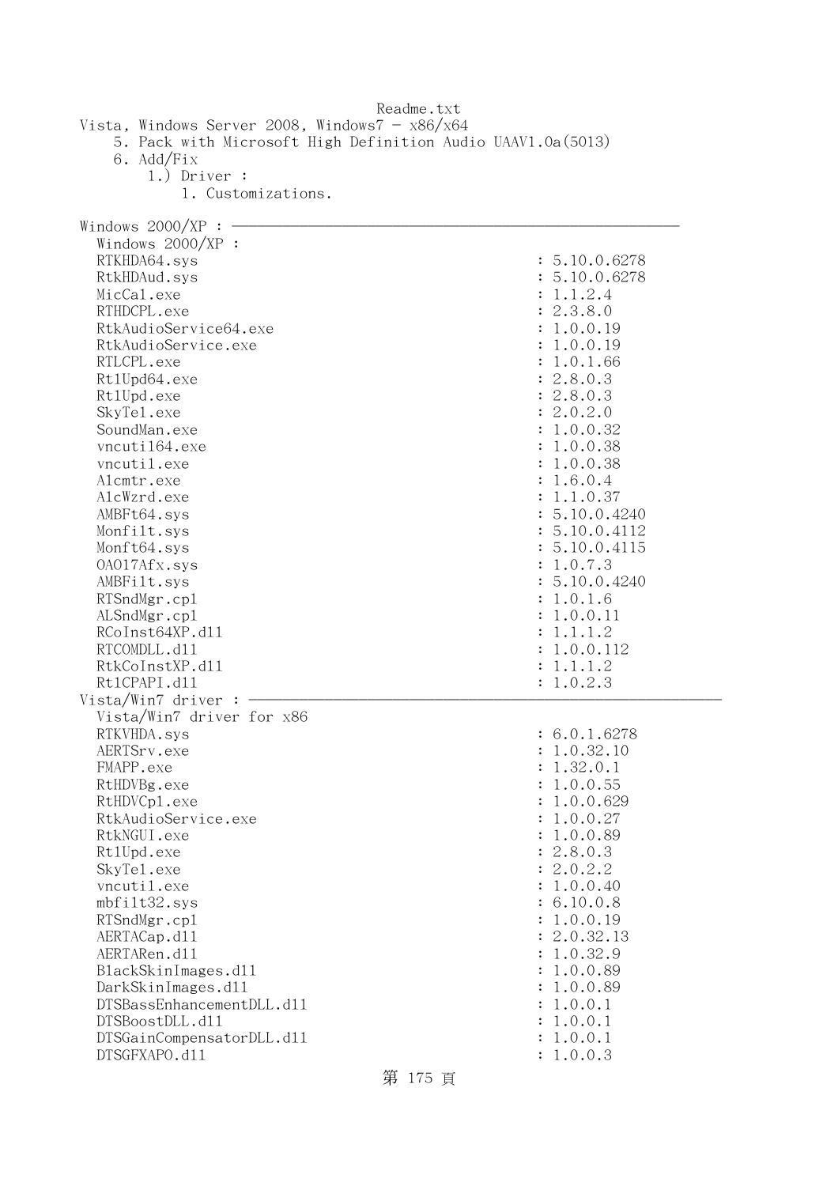Vista, Windows Server 2008, Windows7 - x86/x64
5. Pack with Microsoft High Definition Audio UAAV1.0a(5013)
6. Add/Fix
1.) Driver :
1. Customizations.

Windows 2000/XP : ------------------------------------------------------------

Windows 2000/XP :

| File | Version |
|---|---|
| RTKHDA64.sys | : 5.10.0.6278 |
| RtkHDAud.sys | : 5.10.0.6278 |
| MicCal.exe | : 1.1.2.4 |
| RTHDCPL.exe | : 2.3.8.0 |
| RtkAudioService64.exe | : 1.0.0.19 |
| RtkAudioService.exe | : 1.0.0.19 |
| RTLCPL.exe | : 1.0.1.66 |
| Rt1Upd64.exe | : 2.8.0.3 |
| Rt1Upd.exe | : 2.8.0.3 |
| SkyTel.exe | : 2.0.2.0 |
| SoundMan.exe | : 1.0.0.32 |
| vncuti164.exe | : 1.0.0.38 |
| vncutil.exe | : 1.0.0.38 |
| Alcmtr.exe | : 1.6.0.4 |
| AlcWzrd.exe | : 1.1.0.37 |
| AMBFt64.sys | : 5.10.0.4240 |
| Monfilt.sys | : 5.10.0.4112 |
| Monft64.sys | : 5.10.0.4115 |
| OA017Afx.sys | : 1.0.7.3 |
| AMBFilt.sys | : 5.10.0.4240 |
| RTSndMgr.cpl | : 1.0.1.6 |
| ALSndMgr.cpl | : 1.0.0.11 |
| RCoInst64XP.dll | : 1.1.1.2 |
| RTCOMDLL.dll | : 1.0.0.112 |
| RtkCoInstXP.dll | : 1.1.1.2 |
| RtlCPAPI.dll | : 1.0.2.3 |

Vista/Win7 driver : ------------------------------------------------------------

Vista/Win7 driver for x86

| File | Version |
|---|---|
| RTKVHDA.sys | : 6.0.1.6278 |
| AERTSrv.exe | : 1.0.32.10 |
| FMAPP.exe | : 1.32.0.1 |
| RtHDVBg.exe | : 1.0.0.55 |
| RtHDVCpl.exe | : 1.0.0.629 |
| RtkAudioService.exe | : 1.0.0.27 |
| RtkNGUI.exe | : 1.0.0.89 |
| Rt1Upd.exe | : 2.8.0.3 |
| SkyTel.exe | : 2.0.2.2 |
| vncutil.exe | : 1.0.0.40 |
| mbfilt32.sys | : 6.10.0.8 |
| RTSndMgr.cpl | : 1.0.0.19 |
| AERTACap.dll | : 2.0.32.13 |
| AERTARen.dll | : 1.0.32.9 |
| BlackSkinImages.dll | : 1.0.0.89 |
| DarkSkinImages.dll | : 1.0.0.89 |
| DTSBassEnhancementDLL.dll | : 1.0.0.1 |
| DTSBoostDLL.dll | : 1.0.0.1 |
| DTSGainCompensatorDLL.dll | : 1.0.0.1 |
| DTSGFXAPO.dll | : 1.0.0.3 |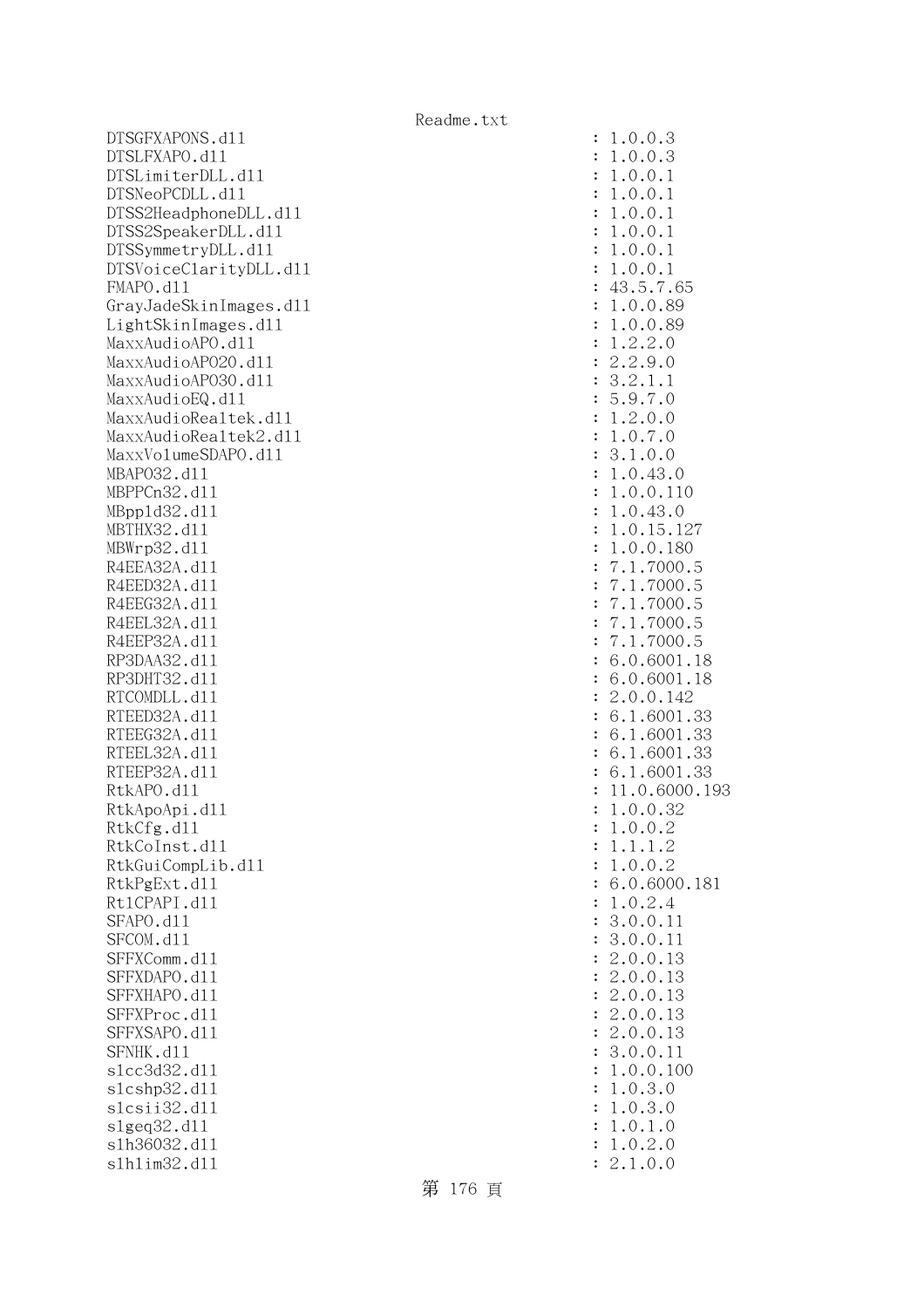```
DTSGFXAPONS.dll                                   : 1.0.0.3
DTSLFXAPO.dll                                     : 1.0.0.3
DTSLimiterDLL.dll                                 : 1.0.0.1
DTSNeoPCDLL.dll                                   : 1.0.0.1
DTSS2HeadphoneDLL.dll                             : 1.0.0.1
DTSS2SpeakerDLL.dll                               : 1.0.0.1
DTSSymmetryDLL.dll                                : 1.0.0.1
DTSVoiceClarityDLL.dll                            : 1.0.0.1
FMAPO.dll                                         : 43.5.7.65
GrayJadeSkinImages.dll                            : 1.0.0.89
LightSkinImages.dll                               : 1.0.0.89
MaxxAudioAPO.dll                                  : 1.2.2.0
MaxxAudioAPO20.dll                                : 2.2.9.0
MaxxAudioAPO30.dll                                : 3.2.1.1
MaxxAudioEQ.dll                                   : 5.9.7.0
MaxxAudioRealtek.dll                              : 1.2.0.0
MaxxAudioRealtek2.dll                             : 1.0.7.0
MaxxVolumeSDAPO.dll                               : 3.1.0.0
MBAPO32.dll                                       : 1.0.43.0
MBPPCn32.dll                                      : 1.0.0.110
MBppld32.dll                                      : 1.0.43.0
MBTHX32.dll                                       : 1.0.15.127
MBWrp32.dll                                       : 1.0.0.180
R4EEA32A.dll                                      : 7.1.7000.5
R4EED32A.dll                                      : 7.1.7000.5
R4EEG32A.dll                                      : 7.1.7000.5
R4EEL32A.dll                                      : 7.1.7000.5
R4EEP32A.dll                                      : 7.1.7000.5
RP3DAA32.dll                                      : 6.0.6001.18
RP3DHT32.dll                                      : 6.0.6001.18
RTCOMDLL.dll                                      : 2.0.0.142
RTEED32A.dll                                      : 6.1.6001.33
RTEEG32A.dll                                      : 6.1.6001.33
RTEEL32A.dll                                      : 6.1.6001.33
RTEEP32A.dll                                      : 6.1.6001.33
RtkAPO.dll                                        : 11.0.6000.193
RtkApoApi.dll                                     : 1.0.0.32
RtkCfg.dll                                        : 1.0.0.2
RtkCoInst.dll                                     : 1.1.1.2
RtkGuiCompLib.dll                                 : 1.0.0.2
RtkPgExt.dll                                      : 6.0.6000.181
RtlCPAPI.dll                                      : 1.0.2.4
SFAPO.dll                                         : 3.0.0.11
SFCOM.dll                                         : 3.0.0.11
SFFXComm.dll                                      : 2.0.0.13
SFFXDAPO.dll                                      : 2.0.0.13
SFFXHAPO.dll                                      : 2.0.0.13
SFFXProc.dll                                      : 2.0.0.13
SFFXSAPO.dll                                      : 2.0.0.13
SFNHK.dll                                         : 3.0.0.11
slcc3d32.dll                                      : 1.0.0.100
slcshp32.dll                                      : 1.0.3.0
slcsii32.dll                                      : 1.0.3.0
slgeq32.dll                                       : 1.0.1.0
slh36032.dll                                      : 1.0.2.0
slhlim32.dll                                      : 2.1.0.0
```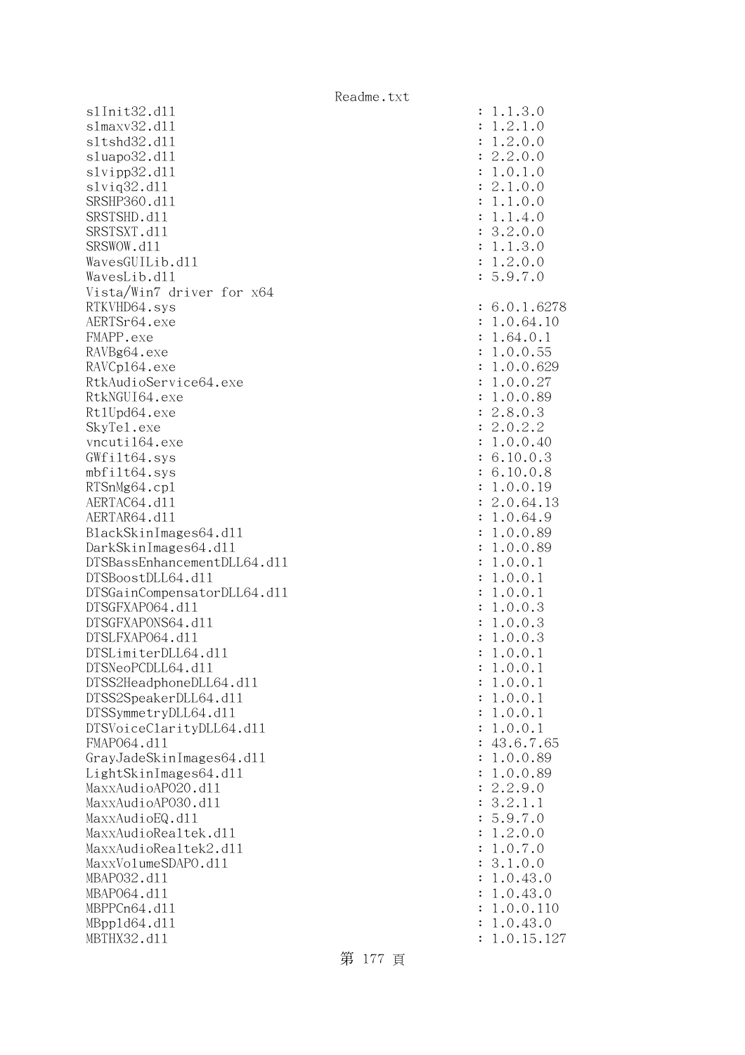```
slInit32.dll                                   : 1.1.3.0
slmaxv32.dll                                   : 1.2.1.0
sltshd32.dll                                   : 1.2.0.0
sluapo32.dll                                   : 2.2.0.0
slvipp32.dll                                   : 1.0.1.0
slviq32.dll                                    : 2.1.0.0
SRSHP360.dll                                   : 1.1.0.0
SRSTSHD.dll                                    : 1.1.4.0
SRSTSXT.dll                                    : 3.2.0.0
SRSWOW.dll                                     : 1.1.3.0
WavesGUILib.dll                                : 1.2.0.0
WavesLib.dll                                   : 5.9.7.0
Vista/Win7 driver for x64
RTKVHD64.sys                                   : 6.0.1.6278
AERTSr64.exe                                   : 1.0.64.10
FMAPP.exe                                      : 1.64.0.1
RAVBg64.exe                                    : 1.0.0.55
RAVCpl64.exe                                   : 1.0.0.629
RtkAudioService64.exe                          : 1.0.0.27
RtkNGUI64.exe                                  : 1.0.0.89
RtlUpd64.exe                                   : 2.8.0.3
SkyTel.exe                                     : 2.0.2.2
vncutil64.exe                                  : 1.0.0.40
GWfilt64.sys                                   : 6.10.0.3
mbfilt64.sys                                   : 6.10.0.8
RTSnMg64.cpl                                   : 1.0.0.19
AERTAC64.dll                                   : 2.0.64.13
AERTAR64.dll                                   : 1.0.64.9
BlackSkinImages64.dll                          : 1.0.0.89
DarkSkinImages64.dll                           : 1.0.0.89
DTSBassEnhancementDLL64.dll                    : 1.0.0.1
DTSBoostDLL64.dll                              : 1.0.0.1
DTSGainCompensatorDLL64.dll                    : 1.0.0.1
DTSGFXAPO64.dll                                : 1.0.0.3
DTSGFXAPONS64.dll                              : 1.0.0.3
DTSLFXAPO64.dll                                : 1.0.0.3
DTSLimiterDLL64.dll                            : 1.0.0.1
DTSNeoPCDLL64.dll                              : 1.0.0.1
DTSS2HeadphoneDLL64.dll                        : 1.0.0.1
DTSS2SpeakerDLL64.dll                          : 1.0.0.1
DTSSymmetryDLL64.dll                           : 1.0.0.1
DTSVoiceClarityDLL64.dll                       : 1.0.0.1
FMAPO64.dll                                    : 43.6.7.65
GrayJadeSkinImages64.dll                       : 1.0.0.89
LightSkinImages64.dll                          : 1.0.0.89
MaxxAudioAPO20.dll                             : 2.2.9.0
MaxxAudioAPO30.dll                             : 3.2.1.1
MaxxAudioEQ.dll                                : 5.9.7.0
MaxxAudioRealtek.dll                           : 1.2.0.0
MaxxAudioRealtek2.dll                          : 1.0.7.0
MaxxVolumeSDAPO.dll                            : 3.1.0.0
MBAPO32.dll                                    : 1.0.43.0
MBAPO64.dll                                    : 1.0.43.0
MBPPCn64.dll                                   : 1.0.0.110
MBppld64.dll                                   : 1.0.43.0
MBTHX32.dll                                    : 1.0.15.127
```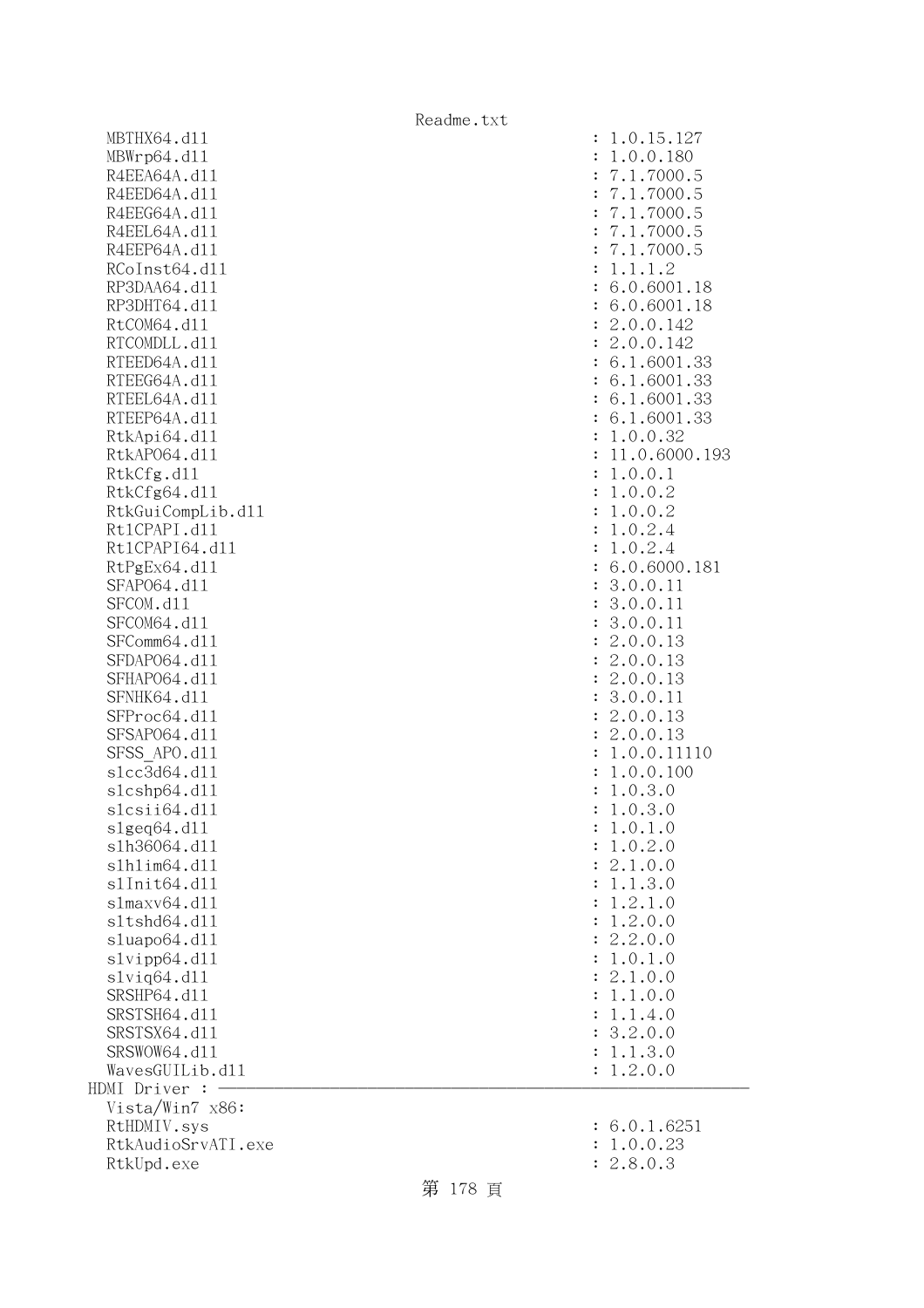```
  MBTHX64.dll                                        : 1.0.15.127
  MBWrp64.dll                                        : 1.0.0.180
  R4EEA64A.dll                                       : 7.1.7000.5
  R4EED64A.dll                                       : 7.1.7000.5
  R4EEG64A.dll                                       : 7.1.7000.5
  R4EEL64A.dll                                       : 7.1.7000.5
  R4EEP64A.dll                                       : 7.1.7000.5
  RCoInst64.dll                                      : 1.1.1.2
  RP3DAA64.dll                                       : 6.0.6001.18
  RP3DHT64.dll                                       : 6.0.6001.18
  RtCOM64.dll                                        : 2.0.0.142
  RTCOMDLL.dll                                       : 2.0.0.142
  RTEED64A.dll                                       : 6.1.6001.33
  RTEEG64A.dll                                       : 6.1.6001.33
  RTEEL64A.dll                                       : 6.1.6001.33
  RTEEP64A.dll                                       : 6.1.6001.33
  RtkApi64.dll                                       : 1.0.0.32
  RtkAPO64.dll                                       : 11.0.6000.193
  RtkCfg.dll                                         : 1.0.0.1
  RtkCfg64.dll                                       : 1.0.0.2
  RtkGuiCompLib.dll                                  : 1.0.0.2
  Rt1CPAPI.dll                                       : 1.0.2.4
  Rt1CPAPI64.dll                                     : 1.0.2.4
  RtPgEx64.dll                                       : 6.0.6000.181
  SFAPO64.dll                                        : 3.0.0.11
  SFCOM.dll                                          : 3.0.0.11
  SFCOM64.dll                                        : 3.0.0.11
  SFComm64.dll                                       : 2.0.0.13
  SFDAPO64.dll                                       : 2.0.0.13
  SFHAPO64.dll                                       : 2.0.0.13
  SFNHK64.dll                                        : 3.0.0.11
  SFProc64.dll                                       : 2.0.0.13
  SFSAPO64.dll                                       : 2.0.0.13
  SFSS_APO.dll                                       : 1.0.0.11110
  slcc3d64.dll                                       : 1.0.0.100
  slcshp64.dll                                       : 1.0.3.0
  slcsii64.dll                                       : 1.0.3.0
  slgeq64.dll                                        : 1.0.1.0
  slh36064.dll                                       : 1.0.2.0
  slhlim64.dll                                       : 2.1.0.0
  slInit64.dll                                       : 1.1.3.0
  slmaxv64.dll                                       : 1.2.1.0
  sltshd64.dll                                       : 1.2.0.0
  sluapo64.dll                                       : 2.2.0.0
  slvipp64.dll                                       : 1.0.1.0
  slviq64.dll                                        : 2.1.0.0
  SRSHP64.dll                                        : 1.1.0.0
  SRSTSH64.dll                                       : 1.1.4.0
  SRSTSX64.dll                                       : 3.2.0.0
  SRSWOW64.dll                                       : 1.1.3.0
  WavesGUILib.dll                                    : 1.2.0.0
HDMI Driver : ----------------------------------------------------------------
  Vista/Win7 x86:
  RtHDMIV.sys                                        : 6.0.1.6251
  RtkAudioSrvATI.exe                                 : 1.0.0.23
  RtkUpd.exe                                         : 2.8.0.3
```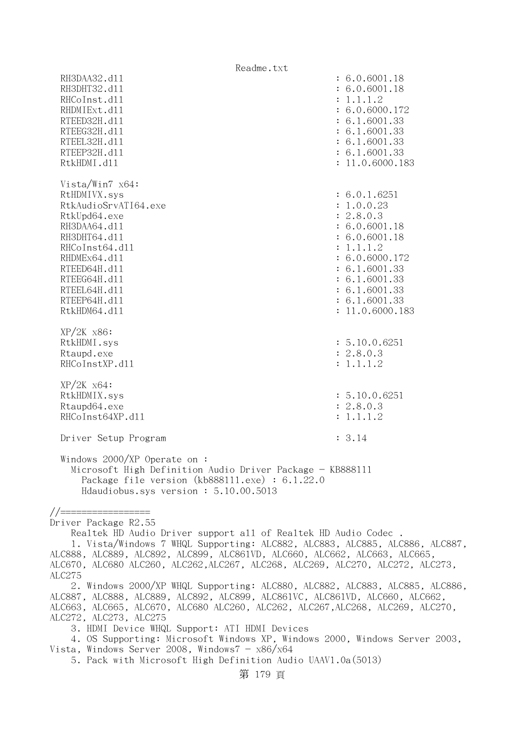```
  RH3DAA32.dll                                              : 6.0.6001.18
  RH3DHT32.dll                                              : 6.0.6001.18
  RHCoInst.dll                                              : 1.1.1.2
  RHDMIExt.dll                                              : 6.0.6000.172
  RTEED32H.dll                                              : 6.1.6001.33
  RTEEG32H.dll                                              : 6.1.6001.33
  RTEEL32H.dll                                              : 6.1.6001.33
  RTEEP32H.dll                                              : 6.1.6001.33
  RtkHDMI.dll                                               : 11.0.6000.183

  Vista/Win7 x64:
  RtHDMIVX.sys                                              : 6.0.1.6251
  RtkAudioSrvATI64.exe                                      : 1.0.0.23
  RtkUpd64.exe                                              : 2.8.0.3
  RH3DAA64.dll                                              : 6.0.6001.18
  RH3DHT64.dll                                              : 6.0.6001.18
  RHCoInst64.dll                                            : 1.1.1.2
  RHDMEx64.dll                                              : 6.0.6000.172
  RTEED64H.dll                                              : 6.1.6001.33
  RTEEG64H.dll                                              : 6.1.6001.33
  RTEEL64H.dll                                              : 6.1.6001.33
  RTEEP64H.dll                                              : 6.1.6001.33
  RtkHDM64.dll                                              : 11.0.6000.183

  XP/2K x86:
  RtkHDMI.sys                                               : 5.10.0.6251
  Rtaupd.exe                                                : 2.8.0.3
  RHCoInstXP.dll                                            : 1.1.1.2

  XP/2K x64:
  RtkHDMIX.sys                                              : 5.10.0.6251
  Rtaupd64.exe                                              : 2.8.0.3
  RHCoInst64XP.dll                                          : 1.1.1.2

  Driver Setup Program                                      : 3.14

  Windows 2000/XP Operate on :
    Microsoft High Definition Audio Driver Package - KB888111
      Package file version (kb888111.exe) : 6.1.22.0
      Hdaudiobus.sys version : 5.10.00.5013

//=================
Driver Package R2.55
    Realtek HD Audio Driver support all of Realtek HD Audio Codec .
    1. Vista/Windows 7 WHQL Supporting: ALC882, ALC883, ALC885, ALC886, ALC887,
ALC888, ALC889, ALC892, ALC899, ALC861VD, ALC660, ALC662, ALC663, ALC665,
ALC670, ALC680 ALC260, ALC262,ALC267, ALC268, ALC269, ALC270, ALC272, ALC273,
ALC275
    2. Windows 2000/XP WHQL Supporting: ALC880, ALC882, ALC883, ALC885, ALC886,
ALC887, ALC888, ALC889, ALC892, ALC899, ALC861VC, ALC861VD, ALC660, ALC662,
ALC663, ALC665, ALC670, ALC680 ALC260, ALC262, ALC267,ALC268, ALC269, ALC270,
ALC272, ALC273, ALC275
    3. HDMI Device WHQL Support: ATI HDMI Devices
    4. OS Supporting: Microsoft Windows XP, Windows 2000, Windows Server 2003,
Vista, Windows Server 2008, Windows7 - x86/x64
    5. Pack with Microsoft High Definition Audio UAAV1.0a(5013)
```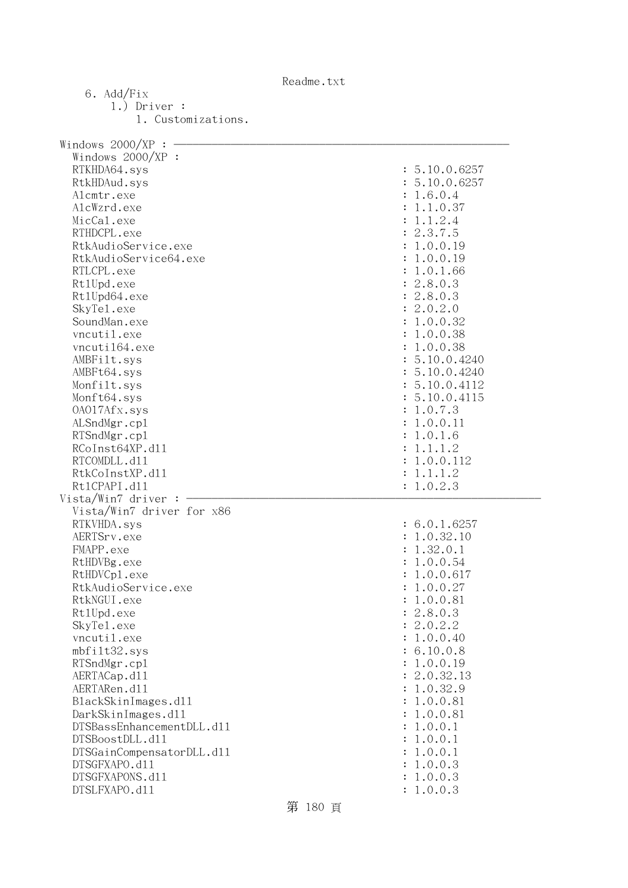6. Add/Fix
   1.) Driver :
      1. Customizations.

Windows 2000/XP : ------------------------------------------------------------
  Windows 2000/XP :

```
RTKHDA64.sys                                          : 5.10.0.6257
RtkHDAud.sys                                          : 5.10.0.6257
Alcmtr.exe                                            : 1.6.0.4
AlcWzrd.exe                                           : 1.1.0.37
MicCal.exe                                            : 1.1.2.4
RTHDCPL.exe                                           : 2.3.7.5
RtkAudioService.exe                                   : 1.0.0.19
RtkAudioService64.exe                                 : 1.0.0.19
RTLCPL.exe                                            : 1.0.1.66
RtlUpd.exe                                            : 2.8.0.3
RtlUpd64.exe                                          : 2.8.0.3
SkyTel.exe                                            : 2.0.2.0
SoundMan.exe                                          : 1.0.0.32
vncutil.exe                                           : 1.0.0.38
vncuti164.exe                                         : 1.0.0.38
AMBFilt.sys                                           : 5.10.0.4240
AMBFt64.sys                                           : 5.10.0.4240
Monfilt.sys                                           : 5.10.0.4112
Monft64.sys                                           : 5.10.0.4115
OA017Afx.sys                                          : 1.0.7.3
ALSndMgr.cpl                                          : 1.0.0.11
RTSndMgr.cpl                                          : 1.0.1.6
RCoInst64XP.dll                                       : 1.1.1.2
RTCOMDLL.dll                                          : 1.0.0.112
RtkCoInstXP.dll                                       : 1.1.1.2
RtlCPAPI.dll                                          : 1.0.2.3
```

Vista/Win7 driver : ------------------------------------------------------------
  Vista/Win7 driver for x86

```
RTKVHDA.sys                                           : 6.0.1.6257
AERTSrv.exe                                           : 1.0.32.10
FMAPP.exe                                             : 1.32.0.1
RtHDVBg.exe                                           : 1.0.0.54
RtHDVCpl.exe                                          : 1.0.0.617
RtkAudioService.exe                                   : 1.0.0.27
RtkNGUI.exe                                           : 1.0.0.81
RtlUpd.exe                                            : 2.8.0.3
SkyTel.exe                                            : 2.0.2.2
vncutil.exe                                           : 1.0.0.40
mbfilt32.sys                                          : 6.10.0.8
RTSndMgr.cpl                                          : 1.0.0.19
AERTACap.dll                                          : 2.0.32.13
AERTARen.dll                                          : 1.0.32.9
BlackSkinImages.dll                                   : 1.0.0.81
DarkSkinImages.dll                                    : 1.0.0.81
DTSBassEnhancementDLL.dll                             : 1.0.0.1
DTSBoostDLL.dll                                       : 1.0.0.1
DTSGainCompensatorDLL.dll                             : 1.0.0.1
DTSGFXAPO.dll                                         : 1.0.0.3
DTSGFXAPONS.dll                                       : 1.0.0.3
DTSLFXAPO.dll                                         : 1.0.0.3
```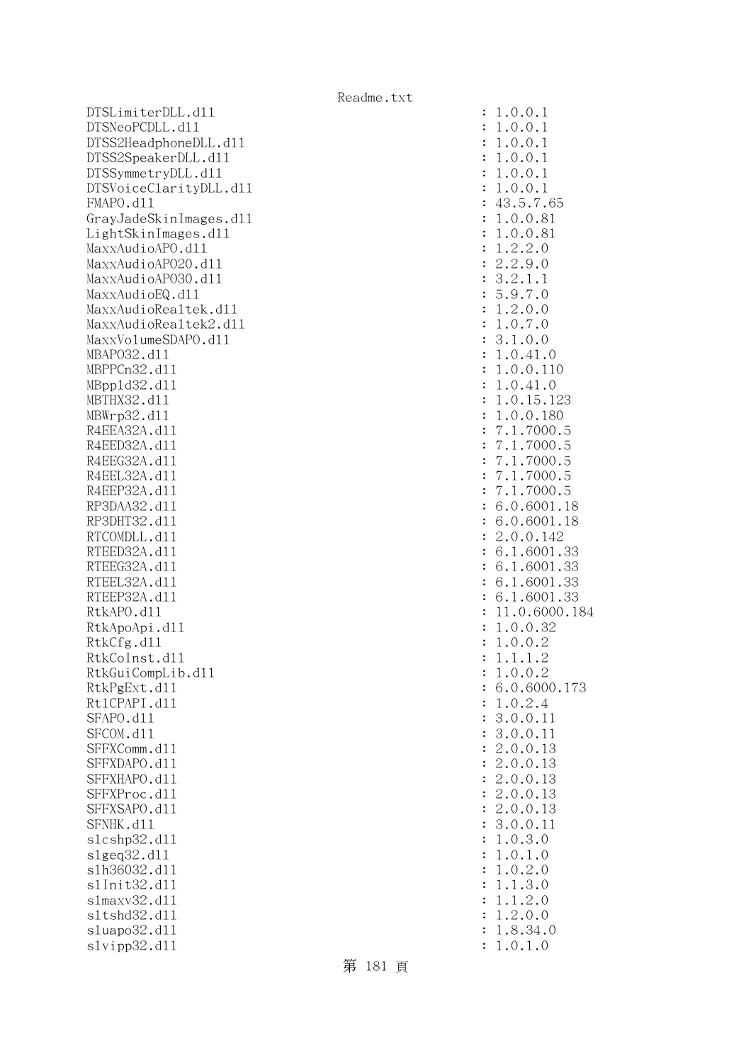```
DTSLimiterDLL.dll                                    : 1.0.0.1
DTSNeoPCDLL.dll                                      : 1.0.0.1
DTSS2HeadphoneDLL.dll                                : 1.0.0.1
DTSS2SpeakerDLL.dll                                  : 1.0.0.1
DTSSymmetryDLL.dll                                   : 1.0.0.1
DTSVoiceClarityDLL.dll                               : 1.0.0.1
FMAPO.dll                                            : 43.5.7.65
GrayJadeSkinImages.dll                               : 1.0.0.81
LightSkinImages.dll                                  : 1.0.0.81
MaxxAudioAPO.dll                                     : 1.2.2.0
MaxxAudioAPO20.dll                                   : 2.2.9.0
MaxxAudioAPO30.dll                                   : 3.2.1.1
MaxxAudioEQ.dll                                      : 5.9.7.0
MaxxAudioRealtek.dll                                 : 1.2.0.0
MaxxAudioRealtek2.dll                                : 1.0.7.0
MaxxVolumeSDAPO.dll                                  : 3.1.0.0
MBAPO32.dll                                          : 1.0.41.0
MBPPCn32.dll                                         : 1.0.0.110
MBppld32.dll                                         : 1.0.41.0
MBTHX32.dll                                          : 1.0.15.123
MBWrp32.dll                                          : 1.0.0.180
R4EEA32A.dll                                         : 7.1.7000.5
R4EED32A.dll                                         : 7.1.7000.5
R4EEG32A.dll                                         : 7.1.7000.5
R4EEL32A.dll                                         : 7.1.7000.5
R4EEP32A.dll                                         : 7.1.7000.5
RP3DAA32.dll                                         : 6.0.6001.18
RP3DHT32.dll                                         : 6.0.6001.18
RTCOMDLL.dll                                         : 2.0.0.142
RTEED32A.dll                                         : 6.1.6001.33
RTEEG32A.dll                                         : 6.1.6001.33
RTEEL32A.dll                                         : 6.1.6001.33
RTEEP32A.dll                                         : 6.1.6001.33
RtkAPO.dll                                           : 11.0.6000.184
RtkApoApi.dll                                        : 1.0.0.32
RtkCfg.dll                                           : 1.0.0.2
RtkCoInst.dll                                        : 1.1.1.2
RtkGuiCompLib.dll                                    : 1.0.0.2
RtkPgExt.dll                                         : 6.0.6000.173
RtlCPAPI.dll                                         : 1.0.2.4
SFAPO.dll                                            : 3.0.0.11
SFCOM.dll                                            : 3.0.0.11
SFFXComm.dll                                         : 2.0.0.13
SFFXDAPO.dll                                         : 2.0.0.13
SFFXHAPO.dll                                         : 2.0.0.13
SFFXProc.dll                                         : 2.0.0.13
SFFXSAPO.dll                                         : 2.0.0.13
SFNHK.dll                                            : 3.0.0.11
slcshp32.dll                                         : 1.0.3.0
slgeq32.dll                                          : 1.0.1.0
slh36032.dll                                         : 1.0.2.0
slInit32.dll                                         : 1.1.3.0
slmaxv32.dll                                         : 1.1.2.0
sltshd32.dll                                         : 1.2.0.0
sluapo32.dll                                         : 1.8.34.0
slvipp32.dll                                         : 1.0.1.0
```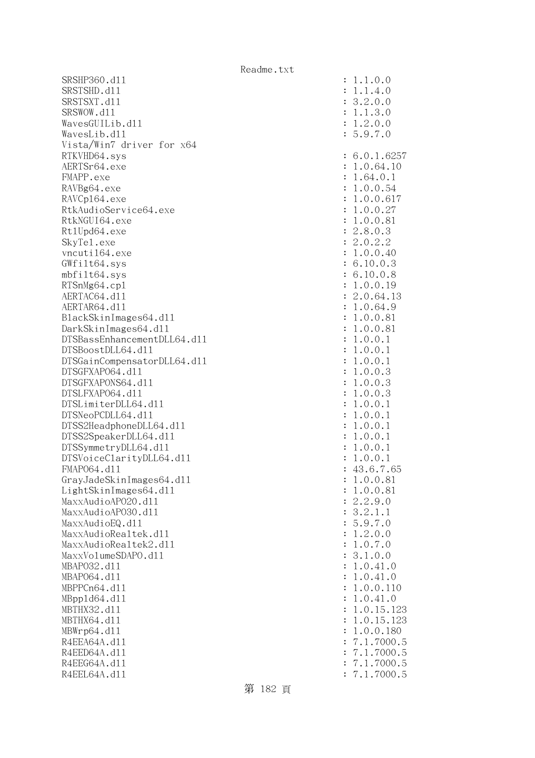```
SRSHP360.dll                                         : 1.1.0.0
SRSTSHD.dll                                          : 1.1.4.0
SRSTSXT.dll                                          : 3.2.0.0
SRSWOW.dll                                           : 1.1.3.0
WavesGUILib.dll                                      : 1.2.0.0
WavesLib.dll                                         : 5.9.7.0
Vista/Win7 driver for x64
RTKVHD64.sys                                         : 6.0.1.6257
AERTSr64.exe                                         : 1.0.64.10
FMAPP.exe                                            : 1.64.0.1
RAVBg64.exe                                          : 1.0.0.54
RAVCpl64.exe                                         : 1.0.0.617
RtkAudioService64.exe                                : 1.0.0.27
RtkNGUI64.exe                                        : 1.0.0.81
RtlUpd64.exe                                         : 2.8.0.3
SkyTel.exe                                           : 2.0.2.2
vncutil64.exe                                        : 1.0.0.40
GWfilt64.sys                                         : 6.10.0.3
mbfilt64.sys                                         : 6.10.0.8
RTSnMg64.cpl                                         : 1.0.0.19
AERTAC64.dll                                         : 2.0.64.13
AERTAR64.dll                                         : 1.0.64.9
BlackSkinImages64.dll                                : 1.0.0.81
DarkSkinImages64.dll                                 : 1.0.0.81
DTSBassEnhancementDLL64.dll                          : 1.0.0.1
DTSBoostDLL64.dll                                    : 1.0.0.1
DTSGainCompensatorDLL64.dll                          : 1.0.0.1
DTSGFXAPO64.dll                                      : 1.0.0.3
DTSGFXAPONS64.dll                                    : 1.0.0.3
DTSLFXAPO64.dll                                      : 1.0.0.3
DTSLimiterDLL64.dll                                  : 1.0.0.1
DTSNeoPCDLL64.dll                                    : 1.0.0.1
DTSS2HeadphoneDLL64.dll                              : 1.0.0.1
DTSS2SpeakerDLL64.dll                                : 1.0.0.1
DTSSymmetryDLL64.dll                                 : 1.0.0.1
DTSVoiceClarityDLL64.dll                             : 1.0.0.1
FMAPO64.dll                                          : 43.6.7.65
GrayJadeSkinImages64.dll                             : 1.0.0.81
LightSkinImages64.dll                                : 1.0.0.81
MaxxAudioAPO20.dll                                   : 2.2.9.0
MaxxAudioAPO30.dll                                   : 3.2.1.1
MaxxAudioEQ.dll                                      : 5.9.7.0
MaxxAudioRealtek.dll                                 : 1.2.0.0
MaxxAudioRealtek2.dll                                : 1.0.7.0
MaxxVolumeSDAPO.dll                                  : 3.1.0.0
MBAPO32.dll                                          : 1.0.41.0
MBAPO64.dll                                          : 1.0.41.0
MBPPCn64.dll                                         : 1.0.0.110
MBppld64.dll                                         : 1.0.41.0
MBTHX32.dll                                          : 1.0.15.123
MBTHX64.dll                                          : 1.0.15.123
MBWrp64.dll                                          : 1.0.0.180
R4EEA64A.dll                                         : 7.1.7000.5
R4EED64A.dll                                         : 7.1.7000.5
R4EEG64A.dll                                         : 7.1.7000.5
R4EEL64A.dll                                         : 7.1.7000.5
```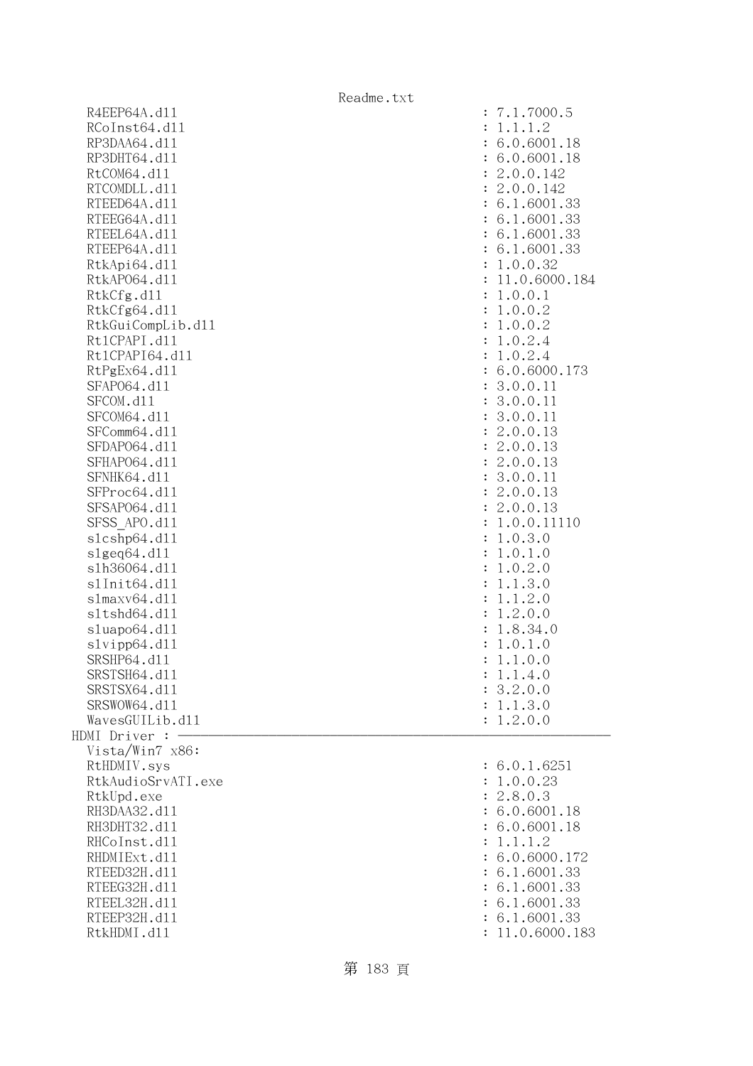```
  R4EEP64A.dll                                          : 7.1.7000.5
  RCoInst64.dll                                         : 1.1.1.2
  RP3DAA64.dll                                          : 6.0.6001.18
  RP3DHT64.dll                                          : 6.0.6001.18
  RtCOM64.dll                                           : 2.0.0.142
  RTCOMDLL.dll                                          : 2.0.0.142
  RTEED64A.dll                                          : 6.1.6001.33
  RTEEG64A.dll                                          : 6.1.6001.33
  RTEEL64A.dll                                          : 6.1.6001.33
  RTEEP64A.dll                                          : 6.1.6001.33
  RtkApi64.dll                                          : 1.0.0.32
  RtkAPO64.dll                                          : 11.0.6000.184
  RtkCfg.dll                                            : 1.0.0.1
  RtkCfg64.dll                                          : 1.0.0.2
  RtkGuiCompLib.dll                                     : 1.0.0.2
  RtlCPAPI.dll                                          : 1.0.2.4
  RtlCPAPI64.dll                                        : 1.0.2.4
  RtPgEx64.dll                                          : 6.0.6000.173
  SFAPO64.dll                                           : 3.0.0.11
  SFCOM.dll                                             : 3.0.0.11
  SFCOM64.dll                                           : 3.0.0.11
  SFComm64.dll                                          : 2.0.0.13
  SFDAPO64.dll                                          : 2.0.0.13
  SFHAPO64.dll                                          : 2.0.0.13
  SFNHK64.dll                                           : 3.0.0.11
  SFProc64.dll                                          : 2.0.0.13
  SFSAPO64.dll                                          : 2.0.0.13
  SFSS_APO.dll                                          : 1.0.0.11110
  slcshp64.dll                                          : 1.0.3.0
  slgeq64.dll                                           : 1.0.1.0
  slh36064.dll                                          : 1.0.2.0
  slInit64.dll                                          : 1.1.3.0
  slmaxv64.dll                                          : 1.1.2.0
  sltshd64.dll                                          : 1.2.0.0
  sluapo64.dll                                          : 1.8.34.0
  slvipp64.dll                                          : 1.0.1.0
  SRSHP64.dll                                           : 1.1.0.0
  SRSTSH64.dll                                          : 1.1.4.0
  SRSTSX64.dll                                          : 3.2.0.0
  SRSWOW64.dll                                          : 1.1.3.0
  WavesGUILib.dll                                       : 1.2.0.0
HDMI Driver : ----------------------------------------------------------------
  Vista/Win7 x86:
  RtHDMIV.sys                                           : 6.0.1.6251
  RtkAudioSrvATI.exe                                    : 1.0.0.23
  RtkUpd.exe                                            : 2.8.0.3
  RH3DAA32.dll                                          : 6.0.6001.18
  RH3DHT32.dll                                          : 6.0.6001.18
  RHCoInst.dll                                          : 1.1.1.2
  RHDMIExt.dll                                          : 6.0.6000.172
  RTEED32H.dll                                          : 6.1.6001.33
  RTEEG32H.dll                                          : 6.1.6001.33
  RTEEL32H.dll                                          : 6.1.6001.33
  RTEEP32H.dll                                          : 6.1.6001.33
  RtkHDMI.dll                                           : 11.0.6000.183
```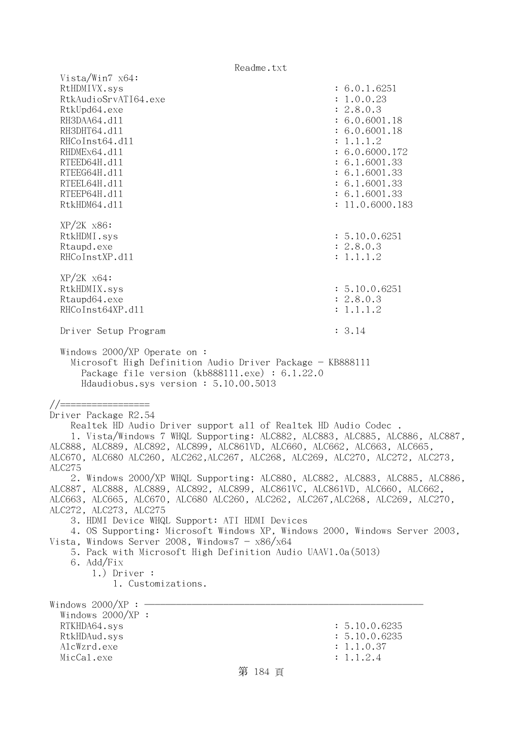```
  Vista/Win7 x64:
  RtHDMIVX.sys                                            : 6.0.1.6251
  RtkAudioSrvATI64.exe                                    : 1.0.0.23
  RtkUpd64.exe                                            : 2.8.0.3
  RH3DAA64.dll                                            : 6.0.6001.18
  RH3DHT64.dll                                            : 6.0.6001.18
  RHCoInst64.dll                                          : 1.1.1.2
  RHDMEx64.dll                                            : 6.0.6000.172
  RTEED64H.dll                                            : 6.1.6001.33
  RTEEG64H.dll                                            : 6.1.6001.33
  RTEEL64H.dll                                            : 6.1.6001.33
  RTEEP64H.dll                                            : 6.1.6001.33
  RtkHDM64.dll                                            : 11.0.6000.183

  XP/2K x86:
  RtkHDMI.sys                                             : 5.10.0.6251
  Rtaupd.exe                                              : 2.8.0.3
  RHCoInstXP.dll                                          : 1.1.1.2

  XP/2K x64:
  RtkHDMIX.sys                                            : 5.10.0.6251
  Rtaupd64.exe                                            : 2.8.0.3
  RHCoInst64XP.dll                                        : 1.1.1.2

  Driver Setup Program                                    : 3.14

  Windows 2000/XP Operate on :
    Microsoft High Definition Audio Driver Package - KB888111
      Package file version (kb888111.exe) : 6.1.22.0
      Hdaudiobus.sys version : 5.10.00.5013

//=================
Driver Package R2.54
    Realtek HD Audio Driver support all of Realtek HD Audio Codec .
    1. Vista/Windows 7 WHQL Supporting: ALC882, ALC883, ALC885, ALC886, ALC887,
ALC888, ALC889, ALC892, ALC899, ALC861VD, ALC660, ALC662, ALC663, ALC665,
ALC670, ALC680 ALC260, ALC262,ALC267, ALC268, ALC269, ALC270, ALC272, ALC273,
ALC275
    2. Windows 2000/XP WHQL Supporting: ALC880, ALC882, ALC883, ALC885, ALC886,
ALC887, ALC888, ALC889, ALC892, ALC899, ALC861VC, ALC861VD, ALC660, ALC662,
ALC663, ALC665, ALC670, ALC680 ALC260, ALC262, ALC267,ALC268, ALC269, ALC270,
ALC272, ALC273, ALC275
    3. HDMI Device WHQL Support: ATI HDMI Devices
    4. OS Supporting: Microsoft Windows XP, Windows 2000, Windows Server 2003,
Vista, Windows Server 2008, Windows7 - x86/x64
    5. Pack with Microsoft High Definition Audio UAAV1.0a(5013)
    6. Add/Fix
        1.) Driver :
            1. Customizations.

Windows 2000/XP : -----------------------------------------------------
  Windows 2000/XP :
  RTKHDA64.sys                                            : 5.10.0.6235
  RtkHDAud.sys                                            : 5.10.0.6235
  AlcWzrd.exe                                             : 1.1.0.37
  MicCal.exe                                              : 1.1.2.4
```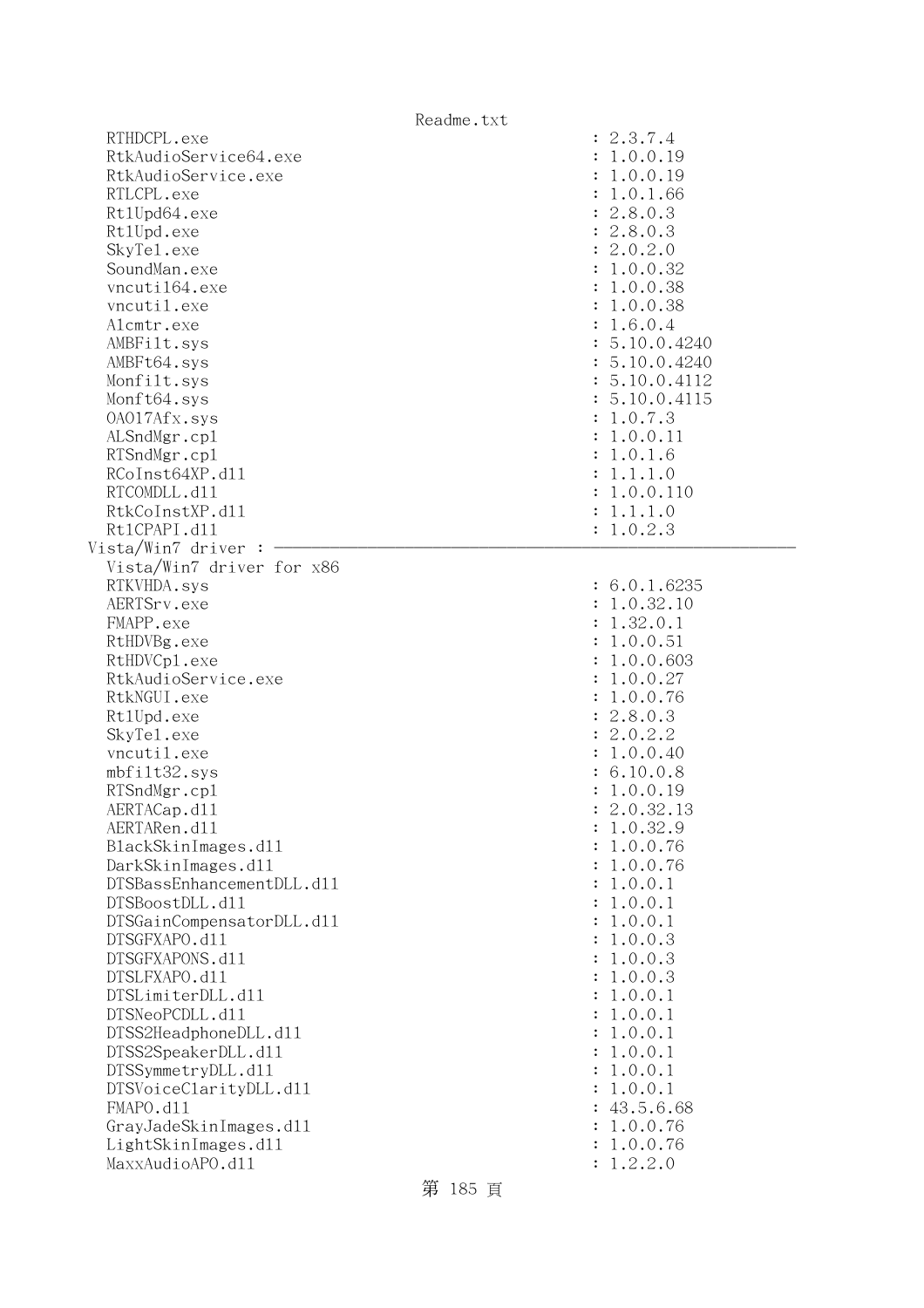```
  RTHDCPL.exe                                            : 2.3.7.4
  RtkAudioService64.exe                                  : 1.0.0.19
  RtkAudioService.exe                                    : 1.0.0.19
  RTLCPL.exe                                             : 1.0.1.66
  RtlUpd64.exe                                           : 2.8.0.3
  RtlUpd.exe                                             : 2.8.0.3
  SkyTel.exe                                             : 2.0.2.0
  SoundMan.exe                                           : 1.0.0.32
  vncutil64.exe                                          : 1.0.0.38
  vncutil.exe                                            : 1.0.0.38
  Alcmtr.exe                                             : 1.6.0.4
  AMBFilt.sys                                            : 5.10.0.4240
  AMBFt64.sys                                            : 5.10.0.4240
  Monfilt.sys                                            : 5.10.0.4112
  Monft64.sys                                            : 5.10.0.4115
  OA017Afx.sys                                           : 1.0.7.3
  ALSndMgr.cpl                                           : 1.0.0.11
  RTSndMgr.cpl                                           : 1.0.1.6
  RCoInst64XP.dll                                        : 1.1.1.0
  RTCOMDLL.dll                                           : 1.0.0.110
  RtkCoInstXP.dll                                        : 1.1.1.0
  RtlCPAPI.dll                                           : 1.0.2.3
Vista/Win7 driver : ------------------------------------------------------------
  Vista/Win7 driver for x86
  RTKVHDA.sys                                            : 6.0.1.6235
  AERTSrv.exe                                            : 1.0.32.10
  FMAPP.exe                                              : 1.32.0.1
  RtHDVBg.exe                                            : 1.0.0.51
  RtHDVCpl.exe                                           : 1.0.0.603
  RtkAudioService.exe                                    : 1.0.0.27
  RtkNGUI.exe                                            : 1.0.0.76
  RtlUpd.exe                                             : 2.8.0.3
  SkyTel.exe                                             : 2.0.2.2
  vncutil.exe                                            : 1.0.0.40
  mbfilt32.sys                                           : 6.10.0.8
  RTSndMgr.cpl                                           : 1.0.0.19
  AERTACap.dll                                           : 2.0.32.13
  AERTARen.dll                                           : 1.0.32.9
  BlackSkinImages.dll                                    : 1.0.0.76
  DarkSkinImages.dll                                     : 1.0.0.76
  DTSBassEnhancementDLL.dll                              : 1.0.0.1
  DTSBoostDLL.dll                                        : 1.0.0.1
  DTSGainCompensatorDLL.dll                              : 1.0.0.1
  DTSGFXAPO.dll                                          : 1.0.0.3
  DTSGFXAPONS.dll                                        : 1.0.0.3
  DTSLFXAPO.dll                                          : 1.0.0.3
  DTSLimiterDLL.dll                                      : 1.0.0.1
  DTSNeoPCDLL.dll                                        : 1.0.0.1
  DTSS2HeadphoneDLL.dll                                  : 1.0.0.1
  DTSS2SpeakerDLL.dll                                    : 1.0.0.1
  DTSSymmetryDLL.dll                                     : 1.0.0.1
  DTSVoiceClarityDLL.dll                                 : 1.0.0.1
  FMAPO.dll                                              : 43.5.6.68
  GrayJadeSkinImages.dll                                 : 1.0.0.76
  LightSkinImages.dll                                    : 1.0.0.76
  MaxxAudioAPO.dll                                       : 1.2.2.0
```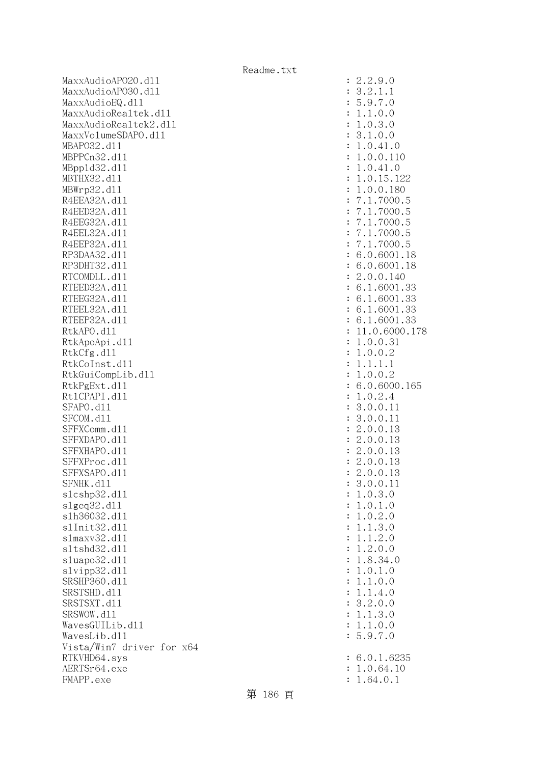```
MaxxAudioAPO20.dll                                    : 2.2.9.0
MaxxAudioAPO30.dll                                    : 3.2.1.1
MaxxAudioEQ.dll                                       : 5.9.7.0
MaxxAudioRealtek.dll                                  : 1.1.0.0
MaxxAudioRealtek2.dll                                 : 1.0.3.0
MaxxVolumeSDAPO.dll                                   : 3.1.0.0
MBAPO32.dll                                           : 1.0.41.0
MBPPCn32.dll                                          : 1.0.0.110
MBppld32.dll                                          : 1.0.41.0
MBTHX32.dll                                           : 1.0.15.122
MBWrp32.dll                                           : 1.0.0.180
R4EEA32A.dll                                          : 7.1.7000.5
R4EED32A.dll                                          : 7.1.7000.5
R4EEG32A.dll                                          : 7.1.7000.5
R4EEL32A.dll                                          : 7.1.7000.5
R4EEP32A.dll                                          : 7.1.7000.5
RP3DAA32.dll                                          : 6.0.6001.18
RP3DHT32.dll                                          : 6.0.6001.18
RTCOMDLL.dll                                          : 2.0.0.140
RTEED32A.dll                                          : 6.1.6001.33
RTEEG32A.dll                                          : 6.1.6001.33
RTEEL32A.dll                                          : 6.1.6001.33
RTEEP32A.dll                                          : 6.1.6001.33
RtkAPO.dll                                            : 11.0.6000.178
RtkApoApi.dll                                         : 1.0.0.31
RtkCfg.dll                                            : 1.0.0.2
RtkCoInst.dll                                         : 1.1.1.1
RtkGuiCompLib.dll                                     : 1.0.0.2
RtkPgExt.dll                                          : 6.0.6000.165
RtlCPAPI.dll                                          : 1.0.2.4
SFAPO.dll                                             : 3.0.0.11
SFCOM.dll                                             : 3.0.0.11
SFFXComm.dll                                          : 2.0.0.13
SFFXDAPO.dll                                          : 2.0.0.13
SFFXHAPO.dll                                          : 2.0.0.13
SFFXProc.dll                                          : 2.0.0.13
SFFXSAPO.dll                                          : 2.0.0.13
SFNHK.dll                                             : 3.0.0.11
slcshp32.dll                                          : 1.0.3.0
slgeq32.dll                                           : 1.0.1.0
slh36032.dll                                          : 1.0.2.0
slInit32.dll                                          : 1.1.3.0
slmaxv32.dll                                          : 1.1.2.0
sltshd32.dll                                          : 1.2.0.0
sluapo32.dll                                          : 1.8.34.0
slvipp32.dll                                          : 1.0.1.0
SRSHP360.dll                                          : 1.1.0.0
SRSTSHD.dll                                           : 1.1.4.0
SRSTSXT.dll                                           : 3.2.0.0
SRSWOW.dll                                            : 1.1.3.0
WavesGUILib.dll                                       : 1.1.0.0
WavesLib.dll                                          : 5.9.7.0
Vista/Win7 driver for x64
RTKVHD64.sys                                          : 6.0.1.6235
AERTSr64.exe                                          : 1.0.64.10
FMAPP.exe                                             : 1.64.0.1
```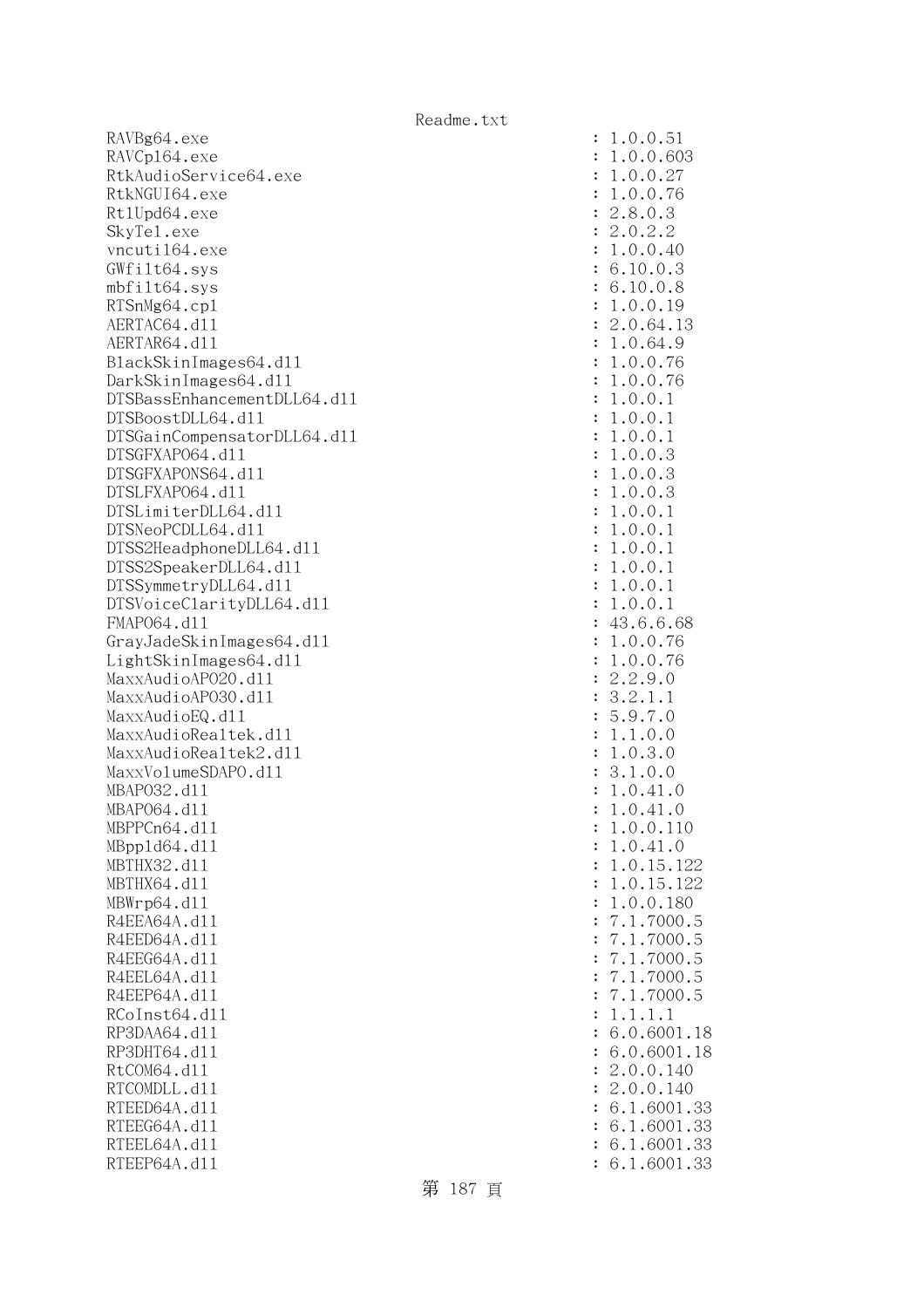```
RAVBg64.exe                                        : 1.0.0.51
RAVCpl64.exe                                       : 1.0.0.603
RtkAudioService64.exe                              : 1.0.0.27
RtkNGUI64.exe                                      : 1.0.0.76
RtlUpd64.exe                                       : 2.8.0.3
SkyTel.exe                                         : 2.0.2.2
vncutil64.exe                                      : 1.0.0.40
GWfilt64.sys                                       : 6.10.0.3
mbfilt64.sys                                       : 6.10.0.8
RTSnMg64.cpl                                       : 1.0.0.19
AERTAC64.dll                                       : 2.0.64.13
AERTAR64.dll                                       : 1.0.64.9
BlackSkinImages64.dll                              : 1.0.0.76
DarkSkinImages64.dll                               : 1.0.0.76
DTSBassEnhancementDLL64.dll                        : 1.0.0.1
DTSBoostDLL64.dll                                  : 1.0.0.1
DTSGainCompensatorDLL64.dll                        : 1.0.0.1
DTSGFXAPO64.dll                                    : 1.0.0.3
DTSGFXAPONS64.dll                                  : 1.0.0.3
DTSLFXAPO64.dll                                    : 1.0.0.3
DTSLimiterDLL64.dll                                : 1.0.0.1
DTSNeoPCDLL64.dll                                  : 1.0.0.1
DTSS2HeadphoneDLL64.dll                            : 1.0.0.1
DTSS2SpeakerDLL64.dll                              : 1.0.0.1
DTSSymmetryDLL64.dll                               : 1.0.0.1
DTSVoiceClarityDLL64.dll                           : 1.0.0.1
FMAPO64.dll                                        : 43.6.6.68
GrayJadeSkinImages64.dll                           : 1.0.0.76
LightSkinImages64.dll                              : 1.0.0.76
MaxxAudioAPO20.dll                                 : 2.2.9.0
MaxxAudioAPO30.dll                                 : 3.2.1.1
MaxxAudioEQ.dll                                    : 5.9.7.0
MaxxAudioRealtek.dll                               : 1.1.0.0
MaxxAudioRealtek2.dll                              : 1.0.3.0
MaxxVolumeSDAPO.dll                                : 3.1.0.0
MBAPO32.dll                                        : 1.0.41.0
MBAPO64.dll                                        : 1.0.41.0
MBPPCn64.dll                                       : 1.0.0.110
MBppld64.dll                                       : 1.0.41.0
MBTHX32.dll                                        : 1.0.15.122
MBTHX64.dll                                        : 1.0.15.122
MBWrp64.dll                                        : 1.0.0.180
R4EEA64A.dll                                       : 7.1.7000.5
R4EED64A.dll                                       : 7.1.7000.5
R4EEG64A.dll                                       : 7.1.7000.5
R4EEL64A.dll                                       : 7.1.7000.5
R4EEP64A.dll                                       : 7.1.7000.5
RCoInst64.dll                                      : 1.1.1.1
RP3DAA64.dll                                       : 6.0.6001.18
RP3DHT64.dll                                       : 6.0.6001.18
RtCOM64.dll                                        : 2.0.0.140
RTCOMDLL.dll                                       : 2.0.0.140
RTEED64A.dll                                       : 6.1.6001.33
RTEEG64A.dll                                       : 6.1.6001.33
RTEEL64A.dll                                       : 6.1.6001.33
RTEEP64A.dll                                       : 6.1.6001.33
```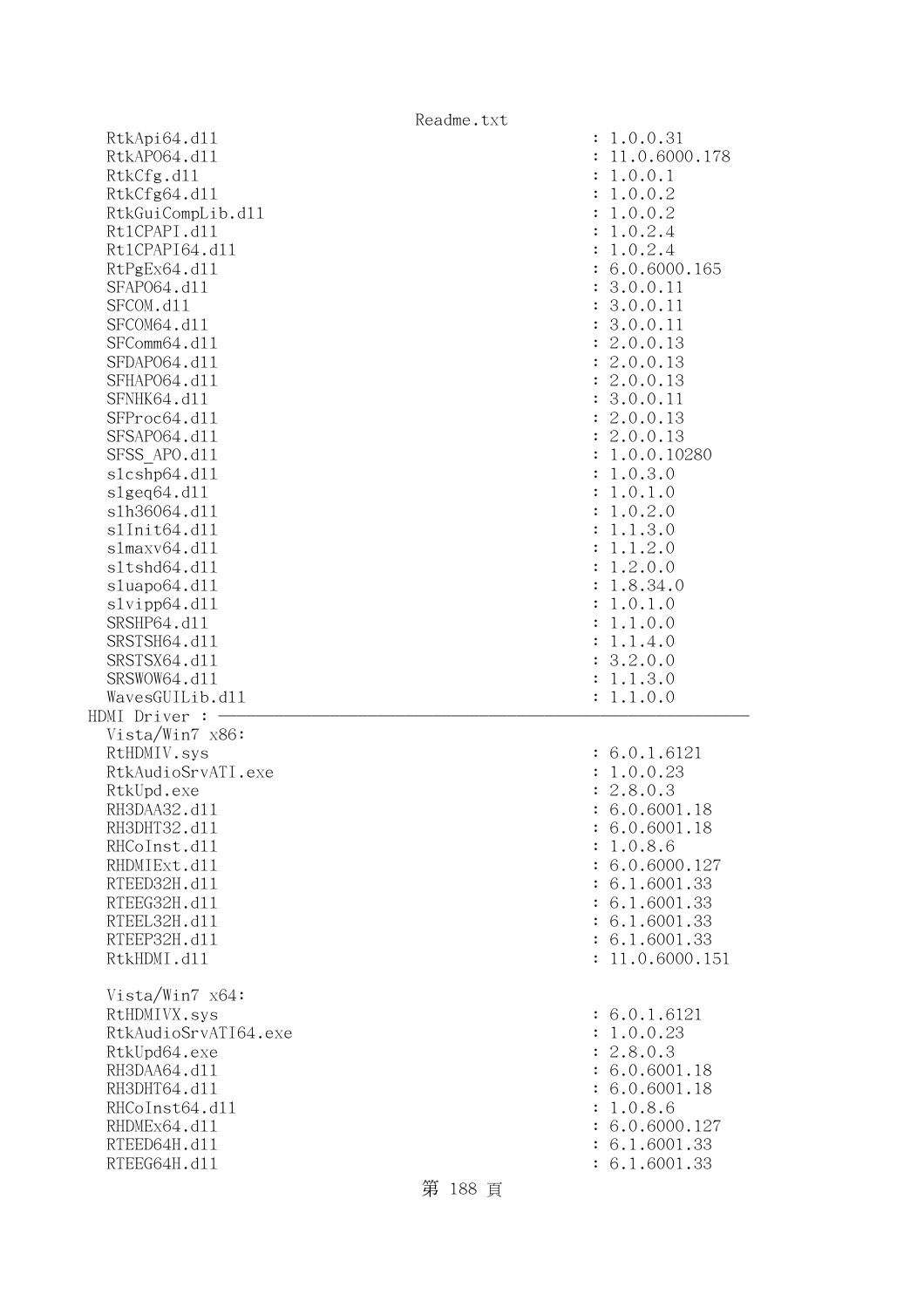```
  RtkApi64.dll                                          : 1.0.0.31
  RtkAPO64.dll                                          : 11.0.6000.178
  RtkCfg.dll                                            : 1.0.0.1
  RtkCfg64.dll                                          : 1.0.0.2
  RtkGuiCompLib.dll                                     : 1.0.0.2
  Rt1CPAPI.dll                                          : 1.0.2.4
  Rt1CPAPI64.dll                                        : 1.0.2.4
  RtPgEx64.dll                                          : 6.0.6000.165
  SFAPO64.dll                                           : 3.0.0.11
  SFCOM.dll                                             : 3.0.0.11
  SFCOM64.dll                                           : 3.0.0.11
  SFComm64.dll                                          : 2.0.0.13
  SFDAPO64.dll                                          : 2.0.0.13
  SFHAPO64.dll                                          : 2.0.0.13
  SFNHK64.dll                                           : 3.0.0.11
  SFProc64.dll                                          : 2.0.0.13
  SFSAPO64.dll                                          : 2.0.0.13
  SFSS_APO.dll                                          : 1.0.0.10280
  slcshp64.dll                                          : 1.0.3.0
  slgeq64.dll                                           : 1.0.1.0
  slh36064.dll                                          : 1.0.2.0
  slInit64.dll                                          : 1.1.3.0
  slmaxv64.dll                                          : 1.1.2.0
  sltshd64.dll                                          : 1.2.0.0
  sluapo64.dll                                          : 1.8.34.0
  slvipp64.dll                                          : 1.0.1.0
  SRSHP64.dll                                           : 1.1.0.0
  SRSTSH64.dll                                          : 1.1.4.0
  SRSTSX64.dll                                          : 3.2.0.0
  SRSWOW64.dll                                          : 1.1.3.0
  WavesGUILib.dll                                       : 1.1.0.0
HDMI Driver : ------------------------------------------------------------
  Vista/Win7 x86:
  RtHDMIV.sys                                           : 6.0.1.6121
  RtkAudioSrvATI.exe                                    : 1.0.0.23
  RtkUpd.exe                                            : 2.8.0.3
  RH3DAA32.dll                                          : 6.0.6001.18
  RH3DHT32.dll                                          : 6.0.6001.18
  RHCoInst.dll                                          : 1.0.8.6
  RHDMIExt.dll                                          : 6.0.6000.127
  RTEED32H.dll                                          : 6.1.6001.33
  RTEEG32H.dll                                          : 6.1.6001.33
  RTEEL32H.dll                                          : 6.1.6001.33
  RTEEP32H.dll                                          : 6.1.6001.33
  RtkHDMI.dll                                           : 11.0.6000.151

  Vista/Win7 x64:
  RtHDMIVX.sys                                          : 6.0.1.6121
  RtkAudioSrvATI64.exe                                  : 1.0.0.23
  RtkUpd64.exe                                          : 2.8.0.3
  RH3DAA64.dll                                          : 6.0.6001.18
  RH3DHT64.dll                                          : 6.0.6001.18
  RHCoInst64.dll                                        : 1.0.8.6
  RHDMEx64.dll                                          : 6.0.6000.127
  RTEED64H.dll                                          : 6.1.6001.33
  RTEEG64H.dll                                          : 6.1.6001.33
```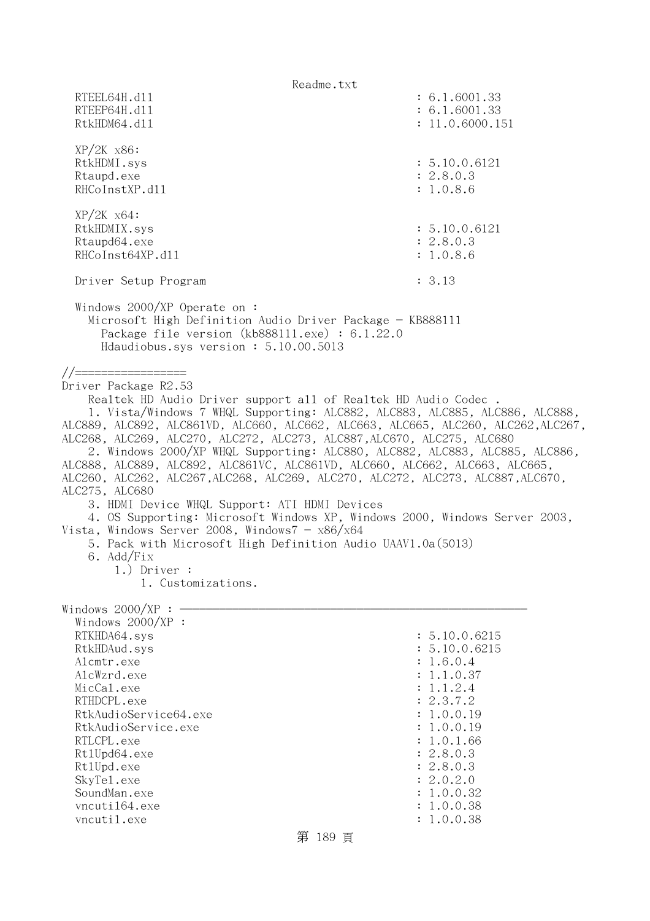```
  RTEEL64H.dll                                        : 6.1.6001.33
  RTEEP64H.dll                                        : 6.1.6001.33
  RtkHDM64.dll                                        : 11.0.6000.151

  XP/2K x86:
  RtkHDMI.sys                                         : 5.10.0.6121
  Rtaupd.exe                                          : 2.8.0.3
  RHCoInstXP.dll                                      : 1.0.8.6

  XP/2K x64:
  RtkHDMIX.sys                                        : 5.10.0.6121
  Rtaupd64.exe                                        : 2.8.0.3
  RHCoInst64XP.dll                                    : 1.0.8.6

  Driver Setup Program                                : 3.13

  Windows 2000/XP Operate on :
    Microsoft High Definition Audio Driver Package - KB888111
      Package file version (kb888111.exe) : 6.1.22.0
      Hdaudiobus.sys version : 5.10.00.5013

//=================
Driver Package R2.53
    Realtek HD Audio Driver support all of Realtek HD Audio Codec .
    1. Vista/Windows 7 WHQL Supporting: ALC882, ALC883, ALC885, ALC886, ALC888, 
ALC889, ALC892, ALC861VD, ALC660, ALC662, ALC663, ALC665, ALC260, ALC262,ALC267, 
ALC268, ALC269, ALC270, ALC272, ALC273, ALC887,ALC670, ALC275, ALC680
    2. Windows 2000/XP WHQL Supporting: ALC880, ALC882, ALC883, ALC885, ALC886, 
ALC888, ALC889, ALC892, ALC861VC, ALC861VD, ALC660, ALC662, ALC663, ALC665, 
ALC260, ALC262, ALC267,ALC268, ALC269, ALC270, ALC272, ALC273, ALC887,ALC670, 
ALC275, ALC680
    3. HDMI Device WHQL Support: ATI HDMI Devices
    4. OS Supporting: Microsoft Windows XP, Windows 2000, Windows Server 2003, 
Vista, Windows Server 2008, Windows7 - x86/x64
    5. Pack with Microsoft High Definition Audio UAAV1.0a(5013)
    6. Add/Fix
        1.) Driver :
            1. Customizations.

Windows 2000/XP : ----------------------------------------------------
  Windows 2000/XP :
  RTKHDA64.sys                                        : 5.10.0.6215
  RtkHDAud.sys                                        : 5.10.0.6215
  Alcmtr.exe                                          : 1.6.0.4
  AlcWzrd.exe                                         : 1.1.0.37
  MicCal.exe                                          : 1.1.2.4
  RTHDCPL.exe                                         : 2.3.7.2
  RtkAudioService64.exe                               : 1.0.0.19
  RtkAudioService.exe                                 : 1.0.0.19
  RTLCPL.exe                                          : 1.0.1.66
  RtlUpd64.exe                                        : 2.8.0.3
  RtlUpd.exe                                          : 2.8.0.3
  SkyTel.exe                                          : 2.0.2.0
  SoundMan.exe                                        : 1.0.0.32
  vncutil64.exe                                       : 1.0.0.38
  vncutil.exe                                         : 1.0.0.38
```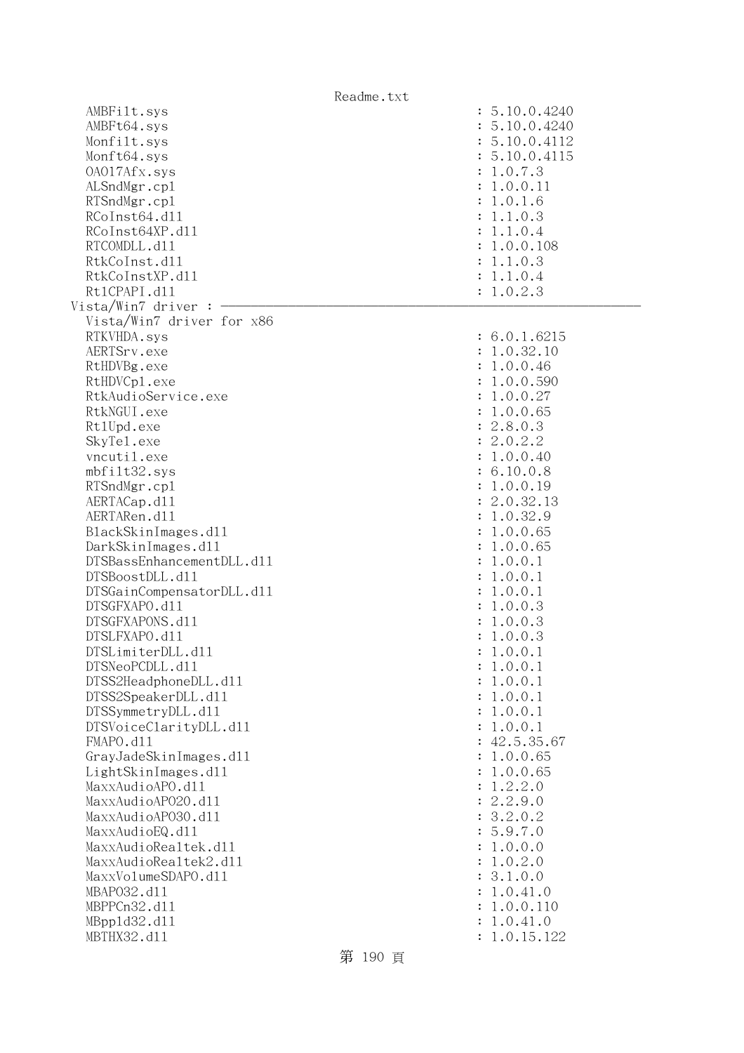```
  AMBFilt.sys                                          : 5.10.0.4240
  AMBFt64.sys                                          : 5.10.0.4240
  Monfilt.sys                                          : 5.10.0.4112
  Monft64.sys                                          : 5.10.0.4115
  OA017Afx.sys                                         : 1.0.7.3
  ALSndMgr.cpl                                         : 1.0.0.11
  RTSndMgr.cpl                                         : 1.0.1.6
  RCoInst64.dll                                        : 1.1.0.3
  RCoInst64XP.dll                                      : 1.1.0.4
  RTCOMDLL.dll                                         : 1.0.0.108
  RtkCoInst.dll                                        : 1.1.0.3
  RtkCoInstXP.dll                                      : 1.1.0.4
  RtlCPAPI.dll                                         : 1.0.2.3
Vista/Win7 driver : ------------------------------------------------------------
  Vista/Win7 driver for x86
  RTKVHDA.sys                                          : 6.0.1.6215
  AERTSrv.exe                                          : 1.0.32.10
  RtHDVBg.exe                                          : 1.0.0.46
  RtHDVCpl.exe                                         : 1.0.0.590
  RtkAudioService.exe                                  : 1.0.0.27
  RtkNGUI.exe                                          : 1.0.0.65
  RtlUpd.exe                                           : 2.8.0.3
  SkyTel.exe                                           : 2.0.2.2
  vncutil.exe                                          : 1.0.0.40
  mbfilt32.sys                                         : 6.10.0.8
  RTSndMgr.cpl                                         : 1.0.0.19
  AERTACap.dll                                         : 2.0.32.13
  AERTARen.dll                                         : 1.0.32.9
  BlackSkinImages.dll                                  : 1.0.0.65
  DarkSkinImages.dll                                   : 1.0.0.65
  DTSBassEnhancementDLL.dll                            : 1.0.0.1
  DTSBoostDLL.dll                                      : 1.0.0.1
  DTSGainCompensatorDLL.dll                            : 1.0.0.1
  DTSGFXAPO.dll                                        : 1.0.0.3
  DTSGFXAPONS.dll                                      : 1.0.0.3
  DTSLFXAPO.dll                                        : 1.0.0.3
  DTSLimiterDLL.dll                                    : 1.0.0.1
  DTSNeoPCDLL.dll                                      : 1.0.0.1
  DTSS2HeadphoneDLL.dll                                : 1.0.0.1
  DTSS2SpeakerDLL.dll                                  : 1.0.0.1
  DTSSymmetryDLL.dll                                   : 1.0.0.1
  DTSVoiceClarityDLL.dll                               : 1.0.0.1
  FMAPO.dll                                            : 42.5.35.67
  GrayJadeSkinImages.dll                               : 1.0.0.65
  LightSkinImages.dll                                  : 1.0.0.65
  MaxxAudioAPO.dll                                     : 1.2.2.0
  MaxxAudioAPO20.dll                                   : 2.2.9.0
  MaxxAudioAPO30.dll                                   : 3.2.0.2
  MaxxAudioEQ.dll                                      : 5.9.7.0
  MaxxAudioRealtek.dll                                 : 1.0.0.0
  MaxxAudioRealtek2.dll                                : 1.0.2.0
  MaxxVolumeSDAPO.dll                                  : 3.1.0.0
  MBAPO32.dll                                          : 1.0.41.0
  MBPPCn32.dll                                         : 1.0.0.110
  MBppld32.dll                                         : 1.0.41.0
  MBTHX32.dll                                          : 1.0.15.122
```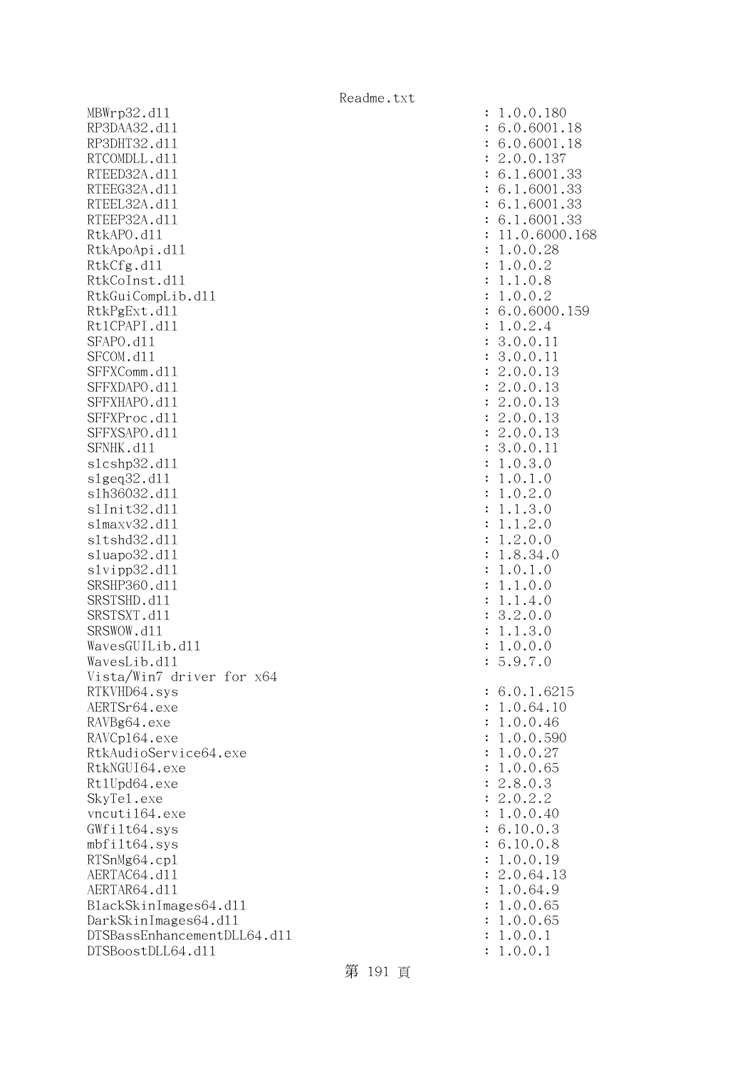```
MBWrp32.dll                                          : 1.0.0.180
RP3DAA32.dll                                         : 6.0.6001.18
RP3DHT32.dll                                         : 6.0.6001.18
RTCOMDLL.dll                                         : 2.0.0.137
RTEED32A.dll                                         : 6.1.6001.33
RTEEG32A.dll                                         : 6.1.6001.33
RTEEL32A.dll                                         : 6.1.6001.33
RTEEP32A.dll                                         : 6.1.6001.33
RtkAPO.dll                                           : 11.0.6000.168
RtkApoApi.dll                                        : 1.0.0.28
RtkCfg.dll                                           : 1.0.0.2
RtkCoInst.dll                                        : 1.1.0.8
RtkGuiCompLib.dll                                    : 1.0.0.2
RtkPgExt.dll                                         : 6.0.6000.159
RtlCPAPI.dll                                         : 1.0.2.4
SFAPO.dll                                            : 3.0.0.11
SFCOM.dll                                            : 3.0.0.11
SFFXComm.dll                                         : 2.0.0.13
SFFXDAPO.dll                                         : 2.0.0.13
SFFXHAPO.dll                                         : 2.0.0.13
SFFXProc.dll                                         : 2.0.0.13
SFFXSAPO.dll                                         : 2.0.0.13
SFNHK.dll                                            : 3.0.0.11
slcshp32.dll                                         : 1.0.3.0
slgeq32.dll                                          : 1.0.1.0
slh36032.dll                                         : 1.0.2.0
slInit32.dll                                         : 1.1.3.0
slmaxv32.dll                                         : 1.1.2.0
sltshd32.dll                                         : 1.2.0.0
sluapo32.dll                                         : 1.8.34.0
slvipp32.dll                                         : 1.0.1.0
SRSHP360.dll                                         : 1.1.0.0
SRSTSHD.dll                                          : 1.1.4.0
SRSTSXT.dll                                          : 3.2.0.0
SRSWOW.dll                                           : 1.1.3.0
WavesGUILib.dll                                      : 1.0.0.0
WavesLib.dll                                         : 5.9.7.0
Vista/Win7 driver for x64
RTKVHD64.sys                                         : 6.0.1.6215
AERTSr64.exe                                         : 1.0.64.10
RAVBg64.exe                                          : 1.0.0.46
RAVCpl64.exe                                         : 1.0.0.590
RtkAudioService64.exe                                : 1.0.0.27
RtkNGUI64.exe                                        : 1.0.0.65
RtlUpd64.exe                                         : 2.8.0.3
SkyTel.exe                                           : 2.0.2.2
vncutil64.exe                                        : 1.0.0.40
GWfilt64.sys                                         : 6.10.0.3
mbfilt64.sys                                         : 6.10.0.8
RTSnMg64.cpl                                         : 1.0.0.19
AERTAC64.dll                                         : 2.0.64.13
AERTAR64.dll                                         : 1.0.64.9
BlackSkinImages64.dll                                : 1.0.0.65
DarkSkinImages64.dll                                 : 1.0.0.65
DTSBassEnhancementDLL64.dll                          : 1.0.0.1
DTSBoostDLL64.dll                                    : 1.0.0.1
```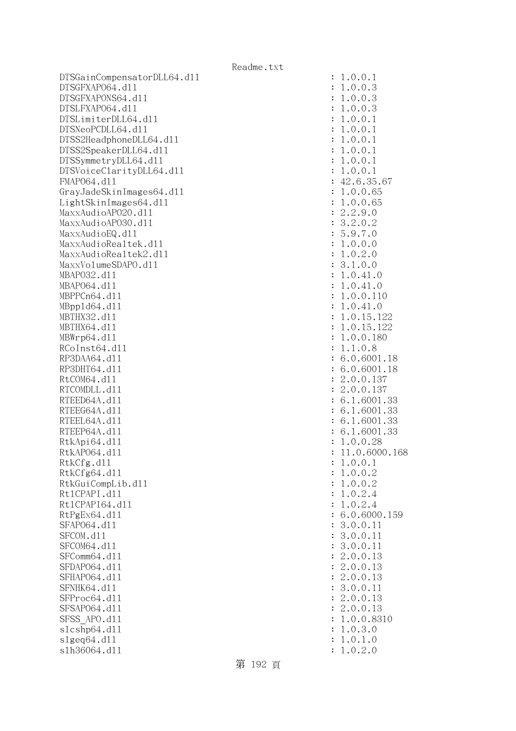```
DTSGainCompensatorDLL64.dll                          : 1.0.0.1
DTSGFXAPO64.dll                                      : 1.0.0.3
DTSGFXAPONS64.dll                                    : 1.0.0.3
DTSLFXAPO64.dll                                      : 1.0.0.3
DTSLimiterDLL64.dll                                  : 1.0.0.1
DTSNeoPCDLL64.dll                                    : 1.0.0.1
DTSS2HeadphoneDLL64.dll                              : 1.0.0.1
DTSS2SpeakerDLL64.dll                                : 1.0.0.1
DTSSymmetryDLL64.dll                                 : 1.0.0.1
DTSVoiceClarityDLL64.dll                             : 1.0.0.1
FMAPO64.dll                                          : 42.6.35.67
GrayJadeSkinImages64.dll                             : 1.0.0.65
LightSkinImages64.dll                                : 1.0.0.65
MaxxAudioAPO20.dll                                   : 2.2.9.0
MaxxAudioAPO30.dll                                   : 3.2.0.2
MaxxAudioEQ.dll                                      : 5.9.7.0
MaxxAudioRealtek.dll                                 : 1.0.0.0
MaxxAudioRealtek2.dll                                : 1.0.2.0
MaxxVolumeSDAPO.dll                                  : 3.1.0.0
MBAPO32.dll                                          : 1.0.41.0
MBAPO64.dll                                          : 1.0.41.0
MBPPCn64.dll                                         : 1.0.0.110
MBppld64.dll                                         : 1.0.41.0
MBTHX32.dll                                          : 1.0.15.122
MBTHX64.dll                                          : 1.0.15.122
MBWrp64.dll                                          : 1.0.0.180
RCoInst64.dll                                        : 1.1.0.8
RP3DAA64.dll                                         : 6.0.6001.18
RP3DHT64.dll                                         : 6.0.6001.18
RtCOM64.dll                                          : 2.0.0.137
RTCOMDLL.dll                                         : 2.0.0.137
RTEED64A.dll                                         : 6.1.6001.33
RTEEG64A.dll                                         : 6.1.6001.33
RTEEL64A.dll                                         : 6.1.6001.33
RTEEP64A.dll                                         : 6.1.6001.33
RtkApi64.dll                                         : 1.0.0.28
RtkAPO64.dll                                         : 11.0.6000.168
RtkCfg.dll                                           : 1.0.0.1
RtkCfg64.dll                                         : 1.0.0.2
RtkGuiCompLib.dll                                    : 1.0.0.2
RtlCPAPI.dll                                         : 1.0.2.4
RtlCPAPI64.dll                                       : 1.0.2.4
RtPgEx64.dll                                         : 6.0.6000.159
SFAPO64.dll                                          : 3.0.0.11
SFCOM.dll                                            : 3.0.0.11
SFCOM64.dll                                          : 3.0.0.11
SFComm64.dll                                         : 2.0.0.13
SFDAPO64.dll                                         : 2.0.0.13
SFHAPO64.dll                                         : 2.0.0.13
SFNHK64.dll                                          : 3.0.0.11
SFProc64.dll                                         : 2.0.0.13
SFSAPO64.dll                                         : 2.0.0.13
SFSS_APO.dll                                         : 1.0.0.8310
slcshp64.dll                                         : 1.0.3.0
slgeq64.dll                                          : 1.0.1.0
slh36064.dll                                         : 1.0.2.0
```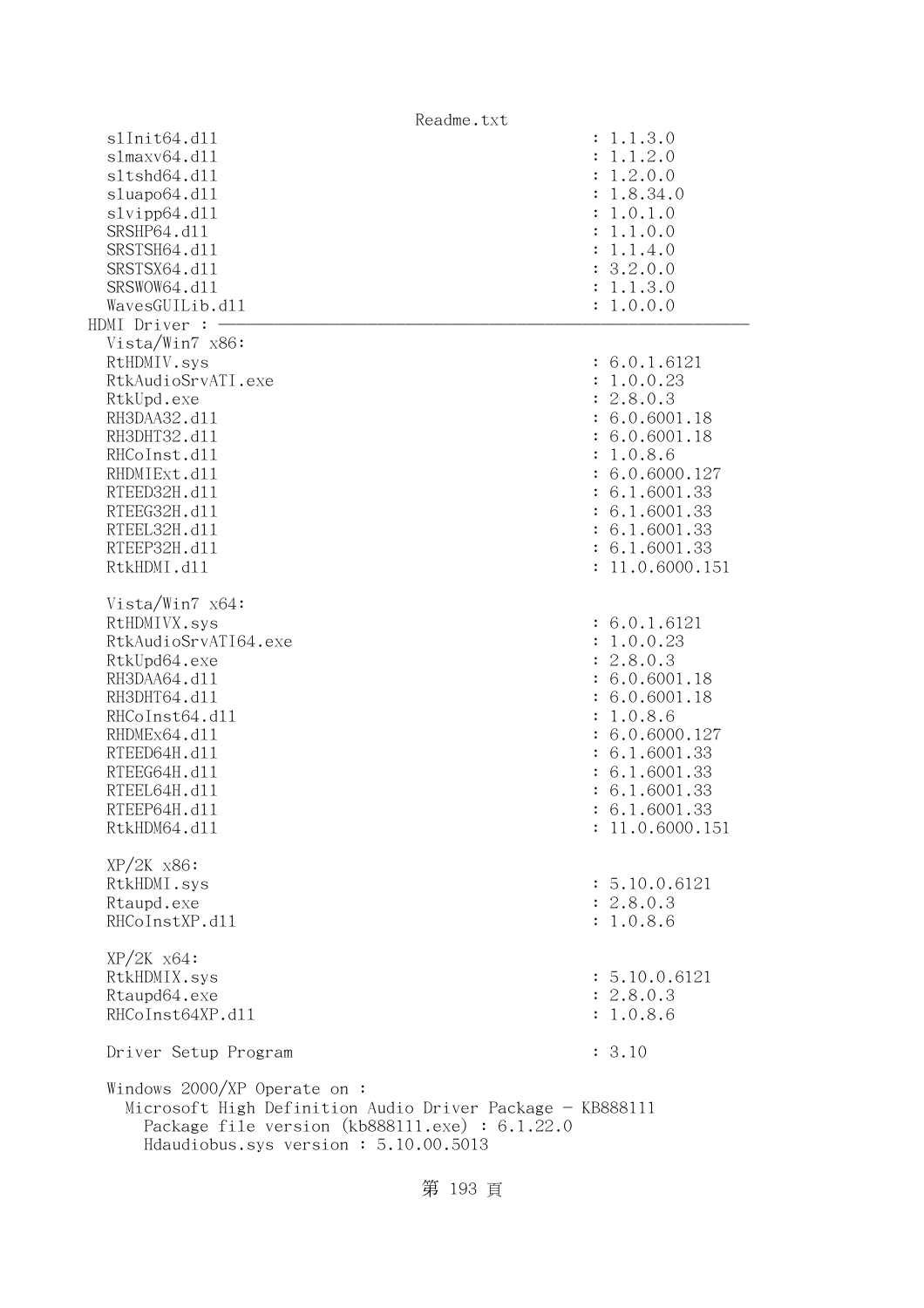```
  slInit64.dll                                          : 1.1.3.0
  slmaxv64.dll                                          : 1.1.2.0
  sltshd64.dll                                          : 1.2.0.0
  sluapo64.dll                                          : 1.8.34.0
  slvipp64.dll                                          : 1.0.1.0
  SRSHP64.dll                                           : 1.1.0.0
  SRSTSH64.dll                                          : 1.1.4.0
  SRSTSX64.dll                                          : 3.2.0.0
  SRSWOW64.dll                                          : 1.1.3.0
  WavesGUILib.dll                                       : 1.0.0.0
HDMI Driver : ————————————————————————————————————————————————————————
  Vista/Win7 x86:
  RtHDMIV.sys                                           : 6.0.1.6121
  RtkAudioSrvATI.exe                                    : 1.0.0.23
  RtkUpd.exe                                            : 2.8.0.3
  RH3DAA32.dll                                          : 6.0.6001.18
  RH3DHT32.dll                                          : 6.0.6001.18
  RHCoInst.dll                                          : 1.0.8.6
  RHDMIExt.dll                                          : 6.0.6000.127
  RTEED32H.dll                                          : 6.1.6001.33
  RTEEG32H.dll                                          : 6.1.6001.33
  RTEEL32H.dll                                          : 6.1.6001.33
  RTEEP32H.dll                                          : 6.1.6001.33
  RtkHDMI.dll                                           : 11.0.6000.151

  Vista/Win7 x64:
  RtHDMIVX.sys                                          : 6.0.1.6121
  RtkAudioSrvATI64.exe                                  : 1.0.0.23
  RtkUpd64.exe                                          : 2.8.0.3
  RH3DAA64.dll                                          : 6.0.6001.18
  RH3DHT64.dll                                          : 6.0.6001.18
  RHCoInst64.dll                                        : 1.0.8.6
  RHDMEx64.dll                                          : 6.0.6000.127
  RTEED64H.dll                                          : 6.1.6001.33
  RTEEG64H.dll                                          : 6.1.6001.33
  RTEEL64H.dll                                          : 6.1.6001.33
  RTEEP64H.dll                                          : 6.1.6001.33
  RtkHDM64.dll                                          : 11.0.6000.151

  XP/2K x86:
  RtkHDMI.sys                                           : 5.10.0.6121
  Rtaupd.exe                                            : 2.8.0.3
  RHCoInstXP.dll                                        : 1.0.8.6

  XP/2K x64:
  RtkHDMIX.sys                                          : 5.10.0.6121
  Rtaupd64.exe                                          : 2.8.0.3
  RHCoInst64XP.dll                                      : 1.0.8.6

  Driver Setup Program                                  : 3.10

  Windows 2000/XP Operate on :
    Microsoft High Definition Audio Driver Package - KB888111
      Package file version (kb888111.exe) : 6.1.22.0
      Hdaudiobus.sys version : 5.10.00.5013
```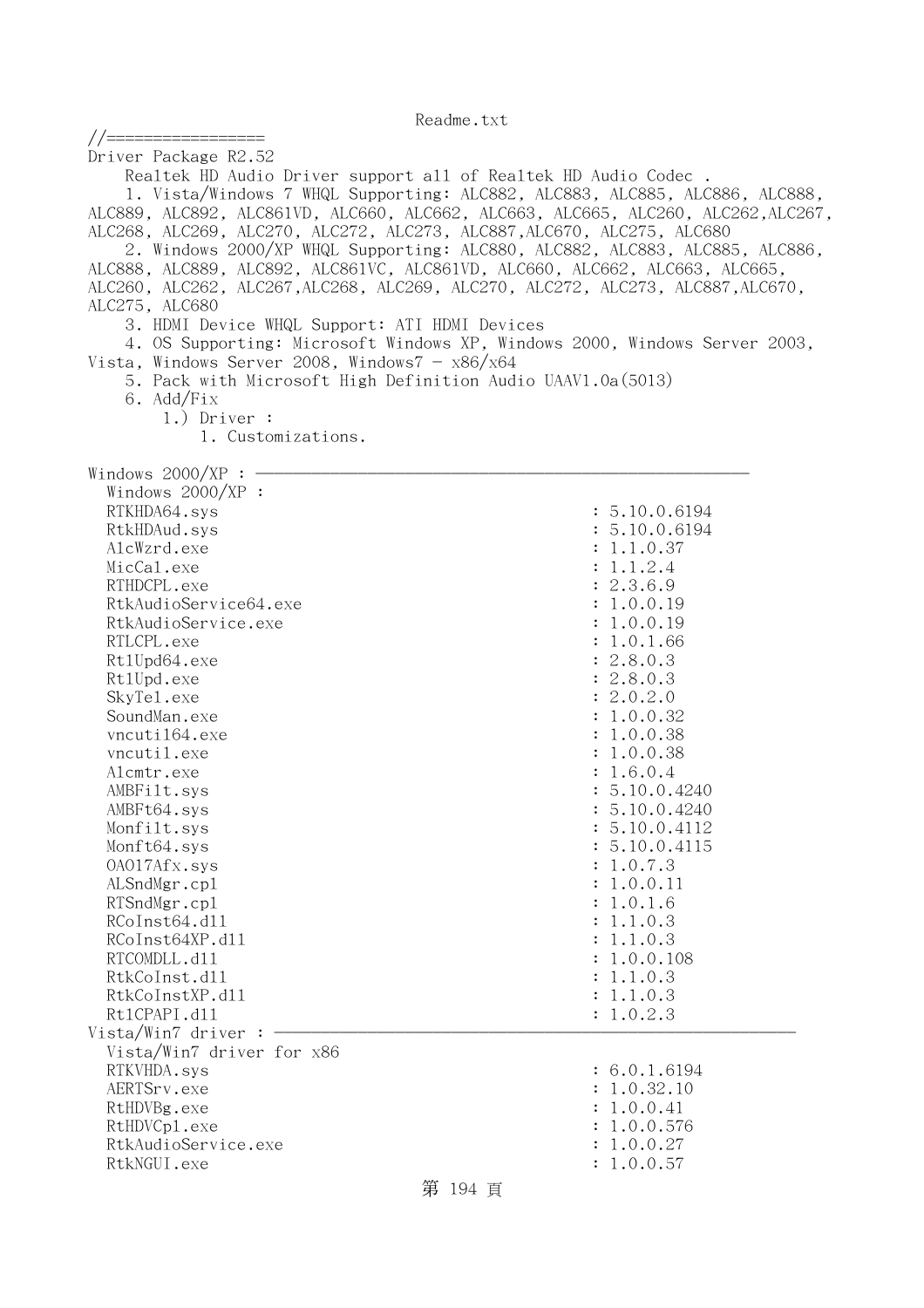Readme.txt

//=================

Driver Package R2.52

Realtek HD Audio Driver support all of Realtek HD Audio Codec .

1. Vista/Windows 7 WHQL Supporting: ALC882, ALC883, ALC885, ALC886, ALC888, ALC889, ALC892, ALC861VD, ALC660, ALC662, ALC663, ALC665, ALC260, ALC262,ALC267, ALC268, ALC269, ALC270, ALC272, ALC273, ALC887,ALC670, ALC275, ALC680

2. Windows 2000/XP WHQL Supporting: ALC880, ALC882, ALC883, ALC885, ALC886, ALC888, ALC889, ALC892, ALC861VC, ALC861VD, ALC660, ALC662, ALC663, ALC665, ALC260, ALC262, ALC267,ALC268, ALC269, ALC270, ALC272, ALC273, ALC887,ALC670, ALC275, ALC680

3. HDMI Device WHQL Support: ATI HDMI Devices

4. OS Supporting: Microsoft Windows XP, Windows 2000, Windows Server 2003, Vista, Windows Server 2008, Windows7 - x86/x64

5. Pack with Microsoft High Definition Audio UAAV1.0a(5013)

6. Add/Fix

1.) Driver :

1. Customizations.

Windows 2000/XP : ────────────────────────────────────────────────────

Windows 2000/XP :

| | |
|---|---|
| RTKHDA64.sys | : 5.10.0.6194 |
| RtkHDAud.sys | : 5.10.0.6194 |
| AlcWzrd.exe | : 1.1.0.37 |
| MicCal.exe | : 1.1.2.4 |
| RTHDCPL.exe | : 2.3.6.9 |
| RtkAudioService64.exe | : 1.0.0.19 |
| RtkAudioService.exe | : 1.0.0.19 |
| RTLCPL.exe | : 1.0.1.66 |
| RtlUpd64.exe | : 2.8.0.3 |
| RtlUpd.exe | : 2.8.0.3 |
| SkyTel.exe | : 2.0.2.0 |
| SoundMan.exe | : 1.0.0.32 |
| vncutil64.exe | : 1.0.0.38 |
| vncutil.exe | : 1.0.0.38 |
| Alcmtr.exe | : 1.6.0.4 |
| AMBFilt.sys | : 5.10.0.4240 |
| AMBFt64.sys | : 5.10.0.4240 |
| Monfilt.sys | : 5.10.0.4112 |
| Monft64.sys | : 5.10.0.4115 |
| OA017Afx.sys | : 1.0.7.3 |
| ALSndMgr.cpl | : 1.0.0.11 |
| RTSndMgr.cpl | : 1.0.1.6 |
| RCoInst64.dll | : 1.1.0.3 |
| RCoInst64XP.dll | : 1.1.0.3 |
| RTCOMDLL.dll | : 1.0.0.108 |
| RtkCoInst.dll | : 1.1.0.3 |
| RtkCoInstXP.dll | : 1.1.0.3 |
| RtlCPAPI.dll | : 1.0.2.3 |

Vista/Win7 driver : ─────────────────────────────────────────────────────

Vista/Win7 driver for x86

| | |
|---|---|
| RTKVHDA.sys | : 6.0.1.6194 |
| AERTSrv.exe | : 1.0.32.10 |
| RtHDVBg.exe | : 1.0.0.41 |
| RtHDVCpl.exe | : 1.0.0.576 |
| RtkAudioService.exe | : 1.0.0.27 |
| RtkNGUI.exe | : 1.0.0.57 |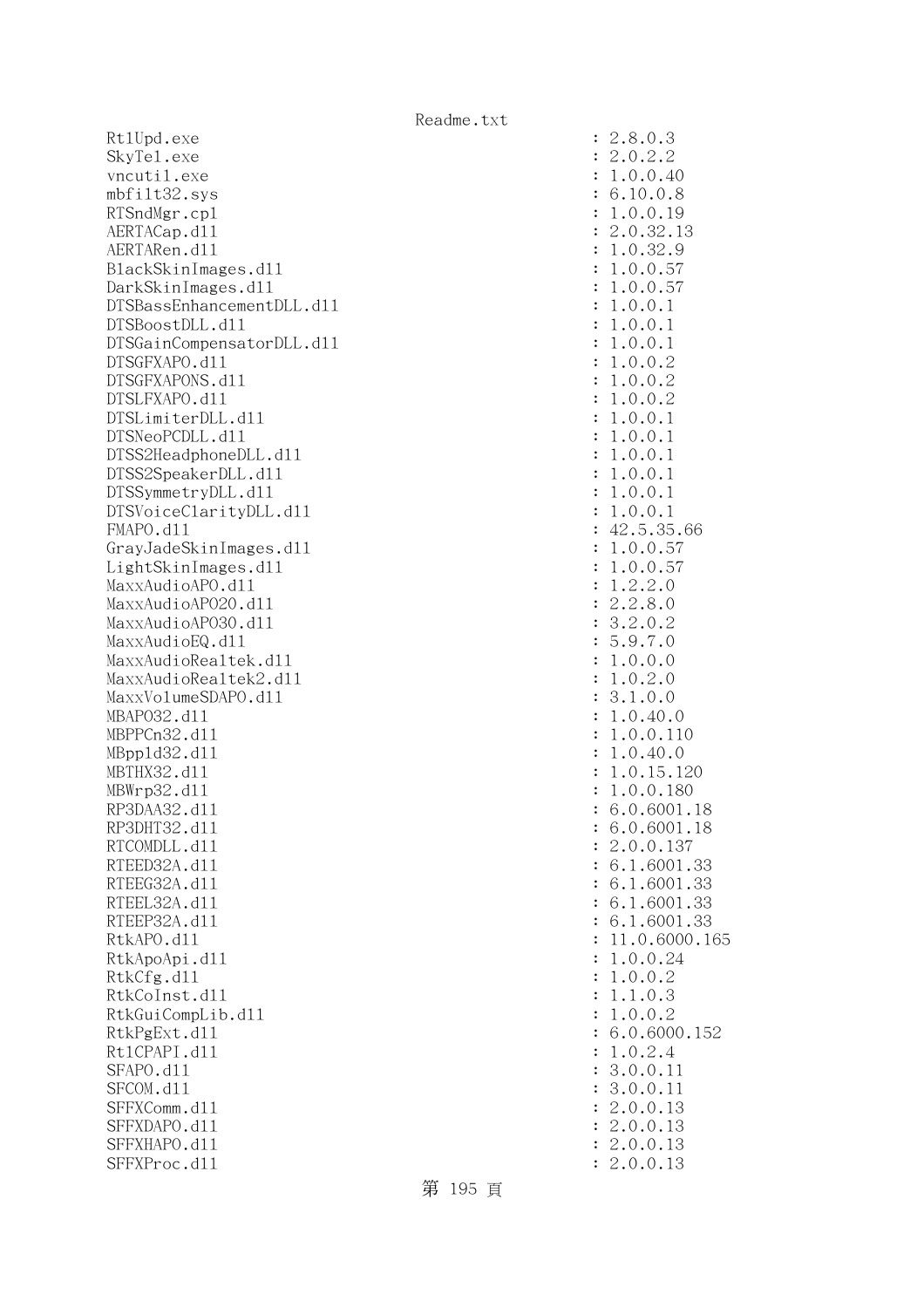```
RtlUpd.exe                                      : 2.8.0.3
SkyTel.exe                                      : 2.0.2.2
vncutil.exe                                     : 1.0.0.40
mbfilt32.sys                                    : 6.10.0.8
RTSndMgr.cpl                                    : 1.0.0.19
AERTACap.dll                                    : 2.0.32.13
AERTARen.dll                                    : 1.0.32.9
BlackSkinImages.dll                             : 1.0.0.57
DarkSkinImages.dll                              : 1.0.0.57
DTSBassEnhancementDLL.dll                       : 1.0.0.1
DTSBoostDLL.dll                                 : 1.0.0.1
DTSGainCompensatorDLL.dll                       : 1.0.0.1
DTSGFXAPO.dll                                   : 1.0.0.2
DTSGFXAPONS.dll                                 : 1.0.0.2
DTSLFXAPO.dll                                   : 1.0.0.2
DTSLimiterDLL.dll                               : 1.0.0.1
DTSNeoPCDLL.dll                                 : 1.0.0.1
DTSS2HeadphoneDLL.dll                           : 1.0.0.1
DTSS2SpeakerDLL.dll                             : 1.0.0.1
DTSSymmetryDLL.dll                              : 1.0.0.1
DTSVoiceClarityDLL.dll                          : 1.0.0.1
FMAPO.dll                                       : 42.5.35.66
GrayJadeSkinImages.dll                          : 1.0.0.57
LightSkinImages.dll                             : 1.0.0.57
MaxxAudioAPO.dll                                : 1.2.2.0
MaxxAudioAPO20.dll                              : 2.2.8.0
MaxxAudioAPO30.dll                              : 3.2.0.2
MaxxAudioEQ.dll                                 : 5.9.7.0
MaxxAudioRealtek.dll                            : 1.0.0.0
MaxxAudioRealtek2.dll                           : 1.0.2.0
MaxxVolumeSDAPO.dll                             : 3.1.0.0
MBAPO32.dll                                     : 1.0.40.0
MBPPCn32.dll                                    : 1.0.0.110
MBppld32.dll                                    : 1.0.40.0
MBTHX32.dll                                     : 1.0.15.120
MBWrp32.dll                                     : 1.0.0.180
RP3DAA32.dll                                    : 6.0.6001.18
RP3DHT32.dll                                    : 6.0.6001.18
RTCOMDLL.dll                                    : 2.0.0.137
RTEED32A.dll                                    : 6.1.6001.33
RTEEG32A.dll                                    : 6.1.6001.33
RTEEL32A.dll                                    : 6.1.6001.33
RTEEP32A.dll                                    : 6.1.6001.33
RtkAPO.dll                                      : 11.0.6000.165
RtkApoApi.dll                                   : 1.0.0.24
RtkCfg.dll                                      : 1.0.0.2
RtkCoInst.dll                                   : 1.1.0.3
RtkGuiCompLib.dll                               : 1.0.0.2
RtkPgExt.dll                                    : 6.0.6000.152
RtlCPAPI.dll                                    : 1.0.2.4
SFAPO.dll                                       : 3.0.0.11
SFCOM.dll                                       : 3.0.0.11
SFFXComm.dll                                    : 2.0.0.13
SFFXDAPO.dll                                    : 2.0.0.13
SFFXHAPO.dll                                    : 2.0.0.13
SFFXProc.dll                                    : 2.0.0.13
```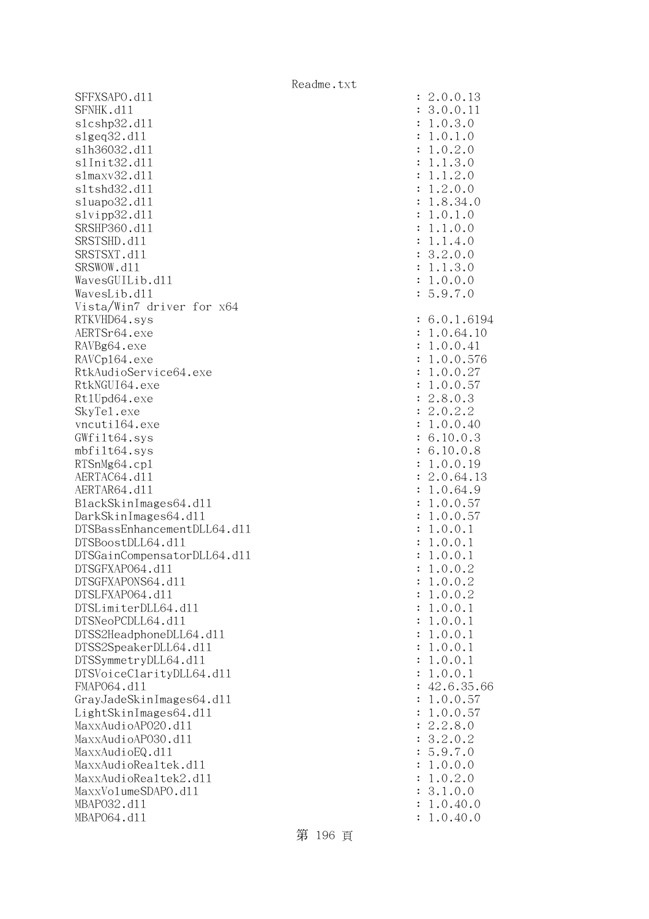```
SFFXSAPO.dll                                    : 2.0.0.13
SFNHK.dll                                       : 3.0.0.11
slcshp32.dll                                    : 1.0.3.0
slgeq32.dll                                     : 1.0.1.0
slh36032.dll                                    : 1.0.2.0
slInit32.dll                                    : 1.1.3.0
slmaxv32.dll                                    : 1.1.2.0
sltshd32.dll                                    : 1.2.0.0
sluapo32.dll                                    : 1.8.34.0
slvipp32.dll                                    : 1.0.1.0
SRSHP360.dll                                    : 1.1.0.0
SRSTSHD.dll                                     : 1.1.4.0
SRSTSXT.dll                                     : 3.2.0.0
SRSWOW.dll                                      : 1.1.3.0
WavesGUILib.dll                                 : 1.0.0.0
WavesLib.dll                                    : 5.9.7.0
Vista/Win7 driver for x64
RTKVHD64.sys                                    : 6.0.1.6194
AERTSr64.exe                                    : 1.0.64.10
RAVBg64.exe                                     : 1.0.0.41
RAVCpl64.exe                                    : 1.0.0.576
RtkAudioService64.exe                           : 1.0.0.27
RtkNGUI64.exe                                   : 1.0.0.57
RtlUpd64.exe                                    : 2.8.0.3
SkyTel.exe                                      : 2.0.2.2
vncutil64.exe                                   : 1.0.0.40
GWfilt64.sys                                    : 6.10.0.3
mbfilt64.sys                                    : 6.10.0.8
RTSnMg64.cpl                                    : 1.0.0.19
AERTAC64.dll                                    : 2.0.64.13
AERTAR64.dll                                    : 1.0.64.9
BlackSkinImages64.dll                           : 1.0.0.57
DarkSkinImages64.dll                            : 1.0.0.57
DTSBassEnhancementDLL64.dll                     : 1.0.0.1
DTSBoostDLL64.dll                               : 1.0.0.1
DTSGainCompensatorDLL64.dll                     : 1.0.0.1
DTSGFXAPO64.dll                                 : 1.0.0.2
DTSGFXAPONS64.dll                               : 1.0.0.2
DTSLFXAPO64.dll                                 : 1.0.0.2
DTSLimiterDLL64.dll                             : 1.0.0.1
DTSNeoPCDLL64.dll                               : 1.0.0.1
DTSS2HeadphoneDLL64.dll                         : 1.0.0.1
DTSS2SpeakerDLL64.dll                           : 1.0.0.1
DTSSymmetryDLL64.dll                            : 1.0.0.1
DTSVoiceClarityDLL64.dll                        : 1.0.0.1
FMAPO64.dll                                     : 42.6.35.66
GrayJadeSkinImages64.dll                        : 1.0.0.57
LightSkinImages64.dll                           : 1.0.0.57
MaxxAudioAPO20.dll                              : 2.2.8.0
MaxxAudioAPO30.dll                              : 3.2.0.2
MaxxAudioEQ.dll                                 : 5.9.7.0
MaxxAudioRealtek.dll                            : 1.0.0.0
MaxxAudioRealtek2.dll                           : 1.0.2.0
MaxxVolumeSDAPO.dll                             : 3.1.0.0
MBAPO32.dll                                     : 1.0.40.0
MBAPO64.dll                                     : 1.0.40.0
```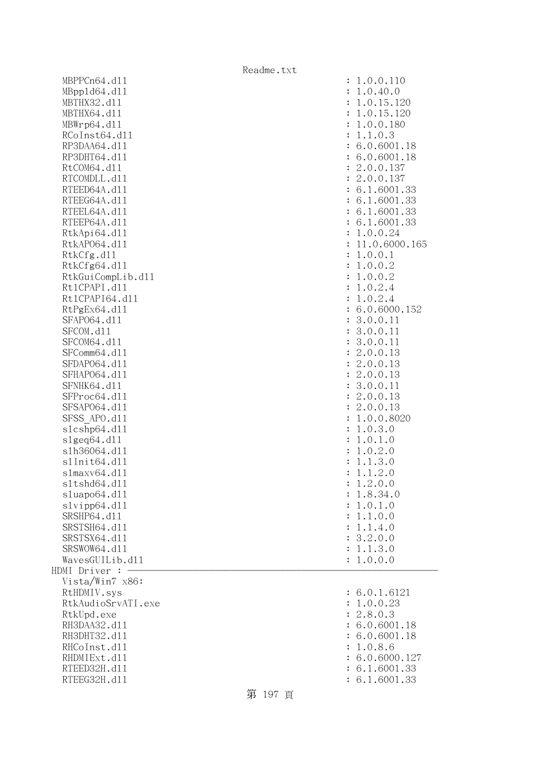```
  MBPPCn64.dll                                      : 1.0.0.110
  MBppld64.dll                                      : 1.0.40.0
  MBTHX32.dll                                       : 1.0.15.120
  MBTHX64.dll                                       : 1.0.15.120
  MBWrp64.dll                                       : 1.0.0.180
  RCoInst64.dll                                     : 1.1.0.3
  RP3DAA64.dll                                      : 6.0.6001.18
  RP3DHT64.dll                                      : 6.0.6001.18
  RtCOM64.dll                                       : 2.0.0.137
  RTCOMDLL.dll                                      : 2.0.0.137
  RTEED64A.dll                                      : 6.1.6001.33
  RTEEG64A.dll                                      : 6.1.6001.33
  RTEEL64A.dll                                      : 6.1.6001.33
  RTEEP64A.dll                                      : 6.1.6001.33
  RtkApi64.dll                                      : 1.0.0.24
  RtkAPO64.dll                                      : 11.0.6000.165
  RtkCfg.dll                                        : 1.0.0.1
  RtkCfg64.dll                                      : 1.0.0.2
  RtkGuiCompLib.dll                                 : 1.0.0.2
  RtlCPAPI.dll                                      : 1.0.2.4
  RtlCPAPI64.dll                                    : 1.0.2.4
  RtPgEx64.dll                                      : 6.0.6000.152
  SFAPO64.dll                                       : 3.0.0.11
  SFCOM.dll                                         : 3.0.0.11
  SFCOM64.dll                                       : 3.0.0.11
  SFComm64.dll                                      : 2.0.0.13
  SFDAPO64.dll                                      : 2.0.0.13
  SFHAPO64.dll                                      : 2.0.0.13
  SFNHK64.dll                                       : 3.0.0.11
  SFProc64.dll                                      : 2.0.0.13
  SFSAPO64.dll                                      : 2.0.0.13
  SFSS_APO.dll                                      : 1.0.0.8020
  slcshp64.dll                                      : 1.0.3.0
  slgeq64.dll                                       : 1.0.1.0
  slh36064.dll                                      : 1.0.2.0
  slInit64.dll                                      : 1.1.3.0
  slmaxv64.dll                                      : 1.1.2.0
  sltshd64.dll                                      : 1.2.0.0
  sluapo64.dll                                      : 1.8.34.0
  slvipp64.dll                                      : 1.0.1.0
  SRSHP64.dll                                       : 1.1.0.0
  SRSTSH64.dll                                      : 1.1.4.0
  SRSTSX64.dll                                      : 3.2.0.0
  SRSWOW64.dll                                      : 1.1.3.0
  WavesGUILib.dll                                   : 1.0.0.0
HDMI Driver : ─────────────────────────────────────────────────────────
  Vista/Win7 x86:
  RtHDMIV.sys                                       : 6.0.1.6121
  RtkAudioSrvATI.exe                                : 1.0.0.23
  RtkUpd.exe                                        : 2.8.0.3
  RH3DAA32.dll                                      : 6.0.6001.18
  RH3DHT32.dll                                      : 6.0.6001.18
  RHCoInst.dll                                      : 1.0.8.6
  RHDMIExt.dll                                      : 6.0.6000.127
  RTEED32H.dll                                      : 6.1.6001.33
  RTEEG32H.dll                                      : 6.1.6001.33
```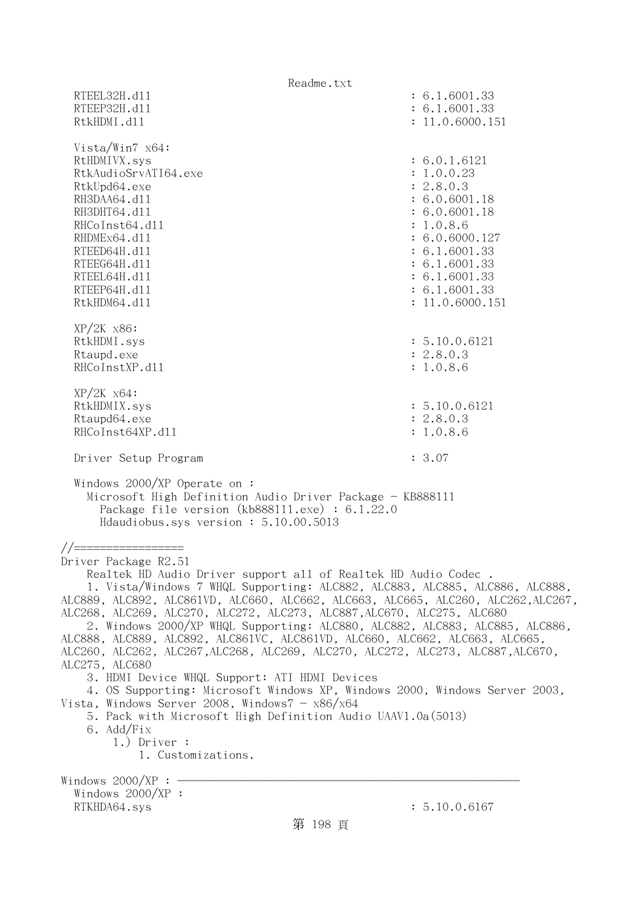```
  RTEEL32H.dll                                          : 6.1.6001.33
  RTEEP32H.dll                                          : 6.1.6001.33
  RtkHDMI.dll                                           : 11.0.6000.151

  Vista/Win7 x64:
  RtHDMIVX.sys                                          : 6.0.1.6121
  RtkAudioSrvATI64.exe                                  : 1.0.0.23
  RtkUpd64.exe                                          : 2.8.0.3
  RH3DAA64.dll                                          : 6.0.6001.18
  RH3DHT64.dll                                          : 6.0.6001.18
  RHCoInst64.dll                                        : 1.0.8.6
  RHDMEx64.dll                                          : 6.0.6000.127
  RTEED64H.dll                                          : 6.1.6001.33
  RTEEG64H.dll                                          : 6.1.6001.33
  RTEEL64H.dll                                          : 6.1.6001.33
  RTEEP64H.dll                                          : 6.1.6001.33
  RtkHDM64.dll                                          : 11.0.6000.151

  XP/2K x86:
  RtkHDMI.sys                                           : 5.10.0.6121
  Rtaupd.exe                                            : 2.8.0.3
  RHCoInstXP.dll                                        : 1.0.8.6

  XP/2K x64:
  RtkHDMIX.sys                                          : 5.10.0.6121
  Rtaupd64.exe                                          : 2.8.0.3
  RHCoInst64XP.dll                                      : 1.0.8.6

  Driver Setup Program                                  : 3.07

  Windows 2000/XP Operate on :
    Microsoft High Definition Audio Driver Package - KB888111
      Package file version (kb888111.exe) : 6.1.22.0
      Hdaudiobus.sys version : 5.10.00.5013

//=================
Driver Package R2.51
    Realtek HD Audio Driver support all of Realtek HD Audio Codec .
    1. Vista/Windows 7 WHQL Supporting: ALC882, ALC883, ALC885, ALC886, ALC888,
ALC889, ALC892, ALC861VD, ALC660, ALC662, ALC663, ALC665, ALC260, ALC262,ALC267,
ALC268, ALC269, ALC270, ALC272, ALC273, ALC887,ALC670, ALC275, ALC680
    2. Windows 2000/XP WHQL Supporting: ALC880, ALC882, ALC883, ALC885, ALC886,
ALC888, ALC889, ALC892, ALC861VC, ALC861VD, ALC660, ALC662, ALC663, ALC665,
ALC260, ALC262, ALC267,ALC268, ALC269, ALC270, ALC272, ALC273, ALC887,ALC670,
ALC275, ALC680
    3. HDMI Device WHQL Support: ATI HDMI Devices
    4. OS Supporting: Microsoft Windows XP, Windows 2000, Windows Server 2003,
Vista, Windows Server 2008, Windows7 - x86/x64
    5. Pack with Microsoft High Definition Audio UAAV1.0a(5013)
    6. Add/Fix
        1.) Driver :
            1. Customizations.

Windows 2000/XP : ------------------------------------------------------------
  Windows 2000/XP :
  RTKHDA64.sys                                          : 5.10.0.6167
```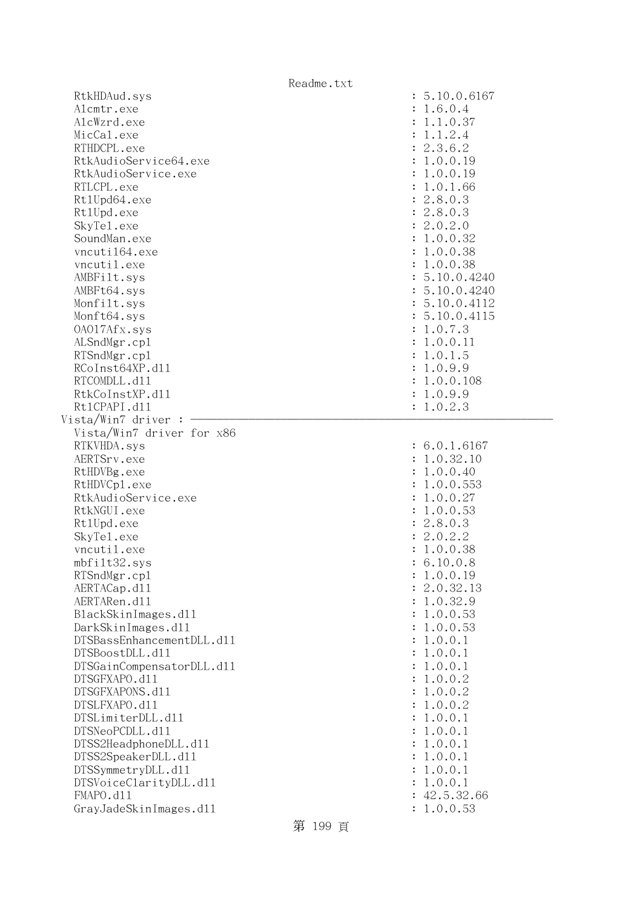```
  RtkHDAud.sys                                        : 5.10.0.6167
  Alcmtr.exe                                          : 1.6.0.4
  AlcWzrd.exe                                         : 1.1.0.37
  MicCal.exe                                          : 1.1.2.4
  RTHDCPL.exe                                         : 2.3.6.2
  RtkAudioService64.exe                               : 1.0.0.19
  RtkAudioService.exe                                 : 1.0.0.19
  RTLCPL.exe                                          : 1.0.1.66
  RtlUpd64.exe                                        : 2.8.0.3
  RtlUpd.exe                                          : 2.8.0.3
  SkyTel.exe                                          : 2.0.2.0
  SoundMan.exe                                        : 1.0.0.32
  vncutil64.exe                                       : 1.0.0.38
  vncutil.exe                                         : 1.0.0.38
  AMBFilt.sys                                         : 5.10.0.4240
  AMBFt64.sys                                         : 5.10.0.4240
  Monfilt.sys                                         : 5.10.0.4112
  Monft64.sys                                         : 5.10.0.4115
  OA017Afx.sys                                        : 1.0.7.3
  ALSndMgr.cpl                                        : 1.0.0.11
  RTSndMgr.cpl                                        : 1.0.1.5
  RCoInst64XP.dll                                     : 1.0.9.9
  RTCOMDLL.dll                                        : 1.0.0.108
  RtkCoInstXP.dll                                     : 1.0.9.9
  RtlCPAPI.dll                                        : 1.0.2.3
Vista/Win7 driver : ------------------------------------------------------------
  Vista/Win7 driver for x86
  RTKVHDA.sys                                         : 6.0.1.6167
  AERTSrv.exe                                         : 1.0.32.10
  RtHDVBg.exe                                         : 1.0.0.40
  RtHDVCpl.exe                                        : 1.0.0.553
  RtkAudioService.exe                                 : 1.0.0.27
  RtkNGUI.exe                                         : 1.0.0.53
  RtlUpd.exe                                          : 2.8.0.3
  SkyTel.exe                                          : 2.0.2.2
  vncutil.exe                                         : 1.0.0.38
  mbfilt32.sys                                        : 6.10.0.8
  RTSndMgr.cpl                                        : 1.0.0.19
  AERTACap.dll                                        : 2.0.32.13
  AERTARen.dll                                        : 1.0.32.9
  BlackSkinImages.dll                                 : 1.0.0.53
  DarkSkinImages.dll                                  : 1.0.0.53
  DTSBassEnhancementDLL.dll                           : 1.0.0.1
  DTSBoostDLL.dll                                     : 1.0.0.1
  DTSGainCompensatorDLL.dll                           : 1.0.0.1
  DTSGFXAPO.dll                                       : 1.0.0.2
  DTSGFXAPONS.dll                                     : 1.0.0.2
  DTSLFXAPO.dll                                       : 1.0.0.2
  DTSLimiterDLL.dll                                   : 1.0.0.1
  DTSNeoPCDLL.dll                                     : 1.0.0.1
  DTSS2HeadphoneDLL.dll                               : 1.0.0.1
  DTSS2SpeakerDLL.dll                                 : 1.0.0.1
  DTSSymmetryDLL.dll                                  : 1.0.0.1
  DTSVoiceClarityDLL.dll                              : 1.0.0.1
  FMAPO.dll                                           : 42.5.32.66
  GrayJadeSkinImages.dll                              : 1.0.0.53
```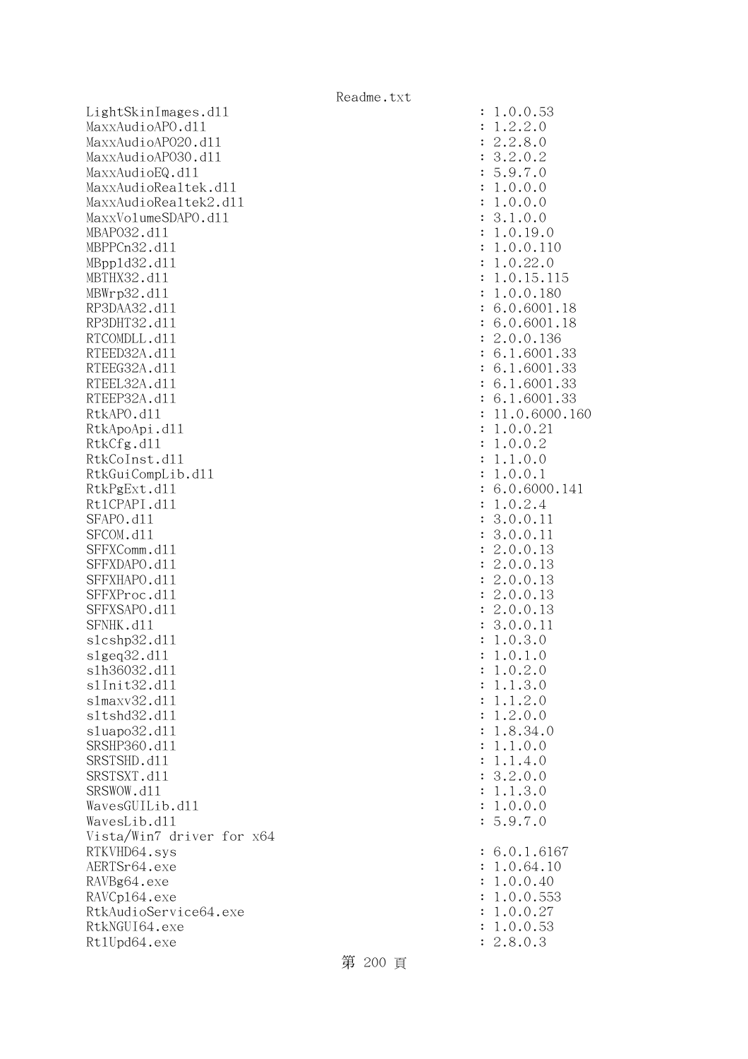```
LightSkinImages.dll                               : 1.0.0.53
MaxxAudioAPO.dll                                  : 1.2.2.0
MaxxAudioAPO20.dll                                : 2.2.8.0
MaxxAudioAPO30.dll                                : 3.2.0.2
MaxxAudioEQ.dll                                   : 5.9.7.0
MaxxAudioRealtek.dll                              : 1.0.0.0
MaxxAudioRealtek2.dll                             : 1.0.0.0
MaxxVolumeSDAPO.dll                               : 3.1.0.0
MBAPO32.dll                                       : 1.0.19.0
MBPPCn32.dll                                      : 1.0.0.110
MBppld32.dll                                      : 1.0.22.0
MBTHX32.dll                                       : 1.0.15.115
MBWrp32.dll                                       : 1.0.0.180
RP3DAA32.dll                                      : 6.0.6001.18
RP3DHT32.dll                                      : 6.0.6001.18
RTCOMDLL.dll                                      : 2.0.0.136
RTEED32A.dll                                      : 6.1.6001.33
RTEEG32A.dll                                      : 6.1.6001.33
RTEEL32A.dll                                      : 6.1.6001.33
RTEEP32A.dll                                      : 6.1.6001.33
RtkAPO.dll                                        : 11.0.6000.160
RtkApoApi.dll                                     : 1.0.0.21
RtkCfg.dll                                        : 1.0.0.2
RtkCoInst.dll                                     : 1.1.0.0
RtkGuiCompLib.dll                                 : 1.0.0.1
RtkPgExt.dll                                      : 6.0.6000.141
RtlCPAPI.dll                                      : 1.0.2.4
SFAPO.dll                                         : 3.0.0.11
SFCOM.dll                                         : 3.0.0.11
SFFXComm.dll                                      : 2.0.0.13
SFFXDAPO.dll                                      : 2.0.0.13
SFFXHAPO.dll                                      : 2.0.0.13
SFFXProc.dll                                      : 2.0.0.13
SFFXSAPO.dll                                      : 2.0.0.13
SFNHK.dll                                         : 3.0.0.11
slcshp32.dll                                      : 1.0.3.0
slgeq32.dll                                       : 1.0.1.0
slh36032.dll                                      : 1.0.2.0
slInit32.dll                                      : 1.1.3.0
slmaxv32.dll                                      : 1.1.2.0
sltshd32.dll                                      : 1.2.0.0
sluapo32.dll                                      : 1.8.34.0
SRSHP360.dll                                      : 1.1.0.0
SRSTSHD.dll                                       : 1.1.4.0
SRSTSXT.dll                                       : 3.2.0.0
SRSWOW.dll                                        : 1.1.3.0
WavesGUILib.dll                                   : 1.0.0.0
WavesLib.dll                                      : 5.9.7.0
Vista/Win7 driver for x64
RTKVHD64.sys                                      : 6.0.1.6167
AERTSr64.exe                                      : 1.0.64.10
RAVBg64.exe                                       : 1.0.0.40
RAVCpl64.exe                                      : 1.0.0.553
RtkAudioService64.exe                             : 1.0.0.27
RtkNGUI64.exe                                     : 1.0.0.53
RtlUpd64.exe                                      : 2.8.0.3
```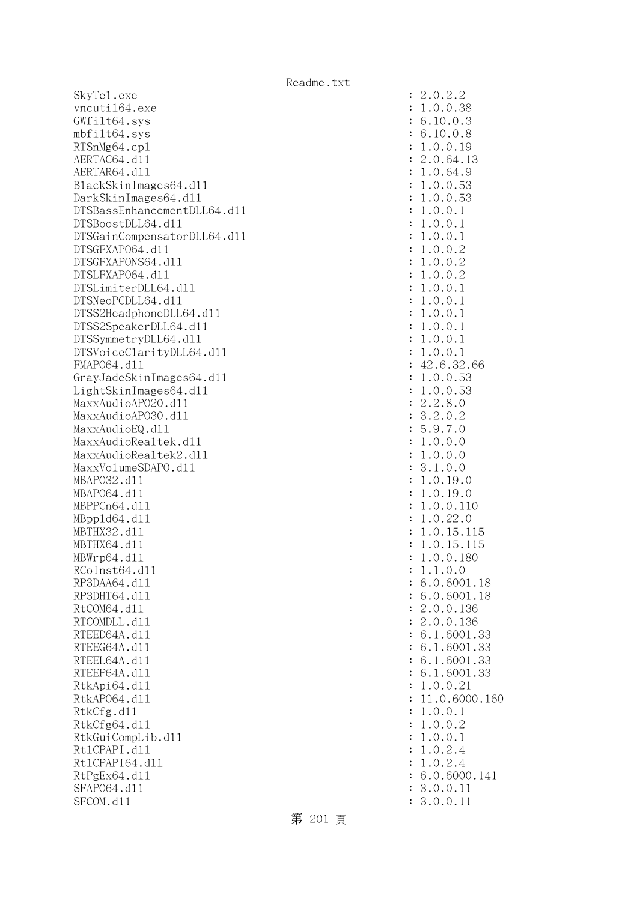```
SkyTel.exe                                      : 2.0.2.2
vncutil64.exe                                   : 1.0.0.38
GWfilt64.sys                                    : 6.10.0.3
mbfilt64.sys                                    : 6.10.0.8
RTSnMg64.cpl                                    : 1.0.0.19
AERTAC64.dll                                    : 2.0.64.13
AERTAR64.dll                                    : 1.0.64.9
BlackSkinImages64.dll                           : 1.0.0.53
DarkSkinImages64.dll                            : 1.0.0.53
DTSBassEnhancementDLL64.dll                     : 1.0.0.1
DTSBoostDLL64.dll                               : 1.0.0.1
DTSGainCompensatorDLL64.dll                     : 1.0.0.1
DTSGFXAPO64.dll                                 : 1.0.0.2
DTSGFXAPONS64.dll                               : 1.0.0.2
DTSLFXAPO64.dll                                 : 1.0.0.2
DTSLimiterDLL64.dll                             : 1.0.0.1
DTSNeoPCDLL64.dll                               : 1.0.0.1
DTSS2HeadphoneDLL64.dll                         : 1.0.0.1
DTSS2SpeakerDLL64.dll                           : 1.0.0.1
DTSSymmetryDLL64.dll                            : 1.0.0.1
DTSVoiceClarityDLL64.dll                        : 1.0.0.1
FMAPO64.dll                                     : 42.6.32.66
GrayJadeSkinImages64.dll                        : 1.0.0.53
LightSkinImages64.dll                           : 1.0.0.53
MaxxAudioAPO20.dll                              : 2.2.8.0
MaxxAudioAPO30.dll                              : 3.2.0.2
MaxxAudioEQ.dll                                 : 5.9.7.0
MaxxAudioRealtek.dll                            : 1.0.0.0
MaxxAudioRealtek2.dll                           : 1.0.0.0
MaxxVolumeSDAPO.dll                             : 3.1.0.0
MBAPO32.dll                                     : 1.0.19.0
MBAPO64.dll                                     : 1.0.19.0
MBPPCn64.dll                                    : 1.0.0.110
MBppld64.dll                                    : 1.0.22.0
MBTHX32.dll                                     : 1.0.15.115
MBTHX64.dll                                     : 1.0.15.115
MBWrp64.dll                                     : 1.0.0.180
RCoInst64.dll                                   : 1.1.0.0
RP3DAA64.dll                                    : 6.0.6001.18
RP3DHT64.dll                                    : 6.0.6001.18
RtCOM64.dll                                     : 2.0.0.136
RTCOMDLL.dll                                    : 2.0.0.136
RTEED64A.dll                                    : 6.1.6001.33
RTEEG64A.dll                                    : 6.1.6001.33
RTEEL64A.dll                                    : 6.1.6001.33
RTEEP64A.dll                                    : 6.1.6001.33
RtkApi64.dll                                    : 1.0.0.21
RtkAPO64.dll                                    : 11.0.6000.160
RtkCfg.dll                                      : 1.0.0.1
RtkCfg64.dll                                    : 1.0.0.2
RtkGuiCompLib.dll                               : 1.0.0.1
RtlCPAPI.dll                                    : 1.0.2.4
RtlCPAPI64.dll                                  : 1.0.2.4
RtPgEx64.dll                                    : 6.0.6000.141
SFAPO64.dll                                     : 3.0.0.11
SFCOM.dll                                       : 3.0.0.11
```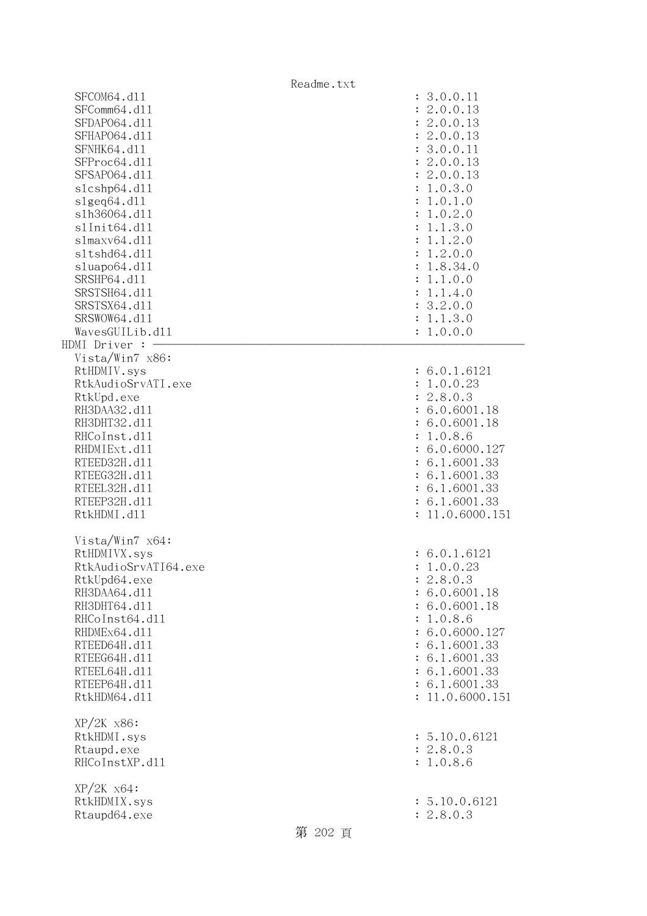```
    SFCOM64.dll                                            : 3.0.0.11
    SFComm64.dll                                           : 2.0.0.13
    SFDAPO64.dll                                           : 2.0.0.13
    SFHAPO64.dll                                           : 2.0.0.13
    SFNHK64.dll                                            : 3.0.0.11
    SFProc64.dll                                           : 2.0.0.13
    SFSAPO64.dll                                           : 2.0.0.13
    slcshp64.dll                                           : 1.0.3.0
    slgeq64.dll                                            : 1.0.1.0
    slh36064.dll                                           : 1.0.2.0
    slInit64.dll                                           : 1.1.3.0
    slmaxv64.dll                                           : 1.1.2.0
    sltshd64.dll                                           : 1.2.0.0
    sluapo64.dll                                           : 1.8.34.0
    SRSHP64.dll                                            : 1.1.0.0
    SRSTSH64.dll                                           : 1.1.4.0
    SRSTSX64.dll                                           : 3.2.0.0
    SRSWOW64.dll                                           : 1.1.3.0
    WavesGUILib.dll                                        : 1.0.0.0
HDMI Driver : ------------------------------------------------------------
    Vista/Win7 x86:
    RtHDMIV.sys                                            : 6.0.1.6121
    RtkAudioSrvATI.exe                                     : 1.0.0.23
    RtkUpd.exe                                             : 2.8.0.3
    RH3DAA32.dll                                           : 6.0.6001.18
    RH3DHT32.dll                                           : 6.0.6001.18
    RHCoInst.dll                                           : 1.0.8.6
    RHDMIExt.dll                                           : 6.0.6000.127
    RTEED32H.dll                                           : 6.1.6001.33
    RTEEG32H.dll                                           : 6.1.6001.33
    RTEEL32H.dll                                           : 6.1.6001.33
    RTEEP32H.dll                                           : 6.1.6001.33
    RtkHDMI.dll                                            : 11.0.6000.151

    Vista/Win7 x64:
    RtHDMIVX.sys                                           : 6.0.1.6121
    RtkAudioSrvATI64.exe                                   : 1.0.0.23
    RtkUpd64.exe                                           : 2.8.0.3
    RH3DAA64.dll                                           : 6.0.6001.18
    RH3DHT64.dll                                           : 6.0.6001.18
    RHCoInst64.dll                                         : 1.0.8.6
    RHDMEx64.dll                                           : 6.0.6000.127
    RTEED64H.dll                                           : 6.1.6001.33
    RTEEG64H.dll                                           : 6.1.6001.33
    RTEEL64H.dll                                           : 6.1.6001.33
    RTEEP64H.dll                                           : 6.1.6001.33
    RtkHDM64.dll                                           : 11.0.6000.151

    XP/2K x86:
    RtkHDMI.sys                                            : 5.10.0.6121
    Rtaupd.exe                                             : 2.8.0.3
    RHCoInstXP.dll                                         : 1.0.8.6

    XP/2K x64:
    RtkHDMIX.sys                                           : 5.10.0.6121
    Rtaupd64.exe                                           : 2.8.0.3
```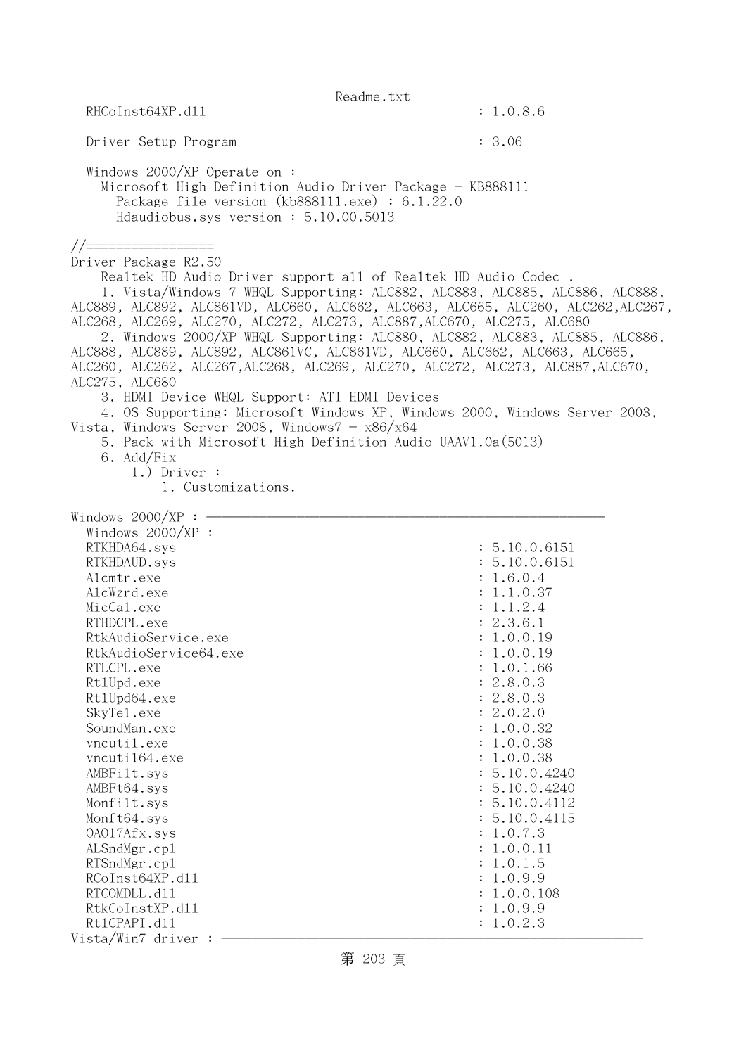```
  RHCoInst64XP.dll                                 : 1.0.8.6

  Driver Setup Program                             : 3.06

  Windows 2000/XP Operate on :
    Microsoft High Definition Audio Driver Package - KB888111
      Package file version (kb888111.exe) : 6.1.22.0
      Hdaudiobus.sys version : 5.10.00.5013

//=================
Driver Package R2.50
    Realtek HD Audio Driver support all of Realtek HD Audio Codec .
    1. Vista/Windows 7 WHQL Supporting: ALC882, ALC883, ALC885, ALC886, ALC888,
ALC889, ALC892, ALC861VD, ALC660, ALC662, ALC663, ALC665, ALC260, ALC262,ALC267,
ALC268, ALC269, ALC270, ALC272, ALC273, ALC887,ALC670, ALC275, ALC680
    2. Windows 2000/XP WHQL Supporting: ALC880, ALC882, ALC883, ALC885, ALC886,
ALC888, ALC889, ALC892, ALC861VC, ALC861VD, ALC660, ALC662, ALC663, ALC665,
ALC260, ALC262, ALC267,ALC268, ALC269, ALC270, ALC272, ALC273, ALC887,ALC670,
ALC275, ALC680
    3. HDMI Device WHQL Support: ATI HDMI Devices
    4. OS Supporting: Microsoft Windows XP, Windows 2000, Windows Server 2003,
Vista, Windows Server 2008, Windows7 - x86/x64
    5. Pack with Microsoft High Definition Audio UAAV1.0a(5013)
    6. Add/Fix
        1.) Driver :
            1. Customizations.

Windows 2000/XP : ----------------------------------------------------
  Windows 2000/XP :
  RTKHDA64.sys                                     : 5.10.0.6151
  RTKHDAUD.sys                                     : 5.10.0.6151
  Alcmtr.exe                                       : 1.6.0.4
  AlcWzrd.exe                                      : 1.1.0.37
  MicCal.exe                                       : 1.1.2.4
  RTHDCPL.exe                                      : 2.3.6.1
  RtkAudioService.exe                              : 1.0.0.19
  RtkAudioService64.exe                            : 1.0.0.19
  RTLCPL.exe                                       : 1.0.1.66
  RtlUpd.exe                                       : 2.8.0.3
  RtlUpd64.exe                                     : 2.8.0.3
  SkyTel.exe                                       : 2.0.2.0
  SoundMan.exe                                     : 1.0.0.32
  vncutil.exe                                      : 1.0.0.38
  vncutil64.exe                                    : 1.0.0.38
  AMBFilt.sys                                      : 5.10.0.4240
  AMBFt64.sys                                      : 5.10.0.4240
  Monfilt.sys                                      : 5.10.0.4112
  Monft64.sys                                      : 5.10.0.4115
  OA017Afx.sys                                     : 1.0.7.3
  ALSndMgr.cpl                                     : 1.0.0.11
  RTSndMgr.cpl                                     : 1.0.1.5
  RCoInst64XP.dll                                  : 1.0.9.9
  RTCOMDLL.dll                                     : 1.0.0.108
  RtkCoInstXP.dll                                  : 1.0.9.9
  RtlCPAPI.dll                                     : 1.0.2.3
Vista/Win7 driver : --------------------------------------------------------
```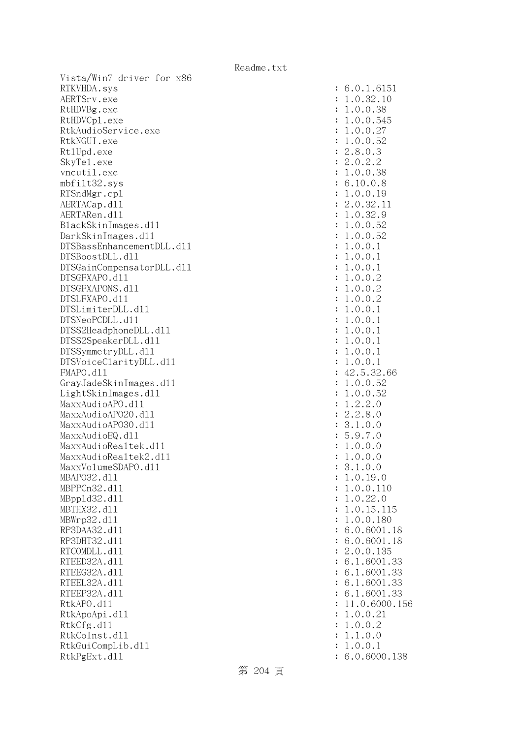Vista/Win7 driver for x86

```
RTKVHDA.sys                                     : 6.0.1.6151
AERTSrv.exe                                     : 1.0.32.10
RtHDVBg.exe                                     : 1.0.0.38
RtHDVCpl.exe                                    : 1.0.0.545
RtkAudioService.exe                             : 1.0.0.27
RtkNGUI.exe                                     : 1.0.0.52
RtlUpd.exe                                      : 2.8.0.3
SkyTel.exe                                      : 2.0.2.2
vncutil.exe                                     : 1.0.0.38
mbfilt32.sys                                    : 6.10.0.8
RTSndMgr.cpl                                    : 1.0.0.19
AERTACap.dll                                    : 2.0.32.11
AERTARen.dll                                    : 1.0.32.9
BlackSkinImages.dll                             : 1.0.0.52
DarkSkinImages.dll                              : 1.0.0.52
DTSBassEnhancementDLL.dll                       : 1.0.0.1
DTSBoostDLL.dll                                 : 1.0.0.1
DTSGainCompensatorDLL.dll                       : 1.0.0.1
DTSGFXAPO.dll                                   : 1.0.0.2
DTSGFXAPONS.dll                                 : 1.0.0.2
DTSLFXAPO.dll                                   : 1.0.0.2
DTSLimiterDLL.dll                               : 1.0.0.1
DTSNeoPCDLL.dll                                 : 1.0.0.1
DTSS2HeadphoneDLL.dll                           : 1.0.0.1
DTSS2SpeakerDLL.dll                             : 1.0.0.1
DTSSymmetryDLL.dll                              : 1.0.0.1
DTSVoiceClarityDLL.dll                          : 1.0.0.1
FMAPO.dll                                       : 42.5.32.66
GrayJadeSkinImages.dll                          : 1.0.0.52
LightSkinImages.dll                             : 1.0.0.52
MaxxAudioAPO.dll                                : 1.2.2.0
MaxxAudioAPO20.dll                              : 2.2.8.0
MaxxAudioAPO30.dll                              : 3.1.0.0
MaxxAudioEQ.dll                                 : 5.9.7.0
MaxxAudioRealtek.dll                            : 1.0.0.0
MaxxAudioRealtek2.dll                           : 1.0.0.0
MaxxVolumeSDAPO.dll                             : 3.1.0.0
MBAPO32.dll                                     : 1.0.19.0
MBPPCn32.dll                                    : 1.0.0.110
MBppld32.dll                                    : 1.0.22.0
MBTHX32.dll                                     : 1.0.15.115
MBWrp32.dll                                     : 1.0.0.180
RP3DAA32.dll                                    : 6.0.6001.18
RP3DHT32.dll                                    : 6.0.6001.18
RTCOMDLL.dll                                    : 2.0.0.135
RTEED32A.dll                                    : 6.1.6001.33
RTEEG32A.dll                                    : 6.1.6001.33
RTEEL32A.dll                                    : 6.1.6001.33
RTEEP32A.dll                                    : 6.1.6001.33
RtkAPO.dll                                      : 11.0.6000.156
RtkApoApi.dll                                   : 1.0.0.21
RtkCfg.dll                                      : 1.0.0.2
RtkCoInst.dll                                   : 1.1.0.0
RtkGuiCompLib.dll                               : 1.0.0.1
RtkPgExt.dll                                    : 6.0.6000.138
```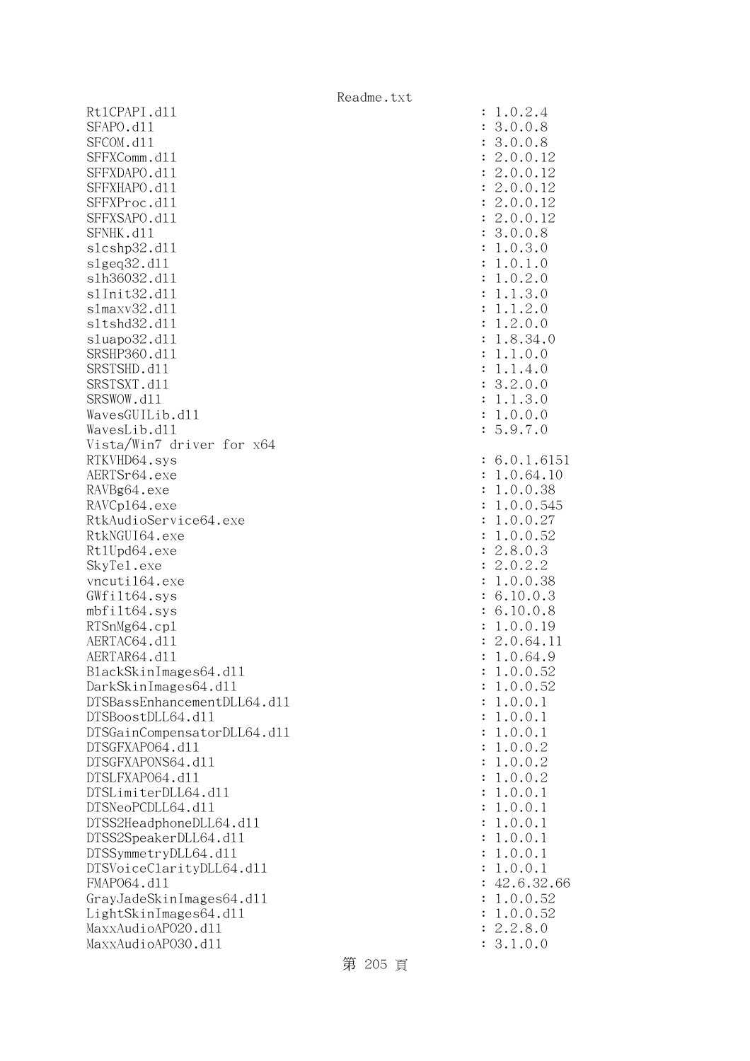```
Rt1CPAPI.dll                                          : 1.0.2.4
SFAPO.dll                                             : 3.0.0.8
SFCOM.dll                                             : 3.0.0.8
SFFXComm.dll                                          : 2.0.0.12
SFFXDAPO.dll                                          : 2.0.0.12
SFFXHAPO.dll                                          : 2.0.0.12
SFFXProc.dll                                          : 2.0.0.12
SFFXSAPO.dll                                          : 2.0.0.12
SFNHK.dll                                             : 3.0.0.8
slcshp32.dll                                          : 1.0.3.0
slgeq32.dll                                           : 1.0.1.0
slh36032.dll                                          : 1.0.2.0
slInit32.dll                                          : 1.1.3.0
slmaxv32.dll                                          : 1.1.2.0
sltshd32.dll                                          : 1.2.0.0
sluapo32.dll                                          : 1.8.34.0
SRSHP360.dll                                          : 1.1.0.0
SRSTSHD.dll                                           : 1.1.4.0
SRSTSXT.dll                                           : 3.2.0.0
SRSWOW.dll                                            : 1.1.3.0
WavesGUILib.dll                                       : 1.0.0.0
WavesLib.dll                                          : 5.9.7.0
Vista/Win7 driver for x64
RTKVHD64.sys                                          : 6.0.1.6151
AERTSr64.exe                                          : 1.0.64.10
RAVBg64.exe                                           : 1.0.0.38
RAVCpl64.exe                                          : 1.0.0.545
RtkAudioService64.exe                                 : 1.0.0.27
RtkNGUI64.exe                                         : 1.0.0.52
RtlUpd64.exe                                          : 2.8.0.3
SkyTel.exe                                            : 2.0.2.2
vncutil64.exe                                         : 1.0.0.38
GWfilt64.sys                                          : 6.10.0.3
mbfilt64.sys                                          : 6.10.0.8
RTSnMg64.cpl                                          : 1.0.0.19
AERTAC64.dll                                          : 2.0.64.11
AERTAR64.dll                                          : 1.0.64.9
BlackSkinImages64.dll                                 : 1.0.0.52
DarkSkinImages64.dll                                  : 1.0.0.52
DTSBassEnhancementDLL64.dll                           : 1.0.0.1
DTSBoostDLL64.dll                                     : 1.0.0.1
DTSGainCompensatorDLL64.dll                           : 1.0.0.1
DTSGFXAPO64.dll                                       : 1.0.0.2
DTSGFXAPONS64.dll                                     : 1.0.0.2
DTSLFXAPO64.dll                                       : 1.0.0.2
DTSLimiterDLL64.dll                                   : 1.0.0.1
DTSNeoPCDLL64.dll                                     : 1.0.0.1
DTSS2HeadphoneDLL64.dll                               : 1.0.0.1
DTSS2SpeakerDLL64.dll                                 : 1.0.0.1
DTSSymmetryDLL64.dll                                  : 1.0.0.1
DTSVoiceClarityDLL64.dll                              : 1.0.0.1
FMAPO64.dll                                           : 42.6.32.66
GrayJadeSkinImages64.dll                              : 1.0.0.52
LightSkinImages64.dll                                 : 1.0.0.52
MaxxAudioAPO20.dll                                    : 2.2.8.0
MaxxAudioAPO30.dll                                    : 3.1.0.0
```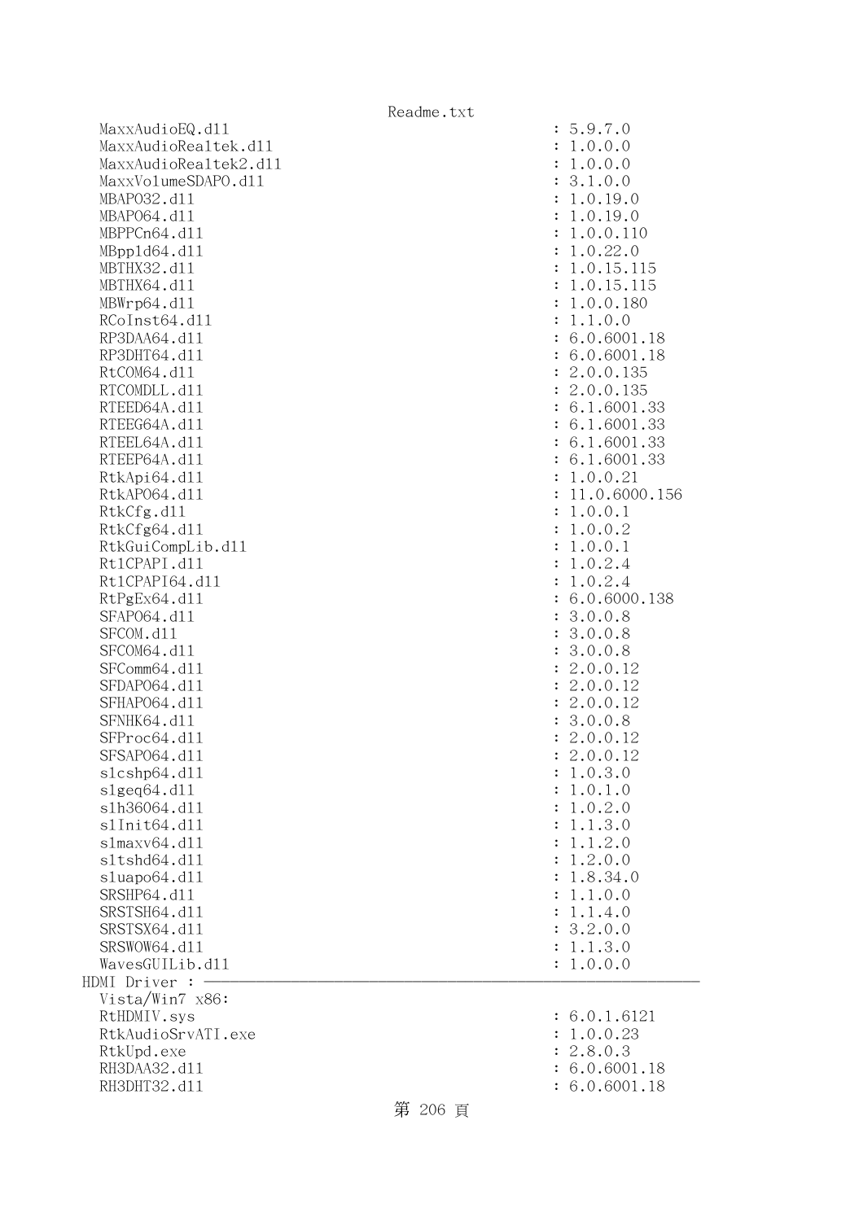```
  MaxxAudioEQ.dll                                      : 5.9.7.0
  MaxxAudioRealtek.dll                                 : 1.0.0.0
  MaxxAudioRealtek2.dll                                : 1.0.0.0
  MaxxVolumeSDAPO.dll                                  : 3.1.0.0
  MBAPO32.dll                                          : 1.0.19.0
  MBAPO64.dll                                          : 1.0.19.0
  MBPPCn64.dll                                         : 1.0.0.110
  MBppld64.dll                                         : 1.0.22.0
  MBTHX32.dll                                          : 1.0.15.115
  MBTHX64.dll                                          : 1.0.15.115
  MBWrp64.dll                                          : 1.0.0.180
  RCoInst64.dll                                        : 1.1.0.0
  RP3DAA64.dll                                         : 6.0.6001.18
  RP3DHT64.dll                                         : 6.0.6001.18
  RtCOM64.dll                                          : 2.0.0.135
  RTCOMDLL.dll                                         : 2.0.0.135
  RTEED64A.dll                                         : 6.1.6001.33
  RTEEG64A.dll                                         : 6.1.6001.33
  RTEEL64A.dll                                         : 6.1.6001.33
  RTEEP64A.dll                                         : 6.1.6001.33
  RtkApi64.dll                                         : 1.0.0.21
  RtkAPO64.dll                                         : 11.0.6000.156
  RtkCfg.dll                                           : 1.0.0.1
  RtkCfg64.dll                                         : 1.0.0.2
  RtkGuiCompLib.dll                                    : 1.0.0.1
  RtlCPAPI.dll                                         : 1.0.2.4
  RtlCPAPI64.dll                                       : 1.0.2.4
  RtPgEx64.dll                                         : 6.0.6000.138
  SFAPO64.dll                                          : 3.0.0.8
  SFCOM.dll                                            : 3.0.0.8
  SFCOM64.dll                                          : 3.0.0.8
  SFComm64.dll                                         : 2.0.0.12
  SFDAPO64.dll                                         : 2.0.0.12
  SFHAPO64.dll                                         : 2.0.0.12
  SFNHK64.dll                                          : 3.0.0.8
  SFProc64.dll                                         : 2.0.0.12
  SFSAPO64.dll                                         : 2.0.0.12
  slcshp64.dll                                         : 1.0.3.0
  slgeq64.dll                                          : 1.0.1.0
  slh36064.dll                                         : 1.0.2.0
  slInit64.dll                                         : 1.1.3.0
  slmaxv64.dll                                         : 1.1.2.0
  sltshd64.dll                                         : 1.2.0.0
  sluapo64.dll                                         : 1.8.34.0
  SRSHP64.dll                                          : 1.1.0.0
  SRSTSH64.dll                                         : 1.1.4.0
  SRSTSX64.dll                                         : 3.2.0.0
  SRSWOW64.dll                                         : 1.1.3.0
  WavesGUILib.dll                                      : 1.0.0.0
HDMI Driver : ------------------------------------------------------------
  Vista/Win7 x86:
  RtHDMIV.sys                                          : 6.0.1.6121
  RtkAudioSrvATI.exe                                   : 1.0.0.23
  RtkUpd.exe                                           : 2.8.0.3
  RH3DAA32.dll                                         : 6.0.6001.18
  RH3DHT32.dll                                         : 6.0.6001.18
```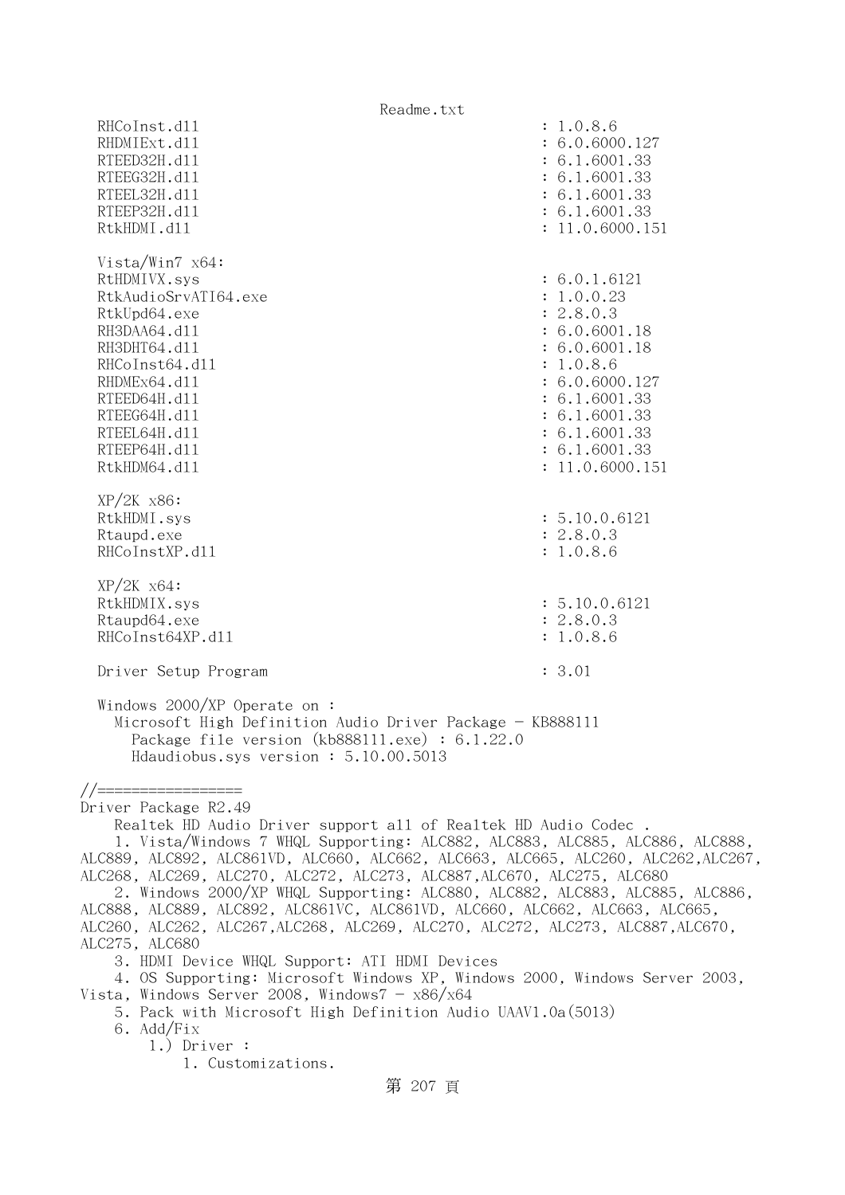```
  RHCoInst.dll                                        : 1.0.8.6
  RHDMIExt.dll                                        : 6.0.6000.127
  RTEED32H.dll                                        : 6.1.6001.33
  RTEEG32H.dll                                        : 6.1.6001.33
  RTEEL32H.dll                                        : 6.1.6001.33
  RTEEP32H.dll                                        : 6.1.6001.33
  RtkHDMI.dll                                         : 11.0.6000.151

  Vista/Win7 x64:
  RtHDMIVX.sys                                        : 6.0.1.6121
  RtkAudioSrvATI64.exe                                : 1.0.0.23
  RtkUpd64.exe                                        : 2.8.0.3
  RH3DAA64.dll                                        : 6.0.6001.18
  RH3DHT64.dll                                        : 6.0.6001.18
  RHCoInst64.dll                                      : 1.0.8.6
  RHDMEx64.dll                                        : 6.0.6000.127
  RTEED64H.dll                                        : 6.1.6001.33
  RTEEG64H.dll                                        : 6.1.6001.33
  RTEEL64H.dll                                        : 6.1.6001.33
  RTEEP64H.dll                                        : 6.1.6001.33
  RtkHDM64.dll                                        : 11.0.6000.151

  XP/2K x86:
  RtkHDMI.sys                                         : 5.10.0.6121
  Rtaupd.exe                                          : 2.8.0.3
  RHCoInstXP.dll                                      : 1.0.8.6

  XP/2K x64:
  RtkHDMIX.sys                                        : 5.10.0.6121
  Rtaupd64.exe                                        : 2.8.0.3
  RHCoInst64XP.dll                                    : 1.0.8.6

  Driver Setup Program                                : 3.01

  Windows 2000/XP Operate on :
    Microsoft High Definition Audio Driver Package - KB888111
      Package file version (kb888111.exe) : 6.1.22.0
      Hdaudiobus.sys version : 5.10.00.5013

//=================
Driver Package R2.49
    Realtek HD Audio Driver support all of Realtek HD Audio Codec .
    1. Vista/Windows 7 WHQL Supporting: ALC882, ALC883, ALC885, ALC886, ALC888,
ALC889, ALC892, ALC861VD, ALC660, ALC662, ALC663, ALC665, ALC260, ALC262,ALC267,
ALC268, ALC269, ALC270, ALC272, ALC273, ALC887,ALC670, ALC275, ALC680
    2. Windows 2000/XP WHQL Supporting: ALC880, ALC882, ALC883, ALC885, ALC886,
ALC888, ALC889, ALC892, ALC861VC, ALC861VD, ALC660, ALC662, ALC663, ALC665,
ALC260, ALC262, ALC267,ALC268, ALC269, ALC270, ALC272, ALC273, ALC887,ALC670,
ALC275, ALC680
    3. HDMI Device WHQL Support: ATI HDMI Devices
    4. OS Supporting: Microsoft Windows XP, Windows 2000, Windows Server 2003,
Vista, Windows Server 2008, Windows7 - x86/x64
    5. Pack with Microsoft High Definition Audio UAAV1.0a(5013)
    6. Add/Fix
        1.) Driver :
            1. Customizations.
```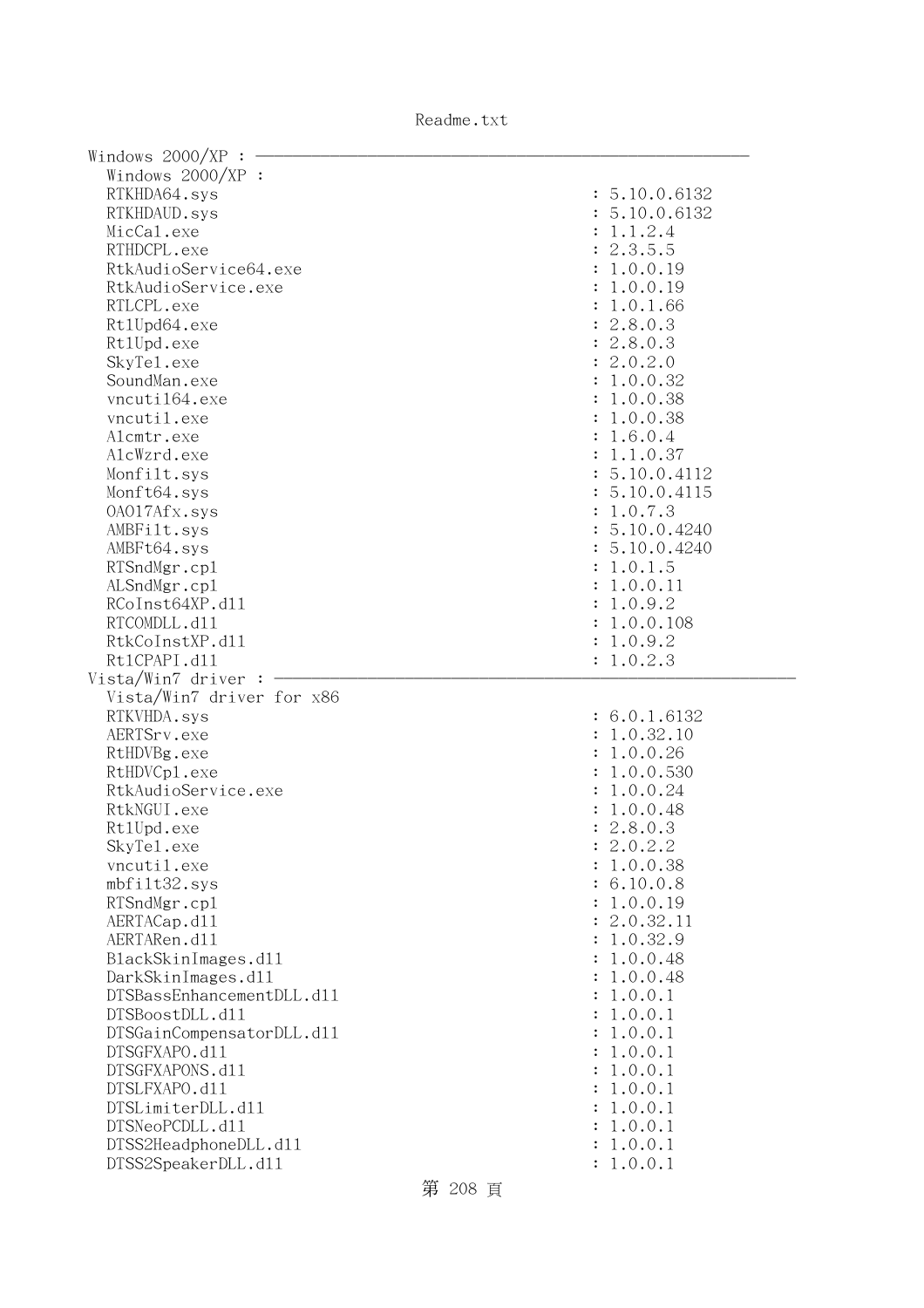Windows 2000/XP : ----------------------------------------------------------------

Windows 2000/XP :

```
RTKHDA64.sys                                       : 5.10.0.6132
RTKHDAUD.sys                                       : 5.10.0.6132
MicCal.exe                                         : 1.1.2.4
RTHDCPL.exe                                        : 2.3.5.5
RtkAudioService64.exe                              : 1.0.0.19
RtkAudioService.exe                                : 1.0.0.19
RTLCPL.exe                                         : 1.0.1.66
RtlUpd64.exe                                       : 2.8.0.3
RtlUpd.exe                                         : 2.8.0.3
SkyTel.exe                                         : 2.0.2.0
SoundMan.exe                                       : 1.0.0.32
vncutil64.exe                                      : 1.0.0.38
vncutil.exe                                        : 1.0.0.38
Alcmtr.exe                                         : 1.6.0.4
AlcWzrd.exe                                        : 1.1.0.37
Monfilt.sys                                        : 5.10.0.4112
Monft64.sys                                        : 5.10.0.4115
OA017Afx.sys                                       : 1.0.7.3
AMBFilt.sys                                        : 5.10.0.4240
AMBFt64.sys                                        : 5.10.0.4240
RTSndMgr.cpl                                       : 1.0.1.5
ALSndMgr.cpl                                       : 1.0.0.11
RCoInst64XP.dll                                    : 1.0.9.2
RTCOMDLL.dll                                       : 1.0.0.108
RtkCoInstXP.dll                                    : 1.0.9.2
RtlCPAPI.dll                                       : 1.0.2.3
```

Vista/Win7 driver : ----------------------------------------------------------------

Vista/Win7 driver for x86

```
RTKVHDA.sys                                        : 6.0.1.6132
AERTSrv.exe                                        : 1.0.32.10
RtHDVBg.exe                                        : 1.0.0.26
RtHDVCpl.exe                                       : 1.0.0.530
RtkAudioService.exe                                : 1.0.0.24
RtkNGUI.exe                                        : 1.0.0.48
RtlUpd.exe                                         : 2.8.0.3
SkyTel.exe                                         : 2.0.2.2
vncutil.exe                                        : 1.0.0.38
mbfilt32.sys                                       : 6.10.0.8
RTSndMgr.cpl                                       : 1.0.0.19
AERTACap.dll                                       : 2.0.32.11
AERTARen.dll                                       : 1.0.32.9
BlackSkinImages.dll                                : 1.0.0.48
DarkSkinImages.dll                                 : 1.0.0.48
DTSBassEnhancementDLL.dll                          : 1.0.0.1
DTSBoostDLL.dll                                    : 1.0.0.1
DTSGainCompensatorDLL.dll                          : 1.0.0.1
DTSGFXAPO.dll                                      : 1.0.0.1
DTSGFXAPONS.dll                                    : 1.0.0.1
DTSLFXAPO.dll                                      : 1.0.0.1
DTSLimiterDLL.dll                                  : 1.0.0.1
DTSNeoPCDLL.dll                                    : 1.0.0.1
DTSS2HeadphoneDLL.dll                              : 1.0.0.1
DTSS2SpeakerDLL.dll                                : 1.0.0.1
```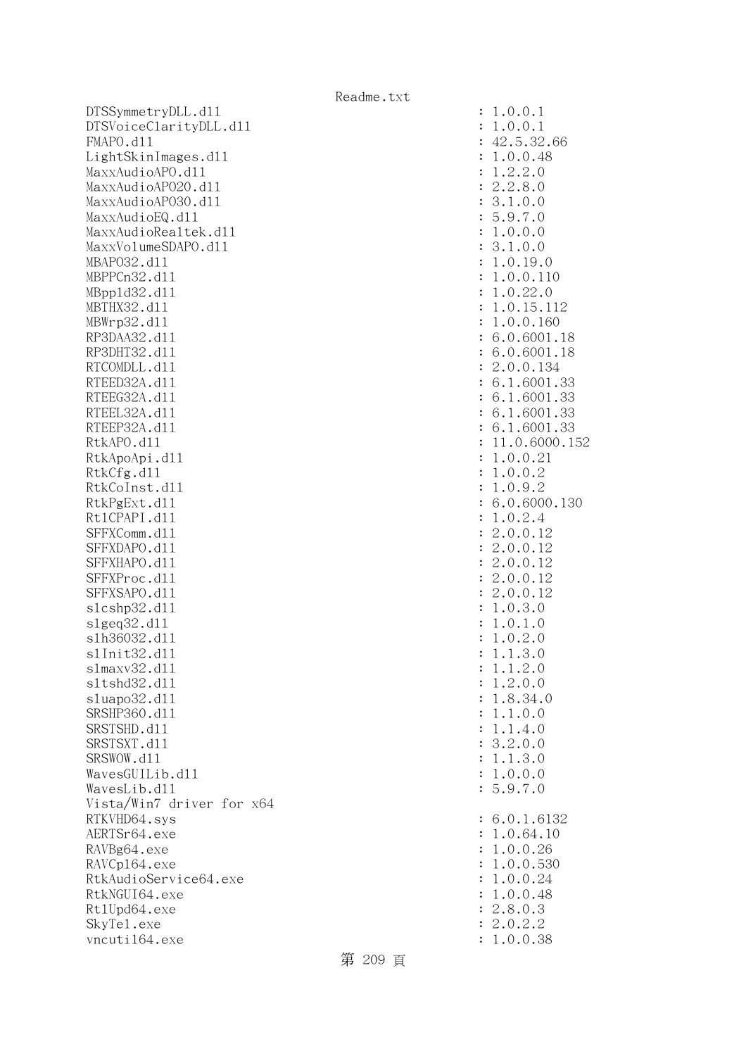```
DTSSymmetryDLL.dll                                  : 1.0.0.1
DTSVoiceClarityDLL.dll                              : 1.0.0.1
FMAPO.dll                                           : 42.5.32.66
LightSkinImages.dll                                 : 1.0.0.48
MaxxAudioAPO.dll                                    : 1.2.2.0
MaxxAudioAPO20.dll                                  : 2.2.8.0
MaxxAudioAPO30.dll                                  : 3.1.0.0
MaxxAudioEQ.dll                                     : 5.9.7.0
MaxxAudioRealtek.dll                                : 1.0.0.0
MaxxVolumeSDAPO.dll                                 : 3.1.0.0
MBAPO32.dll                                         : 1.0.19.0
MBPPCn32.dll                                        : 1.0.0.110
MBppld32.dll                                        : 1.0.22.0
MBTHX32.dll                                         : 1.0.15.112
MBWrp32.dll                                         : 1.0.0.160
RP3DAA32.dll                                        : 6.0.6001.18
RP3DHT32.dll                                        : 6.0.6001.18
RTCOMDLL.dll                                        : 2.0.0.134
RTEED32A.dll                                        : 6.1.6001.33
RTEEG32A.dll                                        : 6.1.6001.33
RTEEL32A.dll                                        : 6.1.6001.33
RTEEP32A.dll                                        : 6.1.6001.33
RtkAPO.dll                                          : 11.0.6000.152
RtkApoApi.dll                                       : 1.0.0.21
RtkCfg.dll                                          : 1.0.0.2
RtkCoInst.dll                                       : 1.0.9.2
RtkPgExt.dll                                        : 6.0.6000.130
RtlCPAPI.dll                                        : 1.0.2.4
SFFXComm.dll                                        : 2.0.0.12
SFFXDAPO.dll                                        : 2.0.0.12
SFFXHAPO.dll                                        : 2.0.0.12
SFFXProc.dll                                        : 2.0.0.12
SFFXSAPO.dll                                        : 2.0.0.12
slcshp32.dll                                        : 1.0.3.0
slgeq32.dll                                         : 1.0.1.0
slh36032.dll                                        : 1.0.2.0
slInit32.dll                                        : 1.1.3.0
slmaxv32.dll                                        : 1.1.2.0
sltshd32.dll                                        : 1.2.0.0
sluapo32.dll                                        : 1.8.34.0
SRSHP360.dll                                        : 1.1.0.0
SRSTSHD.dll                                         : 1.1.4.0
SRSTSXT.dll                                         : 3.2.0.0
SRSWOW.dll                                          : 1.1.3.0
WavesGUILib.dll                                     : 1.0.0.0
WavesLib.dll                                        : 5.9.7.0
Vista/Win7 driver for x64
RTKVHD64.sys                                        : 6.0.1.6132
AERTSr64.exe                                        : 1.0.64.10
RAVBg64.exe                                         : 1.0.0.26
RAVCpl64.exe                                        : 1.0.0.530
RtkAudioService64.exe                               : 1.0.0.24
RtkNGUI64.exe                                       : 1.0.0.48
RtlUpd64.exe                                        : 2.8.0.3
SkyTel.exe                                          : 2.0.2.2
vncutil64.exe                                       : 1.0.0.38
```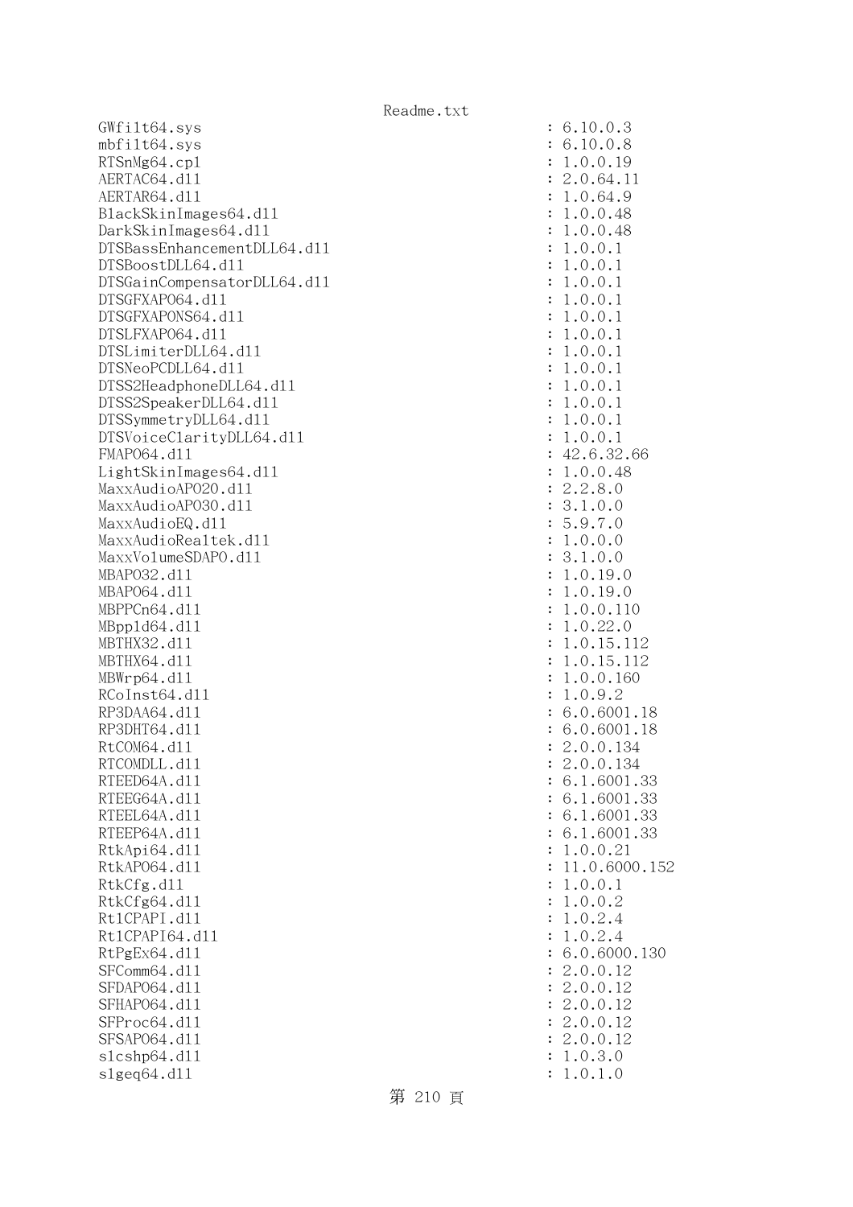```
GWfilt64.sys                                          : 6.10.0.3
mbfilt64.sys                                          : 6.10.0.8
RTSnMg64.cpl                                          : 1.0.0.19
AERTAC64.dll                                          : 2.0.64.11
AERTAR64.dll                                          : 1.0.64.9
BlackSkinImages64.dll                                 : 1.0.0.48
DarkSkinImages64.dll                                  : 1.0.0.48
DTSBassEnhancementDLL64.dll                           : 1.0.0.1
DTSBoostDLL64.dll                                     : 1.0.0.1
DTSGainCompensatorDLL64.dll                           : 1.0.0.1
DTSGFXAPO64.dll                                       : 1.0.0.1
DTSGFXAPONS64.dll                                     : 1.0.0.1
DTSLFXAPO64.dll                                       : 1.0.0.1
DTSLimiterDLL64.dll                                   : 1.0.0.1
DTSNeoPCDLL64.dll                                     : 1.0.0.1
DTSS2HeadphoneDLL64.dll                               : 1.0.0.1
DTSS2SpeakerDLL64.dll                                 : 1.0.0.1
DTSSymmetryDLL64.dll                                  : 1.0.0.1
DTSVoiceClarityDLL64.dll                              : 1.0.0.1
FMAPO64.dll                                           : 42.6.32.66
LightSkinImages64.dll                                 : 1.0.0.48
MaxxAudioAPO20.dll                                    : 2.2.8.0
MaxxAudioAPO30.dll                                    : 3.1.0.0
MaxxAudioEQ.dll                                       : 5.9.7.0
MaxxAudioRealtek.dll                                  : 1.0.0.0
MaxxVolumeSDAPO.dll                                   : 3.1.0.0
MBAPO32.dll                                           : 1.0.19.0
MBAPO64.dll                                           : 1.0.19.0
MBPPCn64.dll                                          : 1.0.0.110
MBppld64.dll                                          : 1.0.22.0
MBTHX32.dll                                           : 1.0.15.112
MBTHX64.dll                                           : 1.0.15.112
MBWrp64.dll                                           : 1.0.0.160
RCoInst64.dll                                         : 1.0.9.2
RP3DAA64.dll                                          : 6.0.6001.18
RP3DHT64.dll                                          : 6.0.6001.18
RtCOM64.dll                                           : 2.0.0.134
RTCOMDLL.dll                                          : 2.0.0.134
RTEED64A.dll                                          : 6.1.6001.33
RTEEG64A.dll                                          : 6.1.6001.33
RTEEL64A.dll                                          : 6.1.6001.33
RTEEP64A.dll                                          : 6.1.6001.33
RtkApi64.dll                                          : 1.0.0.21
RtkAPO64.dll                                          : 11.0.6000.152
RtkCfg.dll                                            : 1.0.0.1
RtkCfg64.dll                                          : 1.0.0.2
RtlCPAPI.dll                                          : 1.0.2.4
RtlCPAPI64.dll                                        : 1.0.2.4
RtPgEx64.dll                                          : 6.0.6000.130
SFComm64.dll                                          : 2.0.0.12
SFDAPO64.dll                                          : 2.0.0.12
SFHAPO64.dll                                          : 2.0.0.12
SFProc64.dll                                          : 2.0.0.12
SFSAPO64.dll                                          : 2.0.0.12
slcshp64.dll                                          : 1.0.3.0
slgeq64.dll                                           : 1.0.1.0
```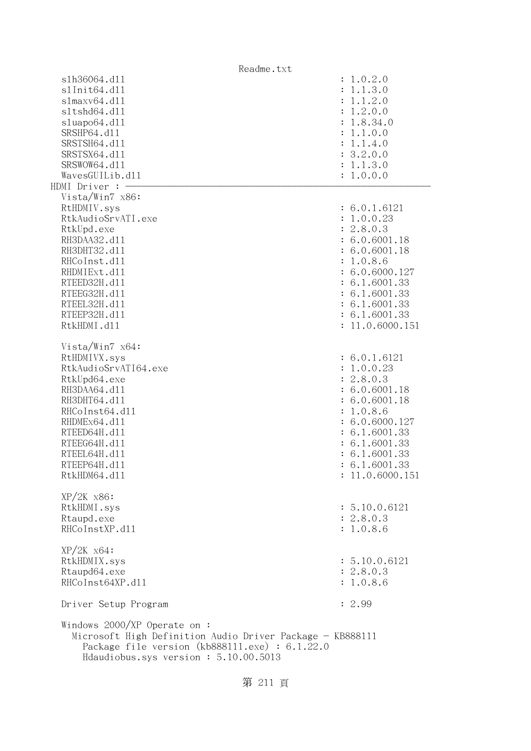```
  slh36064.dll                                        : 1.0.2.0
  slInit64.dll                                        : 1.1.3.0
  slmaxv64.dll                                        : 1.1.2.0
  sltshd64.dll                                        : 1.2.0.0
  sluapo64.dll                                        : 1.8.34.0
  SRSHP64.dll                                         : 1.1.0.0
  SRSTSH64.dll                                        : 1.1.4.0
  SRSTSX64.dll                                        : 3.2.0.0
  SRSWOW64.dll                                        : 1.1.3.0
  WavesGUILib.dll                                     : 1.0.0.0
HDMI Driver : ─────────────────────────────────────────────────────────────
  Vista/Win7 x86:
  RtHDMIV.sys                                         : 6.0.1.6121
  RtkAudioSrvATI.exe                                  : 1.0.0.23
  RtkUpd.exe                                          : 2.8.0.3
  RH3DAA32.dll                                        : 6.0.6001.18
  RH3DHT32.dll                                        : 6.0.6001.18
  RHCoInst.dll                                        : 1.0.8.6
  RHDMIExt.dll                                        : 6.0.6000.127
  RTEED32H.dll                                        : 6.1.6001.33
  RTEEG32H.dll                                        : 6.1.6001.33
  RTEEL32H.dll                                        : 6.1.6001.33
  RTEEP32H.dll                                        : 6.1.6001.33
  RtkHDMI.dll                                         : 11.0.6000.151

  Vista/Win7 x64:
  RtHDMIVX.sys                                        : 6.0.1.6121
  RtkAudioSrvATI64.exe                                : 1.0.0.23
  RtkUpd64.exe                                        : 2.8.0.3
  RH3DAA64.dll                                        : 6.0.6001.18
  RH3DHT64.dll                                        : 6.0.6001.18
  RHCoInst64.dll                                      : 1.0.8.6
  RHDMEx64.dll                                        : 6.0.6000.127
  RTEED64H.dll                                        : 6.1.6001.33
  RTEEG64H.dll                                        : 6.1.6001.33
  RTEEL64H.dll                                        : 6.1.6001.33
  RTEEP64H.dll                                        : 6.1.6001.33
  RtkHDM64.dll                                        : 11.0.6000.151

  XP/2K x86:
  RtkHDMI.sys                                         : 5.10.0.6121
  Rtaupd.exe                                          : 2.8.0.3
  RHCoInstXP.dll                                      : 1.0.8.6

  XP/2K x64:
  RtkHDMIX.sys                                        : 5.10.0.6121
  Rtaupd64.exe                                        : 2.8.0.3
  RHCoInst64XP.dll                                    : 1.0.8.6

  Driver Setup Program                                : 2.99

  Windows 2000/XP Operate on :
    Microsoft High Definition Audio Driver Package - KB888111
      Package file version (kb888111.exe) : 6.1.22.0
      Hdaudiobus.sys version : 5.10.00.5013
```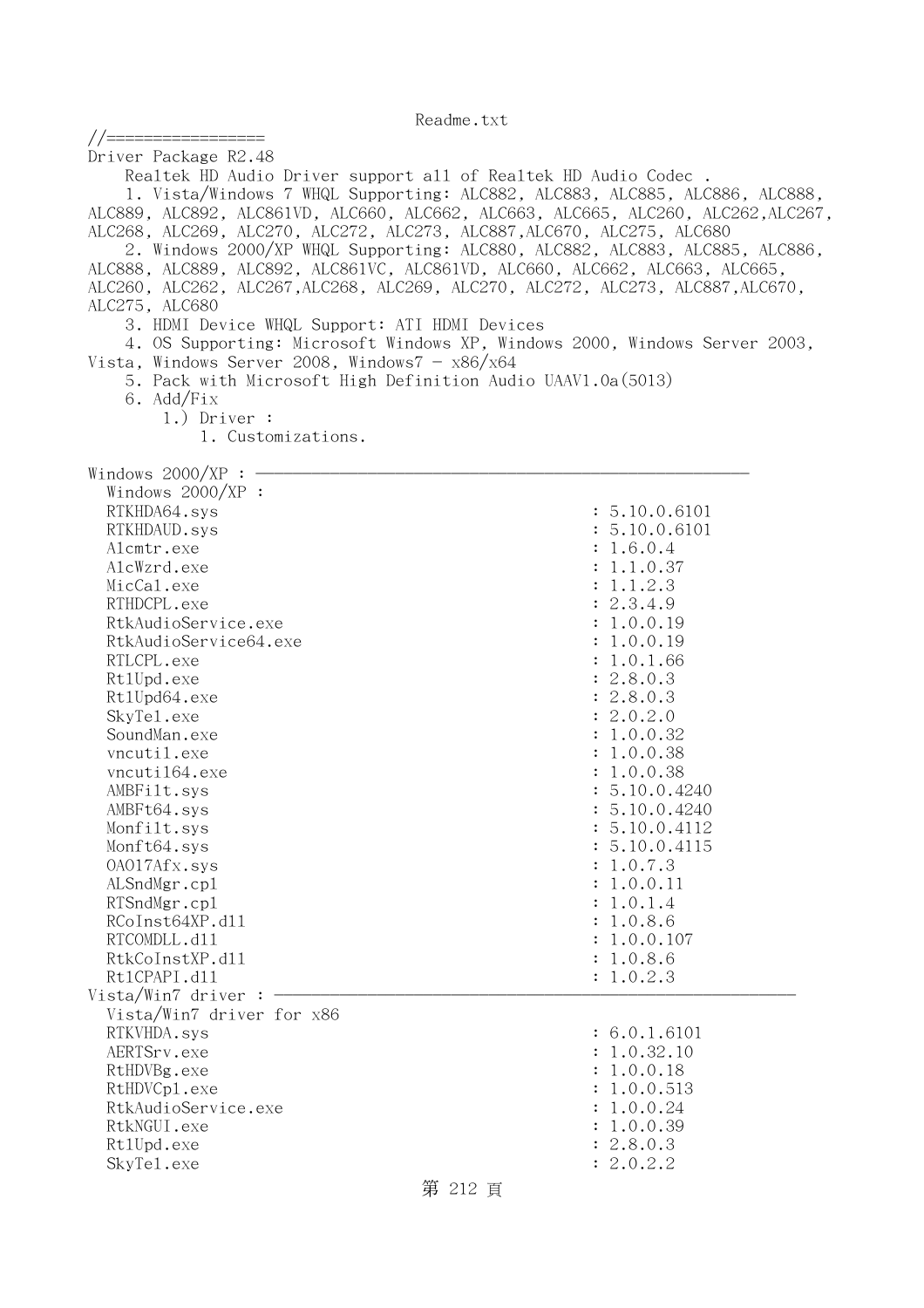```
//=================
Driver Package R2.48
    Realtek HD Audio Driver support all of Realtek HD Audio Codec .
    1. Vista/Windows 7 WHQL Supporting: ALC882, ALC883, ALC885, ALC886, ALC888, 
ALC889, ALC892, ALC861VD, ALC660, ALC662, ALC663, ALC665, ALC260, ALC262,ALC267, 
ALC268, ALC269, ALC270, ALC272, ALC273, ALC887,ALC670, ALC275, ALC680
    2. Windows 2000/XP WHQL Supporting: ALC880, ALC882, ALC883, ALC885, ALC886, 
ALC888, ALC889, ALC892, ALC861VC, ALC861VD, ALC660, ALC662, ALC663, ALC665, 
ALC260, ALC262, ALC267,ALC268, ALC269, ALC270, ALC272, ALC273, ALC887,ALC670, 
ALC275, ALC680
    3. HDMI Device WHQL Support: ATI HDMI Devices
    4. OS Supporting: Microsoft Windows XP, Windows 2000, Windows Server 2003, 
Vista, Windows Server 2008, Windows7 - x86/x64
    5. Pack with Microsoft High Definition Audio UAAV1.0a(5013)
    6. Add/Fix
        1.) Driver :
            1. Customizations.

Windows 2000/XP : ----------------------------------------------------
  Windows 2000/XP :
  RTKHDA64.sys                                        : 5.10.0.6101
  RTKHDAUD.sys                                        : 5.10.0.6101
  Alcmtr.exe                                          : 1.6.0.4
  AlcWzrd.exe                                         : 1.1.0.37
  MicCal.exe                                          : 1.1.2.3
  RTHDCPL.exe                                         : 2.3.4.9
  RtkAudioService.exe                                 : 1.0.0.19
  RtkAudioService64.exe                               : 1.0.0.19
  RTLCPL.exe                                          : 1.0.1.66
  RtlUpd.exe                                          : 2.8.0.3
  RtlUpd64.exe                                        : 2.8.0.3
  SkyTel.exe                                          : 2.0.2.0
  SoundMan.exe                                        : 1.0.0.32
  vncutil.exe                                         : 1.0.0.38
  vncutil64.exe                                       : 1.0.0.38
  AMBFilt.sys                                         : 5.10.0.4240
  AMBFt64.sys                                         : 5.10.0.4240
  Monfilt.sys                                         : 5.10.0.4112
  Monft64.sys                                         : 5.10.0.4115
  OA017Afx.sys                                        : 1.0.7.3
  ALSndMgr.cpl                                        : 1.0.0.11
  RTSndMgr.cpl                                        : 1.0.1.4
  RCoInst64XP.dll                                     : 1.0.8.6
  RTCOMDLL.dll                                        : 1.0.0.107
  RtkCoInstXP.dll                                     : 1.0.8.6
  RtlCPAPI.dll                                        : 1.0.2.3
Vista/Win7 driver : ---------------------------------------------------
  Vista/Win7 driver for x86
  RTKVHDA.sys                                         : 6.0.1.6101
  AERTSrv.exe                                         : 1.0.32.10
  RtHDVBg.exe                                         : 1.0.0.18
  RtHDVCpl.exe                                        : 1.0.0.513
  RtkAudioService.exe                                 : 1.0.0.24
  RtkNGUI.exe                                         : 1.0.0.39
  RtlUpd.exe                                          : 2.8.0.3
  SkyTel.exe                                          : 2.0.2.2
```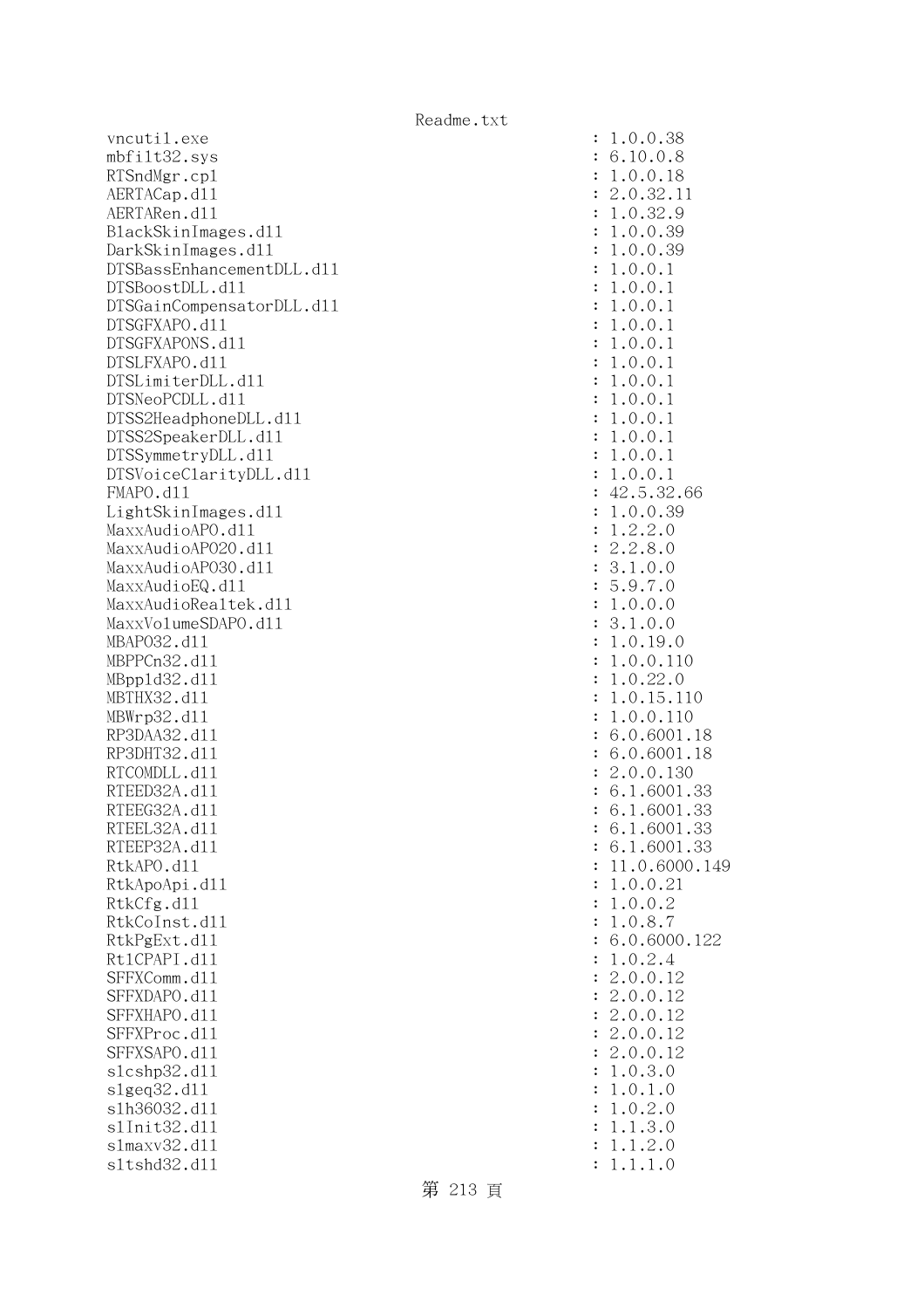```
vncutil.exe                                          : 1.0.0.38
mbfilt32.sys                                         : 6.10.0.8
RTSndMgr.cpl                                         : 1.0.0.18
AERTACap.dll                                         : 2.0.32.11
AERTARen.dll                                         : 1.0.32.9
BlackSkinImages.dll                                  : 1.0.0.39
DarkSkinImages.dll                                   : 1.0.0.39
DTSBassEnhancementDLL.dll                            : 1.0.0.1
DTSBoostDLL.dll                                      : 1.0.0.1
DTSGainCompensatorDLL.dll                            : 1.0.0.1
DTSGFXAPO.dll                                        : 1.0.0.1
DTSGFXAPONS.dll                                      : 1.0.0.1
DTSLFXAPO.dll                                        : 1.0.0.1
DTSLimiterDLL.dll                                    : 1.0.0.1
DTSNeoPCDLL.dll                                      : 1.0.0.1
DTSS2HeadphoneDLL.dll                                : 1.0.0.1
DTSS2SpeakerDLL.dll                                  : 1.0.0.1
DTSSymmetryDLL.dll                                   : 1.0.0.1
DTSVoiceClarityDLL.dll                               : 1.0.0.1
FMAPO.dll                                            : 42.5.32.66
LightSkinImages.dll                                  : 1.0.0.39
MaxxAudioAPO.dll                                     : 1.2.2.0
MaxxAudioAPO20.dll                                   : 2.2.8.0
MaxxAudioAPO30.dll                                   : 3.1.0.0
MaxxAudioEQ.dll                                      : 5.9.7.0
MaxxAudioRealtek.dll                                 : 1.0.0.0
MaxxVolumeSDAPO.dll                                  : 3.1.0.0
MBAPO32.dll                                          : 1.0.19.0
MBPPCn32.dll                                         : 1.0.0.110
MBppld32.dll                                         : 1.0.22.0
MBTHX32.dll                                          : 1.0.15.110
MBWrp32.dll                                          : 1.0.0.110
RP3DAA32.dll                                         : 6.0.6001.18
RP3DHT32.dll                                         : 6.0.6001.18
RTCOMDLL.dll                                         : 2.0.0.130
RTEED32A.dll                                         : 6.1.6001.33
RTEEG32A.dll                                         : 6.1.6001.33
RTEEL32A.dll                                         : 6.1.6001.33
RTEEP32A.dll                                         : 6.1.6001.33
RtkAPO.dll                                           : 11.0.6000.149
RtkApoApi.dll                                        : 1.0.0.21
RtkCfg.dll                                           : 1.0.0.2
RtkCoInst.dll                                        : 1.0.8.7
RtkPgExt.dll                                         : 6.0.6000.122
RtlCPAPI.dll                                         : 1.0.2.4
SFFXComm.dll                                         : 2.0.0.12
SFFXDAPO.dll                                         : 2.0.0.12
SFFXHAPO.dll                                         : 2.0.0.12
SFFXProc.dll                                         : 2.0.0.12
SFFXSAPO.dll                                         : 2.0.0.12
slcshp32.dll                                         : 1.0.3.0
slgeq32.dll                                          : 1.0.1.0
slh36032.dll                                         : 1.0.2.0
slInit32.dll                                         : 1.1.3.0
slmaxv32.dll                                         : 1.1.2.0
sltshd32.dll                                         : 1.1.1.0
```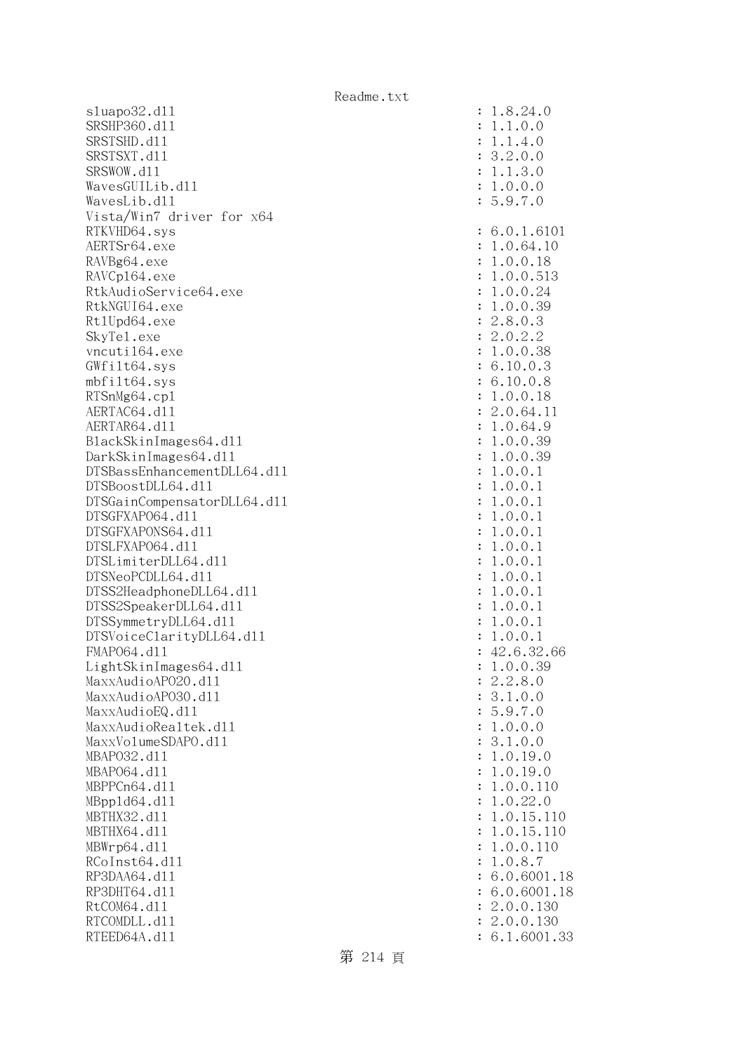```
sluapo32.dll                                   : 1.8.24.0
SRSHP360.dll                                   : 1.1.0.0
SRSTSHD.dll                                    : 1.1.4.0
SRSTSXT.dll                                    : 3.2.0.0
SRSWOW.dll                                     : 1.1.3.0
WavesGUILib.dll                                : 1.0.0.0
WavesLib.dll                                   : 5.9.7.0
Vista/Win7 driver for x64
RTKVHD64.sys                                   : 6.0.1.6101
AERTSr64.exe                                   : 1.0.64.10
RAVBg64.exe                                    : 1.0.0.18
RAVCpl64.exe                                   : 1.0.0.513
RtkAudioService64.exe                          : 1.0.0.24
RtkNGUI64.exe                                  : 1.0.0.39
RtlUpd64.exe                                   : 2.8.0.3
SkyTel.exe                                     : 2.0.2.2
vncutil64.exe                                  : 1.0.0.38
GWfilt64.sys                                   : 6.10.0.3
mbfilt64.sys                                   : 6.10.0.8
RTSnMg64.cpl                                   : 1.0.0.18
AERTAC64.dll                                   : 2.0.64.11
AERTAR64.dll                                   : 1.0.64.9
BlackSkinImages64.dll                          : 1.0.0.39
DarkSkinImages64.dll                           : 1.0.0.39
DTSBassEnhancementDLL64.dll                    : 1.0.0.1
DTSBoostDLL64.dll                              : 1.0.0.1
DTSGainCompensatorDLL64.dll                    : 1.0.0.1
DTSGFXAPO64.dll                                : 1.0.0.1
DTSGFXAPONS64.dll                              : 1.0.0.1
DTSLFXAPO64.dll                                : 1.0.0.1
DTSLimiterDLL64.dll                            : 1.0.0.1
DTSNeoPCDLL64.dll                              : 1.0.0.1
DTSS2HeadphoneDLL64.dll                        : 1.0.0.1
DTSS2SpeakerDLL64.dll                          : 1.0.0.1
DTSSymmetryDLL64.dll                           : 1.0.0.1
DTSVoiceClarityDLL64.dll                       : 1.0.0.1
FMAPO64.dll                                    : 42.6.32.66
LightSkinImages64.dll                          : 1.0.0.39
MaxxAudioAPO20.dll                             : 2.2.8.0
MaxxAudioAPO30.dll                             : 3.1.0.0
MaxxAudioEQ.dll                                : 5.9.7.0
MaxxAudioRealtek.dll                           : 1.0.0.0
MaxxVolumeSDAPO.dll                            : 3.1.0.0
MBAPO32.dll                                    : 1.0.19.0
MBAPO64.dll                                    : 1.0.19.0
MBPPCn64.dll                                   : 1.0.0.110
MBppld64.dll                                   : 1.0.22.0
MBTHX32.dll                                    : 1.0.15.110
MBTHX64.dll                                    : 1.0.15.110
MBWrp64.dll                                    : 1.0.0.110
RCoInst64.dll                                  : 1.0.8.7
RP3DAA64.dll                                   : 6.0.6001.18
RP3DHT64.dll                                   : 6.0.6001.18
RtCOM64.dll                                    : 2.0.0.130
RTCOMDLL.dll                                   : 2.0.0.130
RTEED64A.dll                                   : 6.1.6001.33
```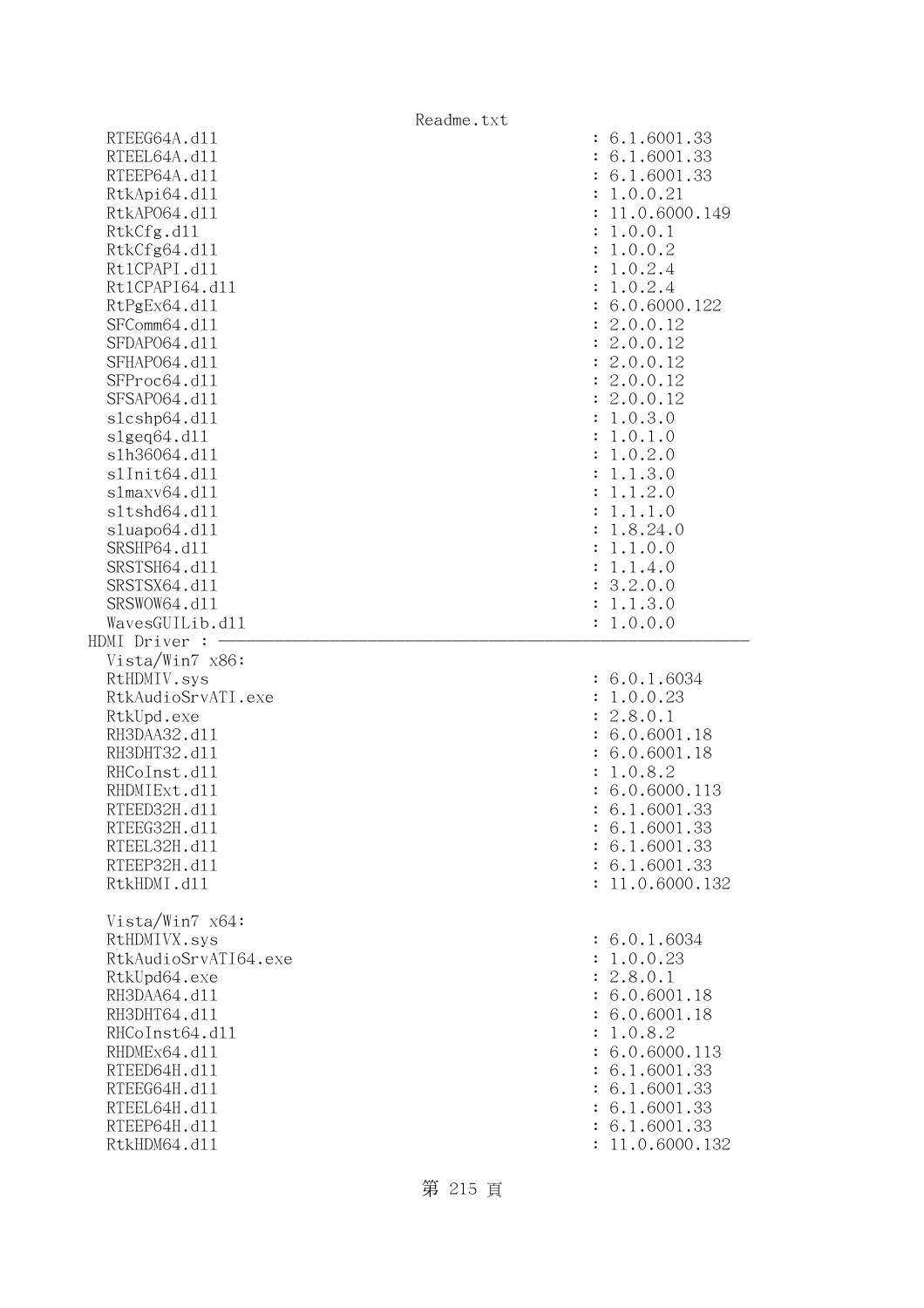```
  RTEEG64A.dll                                          : 6.1.6001.33
  RTEEL64A.dll                                          : 6.1.6001.33
  RTEEP64A.dll                                          : 6.1.6001.33
  RtkApi64.dll                                          : 1.0.0.21
  RtkAPO64.dll                                          : 11.0.6000.149
  RtkCfg.dll                                            : 1.0.0.1
  RtkCfg64.dll                                          : 1.0.0.2
  RtlCPAPI.dll                                          : 1.0.2.4
  RtlCPAPI64.dll                                        : 1.0.2.4
  RtPgEx64.dll                                          : 6.0.6000.122
  SFComm64.dll                                          : 2.0.0.12
  SFDAPO64.dll                                          : 2.0.0.12
  SFHAPO64.dll                                          : 2.0.0.12
  SFProc64.dll                                          : 2.0.0.12
  SFSAPO64.dll                                          : 2.0.0.12
  slcshp64.dll                                          : 1.0.3.0
  slgeq64.dll                                           : 1.0.1.0
  slh36064.dll                                          : 1.0.2.0
  slInit64.dll                                          : 1.1.3.0
  slmaxv64.dll                                          : 1.1.2.0
  sltshd64.dll                                          : 1.1.1.0
  sluapo64.dll                                          : 1.8.24.0
  SRSHP64.dll                                           : 1.1.0.0
  SRSTSH64.dll                                          : 1.1.4.0
  SRSTSX64.dll                                          : 3.2.0.0
  SRSWOW64.dll                                          : 1.1.3.0
  WavesGUILib.dll                                       : 1.0.0.0
HDMI Driver : ------------------------------------------------------------
  Vista/Win7 x86:
  RtHDMIV.sys                                           : 6.0.1.6034
  RtkAudioSrvATI.exe                                    : 1.0.0.23
  RtkUpd.exe                                            : 2.8.0.1
  RH3DAA32.dll                                          : 6.0.6001.18
  RH3DHT32.dll                                          : 6.0.6001.18
  RHCoInst.dll                                          : 1.0.8.2
  RHDMIExt.dll                                          : 6.0.6000.113
  RTEED32H.dll                                          : 6.1.6001.33
  RTEEG32H.dll                                          : 6.1.6001.33
  RTEEL32H.dll                                          : 6.1.6001.33
  RTEEP32H.dll                                          : 6.1.6001.33
  RtkHDMI.dll                                           : 11.0.6000.132

  Vista/Win7 x64:
  RtHDMIVX.sys                                          : 6.0.1.6034
  RtkAudioSrvATI64.exe                                  : 1.0.0.23
  RtkUpd64.exe                                          : 2.8.0.1
  RH3DAA64.dll                                          : 6.0.6001.18
  RH3DHT64.dll                                          : 6.0.6001.18
  RHCoInst64.dll                                        : 1.0.8.2
  RHDMEx64.dll                                          : 6.0.6000.113
  RTEED64H.dll                                          : 6.1.6001.33
  RTEEG64H.dll                                          : 6.1.6001.33
  RTEEL64H.dll                                          : 6.1.6001.33
  RTEEP64H.dll                                          : 6.1.6001.33
  RtkHDM64.dll                                          : 11.0.6000.132
```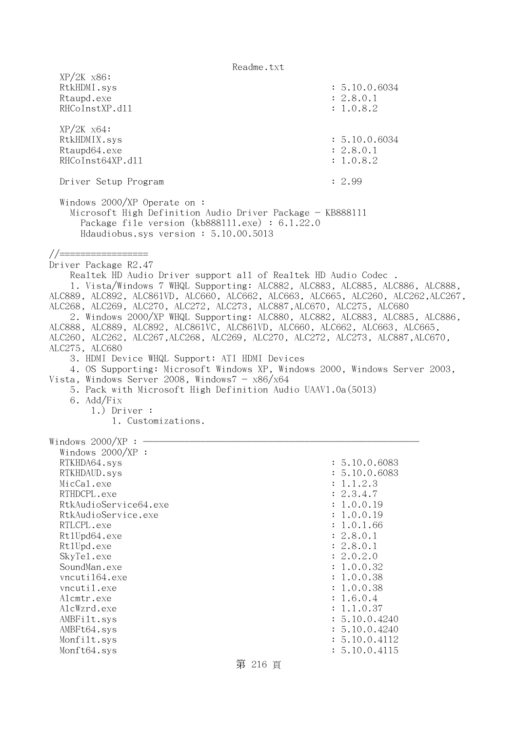```
  XP/2K x86:
  RtkHDMI.sys                                          : 5.10.0.6034
  Rtaupd.exe                                           : 2.8.0.1
  RHCoInstXP.dll                                       : 1.0.8.2

  XP/2K x64:
  RtkHDMIX.sys                                         : 5.10.0.6034
  Rtaupd64.exe                                         : 2.8.0.1
  RHCoInst64XP.dll                                     : 1.0.8.2

  Driver Setup Program                                 : 2.99

  Windows 2000/XP Operate on :
    Microsoft High Definition Audio Driver Package - KB888111
      Package file version (kb888111.exe) : 6.1.22.0
      Hdaudiobus.sys version : 5.10.00.5013

//=================
Driver Package R2.47
    Realtek HD Audio Driver support all of Realtek HD Audio Codec .
    1. Vista/Windows 7 WHQL Supporting: ALC882, ALC883, ALC885, ALC886, ALC888,
ALC889, ALC892, ALC861VD, ALC660, ALC662, ALC663, ALC665, ALC260, ALC262,ALC267,
ALC268, ALC269, ALC270, ALC272, ALC273, ALC887,ALC670, ALC275, ALC680
    2. Windows 2000/XP WHQL Supporting: ALC880, ALC882, ALC883, ALC885, ALC886,
ALC888, ALC889, ALC892, ALC861VC, ALC861VD, ALC660, ALC662, ALC663, ALC665,
ALC260, ALC262, ALC267,ALC268, ALC269, ALC270, ALC272, ALC273, ALC887,ALC670,
ALC275, ALC680
    3. HDMI Device WHQL Support: ATI HDMI Devices
    4. OS Supporting: Microsoft Windows XP, Windows 2000, Windows Server 2003,
Vista, Windows Server 2008, Windows7 - x86/x64
    5. Pack with Microsoft High Definition Audio UAAV1.0a(5013)
    6. Add/Fix
        1.) Driver :
            1. Customizations.

Windows 2000/XP : ----------------------------------------------------
  Windows 2000/XP :
  RTKHDA64.sys                                         : 5.10.0.6083
  RTKHDAUD.sys                                         : 5.10.0.6083
  MicCal.exe                                           : 1.1.2.3
  RTHDCPL.exe                                          : 2.3.4.7
  RtkAudioService64.exe                                : 1.0.0.19
  RtkAudioService.exe                                  : 1.0.0.19
  RTLCPL.exe                                           : 1.0.1.66
  RtlUpd64.exe                                         : 2.8.0.1
  RtlUpd.exe                                           : 2.8.0.1
  SkyTel.exe                                           : 2.0.2.0
  SoundMan.exe                                         : 1.0.0.32
  vncutil64.exe                                        : 1.0.0.38
  vncutil.exe                                          : 1.0.0.38
  Alcmtr.exe                                           : 1.6.0.4
  AlcWzrd.exe                                          : 1.1.0.37
  AMBFilt.sys                                          : 5.10.0.4240
  AMBFt64.sys                                          : 5.10.0.4240
  Monfilt.sys                                          : 5.10.0.4112
  Monft64.sys                                          : 5.10.0.4115
```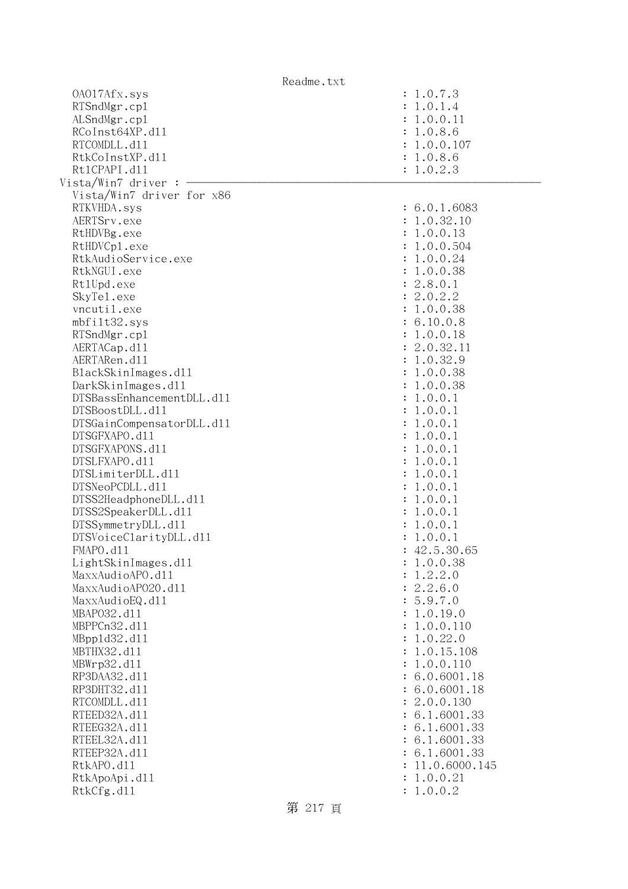```
    OA017Afx.sys                                        : 1.0.7.3
    RTSndMgr.cpl                                        : 1.0.1.4
    ALSndMgr.cpl                                        : 1.0.0.11
    RCoInst64XP.dll                                     : 1.0.8.6
    RTCOMDLL.dll                                        : 1.0.0.107
    RtkCoInstXP.dll                                     : 1.0.8.6
    RtlCPAPI.dll                                        : 1.0.2.3
  Vista/Win7 driver : ────────────────────────────────────────────────────────
    Vista/Win7 driver for x86
    RTKVHDA.sys                                         : 6.0.1.6083
    AERTSrv.exe                                         : 1.0.32.10
    RtHDVBg.exe                                         : 1.0.0.13
    RtHDVCpl.exe                                        : 1.0.0.504
    RtkAudioService.exe                                 : 1.0.0.24
    RtkNGUI.exe                                         : 1.0.0.38
    RtlUpd.exe                                          : 2.8.0.1
    SkyTel.exe                                          : 2.0.2.2
    vncutil.exe                                         : 1.0.0.38
    mbfilt32.sys                                        : 6.10.0.8
    RTSndMgr.cpl                                        : 1.0.0.18
    AERTACap.dll                                        : 2.0.32.11
    AERTARen.dll                                        : 1.0.32.9
    BlackSkinImages.dll                                 : 1.0.0.38
    DarkSkinImages.dll                                  : 1.0.0.38
    DTSBassEnhancementDLL.dll                           : 1.0.0.1
    DTSBoostDLL.dll                                     : 1.0.0.1
    DTSGainCompensatorDLL.dll                           : 1.0.0.1
    DTSGFXAPO.dll                                       : 1.0.0.1
    DTSGFXAPONS.dll                                     : 1.0.0.1
    DTSLFXAPO.dll                                       : 1.0.0.1
    DTSLimiterDLL.dll                                   : 1.0.0.1
    DTSNeoPCDLL.dll                                     : 1.0.0.1
    DTSS2HeadphoneDLL.dll                               : 1.0.0.1
    DTSS2SpeakerDLL.dll                                 : 1.0.0.1
    DTSSymmetryDLL.dll                                  : 1.0.0.1
    DTSVoiceClarityDLL.dll                              : 1.0.0.1
    FMAPO.dll                                           : 42.5.30.65
    LightSkinImages.dll                                 : 1.0.0.38
    MaxxAudioAPO.dll                                    : 1.2.2.0
    MaxxAudioAPO20.dll                                  : 2.2.6.0
    MaxxAudioEQ.dll                                     : 5.9.7.0
    MBAPO32.dll                                         : 1.0.19.0
    MBPPCn32.dll                                        : 1.0.0.110
    MBppld32.dll                                        : 1.0.22.0
    MBTHX32.dll                                         : 1.0.15.108
    MBWrp32.dll                                         : 1.0.0.110
    RP3DAA32.dll                                        : 6.0.6001.18
    RP3DHT32.dll                                        : 6.0.6001.18
    RTCOMDLL.dll                                        : 2.0.0.130
    RTEED32A.dll                                        : 6.1.6001.33
    RTEEG32A.dll                                        : 6.1.6001.33
    RTEEL32A.dll                                        : 6.1.6001.33
    RTEEP32A.dll                                        : 6.1.6001.33
    RtkAPO.dll                                          : 11.0.6000.145
    RtkApoApi.dll                                       : 1.0.0.21
    RtkCfg.dll                                          : 1.0.0.2
```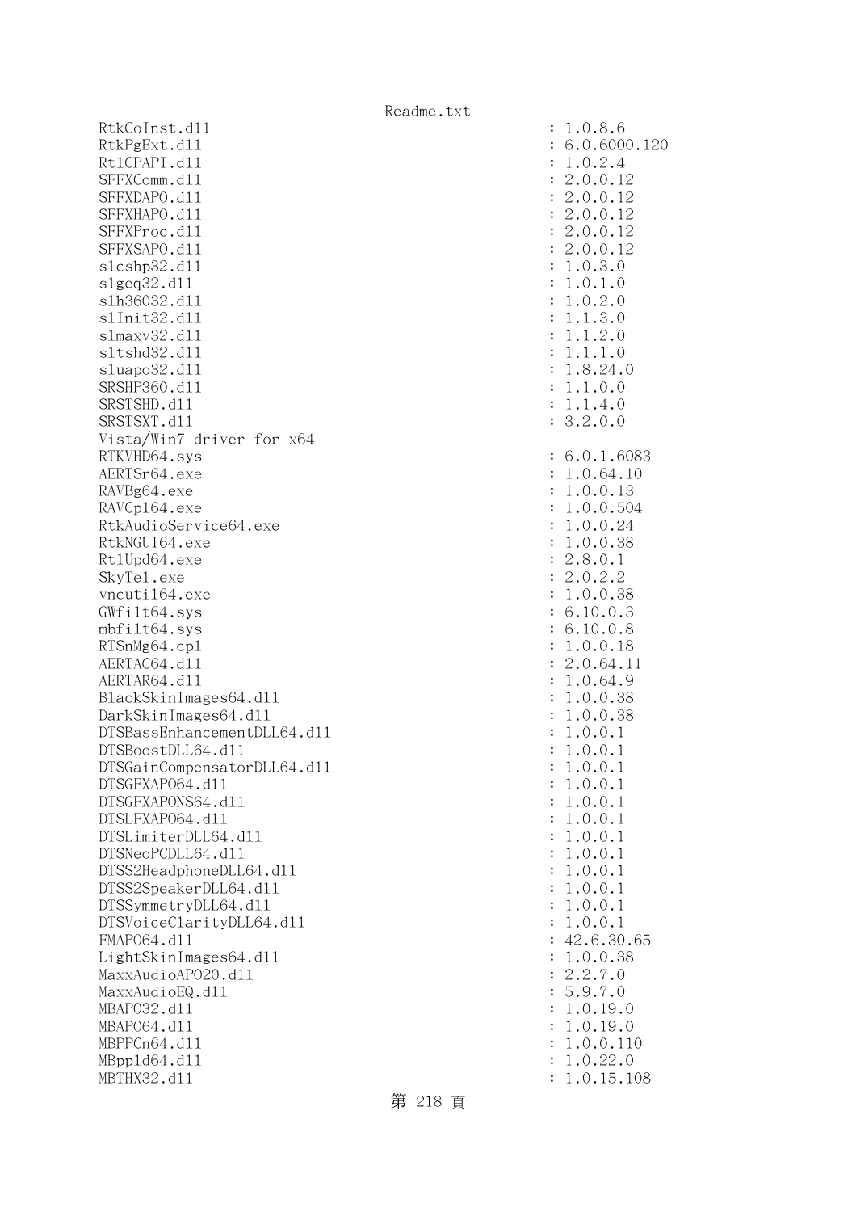```
RtkCoInst.dll                                          : 1.0.8.6
RtkPgExt.dll                                           : 6.0.6000.120
RtlCPAPI.dll                                           : 1.0.2.4
SFFXComm.dll                                           : 2.0.0.12
SFFXDAPO.dll                                           : 2.0.0.12
SFFXHAPO.dll                                           : 2.0.0.12
SFFXProc.dll                                           : 2.0.0.12
SFFXSAPO.dll                                           : 2.0.0.12
slcshp32.dll                                           : 1.0.3.0
slgeq32.dll                                            : 1.0.1.0
slh36032.dll                                           : 1.0.2.0
slInit32.dll                                           : 1.1.3.0
slmaxv32.dll                                           : 1.1.2.0
sltshd32.dll                                           : 1.1.1.0
sluapo32.dll                                           : 1.8.24.0
SRSHP360.dll                                           : 1.1.0.0
SRSTSHD.dll                                            : 1.1.4.0
SRSTSXT.dll                                            : 3.2.0.0
Vista/Win7 driver for x64
RTKVHD64.sys                                           : 6.0.1.6083
AERTSr64.exe                                           : 1.0.64.10
RAVBg64.exe                                            : 1.0.0.13
RAVCpl64.exe                                           : 1.0.0.504
RtkAudioService64.exe                                  : 1.0.0.24
RtkNGUI64.exe                                          : 1.0.0.38
RtlUpd64.exe                                           : 2.8.0.1
SkyTel.exe                                             : 2.0.2.2
vncutil64.exe                                          : 1.0.0.38
GWfilt64.sys                                           : 6.10.0.3
mbfilt64.sys                                           : 6.10.0.8
RTSnMg64.cpl                                           : 1.0.0.18
AERTAC64.dll                                           : 2.0.64.11
AERTAR64.dll                                           : 1.0.64.9
BlackSkinImages64.dll                                  : 1.0.0.38
DarkSkinImages64.dll                                   : 1.0.0.38
DTSBassEnhancementDLL64.dll                            : 1.0.0.1
DTSBoostDLL64.dll                                      : 1.0.0.1
DTSGainCompensatorDLL64.dll                            : 1.0.0.1
DTSGFXAPO64.dll                                        : 1.0.0.1
DTSGFXAPONS64.dll                                      : 1.0.0.1
DTSLFXAPO64.dll                                        : 1.0.0.1
DTSLimiterDLL64.dll                                    : 1.0.0.1
DTSNeoPCDLL64.dll                                      : 1.0.0.1
DTSS2HeadphoneDLL64.dll                                : 1.0.0.1
DTSS2SpeakerDLL64.dll                                  : 1.0.0.1
DTSSymmetryDLL64.dll                                   : 1.0.0.1
DTSVoiceClarityDLL64.dll                               : 1.0.0.1
FMAPO64.dll                                            : 42.6.30.65
LightSkinImages64.dll                                  : 1.0.0.38
MaxxAudioAPO20.dll                                     : 2.2.7.0
MaxxAudioEQ.dll                                        : 5.9.7.0
MBAPO32.dll                                            : 1.0.19.0
MBAPO64.dll                                            : 1.0.19.0
MBPPCn64.dll                                           : 1.0.0.110
MBppld64.dll                                           : 1.0.22.0
MBTHX32.dll                                            : 1.0.15.108
```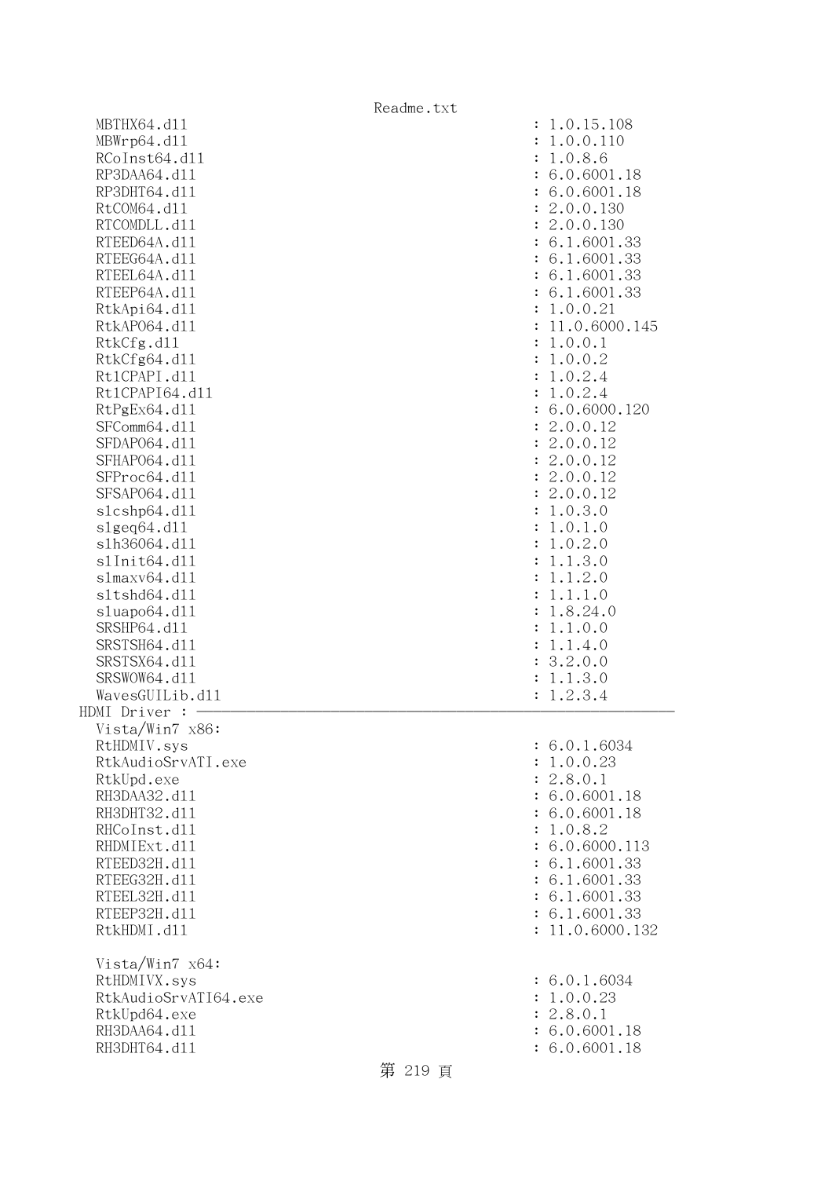```
  MBTHX64.dll                                       : 1.0.15.108
  MBWrp64.dll                                       : 1.0.0.110
  RCoInst64.dll                                     : 1.0.8.6
  RP3DAA64.dll                                      : 6.0.6001.18
  RP3DHT64.dll                                      : 6.0.6001.18
  RtCOM64.dll                                       : 2.0.0.130
  RTCOMDLL.dll                                      : 2.0.0.130
  RTEED64A.dll                                      : 6.1.6001.33
  RTEEG64A.dll                                      : 6.1.6001.33
  RTEEL64A.dll                                      : 6.1.6001.33
  RTEEP64A.dll                                      : 6.1.6001.33
  RtkApi64.dll                                      : 1.0.0.21
  RtkAPO64.dll                                      : 11.0.6000.145
  RtkCfg.dll                                        : 1.0.0.1
  RtkCfg64.dll                                      : 1.0.0.2
  RtlCPAPI.dll                                      : 1.0.2.4
  RtlCPAPI64.dll                                    : 1.0.2.4
  RtPgEx64.dll                                      : 6.0.6000.120
  SFComm64.dll                                      : 2.0.0.12
  SFDAPO64.dll                                      : 2.0.0.12
  SFHAPO64.dll                                      : 2.0.0.12
  SFProc64.dll                                      : 2.0.0.12
  SFSAPO64.dll                                      : 2.0.0.12
  slcshp64.dll                                      : 1.0.3.0
  slgeq64.dll                                       : 1.0.1.0
  slh36064.dll                                      : 1.0.2.0
  slInit64.dll                                      : 1.1.3.0
  slmaxv64.dll                                      : 1.1.2.0
  sltshd64.dll                                      : 1.1.1.0
  sluapo64.dll                                      : 1.8.24.0
  SRSHP64.dll                                       : 1.1.0.0
  SRSTSH64.dll                                      : 1.1.4.0
  SRSTSX64.dll                                      : 3.2.0.0
  SRSWOW64.dll                                      : 1.1.3.0
  WavesGUILib.dll                                   : 1.2.3.4
HDMI Driver : ---------------------------------------------------------------
  Vista/Win7 x86:
  RtHDMIV.sys                                       : 6.0.1.6034
  RtkAudioSrvATI.exe                                : 1.0.0.23
  RtkUpd.exe                                        : 2.8.0.1
  RH3DAA32.dll                                      : 6.0.6001.18
  RH3DHT32.dll                                      : 6.0.6001.18
  RHCoInst.dll                                      : 1.0.8.2
  RHDMIExt.dll                                      : 6.0.6000.113
  RTEED32H.dll                                      : 6.1.6001.33
  RTEEG32H.dll                                      : 6.1.6001.33
  RTEEL32H.dll                                      : 6.1.6001.33
  RTEEP32H.dll                                      : 6.1.6001.33
  RtkHDMI.dll                                       : 11.0.6000.132

  Vista/Win7 x64:
  RtHDMIVX.sys                                      : 6.0.1.6034
  RtkAudioSrvATI64.exe                              : 1.0.0.23
  RtkUpd64.exe                                      : 2.8.0.1
  RH3DAA64.dll                                      : 6.0.6001.18
  RH3DHT64.dll                                      : 6.0.6001.18
```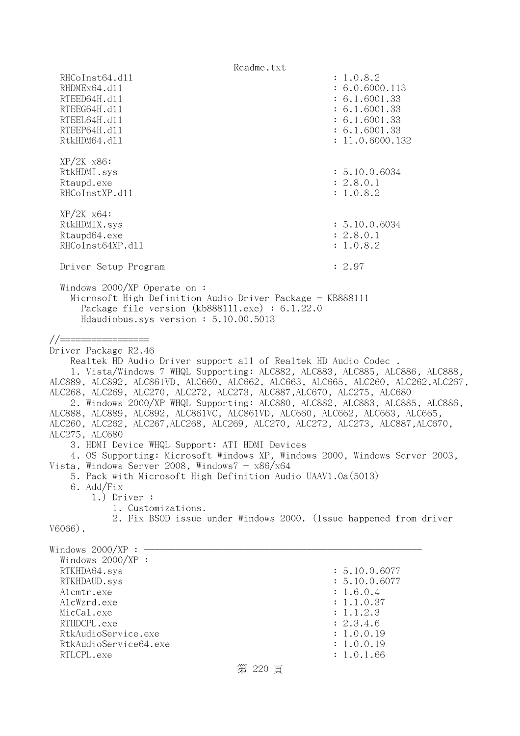```
  RHCoInst64.dll                                        : 1.0.8.2
  RHDMEx64.dll                                          : 6.0.6000.113
  RTEED64H.dll                                          : 6.1.6001.33
  RTEEG64H.dll                                          : 6.1.6001.33
  RTEEL64H.dll                                          : 6.1.6001.33
  RTEEP64H.dll                                          : 6.1.6001.33
  RtkHDM64.dll                                          : 11.0.6000.132

  XP/2K x86:
  RtkHDMI.sys                                           : 5.10.0.6034
  Rtaupd.exe                                            : 2.8.0.1
  RHCoInstXP.dll                                        : 1.0.8.2

  XP/2K x64:
  RtkHDMIX.sys                                          : 5.10.0.6034
  Rtaupd64.exe                                          : 2.8.0.1
  RHCoInst64XP.dll                                      : 1.0.8.2

  Driver Setup Program                                  : 2.97

  Windows 2000/XP Operate on :
    Microsoft High Definition Audio Driver Package - KB888111
      Package file version (kb888111.exe) : 6.1.22.0
      Hdaudiobus.sys version : 5.10.00.5013

//=================
Driver Package R2.46
    Realtek HD Audio Driver support all of Realtek HD Audio Codec .
    1. Vista/Windows 7 WHQL Supporting: ALC882, ALC883, ALC885, ALC886, ALC888,
ALC889, ALC892, ALC861VD, ALC660, ALC662, ALC663, ALC665, ALC260, ALC262,ALC267,
ALC268, ALC269, ALC270, ALC272, ALC273, ALC887,ALC670, ALC275, ALC680
    2. Windows 2000/XP WHQL Supporting: ALC880, ALC882, ALC883, ALC885, ALC886,
ALC888, ALC889, ALC892, ALC861VC, ALC861VD, ALC660, ALC662, ALC663, ALC665,
ALC260, ALC262, ALC267,ALC268, ALC269, ALC270, ALC272, ALC273, ALC887,ALC670,
ALC275, ALC680
    3. HDMI Device WHQL Support: ATI HDMI Devices
    4. OS Supporting: Microsoft Windows XP, Windows 2000, Windows Server 2003,
Vista, Windows Server 2008, Windows7 - x86/x64
    5. Pack with Microsoft High Definition Audio UAAV1.0a(5013)
    6. Add/Fix
        1.) Driver :
            1. Customizations.
            2. Fix BSOD issue under Windows 2000. (Issue happened from driver
V6066).

Windows 2000/XP : ----------------------------------------------------
  Windows 2000/XP :
  RTKHDA64.sys                                          : 5.10.0.6077
  RTKHDAUD.sys                                          : 5.10.0.6077
  Alcmtr.exe                                            : 1.6.0.4
  AlcWzrd.exe                                           : 1.1.0.37
  MicCal.exe                                            : 1.1.2.3
  RTHDCPL.exe                                           : 2.3.4.6
  RtkAudioService.exe                                   : 1.0.0.19
  RtkAudioService64.exe                                 : 1.0.0.19
  RTLCPL.exe                                            : 1.0.1.66
```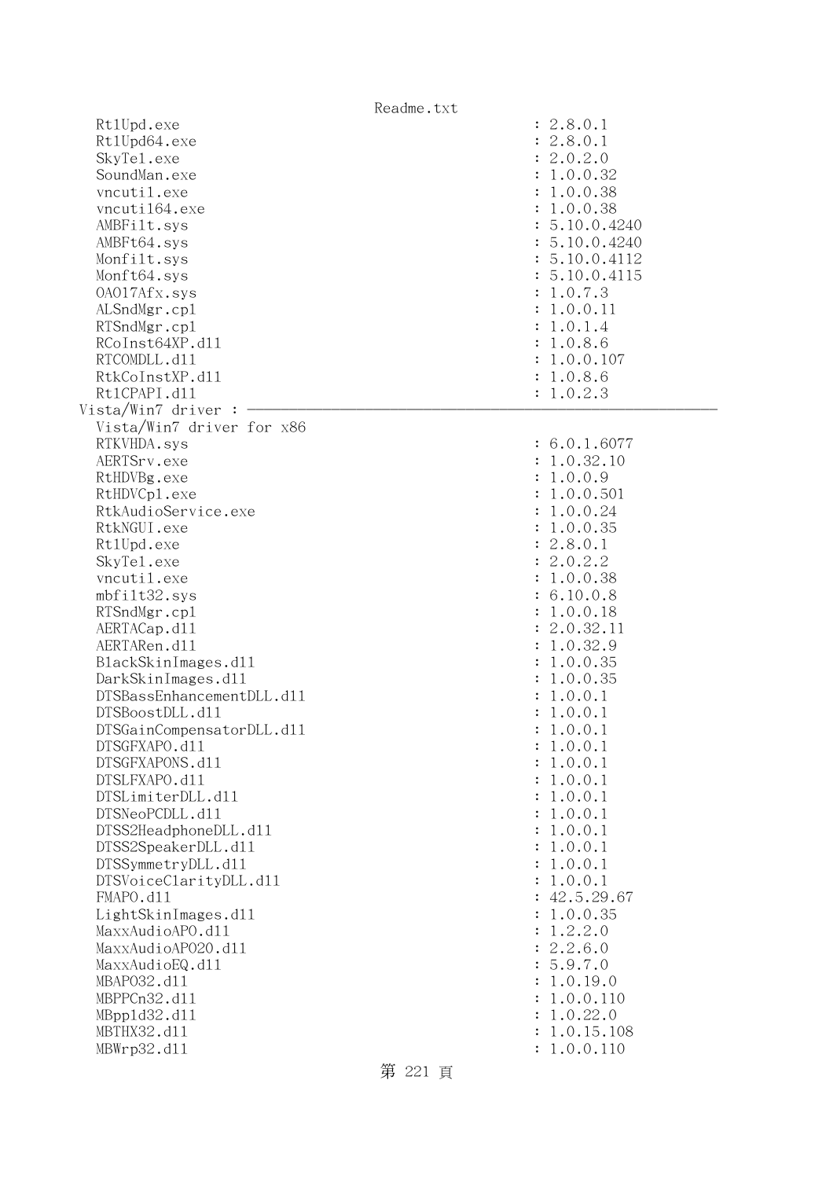```
  Rt1Upd.exe                                        : 2.8.0.1
  Rt1Upd64.exe                                      : 2.8.0.1
  SkyTel.exe                                        : 2.0.2.0
  SoundMan.exe                                      : 1.0.0.32
  vncutil.exe                                       : 1.0.0.38
  vncutil64.exe                                     : 1.0.0.38
  AMBFilt.sys                                       : 5.10.0.4240
  AMBFt64.sys                                       : 5.10.0.4240
  Monfilt.sys                                       : 5.10.0.4112
  Monft64.sys                                       : 5.10.0.4115
  OA017Afx.sys                                      : 1.0.7.3
  ALSndMgr.cpl                                      : 1.0.0.11
  RTSndMgr.cpl                                      : 1.0.1.4
  RCoInst64XP.dll                                   : 1.0.8.6
  RTCOMDLL.dll                                      : 1.0.0.107
  RtkCoInstXP.dll                                   : 1.0.8.6
  Rt1CPAPI.dll                                      : 1.0.2.3
Vista/Win7 driver : ─────────────────────────────────────────
  Vista/Win7 driver for x86
  RTKVHDA.sys                                       : 6.0.1.6077
  AERTSrv.exe                                       : 1.0.32.10
  RtHDVBg.exe                                       : 1.0.0.9
  RtHDVCpl.exe                                      : 1.0.0.501
  RtkAudioService.exe                               : 1.0.0.24
  RtkNGUI.exe                                       : 1.0.0.35
  Rt1Upd.exe                                        : 2.8.0.1
  SkyTel.exe                                        : 2.0.2.2
  vncutil.exe                                       : 1.0.0.38
  mbfilt32.sys                                      : 6.10.0.8
  RTSndMgr.cpl                                      : 1.0.0.18
  AERTACap.dll                                      : 2.0.32.11
  AERTARen.dll                                      : 1.0.32.9
  BlackSkinImages.dll                               : 1.0.0.35
  DarkSkinImages.dll                                : 1.0.0.35
  DTSBassEnhancementDLL.dll                         : 1.0.0.1
  DTSBoostDLL.dll                                   : 1.0.0.1
  DTSGainCompensatorDLL.dll                         : 1.0.0.1
  DTSGFXAPO.dll                                     : 1.0.0.1
  DTSGFXAPONS.dll                                   : 1.0.0.1
  DTSLFXAPO.dll                                     : 1.0.0.1
  DTSLimiterDLL.dll                                 : 1.0.0.1
  DTSNeoPCDLL.dll                                   : 1.0.0.1
  DTSS2HeadphoneDLL.dll                             : 1.0.0.1
  DTSS2SpeakerDLL.dll                               : 1.0.0.1
  DTSSymmetryDLL.dll                                : 1.0.0.1
  DTSVoiceClarityDLL.dll                            : 1.0.0.1
  FMAPO.dll                                         : 42.5.29.67
  LightSkinImages.dll                               : 1.0.0.35
  MaxxAudioAPO.dll                                  : 1.2.2.0
  MaxxAudioAPO20.dll                                : 2.2.6.0
  MaxxAudioEQ.dll                                   : 5.9.7.0
  MBAPO32.dll                                       : 1.0.19.0
  MBPPCn32.dll                                      : 1.0.0.110
  MBppld32.dll                                      : 1.0.22.0
  MBTHX32.dll                                       : 1.0.15.108
  MBWrp32.dll                                       : 1.0.0.110
```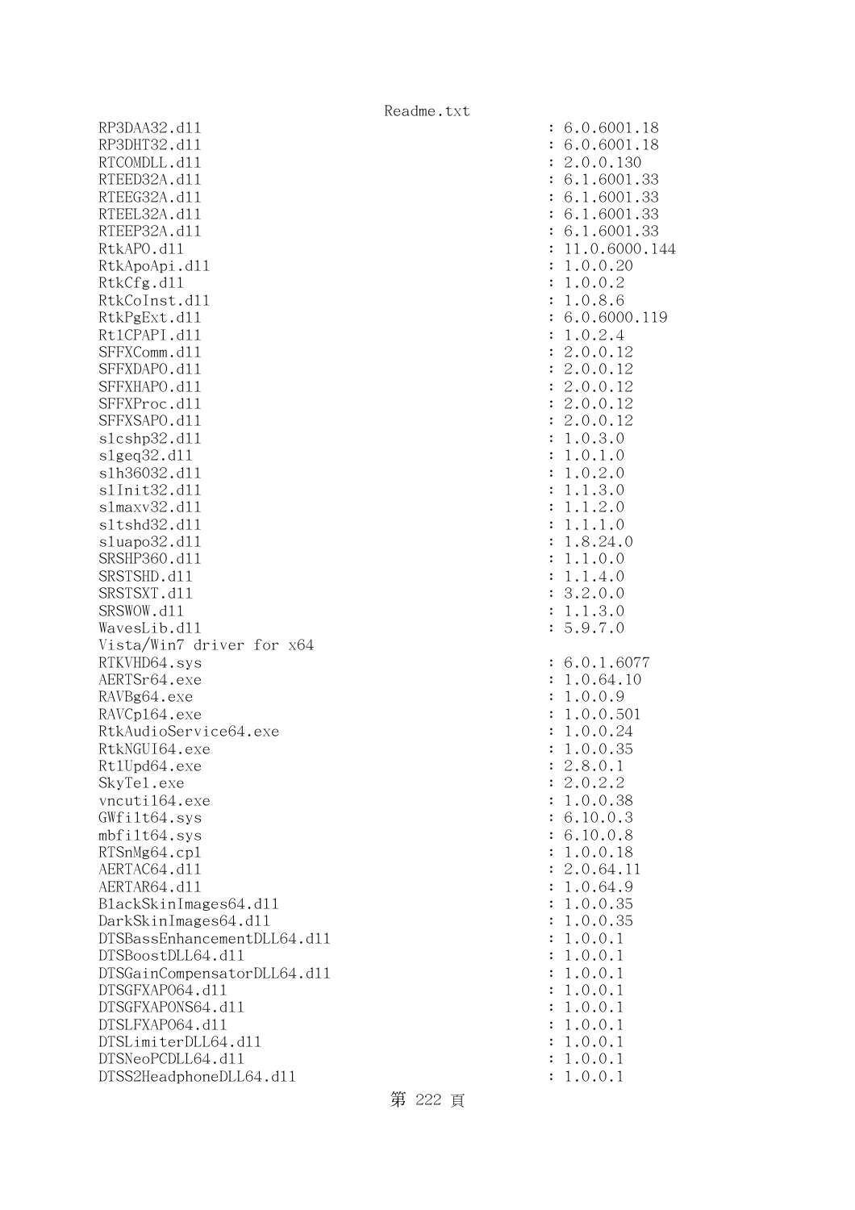```
RP3DAA32.dll                                          : 6.0.6001.18
RP3DHT32.dll                                          : 6.0.6001.18
RTCOMDLL.dll                                          : 2.0.0.130
RTEED32A.dll                                          : 6.1.6001.33
RTEEG32A.dll                                          : 6.1.6001.33
RTEEL32A.dll                                          : 6.1.6001.33
RTEEP32A.dll                                          : 6.1.6001.33
RtkAPO.dll                                            : 11.0.6000.144
RtkApoApi.dll                                         : 1.0.0.20
RtkCfg.dll                                            : 1.0.0.2
RtkCoInst.dll                                         : 1.0.8.6
RtkPgExt.dll                                          : 6.0.6000.119
RtlCPAPI.dll                                          : 1.0.2.4
SFFXComm.dll                                          : 2.0.0.12
SFFXDAPO.dll                                          : 2.0.0.12
SFFXHAPO.dll                                          : 2.0.0.12
SFFXProc.dll                                          : 2.0.0.12
SFFXSAPO.dll                                          : 2.0.0.12
slcshp32.dll                                          : 1.0.3.0
slgeq32.dll                                           : 1.0.1.0
slh36032.dll                                          : 1.0.2.0
slInit32.dll                                          : 1.1.3.0
slmaxv32.dll                                          : 1.1.2.0
sltshd32.dll                                          : 1.1.1.0
sluapo32.dll                                          : 1.8.24.0
SRSHP360.dll                                          : 1.1.0.0
SRSTSHD.dll                                           : 1.1.4.0
SRSTSXT.dll                                           : 3.2.0.0
SRSWOW.dll                                            : 1.1.3.0
WavesLib.dll                                          : 5.9.7.0
Vista/Win7 driver for x64
RTKVHD64.sys                                          : 6.0.1.6077
AERTSr64.exe                                          : 1.0.64.10
RAVBg64.exe                                           : 1.0.0.9
RAVCpl64.exe                                          : 1.0.0.501
RtkAudioService64.exe                                 : 1.0.0.24
RtkNGUI64.exe                                         : 1.0.0.35
RtlUpd64.exe                                          : 2.8.0.1
SkyTel.exe                                            : 2.0.2.2
vncutil64.exe                                         : 1.0.0.38
GWfilt64.sys                                          : 6.10.0.3
mbfilt64.sys                                          : 6.10.0.8
RTSnMg64.cpl                                          : 1.0.0.18
AERTAC64.dll                                          : 2.0.64.11
AERTAR64.dll                                          : 1.0.64.9
BlackSkinImages64.dll                                 : 1.0.0.35
DarkSkinImages64.dll                                  : 1.0.0.35
DTSBassEnhancementDLL64.dll                           : 1.0.0.1
DTSBoostDLL64.dll                                     : 1.0.0.1
DTSGainCompensatorDLL64.dll                           : 1.0.0.1
DTSGFXAPO64.dll                                       : 1.0.0.1
DTSGFXAPONS64.dll                                     : 1.0.0.1
DTSLFXAPO64.dll                                       : 1.0.0.1
DTSLimiterDLL64.dll                                   : 1.0.0.1
DTSNeoPCDLL64.dll                                     : 1.0.0.1
DTSS2HeadphoneDLL64.dll                               : 1.0.0.1
```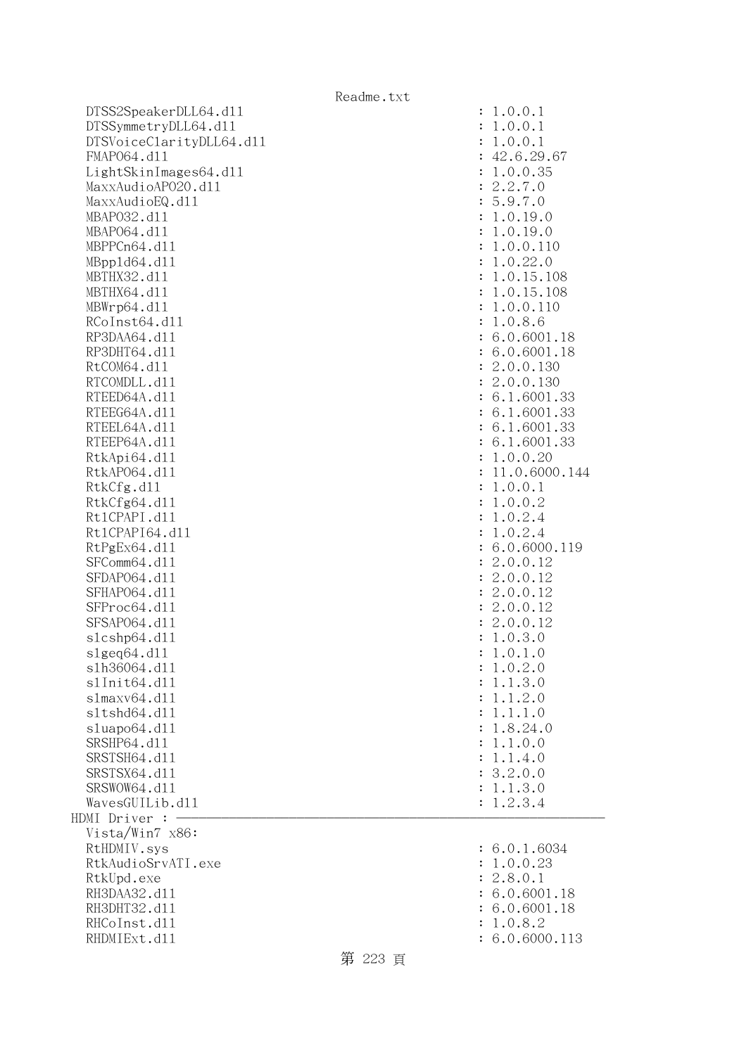```
  DTSS2SpeakerDLL64.dll                                   : 1.0.0.1
  DTSSymmetryDLL64.dll                                    : 1.0.0.1
  DTSVoiceClarityDLL64.dll                                : 1.0.0.1
  FMAPO64.dll                                             : 42.6.29.67
  LightSkinImages64.dll                                   : 1.0.0.35
  MaxxAudioAPO20.dll                                      : 2.2.7.0
  MaxxAudioEQ.dll                                         : 5.9.7.0
  MBAPO32.dll                                             : 1.0.19.0
  MBAPO64.dll                                             : 1.0.19.0
  MBPPCn64.dll                                            : 1.0.0.110
  MBppld64.dll                                            : 1.0.22.0
  MBTHX32.dll                                             : 1.0.15.108
  MBTHX64.dll                                             : 1.0.15.108
  MBWrp64.dll                                             : 1.0.0.110
  RCoInst64.dll                                           : 1.0.8.6
  RP3DAA64.dll                                            : 6.0.6001.18
  RP3DHT64.dll                                            : 6.0.6001.18
  RtCOM64.dll                                             : 2.0.0.130
  RTCOMDLL.dll                                            : 2.0.0.130
  RTEED64A.dll                                            : 6.1.6001.33
  RTEEG64A.dll                                            : 6.1.6001.33
  RTEEL64A.dll                                            : 6.1.6001.33
  RTEEP64A.dll                                            : 6.1.6001.33
  RtkApi64.dll                                            : 1.0.0.20
  RtkAPO64.dll                                            : 11.0.6000.144
  RtkCfg.dll                                              : 1.0.0.1
  RtkCfg64.dll                                            : 1.0.0.2
  Rt1CPAPI.dll                                            : 1.0.2.4
  Rt1CPAPI64.dll                                          : 1.0.2.4
  RtPgEx64.dll                                            : 6.0.6000.119
  SFComm64.dll                                            : 2.0.0.12
  SFDAPO64.dll                                            : 2.0.0.12
  SFHAPO64.dll                                            : 2.0.0.12
  SFProc64.dll                                            : 2.0.0.12
  SFSAPO64.dll                                            : 2.0.0.12
  slcshp64.dll                                            : 1.0.3.0
  slgeq64.dll                                             : 1.0.1.0
  slh36064.dll                                            : 1.0.2.0
  slInit64.dll                                            : 1.1.3.0
  slmaxv64.dll                                            : 1.1.2.0
  sltshd64.dll                                            : 1.1.1.0
  sluapo64.dll                                            : 1.8.24.0
  SRSHP64.dll                                             : 1.1.0.0
  SRSTSH64.dll                                            : 1.1.4.0
  SRSTSX64.dll                                            : 3.2.0.0
  SRSWOW64.dll                                            : 1.1.3.0
  WavesGUILib.dll                                         : 1.2.3.4
HDMI Driver : ————————————————————————————————————————————————————————————
  Vista/Win7 x86:
  RtHDMIV.sys                                             : 6.0.1.6034
  RtkAudioSrvATI.exe                                      : 1.0.0.23
  RtkUpd.exe                                              : 2.8.0.1
  RH3DAA32.dll                                            : 6.0.6001.18
  RH3DHT32.dll                                            : 6.0.6001.18
  RHCoInst.dll                                            : 1.0.8.2
  RHDMIExt.dll                                            : 6.0.6000.113
```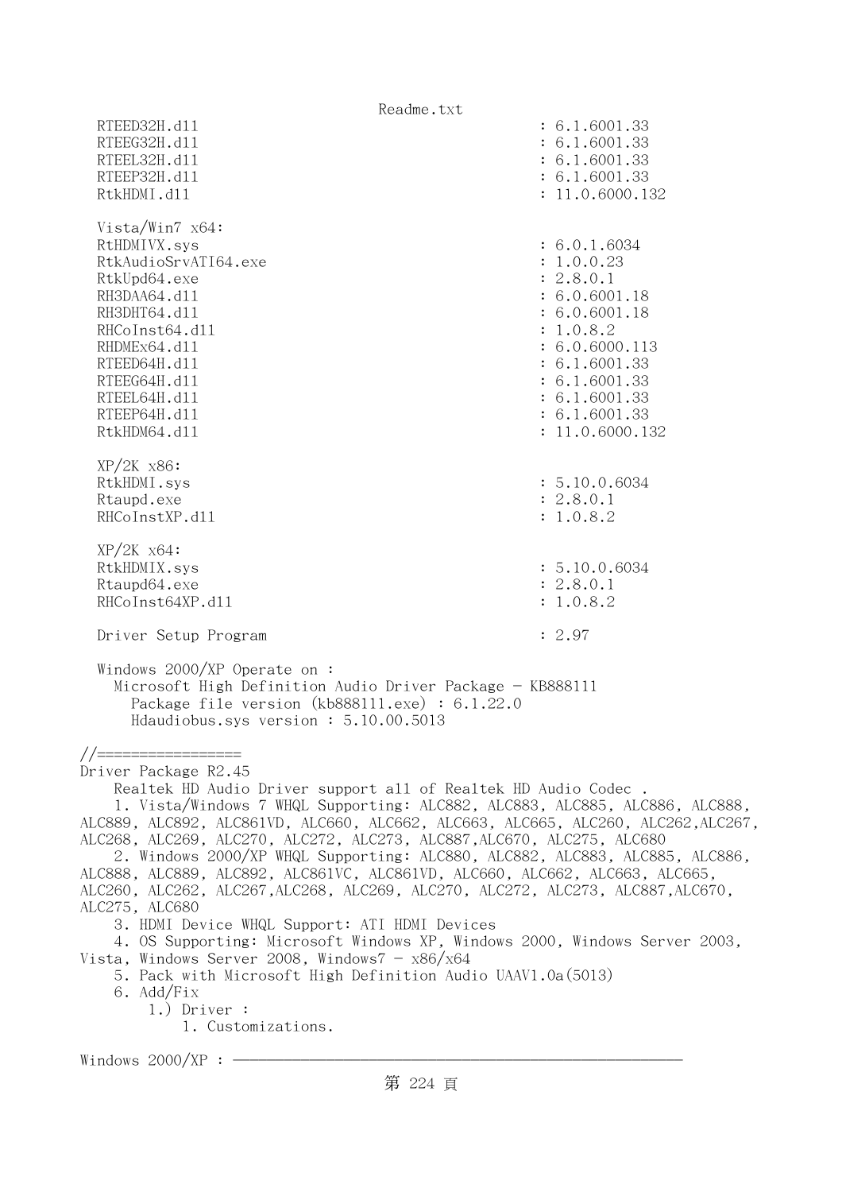```
RTEED32H.dll                                      : 6.1.6001.33
RTEEG32H.dll                                      : 6.1.6001.33
RTEEL32H.dll                                      : 6.1.6001.33
RTEEP32H.dll                                      : 6.1.6001.33
RtkHDMI.dll                                       : 11.0.6000.132

Vista/Win7 x64:
RtHDMIVX.sys                                      : 6.0.1.6034
RtkAudioSrvATI64.exe                              : 1.0.0.23
RtkUpd64.exe                                      : 2.8.0.1
RH3DAA64.dll                                      : 6.0.6001.18
RH3DHT64.dll                                      : 6.0.6001.18
RHCoInst64.dll                                    : 1.0.8.2
RHDMEx64.dll                                      : 6.0.6000.113
RTEED64H.dll                                      : 6.1.6001.33
RTEEG64H.dll                                      : 6.1.6001.33
RTEEL64H.dll                                      : 6.1.6001.33
RTEEP64H.dll                                      : 6.1.6001.33
RtkHDM64.dll                                      : 11.0.6000.132

XP/2K x86:
RtkHDMI.sys                                       : 5.10.0.6034
Rtaupd.exe                                        : 2.8.0.1
RHCoInstXP.dll                                    : 1.0.8.2

XP/2K x64:
RtkHDMIX.sys                                      : 5.10.0.6034
Rtaupd64.exe                                      : 2.8.0.1
RHCoInst64XP.dll                                  : 1.0.8.2

Driver Setup Program                              : 2.97

Windows 2000/XP Operate on :
  Microsoft High Definition Audio Driver Package - KB888111
    Package file version (kb888111.exe) : 6.1.22.0
    Hdaudiobus.sys version : 5.10.00.5013
```

//=================

Driver Package R2.45

Realtek HD Audio Driver support all of Realtek HD Audio Codec .

1. Vista/Windows 7 WHQL Supporting: ALC882, ALC883, ALC885, ALC886, ALC888, ALC889, ALC892, ALC861VD, ALC660, ALC662, ALC663, ALC665, ALC260, ALC262,ALC267, ALC268, ALC269, ALC270, ALC272, ALC273, ALC887,ALC670, ALC275, ALC680
2. Windows 2000/XP WHQL Supporting: ALC880, ALC882, ALC883, ALC885, ALC886, ALC888, ALC889, ALC892, ALC861VC, ALC861VD, ALC660, ALC662, ALC663, ALC665, ALC260, ALC262, ALC267,ALC268, ALC269, ALC270, ALC272, ALC273, ALC887,ALC670, ALC275, ALC680
3. HDMI Device WHQL Support: ATI HDMI Devices
4. OS Supporting: Microsoft Windows XP, Windows 2000, Windows Server 2003, Vista, Windows Server 2008, Windows7 - x86/x64
5. Pack with Microsoft High Definition Audio UAAV1.0a(5013)
6. Add/Fix
    1.) Driver :
        1. Customizations.

Windows 2000/XP : ————————————————————————————————————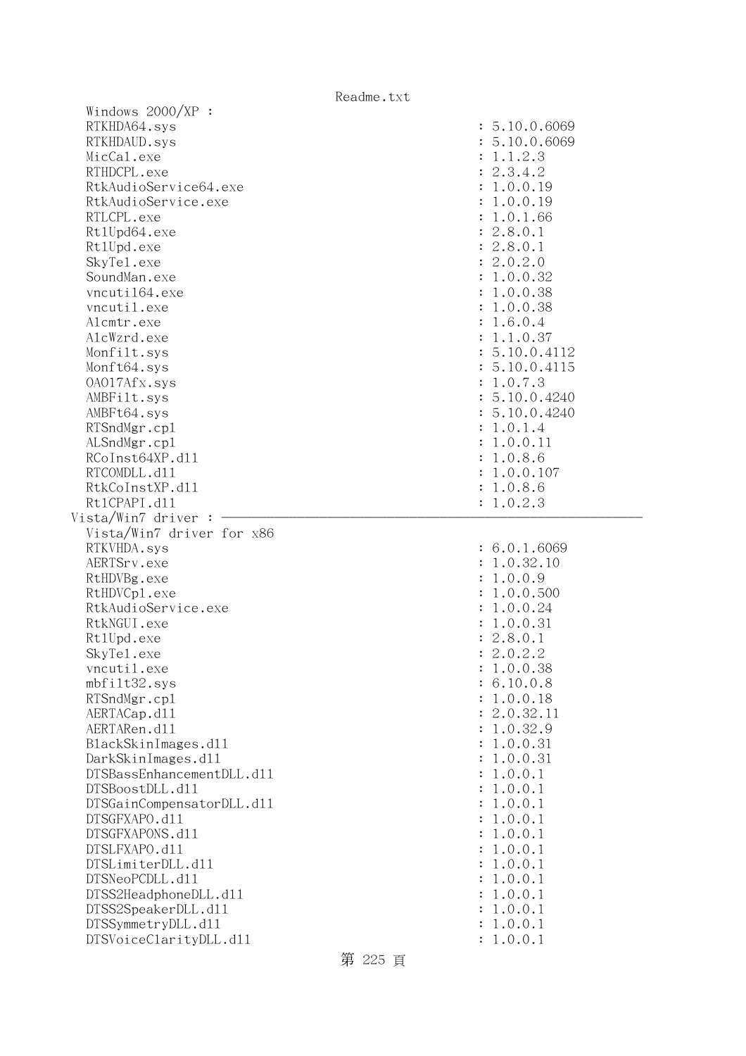```
  Windows 2000/XP :
  RTKHDA64.sys                                        : 5.10.0.6069
  RTKHDAUD.sys                                        : 5.10.0.6069
  MicCal.exe                                          : 1.1.2.3
  RTHDCPL.exe                                         : 2.3.4.2
  RtkAudioService64.exe                               : 1.0.0.19
  RtkAudioService.exe                                 : 1.0.0.19
  RTLCPL.exe                                          : 1.0.1.66
  RtlUpd64.exe                                        : 2.8.0.1
  RtlUpd.exe                                          : 2.8.0.1
  SkyTel.exe                                          : 2.0.2.0
  SoundMan.exe                                        : 1.0.0.32
  vncutil64.exe                                       : 1.0.0.38
  vncutil.exe                                         : 1.0.0.38
  Alcmtr.exe                                          : 1.6.0.4
  AlcWzrd.exe                                         : 1.1.0.37
  Monfilt.sys                                         : 5.10.0.4112
  Monft64.sys                                         : 5.10.0.4115
  OA017Afx.sys                                        : 1.0.7.3
  AMBFilt.sys                                         : 5.10.0.4240
  AMBFt64.sys                                         : 5.10.0.4240
  RTSndMgr.cpl                                        : 1.0.1.4
  ALSndMgr.cpl                                        : 1.0.0.11
  RCoInst64XP.dll                                     : 1.0.8.6
  RTCOMDLL.dll                                        : 1.0.0.107
  RtkCoInstXP.dll                                     : 1.0.8.6
  RtlCPAPI.dll                                        : 1.0.2.3
Vista/Win7 driver : ------------------------------------------------------------
  Vista/Win7 driver for x86
  RTKVHDA.sys                                         : 6.0.1.6069
  AERTSrv.exe                                         : 1.0.32.10
  RtHDVBg.exe                                         : 1.0.0.9
  RtHDVCpl.exe                                        : 1.0.0.500
  RtkAudioService.exe                                 : 1.0.0.24
  RtkNGUI.exe                                         : 1.0.0.31
  RtlUpd.exe                                          : 2.8.0.1
  SkyTel.exe                                          : 2.0.2.2
  vncutil.exe                                         : 1.0.0.38
  mbfilt32.sys                                        : 6.10.0.8
  RTSndMgr.cpl                                        : 1.0.0.18
  AERTACap.dll                                        : 2.0.32.11
  AERTARen.dll                                        : 1.0.32.9
  BlackSkinImages.dll                                 : 1.0.0.31
  DarkSkinImages.dll                                  : 1.0.0.31
  DTSBassEnhancementDLL.dll                           : 1.0.0.1
  DTSBoostDLL.dll                                     : 1.0.0.1
  DTSGainCompensatorDLL.dll                           : 1.0.0.1
  DTSGFXAPO.dll                                       : 1.0.0.1
  DTSGFXAPONS.dll                                     : 1.0.0.1
  DTSLFXAPO.dll                                       : 1.0.0.1
  DTSLimiterDLL.dll                                   : 1.0.0.1
  DTSNeoPCDLL.dll                                     : 1.0.0.1
  DTSS2HeadphoneDLL.dll                               : 1.0.0.1
  DTSS2SpeakerDLL.dll                                 : 1.0.0.1
  DTSSymmetryDLL.dll                                  : 1.0.0.1
  DTSVoiceClarityDLL.dll                              : 1.0.0.1
```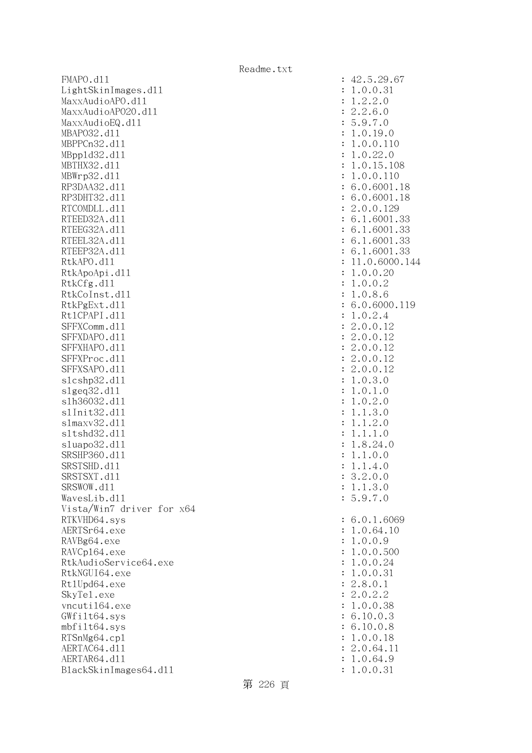```
FMAPO.dll                                          : 42.5.29.67
LightSkinImages.dll                                : 1.0.0.31
MaxxAudioAPO.dll                                   : 1.2.2.0
MaxxAudioAPO20.dll                                 : 2.2.6.0
MaxxAudioEQ.dll                                    : 5.9.7.0
MBAPO32.dll                                        : 1.0.19.0
MBPPCn32.dll                                       : 1.0.0.110
MBppld32.dll                                       : 1.0.22.0
MBTHX32.dll                                        : 1.0.15.108
MBWrp32.dll                                        : 1.0.0.110
RP3DAA32.dll                                       : 6.0.6001.18
RP3DHT32.dll                                       : 6.0.6001.18
RTCOMDLL.dll                                       : 2.0.0.129
RTEED32A.dll                                       : 6.1.6001.33
RTEEG32A.dll                                       : 6.1.6001.33
RTEEL32A.dll                                       : 6.1.6001.33
RTEEP32A.dll                                       : 6.1.6001.33
RtkAPO.dll                                         : 11.0.6000.144
RtkApoApi.dll                                      : 1.0.0.20
RtkCfg.dll                                         : 1.0.0.2
RtkCoInst.dll                                      : 1.0.8.6
RtkPgExt.dll                                       : 6.0.6000.119
RtlCPAPI.dll                                       : 1.0.2.4
SFFXComm.dll                                       : 2.0.0.12
SFFXDAPO.dll                                       : 2.0.0.12
SFFXHAPO.dll                                       : 2.0.0.12
SFFXProc.dll                                       : 2.0.0.12
SFFXSAPO.dll                                       : 2.0.0.12
slcshp32.dll                                       : 1.0.3.0
slgeq32.dll                                        : 1.0.1.0
slh36032.dll                                       : 1.0.2.0
slInit32.dll                                       : 1.1.3.0
slmaxv32.dll                                       : 1.1.2.0
sltshd32.dll                                       : 1.1.1.0
sluapo32.dll                                       : 1.8.24.0
SRSHP360.dll                                       : 1.1.0.0
SRSTSHD.dll                                        : 1.1.4.0
SRSTSXT.dll                                        : 3.2.0.0
SRSWOW.dll                                         : 1.1.3.0
WavesLib.dll                                       : 5.9.7.0
Vista/Win7 driver for x64
RTKVHD64.sys                                       : 6.0.1.6069
AERTSr64.exe                                       : 1.0.64.10
RAVBg64.exe                                        : 1.0.0.9
RAVCpl64.exe                                       : 1.0.0.500
RtkAudioService64.exe                              : 1.0.0.24
RtkNGUI64.exe                                      : 1.0.0.31
RtlUpd64.exe                                       : 2.8.0.1
SkyTel.exe                                         : 2.0.2.2
vncutil64.exe                                      : 1.0.0.38
GWfilt64.sys                                       : 6.10.0.3
mbfilt64.sys                                       : 6.10.0.8
RTSnMg64.cpl                                       : 1.0.0.18
AERTAC64.dll                                       : 2.0.64.11
AERTAR64.dll                                       : 1.0.64.9
BlackSkinImages64.dll                              : 1.0.0.31
```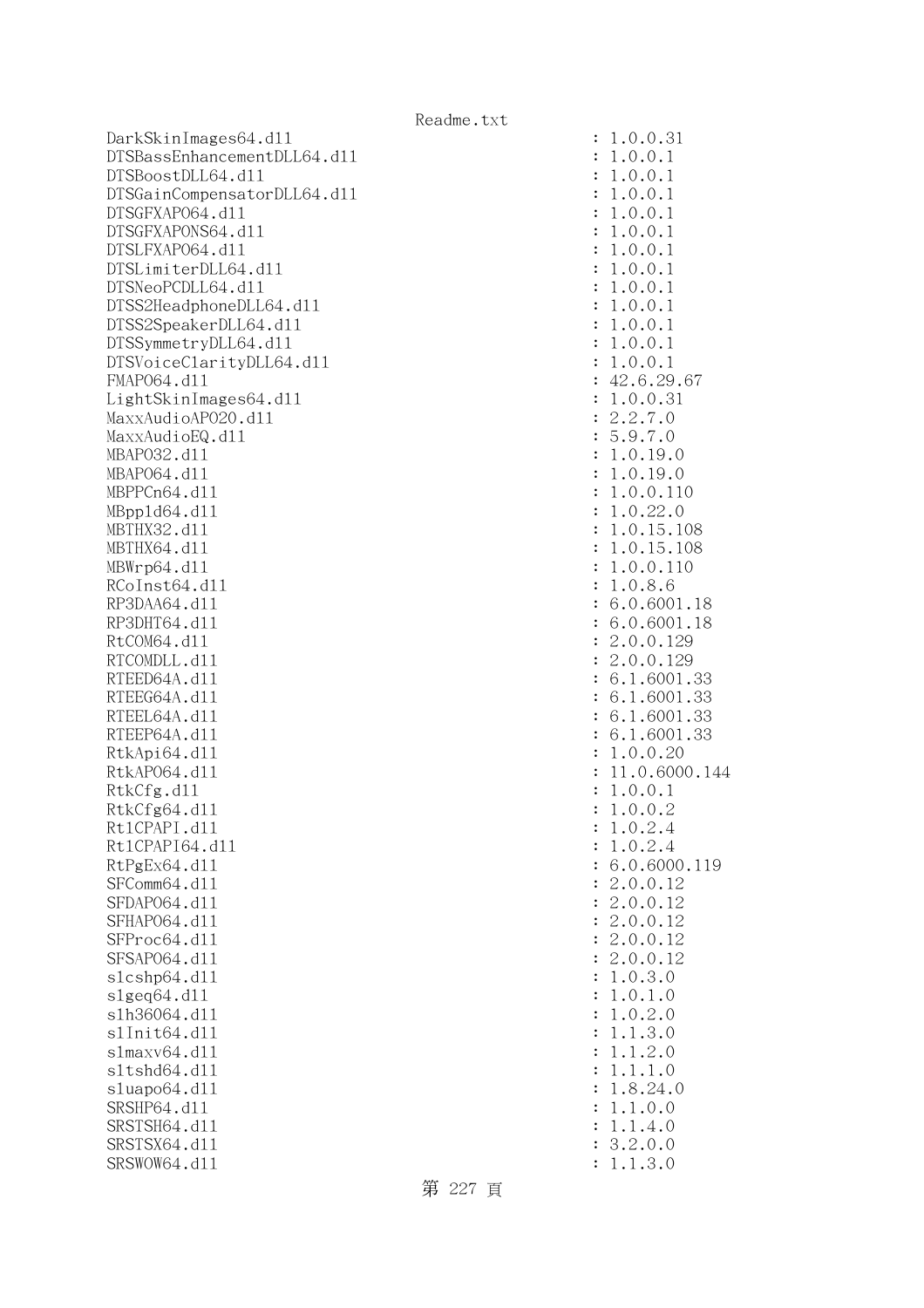```
DarkSkinImages64.dll                                        : 1.0.0.31
DTSBassEnhancementDLL64.dll                                 : 1.0.0.1
DTSBoostDLL64.dll                                           : 1.0.0.1
DTSGainCompensatorDLL64.dll                                 : 1.0.0.1
DTSGFXAPO64.dll                                             : 1.0.0.1
DTSGFXAPONS64.dll                                           : 1.0.0.1
DTSLFXAPO64.dll                                             : 1.0.0.1
DTSLimiterDLL64.dll                                         : 1.0.0.1
DTSNeoPCDLL64.dll                                           : 1.0.0.1
DTSS2HeadphoneDLL64.dll                                     : 1.0.0.1
DTSS2SpeakerDLL64.dll                                       : 1.0.0.1
DTSSymmetryDLL64.dll                                        : 1.0.0.1
DTSVoiceClarityDLL64.dll                                    : 1.0.0.1
FMAPO64.dll                                                 : 42.6.29.67
LightSkinImages64.dll                                       : 1.0.0.31
MaxxAudioAPO20.dll                                          : 2.2.7.0
MaxxAudioEQ.dll                                             : 5.9.7.0
MBAPO32.dll                                                 : 1.0.19.0
MBAPO64.dll                                                 : 1.0.19.0
MBPPCn64.dll                                                : 1.0.0.110
MBppld64.dll                                                : 1.0.22.0
MBTHX32.dll                                                 : 1.0.15.108
MBTHX64.dll                                                 : 1.0.15.108
MBWrp64.dll                                                 : 1.0.0.110
RCoInst64.dll                                               : 1.0.8.6
RP3DAA64.dll                                                : 6.0.6001.18
RP3DHT64.dll                                                : 6.0.6001.18
RtCOM64.dll                                                 : 2.0.0.129
RTCOMDLL.dll                                                : 2.0.0.129
RTEED64A.dll                                                : 6.1.6001.33
RTEEG64A.dll                                                : 6.1.6001.33
RTEEL64A.dll                                                : 6.1.6001.33
RTEEP64A.dll                                                : 6.1.6001.33
RtkApi64.dll                                                : 1.0.0.20
RtkAPO64.dll                                                : 11.0.6000.144
RtkCfg.dll                                                  : 1.0.0.1
RtkCfg64.dll                                                : 1.0.0.2
RtlCPAPI.dll                                                : 1.0.2.4
RtlCPAPI64.dll                                              : 1.0.2.4
RtPgEx64.dll                                                : 6.0.6000.119
SFComm64.dll                                                : 2.0.0.12
SFDAPO64.dll                                                : 2.0.0.12
SFHAPO64.dll                                                : 2.0.0.12
SFProc64.dll                                                : 2.0.0.12
SFSAPO64.dll                                                : 2.0.0.12
slcshp64.dll                                                : 1.0.3.0
slgeq64.dll                                                 : 1.0.1.0
slh36064.dll                                                : 1.0.2.0
slInit64.dll                                                : 1.1.3.0
slmaxv64.dll                                                : 1.1.2.0
sltshd64.dll                                                : 1.1.1.0
sluapo64.dll                                                : 1.8.24.0
SRSHP64.dll                                                 : 1.1.0.0
SRSTSH64.dll                                                : 1.1.4.0
SRSTSX64.dll                                                : 3.2.0.0
SRSWOW64.dll                                                : 1.1.3.0
```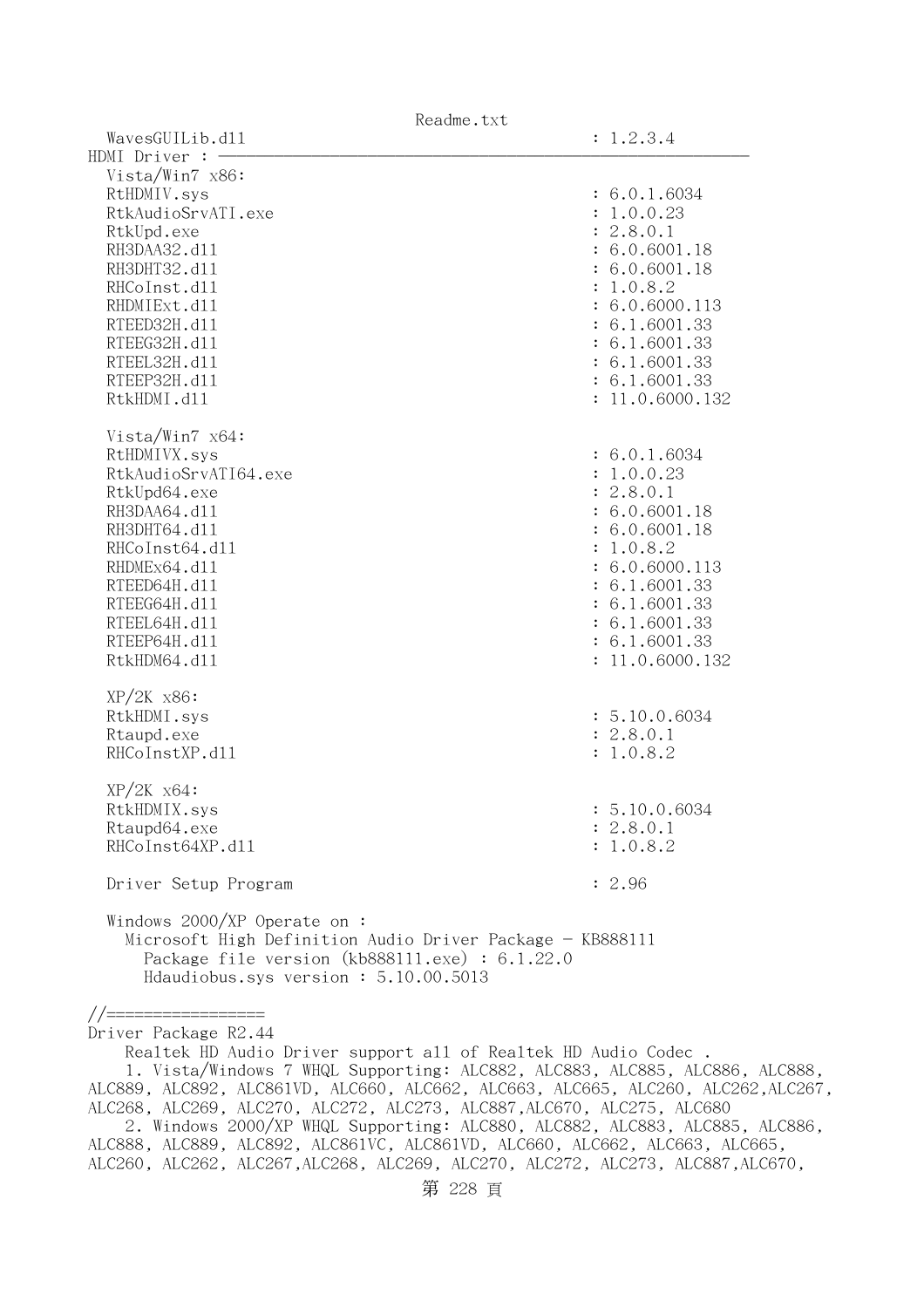WavesGUILib.dll : 1.2.3.4

HDMI Driver : ———————————————————————————————————————

Vista/Win7 x86:

RtHDMIV.sys : 6.0.1.6034
RtkAudioSrvATI.exe : 1.0.0.23
RtkUpd.exe : 2.8.0.1
RH3DAA32.dll : 6.0.6001.18
RH3DHT32.dll : 6.0.6001.18
RHCoInst.dll : 1.0.8.2
RHDMIExt.dll : 6.0.6000.113
RTEED32H.dll : 6.1.6001.33
RTEEG32H.dll : 6.1.6001.33
RTEEL32H.dll : 6.1.6001.33
RTEEP32H.dll : 6.1.6001.33
RtkHDMI.dll : 11.0.6000.132

Vista/Win7 x64:

RtHDMIVX.sys : 6.0.1.6034
RtkAudioSrvATI64.exe : 1.0.0.23
RtkUpd64.exe : 2.8.0.1
RH3DAA64.dll : 6.0.6001.18
RH3DHT64.dll : 6.0.6001.18
RHCoInst64.dll : 1.0.8.2
RHDMEx64.dll : 6.0.6000.113
RTEED64H.dll : 6.1.6001.33
RTEEG64H.dll : 6.1.6001.33
RTEEL64H.dll : 6.1.6001.33
RTEEP64H.dll : 6.1.6001.33
RtkHDM64.dll : 11.0.6000.132

XP/2K x86:

RtkHDMI.sys : 5.10.0.6034
Rtaupd.exe : 2.8.0.1
RHCoInstXP.dll : 1.0.8.2

XP/2K x64:

RtkHDMIX.sys : 5.10.0.6034
Rtaupd64.exe : 2.8.0.1
RHCoInst64XP.dll : 1.0.8.2

Driver Setup Program : 2.96

Windows 2000/XP Operate on :
  Microsoft High Definition Audio Driver Package - KB888111
    Package file version (kb888111.exe) : 6.1.22.0
    Hdaudiobus.sys version : 5.10.00.5013

//=================

Driver Package R2.44

Realtek HD Audio Driver support all of Realtek HD Audio Codec .

1. Vista/Windows 7 WHQL Supporting: ALC882, ALC883, ALC885, ALC886, ALC888, ALC889, ALC892, ALC861VD, ALC660, ALC662, ALC663, ALC665, ALC260, ALC262,ALC267, ALC268, ALC269, ALC270, ALC272, ALC273, ALC887,ALC670, ALC275, ALC680

2. Windows 2000/XP WHQL Supporting: ALC880, ALC882, ALC883, ALC885, ALC886, ALC888, ALC889, ALC892, ALC861VC, ALC861VD, ALC660, ALC662, ALC663, ALC665, ALC260, ALC262, ALC267,ALC268, ALC269, ALC270, ALC272, ALC273, ALC887,ALC670,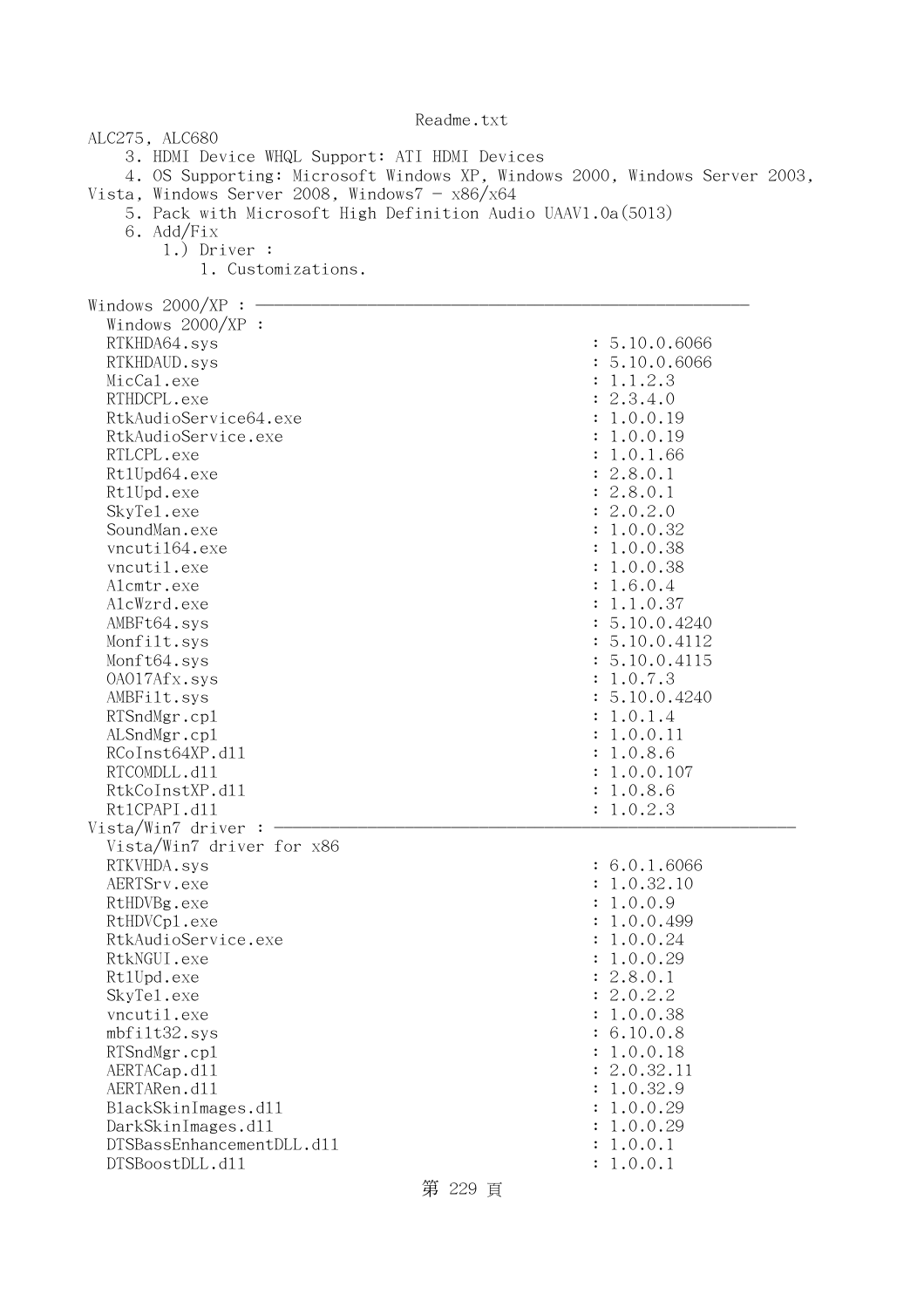ALC275, ALC680

3. HDMI Device WHQL Support: ATI HDMI Devices
4. OS Supporting: Microsoft Windows XP, Windows 2000, Windows Server 2003, Vista, Windows Server 2008, Windows7 - x86/x64
5. Pack with Microsoft High Definition Audio UAAV1.0a(5013)
6. Add/Fix
    1.) Driver :
        1. Customizations.

Windows 2000/XP : ─────────────────────────────────────

Windows 2000/XP :

| File | Version |
|---|---|
| RTKHDA64.sys | 5.10.0.6066 |
| RTKHDAUD.sys | 5.10.0.6066 |
| MicCal.exe | 1.1.2.3 |
| RTHDCPL.exe | 2.3.4.0 |
| RtkAudioService64.exe | 1.0.0.19 |
| RtkAudioService.exe | 1.0.0.19 |
| RTLCPL.exe | 1.0.1.66 |
| RtlUpd64.exe | 2.8.0.1 |
| RtlUpd.exe | 2.8.0.1 |
| SkyTel.exe | 2.0.2.0 |
| SoundMan.exe | 1.0.0.32 |
| vncutil64.exe | 1.0.0.38 |
| vncutil.exe | 1.0.0.38 |
| Alcmtr.exe | 1.6.0.4 |
| AlcWzrd.exe | 1.1.0.37 |
| AMBFt64.sys | 5.10.0.4240 |
| Monfilt.sys | 5.10.0.4112 |
| Monft64.sys | 5.10.0.4115 |
| OA017Afx.sys | 1.0.7.3 |
| AMBFilt.sys | 5.10.0.4240 |
| RTSndMgr.cpl | 1.0.1.4 |
| ALSndMgr.cpl | 1.0.0.11 |
| RCoInst64XP.dll | 1.0.8.6 |
| RTCOMDLL.dll | 1.0.0.107 |
| RtkCoInstXP.dll | 1.0.8.6 |
| RtlCPAPI.dll | 1.0.2.3 |

Vista/Win7 driver : ─────────────────────────────────────

Vista/Win7 driver for x86

| File | Version |
|---|---|
| RTKVHDA.sys | 6.0.1.6066 |
| AERTSrv.exe | 1.0.32.10 |
| RtHDVBg.exe | 1.0.0.9 |
| RtHDVCpl.exe | 1.0.0.499 |
| RtkAudioService.exe | 1.0.0.24 |
| RtkNGUI.exe | 1.0.0.29 |
| RtlUpd.exe | 2.8.0.1 |
| SkyTel.exe | 2.0.2.2 |
| vncutil.exe | 1.0.0.38 |
| mbfilt32.sys | 6.10.0.8 |
| RTSndMgr.cpl | 1.0.0.18 |
| AERTACap.dll | 2.0.32.11 |
| AERTARen.dll | 1.0.32.9 |
| BlackSkinImages.dll | 1.0.0.29 |
| DarkSkinImages.dll | 1.0.0.29 |
| DTSBassEnhancementDLL.dll | 1.0.0.1 |
| DTSBoostDLL.dll | 1.0.0.1 |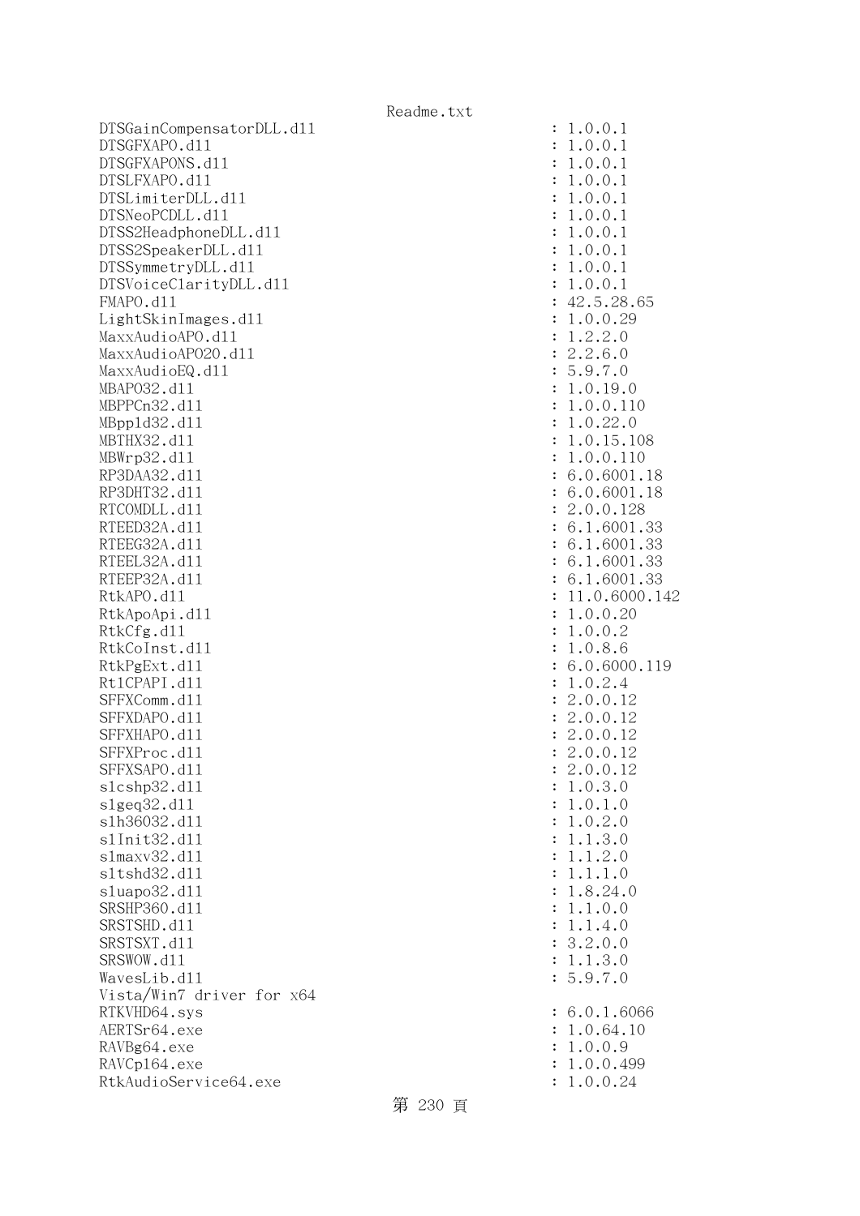```
DTSGainCompensatorDLL.dll                          : 1.0.0.1
DTSGFXAPO.dll                                      : 1.0.0.1
DTSGFXAPONS.dll                                    : 1.0.0.1
DTSLFXAPO.dll                                      : 1.0.0.1
DTSLimiterDLL.dll                                  : 1.0.0.1
DTSNeoPCDLL.dll                                    : 1.0.0.1
DTSS2HeadphoneDLL.dll                              : 1.0.0.1
DTSS2SpeakerDLL.dll                                : 1.0.0.1
DTSSymmetryDLL.dll                                 : 1.0.0.1
DTSVoiceClarityDLL.dll                             : 1.0.0.1
FMAPO.dll                                          : 42.5.28.65
LightSkinImages.dll                                : 1.0.0.29
MaxxAudioAPO.dll                                   : 1.2.2.0
MaxxAudioAPO20.dll                                 : 2.2.6.0
MaxxAudioEQ.dll                                    : 5.9.7.0
MBAPO32.dll                                        : 1.0.19.0
MBPPCn32.dll                                       : 1.0.0.110
MBppld32.dll                                       : 1.0.22.0
MBTHX32.dll                                        : 1.0.15.108
MBWrp32.dll                                        : 1.0.0.110
RP3DAA32.dll                                       : 6.0.6001.18
RP3DHT32.dll                                       : 6.0.6001.18
RTCOMDLL.dll                                       : 2.0.0.128
RTEED32A.dll                                       : 6.1.6001.33
RTEEG32A.dll                                       : 6.1.6001.33
RTEEL32A.dll                                       : 6.1.6001.33
RTEEP32A.dll                                       : 6.1.6001.33
RtkAPO.dll                                         : 11.0.6000.142
RtkApoApi.dll                                      : 1.0.0.20
RtkCfg.dll                                         : 1.0.0.2
RtkCoInst.dll                                      : 1.0.8.6
RtkPgExt.dll                                       : 6.0.6000.119
RtlCPAPI.dll                                       : 1.0.2.4
SFFXComm.dll                                       : 2.0.0.12
SFFXDAPO.dll                                       : 2.0.0.12
SFFXHAPO.dll                                       : 2.0.0.12
SFFXProc.dll                                       : 2.0.0.12
SFFXSAPO.dll                                       : 2.0.0.12
slcshp32.dll                                       : 1.0.3.0
slgeq32.dll                                        : 1.0.1.0
slh36032.dll                                       : 1.0.2.0
slInit32.dll                                       : 1.1.3.0
slmaxv32.dll                                       : 1.1.2.0
sltshd32.dll                                       : 1.1.1.0
sluapo32.dll                                       : 1.8.24.0
SRSHP360.dll                                       : 1.1.0.0
SRSTSHD.dll                                        : 1.1.4.0
SRSTSXT.dll                                        : 3.2.0.0
SRSWOW.dll                                         : 1.1.3.0
WavesLib.dll                                       : 5.9.7.0
Vista/Win7 driver for x64
RTKVHD64.sys                                       : 6.0.1.6066
AERTSr64.exe                                       : 1.0.64.10
RAVBg64.exe                                        : 1.0.0.9
RAVCpl64.exe                                       : 1.0.0.499
RtkAudioService64.exe                              : 1.0.0.24
```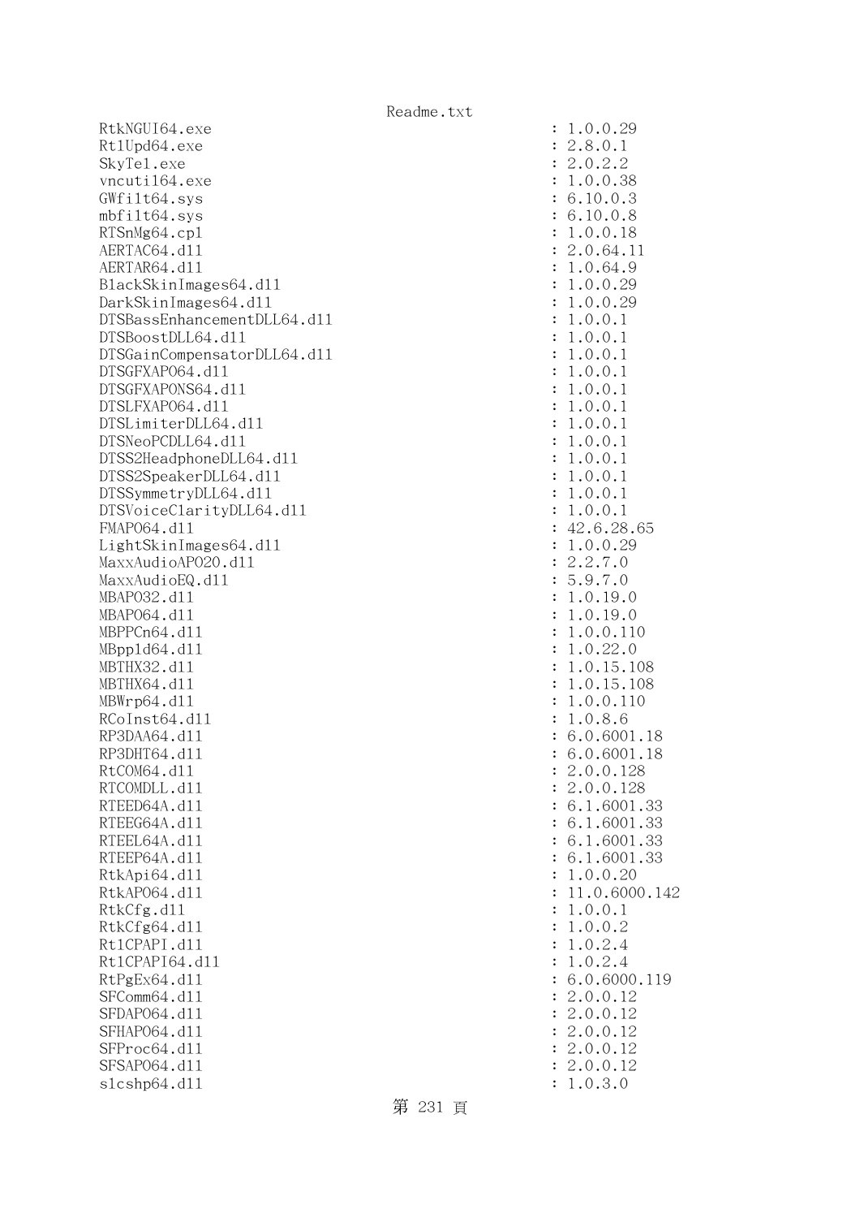```
RtkNGUI64.exe                                   : 1.0.0.29
Rt1Upd64.exe                                    : 2.8.0.1
SkyTel.exe                                      : 2.0.2.2
vncutil64.exe                                   : 1.0.0.38
GWfilt64.sys                                    : 6.10.0.3
mbfilt64.sys                                    : 6.10.0.8
RTSnMg64.cpl                                    : 1.0.0.18
AERTAC64.dll                                    : 2.0.64.11
AERTAR64.dll                                    : 1.0.64.9
BlackSkinImages64.dll                           : 1.0.0.29
DarkSkinImages64.dll                            : 1.0.0.29
DTSBassEnhancementDLL64.dll                     : 1.0.0.1
DTSBoostDLL64.dll                               : 1.0.0.1
DTSGainCompensatorDLL64.dll                     : 1.0.0.1
DTSGFXAPO64.dll                                 : 1.0.0.1
DTSGFXAPONS64.dll                               : 1.0.0.1
DTSLFXAPO64.dll                                 : 1.0.0.1
DTSLimiterDLL64.dll                             : 1.0.0.1
DTSNeoPCDLL64.dll                               : 1.0.0.1
DTSS2HeadphoneDLL64.dll                         : 1.0.0.1
DTSS2SpeakerDLL64.dll                           : 1.0.0.1
DTSSymmetryDLL64.dll                            : 1.0.0.1
DTSVoiceClarityDLL64.dll                        : 1.0.0.1
FMAPO64.dll                                     : 42.6.28.65
LightSkinImages64.dll                           : 1.0.0.29
MaxxAudioAPO20.dll                              : 2.2.7.0
MaxxAudioEQ.dll                                 : 5.9.7.0
MBAPO32.dll                                     : 1.0.19.0
MBAPO64.dll                                     : 1.0.19.0
MBPPCn64.dll                                    : 1.0.0.110
MBppld64.dll                                    : 1.0.22.0
MBTHX32.dll                                     : 1.0.15.108
MBTHX64.dll                                     : 1.0.15.108
MBWrp64.dll                                     : 1.0.0.110
RCoInst64.dll                                   : 1.0.8.6
RP3DAA64.dll                                    : 6.0.6001.18
RP3DHT64.dll                                    : 6.0.6001.18
RtCOM64.dll                                     : 2.0.0.128
RTCOMDLL.dll                                    : 2.0.0.128
RTEED64A.dll                                    : 6.1.6001.33
RTEEG64A.dll                                    : 6.1.6001.33
RTEEL64A.dll                                    : 6.1.6001.33
RTEEP64A.dll                                    : 6.1.6001.33
RtkApi64.dll                                    : 1.0.0.20
RtkAPO64.dll                                    : 11.0.6000.142
RtkCfg.dll                                      : 1.0.0.1
RtkCfg64.dll                                    : 1.0.0.2
Rt1CPAPI.dll                                    : 1.0.2.4
Rt1CPAPI64.dll                                  : 1.0.2.4
RtPgEx64.dll                                    : 6.0.6000.119
SFComm64.dll                                    : 2.0.0.12
SFDAPO64.dll                                    : 2.0.0.12
SFHAPO64.dll                                    : 2.0.0.12
SFProc64.dll                                    : 2.0.0.12
SFSAPO64.dll                                    : 2.0.0.12
slcshp64.dll                                    : 1.0.3.0
```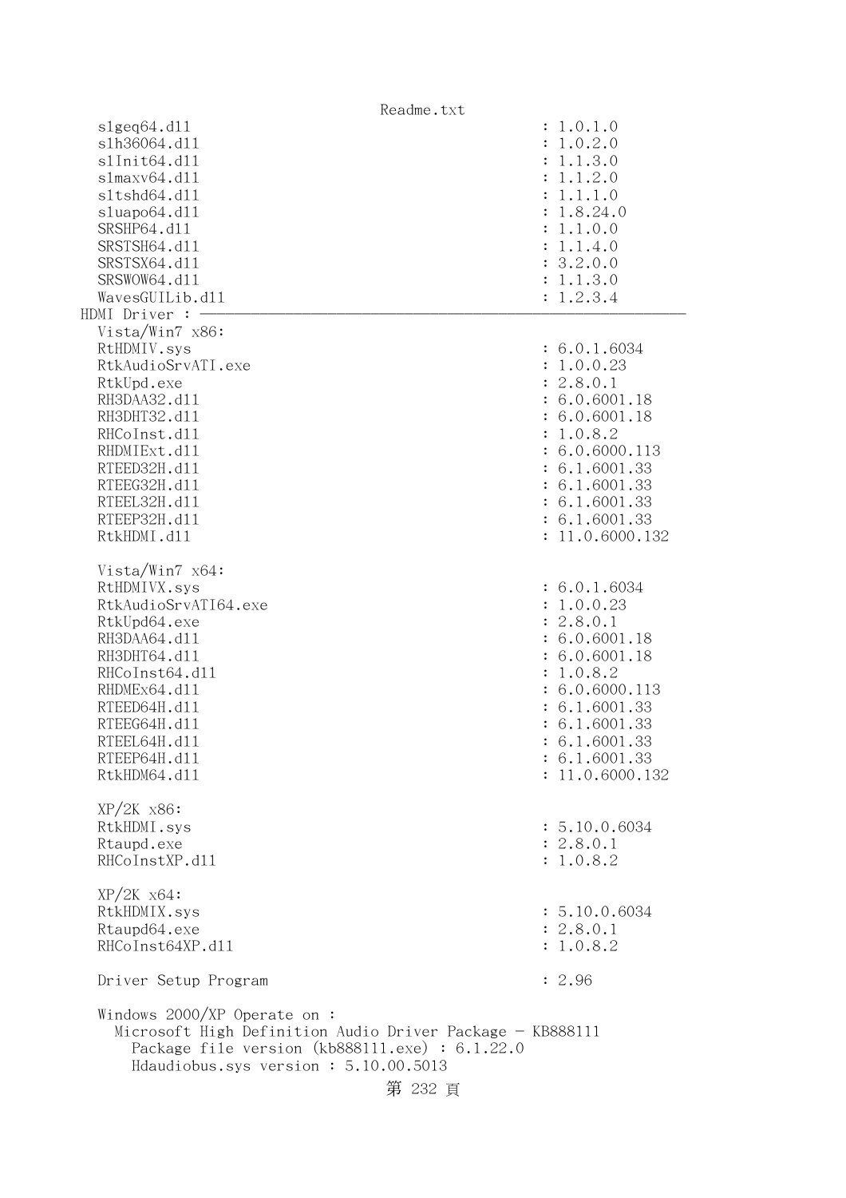```
  slgeq64.dll                                           : 1.0.1.0
  slh36064.dll                                          : 1.0.2.0
  slInit64.dll                                          : 1.1.3.0
  slmaxv64.dll                                          : 1.1.2.0
  sltshd64.dll                                          : 1.1.1.0
  sluapo64.dll                                          : 1.8.24.0
  SRSHP64.dll                                           : 1.1.0.0
  SRSTSH64.dll                                          : 1.1.4.0
  SRSTSX64.dll                                          : 3.2.0.0
  SRSWOW64.dll                                          : 1.1.3.0
  WavesGUILib.dll                                       : 1.2.3.4
HDMI Driver : -----------------------------------------------------------
  Vista/Win7 x86:
  RtHDMIV.sys                                           : 6.0.1.6034
  RtkAudioSrvATI.exe                                    : 1.0.0.23
  RtkUpd.exe                                            : 2.8.0.1
  RH3DAA32.dll                                          : 6.0.6001.18
  RH3DHT32.dll                                          : 6.0.6001.18
  RHCoInst.dll                                          : 1.0.8.2
  RHDMIExt.dll                                          : 6.0.6000.113
  RTEED32H.dll                                          : 6.1.6001.33
  RTEEG32H.dll                                          : 6.1.6001.33
  RTEEL32H.dll                                          : 6.1.6001.33
  RTEEP32H.dll                                          : 6.1.6001.33
  RtkHDMI.dll                                           : 11.0.6000.132

  Vista/Win7 x64:
  RtHDMIVX.sys                                          : 6.0.1.6034
  RtkAudioSrvATI64.exe                                  : 1.0.0.23
  RtkUpd64.exe                                          : 2.8.0.1
  RH3DAA64.dll                                          : 6.0.6001.18
  RH3DHT64.dll                                          : 6.0.6001.18
  RHCoInst64.dll                                        : 1.0.8.2
  RHDMEx64.dll                                          : 6.0.6000.113
  RTEED64H.dll                                          : 6.1.6001.33
  RTEEG64H.dll                                          : 6.1.6001.33
  RTEEL64H.dll                                          : 6.1.6001.33
  RTEEP64H.dll                                          : 6.1.6001.33
  RtkHDM64.dll                                          : 11.0.6000.132

  XP/2K x86:
  RtkHDMI.sys                                           : 5.10.0.6034
  Rtaupd.exe                                            : 2.8.0.1
  RHCoInstXP.dll                                        : 1.0.8.2

  XP/2K x64:
  RtkHDMIX.sys                                          : 5.10.0.6034
  Rtaupd64.exe                                          : 2.8.0.1
  RHCoInst64XP.dll                                      : 1.0.8.2

  Driver Setup Program                                  : 2.96

  Windows 2000/XP Operate on :
    Microsoft High Definition Audio Driver Package - KB888111
      Package file version (kb888111.exe) : 6.1.22.0
      Hdaudiobus.sys version : 5.10.00.5013
```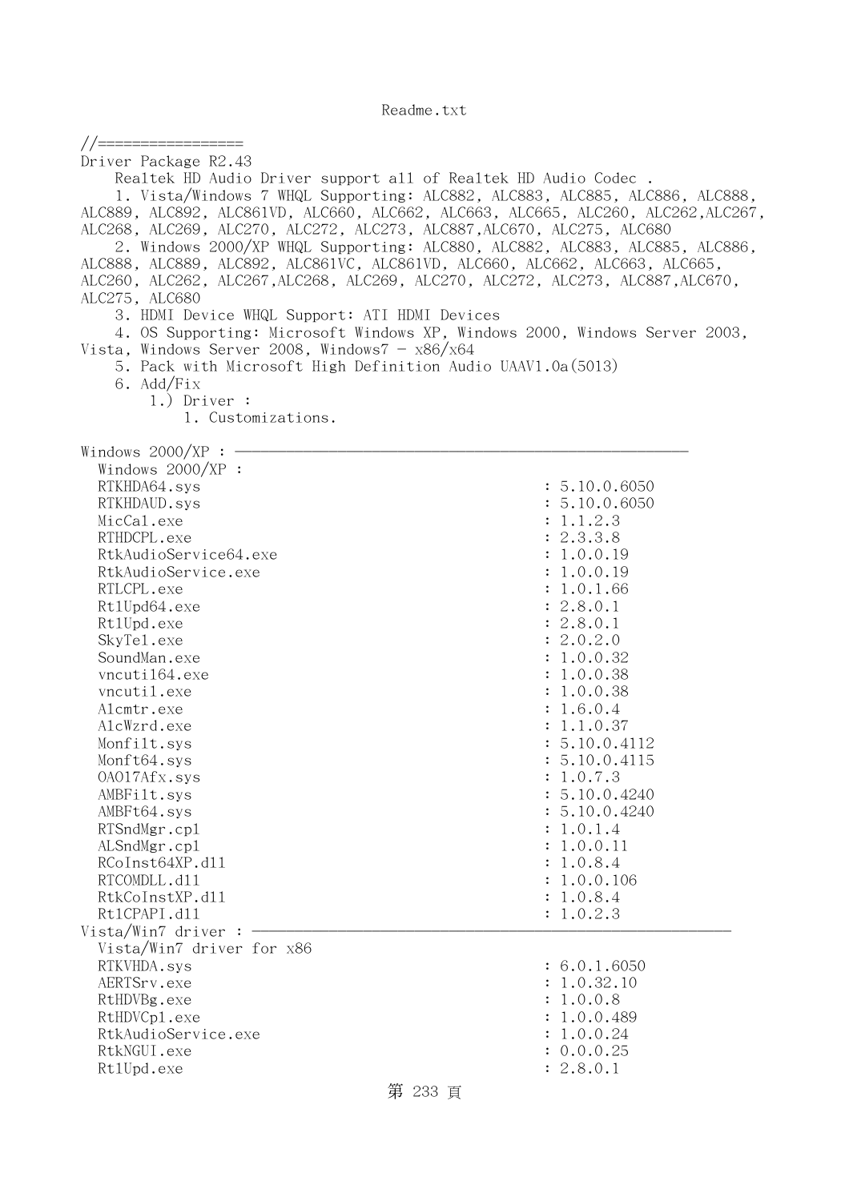Readme.txt

//=================
Driver Package R2.43
    Realtek HD Audio Driver support all of Realtek HD Audio Codec .
    1. Vista/Windows 7 WHQL Supporting: ALC882, ALC883, ALC885, ALC886, ALC888, ALC889, ALC892, ALC861VD, ALC660, ALC662, ALC663, ALC665, ALC260, ALC262,ALC267, ALC268, ALC269, ALC270, ALC272, ALC273, ALC887,ALC670, ALC275, ALC680
    2. Windows 2000/XP WHQL Supporting: ALC880, ALC882, ALC883, ALC885, ALC886, ALC888, ALC889, ALC892, ALC861VC, ALC861VD, ALC660, ALC662, ALC663, ALC665, ALC260, ALC262, ALC267,ALC268, ALC269, ALC270, ALC272, ALC273, ALC887,ALC670, ALC275, ALC680
    3. HDMI Device WHQL Support: ATI HDMI Devices
    4. OS Supporting: Microsoft Windows XP, Windows 2000, Windows Server 2003, Vista, Windows Server 2008, Windows7 - x86/x64
    5. Pack with Microsoft High Definition Audio UAAV1.0a(5013)
    6. Add/Fix
        1.) Driver :
            1. Customizations.

```
Windows 2000/XP : ------------------------------------------------------
  Windows 2000/XP :
  RTKHDA64.sys                                          : 5.10.0.6050
  RTKHDAUD.sys                                          : 5.10.0.6050
  MicCal.exe                                            : 1.1.2.3
  RTHDCPL.exe                                           : 2.3.3.8
  RtkAudioService64.exe                                 : 1.0.0.19
  RtkAudioService.exe                                   : 1.0.0.19
  RTLCPL.exe                                            : 1.0.1.66
  Rt1Upd64.exe                                          : 2.8.0.1
  Rt1Upd.exe                                            : 2.8.0.1
  SkyTel.exe                                            : 2.0.2.0
  SoundMan.exe                                          : 1.0.0.32
  vncuti164.exe                                         : 1.0.0.38
  vncutil.exe                                           : 1.0.0.38
  Alcmtr.exe                                            : 1.6.0.4
  AlcWzrd.exe                                           : 1.1.0.37
  Monfilt.sys                                           : 5.10.0.4112
  Monft64.sys                                           : 5.10.0.4115
  OA017Afx.sys                                          : 1.0.7.3
  AMBFilt.sys                                           : 5.10.0.4240
  AMBFt64.sys                                           : 5.10.0.4240
  RTSndMgr.cpl                                          : 1.0.1.4
  ALSndMgr.cpl                                          : 1.0.0.11
  RCoInst64XP.dll                                       : 1.0.8.4
  RTCOMDLL.dll                                          : 1.0.0.106
  RtkCoInstXP.dll                                       : 1.0.8.4
  RtlCPAPI.dll                                          : 1.0.2.3
Vista/Win7 driver : ------------------------------------------------------
  Vista/Win7 driver for x86
  RTKVHDA.sys                                           : 6.0.1.6050
  AERTSrv.exe                                           : 1.0.32.10
  RtHDVBg.exe                                           : 1.0.0.8
  RtHDVCpl.exe                                          : 1.0.0.489
  RtkAudioService.exe                                   : 1.0.0.24
  RtkNGUI.exe                                           : 0.0.0.25
  Rt1Upd.exe                                            : 2.8.0.1
```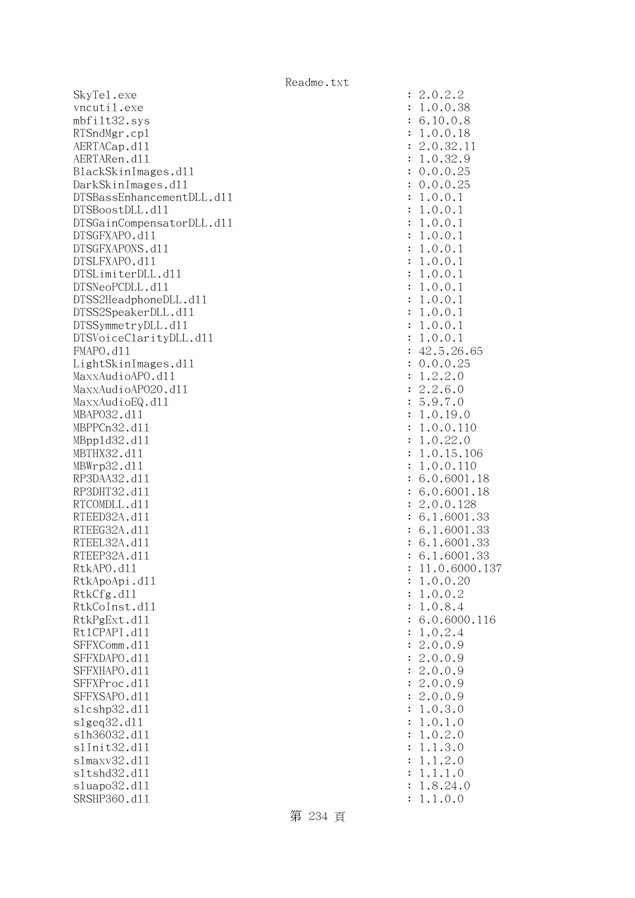```
SkyTel.exe                                         : 2.0.2.2
vncutil.exe                                        : 1.0.0.38
mbfilt32.sys                                       : 6.10.0.8
RTSndMgr.cpl                                       : 1.0.0.18
AERTACap.dll                                       : 2.0.32.11
AERTARen.dll                                       : 1.0.32.9
BlackSkinImages.dll                                : 0.0.0.25
DarkSkinImages.dll                                 : 0.0.0.25
DTSBassEnhancementDLL.dll                          : 1.0.0.1
DTSBoostDLL.dll                                    : 1.0.0.1
DTSGainCompensatorDLL.dll                          : 1.0.0.1
DTSGFXAPO.dll                                      : 1.0.0.1
DTSGFXAPONS.dll                                    : 1.0.0.1
DTSLFXAPO.dll                                      : 1.0.0.1
DTSLimiterDLL.dll                                  : 1.0.0.1
DTSNeoPCDLL.dll                                    : 1.0.0.1
DTSS2HeadphoneDLL.dll                              : 1.0.0.1
DTSS2SpeakerDLL.dll                                : 1.0.0.1
DTSSymmetryDLL.dll                                 : 1.0.0.1
DTSVoiceClarityDLL.dll                             : 1.0.0.1
FMAPO.dll                                          : 42.5.26.65
LightSkinImages.dll                                : 0.0.0.25
MaxxAudioAPO.dll                                   : 1.2.2.0
MaxxAudioAPO20.dll                                 : 2.2.6.0
MaxxAudioEQ.dll                                    : 5.9.7.0
MBAPO32.dll                                        : 1.0.19.0
MBPPCn32.dll                                       : 1.0.0.110
MBppld32.dll                                       : 1.0.22.0
MBTHX32.dll                                        : 1.0.15.106
MBWrp32.dll                                        : 1.0.0.110
RP3DAA32.dll                                       : 6.0.6001.18
RP3DHT32.dll                                       : 6.0.6001.18
RTCOMDLL.dll                                       : 2.0.0.128
RTEED32A.dll                                       : 6.1.6001.33
RTEEG32A.dll                                       : 6.1.6001.33
RTEEL32A.dll                                       : 6.1.6001.33
RTEEP32A.dll                                       : 6.1.6001.33
RtkAPO.dll                                         : 11.0.6000.137
RtkApoApi.dll                                      : 1.0.0.20
RtkCfg.dll                                         : 1.0.0.2
RtkCoInst.dll                                      : 1.0.8.4
RtkPgExt.dll                                       : 6.0.6000.116
RtlCPAPI.dll                                       : 1.0.2.4
SFFXComm.dll                                       : 2.0.0.9
SFFXDAPO.dll                                       : 2.0.0.9
SFFXHAPO.dll                                       : 2.0.0.9
SFFXProc.dll                                       : 2.0.0.9
SFFXSAPO.dll                                       : 2.0.0.9
slcshp32.dll                                       : 1.0.3.0
slgeq32.dll                                        : 1.0.1.0
slh36032.dll                                       : 1.0.2.0
slInit32.dll                                       : 1.1.3.0
slmaxv32.dll                                       : 1.1.2.0
sltshd32.dll                                       : 1.1.1.0
sluapo32.dll                                       : 1.8.24.0
SRSHP360.dll                                       : 1.1.0.0
```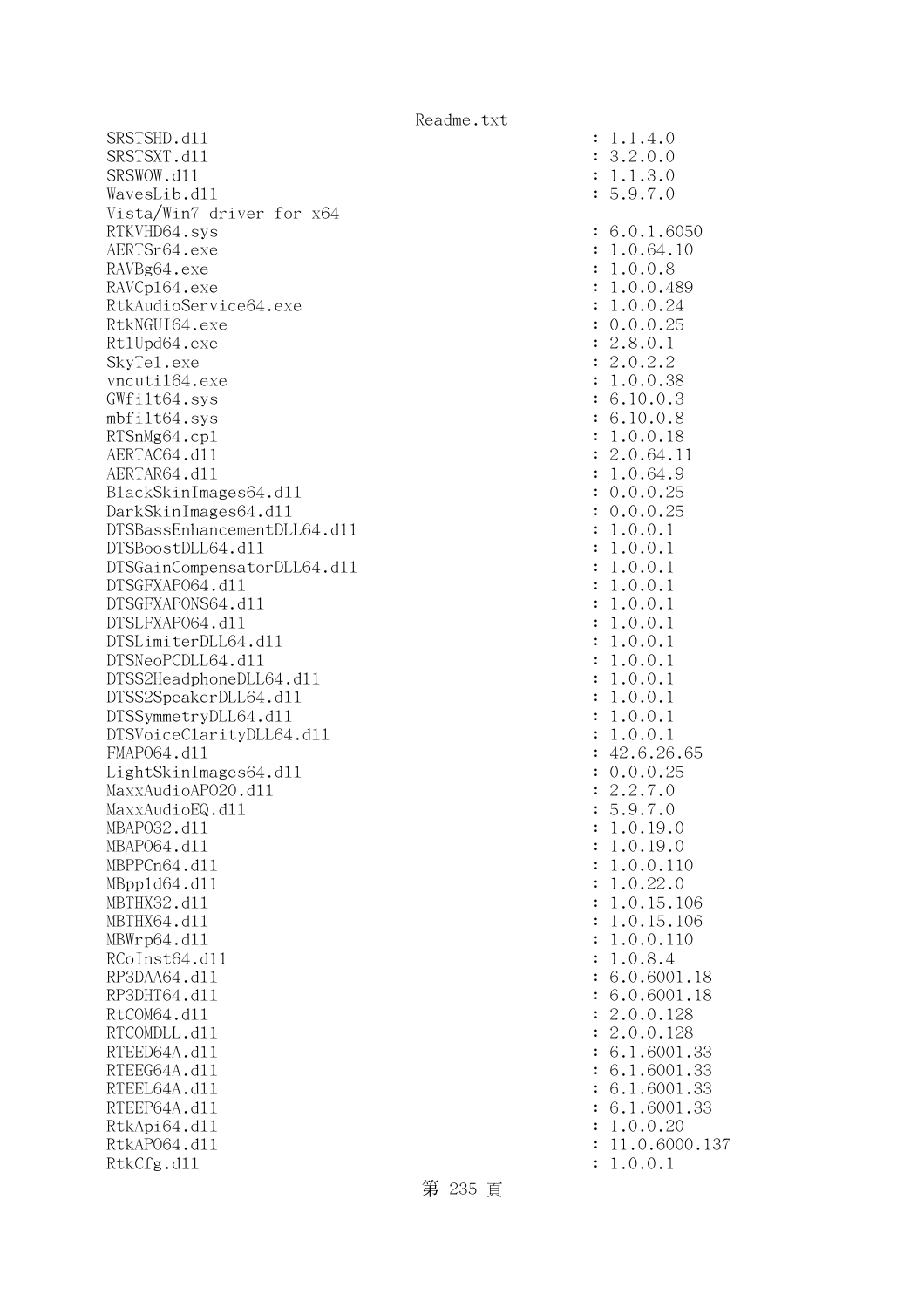```
SRSTSHD.dll                                     : 1.1.4.0
SRSTSXT.dll                                     : 3.2.0.0
SRSWOW.dll                                      : 1.1.3.0
WavesLib.dll                                    : 5.9.7.0
Vista/Win7 driver for x64
RTKVHD64.sys                                    : 6.0.1.6050
AERTSr64.exe                                    : 1.0.64.10
RAVBg64.exe                                     : 1.0.0.8
RAVCpl64.exe                                    : 1.0.0.489
RtkAudioService64.exe                           : 1.0.0.24
RtkNGUI64.exe                                   : 0.0.0.25
RtlUpd64.exe                                    : 2.8.0.1
SkyTel.exe                                      : 2.0.2.2
vncutil64.exe                                   : 1.0.0.38
GWfilt64.sys                                    : 6.10.0.3
mbfilt64.sys                                    : 6.10.0.8
RTSnMg64.cpl                                    : 1.0.0.18
AERTAC64.dll                                    : 2.0.64.11
AERTAR64.dll                                    : 1.0.64.9
BlackSkinImages64.dll                           : 0.0.0.25
DarkSkinImages64.dll                            : 0.0.0.25
DTSBassEnhancementDLL64.dll                     : 1.0.0.1
DTSBoostDLL64.dll                               : 1.0.0.1
DTSGainCompensatorDLL64.dll                     : 1.0.0.1
DTSGFXAPO64.dll                                 : 1.0.0.1
DTSGFXAPONS64.dll                               : 1.0.0.1
DTSLFXAPO64.dll                                 : 1.0.0.1
DTSLimiterDLL64.dll                             : 1.0.0.1
DTSNeoPCDLL64.dll                               : 1.0.0.1
DTSS2HeadphoneDLL64.dll                         : 1.0.0.1
DTSS2SpeakerDLL64.dll                           : 1.0.0.1
DTSSymmetryDLL64.dll                            : 1.0.0.1
DTSVoiceClarityDLL64.dll                        : 1.0.0.1
FMAPO64.dll                                     : 42.6.26.65
LightSkinImages64.dll                           : 0.0.0.25
MaxxAudioAPO20.dll                              : 2.2.7.0
MaxxAudioEQ.dll                                 : 5.9.7.0
MBAPO32.dll                                     : 1.0.19.0
MBAPO64.dll                                     : 1.0.19.0
MBPPCn64.dll                                    : 1.0.0.110
MBppld64.dll                                    : 1.0.22.0
MBTHX32.dll                                     : 1.0.15.106
MBTHX64.dll                                     : 1.0.15.106
MBWrp64.dll                                     : 1.0.0.110
RCoInst64.dll                                   : 1.0.8.4
RP3DAA64.dll                                    : 6.0.6001.18
RP3DHT64.dll                                    : 6.0.6001.18
RtCOM64.dll                                     : 2.0.0.128
RTCOMDLL.dll                                    : 2.0.0.128
RTEED64A.dll                                    : 6.1.6001.33
RTEEG64A.dll                                    : 6.1.6001.33
RTEEL64A.dll                                    : 6.1.6001.33
RTEEP64A.dll                                    : 6.1.6001.33
RtkApi64.dll                                    : 1.0.0.20
RtkAPO64.dll                                    : 11.0.6000.137
RtkCfg.dll                                      : 1.0.0.1
```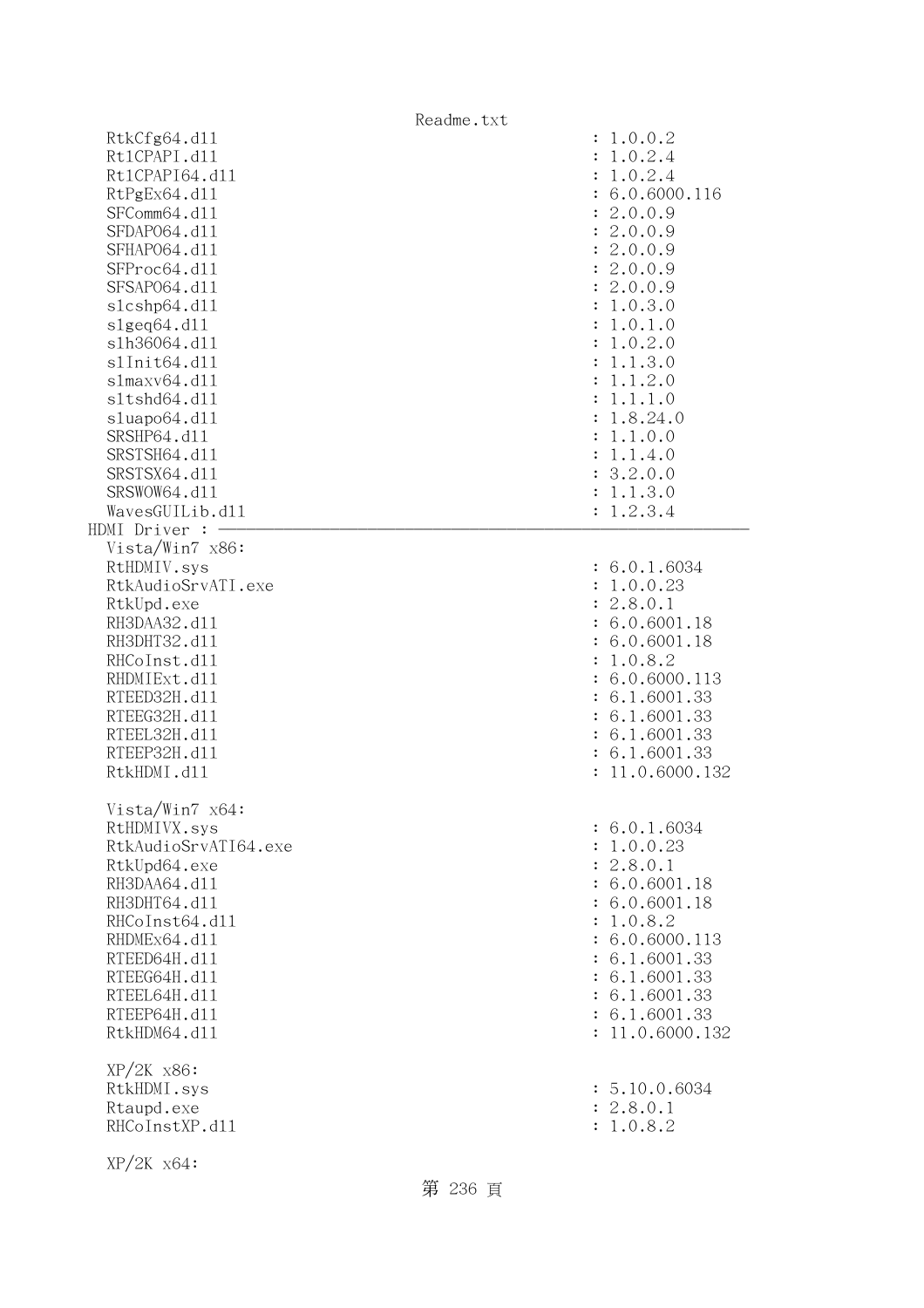```
  RtkCfg64.dll                                          : 1.0.0.2
  Rt1CPAPI.dll                                          : 1.0.2.4
  Rt1CPAPI64.dll                                        : 1.0.2.4
  RtPgEx64.dll                                          : 6.0.6000.116
  SFComm64.dll                                          : 2.0.0.9
  SFDAPO64.dll                                          : 2.0.0.9
  SFHAPO64.dll                                          : 2.0.0.9
  SFProc64.dll                                          : 2.0.0.9
  SFSAPO64.dll                                          : 2.0.0.9
  slcshp64.dll                                          : 1.0.3.0
  slgeq64.dll                                           : 1.0.1.0
  slh36064.dll                                          : 1.0.2.0
  slInit64.dll                                          : 1.1.3.0
  slmaxv64.dll                                          : 1.1.2.0
  sltshd64.dll                                          : 1.1.1.0
  sluapo64.dll                                          : 1.8.24.0
  SRSHP64.dll                                           : 1.1.0.0
  SRSTSH64.dll                                          : 1.1.4.0
  SRSTSX64.dll                                          : 3.2.0.0
  SRSWOW64.dll                                          : 1.1.3.0
  WavesGUILib.dll                                       : 1.2.3.4
HDMI Driver : ----------------------------------------------------------------
  Vista/Win7 x86:
  RtHDMIV.sys                                           : 6.0.1.6034
  RtkAudioSrvATI.exe                                    : 1.0.0.23
  RtkUpd.exe                                            : 2.8.0.1
  RH3DAA32.dll                                          : 6.0.6001.18
  RH3DHT32.dll                                          : 6.0.6001.18
  RHCoInst.dll                                          : 1.0.8.2
  RHDMIExt.dll                                          : 6.0.6000.113
  RTEED32H.dll                                          : 6.1.6001.33
  RTEEG32H.dll                                          : 6.1.6001.33
  RTEEL32H.dll                                          : 6.1.6001.33
  RTEEP32H.dll                                          : 6.1.6001.33
  RtkHDMI.dll                                           : 11.0.6000.132

  Vista/Win7 x64:
  RtHDMIVX.sys                                          : 6.0.1.6034
  RtkAudioSrvATI64.exe                                  : 1.0.0.23
  RtkUpd64.exe                                          : 2.8.0.1
  RH3DAA64.dll                                          : 6.0.6001.18
  RH3DHT64.dll                                          : 6.0.6001.18
  RHCoInst64.dll                                        : 1.0.8.2
  RHDMEx64.dll                                          : 6.0.6000.113
  RTEED64H.dll                                          : 6.1.6001.33
  RTEEG64H.dll                                          : 6.1.6001.33
  RTEEL64H.dll                                          : 6.1.6001.33
  RTEEP64H.dll                                          : 6.1.6001.33
  RtkHDM64.dll                                          : 11.0.6000.132

  XP/2K x86:
  RtkHDMI.sys                                           : 5.10.0.6034
  Rtaupd.exe                                            : 2.8.0.1
  RHCoInstXP.dll                                        : 1.0.8.2

  XP/2K x64:
```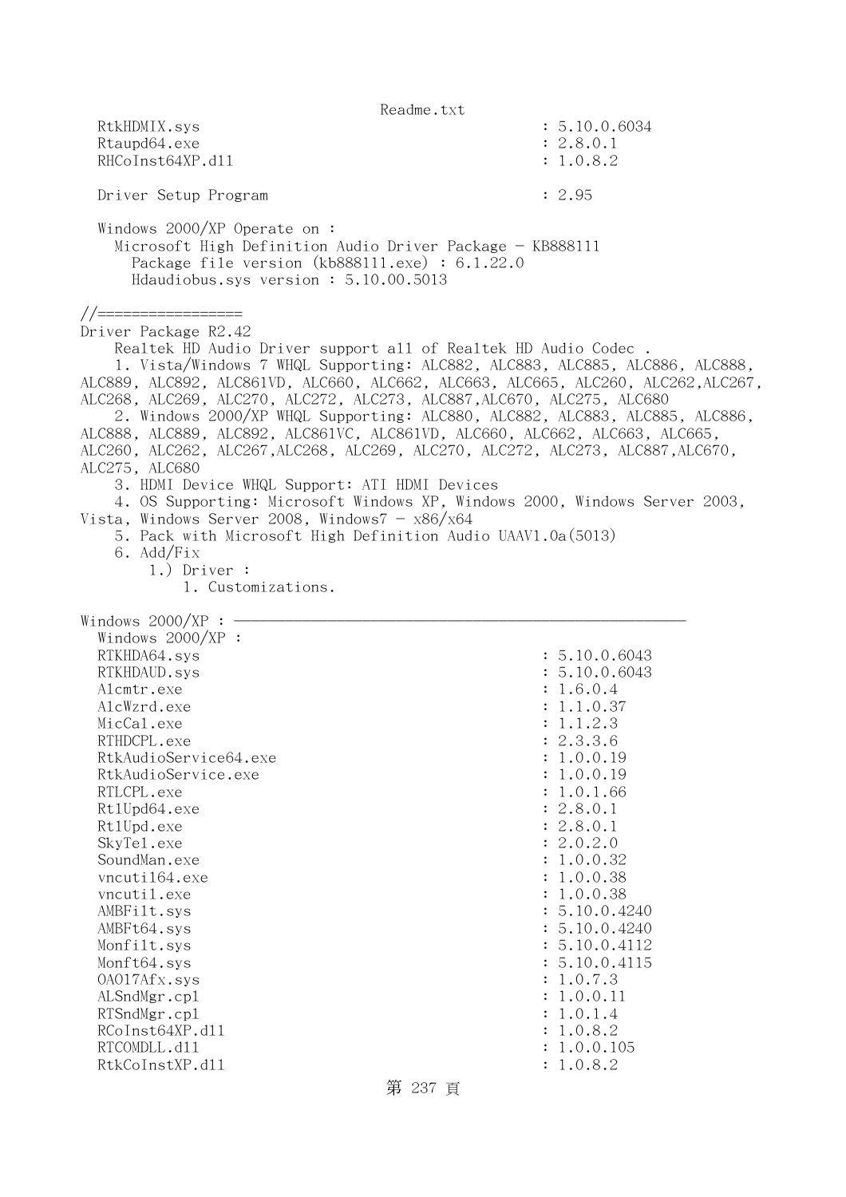```
  RtkHDMIX.sys                                       : 5.10.0.6034
  Rtaupd64.exe                                       : 2.8.0.1
  RHCoInst64XP.dll                                   : 1.0.8.2

  Driver Setup Program                               : 2.95

  Windows 2000/XP Operate on :
    Microsoft High Definition Audio Driver Package - KB888111
      Package file version (kb888111.exe) : 6.1.22.0
      Hdaudiobus.sys version : 5.10.00.5013

//=================
Driver Package R2.42
    Realtek HD Audio Driver support all of Realtek HD Audio Codec .
    1. Vista/Windows 7 WHQL Supporting: ALC882, ALC883, ALC885, ALC886, ALC888,
ALC889, ALC892, ALC861VD, ALC660, ALC662, ALC663, ALC665, ALC260, ALC262,ALC267,
ALC268, ALC269, ALC270, ALC272, ALC273, ALC887,ALC670, ALC275, ALC680
    2. Windows 2000/XP WHQL Supporting: ALC880, ALC882, ALC883, ALC885, ALC886,
ALC888, ALC889, ALC892, ALC861VC, ALC861VD, ALC660, ALC662, ALC663, ALC665,
ALC260, ALC262, ALC267,ALC268, ALC269, ALC270, ALC272, ALC273, ALC887,ALC670,
ALC275, ALC680
    3. HDMI Device WHQL Support: ATI HDMI Devices
    4. OS Supporting: Microsoft Windows XP, Windows 2000, Windows Server 2003,
Vista, Windows Server 2008, Windows7 - x86/x64
    5. Pack with Microsoft High Definition Audio UAAV1.0a(5013)
    6. Add/Fix
        1.) Driver :
            1. Customizations.

Windows 2000/XP : ----------------------------------------------------------
  Windows 2000/XP :
  RTKHDA64.sys                                       : 5.10.0.6043
  RTKHDAUD.sys                                       : 5.10.0.6043
  Alcmtr.exe                                         : 1.6.0.4
  AlcWzrd.exe                                        : 1.1.0.37
  MicCal.exe                                         : 1.1.2.3
  RTHDCPL.exe                                        : 2.3.3.6
  RtkAudioService64.exe                              : 1.0.0.19
  RtkAudioService.exe                                : 1.0.0.19
  RTLCPL.exe                                         : 1.0.1.66
  RtlUpd64.exe                                       : 2.8.0.1
  RtlUpd.exe                                         : 2.8.0.1
  SkyTel.exe                                         : 2.0.2.0
  SoundMan.exe                                       : 1.0.0.32
  vncuti164.exe                                      : 1.0.0.38
  vncutil.exe                                        : 1.0.0.38
  AMBFilt.sys                                        : 5.10.0.4240
  AMBFt64.sys                                        : 5.10.0.4240
  Monfilt.sys                                        : 5.10.0.4112
  Monft64.sys                                        : 5.10.0.4115
  OA017Afx.sys                                       : 1.0.7.3
  ALSndMgr.cpl                                       : 1.0.0.11
  RTSndMgr.cpl                                       : 1.0.1.4
  RCoInst64XP.dll                                    : 1.0.8.2
  RTCOMDLL.dll                                       : 1.0.0.105
  RtkCoInstXP.dll                                    : 1.0.8.2
```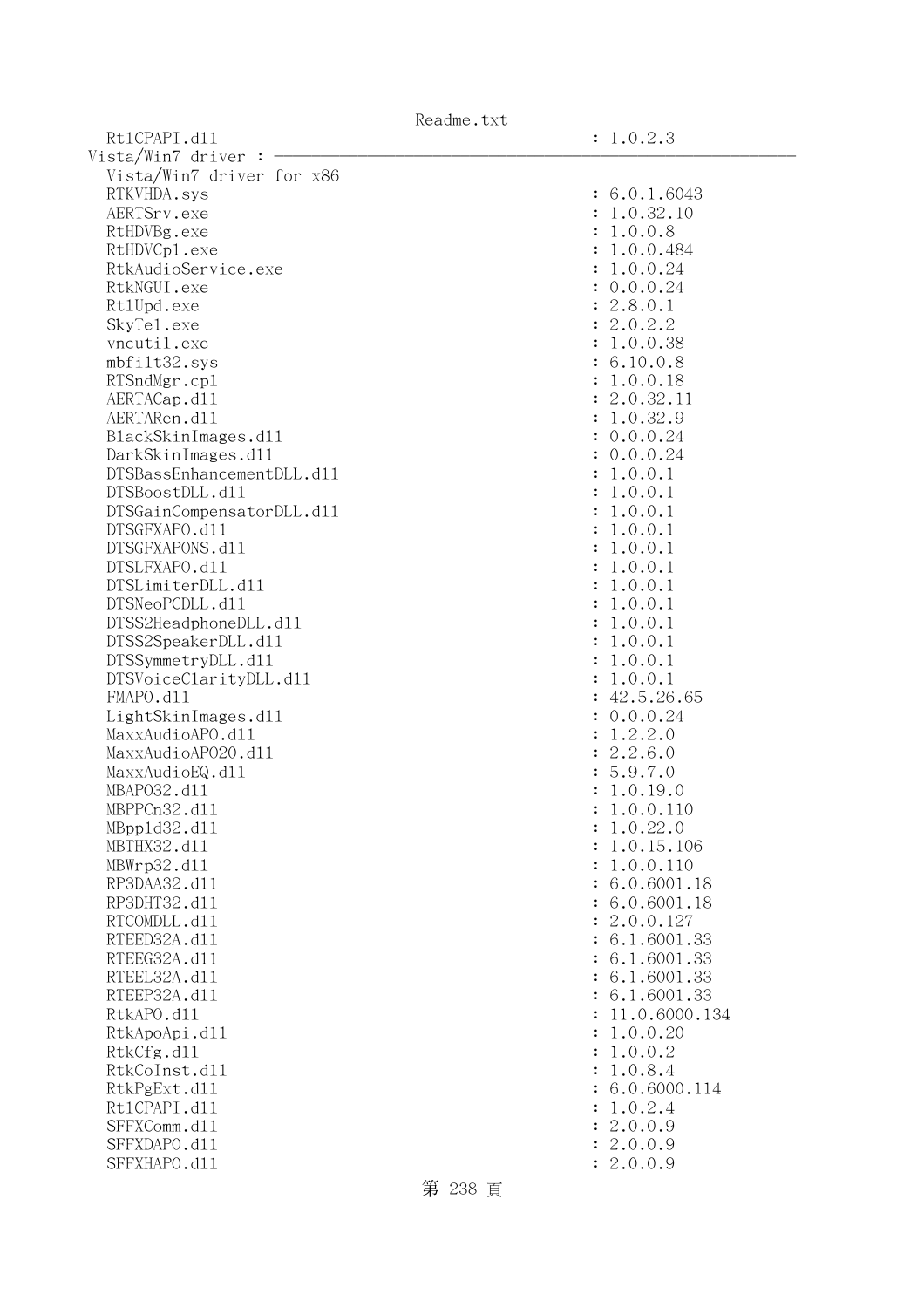```
  Rt1CPAPI.dll                                              : 1.0.2.3
Vista/Win7 driver : ────────────────────────────────────────────────────────
  Vista/Win7 driver for x86
  RTKVHDA.sys                                               : 6.0.1.6043
  AERTSrv.exe                                               : 1.0.32.10
  RtHDVBg.exe                                               : 1.0.0.8
  RtHDVCpl.exe                                              : 1.0.0.484
  RtkAudioService.exe                                       : 1.0.0.24
  RtkNGUI.exe                                               : 0.0.0.24
  RtlUpd.exe                                                : 2.8.0.1
  SkyTel.exe                                                : 2.0.2.2
  vncutil.exe                                               : 1.0.0.38
  mbfilt32.sys                                              : 6.10.0.8
  RTSndMgr.cpl                                              : 1.0.0.18
  AERTACap.dll                                              : 2.0.32.11
  AERTARen.dll                                              : 1.0.32.9
  BlackSkinImages.dll                                       : 0.0.0.24
  DarkSkinImages.dll                                        : 0.0.0.24
  DTSBassEnhancementDLL.dll                                 : 1.0.0.1
  DTSBoostDLL.dll                                           : 1.0.0.1
  DTSGainCompensatorDLL.dll                                 : 1.0.0.1
  DTSGFXAPO.dll                                             : 1.0.0.1
  DTSGFXAPONS.dll                                           : 1.0.0.1
  DTSLFXAPO.dll                                             : 1.0.0.1
  DTSLimiterDLL.dll                                         : 1.0.0.1
  DTSNeoPCDLL.dll                                           : 1.0.0.1
  DTSS2HeadphoneDLL.dll                                     : 1.0.0.1
  DTSS2SpeakerDLL.dll                                       : 1.0.0.1
  DTSSymmetryDLL.dll                                        : 1.0.0.1
  DTSVoiceClarityDLL.dll                                    : 1.0.0.1
  FMAPO.dll                                                 : 42.5.26.65
  LightSkinImages.dll                                       : 0.0.0.24
  MaxxAudioAPO.dll                                          : 1.2.2.0
  MaxxAudioAPO20.dll                                        : 2.2.6.0
  MaxxAudioEQ.dll                                           : 5.9.7.0
  MBAPO32.dll                                               : 1.0.19.0
  MBPPCn32.dll                                              : 1.0.0.110
  MBppld32.dll                                              : 1.0.22.0
  MBTHX32.dll                                               : 1.0.15.106
  MBWrp32.dll                                               : 1.0.0.110
  RP3DAA32.dll                                              : 6.0.6001.18
  RP3DHT32.dll                                              : 6.0.6001.18
  RTCOMDLL.dll                                              : 2.0.0.127
  RTEED32A.dll                                              : 6.1.6001.33
  RTEEG32A.dll                                              : 6.1.6001.33
  RTEEL32A.dll                                              : 6.1.6001.33
  RTEEP32A.dll                                              : 6.1.6001.33
  RtkAPO.dll                                                : 11.0.6000.134
  RtkApoApi.dll                                             : 1.0.0.20
  RtkCfg.dll                                                : 1.0.0.2
  RtkCoInst.dll                                             : 1.0.8.4
  RtkPgExt.dll                                              : 6.0.6000.114
  Rt1CPAPI.dll                                              : 1.0.2.4
  SFFXComm.dll                                              : 2.0.0.9
  SFFXDAPO.dll                                              : 2.0.0.9
  SFFXHAPO.dll                                              : 2.0.0.9
```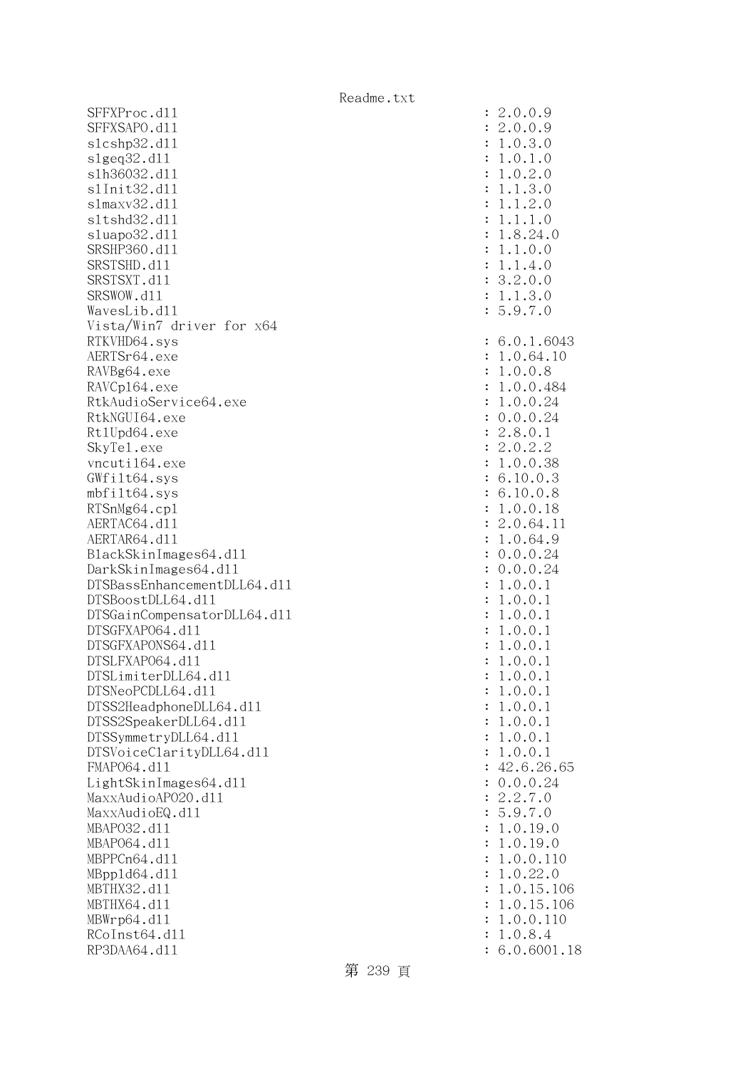```
SFFXProc.dll                                               : 2.0.0.9
SFFXSAPO.dll                                               : 2.0.0.9
slcshp32.dll                                               : 1.0.3.0
slgeq32.dll                                                : 1.0.1.0
slh36032.dll                                               : 1.0.2.0
slInit32.dll                                               : 1.1.3.0
slmaxv32.dll                                               : 1.1.2.0
sltshd32.dll                                               : 1.1.1.0
sluapo32.dll                                               : 1.8.24.0
SRSHP360.dll                                               : 1.1.0.0
SRSTSHD.dll                                                : 1.1.4.0
SRSTSXT.dll                                                : 3.2.0.0
SRSWOW.dll                                                 : 1.1.3.0
WavesLib.dll                                               : 5.9.7.0
Vista/Win7 driver for x64
RTKVHD64.sys                                               : 6.0.1.6043
AERTSr64.exe                                               : 1.0.64.10
RAVBg64.exe                                                : 1.0.0.8
RAVCpl64.exe                                               : 1.0.0.484
RtkAudioService64.exe                                      : 1.0.0.24
RtkNGUI64.exe                                              : 0.0.0.24
RtlUpd64.exe                                               : 2.8.0.1
SkyTel.exe                                                 : 2.0.2.2
vncutil64.exe                                              : 1.0.0.38
GWfilt64.sys                                               : 6.10.0.3
mbfilt64.sys                                               : 6.10.0.8
RTSnMg64.cpl                                               : 1.0.0.18
AERTAC64.dll                                               : 2.0.64.11
AERTAR64.dll                                               : 1.0.64.9
BlackSkinImages64.dll                                      : 0.0.0.24
DarkSkinImages64.dll                                       : 0.0.0.24
DTSBassEnhancementDLL64.dll                                : 1.0.0.1
DTSBoostDLL64.dll                                          : 1.0.0.1
DTSGainCompensatorDLL64.dll                                : 1.0.0.1
DTSGFXAPO64.dll                                            : 1.0.0.1
DTSGFXAPONS64.dll                                          : 1.0.0.1
DTSLFXAPO64.dll                                            : 1.0.0.1
DTSLimiterDLL64.dll                                        : 1.0.0.1
DTSNeoPCDLL64.dll                                          : 1.0.0.1
DTSS2HeadphoneDLL64.dll                                    : 1.0.0.1
DTSS2SpeakerDLL64.dll                                      : 1.0.0.1
DTSSymmetryDLL64.dll                                       : 1.0.0.1
DTSVoiceClarityDLL64.dll                                   : 1.0.0.1
FMAPO64.dll                                                : 42.6.26.65
LightSkinImages64.dll                                      : 0.0.0.24
MaxxAudioAPO20.dll                                         : 2.2.7.0
MaxxAudioEQ.dll                                            : 5.9.7.0
MBAPO32.dll                                                : 1.0.19.0
MBAPO64.dll                                                : 1.0.19.0
MBPPCn64.dll                                               : 1.0.0.110
MBppld64.dll                                               : 1.0.22.0
MBTHX32.dll                                                : 1.0.15.106
MBTHX64.dll                                                : 1.0.15.106
MBWrp64.dll                                                : 1.0.0.110
RCoInst64.dll                                              : 1.0.8.4
RP3DAA64.dll                                               : 6.0.6001.18
```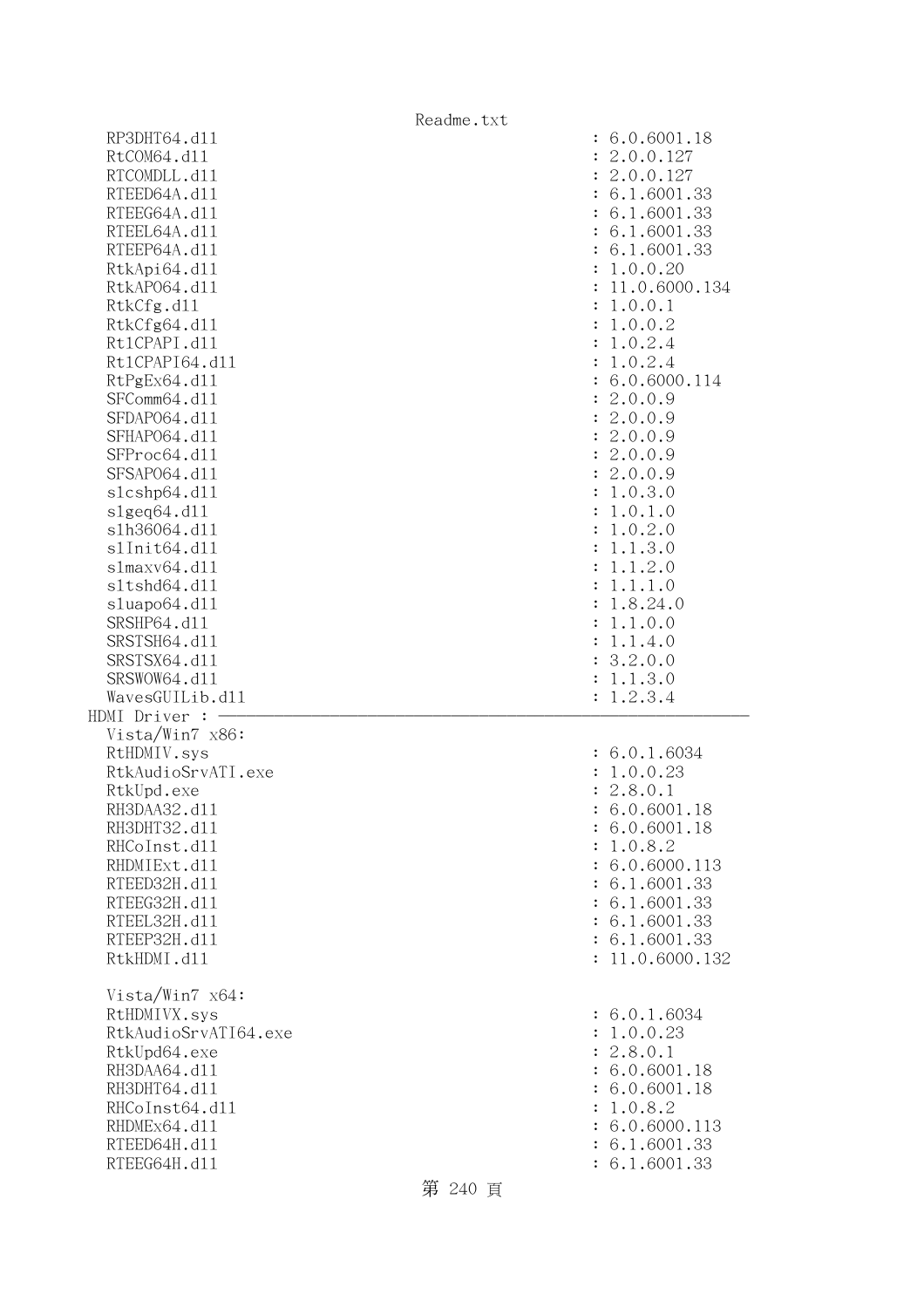```
  RP3DHT64.dll                                          : 6.0.6001.18
  RtCOM64.dll                                           : 2.0.0.127
  RTCOMDLL.dll                                          : 2.0.0.127
  RTEED64A.dll                                          : 6.1.6001.33
  RTEEG64A.dll                                          : 6.1.6001.33
  RTEEL64A.dll                                          : 6.1.6001.33
  RTEEP64A.dll                                          : 6.1.6001.33
  RtkApi64.dll                                          : 1.0.0.20
  RtkAPO64.dll                                          : 11.0.6000.134
  RtkCfg.dll                                            : 1.0.0.1
  RtkCfg64.dll                                          : 1.0.0.2
  RtlCPAPI.dll                                          : 1.0.2.4
  RtlCPAPI64.dll                                        : 1.0.2.4
  RtPgEx64.dll                                          : 6.0.6000.114
  SFComm64.dll                                          : 2.0.0.9
  SFDAPO64.dll                                          : 2.0.0.9
  SFHAPO64.dll                                          : 2.0.0.9
  SFProc64.dll                                          : 2.0.0.9
  SFSAPO64.dll                                          : 2.0.0.9
  slcshp64.dll                                          : 1.0.3.0
  slgeq64.dll                                           : 1.0.1.0
  slh36064.dll                                          : 1.0.2.0
  slInit64.dll                                          : 1.1.3.0
  slmaxv64.dll                                          : 1.1.2.0
  sltshd64.dll                                          : 1.1.1.0
  sluapo64.dll                                          : 1.8.24.0
  SRSHP64.dll                                           : 1.1.0.0
  SRSTSH64.dll                                          : 1.1.4.0
  SRSTSX64.dll                                          : 3.2.0.0
  SRSWOW64.dll                                          : 1.1.3.0
  WavesGUILib.dll                                       : 1.2.3.4
HDMI Driver : ─────────────────────────────────────────────────────────────
  Vista/Win7 x86:
  RtHDMIV.sys                                           : 6.0.1.6034
  RtkAudioSrvATI.exe                                    : 1.0.0.23
  RtkUpd.exe                                            : 2.8.0.1
  RH3DAA32.dll                                          : 6.0.6001.18
  RH3DHT32.dll                                          : 6.0.6001.18
  RHCoInst.dll                                          : 1.0.8.2
  RHDMIExt.dll                                          : 6.0.6000.113
  RTEED32H.dll                                          : 6.1.6001.33
  RTEEG32H.dll                                          : 6.1.6001.33
  RTEEL32H.dll                                          : 6.1.6001.33
  RTEEP32H.dll                                          : 6.1.6001.33
  RtkHDMI.dll                                           : 11.0.6000.132

  Vista/Win7 x64:
  RtHDMIVX.sys                                          : 6.0.1.6034
  RtkAudioSrvATI64.exe                                  : 1.0.0.23
  RtkUpd64.exe                                          : 2.8.0.1
  RH3DAA64.dll                                          : 6.0.6001.18
  RH3DHT64.dll                                          : 6.0.6001.18
  RHCoInst64.dll                                        : 1.0.8.2
  RHDMEx64.dll                                          : 6.0.6000.113
  RTEED64H.dll                                          : 6.1.6001.33
  RTEEG64H.dll                                          : 6.1.6001.33
```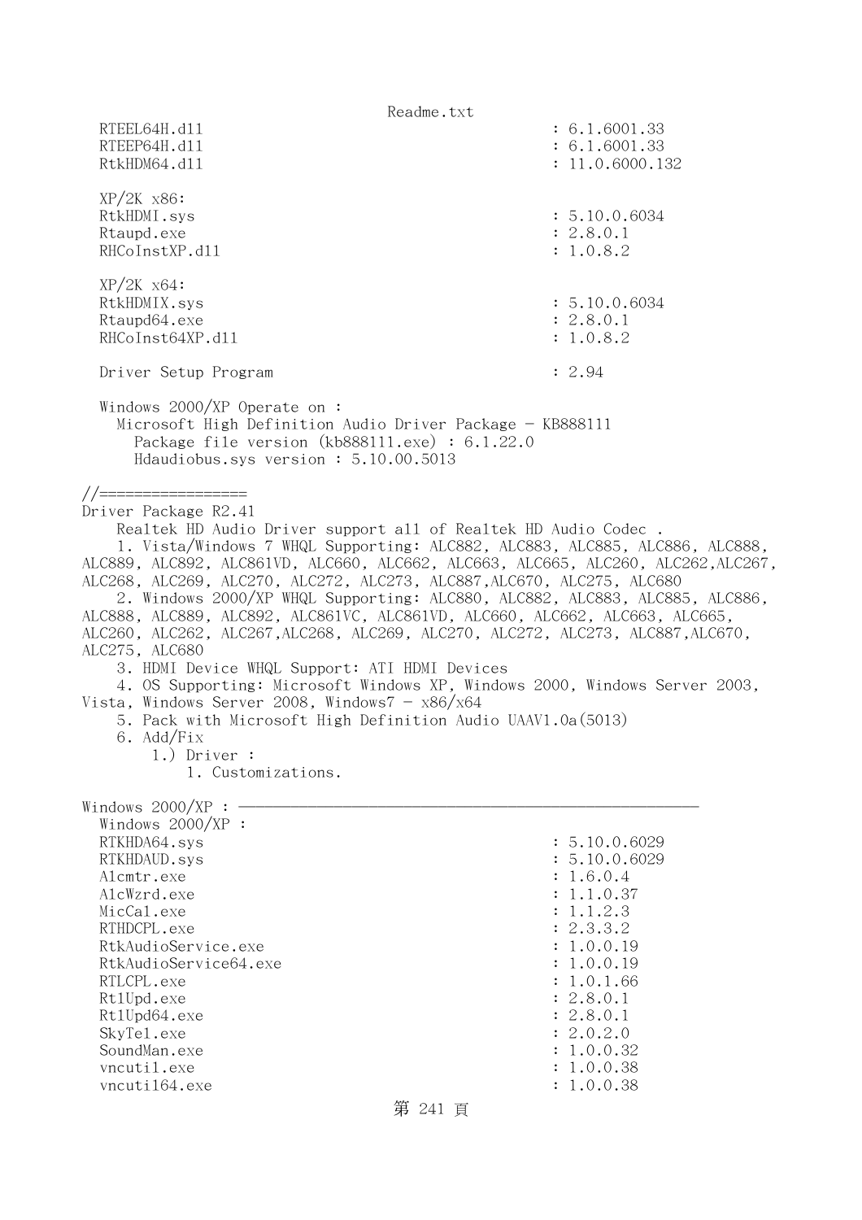```
  RTEEL64H.dll                                          : 6.1.6001.33
  RTEEP64H.dll                                          : 6.1.6001.33
  RtkHDM64.dll                                          : 11.0.6000.132

  XP/2K x86:
  RtkHDMI.sys                                           : 5.10.0.6034
  Rtaupd.exe                                            : 2.8.0.1
  RHCoInstXP.dll                                        : 1.0.8.2

  XP/2K x64:
  RtkHDMIX.sys                                          : 5.10.0.6034
  Rtaupd64.exe                                          : 2.8.0.1
  RHCoInst64XP.dll                                      : 1.0.8.2

  Driver Setup Program                                  : 2.94

  Windows 2000/XP Operate on :
    Microsoft High Definition Audio Driver Package - KB888111
      Package file version (kb888111.exe) : 6.1.22.0
      Hdaudiobus.sys version : 5.10.00.5013

//=================
Driver Package R2.41
    Realtek HD Audio Driver support all of Realtek HD Audio Codec .
    1. Vista/Windows 7 WHQL Supporting: ALC882, ALC883, ALC885, ALC886, ALC888,
ALC889, ALC892, ALC861VD, ALC660, ALC662, ALC663, ALC665, ALC260, ALC262,ALC267,
ALC268, ALC269, ALC270, ALC272, ALC273, ALC887,ALC670, ALC275, ALC680
    2. Windows 2000/XP WHQL Supporting: ALC880, ALC882, ALC883, ALC885, ALC886,
ALC888, ALC889, ALC892, ALC861VC, ALC861VD, ALC660, ALC662, ALC663, ALC665,
ALC260, ALC262, ALC267,ALC268, ALC269, ALC270, ALC272, ALC273, ALC887,ALC670,
ALC275, ALC680
    3. HDMI Device WHQL Support: ATI HDMI Devices
    4. OS Supporting: Microsoft Windows XP, Windows 2000, Windows Server 2003,
Vista, Windows Server 2008, Windows7 - x86/x64
    5. Pack with Microsoft High Definition Audio UAAV1.0a(5013)
    6. Add/Fix
        1.) Driver :
            1. Customizations.

Windows 2000/XP : ----------------------------------------------------
  Windows 2000/XP :
  RTKHDA64.sys                                          : 5.10.0.6029
  RTKHDAUD.sys                                          : 5.10.0.6029
  Alcmtr.exe                                            : 1.6.0.4
  AlcWzrd.exe                                           : 1.1.0.37
  MicCal.exe                                            : 1.1.2.3
  RTHDCPL.exe                                           : 2.3.3.2
  RtkAudioService.exe                                   : 1.0.0.19
  RtkAudioService64.exe                                 : 1.0.0.19
  RTLCPL.exe                                            : 1.0.1.66
  RtlUpd.exe                                            : 2.8.0.1
  RtlUpd64.exe                                          : 2.8.0.1
  SkyTel.exe                                            : 2.0.2.0
  SoundMan.exe                                          : 1.0.0.32
  vncutil.exe                                           : 1.0.0.38
  vncuti164.exe                                         : 1.0.0.38
```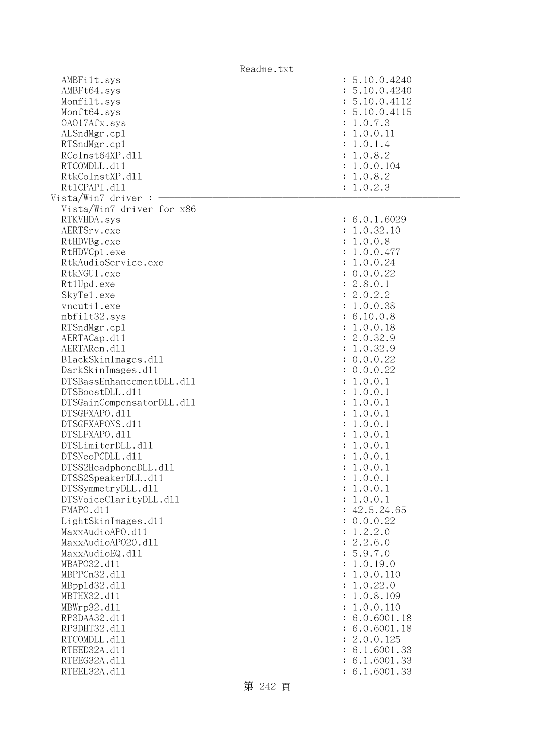```
    AMBFilt.sys                                   : 5.10.0.4240
    AMBFt64.sys                                   : 5.10.0.4240
    Monfilt.sys                                   : 5.10.0.4112
    Monft64.sys                                   : 5.10.0.4115
    OA017Afx.sys                                  : 1.0.7.3
    ALSndMgr.cpl                                  : 1.0.0.11
    RTSndMgr.cpl                                  : 1.0.1.4
    RCoInst64XP.dll                               : 1.0.8.2
    RTCOMDLL.dll                                  : 1.0.0.104
    RtkCoInstXP.dll                               : 1.0.8.2
    RtlCPAPI.dll                                  : 1.0.2.3
Vista/Win7 driver : ────────────────────────────────────────────
    Vista/Win7 driver for x86
    RTKVHDA.sys                                   : 6.0.1.6029
    AERTSrv.exe                                   : 1.0.32.10
    RtHDVBg.exe                                   : 1.0.0.8
    RtHDVCpl.exe                                  : 1.0.0.477
    RtkAudioService.exe                           : 1.0.0.24
    RtkNGUI.exe                                   : 0.0.0.22
    RtlUpd.exe                                    : 2.8.0.1
    SkyTel.exe                                    : 2.0.2.2
    vncutil.exe                                   : 1.0.0.38
    mbfilt32.sys                                  : 6.10.0.8
    RTSndMgr.cpl                                  : 1.0.0.18
    AERTACap.dll                                  : 2.0.32.9
    AERTARen.dll                                  : 1.0.32.9
    BlackSkinImages.dll                           : 0.0.0.22
    DarkSkinImages.dll                            : 0.0.0.22
    DTSBassEnhancementDLL.dll                     : 1.0.0.1
    DTSBoostDLL.dll                               : 1.0.0.1
    DTSGainCompensatorDLL.dll                     : 1.0.0.1
    DTSGFXAPO.dll                                 : 1.0.0.1
    DTSGFXAPONS.dll                               : 1.0.0.1
    DTSLFXAPO.dll                                 : 1.0.0.1
    DTSLimiterDLL.dll                             : 1.0.0.1
    DTSNeoPCDLL.dll                               : 1.0.0.1
    DTSS2HeadphoneDLL.dll                         : 1.0.0.1
    DTSS2SpeakerDLL.dll                           : 1.0.0.1
    DTSSymmetryDLL.dll                            : 1.0.0.1
    DTSVoiceClarityDLL.dll                        : 1.0.0.1
    FMAPO.dll                                     : 42.5.24.65
    LightSkinImages.dll                           : 0.0.0.22
    MaxxAudioAPO.dll                              : 1.2.2.0
    MaxxAudioAPO20.dll                            : 2.2.6.0
    MaxxAudioEQ.dll                               : 5.9.7.0
    MBAPO32.dll                                   : 1.0.19.0
    MBPPCn32.dll                                  : 1.0.0.110
    MBppld32.dll                                  : 1.0.22.0
    MBTHX32.dll                                   : 1.0.8.109
    MBWrp32.dll                                   : 1.0.0.110
    RP3DAA32.dll                                  : 6.0.6001.18
    RP3DHT32.dll                                  : 6.0.6001.18
    RTCOMDLL.dll                                  : 2.0.0.125
    RTEED32A.dll                                  : 6.1.6001.33
    RTEEG32A.dll                                  : 6.1.6001.33
    RTEEL32A.dll                                  : 6.1.6001.33
```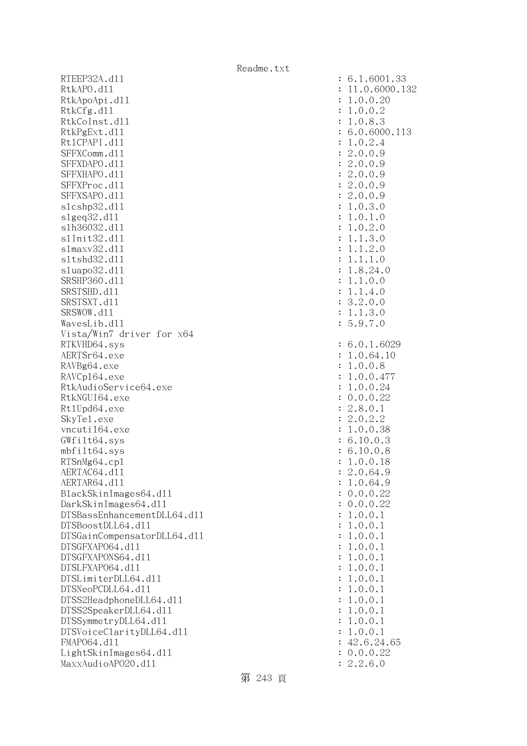```
RTEEP32A.dll                                   : 6.1.6001.33
RtkAPO.dll                                     : 11.0.6000.132
RtkApoApi.dll                                  : 1.0.0.20
RtkCfg.dll                                     : 1.0.0.2
RtkCoInst.dll                                  : 1.0.8.3
RtkPgExt.dll                                   : 6.0.6000.113
RtlCPAPI.dll                                   : 1.0.2.4
SFFXComm.dll                                   : 2.0.0.9
SFFXDAPO.dll                                   : 2.0.0.9
SFFXHAPO.dll                                   : 2.0.0.9
SFFXProc.dll                                   : 2.0.0.9
SFFXSAPO.dll                                   : 2.0.0.9
slcshp32.dll                                   : 1.0.3.0
slgeq32.dll                                    : 1.0.1.0
slh36032.dll                                   : 1.0.2.0
slInit32.dll                                   : 1.1.3.0
slmaxv32.dll                                   : 1.1.2.0
sltshd32.dll                                   : 1.1.1.0
sluapo32.dll                                   : 1.8.24.0
SRSHP360.dll                                   : 1.1.0.0
SRSTSHD.dll                                    : 1.1.4.0
SRSTSXT.dll                                    : 3.2.0.0
SRSWOW.dll                                     : 1.1.3.0
WavesLib.dll                                   : 5.9.7.0
Vista/Win7 driver for x64
RTKVHD64.sys                                   : 6.0.1.6029
AERTSr64.exe                                   : 1.0.64.10
RAVBg64.exe                                    : 1.0.0.8
RAVCpl64.exe                                   : 1.0.0.477
RtkAudioService64.exe                          : 1.0.0.24
RtkNGUI64.exe                                  : 0.0.0.22
RtlUpd64.exe                                   : 2.8.0.1
SkyTel.exe                                     : 2.0.2.2
vncutil64.exe                                  : 1.0.0.38
GWfilt64.sys                                   : 6.10.0.3
mbfilt64.sys                                   : 6.10.0.8
RTSnMg64.cpl                                   : 1.0.0.18
AERTAC64.dll                                   : 2.0.64.9
AERTAR64.dll                                   : 1.0.64.9
BlackSkinImages64.dll                          : 0.0.0.22
DarkSkinImages64.dll                           : 0.0.0.22
DTSBassEnhancementDLL64.dll                    : 1.0.0.1
DTSBoostDLL64.dll                              : 1.0.0.1
DTSGainCompensatorDLL64.dll                    : 1.0.0.1
DTSGFXAPO64.dll                                : 1.0.0.1
DTSGFXAPONS64.dll                              : 1.0.0.1
DTSLFXAPO64.dll                                : 1.0.0.1
DTSLimiterDLL64.dll                            : 1.0.0.1
DTSNeoPCDLL64.dll                              : 1.0.0.1
DTSS2HeadphoneDLL64.dll                        : 1.0.0.1
DTSS2SpeakerDLL64.dll                          : 1.0.0.1
DTSSymmetryDLL64.dll                           : 1.0.0.1
DTSVoiceClarityDLL64.dll                       : 1.0.0.1
FMAPO64.dll                                    : 42.6.24.65
LightSkinImages64.dll                          : 0.0.0.22
MaxxAudioAPO20.dll                             : 2.2.6.0
```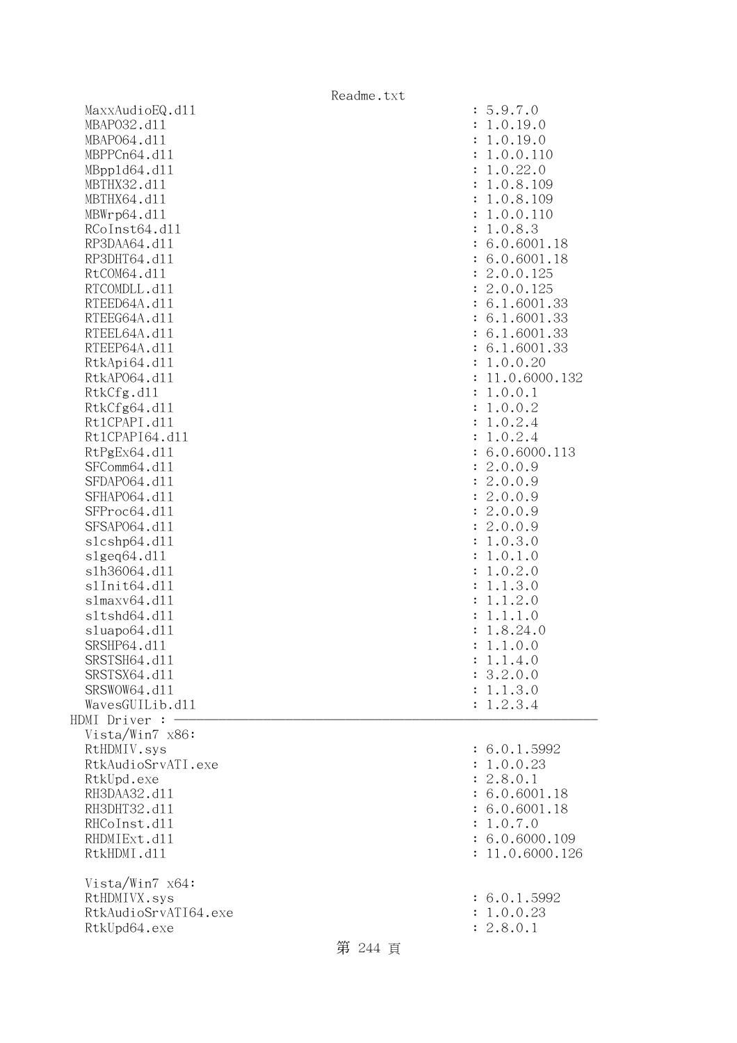```
  MaxxAudioEQ.dll                                      : 5.9.7.0
  MBAPO32.dll                                          : 1.0.19.0
  MBAPO64.dll                                          : 1.0.19.0
  MBPPCn64.dll                                         : 1.0.0.110
  MBppld64.dll                                         : 1.0.22.0
  MBTHX32.dll                                          : 1.0.8.109
  MBTHX64.dll                                          : 1.0.8.109
  MBWrp64.dll                                          : 1.0.0.110
  RCoInst64.dll                                        : 1.0.8.3
  RP3DAA64.dll                                         : 6.0.6001.18
  RP3DHT64.dll                                         : 6.0.6001.18
  RtCOM64.dll                                          : 2.0.0.125
  RTCOMDLL.dll                                         : 2.0.0.125
  RTEED64A.dll                                         : 6.1.6001.33
  RTEEG64A.dll                                         : 6.1.6001.33
  RTEEL64A.dll                                         : 6.1.6001.33
  RTEEP64A.dll                                         : 6.1.6001.33
  RtkApi64.dll                                         : 1.0.0.20
  RtkAPO64.dll                                         : 11.0.6000.132
  RtkCfg.dll                                           : 1.0.0.1
  RtkCfg64.dll                                         : 1.0.0.2
  RtlCPAPI.dll                                         : 1.0.2.4
  RtlCPAPI64.dll                                       : 1.0.2.4
  RtPgEx64.dll                                         : 6.0.6000.113
  SFComm64.dll                                         : 2.0.0.9
  SFDAPO64.dll                                         : 2.0.0.9
  SFHAPO64.dll                                         : 2.0.0.9
  SFProc64.dll                                         : 2.0.0.9
  SFSAPO64.dll                                         : 2.0.0.9
  slcshp64.dll                                         : 1.0.3.0
  slgeq64.dll                                          : 1.0.1.0
  slh36064.dll                                         : 1.0.2.0
  slInit64.dll                                         : 1.1.3.0
  slmaxv64.dll                                         : 1.1.2.0
  sltshd64.dll                                         : 1.1.1.0
  sluapo64.dll                                         : 1.8.24.0
  SRSHP64.dll                                          : 1.1.0.0
  SRSTSH64.dll                                         : 1.1.4.0
  SRSTSX64.dll                                         : 3.2.0.0
  SRSWOW64.dll                                         : 1.1.3.0
  WavesGUILib.dll                                      : 1.2.3.4
HDMI Driver : ----------------------------------------------------------------
  Vista/Win7 x86:
  RtHDMIV.sys                                          : 6.0.1.5992
  RtkAudioSrvATI.exe                                   : 1.0.0.23
  RtkUpd.exe                                           : 2.8.0.1
  RH3DAA32.dll                                         : 6.0.6001.18
  RH3DHT32.dll                                         : 6.0.6001.18
  RHCoInst.dll                                         : 1.0.7.0
  RHDMIExt.dll                                         : 6.0.6000.109
  RtkHDMI.dll                                          : 11.0.6000.126

  Vista/Win7 x64:
  RtHDMIVX.sys                                         : 6.0.1.5992
  RtkAudioSrvATI64.exe                                 : 1.0.0.23
  RtkUpd64.exe                                         : 2.8.0.1
```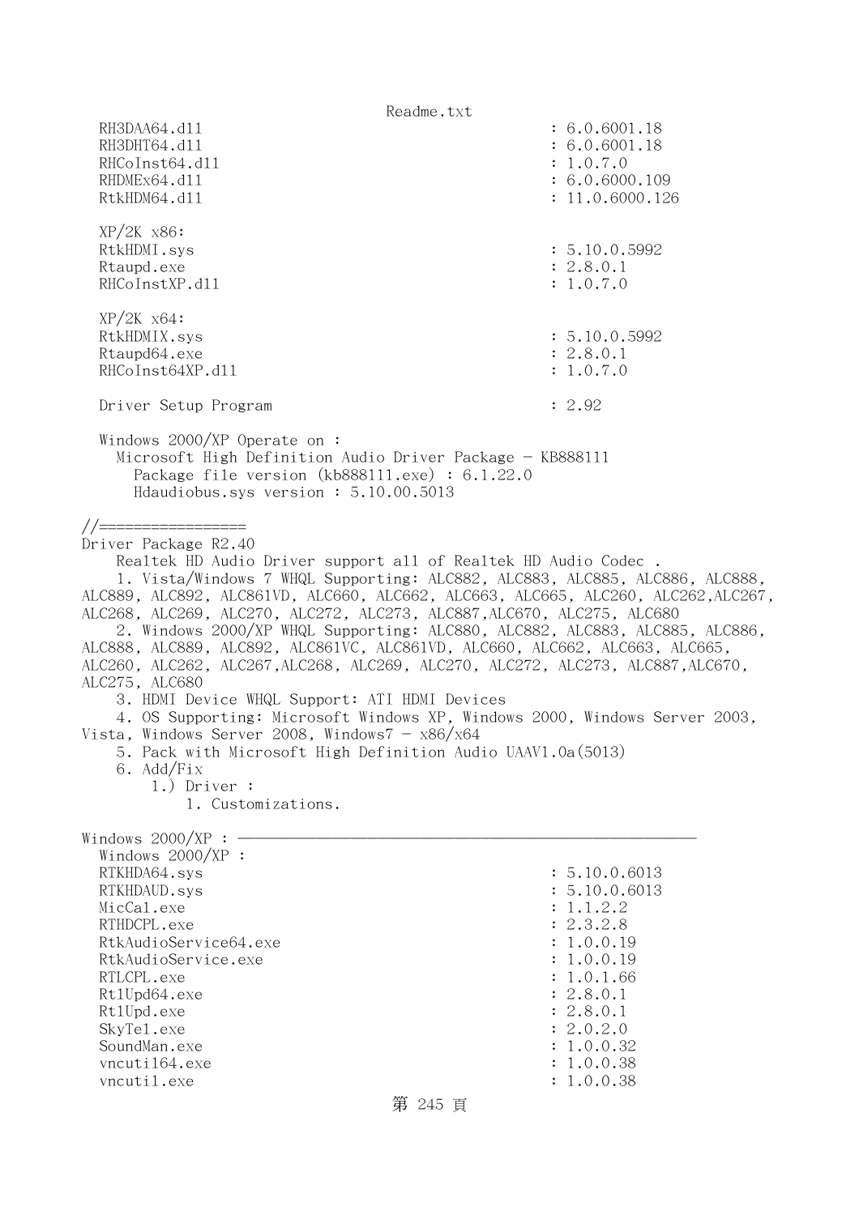```
  RH3DAA64.dll                                    : 6.0.6001.18
  RH3DHT64.dll                                    : 6.0.6001.18
  RHCoInst64.dll                                  : 1.0.7.0
  RHDMEx64.dll                                    : 6.0.6000.109
  RtkHDM64.dll                                    : 11.0.6000.126

  XP/2K x86:
  RtkHDMI.sys                                     : 5.10.0.5992
  Rtaupd.exe                                      : 2.8.0.1
  RHCoInstXP.dll                                  : 1.0.7.0

  XP/2K x64:
  RtkHDMIX.sys                                    : 5.10.0.5992
  Rtaupd64.exe                                    : 2.8.0.1
  RHCoInst64XP.dll                                : 1.0.7.0

  Driver Setup Program                            : 2.92

  Windows 2000/XP Operate on :
    Microsoft High Definition Audio Driver Package - KB888111
      Package file version (kb888111.exe) : 6.1.22.0
      Hdaudiobus.sys version : 5.10.00.5013

//=================
Driver Package R2.40
    Realtek HD Audio Driver support all of Realtek HD Audio Codec .
    1. Vista/Windows 7 WHQL Supporting: ALC882, ALC883, ALC885, ALC886, ALC888,
ALC889, ALC892, ALC861VD, ALC660, ALC662, ALC663, ALC665, ALC260, ALC262,ALC267,
ALC268, ALC269, ALC270, ALC272, ALC273, ALC887,ALC670, ALC275, ALC680
    2. Windows 2000/XP WHQL Supporting: ALC880, ALC882, ALC883, ALC885, ALC886,
ALC888, ALC889, ALC892, ALC861VC, ALC861VD, ALC660, ALC662, ALC663, ALC665,
ALC260, ALC262, ALC267,ALC268, ALC269, ALC270, ALC272, ALC273, ALC887,ALC670,
ALC275, ALC680
    3. HDMI Device WHQL Support: ATI HDMI Devices
    4. OS Supporting: Microsoft Windows XP, Windows 2000, Windows Server 2003,
Vista, Windows Server 2008, Windows7 - x86/x64
    5. Pack with Microsoft High Definition Audio UAAV1.0a(5013)
    6. Add/Fix
        1.) Driver :
            1. Customizations.

Windows 2000/XP : ----------------------------------------------------
  Windows 2000/XP :
  RTKHDA64.sys                                    : 5.10.0.6013
  RTKHDAUD.sys                                    : 5.10.0.6013
  MicCal.exe                                      : 1.1.2.2
  RTHDCPL.exe                                     : 2.3.2.8
  RtkAudioService64.exe                           : 1.0.0.19
  RtkAudioService.exe                             : 1.0.0.19
  RTLCPL.exe                                      : 1.0.1.66
  RtlUpd64.exe                                    : 2.8.0.1
  RtlUpd.exe                                      : 2.8.0.1
  SkyTel.exe                                      : 2.0.2.0
  SoundMan.exe                                    : 1.0.0.32
  vncutil64.exe                                   : 1.0.0.38
  vncutil.exe                                     : 1.0.0.38
```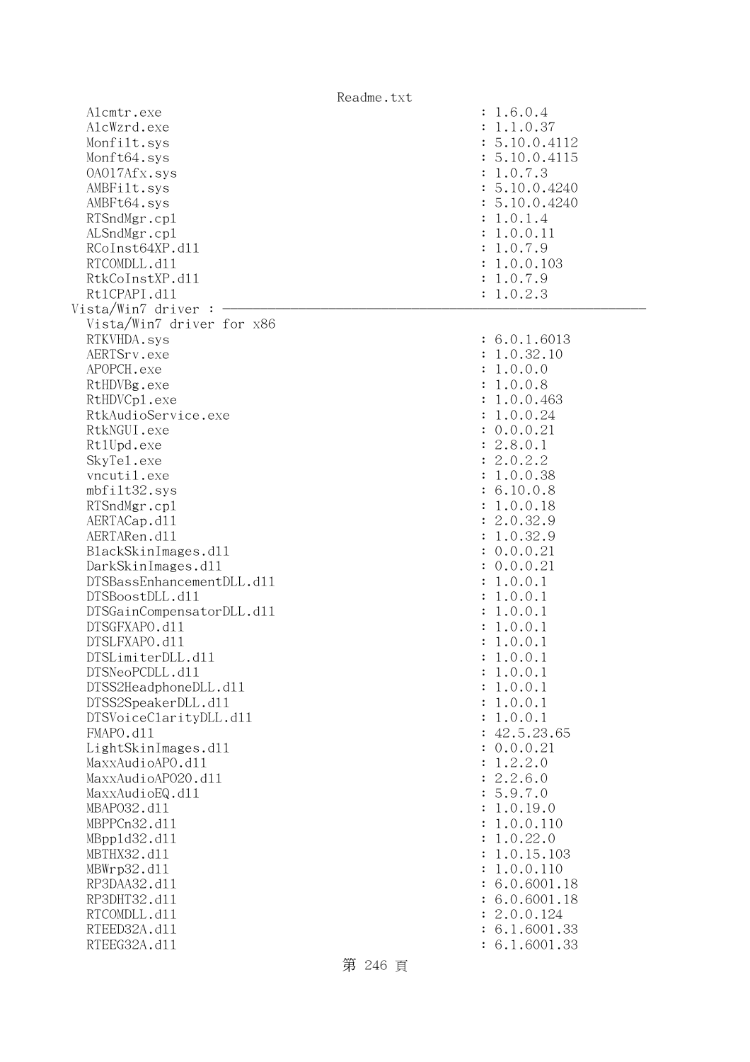```
  Alcmtr.exe                                          : 1.6.0.4
  AlcWzrd.exe                                         : 1.1.0.37
  Monfilt.sys                                         : 5.10.0.4112
  Monft64.sys                                         : 5.10.0.4115
  OA017Afx.sys                                        : 1.0.7.3
  AMBFilt.sys                                         : 5.10.0.4240
  AMBFt64.sys                                         : 5.10.0.4240
  RTSndMgr.cpl                                        : 1.0.1.4
  ALSndMgr.cpl                                        : 1.0.0.11
  RCoInst64XP.dll                                     : 1.0.7.9
  RTCOMDLL.dll                                        : 1.0.0.103
  RtkCoInstXP.dll                                     : 1.0.7.9
  RtlCPAPI.dll                                        : 1.0.2.3
Vista/Win7 driver : ------------------------------------------------------------
  Vista/Win7 driver for x86
  RTKVHDA.sys                                         : 6.0.1.6013
  AERTSrv.exe                                         : 1.0.32.10
  APOPCH.exe                                          : 1.0.0.0
  RtHDVBg.exe                                         : 1.0.0.8
  RtHDVCpl.exe                                        : 1.0.0.463
  RtkAudioService.exe                                 : 1.0.0.24
  RtkNGUI.exe                                         : 0.0.0.21
  RtlUpd.exe                                          : 2.8.0.1
  SkyTel.exe                                          : 2.0.2.2
  vncutil.exe                                         : 1.0.0.38
  mbfilt32.sys                                        : 6.10.0.8
  RTSndMgr.cpl                                        : 1.0.0.18
  AERTACap.dll                                        : 2.0.32.9
  AERTARen.dll                                        : 1.0.32.9
  BlackSkinImages.dll                                 : 0.0.0.21
  DarkSkinImages.dll                                  : 0.0.0.21
  DTSBassEnhancementDLL.dll                           : 1.0.0.1
  DTSBoostDLL.dll                                     : 1.0.0.1
  DTSGainCompensatorDLL.dll                           : 1.0.0.1
  DTSGFXAPO.dll                                       : 1.0.0.1
  DTSLFXAPO.dll                                       : 1.0.0.1
  DTSLimiterDLL.dll                                   : 1.0.0.1
  DTSNeoPCDLL.dll                                     : 1.0.0.1
  DTSS2HeadphoneDLL.dll                               : 1.0.0.1
  DTSS2SpeakerDLL.dll                                 : 1.0.0.1
  DTSVoiceClarityDLL.dll                              : 1.0.0.1
  FMAPO.dll                                           : 42.5.23.65
  LightSkinImages.dll                                 : 0.0.0.21
  MaxxAudioAPO.dll                                    : 1.2.2.0
  MaxxAudioAPO20.dll                                  : 2.2.6.0
  MaxxAudioEQ.dll                                     : 5.9.7.0
  MBAPO32.dll                                         : 1.0.19.0
  MBPPCn32.dll                                        : 1.0.0.110
  MBppld32.dll                                        : 1.0.22.0
  MBTHX32.dll                                         : 1.0.15.103
  MBWrp32.dll                                         : 1.0.0.110
  RP3DAA32.dll                                        : 6.0.6001.18
  RP3DHT32.dll                                        : 6.0.6001.18
  RTCOMDLL.dll                                        : 2.0.0.124
  RTEED32A.dll                                        : 6.1.6001.33
  RTEEG32A.dll                                        : 6.1.6001.33
```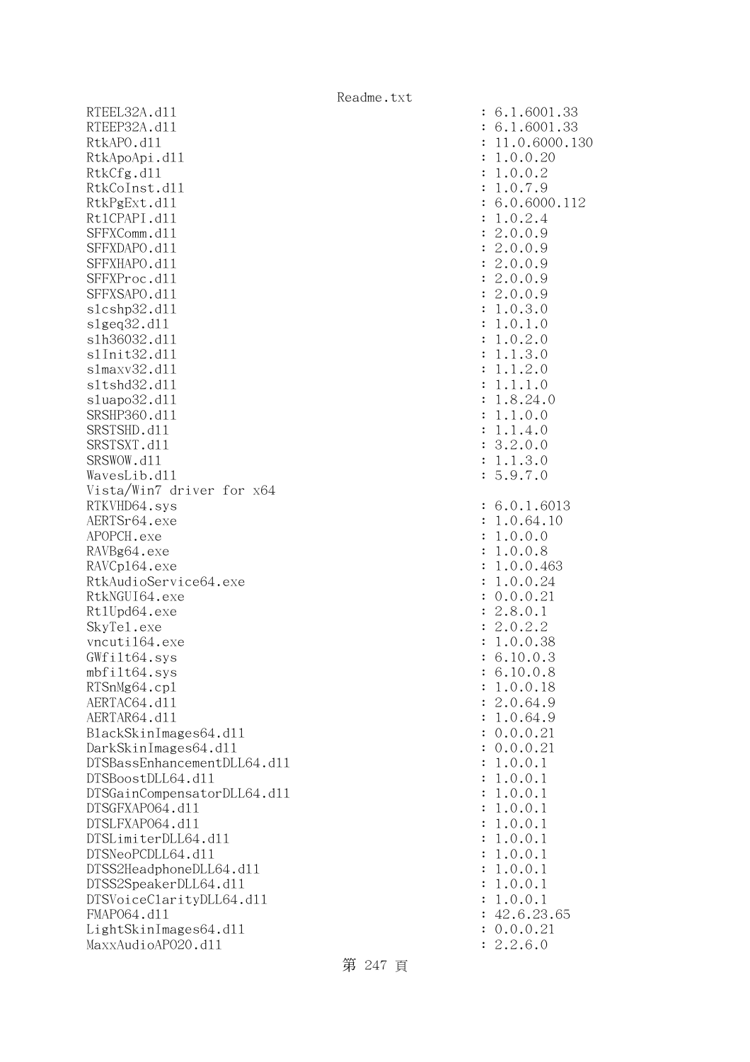```
RTEEL32A.dll                                          : 6.1.6001.33
RTEEP32A.dll                                          : 6.1.6001.33
RtkAPO.dll                                            : 11.0.6000.130
RtkApoApi.dll                                         : 1.0.0.20
RtkCfg.dll                                            : 1.0.0.2
RtkCoInst.dll                                         : 1.0.7.9
RtkPgExt.dll                                          : 6.0.6000.112
RtlCPAPI.dll                                          : 1.0.2.4
SFFXComm.dll                                          : 2.0.0.9
SFFXDAPO.dll                                          : 2.0.0.9
SFFXHAPO.dll                                          : 2.0.0.9
SFFXProc.dll                                          : 2.0.0.9
SFFXSAPO.dll                                          : 2.0.0.9
slcshp32.dll                                          : 1.0.3.0
slgeq32.dll                                           : 1.0.1.0
slh36032.dll                                          : 1.0.2.0
slInit32.dll                                          : 1.1.3.0
slmaxv32.dll                                          : 1.1.2.0
sltshd32.dll                                          : 1.1.1.0
sluapo32.dll                                          : 1.8.24.0
SRSHP360.dll                                          : 1.1.0.0
SRSTSHD.dll                                           : 1.1.4.0
SRSTSXT.dll                                           : 3.2.0.0
SRSWOW.dll                                            : 1.1.3.0
WavesLib.dll                                          : 5.9.7.0
Vista/Win7 driver for x64
RTKVHD64.sys                                          : 6.0.1.6013
AERTSr64.exe                                          : 1.0.64.10
APOPCH.exe                                            : 1.0.0.0
RAVBg64.exe                                           : 1.0.0.8
RAVCpl64.exe                                          : 1.0.0.463
RtkAudioService64.exe                                 : 1.0.0.24
RtkNGUI64.exe                                         : 0.0.0.21
RtlUpd64.exe                                          : 2.8.0.1
SkyTel.exe                                            : 2.0.2.2
vncutil64.exe                                         : 1.0.0.38
GWfilt64.sys                                          : 6.10.0.3
mbfilt64.sys                                          : 6.10.0.8
RTSnMg64.cpl                                          : 1.0.0.18
AERTAC64.dll                                          : 2.0.64.9
AERTAR64.dll                                          : 1.0.64.9
BlackSkinImages64.dll                                 : 0.0.0.21
DarkSkinImages64.dll                                  : 0.0.0.21
DTSBassEnhancementDLL64.dll                           : 1.0.0.1
DTSBoostDLL64.dll                                     : 1.0.0.1
DTSGainCompensatorDLL64.dll                           : 1.0.0.1
DTSGFXAPO64.dll                                       : 1.0.0.1
DTSLFXAPO64.dll                                       : 1.0.0.1
DTSLimiterDLL64.dll                                   : 1.0.0.1
DTSNeoPCDLL64.dll                                     : 1.0.0.1
DTSS2HeadphoneDLL64.dll                               : 1.0.0.1
DTSS2SpeakerDLL64.dll                                 : 1.0.0.1
DTSVoiceClarityDLL64.dll                              : 1.0.0.1
FMAPO64.dll                                           : 42.6.23.65
LightSkinImages64.dll                                 : 0.0.0.21
MaxxAudioAPO20.dll                                    : 2.2.6.0
```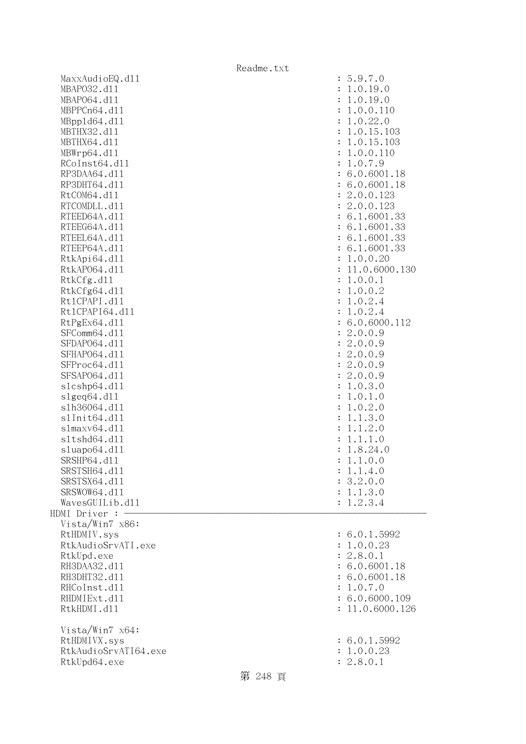```
  MaxxAudioEQ.dll                                     : 5.9.7.0
  MBAPO32.dll                                         : 1.0.19.0
  MBAPO64.dll                                         : 1.0.19.0
  MBPPCn64.dll                                        : 1.0.0.110
  MBppld64.dll                                        : 1.0.22.0
  MBTHX32.dll                                         : 1.0.15.103
  MBTHX64.dll                                         : 1.0.15.103
  MBWrp64.dll                                         : 1.0.0.110
  RCoInst64.dll                                       : 1.0.7.9
  RP3DAA64.dll                                        : 6.0.6001.18
  RP3DHT64.dll                                        : 6.0.6001.18
  RtCOM64.dll                                         : 2.0.0.123
  RTCOMDLL.dll                                        : 2.0.0.123
  RTEED64A.dll                                        : 6.1.6001.33
  RTEEG64A.dll                                        : 6.1.6001.33
  RTEEL64A.dll                                        : 6.1.6001.33
  RTEEP64A.dll                                        : 6.1.6001.33
  RtkApi64.dll                                        : 1.0.0.20
  RtkAPO64.dll                                        : 11.0.6000.130
  RtkCfg.dll                                          : 1.0.0.1
  RtkCfg64.dll                                        : 1.0.0.2
  RtlCPAPI.dll                                        : 1.0.2.4
  RtlCPAPI64.dll                                      : 1.0.2.4
  RtPgEx64.dll                                        : 6.0.6000.112
  SFComm64.dll                                        : 2.0.0.9
  SFDAPO64.dll                                        : 2.0.0.9
  SFHAPO64.dll                                        : 2.0.0.9
  SFProc64.dll                                        : 2.0.0.9
  SFSAPO64.dll                                        : 2.0.0.9
  slcshp64.dll                                        : 1.0.3.0
  slgeq64.dll                                         : 1.0.1.0
  slh36064.dll                                        : 1.0.2.0
  slInit64.dll                                        : 1.1.3.0
  slmaxv64.dll                                        : 1.1.2.0
  sltshd64.dll                                        : 1.1.1.0
  sluapo64.dll                                        : 1.8.24.0
  SRSHP64.dll                                         : 1.1.0.0
  SRSTSH64.dll                                        : 1.1.4.0
  SRSTSX64.dll                                        : 3.2.0.0
  SRSWOW64.dll                                        : 1.1.3.0
  WavesGUILib.dll                                     : 1.2.3.4
HDMI Driver : ---------------------------------------------------------------
  Vista/Win7 x86:
  RtHDMIV.sys                                         : 6.0.1.5992
  RtkAudioSrvATI.exe                                  : 1.0.0.23
  RtkUpd.exe                                          : 2.8.0.1
  RH3DAA32.dll                                        : 6.0.6001.18
  RH3DHT32.dll                                        : 6.0.6001.18
  RHCoInst.dll                                        : 1.0.7.0
  RHDMIExt.dll                                        : 6.0.6000.109
  RtkHDMI.dll                                         : 11.0.6000.126

  Vista/Win7 x64:
  RtHDMIVX.sys                                        : 6.0.1.5992
  RtkAudioSrvATI64.exe                                : 1.0.0.23
  RtkUpd64.exe                                        : 2.8.0.1
```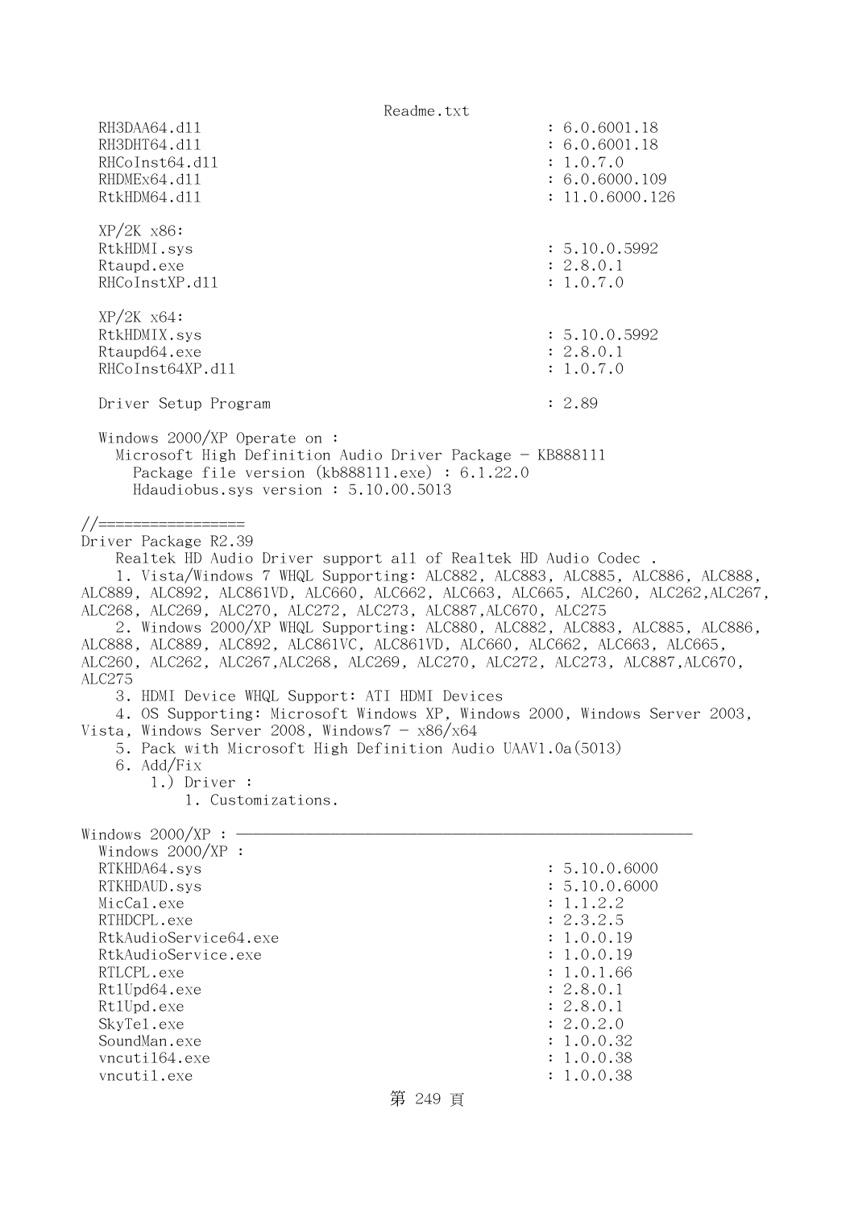```
  RH3DAA64.dll                                        : 6.0.6001.18
  RH3DHT64.dll                                        : 6.0.6001.18
  RHCoInst64.dll                                      : 1.0.7.0
  RHDMEx64.dll                                        : 6.0.6000.109
  RtkHDM64.dll                                        : 11.0.6000.126

  XP/2K x86:
  RtkHDMI.sys                                         : 5.10.0.5992
  Rtaupd.exe                                          : 2.8.0.1
  RHCoInstXP.dll                                      : 1.0.7.0

  XP/2K x64:
  RtkHDMIX.sys                                        : 5.10.0.5992
  Rtaupd64.exe                                        : 2.8.0.1
  RHCoInst64XP.dll                                    : 1.0.7.0

  Driver Setup Program                                : 2.89

  Windows 2000/XP Operate on :
    Microsoft High Definition Audio Driver Package - KB888111
      Package file version (kb888111.exe) : 6.1.22.0
      Hdaudiobus.sys version : 5.10.00.5013

//=================
Driver Package R2.39
    Realtek HD Audio Driver support all of Realtek HD Audio Codec .
    1. Vista/Windows 7 WHQL Supporting: ALC882, ALC883, ALC885, ALC886, ALC888,
ALC889, ALC892, ALC861VD, ALC660, ALC662, ALC663, ALC665, ALC260, ALC262,ALC267,
ALC268, ALC269, ALC270, ALC272, ALC273, ALC887,ALC670, ALC275
    2. Windows 2000/XP WHQL Supporting: ALC880, ALC882, ALC883, ALC885, ALC886,
ALC888, ALC889, ALC892, ALC861VC, ALC861VD, ALC660, ALC662, ALC663, ALC665,
ALC260, ALC262, ALC267,ALC268, ALC269, ALC270, ALC272, ALC273, ALC887,ALC670,
ALC275
    3. HDMI Device WHQL Support: ATI HDMI Devices
    4. OS Supporting: Microsoft Windows XP, Windows 2000, Windows Server 2003,
Vista, Windows Server 2008, Windows7 - x86/x64
    5. Pack with Microsoft High Definition Audio UAAV1.0a(5013)
    6. Add/Fix
        1.) Driver :
            1. Customizations.

Windows 2000/XP : ------------------------------------------------------
  Windows 2000/XP :
  RTKHDA64.sys                                        : 5.10.0.6000
  RTKHDAUD.sys                                        : 5.10.0.6000
  MicCal.exe                                          : 1.1.2.2
  RTHDCPL.exe                                         : 2.3.2.5
  RtkAudioService64.exe                               : 1.0.0.19
  RtkAudioService.exe                                 : 1.0.0.19
  RTLCPL.exe                                          : 1.0.1.66
  RtlUpd64.exe                                        : 2.8.0.1
  RtlUpd.exe                                          : 2.8.0.1
  SkyTel.exe                                          : 2.0.2.0
  SoundMan.exe                                        : 1.0.0.32
  vncutil64.exe                                       : 1.0.0.38
  vncutil.exe                                         : 1.0.0.38
```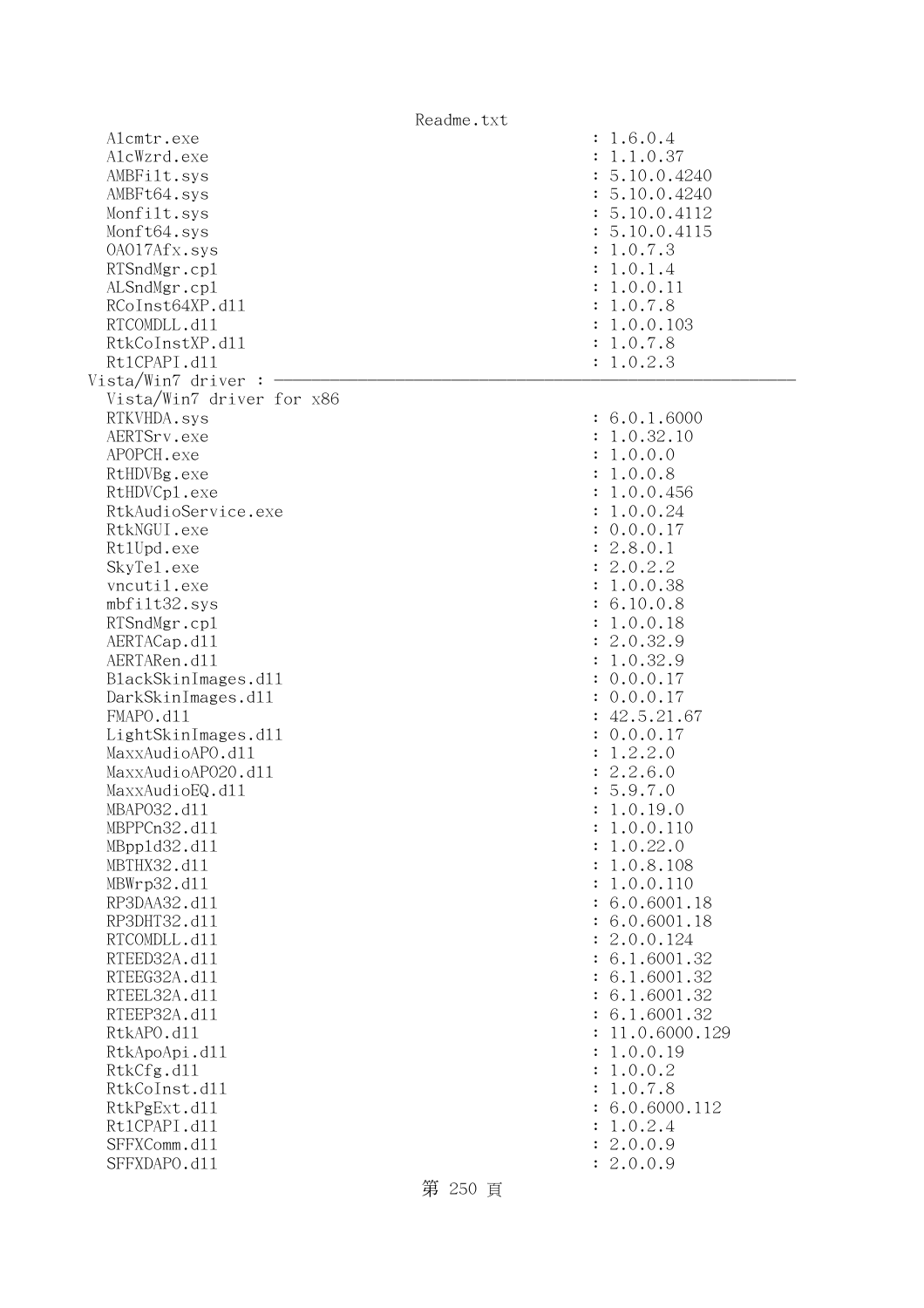```
  Alcmtr.exe                                           : 1.6.0.4
  AlcWzrd.exe                                          : 1.1.0.37
  AMBFilt.sys                                          : 5.10.0.4240
  AMBFt64.sys                                          : 5.10.0.4240
  Monfilt.sys                                          : 5.10.0.4112
  Monft64.sys                                          : 5.10.0.4115
  OA017Afx.sys                                         : 1.0.7.3
  RTSndMgr.cpl                                         : 1.0.1.4
  ALSndMgr.cpl                                         : 1.0.0.11
  RCoInst64XP.dll                                      : 1.0.7.8
  RTCOMDLL.dll                                         : 1.0.0.103
  RtkCoInstXP.dll                                      : 1.0.7.8
  RtlCPAPI.dll                                         : 1.0.2.3
Vista/Win7 driver : ----------------------------------------------------------------
  Vista/Win7 driver for x86
  RTKVHDA.sys                                          : 6.0.1.6000
  AERTSrv.exe                                          : 1.0.32.10
  APOPCH.exe                                           : 1.0.0.0
  RtHDVBg.exe                                          : 1.0.0.8
  RtHDVCpl.exe                                         : 1.0.0.456
  RtkAudioService.exe                                  : 1.0.0.24
  RtkNGUI.exe                                          : 0.0.0.17
  RtlUpd.exe                                           : 2.8.0.1
  SkyTel.exe                                           : 2.0.2.2
  vncutil.exe                                          : 1.0.0.38
  mbfilt32.sys                                         : 6.10.0.8
  RTSndMgr.cpl                                         : 1.0.0.18
  AERTACap.dll                                         : 2.0.32.9
  AERTARen.dll                                         : 1.0.32.9
  BlackSkinImages.dll                                  : 0.0.0.17
  DarkSkinImages.dll                                   : 0.0.0.17
  FMAPO.dll                                            : 42.5.21.67
  LightSkinImages.dll                                  : 0.0.0.17
  MaxxAudioAPO.dll                                     : 1.2.2.0
  MaxxAudioAPO20.dll                                   : 2.2.6.0
  MaxxAudioEQ.dll                                      : 5.9.7.0
  MBAPO32.dll                                          : 1.0.19.0
  MBPPCn32.dll                                         : 1.0.0.110
  MBppld32.dll                                         : 1.0.22.0
  MBTHX32.dll                                          : 1.0.8.108
  MBWrp32.dll                                          : 1.0.0.110
  RP3DAA32.dll                                         : 6.0.6001.18
  RP3DHT32.dll                                         : 6.0.6001.18
  RTCOMDLL.dll                                         : 2.0.0.124
  RTEED32A.dll                                         : 6.1.6001.32
  RTEEG32A.dll                                         : 6.1.6001.32
  RTEEL32A.dll                                         : 6.1.6001.32
  RTEEP32A.dll                                         : 6.1.6001.32
  RtkAPO.dll                                           : 11.0.6000.129
  RtkApoApi.dll                                        : 1.0.0.19
  RtkCfg.dll                                           : 1.0.0.2
  RtkCoInst.dll                                        : 1.0.7.8
  RtkPgExt.dll                                         : 6.0.6000.112
  RtlCPAPI.dll                                         : 1.0.2.4
  SFFXComm.dll                                         : 2.0.0.9
  SFFXDAPO.dll                                         : 2.0.0.9
```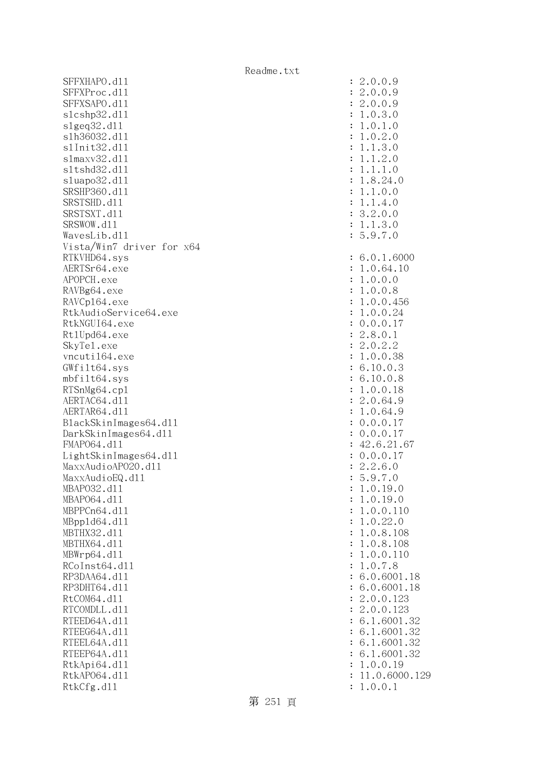```
SFFXHAPO.dll                                    : 2.0.0.9
SFFXProc.dll                                    : 2.0.0.9
SFFXSAPO.dll                                    : 2.0.0.9
slcshp32.dll                                    : 1.0.3.0
slgeq32.dll                                     : 1.0.1.0
slh36032.dll                                    : 1.0.2.0
slInit32.dll                                    : 1.1.3.0
slmaxv32.dll                                    : 1.1.2.0
sltshd32.dll                                    : 1.1.1.0
sluapo32.dll                                    : 1.8.24.0
SRSHP360.dll                                    : 1.1.0.0
SRSTSHD.dll                                     : 1.1.4.0
SRSTSXT.dll                                     : 3.2.0.0
SRSWOW.dll                                      : 1.1.3.0
WavesLib.dll                                    : 5.9.7.0
Vista/Win7 driver for x64
RTKVHD64.sys                                    : 6.0.1.6000
AERTSr64.exe                                    : 1.0.64.10
APOPCH.exe                                      : 1.0.0.0
RAVBg64.exe                                     : 1.0.0.8
RAVCpl64.exe                                    : 1.0.0.456
RtkAudioService64.exe                           : 1.0.0.24
RtkNGUI64.exe                                   : 0.0.0.17
RtlUpd64.exe                                    : 2.8.0.1
SkyTel.exe                                      : 2.0.2.2
vncutil64.exe                                   : 1.0.0.38
GWfilt64.sys                                    : 6.10.0.3
mbfilt64.sys                                    : 6.10.0.8
RTSnMg64.cpl                                    : 1.0.0.18
AERTAC64.dll                                    : 2.0.64.9
AERTAR64.dll                                    : 1.0.64.9
BlackSkinImages64.dll                           : 0.0.0.17
DarkSkinImages64.dll                            : 0.0.0.17
FMAPO64.dll                                     : 42.6.21.67
LightSkinImages64.dll                           : 0.0.0.17
MaxxAudioAPO20.dll                              : 2.2.6.0
MaxxAudioEQ.dll                                 : 5.9.7.0
MBAPO32.dll                                     : 1.0.19.0
MBAPO64.dll                                     : 1.0.19.0
MBPPCn64.dll                                    : 1.0.0.110
MBppld64.dll                                    : 1.0.22.0
MBTHX32.dll                                     : 1.0.8.108
MBTHX64.dll                                     : 1.0.8.108
MBWrp64.dll                                     : 1.0.0.110
RCoInst64.dll                                   : 1.0.7.8
RP3DAA64.dll                                    : 6.0.6001.18
RP3DHT64.dll                                    : 6.0.6001.18
RtCOM64.dll                                     : 2.0.0.123
RTCOMDLL.dll                                    : 2.0.0.123
RTEED64A.dll                                    : 6.1.6001.32
RTEEG64A.dll                                    : 6.1.6001.32
RTEEL64A.dll                                    : 6.1.6001.32
RTEEP64A.dll                                    : 6.1.6001.32
RtkApi64.dll                                    : 1.0.0.19
RtkAPO64.dll                                    : 11.0.6000.129
RtkCfg.dll                                      : 1.0.0.1
```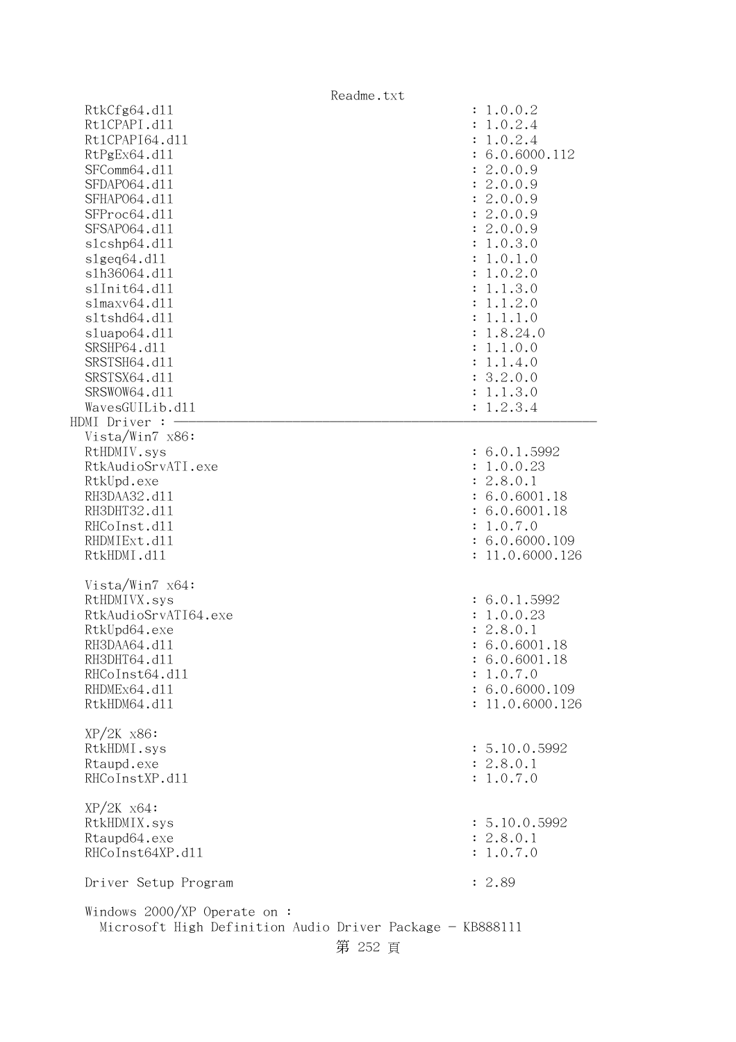```
  RtkCfg64.dll                                        : 1.0.0.2
  Rt1CPAPI.dll                                        : 1.0.2.4
  Rt1CPAPI64.dll                                      : 1.0.2.4
  RtPgEx64.dll                                        : 6.0.6000.112
  SFComm64.dll                                        : 2.0.0.9
  SFDAPO64.dll                                        : 2.0.0.9
  SFHAPO64.dll                                        : 2.0.0.9
  SFProc64.dll                                        : 2.0.0.9
  SFSAPO64.dll                                        : 2.0.0.9
  slcshp64.dll                                        : 1.0.3.0
  slgeq64.dll                                         : 1.0.1.0
  slh36064.dll                                        : 1.0.2.0
  slInit64.dll                                        : 1.1.3.0
  slmaxv64.dll                                        : 1.1.2.0
  sltshd64.dll                                        : 1.1.1.0
  sluapo64.dll                                        : 1.8.24.0
  SRSHP64.dll                                         : 1.1.0.0
  SRSTSH64.dll                                        : 1.1.4.0
  SRSTSX64.dll                                        : 3.2.0.0
  SRSWOW64.dll                                        : 1.1.3.0
  WavesGUILib.dll                                     : 1.2.3.4
HDMI Driver : ------------------------------------------------------------
  Vista/Win7 x86:
  RtHDMIV.sys                                         : 6.0.1.5992
  RtkAudioSrvATI.exe                                  : 1.0.0.23
  RtkUpd.exe                                          : 2.8.0.1
  RH3DAA32.dll                                        : 6.0.6001.18
  RH3DHT32.dll                                        : 6.0.6001.18
  RHCoInst.dll                                        : 1.0.7.0
  RHDMIExt.dll                                        : 6.0.6000.109
  RtkHDMI.dll                                         : 11.0.6000.126

  Vista/Win7 x64:
  RtHDMIVX.sys                                        : 6.0.1.5992
  RtkAudioSrvATI64.exe                                : 1.0.0.23
  RtkUpd64.exe                                        : 2.8.0.1
  RH3DAA64.dll                                        : 6.0.6001.18
  RH3DHT64.dll                                        : 6.0.6001.18
  RHCoInst64.dll                                      : 1.0.7.0
  RHDMEx64.dll                                        : 6.0.6000.109
  RtkHDM64.dll                                        : 11.0.6000.126

  XP/2K x86:
  RtkHDMI.sys                                         : 5.10.0.5992
  Rtaupd.exe                                          : 2.8.0.1
  RHCoInstXP.dll                                      : 1.0.7.0

  XP/2K x64:
  RtkHDMIX.sys                                        : 5.10.0.5992
  Rtaupd64.exe                                        : 2.8.0.1
  RHCoInst64XP.dll                                    : 1.0.7.0

  Driver Setup Program                                : 2.89

  Windows 2000/XP Operate on :
    Microsoft High Definition Audio Driver Package - KB888111
```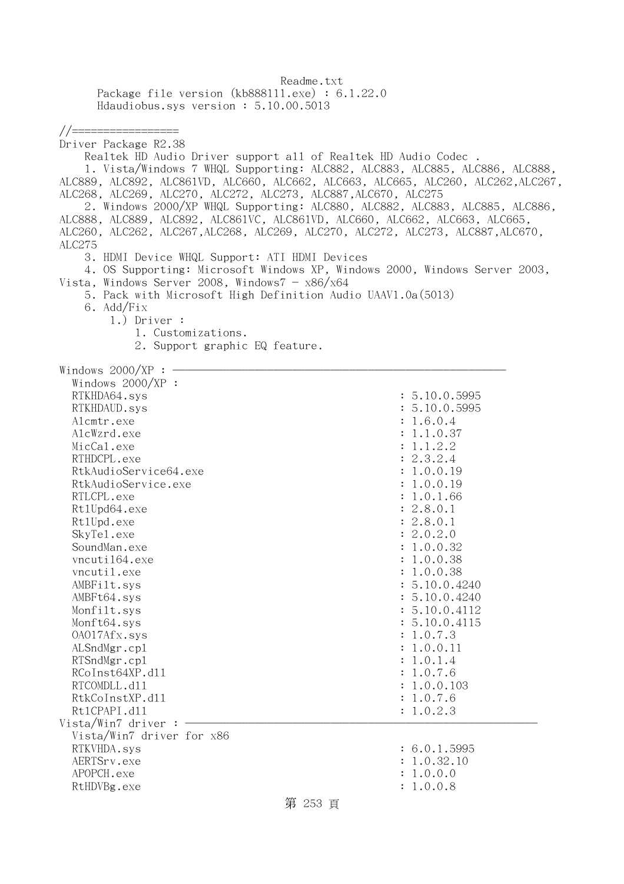Readme.txt
Package file version (kb888111.exe) : 6.1.22.0
Hdaudiobus.sys version : 5.10.00.5013

//=================
Driver Package R2.38
Realtek HD Audio Driver support all of Realtek HD Audio Codec .
1. Vista/Windows 7 WHQL Supporting: ALC882, ALC883, ALC885, ALC886, ALC888, ALC889, ALC892, ALC861VD, ALC660, ALC662, ALC663, ALC665, ALC260, ALC262,ALC267, ALC268, ALC269, ALC270, ALC272, ALC273, ALC887,ALC670, ALC275
2. Windows 2000/XP WHQL Supporting: ALC880, ALC882, ALC883, ALC885, ALC886, ALC888, ALC889, ALC892, ALC861VC, ALC861VD, ALC660, ALC662, ALC663, ALC665, ALC260, ALC262, ALC267,ALC268, ALC269, ALC270, ALC272, ALC273, ALC887,ALC670, ALC275
3. HDMI Device WHQL Support: ATI HDMI Devices
4. OS Supporting: Microsoft Windows XP, Windows 2000, Windows Server 2003, Vista, Windows Server 2008, Windows7 - x86/x64
5. Pack with Microsoft High Definition Audio UAAV1.0a(5013)
6. Add/Fix
1.) Driver :
1. Customizations.
2. Support graphic EQ feature.

Windows 2000/XP : ---------------------------------------------------------
Windows 2000/XP :
RTKHDA64.sys : 5.10.0.5995
RTKHDAUD.sys : 5.10.0.5995
Alcmtr.exe : 1.6.0.4
AlcWzrd.exe : 1.1.0.37
MicCal.exe : 1.1.2.2
RTHDCPL.exe : 2.3.2.4
RtkAudioService64.exe : 1.0.0.19
RtkAudioService.exe : 1.0.0.19
RTLCPL.exe : 1.0.1.66
RtlUpd64.exe : 2.8.0.1
RtlUpd.exe : 2.8.0.1
SkyTel.exe : 2.0.2.0
SoundMan.exe : 1.0.0.32
vncutil64.exe : 1.0.0.38
vncutil.exe : 1.0.0.38
AMBFilt.sys : 5.10.0.4240
AMBFt64.sys : 5.10.0.4240
Monfilt.sys : 5.10.0.4112
Monft64.sys : 5.10.0.4115
OA017Afx.sys : 1.0.7.3
ALSndMgr.cpl : 1.0.0.11
RTSndMgr.cpl : 1.0.1.4
RCoInst64XP.dll : 1.0.7.6
RTCOMDLL.dll : 1.0.0.103
RtkCoInstXP.dll : 1.0.7.6
RtlCPAPI.dll : 1.0.2.3
Vista/Win7 driver : ------------------------------------------------------------
Vista/Win7 driver for x86
RTKVHDA.sys : 6.0.1.5995
AERTSrv.exe : 1.0.32.10
APOPCH.exe : 1.0.0.0
RtHDVBg.exe : 1.0.0.8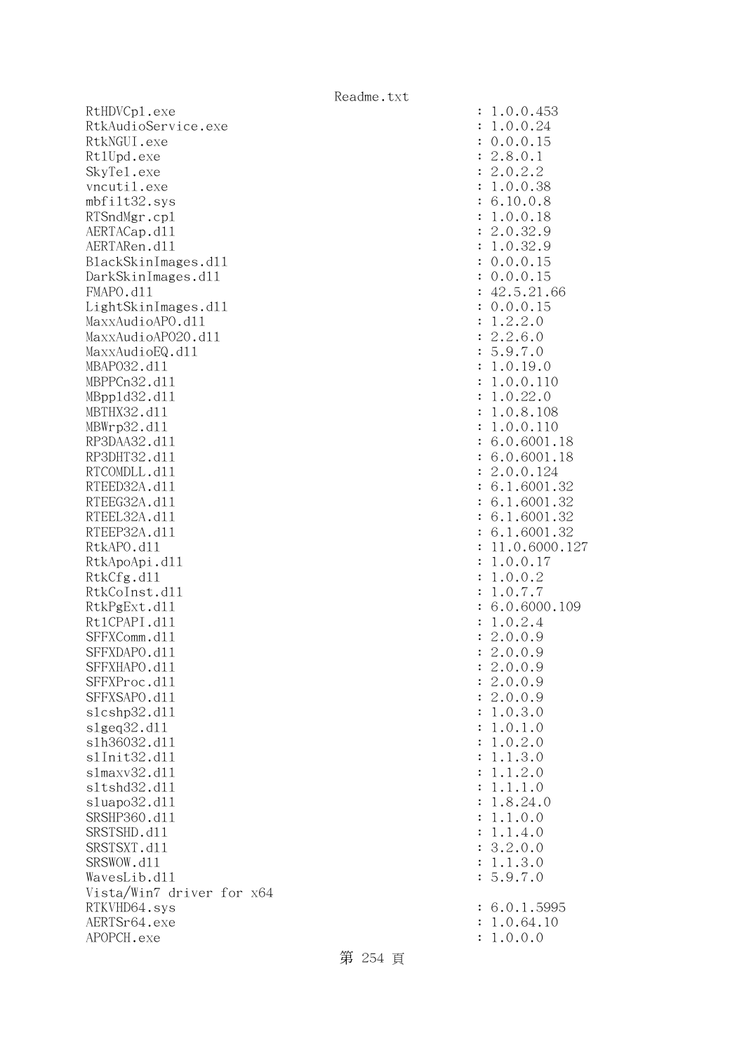```
RtHDVCpl.exe                                           : 1.0.0.453
RtkAudioService.exe                                    : 1.0.0.24
RtkNGUI.exe                                            : 0.0.0.15
RtlUpd.exe                                             : 2.8.0.1
SkyTel.exe                                             : 2.0.2.2
vncutil.exe                                            : 1.0.0.38
mbfilt32.sys                                           : 6.10.0.8
RTSndMgr.cpl                                           : 1.0.0.18
AERTACap.dll                                           : 2.0.32.9
AERTARen.dll                                           : 1.0.32.9
BlackSkinImages.dll                                    : 0.0.0.15
DarkSkinImages.dll                                     : 0.0.0.15
FMAPO.dll                                              : 42.5.21.66
LightSkinImages.dll                                    : 0.0.0.15
MaxxAudioAPO.dll                                       : 1.2.2.0
MaxxAudioAPO20.dll                                     : 2.2.6.0
MaxxAudioEQ.dll                                        : 5.9.7.0
MBAPO32.dll                                            : 1.0.19.0
MBPPCn32.dll                                           : 1.0.0.110
MBppld32.dll                                           : 1.0.22.0
MBTHX32.dll                                            : 1.0.8.108
MBWrp32.dll                                            : 1.0.0.110
RP3DAA32.dll                                           : 6.0.6001.18
RP3DHT32.dll                                           : 6.0.6001.18
RTCOMDLL.dll                                           : 2.0.0.124
RTEED32A.dll                                           : 6.1.6001.32
RTEEG32A.dll                                           : 6.1.6001.32
RTEEL32A.dll                                           : 6.1.6001.32
RTEEP32A.dll                                           : 6.1.6001.32
RtkAPO.dll                                             : 11.0.6000.127
RtkApoApi.dll                                          : 1.0.0.17
RtkCfg.dll                                             : 1.0.0.2
RtkCoInst.dll                                          : 1.0.7.7
RtkPgExt.dll                                           : 6.0.6000.109
RtlCPAPI.dll                                           : 1.0.2.4
SFFXComm.dll                                           : 2.0.0.9
SFFXDAPO.dll                                           : 2.0.0.9
SFFXHAPO.dll                                           : 2.0.0.9
SFFXProc.dll                                           : 2.0.0.9
SFFXSAPO.dll                                           : 2.0.0.9
slcshp32.dll                                           : 1.0.3.0
slgeq32.dll                                            : 1.0.1.0
slh36032.dll                                           : 1.0.2.0
slInit32.dll                                           : 1.1.3.0
slmaxv32.dll                                           : 1.1.2.0
sltshd32.dll                                           : 1.1.1.0
sluapo32.dll                                           : 1.8.24.0
SRSHP360.dll                                           : 1.1.0.0
SRSTSHD.dll                                            : 1.1.4.0
SRSTSXT.dll                                            : 3.2.0.0
SRSWOW.dll                                             : 1.1.3.0
WavesLib.dll                                           : 5.9.7.0
Vista/Win7 driver for x64
RTKVHD64.sys                                           : 6.0.1.5995
AERTSr64.exe                                           : 1.0.64.10
APOPCH.exe                                             : 1.0.0.0
```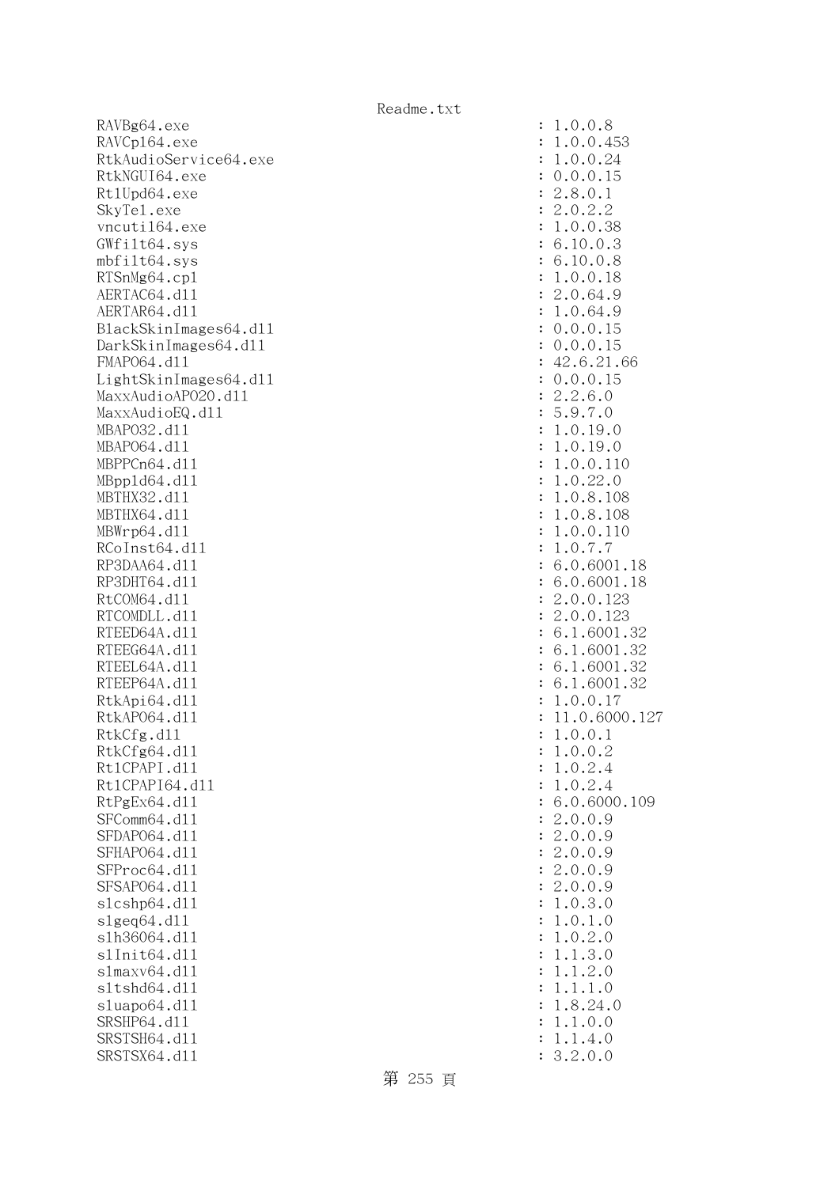```
RAVBg64.exe                                      : 1.0.0.8
RAVCpl64.exe                                     : 1.0.0.453
RtkAudioService64.exe                            : 1.0.0.24
RtkNGUI64.exe                                    : 0.0.0.15
RtlUpd64.exe                                     : 2.8.0.1
SkyTel.exe                                       : 2.0.2.2
vncutil64.exe                                    : 1.0.0.38
GWfilt64.sys                                     : 6.10.0.3
mbfilt64.sys                                     : 6.10.0.8
RTSnMg64.cpl                                     : 1.0.0.18
AERTAC64.dll                                     : 2.0.64.9
AERTAR64.dll                                     : 1.0.64.9
BlackSkinImages64.dll                            : 0.0.0.15
DarkSkinImages64.dll                             : 0.0.0.15
FMAPO64.dll                                      : 42.6.21.66
LightSkinImages64.dll                            : 0.0.0.15
MaxxAudioAPO20.dll                               : 2.2.6.0
MaxxAudioEQ.dll                                  : 5.9.7.0
MBAPO32.dll                                      : 1.0.19.0
MBAPO64.dll                                      : 1.0.19.0
MBPPCn64.dll                                     : 1.0.0.110
MBppld64.dll                                     : 1.0.22.0
MBTHX32.dll                                      : 1.0.8.108
MBTHX64.dll                                      : 1.0.8.108
MBWrp64.dll                                      : 1.0.0.110
RCoInst64.dll                                    : 1.0.7.7
RP3DAA64.dll                                     : 6.0.6001.18
RP3DHT64.dll                                     : 6.0.6001.18
RtCOM64.dll                                      : 2.0.0.123
RTCOMDLL.dll                                     : 2.0.0.123
RTEED64A.dll                                     : 6.1.6001.32
RTEEG64A.dll                                     : 6.1.6001.32
RTEEL64A.dll                                     : 6.1.6001.32
RTEEP64A.dll                                     : 6.1.6001.32
RtkApi64.dll                                     : 1.0.0.17
RtkAPO64.dll                                     : 11.0.6000.127
RtkCfg.dll                                       : 1.0.0.1
RtkCfg64.dll                                     : 1.0.0.2
RtlCPAPI.dll                                     : 1.0.2.4
RtlCPAPI64.dll                                   : 1.0.2.4
RtPgEx64.dll                                     : 6.0.6000.109
SFComm64.dll                                     : 2.0.0.9
SFDAPO64.dll                                     : 2.0.0.9
SFHAPO64.dll                                     : 2.0.0.9
SFProc64.dll                                     : 2.0.0.9
SFSAPO64.dll                                     : 2.0.0.9
slcshp64.dll                                     : 1.0.3.0
slgeq64.dll                                      : 1.0.1.0
slh36064.dll                                     : 1.0.2.0
slInit64.dll                                     : 1.1.3.0
slmaxv64.dll                                     : 1.1.2.0
sltshd64.dll                                     : 1.1.1.0
sluapo64.dll                                     : 1.8.24.0
SRSHP64.dll                                      : 1.1.0.0
SRSTSH64.dll                                     : 1.1.4.0
SRSTSX64.dll                                     : 3.2.0.0
```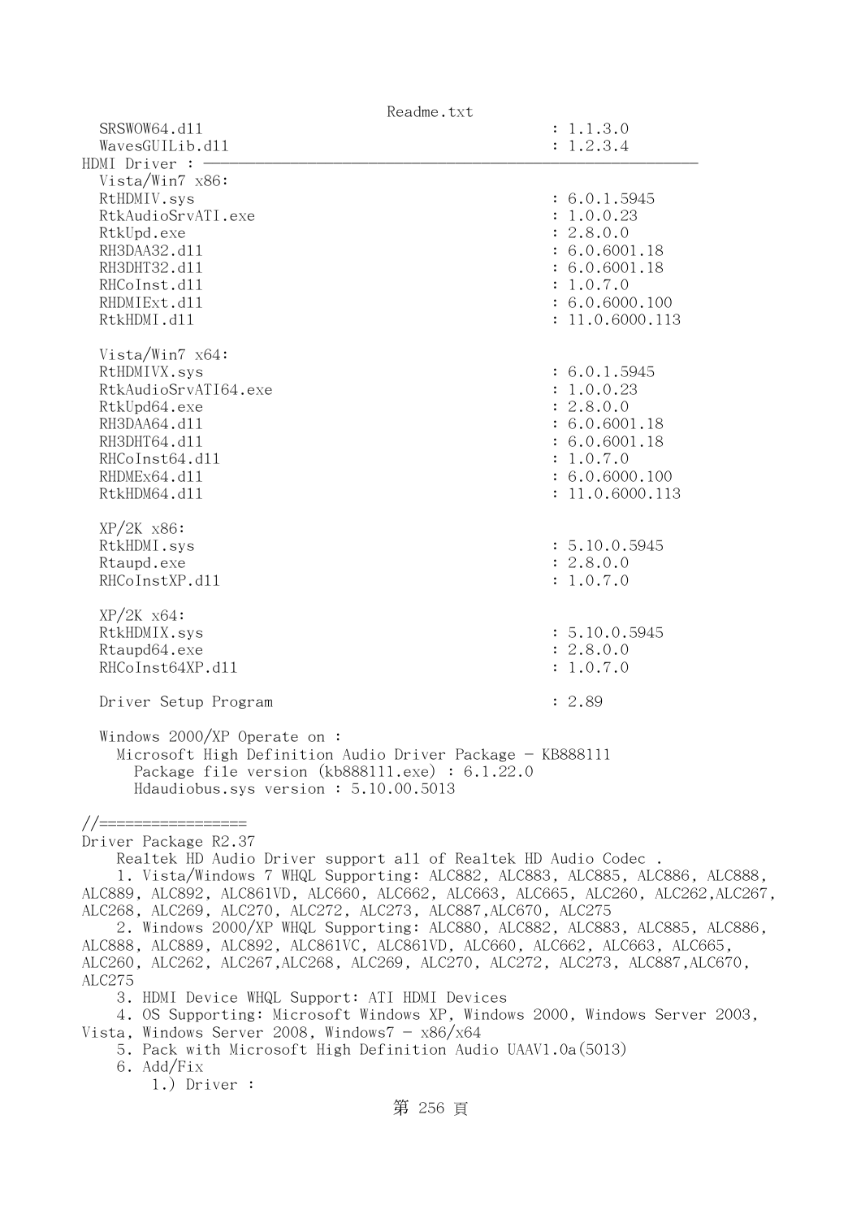```
  SRSWOW64.dll                                    : 1.1.3.0
  WavesGUILib.dll                                 : 1.2.3.4
HDMI Driver : ————————————————————————————————————————————————————————————
  Vista/Win7 x86:
  RtHDMIV.sys                                     : 6.0.1.5945
  RtkAudioSrvATI.exe                              : 1.0.0.23
  RtkUpd.exe                                      : 2.8.0.0
  RH3DAA32.dll                                    : 6.0.6001.18
  RH3DHT32.dll                                    : 6.0.6001.18
  RHCoInst.dll                                    : 1.0.7.0
  RHDMIExt.dll                                    : 6.0.6000.100
  RtkHDMI.dll                                     : 11.0.6000.113

  Vista/Win7 x64:
  RtHDMIVX.sys                                    : 6.0.1.5945
  RtkAudioSrvATI64.exe                            : 1.0.0.23
  RtkUpd64.exe                                    : 2.8.0.0
  RH3DAA64.dll                                    : 6.0.6001.18
  RH3DHT64.dll                                    : 6.0.6001.18
  RHCoInst64.dll                                  : 1.0.7.0
  RHDMEx64.dll                                    : 6.0.6000.100
  RtkHDM64.dll                                    : 11.0.6000.113

  XP/2K x86:
  RtkHDMI.sys                                     : 5.10.0.5945
  Rtaupd.exe                                      : 2.8.0.0
  RHCoInstXP.dll                                  : 1.0.7.0

  XP/2K x64:
  RtkHDMIX.sys                                    : 5.10.0.5945
  Rtaupd64.exe                                    : 2.8.0.0
  RHCoInst64XP.dll                                : 1.0.7.0

  Driver Setup Program                            : 2.89

  Windows 2000/XP Operate on :
    Microsoft High Definition Audio Driver Package - KB888111
      Package file version (kb888111.exe) : 6.1.22.0
      Hdaudiobus.sys version : 5.10.00.5013

//=================
Driver Package R2.37
    Realtek HD Audio Driver support all of Realtek HD Audio Codec .
    1. Vista/Windows 7 WHQL Supporting: ALC882, ALC883, ALC885, ALC886, ALC888,
ALC889, ALC892, ALC861VD, ALC660, ALC662, ALC663, ALC665, ALC260, ALC262,ALC267,
ALC268, ALC269, ALC270, ALC272, ALC273, ALC887,ALC670, ALC275
    2. Windows 2000/XP WHQL Supporting: ALC880, ALC882, ALC883, ALC885, ALC886,
ALC888, ALC889, ALC892, ALC861VC, ALC861VD, ALC660, ALC662, ALC663, ALC665,
ALC260, ALC262, ALC267,ALC268, ALC269, ALC270, ALC272, ALC273, ALC887,ALC670,
ALC275
    3. HDMI Device WHQL Support: ATI HDMI Devices
    4. OS Supporting: Microsoft Windows XP, Windows 2000, Windows Server 2003,
Vista, Windows Server 2008, Windows7 - x86/x64
    5. Pack with Microsoft High Definition Audio UAAV1.0a(5013)
    6. Add/Fix
        1.) Driver :
```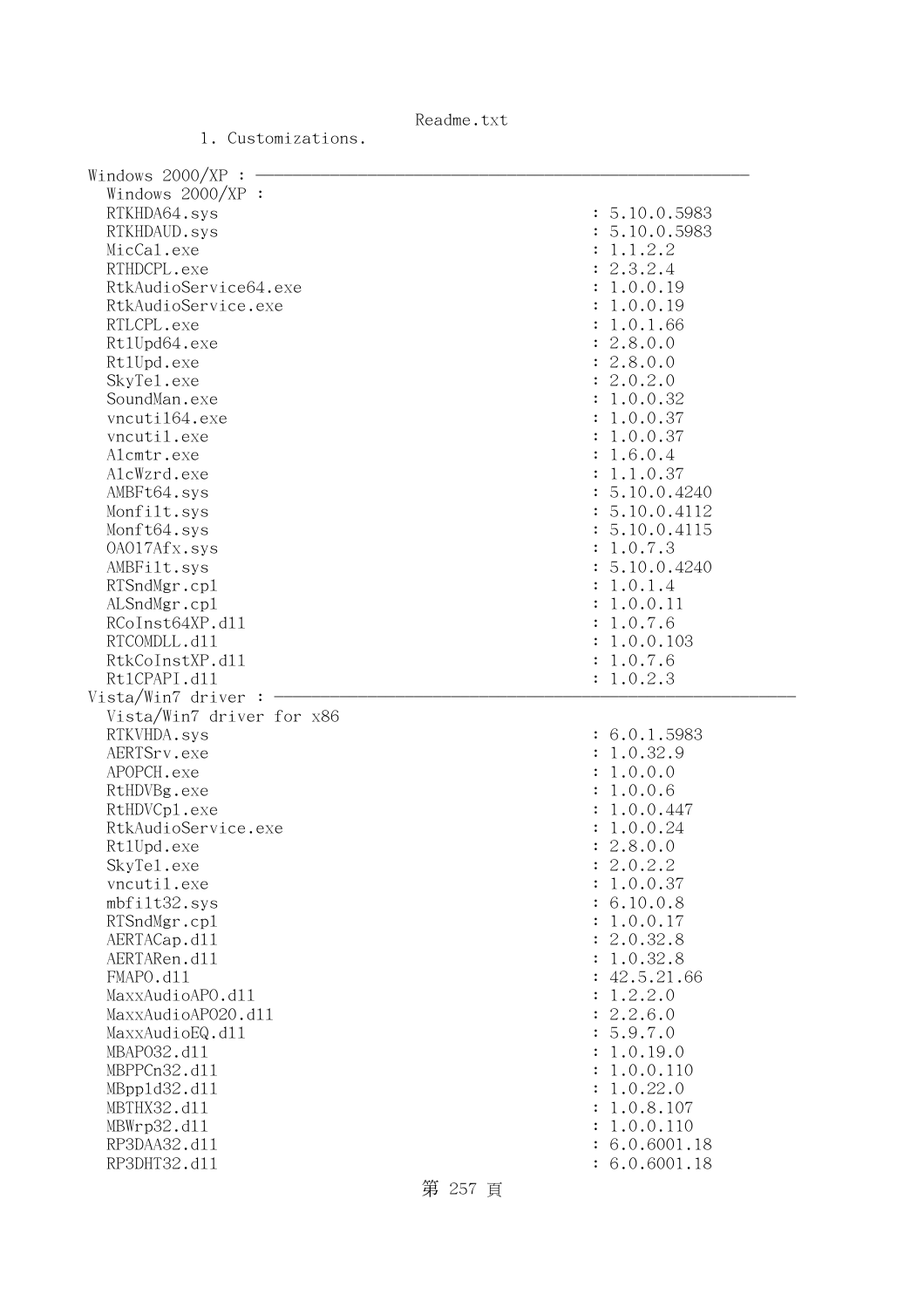1. Customizations.

Windows 2000/XP : ─────────────────────────────────────────────

```
  Windows 2000/XP :
  RTKHDA64.sys                                        : 5.10.0.5983
  RTKHDAUD.sys                                        : 5.10.0.5983
  MicCal.exe                                          : 1.1.2.2
  RTHDCPL.exe                                         : 2.3.2.4
  RtkAudioService64.exe                               : 1.0.0.19
  RtkAudioService.exe                                 : 1.0.0.19
  RTLCPL.exe                                          : 1.0.1.66
  RtlUpd64.exe                                        : 2.8.0.0
  RtlUpd.exe                                          : 2.8.0.0
  SkyTel.exe                                          : 2.0.2.0
  SoundMan.exe                                        : 1.0.0.32
  vncutil64.exe                                       : 1.0.0.37
  vncutil.exe                                         : 1.0.0.37
  Alcmtr.exe                                          : 1.6.0.4
  AlcWzrd.exe                                         : 1.1.0.37
  AMBFt64.sys                                         : 5.10.0.4240
  Monfilt.sys                                         : 5.10.0.4112
  Monft64.sys                                         : 5.10.0.4115
  OA017Afx.sys                                        : 1.0.7.3
  AMBFilt.sys                                         : 5.10.0.4240
  RTSndMgr.cpl                                        : 1.0.1.4
  ALSndMgr.cpl                                        : 1.0.0.11
  RCoInst64XP.dll                                     : 1.0.7.6
  RTCOMDLL.dll                                        : 1.0.0.103
  RtkCoInstXP.dll                                     : 1.0.7.6
  RtlCPAPI.dll                                        : 1.0.2.3
```

Vista/Win7 driver : ─────────────────────────────────────────────

```
  Vista/Win7 driver for x86
  RTKVHDA.sys                                         : 6.0.1.5983
  AERTSrv.exe                                         : 1.0.32.9
  APOPCH.exe                                          : 1.0.0.0
  RtHDVBg.exe                                         : 1.0.0.6
  RtHDVCpl.exe                                        : 1.0.0.447
  RtkAudioService.exe                                 : 1.0.0.24
  RtlUpd.exe                                          : 2.8.0.0
  SkyTel.exe                                          : 2.0.2.2
  vncutil.exe                                         : 1.0.0.37
  mbfilt32.sys                                        : 6.10.0.8
  RTSndMgr.cpl                                        : 1.0.0.17
  AERTACap.dll                                        : 2.0.32.8
  AERTARen.dll                                        : 1.0.32.8
  FMAPO.dll                                           : 42.5.21.66
  MaxxAudioAPO.dll                                    : 1.2.2.0
  MaxxAudioAPO20.dll                                  : 2.2.6.0
  MaxxAudioEQ.dll                                     : 5.9.7.0
  MBAPO32.dll                                         : 1.0.19.0
  MBPPCn32.dll                                        : 1.0.0.110
  MBppld32.dll                                        : 1.0.22.0
  MBTHX32.dll                                         : 1.0.8.107
  MBWrp32.dll                                         : 1.0.0.110
  RP3DAA32.dll                                        : 6.0.6001.18
  RP3DHT32.dll                                        : 6.0.6001.18
```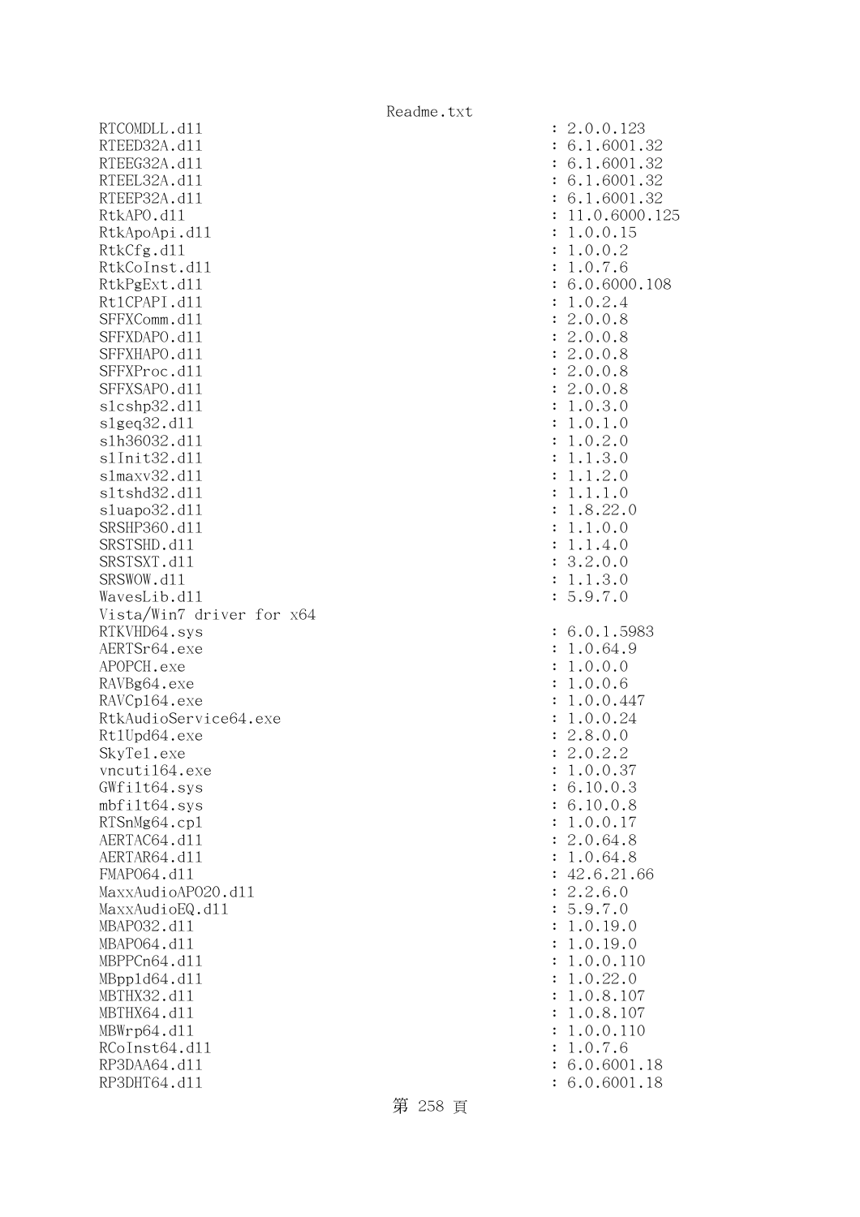```
RTCOMDLL.dll                                       : 2.0.0.123
RTEED32A.dll                                       : 6.1.6001.32
RTEEG32A.dll                                       : 6.1.6001.32
RTEEL32A.dll                                       : 6.1.6001.32
RTEEP32A.dll                                       : 6.1.6001.32
RtkAPO.dll                                         : 11.0.6000.125
RtkApoApi.dll                                      : 1.0.0.15
RtkCfg.dll                                         : 1.0.0.2
RtkCoInst.dll                                      : 1.0.7.6
RtkPgExt.dll                                       : 6.0.6000.108
RtlCPAPI.dll                                       : 1.0.2.4
SFFXComm.dll                                       : 2.0.0.8
SFFXDAPO.dll                                       : 2.0.0.8
SFFXHAPO.dll                                       : 2.0.0.8
SFFXProc.dll                                       : 2.0.0.8
SFFXSAPO.dll                                       : 2.0.0.8
slcshp32.dll                                       : 1.0.3.0
slgeq32.dll                                        : 1.0.1.0
slh36032.dll                                       : 1.0.2.0
slInit32.dll                                       : 1.1.3.0
slmaxv32.dll                                       : 1.1.2.0
sltshd32.dll                                       : 1.1.1.0
sluapo32.dll                                       : 1.8.22.0
SRSHP360.dll                                       : 1.1.0.0
SRSTSHD.dll                                        : 1.1.4.0
SRSTSXT.dll                                        : 3.2.0.0
SRSWOW.dll                                         : 1.1.3.0
WavesLib.dll                                       : 5.9.7.0
Vista/Win7 driver for x64
RTKVHD64.sys                                       : 6.0.1.5983
AERTSr64.exe                                       : 1.0.64.9
APOPCH.exe                                         : 1.0.0.0
RAVBg64.exe                                        : 1.0.0.6
RAVCpl64.exe                                       : 1.0.0.447
RtkAudioService64.exe                              : 1.0.0.24
RtlUpd64.exe                                       : 2.8.0.0
SkyTel.exe                                         : 2.0.2.2
vncutil64.exe                                      : 1.0.0.37
GWfilt64.sys                                       : 6.10.0.3
mbfilt64.sys                                       : 6.10.0.8
RTSnMg64.cpl                                       : 1.0.0.17
AERTAC64.dll                                       : 2.0.64.8
AERTAR64.dll                                       : 1.0.64.8
FMAPO64.dll                                        : 42.6.21.66
MaxxAudioAPO20.dll                                 : 2.2.6.0
MaxxAudioEQ.dll                                    : 5.9.7.0
MBAPO32.dll                                        : 1.0.19.0
MBAPO64.dll                                        : 1.0.19.0
MBPPCn64.dll                                       : 1.0.0.110
MBppld64.dll                                       : 1.0.22.0
MBTHX32.dll                                        : 1.0.8.107
MBTHX64.dll                                        : 1.0.8.107
MBWrp64.dll                                        : 1.0.0.110
RCoInst64.dll                                      : 1.0.7.6
RP3DAA64.dll                                       : 6.0.6001.18
RP3DHT64.dll                                       : 6.0.6001.18
```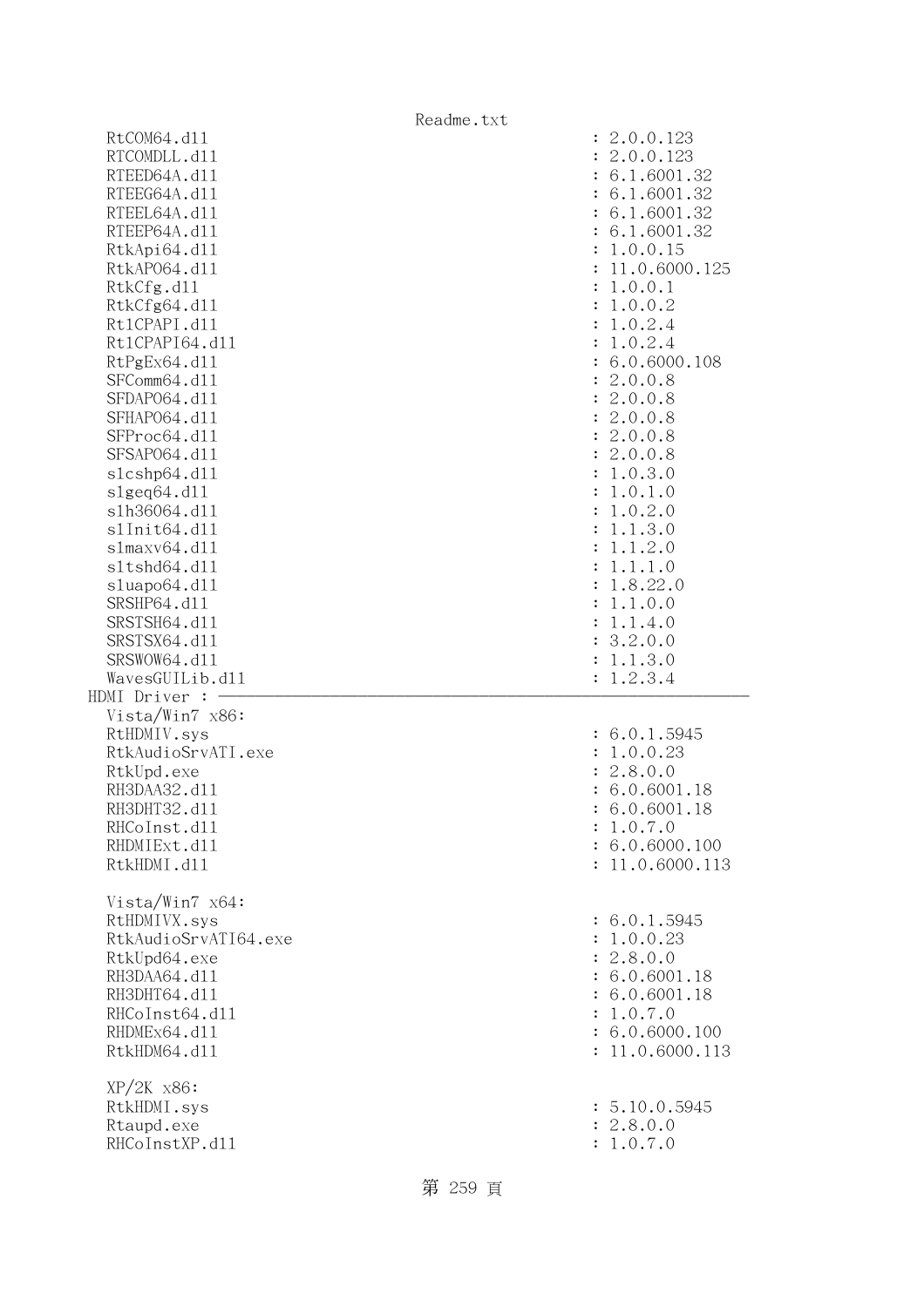```
  RtCOM64.dll                                        : 2.0.0.123
  RTCOMDLL.dll                                       : 2.0.0.123
  RTEED64A.dll                                       : 6.1.6001.32
  RTEEG64A.dll                                       : 6.1.6001.32
  RTEEL64A.dll                                       : 6.1.6001.32
  RTEEP64A.dll                                       : 6.1.6001.32
  RtkApi64.dll                                       : 1.0.0.15
  RtkAPO64.dll                                       : 11.0.6000.125
  RtkCfg.dll                                         : 1.0.0.1
  RtkCfg64.dll                                       : 1.0.0.2
  Rt1CPAPI.dll                                       : 1.0.2.4
  Rt1CPAPI64.dll                                     : 1.0.2.4
  RtPgEx64.dll                                       : 6.0.6000.108
  SFComm64.dll                                       : 2.0.0.8
  SFDAPO64.dll                                       : 2.0.0.8
  SFHAPO64.dll                                       : 2.0.0.8
  SFProc64.dll                                       : 2.0.0.8
  SFSAPO64.dll                                       : 2.0.0.8
  slcshp64.dll                                       : 1.0.3.0
  slgeq64.dll                                        : 1.0.1.0
  slh36064.dll                                       : 1.0.2.0
  slInit64.dll                                       : 1.1.3.0
  slmaxv64.dll                                       : 1.1.2.0
  sltshd64.dll                                       : 1.1.1.0
  sluapo64.dll                                       : 1.8.22.0
  SRSHP64.dll                                        : 1.1.0.0
  SRSTSH64.dll                                       : 1.1.4.0
  SRSTSX64.dll                                       : 3.2.0.0
  SRSWOW64.dll                                       : 1.1.3.0
  WavesGUILib.dll                                    : 1.2.3.4
HDMI Driver : ---------------------------------------------------------------
  Vista/Win7 x86:
  RtHDMIV.sys                                        : 6.0.1.5945
  RtkAudioSrvATI.exe                                 : 1.0.0.23
  RtkUpd.exe                                         : 2.8.0.0
  RH3DAA32.dll                                       : 6.0.6001.18
  RH3DHT32.dll                                       : 6.0.6001.18
  RHCoInst.dll                                       : 1.0.7.0
  RHDMIExt.dll                                       : 6.0.6000.100
  RtkHDMI.dll                                        : 11.0.6000.113

  Vista/Win7 x64:
  RtHDMIVX.sys                                       : 6.0.1.5945
  RtkAudioSrvATI64.exe                               : 1.0.0.23
  RtkUpd64.exe                                       : 2.8.0.0
  RH3DAA64.dll                                       : 6.0.6001.18
  RH3DHT64.dll                                       : 6.0.6001.18
  RHCoInst64.dll                                     : 1.0.7.0
  RHDMEx64.dll                                       : 6.0.6000.100
  RtkHDM64.dll                                       : 11.0.6000.113

  XP/2K x86:
  RtkHDMI.sys                                        : 5.10.0.5945
  Rtaupd.exe                                         : 2.8.0.0
  RHCoInstXP.dll                                     : 1.0.7.0
```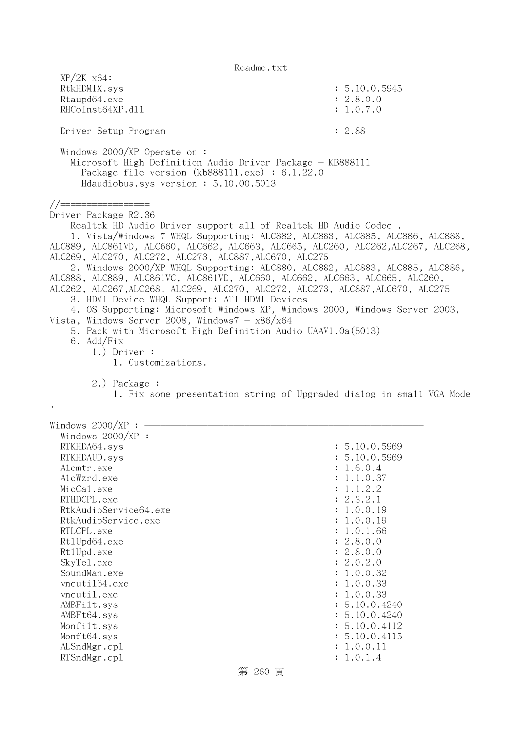```
  XP/2K x64:
  RtkHDMIX.sys                                              : 5.10.0.5945
  Rtaupd64.exe                                              : 2.8.0.0
  RHCoInst64XP.dll                                          : 1.0.7.0

  Driver Setup Program                                      : 2.88

  Windows 2000/XP Operate on :
    Microsoft High Definition Audio Driver Package - KB888111
      Package file version (kb888111.exe) : 6.1.22.0
      Hdaudiobus.sys version : 5.10.00.5013

//=================
Driver Package R2.36
    Realtek HD Audio Driver support all of Realtek HD Audio Codec .
     1. Vista/Windows 7 WHQL Supporting: ALC882, ALC883, ALC885, ALC886, ALC888,
ALC889, ALC861VD, ALC660, ALC662, ALC663, ALC665, ALC260, ALC262,ALC267, ALC268,
ALC269, ALC270, ALC272, ALC273, ALC887,ALC670, ALC275
     2. Windows 2000/XP WHQL Supporting: ALC880, ALC882, ALC883, ALC885, ALC886,
ALC888, ALC889, ALC861VC, ALC861VD, ALC660, ALC662, ALC663, ALC665, ALC260,
ALC262, ALC267,ALC268, ALC269, ALC270, ALC272, ALC273, ALC887,ALC670, ALC275
     3. HDMI Device WHQL Support: ATI HDMI Devices
     4. OS Supporting: Microsoft Windows XP, Windows 2000, Windows Server 2003,
Vista, Windows Server 2008, Windows7 - x86/x64
     5. Pack with Microsoft High Definition Audio UAAV1.0a(5013)
     6. Add/Fix
        1.) Driver :
            1. Customizations.

        2.) Package :
            1. Fix some presentation string of Upgraded dialog in small VGA Mode
.

Windows 2000/XP : ----------------------------------------------------
  Windows 2000/XP :
  RTKHDA64.sys                                              : 5.10.0.5969
  RTKHDAUD.sys                                              : 5.10.0.5969
  Alcmtr.exe                                                : 1.6.0.4
  AlcWzrd.exe                                               : 1.1.0.37
  MicCal.exe                                                : 1.1.2.2
  RTHDCPL.exe                                               : 2.3.2.1
  RtkAudioService64.exe                                     : 1.0.0.19
  RtkAudioService.exe                                       : 1.0.0.19
  RTLCPL.exe                                                : 1.0.1.66
  RtlUpd64.exe                                              : 2.8.0.0
  RtlUpd.exe                                                : 2.8.0.0
  SkyTel.exe                                                : 2.0.2.0
  SoundMan.exe                                              : 1.0.0.32
  vncutil64.exe                                             : 1.0.0.33
  vncutil.exe                                               : 1.0.0.33
  AMBFilt.sys                                               : 5.10.0.4240
  AMBFt64.sys                                               : 5.10.0.4240
  Monfilt.sys                                               : 5.10.0.4112
  Monft64.sys                                               : 5.10.0.4115
  ALSndMgr.cpl                                              : 1.0.0.11
  RTSndMgr.cpl                                              : 1.0.1.4
```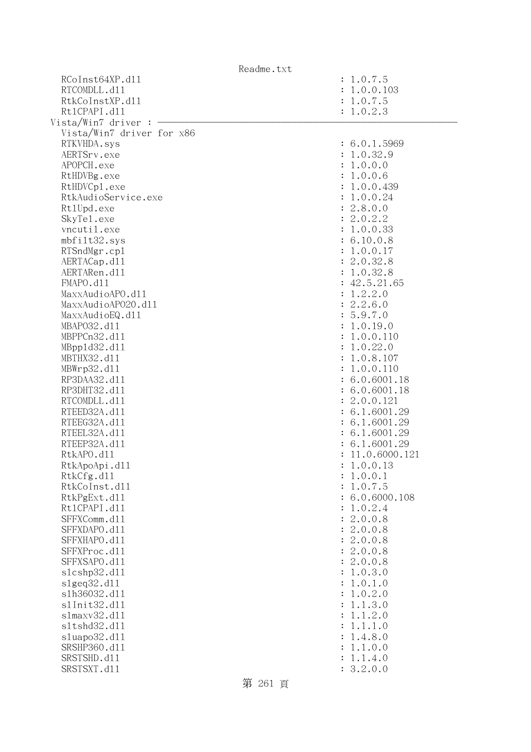```
  RCoInst64XP.dll                                          : 1.0.7.5
  RTCOMDLL.dll                                             : 1.0.0.103
  RtkCoInstXP.dll                                          : 1.0.7.5
  RtlCPAPI.dll                                             : 1.0.2.3
Vista/Win7 driver : ------------------------------------------------------------
  Vista/Win7 driver for x86
  RTKVHDA.sys                                              : 6.0.1.5969
  AERTSrv.exe                                              : 1.0.32.9
  APOPCH.exe                                               : 1.0.0.0
  RtHDVBg.exe                                              : 1.0.0.6
  RtHDVCpl.exe                                             : 1.0.0.439
  RtkAudioService.exe                                      : 1.0.0.24
  RtlUpd.exe                                               : 2.8.0.0
  SkyTel.exe                                               : 2.0.2.2
  vncutil.exe                                              : 1.0.0.33
  mbfilt32.sys                                             : 6.10.0.8
  RTSndMgr.cpl                                             : 1.0.0.17
  AERTACap.dll                                             : 2.0.32.8
  AERTARen.dll                                             : 1.0.32.8
  FMAPO.dll                                                : 42.5.21.65
  MaxxAudioAPO.dll                                         : 1.2.2.0
  MaxxAudioAPO20.dll                                       : 2.2.6.0
  MaxxAudioEQ.dll                                          : 5.9.7.0
  MBAPO32.dll                                              : 1.0.19.0
  MBPPCn32.dll                                             : 1.0.0.110
  MBppld32.dll                                             : 1.0.22.0
  MBTHX32.dll                                              : 1.0.8.107
  MBWrp32.dll                                              : 1.0.0.110
  RP3DAA32.dll                                             : 6.0.6001.18
  RP3DHT32.dll                                             : 6.0.6001.18
  RTCOMDLL.dll                                             : 2.0.0.121
  RTEED32A.dll                                             : 6.1.6001.29
  RTEEG32A.dll                                             : 6.1.6001.29
  RTEEL32A.dll                                             : 6.1.6001.29
  RTEEP32A.dll                                             : 6.1.6001.29
  RtkAPO.dll                                               : 11.0.6000.121
  RtkApoApi.dll                                            : 1.0.0.13
  RtkCfg.dll                                               : 1.0.0.1
  RtkCoInst.dll                                            : 1.0.7.5
  RtkPgExt.dll                                             : 6.0.6000.108
  RtlCPAPI.dll                                             : 1.0.2.4
  SFFXComm.dll                                             : 2.0.0.8
  SFFXDAPO.dll                                             : 2.0.0.8
  SFFXHAPO.dll                                             : 2.0.0.8
  SFFXProc.dll                                             : 2.0.0.8
  SFFXSAPO.dll                                             : 2.0.0.8
  slcshp32.dll                                             : 1.0.3.0
  slgeq32.dll                                              : 1.0.1.0
  slh36032.dll                                             : 1.0.2.0
  slInit32.dll                                             : 1.1.3.0
  slmaxv32.dll                                             : 1.1.2.0
  sltshd32.dll                                             : 1.1.1.0
  sluapo32.dll                                             : 1.4.8.0
  SRSHP360.dll                                             : 1.1.0.0
  SRSTSHD.dll                                              : 1.1.4.0
  SRSTSXT.dll                                              : 3.2.0.0
```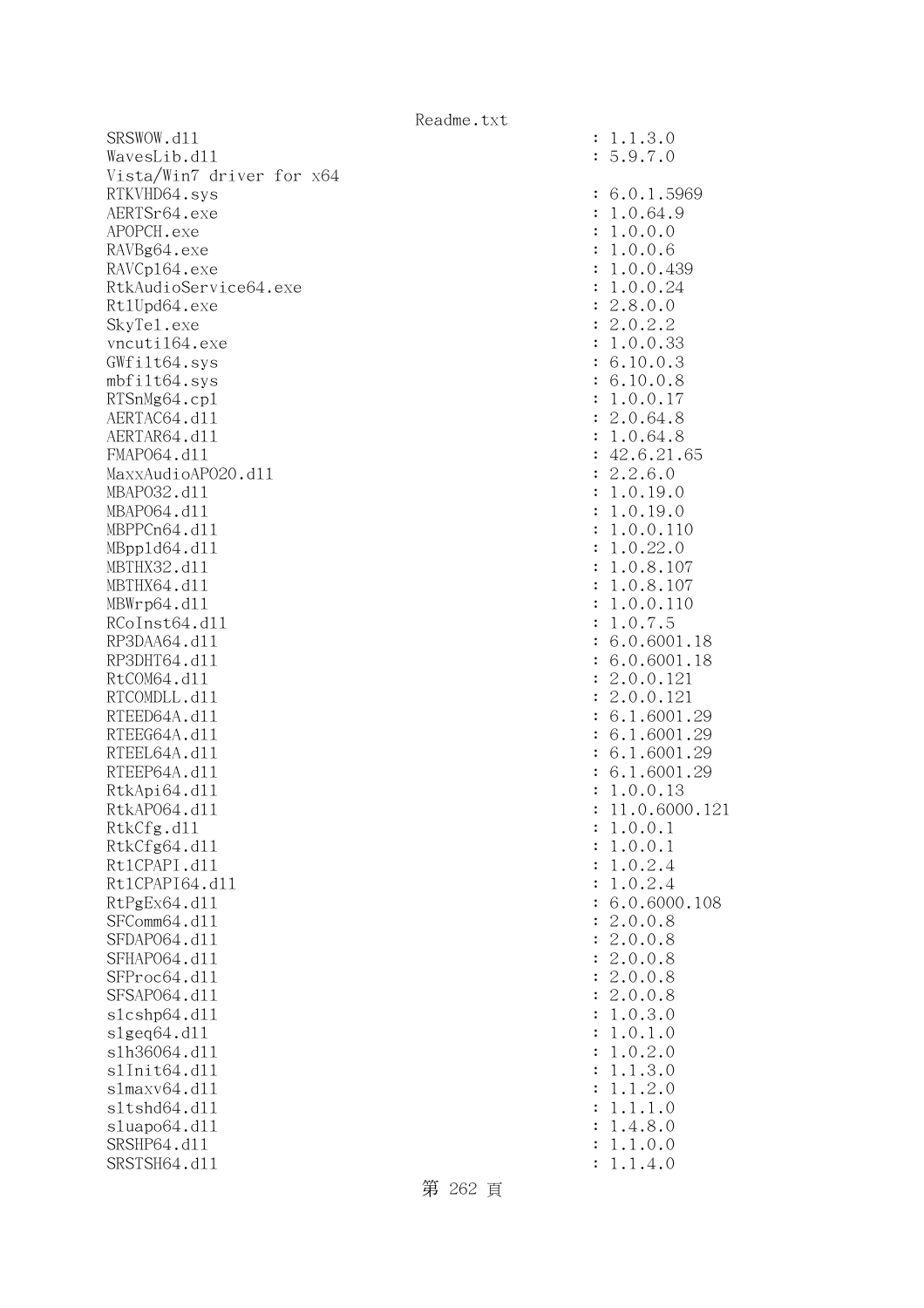```
SRSWOW.dll                                        : 1.1.3.0
WavesLib.dll                                      : 5.9.7.0
Vista/Win7 driver for x64
RTKVHD64.sys                                      : 6.0.1.5969
AERTSr64.exe                                      : 1.0.64.9
APOPCH.exe                                        : 1.0.0.0
RAVBg64.exe                                       : 1.0.0.6
RAVCpl64.exe                                      : 1.0.0.439
RtkAudioService64.exe                             : 1.0.0.24
RtlUpd64.exe                                      : 2.8.0.0
SkyTel.exe                                        : 2.0.2.2
vncutil64.exe                                     : 1.0.0.33
GWfilt64.sys                                      : 6.10.0.3
mbfilt64.sys                                      : 6.10.0.8
RTSnMg64.cpl                                      : 1.0.0.17
AERTAC64.dll                                      : 2.0.64.8
AERTAR64.dll                                      : 1.0.64.8
FMAPO64.dll                                       : 42.6.21.65
MaxxAudioAPO20.dll                                : 2.2.6.0
MBAPO32.dll                                       : 1.0.19.0
MBAPO64.dll                                       : 1.0.19.0
MBPPCn64.dll                                      : 1.0.0.110
MBppld64.dll                                      : 1.0.22.0
MBTHX32.dll                                       : 1.0.8.107
MBTHX64.dll                                       : 1.0.8.107
MBWrp64.dll                                       : 1.0.0.110
RCoInst64.dll                                     : 1.0.7.5
RP3DAA64.dll                                      : 6.0.6001.18
RP3DHT64.dll                                      : 6.0.6001.18
RtCOM64.dll                                       : 2.0.0.121
RTCOMDLL.dll                                      : 2.0.0.121
RTEED64A.dll                                      : 6.1.6001.29
RTEEG64A.dll                                      : 6.1.6001.29
RTEEL64A.dll                                      : 6.1.6001.29
RTEEP64A.dll                                      : 6.1.6001.29
RtkApi64.dll                                      : 1.0.0.13
RtkAPO64.dll                                      : 11.0.6000.121
RtkCfg.dll                                        : 1.0.0.1
RtkCfg64.dll                                      : 1.0.0.1
RtlCPAPI.dll                                      : 1.0.2.4
RtlCPAPI64.dll                                    : 1.0.2.4
RtPgEx64.dll                                      : 6.0.6000.108
SFComm64.dll                                      : 2.0.0.8
SFDAPO64.dll                                      : 2.0.0.8
SFHAPO64.dll                                      : 2.0.0.8
SFProc64.dll                                      : 2.0.0.8
SFSAPO64.dll                                      : 2.0.0.8
slcshp64.dll                                      : 1.0.3.0
slgeq64.dll                                       : 1.0.1.0
slh36064.dll                                      : 1.0.2.0
slInit64.dll                                      : 1.1.3.0
slmaxv64.dll                                      : 1.1.2.0
sltshd64.dll                                      : 1.1.1.0
sluapo64.dll                                      : 1.4.8.0
SRSHP64.dll                                       : 1.1.0.0
SRSTSH64.dll                                      : 1.1.4.0
```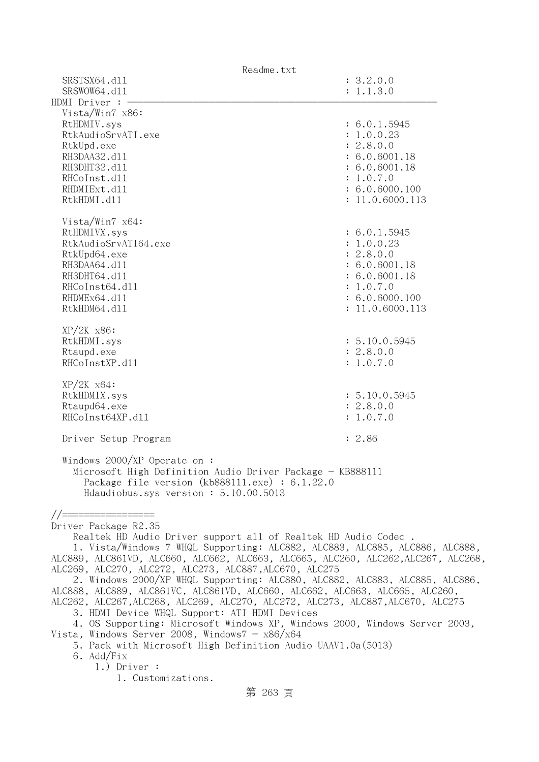```
  SRSTSX64.dll                                        : 3.2.0.0
  SRSWOW64.dll                                        : 1.1.3.0
HDMI Driver : ———————————————————————————————————————————————————————————
  Vista/Win7 x86:
  RtHDMIV.sys                                         : 6.0.1.5945
  RtkAudioSrvATI.exe                                  : 1.0.0.23
  RtkUpd.exe                                          : 2.8.0.0
  RH3DAA32.dll                                        : 6.0.6001.18
  RH3DHT32.dll                                        : 6.0.6001.18
  RHCoInst.dll                                        : 1.0.7.0
  RHDMIExt.dll                                        : 6.0.6000.100
  RtkHDMI.dll                                         : 11.0.6000.113

  Vista/Win7 x64:
  RtHDMIVX.sys                                        : 6.0.1.5945
  RtkAudioSrvATI64.exe                                : 1.0.0.23
  RtkUpd64.exe                                        : 2.8.0.0
  RH3DAA64.dll                                        : 6.0.6001.18
  RH3DHT64.dll                                        : 6.0.6001.18
  RHCoInst64.dll                                      : 1.0.7.0
  RHDMEx64.dll                                        : 6.0.6000.100
  RtkHDM64.dll                                        : 11.0.6000.113

  XP/2K x86:
  RtkHDMI.sys                                         : 5.10.0.5945
  Rtaupd.exe                                          : 2.8.0.0
  RHCoInstXP.dll                                      : 1.0.7.0

  XP/2K x64:
  RtkHDMIX.sys                                        : 5.10.0.5945
  Rtaupd64.exe                                        : 2.8.0.0
  RHCoInst64XP.dll                                    : 1.0.7.0

  Driver Setup Program                                : 2.86

  Windows 2000/XP Operate on :
    Microsoft High Definition Audio Driver Package - KB888111
      Package file version (kb888111.exe) : 6.1.22.0
      Hdaudiobus.sys version : 5.10.00.5013

//=================
Driver Package R2.35
    Realtek HD Audio Driver support all of Realtek HD Audio Codec .
    1. Vista/Windows 7 WHQL Supporting: ALC882, ALC883, ALC885, ALC886, ALC888,
ALC889, ALC861VD, ALC660, ALC662, ALC663, ALC665, ALC260, ALC262,ALC267, ALC268,
ALC269, ALC270, ALC272, ALC273, ALC887,ALC670, ALC275
    2. Windows 2000/XP WHQL Supporting: ALC880, ALC882, ALC883, ALC885, ALC886,
ALC888, ALC889, ALC861VC, ALC861VD, ALC660, ALC662, ALC663, ALC665, ALC260,
ALC262, ALC267,ALC268, ALC269, ALC270, ALC272, ALC273, ALC887,ALC670, ALC275
    3. HDMI Device WHQL Support: ATI HDMI Devices
    4. OS Supporting: Microsoft Windows XP, Windows 2000, Windows Server 2003,
Vista, Windows Server 2008, Windows7 - x86/x64
    5. Pack with Microsoft High Definition Audio UAAV1.0a(5013)
    6. Add/Fix
        1.) Driver :
            1. Customizations.
```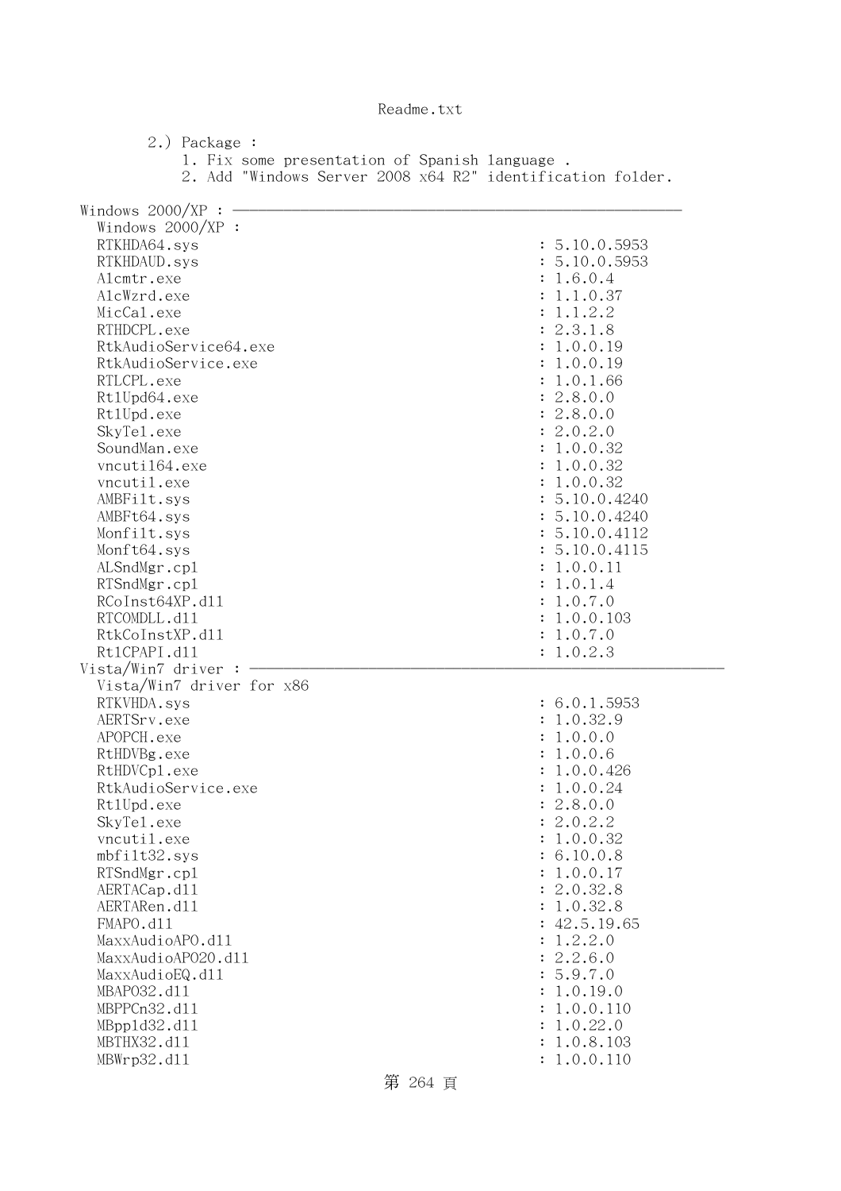2.) Package :
    1. Fix some presentation of Spanish language .
    2. Add "Windows Server 2008 x64 R2" identification folder.

Windows 2000/XP : ————————————————————————————————————
  Windows 2000/XP :

| File | Version |
|---|---|
| RTKHDA64.sys | : 5.10.0.5953 |
| RTKHDAUD.sys | : 5.10.0.5953 |
| Alcmtr.exe | : 1.6.0.4 |
| AlcWzrd.exe | : 1.1.0.37 |
| MicCal.exe | : 1.1.2.2 |
| RTHDCPL.exe | : 2.3.1.8 |
| RtkAudioService64.exe | : 1.0.0.19 |
| RtkAudioService.exe | : 1.0.0.19 |
| RTLCPL.exe | : 1.0.1.66 |
| RtlUpd64.exe | : 2.8.0.0 |
| RtlUpd.exe | : 2.8.0.0 |
| SkyTel.exe | : 2.0.2.0 |
| SoundMan.exe | : 1.0.0.32 |
| vncutil64.exe | : 1.0.0.32 |
| vncutil.exe | : 1.0.0.32 |
| AMBFilt.sys | : 5.10.0.4240 |
| AMBFt64.sys | : 5.10.0.4240 |
| Monfilt.sys | : 5.10.0.4112 |
| Monft64.sys | : 5.10.0.4115 |
| ALSndMgr.cpl | : 1.0.0.11 |
| RTSndMgr.cpl | : 1.0.1.4 |
| RCoInst64XP.dll | : 1.0.7.0 |
| RTCOMDLL.dll | : 1.0.0.103 |
| RtkCoInstXP.dll | : 1.0.7.0 |
| RtlCPAPI.dll | : 1.0.2.3 |

Vista/Win7 driver : ————————————————————————————————————
  Vista/Win7 driver for x86

| File | Version |
|---|---|
| RTKVHDA.sys | : 6.0.1.5953 |
| AERTSrv.exe | : 1.0.32.9 |
| APOPCH.exe | : 1.0.0.0 |
| RtHDVBg.exe | : 1.0.0.6 |
| RtHDVCpl.exe | : 1.0.0.426 |
| RtkAudioService.exe | : 1.0.0.24 |
| RtlUpd.exe | : 2.8.0.0 |
| SkyTel.exe | : 2.0.2.2 |
| vncutil.exe | : 1.0.0.32 |
| mbfilt32.sys | : 6.10.0.8 |
| RTSndMgr.cpl | : 1.0.0.17 |
| AERTACap.dll | : 2.0.32.8 |
| AERTARen.dll | : 1.0.32.8 |
| FMAPO.dll | : 42.5.19.65 |
| MaxxAudioAPO.dll | : 1.2.2.0 |
| MaxxAudioAPO20.dll | : 2.2.6.0 |
| MaxxAudioEQ.dll | : 5.9.7.0 |
| MBAPO32.dll | : 1.0.19.0 |
| MBPPCn32.dll | : 1.0.0.110 |
| MBppld32.dll | : 1.0.22.0 |
| MBTHX32.dll | : 1.0.8.103 |
| MBWrp32.dll | : 1.0.0.110 |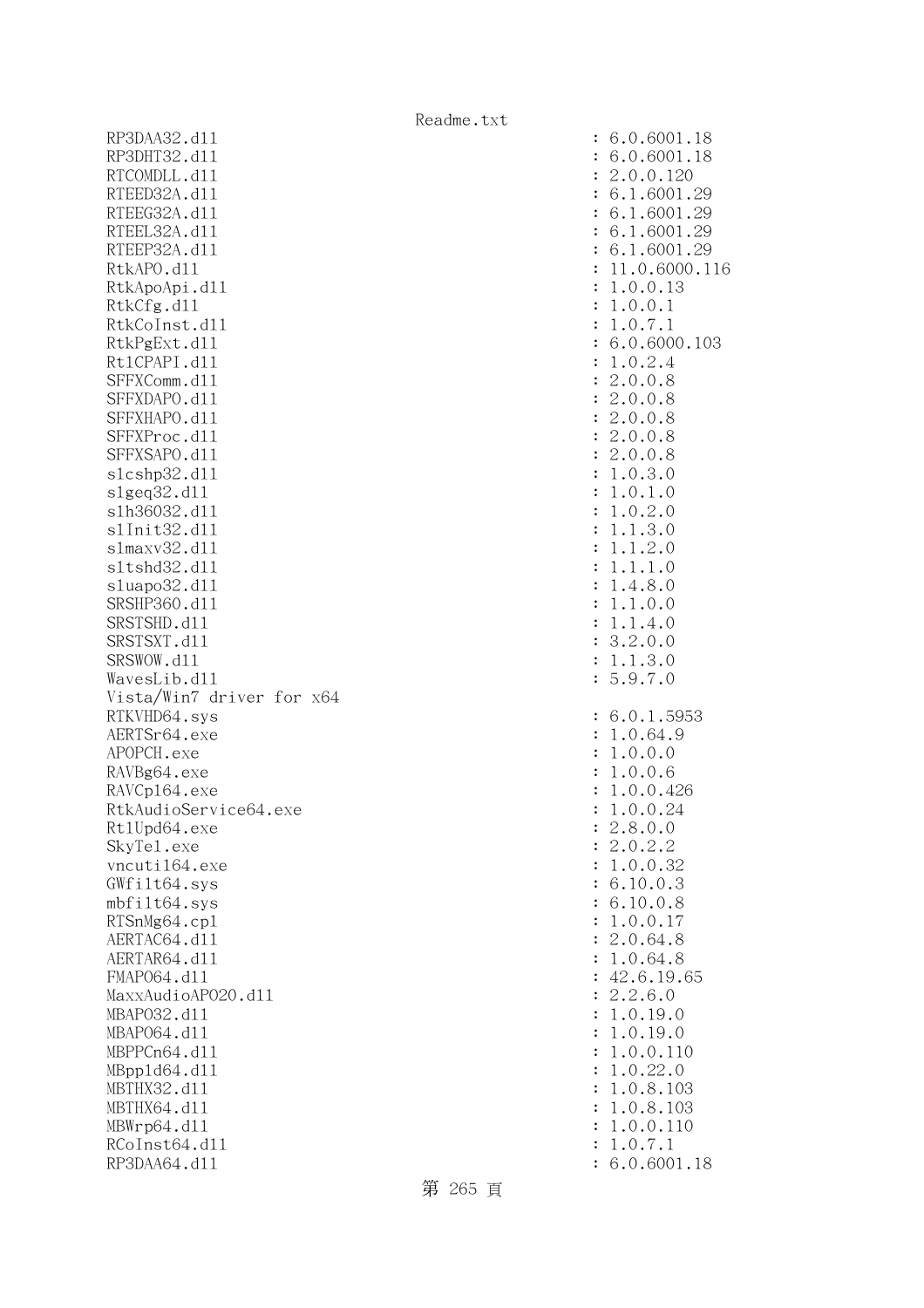```
RP3DAA32.dll                                        : 6.0.6001.18
RP3DHT32.dll                                        : 6.0.6001.18
RTCOMDLL.dll                                        : 2.0.0.120
RTEED32A.dll                                        : 6.1.6001.29
RTEEG32A.dll                                        : 6.1.6001.29
RTEEL32A.dll                                        : 6.1.6001.29
RTEEP32A.dll                                        : 6.1.6001.29
RtkAPO.dll                                          : 11.0.6000.116
RtkApoApi.dll                                       : 1.0.0.13
RtkCfg.dll                                          : 1.0.0.1
RtkCoInst.dll                                       : 1.0.7.1
RtkPgExt.dll                                        : 6.0.6000.103
RtlCPAPI.dll                                        : 1.0.2.4
SFFXComm.dll                                        : 2.0.0.8
SFFXDAPO.dll                                        : 2.0.0.8
SFFXHAPO.dll                                        : 2.0.0.8
SFFXProc.dll                                        : 2.0.0.8
SFFXSAPO.dll                                        : 2.0.0.8
slcshp32.dll                                        : 1.0.3.0
slgeq32.dll                                         : 1.0.1.0
slh36032.dll                                        : 1.0.2.0
slInit32.dll                                        : 1.1.3.0
slmaxv32.dll                                        : 1.1.2.0
sltshd32.dll                                        : 1.1.1.0
sluapo32.dll                                        : 1.4.8.0
SRSHP360.dll                                        : 1.1.0.0
SRSTSHD.dll                                         : 1.1.4.0
SRSTSXT.dll                                         : 3.2.0.0
SRSWOW.dll                                          : 1.1.3.0
WavesLib.dll                                        : 5.9.7.0
Vista/Win7 driver for x64
RTKVHD64.sys                                        : 6.0.1.5953
AERTSr64.exe                                        : 1.0.64.9
APOPCH.exe                                          : 1.0.0.0
RAVBg64.exe                                         : 1.0.0.6
RAVCpl64.exe                                        : 1.0.0.426
RtkAudioService64.exe                               : 1.0.0.24
RtlUpd64.exe                                        : 2.8.0.0
SkyTel.exe                                          : 2.0.2.2
vncutil64.exe                                       : 1.0.0.32
GWfilt64.sys                                        : 6.10.0.3
mbfilt64.sys                                        : 6.10.0.8
RTSnMg64.cpl                                        : 1.0.0.17
AERTAC64.dll                                        : 2.0.64.8
AERTAR64.dll                                        : 1.0.64.8
FMAPO64.dll                                         : 42.6.19.65
MaxxAudioAPO20.dll                                  : 2.2.6.0
MBAPO32.dll                                         : 1.0.19.0
MBAPO64.dll                                         : 1.0.19.0
MBPPCn64.dll                                        : 1.0.0.110
MBppld64.dll                                        : 1.0.22.0
MBTHX32.dll                                         : 1.0.8.103
MBTHX64.dll                                         : 1.0.8.103
MBWrp64.dll                                         : 1.0.0.110
RCoInst64.dll                                       : 1.0.7.1
RP3DAA64.dll                                        : 6.0.6001.18
```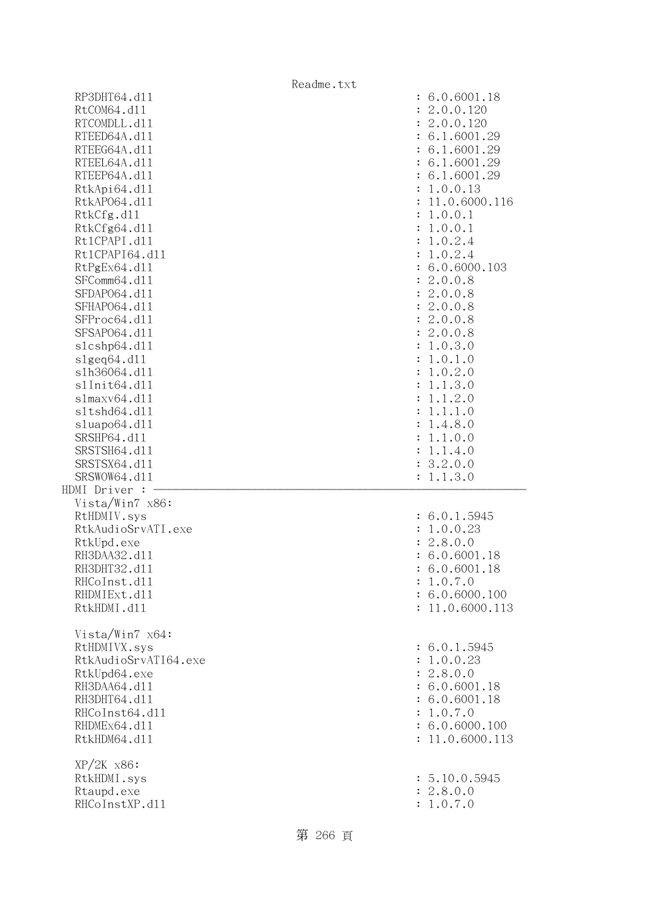```
  RP3DHT64.dll                                           : 6.0.6001.18
  RtCOM64.dll                                            : 2.0.0.120
  RTCOMDLL.dll                                           : 2.0.0.120
  RTEED64A.dll                                           : 6.1.6001.29
  RTEEG64A.dll                                           : 6.1.6001.29
  RTEEL64A.dll                                           : 6.1.6001.29
  RTEEP64A.dll                                           : 6.1.6001.29
  RtkApi64.dll                                           : 1.0.0.13
  RtkAPO64.dll                                           : 11.0.6000.116
  RtkCfg.dll                                             : 1.0.0.1
  RtkCfg64.dll                                           : 1.0.0.1
  RtlCPAPI.dll                                           : 1.0.2.4
  RtlCPAPI64.dll                                         : 1.0.2.4
  RtPgEx64.dll                                           : 6.0.6000.103
  SFComm64.dll                                           : 2.0.0.8
  SFDAPO64.dll                                           : 2.0.0.8
  SFHAPO64.dll                                           : 2.0.0.8
  SFProc64.dll                                           : 2.0.0.8
  SFSAPO64.dll                                           : 2.0.0.8
  slcshp64.dll                                           : 1.0.3.0
  slgeq64.dll                                            : 1.0.1.0
  slh36064.dll                                           : 1.0.2.0
  slInit64.dll                                           : 1.1.3.0
  slmaxv64.dll                                           : 1.1.2.0
  sltshd64.dll                                           : 1.1.1.0
  sluapo64.dll                                           : 1.4.8.0
  SRSHP64.dll                                            : 1.1.0.0
  SRSTSH64.dll                                           : 1.1.4.0
  SRSTSX64.dll                                           : 3.2.0.0
  SRSWOW64.dll                                           : 1.1.3.0
HDMI Driver : ---------------------------------------------------------------
  Vista/Win7 x86:
  RtHDMIV.sys                                            : 6.0.1.5945
  RtkAudioSrvATI.exe                                     : 1.0.0.23
  RtkUpd.exe                                             : 2.8.0.0
  RH3DAA32.dll                                           : 6.0.6001.18
  RH3DHT32.dll                                           : 6.0.6001.18
  RHCoInst.dll                                           : 1.0.7.0
  RHDMIExt.dll                                           : 6.0.6000.100
  RtkHDMI.dll                                            : 11.0.6000.113

  Vista/Win7 x64:
  RtHDMIVX.sys                                           : 6.0.1.5945
  RtkAudioSrvATI64.exe                                   : 1.0.0.23
  RtkUpd64.exe                                           : 2.8.0.0
  RH3DAA64.dll                                           : 6.0.6001.18
  RH3DHT64.dll                                           : 6.0.6001.18
  RHCoInst64.dll                                         : 1.0.7.0
  RHDMEx64.dll                                           : 6.0.6000.100
  RtkHDM64.dll                                           : 11.0.6000.113

  XP/2K x86:
  RtkHDMI.sys                                            : 5.10.0.5945
  Rtaupd.exe                                             : 2.8.0.0
  RHCoInstXP.dll                                         : 1.0.7.0
```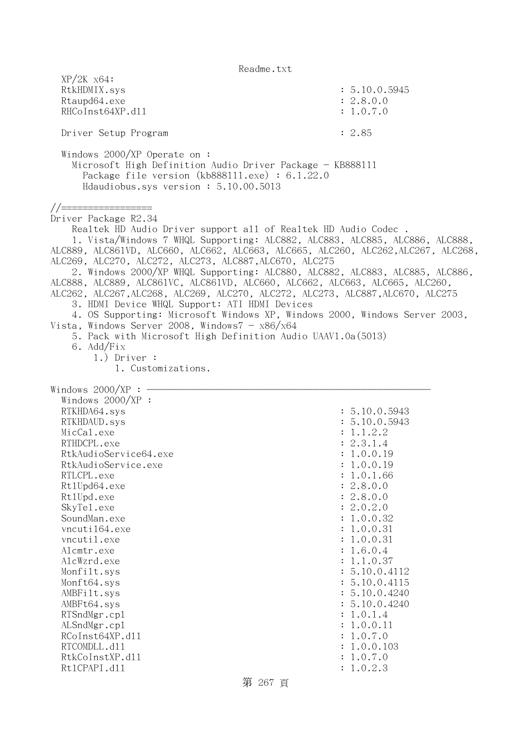XP/2K x64:
RtkHDMIX.sys : 5.10.0.5945
Rtaupd64.exe : 2.8.0.0
RHCoInst64XP.dll : 1.0.7.0

Driver Setup Program : 2.85

Windows 2000/XP Operate on :
Microsoft High Definition Audio Driver Package - KB888111
Package file version (kb888111.exe) : 6.1.22.0
Hdaudiobus.sys version : 5.10.00.5013

//=================
Driver Package R2.34
Realtek HD Audio Driver support all of Realtek HD Audio Codec .
1. Vista/Windows 7 WHQL Supporting: ALC882, ALC883, ALC885, ALC886, ALC888, ALC889, ALC861VD, ALC660, ALC662, ALC663, ALC665, ALC260, ALC262,ALC267, ALC268, ALC269, ALC270, ALC272, ALC273, ALC887,ALC670, ALC275
2. Windows 2000/XP WHQL Supporting: ALC880, ALC882, ALC883, ALC885, ALC886, ALC888, ALC889, ALC861VC, ALC861VD, ALC660, ALC662, ALC663, ALC665, ALC260, ALC262, ALC267,ALC268, ALC269, ALC270, ALC272, ALC273, ALC887,ALC670, ALC275
3. HDMI Device WHQL Support: ATI HDMI Devices
4. OS Supporting: Microsoft Windows XP, Windows 2000, Windows Server 2003, Vista, Windows Server 2008, Windows7 - x86/x64
5. Pack with Microsoft High Definition Audio UAAV1.0a(5013)
6. Add/Fix
1.) Driver :
1. Customizations.

Windows 2000/XP : ————————————————————————————————
Windows 2000/XP :
RTKHDA64.sys : 5.10.0.5943
RTKHDAUD.sys : 5.10.0.5943
MicCal.exe : 1.1.2.2
RTHDCPL.exe : 2.3.1.4
RtkAudioService64.exe : 1.0.0.19
RtkAudioService.exe : 1.0.0.19
RTLCPL.exe : 1.0.1.66
RtlUpd64.exe : 2.8.0.0
RtlUpd.exe : 2.8.0.0
SkyTel.exe : 2.0.2.0
SoundMan.exe : 1.0.0.32
vncuti164.exe : 1.0.0.31
vncutil.exe : 1.0.0.31
Alcmtr.exe : 1.6.0.4
AlcWzrd.exe : 1.1.0.37
Monfilt.sys : 5.10.0.4112
Monft64.sys : 5.10.0.4115
AMBFilt.sys : 5.10.0.4240
AMBFt64.sys : 5.10.0.4240
RTSndMgr.cpl : 1.0.1.4
ALSndMgr.cpl : 1.0.0.11
RCoInst64XP.dll : 1.0.7.0
RTCOMDLL.dll : 1.0.0.103
RtkCoInstXP.dll : 1.0.7.0
RtlCPAPI.dll : 1.0.2.3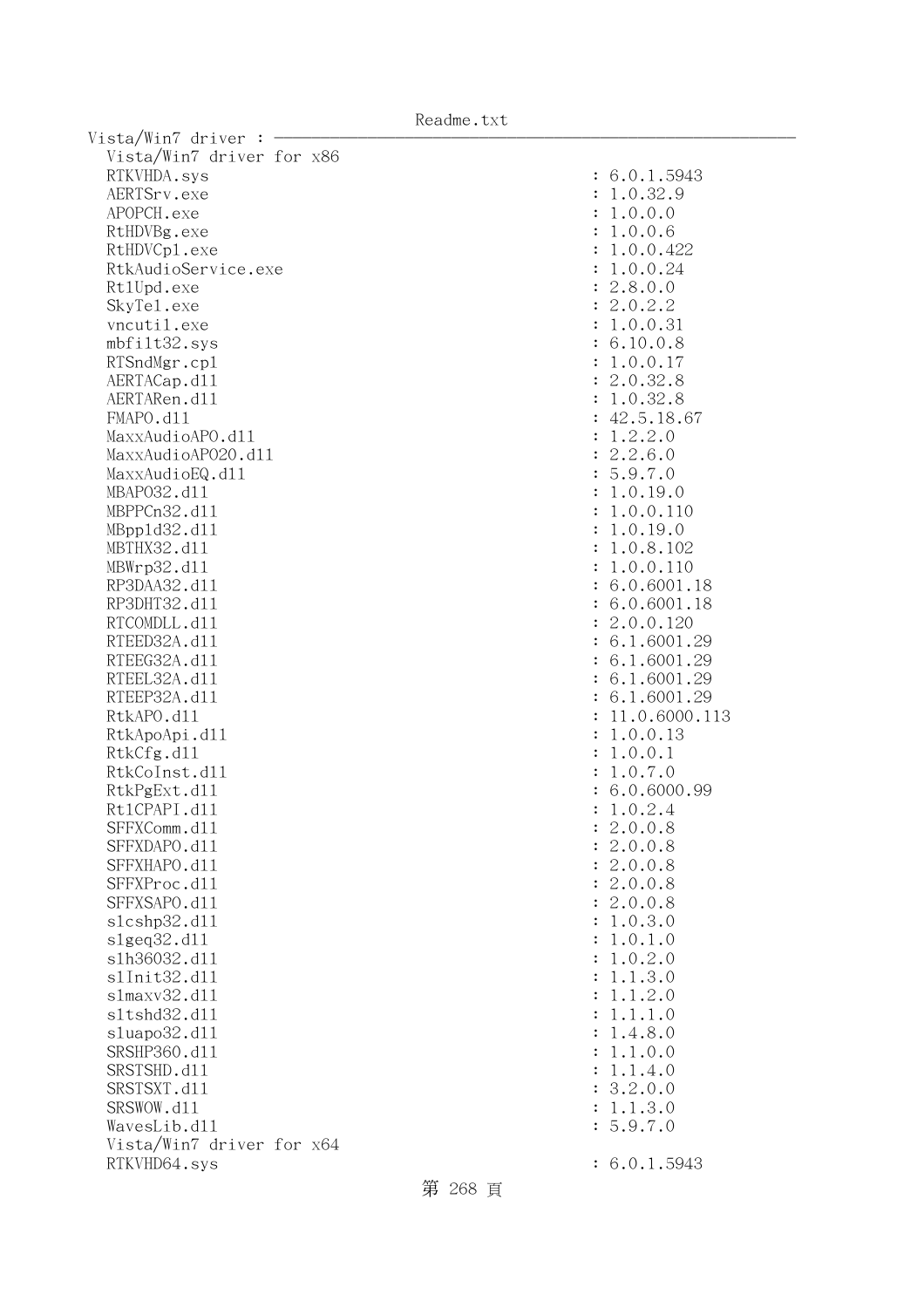```
Vista/Win7 driver : ------------------------------------------------------------
  Vista/Win7 driver for x86
  RTKVHDA.sys                                          : 6.0.1.5943
  AERTSrv.exe                                          : 1.0.32.9
  APOPCH.exe                                           : 1.0.0.0
  RtHDVBg.exe                                          : 1.0.0.6
  RtHDVCpl.exe                                         : 1.0.0.422
  RtkAudioService.exe                                  : 1.0.0.24
  RtlUpd.exe                                           : 2.8.0.0
  SkyTel.exe                                           : 2.0.2.2
  vncutil.exe                                          : 1.0.0.31
  mbfilt32.sys                                         : 6.10.0.8
  RTSndMgr.cpl                                         : 1.0.0.17
  AERTACap.dll                                         : 2.0.32.8
  AERTARen.dll                                         : 1.0.32.8
  FMAPO.dll                                            : 42.5.18.67
  MaxxAudioAPO.dll                                     : 1.2.2.0
  MaxxAudioAPO20.dll                                   : 2.2.6.0
  MaxxAudioEQ.dll                                      : 5.9.7.0
  MBAPO32.dll                                          : 1.0.19.0
  MBPPCn32.dll                                         : 1.0.0.110
  MBppld32.dll                                         : 1.0.19.0
  MBTHX32.dll                                          : 1.0.8.102
  MBWrp32.dll                                          : 1.0.0.110
  RP3DAA32.dll                                         : 6.0.6001.18
  RP3DHT32.dll                                         : 6.0.6001.18
  RTCOMDLL.dll                                         : 2.0.0.120
  RTEED32A.dll                                         : 6.1.6001.29
  RTEEG32A.dll                                         : 6.1.6001.29
  RTEEL32A.dll                                         : 6.1.6001.29
  RTEEP32A.dll                                         : 6.1.6001.29
  RtkAPO.dll                                           : 11.0.6000.113
  RtkApoApi.dll                                        : 1.0.0.13
  RtkCfg.dll                                           : 1.0.0.1
  RtkCoInst.dll                                        : 1.0.7.0
  RtkPgExt.dll                                         : 6.0.6000.99
  RtlCPAPI.dll                                         : 1.0.2.4
  SFFXComm.dll                                         : 2.0.0.8
  SFFXDAPO.dll                                         : 2.0.0.8
  SFFXHAPO.dll                                         : 2.0.0.8
  SFFXProc.dll                                         : 2.0.0.8
  SFFXSAPO.dll                                         : 2.0.0.8
  slcshp32.dll                                         : 1.0.3.0
  slgeq32.dll                                          : 1.0.1.0
  slh36032.dll                                         : 1.0.2.0
  slInit32.dll                                         : 1.1.3.0
  slmaxv32.dll                                         : 1.1.2.0
  sltshd32.dll                                         : 1.1.1.0
  sluapo32.dll                                         : 1.4.8.0
  SRSHP360.dll                                         : 1.1.0.0
  SRSTSHD.dll                                          : 1.1.4.0
  SRSTSXT.dll                                          : 3.2.0.0
  SRSWOW.dll                                           : 1.1.3.0
  WavesLib.dll                                         : 5.9.7.0
  Vista/Win7 driver for x64
  RTKVHD64.sys                                         : 6.0.1.5943
```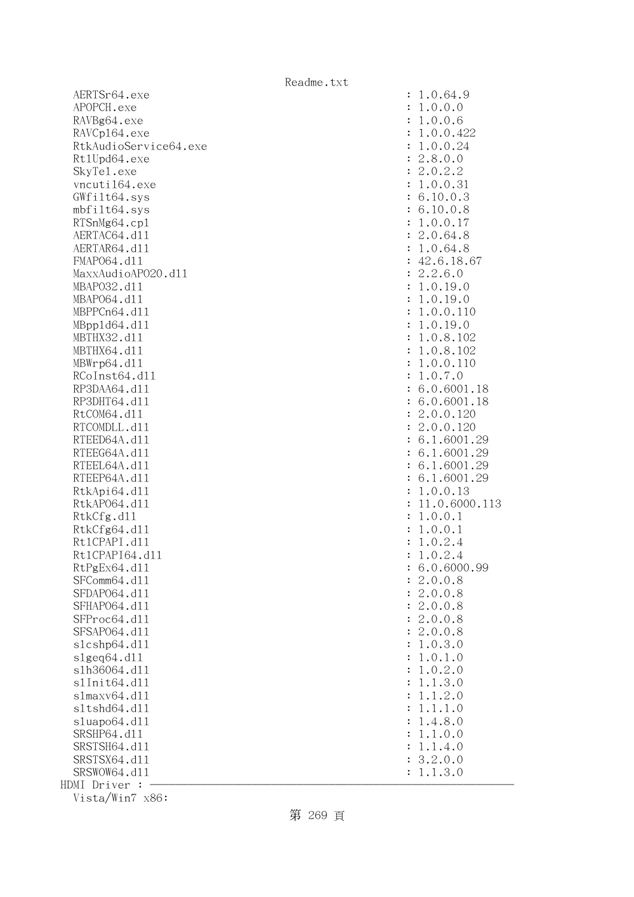```
  AERTSr64.exe                                           : 1.0.64.9
  APOPCH.exe                                             : 1.0.0.0
  RAVBg64.exe                                            : 1.0.0.6
  RAVCpl64.exe                                           : 1.0.0.422
  RtkAudioService64.exe                                  : 1.0.0.24
  RtlUpd64.exe                                           : 2.8.0.0
  SkyTel.exe                                             : 2.0.2.2
  vncutil64.exe                                          : 1.0.0.31
  GWfilt64.sys                                           : 6.10.0.3
  mbfilt64.sys                                           : 6.10.0.8
  RTSnMg64.cpl                                           : 1.0.0.17
  AERTAC64.dll                                           : 2.0.64.8
  AERTAR64.dll                                           : 1.0.64.8
  FMAPO64.dll                                            : 42.6.18.67
  MaxxAudioAPO20.dll                                     : 2.2.6.0
  MBAPO32.dll                                            : 1.0.19.0
  MBAPO64.dll                                            : 1.0.19.0
  MBPPCn64.dll                                           : 1.0.0.110
  MBppld64.dll                                           : 1.0.19.0
  MBTHX32.dll                                            : 1.0.8.102
  MBTHX64.dll                                            : 1.0.8.102
  MBWrp64.dll                                            : 1.0.0.110
  RCoInst64.dll                                          : 1.0.7.0
  RP3DAA64.dll                                           : 6.0.6001.18
  RP3DHT64.dll                                           : 6.0.6001.18
  RtCOM64.dll                                            : 2.0.0.120
  RTCOMDLL.dll                                           : 2.0.0.120
  RTEED64A.dll                                           : 6.1.6001.29
  RTEEG64A.dll                                           : 6.1.6001.29
  RTEEL64A.dll                                           : 6.1.6001.29
  RTEEP64A.dll                                           : 6.1.6001.29
  RtkApi64.dll                                           : 1.0.0.13
  RtkAPO64.dll                                           : 11.0.6000.113
  RtkCfg.dll                                             : 1.0.0.1
  RtkCfg64.dll                                           : 1.0.0.1
  RtlCPAPI.dll                                           : 1.0.2.4
  RtlCPAPI64.dll                                         : 1.0.2.4
  RtPgEx64.dll                                           : 6.0.6000.99
  SFComm64.dll                                           : 2.0.0.8
  SFDAPO64.dll                                           : 2.0.0.8
  SFHAPO64.dll                                           : 2.0.0.8
  SFProc64.dll                                           : 2.0.0.8
  SFSAPO64.dll                                           : 2.0.0.8
  slcshp64.dll                                           : 1.0.3.0
  slgeq64.dll                                            : 1.0.1.0
  slh36064.dll                                           : 1.0.2.0
  slInit64.dll                                           : 1.1.3.0
  slmaxv64.dll                                           : 1.1.2.0
  sltshd64.dll                                           : 1.1.1.0
  sluapo64.dll                                           : 1.4.8.0
  SRSHP64.dll                                            : 1.1.0.0
  SRSTSH64.dll                                           : 1.1.4.0
  SRSTSX64.dll                                           : 3.2.0.0
  SRSWOW64.dll                                           : 1.1.3.0
HDMI Driver : ----------------------------------------------------------
  Vista/Win7 x86:
```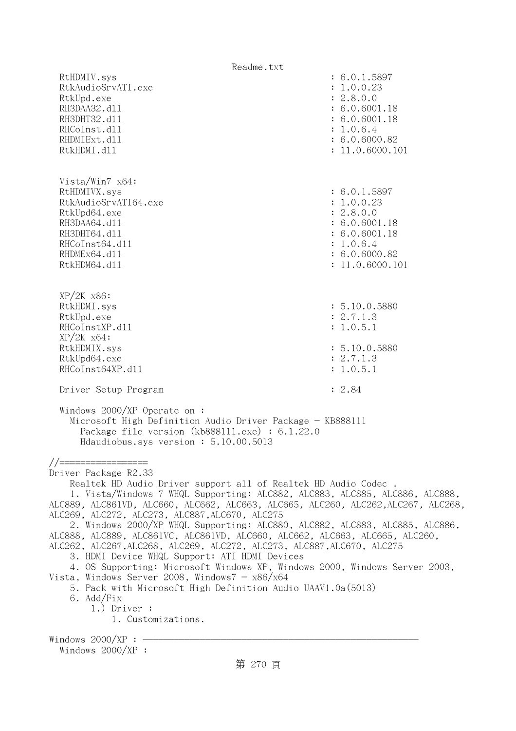```
  RtHDMIV.sys                                        : 6.0.1.5897
  RtkAudioSrvATI.exe                                 : 1.0.0.23
  RtkUpd.exe                                         : 2.8.0.0
  RH3DAA32.dll                                       : 6.0.6001.18
  RH3DHT32.dll                                       : 6.0.6001.18
  RHCoInst.dll                                       : 1.0.6.4
  RHDMIExt.dll                                       : 6.0.6000.82
  RtkHDMI.dll                                        : 11.0.6000.101


  Vista/Win7 x64:
  RtHDMIVX.sys                                       : 6.0.1.5897
  RtkAudioSrvATI64.exe                               : 1.0.0.23
  RtkUpd64.exe                                       : 2.8.0.0
  RH3DAA64.dll                                       : 6.0.6001.18
  RH3DHT64.dll                                       : 6.0.6001.18
  RHCoInst64.dll                                     : 1.0.6.4
  RHDMEx64.dll                                       : 6.0.6000.82
  RtkHDM64.dll                                       : 11.0.6000.101


  XP/2K x86:
  RtkHDMI.sys                                        : 5.10.0.5880
  RtkUpd.exe                                         : 2.7.1.3
  RHCoInstXP.dll                                     : 1.0.5.1
  XP/2K x64:
  RtkHDMIX.sys                                       : 5.10.0.5880
  RtkUpd64.exe                                       : 2.7.1.3
  RHCoInst64XP.dll                                   : 1.0.5.1

  Driver Setup Program                               : 2.84

  Windows 2000/XP Operate on :
    Microsoft High Definition Audio Driver Package - KB888111
      Package file version (kb888111.exe) : 6.1.22.0
      Hdaudiobus.sys version : 5.10.00.5013

//=================
Driver Package R2.33
    Realtek HD Audio Driver support all of Realtek HD Audio Codec .
    1. Vista/Windows 7 WHQL Supporting: ALC882, ALC883, ALC885, ALC886, ALC888,
ALC889, ALC861VD, ALC660, ALC662, ALC663, ALC665, ALC260, ALC262,ALC267, ALC268,
ALC269, ALC272, ALC273, ALC887,ALC670, ALC275
    2. Windows 2000/XP WHQL Supporting: ALC880, ALC882, ALC883, ALC885, ALC886,
ALC888, ALC889, ALC861VC, ALC861VD, ALC660, ALC662, ALC663, ALC665, ALC260,
ALC262, ALC267,ALC268, ALC269, ALC272, ALC273, ALC887,ALC670, ALC275
    3. HDMI Device WHQL Support: ATI HDMI Devices
    4. OS Supporting: Microsoft Windows XP, Windows 2000, Windows Server 2003,
Vista, Windows Server 2008, Windows7 - x86/x64
    5. Pack with Microsoft High Definition Audio UAAV1.0a(5013)
    6. Add/Fix
        1.) Driver :
            1. Customizations.

Windows 2000/XP : ----------------------------------------------------
  Windows 2000/XP :
```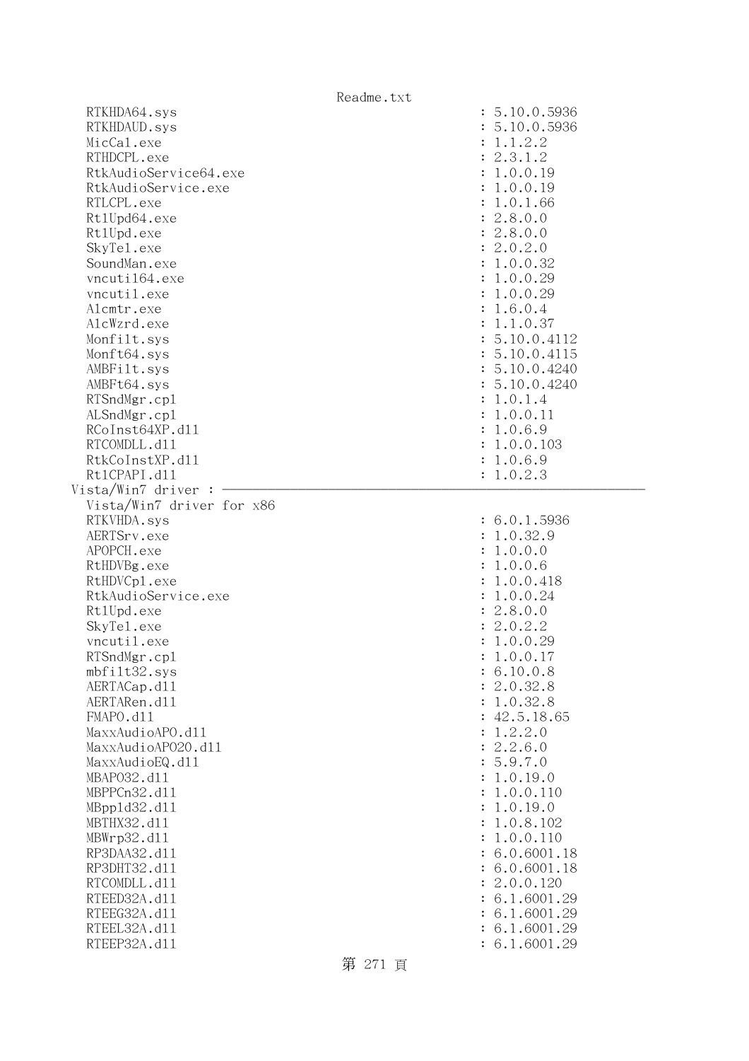```
  RTKHDA64.sys                                        : 5.10.0.5936
  RTKHDAUD.sys                                        : 5.10.0.5936
  MicCal.exe                                          : 1.1.2.2
  RTHDCPL.exe                                         : 2.3.1.2
  RtkAudioService64.exe                               : 1.0.0.19
  RtkAudioService.exe                                 : 1.0.0.19
  RTLCPL.exe                                          : 1.0.1.66
  RtlUpd64.exe                                        : 2.8.0.0
  RtlUpd.exe                                          : 2.8.0.0
  SkyTel.exe                                          : 2.0.2.0
  SoundMan.exe                                        : 1.0.0.32
  vncutil64.exe                                       : 1.0.0.29
  vncutil.exe                                         : 1.0.0.29
  Alcmtr.exe                                          : 1.6.0.4
  AlcWzrd.exe                                         : 1.1.0.37
  Monfilt.sys                                         : 5.10.0.4112
  Monft64.sys                                         : 5.10.0.4115
  AMBFilt.sys                                         : 5.10.0.4240
  AMBFt64.sys                                         : 5.10.0.4240
  RTSndMgr.cpl                                        : 1.0.1.4
  ALSndMgr.cpl                                        : 1.0.0.11
  RCoInst64XP.dll                                     : 1.0.6.9
  RTCOMDLL.dll                                        : 1.0.0.103
  RtkCoInstXP.dll                                     : 1.0.6.9
  RtlCPAPI.dll                                        : 1.0.2.3
Vista/Win7 driver : ------------------------------------------------------------
  Vista/Win7 driver for x86
  RTKVHDA.sys                                         : 6.0.1.5936
  AERTSrv.exe                                         : 1.0.32.9
  APOPCH.exe                                          : 1.0.0.0
  RtHDVBg.exe                                         : 1.0.0.6
  RtHDVCpl.exe                                        : 1.0.0.418
  RtkAudioService.exe                                 : 1.0.0.24
  RtlUpd.exe                                          : 2.8.0.0
  SkyTel.exe                                          : 2.0.2.2
  vncutil.exe                                         : 1.0.0.29
  RTSndMgr.cpl                                        : 1.0.0.17
  mbfilt32.sys                                        : 6.10.0.8
  AERTACap.dll                                        : 2.0.32.8
  AERTARen.dll                                        : 1.0.32.8
  FMAPO.dll                                           : 42.5.18.65
  MaxxAudioAPO.dll                                    : 1.2.2.0
  MaxxAudioAPO20.dll                                  : 2.2.6.0
  MaxxAudioEQ.dll                                     : 5.9.7.0
  MBAPO32.dll                                         : 1.0.19.0
  MBPPCn32.dll                                        : 1.0.0.110
  MBppld32.dll                                        : 1.0.19.0
  MBTHX32.dll                                         : 1.0.8.102
  MBWrp32.dll                                         : 1.0.0.110
  RP3DAA32.dll                                        : 6.0.6001.18
  RP3DHT32.dll                                        : 6.0.6001.18
  RTCOMDLL.dll                                        : 2.0.0.120
  RTEED32A.dll                                        : 6.1.6001.29
  RTEEG32A.dll                                        : 6.1.6001.29
  RTEEL32A.dll                                        : 6.1.6001.29
  RTEEP32A.dll                                        : 6.1.6001.29
```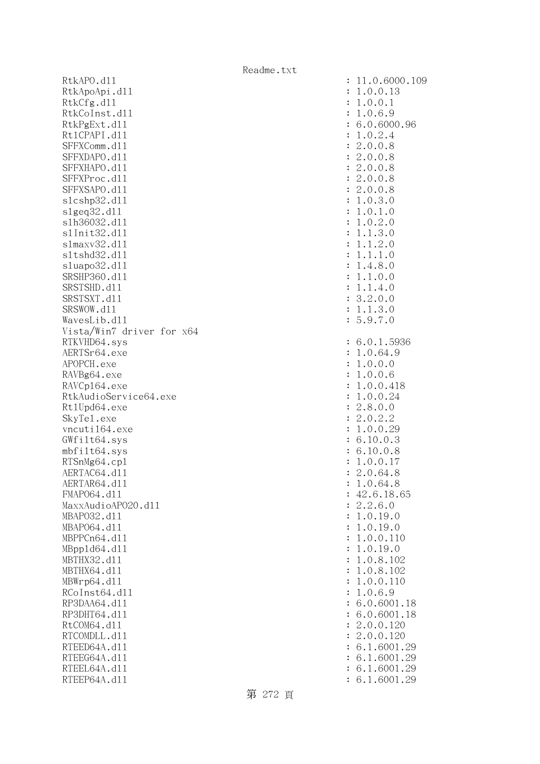```
RtkAPO.dll                                          : 11.0.6000.109
RtkApoApi.dll                                       : 1.0.0.13
RtkCfg.dll                                          : 1.0.0.1
RtkCoInst.dll                                       : 1.0.6.9
RtkPgExt.dll                                        : 6.0.6000.96
RtlCPAPI.dll                                        : 1.0.2.4
SFFXComm.dll                                        : 2.0.0.8
SFFXDAPO.dll                                        : 2.0.0.8
SFFXHAPO.dll                                        : 2.0.0.8
SFFXProc.dll                                        : 2.0.0.8
SFFXSAPO.dll                                        : 2.0.0.8
slcshp32.dll                                        : 1.0.3.0
slgeq32.dll                                         : 1.0.1.0
slh36032.dll                                        : 1.0.2.0
slInit32.dll                                        : 1.1.3.0
slmaxv32.dll                                        : 1.1.2.0
sltshd32.dll                                        : 1.1.1.0
sluapo32.dll                                        : 1.4.8.0
SRSHP360.dll                                        : 1.1.0.0
SRSTSHD.dll                                         : 1.1.4.0
SRSTSXT.dll                                         : 3.2.0.0
SRSWOW.dll                                          : 1.1.3.0
WavesLib.dll                                        : 5.9.7.0
Vista/Win7 driver for x64
RTKVHD64.sys                                        : 6.0.1.5936
AERTSr64.exe                                        : 1.0.64.9
APOPCH.exe                                          : 1.0.0.0
RAVBg64.exe                                         : 1.0.0.6
RAVCpl64.exe                                        : 1.0.0.418
RtkAudioService64.exe                               : 1.0.0.24
RtlUpd64.exe                                        : 2.8.0.0
SkyTel.exe                                          : 2.0.2.2
vncutil64.exe                                       : 1.0.0.29
GWfilt64.sys                                        : 6.10.0.3
mbfilt64.sys                                        : 6.10.0.8
RTSnMg64.cpl                                        : 1.0.0.17
AERTAC64.dll                                        : 2.0.64.8
AERTAR64.dll                                        : 1.0.64.8
FMAPO64.dll                                         : 42.6.18.65
MaxxAudioAPO20.dll                                  : 2.2.6.0
MBAPO32.dll                                         : 1.0.19.0
MBAPO64.dll                                         : 1.0.19.0
MBPPCn64.dll                                        : 1.0.0.110
MBppld64.dll                                        : 1.0.19.0
MBTHX32.dll                                         : 1.0.8.102
MBTHX64.dll                                         : 1.0.8.102
MBWrp64.dll                                         : 1.0.0.110
RCoInst64.dll                                       : 1.0.6.9
RP3DAA64.dll                                        : 6.0.6001.18
RP3DHT64.dll                                        : 6.0.6001.18
RtCOM64.dll                                         : 2.0.0.120
RTCOMDLL.dll                                        : 2.0.0.120
RTEED64A.dll                                        : 6.1.6001.29
RTEEG64A.dll                                        : 6.1.6001.29
RTEEL64A.dll                                        : 6.1.6001.29
RTEEP64A.dll                                        : 6.1.6001.29
```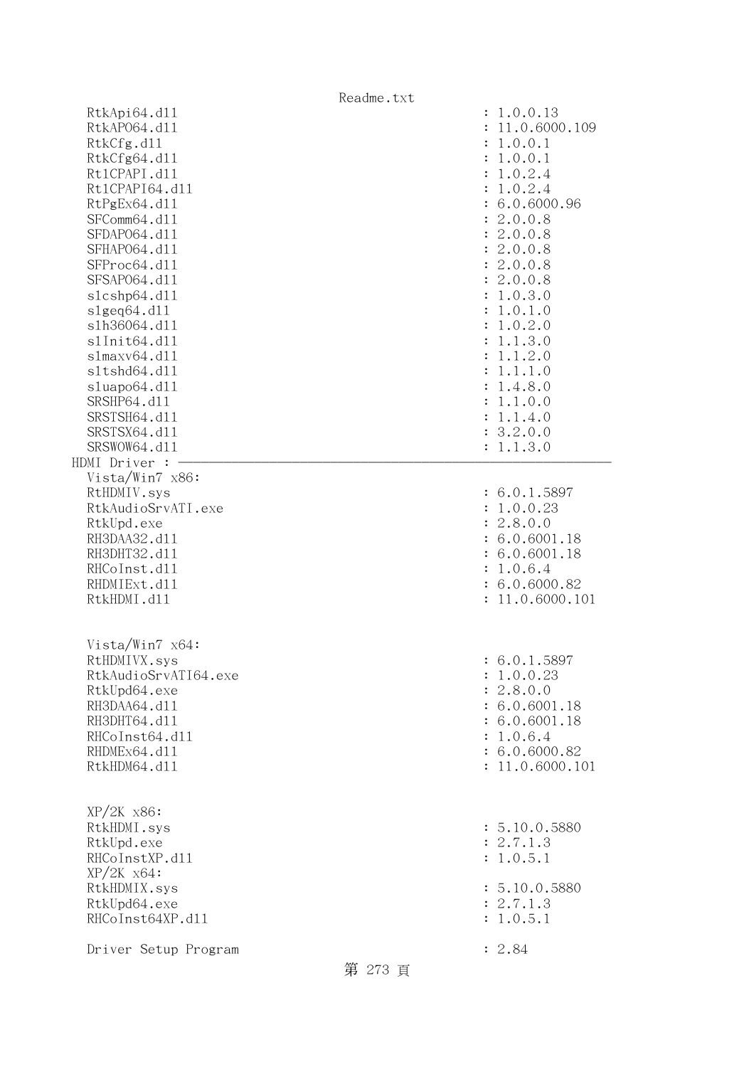```
  RtkApi64.dll                                          : 1.0.0.13
  RtkAPO64.dll                                          : 11.0.6000.109
  RtkCfg.dll                                            : 1.0.0.1
  RtkCfg64.dll                                          : 1.0.0.1
  RtlCPAPI.dll                                          : 1.0.2.4
  RtlCPAPI64.dll                                        : 1.0.2.4
  RtPgEx64.dll                                          : 6.0.6000.96
  SFComm64.dll                                          : 2.0.0.8
  SFDAPO64.dll                                          : 2.0.0.8
  SFHAPO64.dll                                          : 2.0.0.8
  SFProc64.dll                                          : 2.0.0.8
  SFSAPO64.dll                                          : 2.0.0.8
  slcshp64.dll                                          : 1.0.3.0
  slgeq64.dll                                           : 1.0.1.0
  slh36064.dll                                          : 1.0.2.0
  slInit64.dll                                          : 1.1.3.0
  slmaxv64.dll                                          : 1.1.2.0
  sltshd64.dll                                          : 1.1.1.0
  sluapo64.dll                                          : 1.4.8.0
  SRSHP64.dll                                           : 1.1.0.0
  SRSTSH64.dll                                          : 1.1.4.0
  SRSTSX64.dll                                          : 3.2.0.0
  SRSWOW64.dll                                          : 1.1.3.0
HDMI Driver : ----------------------------------------------------------------
  Vista/Win7 x86:
  RtHDMIV.sys                                           : 6.0.1.5897
  RtkAudioSrvATI.exe                                    : 1.0.0.23
  RtkUpd.exe                                            : 2.8.0.0
  RH3DAA32.dll                                          : 6.0.6001.18
  RH3DHT32.dll                                          : 6.0.6001.18
  RHCoInst.dll                                          : 1.0.6.4
  RHDMIExt.dll                                          : 6.0.6000.82
  RtkHDMI.dll                                           : 11.0.6000.101


  Vista/Win7 x64:
  RtHDMIVX.sys                                          : 6.0.1.5897
  RtkAudioSrvATI64.exe                                  : 1.0.0.23
  RtkUpd64.exe                                          : 2.8.0.0
  RH3DAA64.dll                                          : 6.0.6001.18
  RH3DHT64.dll                                          : 6.0.6001.18
  RHCoInst64.dll                                        : 1.0.6.4
  RHDMEx64.dll                                          : 6.0.6000.82
  RtkHDM64.dll                                          : 11.0.6000.101


  XP/2K x86:
  RtkHDMI.sys                                           : 5.10.0.5880
  RtkUpd.exe                                            : 2.7.1.3
  RHCoInstXP.dll                                        : 1.0.5.1
  XP/2K x64:
  RtkHDMIX.sys                                          : 5.10.0.5880
  RtkUpd64.exe                                          : 2.7.1.3
  RHCoInst64XP.dll                                      : 1.0.5.1

  Driver Setup Program                                  : 2.84
```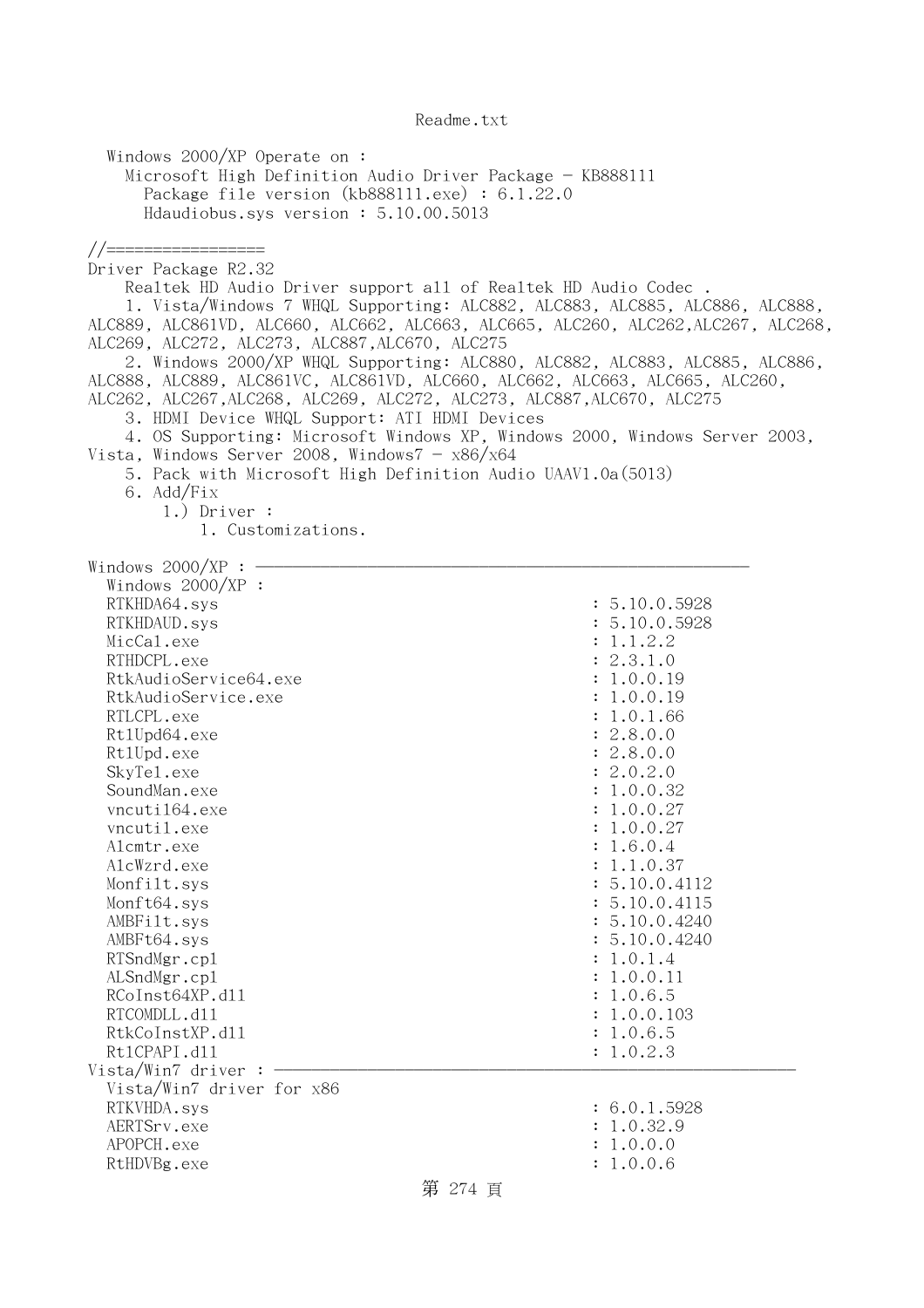Windows 2000/XP Operate on :
  Microsoft High Definition Audio Driver Package - KB888111
    Package file version (kb888111.exe) : 6.1.22.0
    Hdaudiobus.sys version : 5.10.00.5013

//=================
Driver Package R2.32
    Realtek HD Audio Driver support all of Realtek HD Audio Codec .
    1. Vista/Windows 7 WHQL Supporting: ALC882, ALC883, ALC885, ALC886, ALC888, ALC889, ALC861VD, ALC660, ALC662, ALC663, ALC665, ALC260, ALC262,ALC267, ALC268, ALC269, ALC272, ALC273, ALC887,ALC670, ALC275
    2. Windows 2000/XP WHQL Supporting: ALC880, ALC882, ALC883, ALC885, ALC886, ALC888, ALC889, ALC861VC, ALC861VD, ALC660, ALC662, ALC663, ALC665, ALC260, ALC262, ALC267,ALC268, ALC269, ALC272, ALC273, ALC887,ALC670, ALC275
    3. HDMI Device WHQL Support: ATI HDMI Devices
    4. OS Supporting: Microsoft Windows XP, Windows 2000, Windows Server 2003, Vista, Windows Server 2008, Windows7 - x86/x64
    5. Pack with Microsoft High Definition Audio UAAV1.0a(5013)
    6. Add/Fix
        1.) Driver :
            1. Customizations.

Windows 2000/XP : ------------------------------------------------------------
  Windows 2000/XP :
  RTKHDA64.sys : 5.10.0.5928
  RTKHDAUD.sys : 5.10.0.5928
  MicCal.exe : 1.1.2.2
  RTHDCPL.exe : 2.3.1.0
  RtkAudioService64.exe : 1.0.0.19
  RtkAudioService.exe : 1.0.0.19
  RTLCPL.exe : 1.0.1.66
  RtlUpd64.exe : 2.8.0.0
  RtlUpd.exe : 2.8.0.0
  SkyTel.exe : 2.0.2.0
  SoundMan.exe : 1.0.0.32
  vncutil64.exe : 1.0.0.27
  vncutil.exe : 1.0.0.27
  Alcmtr.exe : 1.6.0.4
  AlcWzrd.exe : 1.1.0.37
  Monfilt.sys : 5.10.0.4112
  Monft64.sys : 5.10.0.4115
  AMBFilt.sys : 5.10.0.4240
  AMBFt64.sys : 5.10.0.4240
  RTSndMgr.cpl : 1.0.1.4
  ALSndMgr.cpl : 1.0.0.11
  RCoInst64XP.dll : 1.0.6.5
  RTCOMDLL.dll : 1.0.0.103
  RtkCoInstXP.dll : 1.0.6.5
  RtlCPAPI.dll : 1.0.2.3
Vista/Win7 driver : ------------------------------------------------------------
  Vista/Win7 driver for x86
  RTKVHDA.sys : 6.0.1.5928
  AERTSrv.exe : 1.0.32.9
  APOPCH.exe : 1.0.0.0
  RtHDVBg.exe : 1.0.0.6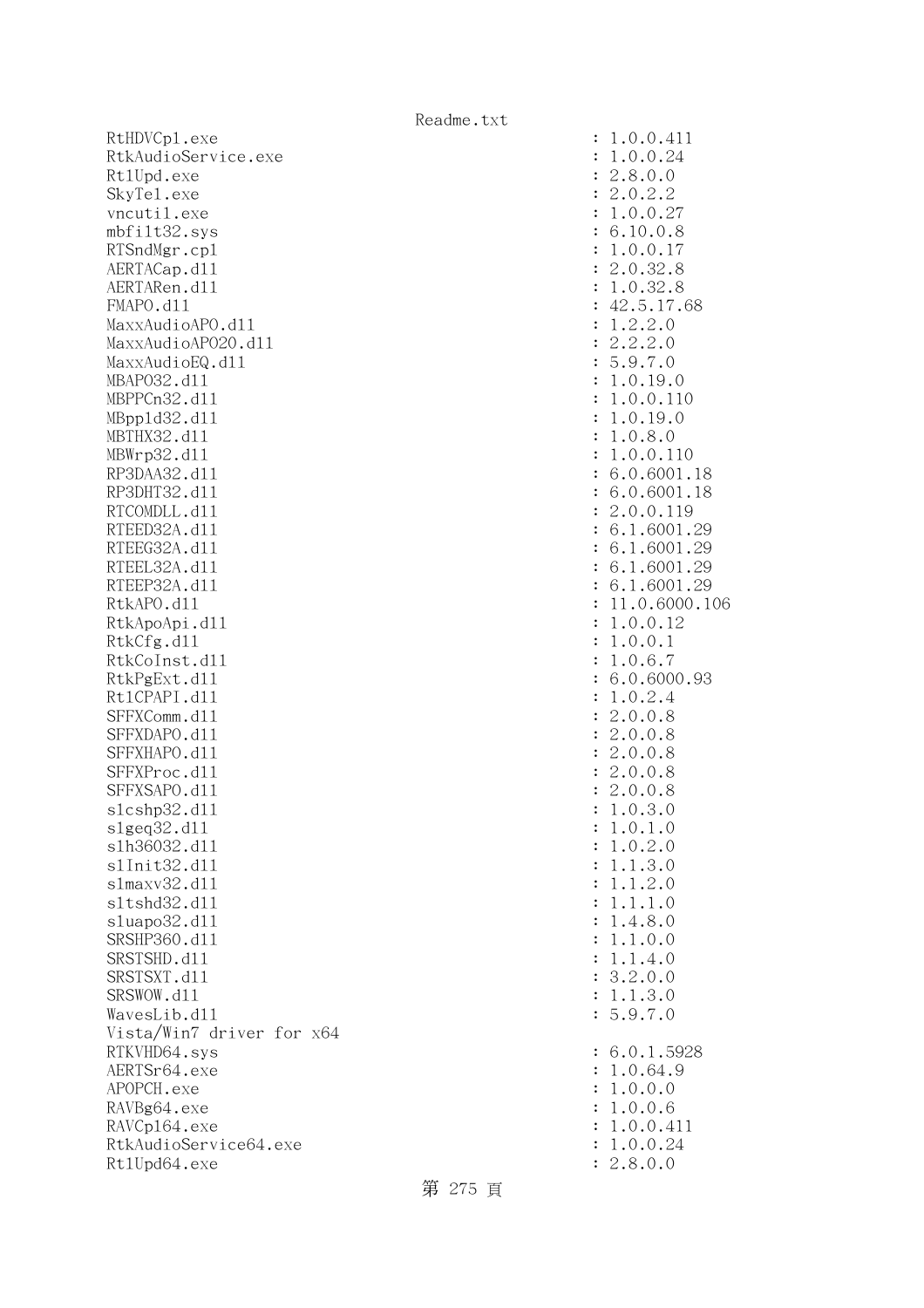```
RtHDVCpl.exe                                          : 1.0.0.411
RtkAudioService.exe                                   : 1.0.0.24
RtlUpd.exe                                            : 2.8.0.0
SkyTel.exe                                            : 2.0.2.2
vncutil.exe                                           : 1.0.0.27
mbfilt32.sys                                          : 6.10.0.8
RTSndMgr.cpl                                          : 1.0.0.17
AERTACap.dll                                          : 2.0.32.8
AERTARen.dll                                          : 1.0.32.8
FMAPO.dll                                             : 42.5.17.68
MaxxAudioAPO.dll                                      : 1.2.2.0
MaxxAudioAPO20.dll                                    : 2.2.2.0
MaxxAudioEQ.dll                                       : 5.9.7.0
MBAPO32.dll                                           : 1.0.19.0
MBPPCn32.dll                                          : 1.0.0.110
MBppld32.dll                                          : 1.0.19.0
MBTHX32.dll                                           : 1.0.8.0
MBWrp32.dll                                           : 1.0.0.110
RP3DAA32.dll                                          : 6.0.6001.18
RP3DHT32.dll                                          : 6.0.6001.18
RTCOMDLL.dll                                          : 2.0.0.119
RTEED32A.dll                                          : 6.1.6001.29
RTEEG32A.dll                                          : 6.1.6001.29
RTEEL32A.dll                                          : 6.1.6001.29
RTEEP32A.dll                                          : 6.1.6001.29
RtkAPO.dll                                            : 11.0.6000.106
RtkApoApi.dll                                         : 1.0.0.12
RtkCfg.dll                                            : 1.0.0.1
RtkCoInst.dll                                         : 1.0.6.7
RtkPgExt.dll                                          : 6.0.6000.93
RtlCPAPI.dll                                          : 1.0.2.4
SFFXComm.dll                                          : 2.0.0.8
SFFXDAPO.dll                                          : 2.0.0.8
SFFXHAPO.dll                                          : 2.0.0.8
SFFXProc.dll                                          : 2.0.0.8
SFFXSAPO.dll                                          : 2.0.0.8
slcshp32.dll                                          : 1.0.3.0
slgeq32.dll                                           : 1.0.1.0
slh36032.dll                                          : 1.0.2.0
slInit32.dll                                          : 1.1.3.0
slmaxv32.dll                                          : 1.1.2.0
sltshd32.dll                                          : 1.1.1.0
sluapo32.dll                                          : 1.4.8.0
SRSHP360.dll                                          : 1.1.0.0
SRSTSHD.dll                                           : 1.1.4.0
SRSTSXT.dll                                           : 3.2.0.0
SRSWOW.dll                                            : 1.1.3.0
WavesLib.dll                                          : 5.9.7.0
Vista/Win7 driver for x64
RTKVHD64.sys                                          : 6.0.1.5928
AERTSr64.exe                                          : 1.0.64.9
APOPCH.exe                                            : 1.0.0.0
RAVBg64.exe                                           : 1.0.0.6
RAVCpl64.exe                                          : 1.0.0.411
RtkAudioService64.exe                                 : 1.0.0.24
RtlUpd64.exe                                          : 2.8.0.0
```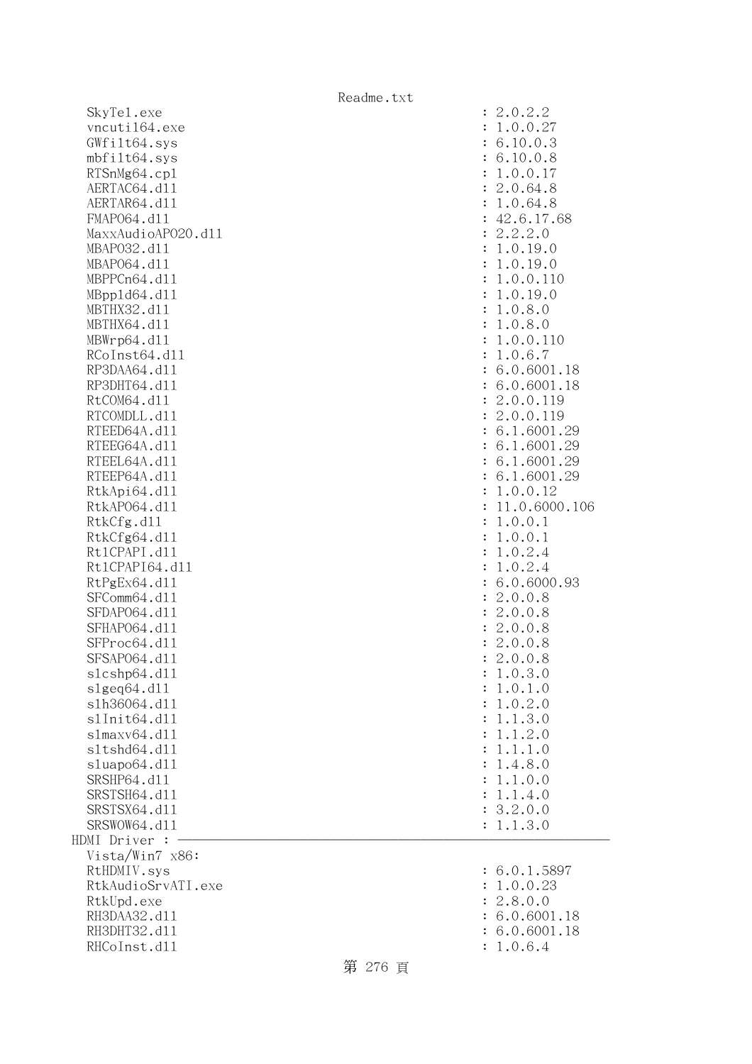```
  SkyTel.exe                                              : 2.0.2.2
  vncutil64.exe                                           : 1.0.0.27
  GWfilt64.sys                                            : 6.10.0.3
  mbfilt64.sys                                            : 6.10.0.8
  RTSnMg64.cpl                                            : 1.0.0.17
  AERTAC64.dll                                            : 2.0.64.8
  AERTAR64.dll                                            : 1.0.64.8
  FMAPO64.dll                                             : 42.6.17.68
  MaxxAudioAPO20.dll                                      : 2.2.2.0
  MBAPO32.dll                                             : 1.0.19.0
  MBAPO64.dll                                             : 1.0.19.0
  MBPPCn64.dll                                            : 1.0.0.110
  MBppld64.dll                                            : 1.0.19.0
  MBTHX32.dll                                             : 1.0.8.0
  MBTHX64.dll                                             : 1.0.8.0
  MBWrp64.dll                                             : 1.0.0.110
  RCoInst64.dll                                           : 1.0.6.7
  RP3DAA64.dll                                            : 6.0.6001.18
  RP3DHT64.dll                                            : 6.0.6001.18
  RtCOM64.dll                                             : 2.0.0.119
  RTCOMDLL.dll                                            : 2.0.0.119
  RTEED64A.dll                                            : 6.1.6001.29
  RTEEG64A.dll                                            : 6.1.6001.29
  RTEEL64A.dll                                            : 6.1.6001.29
  RTEEP64A.dll                                            : 6.1.6001.29
  RtkApi64.dll                                            : 1.0.0.12
  RtkAPO64.dll                                            : 11.0.6000.106
  RtkCfg.dll                                              : 1.0.0.1
  RtkCfg64.dll                                            : 1.0.0.1
  RtlCPAPI.dll                                            : 1.0.2.4
  RtlCPAPI64.dll                                          : 1.0.2.4
  RtPgEx64.dll                                            : 6.0.6000.93
  SFComm64.dll                                            : 2.0.0.8
  SFDAPO64.dll                                            : 2.0.0.8
  SFHAPO64.dll                                            : 2.0.0.8
  SFProc64.dll                                            : 2.0.0.8
  SFSAPO64.dll                                            : 2.0.0.8
  slcshp64.dll                                            : 1.0.3.0
  slgeq64.dll                                             : 1.0.1.0
  slh36064.dll                                            : 1.0.2.0
  slInit64.dll                                            : 1.1.3.0
  slmaxv64.dll                                            : 1.1.2.0
  sltshd64.dll                                            : 1.1.1.0
  sluapo64.dll                                            : 1.4.8.0
  SRSHP64.dll                                             : 1.1.0.0
  SRSTSH64.dll                                            : 1.1.4.0
  SRSTSX64.dll                                            : 3.2.0.0
  SRSWOW64.dll                                            : 1.1.3.0
HDMI Driver : ------------------------------------------------------------
  Vista/Win7 x86:
  RtHDMIV.sys                                             : 6.0.1.5897
  RtkAudioSrvATI.exe                                      : 1.0.0.23
  RtkUpd.exe                                              : 2.8.0.0
  RH3DAA32.dll                                            : 6.0.6001.18
  RH3DHT32.dll                                            : 6.0.6001.18
  RHCoInst.dll                                            : 1.0.6.4
```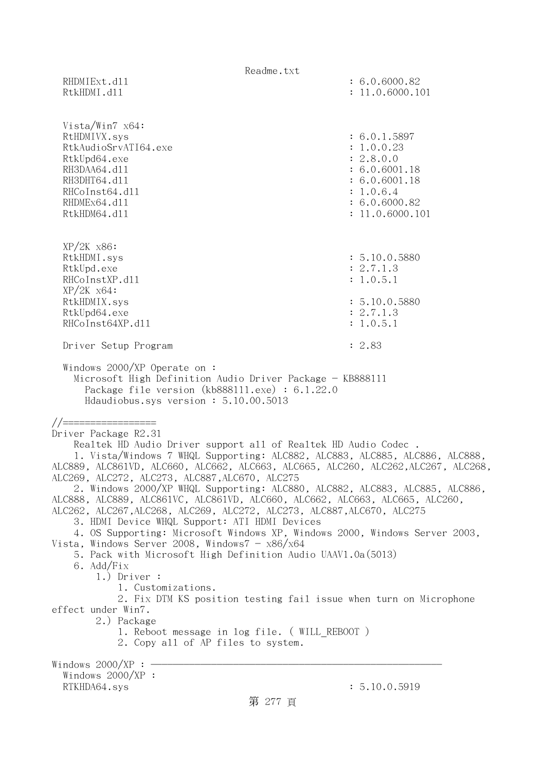```
  RHDMIExt.dll                                          : 6.0.6000.82
  RtkHDMI.dll                                           : 11.0.6000.101


  Vista/Win7 x64:
  RtHDMIVX.sys                                          : 6.0.1.5897
  RtkAudioSrvATI64.exe                                  : 1.0.0.23
  RtkUpd64.exe                                          : 2.8.0.0
  RH3DAA64.dll                                          : 6.0.6001.18
  RH3DHT64.dll                                          : 6.0.6001.18
  RHCoInst64.dll                                        : 1.0.6.4
  RHDMEx64.dll                                          : 6.0.6000.82
  RtkHDM64.dll                                          : 11.0.6000.101


  XP/2K x86:
  RtkHDMI.sys                                           : 5.10.0.5880
  RtkUpd.exe                                            : 2.7.1.3
  RHCoInstXP.dll                                        : 1.0.5.1
  XP/2K x64:
  RtkHDMIX.sys                                          : 5.10.0.5880
  RtkUpd64.exe                                          : 2.7.1.3
  RHCoInst64XP.dll                                      : 1.0.5.1

  Driver Setup Program                                  : 2.83

  Windows 2000/XP Operate on :
    Microsoft High Definition Audio Driver Package - KB888111
      Package file version (kb888111.exe) : 6.1.22.0
      Hdaudiobus.sys version : 5.10.00.5013

//=================
Driver Package R2.31
    Realtek HD Audio Driver support all of Realtek HD Audio Codec .
    1. Vista/Windows 7 WHQL Supporting: ALC882, ALC883, ALC885, ALC886, ALC888,
ALC889, ALC861VD, ALC660, ALC662, ALC663, ALC665, ALC260, ALC262,ALC267, ALC268,
ALC269, ALC272, ALC273, ALC887,ALC670, ALC275
    2. Windows 2000/XP WHQL Supporting: ALC880, ALC882, ALC883, ALC885, ALC886,
ALC888, ALC889, ALC861VC, ALC861VD, ALC660, ALC662, ALC663, ALC665, ALC260,
ALC262, ALC267,ALC268, ALC269, ALC272, ALC273, ALC887,ALC670, ALC275
    3. HDMI Device WHQL Support: ATI HDMI Devices
    4. OS Supporting: Microsoft Windows XP, Windows 2000, Windows Server 2003,
Vista, Windows Server 2008, Windows7 - x86/x64
    5. Pack with Microsoft High Definition Audio UAAV1.0a(5013)
    6. Add/Fix
        1.) Driver :
            1. Customizations.
            2. Fix DTM KS position testing fail issue when turn on Microphone
effect under Win7.
        2.) Package
            1. Reboot message in log file. ( WILL_REBOOT )
            2. Copy all of AP files to system.

Windows 2000/XP : ------------------------------------------------------------
  Windows 2000/XP :
  RTKHDA64.sys                                          : 5.10.0.5919
```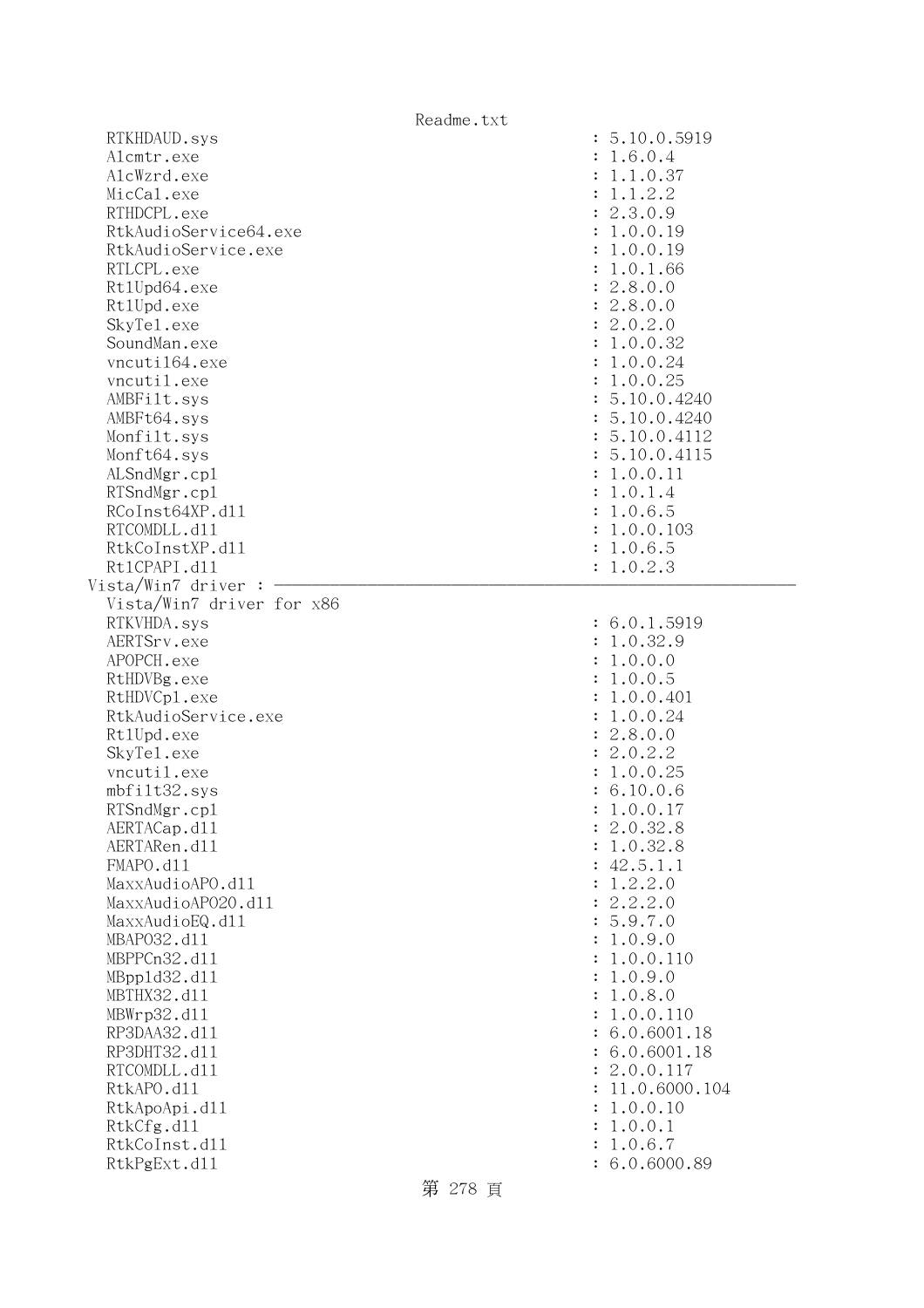```
  RTKHDAUD.sys                                     : 5.10.0.5919
  Alcmtr.exe                                       : 1.6.0.4
  AlcWzrd.exe                                      : 1.1.0.37
  MicCal.exe                                       : 1.1.2.2
  RTHDCPL.exe                                      : 2.3.0.9
  RtkAudioService64.exe                            : 1.0.0.19
  RtkAudioService.exe                              : 1.0.0.19
  RTLCPL.exe                                       : 1.0.1.66
  RtlUpd64.exe                                     : 2.8.0.0
  RtlUpd.exe                                       : 2.8.0.0
  SkyTel.exe                                       : 2.0.2.0
  SoundMan.exe                                     : 1.0.0.32
  vncutil64.exe                                    : 1.0.0.24
  vncutil.exe                                      : 1.0.0.25
  AMBFilt.sys                                      : 5.10.0.4240
  AMBFt64.sys                                      : 5.10.0.4240
  Monfilt.sys                                      : 5.10.0.4112
  Monft64.sys                                      : 5.10.0.4115
  ALSndMgr.cpl                                     : 1.0.0.11
  RTSndMgr.cpl                                     : 1.0.1.4
  RCoInst64XP.dll                                  : 1.0.6.5
  RTCOMDLL.dll                                     : 1.0.0.103
  RtkCoInstXP.dll                                  : 1.0.6.5
  RtlCPAPI.dll                                     : 1.0.2.3
Vista/Win7 driver : ————————————————————————————————————————————————————
  Vista/Win7 driver for x86
  RTKVHDA.sys                                      : 6.0.1.5919
  AERTSrv.exe                                      : 1.0.32.9
  APOPCH.exe                                       : 1.0.0.0
  RtHDVBg.exe                                      : 1.0.0.5
  RtHDVCpl.exe                                     : 1.0.0.401
  RtkAudioService.exe                              : 1.0.0.24
  RtlUpd.exe                                       : 2.8.0.0
  SkyTel.exe                                       : 2.0.2.2
  vncutil.exe                                      : 1.0.0.25
  mbfilt32.sys                                     : 6.10.0.6
  RTSndMgr.cpl                                     : 1.0.0.17
  AERTACap.dll                                     : 2.0.32.8
  AERTARen.dll                                     : 1.0.32.8
  FMAPO.dll                                        : 42.5.1.1
  MaxxAudioAPO.dll                                 : 1.2.2.0
  MaxxAudioAPO20.dll                               : 2.2.2.0
  MaxxAudioEQ.dll                                  : 5.9.7.0
  MBAPO32.dll                                      : 1.0.9.0
  MBPPCn32.dll                                     : 1.0.0.110
  MBppld32.dll                                     : 1.0.9.0
  MBTHX32.dll                                      : 1.0.8.0
  MBWrp32.dll                                      : 1.0.0.110
  RP3DAA32.dll                                     : 6.0.6001.18
  RP3DHT32.dll                                     : 6.0.6001.18
  RTCOMDLL.dll                                     : 2.0.0.117
  RtkAPO.dll                                       : 11.0.6000.104
  RtkApoApi.dll                                    : 1.0.0.10
  RtkCfg.dll                                       : 1.0.0.1
  RtkCoInst.dll                                    : 1.0.6.7
  RtkPgExt.dll                                     : 6.0.6000.89
```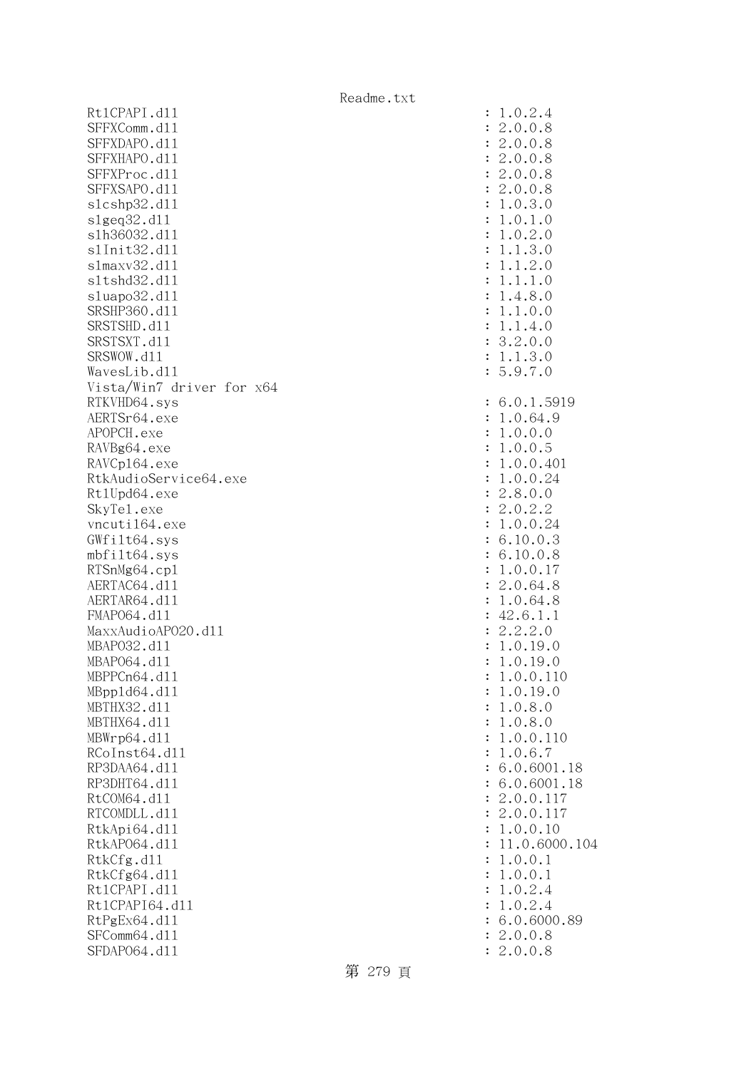```
RtlCPAPI.dll                                    : 1.0.2.4
SFFXComm.dll                                    : 2.0.0.8
SFFXDAPO.dll                                    : 2.0.0.8
SFFXHAPO.dll                                    : 2.0.0.8
SFFXProc.dll                                    : 2.0.0.8
SFFXSAPO.dll                                    : 2.0.0.8
slcshp32.dll                                    : 1.0.3.0
slgeq32.dll                                     : 1.0.1.0
slh36032.dll                                    : 1.0.2.0
slInit32.dll                                    : 1.1.3.0
slmaxv32.dll                                    : 1.1.2.0
sltshd32.dll                                    : 1.1.1.0
sluapo32.dll                                    : 1.4.8.0
SRSHP360.dll                                    : 1.1.0.0
SRSTSHD.dll                                     : 1.1.4.0
SRSTSXT.dll                                     : 3.2.0.0
SRSWOW.dll                                      : 1.1.3.0
WavesLib.dll                                    : 5.9.7.0
Vista/Win7 driver for x64
RTKVHD64.sys                                    : 6.0.1.5919
AERTSr64.exe                                    : 1.0.64.9
APOPCH.exe                                      : 1.0.0.0
RAVBg64.exe                                     : 1.0.0.5
RAVCpl64.exe                                    : 1.0.0.401
RtkAudioService64.exe                           : 1.0.0.24
RtlUpd64.exe                                    : 2.8.0.0
SkyTel.exe                                      : 2.0.2.2
vncutil64.exe                                   : 1.0.0.24
GWfilt64.sys                                    : 6.10.0.3
mbfilt64.sys                                    : 6.10.0.8
RTSnMg64.cpl                                    : 1.0.0.17
AERTAC64.dll                                    : 2.0.64.8
AERTAR64.dll                                    : 1.0.64.8
FMAPO64.dll                                     : 42.6.1.1
MaxxAudioAPO20.dll                              : 2.2.2.0
MBAPO32.dll                                     : 1.0.19.0
MBAPO64.dll                                     : 1.0.19.0
MBPPCn64.dll                                    : 1.0.0.110
MBppld64.dll                                    : 1.0.19.0
MBTHX32.dll                                     : 1.0.8.0
MBTHX64.dll                                     : 1.0.8.0
MBWrp64.dll                                     : 1.0.0.110
RCoInst64.dll                                   : 1.0.6.7
RP3DAA64.dll                                    : 6.0.6001.18
RP3DHT64.dll                                    : 6.0.6001.18
RtCOM64.dll                                     : 2.0.0.117
RTCOMDLL.dll                                    : 2.0.0.117
RtkApi64.dll                                    : 1.0.0.10
RtkAPO64.dll                                    : 11.0.6000.104
RtkCfg.dll                                      : 1.0.0.1
RtkCfg64.dll                                    : 1.0.0.1
RtlCPAPI.dll                                    : 1.0.2.4
RtlCPAPI64.dll                                  : 1.0.2.4
RtPgEx64.dll                                    : 6.0.6000.89
SFComm64.dll                                    : 2.0.0.8
SFDAPO64.dll                                    : 2.0.0.8
```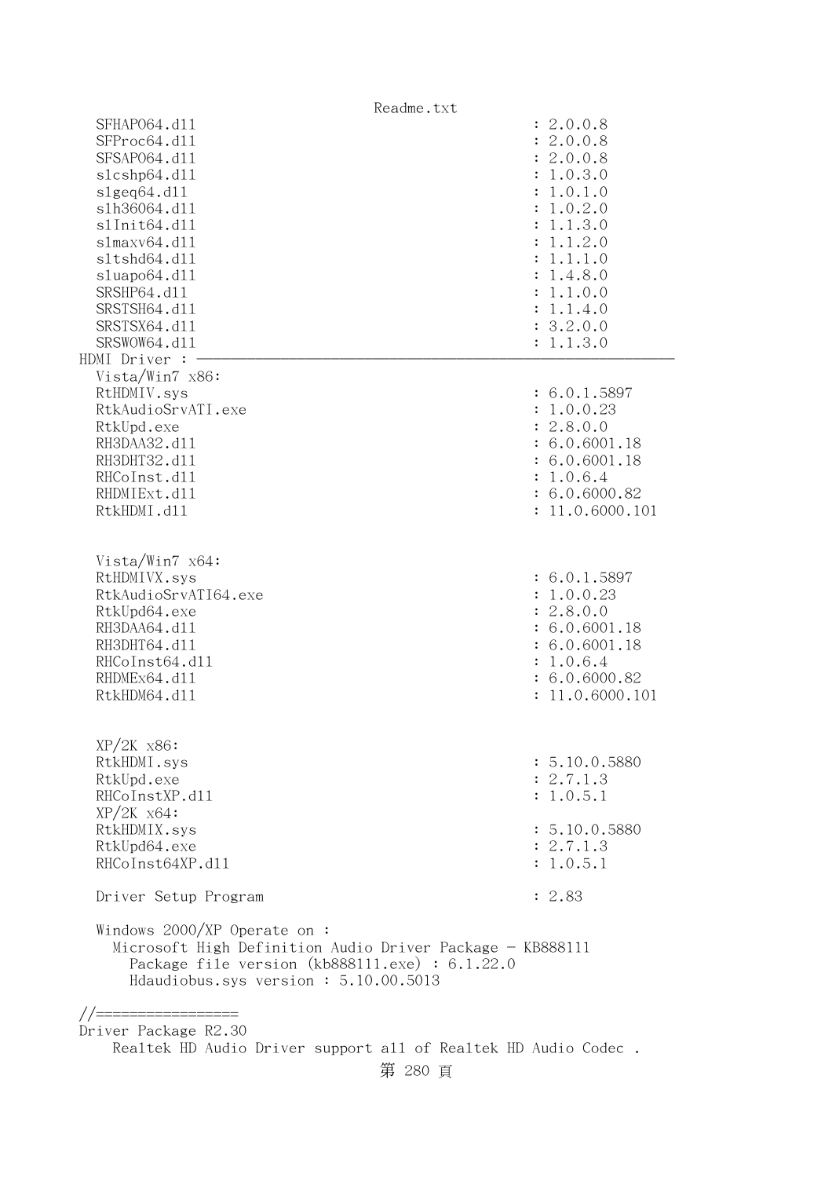```
  SFHAPO64.dll                                        : 2.0.0.8
  SFProc64.dll                                        : 2.0.0.8
  SFSAPO64.dll                                        : 2.0.0.8
  slcshp64.dll                                        : 1.0.3.0
  slgeq64.dll                                         : 1.0.1.0
  slh36064.dll                                        : 1.0.2.0
  slInit64.dll                                        : 1.1.3.0
  slmaxv64.dll                                        : 1.1.2.0
  sltshd64.dll                                        : 1.1.1.0
  sluapo64.dll                                        : 1.4.8.0
  SRSHP64.dll                                         : 1.1.0.0
  SRSTSH64.dll                                        : 1.1.4.0
  SRSTSX64.dll                                        : 3.2.0.0
  SRSWOW64.dll                                        : 1.1.3.0
HDMI Driver : ————————————————————————————————————————————————————————
  Vista/Win7 x86:
  RtHDMIV.sys                                         : 6.0.1.5897
  RtkAudioSrvATI.exe                                  : 1.0.0.23
  RtkUpd.exe                                          : 2.8.0.0
  RH3DAA32.dll                                        : 6.0.6001.18
  RH3DHT32.dll                                        : 6.0.6001.18
  RHCoInst.dll                                        : 1.0.6.4
  RHDMIExt.dll                                        : 6.0.6000.82
  RtkHDMI.dll                                         : 11.0.6000.101


  Vista/Win7 x64:
  RtHDMIVX.sys                                        : 6.0.1.5897
  RtkAudioSrvATI64.exe                                : 1.0.0.23
  RtkUpd64.exe                                        : 2.8.0.0
  RH3DAA64.dll                                        : 6.0.6001.18
  RH3DHT64.dll                                        : 6.0.6001.18
  RHCoInst64.dll                                      : 1.0.6.4
  RHDMEx64.dll                                        : 6.0.6000.82
  RtkHDM64.dll                                        : 11.0.6000.101


  XP/2K x86:
  RtkHDMI.sys                                         : 5.10.0.5880
  RtkUpd.exe                                          : 2.7.1.3
  RHCoInstXP.dll                                      : 1.0.5.1
  XP/2K x64:
  RtkHDMIX.sys                                        : 5.10.0.5880
  RtkUpd64.exe                                        : 2.7.1.3
  RHCoInst64XP.dll                                    : 1.0.5.1

  Driver Setup Program                                : 2.83

  Windows 2000/XP Operate on :
    Microsoft High Definition Audio Driver Package - KB888111
      Package file version (kb888111.exe) : 6.1.22.0
      Hdaudiobus.sys version : 5.10.00.5013

//=================
Driver Package R2.30
    Realtek HD Audio Driver support all of Realtek HD Audio Codec .
```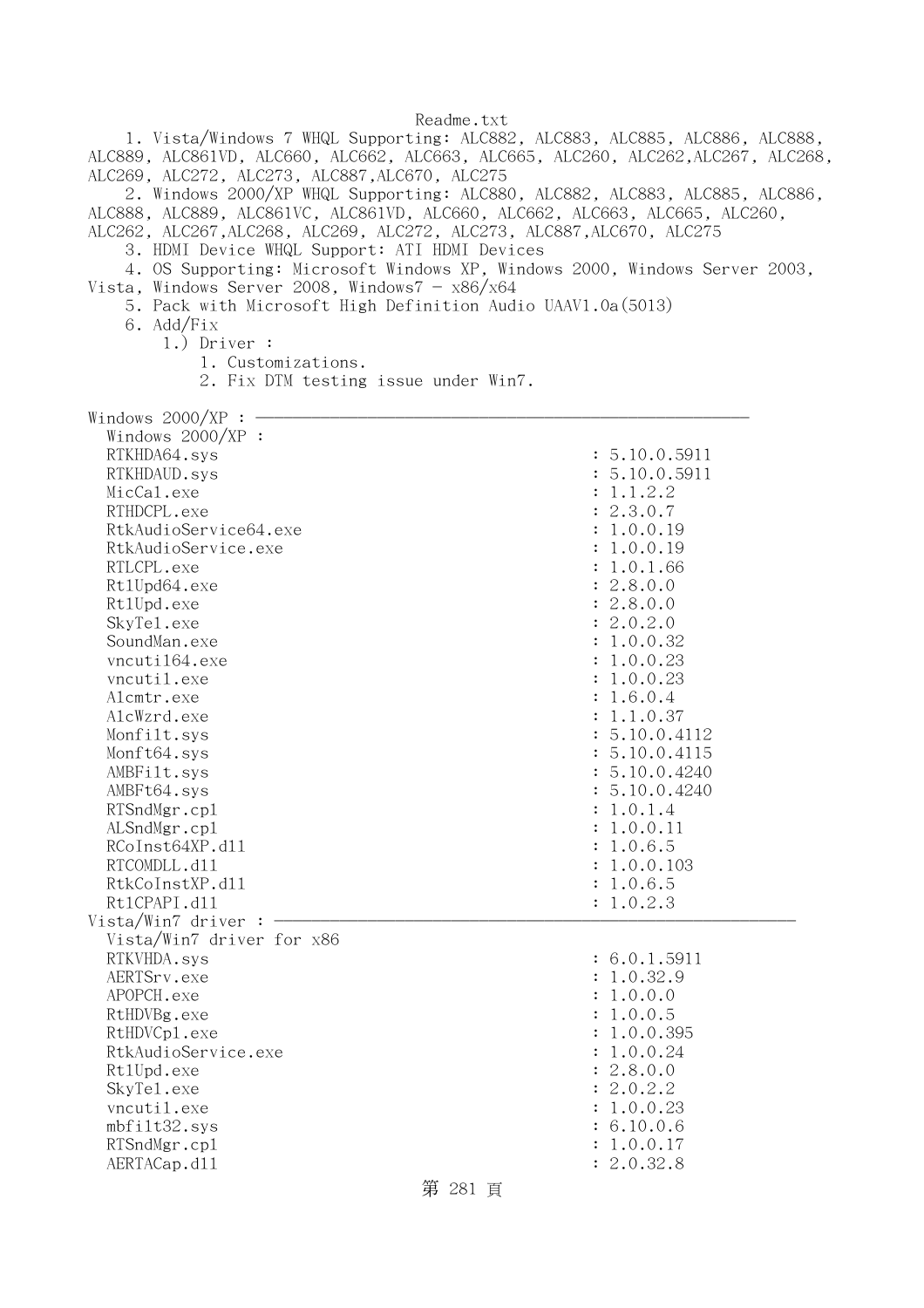Readme.txt

1. Vista/Windows 7 WHQL Supporting: ALC882, ALC883, ALC885, ALC886, ALC888, ALC889, ALC861VD, ALC660, ALC662, ALC663, ALC665, ALC260, ALC262,ALC267, ALC268, ALC269, ALC272, ALC273, ALC887,ALC670, ALC275
2. Windows 2000/XP WHQL Supporting: ALC880, ALC882, ALC883, ALC885, ALC886, ALC888, ALC889, ALC861VC, ALC861VD, ALC660, ALC662, ALC663, ALC665, ALC260, ALC262, ALC267,ALC268, ALC269, ALC272, ALC273, ALC887,ALC670, ALC275
3. HDMI Device WHQL Support: ATI HDMI Devices
4. OS Supporting: Microsoft Windows XP, Windows 2000, Windows Server 2003, Vista, Windows Server 2008, Windows7 - x86/x64
5. Pack with Microsoft High Definition Audio UAAV1.0a(5013)
6. Add/Fix
   1.) Driver :
       1. Customizations.
       2. Fix DTM testing issue under Win7.

Windows 2000/XP : ------------------------------------------------

Windows 2000/XP :

```
RTKHDA64.sys                      : 5.10.0.5911
RTKHDAUD.sys                      : 5.10.0.5911
MicCal.exe                        : 1.1.2.2
RTHDCPL.exe                       : 2.3.0.7
RtkAudioService64.exe             : 1.0.0.19
RtkAudioService.exe               : 1.0.0.19
RTLCPL.exe                        : 1.0.1.66
RtlUpd64.exe                      : 2.8.0.0
RtlUpd.exe                        : 2.8.0.0
SkyTel.exe                        : 2.0.2.0
SoundMan.exe                      : 1.0.0.32
vncutil64.exe                     : 1.0.0.23
vncutil.exe                       : 1.0.0.23
Alcmtr.exe                        : 1.6.0.4
AlcWzrd.exe                       : 1.1.0.37
Monfilt.sys                       : 5.10.0.4112
Monft64.sys                       : 5.10.0.4115
AMBFilt.sys                       : 5.10.0.4240
AMBFt64.sys                       : 5.10.0.4240
RTSndMgr.cpl                      : 1.0.1.4
ALSndMgr.cpl                      : 1.0.0.11
RCoInst64XP.dll                   : 1.0.6.5
RTCOMDLL.dll                      : 1.0.0.103
RtkCoInstXP.dll                   : 1.0.6.5
RtlCPAPI.dll                      : 1.0.2.3
```

Vista/Win7 driver : ------------------------------------------------

Vista/Win7 driver for x86

```
RTKVHDA.sys                       : 6.0.1.5911
AERTSrv.exe                       : 1.0.32.9
APOPCH.exe                        : 1.0.0.0
RtHDVBg.exe                       : 1.0.0.5
RtHDVCpl.exe                      : 1.0.0.395
RtkAudioService.exe               : 1.0.0.24
RtlUpd.exe                        : 2.8.0.0
SkyTel.exe                        : 2.0.2.2
vncutil.exe                       : 1.0.0.23
mbfilt32.sys                      : 6.10.0.6
RTSndMgr.cpl                      : 1.0.0.17
AERTACap.dll                      : 2.0.32.8
```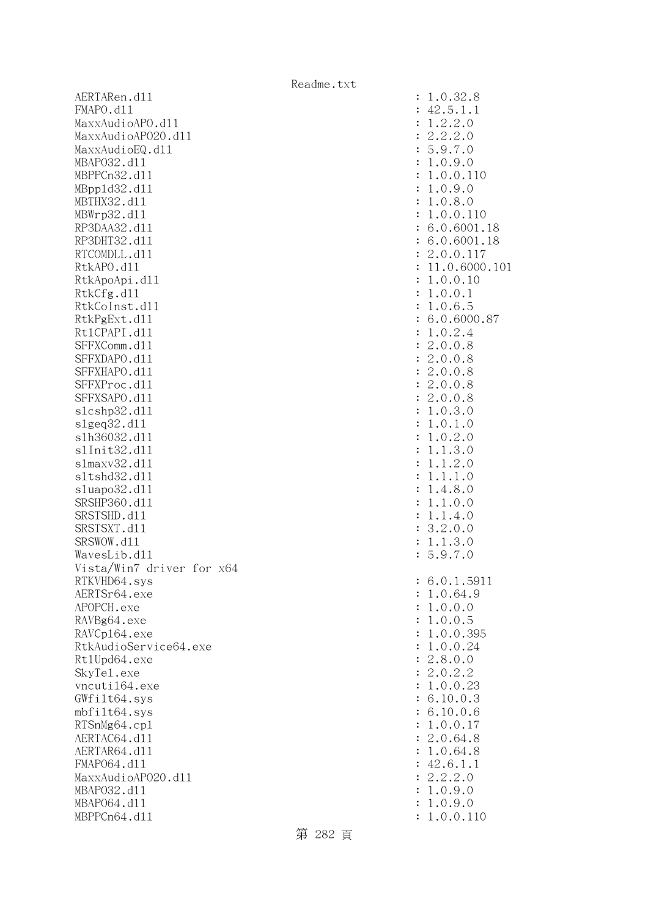```
AERTARen.dll                                        : 1.0.32.8
FMAPO.dll                                           : 42.5.1.1
MaxxAudioAPO.dll                                    : 1.2.2.0
MaxxAudioAPO20.dll                                  : 2.2.2.0
MaxxAudioEQ.dll                                     : 5.9.7.0
MBAPO32.dll                                         : 1.0.9.0
MBPPCn32.dll                                        : 1.0.0.110
MBppld32.dll                                        : 1.0.9.0
MBTHX32.dll                                         : 1.0.8.0
MBWrp32.dll                                         : 1.0.0.110
RP3DAA32.dll                                        : 6.0.6001.18
RP3DHT32.dll                                        : 6.0.6001.18
RTCOMDLL.dll                                        : 2.0.0.117
RtkAPO.dll                                          : 11.0.6000.101
RtkApoApi.dll                                       : 1.0.0.10
RtkCfg.dll                                          : 1.0.0.1
RtkCoInst.dll                                       : 1.0.6.5
RtkPgExt.dll                                        : 6.0.6000.87
RtlCPAPI.dll                                        : 1.0.2.4
SFFXComm.dll                                        : 2.0.0.8
SFFXDAPO.dll                                        : 2.0.0.8
SFFXHAPO.dll                                        : 2.0.0.8
SFFXProc.dll                                        : 2.0.0.8
SFFXSAPO.dll                                        : 2.0.0.8
slcshp32.dll                                        : 1.0.3.0
slgeq32.dll                                         : 1.0.1.0
slh36032.dll                                        : 1.0.2.0
slInit32.dll                                        : 1.1.3.0
slmaxv32.dll                                        : 1.1.2.0
sltshd32.dll                                        : 1.1.1.0
sluapo32.dll                                        : 1.4.8.0
SRSHP360.dll                                        : 1.1.0.0
SRSTSHD.dll                                         : 1.1.4.0
SRSTSXT.dll                                         : 3.2.0.0
SRSWOW.dll                                          : 1.1.3.0
WavesLib.dll                                        : 5.9.7.0
Vista/Win7 driver for x64
RTKVHD64.sys                                        : 6.0.1.5911
AERTSr64.exe                                        : 1.0.64.9
APOPCH.exe                                          : 1.0.0.0
RAVBg64.exe                                         : 1.0.0.5
RAVCpl64.exe                                        : 1.0.0.395
RtkAudioService64.exe                               : 1.0.0.24
RtlUpd64.exe                                        : 2.8.0.0
SkyTel.exe                                          : 2.0.2.2
vncutil64.exe                                       : 1.0.0.23
GWfilt64.sys                                        : 6.10.0.3
mbfilt64.sys                                        : 6.10.0.6
RTSnMg64.cpl                                        : 1.0.0.17
AERTAC64.dll                                        : 2.0.64.8
AERTAR64.dll                                        : 1.0.64.8
FMAPO64.dll                                         : 42.6.1.1
MaxxAudioAPO20.dll                                  : 2.2.2.0
MBAPO32.dll                                         : 1.0.9.0
MBAPO64.dll                                         : 1.0.9.0
MBPPCn64.dll                                        : 1.0.0.110
```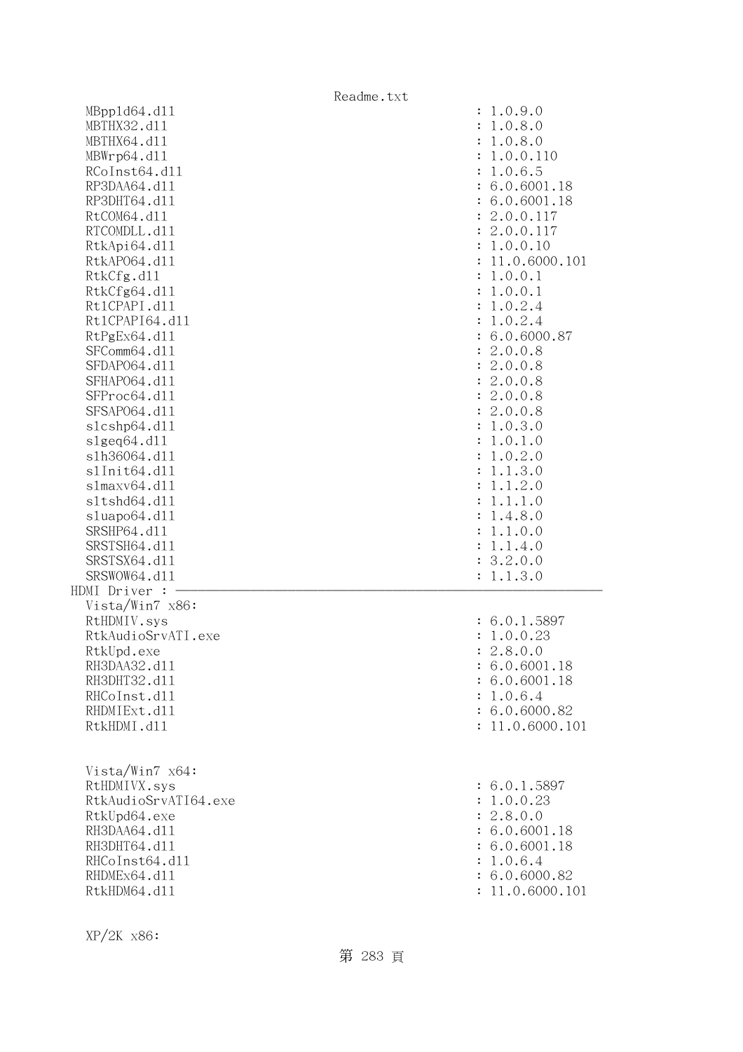```
MBppld64.dll                                    : 1.0.9.0
MBTHX32.dll                                     : 1.0.8.0
MBTHX64.dll                                     : 1.0.8.0
MBWrp64.dll                                     : 1.0.0.110
RCoInst64.dll                                   : 1.0.6.5
RP3DAA64.dll                                    : 6.0.6001.18
RP3DHT64.dll                                    : 6.0.6001.18
RtCOM64.dll                                     : 2.0.0.117
RTCOMDLL.dll                                    : 2.0.0.117
RtkApi64.dll                                    : 1.0.0.10
RtkAPO64.dll                                    : 11.0.6000.101
RtkCfg.dll                                      : 1.0.0.1
RtkCfg64.dll                                    : 1.0.0.1
Rt1CPAPI.dll                                    : 1.0.2.4
Rt1CPAPI64.dll                                  : 1.0.2.4
RtPgEx64.dll                                    : 6.0.6000.87
SFComm64.dll                                    : 2.0.0.8
SFDAPO64.dll                                    : 2.0.0.8
SFHAPO64.dll                                    : 2.0.0.8
SFProc64.dll                                    : 2.0.0.8
SFSAPO64.dll                                    : 2.0.0.8
slcshp64.dll                                    : 1.0.3.0
slgeq64.dll                                     : 1.0.1.0
slh36064.dll                                    : 1.0.2.0
slInit64.dll                                    : 1.1.3.0
slmaxv64.dll                                    : 1.1.2.0
sltshd64.dll                                    : 1.1.1.0
sluapo64.dll                                    : 1.4.8.0
SRSHP64.dll                                     : 1.1.0.0
SRSTSH64.dll                                    : 1.1.4.0
SRSTSX64.dll                                    : 3.2.0.0
SRSWOW64.dll                                    : 1.1.3.0
HDMI Driver : ------------------------------------------------------------
  Vista/Win7 x86:
  RtHDMIV.sys                                   : 6.0.1.5897
  RtkAudioSrvATI.exe                            : 1.0.0.23
  RtkUpd.exe                                    : 2.8.0.0
  RH3DAA32.dll                                  : 6.0.6001.18
  RH3DHT32.dll                                  : 6.0.6001.18
  RHCoInst.dll                                  : 1.0.6.4
  RHDMIExt.dll                                  : 6.0.6000.82
  RtkHDMI.dll                                   : 11.0.6000.101


  Vista/Win7 x64:
  RtHDMIVX.sys                                  : 6.0.1.5897
  RtkAudioSrvATI64.exe                          : 1.0.0.23
  RtkUpd64.exe                                  : 2.8.0.0
  RH3DAA64.dll                                  : 6.0.6001.18
  RH3DHT64.dll                                  : 6.0.6001.18
  RHCoInst64.dll                                : 1.0.6.4
  RHDMEx64.dll                                  : 6.0.6000.82
  RtkHDM64.dll                                  : 11.0.6000.101


  XP/2K x86:
```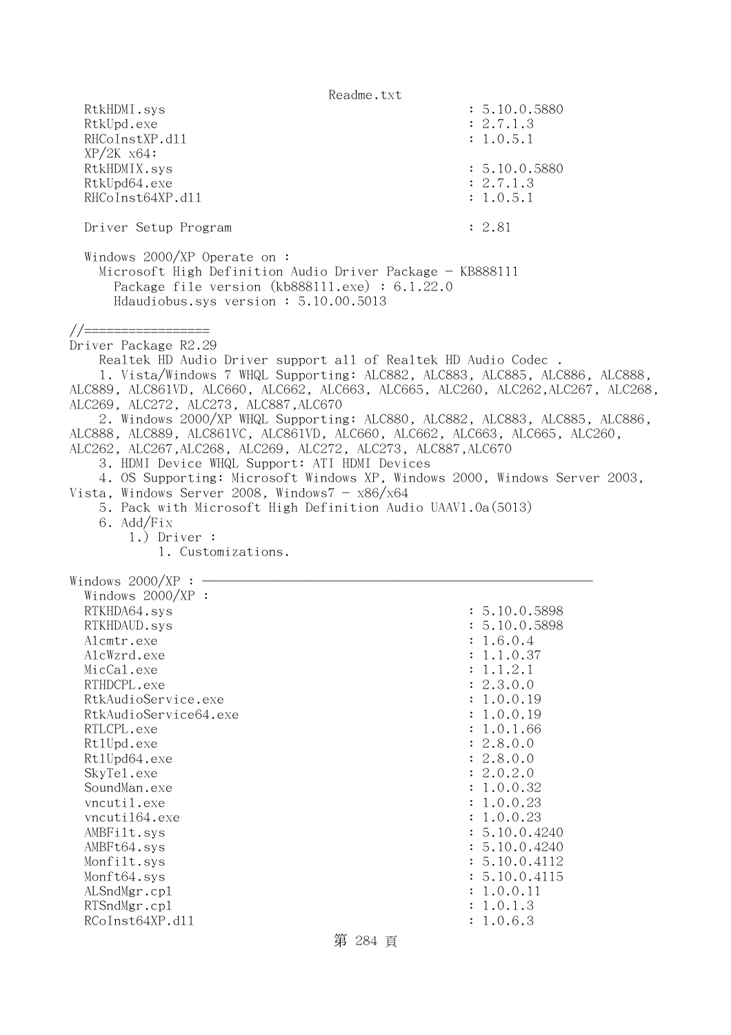```
  RtkHDMI.sys                                         : 5.10.0.5880
  RtkUpd.exe                                          : 2.7.1.3
  RHCoInstXP.dll                                      : 1.0.5.1
  XP/2K x64:
  RtkHDMIX.sys                                        : 5.10.0.5880
  RtkUpd64.exe                                        : 2.7.1.3
  RHCoInst64XP.dll                                    : 1.0.5.1

  Driver Setup Program                                : 2.81

  Windows 2000/XP Operate on :
    Microsoft High Definition Audio Driver Package - KB888111
      Package file version (kb888111.exe) : 6.1.22.0
      Hdaudiobus.sys version : 5.10.00.5013

//=================
Driver Package R2.29
    Realtek HD Audio Driver support all of Realtek HD Audio Codec .
    1. Vista/Windows 7 WHQL Supporting: ALC882, ALC883, ALC885, ALC886, ALC888,
ALC889, ALC861VD, ALC660, ALC662, ALC663, ALC665, ALC260, ALC262,ALC267, ALC268,
ALC269, ALC272, ALC273, ALC887,ALC670
    2. Windows 2000/XP WHQL Supporting: ALC880, ALC882, ALC883, ALC885, ALC886,
ALC888, ALC889, ALC861VC, ALC861VD, ALC660, ALC662, ALC663, ALC665, ALC260,
ALC262, ALC267,ALC268, ALC269, ALC272, ALC273, ALC887,ALC670
    3. HDMI Device WHQL Support: ATI HDMI Devices
    4. OS Supporting: Microsoft Windows XP, Windows 2000, Windows Server 2003,
Vista, Windows Server 2008, Windows7 - x86/x64
    5. Pack with Microsoft High Definition Audio UAAV1.0a(5013)
    6. Add/Fix
        1.) Driver :
            1. Customizations.

Windows 2000/XP : ----------------------------------------------------------
  Windows 2000/XP :
  RTKHDA64.sys                                        : 5.10.0.5898
  RTKHDAUD.sys                                        : 5.10.0.5898
  Alcmtr.exe                                          : 1.6.0.4
  AlcWzrd.exe                                         : 1.1.0.37
  MicCal.exe                                          : 1.1.2.1
  RTHDCPL.exe                                         : 2.3.0.0
  RtkAudioService.exe                                 : 1.0.0.19
  RtkAudioService64.exe                               : 1.0.0.19
  RTLCPL.exe                                          : 1.0.1.66
  RtlUpd.exe                                          : 2.8.0.0
  RtlUpd64.exe                                        : 2.8.0.0
  SkyTel.exe                                          : 2.0.2.0
  SoundMan.exe                                        : 1.0.0.32
  vncutil.exe                                         : 1.0.0.23
  vncutil64.exe                                       : 1.0.0.23
  AMBFilt.sys                                         : 5.10.0.4240
  AMBFt64.sys                                         : 5.10.0.4240
  Monfilt.sys                                         : 5.10.0.4112
  Monft64.sys                                         : 5.10.0.4115
  ALSndMgr.cpl                                        : 1.0.0.11
  RTSndMgr.cpl                                        : 1.0.1.3
  RCoInst64XP.dll                                     : 1.0.6.3
```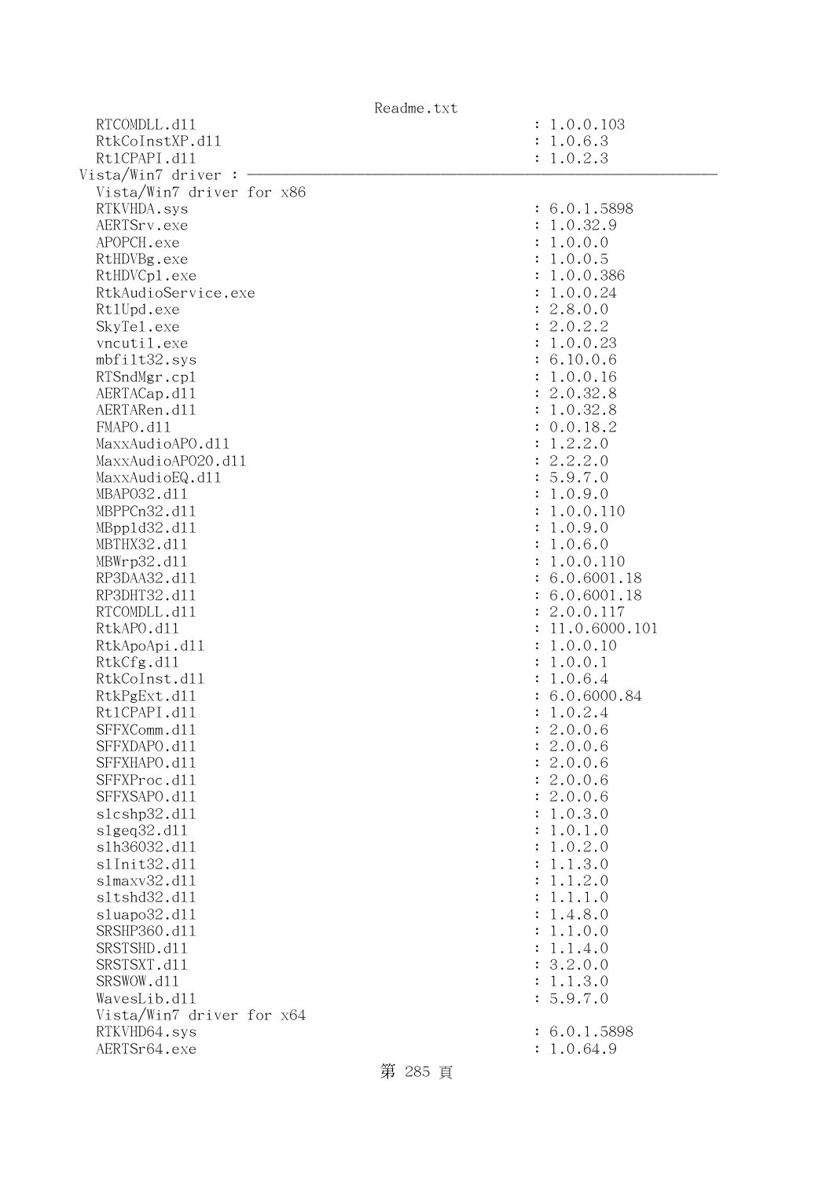```
    RTCOMDLL.dll                                           : 1.0.0.103
    RtkCoInstXP.dll                                        : 1.0.6.3
    RtlCPAPI.dll                                           : 1.0.2.3
  Vista/Win7 driver : ────────────────────────────────────────────────
    Vista/Win7 driver for x86
    RTKVHDA.sys                                            : 6.0.1.5898
    AERTSrv.exe                                            : 1.0.32.9
    APOPCH.exe                                             : 1.0.0.0
    RtHDVBg.exe                                            : 1.0.0.5
    RtHDVCpl.exe                                           : 1.0.0.386
    RtkAudioService.exe                                    : 1.0.0.24
    RtlUpd.exe                                             : 2.8.0.0
    SkyTel.exe                                             : 2.0.2.2
    vncutil.exe                                            : 1.0.0.23
    mbfilt32.sys                                           : 6.10.0.6
    RTSndMgr.cpl                                           : 1.0.0.16
    AERTACap.dll                                           : 2.0.32.8
    AERTARen.dll                                           : 1.0.32.8
    FMAPO.dll                                              : 0.0.18.2
    MaxxAudioAPO.dll                                       : 1.2.2.0
    MaxxAudioAPO20.dll                                     : 2.2.2.0
    MaxxAudioEQ.dll                                        : 5.9.7.0
    MBAPO32.dll                                            : 1.0.9.0
    MBPPCn32.dll                                           : 1.0.0.110
    MBppld32.dll                                           : 1.0.9.0
    MBTHX32.dll                                            : 1.0.6.0
    MBWrp32.dll                                            : 1.0.0.110
    RP3DAA32.dll                                           : 6.0.6001.18
    RP3DHT32.dll                                           : 6.0.6001.18
    RTCOMDLL.dll                                           : 2.0.0.117
    RtkAPO.dll                                             : 11.0.6000.101
    RtkApoApi.dll                                          : 1.0.0.10
    RtkCfg.dll                                             : 1.0.0.1
    RtkCoInst.dll                                          : 1.0.6.4
    RtkPgExt.dll                                           : 6.0.6000.84
    RtlCPAPI.dll                                           : 1.0.2.4
    SFFXComm.dll                                           : 2.0.0.6
    SFFXDAPO.dll                                           : 2.0.0.6
    SFFXHAPO.dll                                           : 2.0.0.6
    SFFXProc.dll                                           : 2.0.0.6
    SFFXSAPO.dll                                           : 2.0.0.6
    slcshp32.dll                                           : 1.0.3.0
    slgeq32.dll                                            : 1.0.1.0
    slh36032.dll                                           : 1.0.2.0
    slInit32.dll                                           : 1.1.3.0
    slmaxv32.dll                                           : 1.1.2.0
    sltshd32.dll                                           : 1.1.1.0
    sluapo32.dll                                           : 1.4.8.0
    SRSHP360.dll                                           : 1.1.0.0
    SRSTSHD.dll                                            : 1.1.4.0
    SRSTSXT.dll                                            : 3.2.0.0
    SRSWOW.dll                                             : 1.1.3.0
    WavesLib.dll                                           : 5.9.7.0
    Vista/Win7 driver for x64
    RTKVHD64.sys                                           : 6.0.1.5898
    AERTSr64.exe                                           : 1.0.64.9
```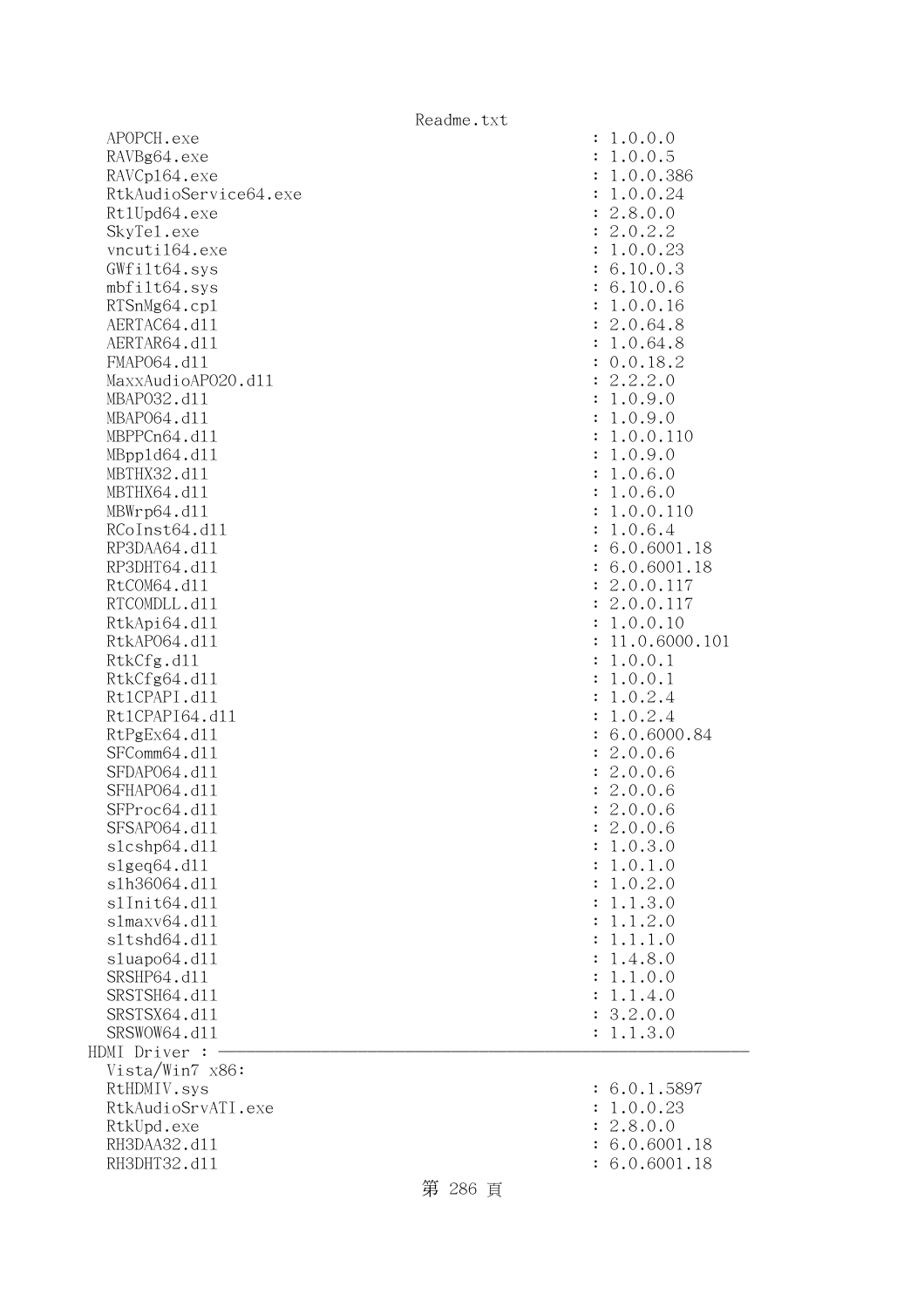```
  APOPCH.exe                                              : 1.0.0.0
  RAVBg64.exe                                             : 1.0.0.5
  RAVCpl64.exe                                            : 1.0.0.386
  RtkAudioService64.exe                                   : 1.0.0.24
  RtlUpd64.exe                                            : 2.8.0.0
  SkyTel.exe                                              : 2.0.2.2
  vncutil64.exe                                           : 1.0.0.23
  GWfilt64.sys                                            : 6.10.0.3
  mbfilt64.sys                                            : 6.10.0.6
  RTSnMg64.cpl                                            : 1.0.0.16
  AERTAC64.dll                                            : 2.0.64.8
  AERTAR64.dll                                            : 1.0.64.8
  FMAPO64.dll                                             : 0.0.18.2
  MaxxAudioAPO20.dll                                      : 2.2.2.0
  MBAPO32.dll                                             : 1.0.9.0
  MBAPO64.dll                                             : 1.0.9.0
  MBPPCn64.dll                                            : 1.0.0.110
  MBppld64.dll                                            : 1.0.9.0
  MBTHX32.dll                                             : 1.0.6.0
  MBTHX64.dll                                             : 1.0.6.0
  MBWrp64.dll                                             : 1.0.0.110
  RCoInst64.dll                                           : 1.0.6.4
  RP3DAA64.dll                                            : 6.0.6001.18
  RP3DHT64.dll                                            : 6.0.6001.18
  RtCOM64.dll                                             : 2.0.0.117
  RTCOMDLL.dll                                            : 2.0.0.117
  RtkApi64.dll                                            : 1.0.0.10
  RtkAPO64.dll                                            : 11.0.6000.101
  RtkCfg.dll                                              : 1.0.0.1
  RtkCfg64.dll                                            : 1.0.0.1
  RtlCPAPI.dll                                            : 1.0.2.4
  RtlCPAPI64.dll                                          : 1.0.2.4
  RtPgEx64.dll                                            : 6.0.6000.84
  SFComm64.dll                                            : 2.0.0.6
  SFDAPO64.dll                                            : 2.0.0.6
  SFHAPO64.dll                                            : 2.0.0.6
  SFProc64.dll                                            : 2.0.0.6
  SFSAPO64.dll                                            : 2.0.0.6
  slcshp64.dll                                            : 1.0.3.0
  slgeq64.dll                                             : 1.0.1.0
  slh36064.dll                                            : 1.0.2.0
  slInit64.dll                                            : 1.1.3.0
  slmaxv64.dll                                            : 1.1.2.0
  sltshd64.dll                                            : 1.1.1.0
  sluapo64.dll                                            : 1.4.8.0
  SRSHP64.dll                                             : 1.1.0.0
  SRSTSH64.dll                                            : 1.1.4.0
  SRSTSX64.dll                                            : 3.2.0.0
  SRSWOW64.dll                                            : 1.1.3.0
HDMI Driver : ------------------------------------------------------------
  Vista/Win7 x86:
  RtHDMIV.sys                                             : 6.0.1.5897
  RtkAudioSrvATI.exe                                      : 1.0.0.23
  RtkUpd.exe                                              : 2.8.0.0
  RH3DAA32.dll                                            : 6.0.6001.18
  RH3DHT32.dll                                            : 6.0.6001.18
```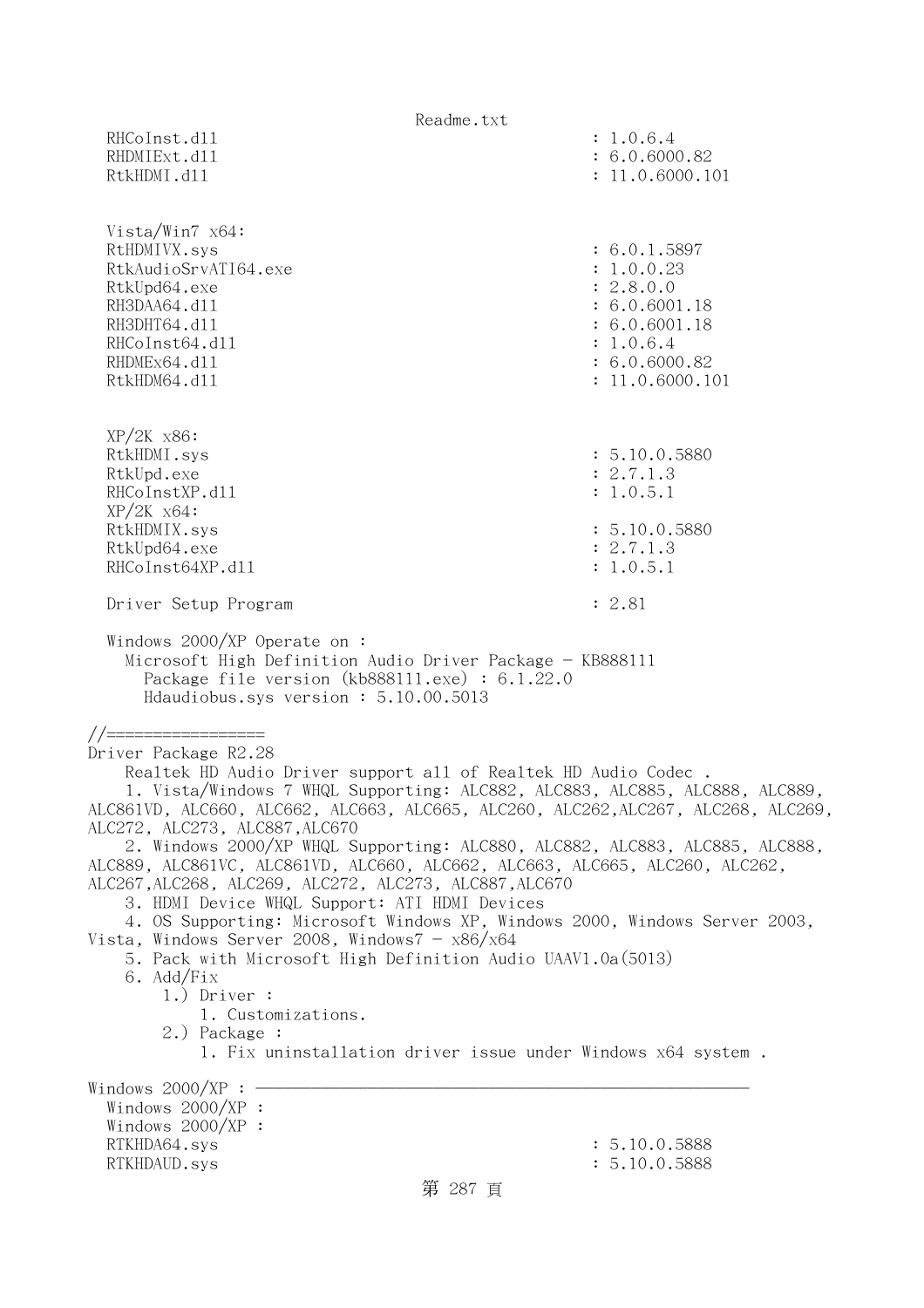```
  RHCoInst.dll                                         : 1.0.6.4
  RHDMIExt.dll                                         : 6.0.6000.82
  RtkHDMI.dll                                          : 11.0.6000.101


  Vista/Win7 x64:
  RtHDMIVX.sys                                         : 6.0.1.5897
  RtkAudioSrvATI64.exe                                 : 1.0.0.23
  RtkUpd64.exe                                         : 2.8.0.0
  RH3DAA64.dll                                         : 6.0.6001.18
  RH3DHT64.dll                                         : 6.0.6001.18
  RHCoInst64.dll                                       : 1.0.6.4
  RHDMEx64.dll                                         : 6.0.6000.82
  RtkHDM64.dll                                         : 11.0.6000.101


  XP/2K x86:
  RtkHDMI.sys                                          : 5.10.0.5880
  RtkUpd.exe                                           : 2.7.1.3
  RHCoInstXP.dll                                       : 1.0.5.1
  XP/2K x64:
  RtkHDMIX.sys                                         : 5.10.0.5880
  RtkUpd64.exe                                         : 2.7.1.3
  RHCoInst64XP.dll                                     : 1.0.5.1

  Driver Setup Program                                 : 2.81

  Windows 2000/XP Operate on :
    Microsoft High Definition Audio Driver Package - KB888111
      Package file version (kb888111.exe) : 6.1.22.0
      Hdaudiobus.sys version : 5.10.00.5013

//=================
Driver Package R2.28
    Realtek HD Audio Driver support all of Realtek HD Audio Codec .
    1. Vista/Windows 7 WHQL Supporting: ALC882, ALC883, ALC885, ALC888, ALC889,
ALC861VD, ALC660, ALC662, ALC663, ALC665, ALC260, ALC262,ALC267, ALC268, ALC269,
ALC272, ALC273, ALC887,ALC670
    2. Windows 2000/XP WHQL Supporting: ALC880, ALC882, ALC883, ALC885, ALC888,
ALC889, ALC861VC, ALC861VD, ALC660, ALC662, ALC663, ALC665, ALC260, ALC262,
ALC267,ALC268, ALC269, ALC272, ALC273, ALC887,ALC670
    3. HDMI Device WHQL Support: ATI HDMI Devices
    4. OS Supporting: Microsoft Windows XP, Windows 2000, Windows Server 2003,
Vista, Windows Server 2008, Windows7 - x86/x64
    5. Pack with Microsoft High Definition Audio UAAV1.0a(5013)
    6. Add/Fix
        1.) Driver :
            1. Customizations.
        2.) Package :
            1. Fix uninstallation driver issue under Windows x64 system .

Windows 2000/XP : ------------------------------------------------------------
  Windows 2000/XP :
  Windows 2000/XP :
  RTKHDA64.sys                                         : 5.10.0.5888
  RTKHDAUD.sys                                         : 5.10.0.5888
```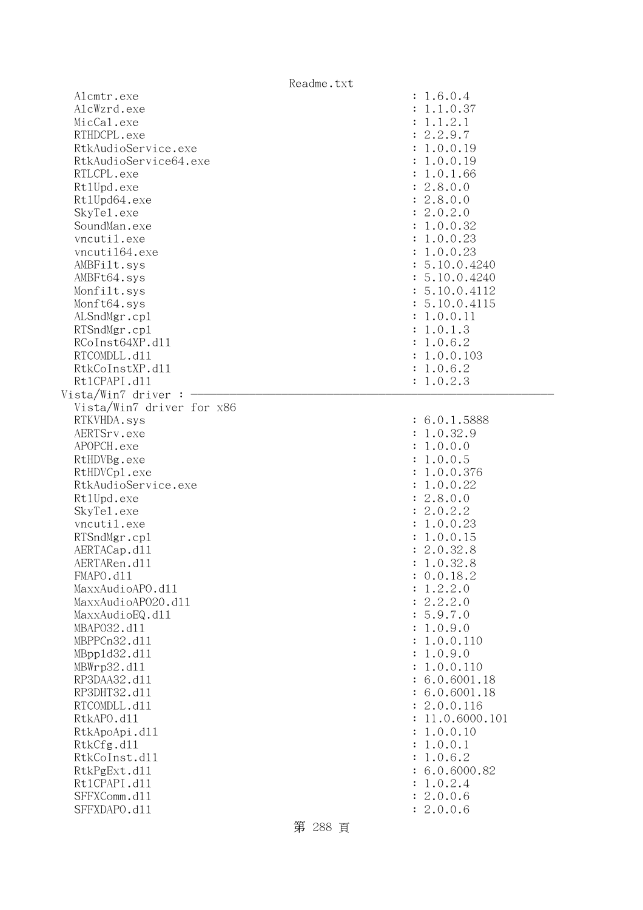```
  Alcmtr.exe                                        : 1.6.0.4
  AlcWzrd.exe                                       : 1.1.0.37
  MicCal.exe                                        : 1.1.2.1
  RTHDCPL.exe                                       : 2.2.9.7
  RtkAudioService.exe                               : 1.0.0.19
  RtkAudioService64.exe                             : 1.0.0.19
  RTLCPL.exe                                        : 1.0.1.66
  RtlUpd.exe                                        : 2.8.0.0
  RtlUpd64.exe                                      : 2.8.0.0
  SkyTel.exe                                        : 2.0.2.0
  SoundMan.exe                                      : 1.0.0.32
  vncutil.exe                                       : 1.0.0.23
  vncutil64.exe                                     : 1.0.0.23
  AMBFilt.sys                                       : 5.10.0.4240
  AMBFt64.sys                                       : 5.10.0.4240
  Monfilt.sys                                       : 5.10.0.4112
  Monft64.sys                                       : 5.10.0.4115
  ALSndMgr.cpl                                      : 1.0.0.11
  RTSndMgr.cpl                                      : 1.0.1.3
  RCoInst64XP.dll                                   : 1.0.6.2
  RTCOMDLL.dll                                      : 1.0.0.103
  RtkCoInstXP.dll                                   : 1.0.6.2
  RtlCPAPI.dll                                      : 1.0.2.3
Vista/Win7 driver : ----------------------------------------------------------------
  Vista/Win7 driver for x86
  RTKVHDA.sys                                       : 6.0.1.5888
  AERTSrv.exe                                       : 1.0.32.9
  APOPCH.exe                                        : 1.0.0.0
  RtHDVBg.exe                                       : 1.0.0.5
  RtHDVCpl.exe                                      : 1.0.0.376
  RtkAudioService.exe                               : 1.0.0.22
  RtlUpd.exe                                        : 2.8.0.0
  SkyTel.exe                                        : 2.0.2.2
  vncutil.exe                                       : 1.0.0.23
  RTSndMgr.cpl                                      : 1.0.0.15
  AERTACap.dll                                      : 2.0.32.8
  AERTARen.dll                                      : 1.0.32.8
  FMAPO.dll                                         : 0.0.18.2
  MaxxAudioAPO.dll                                  : 1.2.2.0
  MaxxAudioAPO20.dll                                : 2.2.2.0
  MaxxAudioEQ.dll                                   : 5.9.7.0
  MBAPO32.dll                                       : 1.0.9.0
  MBPPCn32.dll                                      : 1.0.0.110
  MBppld32.dll                                      : 1.0.9.0
  MBWrp32.dll                                       : 1.0.0.110
  RP3DAA32.dll                                      : 6.0.6001.18
  RP3DHT32.dll                                      : 6.0.6001.18
  RTCOMDLL.dll                                      : 2.0.0.116
  RtkAPO.dll                                        : 11.0.6000.101
  RtkApoApi.dll                                     : 1.0.0.10
  RtkCfg.dll                                        : 1.0.0.1
  RtkCoInst.dll                                     : 1.0.6.2
  RtkPgExt.dll                                      : 6.0.6000.82
  RtlCPAPI.dll                                      : 1.0.2.4
  SFFXComm.dll                                      : 2.0.0.6
  SFFXDAPO.dll                                      : 2.0.0.6
```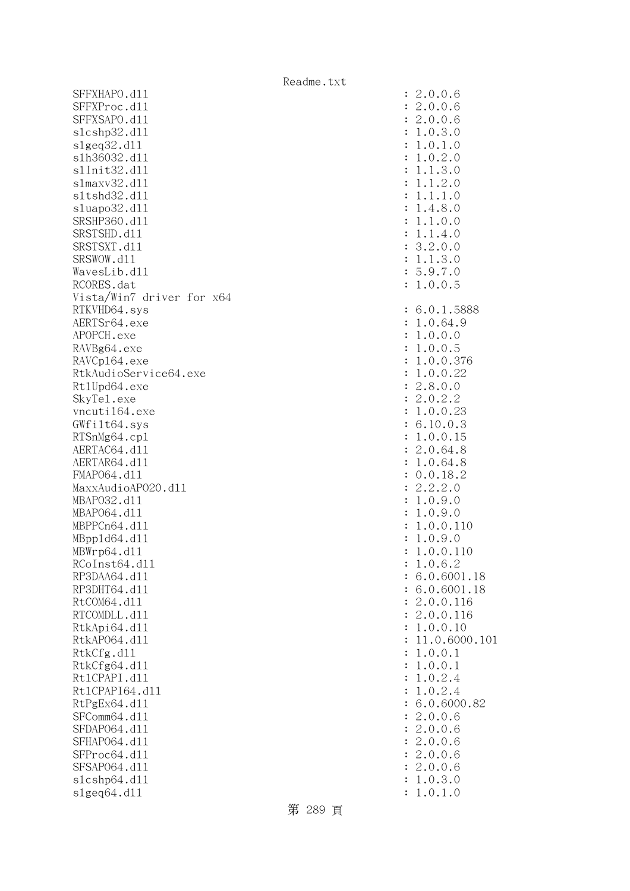```
SFFXHAPO.dll                                                : 2.0.0.6
SFFXProc.dll                                                : 2.0.0.6
SFFXSAPO.dll                                                : 2.0.0.6
slcshp32.dll                                                : 1.0.3.0
slgeq32.dll                                                 : 1.0.1.0
slh36032.dll                                                : 1.0.2.0
slInit32.dll                                                : 1.1.3.0
slmaxv32.dll                                                : 1.1.2.0
sltshd32.dll                                                : 1.1.1.0
sluapo32.dll                                                : 1.4.8.0
SRSHP360.dll                                                : 1.1.0.0
SRSTSHD.dll                                                 : 1.1.4.0
SRSTSXT.dll                                                 : 3.2.0.0
SRSWOW.dll                                                  : 1.1.3.0
WavesLib.dll                                                : 5.9.7.0
RCORES.dat                                                  : 1.0.0.5
Vista/Win7 driver for x64
RTKVHD64.sys                                                : 6.0.1.5888
AERTSr64.exe                                                : 1.0.64.9
APOPCH.exe                                                  : 1.0.0.0
RAVBg64.exe                                                 : 1.0.0.5
RAVCpl64.exe                                                : 1.0.0.376
RtkAudioService64.exe                                       : 1.0.0.22
RtlUpd64.exe                                                : 2.8.0.0
SkyTel.exe                                                  : 2.0.2.2
vncutil64.exe                                               : 1.0.0.23
GWfilt64.sys                                                : 6.10.0.3
RTSnMg64.cpl                                                : 1.0.0.15
AERTAC64.dll                                                : 2.0.64.8
AERTAR64.dll                                                : 1.0.64.8
FMAPO64.dll                                                 : 0.0.18.2
MaxxAudioAPO20.dll                                          : 2.2.2.0
MBAPO32.dll                                                 : 1.0.9.0
MBAPO64.dll                                                 : 1.0.9.0
MBPPCn64.dll                                                : 1.0.0.110
MBppld64.dll                                                : 1.0.9.0
MBWrp64.dll                                                 : 1.0.0.110
RCoInst64.dll                                               : 1.0.6.2
RP3DAA64.dll                                                : 6.0.6001.18
RP3DHT64.dll                                                : 6.0.6001.18
RtCOM64.dll                                                 : 2.0.0.116
RTCOMDLL.dll                                                : 2.0.0.116
RtkApi64.dll                                                : 1.0.0.10
RtkAPO64.dll                                                : 11.0.6000.101
RtkCfg.dll                                                  : 1.0.0.1
RtkCfg64.dll                                                : 1.0.0.1
RtlCPAPI.dll                                                : 1.0.2.4
RtlCPAPI64.dll                                              : 1.0.2.4
RtPgEx64.dll                                                : 6.0.6000.82
SFComm64.dll                                                : 2.0.0.6
SFDAPO64.dll                                                : 2.0.0.6
SFHAPO64.dll                                                : 2.0.0.6
SFProc64.dll                                                : 2.0.0.6
SFSAPO64.dll                                                : 2.0.0.6
slcshp64.dll                                                : 1.0.3.0
slgeq64.dll                                                 : 1.0.1.0
```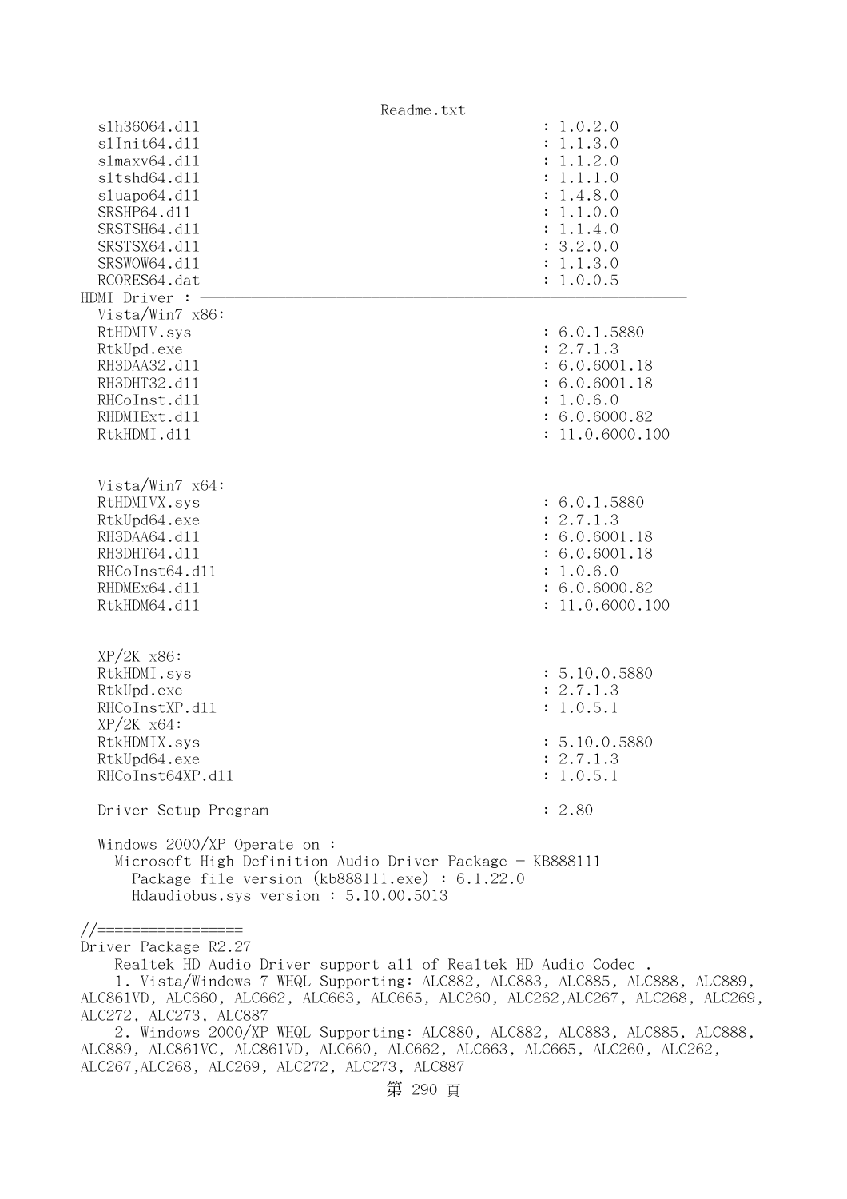```
  slh36064.dll                                        : 1.0.2.0
  slInit64.dll                                        : 1.1.3.0
  slmaxv64.dll                                        : 1.1.2.0
  sltshd64.dll                                        : 1.1.1.0
  sluapo64.dll                                        : 1.4.8.0
  SRSHP64.dll                                         : 1.1.0.0
  SRSTSH64.dll                                        : 1.1.4.0
  SRSTSX64.dll                                        : 3.2.0.0
  SRSWOW64.dll                                        : 1.1.3.0
  RCORES64.dat                                        : 1.0.0.5
HDMI Driver : ------------------------------------------------------------
  Vista/Win7 x86:
  RtHDMIV.sys                                         : 6.0.1.5880
  RtkUpd.exe                                          : 2.7.1.3
  RH3DAA32.dll                                        : 6.0.6001.18
  RH3DHT32.dll                                        : 6.0.6001.18
  RHCoInst.dll                                        : 1.0.6.0
  RHDMIExt.dll                                        : 6.0.6000.82
  RtkHDMI.dll                                         : 11.0.6000.100


  Vista/Win7 x64:
  RtHDMIVX.sys                                        : 6.0.1.5880
  RtkUpd64.exe                                        : 2.7.1.3
  RH3DAA64.dll                                        : 6.0.6001.18
  RH3DHT64.dll                                        : 6.0.6001.18
  RHCoInst64.dll                                      : 1.0.6.0
  RHDMEx64.dll                                        : 6.0.6000.82
  RtkHDM64.dll                                        : 11.0.6000.100


  XP/2K x86:
  RtkHDMI.sys                                         : 5.10.0.5880
  RtkUpd.exe                                          : 2.7.1.3
  RHCoInstXP.dll                                      : 1.0.5.1
  XP/2K x64:
  RtkHDMIX.sys                                        : 5.10.0.5880
  RtkUpd64.exe                                        : 2.7.1.3
  RHCoInst64XP.dll                                    : 1.0.5.1

  Driver Setup Program                                : 2.80

  Windows 2000/XP Operate on :
    Microsoft High Definition Audio Driver Package - KB888111
      Package file version (kb888111.exe) : 6.1.22.0
      Hdaudiobus.sys version : 5.10.00.5013

//=================
Driver Package R2.27
    Realtek HD Audio Driver support all of Realtek HD Audio Codec .
    1. Vista/Windows 7 WHQL Supporting: ALC882, ALC883, ALC885, ALC888, ALC889,
ALC861VD, ALC660, ALC662, ALC663, ALC665, ALC260, ALC262,ALC267, ALC268, ALC269,
ALC272, ALC273, ALC887
    2. Windows 2000/XP WHQL Supporting: ALC880, ALC882, ALC883, ALC885, ALC888,
ALC889, ALC861VC, ALC861VD, ALC660, ALC662, ALC663, ALC665, ALC260, ALC262,
ALC267,ALC268, ALC269, ALC272, ALC273, ALC887
```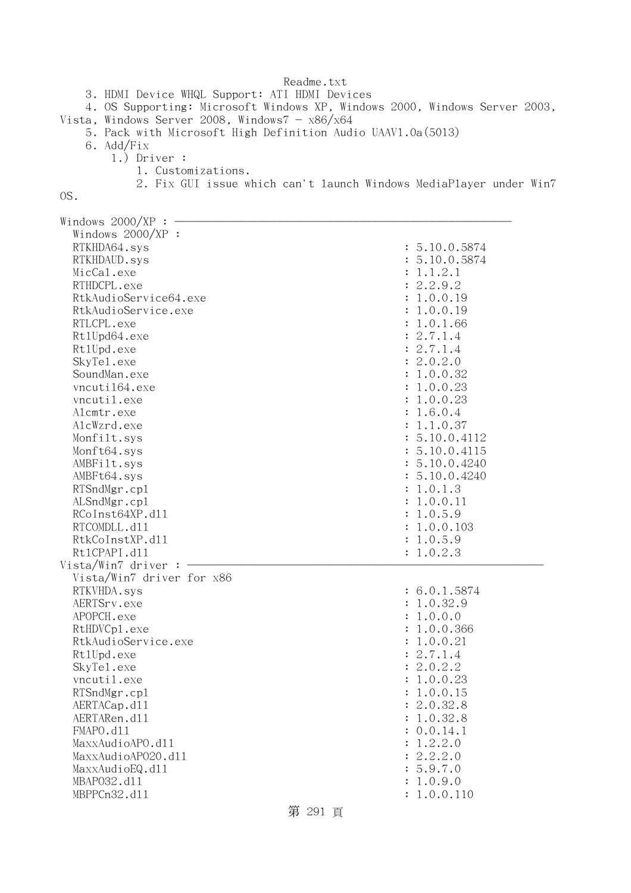3. HDMI Device WHQL Support: ATI HDMI Devices
4. OS Supporting: Microsoft Windows XP, Windows 2000, Windows Server 2003, Vista, Windows Server 2008, Windows7 - x86/x64
5. Pack with Microsoft High Definition Audio UAAV1.0a(5013)
6. Add/Fix
    1.) Driver :
        1. Customizations.
        2. Fix GUI issue which can't launch Windows MediaPlayer under Win7 OS.

```
Windows 2000/XP : ----------------------------------------------------
  Windows 2000/XP :
  RTKHDA64.sys                                        : 5.10.0.5874
  RTKHDAUD.sys                                        : 5.10.0.5874
  MicCal.exe                                          : 1.1.2.1
  RTHDCPL.exe                                         : 2.2.9.2
  RtkAudioService64.exe                               : 1.0.0.19
  RtkAudioService.exe                                 : 1.0.0.19
  RTLCPL.exe                                          : 1.0.1.66
  RtlUpd64.exe                                        : 2.7.1.4
  RtlUpd.exe                                          : 2.7.1.4
  SkyTel.exe                                          : 2.0.2.0
  SoundMan.exe                                        : 1.0.0.32
  vncutil64.exe                                       : 1.0.0.23
  vncutil.exe                                         : 1.0.0.23
  Alcmtr.exe                                          : 1.6.0.4
  AlcWzrd.exe                                         : 1.1.0.37
  Monfilt.sys                                         : 5.10.0.4112
  Monft64.sys                                         : 5.10.0.4115
  AMBFilt.sys                                         : 5.10.0.4240
  AMBFt64.sys                                         : 5.10.0.4240
  RTSndMgr.cpl                                        : 1.0.1.3
  ALSndMgr.cpl                                        : 1.0.0.11
  RCoInst64XP.dll                                     : 1.0.5.9
  RTCOMDLL.dll                                        : 1.0.0.103
  RtkCoInstXP.dll                                     : 1.0.5.9
  RtlCPAPI.dll                                        : 1.0.2.3
Vista/Win7 driver : ---------------------------------------------------
  Vista/Win7 driver for x86
  RTKVHDA.sys                                         : 6.0.1.5874
  AERTSrv.exe                                         : 1.0.32.9
  APOPCH.exe                                          : 1.0.0.0
  RtHDVCpl.exe                                        : 1.0.0.366
  RtkAudioService.exe                                 : 1.0.0.21
  RtlUpd.exe                                          : 2.7.1.4
  SkyTel.exe                                          : 2.0.2.2
  vncutil.exe                                         : 1.0.0.23
  RTSndMgr.cpl                                        : 1.0.0.15
  AERTACap.dll                                        : 2.0.32.8
  AERTARen.dll                                        : 1.0.32.8
  FMAPO.dll                                           : 0.0.14.1
  MaxxAudioAPO.dll                                    : 1.2.2.0
  MaxxAudioAPO20.dll                                  : 2.2.2.0
  MaxxAudioEQ.dll                                     : 5.9.7.0
  MBAPO32.dll                                         : 1.0.9.0
  MBPPCn32.dll                                        : 1.0.0.110
```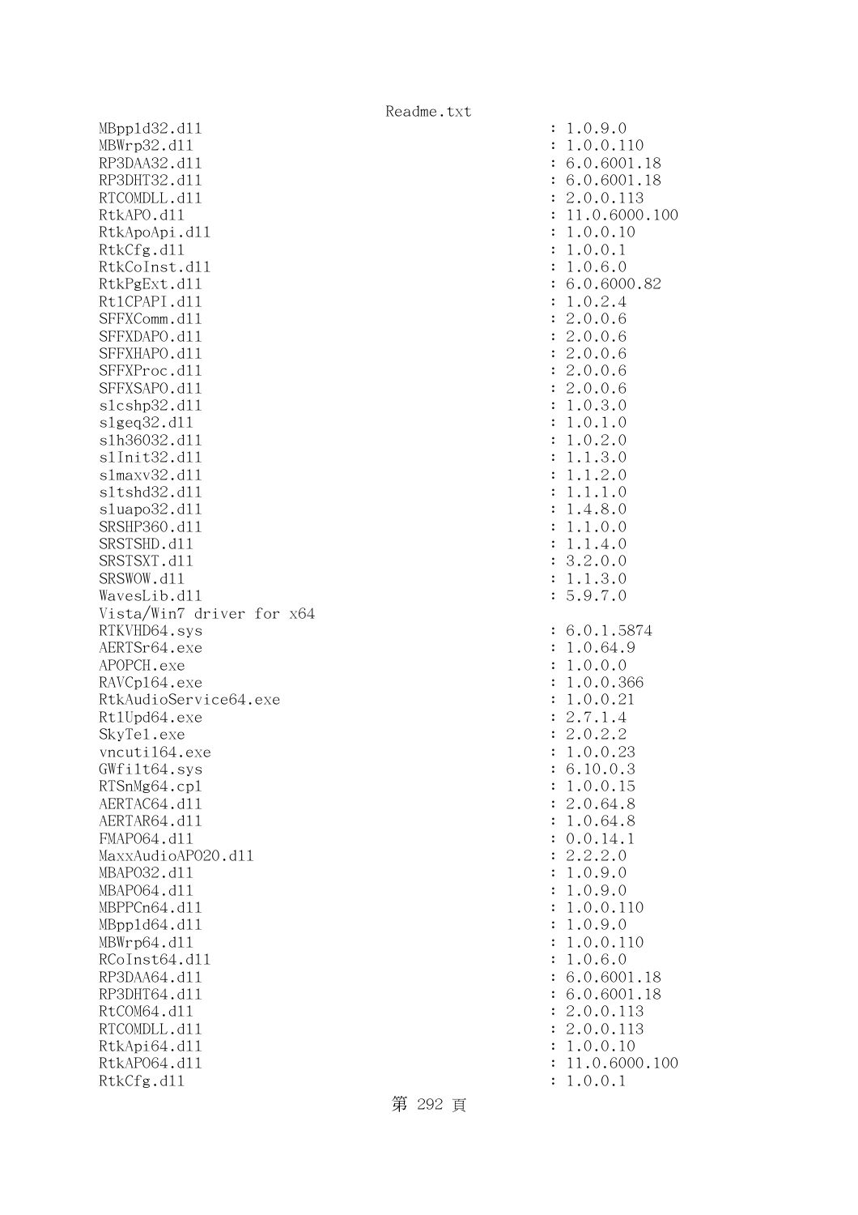```
MBppld32.dll                                           : 1.0.9.0
MBWrp32.dll                                            : 1.0.0.110
RP3DAA32.dll                                           : 6.0.6001.18
RP3DHT32.dll                                           : 6.0.6001.18
RTCOMDLL.dll                                           : 2.0.0.113
RtkAPO.dll                                             : 11.0.6000.100
RtkApoApi.dll                                          : 1.0.0.10
RtkCfg.dll                                             : 1.0.0.1
RtkCoInst.dll                                          : 1.0.6.0
RtkPgExt.dll                                           : 6.0.6000.82
RtlCPAPI.dll                                           : 1.0.2.4
SFFXComm.dll                                           : 2.0.0.6
SFFXDAPO.dll                                           : 2.0.0.6
SFFXHAPO.dll                                           : 2.0.0.6
SFFXProc.dll                                           : 2.0.0.6
SFFXSAPO.dll                                           : 2.0.0.6
slcshp32.dll                                           : 1.0.3.0
slgeq32.dll                                            : 1.0.1.0
slh36032.dll                                           : 1.0.2.0
slInit32.dll                                           : 1.1.3.0
slmaxv32.dll                                           : 1.1.2.0
sltshd32.dll                                           : 1.1.1.0
sluapo32.dll                                           : 1.4.8.0
SRSHP360.dll                                           : 1.1.0.0
SRSTSHD.dll                                            : 1.1.4.0
SRSTSXT.dll                                            : 3.2.0.0
SRSWOW.dll                                             : 1.1.3.0
WavesLib.dll                                           : 5.9.7.0
Vista/Win7 driver for x64
RTKVHD64.sys                                           : 6.0.1.5874
AERTSr64.exe                                           : 1.0.64.9
APOPCH.exe                                             : 1.0.0.0
RAVCpl64.exe                                           : 1.0.0.366
RtkAudioService64.exe                                  : 1.0.0.21
RtlUpd64.exe                                           : 2.7.1.4
SkyTel.exe                                             : 2.0.2.2
vncutil64.exe                                          : 1.0.0.23
GWfilt64.sys                                           : 6.10.0.3
RTSnMg64.cpl                                           : 1.0.0.15
AERTAC64.dll                                           : 2.0.64.8
AERTAR64.dll                                           : 1.0.64.8
FMAPO64.dll                                            : 0.0.14.1
MaxxAudioAPO20.dll                                     : 2.2.2.0
MBAPO32.dll                                            : 1.0.9.0
MBAPO64.dll                                            : 1.0.9.0
MBPPCn64.dll                                           : 1.0.0.110
MBppld64.dll                                           : 1.0.9.0
MBWrp64.dll                                            : 1.0.0.110
RCoInst64.dll                                          : 1.0.6.0
RP3DAA64.dll                                           : 6.0.6001.18
RP3DHT64.dll                                           : 6.0.6001.18
RtCOM64.dll                                            : 2.0.0.113
RTCOMDLL.dll                                           : 2.0.0.113
RtkApi64.dll                                           : 1.0.0.10
RtkAPO64.dll                                           : 11.0.6000.100
RtkCfg.dll                                             : 1.0.0.1
```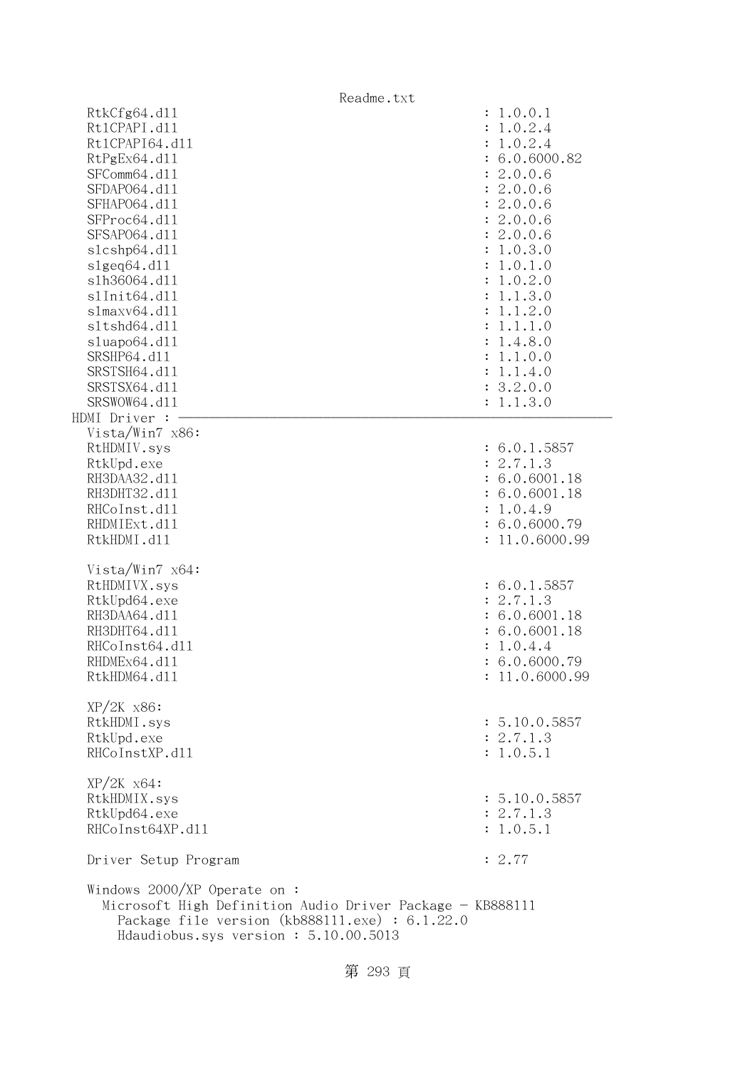```
  RtkCfg64.dll                                          : 1.0.0.1
  Rt1CPAPI.dll                                          : 1.0.2.4
  Rt1CPAPI64.dll                                        : 1.0.2.4
  RtPgEx64.dll                                          : 6.0.6000.82
  SFComm64.dll                                          : 2.0.0.6
  SFDAPO64.dll                                          : 2.0.0.6
  SFHAPO64.dll                                          : 2.0.0.6
  SFProc64.dll                                          : 2.0.0.6
  SFSAPO64.dll                                          : 2.0.0.6
  slcshp64.dll                                          : 1.0.3.0
  slgeq64.dll                                           : 1.0.1.0
  slh36064.dll                                          : 1.0.2.0
  slInit64.dll                                          : 1.1.3.0
  slmaxv64.dll                                          : 1.1.2.0
  sltshd64.dll                                          : 1.1.1.0
  sluapo64.dll                                          : 1.4.8.0
  SRSHP64.dll                                           : 1.1.0.0
  SRSTSH64.dll                                          : 1.1.4.0
  SRSTSX64.dll                                          : 3.2.0.0
  SRSWOW64.dll                                          : 1.1.3.0
HDMI Driver : ---------------------------------------------------------------
  Vista/Win7 x86:
  RtHDMIV.sys                                           : 6.0.1.5857
  RtkUpd.exe                                            : 2.7.1.3
  RH3DAA32.dll                                          : 6.0.6001.18
  RH3DHT32.dll                                          : 6.0.6001.18
  RHCoInst.dll                                          : 1.0.4.9
  RHDMIExt.dll                                          : 6.0.6000.79
  RtkHDMI.dll                                           : 11.0.6000.99

  Vista/Win7 x64:
  RtHDMIVX.sys                                          : 6.0.1.5857
  RtkUpd64.exe                                          : 2.7.1.3
  RH3DAA64.dll                                          : 6.0.6001.18
  RH3DHT64.dll                                          : 6.0.6001.18
  RHCoInst64.dll                                        : 1.0.4.4
  RHDMEx64.dll                                          : 6.0.6000.79
  RtkHDM64.dll                                          : 11.0.6000.99

  XP/2K x86:
  RtkHDMI.sys                                           : 5.10.0.5857
  RtkUpd.exe                                            : 2.7.1.3
  RHCoInstXP.dll                                        : 1.0.5.1

  XP/2K x64:
  RtkHDMIX.sys                                          : 5.10.0.5857
  RtkUpd64.exe                                          : 2.7.1.3
  RHCoInst64XP.dll                                      : 1.0.5.1

  Driver Setup Program                                  : 2.77

  Windows 2000/XP Operate on :
    Microsoft High Definition Audio Driver Package - KB888111
      Package file version (kb888111.exe) : 6.1.22.0
      Hdaudiobus.sys version : 5.10.00.5013
```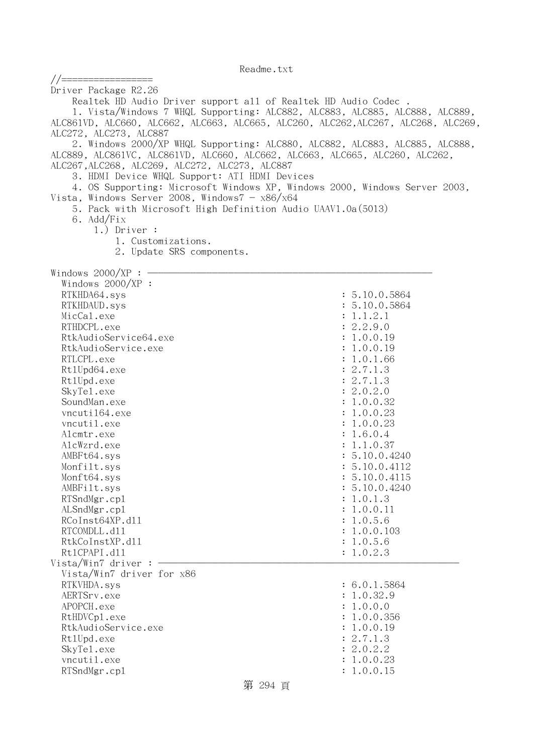```
//=================
Driver Package R2.26
    Realtek HD Audio Driver support all of Realtek HD Audio Codec .
    1. Vista/Windows 7 WHQL Supporting: ALC882, ALC883, ALC885, ALC888, ALC889,
ALC861VD, ALC660, ALC662, ALC663, ALC665, ALC260, ALC262,ALC267, ALC268, ALC269,
ALC272, ALC273, ALC887
    2. Windows 2000/XP WHQL Supporting: ALC880, ALC882, ALC883, ALC885, ALC888,
ALC889, ALC861VC, ALC861VD, ALC660, ALC662, ALC663, ALC665, ALC260, ALC262,
ALC267,ALC268, ALC269, ALC272, ALC273, ALC887
    3. HDMI Device WHQL Support: ATI HDMI Devices
    4. OS Supporting: Microsoft Windows XP, Windows 2000, Windows Server 2003,
Vista, Windows Server 2008, Windows7 - x86/x64
    5. Pack with Microsoft High Definition Audio UAAV1.0a(5013)
    6. Add/Fix
        1.) Driver :
            1. Customizations.
            2. Update SRS components.

Windows 2000/XP : ----------------------------------------------------
  Windows 2000/XP :
  RTKHDA64.sys                                          : 5.10.0.5864
  RTKHDAUD.sys                                          : 5.10.0.5864
  MicCal.exe                                            : 1.1.2.1
  RTHDCPL.exe                                           : 2.2.9.0
  RtkAudioService64.exe                                 : 1.0.0.19
  RtkAudioService.exe                                   : 1.0.0.19
  RTLCPL.exe                                            : 1.0.1.66
  RtlUpd64.exe                                          : 2.7.1.3
  RtlUpd.exe                                            : 2.7.1.3
  SkyTel.exe                                            : 2.0.2.0
  SoundMan.exe                                          : 1.0.0.32
  vncutil64.exe                                         : 1.0.0.23
  vncutil.exe                                           : 1.0.0.23
  Alcmtr.exe                                            : 1.6.0.4
  AlcWzrd.exe                                           : 1.1.0.37
  AMBFt64.sys                                           : 5.10.0.4240
  Monfilt.sys                                           : 5.10.0.4112
  Monft64.sys                                           : 5.10.0.4115
  AMBFilt.sys                                           : 5.10.0.4240
  RTSndMgr.cpl                                          : 1.0.1.3
  ALSndMgr.cpl                                          : 1.0.0.11
  RCoInst64XP.dll                                       : 1.0.5.6
  RTCOMDLL.dll                                          : 1.0.0.103
  RtkCoInstXP.dll                                       : 1.0.5.6
  RtlCPAPI.dll                                          : 1.0.2.3
Vista/Win7 driver : ---------------------------------------------------
  Vista/Win7 driver for x86
  RTKVHDA.sys                                           : 6.0.1.5864
  AERTSrv.exe                                           : 1.0.32.9
  APOPCH.exe                                            : 1.0.0.0
  RtHDVCpl.exe                                          : 1.0.0.356
  RtkAudioService.exe                                   : 1.0.0.19
  RtlUpd.exe                                            : 2.7.1.3
  SkyTel.exe                                            : 2.0.2.2
  vncutil.exe                                           : 1.0.0.23
  RTSndMgr.cpl                                          : 1.0.0.15
```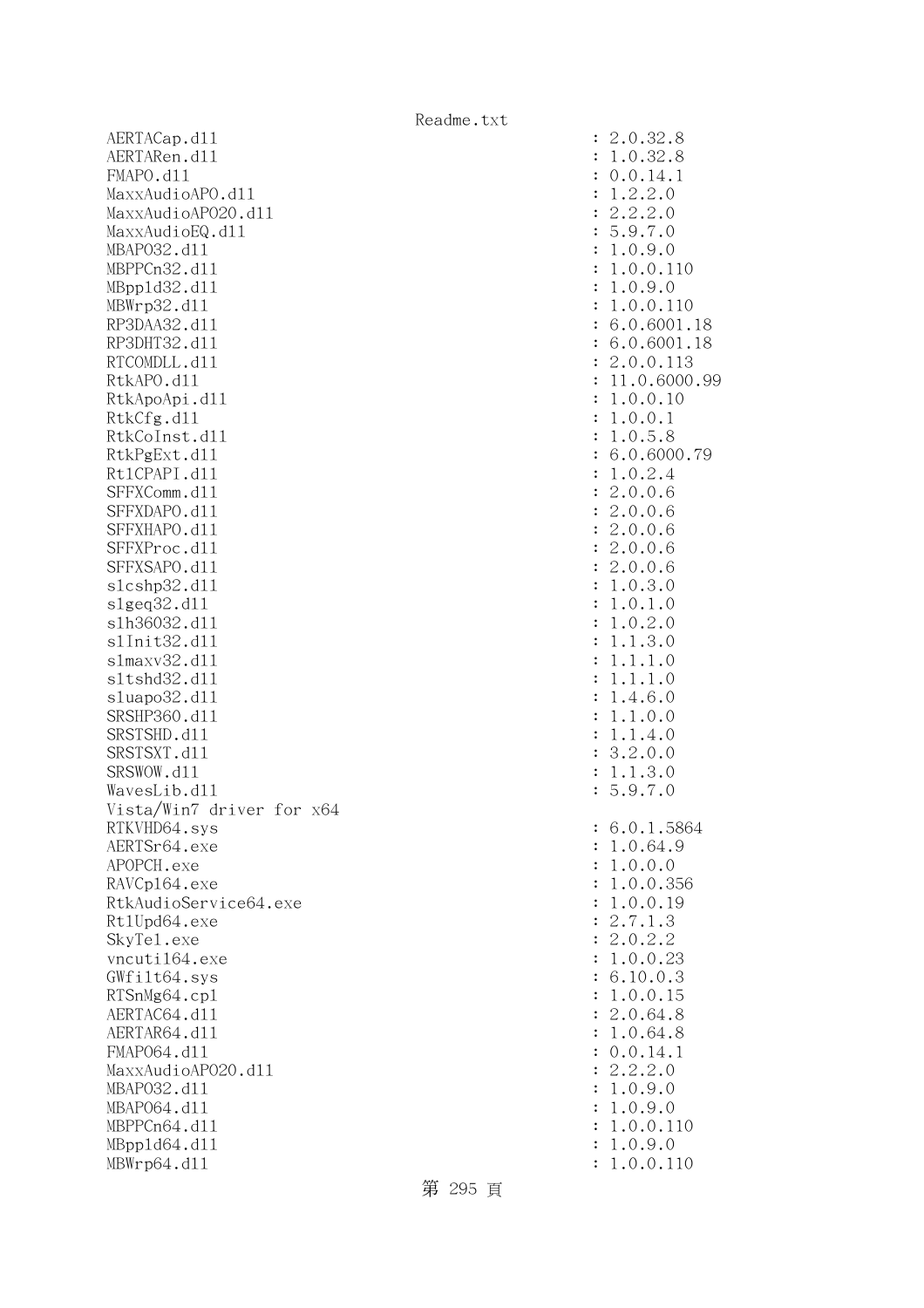```
AERTACap.dll                                          : 2.0.32.8
AERTARen.dll                                          : 1.0.32.8
FMAPO.dll                                             : 0.0.14.1
MaxxAudioAPO.dll                                      : 1.2.2.0
MaxxAudioAPO20.dll                                    : 2.2.2.0
MaxxAudioEQ.dll                                       : 5.9.7.0
MBAPO32.dll                                           : 1.0.9.0
MBPPCn32.dll                                          : 1.0.0.110
MBppld32.dll                                          : 1.0.9.0
MBWrp32.dll                                           : 1.0.0.110
RP3DAA32.dll                                          : 6.0.6001.18
RP3DHT32.dll                                          : 6.0.6001.18
RTCOMDLL.dll                                          : 2.0.0.113
RtkAPO.dll                                            : 11.0.6000.99
RtkApoApi.dll                                         : 1.0.0.10
RtkCfg.dll                                            : 1.0.0.1
RtkCoInst.dll                                         : 1.0.5.8
RtkPgExt.dll                                          : 6.0.6000.79
RtlCPAPI.dll                                          : 1.0.2.4
SFFXComm.dll                                          : 2.0.0.6
SFFXDAPO.dll                                          : 2.0.0.6
SFFXHAPO.dll                                          : 2.0.0.6
SFFXProc.dll                                          : 2.0.0.6
SFFXSAPO.dll                                          : 2.0.0.6
slcshp32.dll                                          : 1.0.3.0
slgeq32.dll                                           : 1.0.1.0
slh36032.dll                                          : 1.0.2.0
slInit32.dll                                          : 1.1.3.0
slmaxv32.dll                                          : 1.1.1.0
sltshd32.dll                                          : 1.1.1.0
sluapo32.dll                                          : 1.4.6.0
SRSHP360.dll                                          : 1.1.0.0
SRSTSHD.dll                                           : 1.1.4.0
SRSTSXT.dll                                           : 3.2.0.0
SRSWOW.dll                                            : 1.1.3.0
WavesLib.dll                                          : 5.9.7.0
Vista/Win7 driver for x64
RTKVHD64.sys                                          : 6.0.1.5864
AERTSr64.exe                                          : 1.0.64.9
APOPCH.exe                                            : 1.0.0.0
RAVCpl64.exe                                          : 1.0.0.356
RtkAudioService64.exe                                 : 1.0.0.19
RtlUpd64.exe                                          : 2.7.1.3
SkyTel.exe                                            : 2.0.2.2
vncutil64.exe                                         : 1.0.0.23
GWfilt64.sys                                          : 6.10.0.3
RTSnMg64.cpl                                          : 1.0.0.15
AERTAC64.dll                                          : 2.0.64.8
AERTAR64.dll                                          : 1.0.64.8
FMAPO64.dll                                           : 0.0.14.1
MaxxAudioAPO20.dll                                    : 2.2.2.0
MBAPO32.dll                                           : 1.0.9.0
MBAPO64.dll                                           : 1.0.9.0
MBPPCn64.dll                                          : 1.0.0.110
MBppld64.dll                                          : 1.0.9.0
MBWrp64.dll                                           : 1.0.0.110
```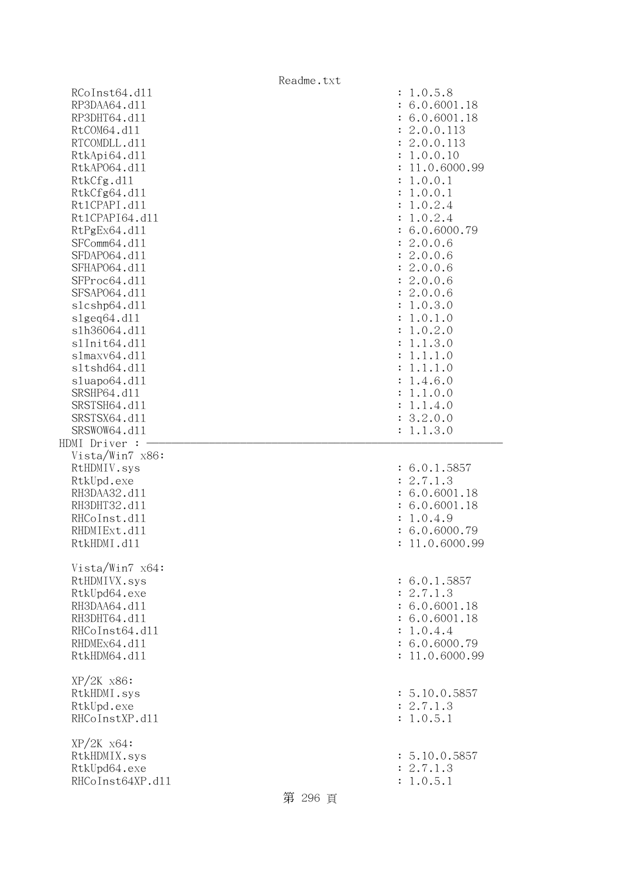```
  RCoInst64.dll                                          : 1.0.5.8
  RP3DAA64.dll                                           : 6.0.6001.18
  RP3DHT64.dll                                           : 6.0.6001.18
  RtCOM64.dll                                            : 2.0.0.113
  RTCOMDLL.dll                                           : 2.0.0.113
  RtkApi64.dll                                           : 1.0.0.10
  RtkAPO64.dll                                           : 11.0.6000.99
  RtkCfg.dll                                             : 1.0.0.1
  RtkCfg64.dll                                           : 1.0.0.1
  Rt1CPAPI.dll                                           : 1.0.2.4
  Rt1CPAPI64.dll                                         : 1.0.2.4
  RtPgEx64.dll                                           : 6.0.6000.79
  SFComm64.dll                                           : 2.0.0.6
  SFDAPO64.dll                                           : 2.0.0.6
  SFHAPO64.dll                                           : 2.0.0.6
  SFProc64.dll                                           : 2.0.0.6
  SFSAPO64.dll                                           : 2.0.0.6
  slcshp64.dll                                           : 1.0.3.0
  slgeq64.dll                                            : 1.0.1.0
  slh36064.dll                                           : 1.0.2.0
  slInit64.dll                                           : 1.1.3.0
  slmaxv64.dll                                           : 1.1.1.0
  sltshd64.dll                                           : 1.1.1.0
  sluapo64.dll                                           : 1.4.6.0
  SRSHP64.dll                                            : 1.1.0.0
  SRSTSH64.dll                                           : 1.1.4.0
  SRSTSX64.dll                                           : 3.2.0.0
  SRSWOW64.dll                                           : 1.1.3.0
HDMI Driver : ------------------------------------------------------------
  Vista/Win7 x86:
  RtHDMIV.sys                                            : 6.0.1.5857
  RtkUpd.exe                                             : 2.7.1.3
  RH3DAA32.dll                                           : 6.0.6001.18
  RH3DHT32.dll                                           : 6.0.6001.18
  RHCoInst.dll                                           : 1.0.4.9
  RHDMIExt.dll                                           : 6.0.6000.79
  RtkHDMI.dll                                            : 11.0.6000.99

  Vista/Win7 x64:
  RtHDMIVX.sys                                           : 6.0.1.5857
  RtkUpd64.exe                                           : 2.7.1.3
  RH3DAA64.dll                                           : 6.0.6001.18
  RH3DHT64.dll                                           : 6.0.6001.18
  RHCoInst64.dll                                         : 1.0.4.4
  RHDMEx64.dll                                           : 6.0.6000.79
  RtkHDM64.dll                                           : 11.0.6000.99

  XP/2K x86:
  RtkHDMI.sys                                            : 5.10.0.5857
  RtkUpd.exe                                             : 2.7.1.3
  RHCoInstXP.dll                                         : 1.0.5.1

  XP/2K x64:
  RtkHDMIX.sys                                           : 5.10.0.5857
  RtkUpd64.exe                                           : 2.7.1.3
  RHCoInst64XP.dll                                       : 1.0.5.1
```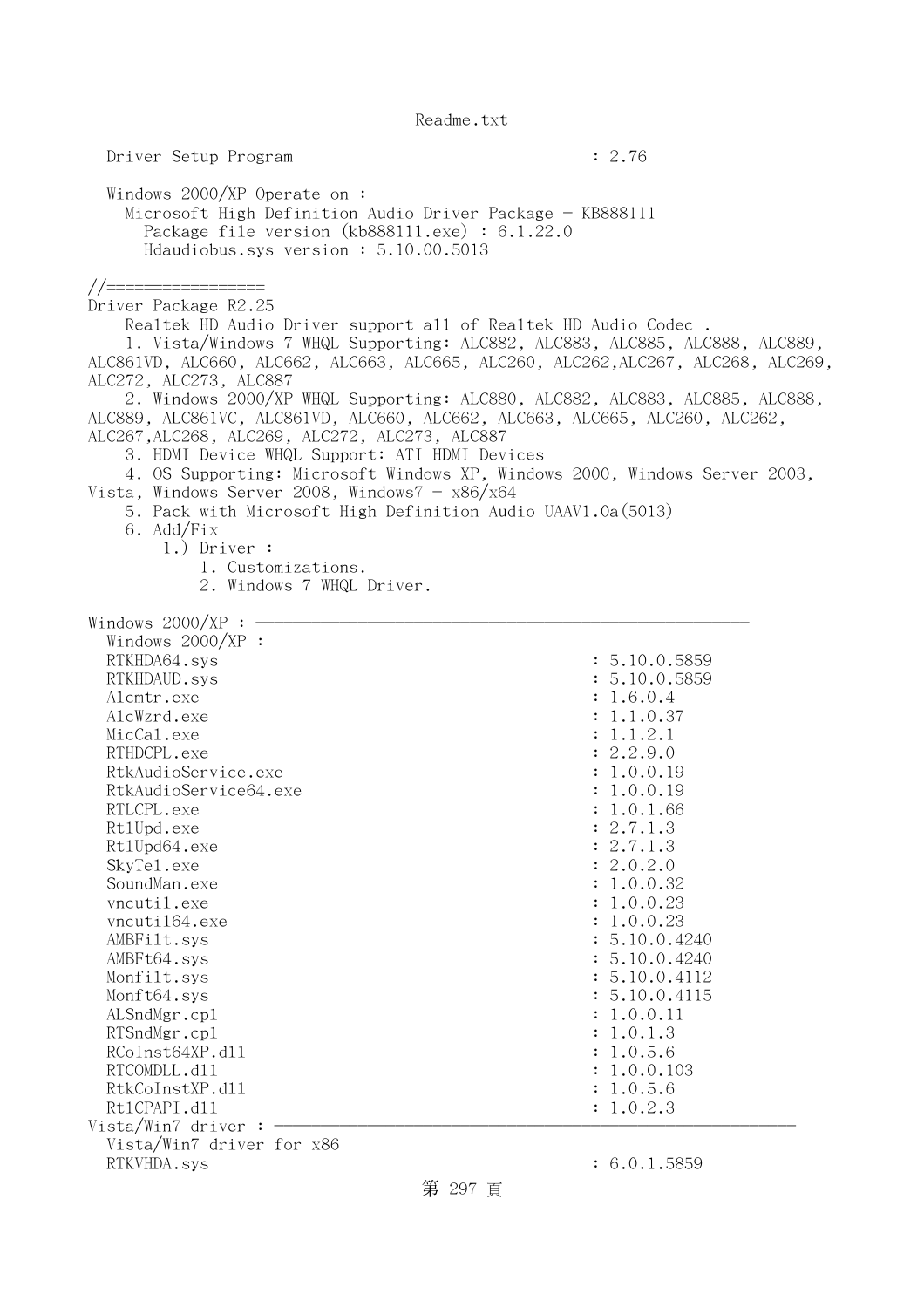```
  Driver Setup Program                                    : 2.76

  Windows 2000/XP Operate on :
    Microsoft High Definition Audio Driver Package - KB888111
      Package file version (kb888111.exe) : 6.1.22.0
      Hdaudiobus.sys version : 5.10.00.5013

//=================
Driver Package R2.25
    Realtek HD Audio Driver support all of Realtek HD Audio Codec .
    1. Vista/Windows 7 WHQL Supporting: ALC882, ALC883, ALC885, ALC888, ALC889, 
ALC861VD, ALC660, ALC662, ALC663, ALC665, ALC260, ALC262,ALC267, ALC268, ALC269, 
ALC272, ALC273, ALC887
    2. Windows 2000/XP WHQL Supporting: ALC880, ALC882, ALC883, ALC885, ALC888, 
ALC889, ALC861VC, ALC861VD, ALC660, ALC662, ALC663, ALC665, ALC260, ALC262, 
ALC267,ALC268, ALC269, ALC272, ALC273, ALC887
    3. HDMI Device WHQL Support: ATI HDMI Devices
    4. OS Supporting: Microsoft Windows XP, Windows 2000, Windows Server 2003, 
Vista, Windows Server 2008, Windows7 - x86/x64
    5. Pack with Microsoft High Definition Audio UAAV1.0a(5013)
    6. Add/Fix
        1.) Driver :
            1. Customizations.
            2. Windows 7 WHQL Driver.

Windows 2000/XP : ----------------------------------------------------
  Windows 2000/XP :
  RTKHDA64.sys                                            : 5.10.0.5859
  RTKHDAUD.sys                                            : 5.10.0.5859
  Alcmtr.exe                                              : 1.6.0.4
  AlcWzrd.exe                                             : 1.1.0.37
  MicCal.exe                                              : 1.1.2.1
  RTHDCPL.exe                                             : 2.2.9.0
  RtkAudioService.exe                                     : 1.0.0.19
  RtkAudioService64.exe                                   : 1.0.0.19
  RTLCPL.exe                                              : 1.0.1.66
  RtlUpd.exe                                              : 2.7.1.3
  RtlUpd64.exe                                            : 2.7.1.3
  SkyTel.exe                                              : 2.0.2.0
  SoundMan.exe                                            : 1.0.0.32
  vncutil.exe                                             : 1.0.0.23
  vncutil64.exe                                           : 1.0.0.23
  AMBFilt.sys                                             : 5.10.0.4240
  AMBFt64.sys                                             : 5.10.0.4240
  Monfilt.sys                                             : 5.10.0.4112
  Monft64.sys                                             : 5.10.0.4115
  ALSndMgr.cpl                                            : 1.0.0.11
  RTSndMgr.cpl                                            : 1.0.1.3
  RCoInst64XP.dll                                         : 1.0.5.6
  RTCOMDLL.dll                                            : 1.0.0.103
  RtkCoInstXP.dll                                         : 1.0.5.6
  RtlCPAPI.dll                                            : 1.0.2.3
Vista/Win7 driver : ---------------------------------------------------
  Vista/Win7 driver for x86
  RTKVHDA.sys                                             : 6.0.1.5859
```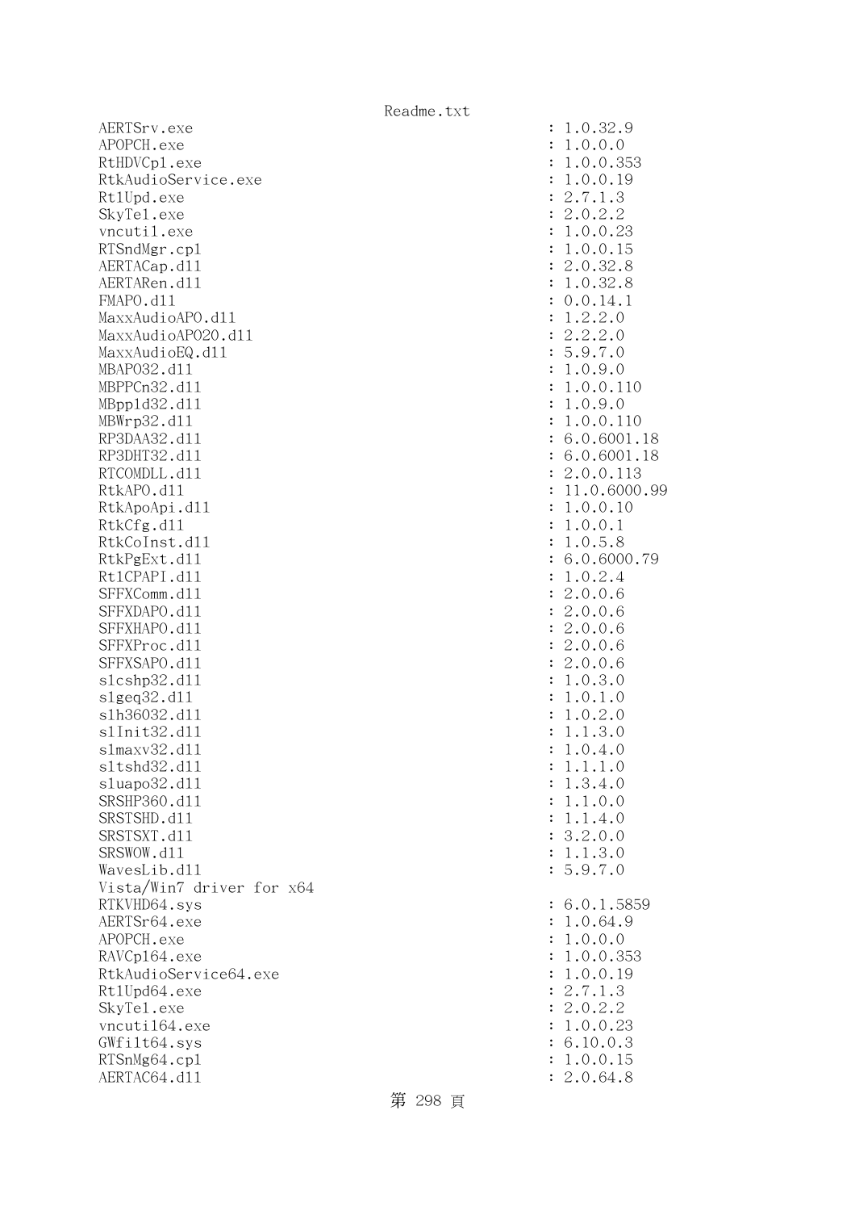```
AERTSrv.exe                                       : 1.0.32.9
APOPCH.exe                                        : 1.0.0.0
RtHDVCpl.exe                                      : 1.0.0.353
RtkAudioService.exe                               : 1.0.0.19
RtlUpd.exe                                        : 2.7.1.3
SkyTel.exe                                        : 2.0.2.2
vncutil.exe                                       : 1.0.0.23
RTSndMgr.cpl                                      : 1.0.0.15
AERTACap.dll                                      : 2.0.32.8
AERTARen.dll                                      : 1.0.32.8
FMAPO.dll                                         : 0.0.14.1
MaxxAudioAPO.dll                                  : 1.2.2.0
MaxxAudioAPO20.dll                                : 2.2.2.0
MaxxAudioEQ.dll                                   : 5.9.7.0
MBAPO32.dll                                       : 1.0.9.0
MBPPCn32.dll                                      : 1.0.0.110
MBppld32.dll                                      : 1.0.9.0
MBWrp32.dll                                       : 1.0.0.110
RP3DAA32.dll                                      : 6.0.6001.18
RP3DHT32.dll                                      : 6.0.6001.18
RTCOMDLL.dll                                      : 2.0.0.113
RtkAPO.dll                                        : 11.0.6000.99
RtkApoApi.dll                                     : 1.0.0.10
RtkCfg.dll                                        : 1.0.0.1
RtkCoInst.dll                                     : 1.0.5.8
RtkPgExt.dll                                      : 6.0.6000.79
RtlCPAPI.dll                                      : 1.0.2.4
SFFXComm.dll                                      : 2.0.0.6
SFFXDAPO.dll                                      : 2.0.0.6
SFFXHAPO.dll                                      : 2.0.0.6
SFFXProc.dll                                      : 2.0.0.6
SFFXSAPO.dll                                      : 2.0.0.6
slcshp32.dll                                      : 1.0.3.0
slgeq32.dll                                       : 1.0.1.0
slh36032.dll                                      : 1.0.2.0
slInit32.dll                                      : 1.1.3.0
slmaxv32.dll                                      : 1.0.4.0
sltshd32.dll                                      : 1.1.1.0
sluapo32.dll                                      : 1.3.4.0
SRSHP360.dll                                      : 1.1.0.0
SRSTSHD.dll                                       : 1.1.4.0
SRSTSXT.dll                                       : 3.2.0.0
SRSWOW.dll                                        : 1.1.3.0
WavesLib.dll                                      : 5.9.7.0
Vista/Win7 driver for x64
RTKVHD64.sys                                      : 6.0.1.5859
AERTSr64.exe                                      : 1.0.64.9
APOPCH.exe                                        : 1.0.0.0
RAVCpl64.exe                                      : 1.0.0.353
RtkAudioService64.exe                             : 1.0.0.19
RtlUpd64.exe                                      : 2.7.1.3
SkyTel.exe                                        : 2.0.2.2
vncutil64.exe                                     : 1.0.0.23
GWfilt64.sys                                      : 6.10.0.3
RTSnMg64.cpl                                      : 1.0.0.15
AERTAC64.dll                                      : 2.0.64.8
```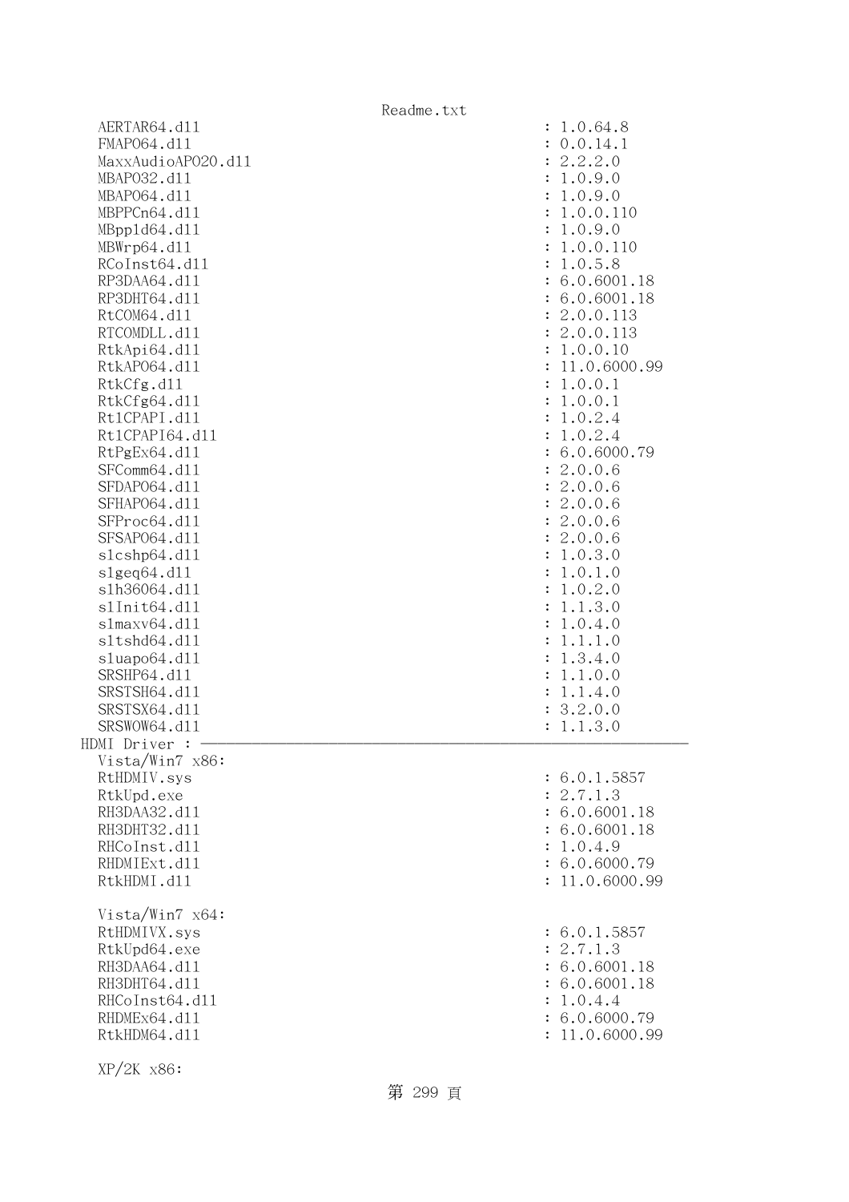```
  AERTAR64.dll                                          : 1.0.64.8
  FMAPO64.dll                                           : 0.0.14.1
  MaxxAudioAPO20.dll                                    : 2.2.2.0
  MBAPO32.dll                                           : 1.0.9.0
  MBAPO64.dll                                           : 1.0.9.0
  MBPPCn64.dll                                          : 1.0.0.110
  MBppld64.dll                                          : 1.0.9.0
  MBWrp64.dll                                           : 1.0.0.110
  RCoInst64.dll                                         : 1.0.5.8
  RP3DAA64.dll                                          : 6.0.6001.18
  RP3DHT64.dll                                          : 6.0.6001.18
  RtCOM64.dll                                           : 2.0.0.113
  RTCOMDLL.dll                                          : 2.0.0.113
  RtkApi64.dll                                          : 1.0.0.10
  RtkAPO64.dll                                          : 11.0.6000.99
  RtkCfg.dll                                            : 1.0.0.1
  RtkCfg64.dll                                          : 1.0.0.1
  Rt1CPAPI.dll                                          : 1.0.2.4
  Rt1CPAPI64.dll                                        : 1.0.2.4
  RtPgEx64.dll                                          : 6.0.6000.79
  SFComm64.dll                                          : 2.0.0.6
  SFDAPO64.dll                                          : 2.0.0.6
  SFHAPO64.dll                                          : 2.0.0.6
  SFProc64.dll                                          : 2.0.0.6
  SFSAPO64.dll                                          : 2.0.0.6
  slcshp64.dll                                          : 1.0.3.0
  slgeq64.dll                                           : 1.0.1.0
  slh36064.dll                                          : 1.0.2.0
  slInit64.dll                                          : 1.1.3.0
  slmaxv64.dll                                          : 1.0.4.0
  sltshd64.dll                                          : 1.1.1.0
  sluapo64.dll                                          : 1.3.4.0
  SRSHP64.dll                                           : 1.1.0.0
  SRSTSH64.dll                                          : 1.1.4.0
  SRSTSX64.dll                                          : 3.2.0.0
  SRSWOW64.dll                                          : 1.1.3.0
HDMI Driver : ----------------------------------------------------------------
  Vista/Win7 x86:
  RtHDMIV.sys                                           : 6.0.1.5857
  RtkUpd.exe                                            : 2.7.1.3
  RH3DAA32.dll                                          : 6.0.6001.18
  RH3DHT32.dll                                          : 6.0.6001.18
  RHCoInst.dll                                          : 1.0.4.9
  RHDMIExt.dll                                          : 6.0.6000.79
  RtkHDMI.dll                                           : 11.0.6000.99

  Vista/Win7 x64:
  RtHDMIVX.sys                                          : 6.0.1.5857
  RtkUpd64.exe                                          : 2.7.1.3
  RH3DAA64.dll                                          : 6.0.6001.18
  RH3DHT64.dll                                          : 6.0.6001.18
  RHCoInst64.dll                                        : 1.0.4.4
  RHDMEx64.dll                                          : 6.0.6000.79
  RtkHDM64.dll                                          : 11.0.6000.99

  XP/2K x86:
```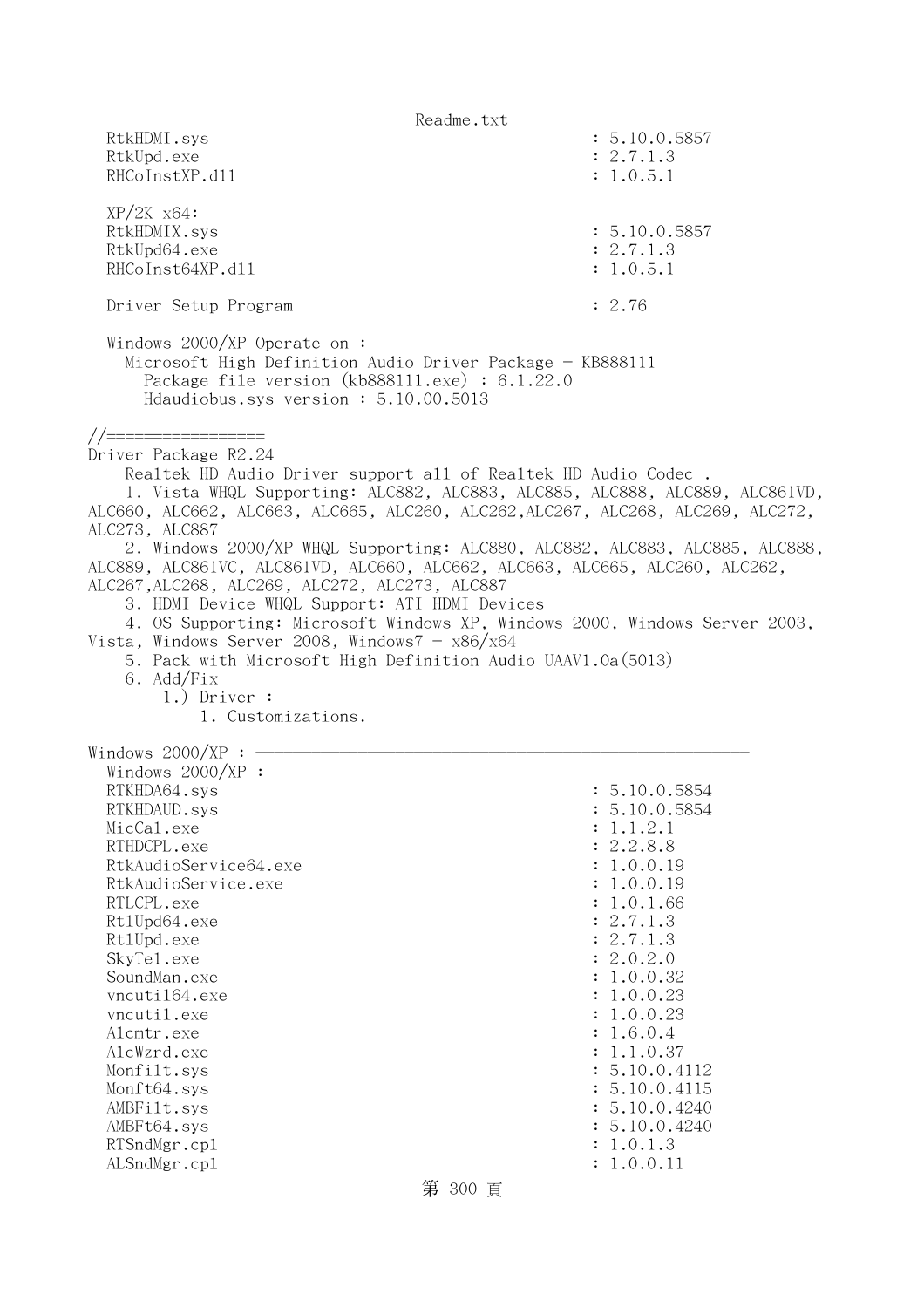```
  RtkHDMI.sys                                         : 5.10.0.5857
  RtkUpd.exe                                          : 2.7.1.3
  RHCoInstXP.dll                                      : 1.0.5.1

  XP/2K x64:
  RtkHDMIX.sys                                        : 5.10.0.5857
  RtkUpd64.exe                                        : 2.7.1.3
  RHCoInst64XP.dll                                    : 1.0.5.1

  Driver Setup Program                                : 2.76

  Windows 2000/XP Operate on :
    Microsoft High Definition Audio Driver Package - KB888111
      Package file version (kb888111.exe) : 6.1.22.0
      Hdaudiobus.sys version : 5.10.00.5013

//=================
Driver Package R2.24
    Realtek HD Audio Driver support all of Realtek HD Audio Codec .
    1. Vista WHQL Supporting: ALC882, ALC883, ALC885, ALC888, ALC889, ALC861VD,
ALC660, ALC662, ALC663, ALC665, ALC260, ALC262,ALC267, ALC268, ALC269, ALC272,
ALC273, ALC887
    2. Windows 2000/XP WHQL Supporting: ALC880, ALC882, ALC883, ALC885, ALC888,
ALC889, ALC861VC, ALC861VD, ALC660, ALC662, ALC663, ALC665, ALC260, ALC262,
ALC267,ALC268, ALC269, ALC272, ALC273, ALC887
    3. HDMI Device WHQL Support: ATI HDMI Devices
    4. OS Supporting: Microsoft Windows XP, Windows 2000, Windows Server 2003,
Vista, Windows Server 2008, Windows7 - x86/x64
    5. Pack with Microsoft High Definition Audio UAAV1.0a(5013)
    6. Add/Fix
        1.) Driver :
            1. Customizations.

Windows 2000/XP : ----------------------------------------------------------
  Windows 2000/XP :
  RTKHDA64.sys                                        : 5.10.0.5854
  RTKHDAUD.sys                                        : 5.10.0.5854
  MicCal.exe                                          : 1.1.2.1
  RTHDCPL.exe                                         : 2.2.8.8
  RtkAudioService64.exe                               : 1.0.0.19
  RtkAudioService.exe                                 : 1.0.0.19
  RTLCPL.exe                                          : 1.0.1.66
  RtlUpd64.exe                                        : 2.7.1.3
  RtlUpd.exe                                          : 2.7.1.3
  SkyTel.exe                                          : 2.0.2.0
  SoundMan.exe                                        : 1.0.0.32
  vncuti164.exe                                       : 1.0.0.23
  vncutil.exe                                         : 1.0.0.23
  Alcmtr.exe                                          : 1.6.0.4
  AlcWzrd.exe                                         : 1.1.0.37
  Monfilt.sys                                         : 5.10.0.4112
  Monft64.sys                                         : 5.10.0.4115
  AMBFilt.sys                                         : 5.10.0.4240
  AMBFt64.sys                                         : 5.10.0.4240
  RTSndMgr.cpl                                        : 1.0.1.3
  ALSndMgr.cpl                                        : 1.0.0.11
```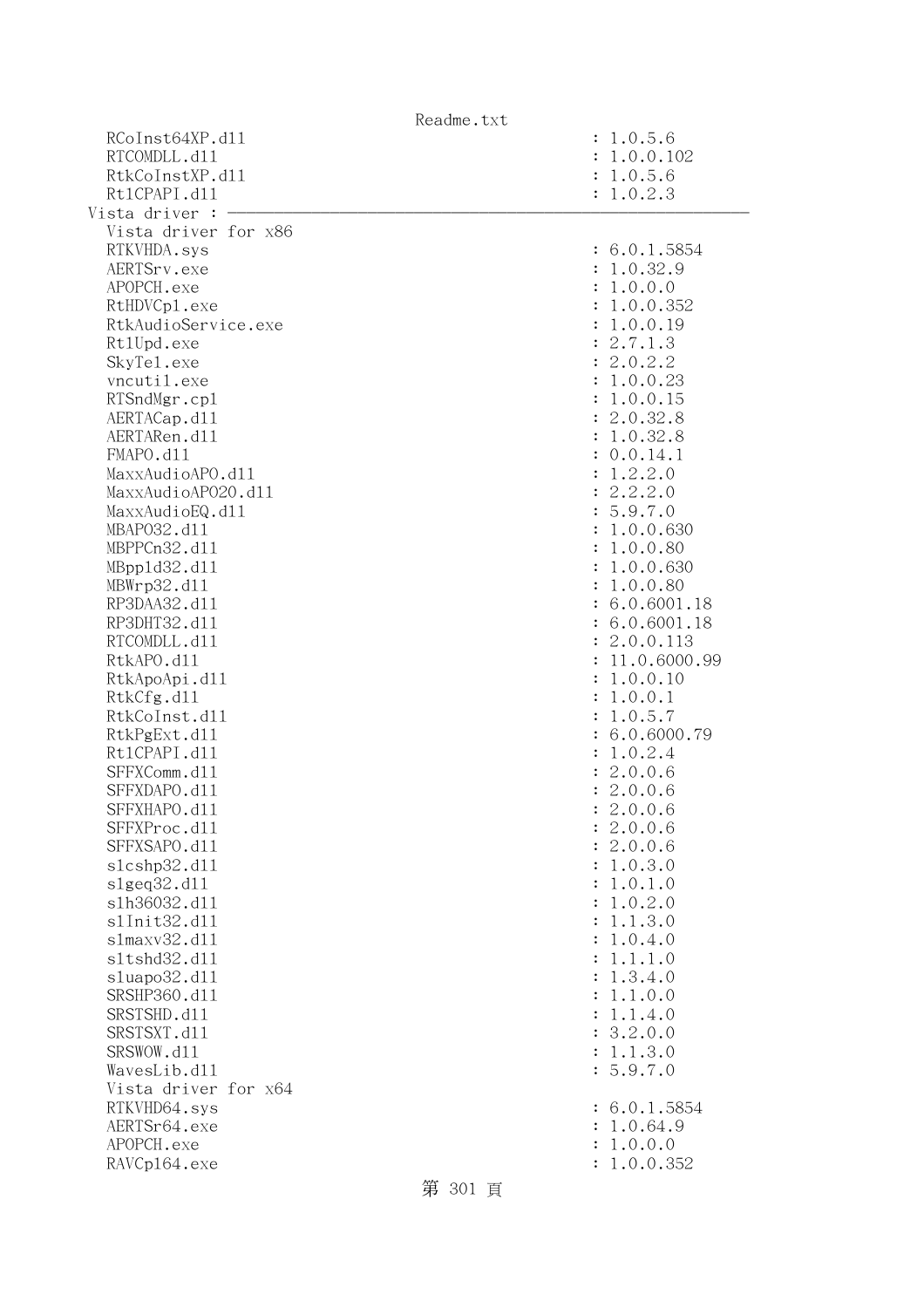```
  RCoInst64XP.dll                                        : 1.0.5.6
  RTCOMDLL.dll                                           : 1.0.0.102
  RtkCoInstXP.dll                                        : 1.0.5.6
  RtlCPAPI.dll                                           : 1.0.2.3
Vista driver : ————————————————————————————————————————————————————————————
  Vista driver for x86
  RTKVHDA.sys                                            : 6.0.1.5854
  AERTSrv.exe                                            : 1.0.32.9
  APOPCH.exe                                             : 1.0.0.0
  RtHDVCpl.exe                                           : 1.0.0.352
  RtkAudioService.exe                                    : 1.0.0.19
  RtlUpd.exe                                             : 2.7.1.3
  SkyTel.exe                                             : 2.0.2.2
  vncutil.exe                                            : 1.0.0.23
  RTSndMgr.cpl                                           : 1.0.0.15
  AERTACap.dll                                           : 2.0.32.8
  AERTARen.dll                                           : 1.0.32.8
  FMAPO.dll                                              : 0.0.14.1
  MaxxAudioAPO.dll                                       : 1.2.2.0
  MaxxAudioAPO20.dll                                     : 2.2.2.0
  MaxxAudioEQ.dll                                        : 5.9.7.0
  MBAPO32.dll                                            : 1.0.0.630
  MBPPCn32.dll                                           : 1.0.0.80
  MBppld32.dll                                           : 1.0.0.630
  MBWrp32.dll                                            : 1.0.0.80
  RP3DAA32.dll                                           : 6.0.6001.18
  RP3DHT32.dll                                           : 6.0.6001.18
  RTCOMDLL.dll                                           : 2.0.0.113
  RtkAPO.dll                                             : 11.0.6000.99
  RtkApoApi.dll                                          : 1.0.0.10
  RtkCfg.dll                                             : 1.0.0.1
  RtkCoInst.dll                                          : 1.0.5.7
  RtkPgExt.dll                                           : 6.0.6000.79
  RtlCPAPI.dll                                           : 1.0.2.4
  SFFXComm.dll                                           : 2.0.0.6
  SFFXDAPO.dll                                           : 2.0.0.6
  SFFXHAPO.dll                                           : 2.0.0.6
  SFFXProc.dll                                           : 2.0.0.6
  SFFXSAPO.dll                                           : 2.0.0.6
  slcshp32.dll                                           : 1.0.3.0
  slgeq32.dll                                            : 1.0.1.0
  slh36032.dll                                           : 1.0.2.0
  slInit32.dll                                           : 1.1.3.0
  slmaxv32.dll                                           : 1.0.4.0
  sltshd32.dll                                           : 1.1.1.0
  sluapo32.dll                                           : 1.3.4.0
  SRSHP360.dll                                           : 1.1.0.0
  SRSTSHD.dll                                            : 1.1.4.0
  SRSTSXT.dll                                            : 3.2.0.0
  SRSWOW.dll                                             : 1.1.3.0
  WavesLib.dll                                           : 5.9.7.0
  Vista driver for x64
  RTKVHD64.sys                                           : 6.0.1.5854
  AERTSr64.exe                                           : 1.0.64.9
  APOPCH.exe                                             : 1.0.0.0
  RAVCpl64.exe                                           : 1.0.0.352
```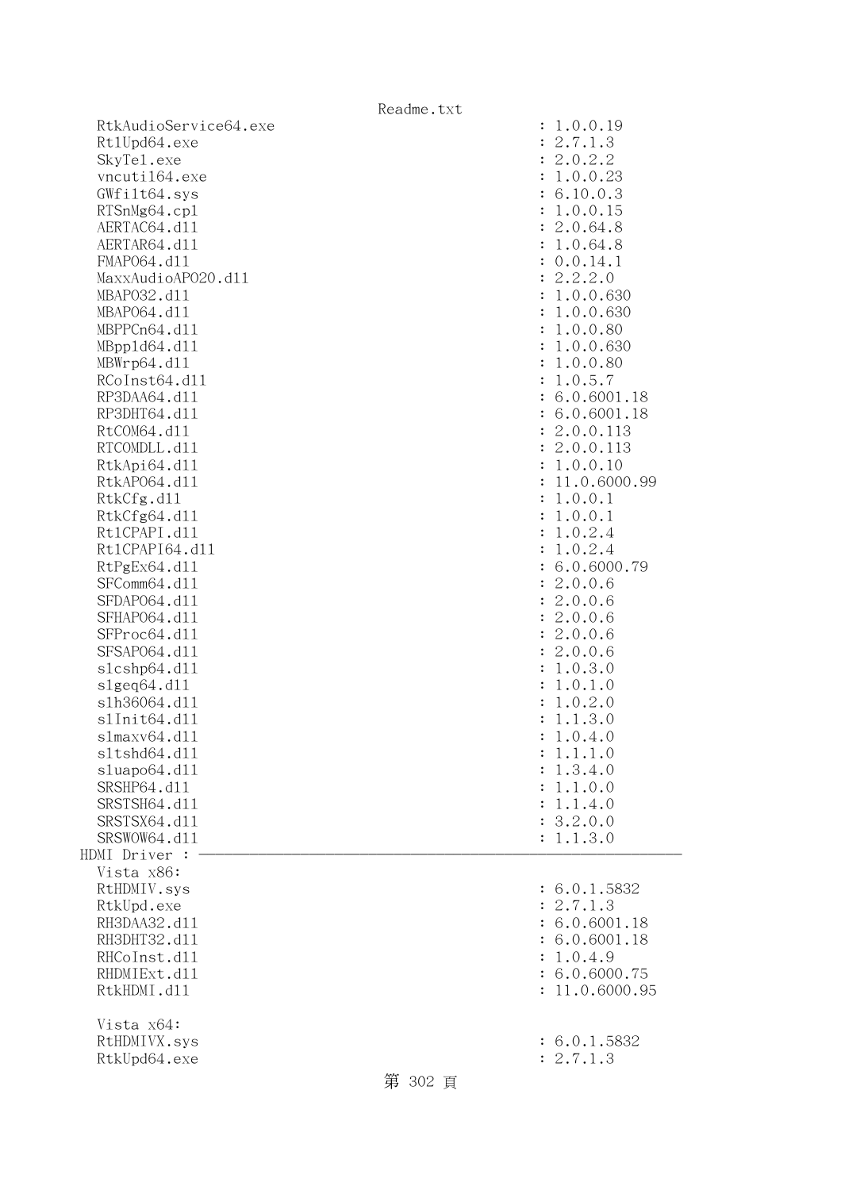```
  RtkAudioService64.exe                                  : 1.0.0.19
  Rt1Upd64.exe                                           : 2.7.1.3
  SkyTel.exe                                             : 2.0.2.2
  vncuti164.exe                                          : 1.0.0.23
  GWfilt64.sys                                           : 6.10.0.3
  RTSnMg64.cpl                                           : 1.0.0.15
  AERTAC64.dll                                           : 2.0.64.8
  AERTAR64.dll                                           : 1.0.64.8
  FMAPO64.dll                                            : 0.0.14.1
  MaxxAudioAPO20.dll                                     : 2.2.2.0
  MBAPO32.dll                                            : 1.0.0.630
  MBAPO64.dll                                            : 1.0.0.630
  MBPPCn64.dll                                           : 1.0.0.80
  MBppld64.dll                                           : 1.0.0.630
  MBWrp64.dll                                            : 1.0.0.80
  RCoInst64.dll                                          : 1.0.5.7
  RP3DAA64.dll                                           : 6.0.6001.18
  RP3DHT64.dll                                           : 6.0.6001.18
  RtCOM64.dll                                            : 2.0.0.113
  RTCOMDLL.dll                                           : 2.0.0.113
  RtkApi64.dll                                           : 1.0.0.10
  RtkAPO64.dll                                           : 11.0.6000.99
  RtkCfg.dll                                             : 1.0.0.1
  RtkCfg64.dll                                           : 1.0.0.1
  Rt1CPAPI.dll                                           : 1.0.2.4
  Rt1CPAPI64.dll                                         : 1.0.2.4
  RtPgEx64.dll                                           : 6.0.6000.79
  SFComm64.dll                                           : 2.0.0.6
  SFDAPO64.dll                                           : 2.0.0.6
  SFHAPO64.dll                                           : 2.0.0.6
  SFProc64.dll                                           : 2.0.0.6
  SFSAPO64.dll                                           : 2.0.0.6
  slcshp64.dll                                           : 1.0.3.0
  slgeq64.dll                                            : 1.0.1.0
  slh36064.dll                                           : 1.0.2.0
  slInit64.dll                                           : 1.1.3.0
  slmaxv64.dll                                           : 1.0.4.0
  sltshd64.dll                                           : 1.1.1.0
  sluapo64.dll                                           : 1.3.4.0
  SRSHP64.dll                                            : 1.1.0.0
  SRSTSH64.dll                                           : 1.1.4.0
  SRSTSX64.dll                                           : 3.2.0.0
  SRSWOW64.dll                                           : 1.1.3.0
HDMI Driver : ------------------------------------------------------------
  Vista x86:
  RtHDMIV.sys                                            : 6.0.1.5832
  RtkUpd.exe                                             : 2.7.1.3
  RH3DAA32.dll                                           : 6.0.6001.18
  RH3DHT32.dll                                           : 6.0.6001.18
  RHCoInst.dll                                           : 1.0.4.9
  RHDMIExt.dll                                           : 6.0.6000.75
  RtkHDMI.dll                                            : 11.0.6000.95

  Vista x64:
  RtHDMIVX.sys                                           : 6.0.1.5832
  RtkUpd64.exe                                           : 2.7.1.3
```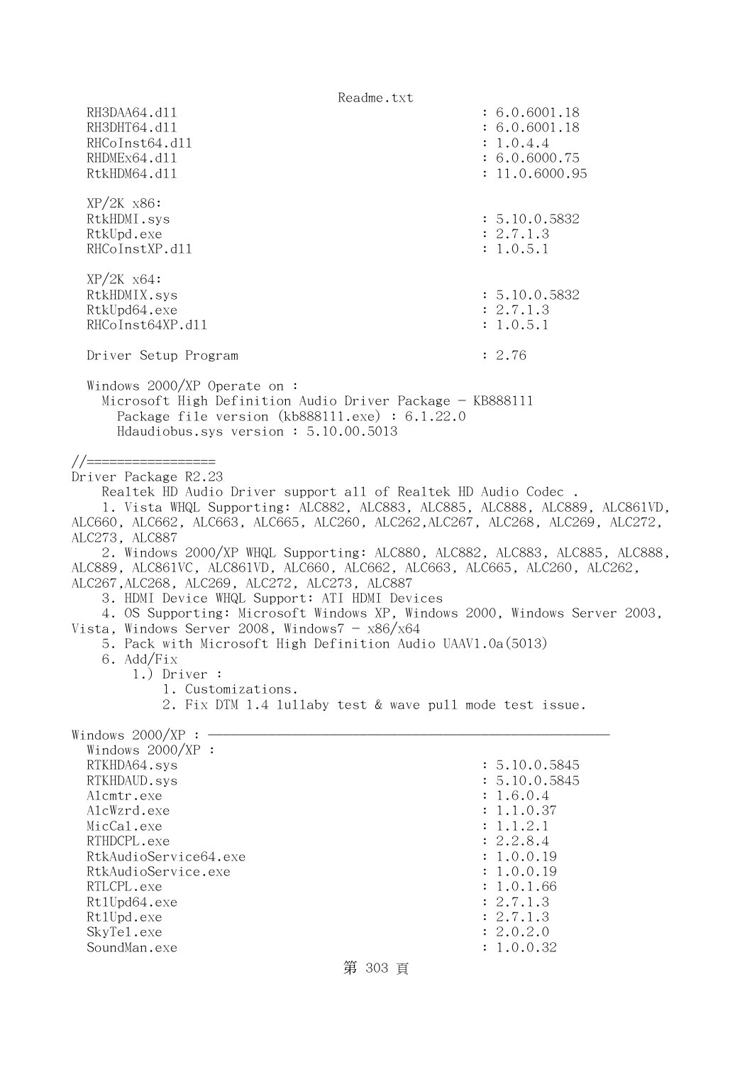```
  RH3DAA64.dll                                    : 6.0.6001.18
  RH3DHT64.dll                                    : 6.0.6001.18
  RHCoInst64.dll                                  : 1.0.4.4
  RHDMEx64.dll                                    : 6.0.6000.75
  RtkHDM64.dll                                    : 11.0.6000.95

  XP/2K x86:
  RtkHDMI.sys                                     : 5.10.0.5832
  RtkUpd.exe                                      : 2.7.1.3
  RHCoInstXP.dll                                  : 1.0.5.1

  XP/2K x64:
  RtkHDMIX.sys                                    : 5.10.0.5832
  RtkUpd64.exe                                    : 2.7.1.3
  RHCoInst64XP.dll                                : 1.0.5.1

  Driver Setup Program                            : 2.76

  Windows 2000/XP Operate on :
    Microsoft High Definition Audio Driver Package - KB888111
      Package file version (kb888111.exe) : 6.1.22.0
      Hdaudiobus.sys version : 5.10.00.5013

//=================
Driver Package R2.23
    Realtek HD Audio Driver support all of Realtek HD Audio Codec .
    1. Vista WHQL Supporting: ALC882, ALC883, ALC885, ALC888, ALC889, ALC861VD,
ALC660, ALC662, ALC663, ALC665, ALC260, ALC262,ALC267, ALC268, ALC269, ALC272,
ALC273, ALC887
    2. Windows 2000/XP WHQL Supporting: ALC880, ALC882, ALC883, ALC885, ALC888,
ALC889, ALC861VC, ALC861VD, ALC660, ALC662, ALC663, ALC665, ALC260, ALC262,
ALC267,ALC268, ALC269, ALC272, ALC273, ALC887
    3. HDMI Device WHQL Support: ATI HDMI Devices
    4. OS Supporting: Microsoft Windows XP, Windows 2000, Windows Server 2003,
Vista, Windows Server 2008, Windows7 - x86/x64
    5. Pack with Microsoft High Definition Audio UAAV1.0a(5013)
    6. Add/Fix
        1.) Driver :
            1. Customizations.
            2. Fix DTM 1.4 lullaby test & wave pull mode test issue.

Windows 2000/XP : -----------------------------------------------------
  Windows 2000/XP :
  RTKHDA64.sys                                    : 5.10.0.5845
  RTKHDAUD.sys                                    : 5.10.0.5845
  Alcmtr.exe                                      : 1.6.0.4
  AlcWzrd.exe                                     : 1.1.0.37
  MicCal.exe                                      : 1.1.2.1
  RTHDCPL.exe                                     : 2.2.8.4
  RtkAudioService64.exe                           : 1.0.0.19
  RtkAudioService.exe                             : 1.0.0.19
  RTLCPL.exe                                      : 1.0.1.66
  RtlUpd64.exe                                    : 2.7.1.3
  RtlUpd.exe                                      : 2.7.1.3
  SkyTel.exe                                      : 2.0.2.0
  SoundMan.exe                                    : 1.0.0.32
```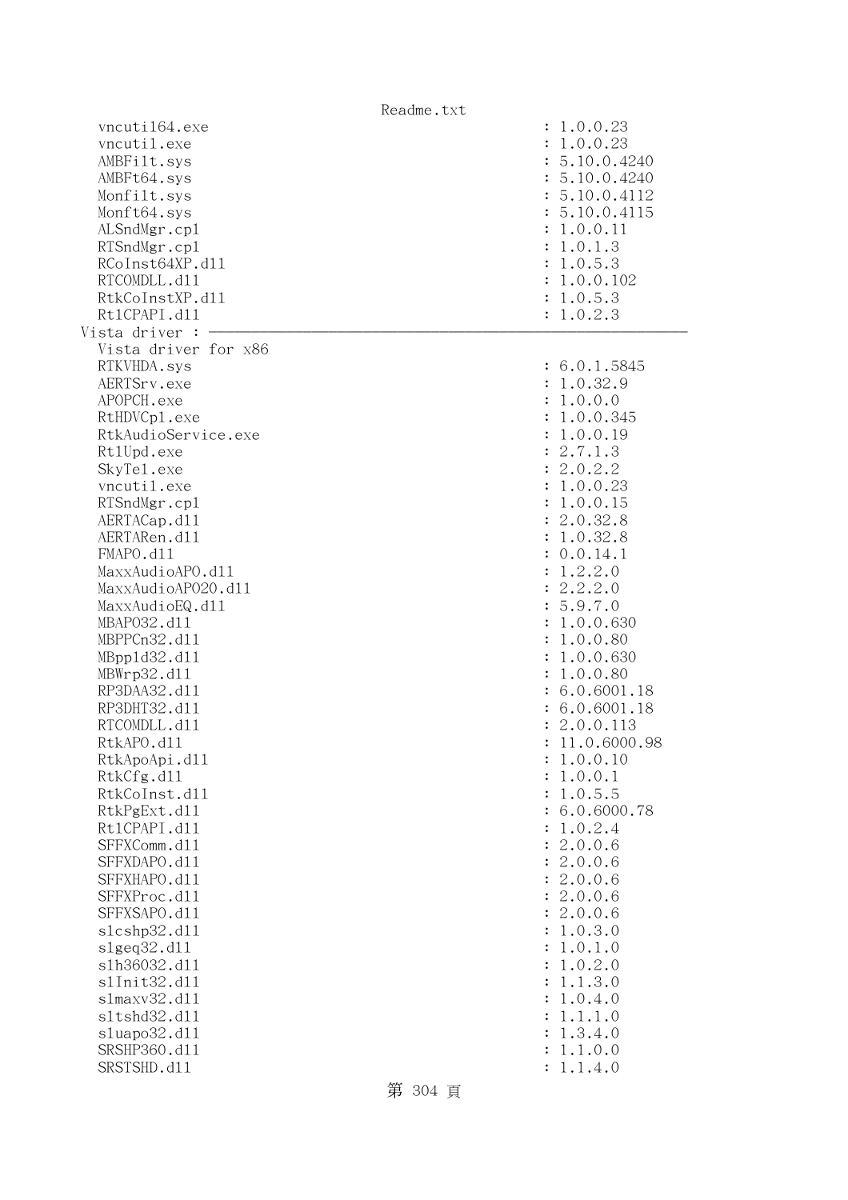```
  vncuti164.exe                                          : 1.0.0.23
  vncutil.exe                                            : 1.0.0.23
  AMBFilt.sys                                            : 5.10.0.4240
  AMBFt64.sys                                            : 5.10.0.4240
  Monfilt.sys                                            : 5.10.0.4112
  Monft64.sys                                            : 5.10.0.4115
  ALSndMgr.cpl                                           : 1.0.0.11
  RTSndMgr.cpl                                           : 1.0.1.3
  RCoInst64XP.dll                                        : 1.0.5.3
  RTCOMDLL.dll                                           : 1.0.0.102
  RtkCoInstXP.dll                                        : 1.0.5.3
  RtlCPAPI.dll                                           : 1.0.2.3
Vista driver : -----------------------------------------------------------
  Vista driver for x86
  RTKVHDA.sys                                            : 6.0.1.5845
  AERTSrv.exe                                            : 1.0.32.9
  APOPCH.exe                                             : 1.0.0.0
  RtHDVCpl.exe                                           : 1.0.0.345
  RtkAudioService.exe                                    : 1.0.0.19
  RtlUpd.exe                                             : 2.7.1.3
  SkyTel.exe                                             : 2.0.2.2
  vncutil.exe                                            : 1.0.0.23
  RTSndMgr.cpl                                           : 1.0.0.15
  AERTACap.dll                                           : 2.0.32.8
  AERTARen.dll                                           : 1.0.32.8
  FMAPO.dll                                              : 0.0.14.1
  MaxxAudioAPO.dll                                       : 1.2.2.0
  MaxxAudioAPO20.dll                                     : 2.2.2.0
  MaxxAudioEQ.dll                                        : 5.9.7.0
  MBAPO32.dll                                            : 1.0.0.630
  MBPPCn32.dll                                           : 1.0.0.80
  MBppld32.dll                                           : 1.0.0.630
  MBWrp32.dll                                            : 1.0.0.80
  RP3DAA32.dll                                           : 6.0.6001.18
  RP3DHT32.dll                                           : 6.0.6001.18
  RTCOMDLL.dll                                           : 2.0.0.113
  RtkAPO.dll                                             : 11.0.6000.98
  RtkApoApi.dll                                          : 1.0.0.10
  RtkCfg.dll                                             : 1.0.0.1
  RtkCoInst.dll                                          : 1.0.5.5
  RtkPgExt.dll                                           : 6.0.6000.78
  RtlCPAPI.dll                                           : 1.0.2.4
  SFFXComm.dll                                           : 2.0.0.6
  SFFXDAPO.dll                                           : 2.0.0.6
  SFFXHAPO.dll                                           : 2.0.0.6
  SFFXProc.dll                                           : 2.0.0.6
  SFFXSAPO.dll                                           : 2.0.0.6
  slcshp32.dll                                           : 1.0.3.0
  slgeq32.dll                                            : 1.0.1.0
  slh36032.dll                                           : 1.0.2.0
  slInit32.dll                                           : 1.1.3.0
  slmaxv32.dll                                           : 1.0.4.0
  sltshd32.dll                                           : 1.1.1.0
  sluapo32.dll                                           : 1.3.4.0
  SRSHP360.dll                                           : 1.1.0.0
  SRSTSHD.dll                                            : 1.1.4.0
```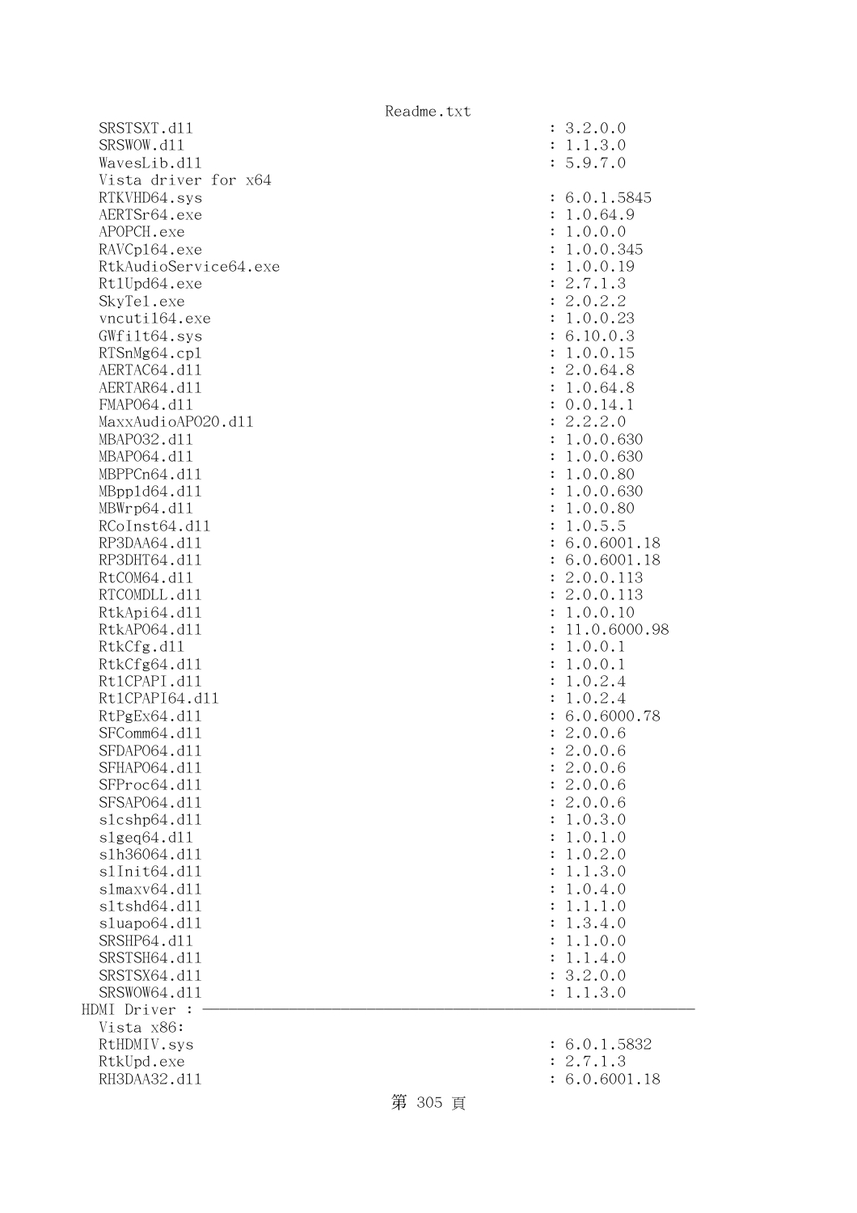```
  SRSTSXT.dll                                          : 3.2.0.0
  SRSWOW.dll                                           : 1.1.3.0
  WavesLib.dll                                         : 5.9.7.0
  Vista driver for x64
  RTKVHD64.sys                                         : 6.0.1.5845
  AERTSr64.exe                                         : 1.0.64.9
  APOPCH.exe                                           : 1.0.0.0
  RAVCpl64.exe                                         : 1.0.0.345
  RtkAudioService64.exe                                : 1.0.0.19
  RtlUpd64.exe                                         : 2.7.1.3
  SkyTel.exe                                           : 2.0.2.2
  vncutil64.exe                                        : 1.0.0.23
  GWfilt64.sys                                         : 6.10.0.3
  RTSnMg64.cpl                                         : 1.0.0.15
  AERTAC64.dll                                         : 2.0.64.8
  AERTAR64.dll                                         : 1.0.64.8
  FMAPO64.dll                                          : 0.0.14.1
  MaxxAudioAPO20.dll                                   : 2.2.2.0
  MBAPO32.dll                                          : 1.0.0.630
  MBAPO64.dll                                          : 1.0.0.630
  MBPPCn64.dll                                         : 1.0.0.80
  MBppld64.dll                                         : 1.0.0.630
  MBWrp64.dll                                          : 1.0.0.80
  RCoInst64.dll                                        : 1.0.5.5
  RP3DAA64.dll                                         : 6.0.6001.18
  RP3DHT64.dll                                         : 6.0.6001.18
  RtCOM64.dll                                          : 2.0.0.113
  RTCOMDLL.dll                                         : 2.0.0.113
  RtkApi64.dll                                         : 1.0.0.10
  RtkAPO64.dll                                         : 11.0.6000.98
  RtkCfg.dll                                           : 1.0.0.1
  RtkCfg64.dll                                         : 1.0.0.1
  RtlCPAPI.dll                                         : 1.0.2.4
  RtlCPAPI64.dll                                       : 1.0.2.4
  RtPgEx64.dll                                         : 6.0.6000.78
  SFComm64.dll                                         : 2.0.0.6
  SFDAPO64.dll                                         : 2.0.0.6
  SFHAPO64.dll                                         : 2.0.0.6
  SFProc64.dll                                         : 2.0.0.6
  SFSAPO64.dll                                         : 2.0.0.6
  slcshp64.dll                                         : 1.0.3.0
  slgeq64.dll                                          : 1.0.1.0
  slh36064.dll                                         : 1.0.2.0
  slInit64.dll                                         : 1.1.3.0
  slmaxv64.dll                                         : 1.0.4.0
  sltshd64.dll                                         : 1.1.1.0
  sluapo64.dll                                         : 1.3.4.0
  SRSHP64.dll                                          : 1.1.0.0
  SRSTSH64.dll                                         : 1.1.4.0
  SRSTSX64.dll                                         : 3.2.0.0
  SRSWOW64.dll                                         : 1.1.3.0
HDMI Driver : -------------------------------------------------------------
  Vista x86:
  RtHDMIV.sys                                          : 6.0.1.5832
  RtkUpd.exe                                           : 2.7.1.3
  RH3DAA32.dll                                         : 6.0.6001.18
```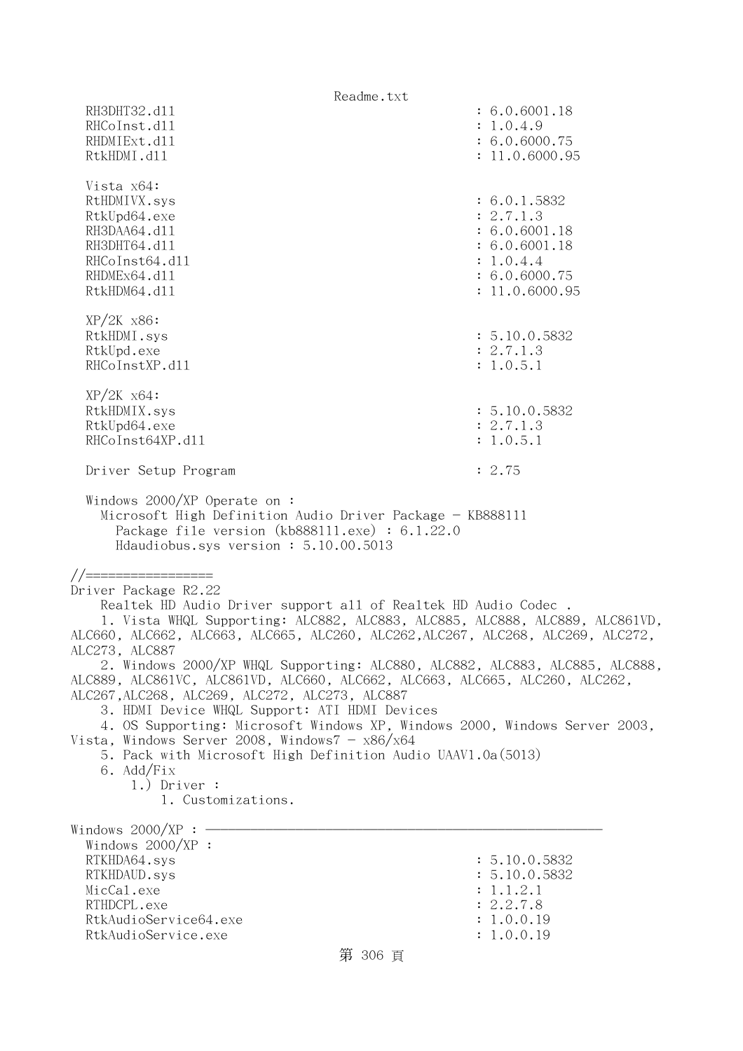```
  RH3DHT32.dll                                         : 6.0.6001.18
  RHCoInst.dll                                         : 1.0.4.9
  RHDMIExt.dll                                         : 6.0.6000.75
  RtkHDMI.dll                                          : 11.0.6000.95

  Vista x64:
  RtHDMIVX.sys                                         : 6.0.1.5832
  RtkUpd64.exe                                         : 2.7.1.3
  RH3DAA64.dll                                         : 6.0.6001.18
  RH3DHT64.dll                                         : 6.0.6001.18
  RHCoInst64.dll                                       : 1.0.4.4
  RHDMEx64.dll                                         : 6.0.6000.75
  RtkHDM64.dll                                         : 11.0.6000.95

  XP/2K x86:
  RtkHDMI.sys                                          : 5.10.0.5832
  RtkUpd.exe                                           : 2.7.1.3
  RHCoInstXP.dll                                       : 1.0.5.1

  XP/2K x64:
  RtkHDMIX.sys                                         : 5.10.0.5832
  RtkUpd64.exe                                         : 2.7.1.3
  RHCoInst64XP.dll                                     : 1.0.5.1

  Driver Setup Program                                 : 2.75

  Windows 2000/XP Operate on :
    Microsoft High Definition Audio Driver Package - KB888111
      Package file version (kb888111.exe) : 6.1.22.0
      Hdaudiobus.sys version : 5.10.00.5013

//=================
Driver Package R2.22
    Realtek HD Audio Driver support all of Realtek HD Audio Codec .
    1. Vista WHQL Supporting: ALC882, ALC883, ALC885, ALC888, ALC889, ALC861VD,
ALC660, ALC662, ALC663, ALC665, ALC260, ALC262,ALC267, ALC268, ALC269, ALC272,
ALC273, ALC887
    2. Windows 2000/XP WHQL Supporting: ALC880, ALC882, ALC883, ALC885, ALC888,
ALC889, ALC861VC, ALC861VD, ALC660, ALC662, ALC663, ALC665, ALC260, ALC262,
ALC267,ALC268, ALC269, ALC272, ALC273, ALC887
    3. HDMI Device WHQL Support: ATI HDMI Devices
    4. OS Supporting: Microsoft Windows XP, Windows 2000, Windows Server 2003,
Vista, Windows Server 2008, Windows7 - x86/x64
    5. Pack with Microsoft High Definition Audio UAAV1.0a(5013)
    6. Add/Fix
        1.) Driver :
            1. Customizations.

Windows 2000/XP : ----------------------------------------------------
  Windows 2000/XP :
  RTKHDA64.sys                                         : 5.10.0.5832
  RTKHDAUD.sys                                         : 5.10.0.5832
  MicCal.exe                                           : 1.1.2.1
  RTHDCPL.exe                                          : 2.2.7.8
  RtkAudioService64.exe                                : 1.0.0.19
  RtkAudioService.exe                                  : 1.0.0.19
```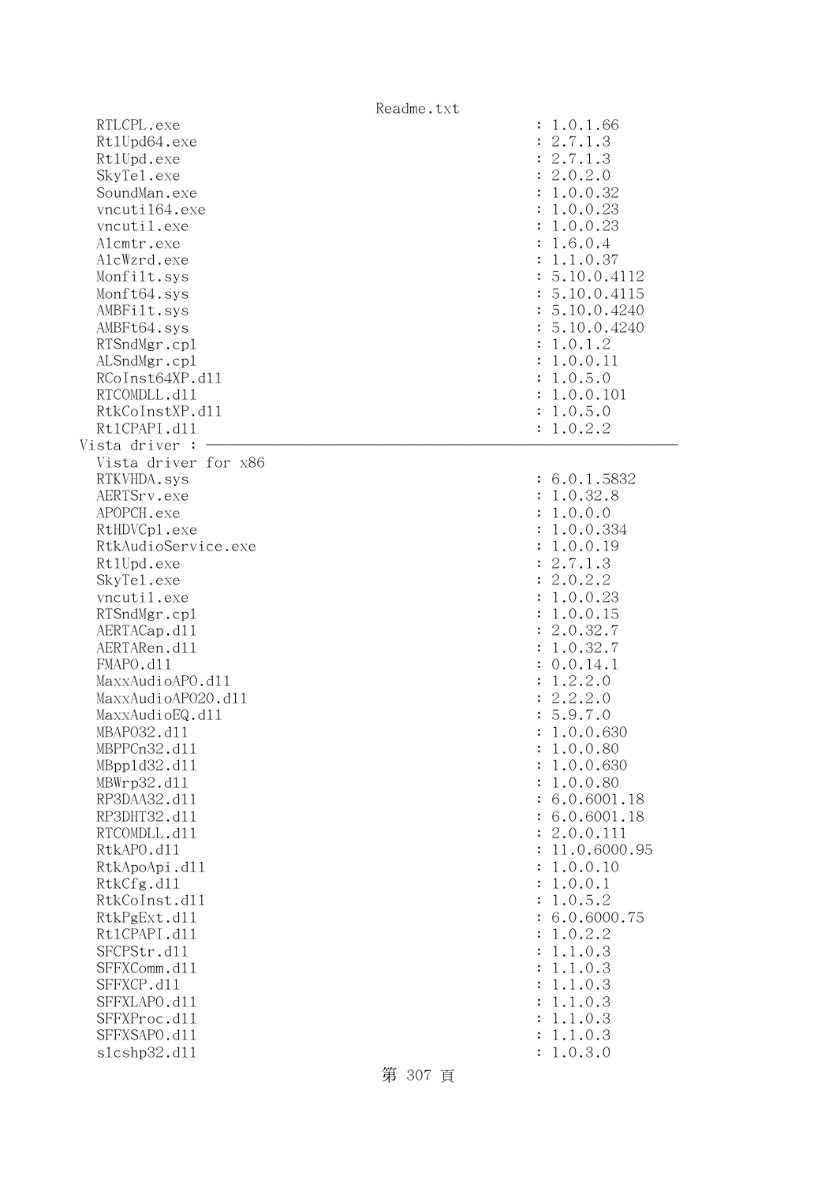```
    RTLCPL.exe                                           : 1.0.1.66
    Rt1Upd64.exe                                         : 2.7.1.3
    Rt1Upd.exe                                           : 2.7.1.3
    SkyTel.exe                                           : 2.0.2.0
    SoundMan.exe                                         : 1.0.0.32
    vncuti164.exe                                        : 1.0.0.23
    vncutil.exe                                          : 1.0.0.23
    Alcmtr.exe                                           : 1.6.0.4
    AlcWzrd.exe                                          : 1.1.0.37
    Monfilt.sys                                          : 5.10.0.4112
    Monft64.sys                                          : 5.10.0.4115
    AMBFilt.sys                                          : 5.10.0.4240
    AMBFt64.sys                                          : 5.10.0.4240
    RTSndMgr.cpl                                         : 1.0.1.2
    ALSndMgr.cpl                                         : 1.0.0.11
    RCoInst64XP.dll                                      : 1.0.5.0
    RTCOMDLL.dll                                         : 1.0.0.101
    RtkCoInstXP.dll                                      : 1.0.5.0
    Rt1CPAPI.dll                                         : 1.0.2.2
  Vista driver : ------------------------------------------------------------
    Vista driver for x86
    RTKVHDA.sys                                          : 6.0.1.5832
    AERTSrv.exe                                          : 1.0.32.8
    APOPCH.exe                                           : 1.0.0.0
    RtHDVCpl.exe                                         : 1.0.0.334
    RtkAudioService.exe                                  : 1.0.0.19
    Rt1Upd.exe                                           : 2.7.1.3
    SkyTel.exe                                           : 2.0.2.2
    vncutil.exe                                          : 1.0.0.23
    RTSndMgr.cpl                                         : 1.0.0.15
    AERTACap.dll                                         : 2.0.32.7
    AERTARen.dll                                         : 1.0.32.7
    FMAPO.dll                                            : 0.0.14.1
    MaxxAudioAPO.dll                                     : 1.2.2.0
    MaxxAudioAPO20.dll                                   : 2.2.2.0
    MaxxAudioEQ.dll                                      : 5.9.7.0
    MBAPO32.dll                                          : 1.0.0.630
    MBPPCn32.dll                                         : 1.0.0.80
    MBppld32.dll                                         : 1.0.0.630
    MBWrp32.dll                                          : 1.0.0.80
    RP3DAA32.dll                                         : 6.0.6001.18
    RP3DHT32.dll                                         : 6.0.6001.18
    RTCOMDLL.dll                                         : 2.0.0.111
    RtkAPO.dll                                           : 11.0.6000.95
    RtkApoApi.dll                                        : 1.0.0.10
    RtkCfg.dll                                           : 1.0.0.1
    RtkCoInst.dll                                        : 1.0.5.2
    RtkPgExt.dll                                         : 6.0.6000.75
    Rt1CPAPI.dll                                         : 1.0.2.2
    SFCPStr.dll                                          : 1.1.0.3
    SFFXComm.dll                                         : 1.1.0.3
    SFFXCP.dll                                           : 1.1.0.3
    SFFXLAPO.dll                                         : 1.1.0.3
    SFFXProc.dll                                         : 1.1.0.3
    SFFXSAPO.dll                                         : 1.1.0.3
    slcshp32.dll                                         : 1.0.3.0
```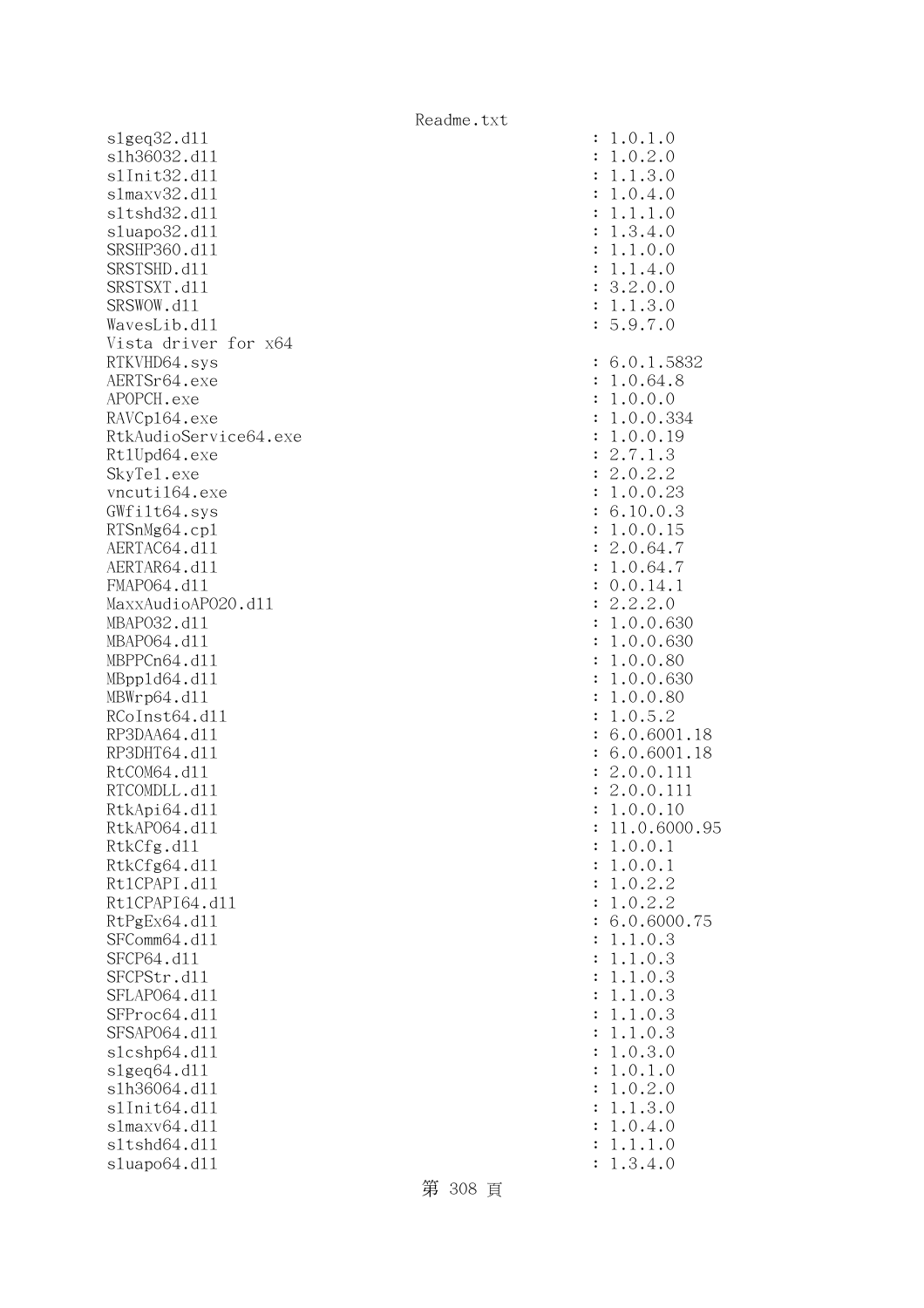```
slgeq32.dll                                          : 1.0.1.0
slh36032.dll                                         : 1.0.2.0
slInit32.dll                                         : 1.1.3.0
slmaxv32.dll                                         : 1.0.4.0
sltshd32.dll                                         : 1.1.1.0
sluapo32.dll                                         : 1.3.4.0
SRSHP360.dll                                         : 1.1.0.0
SRSTSHD.dll                                          : 1.1.4.0
SRSTSXT.dll                                          : 3.2.0.0
SRSWOW.dll                                           : 1.1.3.0
WavesLib.dll                                         : 5.9.7.0
Vista driver for x64
RTKVHD64.sys                                         : 6.0.1.5832
AERTSr64.exe                                         : 1.0.64.8
APOPCH.exe                                           : 1.0.0.0
RAVCpl64.exe                                         : 1.0.0.334
RtkAudioService64.exe                                : 1.0.0.19
RtlUpd64.exe                                         : 2.7.1.3
SkyTel.exe                                           : 2.0.2.2
vncutil64.exe                                        : 1.0.0.23
GWfilt64.sys                                         : 6.10.0.3
RTSnMg64.cpl                                         : 1.0.0.15
AERTAC64.dll                                         : 2.0.64.7
AERTAR64.dll                                         : 1.0.64.7
FMAPO64.dll                                          : 0.0.14.1
MaxxAudioAPO20.dll                                   : 2.2.2.0
MBAPO32.dll                                          : 1.0.0.630
MBAPO64.dll                                          : 1.0.0.630
MBPPCn64.dll                                         : 1.0.0.80
MBppld64.dll                                         : 1.0.0.630
MBWrp64.dll                                          : 1.0.0.80
RCoInst64.dll                                        : 1.0.5.2
RP3DAA64.dll                                         : 6.0.6001.18
RP3DHT64.dll                                         : 6.0.6001.18
RtCOM64.dll                                          : 2.0.0.111
RTCOMDLL.dll                                         : 2.0.0.111
RtkApi64.dll                                         : 1.0.0.10
RtkAPO64.dll                                         : 11.0.6000.95
RtkCfg.dll                                           : 1.0.0.1
RtkCfg64.dll                                         : 1.0.0.1
RtlCPAPI.dll                                         : 1.0.2.2
RtlCPAPI64.dll                                       : 1.0.2.2
RtPgEx64.dll                                         : 6.0.6000.75
SFComm64.dll                                         : 1.1.0.3
SFCP64.dll                                           : 1.1.0.3
SFCPStr.dll                                          : 1.1.0.3
SFLAPO64.dll                                         : 1.1.0.3
SFProc64.dll                                         : 1.1.0.3
SFSAPO64.dll                                         : 1.1.0.3
slcshp64.dll                                         : 1.0.3.0
slgeq64.dll                                          : 1.0.1.0
slh36064.dll                                         : 1.0.2.0
slInit64.dll                                         : 1.1.3.0
slmaxv64.dll                                         : 1.0.4.0
sltshd64.dll                                         : 1.1.1.0
sluapo64.dll                                         : 1.3.4.0
```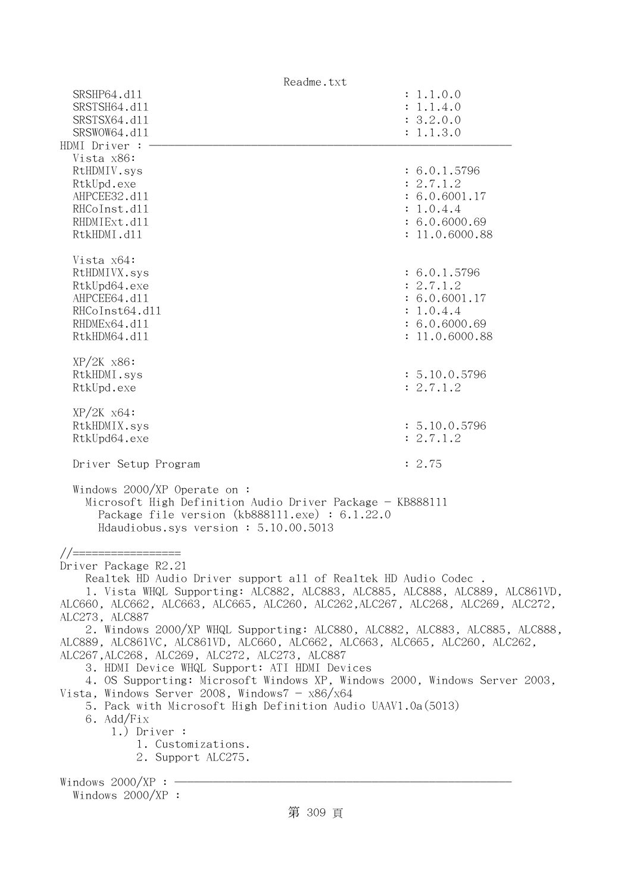```
   SRSHP64.dll                                        : 1.1.0.0
   SRSTSH64.dll                                       : 1.1.4.0
   SRSTSX64.dll                                       : 3.2.0.0
   SRSWOW64.dll                                       : 1.1.3.0
HDMI Driver : ------------------------------------------------------------
   Vista x86:
   RtHDMIV.sys                                        : 6.0.1.5796
   RtkUpd.exe                                         : 2.7.1.2
   AHPCEE32.dll                                       : 6.0.6001.17
   RHCoInst.dll                                       : 1.0.4.4
   RHDMIExt.dll                                       : 6.0.6000.69
   RtkHDMI.dll                                        : 11.0.6000.88

   Vista x64:
   RtHDMIVX.sys                                       : 6.0.1.5796
   RtkUpd64.exe                                       : 2.7.1.2
   AHPCEE64.dll                                       : 6.0.6001.17
   RHCoInst64.dll                                     : 1.0.4.4
   RHDMEx64.dll                                       : 6.0.6000.69
   RtkHDM64.dll                                       : 11.0.6000.88

   XP/2K x86:
   RtkHDMI.sys                                        : 5.10.0.5796
   RtkUpd.exe                                         : 2.7.1.2

   XP/2K x64:
   RtkHDMIX.sys                                       : 5.10.0.5796
   RtkUpd64.exe                                       : 2.7.1.2

   Driver Setup Program                               : 2.75

   Windows 2000/XP Operate on :
     Microsoft High Definition Audio Driver Package - KB888111
       Package file version (kb888111.exe) : 6.1.22.0
       Hdaudiobus.sys version : 5.10.00.5013

//=================
Driver Package R2.21
    Realtek HD Audio Driver support all of Realtek HD Audio Codec .
    1. Vista WHQL Supporting: ALC882, ALC883, ALC885, ALC888, ALC889, ALC861VD,
ALC660, ALC662, ALC663, ALC665, ALC260, ALC262,ALC267, ALC268, ALC269, ALC272,
ALC273, ALC887
    2. Windows 2000/XP WHQL Supporting: ALC880, ALC882, ALC883, ALC885, ALC888,
ALC889, ALC861VC, ALC861VD, ALC660, ALC662, ALC663, ALC665, ALC260, ALC262,
ALC267,ALC268, ALC269, ALC272, ALC273, ALC887
    3. HDMI Device WHQL Support: ATI HDMI Devices
    4. OS Supporting: Microsoft Windows XP, Windows 2000, Windows Server 2003,
Vista, Windows Server 2008, Windows7 - x86/x64
    5. Pack with Microsoft High Definition Audio UAAV1.0a(5013)
    6. Add/Fix
        1.) Driver :
            1. Customizations.
            2. Support ALC275.

Windows 2000/XP : --------------------------------------------------------
   Windows 2000/XP :
```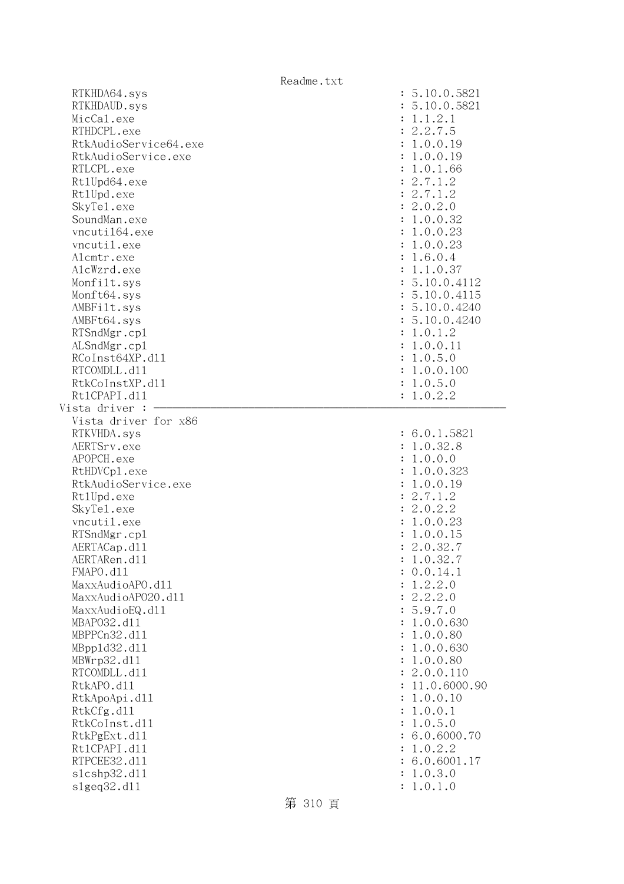```
  RTKHDA64.sys                                        : 5.10.0.5821
  RTKHDAUD.sys                                        : 5.10.0.5821
  MicCal.exe                                          : 1.1.2.1
  RTHDCPL.exe                                         : 2.2.7.5
  RtkAudioService64.exe                               : 1.0.0.19
  RtkAudioService.exe                                 : 1.0.0.19
  RTLCPL.exe                                          : 1.0.1.66
  RtlUpd64.exe                                        : 2.7.1.2
  RtlUpd.exe                                          : 2.7.1.2
  SkyTel.exe                                          : 2.0.2.0
  SoundMan.exe                                        : 1.0.0.32
  vncutil64.exe                                       : 1.0.0.23
  vncutil.exe                                         : 1.0.0.23
  Alcmtr.exe                                          : 1.6.0.4
  AlcWzrd.exe                                         : 1.1.0.37
  Monfilt.sys                                         : 5.10.0.4112
  Monft64.sys                                         : 5.10.0.4115
  AMBFilt.sys                                         : 5.10.0.4240
  AMBFt64.sys                                         : 5.10.0.4240
  RTSndMgr.cpl                                        : 1.0.1.2
  ALSndMgr.cpl                                        : 1.0.0.11
  RCoInst64XP.dll                                     : 1.0.5.0
  RTCOMDLL.dll                                        : 1.0.0.100
  RtkCoInstXP.dll                                     : 1.0.5.0
  RtlCPAPI.dll                                        : 1.0.2.2
Vista driver : ----------------------------------------------------------------
  Vista driver for x86
  RTKVHDA.sys                                         : 6.0.1.5821
  AERTSrv.exe                                         : 1.0.32.8
  APOPCH.exe                                          : 1.0.0.0
  RtHDVCpl.exe                                        : 1.0.0.323
  RtkAudioService.exe                                 : 1.0.0.19
  RtlUpd.exe                                          : 2.7.1.2
  SkyTel.exe                                          : 2.0.2.2
  vncutil.exe                                         : 1.0.0.23
  RTSndMgr.cpl                                        : 1.0.0.15
  AERTACap.dll                                        : 2.0.32.7
  AERTARen.dll                                        : 1.0.32.7
  FMAPO.dll                                           : 0.0.14.1
  MaxxAudioAPO.dll                                    : 1.2.2.0
  MaxxAudioAPO20.dll                                  : 2.2.2.0
  MaxxAudioEQ.dll                                     : 5.9.7.0
  MBAPO32.dll                                         : 1.0.0.630
  MBPPCn32.dll                                        : 1.0.0.80
  MBppld32.dll                                        : 1.0.0.630
  MBWrp32.dll                                         : 1.0.0.80
  RTCOMDLL.dll                                        : 2.0.0.110
  RtkAPO.dll                                          : 11.0.6000.90
  RtkApoApi.dll                                       : 1.0.0.10
  RtkCfg.dll                                          : 1.0.0.1
  RtkCoInst.dll                                       : 1.0.5.0
  RtkPgExt.dll                                        : 6.0.6000.70
  RtlCPAPI.dll                                        : 1.0.2.2
  RTPCEE32.dll                                        : 6.0.6001.17
  slcshp32.dll                                        : 1.0.3.0
  slgeq32.dll                                         : 1.0.1.0
```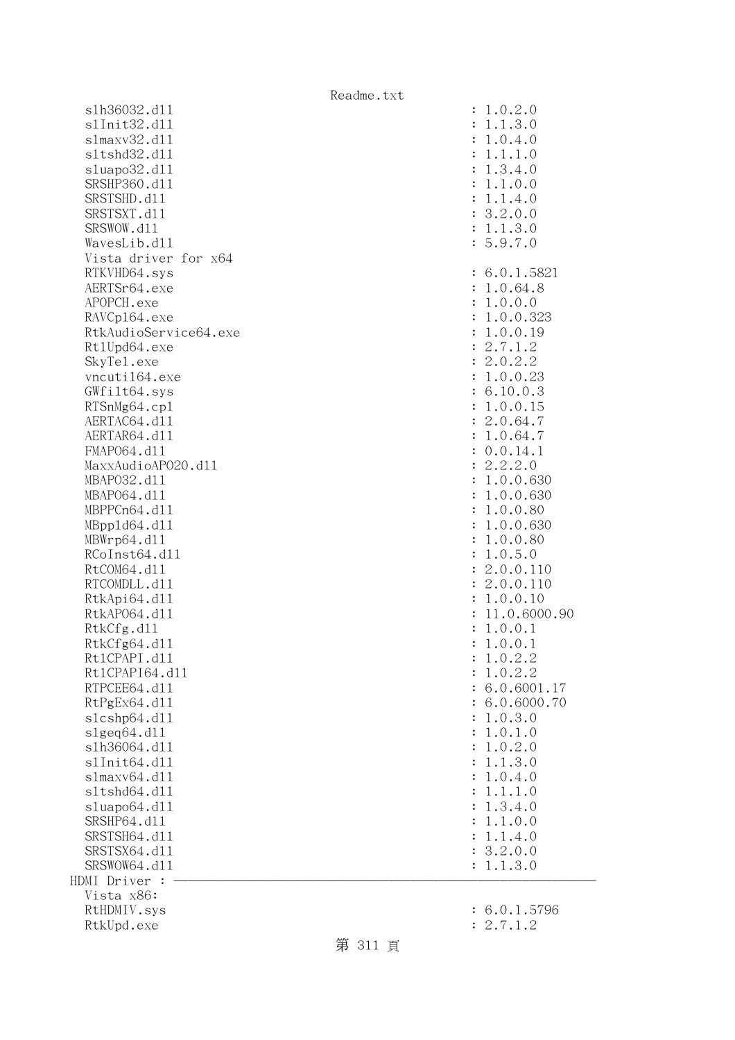```
  slh36032.dll                                        : 1.0.2.0
  slInit32.dll                                        : 1.1.3.0
  slmaxv32.dll                                        : 1.0.4.0
  sltshd32.dll                                        : 1.1.1.0
  sluapo32.dll                                        : 1.3.4.0
  SRSHP360.dll                                        : 1.1.0.0
  SRSTSHD.dll                                         : 1.1.4.0
  SRSTSXT.dll                                         : 3.2.0.0
  SRSWOW.dll                                          : 1.1.3.0
  WavesLib.dll                                        : 5.9.7.0
  Vista driver for x64
  RTKVHD64.sys                                        : 6.0.1.5821
  AERTSr64.exe                                        : 1.0.64.8
  APOPCH.exe                                          : 1.0.0.0
  RAVCpl64.exe                                        : 1.0.0.323
  RtkAudioService64.exe                               : 1.0.0.19
  RtlUpd64.exe                                        : 2.7.1.2
  SkyTel.exe                                          : 2.0.2.2
  vncutil64.exe                                       : 1.0.0.23
  GWfilt64.sys                                        : 6.10.0.3
  RTSnMg64.cpl                                        : 1.0.0.15
  AERTAC64.dll                                        : 2.0.64.7
  AERTAR64.dll                                        : 1.0.64.7
  FMAPO64.dll                                         : 0.0.14.1
  MaxxAudioAPO20.dll                                  : 2.2.2.0
  MBAPO32.dll                                         : 1.0.0.630
  MBAPO64.dll                                         : 1.0.0.630
  MBPPCn64.dll                                        : 1.0.0.80
  MBppld64.dll                                        : 1.0.0.630
  MBWrp64.dll                                         : 1.0.0.80
  RCoInst64.dll                                       : 1.0.5.0
  RtCOM64.dll                                         : 2.0.0.110
  RTCOMDLL.dll                                        : 2.0.0.110
  RtkApi64.dll                                        : 1.0.0.10
  RtkAPO64.dll                                        : 11.0.6000.90
  RtkCfg.dll                                          : 1.0.0.1
  RtkCfg64.dll                                        : 1.0.0.1
  RtlCPAPI.dll                                        : 1.0.2.2
  RtlCPAPI64.dll                                      : 1.0.2.2
  RTPCEE64.dll                                        : 6.0.6001.17
  RtPgEx64.dll                                        : 6.0.6000.70
  slcshp64.dll                                        : 1.0.3.0
  slgeq64.dll                                         : 1.0.1.0
  slh36064.dll                                        : 1.0.2.0
  slInit64.dll                                        : 1.1.3.0
  slmaxv64.dll                                        : 1.0.4.0
  sltshd64.dll                                        : 1.1.1.0
  sluapo64.dll                                        : 1.3.4.0
  SRSHP64.dll                                         : 1.1.0.0
  SRSTSH64.dll                                        : 1.1.4.0
  SRSTSX64.dll                                        : 3.2.0.0
  SRSWOW64.dll                                        : 1.1.3.0
HDMI Driver : ---------------------------------------------------------------
  Vista x86:
  RtHDMIV.sys                                         : 6.0.1.5796
  RtkUpd.exe                                          : 2.7.1.2
```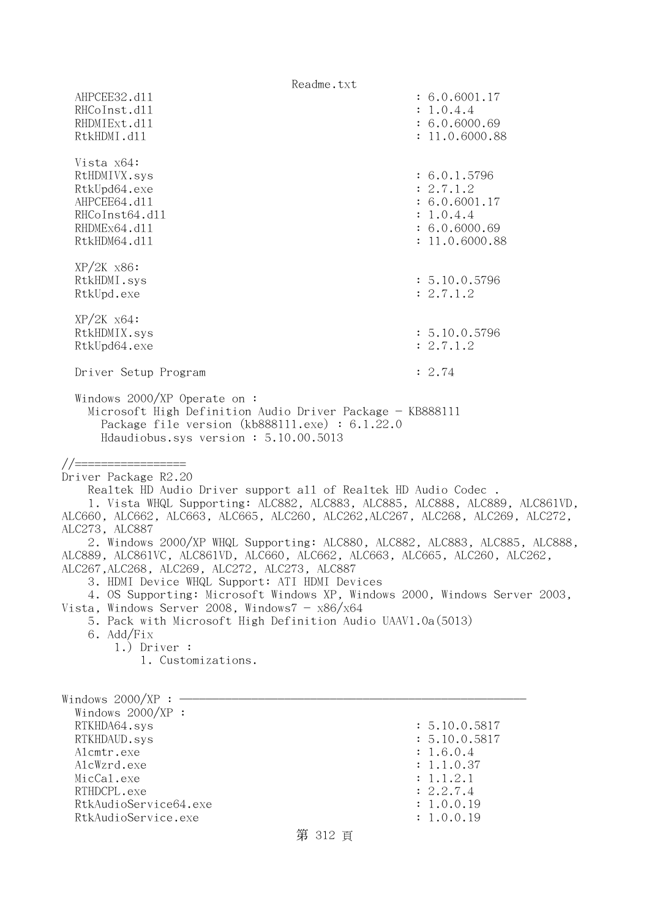```
  AHPCEE32.dll                                          : 6.0.6001.17
  RHCoInst.dll                                          : 1.0.4.4
  RHDMIExt.dll                                          : 6.0.6000.69
  RtkHDMI.dll                                           : 11.0.6000.88

  Vista x64:
  RtHDMIVX.sys                                          : 6.0.1.5796
  RtkUpd64.exe                                          : 2.7.1.2
  AHPCEE64.dll                                          : 6.0.6001.17
  RHCoInst64.dll                                        : 1.0.4.4
  RHDMEx64.dll                                          : 6.0.6000.69
  RtkHDM64.dll                                          : 11.0.6000.88

  XP/2K x86:
  RtkHDMI.sys                                           : 5.10.0.5796
  RtkUpd.exe                                            : 2.7.1.2

  XP/2K x64:
  RtkHDMIX.sys                                          : 5.10.0.5796
  RtkUpd64.exe                                          : 2.7.1.2

  Driver Setup Program                                  : 2.74

  Windows 2000/XP Operate on :
    Microsoft High Definition Audio Driver Package - KB888111
      Package file version (kb888111.exe) : 6.1.22.0
      Hdaudiobus.sys version : 5.10.00.5013

//=================
Driver Package R2.20
    Realtek HD Audio Driver support all of Realtek HD Audio Codec .
    1. Vista WHQL Supporting: ALC882, ALC883, ALC885, ALC888, ALC889, ALC861VD,
ALC660, ALC662, ALC663, ALC665, ALC260, ALC262,ALC267, ALC268, ALC269, ALC272,
ALC273, ALC887
    2. Windows 2000/XP WHQL Supporting: ALC880, ALC882, ALC883, ALC885, ALC888,
ALC889, ALC861VC, ALC861VD, ALC660, ALC662, ALC663, ALC665, ALC260, ALC262,
ALC267,ALC268, ALC269, ALC272, ALC273, ALC887
    3. HDMI Device WHQL Support: ATI HDMI Devices
    4. OS Supporting: Microsoft Windows XP, Windows 2000, Windows Server 2003,
Vista, Windows Server 2008, Windows7 - x86/x64
    5. Pack with Microsoft High Definition Audio UAAV1.0a(5013)
    6. Add/Fix
        1.) Driver :
            1. Customizations.


Windows 2000/XP : ------------------------------------------------------
  Windows 2000/XP :
  RTKHDA64.sys                                          : 5.10.0.5817
  RTKHDAUD.sys                                          : 5.10.0.5817
  Alcmtr.exe                                            : 1.6.0.4
  AlcWzrd.exe                                           : 1.1.0.37
  MicCal.exe                                            : 1.1.2.1
  RTHDCPL.exe                                           : 2.2.7.4
  RtkAudioService64.exe                                 : 1.0.0.19
  RtkAudioService.exe                                   : 1.0.0.19
```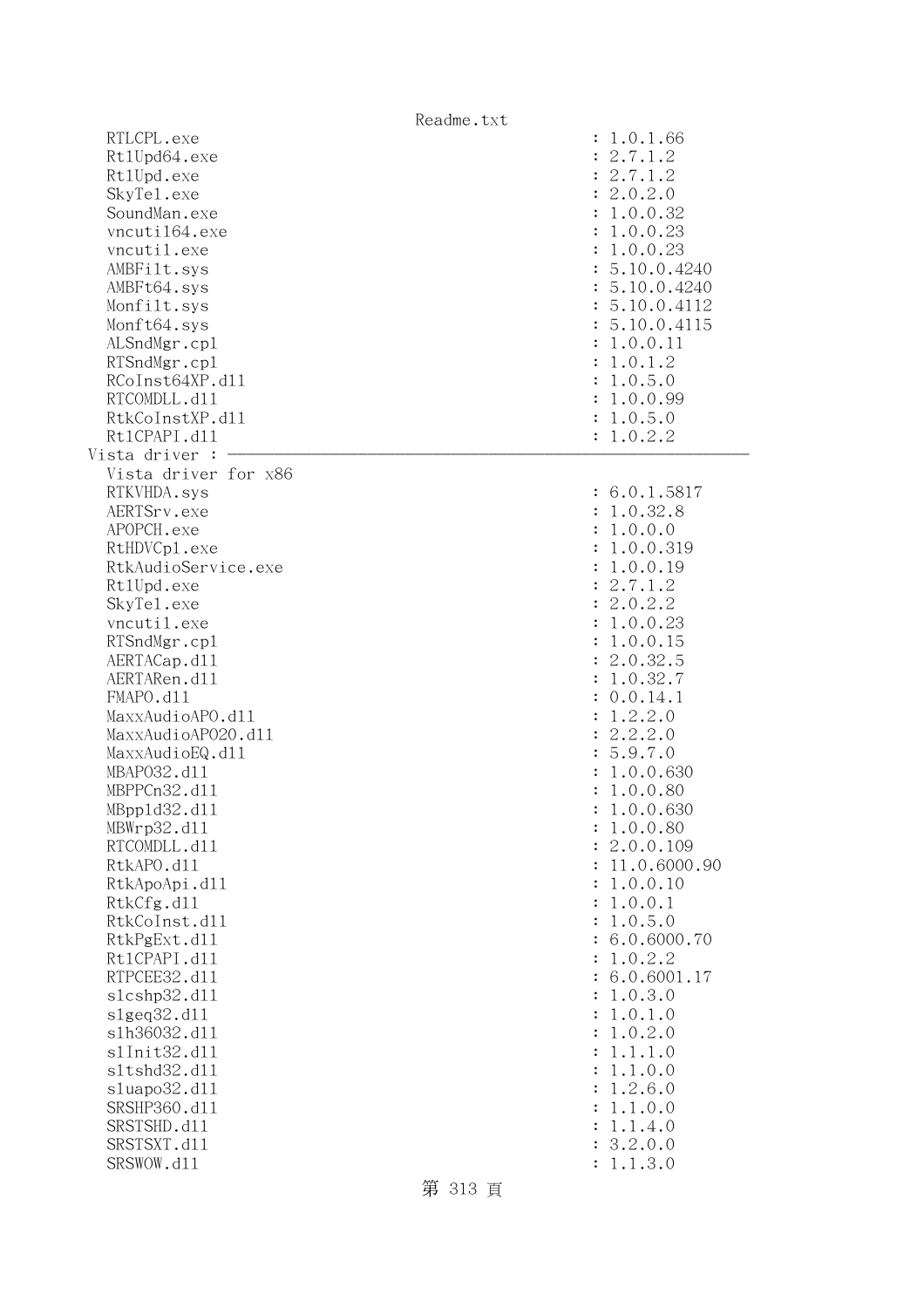```
  RTLCPL.exe                                            : 1.0.1.66
  RtlUpd64.exe                                          : 2.7.1.2
  RtlUpd.exe                                            : 2.7.1.2
  SkyTel.exe                                            : 2.0.2.0
  SoundMan.exe                                          : 1.0.0.32
  vncutil64.exe                                         : 1.0.0.23
  vncutil.exe                                           : 1.0.0.23
  AMBFilt.sys                                           : 5.10.0.4240
  AMBFt64.sys                                           : 5.10.0.4240
  Monfilt.sys                                           : 5.10.0.4112
  Monft64.sys                                           : 5.10.0.4115
  ALSndMgr.cpl                                          : 1.0.0.11
  RTSndMgr.cpl                                          : 1.0.1.2
  RCoInst64XP.dll                                       : 1.0.5.0
  RTCOMDLL.dll                                          : 1.0.0.99
  RtkCoInstXP.dll                                       : 1.0.5.0
  RtlCPAPI.dll                                          : 1.0.2.2
Vista driver : ------------------------------------------------------------
  Vista driver for x86
  RTKVHDA.sys                                           : 6.0.1.5817
  AERTSrv.exe                                           : 1.0.32.8
  APOPCH.exe                                            : 1.0.0.0
  RtHDVCpl.exe                                          : 1.0.0.319
  RtkAudioService.exe                                   : 1.0.0.19
  RtlUpd.exe                                            : 2.7.1.2
  SkyTel.exe                                            : 2.0.2.2
  vncutil.exe                                           : 1.0.0.23
  RTSndMgr.cpl                                          : 1.0.0.15
  AERTACap.dll                                          : 2.0.32.5
  AERTARen.dll                                          : 1.0.32.7
  FMAPO.dll                                             : 0.0.14.1
  MaxxAudioAPO.dll                                      : 1.2.2.0
  MaxxAudioAPO20.dll                                    : 2.2.2.0
  MaxxAudioEQ.dll                                       : 5.9.7.0
  MBAPO32.dll                                           : 1.0.0.630
  MBPPCn32.dll                                          : 1.0.0.80
  MBppld32.dll                                          : 1.0.0.630
  MBWrp32.dll                                           : 1.0.0.80
  RTCOMDLL.dll                                          : 2.0.0.109
  RtkAPO.dll                                            : 11.0.6000.90
  RtkApoApi.dll                                         : 1.0.0.10
  RtkCfg.dll                                            : 1.0.0.1
  RtkCoInst.dll                                         : 1.0.5.0
  RtkPgExt.dll                                          : 6.0.6000.70
  RtlCPAPI.dll                                          : 1.0.2.2
  RTPCEE32.dll                                          : 6.0.6001.17
  slcshp32.dll                                          : 1.0.3.0
  slgeq32.dll                                           : 1.0.1.0
  slh36032.dll                                          : 1.0.2.0
  slInit32.dll                                          : 1.1.1.0
  sltshd32.dll                                          : 1.1.0.0
  sluapo32.dll                                          : 1.2.6.0
  SRSHP360.dll                                          : 1.1.0.0
  SRSTSHD.dll                                           : 1.1.4.0
  SRSTSXT.dll                                           : 3.2.0.0
  SRSWOW.dll                                            : 1.1.3.0
```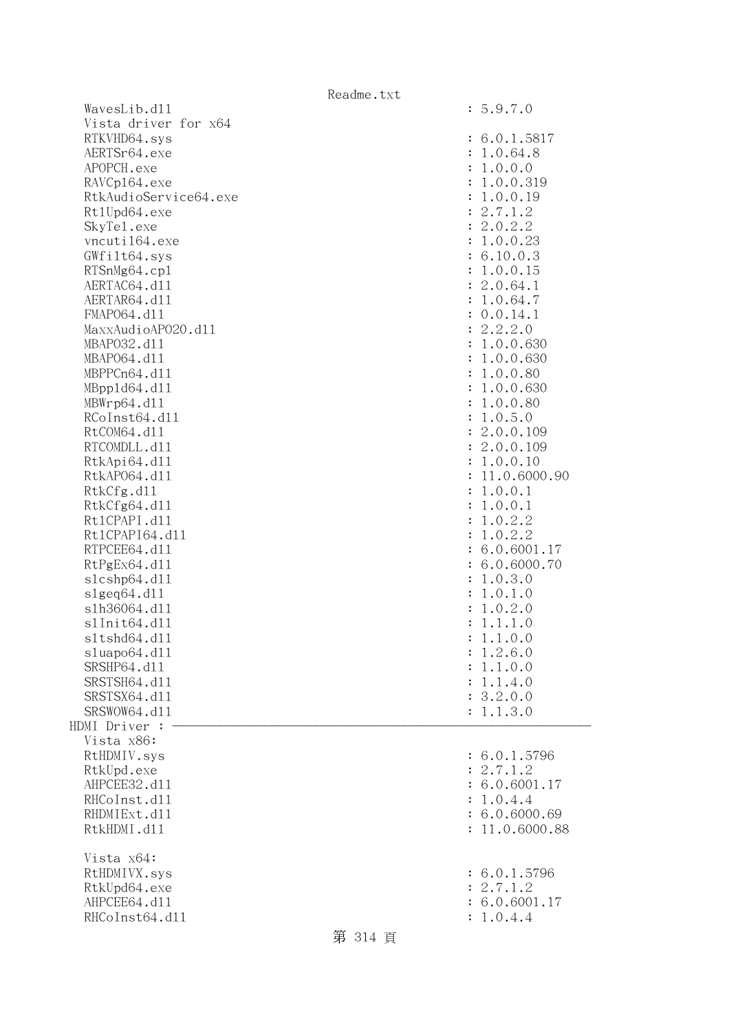```
  WavesLib.dll                                         : 5.9.7.0
  Vista driver for x64
  RTKVHD64.sys                                         : 6.0.1.5817
  AERTSr64.exe                                         : 1.0.64.8
  APOPCH.exe                                           : 1.0.0.0
  RAVCpl64.exe                                         : 1.0.0.319
  RtkAudioService64.exe                                : 1.0.0.19
  RtlUpd64.exe                                         : 2.7.1.2
  SkyTel.exe                                           : 2.0.2.2
  vncutil64.exe                                        : 1.0.0.23
  GWfilt64.sys                                         : 6.10.0.3
  RTSnMg64.cpl                                         : 1.0.0.15
  AERTAC64.dll                                         : 2.0.64.1
  AERTAR64.dll                                         : 1.0.64.7
  FMAPO64.dll                                          : 0.0.14.1
  MaxxAudioAPO20.dll                                   : 2.2.2.0
  MBAPO32.dll                                          : 1.0.0.630
  MBAPO64.dll                                          : 1.0.0.630
  MBPPCn64.dll                                         : 1.0.0.80
  MBppld64.dll                                         : 1.0.0.630
  MBWrp64.dll                                          : 1.0.0.80
  RCoInst64.dll                                        : 1.0.5.0
  RtCOM64.dll                                          : 2.0.0.109
  RTCOMDLL.dll                                         : 2.0.0.109
  RtkApi64.dll                                         : 1.0.0.10
  RtkAPO64.dll                                         : 11.0.6000.90
  RtkCfg.dll                                           : 1.0.0.1
  RtkCfg64.dll                                         : 1.0.0.1
  RtlCPAPI.dll                                         : 1.0.2.2
  RtlCPAPI64.dll                                       : 1.0.2.2
  RTPCEE64.dll                                         : 6.0.6001.17
  RtPgEx64.dll                                         : 6.0.6000.70
  slcshp64.dll                                         : 1.0.3.0
  slgeq64.dll                                          : 1.0.1.0
  slh36064.dll                                         : 1.0.2.0
  slInit64.dll                                         : 1.1.1.0
  sltshd64.dll                                         : 1.1.0.0
  sluapo64.dll                                         : 1.2.6.0
  SRSHP64.dll                                          : 1.1.0.0
  SRSTSH64.dll                                         : 1.1.4.0
  SRSTSX64.dll                                         : 3.2.0.0
  SRSWOW64.dll                                         : 1.1.3.0
HDMI Driver : ------------------------------------------------------------
  Vista x86:
  RtHDMIV.sys                                          : 6.0.1.5796
  RtkUpd.exe                                           : 2.7.1.2
  AHPCEE32.dll                                         : 6.0.6001.17
  RHCoInst.dll                                         : 1.0.4.4
  RHDMIExt.dll                                         : 6.0.6000.69
  RtkHDMI.dll                                          : 11.0.6000.88

  Vista x64:
  RtHDMIVX.sys                                         : 6.0.1.5796
  RtkUpd64.exe                                         : 2.7.1.2
  AHPCEE64.dll                                         : 6.0.6001.17
  RHCoInst64.dll                                       : 1.0.4.4
```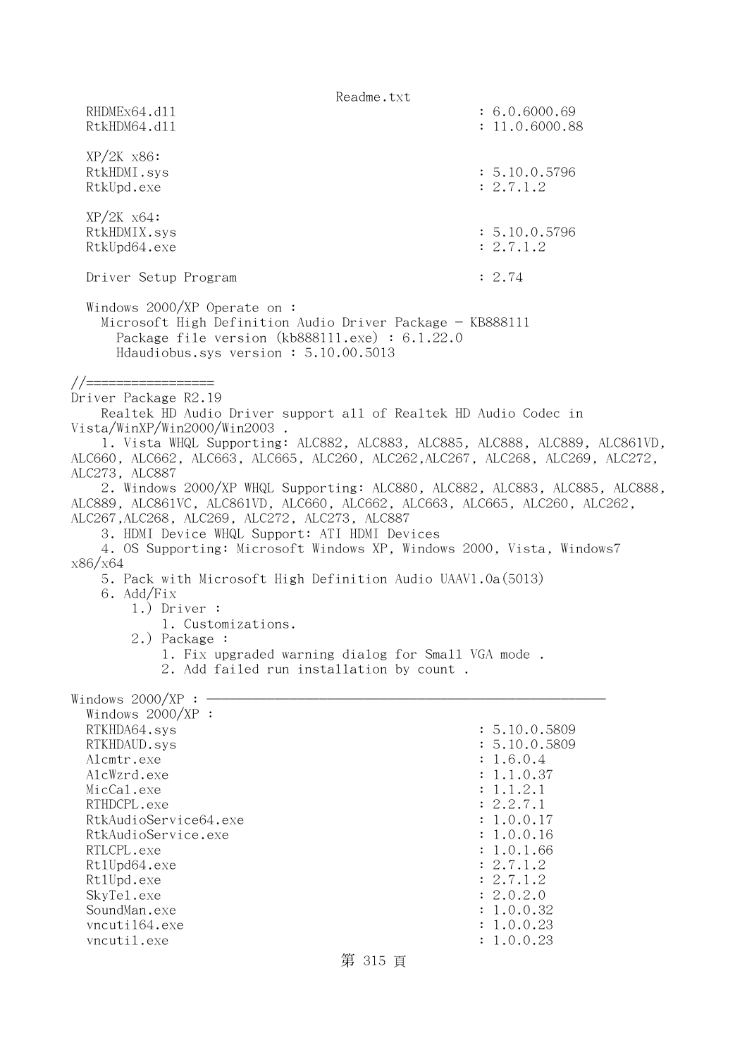```
  RHDMEx64.dll                                        : 6.0.6000.69
  RtkHDM64.dll                                        : 11.0.6000.88

  XP/2K x86:
  RtkHDMI.sys                                         : 5.10.0.5796
  RtkUpd.exe                                          : 2.7.1.2

  XP/2K x64:
  RtkHDMIX.sys                                        : 5.10.0.5796
  RtkUpd64.exe                                        : 2.7.1.2

  Driver Setup Program                                : 2.74

  Windows 2000/XP Operate on :
    Microsoft High Definition Audio Driver Package - KB888111
      Package file version (kb888111.exe) : 6.1.22.0
      Hdaudiobus.sys version : 5.10.00.5013

//=================
Driver Package R2.19
    Realtek HD Audio Driver support all of Realtek HD Audio Codec in 
Vista/WinXP/Win2000/Win2003 .
    1. Vista WHQL Supporting: ALC882, ALC883, ALC885, ALC888, ALC889, ALC861VD, 
ALC660, ALC662, ALC663, ALC665, ALC260, ALC262,ALC267, ALC268, ALC269, ALC272, 
ALC273, ALC887
    2. Windows 2000/XP WHQL Supporting: ALC880, ALC882, ALC883, ALC885, ALC888, 
ALC889, ALC861VC, ALC861VD, ALC660, ALC662, ALC663, ALC665, ALC260, ALC262, 
ALC267,ALC268, ALC269, ALC272, ALC273, ALC887
    3. HDMI Device WHQL Support: ATI HDMI Devices
    4. OS Supporting: Microsoft Windows XP, Windows 2000, Vista, Windows7 
x86/x64
    5. Pack with Microsoft High Definition Audio UAAV1.0a(5013)
    6. Add/Fix
        1.) Driver :
            1. Customizations.
        2.) Package :
            1. Fix upgraded warning dialog for Small VGA mode .
            2. Add failed run installation by count .

Windows 2000/XP : ----------------------------------------------------
  Windows 2000/XP :
  RTKHDA64.sys                                        : 5.10.0.5809
  RTKHDAUD.sys                                        : 5.10.0.5809
  Alcmtr.exe                                          : 1.6.0.4
  AlcWzrd.exe                                         : 1.1.0.37
  MicCal.exe                                          : 1.1.2.1
  RTHDCPL.exe                                         : 2.2.7.1
  RtkAudioService64.exe                               : 1.0.0.17
  RtkAudioService.exe                                 : 1.0.0.16
  RTLCPL.exe                                          : 1.0.1.66
  RtlUpd64.exe                                        : 2.7.1.2
  RtlUpd.exe                                          : 2.7.1.2
  SkyTel.exe                                          : 2.0.2.0
  SoundMan.exe                                        : 1.0.0.32
  vncutil64.exe                                       : 1.0.0.23
  vncutil.exe                                         : 1.0.0.23
```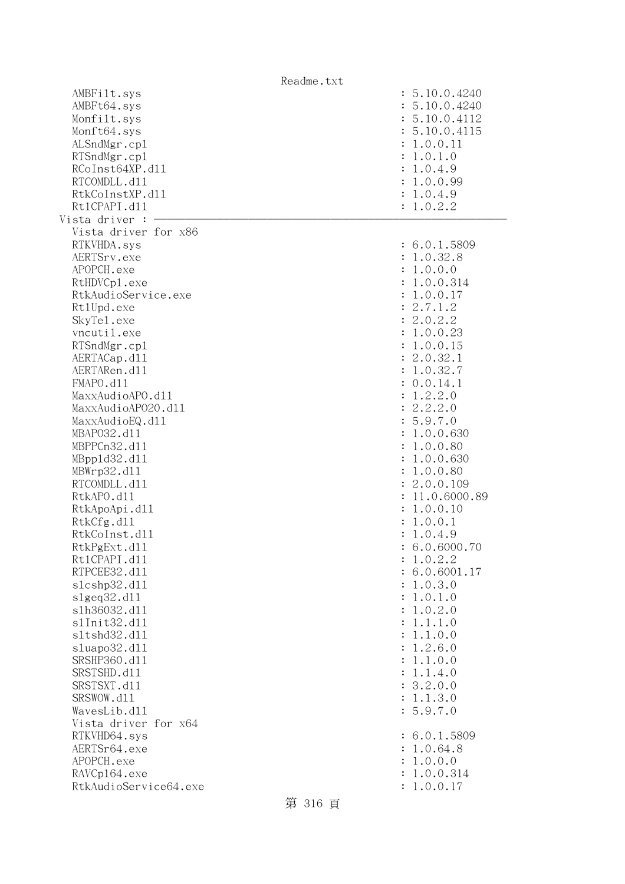```
AMBFilt.sys                                          : 5.10.0.4240
AMBFt64.sys                                          : 5.10.0.4240
Monfilt.sys                                          : 5.10.0.4112
Monft64.sys                                          : 5.10.0.4115
ALSndMgr.cpl                                         : 1.0.0.11
RTSndMgr.cpl                                         : 1.0.1.0
RCoInst64XP.dll                                      : 1.0.4.9
RTCOMDLL.dll                                         : 1.0.0.99
RtkCoInstXP.dll                                      : 1.0.4.9
RtlCPAPI.dll                                         : 1.0.2.2
Vista driver : ----------------------------------------------------------
Vista driver for x86
RTKVHDA.sys                                          : 6.0.1.5809
AERTSrv.exe                                          : 1.0.32.8
APOPCH.exe                                           : 1.0.0.0
RtHDVCpl.exe                                         : 1.0.0.314
RtkAudioService.exe                                  : 1.0.0.17
RtlUpd.exe                                           : 2.7.1.2
SkyTel.exe                                           : 2.0.2.2
vncutil.exe                                          : 1.0.0.23
RTSndMgr.cpl                                         : 1.0.0.15
AERTACap.dll                                         : 2.0.32.1
AERTARen.dll                                         : 1.0.32.7
FMAPO.dll                                            : 0.0.14.1
MaxxAudioAPO.dll                                     : 1.2.2.0
MaxxAudioAPO20.dll                                   : 2.2.2.0
MaxxAudioEQ.dll                                      : 5.9.7.0
MBAPO32.dll                                          : 1.0.0.630
MBPPCn32.dll                                         : 1.0.0.80
MBppld32.dll                                         : 1.0.0.630
MBWrp32.dll                                          : 1.0.0.80
RTCOMDLL.dll                                         : 2.0.0.109
RtkAPO.dll                                           : 11.0.6000.89
RtkApoApi.dll                                        : 1.0.0.10
RtkCfg.dll                                           : 1.0.0.1
RtkCoInst.dll                                        : 1.0.4.9
RtkPgExt.dll                                         : 6.0.6000.70
RtlCPAPI.dll                                         : 1.0.2.2
RTPCEE32.dll                                         : 6.0.6001.17
slcshp32.dll                                         : 1.0.3.0
slgeq32.dll                                          : 1.0.1.0
slh36032.dll                                         : 1.0.2.0
slInit32.dll                                         : 1.1.1.0
sltshd32.dll                                         : 1.1.0.0
sluapo32.dll                                         : 1.2.6.0
SRSHP360.dll                                         : 1.1.0.0
SRSTSHD.dll                                          : 1.1.4.0
SRSTSXT.dll                                          : 3.2.0.0
SRSWOW.dll                                           : 1.1.3.0
WavesLib.dll                                         : 5.9.7.0
Vista driver for x64
RTKVHD64.sys                                         : 6.0.1.5809
AERTSr64.exe                                         : 1.0.64.8
APOPCH.exe                                           : 1.0.0.0
RAVCpl64.exe                                         : 1.0.0.314
RtkAudioService64.exe                                : 1.0.0.17
```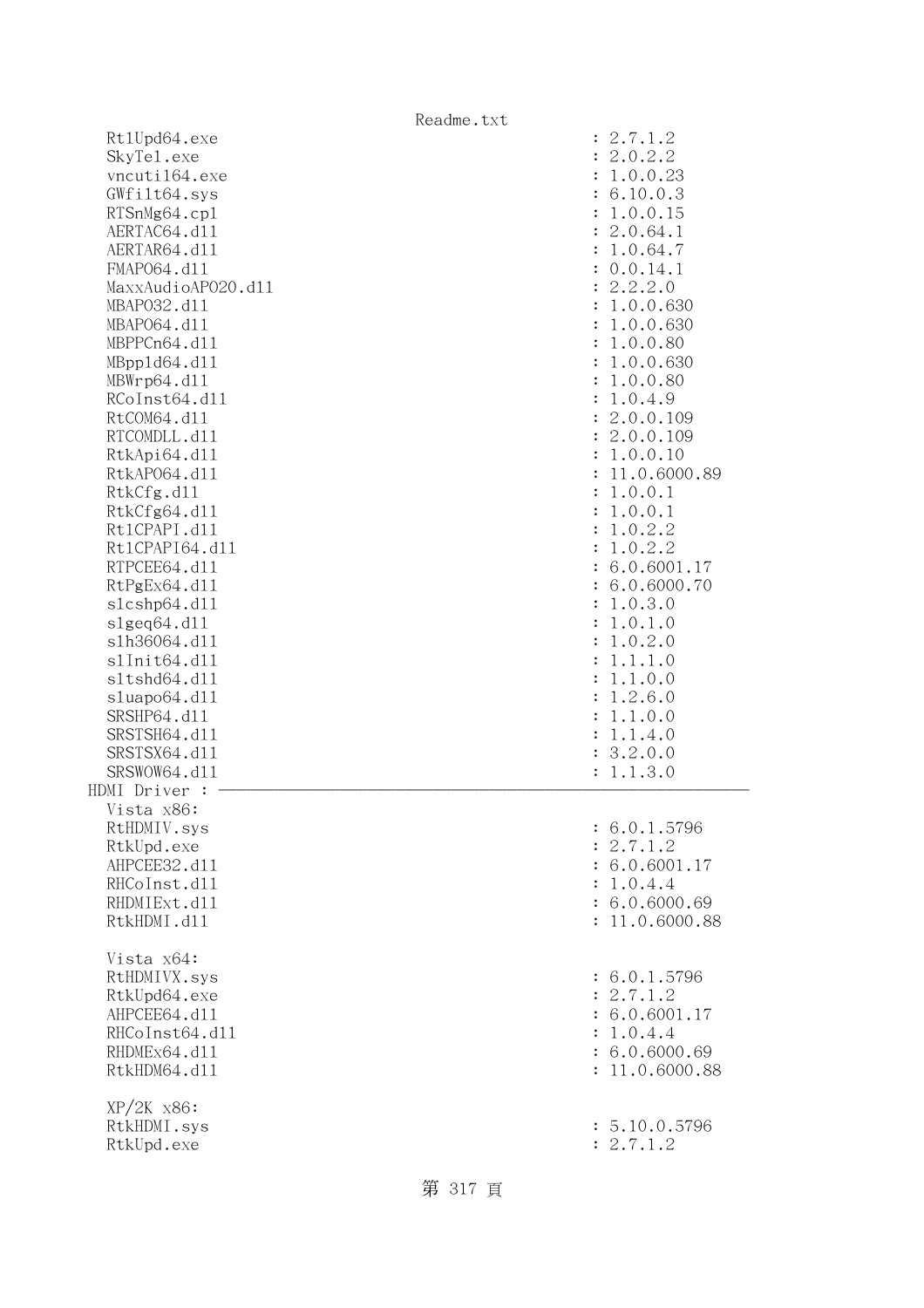```
  Rt1Upd64.exe                                               : 2.7.1.2
  SkyTe1.exe                                                 : 2.0.2.2
  vncuti164.exe                                              : 1.0.0.23
  GWfi1t64.sys                                               : 6.10.0.3
  RTSnMg64.cp1                                               : 1.0.0.15
  AERTAC64.d11                                               : 2.0.64.1
  AERTAR64.d11                                               : 1.0.64.7
  FMAPO64.d11                                                : 0.0.14.1
  MaxxAudioAPO20.d11                                         : 2.2.2.0
  MBAPO32.d11                                                : 1.0.0.630
  MBAPO64.d11                                                : 1.0.0.630
  MBPPCn64.d11                                               : 1.0.0.80
  MBpp1d64.d11                                               : 1.0.0.630
  MBWrp64.d11                                                : 1.0.0.80
  RCoInst64.d11                                              : 1.0.4.9
  RtCOM64.d11                                                : 2.0.0.109
  RTCOMDLL.d11                                               : 2.0.0.109
  RtkApi64.d11                                               : 1.0.0.10
  RtkAPO64.d11                                               : 11.0.6000.89
  RtkCfg.d11                                                 : 1.0.0.1
  RtkCfg64.d11                                               : 1.0.0.1
  Rt1CPAPI.d11                                               : 1.0.2.2
  Rt1CPAPI64.d11                                             : 1.0.2.2
  RTPCEE64.d11                                               : 6.0.6001.17
  RtPgEx64.d11                                               : 6.0.6000.70
  s1cshp64.d11                                               : 1.0.3.0
  s1geq64.d11                                                : 1.0.1.0
  s1h36064.d11                                               : 1.0.2.0
  s1Init64.d11                                               : 1.1.1.0
  s1tshd64.d11                                               : 1.1.0.0
  s1uapo64.d11                                               : 1.2.6.0
  SRSHP64.d11                                                : 1.1.0.0
  SRSTSH64.d11                                               : 1.1.4.0
  SRSTSX64.d11                                               : 3.2.0.0
  SRSWOW64.d11                                               : 1.1.3.0
HDMI Driver : ------------------------------------------------------------
  Vista x86:
  RtHDMIV.sys                                                : 6.0.1.5796
  RtkUpd.exe                                                 : 2.7.1.2
  AHPCEE32.d11                                               : 6.0.6001.17
  RHCoInst.d11                                               : 1.0.4.4
  RHDMIExt.d11                                               : 6.0.6000.69
  RtkHDMI.d11                                                : 11.0.6000.88

  Vista x64:
  RtHDMIVX.sys                                               : 6.0.1.5796
  RtkUpd64.exe                                               : 2.7.1.2
  AHPCEE64.d11                                               : 6.0.6001.17
  RHCoInst64.d11                                             : 1.0.4.4
  RHDMEx64.d11                                               : 6.0.6000.69
  RtkHDM64.d11                                               : 11.0.6000.88

  XP/2K x86:
  RtkHDMI.sys                                                : 5.10.0.5796
  RtkUpd.exe                                                 : 2.7.1.2
```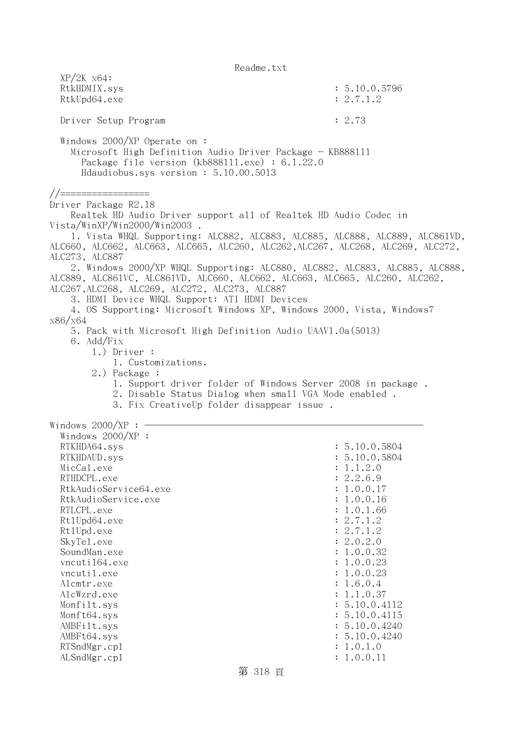```
  XP/2K x64:
  RtkHDMIX.sys                                            : 5.10.0.5796
  RtkUpd64.exe                                            : 2.7.1.2

  Driver Setup Program                                    : 2.73

  Windows 2000/XP Operate on :
    Microsoft High Definition Audio Driver Package - KB888111
      Package file version (kb888111.exe) : 6.1.22.0
      Hdaudiobus.sys version : 5.10.00.5013

//=================
Driver Package R2.18
    Realtek HD Audio Driver support all of Realtek HD Audio Codec in
Vista/WinXP/Win2000/Win2003 .
     1. Vista WHQL Supporting: ALC882, ALC883, ALC885, ALC888, ALC889, ALC861VD,
ALC660, ALC662, ALC663, ALC665, ALC260, ALC262,ALC267, ALC268, ALC269, ALC272,
ALC273, ALC887
     2. Windows 2000/XP WHQL Supporting: ALC880, ALC882, ALC883, ALC885, ALC888,
ALC889, ALC861VC, ALC861VD, ALC660, ALC662, ALC663, ALC665, ALC260, ALC262,
ALC267,ALC268, ALC269, ALC272, ALC273, ALC887
     3. HDMI Device WHQL Support: ATI HDMI Devices
     4. OS Supporting: Microsoft Windows XP, Windows 2000, Vista, Windows7
x86/x64
     5. Pack with Microsoft High Definition Audio UAAV1.0a(5013)
     6. Add/Fix
         1.) Driver :
             1. Customizations.
         2.) Package :
             1. Support driver folder of Windows Server 2008 in package .
             2. Disable Status Dialog when small VGA Mode enabled .
             3. Fix CreativeUp folder disappear issue .

Windows 2000/XP : ------------------------------------------------------------
  Windows 2000/XP :
  RTKHDA64.sys                                            : 5.10.0.5804
  RTKHDAUD.sys                                            : 5.10.0.5804
  MicCal.exe                                              : 1.1.2.0
  RTHDCPL.exe                                             : 2.2.6.9
  RtkAudioService64.exe                                   : 1.0.0.17
  RtkAudioService.exe                                     : 1.0.0.16
  RTLCPL.exe                                              : 1.0.1.66
  RtlUpd64.exe                                            : 2.7.1.2
  RtlUpd.exe                                              : 2.7.1.2
  SkyTel.exe                                              : 2.0.2.0
  SoundMan.exe                                            : 1.0.0.32
  vncutil64.exe                                           : 1.0.0.23
  vncutil.exe                                             : 1.0.0.23
  Alcmtr.exe                                              : 1.6.0.4
  AlcWzrd.exe                                             : 1.1.0.37
  Monfilt.sys                                             : 5.10.0.4112
  Monft64.sys                                             : 5.10.0.4115
  AMBFilt.sys                                             : 5.10.0.4240
  AMBFt64.sys                                             : 5.10.0.4240
  RTSndMgr.cpl                                            : 1.0.1.0
  ALSndMgr.cpl                                            : 1.0.0.11
```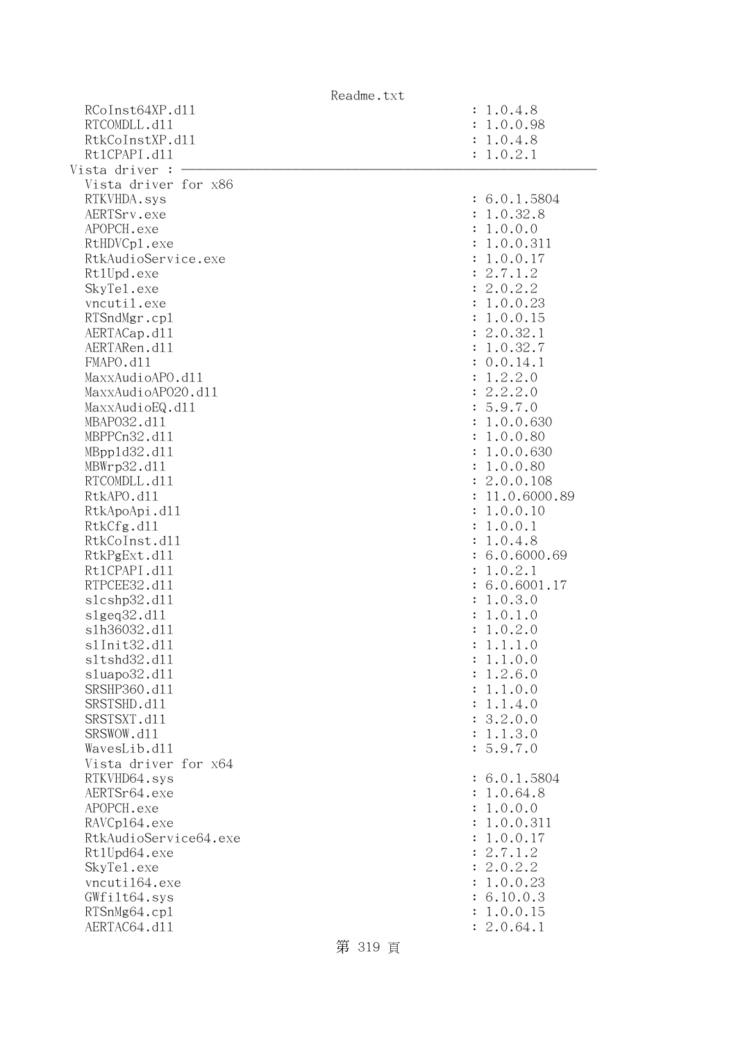```
  RCoInst64XP.dll                                          : 1.0.4.8
  RTCOMDLL.dll                                             : 1.0.0.98
  RtkCoInstXP.dll                                          : 1.0.4.8
  RtlCPAPI.dll                                             : 1.0.2.1
Vista driver : ------------------------------------------------------------
  Vista driver for x86
  RTKVHDA.sys                                              : 6.0.1.5804
  AERTSrv.exe                                              : 1.0.32.8
  APOPCH.exe                                               : 1.0.0.0
  RtHDVCpl.exe                                             : 1.0.0.311
  RtkAudioService.exe                                      : 1.0.0.17
  RtlUpd.exe                                               : 2.7.1.2
  SkyTel.exe                                               : 2.0.2.2
  vncutil.exe                                              : 1.0.0.23
  RTSndMgr.cpl                                             : 1.0.0.15
  AERTACap.dll                                             : 2.0.32.1
  AERTARen.dll                                             : 1.0.32.7
  FMAPO.dll                                                : 0.0.14.1
  MaxxAudioAPO.dll                                         : 1.2.2.0
  MaxxAudioAPO20.dll                                       : 2.2.2.0
  MaxxAudioEQ.dll                                          : 5.9.7.0
  MBAPO32.dll                                              : 1.0.0.630
  MBPPCn32.dll                                             : 1.0.0.80
  MBppld32.dll                                             : 1.0.0.630
  MBWrp32.dll                                              : 1.0.0.80
  RTCOMDLL.dll                                             : 2.0.0.108
  RtkAPO.dll                                               : 11.0.6000.89
  RtkApoApi.dll                                            : 1.0.0.10
  RtkCfg.dll                                               : 1.0.0.1
  RtkCoInst.dll                                            : 1.0.4.8
  RtkPgExt.dll                                             : 6.0.6000.69
  RtlCPAPI.dll                                             : 1.0.2.1
  RTPCEE32.dll                                             : 6.0.6001.17
  slcshp32.dll                                             : 1.0.3.0
  slgeq32.dll                                              : 1.0.1.0
  slh36032.dll                                             : 1.0.2.0
  slInit32.dll                                             : 1.1.1.0
  sltshd32.dll                                             : 1.1.0.0
  sluapo32.dll                                             : 1.2.6.0
  SRSHP360.dll                                             : 1.1.0.0
  SRSTSHD.dll                                              : 1.1.4.0
  SRSTSXT.dll                                              : 3.2.0.0
  SRSWOW.dll                                               : 1.1.3.0
  WavesLib.dll                                             : 5.9.7.0
  Vista driver for x64
  RTKVHD64.sys                                             : 6.0.1.5804
  AERTSr64.exe                                             : 1.0.64.8
  APOPCH.exe                                               : 1.0.0.0
  RAVCpl64.exe                                             : 1.0.0.311
  RtkAudioService64.exe                                    : 1.0.0.17
  RtlUpd64.exe                                             : 2.7.1.2
  SkyTel.exe                                               : 2.0.2.2
  vncutil64.exe                                            : 1.0.0.23
  GWfilt64.sys                                             : 6.10.0.3
  RTSnMg64.cpl                                             : 1.0.0.15
  AERTAC64.dll                                             : 2.0.64.1
```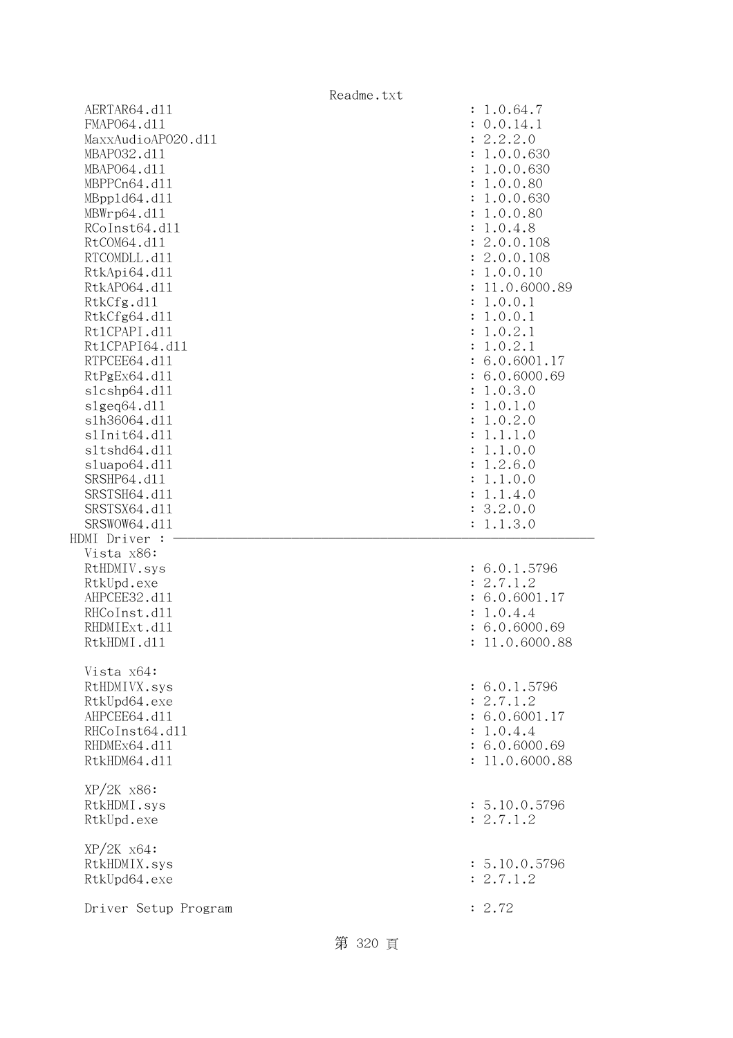```
AERTAR64.dll                                          : 1.0.64.7
FMAPO64.dll                                           : 0.0.14.1
MaxxAudioAPO20.dll                                    : 2.2.2.0
MBAPO32.dll                                           : 1.0.0.630
MBAPO64.dll                                           : 1.0.0.630
MBPPCn64.dll                                          : 1.0.0.80
MBppld64.dll                                          : 1.0.0.630
MBWrp64.dll                                           : 1.0.0.80
RCoInst64.dll                                         : 1.0.4.8
RtCOM64.dll                                           : 2.0.0.108
RTCOMDLL.dll                                          : 2.0.0.108
RtkApi64.dll                                          : 1.0.0.10
RtkAPO64.dll                                          : 11.0.6000.89
RtkCfg.dll                                            : 1.0.0.1
RtkCfg64.dll                                          : 1.0.0.1
Rt1CPAPI.dll                                          : 1.0.2.1
Rt1CPAPI64.dll                                        : 1.0.2.1
RTPCEE64.dll                                          : 6.0.6001.17
RtPgEx64.dll                                          : 6.0.6000.69
slcshp64.dll                                          : 1.0.3.0
slgeq64.dll                                           : 1.0.1.0
slh36064.dll                                          : 1.0.2.0
slInit64.dll                                          : 1.1.1.0
sltshd64.dll                                          : 1.1.0.0
sluapo64.dll                                          : 1.2.6.0
SRSHP64.dll                                           : 1.1.0.0
SRSTSH64.dll                                          : 1.1.4.0
SRSTSX64.dll                                          : 3.2.0.0
SRSWOW64.dll                                          : 1.1.3.0
HDMI Driver : ----------------------------------------------------------
Vista x86:
RtHDMIV.sys                                           : 6.0.1.5796
RtkUpd.exe                                            : 2.7.1.2
AHPCEE32.dll                                          : 6.0.6001.17
RHCoInst.dll                                          : 1.0.4.4
RHDMIExt.dll                                          : 6.0.6000.69
RtkHDMI.dll                                           : 11.0.6000.88

Vista x64:
RtHDMIVX.sys                                          : 6.0.1.5796
RtkUpd64.exe                                          : 2.7.1.2
AHPCEE64.dll                                          : 6.0.6001.17
RHCoInst64.dll                                        : 1.0.4.4
RHDMEx64.dll                                          : 6.0.6000.69
RtkHDM64.dll                                          : 11.0.6000.88

XP/2K x86:
RtkHDMI.sys                                           : 5.10.0.5796
RtkUpd.exe                                            : 2.7.1.2

XP/2K x64:
RtkHDMIX.sys                                          : 5.10.0.5796
RtkUpd64.exe                                          : 2.7.1.2

Driver Setup Program                                  : 2.72
```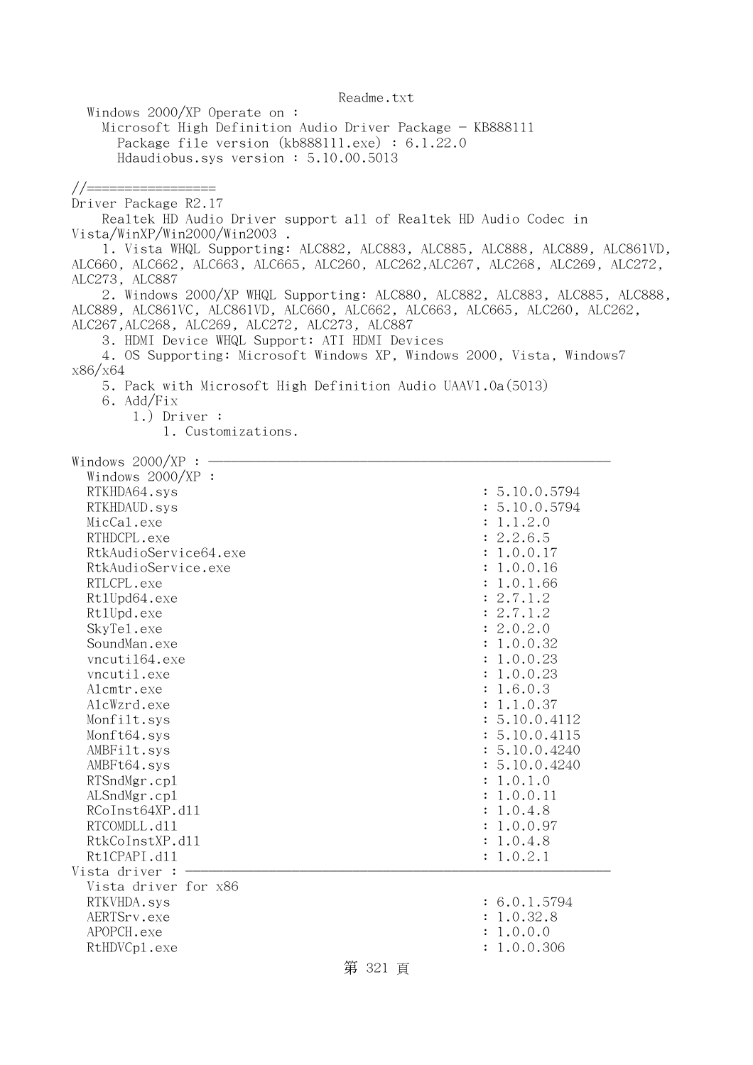Readme.txt

Windows 2000/XP Operate on :
  Microsoft High Definition Audio Driver Package - KB888111
    Package file version (kb888111.exe) : 6.1.22.0
    Hdaudiobus.sys version : 5.10.00.5013

//=================
Driver Package R2.17
  Realtek HD Audio Driver support all of Realtek HD Audio Codec in Vista/WinXP/Win2000/Win2003 .
  1. Vista WHQL Supporting: ALC882, ALC883, ALC885, ALC888, ALC889, ALC861VD, ALC660, ALC662, ALC663, ALC665, ALC260, ALC262,ALC267, ALC268, ALC269, ALC272, ALC273, ALC887
  2. Windows 2000/XP WHQL Supporting: ALC880, ALC882, ALC883, ALC885, ALC888, ALC889, ALC861VC, ALC861VD, ALC660, ALC662, ALC663, ALC665, ALC260, ALC262, ALC267,ALC268, ALC269, ALC272, ALC273, ALC887
  3. HDMI Device WHQL Support: ATI HDMI Devices
  4. OS Supporting: Microsoft Windows XP, Windows 2000, Vista, Windows7 x86/x64
  5. Pack with Microsoft High Definition Audio UAAV1.0a(5013)
  6. Add/Fix
    1.) Driver :
      1. Customizations.

Windows 2000/XP : ------------------------------------------------------------
  Windows 2000/XP :

| File | Version |
|---|---|
| RTKHDA64.sys | : 5.10.0.5794 |
| RTKHDAUD.sys | : 5.10.0.5794 |
| MicCal.exe | : 1.1.2.0 |
| RTHDCPL.exe | : 2.2.6.5 |
| RtkAudioService64.exe | : 1.0.0.17 |
| RtkAudioService.exe | : 1.0.0.16 |
| RTLCPL.exe | : 1.0.1.66 |
| RtlUpd64.exe | : 2.7.1.2 |
| RtlUpd.exe | : 2.7.1.2 |
| SkyTel.exe | : 2.0.2.0 |
| SoundMan.exe | : 1.0.0.32 |
| vncutil64.exe | : 1.0.0.23 |
| vncutil.exe | : 1.0.0.23 |
| Alcmtr.exe | : 1.6.0.3 |
| AlcWzrd.exe | : 1.1.0.37 |
| Monfilt.sys | : 5.10.0.4112 |
| Monft64.sys | : 5.10.0.4115 |
| AMBFilt.sys | : 5.10.0.4240 |
| AMBFt64.sys | : 5.10.0.4240 |
| RTSndMgr.cpl | : 1.0.1.0 |
| ALSndMgr.cpl | : 1.0.0.11 |
| RCoInst64XP.dll | : 1.0.4.8 |
| RTCOMDLL.dll | : 1.0.0.97 |
| RtkCoInstXP.dll | : 1.0.4.8 |
| RtlCPAPI.dll | : 1.0.2.1 |

Vista driver : ------------------------------------------------------------
  Vista driver for x86

| File | Version |
|---|---|
| RTKVHDA.sys | : 6.0.1.5794 |
| AERTSrv.exe | : 1.0.32.8 |
| APOPCH.exe | : 1.0.0.0 |
| RtHDVCpl.exe | : 1.0.0.306 |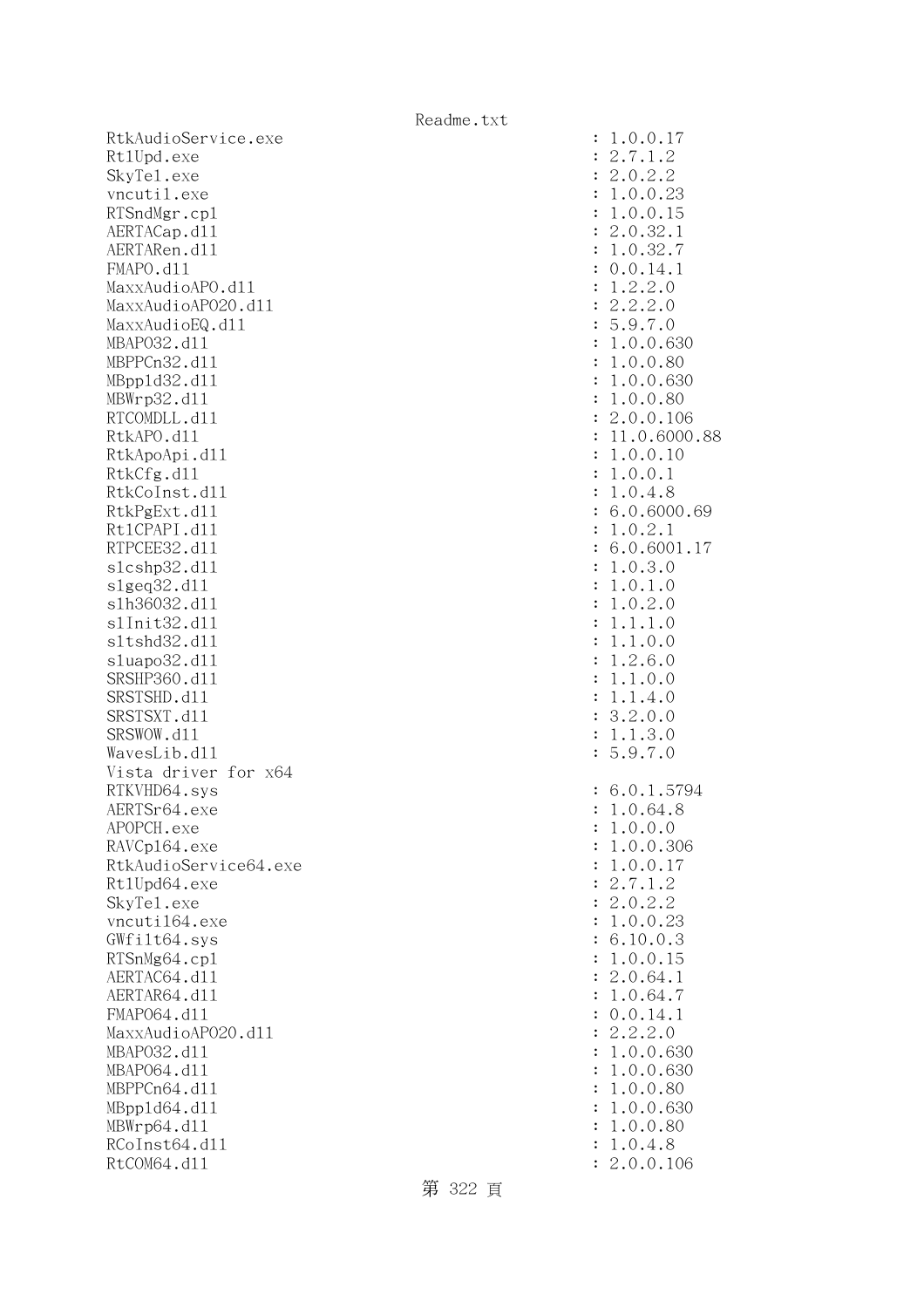```
RtkAudioService.exe                                  : 1.0.0.17
RtlUpd.exe                                           : 2.7.1.2
SkyTel.exe                                           : 2.0.2.2
vncutil.exe                                          : 1.0.0.23
RTSndMgr.cpl                                         : 1.0.0.15
AERTACap.dll                                         : 2.0.32.1
AERTARen.dll                                         : 1.0.32.7
FMAPO.dll                                            : 0.0.14.1
MaxxAudioAPO.dll                                     : 1.2.2.0
MaxxAudioAPO20.dll                                   : 2.2.2.0
MaxxAudioEQ.dll                                      : 5.9.7.0
MBAPO32.dll                                          : 1.0.0.630
MBPPCn32.dll                                         : 1.0.0.80
MBppld32.dll                                         : 1.0.0.630
MBWrp32.dll                                          : 1.0.0.80
RTCOMDLL.dll                                         : 2.0.0.106
RtkAPO.dll                                           : 11.0.6000.88
RtkApoApi.dll                                        : 1.0.0.10
RtkCfg.dll                                           : 1.0.0.1
RtkCoInst.dll                                        : 1.0.4.8
RtkPgExt.dll                                         : 6.0.6000.69
RtlCPAPI.dll                                         : 1.0.2.1
RTPCEE32.dll                                         : 6.0.6001.17
slcshp32.dll                                         : 1.0.3.0
slgeq32.dll                                          : 1.0.1.0
slh36032.dll                                         : 1.0.2.0
slInit32.dll                                         : 1.1.1.0
sltshd32.dll                                         : 1.1.0.0
sluapo32.dll                                         : 1.2.6.0
SRSHP360.dll                                         : 1.1.0.0
SRSTSHD.dll                                          : 1.1.4.0
SRSTSXT.dll                                          : 3.2.0.0
SRSWOW.dll                                           : 1.1.3.0
WavesLib.dll                                         : 5.9.7.0
Vista driver for x64
RTKVHD64.sys                                         : 6.0.1.5794
AERTSr64.exe                                         : 1.0.64.8
APOPCH.exe                                           : 1.0.0.0
RAVCpl64.exe                                         : 1.0.0.306
RtkAudioService64.exe                                : 1.0.0.17
RtlUpd64.exe                                         : 2.7.1.2
SkyTel.exe                                           : 2.0.2.2
vncutil64.exe                                        : 1.0.0.23
GWfilt64.sys                                         : 6.10.0.3
RTSnMg64.cpl                                         : 1.0.0.15
AERTAC64.dll                                         : 2.0.64.1
AERTAR64.dll                                         : 1.0.64.7
FMAPO64.dll                                          : 0.0.14.1
MaxxAudioAPO20.dll                                   : 2.2.2.0
MBAPO32.dll                                          : 1.0.0.630
MBAPO64.dll                                          : 1.0.0.630
MBPPCn64.dll                                         : 1.0.0.80
MBppld64.dll                                         : 1.0.0.630
MBWrp64.dll                                          : 1.0.0.80
RCoInst64.dll                                        : 1.0.4.8
RtCOM64.dll                                          : 2.0.0.106
```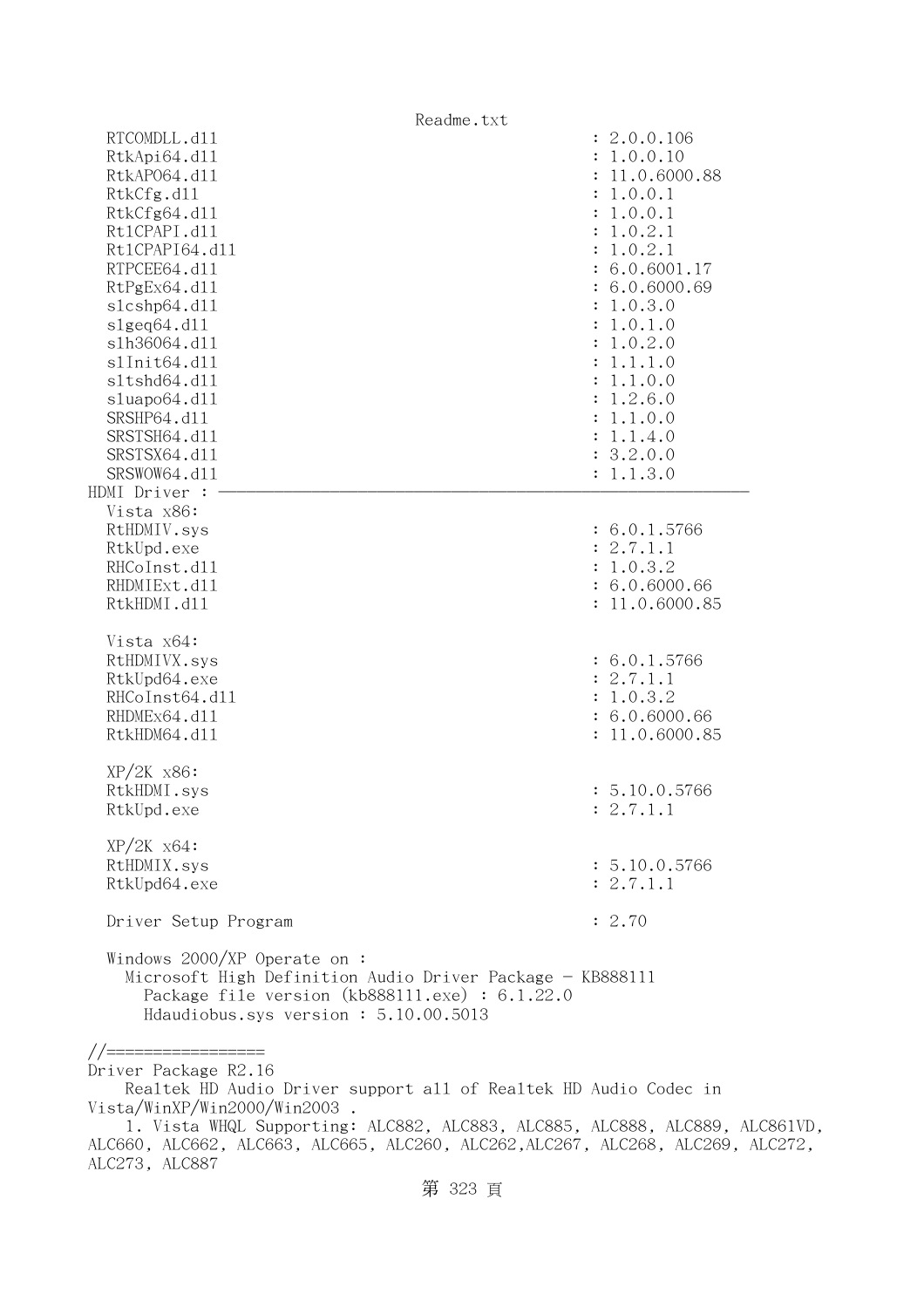```
  RTCOMDLL.dll                                     : 2.0.0.106
  RtkApi64.dll                                     : 1.0.0.10
  RtkAPO64.dll                                     : 11.0.6000.88
  RtkCfg.dll                                       : 1.0.0.1
  RtkCfg64.dll                                     : 1.0.0.1
  Rt1CPAPI.dll                                     : 1.0.2.1
  Rt1CPAPI64.dll                                   : 1.0.2.1
  RTPCEE64.dll                                     : 6.0.6001.17
  RtPgEx64.dll                                     : 6.0.6000.69
  slcshp64.dll                                     : 1.0.3.0
  slgeq64.dll                                      : 1.0.1.0
  slh36064.dll                                     : 1.0.2.0
  slInit64.dll                                     : 1.1.1.0
  sltshd64.dll                                     : 1.1.0.0
  sluapo64.dll                                     : 1.2.6.0
  SRSHP64.dll                                      : 1.1.0.0
  SRSTSH64.dll                                     : 1.1.4.0
  SRSTSX64.dll                                     : 3.2.0.0
  SRSWOW64.dll                                     : 1.1.3.0
HDMI Driver : ---------------------------------------------------------
  Vista x86:
  RtHDMIV.sys                                      : 6.0.1.5766
  RtkUpd.exe                                       : 2.7.1.1
  RHCoInst.dll                                     : 1.0.3.2
  RHDMIExt.dll                                     : 6.0.6000.66
  RtkHDMI.dll                                      : 11.0.6000.85

  Vista x64:
  RtHDMIVX.sys                                     : 6.0.1.5766
  RtkUpd64.exe                                     : 2.7.1.1
  RHCoInst64.dll                                   : 1.0.3.2
  RHDMEx64.dll                                     : 6.0.6000.66
  RtkHDM64.dll                                     : 11.0.6000.85

  XP/2K x86:
  RtkHDMI.sys                                      : 5.10.0.5766
  RtkUpd.exe                                       : 2.7.1.1

  XP/2K x64:
  RtHDMIX.sys                                      : 5.10.0.5766
  RtkUpd64.exe                                     : 2.7.1.1

  Driver Setup Program                             : 2.70

  Windows 2000/XP Operate on :
    Microsoft High Definition Audio Driver Package - KB888111
      Package file version (kb888111.exe) : 6.1.22.0
      Hdaudiobus.sys version : 5.10.00.5013

//=================
Driver Package R2.16
    Realtek HD Audio Driver support all of Realtek HD Audio Codec in
Vista/WinXP/Win2000/Win2003 .
    1. Vista WHQL Supporting: ALC882, ALC883, ALC885, ALC888, ALC889, ALC861VD,
ALC660, ALC662, ALC663, ALC665, ALC260, ALC262,ALC267, ALC268, ALC269, ALC272,
ALC273, ALC887
```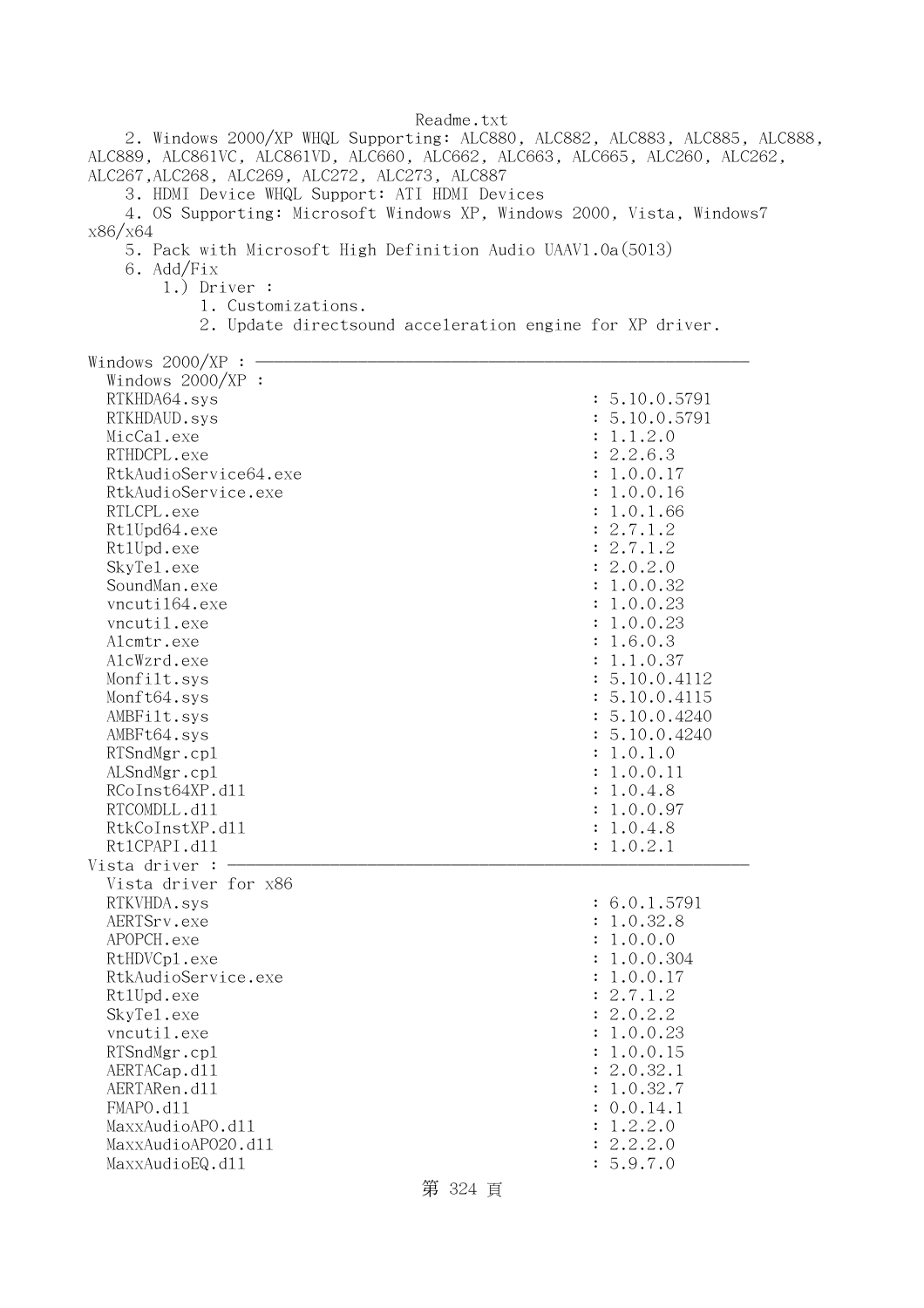2. Windows 2000/XP WHQL Supporting: ALC880, ALC882, ALC883, ALC885, ALC888, ALC889, ALC861VC, ALC861VD, ALC660, ALC662, ALC663, ALC665, ALC260, ALC262, ALC267,ALC268, ALC269, ALC272, ALC273, ALC887
3. HDMI Device WHQL Support: ATI HDMI Devices
4. OS Supporting: Microsoft Windows XP, Windows 2000, Vista, Windows7 x86/x64
5. Pack with Microsoft High Definition Audio UAAV1.0a(5013)
6. Add/Fix
    1.) Driver :
        1. Customizations.
        2. Update directsound acceleration engine for XP driver.

```
Windows 2000/XP : -----------------------------------------------------
  Windows 2000/XP :
  RTKHDA64.sys                                        : 5.10.0.5791
  RTKHDAUD.sys                                        : 5.10.0.5791
  MicCal.exe                                          : 1.1.2.0
  RTHDCPL.exe                                         : 2.2.6.3
  RtkAudioService64.exe                               : 1.0.0.17
  RtkAudioService.exe                                 : 1.0.0.16
  RTLCPL.exe                                          : 1.0.1.66
  RtlUpd64.exe                                        : 2.7.1.2
  RtlUpd.exe                                          : 2.7.1.2
  SkyTel.exe                                          : 2.0.2.0
  SoundMan.exe                                        : 1.0.0.32
  vncuti164.exe                                       : 1.0.0.23
  vncutil.exe                                         : 1.0.0.23
  Alcmtr.exe                                          : 1.6.0.3
  AlcWzrd.exe                                         : 1.1.0.37
  Monfilt.sys                                         : 5.10.0.4112
  Monft64.sys                                         : 5.10.0.4115
  AMBFilt.sys                                         : 5.10.0.4240
  AMBFt64.sys                                         : 5.10.0.4240
  RTSndMgr.cpl                                        : 1.0.1.0
  ALSndMgr.cpl                                        : 1.0.0.11
  RCoInst64XP.dll                                     : 1.0.4.8
  RTCOMDLL.dll                                        : 1.0.0.97
  RtkCoInstXP.dll                                     : 1.0.4.8
  RtlCPAPI.dll                                        : 1.0.2.1
Vista driver : --------------------------------------------------------
  Vista driver for x86
  RTKVHDA.sys                                         : 6.0.1.5791
  AERTSrv.exe                                         : 1.0.32.8
  APOPCH.exe                                          : 1.0.0.0
  RtHDVCpl.exe                                        : 1.0.0.304
  RtkAudioService.exe                                 : 1.0.0.17
  RtlUpd.exe                                          : 2.7.1.2
  SkyTel.exe                                          : 2.0.2.2
  vncutil.exe                                         : 1.0.0.23
  RTSndMgr.cpl                                        : 1.0.0.15
  AERTACap.dll                                        : 2.0.32.1
  AERTARen.dll                                        : 1.0.32.7
  FMAPO.dll                                           : 0.0.14.1
  MaxxAudioAPO.dll                                    : 1.2.2.0
  MaxxAudioAPO20.dll                                  : 2.2.2.0
  MaxxAudioEQ.dll                                     : 5.9.7.0
```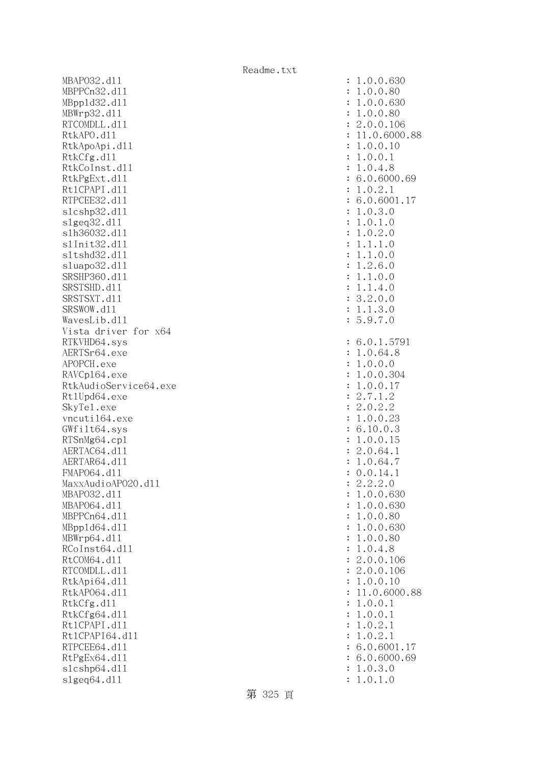```
MBAPO32.dll                                        : 1.0.0.630
MBPPCn32.dll                                       : 1.0.0.80
MBppld32.dll                                       : 1.0.0.630
MBWrp32.dll                                        : 1.0.0.80
RTCOMDLL.dll                                       : 2.0.0.106
RtkAPO.dll                                         : 11.0.6000.88
RtkApoApi.dll                                      : 1.0.0.10
RtkCfg.dll                                         : 1.0.0.1
RtkCoInst.dll                                      : 1.0.4.8
RtkPgExt.dll                                       : 6.0.6000.69
RtlCPAPI.dll                                       : 1.0.2.1
RTPCEE32.dll                                       : 6.0.6001.17
slcshp32.dll                                       : 1.0.3.0
slgeq32.dll                                        : 1.0.1.0
slh36032.dll                                       : 1.0.2.0
slInit32.dll                                       : 1.1.1.0
sltshd32.dll                                       : 1.1.0.0
sluapo32.dll                                       : 1.2.6.0
SRSHP360.dll                                       : 1.1.0.0
SRSTSHD.dll                                        : 1.1.4.0
SRSTSXT.dll                                        : 3.2.0.0
SRSWOW.dll                                         : 1.1.3.0
WavesLib.dll                                       : 5.9.7.0
Vista driver for x64
RTKVHD64.sys                                       : 6.0.1.5791
AERTSr64.exe                                       : 1.0.64.8
APOPCH.exe                                         : 1.0.0.0
RAVCpl64.exe                                       : 1.0.0.304
RtkAudioService64.exe                              : 1.0.0.17
RtlUpd64.exe                                       : 2.7.1.2
SkyTel.exe                                         : 2.0.2.2
vncutil64.exe                                      : 1.0.0.23
GWfilt64.sys                                       : 6.10.0.3
RTSnMg64.cpl                                       : 1.0.0.15
AERTAC64.dll                                       : 2.0.64.1
AERTAR64.dll                                       : 1.0.64.7
FMAPO64.dll                                        : 0.0.14.1
MaxxAudioAPO20.dll                                 : 2.2.2.0
MBAPO32.dll                                        : 1.0.0.630
MBAPO64.dll                                        : 1.0.0.630
MBPPCn64.dll                                       : 1.0.0.80
MBppld64.dll                                       : 1.0.0.630
MBWrp64.dll                                        : 1.0.0.80
RCoInst64.dll                                      : 1.0.4.8
RtCOM64.dll                                        : 2.0.0.106
RTCOMDLL.dll                                       : 2.0.0.106
RtkApi64.dll                                       : 1.0.0.10
RtkAPO64.dll                                       : 11.0.6000.88
RtkCfg.dll                                         : 1.0.0.1
RtkCfg64.dll                                       : 1.0.0.1
RtlCPAPI.dll                                       : 1.0.2.1
RtlCPAPI64.dll                                     : 1.0.2.1
RTPCEE64.dll                                       : 6.0.6001.17
RtPgEx64.dll                                       : 6.0.6000.69
slcshp64.dll                                       : 1.0.3.0
slgeq64.dll                                        : 1.0.1.0
```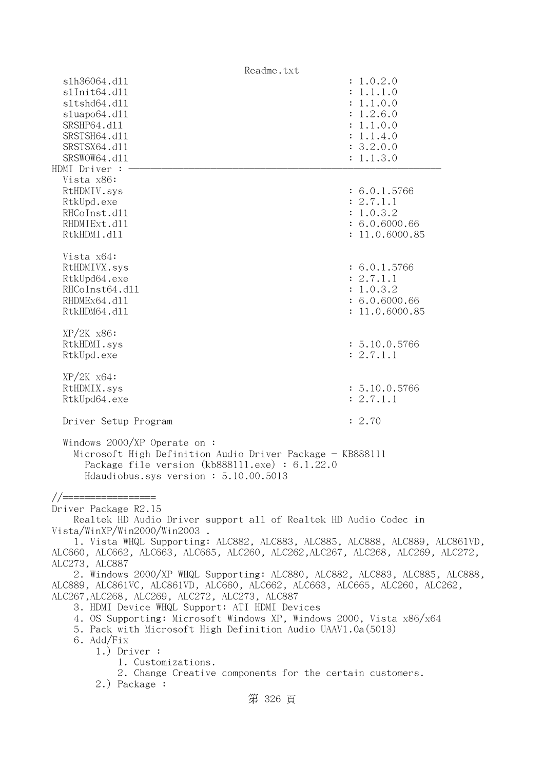```
  slh36064.dll                                      : 1.0.2.0
  slInit64.dll                                      : 1.1.1.0
  sltshd64.dll                                      : 1.1.0.0
  sluapo64.dll                                      : 1.2.6.0
  SRSHP64.dll                                       : 1.1.0.0
  SRSTSH64.dll                                      : 1.1.4.0
  SRSTSX64.dll                                      : 3.2.0.0
  SRSWOW64.dll                                      : 1.1.3.0
HDMI Driver : ————————————————————————————————————————————————————————
  Vista x86:
  RtHDMIV.sys                                       : 6.0.1.5766
  RtkUpd.exe                                        : 2.7.1.1
  RHCoInst.dll                                      : 1.0.3.2
  RHDMIExt.dll                                      : 6.0.6000.66
  RtkHDMI.dll                                       : 11.0.6000.85

  Vista x64:
  RtHDMIVX.sys                                      : 6.0.1.5766
  RtkUpd64.exe                                      : 2.7.1.1
  RHCoInst64.dll                                    : 1.0.3.2
  RHDMEx64.dll                                      : 6.0.6000.66
  RtkHDM64.dll                                      : 11.0.6000.85

  XP/2K x86:
  RtkHDMI.sys                                       : 5.10.0.5766
  RtkUpd.exe                                        : 2.7.1.1

  XP/2K x64:
  RtHDMIX.sys                                       : 5.10.0.5766
  RtkUpd64.exe                                      : 2.7.1.1

  Driver Setup Program                              : 2.70

  Windows 2000/XP Operate on :
    Microsoft High Definition Audio Driver Package - KB888111
      Package file version (kb888111.exe) : 6.1.22.0
      Hdaudiobus.sys version : 5.10.00.5013

//=================
Driver Package R2.15
    Realtek HD Audio Driver support all of Realtek HD Audio Codec in
Vista/WinXP/Win2000/Win2003 .
    1. Vista WHQL Supporting: ALC882, ALC883, ALC885, ALC888, ALC889, ALC861VD,
ALC660, ALC662, ALC663, ALC665, ALC260, ALC262,ALC267, ALC268, ALC269, ALC272,
ALC273, ALC887
    2. Windows 2000/XP WHQL Supporting: ALC880, ALC882, ALC883, ALC885, ALC888,
ALC889, ALC861VC, ALC861VD, ALC660, ALC662, ALC663, ALC665, ALC260, ALC262,
ALC267,ALC268, ALC269, ALC272, ALC273, ALC887
    3. HDMI Device WHQL Support: ATI HDMI Devices
    4. OS Supporting: Microsoft Windows XP, Windows 2000, Vista x86/x64
    5. Pack with Microsoft High Definition Audio UAAV1.0a(5013)
    6. Add/Fix
        1.) Driver :
            1. Customizations.
            2. Change Creative components for the certain customers.
        2.) Package :
```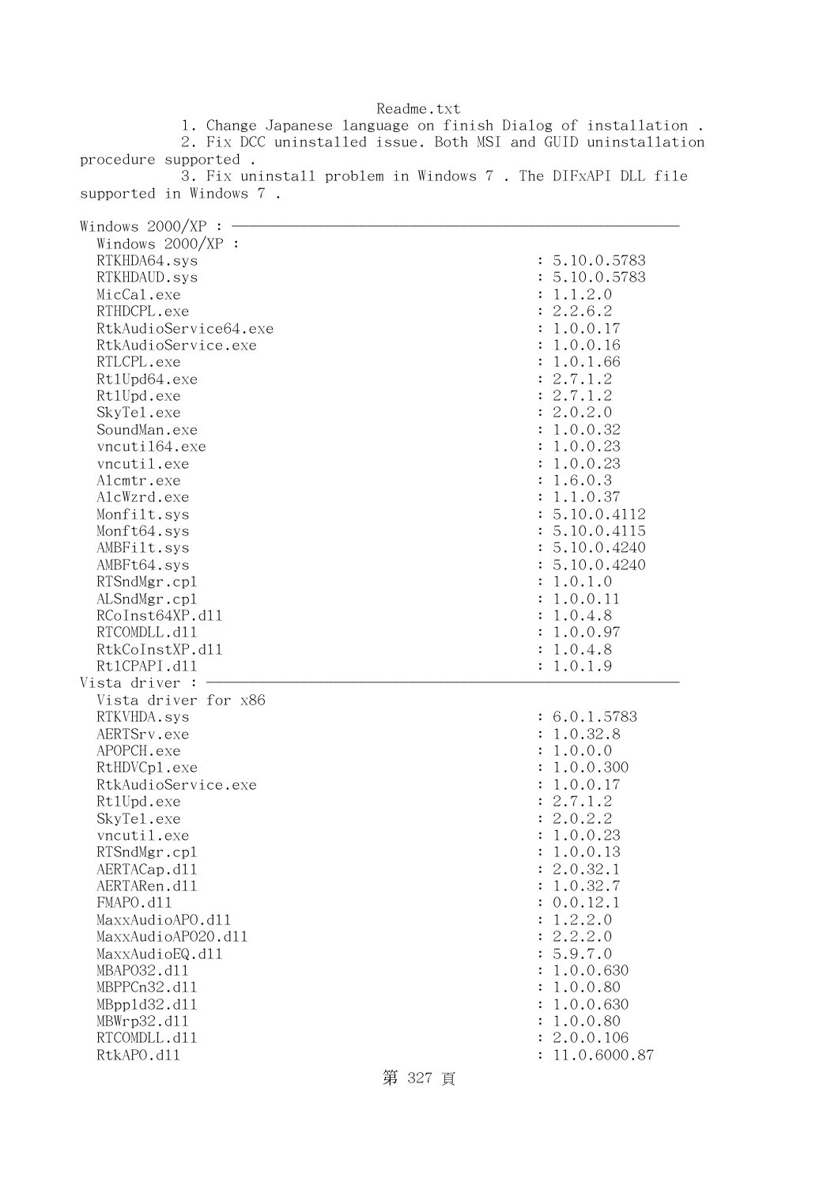Readme.txt

1. Change Japanese language on finish Dialog of installation .
2. Fix DCC uninstalled issue. Both MSI and GUID uninstallation procedure supported .
3. Fix uninstall problem in Windows 7 . The DIFxAPI DLL file supported in Windows 7 .

Windows 2000/XP : ----------------------------------------------------------------

Windows 2000/XP :

| | |
|---|---|
| RTKHDA64.sys | : 5.10.0.5783 |
| RTKHDAUD.sys | : 5.10.0.5783 |
| MicCal.exe | : 1.1.2.0 |
| RTHDCPL.exe | : 2.2.6.2 |
| RtkAudioService64.exe | : 1.0.0.17 |
| RtkAudioService.exe | : 1.0.0.16 |
| RTLCPL.exe | : 1.0.1.66 |
| RtlUpd64.exe | : 2.7.1.2 |
| RtlUpd.exe | : 2.7.1.2 |
| SkyTel.exe | : 2.0.2.0 |
| SoundMan.exe | : 1.0.0.32 |
| vncutil64.exe | : 1.0.0.23 |
| vncutil.exe | : 1.0.0.23 |
| Alcmtr.exe | : 1.6.0.3 |
| AlcWzrd.exe | : 1.1.0.37 |
| Monfilt.sys | : 5.10.0.4112 |
| Monft64.sys | : 5.10.0.4115 |
| AMBFilt.sys | : 5.10.0.4240 |
| AMBFt64.sys | : 5.10.0.4240 |
| RTSndMgr.cpl | : 1.0.1.0 |
| ALSndMgr.cpl | : 1.0.0.11 |
| RCoInst64XP.dll | : 1.0.4.8 |
| RTCOMDLL.dll | : 1.0.0.97 |
| RtkCoInstXP.dll | : 1.0.4.8 |
| RtlCPAPI.dll | : 1.0.1.9 |

Vista driver : ----------------------------------------------------------------

Vista driver for x86

| | |
|---|---|
| RTKVHDA.sys | : 6.0.1.5783 |
| AERTSrv.exe | : 1.0.32.8 |
| APOPCH.exe | : 1.0.0.0 |
| RtHDVCpl.exe | : 1.0.0.300 |
| RtkAudioService.exe | : 1.0.0.17 |
| RtlUpd.exe | : 2.7.1.2 |
| SkyTel.exe | : 2.0.2.2 |
| vncutil.exe | : 1.0.0.23 |
| RTSndMgr.cpl | : 1.0.0.13 |
| AERTACap.dll | : 2.0.32.1 |
| AERTARen.dll | : 1.0.32.7 |
| FMAPO.dll | : 0.0.12.1 |
| MaxxAudioAPO.dll | : 1.2.2.0 |
| MaxxAudioAPO20.dll | : 2.2.2.0 |
| MaxxAudioEQ.dll | : 5.9.7.0 |
| MBAPO32.dll | : 1.0.0.630 |
| MBPPCn32.dll | : 1.0.0.80 |
| MBppld32.dll | : 1.0.0.630 |
| MBWrp32.dll | : 1.0.0.80 |
| RTCOMDLL.dll | : 2.0.0.106 |
| RtkAPO.dll | : 11.0.6000.87 |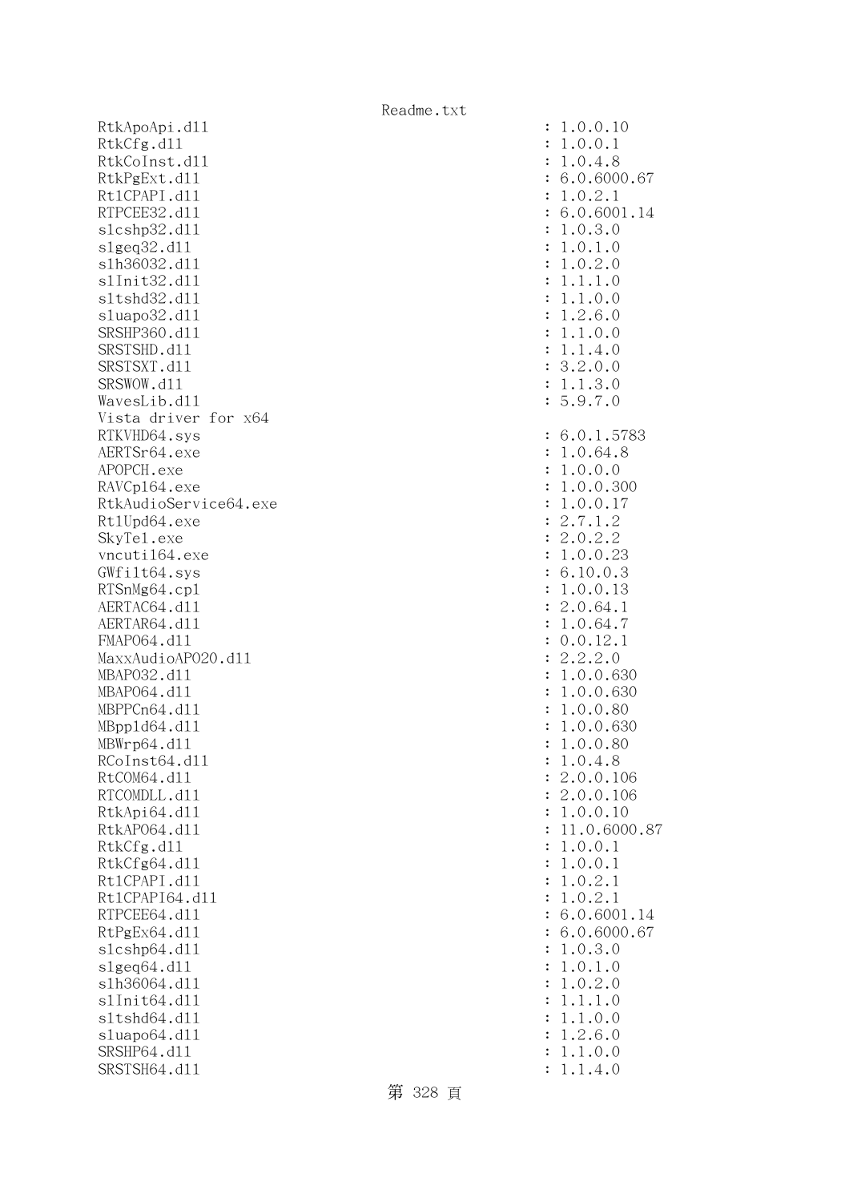```
RtkApoApi.dll                                        : 1.0.0.10
RtkCfg.dll                                           : 1.0.0.1
RtkCoInst.dll                                        : 1.0.4.8
RtkPgExt.dll                                         : 6.0.6000.67
RtlCPAPI.dll                                         : 1.0.2.1
RTPCEE32.dll                                         : 6.0.6001.14
slcshp32.dll                                         : 1.0.3.0
slgeq32.dll                                          : 1.0.1.0
slh36032.dll                                         : 1.0.2.0
slInit32.dll                                         : 1.1.1.0
sltshd32.dll                                         : 1.1.0.0
sluapo32.dll                                         : 1.2.6.0
SRSHP360.dll                                         : 1.1.0.0
SRSTSHD.dll                                          : 1.1.4.0
SRSTSXT.dll                                          : 3.2.0.0
SRSWOW.dll                                           : 1.1.3.0
WavesLib.dll                                         : 5.9.7.0
Vista driver for x64
RTKVHD64.sys                                         : 6.0.1.5783
AERTSr64.exe                                         : 1.0.64.8
APOPCH.exe                                           : 1.0.0.0
RAVCpl64.exe                                         : 1.0.0.300
RtkAudioService64.exe                                : 1.0.0.17
RtlUpd64.exe                                         : 2.7.1.2
SkyTel.exe                                           : 2.0.2.2
vncutil64.exe                                        : 1.0.0.23
GWfilt64.sys                                         : 6.10.0.3
RTSnMg64.cpl                                         : 1.0.0.13
AERTAC64.dll                                         : 2.0.64.1
AERTAR64.dll                                         : 1.0.64.7
FMAPO64.dll                                          : 0.0.12.1
MaxxAudioAPO20.dll                                   : 2.2.2.0
MBAPO32.dll                                          : 1.0.0.630
MBAPO64.dll                                          : 1.0.0.630
MBPPCn64.dll                                         : 1.0.0.80
MBppld64.dll                                         : 1.0.0.630
MBWrp64.dll                                          : 1.0.0.80
RCoInst64.dll                                        : 1.0.4.8
RtCOM64.dll                                          : 2.0.0.106
RTCOMDLL.dll                                         : 2.0.0.106
RtkApi64.dll                                         : 1.0.0.10
RtkAPO64.dll                                         : 11.0.6000.87
RtkCfg.dll                                           : 1.0.0.1
RtkCfg64.dll                                         : 1.0.0.1
RtlCPAPI.dll                                         : 1.0.2.1
RtlCPAPI64.dll                                       : 1.0.2.1
RTPCEE64.dll                                         : 6.0.6001.14
RtPgEx64.dll                                         : 6.0.6000.67
slcshp64.dll                                         : 1.0.3.0
slgeq64.dll                                          : 1.0.1.0
slh36064.dll                                         : 1.0.2.0
slInit64.dll                                         : 1.1.1.0
sltshd64.dll                                         : 1.1.0.0
sluapo64.dll                                         : 1.2.6.0
SRSHP64.dll                                          : 1.1.0.0
SRSTSH64.dll                                         : 1.1.4.0
```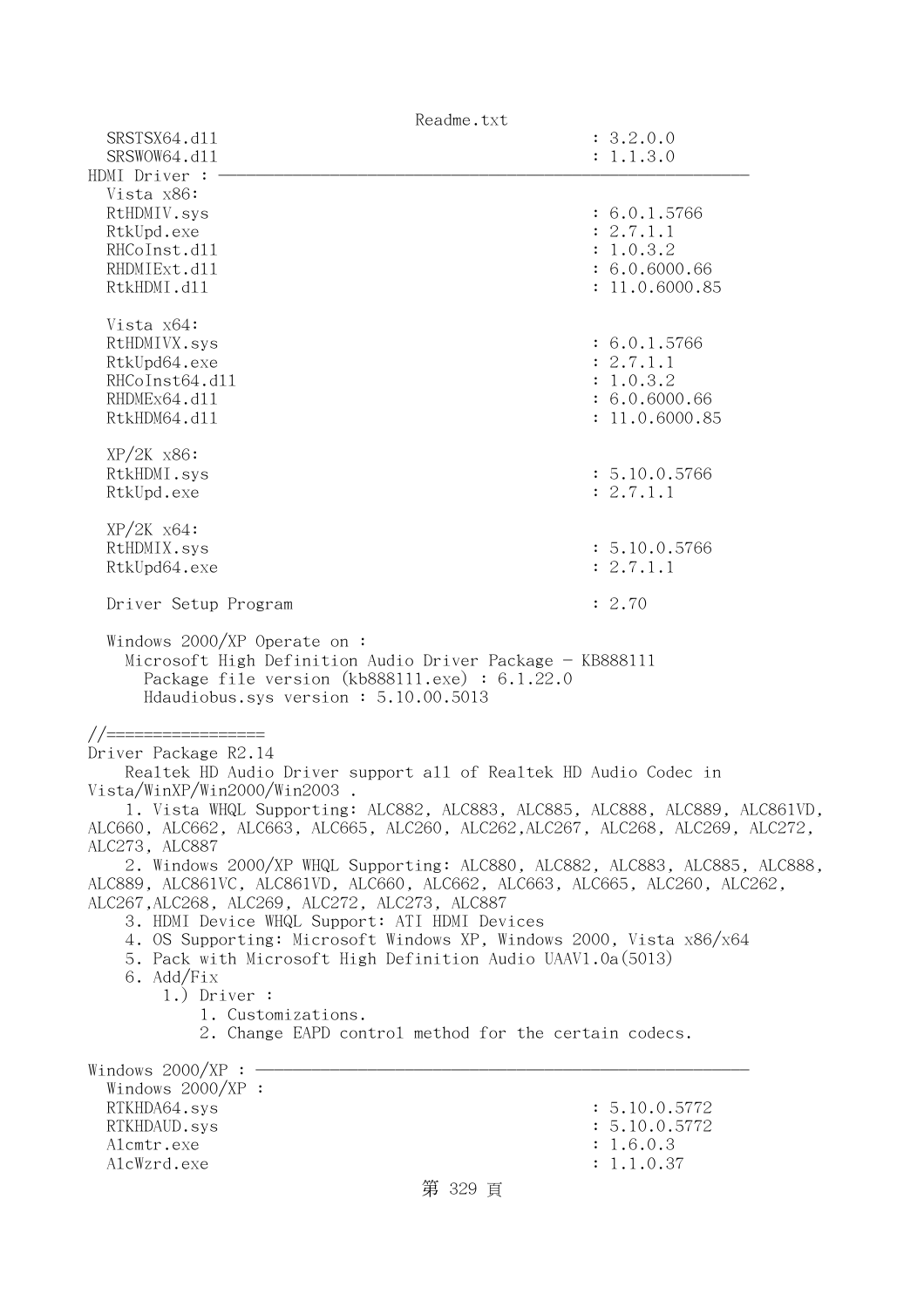```
  SRSTSX64.dll                                       : 3.2.0.0
  SRSWOW64.dll                                       : 1.1.3.0
HDMI Driver : ————————————————————————————————————————————————————————
  Vista x86:
  RtHDMIV.sys                                        : 6.0.1.5766
  RtkUpd.exe                                         : 2.7.1.1
  RHCoInst.dll                                       : 1.0.3.2
  RHDMIExt.dll                                       : 6.0.6000.66
  RtkHDMI.dll                                        : 11.0.6000.85

  Vista x64:
  RtHDMIVX.sys                                       : 6.0.1.5766
  RtkUpd64.exe                                       : 2.7.1.1
  RHCoInst64.dll                                     : 1.0.3.2
  RHDMEx64.dll                                       : 6.0.6000.66
  RtkHDM64.dll                                       : 11.0.6000.85

  XP/2K x86:
  RtkHDMI.sys                                        : 5.10.0.5766
  RtkUpd.exe                                         : 2.7.1.1

  XP/2K x64:
  RtHDMIX.sys                                        : 5.10.0.5766
  RtkUpd64.exe                                       : 2.7.1.1

  Driver Setup Program                               : 2.70

  Windows 2000/XP Operate on :
    Microsoft High Definition Audio Driver Package - KB888111
      Package file version (kb888111.exe) : 6.1.22.0
      Hdaudiobus.sys version : 5.10.00.5013

//=================
Driver Package R2.14
    Realtek HD Audio Driver support all of Realtek HD Audio Codec in
Vista/WinXP/Win2000/Win2003 .
    1. Vista WHQL Supporting: ALC882, ALC883, ALC885, ALC888, ALC889, ALC861VD,
ALC660, ALC662, ALC663, ALC665, ALC260, ALC262,ALC267, ALC268, ALC269, ALC272,
ALC273, ALC887
    2. Windows 2000/XP WHQL Supporting: ALC880, ALC882, ALC883, ALC885, ALC888,
ALC889, ALC861VC, ALC861VD, ALC660, ALC662, ALC663, ALC665, ALC260, ALC262,
ALC267,ALC268, ALC269, ALC272, ALC273, ALC887
    3. HDMI Device WHQL Support: ATI HDMI Devices
    4. OS Supporting: Microsoft Windows XP, Windows 2000, Vista x86/x64
    5. Pack with Microsoft High Definition Audio UAAV1.0a(5013)
    6. Add/Fix
        1.) Driver :
            1. Customizations.
            2. Change EAPD control method for the certain codecs.

Windows 2000/XP : ————————————————————————————————————————————————————
  Windows 2000/XP :
  RTKHDA64.sys                                       : 5.10.0.5772
  RTKHDAUD.sys                                       : 5.10.0.5772
  Alcmtr.exe                                         : 1.6.0.3
  AlcWzrd.exe                                        : 1.1.0.37
```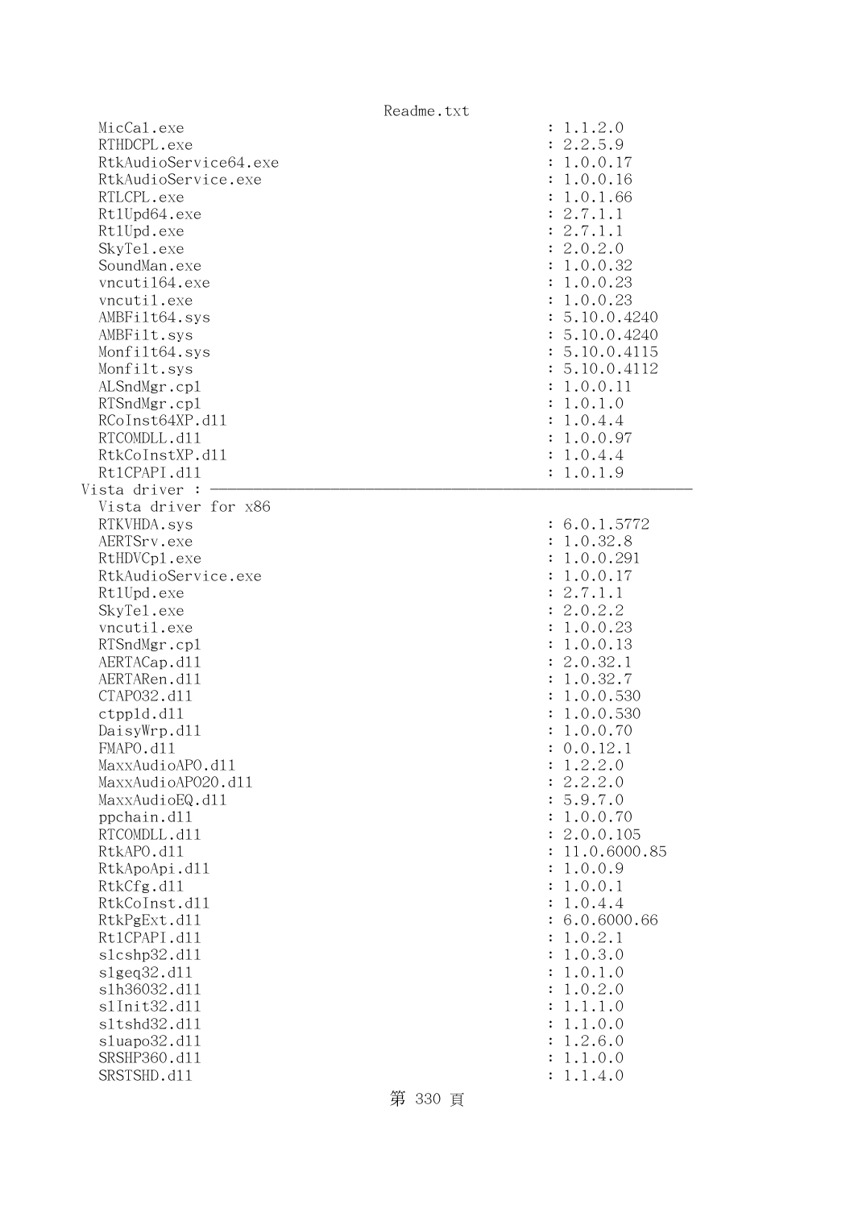```
  MicCal.exe                                              : 1.1.2.0
  RTHDCPL.exe                                             : 2.2.5.9
  RtkAudioService64.exe                                   : 1.0.0.17
  RtkAudioService.exe                                     : 1.0.0.16
  RTLCPL.exe                                              : 1.0.1.66
  RtlUpd64.exe                                            : 2.7.1.1
  RtlUpd.exe                                              : 2.7.1.1
  SkyTel.exe                                              : 2.0.2.0
  SoundMan.exe                                            : 1.0.0.32
  vncutil64.exe                                           : 1.0.0.23
  vncutil.exe                                             : 1.0.0.23
  AMBFilt64.sys                                           : 5.10.0.4240
  AMBFilt.sys                                             : 5.10.0.4240
  Monfilt64.sys                                           : 5.10.0.4115
  Monfilt.sys                                             : 5.10.0.4112
  ALSndMgr.cpl                                            : 1.0.0.11
  RTSndMgr.cpl                                            : 1.0.1.0
  RCoInst64XP.dll                                         : 1.0.4.4
  RTCOMDLL.dll                                            : 1.0.0.97
  RtkCoInstXP.dll                                         : 1.0.4.4
  RtlCPAPI.dll                                            : 1.0.1.9
Vista driver : ------------------------------------------------------------------
  Vista driver for x86
  RTKVHDA.sys                                             : 6.0.1.5772
  AERTSrv.exe                                             : 1.0.32.8
  RtHDVCpl.exe                                            : 1.0.0.291
  RtkAudioService.exe                                     : 1.0.0.17
  RtlUpd.exe                                              : 2.7.1.1
  SkyTel.exe                                              : 2.0.2.2
  vncutil.exe                                             : 1.0.0.23
  RTSndMgr.cpl                                            : 1.0.0.13
  AERTACap.dll                                            : 2.0.32.1
  AERTARen.dll                                            : 1.0.32.7
  CTAPO32.dll                                             : 1.0.0.530
  ctppld.dll                                              : 1.0.0.530
  DaisyWrp.dll                                            : 1.0.0.70
  FMAPO.dll                                               : 0.0.12.1
  MaxxAudioAPO.dll                                        : 1.2.2.0
  MaxxAudioAPO20.dll                                      : 2.2.2.0
  MaxxAudioEQ.dll                                         : 5.9.7.0
  ppchain.dll                                             : 1.0.0.70
  RTCOMDLL.dll                                            : 2.0.0.105
  RtkAPO.dll                                              : 11.0.6000.85
  RtkApoApi.dll                                           : 1.0.0.9
  RtkCfg.dll                                              : 1.0.0.1
  RtkCoInst.dll                                           : 1.0.4.4
  RtkPgExt.dll                                            : 6.0.6000.66
  RtlCPAPI.dll                                            : 1.0.2.1
  slcshp32.dll                                            : 1.0.3.0
  slgeq32.dll                                             : 1.0.1.0
  slh36032.dll                                            : 1.0.2.0
  slInit32.dll                                            : 1.1.1.0
  sltshd32.dll                                            : 1.1.0.0
  sluapo32.dll                                            : 1.2.6.0
  SRSHP360.dll                                            : 1.1.0.0
  SRSTSHD.dll                                             : 1.1.4.0
```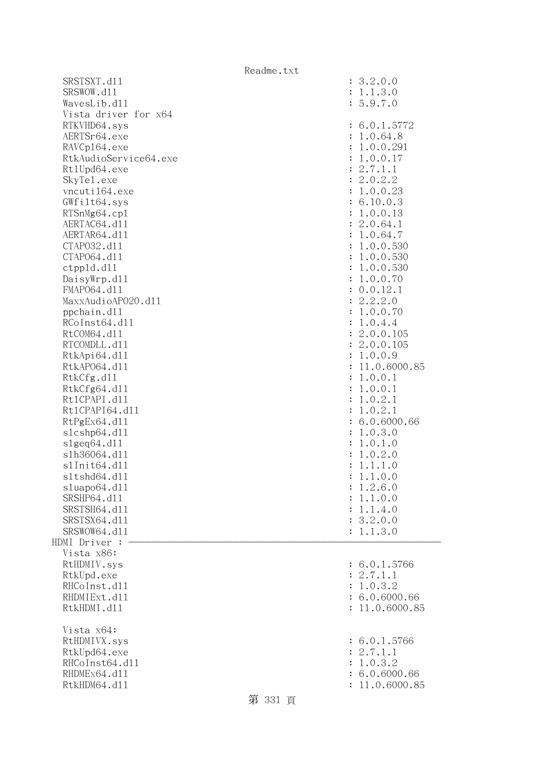```
  SRSTSXT.dll                                         : 3.2.0.0
  SRSWOW.dll                                          : 1.1.3.0
  WavesLib.dll                                        : 5.9.7.0
  Vista driver for x64
  RTKVHD64.sys                                        : 6.0.1.5772
  AERTSr64.exe                                        : 1.0.64.8
  RAVCpl64.exe                                        : 1.0.0.291
  RtkAudioService64.exe                               : 1.0.0.17
  RtlUpd64.exe                                        : 2.7.1.1
  SkyTel.exe                                          : 2.0.2.2
  vncutil64.exe                                       : 1.0.0.23
  GWfilt64.sys                                        : 6.10.0.3
  RTSnMg64.cpl                                        : 1.0.0.13
  AERTAC64.dll                                        : 2.0.64.1
  AERTAR64.dll                                        : 1.0.64.7
  CTAPO32.dll                                         : 1.0.0.530
  CTAPO64.dll                                         : 1.0.0.530
  ctppld.dll                                          : 1.0.0.530
  DaisyWrp.dll                                        : 1.0.0.70
  FMAPO64.dll                                         : 0.0.12.1
  MaxxAudioAPO20.dll                                  : 2.2.2.0
  ppchain.dll                                         : 1.0.0.70
  RCoInst64.dll                                       : 1.0.4.4
  RtCOM64.dll                                         : 2.0.0.105
  RTCOMDLL.dll                                        : 2.0.0.105
  RtkApi64.dll                                        : 1.0.0.9
  RtkAPO64.dll                                        : 11.0.6000.85
  RtkCfg.dll                                          : 1.0.0.1
  RtkCfg64.dll                                        : 1.0.0.1
  RtlCPAPI.dll                                        : 1.0.2.1
  RtlCPAPI64.dll                                      : 1.0.2.1
  RtPgEx64.dll                                        : 6.0.6000.66
  slcshp64.dll                                        : 1.0.3.0
  slgeq64.dll                                         : 1.0.1.0
  slh36064.dll                                        : 1.0.2.0
  slInit64.dll                                        : 1.1.1.0
  sltshd64.dll                                        : 1.1.0.0
  sluapo64.dll                                        : 1.2.6.0
  SRSHP64.dll                                         : 1.1.0.0
  SRSTSH64.dll                                        : 1.1.4.0
  SRSTSX64.dll                                        : 3.2.0.0
  SRSWOW64.dll                                        : 1.1.3.0
HDMI Driver : ----------------------------------------------------------------
  Vista x86:
  RtHDMIV.sys                                         : 6.0.1.5766
  RtkUpd.exe                                          : 2.7.1.1
  RHCoInst.dll                                        : 1.0.3.2
  RHDMIExt.dll                                        : 6.0.6000.66
  RtkHDMI.dll                                         : 11.0.6000.85

  Vista x64:
  RtHDMIVX.sys                                        : 6.0.1.5766
  RtkUpd64.exe                                        : 2.7.1.1
  RHCoInst64.dll                                      : 1.0.3.2
  RHDMEx64.dll                                        : 6.0.6000.66
  RtkHDM64.dll                                        : 11.0.6000.85
```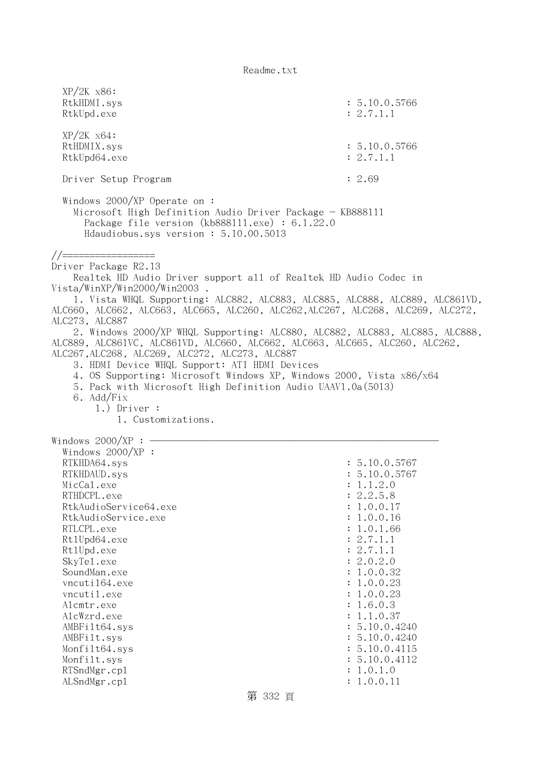```
  XP/2K x86:
  RtkHDMI.sys                                                : 5.10.0.5766
  RtkUpd.exe                                                 : 2.7.1.1

  XP/2K x64:
  RtHDMIX.sys                                                : 5.10.0.5766
  RtkUpd64.exe                                               : 2.7.1.1

  Driver Setup Program                                       : 2.69

  Windows 2000/XP Operate on :
    Microsoft High Definition Audio Driver Package - KB888111
      Package file version (kb888111.exe) : 6.1.22.0
      Hdaudiobus.sys version : 5.10.00.5013

//=================
Driver Package R2.13
    Realtek HD Audio Driver support all of Realtek HD Audio Codec in 
Vista/WinXP/Win2000/Win2003 .
    1. Vista WHQL Supporting: ALC882, ALC883, ALC885, ALC888, ALC889, ALC861VD, 
ALC660, ALC662, ALC663, ALC665, ALC260, ALC262,ALC267, ALC268, ALC269, ALC272, 
ALC273, ALC887
    2. Windows 2000/XP WHQL Supporting: ALC880, ALC882, ALC883, ALC885, ALC888, 
ALC889, ALC861VC, ALC861VD, ALC660, ALC662, ALC663, ALC665, ALC260, ALC262, 
ALC267,ALC268, ALC269, ALC272, ALC273, ALC887
    3. HDMI Device WHQL Support: ATI HDMI Devices
    4. OS Supporting: Microsoft Windows XP, Windows 2000, Vista x86/x64
    5. Pack with Microsoft High Definition Audio UAAV1.0a(5013)
    6. Add/Fix
        1.) Driver :
            1. Customizations.

Windows 2000/XP : ----------------------------------------------------------
  Windows 2000/XP :
  RTKHDA64.sys                                               : 5.10.0.5767
  RTKHDAUD.sys                                               : 5.10.0.5767
  MicCal.exe                                                 : 1.1.2.0
  RTHDCPL.exe                                                : 2.2.5.8
  RtkAudioService64.exe                                      : 1.0.0.17
  RtkAudioService.exe                                        : 1.0.0.16
  RTLCPL.exe                                                 : 1.0.1.66
  RtlUpd64.exe                                               : 2.7.1.1
  RtlUpd.exe                                                 : 2.7.1.1
  SkyTel.exe                                                 : 2.0.2.0
  SoundMan.exe                                               : 1.0.0.32
  vncuti164.exe                                              : 1.0.0.23
  vncutil.exe                                                : 1.0.0.23
  Alcmtr.exe                                                 : 1.6.0.3
  AlcWzrd.exe                                                : 1.1.0.37
  AMBFilt64.sys                                              : 5.10.0.4240
  AMBFilt.sys                                                : 5.10.0.4240
  Monfilt64.sys                                              : 5.10.0.4115
  Monfilt.sys                                                : 5.10.0.4112
  RTSndMgr.cpl                                               : 1.0.1.0
  ALSndMgr.cpl                                               : 1.0.0.11
```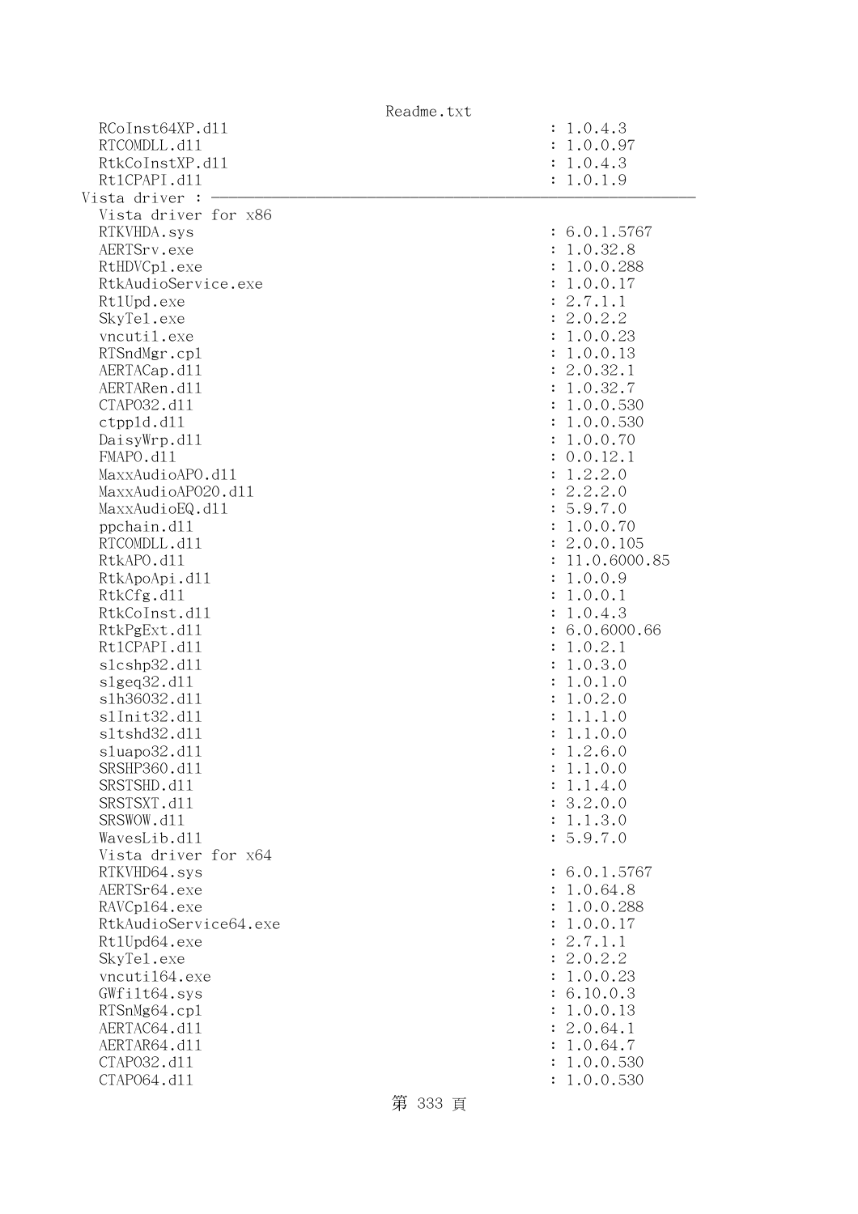```
  RCoInst64XP.dll                                   : 1.0.4.3
  RTCOMDLL.dll                                      : 1.0.0.97
  RtkCoInstXP.dll                                   : 1.0.4.3
  RtlCPAPI.dll                                      : 1.0.1.9
Vista driver : ----------------------------------------------------------------------
  Vista driver for x86
  RTKVHDA.sys                                       : 6.0.1.5767
  AERTSrv.exe                                       : 1.0.32.8
  RtHDVCpl.exe                                      : 1.0.0.288
  RtkAudioService.exe                               : 1.0.0.17
  RtlUpd.exe                                        : 2.7.1.1
  SkyTel.exe                                        : 2.0.2.2
  vncutil.exe                                       : 1.0.0.23
  RTSndMgr.cpl                                      : 1.0.0.13
  AERTACap.dll                                      : 2.0.32.1
  AERTARen.dll                                      : 1.0.32.7
  CTAPO32.dll                                       : 1.0.0.530
  ctppld.dll                                        : 1.0.0.530
  DaisyWrp.dll                                      : 1.0.0.70
  FMAPO.dll                                         : 0.0.12.1
  MaxxAudioAPO.dll                                  : 1.2.2.0
  MaxxAudioAPO20.dll                                : 2.2.2.0
  MaxxAudioEQ.dll                                   : 5.9.7.0
  ppchain.dll                                       : 1.0.0.70
  RTCOMDLL.dll                                      : 2.0.0.105
  RtkAPO.dll                                        : 11.0.6000.85
  RtkApoApi.dll                                     : 1.0.0.9
  RtkCfg.dll                                        : 1.0.0.1
  RtkCoInst.dll                                     : 1.0.4.3
  RtkPgExt.dll                                      : 6.0.6000.66
  RtlCPAPI.dll                                      : 1.0.2.1
  slcshp32.dll                                      : 1.0.3.0
  slgeq32.dll                                       : 1.0.1.0
  slh36032.dll                                      : 1.0.2.0
  slInit32.dll                                      : 1.1.1.0
  sltshd32.dll                                      : 1.1.0.0
  sluapo32.dll                                      : 1.2.6.0
  SRSHP360.dll                                      : 1.1.0.0
  SRSTSHD.dll                                       : 1.1.4.0
  SRSTSXT.dll                                       : 3.2.0.0
  SRSWOW.dll                                        : 1.1.3.0
  WavesLib.dll                                      : 5.9.7.0
  Vista driver for x64
  RTKVHD64.sys                                      : 6.0.1.5767
  AERTSr64.exe                                      : 1.0.64.8
  RAVCpl64.exe                                      : 1.0.0.288
  RtkAudioService64.exe                             : 1.0.0.17
  RtlUpd64.exe                                      : 2.7.1.1
  SkyTel.exe                                        : 2.0.2.2
  vncutil64.exe                                     : 1.0.0.23
  GWfilt64.sys                                      : 6.10.0.3
  RTSnMg64.cpl                                      : 1.0.0.13
  AERTAC64.dll                                      : 2.0.64.1
  AERTAR64.dll                                      : 1.0.64.7
  CTAPO32.dll                                       : 1.0.0.530
  CTAPO64.dll                                       : 1.0.0.530
```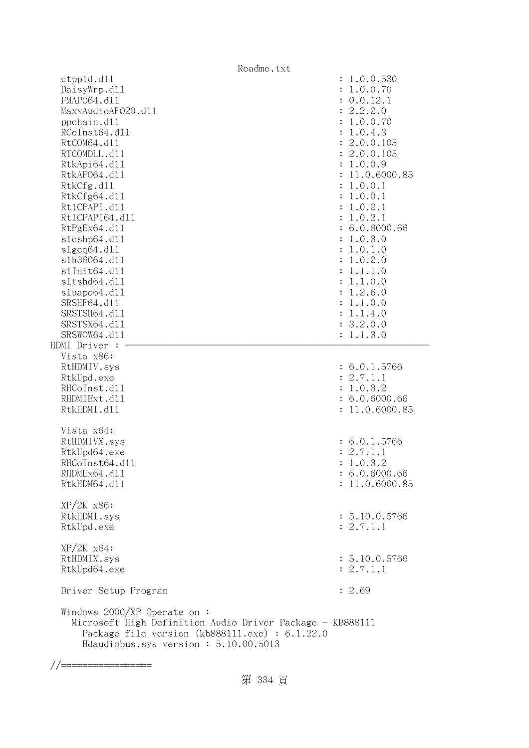```
  ctpp1d.dll                                           : 1.0.0.530
  DaisyWrp.dll                                         : 1.0.0.70
  FMAPO64.dll                                          : 0.0.12.1
  MaxxAudioAPO20.dll                                   : 2.2.2.0
  ppchain.dll                                          : 1.0.0.70
  RCoInst64.dll                                        : 1.0.4.3
  RtCOM64.dll                                          : 2.0.0.105
  RTCOMDLL.dll                                         : 2.0.0.105
  RtkApi64.dll                                         : 1.0.0.9
  RtkAPO64.dll                                         : 11.0.6000.85
  RtkCfg.dll                                           : 1.0.0.1
  RtkCfg64.dll                                         : 1.0.0.1
  Rt1CPAPI.dll                                         : 1.0.2.1
  Rt1CPAPI64.dll                                       : 1.0.2.1
  RtPgEx64.dll                                         : 6.0.6000.66
  slcshp64.dll                                         : 1.0.3.0
  slgeq64.dll                                          : 1.0.1.0
  slh36064.dll                                         : 1.0.2.0
  slInit64.dll                                         : 1.1.1.0
  sltshd64.dll                                         : 1.1.0.0
  sluapo64.dll                                         : 1.2.6.0
  SRSHP64.dll                                          : 1.1.0.0
  SRSTSH64.dll                                         : 1.1.4.0
  SRSTSX64.dll                                         : 3.2.0.0
  SRSWOW64.dll                                         : 1.1.3.0
HDMI Driver : ————————————————————————————————————————————————————————————
  Vista x86:
  RtHDMIV.sys                                          : 6.0.1.5766
  RtkUpd.exe                                           : 2.7.1.1
  RHCoInst.dll                                         : 1.0.3.2
  RHDMIExt.dll                                         : 6.0.6000.66
  RtkHDMI.dll                                          : 11.0.6000.85

  Vista x64:
  RtHDMIVX.sys                                         : 6.0.1.5766
  RtkUpd64.exe                                         : 2.7.1.1
  RHCoInst64.dll                                       : 1.0.3.2
  RHDMEx64.dll                                         : 6.0.6000.66
  RtkHDM64.dll                                         : 11.0.6000.85

  XP/2K x86:
  RtkHDMI.sys                                          : 5.10.0.5766
  RtkUpd.exe                                           : 2.7.1.1

  XP/2K x64:
  RtHDMIX.sys                                          : 5.10.0.5766
  RtkUpd64.exe                                         : 2.7.1.1

  Driver Setup Program                                 : 2.69

  Windows 2000/XP Operate on :
    Microsoft High Definition Audio Driver Package - KB888111
      Package file version (kb888111.exe) : 6.1.22.0
      Hdaudiobus.sys version : 5.10.00.5013

//=================
```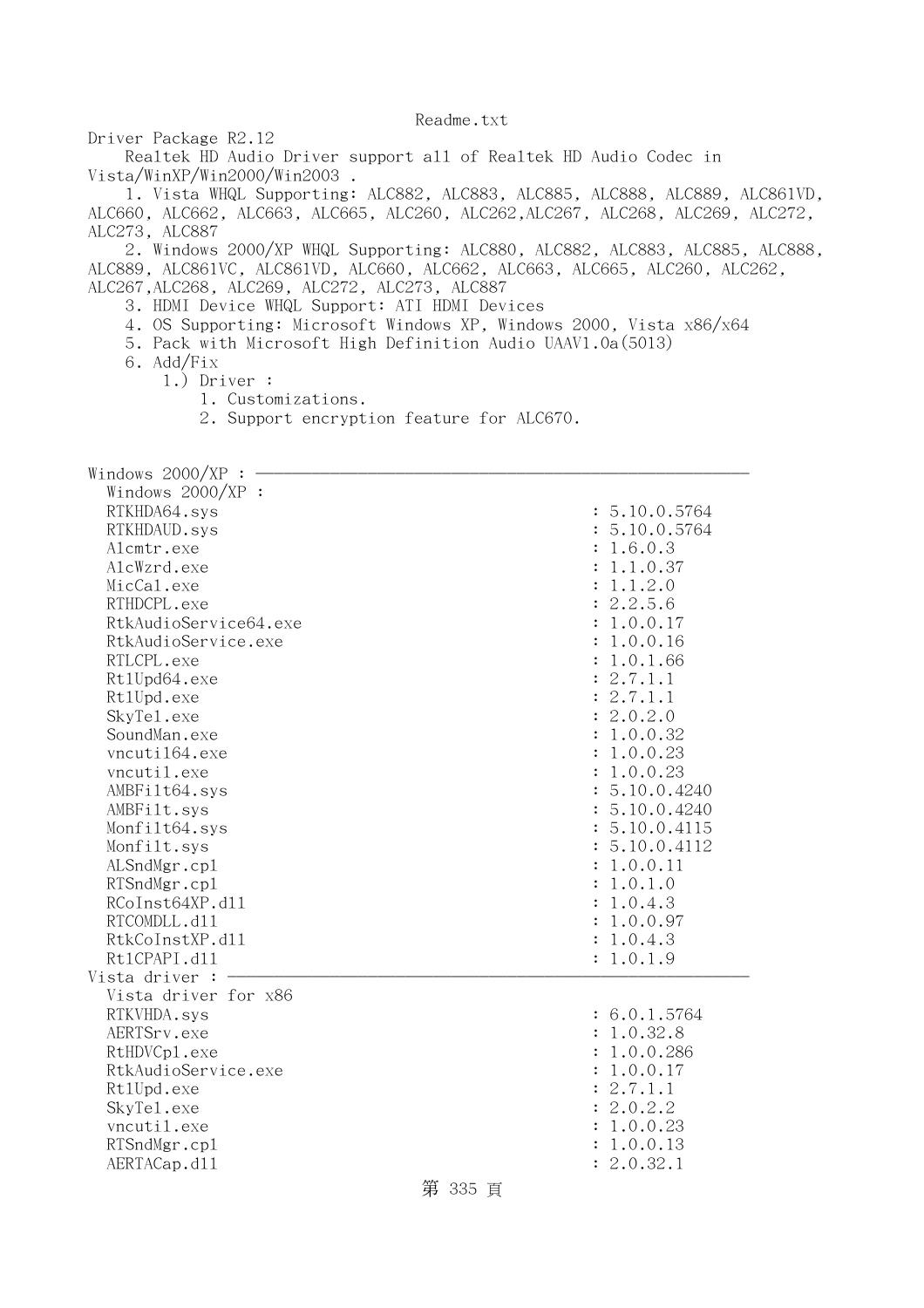Readme.txt

Driver Package R2.12

Realtek HD Audio Driver support all of Realtek HD Audio Codec in Vista/WinXP/Win2000/Win2003 .

1. Vista WHQL Supporting: ALC882, ALC883, ALC885, ALC888, ALC889, ALC861VD, ALC660, ALC662, ALC663, ALC665, ALC260, ALC262,ALC267, ALC268, ALC269, ALC272, ALC273, ALC887
2. Windows 2000/XP WHQL Supporting: ALC880, ALC882, ALC883, ALC885, ALC888, ALC889, ALC861VC, ALC861VD, ALC660, ALC662, ALC663, ALC665, ALC260, ALC262, ALC267,ALC268, ALC269, ALC272, ALC273, ALC887
3. HDMI Device WHQL Support: ATI HDMI Devices
4. OS Supporting: Microsoft Windows XP, Windows 2000, Vista x86/x64
5. Pack with Microsoft High Definition Audio UAAV1.0a(5013)
6. Add/Fix
   1.) Driver :
      1. Customizations.
      2. Support encryption feature for ALC670.

```
Windows 2000/XP : -----------------------------------------------------
  Windows 2000/XP :
  RTKHDA64.sys                                       : 5.10.0.5764
  RTKHDAUD.sys                                       : 5.10.0.5764
  Alcmtr.exe                                         : 1.6.0.3
  AlcWzrd.exe                                        : 1.1.0.37
  MicCal.exe                                         : 1.1.2.0
  RTHDCPL.exe                                        : 2.2.5.6
  RtkAudioService64.exe                              : 1.0.0.17
  RtkAudioService.exe                                : 1.0.0.16
  RTLCPL.exe                                         : 1.0.1.66
  RtlUpd64.exe                                       : 2.7.1.1
  RtlUpd.exe                                         : 2.7.1.1
  SkyTel.exe                                         : 2.0.2.0
  SoundMan.exe                                       : 1.0.0.32
  vncutil64.exe                                      : 1.0.0.23
  vncutil.exe                                        : 1.0.0.23
  AMBFilt64.sys                                      : 5.10.0.4240
  AMBFilt.sys                                        : 5.10.0.4240
  Monfilt64.sys                                      : 5.10.0.4115
  Monfilt.sys                                        : 5.10.0.4112
  ALSndMgr.cpl                                       : 1.0.0.11
  RTSndMgr.cpl                                       : 1.0.1.0
  RCoInst64XP.dll                                    : 1.0.4.3
  RTCOMDLL.dll                                       : 1.0.0.97
  RtkCoInstXP.dll                                    : 1.0.4.3
  RtlCPAPI.dll                                       : 1.0.1.9
Vista driver : --------------------------------------------------------
  Vista driver for x86
  RTKVHDA.sys                                        : 6.0.1.5764
  AERTSrv.exe                                        : 1.0.32.8
  RtHDVCpl.exe                                       : 1.0.0.286
  RtkAudioService.exe                                : 1.0.0.17
  RtlUpd.exe                                         : 2.7.1.1
  SkyTel.exe                                         : 2.0.2.2
  vncutil.exe                                        : 1.0.0.23
  RTSndMgr.cpl                                       : 1.0.0.13
  AERTACap.dll                                       : 2.0.32.1
```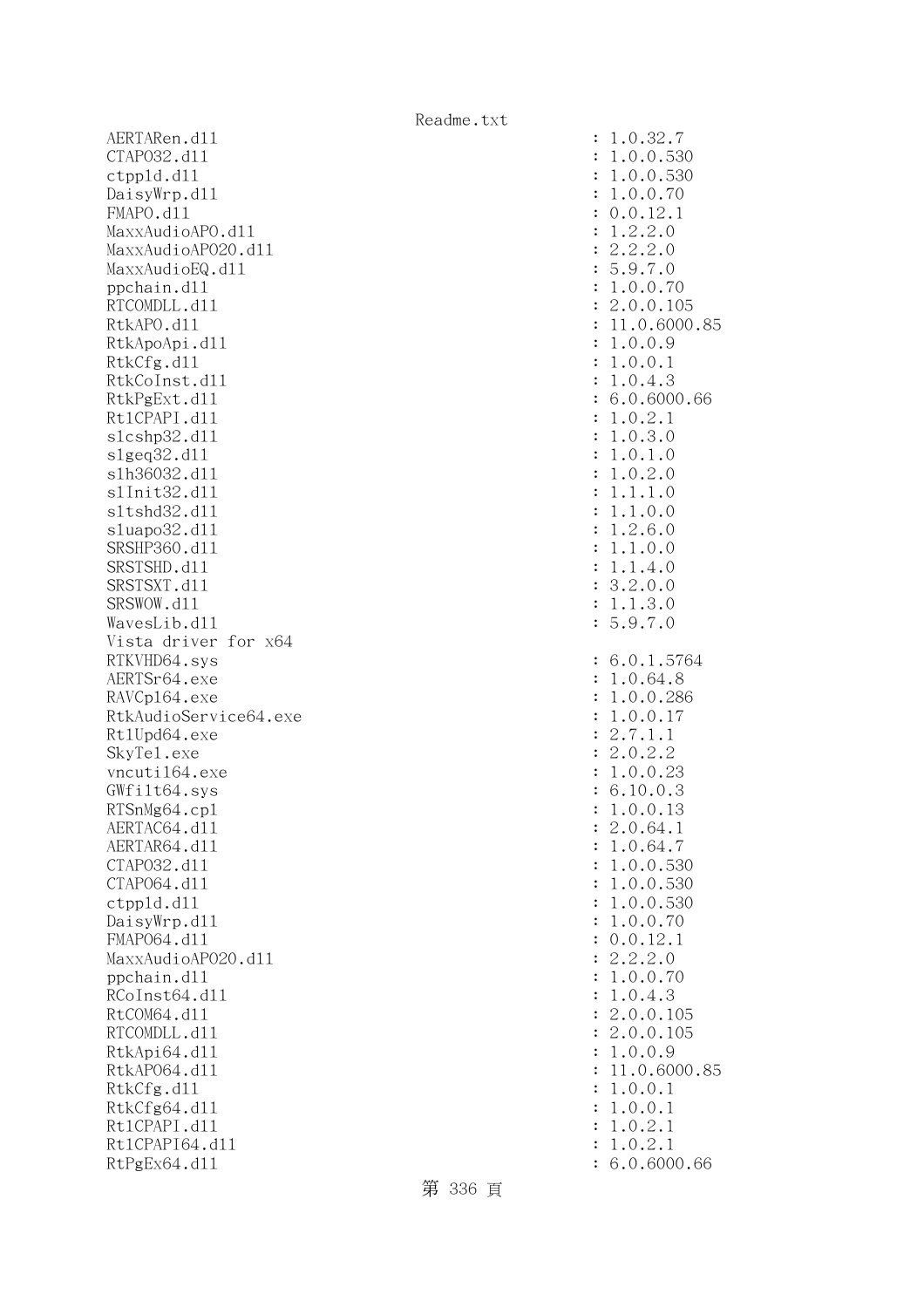```
AERTARen.dll                                    : 1.0.32.7
CTAPO32.dll                                     : 1.0.0.530
ctppld.dll                                      : 1.0.0.530
DaisyWrp.dll                                    : 1.0.0.70
FMAPO.dll                                       : 0.0.12.1
MaxxAudioAPO.dll                                : 1.2.2.0
MaxxAudioAPO20.dll                              : 2.2.2.0
MaxxAudioEQ.dll                                 : 5.9.7.0
ppchain.dll                                     : 1.0.0.70
RTCOMDLL.dll                                    : 2.0.0.105
RtkAPO.dll                                      : 11.0.6000.85
RtkApoApi.dll                                   : 1.0.0.9
RtkCfg.dll                                      : 1.0.0.1
RtkCoInst.dll                                   : 1.0.4.3
RtkPgExt.dll                                    : 6.0.6000.66
RtlCPAPI.dll                                    : 1.0.2.1
slcshp32.dll                                    : 1.0.3.0
slgeq32.dll                                     : 1.0.1.0
slh36032.dll                                    : 1.0.2.0
slInit32.dll                                    : 1.1.1.0
sltshd32.dll                                    : 1.1.0.0
sluapo32.dll                                    : 1.2.6.0
SRSHP360.dll                                    : 1.1.0.0
SRSTSHD.dll                                     : 1.1.4.0
SRSTSXT.dll                                     : 3.2.0.0
SRSWOW.dll                                      : 1.1.3.0
WavesLib.dll                                    : 5.9.7.0
Vista driver for x64
RTKVHD64.sys                                    : 6.0.1.5764
AERTSr64.exe                                    : 1.0.64.8
RAVCpl64.exe                                    : 1.0.0.286
RtkAudioService64.exe                           : 1.0.0.17
RtlUpd64.exe                                    : 2.7.1.1
SkyTel.exe                                      : 2.0.2.2
vncutil64.exe                                   : 1.0.0.23
GWfilt64.sys                                    : 6.10.0.3
RTSnMg64.cpl                                    : 1.0.0.13
AERTAC64.dll                                    : 2.0.64.1
AERTAR64.dll                                    : 1.0.64.7
CTAPO32.dll                                     : 1.0.0.530
CTAPO64.dll                                     : 1.0.0.530
ctppld.dll                                      : 1.0.0.530
DaisyWrp.dll                                    : 1.0.0.70
FMAPO64.dll                                     : 0.0.12.1
MaxxAudioAPO20.dll                              : 2.2.2.0
ppchain.dll                                     : 1.0.0.70
RCoInst64.dll                                   : 1.0.4.3
RtCOM64.dll                                     : 2.0.0.105
RTCOMDLL.dll                                    : 2.0.0.105
RtkApi64.dll                                    : 1.0.0.9
RtkAPO64.dll                                    : 11.0.6000.85
RtkCfg.dll                                      : 1.0.0.1
RtkCfg64.dll                                    : 1.0.0.1
RtlCPAPI.dll                                    : 1.0.2.1
RtlCPAPI64.dll                                  : 1.0.2.1
RtPgEx64.dll                                    : 6.0.6000.66
```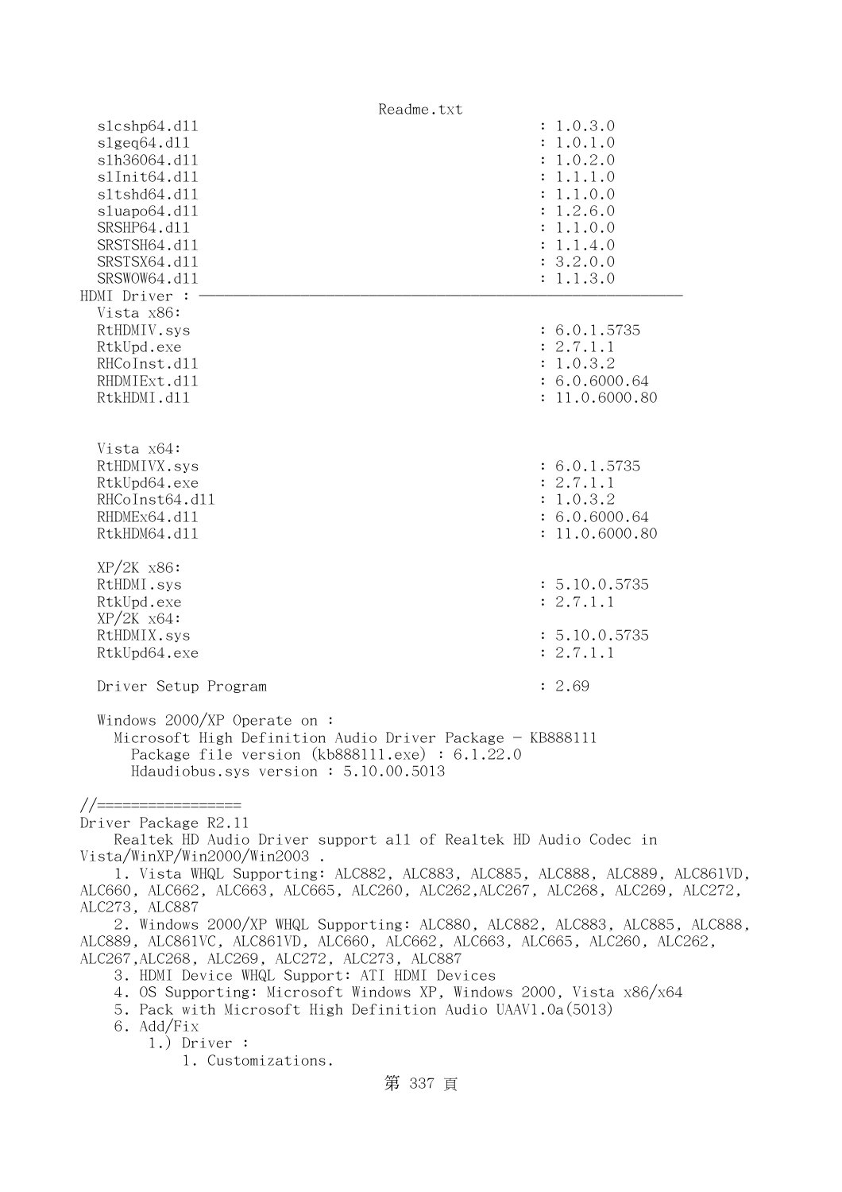```
  slcshp64.dll                                    : 1.0.3.0
  slgeq64.dll                                     : 1.0.1.0
  slh36064.dll                                    : 1.0.2.0
  slInit64.dll                                    : 1.1.1.0
  sltshd64.dll                                    : 1.1.0.0
  sluapo64.dll                                    : 1.2.6.0
  SRSHP64.dll                                     : 1.1.0.0
  SRSTSH64.dll                                    : 1.1.4.0
  SRSTSX64.dll                                    : 3.2.0.0
  SRSWOW64.dll                                    : 1.1.3.0
HDMI Driver : ----------------------------------------------------------
  Vista x86:
  RtHDMIV.sys                                     : 6.0.1.5735
  RtkUpd.exe                                      : 2.7.1.1
  RHCoInst.dll                                    : 1.0.3.2
  RHDMIExt.dll                                    : 6.0.6000.64
  RtkHDMI.dll                                     : 11.0.6000.80


  Vista x64:
  RtHDMIVX.sys                                    : 6.0.1.5735
  RtkUpd64.exe                                    : 2.7.1.1
  RHCoInst64.dll                                  : 1.0.3.2
  RHDMEx64.dll                                    : 6.0.6000.64
  RtkHDM64.dll                                    : 11.0.6000.80

  XP/2K x86:
  RtHDMI.sys                                      : 5.10.0.5735
  RtkUpd.exe                                      : 2.7.1.1
  XP/2K x64:
  RtHDMIX.sys                                     : 5.10.0.5735
  RtkUpd64.exe                                    : 2.7.1.1

  Driver Setup Program                            : 2.69

  Windows 2000/XP Operate on :
    Microsoft High Definition Audio Driver Package - KB888111
      Package file version (kb888111.exe) : 6.1.22.0
      Hdaudiobus.sys version : 5.10.00.5013

//=================
Driver Package R2.11
    Realtek HD Audio Driver support all of Realtek HD Audio Codec in
Vista/WinXP/Win2000/Win2003 .
    1. Vista WHQL Supporting: ALC882, ALC883, ALC885, ALC888, ALC889, ALC861VD,
ALC660, ALC662, ALC663, ALC665, ALC260, ALC262,ALC267, ALC268, ALC269, ALC272,
ALC273, ALC887
    2. Windows 2000/XP WHQL Supporting: ALC880, ALC882, ALC883, ALC885, ALC888,
ALC889, ALC861VC, ALC861VD, ALC660, ALC662, ALC663, ALC665, ALC260, ALC262,
ALC267,ALC268, ALC269, ALC272, ALC273, ALC887
    3. HDMI Device WHQL Support: ATI HDMI Devices
    4. OS Supporting: Microsoft Windows XP, Windows 2000, Vista x86/x64
    5. Pack with Microsoft High Definition Audio UAAV1.0a(5013)
    6. Add/Fix
        1.) Driver :
            1. Customizations.
```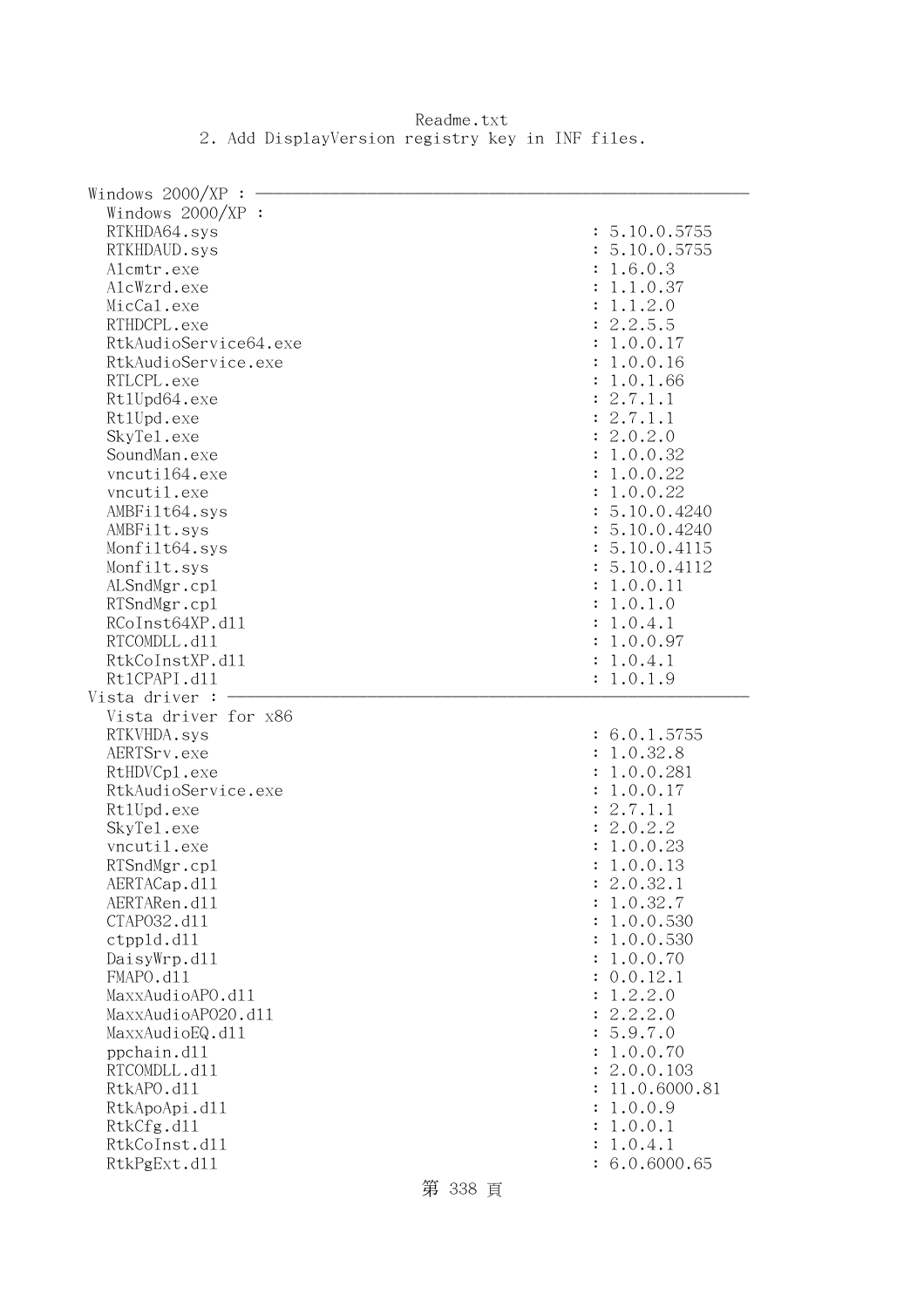2. Add DisplayVersion registry key in INF files.

Windows 2000/XP : ----------------------------------------------------------------

Windows 2000/XP :

```
RTKHDA64.sys                                : 5.10.0.5755
RTKHDAUD.sys                                : 5.10.0.5755
Alcmtr.exe                                  : 1.6.0.3
AlcWzrd.exe                                 : 1.1.0.37
MicCal.exe                                  : 1.1.2.0
RTHDCPL.exe                                 : 2.2.5.5
RtkAudioService64.exe                       : 1.0.0.17
RtkAudioService.exe                         : 1.0.0.16
RTLCPL.exe                                  : 1.0.1.66
RtlUpd64.exe                                : 2.7.1.1
RtlUpd.exe                                  : 2.7.1.1
SkyTel.exe                                  : 2.0.2.0
SoundMan.exe                                : 1.0.0.32
vncutil64.exe                               : 1.0.0.22
vncutil.exe                                 : 1.0.0.22
AMBFilt64.sys                               : 5.10.0.4240
AMBFilt.sys                                 : 5.10.0.4240
Monfilt64.sys                               : 5.10.0.4115
Monfilt.sys                                 : 5.10.0.4112
ALSndMgr.cpl                                : 1.0.0.11
RTSndMgr.cpl                                : 1.0.1.0
RCoInst64XP.dll                             : 1.0.4.1
RTCOMDLL.dll                                : 1.0.0.97
RtkCoInstXP.dll                             : 1.0.4.1
RtlCPAPI.dll                                : 1.0.1.9
```

Vista driver : ----------------------------------------------------------------

Vista driver for x86

```
RTKVHDA.sys                                 : 6.0.1.5755
AERTSrv.exe                                 : 1.0.32.8
RtHDVCpl.exe                                : 1.0.0.281
RtkAudioService.exe                         : 1.0.0.17
RtlUpd.exe                                  : 2.7.1.1
SkyTel.exe                                  : 2.0.2.2
vncutil.exe                                 : 1.0.0.23
RTSndMgr.cpl                                : 1.0.0.13
AERTACap.dll                                : 2.0.32.1
AERTARen.dll                                : 1.0.32.7
CTAPO32.dll                                 : 1.0.0.530
ctppld.dll                                  : 1.0.0.530
DaisyWrp.dll                                : 1.0.0.70
FMAPO.dll                                   : 0.0.12.1
MaxxAudioAPO.dll                            : 1.2.2.0
MaxxAudioAPO20.dll                          : 2.2.2.0
MaxxAudioEQ.dll                             : 5.9.7.0
ppchain.dll                                 : 1.0.0.70
RTCOMDLL.dll                                : 2.0.0.103
RtkAPO.dll                                  : 11.0.6000.81
RtkApoApi.dll                               : 1.0.0.9
RtkCfg.dll                                  : 1.0.0.1
RtkCoInst.dll                               : 1.0.4.1
RtkPgExt.dll                                : 6.0.6000.65
```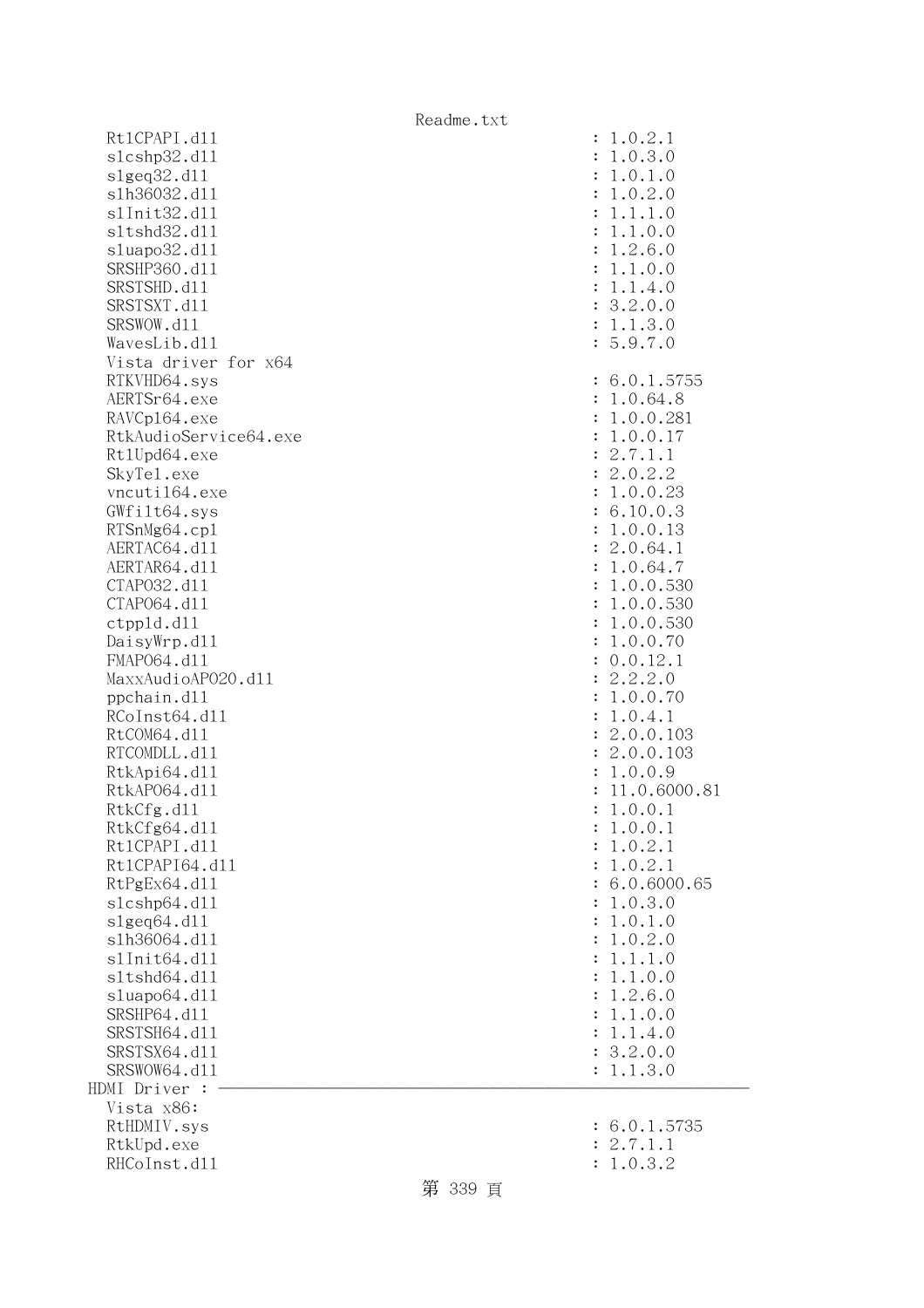```
  Rt1CPAPI.dll                                    : 1.0.2.1
  slcshp32.dll                                    : 1.0.3.0
  slgeq32.dll                                     : 1.0.1.0
  slh36032.dll                                    : 1.0.2.0
  slInit32.dll                                    : 1.1.1.0
  sltshd32.dll                                    : 1.1.0.0
  sluapo32.dll                                    : 1.2.6.0
  SRSHP360.dll                                    : 1.1.0.0
  SRSTSHD.dll                                     : 1.1.4.0
  SRSTSXT.dll                                     : 3.2.0.0
  SRSWOW.dll                                      : 1.1.3.0
  WavesLib.dll                                    : 5.9.7.0
  Vista driver for x64
  RTKVHD64.sys                                    : 6.0.1.5755
  AERTSr64.exe                                    : 1.0.64.8
  RAVCpl64.exe                                    : 1.0.0.281
  RtkAudioService64.exe                           : 1.0.0.17
  RtlUpd64.exe                                    : 2.7.1.1
  SkyTel.exe                                      : 2.0.2.2
  vncutil64.exe                                   : 1.0.0.23
  GWfilt64.sys                                    : 6.10.0.3
  RTSnMg64.cpl                                    : 1.0.0.13
  AERTAC64.dll                                    : 2.0.64.1
  AERTAR64.dll                                    : 1.0.64.7
  CTAPO32.dll                                     : 1.0.0.530
  CTAPO64.dll                                     : 1.0.0.530
  ctppld.dll                                      : 1.0.0.530
  DaisyWrp.dll                                    : 1.0.0.70
  FMAPO64.dll                                     : 0.0.12.1
  MaxxAudioAPO20.dll                              : 2.2.2.0
  ppchain.dll                                     : 1.0.0.70
  RCoInst64.dll                                   : 1.0.4.1
  RtCOM64.dll                                     : 2.0.0.103
  RTCOMDLL.dll                                    : 2.0.0.103
  RtkApi64.dll                                    : 1.0.0.9
  RtkAPO64.dll                                    : 11.0.6000.81
  RtkCfg.dll                                      : 1.0.0.1
  RtkCfg64.dll                                    : 1.0.0.1
  Rt1CPAPI.dll                                    : 1.0.2.1
  Rt1CPAPI64.dll                                  : 1.0.2.1
  RtPgEx64.dll                                    : 6.0.6000.65
  slcshp64.dll                                    : 1.0.3.0
  slgeq64.dll                                     : 1.0.1.0
  slh36064.dll                                    : 1.0.2.0
  slInit64.dll                                    : 1.1.1.0
  sltshd64.dll                                    : 1.1.0.0
  sluapo64.dll                                    : 1.2.6.0
  SRSHP64.dll                                     : 1.1.0.0
  SRSTSH64.dll                                    : 1.1.4.0
  SRSTSX64.dll                                    : 3.2.0.0
  SRSWOW64.dll                                    : 1.1.3.0
HDMI Driver : ------------------------------------------------------------
  Vista x86:
  RtHDMIV.sys                                     : 6.0.1.5735
  RtkUpd.exe                                      : 2.7.1.1
  RHCoInst.dll                                    : 1.0.3.2
```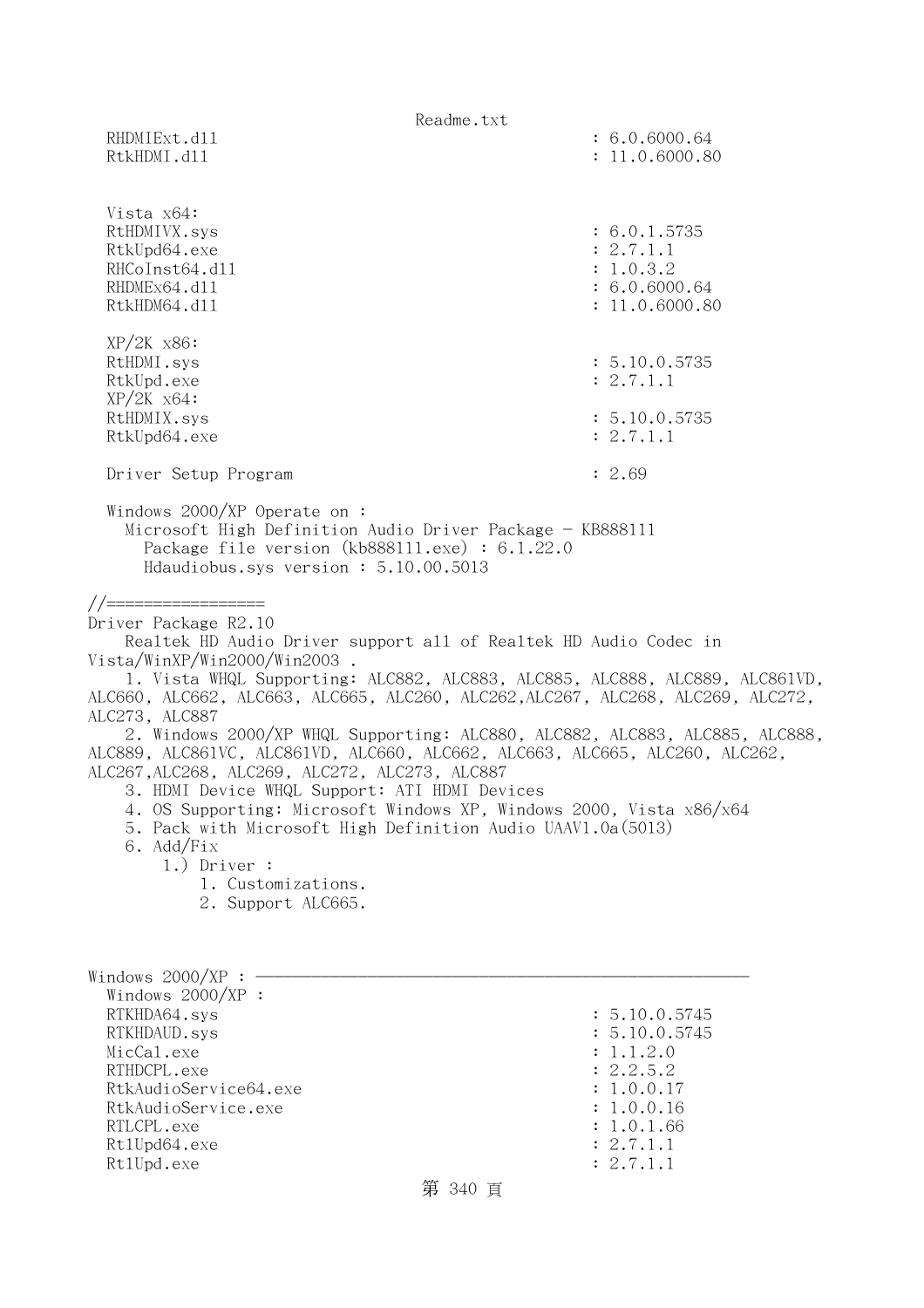```
  RHDMIExt.dll                                        : 6.0.6000.64
  RtkHDMI.dll                                         : 11.0.6000.80


  Vista x64:
  RtHDMIVX.sys                                        : 6.0.1.5735
  RtkUpd64.exe                                        : 2.7.1.1
  RHCoInst64.dll                                      : 1.0.3.2
  RHDMEx64.dll                                        : 6.0.6000.64
  RtkHDM64.dll                                        : 11.0.6000.80

  XP/2K x86:
  RtHDMI.sys                                          : 5.10.0.5735
  RtkUpd.exe                                          : 2.7.1.1
  XP/2K x64:
  RtHDMIX.sys                                         : 5.10.0.5735
  RtkUpd64.exe                                        : 2.7.1.1

  Driver Setup Program                                : 2.69

  Windows 2000/XP Operate on :
    Microsoft High Definition Audio Driver Package - KB888111
      Package file version (kb888111.exe) : 6.1.22.0
      Hdaudiobus.sys version : 5.10.00.5013

//=================
Driver Package R2.10
    Realtek HD Audio Driver support all of Realtek HD Audio Codec in
Vista/WinXP/Win2000/Win2003 .
    1. Vista WHQL Supporting: ALC882, ALC883, ALC885, ALC888, ALC889, ALC861VD,
ALC660, ALC662, ALC663, ALC665, ALC260, ALC262,ALC267, ALC268, ALC269, ALC272,
ALC273, ALC887
    2. Windows 2000/XP WHQL Supporting: ALC880, ALC882, ALC883, ALC885, ALC888,
ALC889, ALC861VC, ALC861VD, ALC660, ALC662, ALC663, ALC665, ALC260, ALC262,
ALC267,ALC268, ALC269, ALC272, ALC273, ALC887
    3. HDMI Device WHQL Support: ATI HDMI Devices
    4. OS Supporting: Microsoft Windows XP, Windows 2000, Vista x86/x64
    5. Pack with Microsoft High Definition Audio UAAV1.0a(5013)
    6. Add/Fix
        1.) Driver :
            1. Customizations.
            2. Support ALC665.



Windows 2000/XP : ----------------------------------------------------------
  Windows 2000/XP :
  RTKHDA64.sys                                        : 5.10.0.5745
  RTKHDAUD.sys                                        : 5.10.0.5745
  MicCal.exe                                          : 1.1.2.0
  RTHDCPL.exe                                         : 2.2.5.2
  RtkAudioService64.exe                               : 1.0.0.17
  RtkAudioService.exe                                 : 1.0.0.16
  RTLCPL.exe                                          : 1.0.1.66
  RtlUpd64.exe                                        : 2.7.1.1
  RtlUpd.exe                                          : 2.7.1.1
```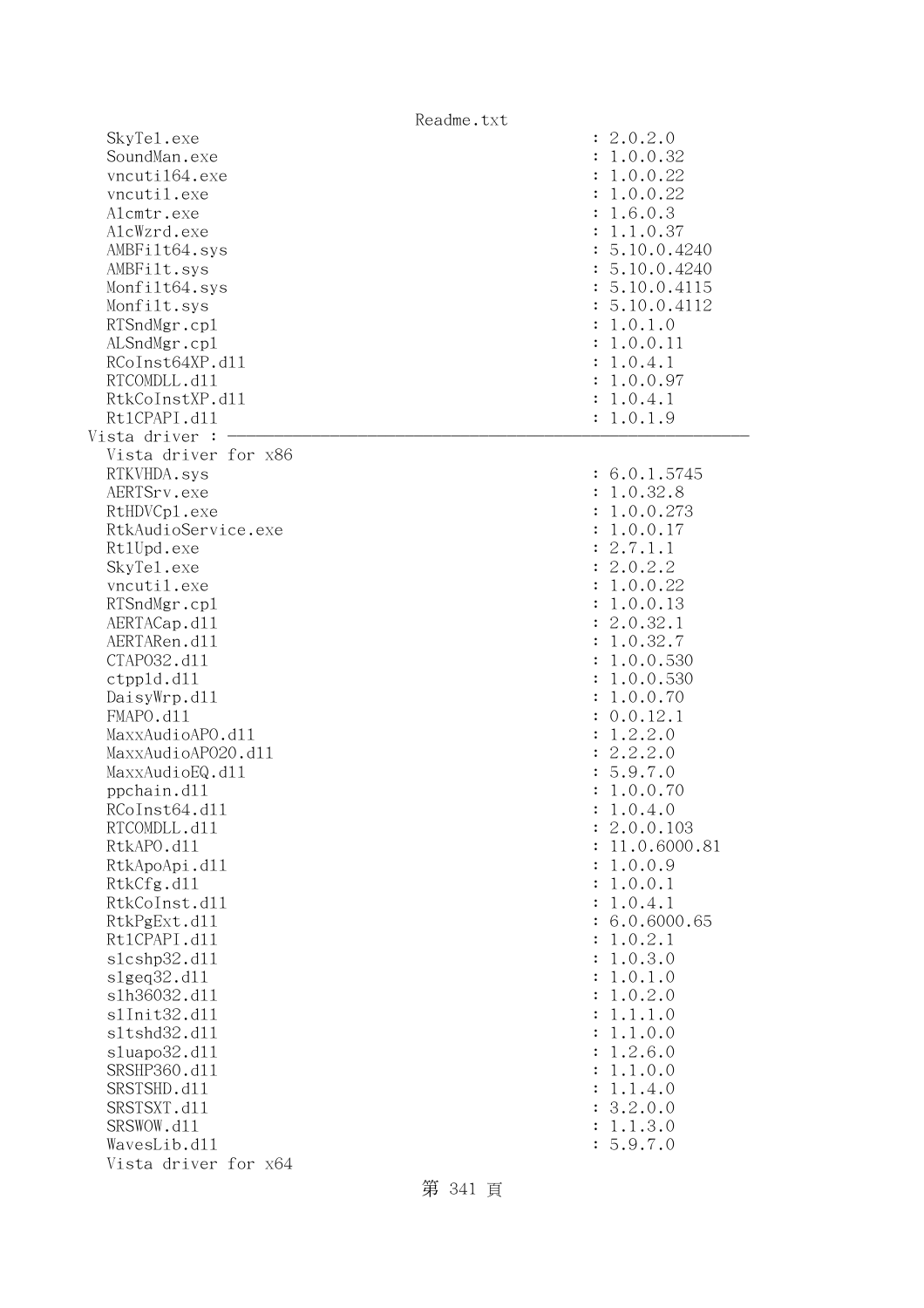```
    SkyTel.exe                                          : 2.0.2.0
    SoundMan.exe                                        : 1.0.0.32
    vncutil64.exe                                       : 1.0.0.22
    vncutil.exe                                         : 1.0.0.22
    Alcmtr.exe                                          : 1.6.0.3
    AlcWzrd.exe                                         : 1.1.0.37
    AMBFilt64.sys                                       : 5.10.0.4240
    AMBFilt.sys                                         : 5.10.0.4240
    Monfilt64.sys                                       : 5.10.0.4115
    Monfilt.sys                                         : 5.10.0.4112
    RTSndMgr.cpl                                        : 1.0.1.0
    ALSndMgr.cpl                                        : 1.0.0.11
    RCoInst64XP.dll                                     : 1.0.4.1
    RTCOMDLL.dll                                        : 1.0.0.97
    RtkCoInstXP.dll                                     : 1.0.4.1
    RtlCPAPI.dll                                        : 1.0.1.9
  Vista driver : ---------------------------------------------------------
    Vista driver for x86
    RTKVHDA.sys                                         : 6.0.1.5745
    AERTSrv.exe                                         : 1.0.32.8
    RtHDVCpl.exe                                        : 1.0.0.273
    RtkAudioService.exe                                 : 1.0.0.17
    RtlUpd.exe                                          : 2.7.1.1
    SkyTel.exe                                          : 2.0.2.2
    vncutil.exe                                         : 1.0.0.22
    RTSndMgr.cpl                                        : 1.0.0.13
    AERTACap.dll                                        : 2.0.32.1
    AERTARen.dll                                        : 1.0.32.7
    CTAPO32.dll                                         : 1.0.0.530
    ctppld.dll                                          : 1.0.0.530
    DaisyWrp.dll                                        : 1.0.0.70
    FMAPO.dll                                           : 0.0.12.1
    MaxxAudioAPO.dll                                    : 1.2.2.0
    MaxxAudioAPO20.dll                                  : 2.2.2.0
    MaxxAudioEQ.dll                                     : 5.9.7.0
    ppchain.dll                                         : 1.0.0.70
    RCoInst64.dll                                       : 1.0.4.0
    RTCOMDLL.dll                                        : 2.0.0.103
    RtkAPO.dll                                          : 11.0.6000.81
    RtkApoApi.dll                                       : 1.0.0.9
    RtkCfg.dll                                          : 1.0.0.1
    RtkCoInst.dll                                       : 1.0.4.1
    RtkPgExt.dll                                        : 6.0.6000.65
    RtlCPAPI.dll                                        : 1.0.2.1
    slcshp32.dll                                        : 1.0.3.0
    slgeq32.dll                                         : 1.0.1.0
    slh36032.dll                                        : 1.0.2.0
    slInit32.dll                                        : 1.1.1.0
    sltshd32.dll                                        : 1.1.0.0
    sluapo32.dll                                        : 1.2.6.0
    SRSHP360.dll                                        : 1.1.0.0
    SRSTSHD.dll                                         : 1.1.4.0
    SRSTSXT.dll                                         : 3.2.0.0
    SRSWOW.dll                                          : 1.1.3.0
    WavesLib.dll                                        : 5.9.7.0
    Vista driver for x64
```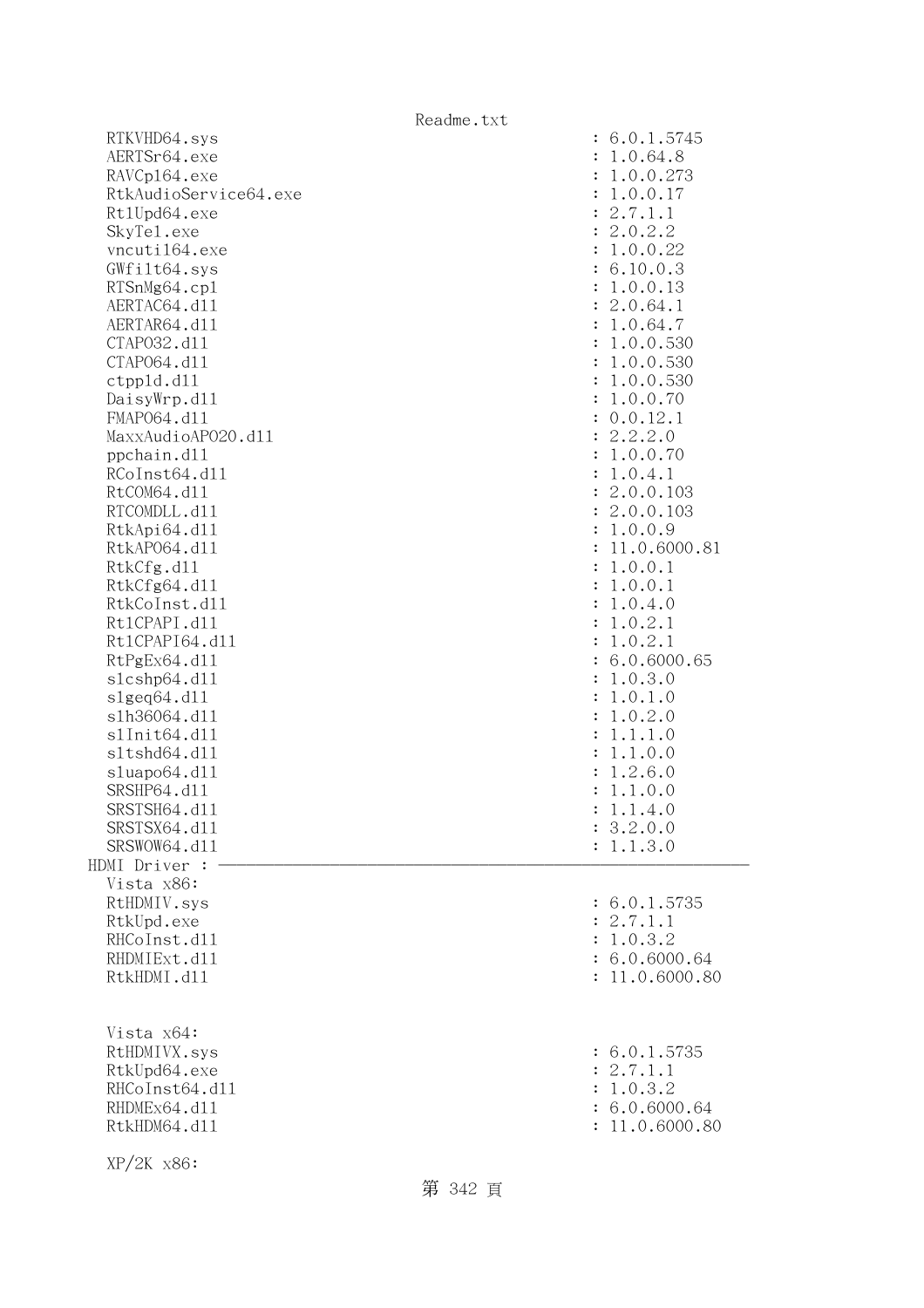```
  RTKVHD64.sys                                          : 6.0.1.5745
  AERTSr64.exe                                          : 1.0.64.8
  RAVCpl64.exe                                          : 1.0.0.273
  RtkAudioService64.exe                                 : 1.0.0.17
  RtlUpd64.exe                                          : 2.7.1.1
  SkyTel.exe                                            : 2.0.2.2
  vncutil64.exe                                         : 1.0.0.22
  GWfilt64.sys                                          : 6.10.0.3
  RTSnMg64.cpl                                          : 1.0.0.13
  AERTAC64.dll                                          : 2.0.64.1
  AERTAR64.dll                                          : 1.0.64.7
  CTAPO32.dll                                           : 1.0.0.530
  CTAPO64.dll                                           : 1.0.0.530
  ctppld.dll                                            : 1.0.0.530
  DaisyWrp.dll                                          : 1.0.0.70
  FMAPO64.dll                                           : 0.0.12.1
  MaxxAudioAPO20.dll                                    : 2.2.2.0
  ppchain.dll                                           : 1.0.0.70
  RCoInst64.dll                                         : 1.0.4.1
  RtCOM64.dll                                           : 2.0.0.103
  RTCOMDLL.dll                                          : 2.0.0.103
  RtkApi64.dll                                          : 1.0.0.9
  RtkAPO64.dll                                          : 11.0.6000.81
  RtkCfg.dll                                            : 1.0.0.1
  RtkCfg64.dll                                          : 1.0.0.1
  RtkCoInst.dll                                         : 1.0.4.0
  RtlCPAPI.dll                                          : 1.0.2.1
  RtlCPAPI64.dll                                        : 1.0.2.1
  RtPgEx64.dll                                          : 6.0.6000.65
  slcshp64.dll                                          : 1.0.3.0
  slgeq64.dll                                           : 1.0.1.0
  slh36064.dll                                          : 1.0.2.0
  slInit64.dll                                          : 1.1.1.0
  sltshd64.dll                                          : 1.1.0.0
  sluapo64.dll                                          : 1.2.6.0
  SRSHP64.dll                                           : 1.1.0.0
  SRSTSH64.dll                                          : 1.1.4.0
  SRSTSX64.dll                                          : 3.2.0.0
  SRSWOW64.dll                                          : 1.1.3.0
HDMI Driver : ----------------------------------------------------------------
  Vista x86:
  RtHDMIV.sys                                           : 6.0.1.5735
  RtkUpd.exe                                            : 2.7.1.1
  RHCoInst.dll                                          : 1.0.3.2
  RHDMIExt.dll                                          : 6.0.6000.64
  RtkHDMI.dll                                           : 11.0.6000.80


  Vista x64:
  RtHDMIVX.sys                                          : 6.0.1.5735
  RtkUpd64.exe                                          : 2.7.1.1
  RHCoInst64.dll                                        : 1.0.3.2
  RHDMEx64.dll                                          : 6.0.6000.64
  RtkHDM64.dll                                          : 11.0.6000.80

  XP/2K x86:
```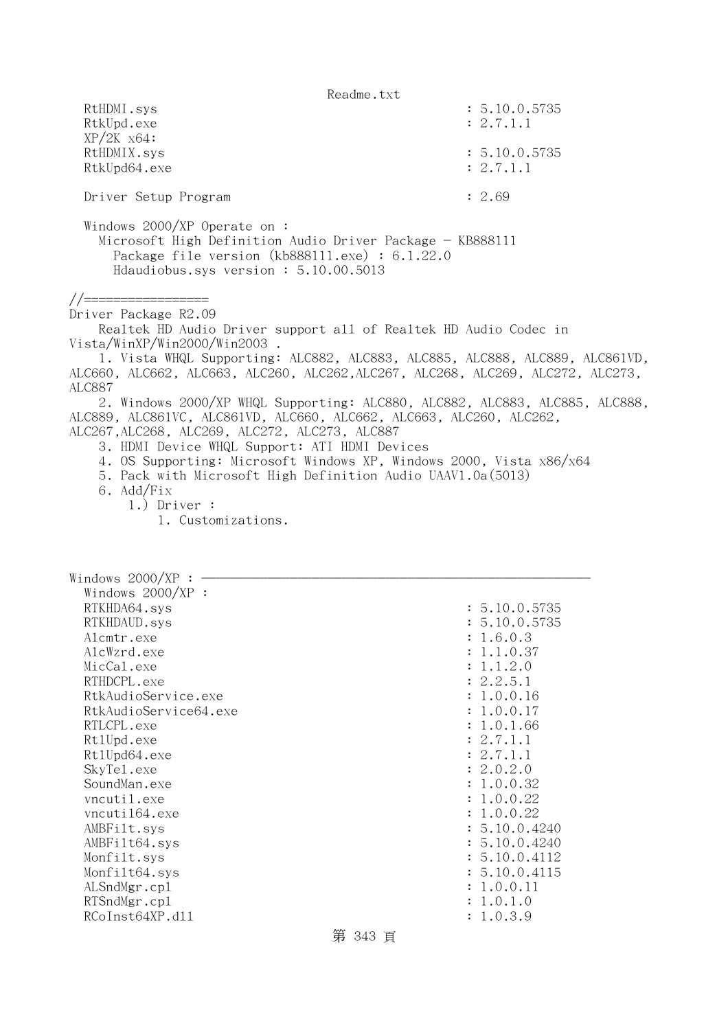```
  RtHDMI.sys                                          : 5.10.0.5735
  RtkUpd.exe                                          : 2.7.1.1
  XP/2K x64:
  RtHDMIX.sys                                         : 5.10.0.5735
  RtkUpd64.exe                                        : 2.7.1.1

  Driver Setup Program                                : 2.69

  Windows 2000/XP Operate on :
    Microsoft High Definition Audio Driver Package - KB888111
      Package file version (kb888111.exe) : 6.1.22.0
      Hdaudiobus.sys version : 5.10.00.5013

//=================
Driver Package R2.09
    Realtek HD Audio Driver support all of Realtek HD Audio Codec in
Vista/WinXP/Win2000/Win2003 .
    1. Vista WHQL Supporting: ALC882, ALC883, ALC885, ALC888, ALC889, ALC861VD,
ALC660, ALC662, ALC663, ALC260, ALC262,ALC267, ALC268, ALC269, ALC272, ALC273,
ALC887
    2. Windows 2000/XP WHQL Supporting: ALC880, ALC882, ALC883, ALC885, ALC888,
ALC889, ALC861VC, ALC861VD, ALC660, ALC662, ALC663, ALC260, ALC262,
ALC267,ALC268, ALC269, ALC272, ALC273, ALC887
    3. HDMI Device WHQL Support: ATI HDMI Devices
    4. OS Supporting: Microsoft Windows XP, Windows 2000, Vista x86/x64
    5. Pack with Microsoft High Definition Audio UAAV1.0a(5013)
    6. Add/Fix
        1.) Driver :
            1. Customizations.



Windows 2000/XP : ----------------------------------------------------------
  Windows 2000/XP :
  RTKHDA64.sys                                        : 5.10.0.5735
  RTKHDAUD.sys                                        : 5.10.0.5735
  Alcmtr.exe                                          : 1.6.0.3
  AlcWzrd.exe                                         : 1.1.0.37
  MicCal.exe                                          : 1.1.2.0
  RTHDCPL.exe                                         : 2.2.5.1
  RtkAudioService.exe                                 : 1.0.0.16
  RtkAudioService64.exe                               : 1.0.0.17
  RTLCPL.exe                                          : 1.0.1.66
  RtlUpd.exe                                          : 2.7.1.1
  RtlUpd64.exe                                        : 2.7.1.1
  SkyTel.exe                                          : 2.0.2.0
  SoundMan.exe                                        : 1.0.0.32
  vncutil.exe                                         : 1.0.0.22
  vncutil64.exe                                       : 1.0.0.22
  AMBFilt.sys                                         : 5.10.0.4240
  AMBFilt64.sys                                       : 5.10.0.4240
  Monfilt.sys                                         : 5.10.0.4112
  Monfilt64.sys                                       : 5.10.0.4115
  ALSndMgr.cpl                                        : 1.0.0.11
  RTSndMgr.cpl                                        : 1.0.1.0
  RCoInst64XP.dll                                     : 1.0.3.9
```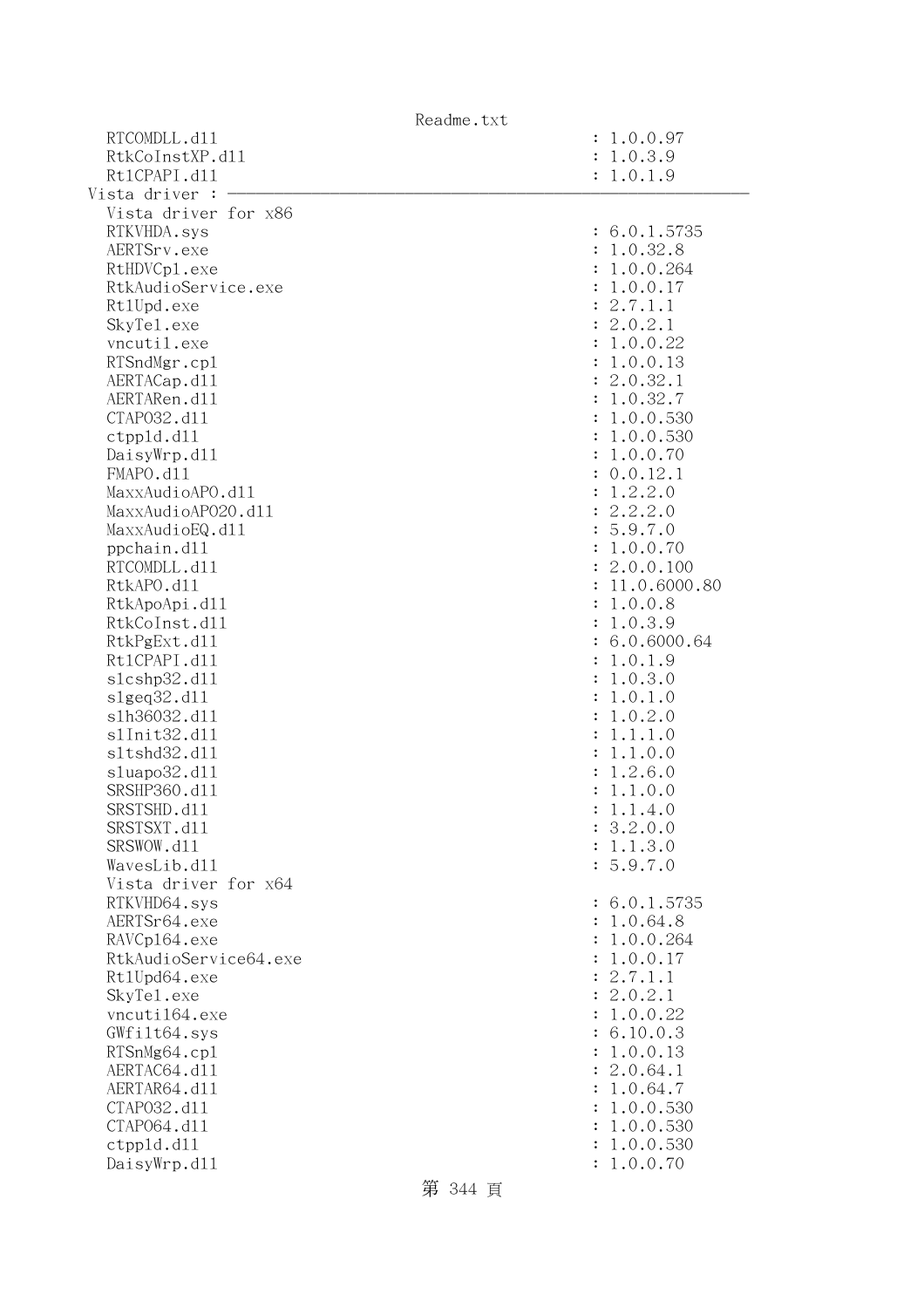```
   RTCOMDLL.dll                                          : 1.0.0.97
   RtkCoInstXP.dll                                       : 1.0.3.9
   RtlCPAPI.dll                                          : 1.0.1.9
Vista driver : ----------------------------------------------------------------
   Vista driver for x86
   RTKVHDA.sys                                           : 6.0.1.5735
   AERTSrv.exe                                           : 1.0.32.8
   RtHDVCpl.exe                                          : 1.0.0.264
   RtkAudioService.exe                                   : 1.0.0.17
   RtlUpd.exe                                            : 2.7.1.1
   SkyTel.exe                                            : 2.0.2.1
   vncutil.exe                                           : 1.0.0.22
   RTSndMgr.cpl                                          : 1.0.0.13
   AERTACap.dll                                          : 2.0.32.1
   AERTARen.dll                                          : 1.0.32.7
   CTAPO32.dll                                           : 1.0.0.530
   ctppld.dll                                            : 1.0.0.530
   DaisyWrp.dll                                          : 1.0.0.70
   FMAPO.dll                                             : 0.0.12.1
   MaxxAudioAPO.dll                                      : 1.2.2.0
   MaxxAudioAPO20.dll                                    : 2.2.2.0
   MaxxAudioEQ.dll                                       : 5.9.7.0
   ppchain.dll                                           : 1.0.0.70
   RTCOMDLL.dll                                          : 2.0.0.100
   RtkAPO.dll                                            : 11.0.6000.80
   RtkApoApi.dll                                         : 1.0.0.8
   RtkCoInst.dll                                         : 1.0.3.9
   RtkPgExt.dll                                          : 6.0.6000.64
   RtlCPAPI.dll                                          : 1.0.1.9
   slcshp32.dll                                          : 1.0.3.0
   slgeq32.dll                                           : 1.0.1.0
   slh36032.dll                                          : 1.0.2.0
   slInit32.dll                                          : 1.1.1.0
   sltshd32.dll                                          : 1.1.0.0
   sluapo32.dll                                          : 1.2.6.0
   SRSHP360.dll                                          : 1.1.0.0
   SRSTSHD.dll                                           : 1.1.4.0
   SRSTSXT.dll                                           : 3.2.0.0
   SRSWOW.dll                                            : 1.1.3.0
   WavesLib.dll                                          : 5.9.7.0
   Vista driver for x64
   RTKVHD64.sys                                          : 6.0.1.5735
   AERTSr64.exe                                          : 1.0.64.8
   RAVCpl64.exe                                          : 1.0.0.264
   RtkAudioService64.exe                                 : 1.0.0.17
   RtlUpd64.exe                                          : 2.7.1.1
   SkyTel.exe                                            : 2.0.2.1
   vncutil64.exe                                         : 1.0.0.22
   GWfilt64.sys                                          : 6.10.0.3
   RTSnMg64.cpl                                          : 1.0.0.13
   AERTAC64.dll                                          : 2.0.64.1
   AERTAR64.dll                                          : 1.0.64.7
   CTAPO32.dll                                           : 1.0.0.530
   CTAPO64.dll                                           : 1.0.0.530
   ctppld.dll                                            : 1.0.0.530
   DaisyWrp.dll                                          : 1.0.0.70
```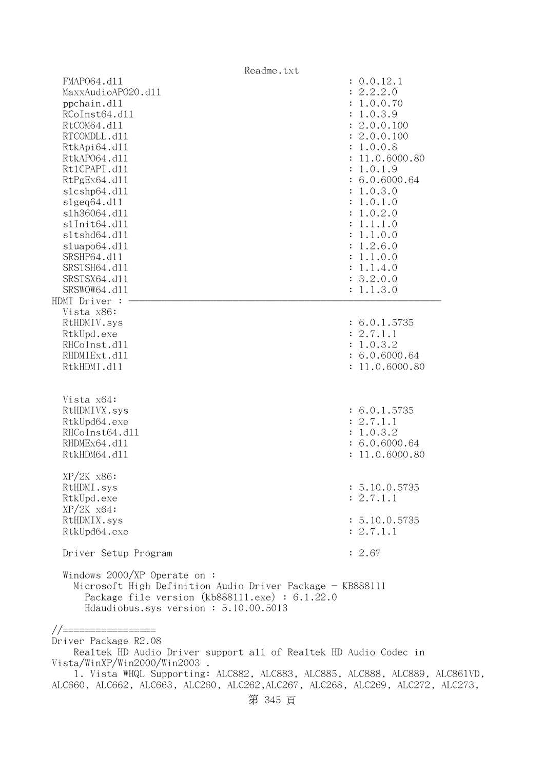```
  FMAPO64.dll                                           : 0.0.12.1
  MaxxAudioAPO20.dll                                    : 2.2.2.0
  ppchain.dll                                           : 1.0.0.70
  RCoInst64.dll                                         : 1.0.3.9
  RtCOM64.dll                                           : 2.0.0.100
  RTCOMDLL.dll                                          : 2.0.0.100
  RtkApi64.dll                                          : 1.0.0.8
  RtkAPO64.dll                                          : 11.0.6000.80
  RtlCPAPI.dll                                          : 1.0.1.9
  RtPgEx64.dll                                          : 6.0.6000.64
  slcshp64.dll                                          : 1.0.3.0
  slgeq64.dll                                           : 1.0.1.0
  slh36064.dll                                          : 1.0.2.0
  slInit64.dll                                          : 1.1.1.0
  sltshd64.dll                                          : 1.1.0.0
  sluapo64.dll                                          : 1.2.6.0
  SRSHP64.dll                                           : 1.1.0.0
  SRSTSH64.dll                                          : 1.1.4.0
  SRSTSX64.dll                                          : 3.2.0.0
  SRSWOW64.dll                                          : 1.1.3.0
HDMI Driver : -----------------------------------------------------------
  Vista x86:
  RtHDMIV.sys                                           : 6.0.1.5735
  RtkUpd.exe                                            : 2.7.1.1
  RHCoInst.dll                                          : 1.0.3.2
  RHDMIExt.dll                                          : 6.0.6000.64
  RtkHDMI.dll                                           : 11.0.6000.80


  Vista x64:
  RtHDMIVX.sys                                          : 6.0.1.5735
  RtkUpd64.exe                                          : 2.7.1.1
  RHCoInst64.dll                                        : 1.0.3.2
  RHDMEx64.dll                                          : 6.0.6000.64
  RtkHDM64.dll                                          : 11.0.6000.80

  XP/2K x86:
  RtHDMI.sys                                            : 5.10.0.5735
  RtkUpd.exe                                            : 2.7.1.1
  XP/2K x64:
  RtHDMIX.sys                                           : 5.10.0.5735
  RtkUpd64.exe                                          : 2.7.1.1

  Driver Setup Program                                  : 2.67

  Windows 2000/XP Operate on :
    Microsoft High Definition Audio Driver Package - KB888111
      Package file version (kb888111.exe) : 6.1.22.0
      Hdaudiobus.sys version : 5.10.00.5013

//=================
Driver Package R2.08
    Realtek HD Audio Driver support all of Realtek HD Audio Codec in 
Vista/WinXP/Win2000/Win2003 .
    1. Vista WHQL Supporting: ALC882, ALC883, ALC885, ALC888, ALC889, ALC861VD, 
ALC660, ALC662, ALC663, ALC260, ALC262,ALC267, ALC268, ALC269, ALC272, ALC273,
```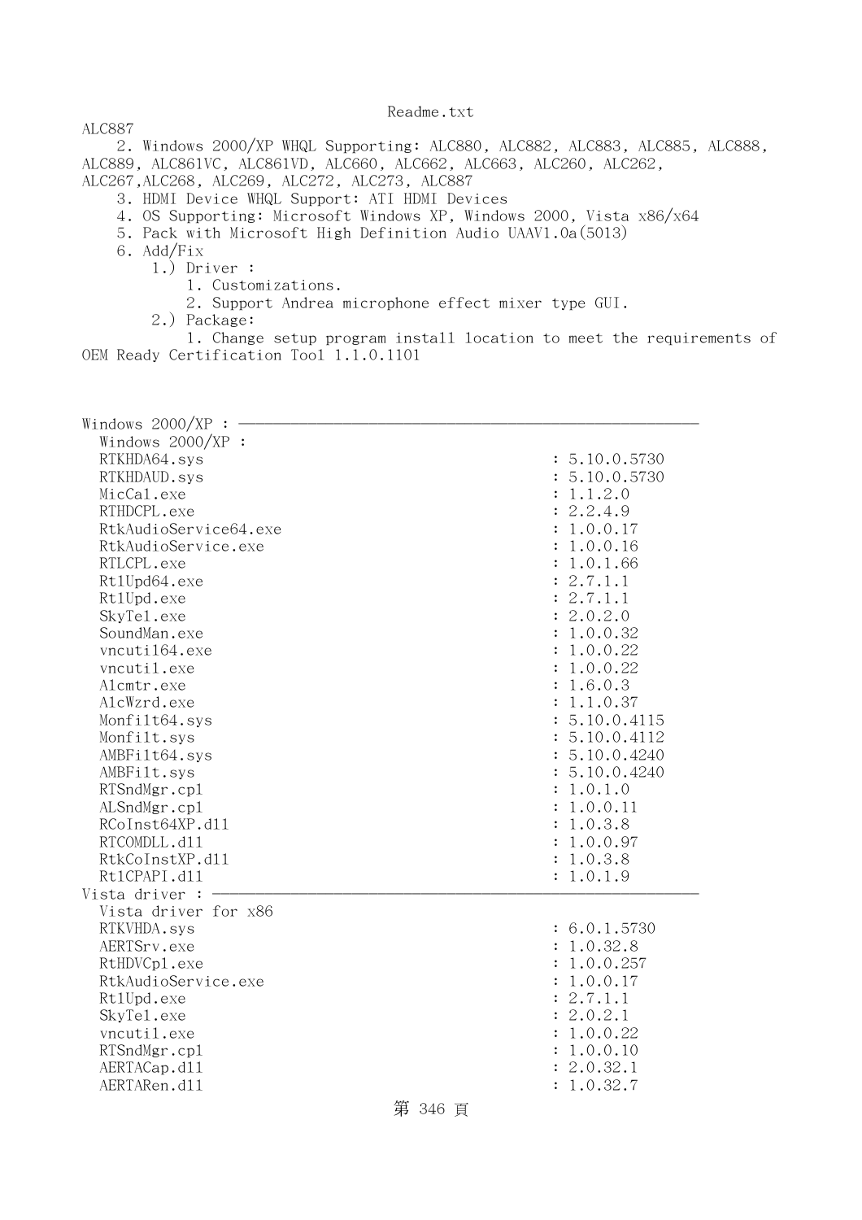ALC887

2. Windows 2000/XP WHQL Supporting: ALC880, ALC882, ALC883, ALC885, ALC888, ALC889, ALC861VC, ALC861VD, ALC660, ALC662, ALC663, ALC260, ALC262, ALC267,ALC268, ALC269, ALC272, ALC273, ALC887
3. HDMI Device WHQL Support: ATI HDMI Devices
4. OS Supporting: Microsoft Windows XP, Windows 2000, Vista x86/x64
5. Pack with Microsoft High Definition Audio UAAV1.0a(5013)
6. Add/Fix
    1.) Driver :
        1. Customizations.
        2. Support Andrea microphone effect mixer type GUI.
    2.) Package:
        1. Change setup program install location to meet the requirements of OEM Ready Certification Tool 1.1.0.1101

Windows 2000/XP : ------------------------------------------------------------

Windows 2000/XP :

| File | Version |
|---|---|
| RTKHDA64.sys | : 5.10.0.5730 |
| RTKHDAUD.sys | : 5.10.0.5730 |
| MicCal.exe | : 1.1.2.0 |
| RTHDCPL.exe | : 2.2.4.9 |
| RtkAudioService64.exe | : 1.0.0.17 |
| RtkAudioService.exe | : 1.0.0.16 |
| RTLCPL.exe | : 1.0.1.66 |
| RtlUpd64.exe | : 2.7.1.1 |
| RtlUpd.exe | : 2.7.1.1 |
| SkyTel.exe | : 2.0.2.0 |
| SoundMan.exe | : 1.0.0.32 |
| vncutil64.exe | : 1.0.0.22 |
| vncutil.exe | : 1.0.0.22 |
| Alcmtr.exe | : 1.6.0.3 |
| AlcWzrd.exe | : 1.1.0.37 |
| Monfilt64.sys | : 5.10.0.4115 |
| Monfilt.sys | : 5.10.0.4112 |
| AMBFilt64.sys | : 5.10.0.4240 |
| AMBFilt.sys | : 5.10.0.4240 |
| RTSndMgr.cpl | : 1.0.1.0 |
| ALSndMgr.cpl | : 1.0.0.11 |
| RCoInst64XP.dll | : 1.0.3.8 |
| RTCOMDLL.dll | : 1.0.0.97 |
| RtkCoInstXP.dll | : 1.0.3.8 |
| RtlCPAPI.dll | : 1.0.1.9 |

Vista driver : ------------------------------------------------------------

Vista driver for x86

| File | Version |
|---|---|
| RTKVHDA.sys | : 6.0.1.5730 |
| AERTSrv.exe | : 1.0.32.8 |
| RtHDVCpl.exe | : 1.0.0.257 |
| RtkAudioService.exe | : 1.0.0.17 |
| RtlUpd.exe | : 2.7.1.1 |
| SkyTel.exe | : 2.0.2.1 |
| vncutil.exe | : 1.0.0.22 |
| RTSndMgr.cpl | : 1.0.0.10 |
| AERTACap.dll | : 2.0.32.1 |
| AERTARen.dll | : 1.0.32.7 |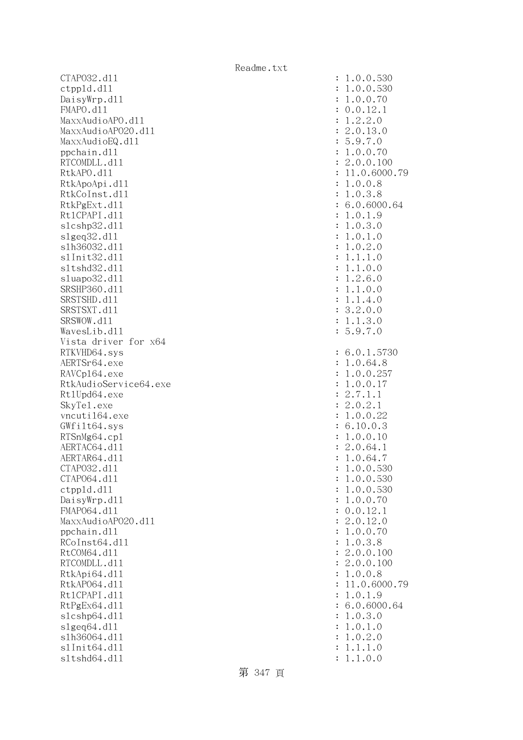```
CTAPO32.dll                                            : 1.0.0.530
ctppld.dll                                             : 1.0.0.530
DaisyWrp.dll                                           : 1.0.0.70
FMAPO.dll                                              : 0.0.12.1
MaxxAudioAPO.dll                                       : 1.2.2.0
MaxxAudioAPO20.dll                                     : 2.0.13.0
MaxxAudioEQ.dll                                        : 5.9.7.0
ppchain.dll                                            : 1.0.0.70
RTCOMDLL.dll                                           : 2.0.0.100
RtkAPO.dll                                             : 11.0.6000.79
RtkApoApi.dll                                          : 1.0.0.8
RtkCoInst.dll                                          : 1.0.3.8
RtkPgExt.dll                                           : 6.0.6000.64
RtlCPAPI.dll                                           : 1.0.1.9
slcshp32.dll                                           : 1.0.3.0
slgeq32.dll                                            : 1.0.1.0
slh36032.dll                                           : 1.0.2.0
slInit32.dll                                           : 1.1.1.0
sltshd32.dll                                           : 1.1.0.0
sluapo32.dll                                           : 1.2.6.0
SRSHP360.dll                                           : 1.1.0.0
SRSTSHD.dll                                            : 1.1.4.0
SRSTSXT.dll                                            : 3.2.0.0
SRSWOW.dll                                             : 1.1.3.0
WavesLib.dll                                           : 5.9.7.0
Vista driver for x64
RTKVHD64.sys                                           : 6.0.1.5730
AERTSr64.exe                                           : 1.0.64.8
RAVCpl64.exe                                           : 1.0.0.257
RtkAudioService64.exe                                  : 1.0.0.17
RtlUpd64.exe                                           : 2.7.1.1
SkyTel.exe                                             : 2.0.2.1
vncutil64.exe                                          : 1.0.0.22
GWfilt64.sys                                           : 6.10.0.3
RTSnMg64.cpl                                           : 1.0.0.10
AERTAC64.dll                                           : 2.0.64.1
AERTAR64.dll                                           : 1.0.64.7
CTAPO32.dll                                            : 1.0.0.530
CTAPO64.dll                                            : 1.0.0.530
ctppld.dll                                             : 1.0.0.530
DaisyWrp.dll                                           : 1.0.0.70
FMAPO64.dll                                            : 0.0.12.1
MaxxAudioAPO20.dll                                     : 2.0.12.0
ppchain.dll                                            : 1.0.0.70
RCoInst64.dll                                          : 1.0.3.8
RtCOM64.dll                                            : 2.0.0.100
RTCOMDLL.dll                                           : 2.0.0.100
RtkApi64.dll                                           : 1.0.0.8
RtkAPO64.dll                                           : 11.0.6000.79
RtlCPAPI.dll                                           : 1.0.1.9
RtPgEx64.dll                                           : 6.0.6000.64
slcshp64.dll                                           : 1.0.3.0
slgeq64.dll                                            : 1.0.1.0
slh36064.dll                                           : 1.0.2.0
slInit64.dll                                           : 1.1.1.0
sltshd64.dll                                           : 1.1.0.0
```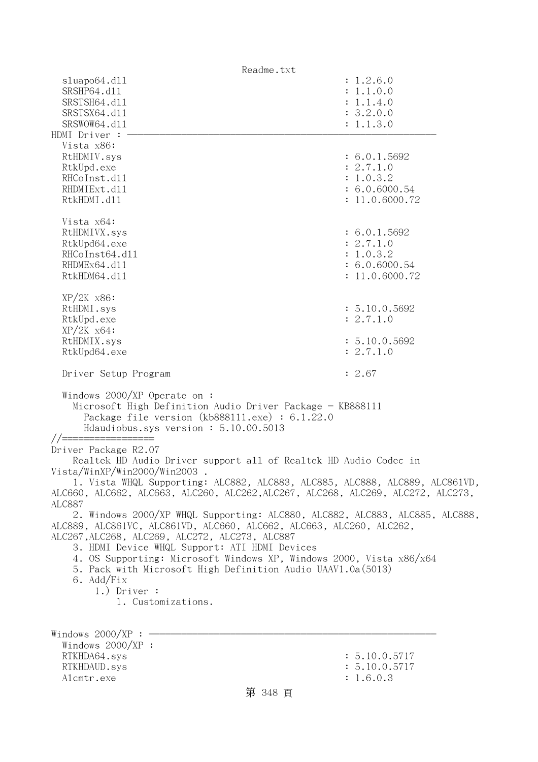```
  sluapo64.dll                                        : 1.2.6.0
  SRSHP64.dll                                         : 1.1.0.0
  SRSTSH64.dll                                        : 1.1.4.0
  SRSTSX64.dll                                        : 3.2.0.0
  SRSWOW64.dll                                        : 1.1.3.0
HDMI Driver : -----------------------------------------------------------
  Vista x86:
  RtHDMIV.sys                                         : 6.0.1.5692
  RtkUpd.exe                                          : 2.7.1.0
  RHCoInst.dll                                        : 1.0.3.2
  RHDMIExt.dll                                        : 6.0.6000.54
  RtkHDMI.dll                                         : 11.0.6000.72

  Vista x64:
  RtHDMIVX.sys                                        : 6.0.1.5692
  RtkUpd64.exe                                        : 2.7.1.0
  RHCoInst64.dll                                      : 1.0.3.2
  RHDMEx64.dll                                        : 6.0.6000.54
  RtkHDM64.dll                                        : 11.0.6000.72

  XP/2K x86:
  RtHDMI.sys                                          : 5.10.0.5692
  RtkUpd.exe                                          : 2.7.1.0
  XP/2K x64:
  RtHDMIX.sys                                         : 5.10.0.5692
  RtkUpd64.exe                                        : 2.7.1.0

  Driver Setup Program                                : 2.67

  Windows 2000/XP Operate on :
    Microsoft High Definition Audio Driver Package - KB888111
      Package file version (kb888111.exe) : 6.1.22.0
      Hdaudiobus.sys version : 5.10.00.5013
//=================
Driver Package R2.07
    Realtek HD Audio Driver support all of Realtek HD Audio Codec in 
Vista/WinXP/Win2000/Win2003 .
    1. Vista WHQL Supporting: ALC882, ALC883, ALC885, ALC888, ALC889, ALC861VD, 
ALC660, ALC662, ALC663, ALC260, ALC262,ALC267, ALC268, ALC269, ALC272, ALC273, 
ALC887
    2. Windows 2000/XP WHQL Supporting: ALC880, ALC882, ALC883, ALC885, ALC888, 
ALC889, ALC861VC, ALC861VD, ALC660, ALC662, ALC663, ALC260, ALC262, 
ALC267,ALC268, ALC269, ALC272, ALC273, ALC887
    3. HDMI Device WHQL Support: ATI HDMI Devices
    4. OS Supporting: Microsoft Windows XP, Windows 2000, Vista x86/x64
    5. Pack with Microsoft High Definition Audio UAAV1.0a(5013)
    6. Add/Fix
        1.) Driver :
            1. Customizations.


Windows 2000/XP : -----------------------------------------------------
  Windows 2000/XP :
  RTKHDA64.sys                                        : 5.10.0.5717
  RTKHDAUD.sys                                        : 5.10.0.5717
  Alcmtr.exe                                          : 1.6.0.3
```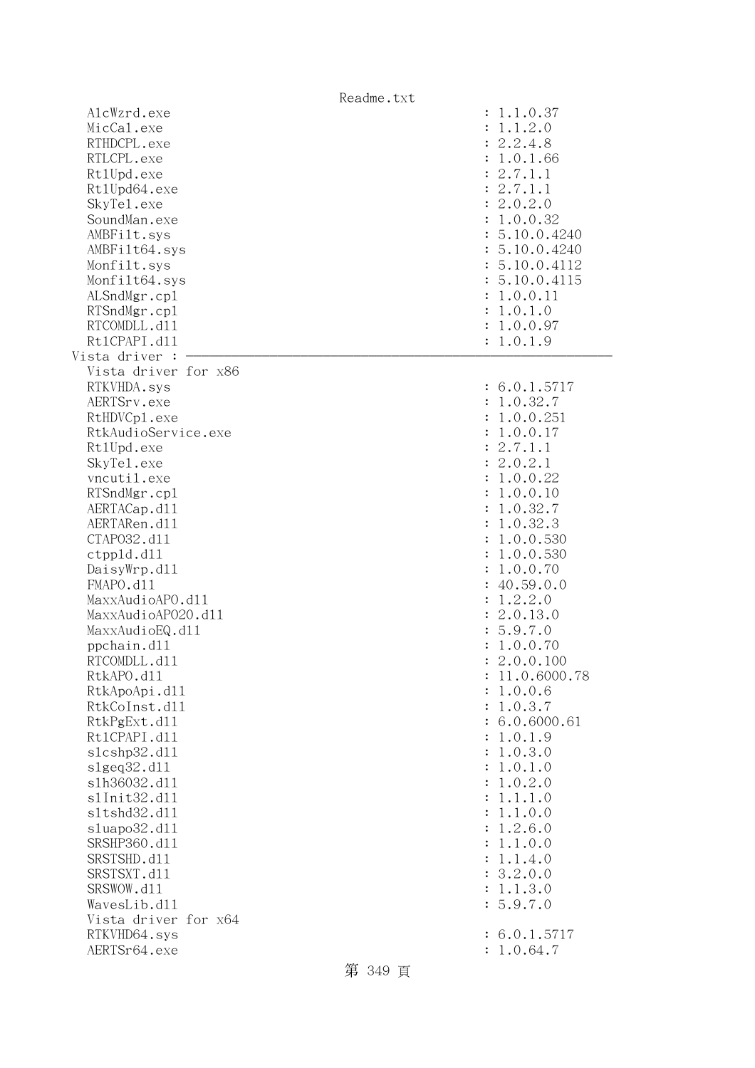```
  AlcWzrd.exe                                    : 1.1.0.37
  MicCal.exe                                     : 1.1.2.0
  RTHDCPL.exe                                    : 2.2.4.8
  RTLCPL.exe                                     : 1.0.1.66
  Rt1Upd.exe                                     : 2.7.1.1
  Rt1Upd64.exe                                   : 2.7.1.1
  SkyTel.exe                                     : 2.0.2.0
  SoundMan.exe                                   : 1.0.0.32
  AMBFilt.sys                                    : 5.10.0.4240
  AMBFilt64.sys                                  : 5.10.0.4240
  Monfilt.sys                                    : 5.10.0.4112
  Monfilt64.sys                                  : 5.10.0.4115
  ALSndMgr.cpl                                   : 1.0.0.11
  RTSndMgr.cpl                                   : 1.0.1.0
  RTCOMDLL.dll                                   : 1.0.0.97
  Rt1CPAPI.dll                                   : 1.0.1.9
Vista driver : ----------------------------------------------------------
  Vista driver for x86
  RTKVHDA.sys                                    : 6.0.1.5717
  AERTSrv.exe                                    : 1.0.32.7
  RtHDVCpl.exe                                   : 1.0.0.251
  RtkAudioService.exe                            : 1.0.0.17
  Rt1Upd.exe                                     : 2.7.1.1
  SkyTel.exe                                     : 2.0.2.1
  vncutil.exe                                    : 1.0.0.22
  RTSndMgr.cpl                                   : 1.0.0.10
  AERTACap.dll                                   : 1.0.32.7
  AERTARen.dll                                   : 1.0.32.3
  CTAPO32.dll                                    : 1.0.0.530
  ctppld.dll                                     : 1.0.0.530
  DaisyWrp.dll                                   : 1.0.0.70
  FMAPO.dll                                      : 40.59.0.0
  MaxxAudioAPO.dll                               : 1.2.2.0
  MaxxAudioAPO20.dll                             : 2.0.13.0
  MaxxAudioEQ.dll                                : 5.9.7.0
  ppchain.dll                                    : 1.0.0.70
  RTCOMDLL.dll                                   : 2.0.0.100
  RtkAPO.dll                                     : 11.0.6000.78
  RtkApoApi.dll                                  : 1.0.0.6
  RtkCoInst.dll                                  : 1.0.3.7
  RtkPgExt.dll                                   : 6.0.6000.61
  Rt1CPAPI.dll                                   : 1.0.1.9
  slcshp32.dll                                   : 1.0.3.0
  slgeq32.dll                                    : 1.0.1.0
  slh36032.dll                                   : 1.0.2.0
  slInit32.dll                                   : 1.1.1.0
  sltshd32.dll                                   : 1.1.0.0
  sluapo32.dll                                   : 1.2.6.0
  SRSHP360.dll                                   : 1.1.0.0
  SRSTSHD.dll                                    : 1.1.4.0
  SRSTSXT.dll                                    : 3.2.0.0
  SRSWOW.dll                                     : 1.1.3.0
  WavesLib.dll                                   : 5.9.7.0
  Vista driver for x64
  RTKVHD64.sys                                   : 6.0.1.5717
  AERTSr64.exe                                   : 1.0.64.7
```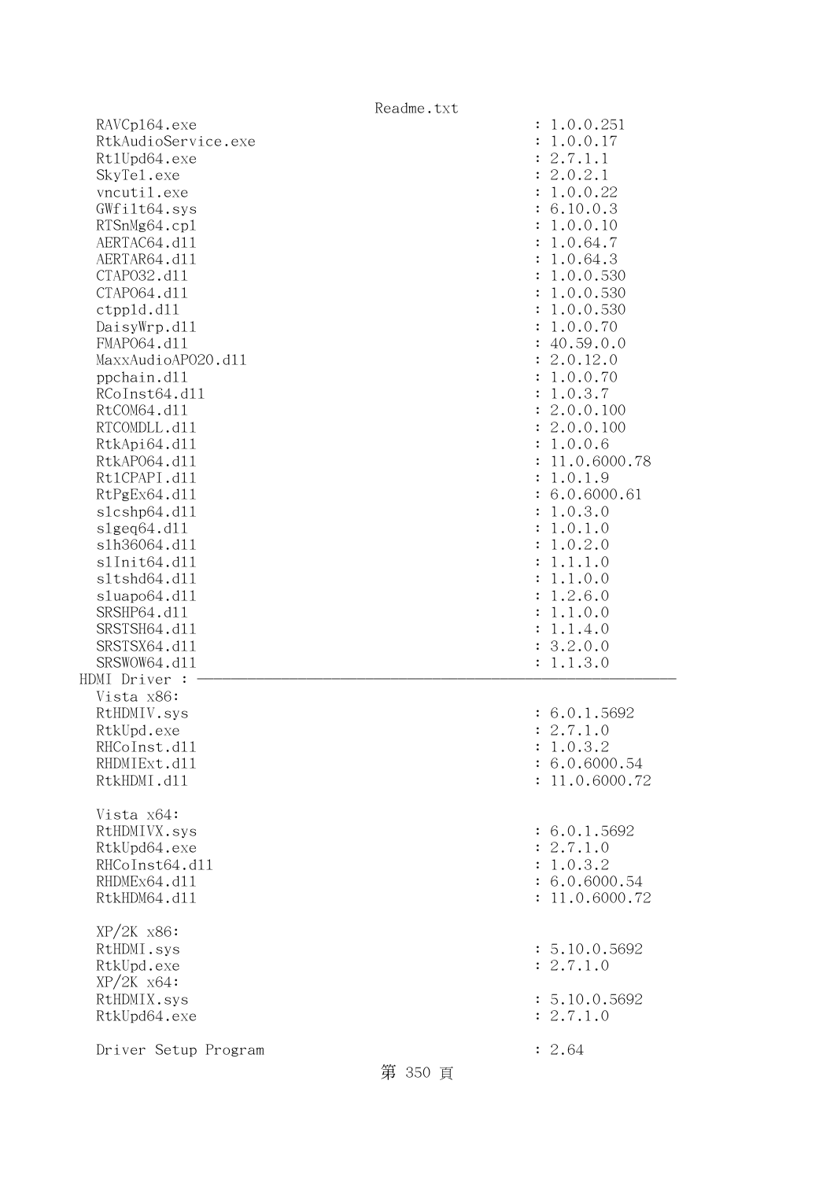```
  RAVCpl64.exe                                      : 1.0.0.251
  RtkAudioService.exe                               : 1.0.0.17
  RtlUpd64.exe                                      : 2.7.1.1
  SkyTel.exe                                        : 2.0.2.1
  vncutil.exe                                       : 1.0.0.22
  GWfilt64.sys                                      : 6.10.0.3
  RTSnMg64.cpl                                      : 1.0.0.10
  AERTAC64.dll                                      : 1.0.64.7
  AERTAR64.dll                                      : 1.0.64.3
  CTAPO32.dll                                       : 1.0.0.530
  CTAPO64.dll                                       : 1.0.0.530
  ctppld.dll                                        : 1.0.0.530
  DaisyWrp.dll                                      : 1.0.0.70
  FMAPO64.dll                                       : 40.59.0.0
  MaxxAudioAPO20.dll                                : 2.0.12.0
  ppchain.dll                                       : 1.0.0.70
  RCoInst64.dll                                     : 1.0.3.7
  RtCOM64.dll                                       : 2.0.0.100
  RTCOMDLL.dll                                      : 2.0.0.100
  RtkApi64.dll                                      : 1.0.0.6
  RtkAPO64.dll                                      : 11.0.6000.78
  RtlCPAPI.dll                                      : 1.0.1.9
  RtPgEx64.dll                                      : 6.0.6000.61
  slcshp64.dll                                      : 1.0.3.0
  slgeq64.dll                                       : 1.0.1.0
  slh36064.dll                                      : 1.0.2.0
  slInit64.dll                                      : 1.1.1.0
  sltshd64.dll                                      : 1.1.0.0
  sluapo64.dll                                      : 1.2.6.0
  SRSHP64.dll                                       : 1.1.0.0
  SRSTSH64.dll                                      : 1.1.4.0
  SRSTSX64.dll                                      : 3.2.0.0
  SRSWOW64.dll                                      : 1.1.3.0
HDMI Driver : ------------------------------------------------------------
  Vista x86:
  RtHDMIV.sys                                       : 6.0.1.5692
  RtkUpd.exe                                        : 2.7.1.0
  RHCoInst.dll                                      : 1.0.3.2
  RHDMIExt.dll                                      : 6.0.6000.54
  RtkHDMI.dll                                       : 11.0.6000.72

  Vista x64:
  RtHDMIVX.sys                                      : 6.0.1.5692
  RtkUpd64.exe                                      : 2.7.1.0
  RHCoInst64.dll                                    : 1.0.3.2
  RHDMEx64.dll                                      : 6.0.6000.54
  RtkHDM64.dll                                      : 11.0.6000.72

  XP/2K x86:
  RtHDMI.sys                                        : 5.10.0.5692
  RtkUpd.exe                                        : 2.7.1.0
  XP/2K x64:
  RtHDMIX.sys                                       : 5.10.0.5692
  RtkUpd64.exe                                      : 2.7.1.0

  Driver Setup Program                              : 2.64
```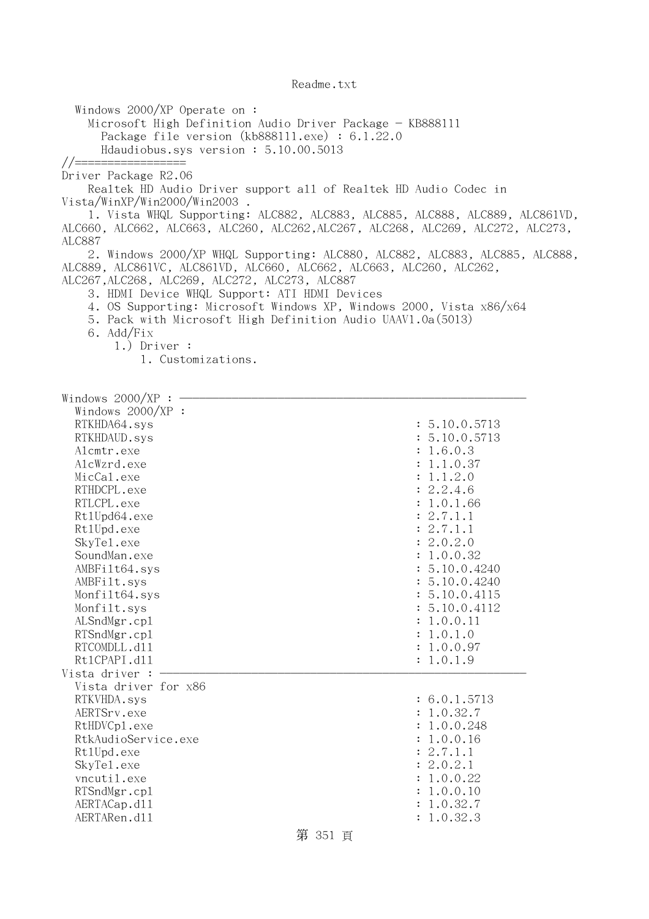Readme.txt

```
   Windows 2000/XP Operate on :
     Microsoft High Definition Audio Driver Package - KB888111
       Package file version (kb888111.exe) : 6.1.22.0
       Hdaudiobus.sys version : 5.10.00.5013
//=================
Driver Package R2.06
    Realtek HD Audio Driver support all of Realtek HD Audio Codec in
Vista/WinXP/Win2000/Win2003 .
    1. Vista WHQL Supporting: ALC882, ALC883, ALC885, ALC888, ALC889, ALC861VD,
ALC660, ALC662, ALC663, ALC260, ALC262,ALC267, ALC268, ALC269, ALC272, ALC273,
ALC887
    2. Windows 2000/XP WHQL Supporting: ALC880, ALC882, ALC883, ALC885, ALC888,
ALC889, ALC861VC, ALC861VD, ALC660, ALC662, ALC663, ALC260, ALC262,
ALC267,ALC268, ALC269, ALC272, ALC273, ALC887
    3. HDMI Device WHQL Support: ATI HDMI Devices
    4. OS Supporting: Microsoft Windows XP, Windows 2000, Vista x86/x64
    5. Pack with Microsoft High Definition Audio UAAV1.0a(5013)
    6. Add/Fix
        1.) Driver :
            1. Customizations.


Windows 2000/XP : ----------------------------------------------------------
  Windows 2000/XP :
  RTKHDA64.sys                                       : 5.10.0.5713
  RTKHDAUD.sys                                       : 5.10.0.5713
  Alcmtr.exe                                         : 1.6.0.3
  AlcWzrd.exe                                        : 1.1.0.37
  MicCal.exe                                         : 1.1.2.0
  RTHDCPL.exe                                        : 2.2.4.6
  RTLCPL.exe                                         : 1.0.1.66
  Rt1Upd64.exe                                       : 2.7.1.1
  Rt1Upd.exe                                         : 2.7.1.1
  SkyTel.exe                                         : 2.0.2.0
  SoundMan.exe                                       : 1.0.0.32
  AMBFilt64.sys                                      : 5.10.0.4240
  AMBFilt.sys                                        : 5.10.0.4240
  Monfilt64.sys                                      : 5.10.0.4115
  Monfilt.sys                                        : 5.10.0.4112
  ALSndMgr.cpl                                       : 1.0.0.11
  RTSndMgr.cpl                                       : 1.0.1.0
  RTCOMDLL.dll                                       : 1.0.0.97
  Rt1CPAPI.dll                                       : 1.0.1.9
Vista driver : -------------------------------------------------------------
  Vista driver for x86
  RTKVHDA.sys                                        : 6.0.1.5713
  AERTSrv.exe                                        : 1.0.32.7
  RtHDVCp1.exe                                       : 1.0.0.248
  RtkAudioService.exe                                : 1.0.0.16
  Rt1Upd.exe                                         : 2.7.1.1
  SkyTel.exe                                         : 2.0.2.1
  vncutil.exe                                        : 1.0.0.22
  RTSndMgr.cpl                                       : 1.0.0.10
  AERTACap.dll                                       : 1.0.32.7
  AERTARen.dll                                       : 1.0.32.3
```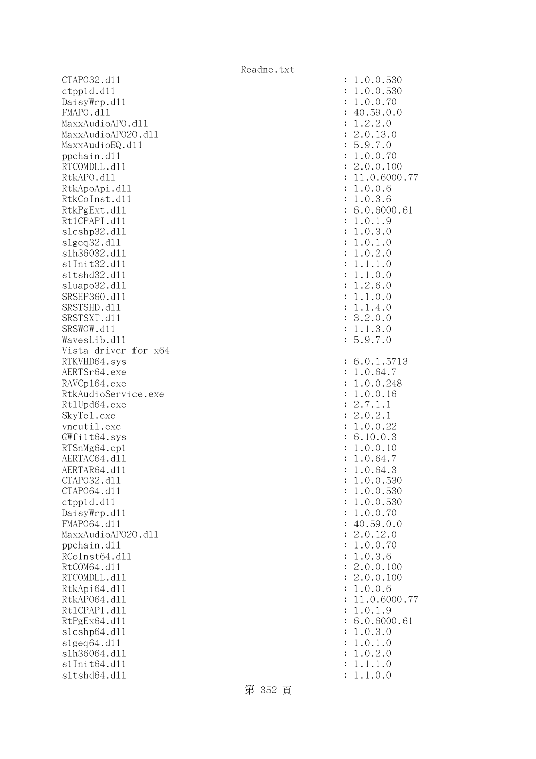```
CTAPO32.dll                                        : 1.0.0.530
ctppld.dll                                         : 1.0.0.530
DaisyWrp.dll                                       : 1.0.0.70
FMAPO.dll                                          : 40.59.0.0
MaxxAudioAPO.dll                                   : 1.2.2.0
MaxxAudioAPO20.dll                                 : 2.0.13.0
MaxxAudioEQ.dll                                    : 5.9.7.0
ppchain.dll                                        : 1.0.0.70
RTCOMDLL.dll                                       : 2.0.0.100
RtkAPO.dll                                         : 11.0.6000.77
RtkApoApi.dll                                      : 1.0.0.6
RtkCoInst.dll                                      : 1.0.3.6
RtkPgExt.dll                                       : 6.0.6000.61
RtlCPAPI.dll                                       : 1.0.1.9
slcshp32.dll                                       : 1.0.3.0
slgeq32.dll                                        : 1.0.1.0
slh36032.dll                                       : 1.0.2.0
slInit32.dll                                       : 1.1.1.0
sltshd32.dll                                       : 1.1.0.0
sluapo32.dll                                       : 1.2.6.0
SRSHP360.dll                                       : 1.1.0.0
SRSTSHD.dll                                        : 1.1.4.0
SRSTSXT.dll                                        : 3.2.0.0
SRSWOW.dll                                         : 1.1.3.0
WavesLib.dll                                       : 5.9.7.0
Vista driver for x64
RTKVHD64.sys                                       : 6.0.1.5713
AERTSr64.exe                                       : 1.0.64.7
RAVCpl64.exe                                       : 1.0.0.248
RtkAudioService.exe                                : 1.0.0.16
RtlUpd64.exe                                       : 2.7.1.1
SkyTel.exe                                         : 2.0.2.1
vncutil.exe                                        : 1.0.0.22
GWfilt64.sys                                       : 6.10.0.3
RTSnMg64.cpl                                       : 1.0.0.10
AERTAC64.dll                                       : 1.0.64.7
AERTAR64.dll                                       : 1.0.64.3
CTAPO32.dll                                        : 1.0.0.530
CTAPO64.dll                                        : 1.0.0.530
ctppld.dll                                         : 1.0.0.530
DaisyWrp.dll                                       : 1.0.0.70
FMAPO64.dll                                        : 40.59.0.0
MaxxAudioAPO20.dll                                 : 2.0.12.0
ppchain.dll                                        : 1.0.0.70
RCoInst64.dll                                      : 1.0.3.6
RtCOM64.dll                                        : 2.0.0.100
RTCOMDLL.dll                                       : 2.0.0.100
RtkApi64.dll                                       : 1.0.0.6
RtkAPO64.dll                                       : 11.0.6000.77
RtlCPAPI.dll                                       : 1.0.1.9
RtPgEx64.dll                                       : 6.0.6000.61
slcshp64.dll                                       : 1.0.3.0
slgeq64.dll                                        : 1.0.1.0
slh36064.dll                                       : 1.0.2.0
slInit64.dll                                       : 1.1.1.0
sltshd64.dll                                       : 1.1.0.0
```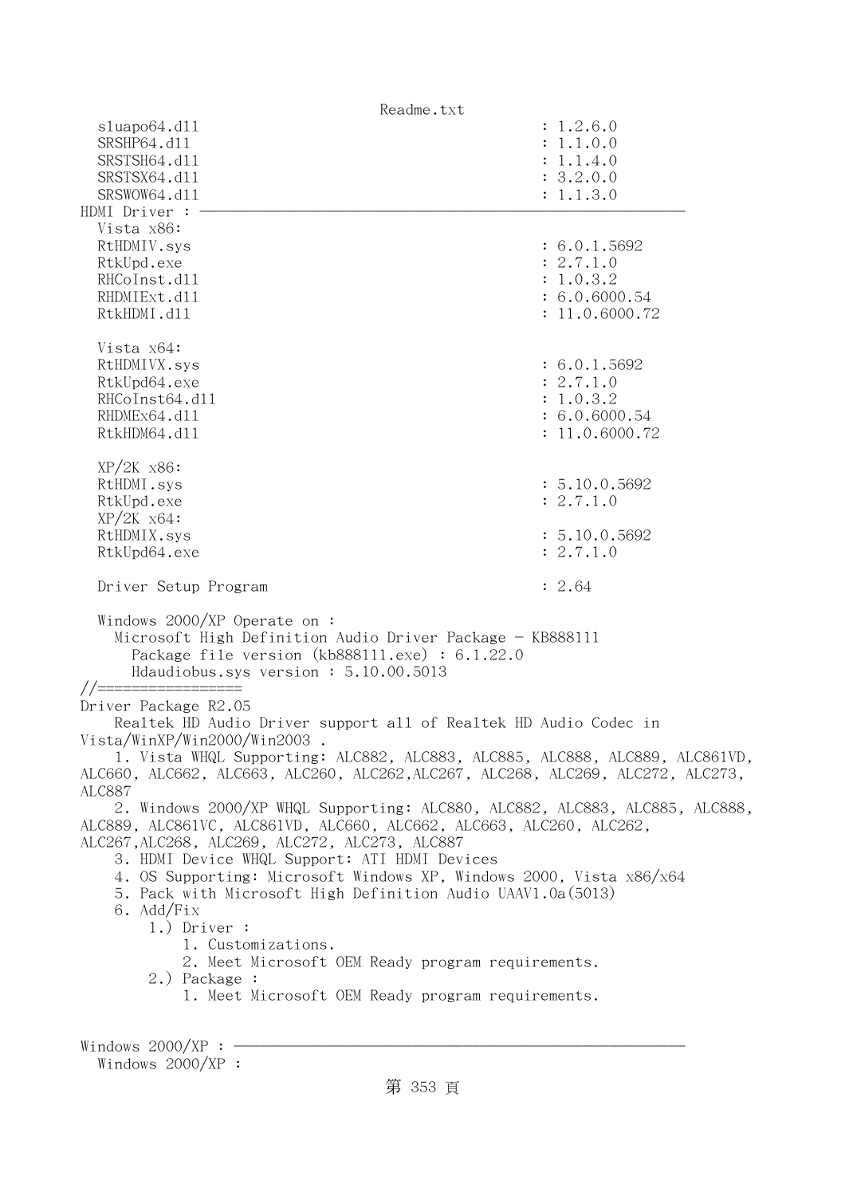```
  sluapo64.dll                                        : 1.2.6.0
  SRSHP64.dll                                         : 1.1.0.0
  SRSTSH64.dll                                        : 1.1.4.0
  SRSTSX64.dll                                        : 3.2.0.0
  SRSWOW64.dll                                        : 1.1.3.0
HDMI Driver : -----------------------------------------------------------
  Vista x86:
  RtHDMIV.sys                                         : 6.0.1.5692
  RtkUpd.exe                                          : 2.7.1.0
  RHCoInst.dll                                        : 1.0.3.2
  RHDMIExt.dll                                        : 6.0.6000.54
  RtkHDMI.dll                                         : 11.0.6000.72

  Vista x64:
  RtHDMIVX.sys                                        : 6.0.1.5692
  RtkUpd64.exe                                        : 2.7.1.0
  RHCoInst64.dll                                      : 1.0.3.2
  RHDMEx64.dll                                        : 6.0.6000.54
  RtkHDM64.dll                                        : 11.0.6000.72

  XP/2K x86:
  RtHDMI.sys                                          : 5.10.0.5692
  RtkUpd.exe                                          : 2.7.1.0
  XP/2K x64:
  RtHDMIX.sys                                         : 5.10.0.5692
  RtkUpd64.exe                                        : 2.7.1.0

  Driver Setup Program                                : 2.64

  Windows 2000/XP Operate on :
    Microsoft High Definition Audio Driver Package - KB888111
      Package file version (kb888111.exe) : 6.1.22.0
      Hdaudiobus.sys version : 5.10.00.5013
//=================
Driver Package R2.05
    Realtek HD Audio Driver support all of Realtek HD Audio Codec in
Vista/WinXP/Win2000/Win2003 .
    1. Vista WHQL Supporting: ALC882, ALC883, ALC885, ALC888, ALC889, ALC861VD,
ALC660, ALC662, ALC663, ALC260, ALC262,ALC267, ALC268, ALC269, ALC272, ALC273,
ALC887
    2. Windows 2000/XP WHQL Supporting: ALC880, ALC882, ALC883, ALC885, ALC888,
ALC889, ALC861VC, ALC861VD, ALC660, ALC662, ALC663, ALC260, ALC262,
ALC267,ALC268, ALC269, ALC272, ALC273, ALC887
    3. HDMI Device WHQL Support: ATI HDMI Devices
    4. OS Supporting: Microsoft Windows XP, Windows 2000, Vista x86/x64
    5. Pack with Microsoft High Definition Audio UAAV1.0a(5013)
    6. Add/Fix
        1.) Driver :
            1. Customizations.
            2. Meet Microsoft OEM Ready program requirements.
        2.) Package :
            1. Meet Microsoft OEM Ready program requirements.


Windows 2000/XP : -------------------------------------------------------
  Windows 2000/XP :
```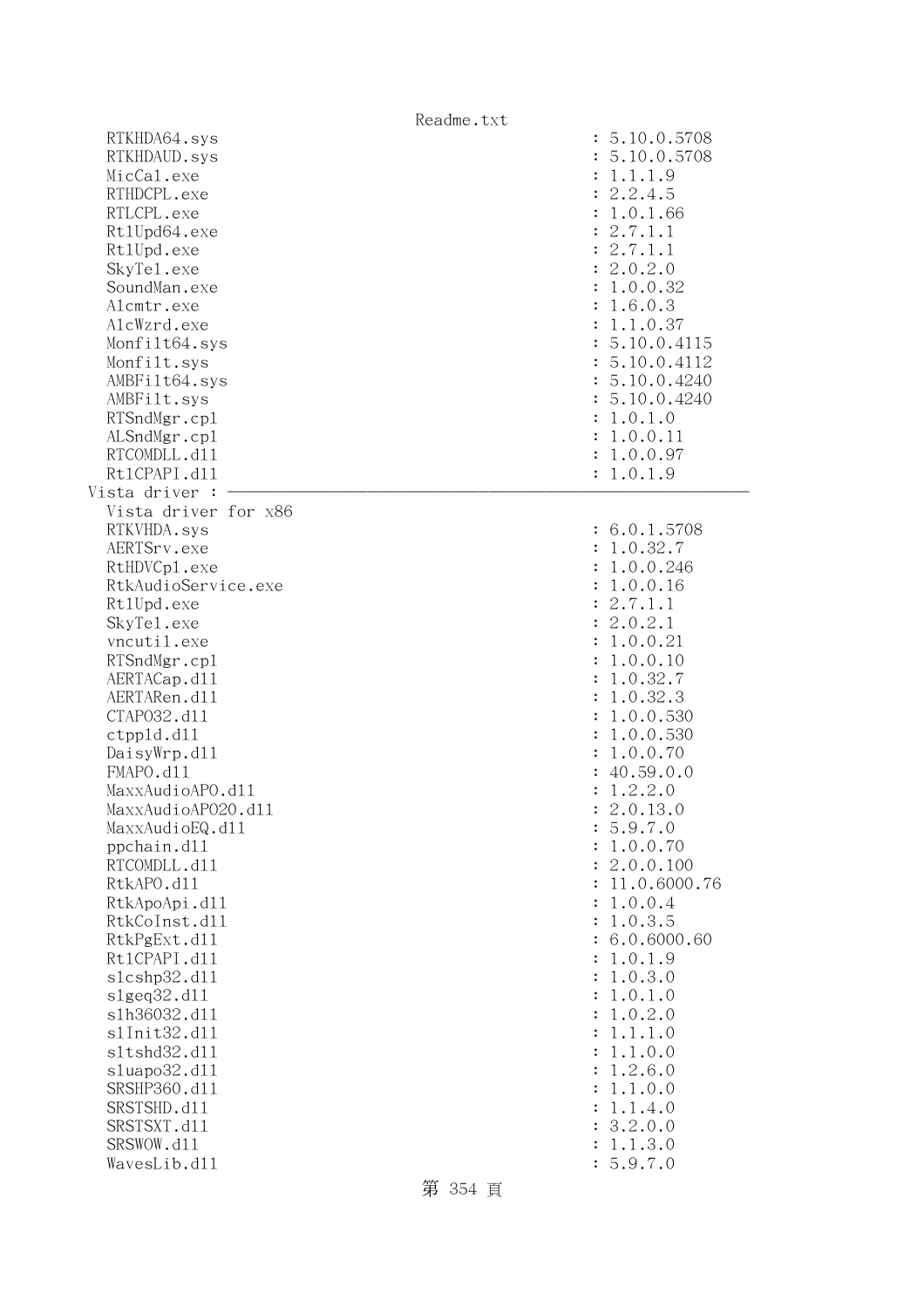```
  RTKHDA64.sys                                      : 5.10.0.5708
  RTKHDAUD.sys                                      : 5.10.0.5708
  MicCal.exe                                        : 1.1.1.9
  RTHDCPL.exe                                       : 2.2.4.5
  RTLCPL.exe                                        : 1.0.1.66
  Rt1Upd64.exe                                      : 2.7.1.1
  Rt1Upd.exe                                        : 2.7.1.1
  SkyTel.exe                                        : 2.0.2.0
  SoundMan.exe                                      : 1.0.0.32
  Alcmtr.exe                                        : 1.6.0.3
  AlcWzrd.exe                                       : 1.1.0.37
  Monfilt64.sys                                     : 5.10.0.4115
  Monfilt.sys                                       : 5.10.0.4112
  AMBFilt64.sys                                     : 5.10.0.4240
  AMBFilt.sys                                       : 5.10.0.4240
  RTSndMgr.cpl                                      : 1.0.1.0
  ALSndMgr.cpl                                      : 1.0.0.11
  RTCOMDLL.dll                                      : 1.0.0.97
  Rt1CPAPI.dll                                      : 1.0.1.9
Vista driver : ----------------------------------------------------------
  Vista driver for x86
  RTKVHDA.sys                                       : 6.0.1.5708
  AERTSrv.exe                                       : 1.0.32.7
  RtHDVCpl.exe                                      : 1.0.0.246
  RtkAudioService.exe                               : 1.0.0.16
  Rt1Upd.exe                                        : 2.7.1.1
  SkyTel.exe                                        : 2.0.2.1
  vncutil.exe                                       : 1.0.0.21
  RTSndMgr.cpl                                      : 1.0.0.10
  AERTACap.dll                                      : 1.0.32.7
  AERTARen.dll                                      : 1.0.32.3
  CTAPO32.dll                                       : 1.0.0.530
  ctppld.dll                                        : 1.0.0.530
  DaisyWrp.dll                                      : 1.0.0.70
  FMAPO.dll                                         : 40.59.0.0
  MaxxAudioAPO.dll                                  : 1.2.2.0
  MaxxAudioAPO20.dll                                : 2.0.13.0
  MaxxAudioEQ.dll                                   : 5.9.7.0
  ppchain.dll                                       : 1.0.0.70
  RTCOMDLL.dll                                      : 2.0.0.100
  RtkAPO.dll                                        : 11.0.6000.76
  RtkApoApi.dll                                     : 1.0.0.4
  RtkCoInst.dll                                     : 1.0.3.5
  RtkPgExt.dll                                      : 6.0.6000.60
  Rt1CPAPI.dll                                      : 1.0.1.9
  slcshp32.dll                                      : 1.0.3.0
  slgeq32.dll                                       : 1.0.1.0
  slh36032.dll                                      : 1.0.2.0
  slInit32.dll                                      : 1.1.1.0
  sltshd32.dll                                      : 1.1.0.0
  sluapo32.dll                                      : 1.2.6.0
  SRSHP360.dll                                      : 1.1.0.0
  SRSTSHD.dll                                       : 1.1.4.0
  SRSTSXT.dll                                       : 3.2.0.0
  SRSWOW.dll                                        : 1.1.3.0
  WavesLib.dll                                      : 5.9.7.0
```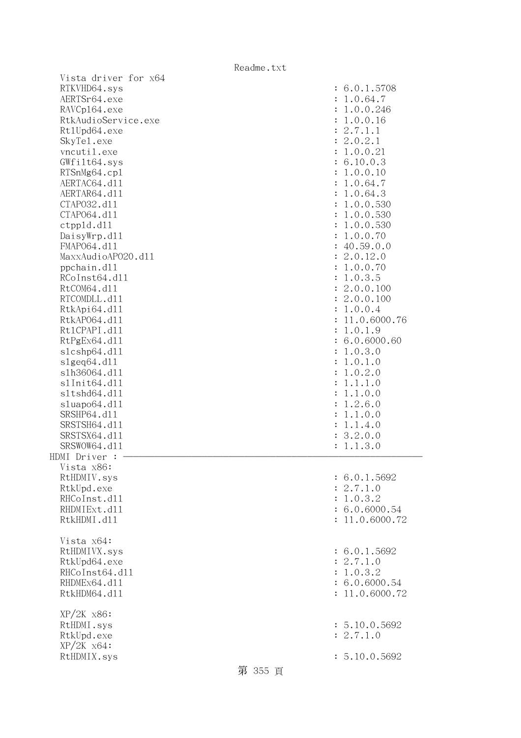```
  Vista driver for x64
  RTKVHD64.sys                                        : 6.0.1.5708
  AERTSr64.exe                                        : 1.0.64.7
  RAVCpl64.exe                                        : 1.0.0.246
  RtkAudioService.exe                                 : 1.0.0.16
  RtlUpd64.exe                                        : 2.7.1.1
  SkyTel.exe                                          : 2.0.2.1
  vncutil.exe                                         : 1.0.0.21
  GWfilt64.sys                                        : 6.10.0.3
  RTSnMg64.cpl                                        : 1.0.0.10
  AERTAC64.dll                                        : 1.0.64.7
  AERTAR64.dll                                        : 1.0.64.3
  CTAPO32.dll                                         : 1.0.0.530
  CTAPO64.dll                                         : 1.0.0.530
  ctppld.dll                                          : 1.0.0.530
  DaisyWrp.dll                                        : 1.0.0.70
  FMAPO64.dll                                         : 40.59.0.0
  MaxxAudioAPO20.dll                                  : 2.0.12.0
  ppchain.dll                                         : 1.0.0.70
  RCoInst64.dll                                       : 1.0.3.5
  RtCOM64.dll                                         : 2.0.0.100
  RTCOMDLL.dll                                        : 2.0.0.100
  RtkApi64.dll                                        : 1.0.0.4
  RtkAPO64.dll                                        : 11.0.6000.76
  RtlCPAPI.dll                                        : 1.0.1.9
  RtPgEx64.dll                                        : 6.0.6000.60
  slcshp64.dll                                        : 1.0.3.0
  slgeq64.dll                                         : 1.0.1.0
  slh36064.dll                                        : 1.0.2.0
  slInit64.dll                                        : 1.1.1.0
  sltshd64.dll                                        : 1.1.0.0
  sluapo64.dll                                        : 1.2.6.0
  SRSHP64.dll                                         : 1.1.0.0
  SRSTSH64.dll                                        : 1.1.4.0
  SRSTSX64.dll                                        : 3.2.0.0
  SRSWOW64.dll                                        : 1.1.3.0
HDMI Driver : ------------------------------------------------------------
  Vista x86:
  RtHDMIV.sys                                         : 6.0.1.5692
  RtkUpd.exe                                          : 2.7.1.0
  RHCoInst.dll                                        : 1.0.3.2
  RHDMIExt.dll                                        : 6.0.6000.54
  RtkHDMI.dll                                         : 11.0.6000.72

  Vista x64:
  RtHDMIVX.sys                                        : 6.0.1.5692
  RtkUpd64.exe                                        : 2.7.1.0
  RHCoInst64.dll                                      : 1.0.3.2
  RHDMEx64.dll                                        : 6.0.6000.54
  RtkHDM64.dll                                        : 11.0.6000.72

  XP/2K x86:
  RtHDMI.sys                                          : 5.10.0.5692
  RtkUpd.exe                                          : 2.7.1.0
  XP/2K x64:
  RtHDMIX.sys                                         : 5.10.0.5692
```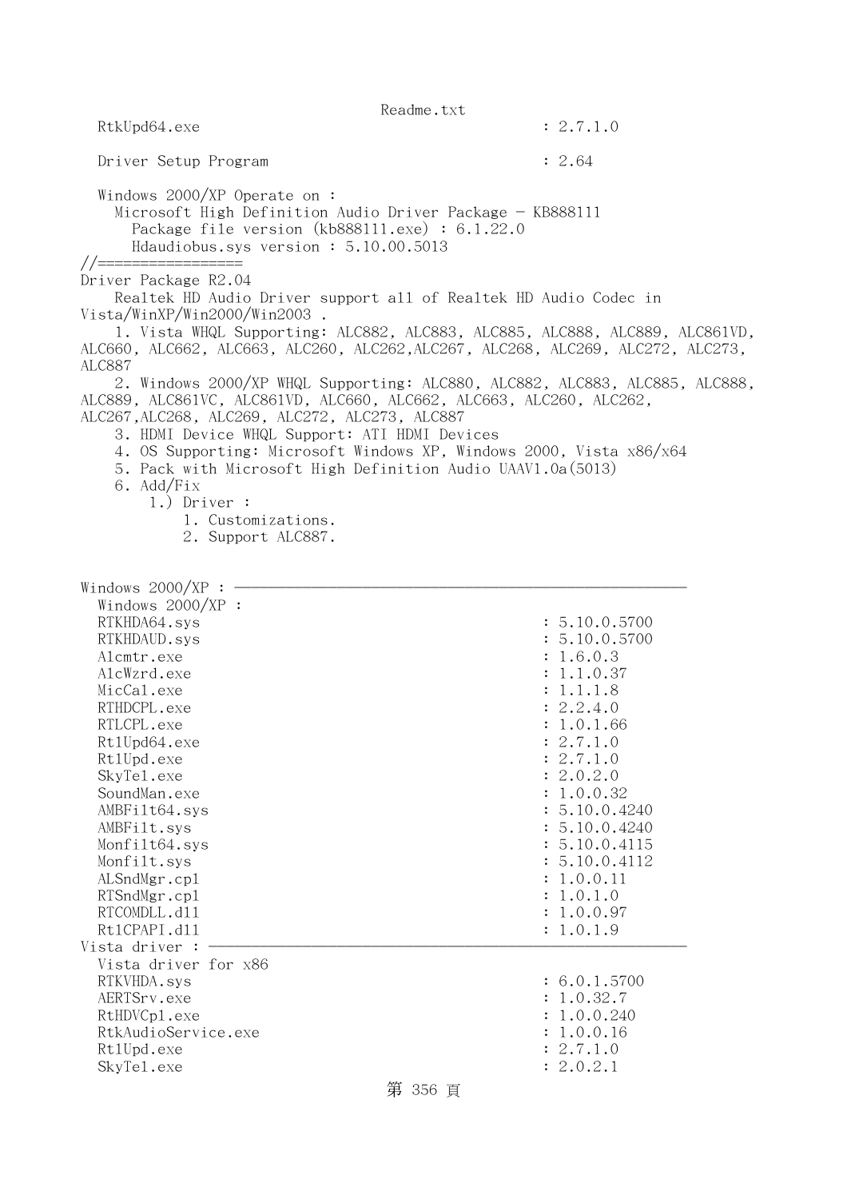```
  RtkUpd64.exe                                     : 2.7.1.0

  Driver Setup Program                             : 2.64

  Windows 2000/XP Operate on :
    Microsoft High Definition Audio Driver Package - KB888111
      Package file version (kb888111.exe) : 6.1.22.0
      Hdaudiobus.sys version : 5.10.00.5013
//=================
Driver Package R2.04
    Realtek HD Audio Driver support all of Realtek HD Audio Codec in
Vista/WinXP/Win2000/Win2003 .
    1. Vista WHQL Supporting: ALC882, ALC883, ALC885, ALC888, ALC889, ALC861VD,
ALC660, ALC662, ALC663, ALC260, ALC262,ALC267, ALC268, ALC269, ALC272, ALC273,
ALC887
    2. Windows 2000/XP WHQL Supporting: ALC880, ALC882, ALC883, ALC885, ALC888,
ALC889, ALC861VC, ALC861VD, ALC660, ALC662, ALC663, ALC260, ALC262,
ALC267,ALC268, ALC269, ALC272, ALC273, ALC887
    3. HDMI Device WHQL Support: ATI HDMI Devices
    4. OS Supporting: Microsoft Windows XP, Windows 2000, Vista x86/x64
    5. Pack with Microsoft High Definition Audio UAAV1.0a(5013)
    6. Add/Fix
        1.) Driver :
            1. Customizations.
            2. Support ALC887.


Windows 2000/XP : ------------------------------------------------------------
  Windows 2000/XP :
  RTKHDA64.sys                                     : 5.10.0.5700
  RTKHDAUD.sys                                     : 5.10.0.5700
  Alcmtr.exe                                       : 1.6.0.3
  AlcWzrd.exe                                      : 1.1.0.37
  MicCal.exe                                       : 1.1.1.8
  RTHDCPL.exe                                      : 2.2.4.0
  RTLCPL.exe                                       : 1.0.1.66
  RtlUpd64.exe                                     : 2.7.1.0
  RtlUpd.exe                                       : 2.7.1.0
  SkyTel.exe                                       : 2.0.2.0
  SoundMan.exe                                     : 1.0.0.32
  AMBFilt64.sys                                    : 5.10.0.4240
  AMBFilt.sys                                      : 5.10.0.4240
  Monfilt64.sys                                    : 5.10.0.4115
  Monfilt.sys                                      : 5.10.0.4112
  ALSndMgr.cpl                                     : 1.0.0.11
  RTSndMgr.cpl                                     : 1.0.1.0
  RTCOMDLL.dll                                     : 1.0.0.97
  RtlCPAPI.dll                                     : 1.0.1.9
Vista driver : ---------------------------------------------------------------
  Vista driver for x86
  RTKVHDA.sys                                      : 6.0.1.5700
  AERTSrv.exe                                      : 1.0.32.7
  RtHDVCpl.exe                                     : 1.0.0.240
  RtkAudioService.exe                              : 1.0.0.16
  RtlUpd.exe                                       : 2.7.1.0
  SkyTel.exe                                       : 2.0.2.1
```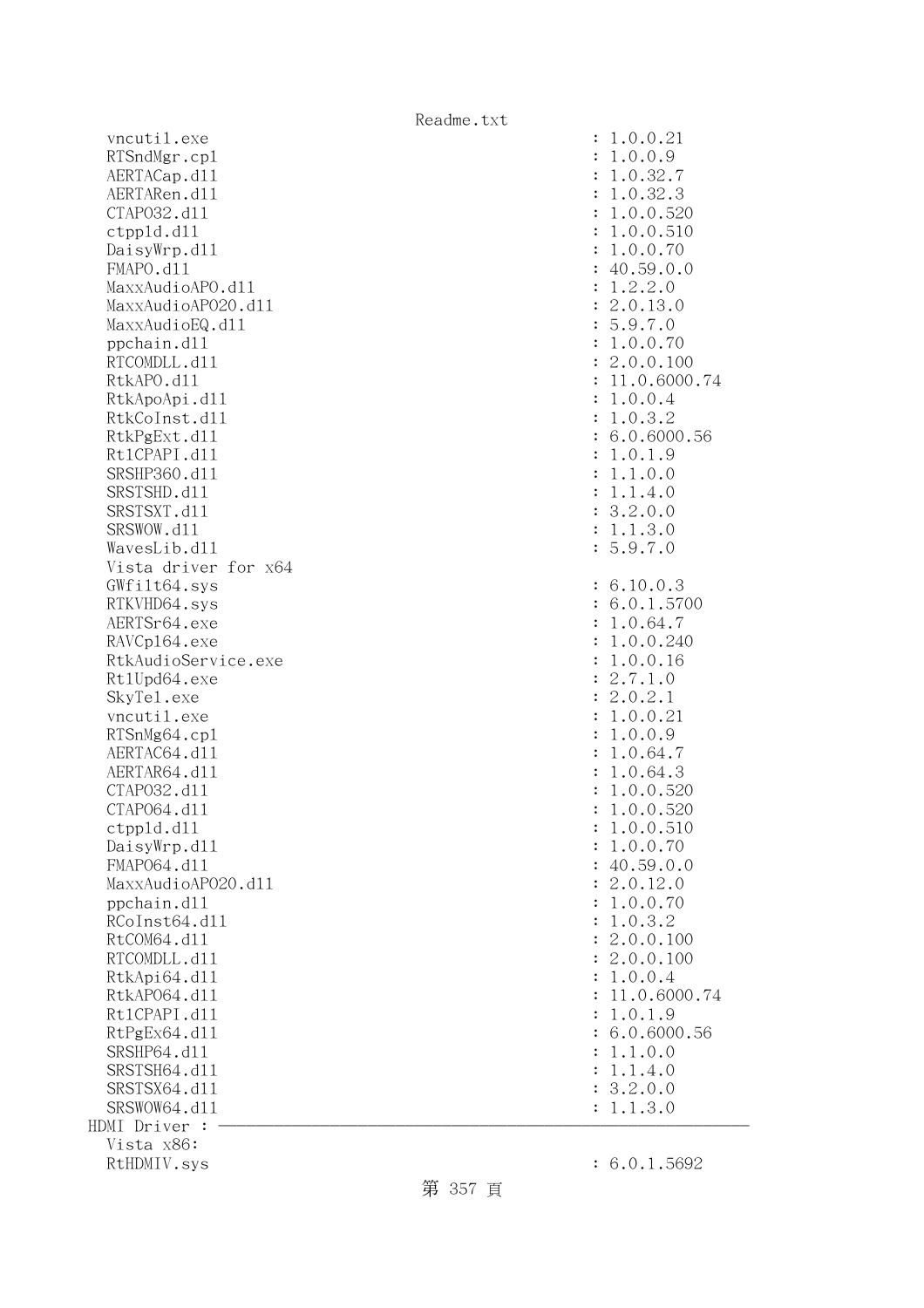```
  vncutil.exe                                          : 1.0.0.21
  RTSndMgr.cpl                                         : 1.0.0.9
  AERTACap.dll                                         : 1.0.32.7
  AERTARen.dll                                         : 1.0.32.3
  CTAPO32.dll                                          : 1.0.0.520
  ctppld.dll                                           : 1.0.0.510
  DaisyWrp.dll                                         : 1.0.0.70
  FMAPO.dll                                            : 40.59.0.0
  MaxxAudioAPO.dll                                     : 1.2.2.0
  MaxxAudioAPO20.dll                                   : 2.0.13.0
  MaxxAudioEQ.dll                                      : 5.9.7.0
  ppchain.dll                                          : 1.0.0.70
  RTCOMDLL.dll                                         : 2.0.0.100
  RtkAPO.dll                                           : 11.0.6000.74
  RtkApoApi.dll                                        : 1.0.0.4
  RtkCoInst.dll                                        : 1.0.3.2
  RtkPgExt.dll                                         : 6.0.6000.56
  RtlCPAPI.dll                                         : 1.0.1.9
  SRSHP360.dll                                         : 1.1.0.0
  SRSTSHD.dll                                          : 1.1.4.0
  SRSTSXT.dll                                          : 3.2.0.0
  SRSWOW.dll                                           : 1.1.3.0
  WavesLib.dll                                         : 5.9.7.0
  Vista driver for x64
  GWfilt64.sys                                         : 6.10.0.3
  RTKVHD64.sys                                         : 6.0.1.5700
  AERTSr64.exe                                         : 1.0.64.7
  RAVCpl64.exe                                         : 1.0.0.240
  RtkAudioService.exe                                  : 1.0.0.16
  RtlUpd64.exe                                         : 2.7.1.0
  SkyTel.exe                                           : 2.0.2.1
  vncutil.exe                                          : 1.0.0.21
  RTSnMg64.cpl                                         : 1.0.0.9
  AERTAC64.dll                                         : 1.0.64.7
  AERTAR64.dll                                         : 1.0.64.3
  CTAPO32.dll                                          : 1.0.0.520
  CTAPO64.dll                                          : 1.0.0.520
  ctppld.dll                                           : 1.0.0.510
  DaisyWrp.dll                                         : 1.0.0.70
  FMAPO64.dll                                          : 40.59.0.0
  MaxxAudioAPO20.dll                                   : 2.0.12.0
  ppchain.dll                                          : 1.0.0.70
  RCoInst64.dll                                        : 1.0.3.2
  RtCOM64.dll                                          : 2.0.0.100
  RTCOMDLL.dll                                         : 2.0.0.100
  RtkApi64.dll                                         : 1.0.0.4
  RtkAPO64.dll                                         : 11.0.6000.74
  RtlCPAPI.dll                                         : 1.0.1.9
  RtPgEx64.dll                                         : 6.0.6000.56
  SRSHP64.dll                                          : 1.1.0.0
  SRSTSH64.dll                                         : 1.1.4.0
  SRSTSX64.dll                                         : 3.2.0.0
  SRSWOW64.dll                                         : 1.1.3.0
HDMI Driver : ----------------------------------------------------------------
  Vista x86:
  RtHDMIV.sys                                          : 6.0.1.5692
```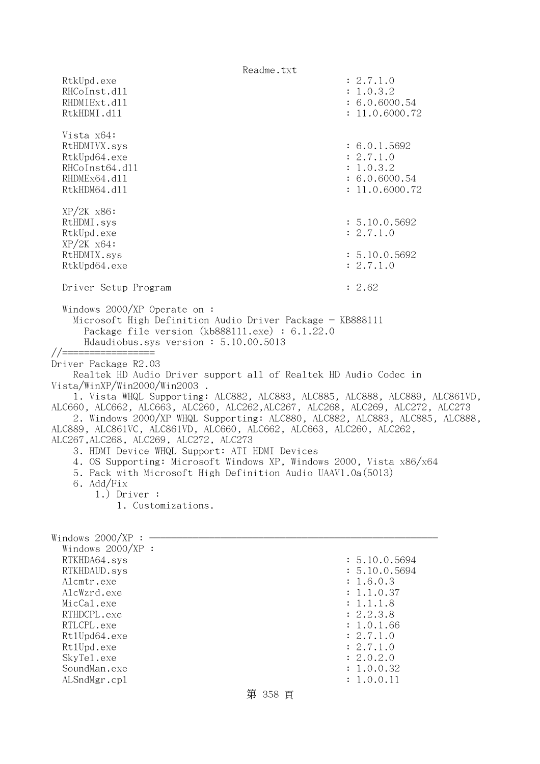```
  RtkUpd.exe                                        : 2.7.1.0
  RHCoInst.dll                                      : 1.0.3.2
  RHDMIExt.dll                                      : 6.0.6000.54
  RtkHDMI.dll                                       : 11.0.6000.72

  Vista x64:
  RtHDMIVX.sys                                      : 6.0.1.5692
  RtkUpd64.exe                                      : 2.7.1.0
  RHCoInst64.dll                                    : 1.0.3.2
  RHDMEx64.dll                                      : 6.0.6000.54
  RtkHDM64.dll                                      : 11.0.6000.72

  XP/2K x86:
  RtHDMI.sys                                        : 5.10.0.5692
  RtkUpd.exe                                        : 2.7.1.0
  XP/2K x64:
  RtHDMIX.sys                                       : 5.10.0.5692
  RtkUpd64.exe                                      : 2.7.1.0

  Driver Setup Program                              : 2.62

  Windows 2000/XP Operate on :
    Microsoft High Definition Audio Driver Package - KB888111
      Package file version (kb888111.exe) : 6.1.22.0
      Hdaudiobus.sys version : 5.10.00.5013
//=================
Driver Package R2.03
    Realtek HD Audio Driver support all of Realtek HD Audio Codec in
Vista/WinXP/Win2000/Win2003 .
    1. Vista WHQL Supporting: ALC882, ALC883, ALC885, ALC888, ALC889, ALC861VD,
ALC660, ALC662, ALC663, ALC260, ALC262,ALC267, ALC268, ALC269, ALC272, ALC273
    2. Windows 2000/XP WHQL Supporting: ALC880, ALC882, ALC883, ALC885, ALC888,
ALC889, ALC861VC, ALC861VD, ALC660, ALC662, ALC663, ALC260, ALC262,
ALC267,ALC268, ALC269, ALC272, ALC273
    3. HDMI Device WHQL Support: ATI HDMI Devices
    4. OS Supporting: Microsoft Windows XP, Windows 2000, Vista x86/x64
    5. Pack with Microsoft High Definition Audio UAAV1.0a(5013)
    6. Add/Fix
        1.) Driver :
            1. Customizations.


Windows 2000/XP : ----------------------------------------------------
  Windows 2000/XP :
  RTKHDA64.sys                                      : 5.10.0.5694
  RTKHDAUD.sys                                      : 5.10.0.5694
  Alcmtr.exe                                        : 1.6.0.3
  AlcWzrd.exe                                       : 1.1.0.37
  MicCal.exe                                        : 1.1.1.8
  RTHDCPL.exe                                       : 2.2.3.8
  RTLCPL.exe                                        : 1.0.1.66
  RtlUpd64.exe                                      : 2.7.1.0
  RtlUpd.exe                                        : 2.7.1.0
  SkyTel.exe                                        : 2.0.2.0
  SoundMan.exe                                      : 1.0.0.32
  ALSndMgr.cpl                                      : 1.0.0.11
```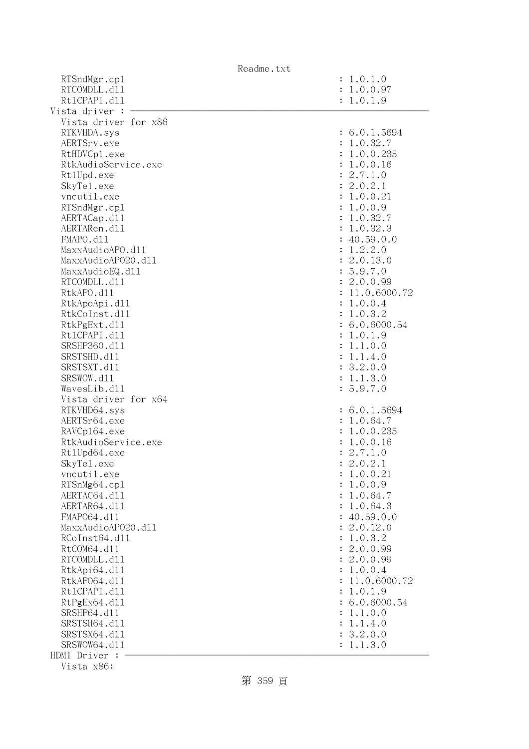```
  RTSndMgr.cpl                                         : 1.0.1.0
  RTCOMDLL.dll                                         : 1.0.0.97
  Rt1CPAPI.dll                                         : 1.0.1.9
Vista driver : ----------------------------------------------------------------
  Vista driver for x86
  RTKVHDA.sys                                          : 6.0.1.5694
  AERTSrv.exe                                          : 1.0.32.7
  RtHDVCpl.exe                                         : 1.0.0.235
  RtkAudioService.exe                                  : 1.0.0.16
  Rt1Upd.exe                                           : 2.7.1.0
  SkyTel.exe                                           : 2.0.2.1
  vncutil.exe                                          : 1.0.0.21
  RTSndMgr.cpl                                         : 1.0.0.9
  AERTACap.dll                                         : 1.0.32.7
  AERTARen.dll                                         : 1.0.32.3
  FMAPO.dll                                            : 40.59.0.0
  MaxxAudioAPO.dll                                     : 1.2.2.0
  MaxxAudioAPO20.dll                                   : 2.0.13.0
  MaxxAudioEQ.dll                                      : 5.9.7.0
  RTCOMDLL.dll                                         : 2.0.0.99
  RtkAPO.dll                                           : 11.0.6000.72
  RtkApoApi.dll                                        : 1.0.0.4
  RtkCoInst.dll                                        : 1.0.3.2
  RtkPgExt.dll                                         : 6.0.6000.54
  Rt1CPAPI.dll                                         : 1.0.1.9
  SRSHP360.dll                                         : 1.1.0.0
  SRSTSHD.dll                                          : 1.1.4.0
  SRSTSXT.dll                                          : 3.2.0.0
  SRSWOW.dll                                           : 1.1.3.0
  WavesLib.dll                                         : 5.9.7.0
  Vista driver for x64
  RTKVHD64.sys                                         : 6.0.1.5694
  AERTSr64.exe                                         : 1.0.64.7
  RAVCpl64.exe                                         : 1.0.0.235
  RtkAudioService.exe                                  : 1.0.0.16
  Rt1Upd64.exe                                         : 2.7.1.0
  SkyTel.exe                                           : 2.0.2.1
  vncutil.exe                                          : 1.0.0.21
  RTSnMg64.cpl                                         : 1.0.0.9
  AERTAC64.dll                                         : 1.0.64.7
  AERTAR64.dll                                         : 1.0.64.3
  FMAPO64.dll                                          : 40.59.0.0
  MaxxAudioAPO20.dll                                   : 2.0.12.0
  RCoInst64.dll                                        : 1.0.3.2
  RtCOM64.dll                                          : 2.0.0.99
  RTCOMDLL.dll                                         : 2.0.0.99
  RtkApi64.dll                                         : 1.0.0.4
  RtkAPO64.dll                                         : 11.0.6000.72
  Rt1CPAPI.dll                                         : 1.0.1.9
  RtPgEx64.dll                                         : 6.0.6000.54
  SRSHP64.dll                                          : 1.1.0.0
  SRSTSH64.dll                                         : 1.1.4.0
  SRSTSX64.dll                                         : 3.2.0.0
  SRSWOW64.dll                                         : 1.1.3.0
HDMI Driver : -----------------------------------------------------------------
  Vista x86:
```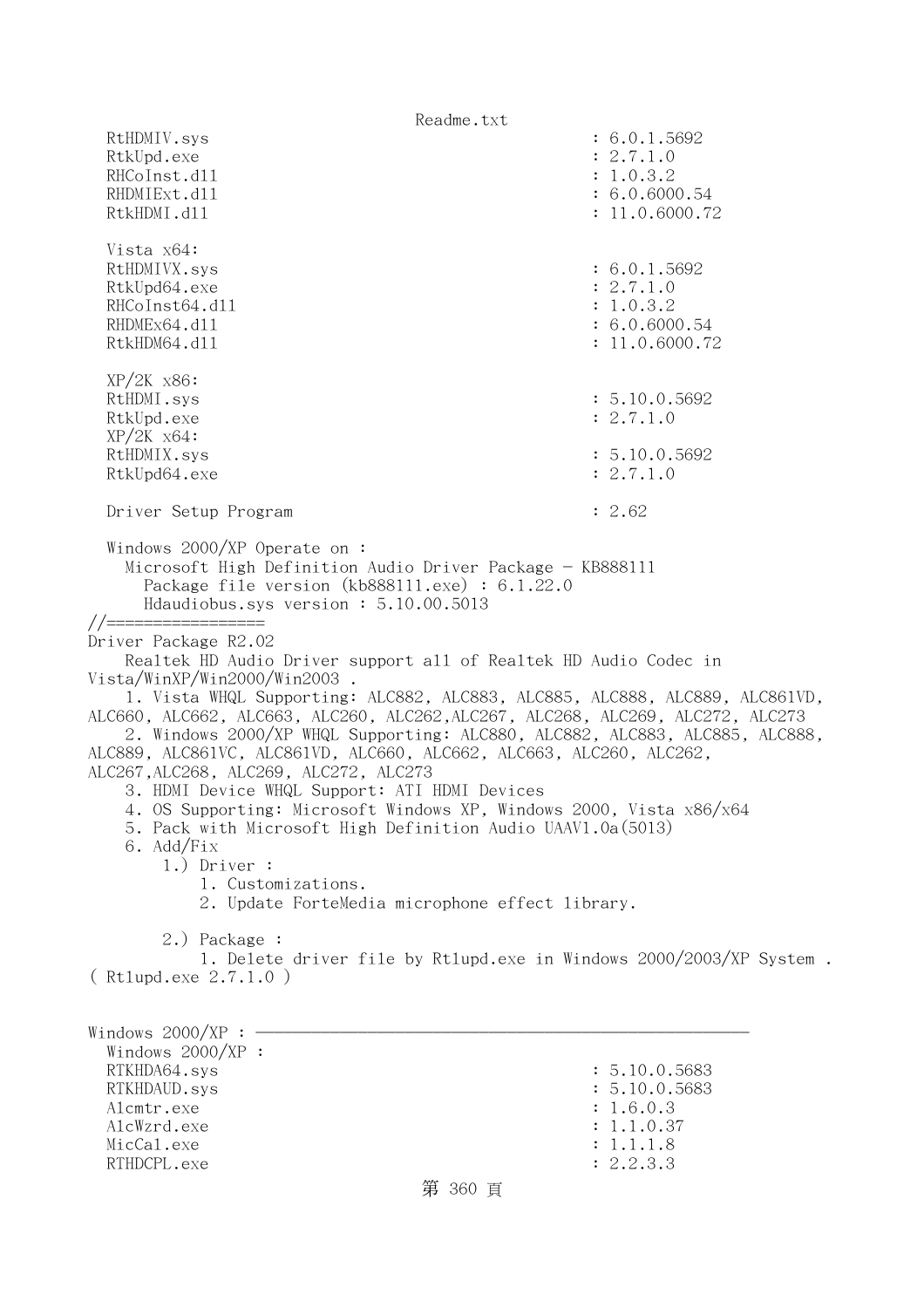```
  RtHDMIV.sys                                          : 6.0.1.5692
  RtkUpd.exe                                           : 2.7.1.0
  RHCoInst.dll                                         : 1.0.3.2
  RHDMIExt.dll                                         : 6.0.6000.54
  RtkHDMI.dll                                          : 11.0.6000.72

  Vista x64:
  RtHDMIVX.sys                                         : 6.0.1.5692
  RtkUpd64.exe                                         : 2.7.1.0
  RHCoInst64.dll                                       : 1.0.3.2
  RHDMEx64.dll                                         : 6.0.6000.54
  RtkHDM64.dll                                         : 11.0.6000.72

  XP/2K x86:
  RtHDMI.sys                                           : 5.10.0.5692
  RtkUpd.exe                                           : 2.7.1.0
  XP/2K x64:
  RtHDMIX.sys                                          : 5.10.0.5692
  RtkUpd64.exe                                         : 2.7.1.0

  Driver Setup Program                                 : 2.62

  Windows 2000/XP Operate on :
    Microsoft High Definition Audio Driver Package - KB888111
      Package file version (kb888111.exe) : 6.1.22.0
      Hdaudiobus.sys version : 5.10.00.5013
//=================
Driver Package R2.02
    Realtek HD Audio Driver support all of Realtek HD Audio Codec in 
Vista/WinXP/Win2000/Win2003 .
    1. Vista WHQL Supporting: ALC882, ALC883, ALC885, ALC888, ALC889, ALC861VD, 
ALC660, ALC662, ALC663, ALC260, ALC262,ALC267, ALC268, ALC269, ALC272, ALC273
    2. Windows 2000/XP WHQL Supporting: ALC880, ALC882, ALC883, ALC885, ALC888, 
ALC889, ALC861VC, ALC861VD, ALC660, ALC662, ALC663, ALC260, ALC262, 
ALC267,ALC268, ALC269, ALC272, ALC273
    3. HDMI Device WHQL Support: ATI HDMI Devices
    4. OS Supporting: Microsoft Windows XP, Windows 2000, Vista x86/x64
    5. Pack with Microsoft High Definition Audio UAAV1.0a(5013)
    6. Add/Fix
        1.) Driver :
            1. Customizations.
            2. Update ForteMedia microphone effect library.

        2.) Package :
            1. Delete driver file by Rtlupd.exe in Windows 2000/2003/XP System .
( Rtlupd.exe 2.7.1.0 )


Windows 2000/XP : ----------------------------------------------------
  Windows 2000/XP :
  RTKHDA64.sys                                         : 5.10.0.5683
  RTKHDAUD.sys                                         : 5.10.0.5683
  Alcmtr.exe                                           : 1.6.0.3
  AlcWzrd.exe                                          : 1.1.0.37
  MicCal.exe                                           : 1.1.1.8
  RTHDCPL.exe                                          : 2.2.3.3
```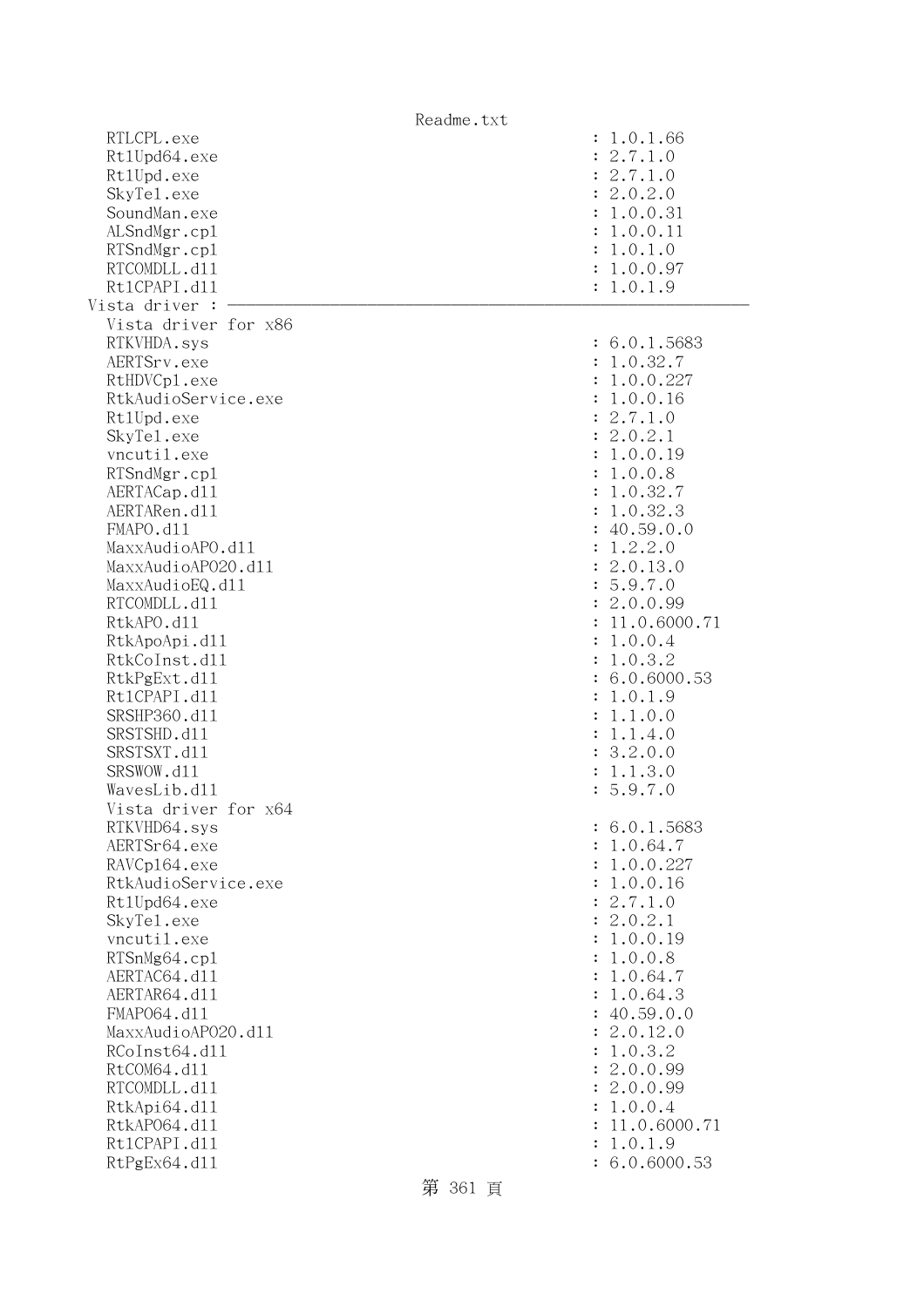```
RTLCPL.exe                                        : 1.0.1.66
Rt1Upd64.exe                                      : 2.7.1.0
Rt1Upd.exe                                        : 2.7.1.0
SkyTel.exe                                        : 2.0.2.0
SoundMan.exe                                      : 1.0.0.31
ALSndMgr.cpl                                      : 1.0.0.11
RTSndMgr.cpl                                      : 1.0.1.0
RTCOMDLL.dll                                      : 1.0.0.97
Rt1CPAPI.dll                                      : 1.0.1.9
Vista driver : ────────────────────────────────────────────────
  Vista driver for x86
  RTKVHDA.sys                                     : 6.0.1.5683
  AERTSrv.exe                                     : 1.0.32.7
  RtHDVCpl.exe                                    : 1.0.0.227
  RtkAudioService.exe                             : 1.0.0.16
  Rt1Upd.exe                                      : 2.7.1.0
  SkyTel.exe                                      : 2.0.2.1
  vncutil.exe                                     : 1.0.0.19
  RTSndMgr.cpl                                    : 1.0.0.8
  AERTACap.dll                                    : 1.0.32.7
  AERTARen.dll                                    : 1.0.32.3
  FMAPO.dll                                       : 40.59.0.0
  MaxxAudioAPO.dll                                : 1.2.2.0
  MaxxAudioAPO20.dll                              : 2.0.13.0
  MaxxAudioEQ.dll                                 : 5.9.7.0
  RTCOMDLL.dll                                    : 2.0.0.99
  RtkAPO.dll                                      : 11.0.6000.71
  RtkApoApi.dll                                   : 1.0.0.4
  RtkCoInst.dll                                   : 1.0.3.2
  RtkPgExt.dll                                    : 6.0.6000.53
  Rt1CPAPI.dll                                    : 1.0.1.9
  SRSHP360.dll                                    : 1.1.0.0
  SRSTSHD.dll                                     : 1.1.4.0
  SRSTSXT.dll                                     : 3.2.0.0
  SRSWOW.dll                                      : 1.1.3.0
  WavesLib.dll                                    : 5.9.7.0
  Vista driver for x64
  RTKVHD64.sys                                    : 6.0.1.5683
  AERTSr64.exe                                    : 1.0.64.7
  RAVCp164.exe                                    : 1.0.0.227
  RtkAudioService.exe                             : 1.0.0.16
  Rt1Upd64.exe                                    : 2.7.1.0
  SkyTel.exe                                      : 2.0.2.1
  vncutil.exe                                     : 1.0.0.19
  RTSnMg64.cpl                                    : 1.0.0.8
  AERTAC64.dll                                    : 1.0.64.7
  AERTAR64.dll                                    : 1.0.64.3
  FMAPO64.dll                                     : 40.59.0.0
  MaxxAudioAPO20.dll                              : 2.0.12.0
  RCoInst64.dll                                   : 1.0.3.2
  RtCOM64.dll                                     : 2.0.0.99
  RTCOMDLL.dll                                    : 2.0.0.99
  RtkApi64.dll                                    : 1.0.0.4
  RtkAPO64.dll                                    : 11.0.6000.71
  Rt1CPAPI.dll                                    : 1.0.1.9
  RtPgEx64.dll                                    : 6.0.6000.53
```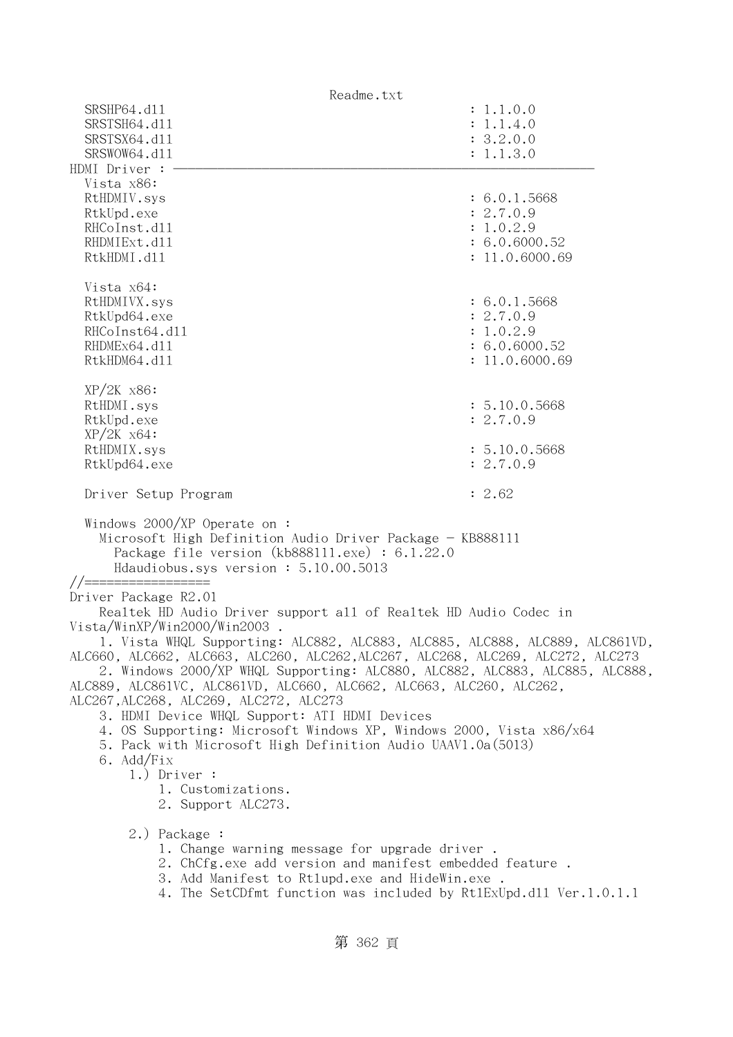```
  SRSHP64.dll                                         : 1.1.0.0
  SRSTSH64.dll                                        : 1.1.4.0
  SRSTSX64.dll                                        : 3.2.0.0
  SRSWOW64.dll                                        : 1.1.3.0
HDMI Driver : ----------------------------------------------------------
  Vista x86:
  RtHDMIV.sys                                         : 6.0.1.5668
  RtkUpd.exe                                          : 2.7.0.9
  RHCoInst.dll                                        : 1.0.2.9
  RHDMIExt.dll                                        : 6.0.6000.52
  RtkHDMI.dll                                         : 11.0.6000.69

  Vista x64:
  RtHDMIVX.sys                                        : 6.0.1.5668
  RtkUpd64.exe                                        : 2.7.0.9
  RHCoInst64.dll                                      : 1.0.2.9
  RHDMEx64.dll                                        : 6.0.6000.52
  RtkHDM64.dll                                        : 11.0.6000.69

  XP/2K x86:
  RtHDMI.sys                                          : 5.10.0.5668
  RtkUpd.exe                                          : 2.7.0.9
  XP/2K x64:
  RtHDMIX.sys                                         : 5.10.0.5668
  RtkUpd64.exe                                        : 2.7.0.9

  Driver Setup Program                                : 2.62

  Windows 2000/XP Operate on :
    Microsoft High Definition Audio Driver Package - KB888111
      Package file version (kb888111.exe) : 6.1.22.0
      Hdaudiobus.sys version : 5.10.00.5013
//=================
Driver Package R2.01
    Realtek HD Audio Driver support all of Realtek HD Audio Codec in
Vista/WinXP/Win2000/Win2003 .
    1. Vista WHQL Supporting: ALC882, ALC883, ALC885, ALC888, ALC889, ALC861VD,
ALC660, ALC662, ALC663, ALC260, ALC262,ALC267, ALC268, ALC269, ALC272, ALC273
    2. Windows 2000/XP WHQL Supporting: ALC880, ALC882, ALC883, ALC885, ALC888,
ALC889, ALC861VC, ALC861VD, ALC660, ALC662, ALC663, ALC260, ALC262,
ALC267,ALC268, ALC269, ALC272, ALC273
    3. HDMI Device WHQL Support: ATI HDMI Devices
    4. OS Supporting: Microsoft Windows XP, Windows 2000, Vista x86/x64
    5. Pack with Microsoft High Definition Audio UAAV1.0a(5013)
    6. Add/Fix
        1.) Driver :
            1. Customizations.
            2. Support ALC273.

        2.) Package :
            1. Change warning message for upgrade driver .
            2. ChCfg.exe add version and manifest embedded feature .
            3. Add Manifest to Rtlupd.exe and HideWin.exe .
            4. The SetCDfmt function was included by RtlExUpd.dll Ver.1.0.1.1
```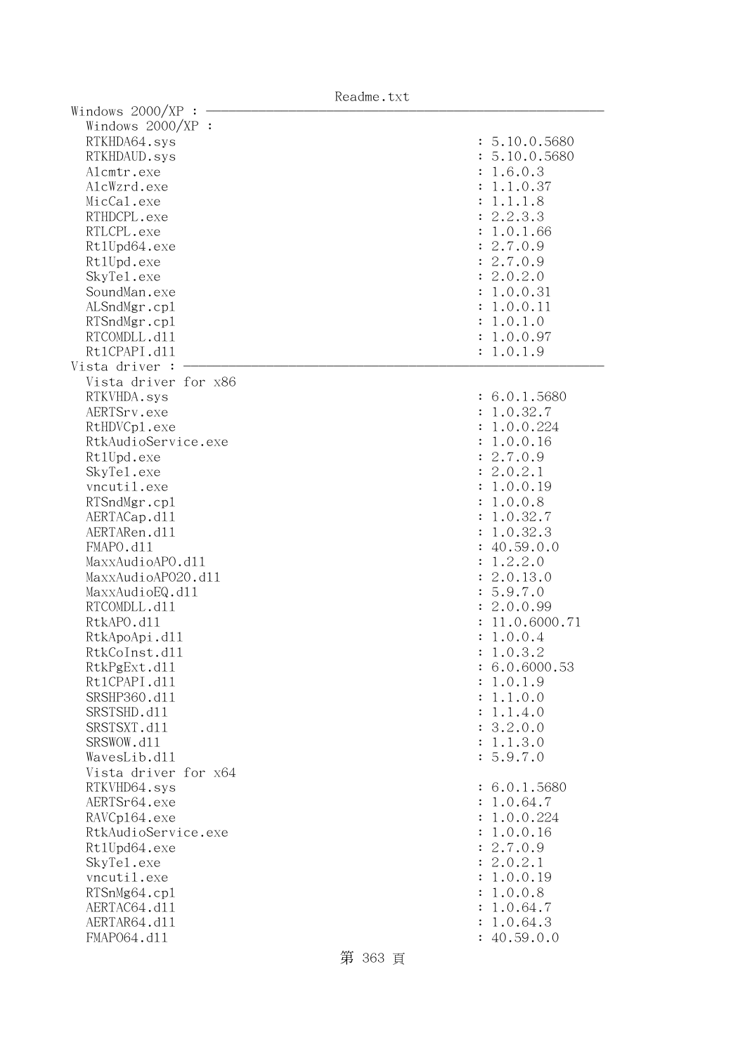```
Windows 2000/XP : ----------------------------------------------------------------
  Windows 2000/XP :
  RTKHDA64.sys                                              : 5.10.0.5680
  RTKHDAUD.sys                                              : 5.10.0.5680
  Alcmtr.exe                                                : 1.6.0.3
  AlcWzrd.exe                                               : 1.1.0.37
  MicCal.exe                                                : 1.1.1.8
  RTHDCPL.exe                                               : 2.2.3.3
  RTLCPL.exe                                                : 1.0.1.66
  RtlUpd64.exe                                              : 2.7.0.9
  RtlUpd.exe                                                : 2.7.0.9
  SkyTel.exe                                                : 2.0.2.0
  SoundMan.exe                                              : 1.0.0.31
  ALSndMgr.cpl                                              : 1.0.0.11
  RTSndMgr.cpl                                              : 1.0.1.0
  RTCOMDLL.dll                                              : 1.0.0.97
  RtlCPAPI.dll                                              : 1.0.1.9
Vista driver : --------------------------------------------------------------------
  Vista driver for x86
  RTKVHDA.sys                                               : 6.0.1.5680
  AERTSrv.exe                                               : 1.0.32.7
  RtHDVCpl.exe                                              : 1.0.0.224
  RtkAudioService.exe                                       : 1.0.0.16
  RtlUpd.exe                                                : 2.7.0.9
  SkyTel.exe                                                : 2.0.2.1
  vncutil.exe                                               : 1.0.0.19
  RTSndMgr.cpl                                              : 1.0.0.8
  AERTACap.dll                                              : 1.0.32.7
  AERTARen.dll                                              : 1.0.32.3
  FMAPO.dll                                                 : 40.59.0.0
  MaxxAudioAPO.dll                                          : 1.2.2.0
  MaxxAudioAPO20.dll                                        : 2.0.13.0
  MaxxAudioEQ.dll                                           : 5.9.7.0
  RTCOMDLL.dll                                              : 2.0.0.99
  RtkAPO.dll                                                : 11.0.6000.71
  RtkApoApi.dll                                             : 1.0.0.4
  RtkCoInst.dll                                             : 1.0.3.2
  RtkPgExt.dll                                              : 6.0.6000.53
  RtlCPAPI.dll                                              : 1.0.1.9
  SRSHP360.dll                                              : 1.1.0.0
  SRSTSHD.dll                                               : 1.1.4.0
  SRSTSXT.dll                                               : 3.2.0.0
  SRSWOW.dll                                                : 1.1.3.0
  WavesLib.dll                                              : 5.9.7.0
  Vista driver for x64
  RTKVHD64.sys                                              : 6.0.1.5680
  AERTSr64.exe                                              : 1.0.64.7
  RAVCpl64.exe                                              : 1.0.0.224
  RtkAudioService.exe                                       : 1.0.0.16
  RtlUpd64.exe                                              : 2.7.0.9
  SkyTel.exe                                                : 2.0.2.1
  vncutil.exe                                               : 1.0.0.19
  RTSnMg64.cpl                                              : 1.0.0.8
  AERTAC64.dll                                              : 1.0.64.7
  AERTAR64.dll                                              : 1.0.64.3
  FMAPO64.dll                                               : 40.59.0.0
```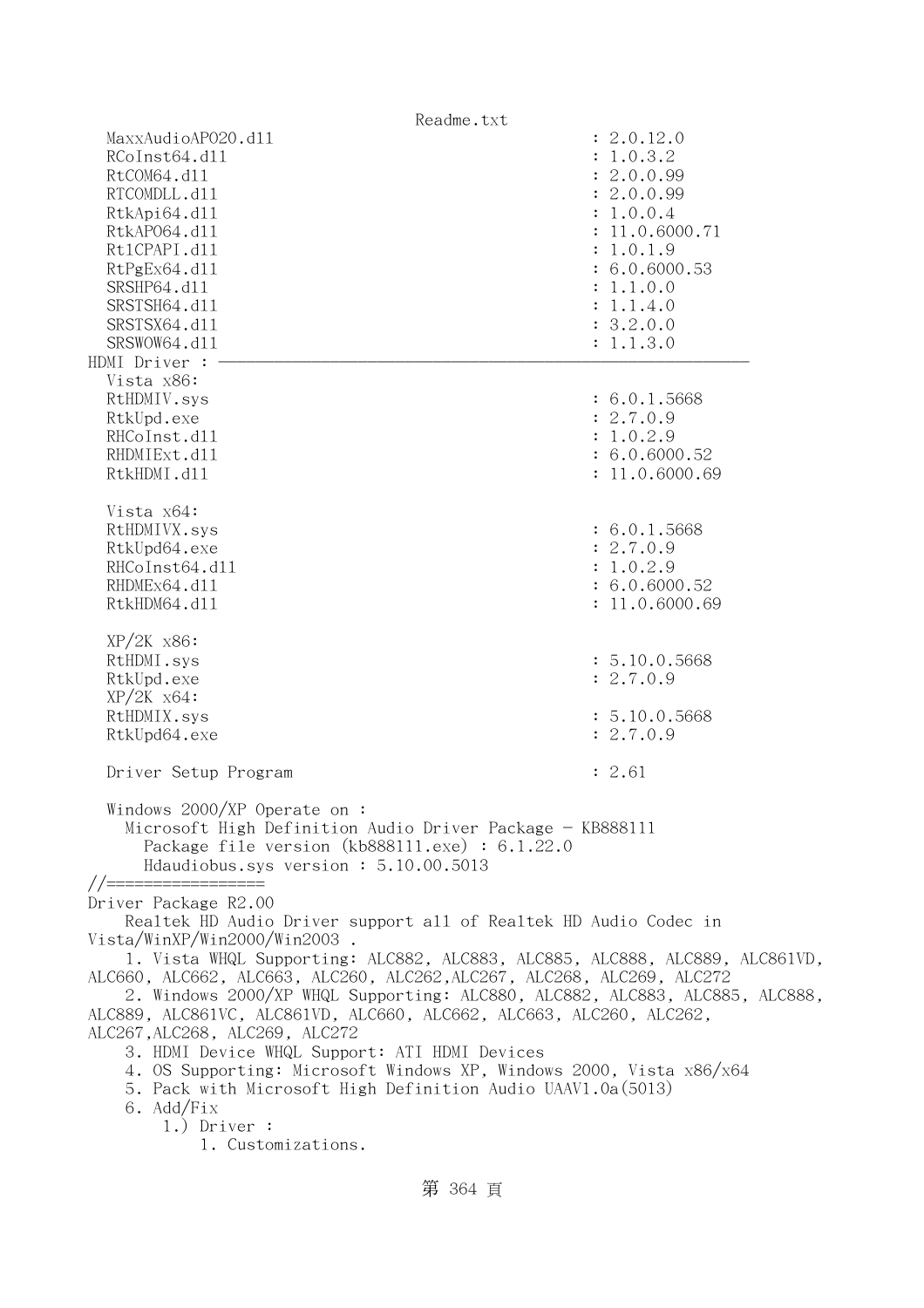```
  MaxxAudioAPO20.dll                                  : 2.0.12.0
  RCoInst64.dll                                       : 1.0.3.2
  RtCOM64.dll                                         : 2.0.0.99
  RTCOMDLL.dll                                        : 2.0.0.99
  RtkApi64.dll                                        : 1.0.0.4
  RtkAPO64.dll                                        : 11.0.6000.71
  Rt1CPAPI.dll                                        : 1.0.1.9
  RtPgEx64.dll                                        : 6.0.6000.53
  SRSHP64.dll                                         : 1.1.0.0
  SRSTSH64.dll                                        : 1.1.4.0
  SRSTSX64.dll                                        : 3.2.0.0
  SRSWOW64.dll                                        : 1.1.3.0
HDMI Driver : -----------------------------------------------------------
  Vista x86:
  RtHDMIV.sys                                         : 6.0.1.5668
  RtkUpd.exe                                          : 2.7.0.9
  RHCoInst.dll                                        : 1.0.2.9
  RHDMIExt.dll                                        : 6.0.6000.52
  RtkHDMI.dll                                         : 11.0.6000.69

  Vista x64:
  RtHDMIVX.sys                                        : 6.0.1.5668
  RtkUpd64.exe                                        : 2.7.0.9
  RHCoInst64.dll                                      : 1.0.2.9
  RHDMEx64.dll                                        : 6.0.6000.52
  RtkHDM64.dll                                        : 11.0.6000.69

  XP/2K x86:
  RtHDMI.sys                                          : 5.10.0.5668
  RtkUpd.exe                                          : 2.7.0.9
  XP/2K x64:
  RtHDMIX.sys                                         : 5.10.0.5668
  RtkUpd64.exe                                        : 2.7.0.9

  Driver Setup Program                                : 2.61

  Windows 2000/XP Operate on :
    Microsoft High Definition Audio Driver Package - KB888111
      Package file version (kb888111.exe) : 6.1.22.0
      Hdaudiobus.sys version : 5.10.00.5013
//=================
Driver Package R2.00
    Realtek HD Audio Driver support all of Realtek HD Audio Codec in
Vista/WinXP/Win2000/Win2003 .
    1. Vista WHQL Supporting: ALC882, ALC883, ALC885, ALC888, ALC889, ALC861VD,
ALC660, ALC662, ALC663, ALC260, ALC262,ALC267, ALC268, ALC269, ALC272
    2. Windows 2000/XP WHQL Supporting: ALC880, ALC882, ALC883, ALC885, ALC888,
ALC889, ALC861VC, ALC861VD, ALC660, ALC662, ALC663, ALC260, ALC262,
ALC267,ALC268, ALC269, ALC272
    3. HDMI Device WHQL Support: ATI HDMI Devices
    4. OS Supporting: Microsoft Windows XP, Windows 2000, Vista x86/x64
    5. Pack with Microsoft High Definition Audio UAAV1.0a(5013)
    6. Add/Fix
        1.) Driver :
            1. Customizations.
```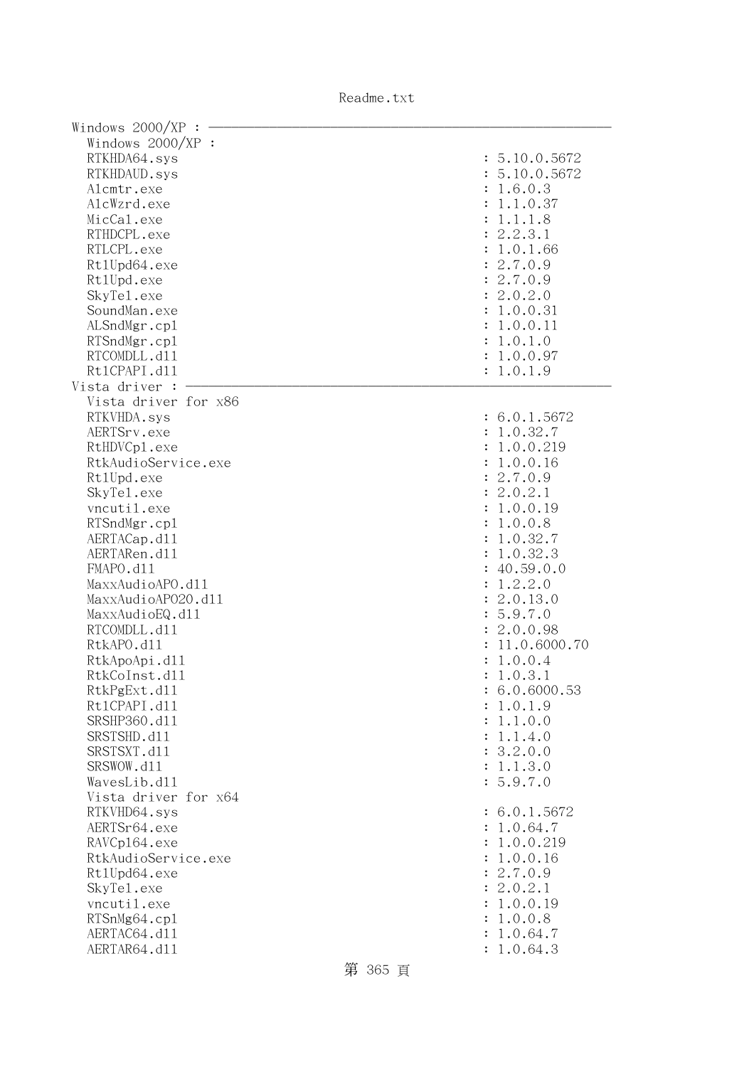```
Windows 2000/XP : ------------------------------------------------------------------
  Windows 2000/XP :
  RTKHDA64.sys                                          : 5.10.0.5672
  RTKHDAUD.sys                                          : 5.10.0.5672
  Alcmtr.exe                                            : 1.6.0.3
  AlcWzrd.exe                                           : 1.1.0.37
  MicCal.exe                                            : 1.1.1.8
  RTHDCPL.exe                                           : 2.2.3.1
  RTLCPL.exe                                            : 1.0.1.66
  RtlUpd64.exe                                          : 2.7.0.9
  RtlUpd.exe                                            : 2.7.0.9
  SkyTel.exe                                            : 2.0.2.0
  SoundMan.exe                                          : 1.0.0.31
  ALSndMgr.cpl                                          : 1.0.0.11
  RTSndMgr.cpl                                          : 1.0.1.0
  RTCOMDLL.dll                                          : 1.0.0.97
  RtlCPAPI.dll                                          : 1.0.1.9
Vista driver : ---------------------------------------------------------------------
  Vista driver for x86
  RTKVHDA.sys                                           : 6.0.1.5672
  AERTSrv.exe                                           : 1.0.32.7
  RtHDVCpl.exe                                          : 1.0.0.219
  RtkAudioService.exe                                   : 1.0.0.16
  RtlUpd.exe                                            : 2.7.0.9
  SkyTel.exe                                            : 2.0.2.1
  vncutil.exe                                           : 1.0.0.19
  RTSndMgr.cpl                                          : 1.0.0.8
  AERTACap.dll                                          : 1.0.32.7
  AERTARen.dll                                          : 1.0.32.3
  FMAPO.dll                                             : 40.59.0.0
  MaxxAudioAPO.dll                                      : 1.2.2.0
  MaxxAudioAPO20.dll                                    : 2.0.13.0
  MaxxAudioEQ.dll                                       : 5.9.7.0
  RTCOMDLL.dll                                          : 2.0.0.98
  RtkAPO.dll                                            : 11.0.6000.70
  RtkApoApi.dll                                         : 1.0.0.4
  RtkCoInst.dll                                         : 1.0.3.1
  RtkPgExt.dll                                          : 6.0.6000.53
  RtlCPAPI.dll                                          : 1.0.1.9
  SRSHP360.dll                                          : 1.1.0.0
  SRSTSHD.dll                                           : 1.1.4.0
  SRSTSXT.dll                                           : 3.2.0.0
  SRSWOW.dll                                            : 1.1.3.0
  WavesLib.dll                                          : 5.9.7.0
  Vista driver for x64
  RTKVHD64.sys                                          : 6.0.1.5672
  AERTSr64.exe                                          : 1.0.64.7
  RAVCpl64.exe                                          : 1.0.0.219
  RtkAudioService.exe                                   : 1.0.0.16
  RtlUpd64.exe                                          : 2.7.0.9
  SkyTel.exe                                            : 2.0.2.1
  vncutil.exe                                           : 1.0.0.19
  RTSnMg64.cpl                                          : 1.0.0.8
  AERTAC64.dll                                          : 1.0.64.7
  AERTAR64.dll                                          : 1.0.64.3
```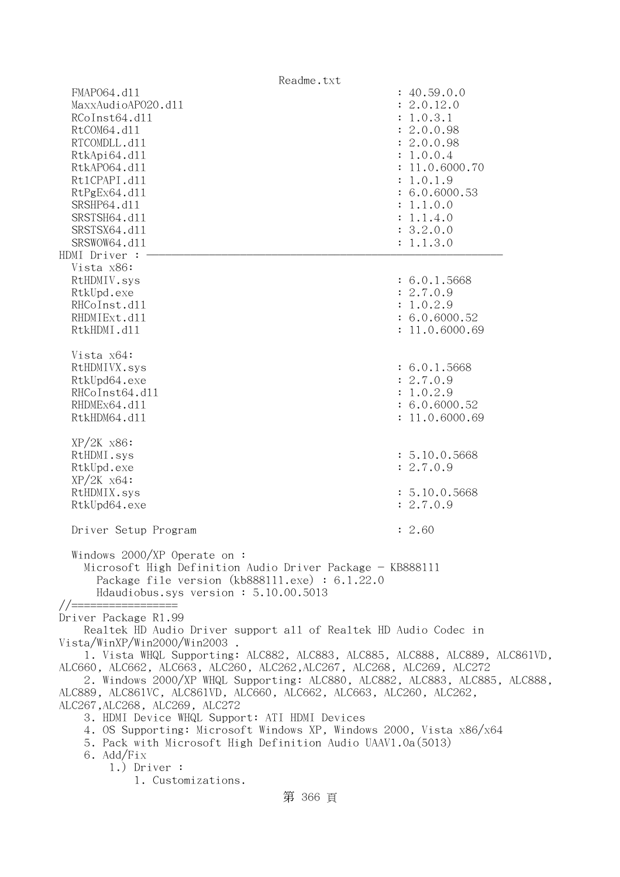```
   FMAPO64.dll                                            : 40.59.0.0
   MaxxAudioAPO20.dll                                     : 2.0.12.0
   RCoInst64.dll                                          : 1.0.3.1
   RtCOM64.dll                                            : 2.0.0.98
   RTCOMDLL.dll                                           : 2.0.0.98
   RtkApi64.dll                                           : 1.0.0.4
   RtkAPO64.dll                                           : 11.0.6000.70
   Rt1CPAPI.dll                                           : 1.0.1.9
   RtPgEx64.dll                                           : 6.0.6000.53
   SRSHP64.dll                                            : 1.1.0.0
   SRSTSH64.dll                                           : 1.1.4.0
   SRSTSX64.dll                                           : 3.2.0.0
   SRSWOW64.dll                                           : 1.1.3.0
HDMI Driver : ———————————————————————————————————————————————————————
   Vista x86:
   RtHDMIV.sys                                            : 6.0.1.5668
   RtkUpd.exe                                             : 2.7.0.9
   RHCoInst.dll                                           : 1.0.2.9
   RHDMIExt.dll                                           : 6.0.6000.52
   RtkHDMI.dll                                            : 11.0.6000.69

   Vista x64:
   RtHDMIVX.sys                                           : 6.0.1.5668
   RtkUpd64.exe                                           : 2.7.0.9
   RHCoInst64.dll                                         : 1.0.2.9
   RHDMEx64.dll                                           : 6.0.6000.52
   RtkHDM64.dll                                           : 11.0.6000.69

   XP/2K x86:
   RtHDMI.sys                                             : 5.10.0.5668
   RtkUpd.exe                                             : 2.7.0.9
   XP/2K x64:
   RtHDMIX.sys                                            : 5.10.0.5668
   RtkUpd64.exe                                           : 2.7.0.9

   Driver Setup Program                                   : 2.60

   Windows 2000/XP Operate on :
     Microsoft High Definition Audio Driver Package - KB888111
       Package file version (kb888111.exe) : 6.1.22.0
       Hdaudiobus.sys version : 5.10.00.5013
//=================
Driver Package R1.99
    Realtek HD Audio Driver support all of Realtek HD Audio Codec in
Vista/WinXP/Win2000/Win2003 .
     1. Vista WHQL Supporting: ALC882, ALC883, ALC885, ALC888, ALC889, ALC861VD,
ALC660, ALC662, ALC663, ALC260, ALC262,ALC267, ALC268, ALC269, ALC272
     2. Windows 2000/XP WHQL Supporting: ALC880, ALC882, ALC883, ALC885, ALC888,
ALC889, ALC861VC, ALC861VD, ALC660, ALC662, ALC663, ALC260, ALC262,
ALC267,ALC268, ALC269, ALC272
     3. HDMI Device WHQL Support: ATI HDMI Devices
     4. OS Supporting: Microsoft Windows XP, Windows 2000, Vista x86/x64
     5. Pack with Microsoft High Definition Audio UAAV1.0a(5013)
     6. Add/Fix
         1.) Driver :
             1. Customizations.
```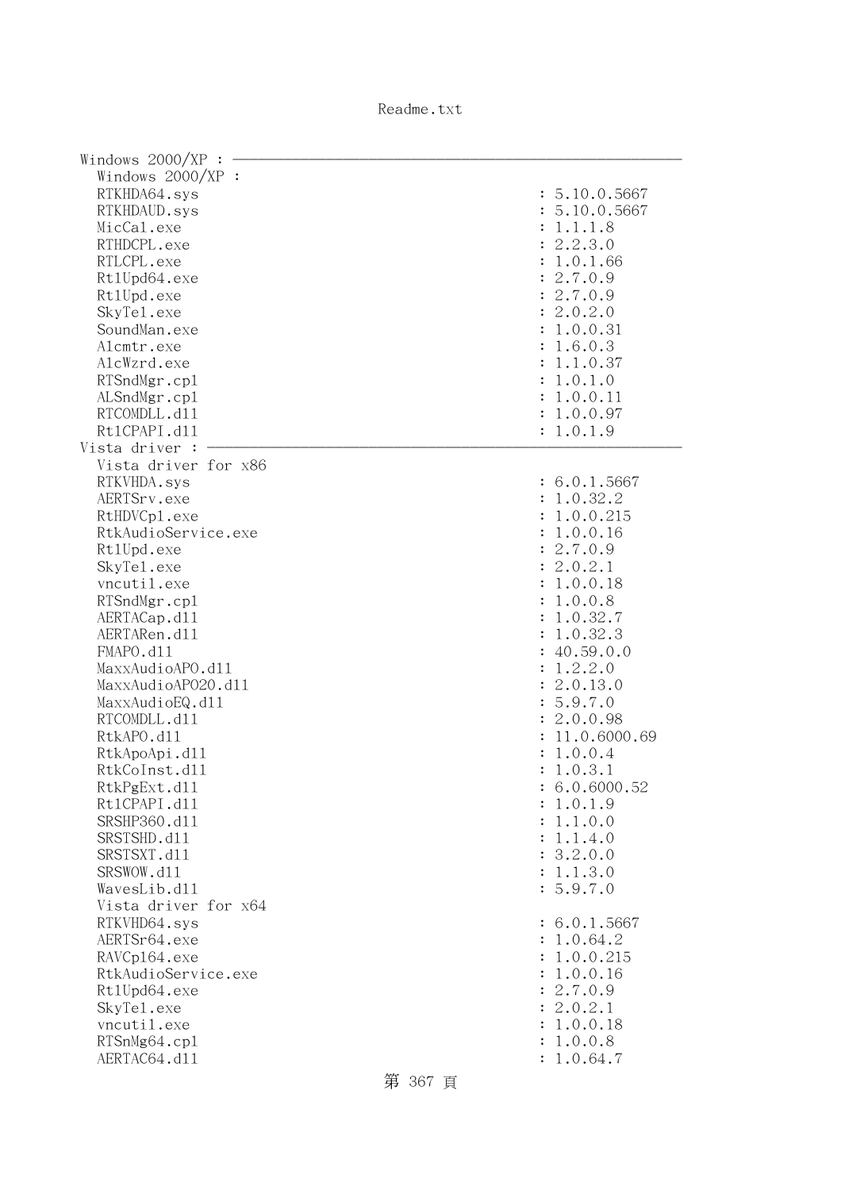Readme.txt

```
Windows 2000/XP : ----------------------------------------------------------------
  Windows 2000/XP :
  RTKHDA64.sys                                                  : 5.10.0.5667
  RTKHDAUD.sys                                                  : 5.10.0.5667
  MicCal.exe                                                    : 1.1.1.8
  RTHDCPL.exe                                                   : 2.2.3.0
  RTLCPL.exe                                                    : 1.0.1.66
  RtlUpd64.exe                                                  : 2.7.0.9
  RtlUpd.exe                                                    : 2.7.0.9
  SkyTel.exe                                                    : 2.0.2.0
  SoundMan.exe                                                  : 1.0.0.31
  Alcmtr.exe                                                    : 1.6.0.3
  AlcWzrd.exe                                                   : 1.1.0.37
  RTSndMgr.cpl                                                  : 1.0.1.0
  ALSndMgr.cpl                                                  : 1.0.0.11
  RTCOMDLL.dll                                                  : 1.0.0.97
  RtlCPAPI.dll                                                  : 1.0.1.9
Vista driver : -------------------------------------------------------------------
  Vista driver for x86
  RTKVHDA.sys                                                   : 6.0.1.5667
  AERTSrv.exe                                                   : 1.0.32.2
  RtHDVCpl.exe                                                  : 1.0.0.215
  RtkAudioService.exe                                           : 1.0.0.16
  RtlUpd.exe                                                    : 2.7.0.9
  SkyTel.exe                                                    : 2.0.2.1
  vncutil.exe                                                   : 1.0.0.18
  RTSndMgr.cpl                                                  : 1.0.0.8
  AERTACap.dll                                                  : 1.0.32.7
  AERTARen.dll                                                  : 1.0.32.3
  FMAPO.dll                                                     : 40.59.0.0
  MaxxAudioAPO.dll                                              : 1.2.2.0
  MaxxAudioAPO20.dll                                            : 2.0.13.0
  MaxxAudioEQ.dll                                               : 5.9.7.0
  RTCOMDLL.dll                                                  : 2.0.0.98
  RtkAPO.dll                                                    : 11.0.6000.69
  RtkApoApi.dll                                                 : 1.0.0.4
  RtkCoInst.dll                                                 : 1.0.3.1
  RtkPgExt.dll                                                  : 6.0.6000.52
  RtlCPAPI.dll                                                  : 1.0.1.9
  SRSHP360.dll                                                  : 1.1.0.0
  SRSTSHD.dll                                                   : 1.1.4.0
  SRSTSXT.dll                                                   : 3.2.0.0
  SRSWOW.dll                                                    : 1.1.3.0
  WavesLib.dll                                                  : 5.9.7.0
  Vista driver for x64
  RTKVHD64.sys                                                  : 6.0.1.5667
  AERTSr64.exe                                                  : 1.0.64.2
  RAVCpl64.exe                                                  : 1.0.0.215
  RtkAudioService.exe                                           : 1.0.0.16
  RtlUpd64.exe                                                  : 2.7.0.9
  SkyTel.exe                                                    : 2.0.2.1
  vncutil.exe                                                   : 1.0.0.18
  RTSnMg64.cpl                                                  : 1.0.0.8
  AERTAC64.dll                                                  : 1.0.64.7
```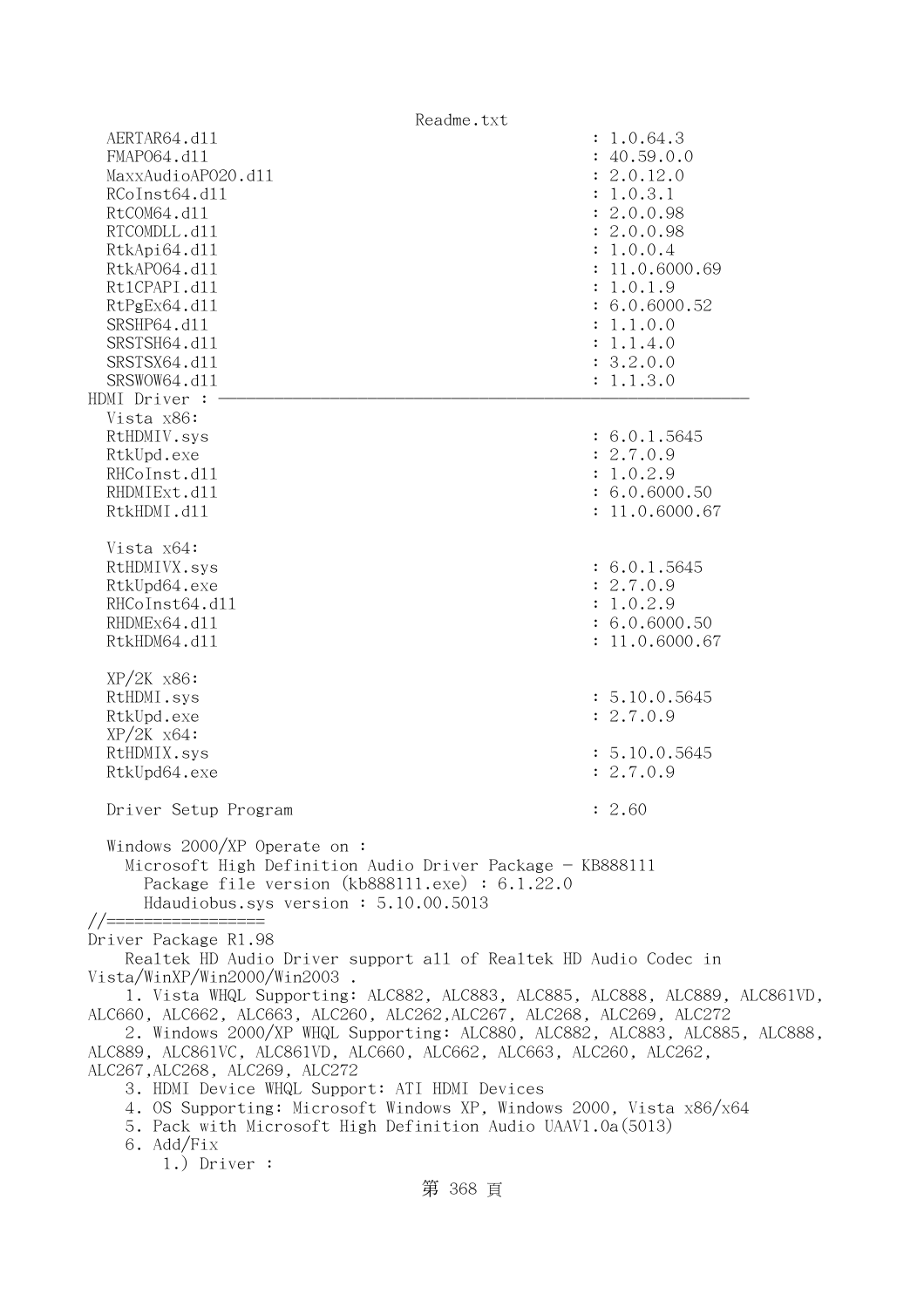```
   AERTAR64.dll                                      : 1.0.64.3
   FMAPO64.dll                                       : 40.59.0.0
   MaxxAudioAPO20.dll                                : 2.0.12.0
   RCoInst64.dll                                     : 1.0.3.1
   RtCOM64.dll                                       : 2.0.0.98
   RTCOMDLL.dll                                      : 2.0.0.98
   RtkApi64.dll                                      : 1.0.0.4
   RtkAPO64.dll                                      : 11.0.6000.69
   Rt1CPAPI.dll                                      : 1.0.1.9
   RtPgEx64.dll                                      : 6.0.6000.52
   SRSHP64.dll                                       : 1.1.0.0
   SRSTSH64.dll                                      : 1.1.4.0
   SRSTSX64.dll                                      : 3.2.0.0
   SRSWOW64.dll                                      : 1.1.3.0
HDMI Driver : ———————————————————————————————————————————————————————————
   Vista x86:
   RtHDMIV.sys                                       : 6.0.1.5645
   RtkUpd.exe                                        : 2.7.0.9
   RHCoInst.dll                                      : 1.0.2.9
   RHDMIExt.dll                                      : 6.0.6000.50
   RtkHDMI.dll                                       : 11.0.6000.67

   Vista x64:
   RtHDMIVX.sys                                      : 6.0.1.5645
   RtkUpd64.exe                                      : 2.7.0.9
   RHCoInst64.dll                                    : 1.0.2.9
   RHDMEx64.dll                                      : 6.0.6000.50
   RtkHDM64.dll                                      : 11.0.6000.67

   XP/2K x86:
   RtHDMI.sys                                        : 5.10.0.5645
   RtkUpd.exe                                        : 2.7.0.9
   XP/2K x64:
   RtHDMIX.sys                                       : 5.10.0.5645
   RtkUpd64.exe                                      : 2.7.0.9

   Driver Setup Program                              : 2.60

   Windows 2000/XP Operate on :
     Microsoft High Definition Audio Driver Package - KB888111
       Package file version (kb888111.exe) : 6.1.22.0
       Hdaudiobus.sys version : 5.10.00.5013
//=================
Driver Package R1.98
    Realtek HD Audio Driver support all of Realtek HD Audio Codec in
Vista/WinXP/Win2000/Win2003 .
    1. Vista WHQL Supporting: ALC882, ALC883, ALC885, ALC888, ALC889, ALC861VD,
ALC660, ALC662, ALC663, ALC260, ALC262,ALC267, ALC268, ALC269, ALC272
    2. Windows 2000/XP WHQL Supporting: ALC880, ALC882, ALC883, ALC885, ALC888,
ALC889, ALC861VC, ALC861VD, ALC660, ALC662, ALC663, ALC260, ALC262,
ALC267,ALC268, ALC269, ALC272
    3. HDMI Device WHQL Support: ATI HDMI Devices
    4. OS Supporting: Microsoft Windows XP, Windows 2000, Vista x86/x64
    5. Pack with Microsoft High Definition Audio UAAV1.0a(5013)
    6. Add/Fix
        1.) Driver :
```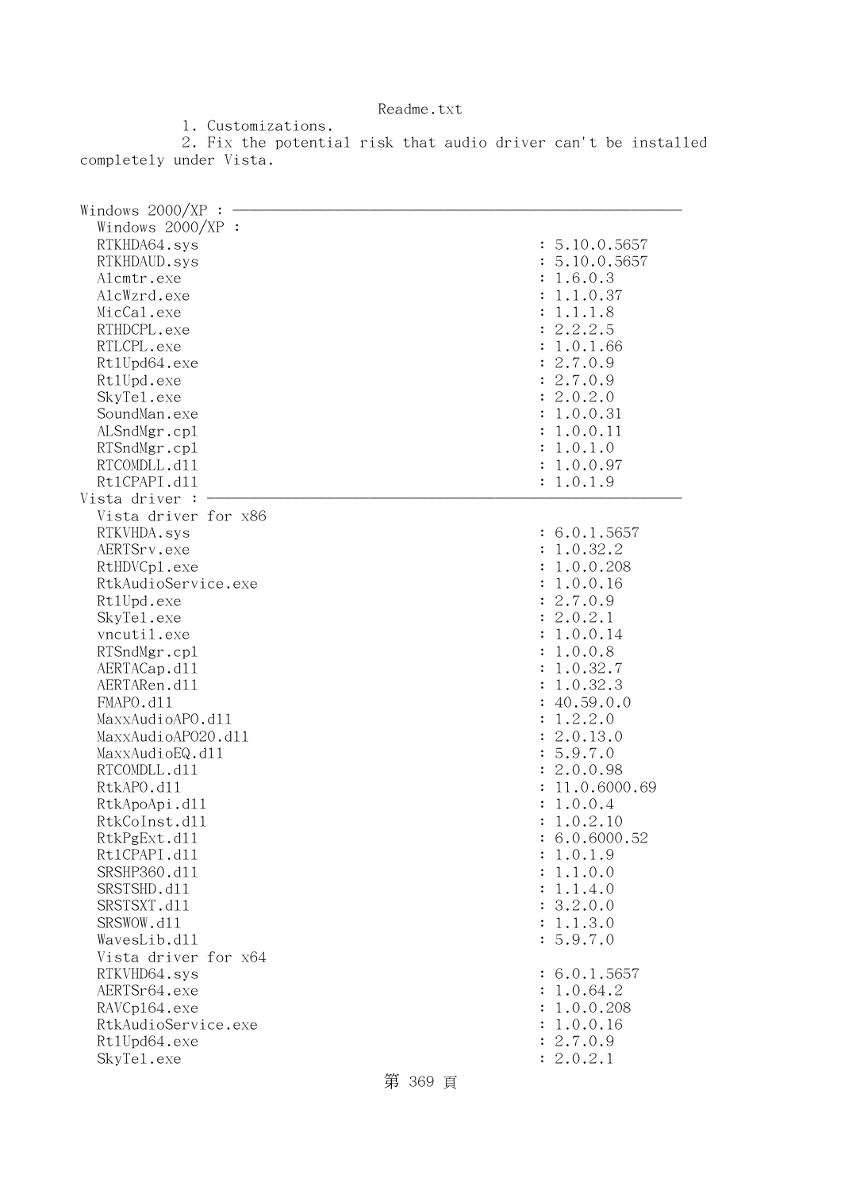Readme.txt

1. Customizations.
2. Fix the potential risk that audio driver can't be installed completely under Vista.

Windows 2000/XP : ----------------------------------------------------------------

Windows 2000/XP :

| | |
|---|---|
| RTKHDA64.sys | : 5.10.0.5657 |
| RTKHDAUD.sys | : 5.10.0.5657 |
| Alcmtr.exe | : 1.6.0.3 |
| AlcWzrd.exe | : 1.1.0.37 |
| MicCal.exe | : 1.1.1.8 |
| RTHDCPL.exe | : 2.2.2.5 |
| RTLCPL.exe | : 1.0.1.66 |
| RtlUpd64.exe | : 2.7.0.9 |
| RtlUpd.exe | : 2.7.0.9 |
| SkyTel.exe | : 2.0.2.0 |
| SoundMan.exe | : 1.0.0.31 |
| ALSndMgr.cpl | : 1.0.0.11 |
| RTSndMgr.cpl | : 1.0.1.0 |
| RTCOMDLL.dll | : 1.0.0.97 |
| RtlCPAPI.dll | : 1.0.1.9 |

Vista driver : ----------------------------------------------------------------

Vista driver for x86

| | |
|---|---|
| RTKVHDA.sys | : 6.0.1.5657 |
| AERTSrv.exe | : 1.0.32.2 |
| RtHDVCpl.exe | : 1.0.0.208 |
| RtkAudioService.exe | : 1.0.0.16 |
| RtlUpd.exe | : 2.7.0.9 |
| SkyTel.exe | : 2.0.2.1 |
| vncutil.exe | : 1.0.0.14 |
| RTSndMgr.cpl | : 1.0.0.8 |
| AERTACap.dll | : 1.0.32.7 |
| AERTARen.dll | : 1.0.32.3 |
| FMAPO.dll | : 40.59.0.0 |
| MaxxAudioAPO.dll | : 1.2.2.0 |
| MaxxAudioAPO20.dll | : 2.0.13.0 |
| MaxxAudioEQ.dll | : 5.9.7.0 |
| RTCOMDLL.dll | : 2.0.0.98 |
| RtkAPO.dll | : 11.0.6000.69 |
| RtkApoApi.dll | : 1.0.0.4 |
| RtkCoInst.dll | : 1.0.2.10 |
| RtkPgExt.dll | : 6.0.6000.52 |
| RtlCPAPI.dll | : 1.0.1.9 |
| SRSHP360.dll | : 1.1.0.0 |
| SRSTSHD.dll | : 1.1.4.0 |
| SRSTSXT.dll | : 3.2.0.0 |
| SRSWOW.dll | : 1.1.3.0 |
| WavesLib.dll | : 5.9.7.0 |

Vista driver for x64

| | |
|---|---|
| RTKVHD64.sys | : 6.0.1.5657 |
| AERTSr64.exe | : 1.0.64.2 |
| RAVCpl64.exe | : 1.0.0.208 |
| RtkAudioService.exe | : 1.0.0.16 |
| RtlUpd64.exe | : 2.7.0.9 |
| SkyTel.exe | : 2.0.2.1 |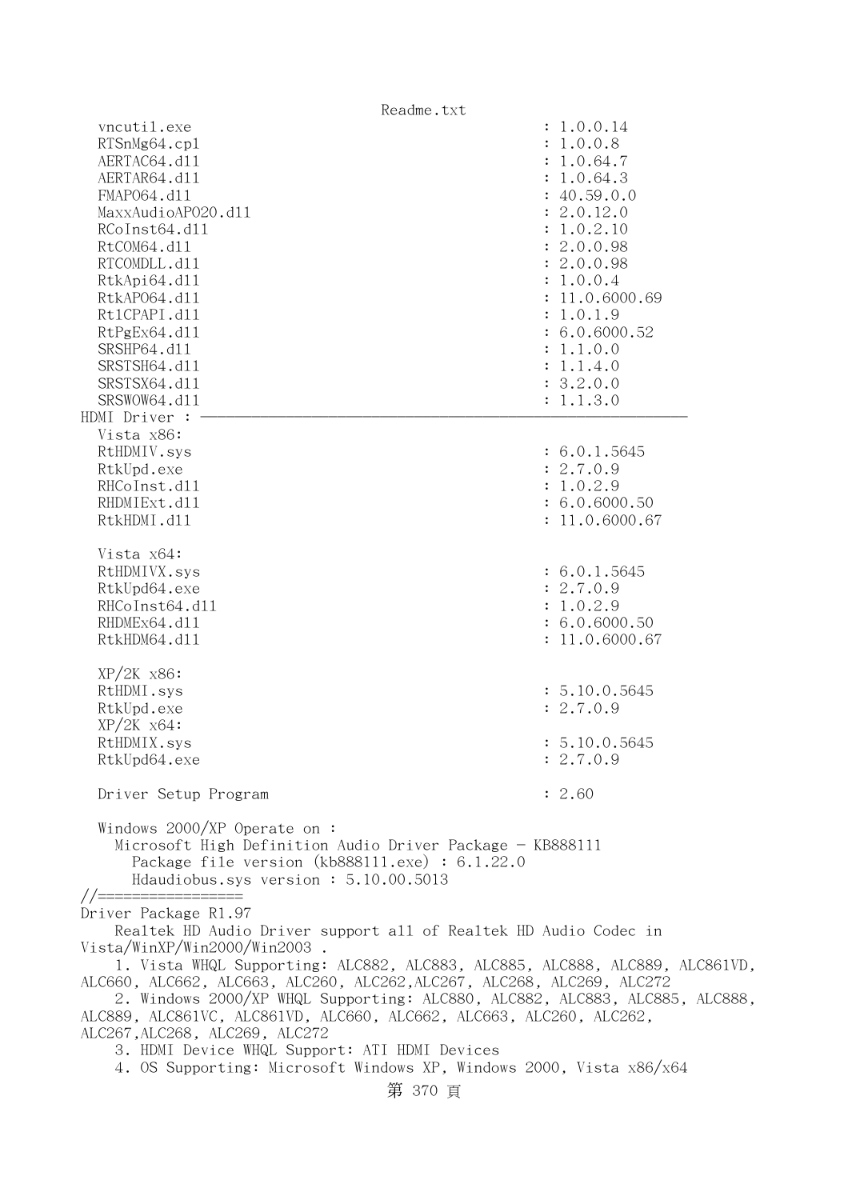```
   vncutil.exe                                          : 1.0.0.14
   RTSnMg64.cpl                                         : 1.0.0.8
   AERTAC64.dll                                         : 1.0.64.7
   AERTAR64.dll                                         : 1.0.64.3
   FMAPO64.dll                                          : 40.59.0.0
   MaxxAudioAPO20.dll                                   : 2.0.12.0
   RCoInst64.dll                                        : 1.0.2.10
   RtCOM64.dll                                          : 2.0.0.98
   RTCOMDLL.dll                                         : 2.0.0.98
   RtkApi64.dll                                         : 1.0.0.4
   RtkAPO64.dll                                         : 11.0.6000.69
   Rt1CPAPI.dll                                         : 1.0.1.9
   RtPgEx64.dll                                         : 6.0.6000.52
   SRSHP64.dll                                          : 1.1.0.0
   SRSTSH64.dll                                         : 1.1.4.0
   SRSTSX64.dll                                         : 3.2.0.0
   SRSWOW64.dll                                         : 1.1.3.0
HDMI Driver : ----------------------------------------------------------
   Vista x86:
   RtHDMIV.sys                                          : 6.0.1.5645
   RtkUpd.exe                                           : 2.7.0.9
   RHCoInst.dll                                         : 1.0.2.9
   RHDMIExt.dll                                         : 6.0.6000.50
   RtkHDMI.dll                                          : 11.0.6000.67

   Vista x64:
   RtHDMIVX.sys                                         : 6.0.1.5645
   RtkUpd64.exe                                         : 2.7.0.9
   RHCoInst64.dll                                       : 1.0.2.9
   RHDMEx64.dll                                         : 6.0.6000.50
   RtkHDM64.dll                                         : 11.0.6000.67

   XP/2K x86:
   RtHDMI.sys                                           : 5.10.0.5645
   RtkUpd.exe                                           : 2.7.0.9
   XP/2K x64:
   RtHDMIX.sys                                          : 5.10.0.5645
   RtkUpd64.exe                                         : 2.7.0.9

   Driver Setup Program                                 : 2.60

   Windows 2000/XP Operate on :
     Microsoft High Definition Audio Driver Package - KB888111
       Package file version (kb888111.exe) : 6.1.22.0
       Hdaudiobus.sys version : 5.10.00.5013
//=================
Driver Package R1.97
    Realtek HD Audio Driver support all of Realtek HD Audio Codec in
Vista/WinXP/Win2000/Win2003 .
    1. Vista WHQL Supporting: ALC882, ALC883, ALC885, ALC888, ALC889, ALC861VD,
ALC660, ALC662, ALC663, ALC260, ALC262,ALC267, ALC268, ALC269, ALC272
    2. Windows 2000/XP WHQL Supporting: ALC880, ALC882, ALC883, ALC885, ALC888,
ALC889, ALC861VC, ALC861VD, ALC660, ALC662, ALC663, ALC260, ALC262,
ALC267,ALC268, ALC269, ALC272
    3. HDMI Device WHQL Support: ATI HDMI Devices
    4. OS Supporting: Microsoft Windows XP, Windows 2000, Vista x86/x64
```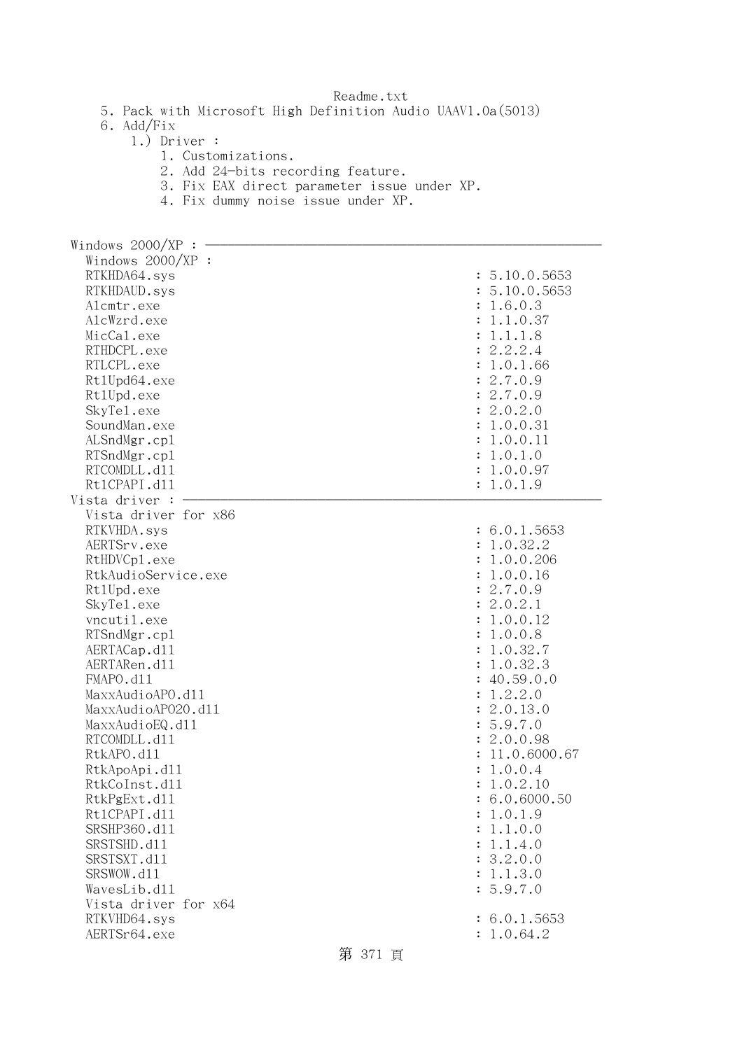5. Pack with Microsoft High Definition Audio UAAV1.0a(5013)
6. Add/Fix
    1.) Driver :
        1. Customizations.
        2. Add 24-bits recording feature.
        3. Fix EAX direct parameter issue under XP.
        4. Fix dummy noise issue under XP.

```
Windows 2000/XP : -----------------------------------------------------------------
  Windows 2000/XP :
  RTKHDA64.sys                                           : 5.10.0.5653
  RTKHDAUD.sys                                           : 5.10.0.5653
  Alcmtr.exe                                             : 1.6.0.3
  AlcWzrd.exe                                            : 1.1.0.37
  MicCal.exe                                             : 1.1.1.8
  RTHDCPL.exe                                            : 2.2.2.4
  RTLCPL.exe                                             : 1.0.1.66
  Rt1Upd64.exe                                           : 2.7.0.9
  Rt1Upd.exe                                             : 2.7.0.9
  SkyTel.exe                                             : 2.0.2.0
  SoundMan.exe                                           : 1.0.0.31
  ALSndMgr.cpl                                           : 1.0.0.11
  RTSndMgr.cpl                                           : 1.0.1.0
  RTCOMDLL.dll                                           : 1.0.0.97
  Rt1CPAPI.dll                                           : 1.0.1.9
Vista driver : --------------------------------------------------------------------
  Vista driver for x86
  RTKVHDA.sys                                            : 6.0.1.5653
  AERTSrv.exe                                            : 1.0.32.2
  RtHDVCpl.exe                                           : 1.0.0.206
  RtkAudioService.exe                                    : 1.0.0.16
  Rt1Upd.exe                                             : 2.7.0.9
  SkyTel.exe                                             : 2.0.2.1
  vncutil.exe                                            : 1.0.0.12
  RTSndMgr.cpl                                           : 1.0.0.8
  AERTACap.dll                                           : 1.0.32.7
  AERTARen.dll                                           : 1.0.32.3
  FMAPO.dll                                              : 40.59.0.0
  MaxxAudioAPO.dll                                       : 1.2.2.0
  MaxxAudioAPO20.dll                                     : 2.0.13.0
  MaxxAudioEQ.dll                                        : 5.9.7.0
  RTCOMDLL.dll                                           : 2.0.0.98
  RtkAPO.dll                                             : 11.0.6000.67
  RtkApoApi.dll                                          : 1.0.0.4
  RtkCoInst.dll                                          : 1.0.2.10
  RtkPgExt.dll                                           : 6.0.6000.50
  Rt1CPAPI.dll                                           : 1.0.1.9
  SRSHP360.dll                                           : 1.1.0.0
  SRSTSHD.dll                                            : 1.1.4.0
  SRSTSXT.dll                                            : 3.2.0.0
  SRSWOW.dll                                             : 1.1.3.0
  WavesLib.dll                                           : 5.9.7.0
  Vista driver for x64
  RTKVHD64.sys                                           : 6.0.1.5653
  AERTSr64.exe                                           : 1.0.64.2
```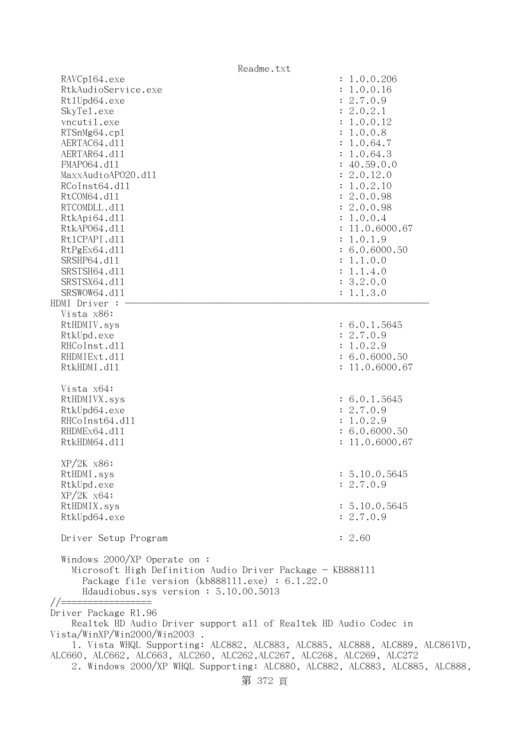```
  RAVCpl64.exe                                          : 1.0.0.206
  RtkAudioService.exe                                   : 1.0.0.16
  RtlUpd64.exe                                          : 2.7.0.9
  SkyTel.exe                                            : 2.0.2.1
  vncutil.exe                                           : 1.0.0.12
  RTSnMg64.cpl                                          : 1.0.0.8
  AERTAC64.dll                                          : 1.0.64.7
  AERTAR64.dll                                          : 1.0.64.3
  FMAPO64.dll                                           : 40.59.0.0
  MaxxAudioAPO20.dll                                    : 2.0.12.0
  RCoInst64.dll                                         : 1.0.2.10
  RtCOM64.dll                                           : 2.0.0.98
  RTCOMDLL.dll                                          : 2.0.0.98
  RtkApi64.dll                                          : 1.0.0.4
  RtkAPO64.dll                                          : 11.0.6000.67
  RtlCPAPI.dll                                          : 1.0.1.9
  RtPgEx64.dll                                          : 6.0.6000.50
  SRSHP64.dll                                           : 1.1.0.0
  SRSTSH64.dll                                          : 1.1.4.0
  SRSTSX64.dll                                          : 3.2.0.0
  SRSWOW64.dll                                          : 1.1.3.0
HDMI Driver : ----------------------------------------------------------------
  Vista x86:
  RtHDMIV.sys                                           : 6.0.1.5645
  RtkUpd.exe                                            : 2.7.0.9
  RHCoInst.dll                                          : 1.0.2.9
  RHDMIExt.dll                                          : 6.0.6000.50
  RtkHDMI.dll                                           : 11.0.6000.67

  Vista x64:
  RtHDMIVX.sys                                          : 6.0.1.5645
  RtkUpd64.exe                                          : 2.7.0.9
  RHCoInst64.dll                                        : 1.0.2.9
  RHDMEx64.dll                                          : 6.0.6000.50
  RtkHDM64.dll                                          : 11.0.6000.67

  XP/2K x86:
  RtHDMI.sys                                            : 5.10.0.5645
  RtkUpd.exe                                            : 2.7.0.9
  XP/2K x64:
  RtHDMIX.sys                                           : 5.10.0.5645
  RtkUpd64.exe                                          : 2.7.0.9

  Driver Setup Program                                  : 2.60

  Windows 2000/XP Operate on :
    Microsoft High Definition Audio Driver Package - KB888111
      Package file version (kb888111.exe) : 6.1.22.0
      Hdaudiobus.sys version : 5.10.00.5013
//=================
Driver Package R1.96
    Realtek HD Audio Driver support all of Realtek HD Audio Codec in
Vista/WinXP/Win2000/Win2003 .
    1. Vista WHQL Supporting: ALC882, ALC883, ALC885, ALC888, ALC889, ALC861VD,
ALC660, ALC662, ALC663, ALC260, ALC262,ALC267, ALC268, ALC269, ALC272
    2. Windows 2000/XP WHQL Supporting: ALC880, ALC882, ALC883, ALC885, ALC888,
```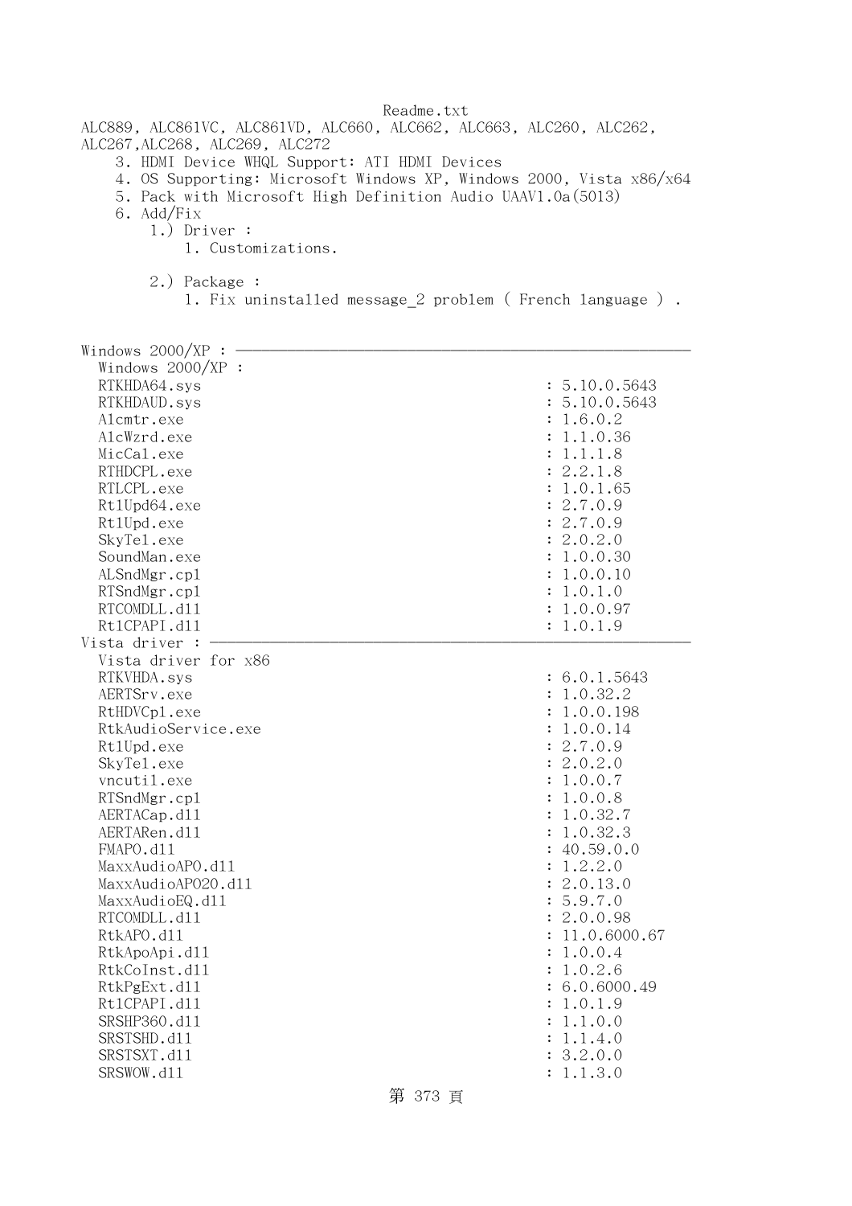Readme.txt

ALC889, ALC861VC, ALC861VD, ALC660, ALC662, ALC663, ALC260, ALC262, ALC267,ALC268, ALC269, ALC272

3. HDMI Device WHQL Support: ATI HDMI Devices
4. OS Supporting: Microsoft Windows XP, Windows 2000, Vista x86/x64
5. Pack with Microsoft High Definition Audio UAAV1.0a(5013)
6. Add/Fix
    1.) Driver :
        1. Customizations.

    2.) Package :
        1. Fix uninstalled message_2 problem ( French language ) .

Windows 2000/XP : ----------------------------------------------------------------

Windows 2000/XP :

| File | Version |
|---|---|
| RTKHDA64.sys | : 5.10.0.5643 |
| RTKHDAUD.sys | : 5.10.0.5643 |
| Alcmtr.exe | : 1.6.0.2 |
| AlcWzrd.exe | : 1.1.0.36 |
| MicCal.exe | : 1.1.1.8 |
| RTHDCPL.exe | : 2.2.1.8 |
| RTLCPL.exe | : 1.0.1.65 |
| Rt1Upd64.exe | : 2.7.0.9 |
| Rt1Upd.exe | : 2.7.0.9 |
| SkyTel.exe | : 2.0.2.0 |
| SoundMan.exe | : 1.0.0.30 |
| ALSndMgr.cpl | : 1.0.0.10 |
| RTSndMgr.cpl | : 1.0.1.0 |
| RTCOMDLL.dll | : 1.0.0.97 |
| RtlCPAPI.dll | : 1.0.1.9 |

Vista driver : ----------------------------------------------------------------

Vista driver for x86

| File | Version |
|---|---|
| RTKVHDA.sys | : 6.0.1.5643 |
| AERTSrv.exe | : 1.0.32.2 |
| RtHDVCpl.exe | : 1.0.0.198 |
| RtkAudioService.exe | : 1.0.0.14 |
| Rt1Upd.exe | : 2.7.0.9 |
| SkyTel.exe | : 2.0.2.0 |
| vncutil.exe | : 1.0.0.7 |
| RTSndMgr.cpl | : 1.0.0.8 |
| AERTACap.dll | : 1.0.32.7 |
| AERTARen.dll | : 1.0.32.3 |
| FMAPO.dll | : 40.59.0.0 |
| MaxxAudioAPO.dll | : 1.2.2.0 |
| MaxxAudioAPO20.dll | : 2.0.13.0 |
| MaxxAudioEQ.dll | : 5.9.7.0 |
| RTCOMDLL.dll | : 2.0.0.98 |
| RtkAPO.dll | : 11.0.6000.67 |
| RtkApoApi.dll | : 1.0.0.4 |
| RtkCoInst.dll | : 1.0.2.6 |
| RtkPgExt.dll | : 6.0.6000.49 |
| RtlCPAPI.dll | : 1.0.1.9 |
| SRSHP360.dll | : 1.1.0.0 |
| SRSTSHD.dll | : 1.1.4.0 |
| SRSTSXT.dll | : 3.2.0.0 |
| SRSWOW.dll | : 1.1.3.0 |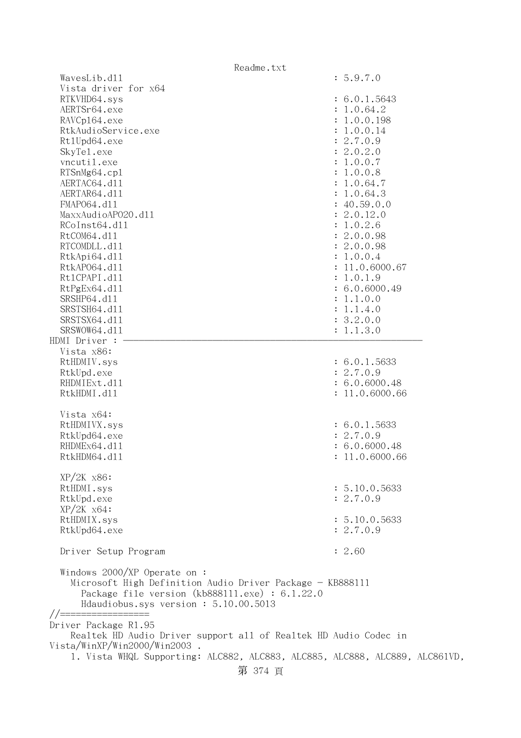```
   WavesLib.dll                                        : 5.9.7.0
   Vista driver for x64
   RTKVHD64.sys                                        : 6.0.1.5643
   AERTSr64.exe                                        : 1.0.64.2
   RAVCpl64.exe                                        : 1.0.0.198
   RtkAudioService.exe                                 : 1.0.0.14
   RtlUpd64.exe                                        : 2.7.0.9
   SkyTel.exe                                          : 2.0.2.0
   vncutil.exe                                         : 1.0.0.7
   RTSnMg64.cpl                                        : 1.0.0.8
   AERTAC64.dll                                        : 1.0.64.7
   AERTAR64.dll                                        : 1.0.64.3
   FMAPO64.dll                                         : 40.59.0.0
   MaxxAudioAPO20.dll                                  : 2.0.12.0
   RCoInst64.dll                                       : 1.0.2.6
   RtCOM64.dll                                         : 2.0.0.98
   RTCOMDLL.dll                                        : 2.0.0.98
   RtkApi64.dll                                        : 1.0.0.4
   RtkAPO64.dll                                        : 11.0.6000.67
   RtlCPAPI.dll                                        : 1.0.1.9
   RtPgEx64.dll                                        : 6.0.6000.49
   SRSHP64.dll                                         : 1.1.0.0
   SRSTSH64.dll                                        : 1.1.4.0
   SRSTSX64.dll                                        : 3.2.0.0
   SRSWOW64.dll                                        : 1.1.3.0
HDMI Driver : -----------------------------------------------------------------
   Vista x86:
   RtHDMIV.sys                                         : 6.0.1.5633
   RtkUpd.exe                                          : 2.7.0.9
   RHDMIExt.dll                                        : 6.0.6000.48
   RtkHDMI.dll                                         : 11.0.6000.66

   Vista x64:
   RtHDMIVX.sys                                        : 6.0.1.5633
   RtkUpd64.exe                                        : 2.7.0.9
   RHDMEx64.dll                                        : 6.0.6000.48
   RtkHDM64.dll                                        : 11.0.6000.66

   XP/2K x86:
   RtHDMI.sys                                          : 5.10.0.5633
   RtkUpd.exe                                          : 2.7.0.9
   XP/2K x64:
   RtHDMIX.sys                                         : 5.10.0.5633
   RtkUpd64.exe                                        : 2.7.0.9

   Driver Setup Program                                : 2.60

   Windows 2000/XP Operate on :
     Microsoft High Definition Audio Driver Package - KB888111
       Package file version (kb888111.exe) : 6.1.22.0
       Hdaudiobus.sys version : 5.10.00.5013
//=================
Driver Package R1.95
    Realtek HD Audio Driver support all of Realtek HD Audio Codec in
Vista/WinXP/Win2000/Win2003 .
    1. Vista WHQL Supporting: ALC882, ALC883, ALC885, ALC888, ALC889, ALC861VD,
```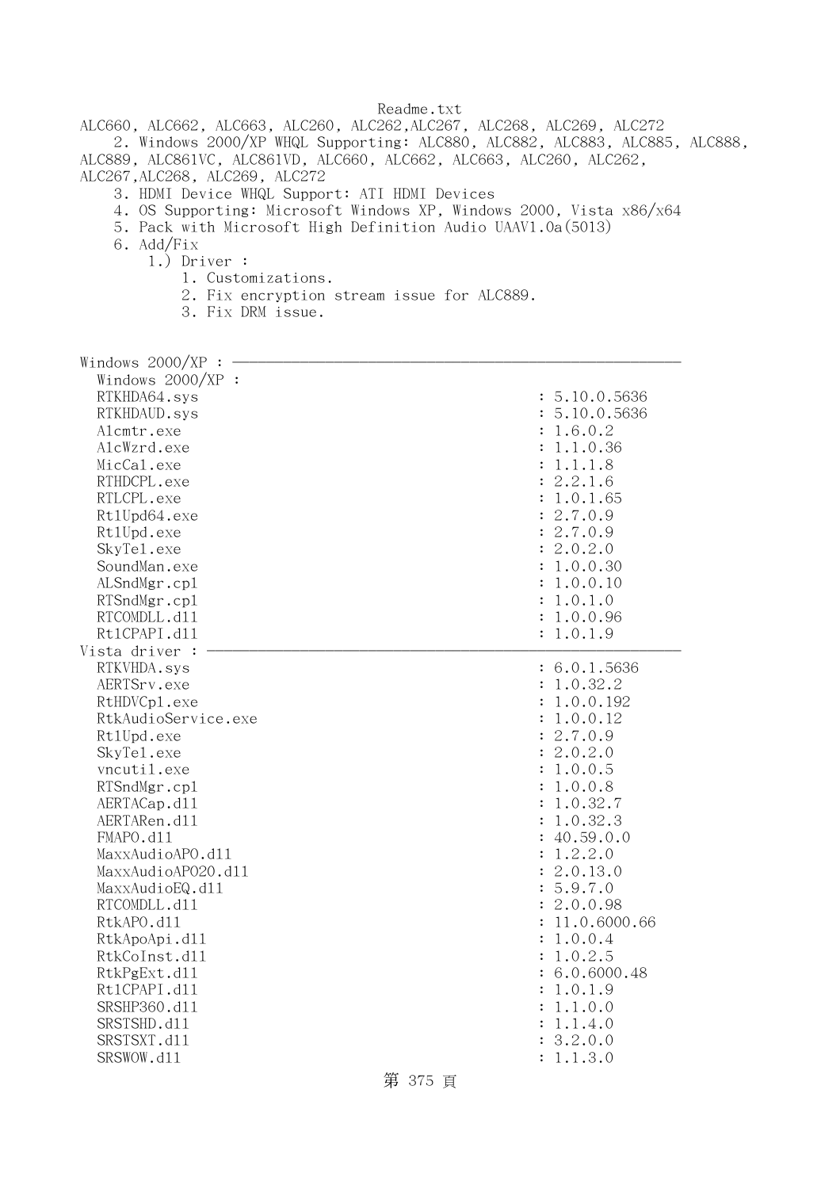ALC660, ALC662, ALC663, ALC260, ALC262,ALC267, ALC268, ALC269, ALC272

2. Windows 2000/XP WHQL Supporting: ALC880, ALC882, ALC883, ALC885, ALC888, ALC889, ALC861VC, ALC861VD, ALC660, ALC662, ALC663, ALC260, ALC262, ALC267,ALC268, ALC269, ALC272
3. HDMI Device WHQL Support: ATI HDMI Devices
4. OS Supporting: Microsoft Windows XP, Windows 2000, Vista x86/x64
5. Pack with Microsoft High Definition Audio UAAV1.0a(5013)
6. Add/Fix
    1.) Driver :
        1. Customizations.
        2. Fix encryption stream issue for ALC889.
        3. Fix DRM issue.

```
Windows 2000/XP : -----------------------------------------------------
  Windows 2000/XP :
  RTKHDA64.sys                                          : 5.10.0.5636
  RTKHDAUD.sys                                          : 5.10.0.5636
  Alcmtr.exe                                            : 1.6.0.2
  AlcWzrd.exe                                           : 1.1.0.36
  MicCal.exe                                            : 1.1.1.8
  RTHDCPL.exe                                           : 2.2.1.6
  RTLCPL.exe                                            : 1.0.1.65
  Rt1Upd64.exe                                          : 2.7.0.9
  Rt1Upd.exe                                            : 2.7.0.9
  SkyTel.exe                                            : 2.0.2.0
  SoundMan.exe                                          : 1.0.0.30
  ALSndMgr.cpl                                          : 1.0.0.10
  RTSndMgr.cpl                                          : 1.0.1.0
  RTCOMDLL.dll                                          : 1.0.0.96
  RtlCPAPI.dll                                          : 1.0.1.9
Vista driver : --------------------------------------------------------
  RTKVHDA.sys                                           : 6.0.1.5636
  AERTSrv.exe                                           : 1.0.32.2
  RtHDVCpl.exe                                          : 1.0.0.192
  RtkAudioService.exe                                   : 1.0.0.12
  Rt1Upd.exe                                            : 2.7.0.9
  SkyTel.exe                                            : 2.0.2.0
  vncutil.exe                                           : 1.0.0.5
  RTSndMgr.cpl                                          : 1.0.0.8
  AERTACap.dll                                          : 1.0.32.7
  AERTARen.dll                                          : 1.0.32.3
  FMAPO.dll                                             : 40.59.0.0
  MaxxAudioAPO.dll                                      : 1.2.2.0
  MaxxAudioAPO20.dll                                    : 2.0.13.0
  MaxxAudioEQ.dll                                       : 5.9.7.0
  RTCOMDLL.dll                                          : 2.0.0.98
  RtkAPO.dll                                            : 11.0.6000.66
  RtkApoApi.dll                                         : 1.0.0.4
  RtkCoInst.dll                                         : 1.0.2.5
  RtkPgExt.dll                                          : 6.0.6000.48
  RtlCPAPI.dll                                          : 1.0.1.9
  SRSHP360.dll                                          : 1.1.0.0
  SRSTSHD.dll                                           : 1.1.4.0
  SRSTSXT.dll                                           : 3.2.0.0
  SRSWOW.dll                                            : 1.1.3.0
```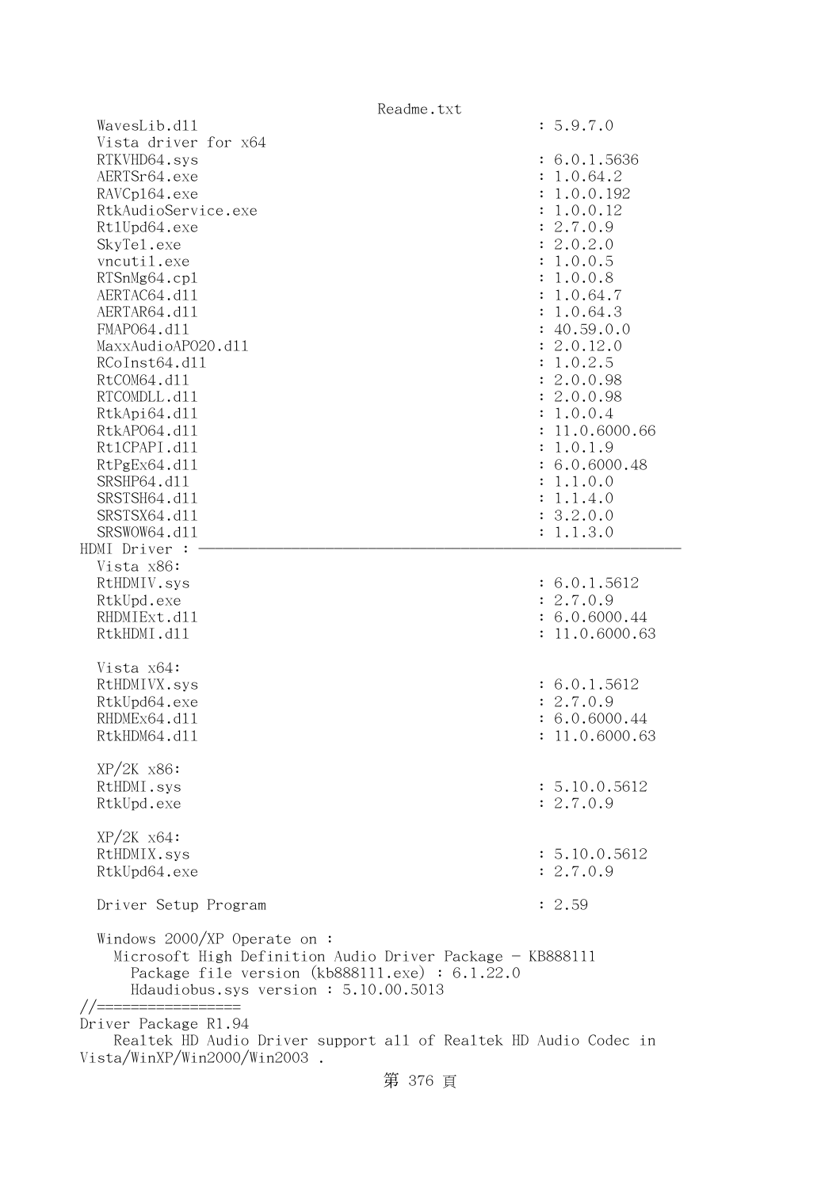```
  WavesLib.dll                                    : 5.9.7.0
  Vista driver for x64
  RTKVHD64.sys                                    : 6.0.1.5636
  AERTSr64.exe                                    : 1.0.64.2
  RAVCpl64.exe                                    : 1.0.0.192
  RtkAudioService.exe                             : 1.0.0.12
  RtlUpd64.exe                                    : 2.7.0.9
  SkyTel.exe                                      : 2.0.2.0
  vncutil.exe                                     : 1.0.0.5
  RTSnMg64.cpl                                    : 1.0.0.8
  AERTAC64.dll                                    : 1.0.64.7
  AERTAR64.dll                                    : 1.0.64.3
  FMAPO64.dll                                     : 40.59.0.0
  MaxxAudioAPO20.dll                              : 2.0.12.0
  RCoInst64.dll                                   : 1.0.2.5
  RtCOM64.dll                                     : 2.0.0.98
  RTCOMDLL.dll                                    : 2.0.0.98
  RtkApi64.dll                                    : 1.0.0.4
  RtkAPO64.dll                                    : 11.0.6000.66
  RtlCPAPI.dll                                    : 1.0.1.9
  RtPgEx64.dll                                    : 6.0.6000.48
  SRSHP64.dll                                     : 1.1.0.0
  SRSTSH64.dll                                    : 1.1.4.0
  SRSTSX64.dll                                    : 3.2.0.0
  SRSWOW64.dll                                    : 1.1.3.0
HDMI Driver : -----------------------------------------------------------
  Vista x86:
  RtHDMIV.sys                                     : 6.0.1.5612
  RtkUpd.exe                                      : 2.7.0.9
  RHDMIExt.dll                                    : 6.0.6000.44
  RtkHDMI.dll                                     : 11.0.6000.63

  Vista x64:
  RtHDMIVX.sys                                    : 6.0.1.5612
  RtkUpd64.exe                                    : 2.7.0.9
  RHDMEx64.dll                                    : 6.0.6000.44
  RtkHDM64.dll                                    : 11.0.6000.63

  XP/2K x86:
  RtHDMI.sys                                      : 5.10.0.5612
  RtkUpd.exe                                      : 2.7.0.9

  XP/2K x64:
  RtHDMIX.sys                                     : 5.10.0.5612
  RtkUpd64.exe                                    : 2.7.0.9

  Driver Setup Program                            : 2.59

  Windows 2000/XP Operate on :
    Microsoft High Definition Audio Driver Package - KB888111
      Package file version (kb888111.exe) : 6.1.22.0
      Hdaudiobus.sys version : 5.10.00.5013
//=================
Driver Package R1.94
    Realtek HD Audio Driver support all of Realtek HD Audio Codec in
Vista/WinXP/Win2000/Win2003 .
```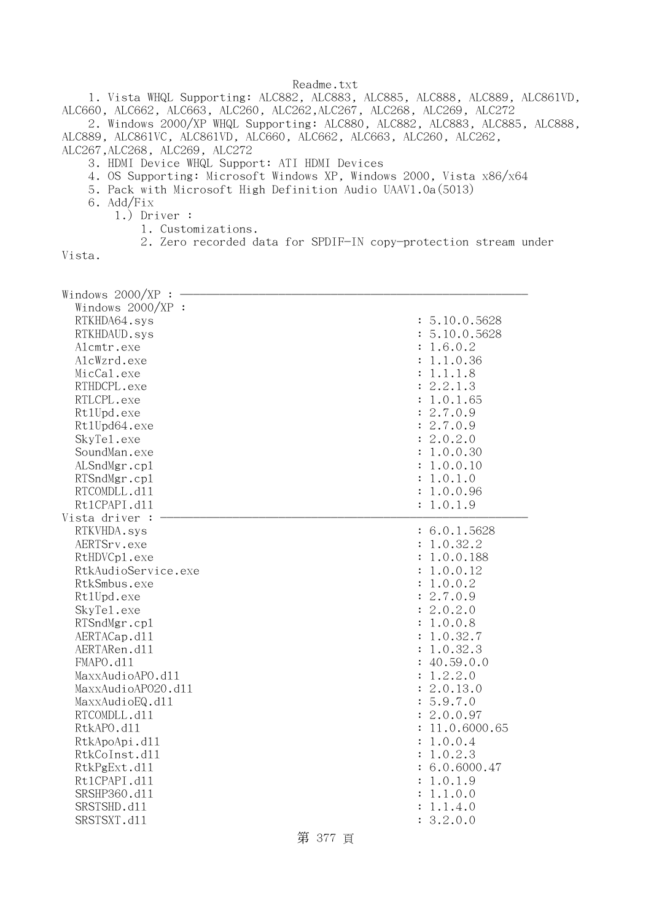Readme.txt

1. Vista WHQL Supporting: ALC882, ALC883, ALC885, ALC888, ALC889, ALC861VD, ALC660, ALC662, ALC663, ALC260, ALC262,ALC267, ALC268, ALC269, ALC272
2. Windows 2000/XP WHQL Supporting: ALC880, ALC882, ALC883, ALC885, ALC888, ALC889, ALC861VC, ALC861VD, ALC660, ALC662, ALC663, ALC260, ALC262, ALC267,ALC268, ALC269, ALC272
3. HDMI Device WHQL Support: ATI HDMI Devices
4. OS Supporting: Microsoft Windows XP, Windows 2000, Vista x86/x64
5. Pack with Microsoft High Definition Audio UAAV1.0a(5013)
6. Add/Fix
   1.) Driver :
      1. Customizations.
      2. Zero recorded data for SPDIF-IN copy-protection stream under Vista.

```
Windows 2000/XP : -----------------------------------------------------------
  Windows 2000/XP :
  RTKHDA64.sys                                           : 5.10.0.5628
  RTKHDAUD.sys                                           : 5.10.0.5628
  Alcmtr.exe                                             : 1.6.0.2
  AlcWzrd.exe                                            : 1.1.0.36
  MicCal.exe                                             : 1.1.1.8
  RTHDCPL.exe                                            : 2.2.1.3
  RTLCPL.exe                                             : 1.0.1.65
  RtlUpd.exe                                             : 2.7.0.9
  RtlUpd64.exe                                           : 2.7.0.9
  SkyTel.exe                                             : 2.0.2.0
  SoundMan.exe                                           : 1.0.0.30
  ALSndMgr.cpl                                           : 1.0.0.10
  RTSndMgr.cpl                                           : 1.0.1.0
  RTCOMDLL.dll                                           : 1.0.0.96
  RtlCPAPI.dll                                           : 1.0.1.9
Vista driver : --------------------------------------------------------------
  RTKVHDA.sys                                            : 6.0.1.5628
  AERTSrv.exe                                            : 1.0.32.2
  RtHDVCpl.exe                                           : 1.0.0.188
  RtkAudioService.exe                                    : 1.0.0.12
  RtkSmbus.exe                                           : 1.0.0.2
  RtlUpd.exe                                             : 2.7.0.9
  SkyTel.exe                                             : 2.0.2.0
  RTSndMgr.cpl                                           : 1.0.0.8
  AERTACap.dll                                           : 1.0.32.7
  AERTARen.dll                                           : 1.0.32.3
  FMAPO.dll                                              : 40.59.0.0
  MaxxAudioAPO.dll                                       : 1.2.2.0
  MaxxAudioAPO20.dll                                     : 2.0.13.0
  MaxxAudioEQ.dll                                        : 5.9.7.0
  RTCOMDLL.dll                                           : 2.0.0.97
  RtkAPO.dll                                             : 11.0.6000.65
  RtkApoApi.dll                                          : 1.0.0.4
  RtkCoInst.dll                                          : 1.0.2.3
  RtkPgExt.dll                                           : 6.0.6000.47
  RtlCPAPI.dll                                           : 1.0.1.9
  SRSHP360.dll                                           : 1.1.0.0
  SRSTSHD.dll                                            : 1.1.4.0
  SRSTSXT.dll                                            : 3.2.0.0
```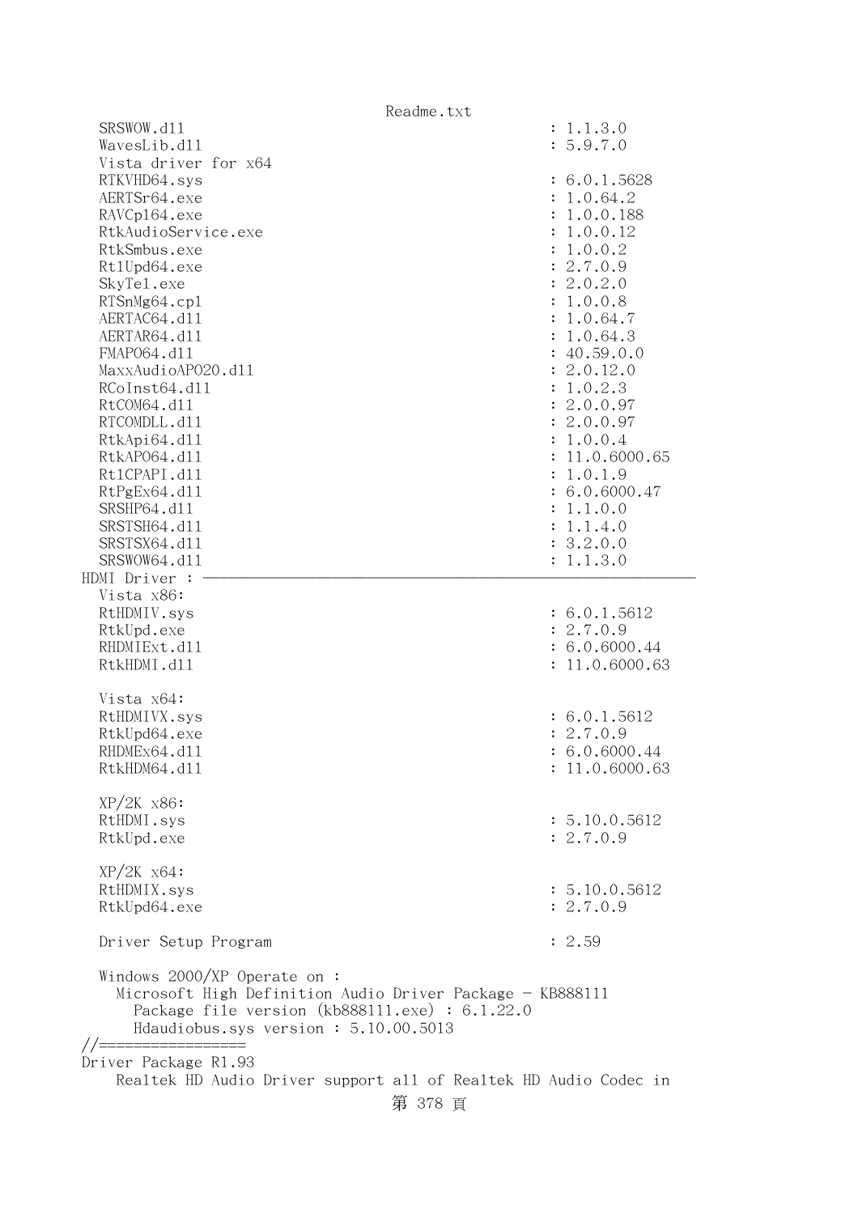```
  SRSWOW.dll                                           : 1.1.3.0
  WavesLib.dll                                         : 5.9.7.0
  Vista driver for x64
  RTKVHD64.sys                                         : 6.0.1.5628
  AERTSr64.exe                                         : 1.0.64.2
  RAVCpl64.exe                                         : 1.0.0.188
  RtkAudioService.exe                                  : 1.0.0.12
  RtkSmbus.exe                                         : 1.0.0.2
  RtlUpd64.exe                                         : 2.7.0.9
  SkyTel.exe                                           : 2.0.2.0
  RTSnMg64.cpl                                         : 1.0.0.8
  AERTAC64.dll                                         : 1.0.64.7
  AERTAR64.dll                                         : 1.0.64.3
  FMAPO64.dll                                          : 40.59.0.0
  MaxxAudioAPO20.dll                                   : 2.0.12.0
  RCoInst64.dll                                        : 1.0.2.3
  RtCOM64.dll                                          : 2.0.0.97
  RTCOMDLL.dll                                         : 2.0.0.97
  RtkApi64.dll                                         : 1.0.0.4
  RtkAPO64.dll                                         : 11.0.6000.65
  RtlCPAPI.dll                                         : 1.0.1.9
  RtPgEx64.dll                                         : 6.0.6000.47
  SRSHP64.dll                                          : 1.1.0.0
  SRSTSH64.dll                                         : 1.1.4.0
  SRSTSX64.dll                                         : 3.2.0.0
  SRSWOW64.dll                                         : 1.1.3.0
HDMI Driver : -----------------------------------------------------------
  Vista x86:
  RtHDMIV.sys                                          : 6.0.1.5612
  RtkUpd.exe                                           : 2.7.0.9
  RHDMIExt.dll                                         : 6.0.6000.44
  RtkHDMI.dll                                          : 11.0.6000.63

  Vista x64:
  RtHDMIVX.sys                                         : 6.0.1.5612
  RtkUpd64.exe                                         : 2.7.0.9
  RHDMEx64.dll                                         : 6.0.6000.44
  RtkHDM64.dll                                         : 11.0.6000.63

  XP/2K x86:
  RtHDMI.sys                                           : 5.10.0.5612
  RtkUpd.exe                                           : 2.7.0.9

  XP/2K x64:
  RtHDMIX.sys                                          : 5.10.0.5612
  RtkUpd64.exe                                         : 2.7.0.9

  Driver Setup Program                                 : 2.59

  Windows 2000/XP Operate on :
    Microsoft High Definition Audio Driver Package - KB888111
      Package file version (kb888111.exe) : 6.1.22.0
      Hdaudiobus.sys version : 5.10.00.5013
//=================
Driver Package R1.93
    Realtek HD Audio Driver support all of Realtek HD Audio Codec in
```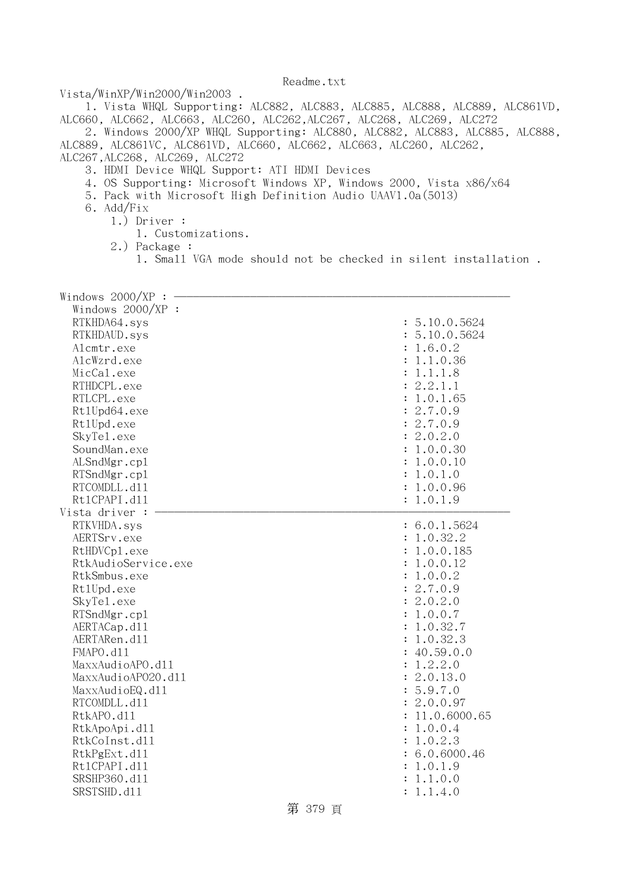Vista/WinXP/Win2000/Win2003 .

1. Vista WHQL Supporting: ALC882, ALC883, ALC885, ALC888, ALC889, ALC861VD, ALC660, ALC662, ALC663, ALC260, ALC262,ALC267, ALC268, ALC269, ALC272
2. Windows 2000/XP WHQL Supporting: ALC880, ALC882, ALC883, ALC885, ALC888, ALC889, ALC861VC, ALC861VD, ALC660, ALC662, ALC663, ALC260, ALC262, ALC267,ALC268, ALC269, ALC272
3. HDMI Device WHQL Support: ATI HDMI Devices
4. OS Supporting: Microsoft Windows XP, Windows 2000, Vista x86/x64
5. Pack with Microsoft High Definition Audio UAAV1.0a(5013)
6. Add/Fix
   1.) Driver :
       1. Customizations.
   2.) Package :
       1. Small VGA mode should not be checked in silent installation .

```
Windows 2000/XP : ----------------------------------------------------
  Windows 2000/XP :
  RTKHDA64.sys                                       : 5.10.0.5624
  RTKHDAUD.sys                                       : 5.10.0.5624
  Alcmtr.exe                                         : 1.6.0.2
  AlcWzrd.exe                                        : 1.1.0.36
  MicCal.exe                                         : 1.1.1.8
  RTHDCPL.exe                                        : 2.2.1.1
  RTLCPL.exe                                         : 1.0.1.65
  RtlUpd64.exe                                       : 2.7.0.9
  RtlUpd.exe                                         : 2.7.0.9
  SkyTel.exe                                         : 2.0.2.0
  SoundMan.exe                                       : 1.0.0.30
  ALSndMgr.cpl                                       : 1.0.0.10
  RTSndMgr.cpl                                       : 1.0.1.0
  RTCOMDLL.dll                                       : 1.0.0.96
  RtlCPAPI.dll                                       : 1.0.1.9
Vista driver : -------------------------------------------------------
  RTKVHDA.sys                                        : 6.0.1.5624
  AERTSrv.exe                                        : 1.0.32.2
  RtHDVCpl.exe                                       : 1.0.0.185
  RtkAudioService.exe                                : 1.0.0.12
  RtkSmbus.exe                                       : 1.0.0.2
  RtlUpd.exe                                         : 2.7.0.9
  SkyTel.exe                                         : 2.0.2.0
  RTSndMgr.cpl                                       : 1.0.0.7
  AERTACap.dll                                       : 1.0.32.7
  AERTARen.dll                                       : 1.0.32.3
  FMAPO.dll                                          : 40.59.0.0
  MaxxAudioAPO.dll                                   : 1.2.2.0
  MaxxAudioAPO20.dll                                 : 2.0.13.0
  MaxxAudioEQ.dll                                    : 5.9.7.0
  RTCOMDLL.dll                                       : 2.0.0.97
  RtkAPO.dll                                         : 11.0.6000.65
  RtkApoApi.dll                                      : 1.0.0.4
  RtkCoInst.dll                                      : 1.0.2.3
  RtkPgExt.dll                                       : 6.0.6000.46
  RtlCPAPI.dll                                       : 1.0.1.9
  SRSHP360.dll                                       : 1.1.0.0
  SRSTSHD.dll                                        : 1.1.4.0
```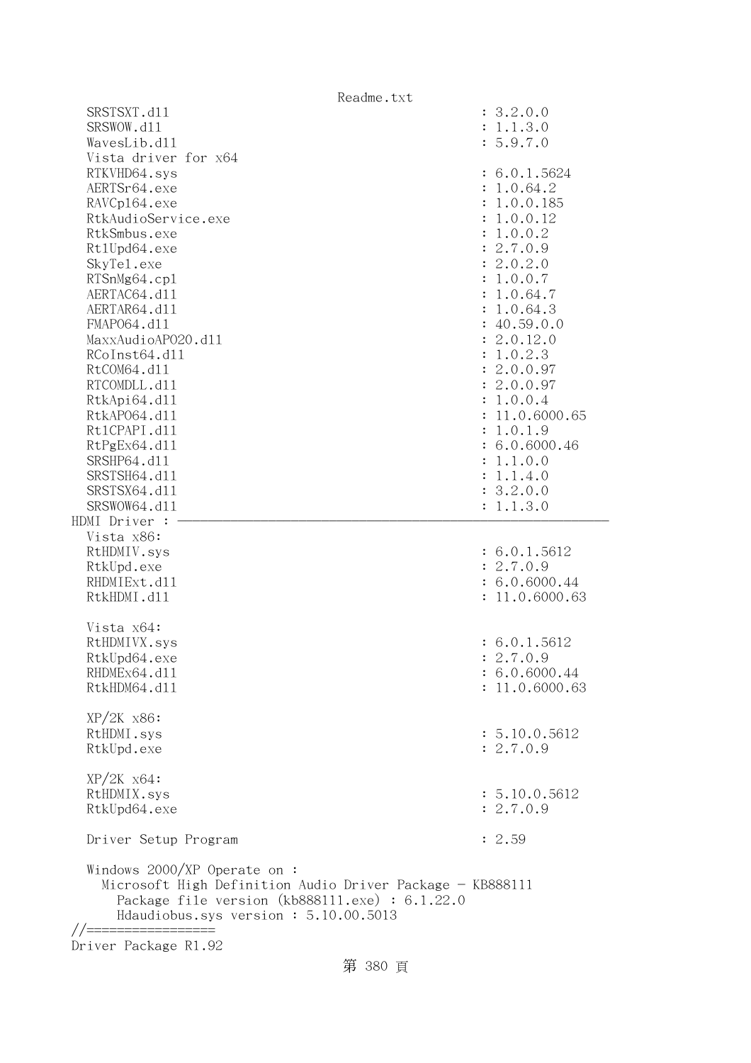```
   SRSTSXT.dll                                          : 3.2.0.0
   SRSWOW.dll                                           : 1.1.3.0
   WavesLib.dll                                         : 5.9.7.0
   Vista driver for x64
   RTKVHD64.sys                                         : 6.0.1.5624
   AERTSr64.exe                                         : 1.0.64.2
   RAVCpl64.exe                                         : 1.0.0.185
   RtkAudioService.exe                                  : 1.0.0.12
   RtkSmbus.exe                                         : 1.0.0.2
   RtlUpd64.exe                                         : 2.7.0.9
   SkyTel.exe                                           : 2.0.2.0
   RTSnMg64.cpl                                         : 1.0.0.7
   AERTAC64.dll                                         : 1.0.64.7
   AERTAR64.dll                                         : 1.0.64.3
   FMAPO64.dll                                          : 40.59.0.0
   MaxxAudioAPO20.dll                                   : 2.0.12.0
   RCoInst64.dll                                        : 1.0.2.3
   RtCOM64.dll                                          : 2.0.0.97
   RTCOMDLL.dll                                         : 2.0.0.97
   RtkApi64.dll                                         : 1.0.0.4
   RtkAPO64.dll                                         : 11.0.6000.65
   RtlCPAPI.dll                                         : 1.0.1.9
   RtPgEx64.dll                                         : 6.0.6000.46
   SRSHP64.dll                                          : 1.1.0.0
   SRSTSH64.dll                                         : 1.1.4.0
   SRSTSX64.dll                                         : 3.2.0.0
   SRSWOW64.dll                                         : 1.1.3.0
HDMI Driver : ---------------------------------------------------------------
   Vista x86:
   RtHDMIV.sys                                          : 6.0.1.5612
   RtkUpd.exe                                           : 2.7.0.9
   RHDMIExt.dll                                         : 6.0.6000.44
   RtkHDMI.dll                                          : 11.0.6000.63

   Vista x64:
   RtHDMIVX.sys                                         : 6.0.1.5612
   RtkUpd64.exe                                         : 2.7.0.9
   RHDMEx64.dll                                         : 6.0.6000.44
   RtkHDM64.dll                                         : 11.0.6000.63

   XP/2K x86:
   RtHDMI.sys                                           : 5.10.0.5612
   RtkUpd.exe                                           : 2.7.0.9

   XP/2K x64:
   RtHDMIX.sys                                          : 5.10.0.5612
   RtkUpd64.exe                                         : 2.7.0.9

   Driver Setup Program                                 : 2.59

   Windows 2000/XP Operate on :
     Microsoft High Definition Audio Driver Package - KB888111
       Package file version (kb888111.exe) : 6.1.22.0
       Hdaudiobus.sys version : 5.10.00.5013
//=================
Driver Package R1.92
```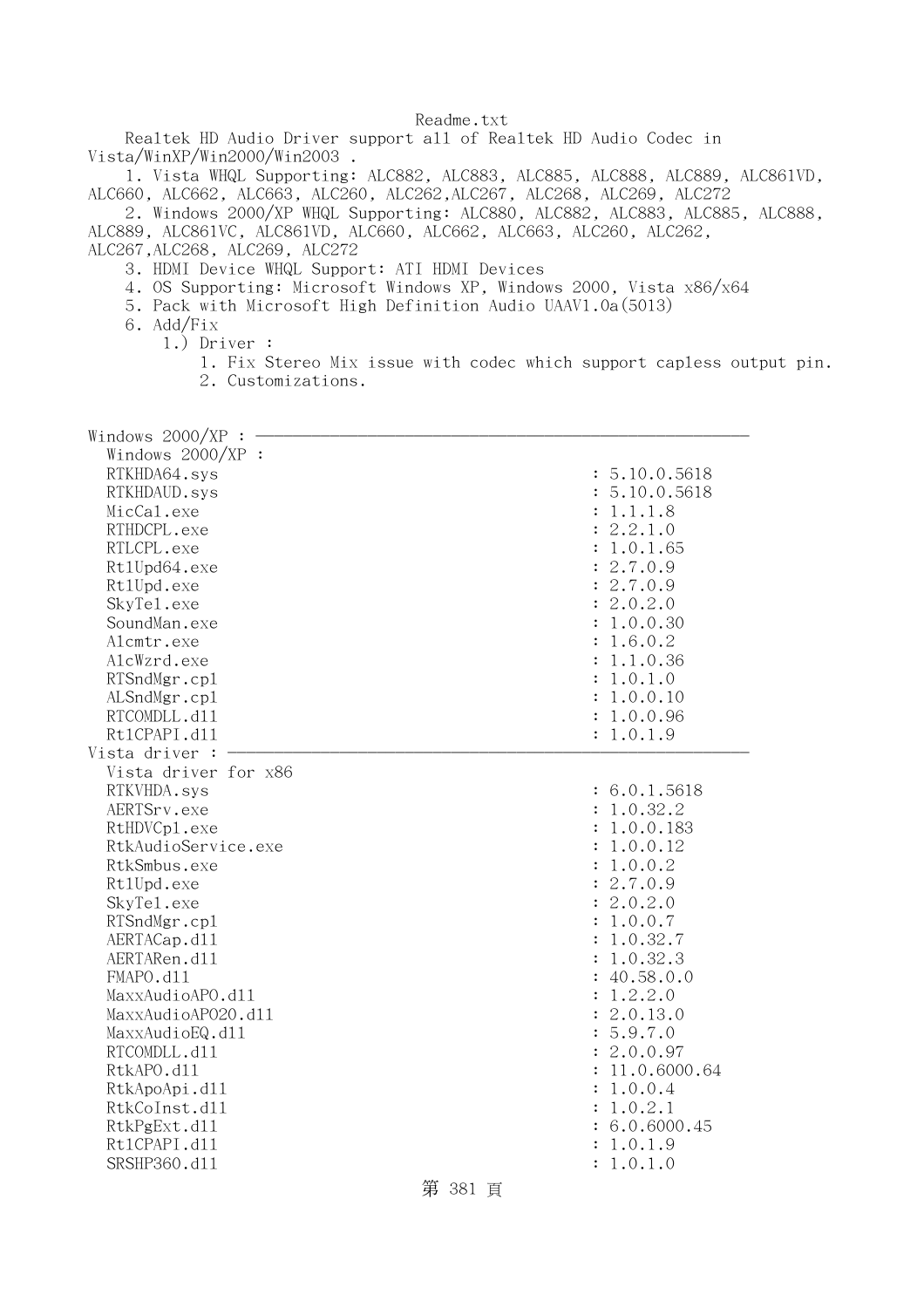Readme.txt

Realtek HD Audio Driver support all of Realtek HD Audio Codec in Vista/WinXP/Win2000/Win2003 .

1. Vista WHQL Supporting: ALC882, ALC883, ALC885, ALC888, ALC889, ALC861VD, ALC660, ALC662, ALC663, ALC260, ALC262,ALC267, ALC268, ALC269, ALC272
2. Windows 2000/XP WHQL Supporting: ALC880, ALC882, ALC883, ALC885, ALC888, ALC889, ALC861VC, ALC861VD, ALC660, ALC662, ALC663, ALC260, ALC262, ALC267,ALC268, ALC269, ALC272
3. HDMI Device WHQL Support: ATI HDMI Devices
4. OS Supporting: Microsoft Windows XP, Windows 2000, Vista x86/x64
5. Pack with Microsoft High Definition Audio UAAV1.0a(5013)
6. Add/Fix
   1.) Driver :
      1. Fix Stereo Mix issue with codec which support capless output pin.
      2. Customizations.

Windows 2000/XP : ————————————————————————————————

Windows 2000/XP :

| File | Version |
|---|---|
| RTKHDA64.sys | : 5.10.0.5618 |
| RTKHDAUD.sys | : 5.10.0.5618 |
| MicCal.exe | : 1.1.1.8 |
| RTHDCPL.exe | : 2.2.1.0 |
| RTLCPL.exe | : 1.0.1.65 |
| Rt1Upd64.exe | : 2.7.0.9 |
| Rt1Upd.exe | : 2.7.0.9 |
| SkyTel.exe | : 2.0.2.0 |
| SoundMan.exe | : 1.0.0.30 |
| Alcmtr.exe | : 1.6.0.2 |
| AlcWzrd.exe | : 1.1.0.36 |
| RTSndMgr.cpl | : 1.0.1.0 |
| ALSndMgr.cpl | : 1.0.0.10 |
| RTCOMDLL.dll | : 1.0.0.96 |
| RtlCPAPI.dll | : 1.0.1.9 |

Vista driver : ————————————————————————————————

Vista driver for x86

| File | Version |
|---|---|
| RTKVHDA.sys | : 6.0.1.5618 |
| AERTSrv.exe | : 1.0.32.2 |
| RtHDVCpl.exe | : 1.0.0.183 |
| RtkAudioService.exe | : 1.0.0.12 |
| RtkSmbus.exe | : 1.0.0.2 |
| Rt1Upd.exe | : 2.7.0.9 |
| SkyTel.exe | : 2.0.2.0 |
| RTSndMgr.cpl | : 1.0.0.7 |
| AERTACap.dll | : 1.0.32.7 |
| AERTARen.dll | : 1.0.32.3 |
| FMAPO.dll | : 40.58.0.0 |
| MaxxAudioAPO.dll | : 1.2.2.0 |
| MaxxAudioAPO20.dll | : 2.0.13.0 |
| MaxxAudioEQ.dll | : 5.9.7.0 |
| RTCOMDLL.dll | : 2.0.0.97 |
| RtkAPO.dll | : 11.0.6000.64 |
| RtkApoApi.dll | : 1.0.0.4 |
| RtkCoInst.dll | : 1.0.2.1 |
| RtkPgExt.dll | : 6.0.6000.45 |
| RtlCPAPI.dll | : 1.0.1.9 |
| SRSHP360.dll | : 1.0.1.0 |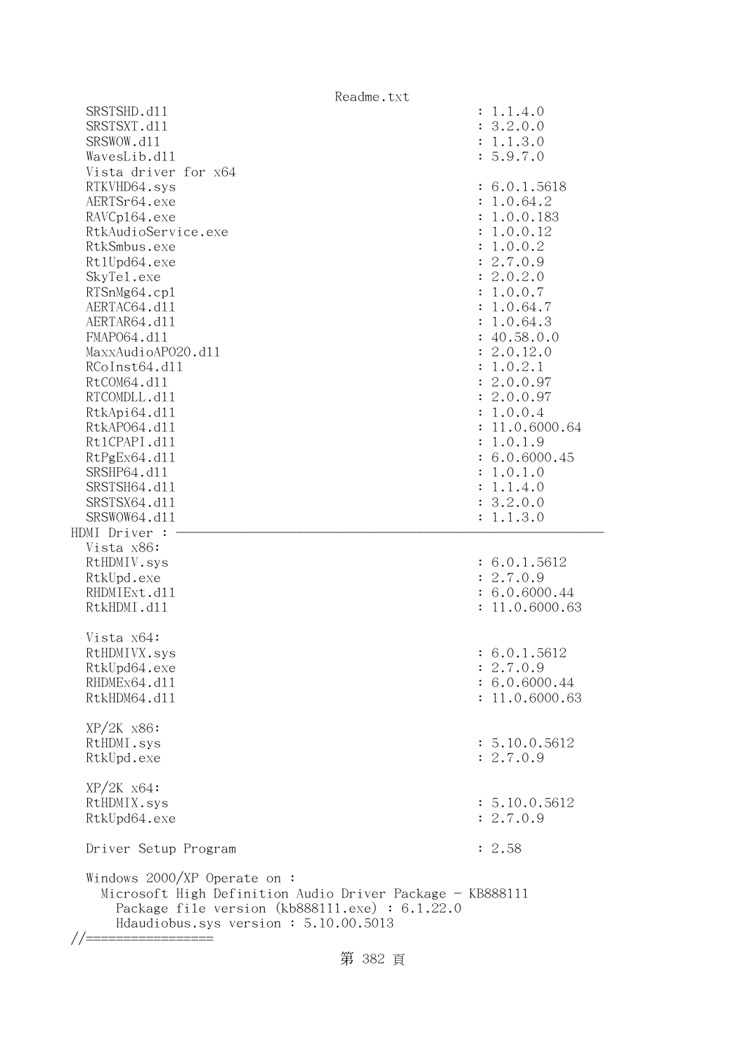```
   SRSTSHD.dll                                               : 1.1.4.0
   SRSTSXT.dll                                               : 3.2.0.0
   SRSWOW.dll                                                : 1.1.3.0
   WavesLib.dll                                              : 5.9.7.0
   Vista driver for x64
   RTKVHD64.sys                                              : 6.0.1.5618
   AERTSr64.exe                                              : 1.0.64.2
   RAVCpl64.exe                                              : 1.0.0.183
   RtkAudioService.exe                                       : 1.0.0.12
   RtkSmbus.exe                                              : 1.0.0.2
   RtlUpd64.exe                                              : 2.7.0.9
   SkyTel.exe                                                : 2.0.2.0
   RTSnMg64.cpl                                              : 1.0.0.7
   AERTAC64.dll                                              : 1.0.64.7
   AERTAR64.dll                                              : 1.0.64.3
   FMAPO64.dll                                               : 40.58.0.0
   MaxxAudioAPO20.dll                                        : 2.0.12.0
   RCoInst64.dll                                             : 1.0.2.1
   RtCOM64.dll                                               : 2.0.0.97
   RTCOMDLL.dll                                              : 2.0.0.97
   RtkApi64.dll                                              : 1.0.0.4
   RtkAPO64.dll                                              : 11.0.6000.64
   RtlCPAPI.dll                                              : 1.0.1.9
   RtPgEx64.dll                                              : 6.0.6000.45
   SRSHP64.dll                                               : 1.0.1.0
   SRSTSH64.dll                                              : 1.1.4.0
   SRSTSX64.dll                                              : 3.2.0.0
   SRSWOW64.dll                                              : 1.1.3.0
 HDMI Driver : -----------------------------------------------------------
   Vista x86:
   RtHDMIV.sys                                               : 6.0.1.5612
   RtkUpd.exe                                                : 2.7.0.9
   RHDMIExt.dll                                              : 6.0.6000.44
   RtkHDMI.dll                                               : 11.0.6000.63

   Vista x64:
   RtHDMIVX.sys                                              : 6.0.1.5612
   RtkUpd64.exe                                              : 2.7.0.9
   RHDMEx64.dll                                              : 6.0.6000.44
   RtkHDM64.dll                                              : 11.0.6000.63

   XP/2K x86:
   RtHDMI.sys                                                : 5.10.0.5612
   RtkUpd.exe                                                : 2.7.0.9

   XP/2K x64:
   RtHDMIX.sys                                               : 5.10.0.5612
   RtkUpd64.exe                                              : 2.7.0.9

   Driver Setup Program                                      : 2.58

   Windows 2000/XP Operate on :
     Microsoft High Definition Audio Driver Package - KB888111
       Package file version (kb888111.exe) : 6.1.22.0
       Hdaudiobus.sys version : 5.10.00.5013
//=================
```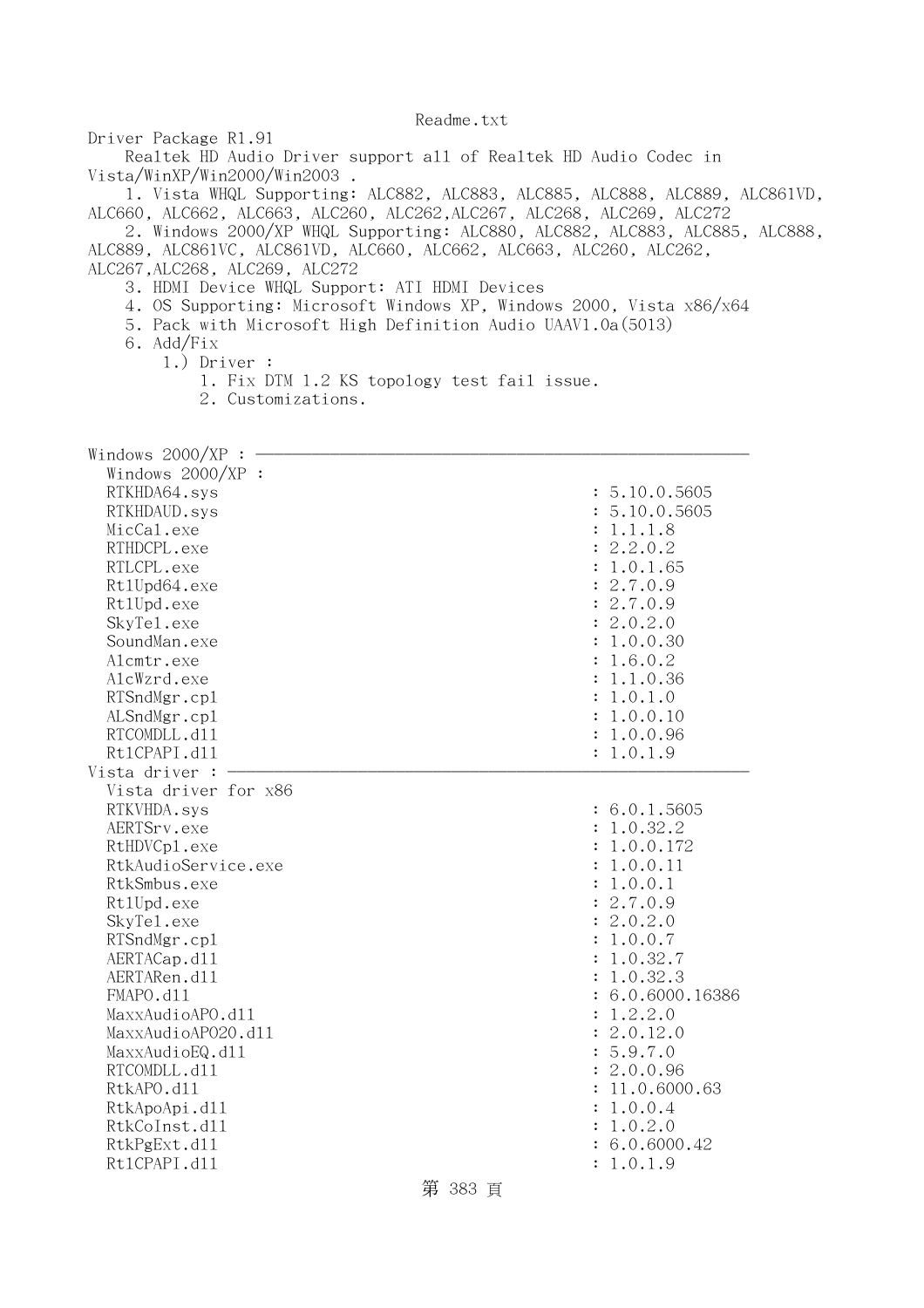Readme.txt

Driver Package R1.91

Realtek HD Audio Driver support all of Realtek HD Audio Codec in Vista/WinXP/Win2000/Win2003 .

1. Vista WHQL Supporting: ALC882, ALC883, ALC885, ALC888, ALC889, ALC861VD, ALC660, ALC662, ALC663, ALC260, ALC262,ALC267, ALC268, ALC269, ALC272
2. Windows 2000/XP WHQL Supporting: ALC880, ALC882, ALC883, ALC885, ALC888, ALC889, ALC861VC, ALC861VD, ALC660, ALC662, ALC663, ALC260, ALC262, ALC267,ALC268, ALC269, ALC272
3. HDMI Device WHQL Support: ATI HDMI Devices
4. OS Supporting: Microsoft Windows XP, Windows 2000, Vista x86/x64
5. Pack with Microsoft High Definition Audio UAAV1.0a(5013)
6. Add/Fix
   1.) Driver :
      1. Fix DTM 1.2 KS topology test fail issue.
      2. Customizations.

Windows 2000/XP : ----------------------------------------------------------------

Windows 2000/XP :

```
RTKHDA64.sys                                 : 5.10.0.5605
RTKHDAUD.sys                                 : 5.10.0.5605
MicCal.exe                                   : 1.1.1.8
RTHDCPL.exe                                  : 2.2.0.2
RTLCPL.exe                                   : 1.0.1.65
Rt1Upd64.exe                                 : 2.7.0.9
Rt1Upd.exe                                   : 2.7.0.9
SkyTel.exe                                   : 2.0.2.0
SoundMan.exe                                 : 1.0.0.30
Alcmtr.exe                                   : 1.6.0.2
AlcWzrd.exe                                  : 1.1.0.36
RTSndMgr.cpl                                 : 1.0.1.0
ALSndMgr.cpl                                 : 1.0.0.10
RTCOMDLL.dll                                 : 1.0.0.96
Rt1CPAPI.dll                                 : 1.0.1.9
```

Vista driver : ----------------------------------------------------------------

Vista driver for x86

```
RTKVHDA.sys                                  : 6.0.1.5605
AERTSrv.exe                                  : 1.0.32.2
RtHDVCpl.exe                                 : 1.0.0.172
RtkAudioService.exe                          : 1.0.0.11
RtkSmbus.exe                                 : 1.0.0.1
Rt1Upd.exe                                   : 2.7.0.9
SkyTel.exe                                   : 2.0.2.0
RTSndMgr.cpl                                 : 1.0.0.7
AERTACap.dll                                 : 1.0.32.7
AERTARen.dll                                 : 1.0.32.3
FMAPO.dll                                    : 6.0.6000.16386
MaxxAudioAPO.dll                             : 1.2.2.0
MaxxAudioAPO20.dll                           : 2.0.12.0
MaxxAudioEQ.dll                              : 5.9.7.0
RTCOMDLL.dll                                 : 2.0.0.96
RtkAPO.dll                                   : 11.0.6000.63
RtkApoApi.dll                                : 1.0.0.4
RtkCoInst.dll                                : 1.0.2.0
RtkPgExt.dll                                 : 6.0.6000.42
Rt1CPAPI.dll                                 : 1.0.1.9
```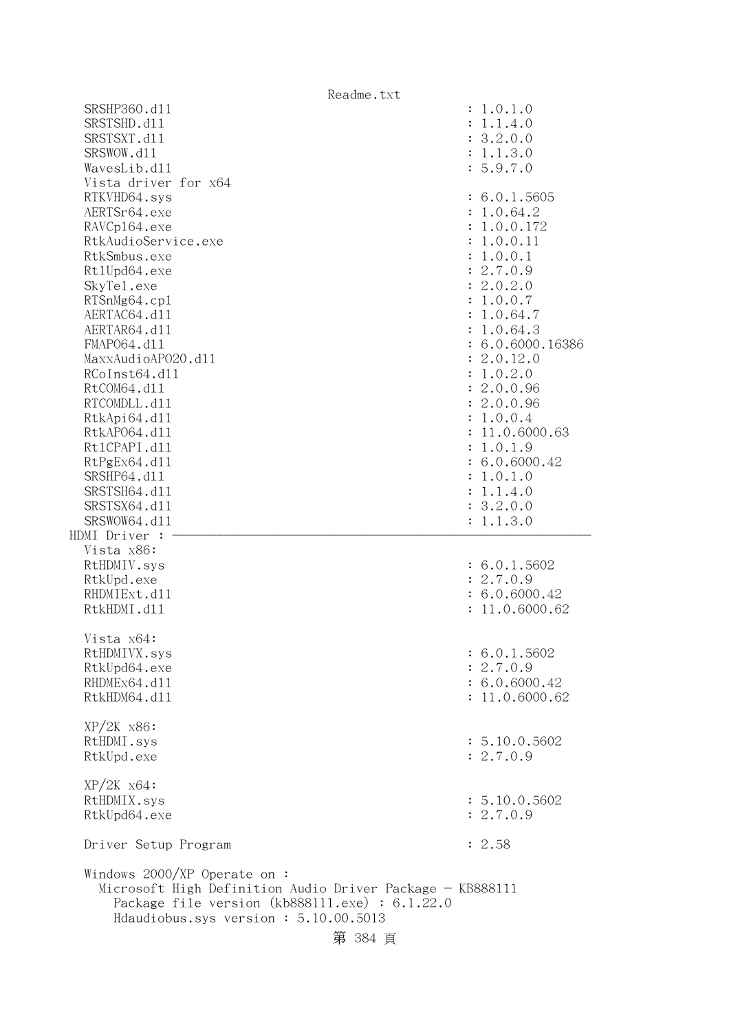```
  SRSHP360.dll                                          : 1.0.1.0
  SRSTSHD.dll                                           : 1.1.4.0
  SRSTSXT.dll                                           : 3.2.0.0
  SRSWOW.dll                                            : 1.1.3.0
  WavesLib.dll                                          : 5.9.7.0
  Vista driver for x64
  RTKVHD64.sys                                          : 6.0.1.5605
  AERTSr64.exe                                          : 1.0.64.2
  RAVCpl64.exe                                          : 1.0.0.172
  RtkAudioService.exe                                   : 1.0.0.11
  RtkSmbus.exe                                          : 1.0.0.1
  RtlUpd64.exe                                          : 2.7.0.9
  SkyTel.exe                                            : 2.0.2.0
  RTSnMg64.cpl                                          : 1.0.0.7
  AERTAC64.dll                                          : 1.0.64.7
  AERTAR64.dll                                          : 1.0.64.3
  FMAPO64.dll                                           : 6.0.6000.16386
  MaxxAudioAPO20.dll                                    : 2.0.12.0
  RCoInst64.dll                                         : 1.0.2.0
  RtCOM64.dll                                           : 2.0.0.96
  RTCOMDLL.dll                                          : 2.0.0.96
  RtkApi64.dll                                          : 1.0.0.4
  RtkAPO64.dll                                          : 11.0.6000.63
  RtlCPAPI.dll                                          : 1.0.1.9
  RtPgEx64.dll                                          : 6.0.6000.42
  SRSHP64.dll                                           : 1.0.1.0
  SRSTSH64.dll                                          : 1.1.4.0
  SRSTSX64.dll                                          : 3.2.0.0
  SRSWOW64.dll                                          : 1.1.3.0
HDMI Driver : ---------------------------------------------------------------
  Vista x86:
  RtHDMIV.sys                                           : 6.0.1.5602
  RtkUpd.exe                                            : 2.7.0.9
  RHDMIExt.dll                                          : 6.0.6000.42
  RtkHDMI.dll                                           : 11.0.6000.62

  Vista x64:
  RtHDMIVX.sys                                          : 6.0.1.5602
  RtkUpd64.exe                                          : 2.7.0.9
  RHDMEx64.dll                                          : 6.0.6000.42
  RtkHDM64.dll                                          : 11.0.6000.62

  XP/2K x86:
  RtHDMI.sys                                            : 5.10.0.5602
  RtkUpd.exe                                            : 2.7.0.9

  XP/2K x64:
  RtHDMIX.sys                                           : 5.10.0.5602
  RtkUpd64.exe                                          : 2.7.0.9

  Driver Setup Program                                  : 2.58

  Windows 2000/XP Operate on :
    Microsoft High Definition Audio Driver Package - KB888111
      Package file version (kb888111.exe) : 6.1.22.0
      Hdaudiobus.sys version : 5.10.00.5013
```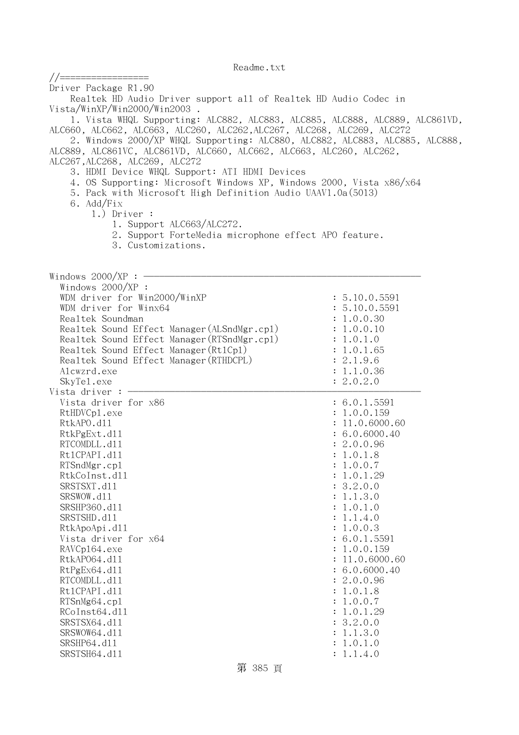Readme.txt

```
//=================
Driver Package R1.90
    Realtek HD Audio Driver support all of Realtek HD Audio Codec in
Vista/WinXP/Win2000/Win2003 .
    1. Vista WHQL Supporting: ALC882, ALC883, ALC885, ALC888, ALC889, ALC861VD,
ALC660, ALC662, ALC663, ALC260, ALC262,ALC267, ALC268, ALC269, ALC272
    2. Windows 2000/XP WHQL Supporting: ALC880, ALC882, ALC883, ALC885, ALC888,
ALC889, ALC861VC, ALC861VD, ALC660, ALC662, ALC663, ALC260, ALC262,
ALC267,ALC268, ALC269, ALC272
    3. HDMI Device WHQL Support: ATI HDMI Devices
    4. OS Supporting: Microsoft Windows XP, Windows 2000, Vista x86/x64
    5. Pack with Microsoft High Definition Audio UAAV1.0a(5013)
    6. Add/Fix
        1.) Driver :
            1. Support ALC663/ALC272.
            2. Support ForteMedia microphone effect APO feature.
            3. Customizations.


Windows 2000/XP : -----------------------------------------------------
  Windows 2000/XP :
  WDM driver for Win2000/WinXP                          : 5.10.0.5591
  WDM driver for Winx64                                 : 5.10.0.5591
  Realtek Soundman                                      : 1.0.0.30
  Realtek Sound Effect Manager(ALSndMgr.cpl)            : 1.0.0.10
  Realtek Sound Effect Manager(RTSndMgr.cpl)            : 1.0.1.0
  Realtek Sound Effect Manager(RtlCpl)                  : 1.0.1.65
  Realtek Sound Effect Manager(RTHDCPL)                 : 2.1.9.6
  Alcwzrd.exe                                           : 1.1.0.36
  SkyTel.exe                                            : 2.0.2.0
Vista driver : --------------------------------------------------------
  Vista driver for x86                                  : 6.0.1.5591
  RtHDVCpl.exe                                          : 1.0.0.159
  RtkAPO.dll                                            : 11.0.6000.60
  RtkPgExt.dll                                          : 6.0.6000.40
  RTCOMDLL.dll                                          : 2.0.0.96
  RtlCPAPI.dll                                          : 1.0.1.8
  RTSndMgr.cpl                                          : 1.0.0.7
  RtkCoInst.dll                                         : 1.0.1.29
  SRSTSXT.dll                                           : 3.2.0.0
  SRSWOW.dll                                            : 1.1.3.0
  SRSHP360.dll                                          : 1.0.1.0
  SRSTSHD.dll                                           : 1.1.4.0
  RtkApoApi.dll                                         : 1.0.0.3
  Vista driver for x64                                  : 6.0.1.5591
  RAVCpl64.exe                                          : 1.0.0.159
  RtkAPO64.dll                                          : 11.0.6000.60
  RtPgEx64.dll                                          : 6.0.6000.40
  RTCOMDLL.dll                                          : 2.0.0.96
  RtlCPAPI.dll                                          : 1.0.1.8
  RTSnMg64.cpl                                          : 1.0.0.7
  RCoInst64.dll                                         : 1.0.1.29
  SRSTSX64.dll                                          : 3.2.0.0
  SRSWOW64.dll                                          : 1.1.3.0
  SRSHP64.dll                                           : 1.0.1.0
  SRSTSH64.dll                                          : 1.1.4.0
```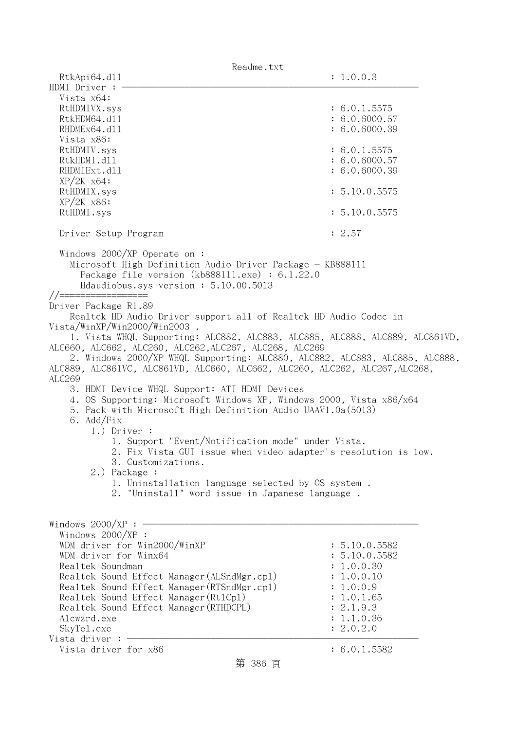```
  RtkApi64.dll                                     : 1.0.0.3
HDMI Driver : ------------------------------------------------------------
  Vista x64:
  RtHDMIVX.sys                                     : 6.0.1.5575
  RtkHDM64.dll                                     : 6.0.6000.57
  RHDMEx64.dll                                     : 6.0.6000.39
  Vista x86:
  RtHDMIV.sys                                      : 6.0.1.5575
  RtkHDMI.dll                                      : 6.0.6000.57
  RHDMIExt.dll                                     : 6.0.6000.39
  XP/2K x64:
  RtHDMIX.sys                                      : 5.10.0.5575
  XP/2K x86:
  RtHDMI.sys                                       : 5.10.0.5575

  Driver Setup Program                             : 2.57

  Windows 2000/XP Operate on :
    Microsoft High Definition Audio Driver Package - KB888111
      Package file version (kb888111.exe) : 6.1.22.0
      Hdaudiobus.sys version : 5.10.00.5013
//=================
Driver Package R1.89
    Realtek HD Audio Driver support all of Realtek HD Audio Codec in
Vista/WinXP/Win2000/Win2003 .
    1. Vista WHQL Supporting: ALC882, ALC883, ALC885, ALC888, ALC889, ALC861VD,
ALC660, ALC662, ALC260, ALC262,ALC267, ALC268, ALC269
    2. Windows 2000/XP WHQL Supporting: ALC880, ALC882, ALC883, ALC885, ALC888,
ALC889, ALC861VC, ALC861VD, ALC660, ALC662, ALC260, ALC262, ALC267,ALC268,
ALC269
    3. HDMI Device WHQL Support: ATI HDMI Devices
    4. OS Supporting: Microsoft Windows XP, Windows 2000, Vista x86/x64
    5. Pack with Microsoft High Definition Audio UAAV1.0a(5013)
    6. Add/Fix
        1.) Driver :
            1. Support "Event/Notification mode" under Vista.
            2. Fix Vista GUI issue when video adapter's resolution is low.
            3. Customizations.
        2.) Package :
            1. Uninstallation language selected by OS system .
            2. "Uninstall" word issue in Japanese language .


Windows 2000/XP : --------------------------------------------------------
  Windows 2000/XP :
  WDM driver for Win2000/WinXP                     : 5.10.0.5582
  WDM driver for Winx64                            : 5.10.0.5582
  Realtek Soundman                                 : 1.0.0.30
  Realtek Sound Effect Manager(ALSndMgr.cpl)       : 1.0.0.10
  Realtek Sound Effect Manager(RTSndMgr.cpl)       : 1.0.0.9
  Realtek Sound Effect Manager(Rt1Cpl)             : 1.0.1.65
  Realtek Sound Effect Manager(RTHDCPL)            : 2.1.9.3
  Alcwzrd.exe                                      : 1.1.0.36
  SkyTel.exe                                       : 2.0.2.0
Vista driver : -----------------------------------------------------------
  Vista driver for x86                             : 6.0.1.5582
```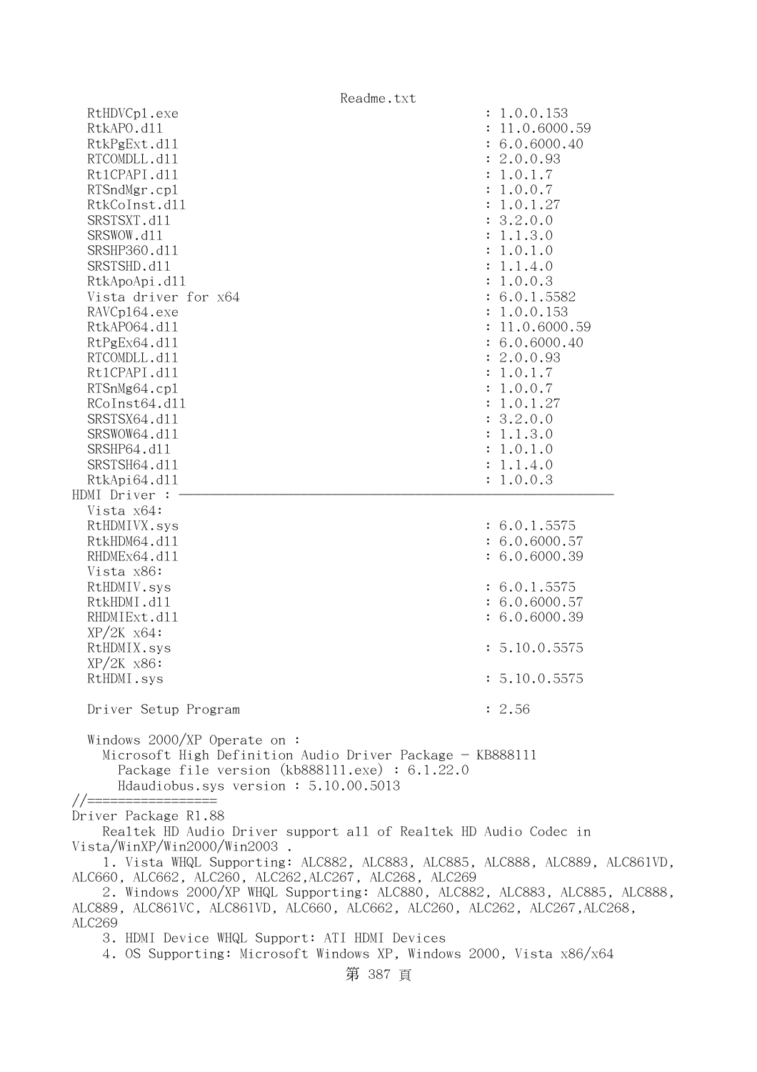```
  RtHDVCpl.exe                                       : 1.0.0.153
  RtkAPO.dll                                         : 11.0.6000.59
  RtkPgExt.dll                                       : 6.0.6000.40
  RTCOMDLL.dll                                       : 2.0.0.93
  Rt1CPAPI.dll                                       : 1.0.1.7
  RTSndMgr.cpl                                       : 1.0.0.7
  RtkCoInst.dll                                      : 1.0.1.27
  SRSTSXT.dll                                        : 3.2.0.0
  SRSWOW.dll                                         : 1.1.3.0
  SRSHP360.dll                                       : 1.0.1.0
  SRSTSHD.dll                                        : 1.1.4.0
  RtkApoApi.dll                                      : 1.0.0.3
  Vista driver for x64                               : 6.0.1.5582
  RAVCpl64.exe                                       : 1.0.0.153
  RtkAPO64.dll                                       : 11.0.6000.59
  RtPgEx64.dll                                       : 6.0.6000.40
  RTCOMDLL.dll                                       : 2.0.0.93
  Rt1CPAPI.dll                                       : 1.0.1.7
  RTSnMg64.cpl                                       : 1.0.0.7
  RCoInst64.dll                                      : 1.0.1.27
  SRSTSX64.dll                                       : 3.2.0.0
  SRSWOW64.dll                                       : 1.1.3.0
  SRSHP64.dll                                        : 1.0.1.0
  SRSTSH64.dll                                       : 1.1.4.0
  RtkApi64.dll                                       : 1.0.0.3
HDMI Driver : ------------------------------------------------------------
  Vista x64:
  RtHDMIVX.sys                                       : 6.0.1.5575
  RtkHDM64.dll                                       : 6.0.6000.57
  RHDMEx64.dll                                       : 6.0.6000.39
  Vista x86:
  RtHDMIV.sys                                        : 6.0.1.5575
  RtkHDMI.dll                                        : 6.0.6000.57
  RHDMIExt.dll                                       : 6.0.6000.39
  XP/2K x64:
  RtHDMIX.sys                                        : 5.10.0.5575
  XP/2K x86:
  RtHDMI.sys                                         : 5.10.0.5575

  Driver Setup Program                               : 2.56

  Windows 2000/XP Operate on :
    Microsoft High Definition Audio Driver Package - KB888111
      Package file version (kb888111.exe) : 6.1.22.0
      Hdaudiobus.sys version : 5.10.00.5013
//=================
Driver Package R1.88
    Realtek HD Audio Driver support all of Realtek HD Audio Codec in
Vista/WinXP/Win2000/Win2003 .
    1. Vista WHQL Supporting: ALC882, ALC883, ALC885, ALC888, ALC889, ALC861VD,
ALC660, ALC662, ALC260, ALC262,ALC267, ALC268, ALC269
    2. Windows 2000/XP WHQL Supporting: ALC880, ALC882, ALC883, ALC885, ALC888,
ALC889, ALC861VC, ALC861VD, ALC660, ALC662, ALC260, ALC262, ALC267,ALC268,
ALC269
    3. HDMI Device WHQL Support: ATI HDMI Devices
    4. OS Supporting: Microsoft Windows XP, Windows 2000, Vista x86/x64
```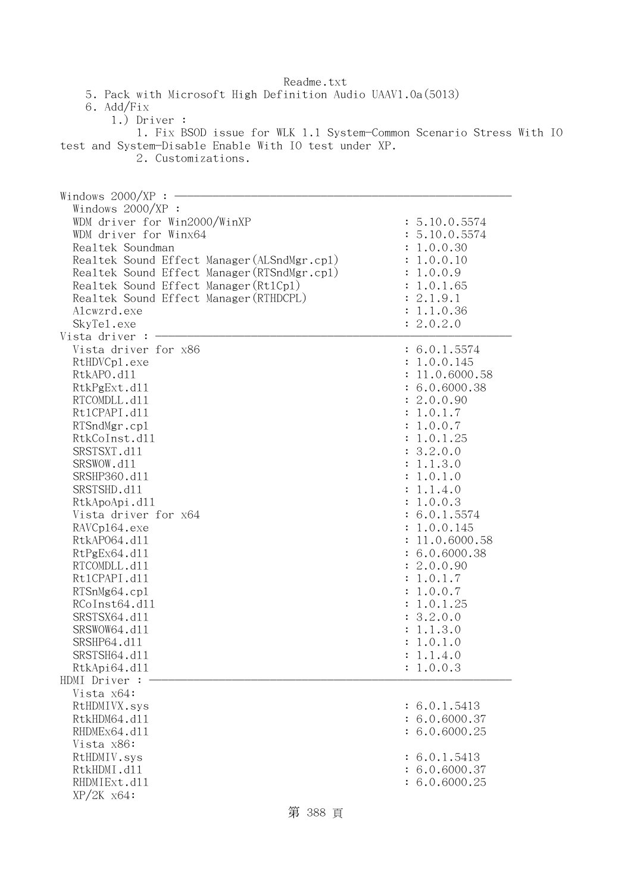5. Pack with Microsoft High Definition Audio UAAV1.0a(5013)
6. Add/Fix
    1.) Driver :
        1. Fix BSOD issue for WLK 1.1 System-Common Scenario Stress With IO test and System-Disable Enable With IO test under XP.
        2. Customizations.

```
Windows 2000/XP : -------------------------------------------------------
  Windows 2000/XP :
  WDM driver for Win2000/WinXP                              : 5.10.0.5574
  WDM driver for Winx64                                     : 5.10.0.5574
  Realtek Soundman                                          : 1.0.0.30
  Realtek Sound Effect Manager(ALSndMgr.cpl)                : 1.0.0.10
  Realtek Sound Effect Manager(RTSndMgr.cpl)                : 1.0.0.9
  Realtek Sound Effect Manager(Rt1Cpl)                      : 1.0.1.65
  Realtek Sound Effect Manager(RTHDCPL)                     : 2.1.9.1
  Alcwzrd.exe                                               : 1.1.0.36
  SkyTel.exe                                                : 2.0.2.0
Vista driver : ----------------------------------------------------------
  Vista driver for x86                                      : 6.0.1.5574
  RtHDVCpl.exe                                              : 1.0.0.145
  RtkAPO.dll                                                : 11.0.6000.58
  RtkPgExt.dll                                              : 6.0.6000.38
  RTCOMDLL.dll                                              : 2.0.0.90
  Rt1CPAPI.dll                                              : 1.0.1.7
  RTSndMgr.cpl                                              : 1.0.0.7
  RtkCoInst.dll                                             : 1.0.1.25
  SRSTSXT.dll                                               : 3.2.0.0
  SRSWOW.dll                                                : 1.1.3.0
  SRSHP360.dll                                              : 1.0.1.0
  SRSTSHD.dll                                               : 1.1.4.0
  RtkApoApi.dll                                             : 1.0.0.3
  Vista driver for x64                                      : 6.0.1.5574
  RAVCpl64.exe                                              : 1.0.0.145
  RtkAPO64.dll                                              : 11.0.6000.58
  RtPgEx64.dll                                              : 6.0.6000.38
  RTCOMDLL.dll                                              : 2.0.0.90
  Rt1CPAPI.dll                                              : 1.0.1.7
  RTSnMg64.cpl                                              : 1.0.0.7
  RCoInst64.dll                                             : 1.0.1.25
  SRSTSX64.dll                                              : 3.2.0.0
  SRSWOW64.dll                                              : 1.1.3.0
  SRSHP64.dll                                               : 1.0.1.0
  SRSTSH64.dll                                              : 1.1.4.0
  RtkApi64.dll                                              : 1.0.0.3
HDMI Driver : -----------------------------------------------------------
  Vista x64:
  RtHDMIVX.sys                                              : 6.0.1.5413
  RtkHDM64.dll                                              : 6.0.6000.37
  RHDMEx64.dll                                              : 6.0.6000.25
  Vista x86:
  RtHDMIV.sys                                               : 6.0.1.5413
  RtkHDMI.dll                                               : 6.0.6000.37
  RHDMIExt.dll                                              : 6.0.6000.25
  XP/2K x64:
```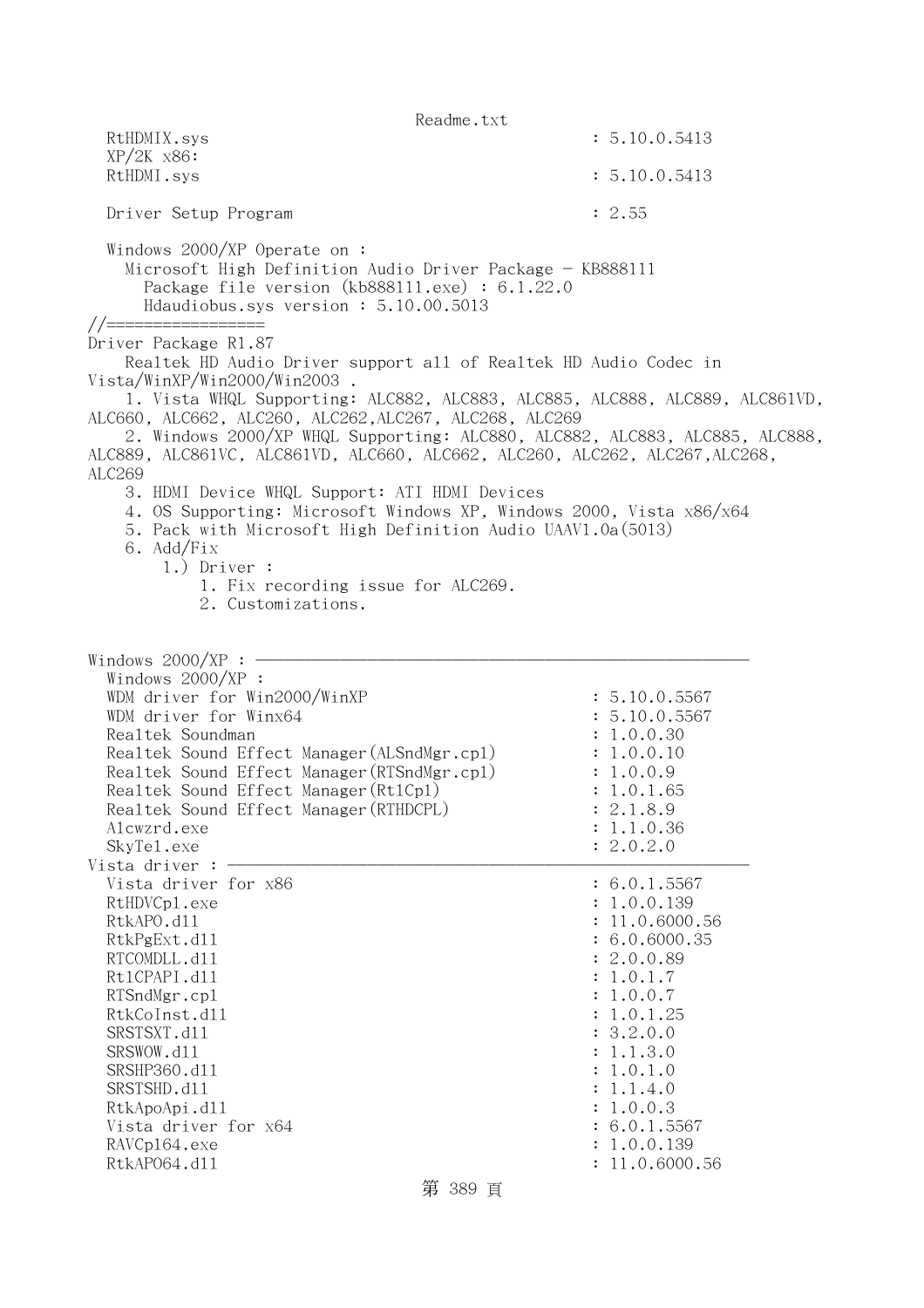```
  RtHDMIX.sys                                      : 5.10.0.5413
  XP/2K x86:
  RtHDMI.sys                                       : 5.10.0.5413

  Driver Setup Program                             : 2.55

  Windows 2000/XP Operate on :
    Microsoft High Definition Audio Driver Package - KB888111
      Package file version (kb888111.exe) : 6.1.22.0
      Hdaudiobus.sys version : 5.10.00.5013
//=================
Driver Package R1.87
    Realtek HD Audio Driver support all of Realtek HD Audio Codec in
Vista/WinXP/Win2000/Win2003 .
    1. Vista WHQL Supporting: ALC882, ALC883, ALC885, ALC888, ALC889, ALC861VD,
ALC660, ALC662, ALC260, ALC262,ALC267, ALC268, ALC269
    2. Windows 2000/XP WHQL Supporting: ALC880, ALC882, ALC883, ALC885, ALC888,
ALC889, ALC861VC, ALC861VD, ALC660, ALC662, ALC260, ALC262, ALC267,ALC268,
ALC269
    3. HDMI Device WHQL Support: ATI HDMI Devices
    4. OS Supporting: Microsoft Windows XP, Windows 2000, Vista x86/x64
    5. Pack with Microsoft High Definition Audio UAAV1.0a(5013)
    6. Add/Fix
        1.) Driver :
            1. Fix recording issue for ALC269.
            2. Customizations.


Windows 2000/XP : ------------------------------------------------------------
  Windows 2000/XP :
  WDM driver for Win2000/WinXP                     : 5.10.0.5567
  WDM driver for Winx64                            : 5.10.0.5567
  Realtek Soundman                                 : 1.0.0.30
  Realtek Sound Effect Manager(ALSndMgr.cpl)       : 1.0.0.10
  Realtek Sound Effect Manager(RTSndMgr.cpl)       : 1.0.0.9
  Realtek Sound Effect Manager(Rt1Cpl)             : 1.0.1.65
  Realtek Sound Effect Manager(RTHDCPL)            : 2.1.8.9
  Alcwzrd.exe                                      : 1.1.0.36
  SkyTel.exe                                       : 2.0.2.0
Vista driver : ---------------------------------------------------------------
  Vista driver for x86                             : 6.0.1.5567
  RtHDVCpl.exe                                     : 1.0.0.139
  RtkAPO.dll                                       : 11.0.6000.56
  RtkPgExt.dll                                     : 6.0.6000.35
  RTCOMDLL.dll                                     : 2.0.0.89
  Rt1CPAPI.dll                                     : 1.0.1.7
  RTSndMgr.cpl                                     : 1.0.0.7
  RtkCoInst.dll                                    : 1.0.1.25
  SRSTSXT.dll                                      : 3.2.0.0
  SRSWOW.dll                                       : 1.1.3.0
  SRSHP360.dll                                     : 1.0.1.0
  SRSTSHD.dll                                      : 1.1.4.0
  RtkApoApi.dll                                    : 1.0.0.3
  Vista driver for x64                             : 6.0.1.5567
  RAVCp164.exe                                     : 1.0.0.139
  RtkAPO64.dll                                     : 11.0.6000.56
```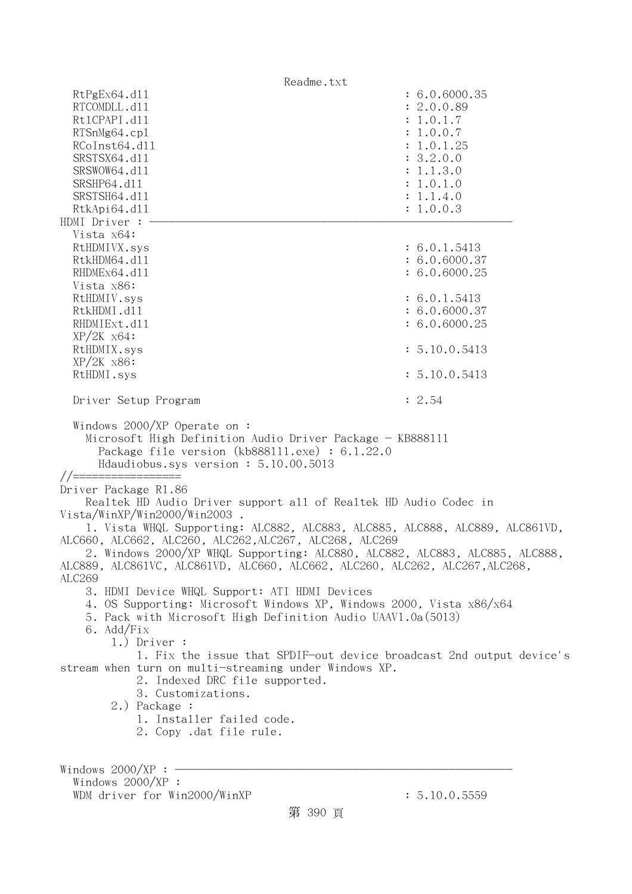```
  RtPgEx64.dll                                      : 6.0.6000.35
  RTCOMDLL.dll                                      : 2.0.0.89
  Rt1CPAPI.dll                                      : 1.0.1.7
  RTSnMg64.cpl                                      : 1.0.0.7
  RCoInst64.dll                                     : 1.0.1.25
  SRSTSX64.dll                                      : 3.2.0.0
  SRSWOW64.dll                                      : 1.1.3.0
  SRSHP64.dll                                       : 1.0.1.0
  SRSTSH64.dll                                      : 1.1.4.0
  RtkApi64.dll                                      : 1.0.0.3
HDMI Driver : ------------------------------------------------------------
  Vista x64:
  RtHDMIVX.sys                                      : 6.0.1.5413
  RtkHDM64.dll                                      : 6.0.6000.37
  RHDMEx64.dll                                      : 6.0.6000.25
  Vista x86:
  RtHDMIV.sys                                       : 6.0.1.5413
  RtkHDMI.dll                                       : 6.0.6000.37
  RHDMIExt.dll                                      : 6.0.6000.25
  XP/2K x64:
  RtHDMIX.sys                                       : 5.10.0.5413
  XP/2K x86:
  RtHDMI.sys                                        : 5.10.0.5413

  Driver Setup Program                              : 2.54

  Windows 2000/XP Operate on :
    Microsoft High Definition Audio Driver Package - KB888111
      Package file version (kb888111.exe) : 6.1.22.0
      Hdaudiobus.sys version : 5.10.00.5013
//=================
Driver Package R1.86
    Realtek HD Audio Driver support all of Realtek HD Audio Codec in 
Vista/WinXP/Win2000/Win2003 .
    1. Vista WHQL Supporting: ALC882, ALC883, ALC885, ALC888, ALC889, ALC861VD, 
ALC660, ALC662, ALC260, ALC262,ALC267, ALC268, ALC269
    2. Windows 2000/XP WHQL Supporting: ALC880, ALC882, ALC883, ALC885, ALC888, 
ALC889, ALC861VC, ALC861VD, ALC660, ALC662, ALC260, ALC262, ALC267,ALC268, 
ALC269
    3. HDMI Device WHQL Support: ATI HDMI Devices
    4. OS Supporting: Microsoft Windows XP, Windows 2000, Vista x86/x64
    5. Pack with Microsoft High Definition Audio UAAV1.0a(5013)
    6. Add/Fix
        1.) Driver :
            1. Fix the issue that SPDIF-out device broadcast 2nd output device's 
stream when turn on multi-streaming under Windows XP.
            2. Indexed DRC file supported.
            3. Customizations.
        2.) Package :
            1. Installer failed code.
            2. Copy .dat file rule.


Windows 2000/XP : --------------------------------------------------------
  Windows 2000/XP :
  WDM driver for Win2000/WinXP                      : 5.10.0.5559
```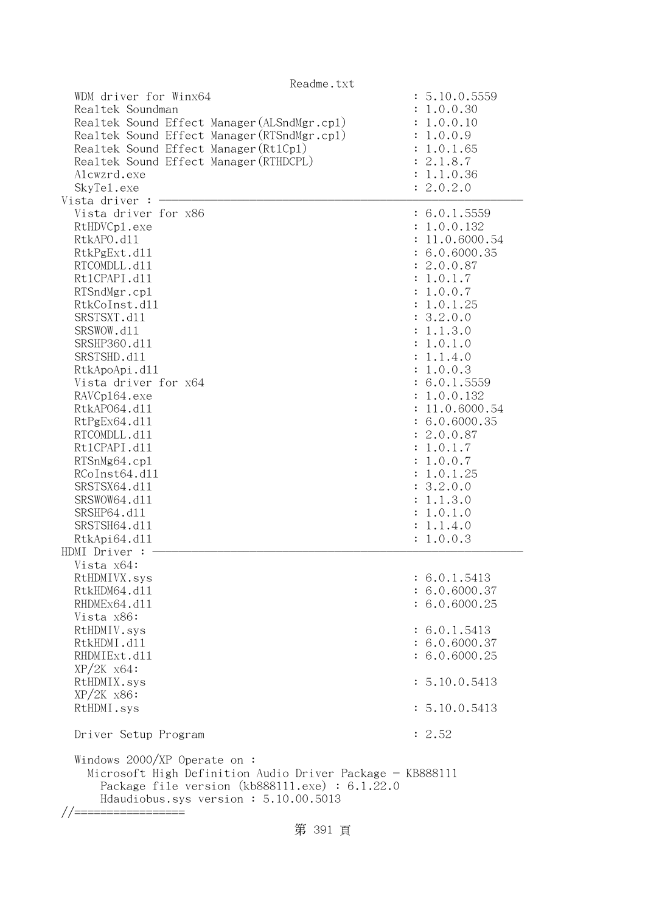```
  WDM driver for Winx64                                : 5.10.0.5559
  Realtek Soundman                                     : 1.0.0.30
  Realtek Sound Effect Manager(ALSndMgr.cpl)           : 1.0.0.10
  Realtek Sound Effect Manager(RTSndMgr.cpl)           : 1.0.0.9
  Realtek Sound Effect Manager(RtlCpl)                 : 1.0.1.65
  Realtek Sound Effect Manager(RTHDCPL)                : 2.1.8.7
  Alcwzrd.exe                                          : 1.1.0.36
  SkyTel.exe                                           : 2.0.2.0
Vista driver : -----------------------------------------------------------
  Vista driver for x86                                 : 6.0.1.5559
  RtHDVCpl.exe                                         : 1.0.0.132
  RtkAPO.dll                                           : 11.0.6000.54
  RtkPgExt.dll                                         : 6.0.6000.35
  RTCOMDLL.dll                                         : 2.0.0.87
  RtlCPAPI.dll                                         : 1.0.1.7
  RTSndMgr.cpl                                         : 1.0.0.7
  RtkCoInst.dll                                        : 1.0.1.25
  SRSTSXT.dll                                          : 3.2.0.0
  SRSWOW.dll                                           : 1.1.3.0
  SRSHP360.dll                                         : 1.0.1.0
  SRSTSHD.dll                                          : 1.1.4.0
  RtkApoApi.dll                                        : 1.0.0.3
  Vista driver for x64                                 : 6.0.1.5559
  RAVCpl64.exe                                         : 1.0.0.132
  RtkAPO64.dll                                         : 11.0.6000.54
  RtPgEx64.dll                                         : 6.0.6000.35
  RTCOMDLL.dll                                         : 2.0.0.87
  RtlCPAPI.dll                                         : 1.0.1.7
  RTSnMg64.cpl                                         : 1.0.0.7
  RCoInst64.dll                                        : 1.0.1.25
  SRSTSX64.dll                                         : 3.2.0.0
  SRSWOW64.dll                                         : 1.1.3.0
  SRSHP64.dll                                          : 1.0.1.0
  SRSTSH64.dll                                         : 1.1.4.0
  RtkApi64.dll                                         : 1.0.0.3
HDMI Driver : ------------------------------------------------------------
  Vista x64:
  RtHDMIVX.sys                                         : 6.0.1.5413
  RtkHDM64.dll                                         : 6.0.6000.37
  RHDMEx64.dll                                         : 6.0.6000.25
  Vista x86:
  RtHDMIV.sys                                          : 6.0.1.5413
  RtkHDMI.dll                                          : 6.0.6000.37
  RHDMIExt.dll                                         : 6.0.6000.25
  XP/2K x64:
  RtHDMIX.sys                                          : 5.10.0.5413
  XP/2K x86:
  RtHDMI.sys                                           : 5.10.0.5413

  Driver Setup Program                                 : 2.52

  Windows 2000/XP Operate on :
    Microsoft High Definition Audio Driver Package - KB888111
      Package file version (kb888111.exe) : 6.1.22.0
      Hdaudiobus.sys version : 5.10.00.5013
//=================
```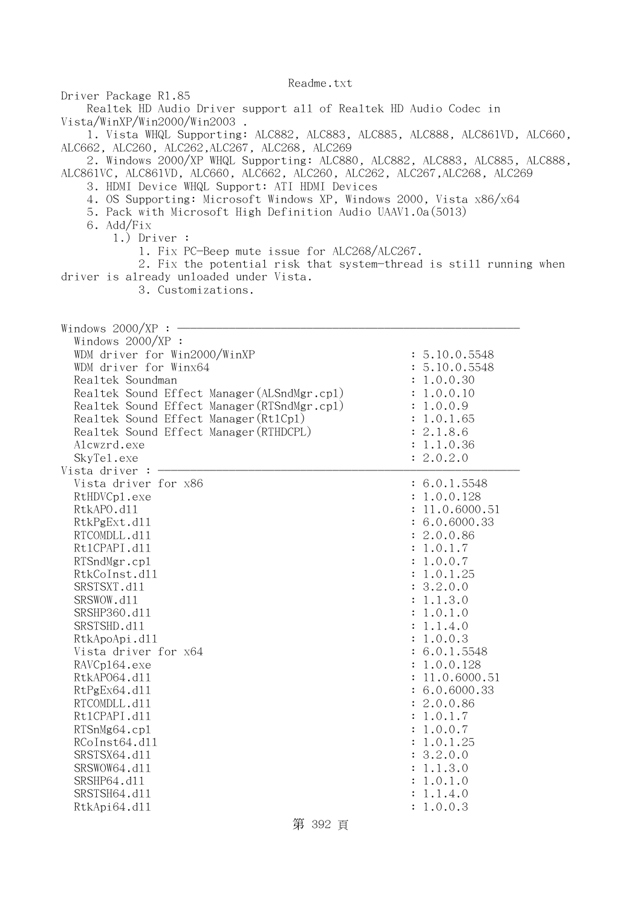Readme.txt

Driver Package R1.85

Realtek HD Audio Driver support all of Realtek HD Audio Codec in Vista/WinXP/Win2000/Win2003 .

1. Vista WHQL Supporting: ALC882, ALC883, ALC885, ALC888, ALC861VD, ALC660, ALC662, ALC260, ALC262,ALC267, ALC268, ALC269
2. Windows 2000/XP WHQL Supporting: ALC880, ALC882, ALC883, ALC885, ALC888, ALC861VC, ALC861VD, ALC660, ALC662, ALC260, ALC262, ALC267,ALC268, ALC269
3. HDMI Device WHQL Support: ATI HDMI Devices
4. OS Supporting: Microsoft Windows XP, Windows 2000, Vista x86/x64
5. Pack with Microsoft High Definition Audio UAAV1.0a(5013)
6. Add/Fix
    1.) Driver :
        1. Fix PC-Beep mute issue for ALC268/ALC267.
        2. Fix the potential risk that system-thread is still running when driver is already unloaded under Vista.
        3. Customizations.

```
Windows 2000/XP : -----------------------------------------------------------
  Windows 2000/XP :
  WDM driver for Win2000/WinXP                           : 5.10.0.5548
  WDM driver for Winx64                                  : 5.10.0.5548
  Realtek Soundman                                       : 1.0.0.30
  Realtek Sound Effect Manager(ALSndMgr.cpl)             : 1.0.0.10
  Realtek Sound Effect Manager(RTSndMgr.cpl)             : 1.0.0.9
  Realtek Sound Effect Manager(Rt1Cpl)                   : 1.0.1.65
  Realtek Sound Effect Manager(RTHDCPL)                  : 2.1.8.6
  Alcwzrd.exe                                            : 1.1.0.36
  SkyTel.exe                                             : 2.0.2.0
Vista driver : --------------------------------------------------------------
  Vista driver for x86                                   : 6.0.1.5548
  RtHDVCpl.exe                                           : 1.0.0.128
  RtkAPO.dll                                             : 11.0.6000.51
  RtkPgExt.dll                                           : 6.0.6000.33
  RTCOMDLL.dll                                           : 2.0.0.86
  Rt1CPAPI.dll                                           : 1.0.1.7
  RTSndMgr.cpl                                           : 1.0.0.7
  RtkCoInst.dll                                          : 1.0.1.25
  SRSTSXT.dll                                            : 3.2.0.0
  SRSWOW.dll                                             : 1.1.3.0
  SRSHP360.dll                                           : 1.0.1.0
  SRSTSHD.dll                                            : 1.1.4.0
  RtkApoApi.dll                                          : 1.0.0.3
  Vista driver for x64                                   : 6.0.1.5548
  RAVCpl64.exe                                           : 1.0.0.128
  RtkAPO64.dll                                           : 11.0.6000.51
  RtPgEx64.dll                                           : 6.0.6000.33
  RTCOMDLL.dll                                           : 2.0.0.86
  Rt1CPAPI.dll                                           : 1.0.1.7
  RTSnMg64.cpl                                           : 1.0.0.7
  RCoInst64.dll                                          : 1.0.1.25
  SRSTSX64.dll                                           : 3.2.0.0
  SRSWOW64.dll                                           : 1.1.3.0
  SRSHP64.dll                                            : 1.0.1.0
  SRSTSH64.dll                                           : 1.1.4.0
  RtkApi64.dll                                           : 1.0.0.3
```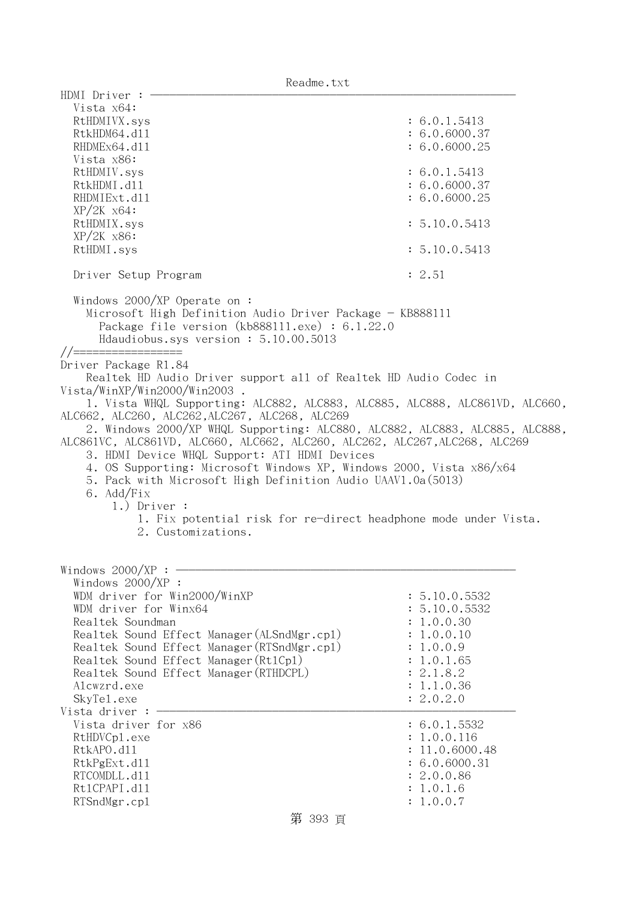```
HDMI Driver : ----------------------------------------------------------------
  Vista x64:
  RtHDMIVX.sys                                        : 6.0.1.5413
  RtkHDM64.dll                                        : 6.0.6000.37
  RHDMEx64.dll                                        : 6.0.6000.25
  Vista x86:
  RtHDMIV.sys                                         : 6.0.1.5413
  RtkHDMI.dll                                         : 6.0.6000.37
  RHDMIExt.dll                                        : 6.0.6000.25
  XP/2K x64:
  RtHDMIX.sys                                         : 5.10.0.5413
  XP/2K x86:
  RtHDMI.sys                                          : 5.10.0.5413

  Driver Setup Program                                : 2.51

  Windows 2000/XP Operate on :
    Microsoft High Definition Audio Driver Package - KB888111
      Package file version (kb888111.exe) : 6.1.22.0
      Hdaudiobus.sys version : 5.10.00.5013
//=================
Driver Package R1.84
    Realtek HD Audio Driver support all of Realtek HD Audio Codec in
Vista/WinXP/Win2000/Win2003 .
    1. Vista WHQL Supporting: ALC882, ALC883, ALC885, ALC888, ALC861VD, ALC660,
ALC662, ALC260, ALC262,ALC267, ALC268, ALC269
    2. Windows 2000/XP WHQL Supporting: ALC880, ALC882, ALC883, ALC885, ALC888,
ALC861VC, ALC861VD, ALC660, ALC662, ALC260, ALC262, ALC267,ALC268, ALC269
    3. HDMI Device WHQL Support: ATI HDMI Devices
    4. OS Supporting: Microsoft Windows XP, Windows 2000, Vista x86/x64
    5. Pack with Microsoft High Definition Audio UAAV1.0a(5013)
    6. Add/Fix
        1.) Driver :
            1. Fix potential risk for re-direct headphone mode under Vista.
            2. Customizations.


Windows 2000/XP : ------------------------------------------------------------
  Windows 2000/XP :
  WDM driver for Win2000/WinXP                        : 5.10.0.5532
  WDM driver for Winx64                               : 5.10.0.5532
  Realtek Soundman                                    : 1.0.0.30
  Realtek Sound Effect Manager(ALSndMgr.cpl)          : 1.0.0.10
  Realtek Sound Effect Manager(RTSndMgr.cpl)          : 1.0.0.9
  Realtek Sound Effect Manager(Rtlcpl)                : 1.0.1.65
  Realtek Sound Effect Manager(RTHDCPL)               : 2.1.8.2
  Alcwzrd.exe                                         : 1.1.0.36
  SkyTel.exe                                          : 2.0.2.0
Vista driver : ---------------------------------------------------------------
  Vista driver for x86                                : 6.0.1.5532
  RtHDVCpl.exe                                        : 1.0.0.116
  RtkAPO.dll                                          : 11.0.6000.48
  RtkPgExt.dll                                        : 6.0.6000.31
  RTCOMDLL.dll                                        : 2.0.0.86
  RtlCPAPI.dll                                        : 1.0.1.6
  RTSndMgr.cpl                                        : 1.0.0.7
```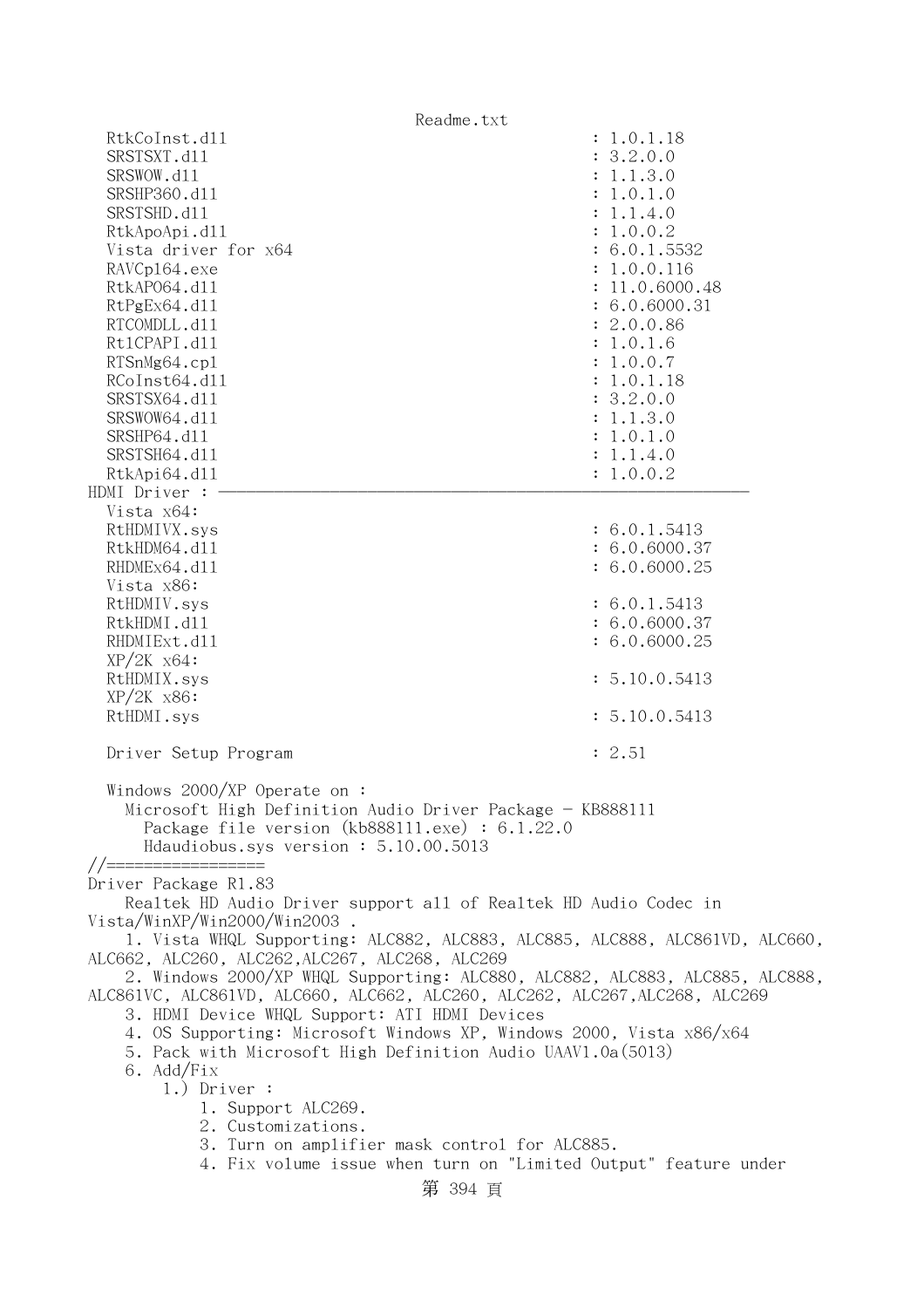```
  RtkCoInst.dll                                         : 1.0.1.18
  SRSTSXT.dll                                           : 3.2.0.0
  SRSWOW.dll                                            : 1.1.3.0
  SRSHP360.dll                                          : 1.0.1.0
  SRSTSHD.dll                                           : 1.1.4.0
  RtkApoApi.dll                                         : 1.0.0.2
  Vista driver for x64                                  : 6.0.1.5532
  RAVCpl64.exe                                          : 1.0.0.116
  RtkAPO64.dll                                          : 11.0.6000.48
  RtPgEx64.dll                                          : 6.0.6000.31
  RTCOMDLL.dll                                          : 2.0.0.86
  Rt1CPAPI.dll                                          : 1.0.1.6
  RTSnMg64.cpl                                          : 1.0.0.7
  RCoInst64.dll                                         : 1.0.1.18
  SRSTSX64.dll                                          : 3.2.0.0
  SRSWOW64.dll                                          : 1.1.3.0
  SRSHP64.dll                                           : 1.0.1.0
  SRSTSH64.dll                                          : 1.1.4.0
  RtkApi64.dll                                          : 1.0.0.2
HDMI Driver : ———————————————————————————————————————————————————————
  Vista x64:
  RtHDMIVX.sys                                          : 6.0.1.5413
  RtkHDM64.dll                                          : 6.0.6000.37
  RHDMEx64.dll                                          : 6.0.6000.25
  Vista x86:
  RtHDMIV.sys                                           : 6.0.1.5413
  RtkHDMI.dll                                           : 6.0.6000.37
  RHDMIExt.dll                                          : 6.0.6000.25
  XP/2K x64:
  RtHDMIX.sys                                           : 5.10.0.5413
  XP/2K x86:
  RtHDMI.sys                                            : 5.10.0.5413

  Driver Setup Program                                  : 2.51

  Windows 2000/XP Operate on :
    Microsoft High Definition Audio Driver Package - KB888111
      Package file version (kb888111.exe) : 6.1.22.0
      Hdaudiobus.sys version : 5.10.00.5013
//=================
Driver Package R1.83
    Realtek HD Audio Driver support all of Realtek HD Audio Codec in
Vista/WinXP/Win2000/Win2003 .
    1. Vista WHQL Supporting: ALC882, ALC883, ALC885, ALC888, ALC861VD, ALC660,
ALC662, ALC260, ALC262,ALC267, ALC268, ALC269
    2. Windows 2000/XP WHQL Supporting: ALC880, ALC882, ALC883, ALC885, ALC888,
ALC861VC, ALC861VD, ALC660, ALC662, ALC260, ALC262, ALC267,ALC268, ALC269
    3. HDMI Device WHQL Support: ATI HDMI Devices
    4. OS Supporting: Microsoft Windows XP, Windows 2000, Vista x86/x64
    5. Pack with Microsoft High Definition Audio UAAV1.0a(5013)
    6. Add/Fix
        1.) Driver :
            1. Support ALC269.
            2. Customizations.
            3. Turn on amplifier mask control for ALC885.
            4. Fix volume issue when turn on "Limited Output" feature under
```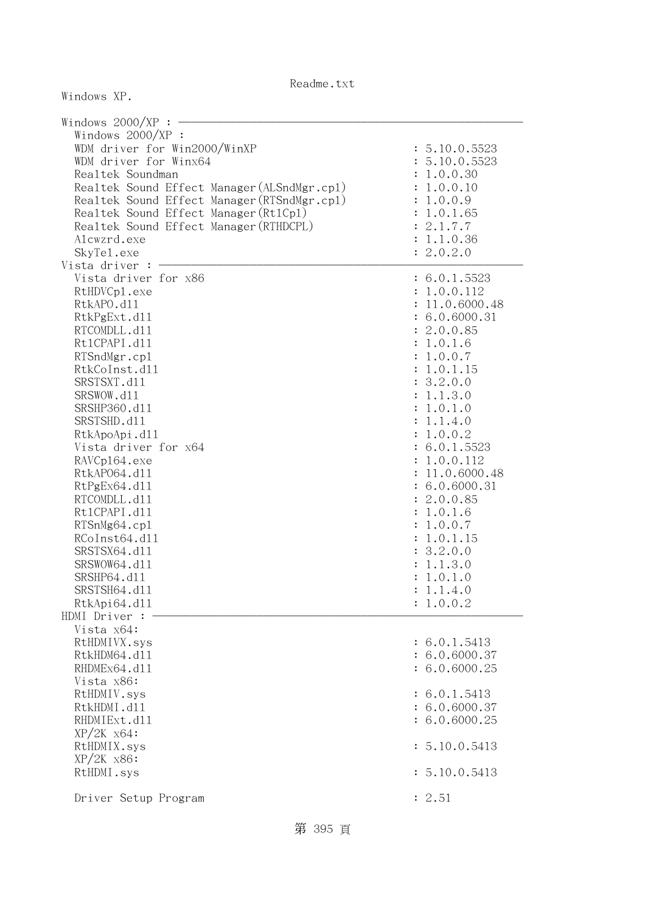Windows XP.

Windows 2000/XP : ------------------------------------------------------------

```
  Windows 2000/XP :
  WDM driver for Win2000/WinXP                  : 5.10.0.5523
  WDM driver for Winx64                         : 5.10.0.5523
  Realtek Soundman                              : 1.0.0.30
  Realtek Sound Effect Manager(ALSndMgr.cpl)    : 1.0.0.10
  Realtek Sound Effect Manager(RTSndMgr.cpl)    : 1.0.0.9
  Realtek Sound Effect Manager(Rt1Cpl)          : 1.0.1.65
  Realtek Sound Effect Manager(RTHDCPL)         : 2.1.7.7
  Alcwzrd.exe                                   : 1.1.0.36
  SkyTel.exe                                    : 2.0.2.0
Vista driver : ------------------------------------------------------------
  Vista driver for x86                          : 6.0.1.5523
  RtHDVCpl.exe                                  : 1.0.0.112
  RtkAPO.dll                                    : 11.0.6000.48
  RtkPgExt.dll                                  : 6.0.6000.31
  RTCOMDLL.dll                                  : 2.0.0.85
  Rt1CPAPI.dll                                  : 1.0.1.6
  RTSndMgr.cpl                                  : 1.0.0.7
  RtkCoInst.dll                                 : 1.0.1.15
  SRSTSXT.dll                                   : 3.2.0.0
  SRSWOW.dll                                    : 1.1.3.0
  SRSHP360.dll                                  : 1.0.1.0
  SRSTSHD.dll                                   : 1.1.4.0
  RtkApoApi.dll                                 : 1.0.0.2
  Vista driver for x64                          : 6.0.1.5523
  RAVCpl64.exe                                  : 1.0.0.112
  RtkAPO64.dll                                  : 11.0.6000.48
  RtPgEx64.dll                                  : 6.0.6000.31
  RTCOMDLL.dll                                  : 2.0.0.85
  Rt1CPAPI.dll                                  : 1.0.1.6
  RTSnMg64.cpl                                  : 1.0.0.7
  RCoInst64.dll                                 : 1.0.1.15
  SRSTSX64.dll                                  : 3.2.0.0
  SRSWOW64.dll                                  : 1.1.3.0
  SRSHP64.dll                                   : 1.0.1.0
  SRSTSH64.dll                                  : 1.1.4.0
  RtkApi64.dll                                  : 1.0.0.2
HDMI Driver : ------------------------------------------------------------
  Vista x64:
  RtHDMIVX.sys                                  : 6.0.1.5413
  RtkHDM64.dll                                  : 6.0.6000.37
  RHDMEx64.dll                                  : 6.0.6000.25
  Vista x86:
  RtHDMIV.sys                                   : 6.0.1.5413
  RtkHDMI.dll                                   : 6.0.6000.37
  RHDMIExt.dll                                  : 6.0.6000.25
  XP/2K x64:
  RtHDMIX.sys                                   : 5.10.0.5413
  XP/2K x86:
  RtHDMI.sys                                    : 5.10.0.5413

  Driver Setup Program                          : 2.51
```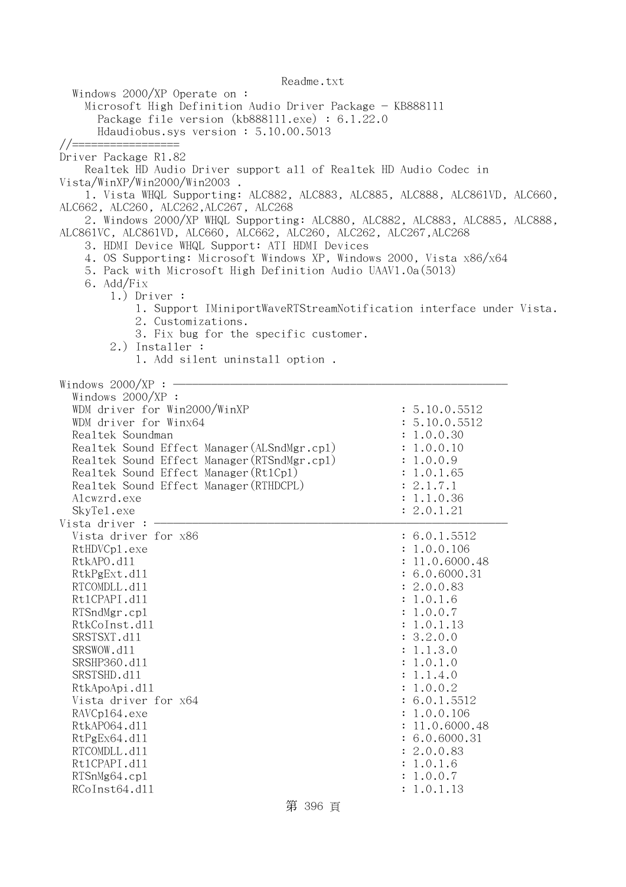Readme.txt

```
  Windows 2000/XP Operate on :
    Microsoft High Definition Audio Driver Package - KB888111
      Package file version (kb888111.exe) : 6.1.22.0
      Hdaudiobus.sys version : 5.10.00.5013
//=================
Driver Package R1.82
    Realtek HD Audio Driver support all of Realtek HD Audio Codec in
Vista/WinXP/Win2000/Win2003 .
    1. Vista WHQL Supporting: ALC882, ALC883, ALC885, ALC888, ALC861VD, ALC660,
ALC662, ALC260, ALC262,ALC267, ALC268
    2. Windows 2000/XP WHQL Supporting: ALC880, ALC882, ALC883, ALC885, ALC888,
ALC861VC, ALC861VD, ALC660, ALC662, ALC260, ALC262, ALC267,ALC268
    3. HDMI Device WHQL Support: ATI HDMI Devices
    4. OS Supporting: Microsoft Windows XP, Windows 2000, Vista x86/x64
    5. Pack with Microsoft High Definition Audio UAAV1.0a(5013)
    6. Add/Fix
        1.) Driver :
            1. Support IMiniportWaveRTStreamNotification interface under Vista.
            2. Customizations.
            3. Fix bug for the specific customer.
        2.) Installer :
            1. Add silent uninstall option .

Windows 2000/XP : ------------------------------------------------------------
  Windows 2000/XP :
  WDM driver for Win2000/WinXP                          : 5.10.0.5512
  WDM driver for Winx64                                 : 5.10.0.5512
  Realtek Soundman                                      : 1.0.0.30
  Realtek Sound Effect Manager(ALSndMgr.cpl)            : 1.0.0.10
  Realtek Sound Effect Manager(RTSndMgr.cpl)            : 1.0.0.9
  Realtek Sound Effect Manager(RtlCpl)                  : 1.0.1.65
  Realtek Sound Effect Manager(RTHDCPL)                 : 2.1.7.1
  Alcwzrd.exe                                           : 1.1.0.36
  SkyTel.exe                                            : 2.0.1.21
Vista driver : ---------------------------------------------------------------
  Vista driver for x86                                  : 6.0.1.5512
  RtHDVCpl.exe                                          : 1.0.0.106
  RtkAPO.dll                                            : 11.0.6000.48
  RtkPgExt.dll                                          : 6.0.6000.31
  RTCOMDLL.dll                                          : 2.0.0.83
  RtlCPAPI.dll                                          : 1.0.1.6
  RTSndMgr.cpl                                          : 1.0.0.7
  RtkCoInst.dll                                         : 1.0.1.13
  SRSTSXT.dll                                           : 3.2.0.0
  SRSWOW.dll                                            : 1.1.3.0
  SRSHP360.dll                                          : 1.0.1.0
  SRSTSHD.dll                                           : 1.1.4.0
  RtkApoApi.dll                                         : 1.0.0.2
  Vista driver for x64                                  : 6.0.1.5512
  RAVCpl64.exe                                          : 1.0.0.106
  RtkAPO64.dll                                          : 11.0.6000.48
  RtPgEx64.dll                                          : 6.0.6000.31
  RTCOMDLL.dll                                          : 2.0.0.83
  RtlCPAPI.dll                                          : 1.0.1.6
  RTSnMg64.cpl                                          : 1.0.0.7
  RCoInst64.dll                                         : 1.0.1.13
```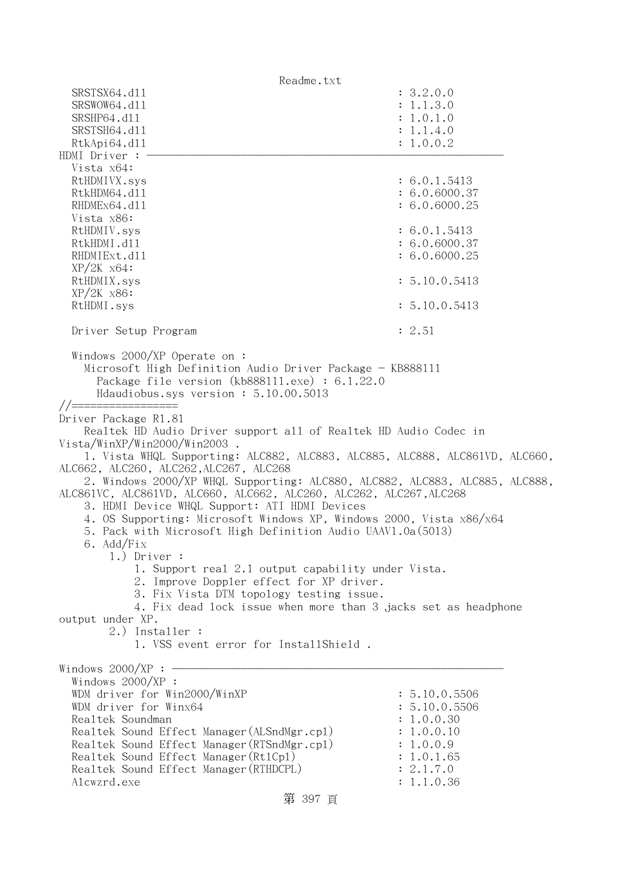```
  SRSTSX64.dll                                        : 3.2.0.0
  SRSWOW64.dll                                        : 1.1.3.0
  SRSHP64.dll                                         : 1.0.1.0
  SRSTSH64.dll                                        : 1.1.4.0
  RtkApi64.dll                                        : 1.0.0.2
HDMI Driver : ----------------------------------------------------------
  Vista x64:
  RtHDMIVX.sys                                        : 6.0.1.5413
  RtkHDM64.dll                                        : 6.0.6000.37
  RHDMEx64.dll                                        : 6.0.6000.25
  Vista x86:
  RtHDMIV.sys                                         : 6.0.1.5413
  RtkHDMI.dll                                         : 6.0.6000.37
  RHDMIExt.dll                                        : 6.0.6000.25
  XP/2K x64:
  RtHDMIX.sys                                         : 5.10.0.5413
  XP/2K x86:
  RtHDMI.sys                                          : 5.10.0.5413

  Driver Setup Program                                : 2.51

  Windows 2000/XP Operate on :
    Microsoft High Definition Audio Driver Package - KB888111
      Package file version (kb888111.exe) : 6.1.22.0
      Hdaudiobus.sys version : 5.10.00.5013
//=================
Driver Package R1.81
    Realtek HD Audio Driver support all of Realtek HD Audio Codec in
Vista/WinXP/Win2000/Win2003 .
    1. Vista WHQL Supporting: ALC882, ALC883, ALC885, ALC888, ALC861VD, ALC660,
ALC662, ALC260, ALC262,ALC267, ALC268
    2. Windows 2000/XP WHQL Supporting: ALC880, ALC882, ALC883, ALC885, ALC888,
ALC861VC, ALC861VD, ALC660, ALC662, ALC260, ALC262, ALC267,ALC268
    3. HDMI Device WHQL Support: ATI HDMI Devices
    4. OS Supporting: Microsoft Windows XP, Windows 2000, Vista x86/x64
    5. Pack with Microsoft High Definition Audio UAAV1.0a(5013)
    6. Add/Fix
        1.) Driver :
            1. Support real 2.1 output capability under Vista.
            2. Improve Doppler effect for XP driver.
            3. Fix Vista DTM topology testing issue.
            4. Fix dead lock issue when more than 3 jacks set as headphone
output under XP.
        2.) Installer :
            1. VSS event error for InstallShield .

Windows 2000/XP : ------------------------------------------------------
  Windows 2000/XP :
  WDM driver for Win2000/WinXP                        : 5.10.0.5506
  WDM driver for Winx64                               : 5.10.0.5506
  Realtek Soundman                                    : 1.0.0.30
  Realtek Sound Effect Manager(ALSndMgr.cpl)          : 1.0.0.10
  Realtek Sound Effect Manager(RTSndMgr.cpl)          : 1.0.0.9
  Realtek Sound Effect Manager(RtlCpl)                : 1.0.1.65
  Realtek Sound Effect Manager(RTHDCPL)               : 2.1.7.0
  Alcwzrd.exe                                         : 1.1.0.36
```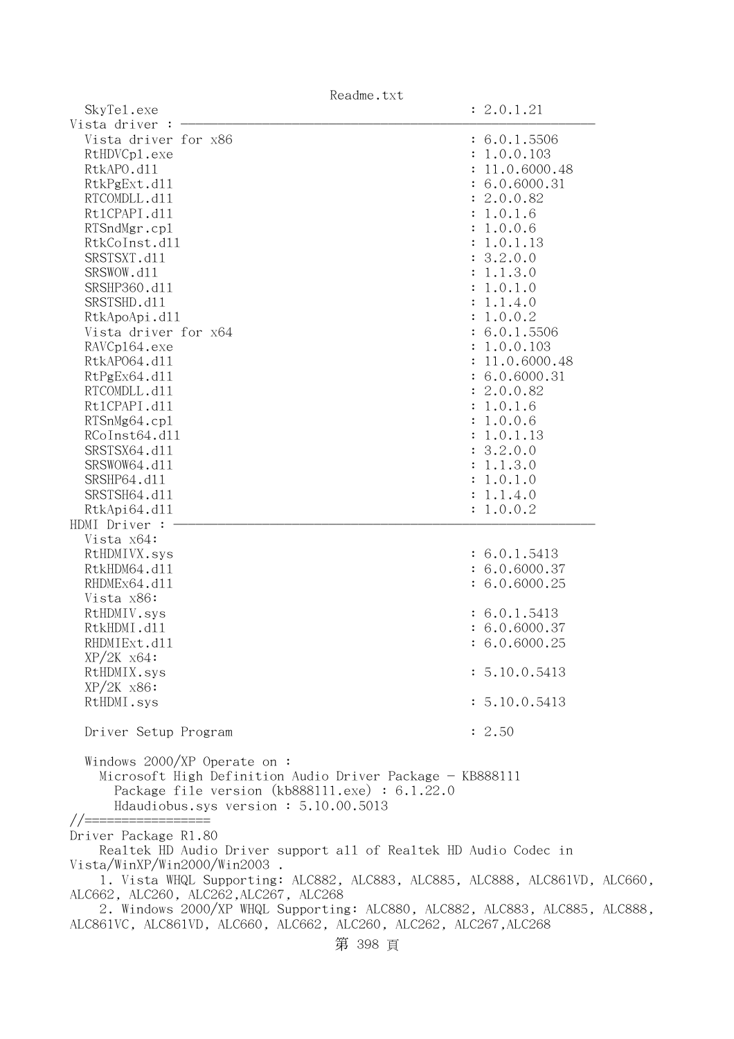```
  SkyTel.exe                                            : 2.0.1.21
Vista driver : ----------------------------------------------------------
  Vista driver for x86                                  : 6.0.1.5506
  RtHDVCpl.exe                                          : 1.0.0.103
  RtkAPO.dll                                            : 11.0.6000.48
  RtkPgExt.dll                                          : 6.0.6000.31
  RTCOMDLL.dll                                          : 2.0.0.82
  Rt1CPAPI.dll                                          : 1.0.1.6
  RTSndMgr.cpl                                          : 1.0.0.6
  RtkCoInst.dll                                         : 1.0.1.13
  SRSTSXT.dll                                           : 3.2.0.0
  SRSWOW.dll                                            : 1.1.3.0
  SRSHP360.dll                                          : 1.0.1.0
  SRSTSHD.dll                                           : 1.1.4.0
  RtkApoApi.dll                                         : 1.0.0.2
  Vista driver for x64                                  : 6.0.1.5506
  RAVCpl64.exe                                          : 1.0.0.103
  RtkAPO64.dll                                          : 11.0.6000.48
  RtPgEx64.dll                                          : 6.0.6000.31
  RTCOMDLL.dll                                          : 2.0.0.82
  Rt1CPAPI.dll                                          : 1.0.1.6
  RTSnMg64.cpl                                          : 1.0.0.6
  RCoInst64.dll                                         : 1.0.1.13
  SRSTSX64.dll                                          : 3.2.0.0
  SRSWOW64.dll                                          : 1.1.3.0
  SRSHP64.dll                                           : 1.0.1.0
  SRSTSH64.dll                                          : 1.1.4.0
  RtkApi64.dll                                          : 1.0.0.2
HDMI Driver : -----------------------------------------------------------
  Vista x64:
  RtHDMIVX.sys                                          : 6.0.1.5413
  RtkHDM64.dll                                          : 6.0.6000.37
  RHDMEx64.dll                                          : 6.0.6000.25
  Vista x86:
  RtHDMIV.sys                                           : 6.0.1.5413
  RtkHDMI.dll                                           : 6.0.6000.37
  RHDMIExt.dll                                          : 6.0.6000.25
  XP/2K x64:
  RtHDMIX.sys                                           : 5.10.0.5413
  XP/2K x86:
  RtHDMI.sys                                            : 5.10.0.5413

  Driver Setup Program                                  : 2.50

  Windows 2000/XP Operate on :
    Microsoft High Definition Audio Driver Package - KB888111
      Package file version (kb888111.exe) : 6.1.22.0
      Hdaudiobus.sys version : 5.10.00.5013
//=================
Driver Package R1.80
    Realtek HD Audio Driver support all of Realtek HD Audio Codec in
Vista/WinXP/Win2000/Win2003 .
    1. Vista WHQL Supporting: ALC882, ALC883, ALC885, ALC888, ALC861VD, ALC660,
ALC662, ALC260, ALC262,ALC267, ALC268
    2. Windows 2000/XP WHQL Supporting: ALC880, ALC882, ALC883, ALC885, ALC888,
ALC861VC, ALC861VD, ALC660, ALC662, ALC260, ALC262, ALC267,ALC268
```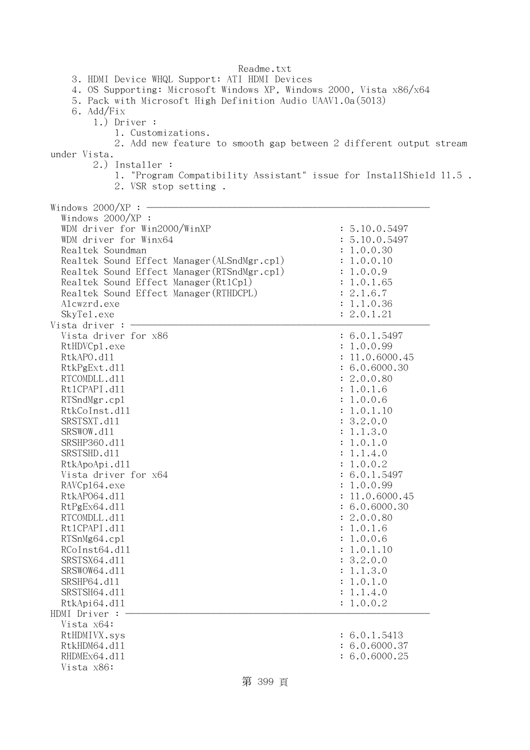```
     3. HDMI Device WHQL Support: ATI HDMI Devices
     4. OS Supporting: Microsoft Windows XP, Windows 2000, Vista x86/x64
     5. Pack with Microsoft High Definition Audio UAAV1.0a(5013)
     6. Add/Fix
         1.) Driver :
             1. Customizations.
             2. Add new feature to smooth gap between 2 different output stream 
under Vista.
         2.) Installer :
             1. "Program Compatibility Assistant" issue for InstallShield 11.5 .
             2. VSR stop setting .

Windows 2000/XP : ----------------------------------------------------------
   Windows 2000/XP :
   WDM driver for Win2000/WinXP                          : 5.10.0.5497
   WDM driver for Winx64                                 : 5.10.0.5497
   Realtek Soundman                                      : 1.0.0.30
   Realtek Sound Effect Manager(ALSndMgr.cpl)            : 1.0.0.10
   Realtek Sound Effect Manager(RTSndMgr.cpl)            : 1.0.0.9
   Realtek Sound Effect Manager(Rtlcpl)                  : 1.0.1.65
   Realtek Sound Effect Manager(RTHDCPL)                 : 2.1.6.7
   Alcwzrd.exe                                           : 1.1.0.36
   SkyTel.exe                                            : 2.0.1.21
Vista driver : -------------------------------------------------------------
   Vista driver for x86                                  : 6.0.1.5497
   RtHDVCpl.exe                                          : 1.0.0.99
   RtkAPO.dll                                            : 11.0.6000.45
   RtkPgExt.dll                                          : 6.0.6000.30
   RTCOMDLL.dll                                          : 2.0.0.80
   RtlCPAPI.dll                                          : 1.0.1.6
   RTSndMgr.cpl                                          : 1.0.0.6
   RtkCoInst.dll                                         : 1.0.1.10
   SRSTSXT.dll                                           : 3.2.0.0
   SRSWOW.dll                                            : 1.1.3.0
   SRSHP360.dll                                          : 1.0.1.0
   SRSTSHD.dll                                           : 1.1.4.0
   RtkApoApi.dll                                         : 1.0.0.2
   Vista driver for x64                                  : 6.0.1.5497
   RAVCpl64.exe                                          : 1.0.0.99
   RtkAPO64.dll                                          : 11.0.6000.45
   RtPgEx64.dll                                          : 6.0.6000.30
   RTCOMDLL.dll                                          : 2.0.0.80
   RtlCPAPI.dll                                          : 1.0.1.6
   RTSnMg64.cpl                                          : 1.0.0.6
   RCoInst64.dll                                         : 1.0.1.10
   SRSTSX64.dll                                          : 3.2.0.0
   SRSWOW64.dll                                          : 1.1.3.0
   SRSHP64.dll                                           : 1.0.1.0
   SRSTSH64.dll                                          : 1.1.4.0
   RtkApi64.dll                                          : 1.0.0.2
HDMI Driver : --------------------------------------------------------------
   Vista x64:
   RtHDMIVX.sys                                          : 6.0.1.5413
   RtkHDM64.dll                                          : 6.0.6000.37
   RHDMEx64.dll                                          : 6.0.6000.25
   Vista x86:
```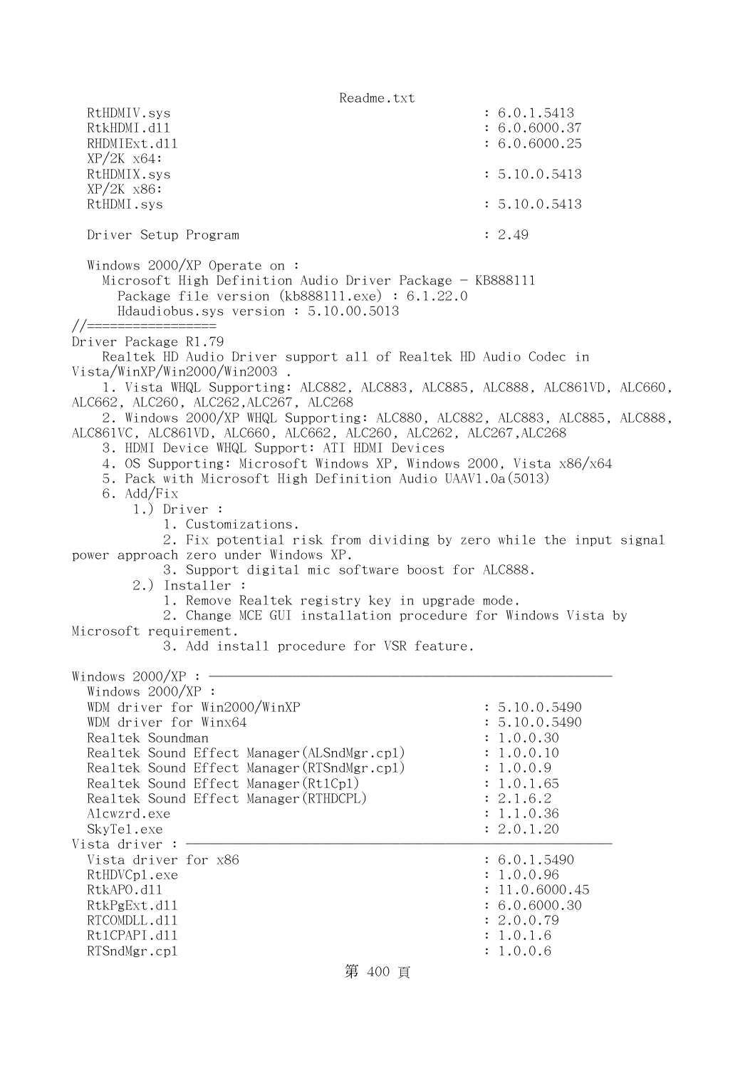```
  RtHDMIV.sys                                         : 6.0.1.5413
  RtkHDMI.dll                                         : 6.0.6000.37
  RHDMIExt.dll                                        : 6.0.6000.25
  XP/2K x64:
  RtHDMIX.sys                                         : 5.10.0.5413
  XP/2K x86:
  RtHDMI.sys                                          : 5.10.0.5413

  Driver Setup Program                                : 2.49

  Windows 2000/XP Operate on :
    Microsoft High Definition Audio Driver Package - KB888111
      Package file version (kb888111.exe) : 6.1.22.0
      Hdaudiobus.sys version : 5.10.00.5013
//=================
Driver Package R1.79
    Realtek HD Audio Driver support all of Realtek HD Audio Codec in
Vista/WinXP/Win2000/Win2003 .
    1. Vista WHQL Supporting: ALC882, ALC883, ALC885, ALC888, ALC861VD, ALC660,
ALC662, ALC260, ALC262,ALC267, ALC268
    2. Windows 2000/XP WHQL Supporting: ALC880, ALC882, ALC883, ALC885, ALC888,
ALC861VC, ALC861VD, ALC660, ALC662, ALC260, ALC262, ALC267,ALC268
    3. HDMI Device WHQL Support: ATI HDMI Devices
    4. OS Supporting: Microsoft Windows XP, Windows 2000, Vista x86/x64
    5. Pack with Microsoft High Definition Audio UAAV1.0a(5013)
    6. Add/Fix
        1.) Driver :
            1. Customizations.
            2. Fix potential risk from dividing by zero while the input signal
power approach zero under Windows XP.
            3. Support digital mic software boost for ALC888.
        2.) Installer :
            1. Remove Realtek registry key in upgrade mode.
            2. Change MCE GUI installation procedure for Windows Vista by
Microsoft requirement.
            3. Add install procedure for VSR feature.

Windows 2000/XP : ------------------------------------------------------
  Windows 2000/XP :
  WDM driver for Win2000/WinXP                        : 5.10.0.5490
  WDM driver for Winx64                               : 5.10.0.5490
  Realtek Soundman                                    : 1.0.0.30
  Realtek Sound Effect Manager(ALSndMgr.cpl)          : 1.0.0.10
  Realtek Sound Effect Manager(RTSndMgr.cpl)          : 1.0.0.9
  Realtek Sound Effect Manager(Rt1Cpl)                : 1.0.1.65
  Realtek Sound Effect Manager(RTHDCPL)               : 2.1.6.2
  Alcwzrd.exe                                         : 1.1.0.36
  SkyTel.exe                                          : 2.0.1.20
Vista driver : ---------------------------------------------------------
  Vista driver for x86                                : 6.0.1.5490
  RtHDVCpl.exe                                        : 1.0.0.96
  RtkAPO.dll                                          : 11.0.6000.45
  RtkPgExt.dll                                        : 6.0.6000.30
  RTCOMDLL.dll                                        : 2.0.0.79
  Rt1CPAPI.dll                                        : 1.0.1.6
  RTSndMgr.cpl                                        : 1.0.0.6
```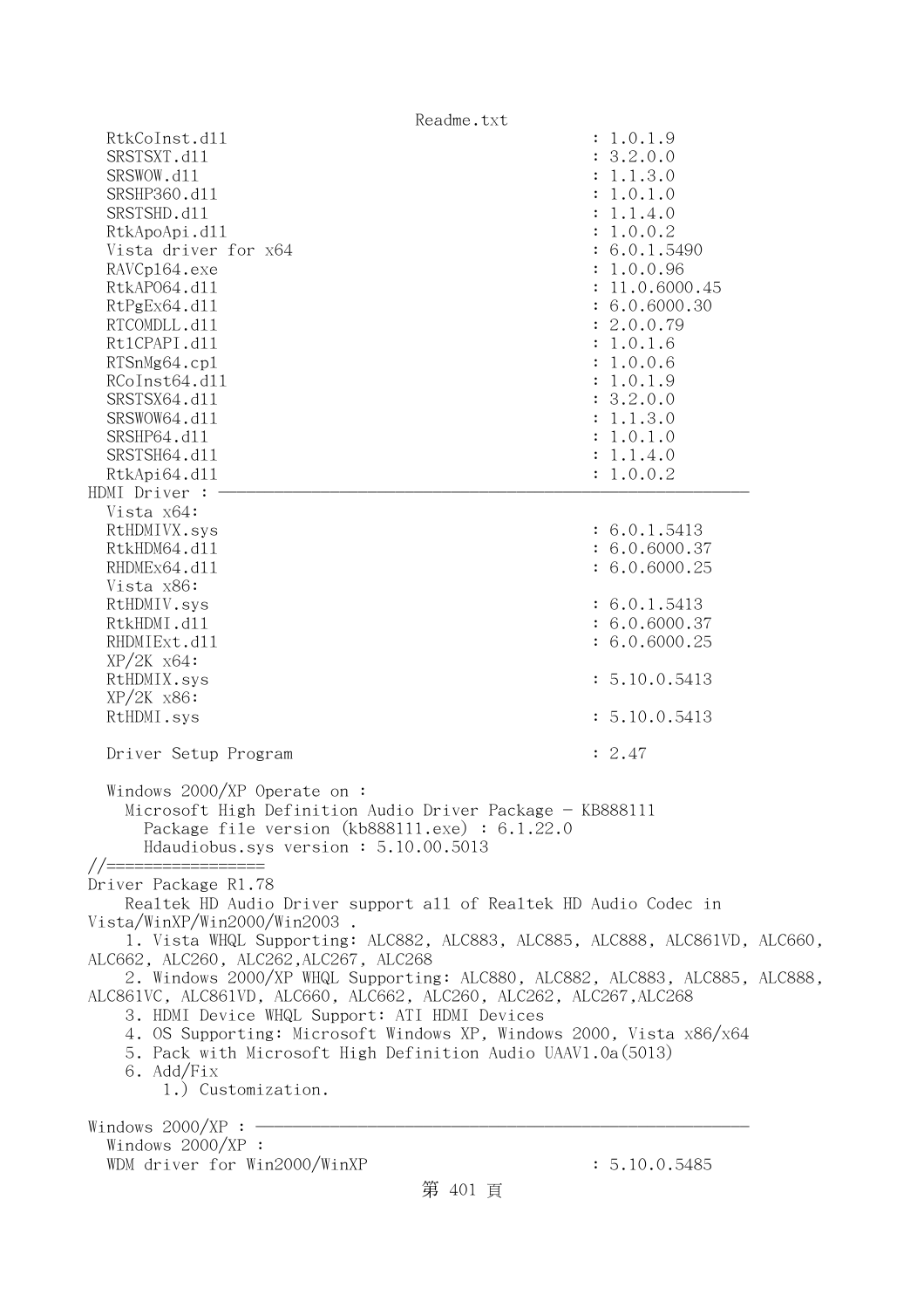```
  RtkCoInst.dll                                     : 1.0.1.9
  SRSTSXT.dll                                       : 3.2.0.0
  SRSWOW.dll                                        : 1.1.3.0
  SRSHP360.dll                                      : 1.0.1.0
  SRSTSHD.dll                                       : 1.1.4.0
  RtkApoApi.dll                                     : 1.0.0.2
  Vista driver for x64                              : 6.0.1.5490
  RAVCpl64.exe                                      : 1.0.0.96
  RtkAPO64.dll                                      : 11.0.6000.45
  RtPgEx64.dll                                      : 6.0.6000.30
  RTCOMDLL.dll                                      : 2.0.0.79
  Rt1CPAPI.dll                                      : 1.0.1.6
  RTSnMg64.cpl                                      : 1.0.0.6
  RCoInst64.dll                                     : 1.0.1.9
  SRSTSX64.dll                                      : 3.2.0.0
  SRSWOW64.dll                                      : 1.1.3.0
  SRSHP64.dll                                       : 1.0.1.0
  SRSTSH64.dll                                      : 1.1.4.0
  RtkApi64.dll                                      : 1.0.0.2
HDMI Driver : ----------------------------------------------------------
  Vista x64:
  RtHDMIVX.sys                                      : 6.0.1.5413
  RtkHDM64.dll                                      : 6.0.6000.37
  RHDMEx64.dll                                      : 6.0.6000.25
  Vista x86:
  RtHDMIV.sys                                       : 6.0.1.5413
  RtkHDMI.dll                                       : 6.0.6000.37
  RHDMIExt.dll                                      : 6.0.6000.25
  XP/2K x64:
  RtHDMIX.sys                                       : 5.10.0.5413
  XP/2K x86:
  RtHDMI.sys                                        : 5.10.0.5413

  Driver Setup Program                              : 2.47

  Windows 2000/XP Operate on :
    Microsoft High Definition Audio Driver Package - KB888111
      Package file version (kb888111.exe) : 6.1.22.0
      Hdaudiobus.sys version : 5.10.00.5013
//=================
Driver Package R1.78
    Realtek HD Audio Driver support all of Realtek HD Audio Codec in
Vista/WinXP/Win2000/Win2003 .
    1. Vista WHQL Supporting: ALC882, ALC883, ALC885, ALC888, ALC861VD, ALC660,
ALC662, ALC260, ALC262,ALC267, ALC268
    2. Windows 2000/XP WHQL Supporting: ALC880, ALC882, ALC883, ALC885, ALC888,
ALC861VC, ALC861VD, ALC660, ALC662, ALC260, ALC262, ALC267,ALC268
    3. HDMI Device WHQL Support: ATI HDMI Devices
    4. OS Supporting: Microsoft Windows XP, Windows 2000, Vista x86/x64
    5. Pack with Microsoft High Definition Audio UAAV1.0a(5013)
    6. Add/Fix
        1.) Customization.

Windows 2000/XP : ------------------------------------------------------
  Windows 2000/XP :
  WDM driver for Win2000/WinXP                      : 5.10.0.5485
```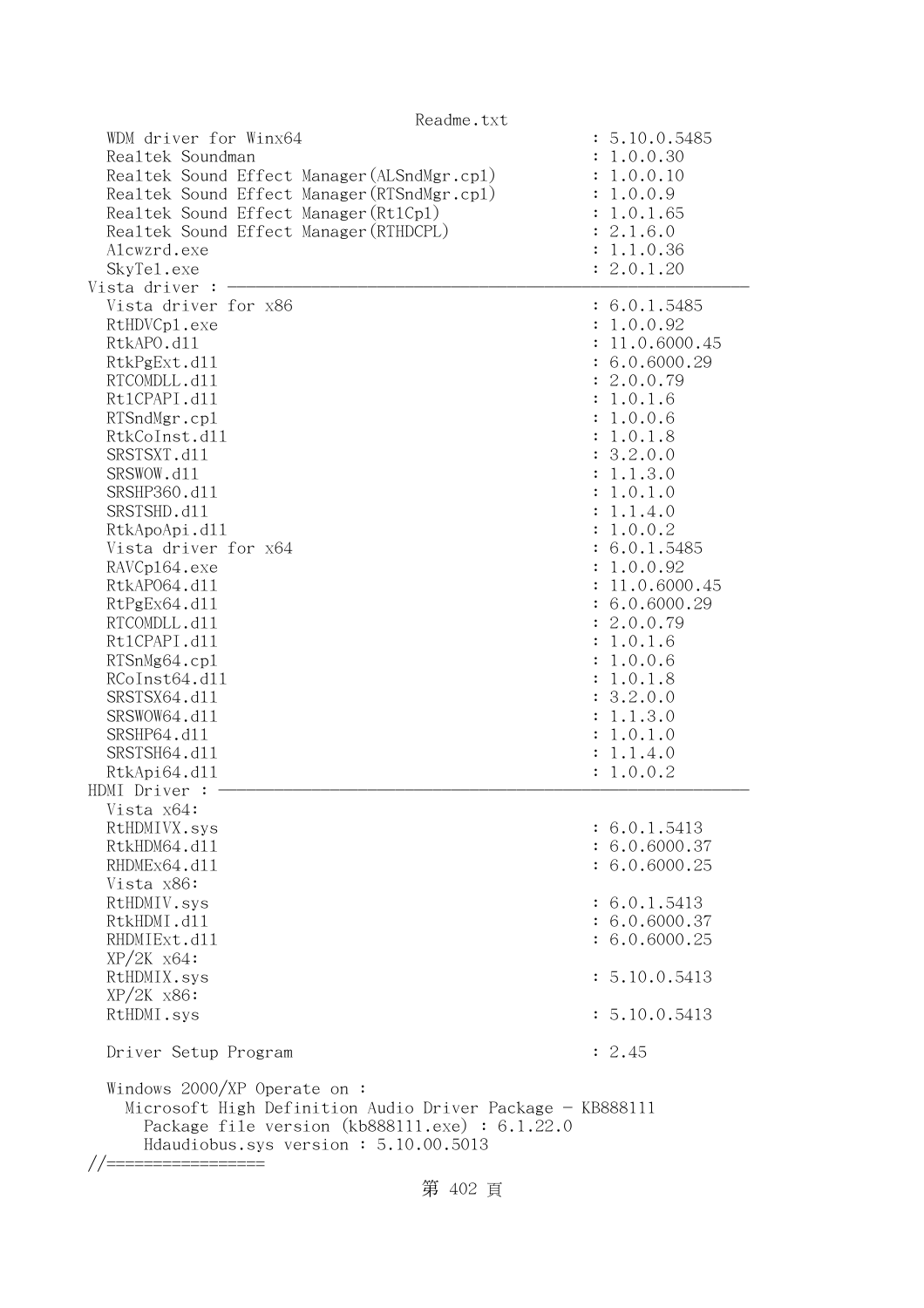```
  WDM driver for Winx64                              : 5.10.0.5485
  Realtek Soundman                                   : 1.0.0.30
  Realtek Sound Effect Manager(ALSndMgr.cpl)         : 1.0.0.10
  Realtek Sound Effect Manager(RTSndMgr.cpl)         : 1.0.0.9
  Realtek Sound Effect Manager(RtlCpl)               : 1.0.1.65
  Realtek Sound Effect Manager(RTHDCPL)              : 2.1.6.0
  Alcwzrd.exe                                        : 1.1.0.36
  SkyTel.exe                                         : 2.0.1.20
Vista driver : -----------------------------------------------------------
  Vista driver for x86                               : 6.0.1.5485
  RtHDVCpl.exe                                       : 1.0.0.92
  RtkAPO.dll                                         : 11.0.6000.45
  RtkPgExt.dll                                       : 6.0.6000.29
  RTCOMDLL.dll                                       : 2.0.0.79
  RtlCPAPI.dll                                       : 1.0.1.6
  RTSndMgr.cpl                                       : 1.0.0.6
  RtkCoInst.dll                                      : 1.0.1.8
  SRSTSXT.dll                                        : 3.2.0.0
  SRSWOW.dll                                         : 1.1.3.0
  SRSHP360.dll                                       : 1.0.1.0
  SRSTSHD.dll                                        : 1.1.4.0
  RtkApoApi.dll                                      : 1.0.0.2
  Vista driver for x64                               : 6.0.1.5485
  RAVCpl64.exe                                       : 1.0.0.92
  RtkAPO64.dll                                       : 11.0.6000.45
  RtPgEx64.dll                                       : 6.0.6000.29
  RTCOMDLL.dll                                       : 2.0.0.79
  RtlCPAPI.dll                                       : 1.0.1.6
  RTSnMg64.cpl                                       : 1.0.0.6
  RCoInst64.dll                                      : 1.0.1.8
  SRSTSX64.dll                                       : 3.2.0.0
  SRSWOW64.dll                                       : 1.1.3.0
  SRSHP64.dll                                        : 1.0.1.0
  SRSTSH64.dll                                       : 1.1.4.0
  RtkApi64.dll                                       : 1.0.0.2
HDMI Driver : ------------------------------------------------------------
  Vista x64:
  RtHDMIVX.sys                                       : 6.0.1.5413
  RtkHDM64.dll                                       : 6.0.6000.37
  RHDMEx64.dll                                       : 6.0.6000.25
  Vista x86:
  RtHDMIV.sys                                        : 6.0.1.5413
  RtkHDMI.dll                                        : 6.0.6000.37
  RHDMIExt.dll                                       : 6.0.6000.25
  XP/2K x64:
  RtHDMIX.sys                                        : 5.10.0.5413
  XP/2K x86:
  RtHDMI.sys                                         : 5.10.0.5413

  Driver Setup Program                               : 2.45

  Windows 2000/XP Operate on :
    Microsoft High Definition Audio Driver Package - KB888111
      Package file version (kb888111.exe) : 6.1.22.0
      Hdaudiobus.sys version : 5.10.00.5013
//=================
```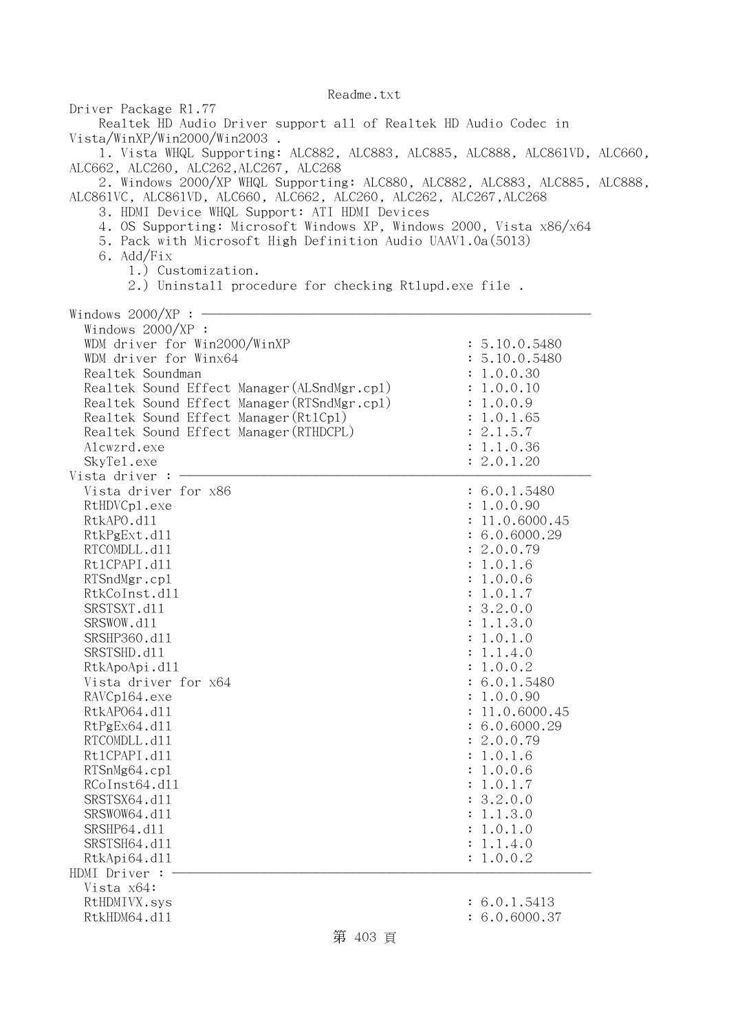Readme.txt

Driver Package R1.77

Realtek HD Audio Driver support all of Realtek HD Audio Codec in Vista/WinXP/Win2000/Win2003 .

1. Vista WHQL Supporting: ALC882, ALC883, ALC885, ALC888, ALC861VD, ALC660, ALC662, ALC260, ALC262,ALC267, ALC268
2. Windows 2000/XP WHQL Supporting: ALC880, ALC882, ALC883, ALC885, ALC888, ALC861VC, ALC861VD, ALC660, ALC662, ALC260, ALC262, ALC267,ALC268
3. HDMI Device WHQL Support: ATI HDMI Devices
4. OS Supporting: Microsoft Windows XP, Windows 2000, Vista x86/x64
5. Pack with Microsoft High Definition Audio UAAV1.0a(5013)
6. Add/Fix
    1.) Customization.
    2.) Uninstall procedure for checking Rt1upd.exe file .

```
Windows 2000/XP : ----------------------------------------------------------
  Windows 2000/XP :
  WDM driver for Win2000/WinXP                        : 5.10.0.5480
  WDM driver for Winx64                               : 5.10.0.5480
  Realtek Soundman                                    : 1.0.0.30
  Realtek Sound Effect Manager(ALSndMgr.cpl)          : 1.0.0.10
  Realtek Sound Effect Manager(RTSndMgr.cpl)          : 1.0.0.9
  Realtek Sound Effect Manager(Rt1Cpl)                : 1.0.1.65
  Realtek Sound Effect Manager(RTHDCPL)               : 2.1.5.7
  Alcwzrd.exe                                         : 1.1.0.36
  SkyTel.exe                                          : 2.0.1.20
Vista driver : --------------------------------------------------------------
  Vista driver for x86                                : 6.0.1.5480
  RtHDVCpl.exe                                        : 1.0.0.90
  RtkAPO.dll                                          : 11.0.6000.45
  RtkPgExt.dll                                        : 6.0.6000.29
  RTCOMDLL.dll                                        : 2.0.0.79
  Rt1CPAPI.dll                                        : 1.0.1.6
  RTSndMgr.cpl                                        : 1.0.0.6
  RtkCoInst.dll                                       : 1.0.1.7
  SRSTSXT.dll                                         : 3.2.0.0
  SRSWOW.dll                                          : 1.1.3.0
  SRSHP360.dll                                        : 1.0.1.0
  SRSTSHD.dll                                         : 1.1.4.0
  RtkApoApi.dll                                       : 1.0.0.2
  Vista driver for x64                                : 6.0.1.5480
  RAVCpl64.exe                                        : 1.0.0.90
  RtkAPO64.dll                                        : 11.0.6000.45
  RtPgEx64.dll                                        : 6.0.6000.29
  RTCOMDLL.dll                                        : 2.0.0.79
  Rt1CPAPI.dll                                        : 1.0.1.6
  RTSnMg64.cpl                                        : 1.0.0.6
  RCoInst64.dll                                       : 1.0.1.7
  SRSTSX64.dll                                        : 3.2.0.0
  SRSWOW64.dll                                        : 1.1.3.0
  SRSHP64.dll                                         : 1.0.1.0
  SRSTSH64.dll                                        : 1.1.4.0
  RtkApi64.dll                                        : 1.0.0.2
HDMI Driver : ---------------------------------------------------------------
  Vista x64:
  RtHDMIVX.sys                                        : 6.0.1.5413
  RtkHDM64.dll                                        : 6.0.6000.37
```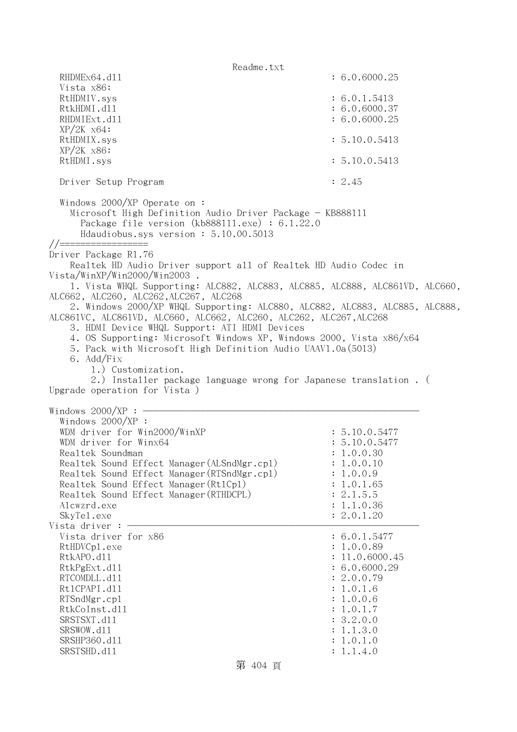```
  RHDMEx64.dll                                    : 6.0.6000.25
  Vista x86:
  RtHDMIV.sys                                     : 6.0.1.5413
  RtkHDMI.dll                                     : 6.0.6000.37
  RHDMIExt.dll                                    : 6.0.6000.25
  XP/2K x64:
  RtHDMIX.sys                                     : 5.10.0.5413
  XP/2K x86:
  RtHDMI.sys                                      : 5.10.0.5413

  Driver Setup Program                            : 2.45

  Windows 2000/XP Operate on :
    Microsoft High Definition Audio Driver Package - KB888111
      Package file version (kb888111.exe) : 6.1.22.0
      Hdaudiobus.sys version : 5.10.00.5013
//=================
Driver Package R1.76
    Realtek HD Audio Driver support all of Realtek HD Audio Codec in
Vista/WinXP/Win2000/Win2003 .
    1. Vista WHQL Supporting: ALC882, ALC883, ALC885, ALC888, ALC861VD, ALC660,
ALC662, ALC260, ALC262,ALC267, ALC268
    2. Windows 2000/XP WHQL Supporting: ALC880, ALC882, ALC883, ALC885, ALC888,
ALC861VC, ALC861VD, ALC660, ALC662, ALC260, ALC262, ALC267,ALC268
    3. HDMI Device WHQL Support: ATI HDMI Devices
    4. OS Supporting: Microsoft Windows XP, Windows 2000, Vista x86/x64
    5. Pack with Microsoft High Definition Audio UAAV1.0a(5013)
    6. Add/Fix
        1.) Customization.
        2.) Installer package language wrong for Japanese translation . (
Upgrade operation for Vista )

Windows 2000/XP : ----------------------------------------------------------
  Windows 2000/XP :
  WDM driver for Win2000/WinXP                    : 5.10.0.5477
  WDM driver for Winx64                           : 5.10.0.5477
  Realtek Soundman                                : 1.0.0.30
  Realtek Sound Effect Manager(ALSndMgr.cpl)      : 1.0.0.10
  Realtek Sound Effect Manager(RTSndMgr.cpl)      : 1.0.0.9
  Realtek Sound Effect Manager(Rt1Cpl)            : 1.0.1.65
  Realtek Sound Effect Manager(RTHDCPL)           : 2.1.5.5
  Alcwzrd.exe                                     : 1.1.0.36
  SkyTel.exe                                      : 2.0.1.20
Vista driver : -------------------------------------------------------------
  Vista driver for x86                            : 6.0.1.5477
  RtHDVCpl.exe                                    : 1.0.0.89
  RtkAPO.dll                                      : 11.0.6000.45
  RtkPgExt.dll                                    : 6.0.6000.29
  RTCOMDLL.dll                                    : 2.0.0.79
  Rt1CPAPI.dll                                    : 1.0.1.6
  RTSndMgr.cpl                                    : 1.0.0.6
  RtkCoInst.dll                                   : 1.0.1.7
  SRSTSXT.dll                                     : 3.2.0.0
  SRSWOW.dll                                      : 1.1.3.0
  SRSHP360.dll                                    : 1.0.1.0
  SRSTSHD.dll                                     : 1.1.4.0
```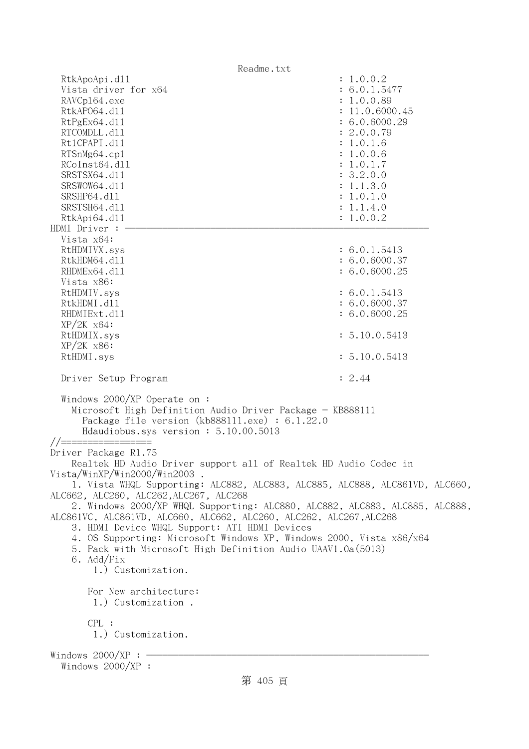```
  RtkApoApi.dll                                       : 1.0.0.2
  Vista driver for x64                                : 6.0.1.5477
  RAVCpl64.exe                                        : 1.0.0.89
  RtkAPO64.dll                                        : 11.0.6000.45
  RtPgEx64.dll                                        : 6.0.6000.29
  RTCOMDLL.dll                                        : 2.0.0.79
  Rt1CPAPI.dll                                        : 1.0.1.6
  RTSnMg64.cpl                                        : 1.0.0.6
  RCoInst64.dll                                       : 1.0.1.7
  SRSTSX64.dll                                        : 3.2.0.0
  SRSWOW64.dll                                        : 1.1.3.0
  SRSHP64.dll                                         : 1.0.1.0
  SRSTSH64.dll                                        : 1.1.4.0
  RtkApi64.dll                                        : 1.0.0.2
HDMI Driver : -----------------------------------------------------------
  Vista x64:
  RtHDMIVX.sys                                        : 6.0.1.5413
  RtkHDM64.dll                                        : 6.0.6000.37
  RHDMEx64.dll                                        : 6.0.6000.25
  Vista x86:
  RtHDMIV.sys                                         : 6.0.1.5413
  RtkHDMI.dll                                         : 6.0.6000.37
  RHDMIExt.dll                                        : 6.0.6000.25
  XP/2K x64:
  RtHDMIX.sys                                         : 5.10.0.5413
  XP/2K x86:
  RtHDMI.sys                                          : 5.10.0.5413

  Driver Setup Program                                : 2.44

  Windows 2000/XP Operate on :
    Microsoft High Definition Audio Driver Package - KB888111
      Package file version (kb888111.exe) : 6.1.22.0
      Hdaudiobus.sys version : 5.10.00.5013
//=================
Driver Package R1.75
    Realtek HD Audio Driver support all of Realtek HD Audio Codec in 
Vista/WinXP/Win2000/Win2003 .
    1. Vista WHQL Supporting: ALC882, ALC883, ALC885, ALC888, ALC861VD, ALC660, 
ALC662, ALC260, ALC262,ALC267, ALC268
    2. Windows 2000/XP WHQL Supporting: ALC880, ALC882, ALC883, ALC885, ALC888, 
ALC861VC, ALC861VD, ALC660, ALC662, ALC260, ALC262, ALC267,ALC268
    3. HDMI Device WHQL Support: ATI HDMI Devices
    4. OS Supporting: Microsoft Windows XP, Windows 2000, Vista x86/x64
    5. Pack with Microsoft High Definition Audio UAAV1.0a(5013)
    6. Add/Fix
        1.) Customization.

       For New architecture:
        1.) Customization .

       CPL :
        1.) Customization.

Windows 2000/XP : -------------------------------------------------------
  Windows 2000/XP :
```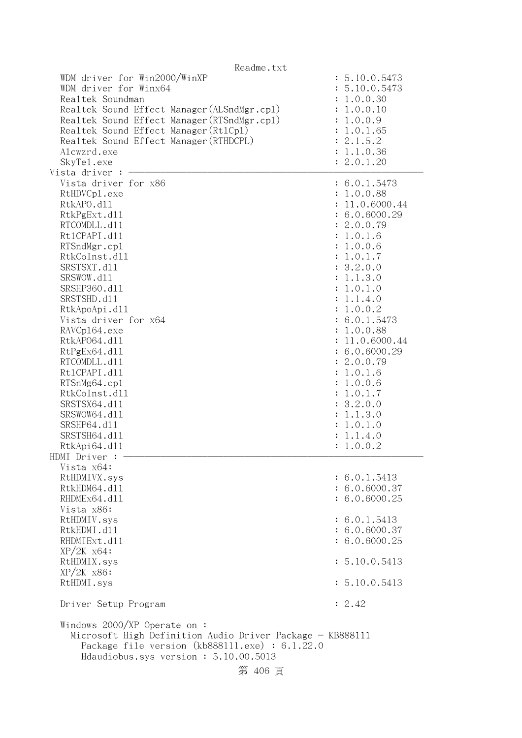```
  WDM driver for Win2000/WinXP                          : 5.10.0.5473
  WDM driver for Winx64                                 : 5.10.0.5473
  Realtek Soundman                                      : 1.0.0.30
  Realtek Sound Effect Manager(ALSndMgr.cpl)            : 1.0.0.10
  Realtek Sound Effect Manager(RTSndMgr.cpl)            : 1.0.0.9
  Realtek Sound Effect Manager(RtlCpl)                  : 1.0.1.65
  Realtek Sound Effect Manager(RTHDCPL)                 : 2.1.5.2
  Alcwzrd.exe                                           : 1.1.0.36
  SkyTel.exe                                            : 2.0.1.20
Vista driver : ─────────────────────────────────────────────────────
  Vista driver for x86                                  : 6.0.1.5473
  RtHDVCpl.exe                                          : 1.0.0.88
  RtkAPO.dll                                            : 11.0.6000.44
  RtkPgExt.dll                                          : 6.0.6000.29
  RTCOMDLL.dll                                          : 2.0.0.79
  RtlCPAPI.dll                                          : 1.0.1.6
  RTSndMgr.cpl                                          : 1.0.0.6
  RtkCoInst.dll                                         : 1.0.1.7
  SRSTSXT.dll                                           : 3.2.0.0
  SRSWOW.dll                                            : 1.1.3.0
  SRSHP360.dll                                          : 1.0.1.0
  SRSTSHD.dll                                           : 1.1.4.0
  RtkApoApi.dll                                         : 1.0.0.2
  Vista driver for x64                                  : 6.0.1.5473
  RAVCpl64.exe                                          : 1.0.0.88
  RtkAPO64.dll                                          : 11.0.6000.44
  RtPgEx64.dll                                          : 6.0.6000.29
  RTCOMDLL.dll                                          : 2.0.0.79
  RtlCPAPI.dll                                          : 1.0.1.6
  RTSnMg64.cpl                                          : 1.0.0.6
  RtkCoInst.dll                                         : 1.0.1.7
  SRSTSX64.dll                                          : 3.2.0.0
  SRSWOW64.dll                                          : 1.1.3.0
  SRSHP64.dll                                           : 1.0.1.0
  SRSTSH64.dll                                          : 1.1.4.0
  RtkApi64.dll                                          : 1.0.0.2
HDMI Driver : ──────────────────────────────────────────────────────
  Vista x64:
  RtHDMIVX.sys                                          : 6.0.1.5413
  RtkHDM64.dll                                          : 6.0.6000.37
  RHDMEx64.dll                                          : 6.0.6000.25
  Vista x86:
  RtHDMIV.sys                                           : 6.0.1.5413
  RtkHDMI.dll                                           : 6.0.6000.37
  RHDMIExt.dll                                          : 6.0.6000.25
  XP/2K x64:
  RtHDMIX.sys                                           : 5.10.0.5413
  XP/2K x86:
  RtHDMI.sys                                            : 5.10.0.5413

  Driver Setup Program                                  : 2.42

  Windows 2000/XP Operate on :
    Microsoft High Definition Audio Driver Package - KB888111
      Package file version (kb888111.exe) : 6.1.22.0
      Hdaudiobus.sys version : 5.10.00.5013
```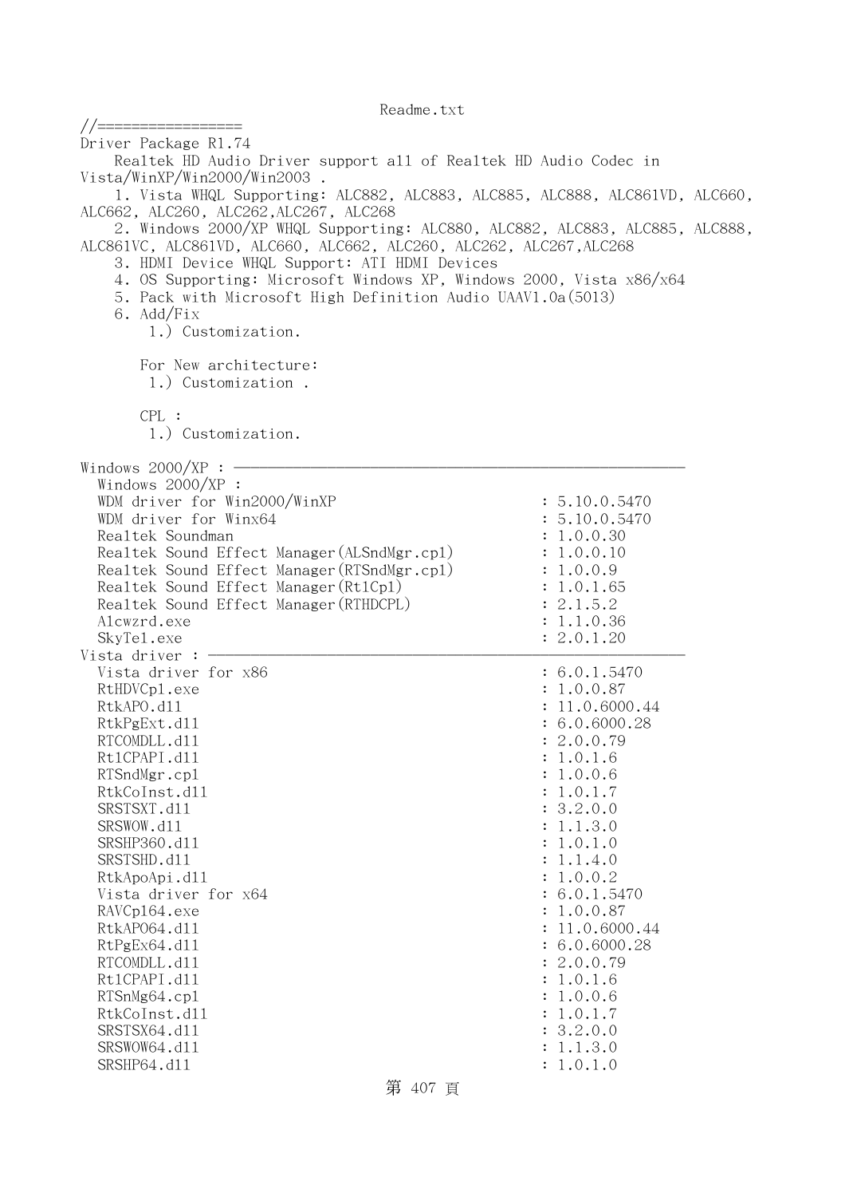Readme.txt

```
//=================
Driver Package R1.74
    Realtek HD Audio Driver support all of Realtek HD Audio Codec in
Vista/WinXP/Win2000/Win2003 .
    1. Vista WHQL Supporting: ALC882, ALC883, ALC885, ALC888, ALC861VD, ALC660,
ALC662, ALC260, ALC262,ALC267, ALC268
    2. Windows 2000/XP WHQL Supporting: ALC880, ALC882, ALC883, ALC885, ALC888,
ALC861VC, ALC861VD, ALC660, ALC662, ALC260, ALC262, ALC267,ALC268
    3. HDMI Device WHQL Support: ATI HDMI Devices
    4. OS Supporting: Microsoft Windows XP, Windows 2000, Vista x86/x64
    5. Pack with Microsoft High Definition Audio UAAV1.0a(5013)
    6. Add/Fix
        1.) Customization.

       For New architecture:
        1.) Customization .

       CPL :
        1.) Customization.

Windows 2000/XP : ------------------------------------------------------------
  Windows 2000/XP :
  WDM driver for Win2000/WinXP                          : 5.10.0.5470
  WDM driver for Winx64                                 : 5.10.0.5470
  Realtek Soundman                                      : 1.0.0.30
  Realtek Sound Effect Manager(ALSndMgr.cpl)            : 1.0.0.10
  Realtek Sound Effect Manager(RTSndMgr.cpl)            : 1.0.0.9
  Realtek Sound Effect Manager(Rt1Cpl)                  : 1.0.1.65
  Realtek Sound Effect Manager(RTHDCPL)                 : 2.1.5.2
  Alcwzrd.exe                                           : 1.1.0.36
  SkyTel.exe                                            : 2.0.1.20
Vista driver : ---------------------------------------------------------------
  Vista driver for x86                                  : 6.0.1.5470
  RtHDVCpl.exe                                          : 1.0.0.87
  RtkAPO.dll                                            : 11.0.6000.44
  RtkPgExt.dll                                          : 6.0.6000.28
  RTCOMDLL.dll                                          : 2.0.0.79
  Rt1CPAPI.dll                                          : 1.0.1.6
  RTSndMgr.cpl                                          : 1.0.0.6
  RtkCoInst.dll                                         : 1.0.1.7
  SRSTSXT.dll                                           : 3.2.0.0
  SRSWOW.dll                                            : 1.1.3.0
  SRSHP360.dll                                          : 1.0.1.0
  SRSTSHD.dll                                           : 1.1.4.0
  RtkApoApi.dll                                         : 1.0.0.2
  Vista driver for x64                                  : 6.0.1.5470
  RAVCpl64.exe                                          : 1.0.0.87
  RtkAPO64.dll                                          : 11.0.6000.44
  RtPgEx64.dll                                          : 6.0.6000.28
  RTCOMDLL.dll                                          : 2.0.0.79
  Rt1CPAPI.dll                                          : 1.0.1.6
  RTSnMg64.cpl                                          : 1.0.0.6
  RtkCoInst.dll                                         : 1.0.1.7
  SRSTSX64.dll                                          : 3.2.0.0
  SRSWOW64.dll                                          : 1.1.3.0
  SRSHP64.dll                                           : 1.0.1.0
```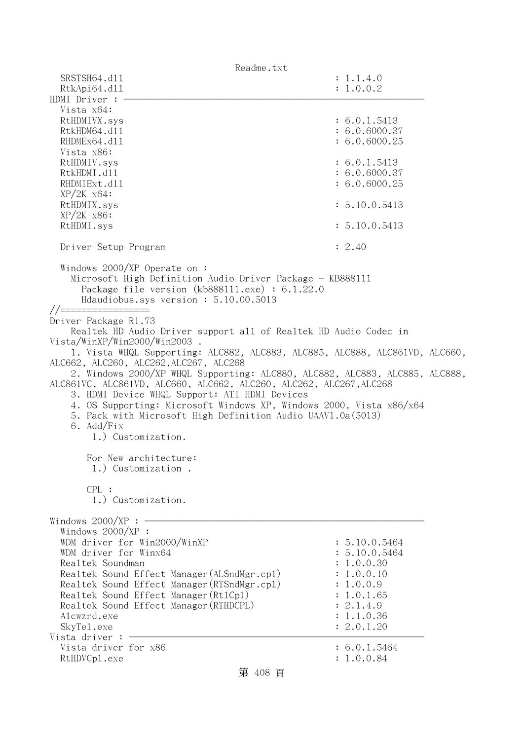```
  SRSTSH64.dll                                      : 1.1.4.0
  RtkApi64.dll                                      : 1.0.0.2
HDMI Driver : ─────────────────────────────────────────────────────────
  Vista x64:
  RtHDMIVX.sys                                      : 6.0.1.5413
  RtkHDM64.dll                                      : 6.0.6000.37
  RHDMEx64.dll                                      : 6.0.6000.25
  Vista x86:
  RtHDMIV.sys                                       : 6.0.1.5413
  RtkHDMI.dll                                       : 6.0.6000.37
  RHDMIExt.dll                                      : 6.0.6000.25
  XP/2K x64:
  RtHDMIX.sys                                       : 5.10.0.5413
  XP/2K x86:
  RtHDMI.sys                                        : 5.10.0.5413

  Driver Setup Program                              : 2.40

  Windows 2000/XP Operate on :
    Microsoft High Definition Audio Driver Package - KB888111
      Package file version (kb888111.exe) : 6.1.22.0
      Hdaudiobus.sys version : 5.10.00.5013
//=================
Driver Package R1.73
    Realtek HD Audio Driver support all of Realtek HD Audio Codec in 
Vista/WinXP/Win2000/Win2003 .
    1. Vista WHQL Supporting: ALC882, ALC883, ALC885, ALC888, ALC861VD, ALC660, 
ALC662, ALC260, ALC262,ALC267, ALC268
    2. Windows 2000/XP WHQL Supporting: ALC880, ALC882, ALC883, ALC885, ALC888, 
ALC861VC, ALC861VD, ALC660, ALC662, ALC260, ALC262, ALC267,ALC268
    3. HDMI Device WHQL Support: ATI HDMI Devices
    4. OS Supporting: Microsoft Windows XP, Windows 2000, Vista x86/x64
    5. Pack with Microsoft High Definition Audio UAAV1.0a(5013)
    6. Add/Fix
        1.) Customization.

       For New architecture:
        1.) Customization .

       CPL :
        1.) Customization.

Windows 2000/XP : ─────────────────────────────────────────────────────
  Windows 2000/XP :
  WDM driver for Win2000/WinXP                      : 5.10.0.5464
  WDM driver for Winx64                             : 5.10.0.5464
  Realtek Soundman                                  : 1.0.0.30
  Realtek Sound Effect Manager(ALSndMgr.cpl)        : 1.0.0.10
  Realtek Sound Effect Manager(RTSndMgr.cpl)        : 1.0.0.9
  Realtek Sound Effect Manager(RtlCpl)              : 1.0.1.65
  Realtek Sound Effect Manager(RTHDCPL)             : 2.1.4.9
  Alcwzrd.exe                                       : 1.1.0.36
  SkyTel.exe                                        : 2.0.1.20
Vista driver : ────────────────────────────────────────────────────────
  Vista driver for x86                              : 6.0.1.5464
  RtHDVCpl.exe                                      : 1.0.0.84
```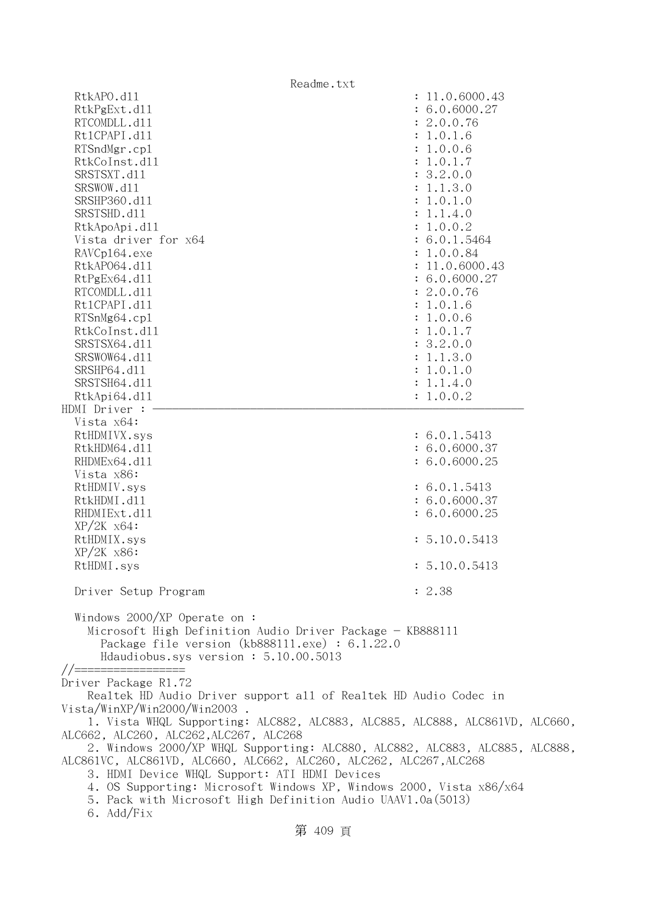```
   RtkAPO.dll                                          : 11.0.6000.43
   RtkPgExt.dll                                        : 6.0.6000.27
   RTCOMDLL.dll                                        : 2.0.0.76
   Rt1CPAPI.dll                                        : 1.0.1.6
   RTSndMgr.cpl                                        : 1.0.0.6
   RtkCoInst.dll                                       : 1.0.1.7
   SRSTSXT.dll                                         : 3.2.0.0
   SRSWOW.dll                                          : 1.1.3.0
   SRSHP360.dll                                        : 1.0.1.0
   SRSTSHD.dll                                         : 1.1.4.0
   RtkApoApi.dll                                       : 1.0.0.2
   Vista driver for x64                                : 6.0.1.5464
   RAVCpl64.exe                                        : 1.0.0.84
   RtkAPO64.dll                                        : 11.0.6000.43
   RtPgEx64.dll                                        : 6.0.6000.27
   RTCOMDLL.dll                                        : 2.0.0.76
   Rt1CPAPI.dll                                        : 1.0.1.6
   RTSnMg64.cpl                                        : 1.0.0.6
   RtkCoInst.dll                                       : 1.0.1.7
   SRSTSX64.dll                                        : 3.2.0.0
   SRSWOW64.dll                                        : 1.1.3.0
   SRSHP64.dll                                         : 1.0.1.0
   SRSTSH64.dll                                        : 1.1.4.0
   RtkApi64.dll                                        : 1.0.0.2
HDMI Driver : ---------------------------------------------------------
   Vista x64:
   RtHDMIVX.sys                                        : 6.0.1.5413
   RtkHDM64.dll                                        : 6.0.6000.37
   RHDMEx64.dll                                        : 6.0.6000.25
   Vista x86:
   RtHDMIV.sys                                         : 6.0.1.5413
   RtkHDMI.dll                                         : 6.0.6000.37
   RHDMIExt.dll                                        : 6.0.6000.25
   XP/2K x64:
   RtHDMIX.sys                                         : 5.10.0.5413
   XP/2K x86:
   RtHDMI.sys                                          : 5.10.0.5413

   Driver Setup Program                                : 2.38

   Windows 2000/XP Operate on :
     Microsoft High Definition Audio Driver Package - KB888111
       Package file version (kb888111.exe) : 6.1.22.0
       Hdaudiobus.sys version : 5.10.00.5013
//=================
Driver Package R1.72
    Realtek HD Audio Driver support all of Realtek HD Audio Codec in
Vista/WinXP/Win2000/Win2003 .
    1. Vista WHQL Supporting: ALC882, ALC883, ALC885, ALC888, ALC861VD, ALC660,
ALC662, ALC260, ALC262,ALC267, ALC268
    2. Windows 2000/XP WHQL Supporting: ALC880, ALC882, ALC883, ALC885, ALC888,
ALC861VC, ALC861VD, ALC660, ALC662, ALC260, ALC262, ALC267,ALC268
    3. HDMI Device WHQL Support: ATI HDMI Devices
    4. OS Supporting: Microsoft Windows XP, Windows 2000, Vista x86/x64
    5. Pack with Microsoft High Definition Audio UAAV1.0a(5013)
    6. Add/Fix
```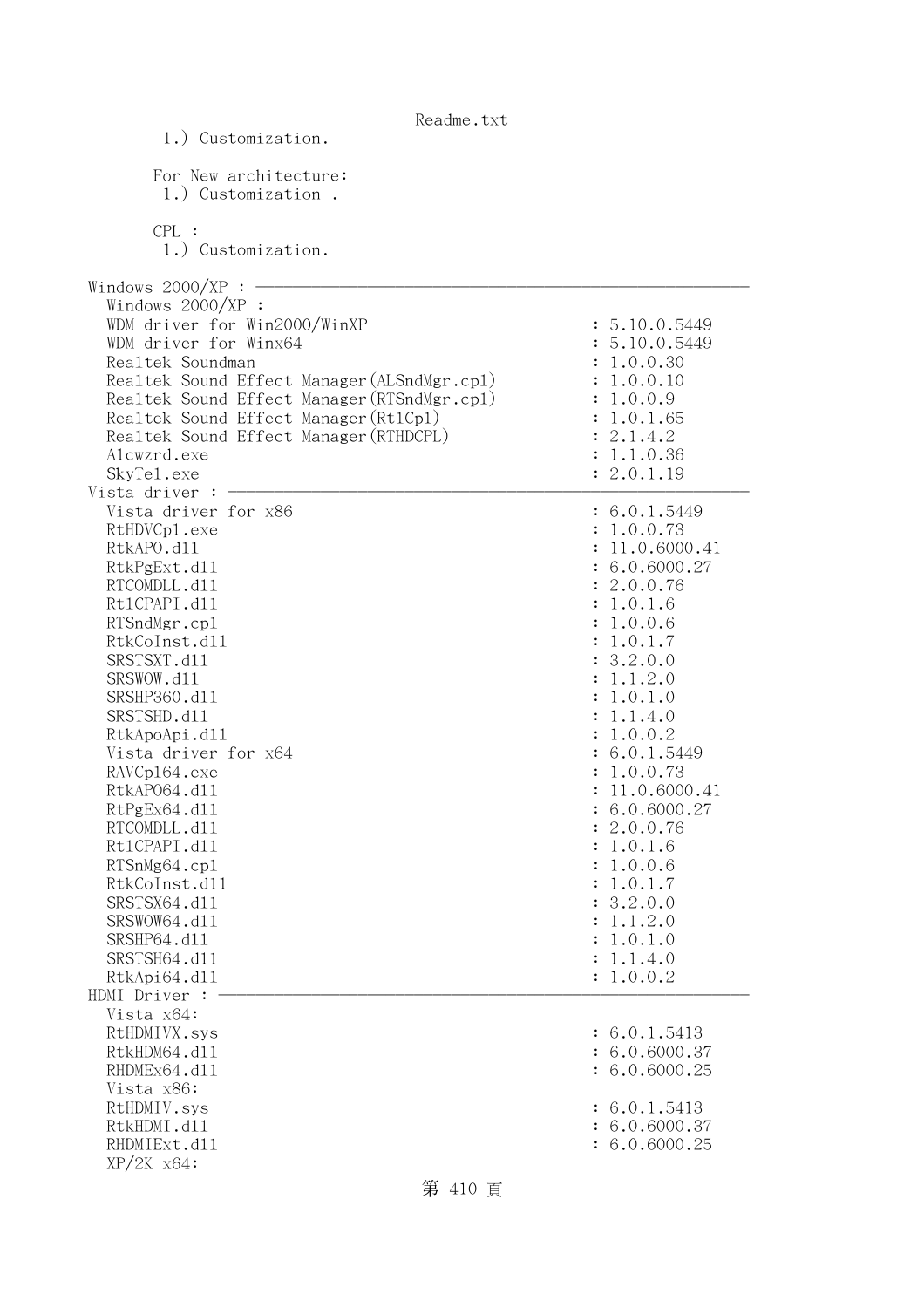```
        1.) Customization.

       For New architecture:
        1.) Customization .

       CPL :
        1.) Customization.

Windows 2000/XP : ----------------------------------------------------------
  Windows 2000/XP :
  WDM driver for Win2000/WinXP                                : 5.10.0.5449
  WDM driver for Winx64                                       : 5.10.0.5449
  Realtek Soundman                                            : 1.0.0.30
  Realtek Sound Effect Manager(ALSndMgr.cpl)                  : 1.0.0.10
  Realtek Sound Effect Manager(RTSndMgr.cpl)                  : 1.0.0.9
  Realtek Sound Effect Manager(Rt1Cpl)                        : 1.0.1.65
  Realtek Sound Effect Manager(RTHDCPL)                       : 2.1.4.2
  Alcwzrd.exe                                                 : 1.1.0.36
  SkyTel.exe                                                  : 2.0.1.19
Vista driver : -------------------------------------------------------------
  Vista driver for x86                                        : 6.0.1.5449
  RtHDVCpl.exe                                                : 1.0.0.73
  RtkAPO.dll                                                  : 11.0.6000.41
  RtkPgExt.dll                                                : 6.0.6000.27
  RTCOMDLL.dll                                                : 2.0.0.76
  Rt1CPAPI.dll                                                : 1.0.1.6
  RTSndMgr.cpl                                                : 1.0.0.6
  RtkCoInst.dll                                               : 1.0.1.7
  SRSTSXT.dll                                                 : 3.2.0.0
  SRSWOW.dll                                                  : 1.1.2.0
  SRSHP360.dll                                                : 1.0.1.0
  SRSTSHD.dll                                                 : 1.1.4.0
  RtkApoApi.dll                                               : 1.0.0.2
  Vista driver for x64                                        : 6.0.1.5449
  RAVCpl64.exe                                                : 1.0.0.73
  RtkAPO64.dll                                                : 11.0.6000.41
  RtPgEx64.dll                                                : 6.0.6000.27
  RTCOMDLL.dll                                                : 2.0.0.76
  Rt1CPAPI.dll                                                : 1.0.1.6
  RTSnMg64.cpl                                                : 1.0.0.6
  RtkCoInst.dll                                               : 1.0.1.7
  SRSTSX64.dll                                                : 3.2.0.0
  SRSWOW64.dll                                                : 1.1.2.0
  SRSHP64.dll                                                 : 1.0.1.0
  SRSTSH64.dll                                                : 1.1.4.0
  RtkApi64.dll                                                : 1.0.0.2
HDMI Driver : --------------------------------------------------------------
  Vista x64:
  RtHDMIVX.sys                                                : 6.0.1.5413
  RtkHDM64.dll                                                : 6.0.6000.37
  RHDMEx64.dll                                                : 6.0.6000.25
  Vista x86:
  RtHDMIV.sys                                                 : 6.0.1.5413
  RtkHDMI.dll                                                 : 6.0.6000.37
  RHDMIExt.dll                                                : 6.0.6000.25
  XP/2K x64:
```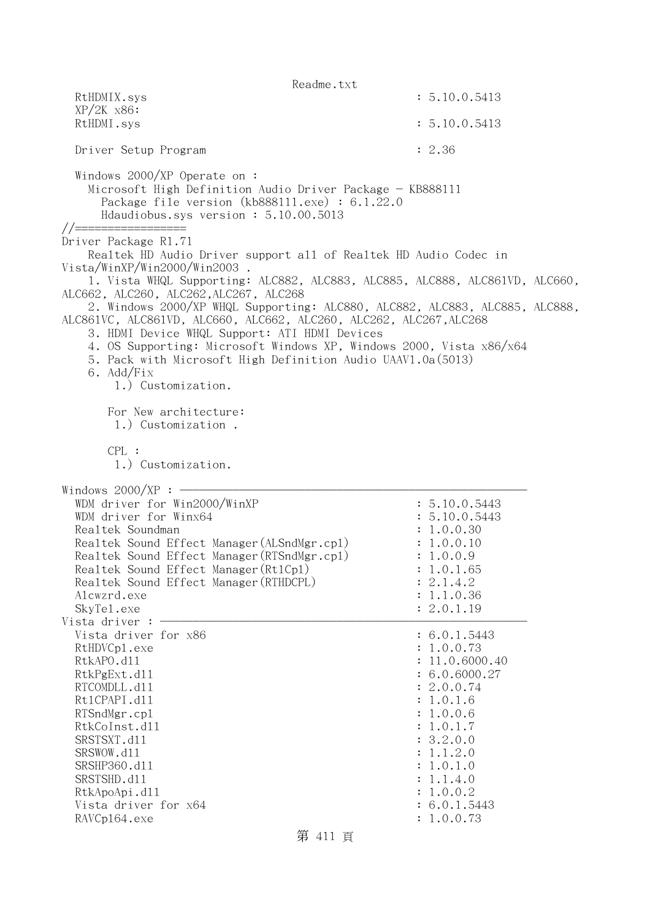```
  RtHDMIX.sys                                          : 5.10.0.5413
  XP/2K x86:
  RtHDMI.sys                                           : 5.10.0.5413

  Driver Setup Program                                 : 2.36

  Windows 2000/XP Operate on :
    Microsoft High Definition Audio Driver Package - KB888111
      Package file version (kb888111.exe) : 6.1.22.0
      Hdaudiobus.sys version : 5.10.00.5013
//=================
Driver Package R1.71
    Realtek HD Audio Driver support all of Realtek HD Audio Codec in
Vista/WinXP/Win2000/Win2003 .
    1. Vista WHQL Supporting: ALC882, ALC883, ALC885, ALC888, ALC861VD, ALC660,
ALC662, ALC260, ALC262,ALC267, ALC268
    2. Windows 2000/XP WHQL Supporting: ALC880, ALC882, ALC883, ALC885, ALC888,
ALC861VC, ALC861VD, ALC660, ALC662, ALC260, ALC262, ALC267,ALC268
    3. HDMI Device WHQL Support: ATI HDMI Devices
    4. OS Supporting: Microsoft Windows XP, Windows 2000, Vista x86/x64
    5. Pack with Microsoft High Definition Audio UAAV1.0a(5013)
    6. Add/Fix
        1.) Customization.

       For New architecture:
        1.) Customization .

       CPL :
        1.) Customization.

Windows 2000/XP : ----------------------------------------------------------
  WDM driver for Win2000/WinXP                         : 5.10.0.5443
  WDM driver for Winx64                                : 5.10.0.5443
  Realtek Soundman                                     : 1.0.0.30
  Realtek Sound Effect Manager(ALSndMgr.cpl)           : 1.0.0.10
  Realtek Sound Effect Manager(RTSndMgr.cpl)           : 1.0.0.9
  Realtek Sound Effect Manager(Rtlcpl)                 : 1.0.1.65
  Realtek Sound Effect Manager(RTHDCPL)                : 2.1.4.2
  Alcwzrd.exe                                          : 1.1.0.36
  SkyTel.exe                                           : 2.0.1.19
Vista driver : -------------------------------------------------------------
  Vista driver for x86                                 : 6.0.1.5443
  RtHDVCpl.exe                                         : 1.0.0.73
  RtkAPO.dll                                           : 11.0.6000.40
  RtkPgExt.dll                                         : 6.0.6000.27
  RTCOMDLL.dll                                         : 2.0.0.74
  RtlCPAPI.dll                                         : 1.0.1.6
  RTSndMgr.cpl                                         : 1.0.0.6
  RtkCoInst.dll                                        : 1.0.1.7
  SRSTSXT.dll                                          : 3.2.0.0
  SRSWOW.dll                                           : 1.1.2.0
  SRSHP360.dll                                         : 1.0.1.0
  SRSTSHD.dll                                          : 1.1.4.0
  RtkApoApi.dll                                        : 1.0.0.2
  Vista driver for x64                                 : 6.0.1.5443
  RAVCpl64.exe                                         : 1.0.0.73
```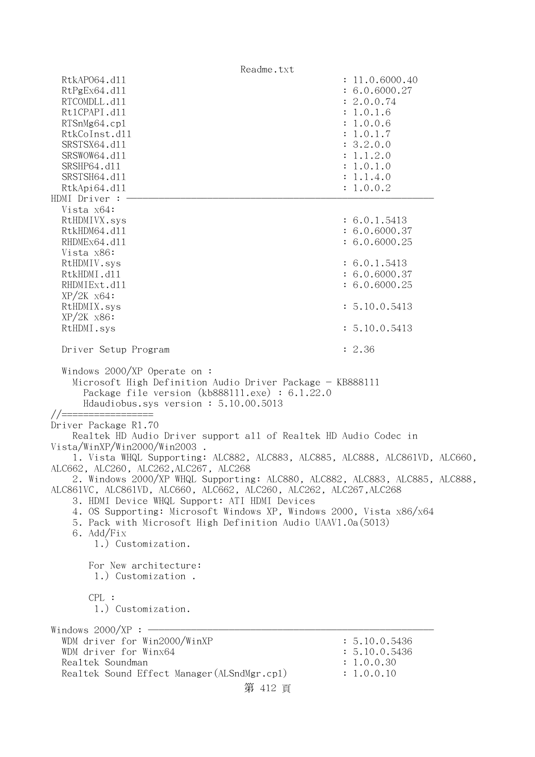```
  RtkAPO64.dll                                        : 11.0.6000.40
  RtPgEx64.dll                                        : 6.0.6000.27
  RTCOMDLL.dll                                        : 2.0.0.74
  Rt1CPAPI.dll                                        : 1.0.1.6
  RTSnMg64.cpl                                        : 1.0.0.6
  RtkCoInst.dll                                       : 1.0.1.7
  SRSTSX64.dll                                        : 3.2.0.0
  SRSWOW64.dll                                        : 1.1.2.0
  SRSHP64.dll                                         : 1.0.1.0
  SRSTSH64.dll                                        : 1.1.4.0
  RtkApi64.dll                                        : 1.0.0.2
HDMI Driver : ----------------------------------------------------------
  Vista x64:
  RtHDMIVX.sys                                        : 6.0.1.5413
  RtkHDM64.dll                                        : 6.0.6000.37
  RHDMEx64.dll                                        : 6.0.6000.25
  Vista x86:
  RtHDMIV.sys                                         : 6.0.1.5413
  RtkHDMI.dll                                         : 6.0.6000.37
  RHDMIExt.dll                                        : 6.0.6000.25
  XP/2K x64:
  RtHDMIX.sys                                         : 5.10.0.5413
  XP/2K x86:
  RtHDMI.sys                                          : 5.10.0.5413

  Driver Setup Program                                : 2.36

  Windows 2000/XP Operate on :
    Microsoft High Definition Audio Driver Package - KB888111
      Package file version (kb888111.exe) : 6.1.22.0
      Hdaudiobus.sys version : 5.10.00.5013
//=================
Driver Package R1.70
    Realtek HD Audio Driver support all of Realtek HD Audio Codec in
Vista/WinXP/Win2000/Win2003 .
    1. Vista WHQL Supporting: ALC882, ALC883, ALC885, ALC888, ALC861VD, ALC660,
ALC662, ALC260, ALC262,ALC267, ALC268
    2. Windows 2000/XP WHQL Supporting: ALC880, ALC882, ALC883, ALC885, ALC888,
ALC861VC, ALC861VD, ALC660, ALC662, ALC260, ALC262, ALC267,ALC268
    3. HDMI Device WHQL Support: ATI HDMI Devices
    4. OS Supporting: Microsoft Windows XP, Windows 2000, Vista x86/x64
    5. Pack with Microsoft High Definition Audio UAAV1.0a(5013)
    6. Add/Fix
        1.) Customization.

       For New architecture:
        1.) Customization .

       CPL :
        1.) Customization.

Windows 2000/XP : ------------------------------------------------------
  WDM driver for Win2000/WinXP                        : 5.10.0.5436
  WDM driver for Winx64                               : 5.10.0.5436
  Realtek Soundman                                    : 1.0.0.30
  Realtek Sound Effect Manager(ALSndMgr.cpl)          : 1.0.0.10
```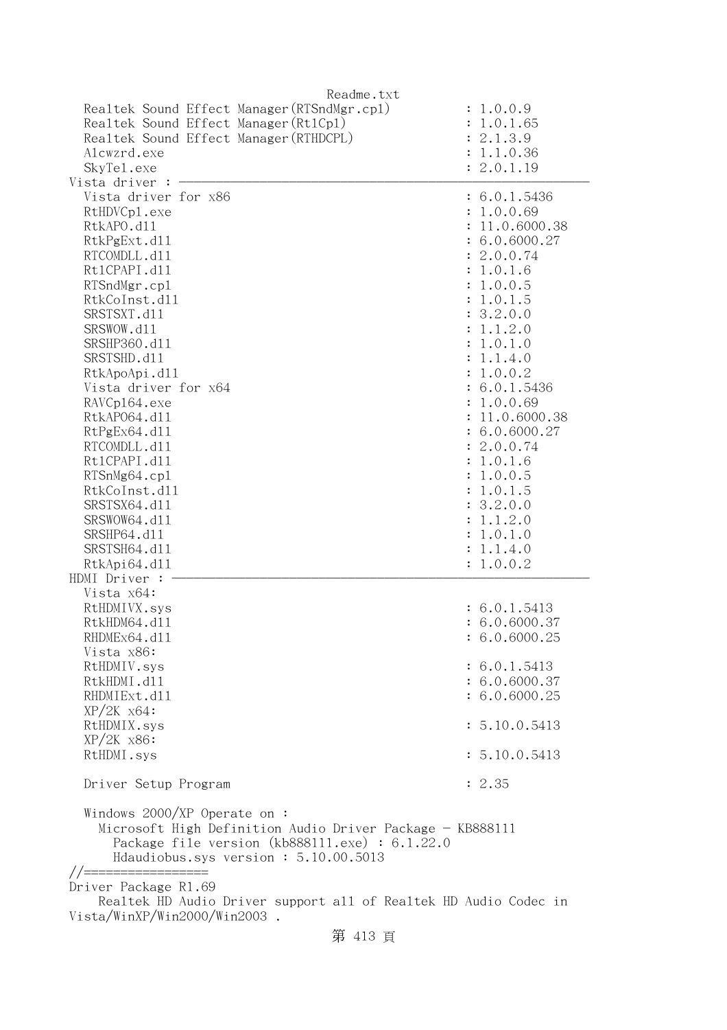```
  Realtek Sound Effect Manager(RTSndMgr.cpl)          : 1.0.0.9
  Realtek Sound Effect Manager(RtlCpl)                : 1.0.1.65
  Realtek Sound Effect Manager(RTHDCPL)               : 2.1.3.9
  Alcwzrd.exe                                         : 1.1.0.36
  SkyTel.exe                                          : 2.0.1.19
Vista driver : -------------------------------------------------------
  Vista driver for x86                                : 6.0.1.5436
  RtHDVCpl.exe                                        : 1.0.0.69
  RtkAPO.dll                                          : 11.0.6000.38
  RtkPgExt.dll                                        : 6.0.6000.27
  RTCOMDLL.dll                                        : 2.0.0.74
  RtlCPAPI.dll                                        : 1.0.1.6
  RTSndMgr.cpl                                        : 1.0.0.5
  RtkCoInst.dll                                       : 1.0.1.5
  SRSTSXT.dll                                         : 3.2.0.0
  SRSWOW.dll                                          : 1.1.2.0
  SRSHP360.dll                                        : 1.0.1.0
  SRSTSHD.dll                                         : 1.1.4.0
  RtkApoApi.dll                                       : 1.0.0.2
  Vista driver for x64                                : 6.0.1.5436
  RAVCpl64.exe                                        : 1.0.0.69
  RtkAPO64.dll                                        : 11.0.6000.38
  RtPgEx64.dll                                        : 6.0.6000.27
  RTCOMDLL.dll                                        : 2.0.0.74
  RtlCPAPI.dll                                        : 1.0.1.6
  RTSnMg64.cpl                                        : 1.0.0.5
  RtkCoInst.dll                                       : 1.0.1.5
  SRSTSX64.dll                                        : 3.2.0.0
  SRSWOW64.dll                                        : 1.1.2.0
  SRSHP64.dll                                         : 1.0.1.0
  SRSTSH64.dll                                        : 1.1.4.0
  RtkApi64.dll                                        : 1.0.0.2
HDMI Driver : --------------------------------------------------------
  Vista x64:
  RtHDMIVX.sys                                        : 6.0.1.5413
  RtkHDM64.dll                                        : 6.0.6000.37
  RHDMEx64.dll                                        : 6.0.6000.25
  Vista x86:
  RtHDMIV.sys                                         : 6.0.1.5413
  RtkHDMI.dll                                         : 6.0.6000.37
  RHDMIExt.dll                                        : 6.0.6000.25
  XP/2K x64:
  RtHDMIX.sys                                         : 5.10.0.5413
  XP/2K x86:
  RtHDMI.sys                                          : 5.10.0.5413

  Driver Setup Program                                : 2.35

  Windows 2000/XP Operate on :
    Microsoft High Definition Audio Driver Package - KB888111
      Package file version (kb888111.exe) : 6.1.22.0
      Hdaudiobus.sys version : 5.10.00.5013
//=================
Driver Package R1.69
    Realtek HD Audio Driver support all of Realtek HD Audio Codec in
Vista/WinXP/Win2000/Win2003 .
```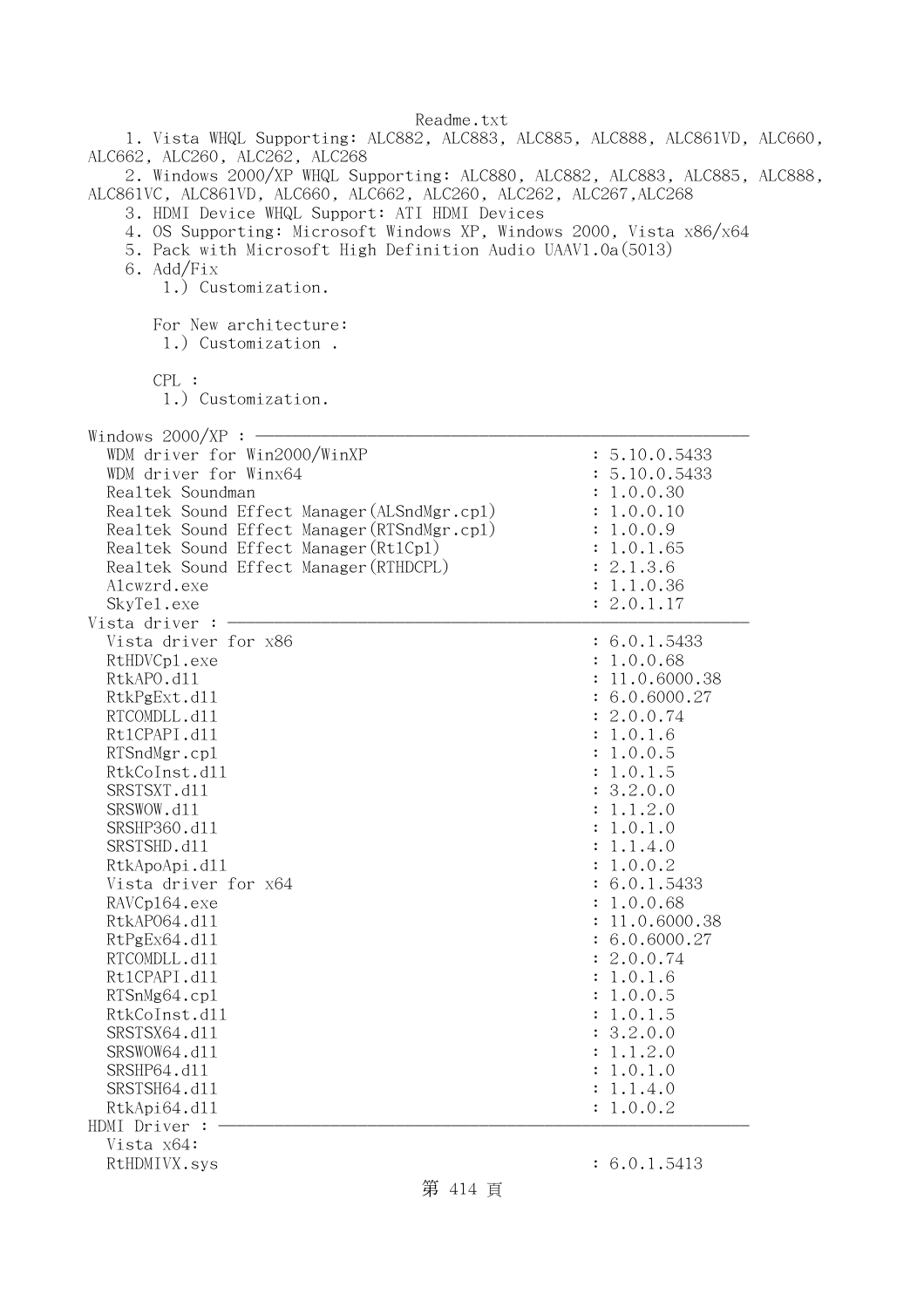Readme.txt

1. Vista WHQL Supporting: ALC882, ALC883, ALC885, ALC888, ALC861VD, ALC660, ALC662, ALC260, ALC262, ALC268
2. Windows 2000/XP WHQL Supporting: ALC880, ALC882, ALC883, ALC885, ALC888, ALC861VC, ALC861VD, ALC660, ALC662, ALC260, ALC262, ALC267,ALC268
3. HDMI Device WHQL Support: ATI HDMI Devices
4. OS Supporting: Microsoft Windows XP, Windows 2000, Vista x86/x64
5. Pack with Microsoft High Definition Audio UAAV1.0a(5013)
6. Add/Fix
   1.) Customization.

   For New architecture:
   1.) Customization .

   CPL :
   1.) Customization.

```
Windows 2000/XP : ---------------------------------------------------------
  WDM driver for Win2000/WinXP                        : 5.10.0.5433
  WDM driver for Winx64                               : 5.10.0.5433
  Realtek Soundman                                    : 1.0.0.30
  Realtek Sound Effect Manager(ALSndMgr.cpl)          : 1.0.0.10
  Realtek Sound Effect Manager(RTSndMgr.cpl)          : 1.0.0.9
  Realtek Sound Effect Manager(Rt1Cpl)                : 1.0.1.65
  Realtek Sound Effect Manager(RTHDCPL)               : 2.1.3.6
  Alcwzrd.exe                                         : 1.1.0.36
  SkyTel.exe                                          : 2.0.1.17
Vista driver : ------------------------------------------------------------
  Vista driver for x86                                : 6.0.1.5433
  RtHDVCpl.exe                                        : 1.0.0.68
  RtkAPO.dll                                          : 11.0.6000.38
  RtkPgExt.dll                                        : 6.0.6000.27
  RTCOMDLL.dll                                        : 2.0.0.74
  Rt1CPAPI.dll                                        : 1.0.1.6
  RTSndMgr.cpl                                        : 1.0.0.5
  RtkCoInst.dll                                       : 1.0.1.5
  SRSTSXT.dll                                         : 3.2.0.0
  SRSWOW.dll                                          : 1.1.2.0
  SRSHP360.dll                                        : 1.0.1.0
  SRSTSHD.dll                                         : 1.1.4.0
  RtkApoApi.dll                                       : 1.0.0.2
  Vista driver for x64                                : 6.0.1.5433
  RAVCpl64.exe                                        : 1.0.0.68
  RtkAPO64.dll                                        : 11.0.6000.38
  RtPgEx64.dll                                        : 6.0.6000.27
  RTCOMDLL.dll                                        : 2.0.0.74
  Rt1CPAPI.dll                                        : 1.0.1.6
  RTSnMg64.cpl                                        : 1.0.0.5
  RtkCoInst.dll                                       : 1.0.1.5
  SRSTSX64.dll                                        : 3.2.0.0
  SRSWOW64.dll                                        : 1.1.2.0
  SRSHP64.dll                                         : 1.0.1.0
  SRSTSH64.dll                                        : 1.1.4.0
  RtkApi64.dll                                        : 1.0.0.2
HDMI Driver : -------------------------------------------------------------
  Vista x64:
  RtHDMIVX.sys                                        : 6.0.1.5413
```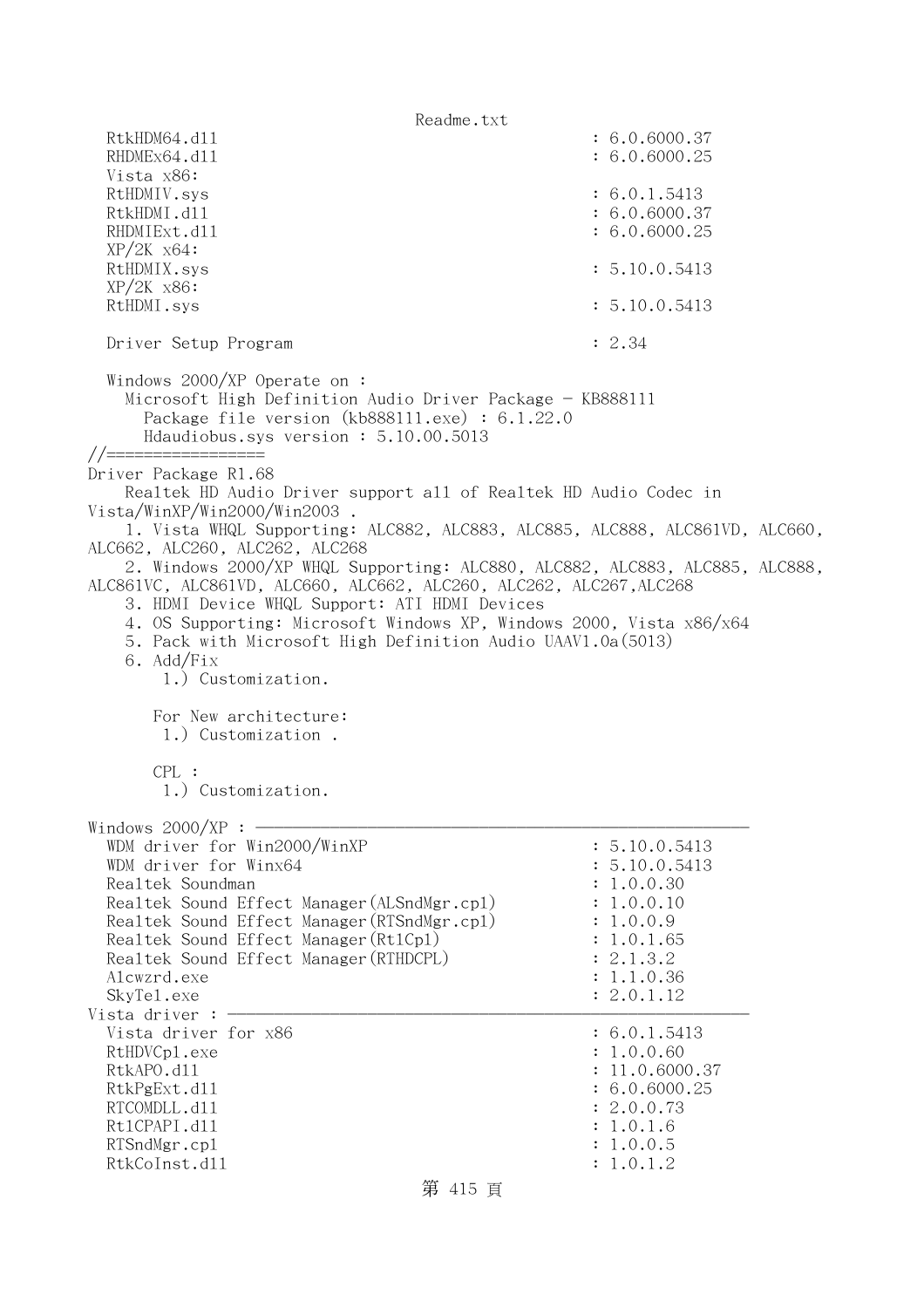```
  RtkHDM64.dll                                      : 6.0.6000.37
  RHDMEx64.dll                                      : 6.0.6000.25
  Vista x86:
  RtHDMIV.sys                                       : 6.0.1.5413
  RtkHDMI.dll                                       : 6.0.6000.37
  RHDMIExt.dll                                      : 6.0.6000.25
  XP/2K x64:
  RtHDMIX.sys                                       : 5.10.0.5413
  XP/2K x86:
  RtHDMI.sys                                        : 5.10.0.5413

  Driver Setup Program                              : 2.34

  Windows 2000/XP Operate on :
    Microsoft High Definition Audio Driver Package - KB888111
      Package file version (kb888111.exe) : 6.1.22.0
      Hdaudiobus.sys version : 5.10.00.5013
//=================
Driver Package R1.68
    Realtek HD Audio Driver support all of Realtek HD Audio Codec in
Vista/WinXP/Win2000/Win2003 .
     1. Vista WHQL Supporting: ALC882, ALC883, ALC885, ALC888, ALC861VD, ALC660,
ALC662, ALC260, ALC262, ALC268
     2. Windows 2000/XP WHQL Supporting: ALC880, ALC882, ALC883, ALC885, ALC888,
ALC861VC, ALC861VD, ALC660, ALC662, ALC260, ALC262, ALC267,ALC268
     3. HDMI Device WHQL Support: ATI HDMI Devices
     4. OS Supporting: Microsoft Windows XP, Windows 2000, Vista x86/x64
     5. Pack with Microsoft High Definition Audio UAAV1.0a(5013)
     6. Add/Fix
        1.) Customization.

       For New architecture:
        1.) Customization .

       CPL :
        1.) Customization.

Windows 2000/XP : ----------------------------------------------------------
  WDM driver for Win2000/WinXP                      : 5.10.0.5413
  WDM driver for Winx64                             : 5.10.0.5413
  Realtek Soundman                                  : 1.0.0.30
  Realtek Sound Effect Manager(ALSndMgr.cpl)        : 1.0.0.10
  Realtek Sound Effect Manager(RTSndMgr.cpl)        : 1.0.0.9
  Realtek Sound Effect Manager(Rtlcpl)              : 1.0.1.65
  Realtek Sound Effect Manager(RTHDCPL)             : 2.1.3.2
  Alcwzrd.exe                                       : 1.1.0.36
  SkyTel.exe                                        : 2.0.1.12
Vista driver : -------------------------------------------------------------
  Vista driver for x86                              : 6.0.1.5413
  RtHDVCpl.exe                                      : 1.0.0.60
  RtkAPO.dll                                        : 11.0.6000.37
  RtkPgExt.dll                                      : 6.0.6000.25
  RTCOMDLL.dll                                      : 2.0.0.73
  RtlCPAPI.dll                                      : 1.0.1.6
  RTSndMgr.cpl                                      : 1.0.0.5
  RtkCoInst.dll                                     : 1.0.1.2
```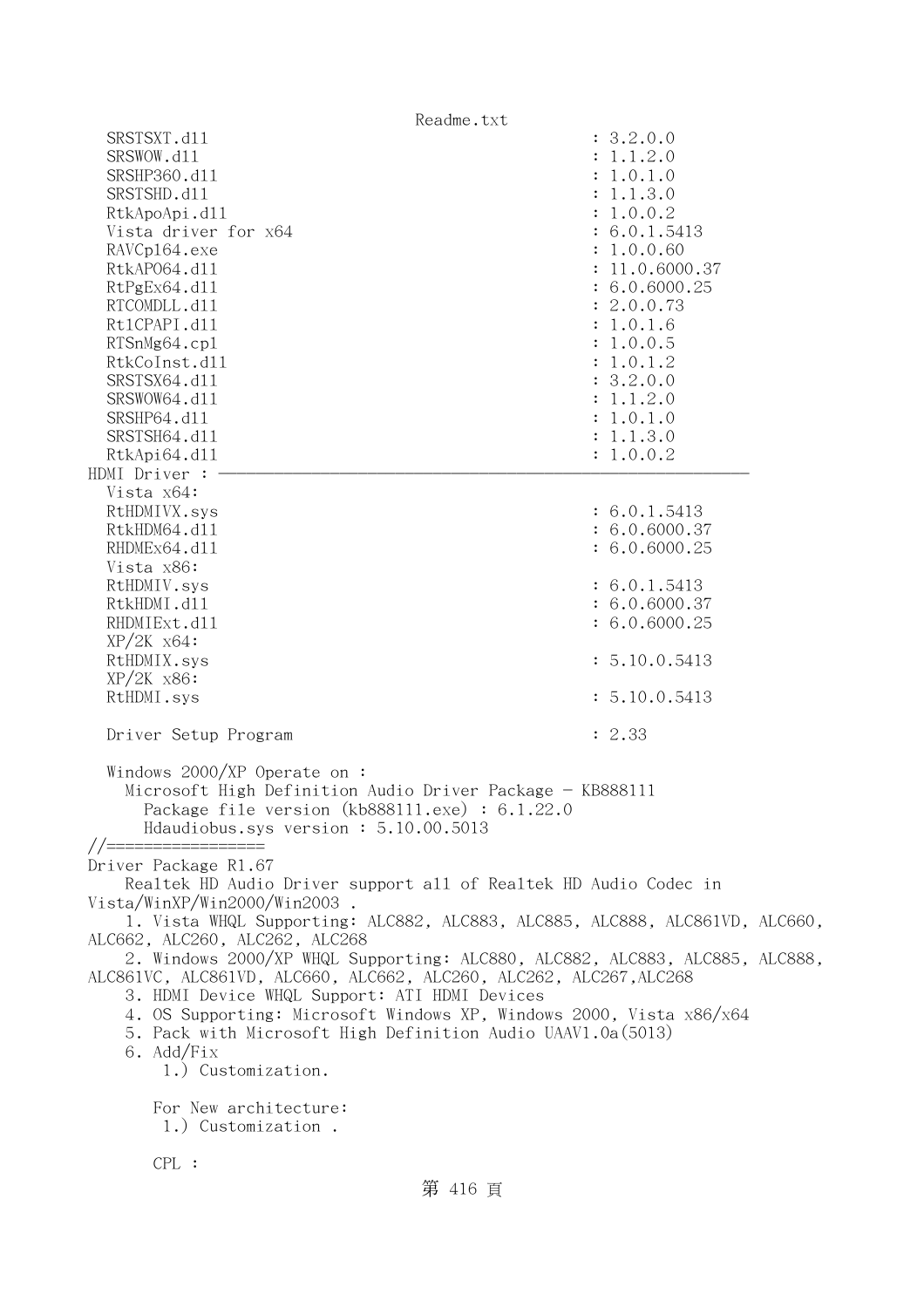```
  SRSTSXT.dll                                            : 3.2.0.0
  SRSWOW.dll                                             : 1.1.2.0
  SRSHP360.dll                                           : 1.0.1.0
  SRSTSHD.dll                                            : 1.1.3.0
  RtkApoApi.dll                                          : 1.0.0.2
  Vista driver for x64                                   : 6.0.1.5413
  RAVCpl64.exe                                           : 1.0.0.60
  RtkAPO64.dll                                           : 11.0.6000.37
  RtPgEx64.dll                                           : 6.0.6000.25
  RTCOMDLL.dll                                           : 2.0.0.73
  Rt1CPAPI.dll                                           : 1.0.1.6
  RTSnMg64.cpl                                           : 1.0.0.5
  RtkCoInst.dll                                          : 1.0.1.2
  SRSTSX64.dll                                           : 3.2.0.0
  SRSWOW64.dll                                           : 1.1.2.0
  SRSHP64.dll                                            : 1.0.1.0
  SRSTSH64.dll                                           : 1.1.3.0
  RtkApi64.dll                                           : 1.0.0.2
HDMI Driver : ---------------------------------------------------------
  Vista x64:
  RtHDMIVX.sys                                           : 6.0.1.5413
  RtkHDM64.dll                                           : 6.0.6000.37
  RHDMEx64.dll                                           : 6.0.6000.25
  Vista x86:
  RtHDMIV.sys                                            : 6.0.1.5413
  RtkHDMI.dll                                            : 6.0.6000.37
  RHDMIExt.dll                                           : 6.0.6000.25
  XP/2K x64:
  RtHDMIX.sys                                            : 5.10.0.5413
  XP/2K x86:
  RtHDMI.sys                                             : 5.10.0.5413

  Driver Setup Program                                   : 2.33

  Windows 2000/XP Operate on :
    Microsoft High Definition Audio Driver Package - KB888111
      Package file version (kb888111.exe) : 6.1.22.0
      Hdaudiobus.sys version : 5.10.00.5013
//=================
Driver Package R1.67
    Realtek HD Audio Driver support all of Realtek HD Audio Codec in
Vista/WinXP/Win2000/Win2003 .
    1. Vista WHQL Supporting: ALC882, ALC883, ALC885, ALC888, ALC861VD, ALC660,
ALC662, ALC260, ALC262, ALC268
    2. Windows 2000/XP WHQL Supporting: ALC880, ALC882, ALC883, ALC885, ALC888,
ALC861VC, ALC861VD, ALC660, ALC662, ALC260, ALC262, ALC267,ALC268
    3. HDMI Device WHQL Support: ATI HDMI Devices
    4. OS Supporting: Microsoft Windows XP, Windows 2000, Vista x86/x64
    5. Pack with Microsoft High Definition Audio UAAV1.0a(5013)
    6. Add/Fix
        1.) Customization.

       For New architecture:
        1.) Customization .

       CPL :
```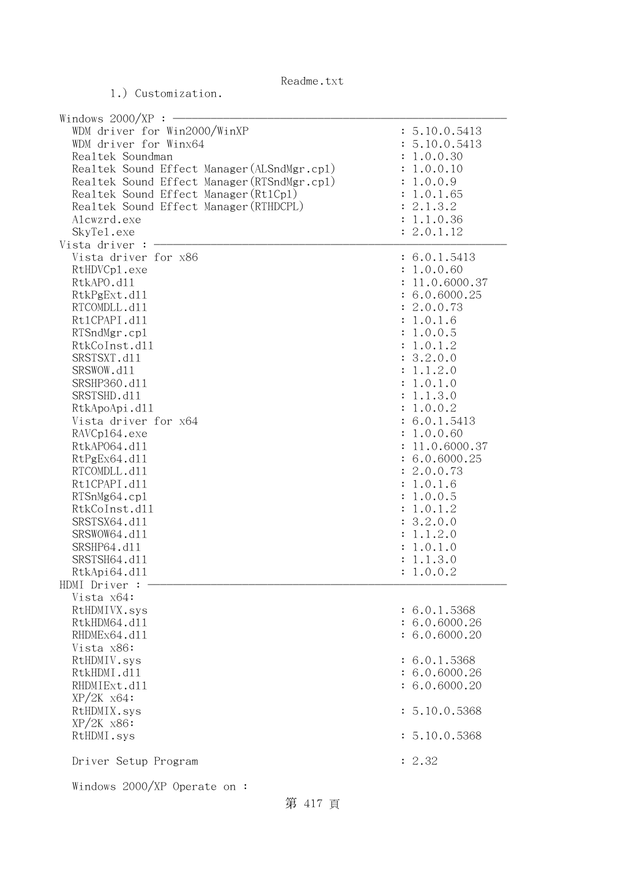```
       1.) Customization.

Windows 2000/XP : ----------------------------------------------------------
  WDM driver for Win2000/WinXP                          : 5.10.0.5413
  WDM driver for Winx64                                 : 5.10.0.5413
  Realtek Soundman                                      : 1.0.0.30
  Realtek Sound Effect Manager(ALSndMgr.cpl)            : 1.0.0.10
  Realtek Sound Effect Manager(RTSndMgr.cpl)            : 1.0.0.9
  Realtek Sound Effect Manager(RtlCpl)                  : 1.0.1.65
  Realtek Sound Effect Manager(RTHDCPL)                 : 2.1.3.2
  Alcwzrd.exe                                           : 1.1.0.36
  SkyTel.exe                                            : 2.0.1.12
Vista driver : -------------------------------------------------------------
  Vista driver for x86                                  : 6.0.1.5413
  RtHDVCpl.exe                                          : 1.0.0.60
  RtkAPO.dll                                            : 11.0.6000.37
  RtkPgExt.dll                                          : 6.0.6000.25
  RTCOMDLL.dll                                          : 2.0.0.73
  RtlCPAPI.dll                                          : 1.0.1.6
  RTSndMgr.cpl                                          : 1.0.0.5
  RtkCoInst.dll                                         : 1.0.1.2
  SRSTSXT.dll                                           : 3.2.0.0
  SRSWOW.dll                                            : 1.1.2.0
  SRSHP360.dll                                          : 1.0.1.0
  SRSTSHD.dll                                           : 1.1.3.0
  RtkApoApi.dll                                         : 1.0.0.2
  Vista driver for x64                                  : 6.0.1.5413
  RAVCpl64.exe                                          : 1.0.0.60
  RtkAPO64.dll                                          : 11.0.6000.37
  RtPgEx64.dll                                          : 6.0.6000.25
  RTCOMDLL.dll                                          : 2.0.0.73
  RtlCPAPI.dll                                          : 1.0.1.6
  RTSnMg64.cpl                                          : 1.0.0.5
  RtkCoInst.dll                                         : 1.0.1.2
  SRSTSX64.dll                                          : 3.2.0.0
  SRSWOW64.dll                                          : 1.1.2.0
  SRSHP64.dll                                           : 1.0.1.0
  SRSTSH64.dll                                          : 1.1.3.0
  RtkApi64.dll                                          : 1.0.0.2
HDMI Driver : --------------------------------------------------------------
  Vista x64:
  RtHDMIVX.sys                                          : 6.0.1.5368
  RtkHDM64.dll                                          : 6.0.6000.26
  RHDMEx64.dll                                          : 6.0.6000.20
  Vista x86:
  RtHDMIV.sys                                           : 6.0.1.5368
  RtkHDMI.dll                                           : 6.0.6000.26
  RHDMIExt.dll                                          : 6.0.6000.20
  XP/2K x64:
  RtHDMIX.sys                                           : 5.10.0.5368
  XP/2K x86:
  RtHDMI.sys                                            : 5.10.0.5368

  Driver Setup Program                                  : 2.32

  Windows 2000/XP Operate on :
```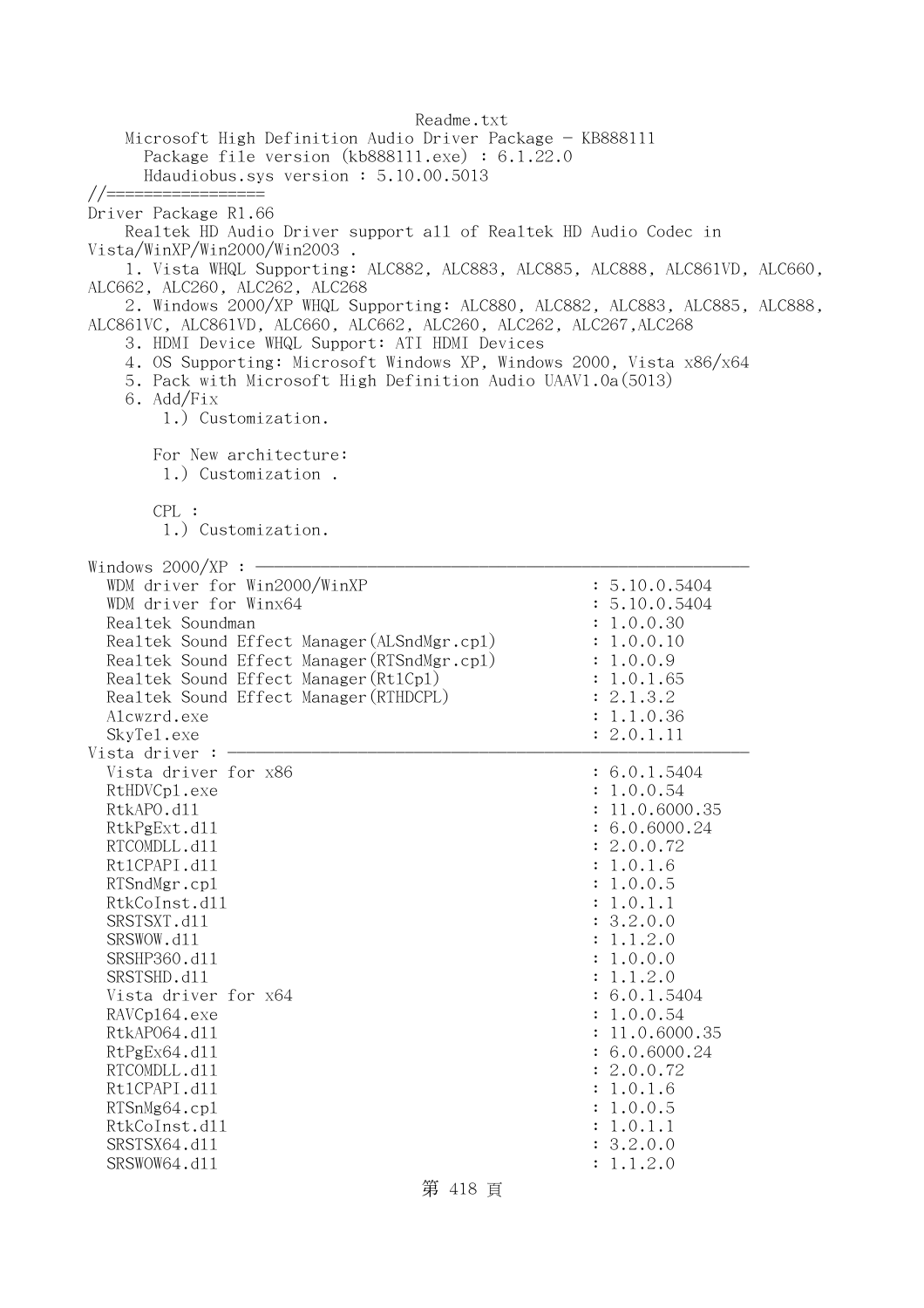Readme.txt

Microsoft High Definition Audio Driver Package - KB888111
Package file version (kb888111.exe) : 6.1.22.0
Hdaudiobus.sys version : 5.10.00.5013

//=================

Driver Package R1.66

Realtek HD Audio Driver support all of Realtek HD Audio Codec in Vista/WinXP/Win2000/Win2003 .

1. Vista WHQL Supporting: ALC882, ALC883, ALC885, ALC888, ALC861VD, ALC660, ALC662, ALC260, ALC262, ALC268
2. Windows 2000/XP WHQL Supporting: ALC880, ALC882, ALC883, ALC885, ALC888, ALC861VC, ALC861VD, ALC660, ALC662, ALC260, ALC262, ALC267,ALC268
3. HDMI Device WHQL Support: ATI HDMI Devices
4. OS Supporting: Microsoft Windows XP, Windows 2000, Vista x86/x64
5. Pack with Microsoft High Definition Audio UAAV1.0a(5013)
6. Add/Fix
   1.) Customization.

   For New architecture:
   1.) Customization .

   CPL :
   1.) Customization.

```
Windows 2000/XP : ----------------------------------------------------------
  WDM driver for Win2000/WinXP                        : 5.10.0.5404
  WDM driver for Winx64                               : 5.10.0.5404
  Realtek Soundman                                    : 1.0.0.30
  Realtek Sound Effect Manager(ALSndMgr.cpl)          : 1.0.0.10
  Realtek Sound Effect Manager(RTSndMgr.cpl)          : 1.0.0.9
  Realtek Sound Effect Manager(Rtlcpl)                : 1.0.1.65
  Realtek Sound Effect Manager(RTHDCPL)               : 2.1.3.2
  Alcwzrd.exe                                         : 1.1.0.36
  SkyTel.exe                                          : 2.0.1.11
Vista driver : ----------------------------------------------------------
  Vista driver for x86                                : 6.0.1.5404
  RtHDVCpl.exe                                        : 1.0.0.54
  RtkAPO.dll                                          : 11.0.6000.35
  RtkPgExt.dll                                        : 6.0.6000.24
  RTCOMDLL.dll                                        : 2.0.0.72
  RtlCPAPI.dll                                        : 1.0.1.6
  RTSndMgr.cpl                                        : 1.0.0.5
  RtkCoInst.dll                                       : 1.0.1.1
  SRSTSXT.dll                                         : 3.2.0.0
  SRSWOW.dll                                          : 1.1.2.0
  SRSHP360.dll                                        : 1.0.0.0
  SRSTSHD.dll                                         : 1.1.2.0
  Vista driver for x64                                : 6.0.1.5404
  RAVCpl64.exe                                        : 1.0.0.54
  RtkAPO64.dll                                        : 11.0.6000.35
  RtPgEx64.dll                                        : 6.0.6000.24
  RTCOMDLL.dll                                        : 2.0.0.72
  RtlCPAPI.dll                                        : 1.0.1.6
  RTSnMg64.cpl                                        : 1.0.0.5
  RtkCoInst.dll                                       : 1.0.1.1
  SRSTSX64.dll                                        : 3.2.0.0
  SRSWOW64.dll                                        : 1.1.2.0
```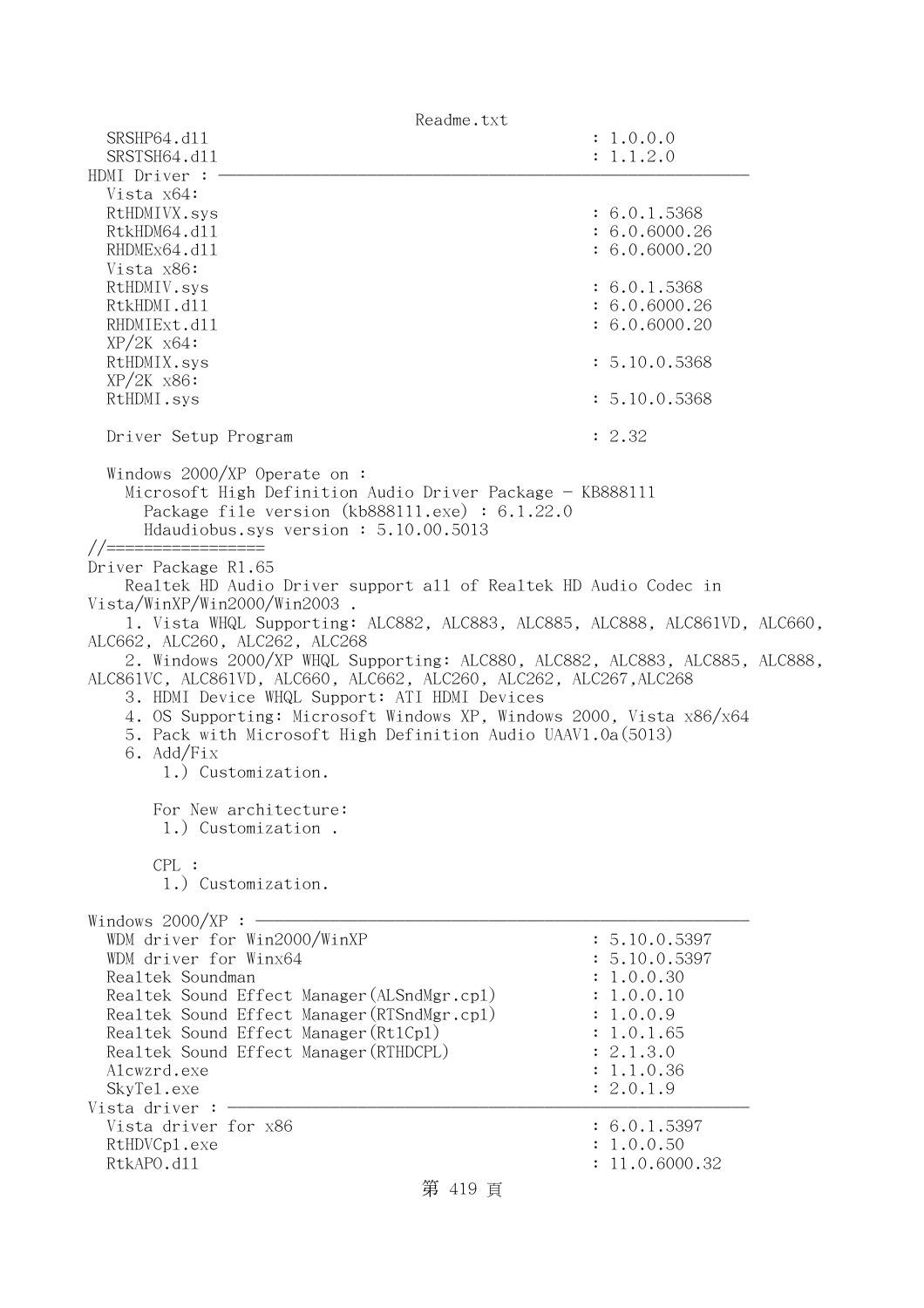```
  SRSHP64.dll                                         : 1.0.0.0
  SRSTSH64.dll                                        : 1.1.2.0
HDMI Driver : ----------------------------------------------------------
  Vista x64:
  RtHDMIVX.sys                                        : 6.0.1.5368
  RtkHDM64.dll                                        : 6.0.6000.26
  RHDMEx64.dll                                        : 6.0.6000.20
  Vista x86:
  RtHDMIV.sys                                         : 6.0.1.5368
  RtkHDMI.dll                                         : 6.0.6000.26
  RHDMIExt.dll                                        : 6.0.6000.20
  XP/2K x64:
  RtHDMIX.sys                                         : 5.10.0.5368
  XP/2K x86:
  RtHDMI.sys                                          : 5.10.0.5368

  Driver Setup Program                                : 2.32

  Windows 2000/XP Operate on :
    Microsoft High Definition Audio Driver Package - KB888111
      Package file version (kb888111.exe) : 6.1.22.0
      Hdaudiobus.sys version : 5.10.00.5013
//=================
Driver Package R1.65
    Realtek HD Audio Driver support all of Realtek HD Audio Codec in
Vista/WinXP/Win2000/Win2003 .
    1. Vista WHQL Supporting: ALC882, ALC883, ALC885, ALC888, ALC861VD, ALC660,
ALC662, ALC260, ALC262, ALC268
    2. Windows 2000/XP WHQL Supporting: ALC880, ALC882, ALC883, ALC885, ALC888,
ALC861VC, ALC861VD, ALC660, ALC662, ALC260, ALC262, ALC267,ALC268
    3. HDMI Device WHQL Support: ATI HDMI Devices
    4. OS Supporting: Microsoft Windows XP, Windows 2000, Vista x86/x64
    5. Pack with Microsoft High Definition Audio UAAV1.0a(5013)
    6. Add/Fix
        1.) Customization.

       For New architecture:
        1.) Customization .

       CPL :
        1.) Customization.

Windows 2000/XP : ------------------------------------------------------
  WDM driver for Win2000/WinXP                        : 5.10.0.5397
  WDM driver for Winx64                               : 5.10.0.5397
  Realtek Soundman                                    : 1.0.0.30
  Realtek Sound Effect Manager(ALSndMgr.cpl)          : 1.0.0.10
  Realtek Sound Effect Manager(RTSndMgr.cpl)          : 1.0.0.9
  Realtek Sound Effect Manager(Rt1Cp1)                : 1.0.1.65
  Realtek Sound Effect Manager(RTHDCPL)               : 2.1.3.0
  Alcwzrd.exe                                         : 1.1.0.36
  SkyTel.exe                                          : 2.0.1.9
Vista driver : ---------------------------------------------------------
  Vista driver for x86                                : 6.0.1.5397
  RtHDVCp1.exe                                        : 1.0.0.50
  RtkAPO.dll                                          : 11.0.6000.32
```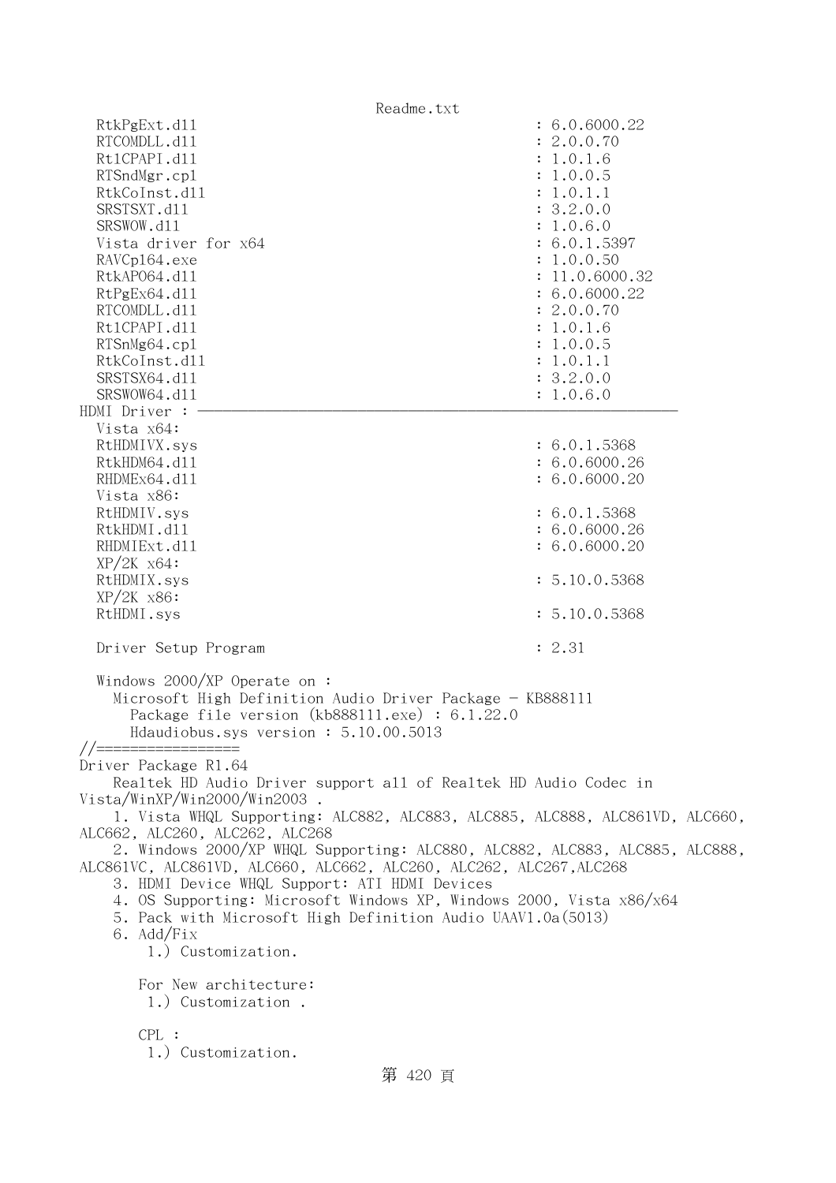```
  RtkPgExt.dll                                     : 6.0.6000.22
  RTCOMDLL.dll                                     : 2.0.0.70
  Rt1CPAPI.dll                                     : 1.0.1.6
  RTSndMgr.cpl                                     : 1.0.0.5
  RtkCoInst.dll                                    : 1.0.1.1
  SRSTSXT.dll                                      : 3.2.0.0
  SRSWOW.dll                                       : 1.0.6.0
  Vista driver for x64                             : 6.0.1.5397
  RAVCp164.exe                                     : 1.0.0.50
  RtkAPO64.dll                                     : 11.0.6000.32
  RtPgEx64.dll                                     : 6.0.6000.22
  RTCOMDLL.dll                                     : 2.0.0.70
  Rt1CPAPI.dll                                     : 1.0.1.6
  RTSnMg64.cpl                                     : 1.0.0.5
  RtkCoInst.dll                                    : 1.0.1.1
  SRSTSX64.dll                                     : 3.2.0.0
  SRSWOW64.dll                                     : 1.0.6.0
HDMI Driver : ----------------------------------------------------------
  Vista x64:
  RtHDMIVX.sys                                     : 6.0.1.5368
  RtkHDM64.dll                                     : 6.0.6000.26
  RHDMEx64.dll                                     : 6.0.6000.20
  Vista x86:
  RtHDMIV.sys                                      : 6.0.1.5368
  RtkHDMI.dll                                      : 6.0.6000.26
  RHDMIExt.dll                                     : 6.0.6000.20
  XP/2K x64:
  RtHDMIX.sys                                      : 5.10.0.5368
  XP/2K x86:
  RtHDMI.sys                                       : 5.10.0.5368

  Driver Setup Program                             : 2.31

  Windows 2000/XP Operate on :
    Microsoft High Definition Audio Driver Package - KB888111
      Package file version (kb888111.exe) : 6.1.22.0
      Hdaudiobus.sys version : 5.10.00.5013
//=================
Driver Package R1.64
    Realtek HD Audio Driver support all of Realtek HD Audio Codec in
Vista/WinXP/Win2000/Win2003 .
    1. Vista WHQL Supporting: ALC882, ALC883, ALC885, ALC888, ALC861VD, ALC660,
ALC662, ALC260, ALC262, ALC268
    2. Windows 2000/XP WHQL Supporting: ALC880, ALC882, ALC883, ALC885, ALC888,
ALC861VC, ALC861VD, ALC660, ALC662, ALC260, ALC262, ALC267,ALC268
    3. HDMI Device WHQL Support: ATI HDMI Devices
    4. OS Supporting: Microsoft Windows XP, Windows 2000, Vista x86/x64
    5. Pack with Microsoft High Definition Audio UAAV1.0a(5013)
    6. Add/Fix
        1.) Customization.

       For New architecture:
        1.) Customization .

       CPL :
        1.) Customization.
```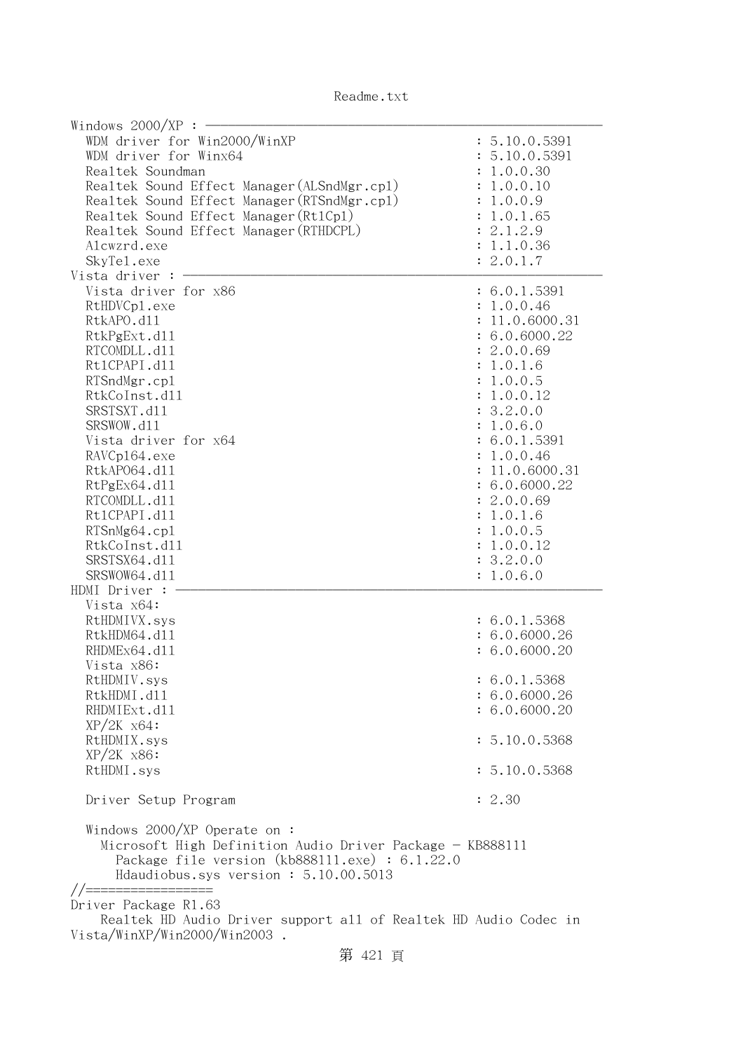Windows 2000/XP : ------------------------------------------------------------

| | |
|---|---|
| WDM driver for Win2000/WinXP | : 5.10.0.5391 |
| WDM driver for Winx64 | : 5.10.0.5391 |
| Realtek Soundman | : 1.0.0.30 |
| Realtek Sound Effect Manager(ALSndMgr.cpl) | : 1.0.0.10 |
| Realtek Sound Effect Manager(RTSndMgr.cpl) | : 1.0.0.9 |
| Realtek Sound Effect Manager(RtlCpl) | : 1.0.1.65 |
| Realtek Sound Effect Manager(RTHDCPL) | : 2.1.2.9 |
| Alcwzrd.exe | : 1.1.0.36 |
| SkyTel.exe | : 2.0.1.7 |

Vista driver : ------------------------------------------------------------

| | |
|---|---|
| Vista driver for x86 | : 6.0.1.5391 |
| RtHDVCpl.exe | : 1.0.0.46 |
| RtkAPO.dll | : 11.0.6000.31 |
| RtkPgExt.dll | : 6.0.6000.22 |
| RTCOMDLL.dll | : 2.0.0.69 |
| RtlCPAPI.dll | : 1.0.1.6 |
| RTSndMgr.cpl | : 1.0.0.5 |
| RtkCoInst.dll | : 1.0.0.12 |
| SRSTSXT.dll | : 3.2.0.0 |
| SRSWOW.dll | : 1.0.6.0 |
| Vista driver for x64 | : 6.0.1.5391 |
| RAVCpl64.exe | : 1.0.0.46 |
| RtkAPO64.dll | : 11.0.6000.31 |
| RtPgEx64.dll | : 6.0.6000.22 |
| RTCOMDLL.dll | : 2.0.0.69 |
| RtlCPAPI.dll | : 1.0.1.6 |
| RTSnMg64.cpl | : 1.0.0.5 |
| RtkCoInst.dll | : 1.0.0.12 |
| SRSTSX64.dll | : 3.2.0.0 |
| SRSWOW64.dll | : 1.0.6.0 |

HDMI Driver : ------------------------------------------------------------

Vista x64:

| | |
|---|---|
| RtHDMIVX.sys | : 6.0.1.5368 |
| RtkHDM64.dll | : 6.0.6000.26 |
| RHDMEx64.dll | : 6.0.6000.20 |

Vista x86:

| | |
|---|---|
| RtHDMIV.sys | : 6.0.1.5368 |
| RtkHDMI.dll | : 6.0.6000.26 |
| RHDMIExt.dll | : 6.0.6000.20 |

XP/2K x64:

| | |
|---|---|
| RtHDMIX.sys | : 5.10.0.5368 |

XP/2K x86:

| | |
|---|---|
| RtHDMI.sys | : 5.10.0.5368 |

Driver Setup Program : 2.30

Windows 2000/XP Operate on :
  Microsoft High Definition Audio Driver Package - KB888111
    Package file version (kb888111.exe) : 6.1.22.0
    Hdaudiobus.sys version : 5.10.00.5013

//=================

Driver Package R1.63
    Realtek HD Audio Driver support all of Realtek HD Audio Codec in Vista/WinXP/Win2000/Win2003 .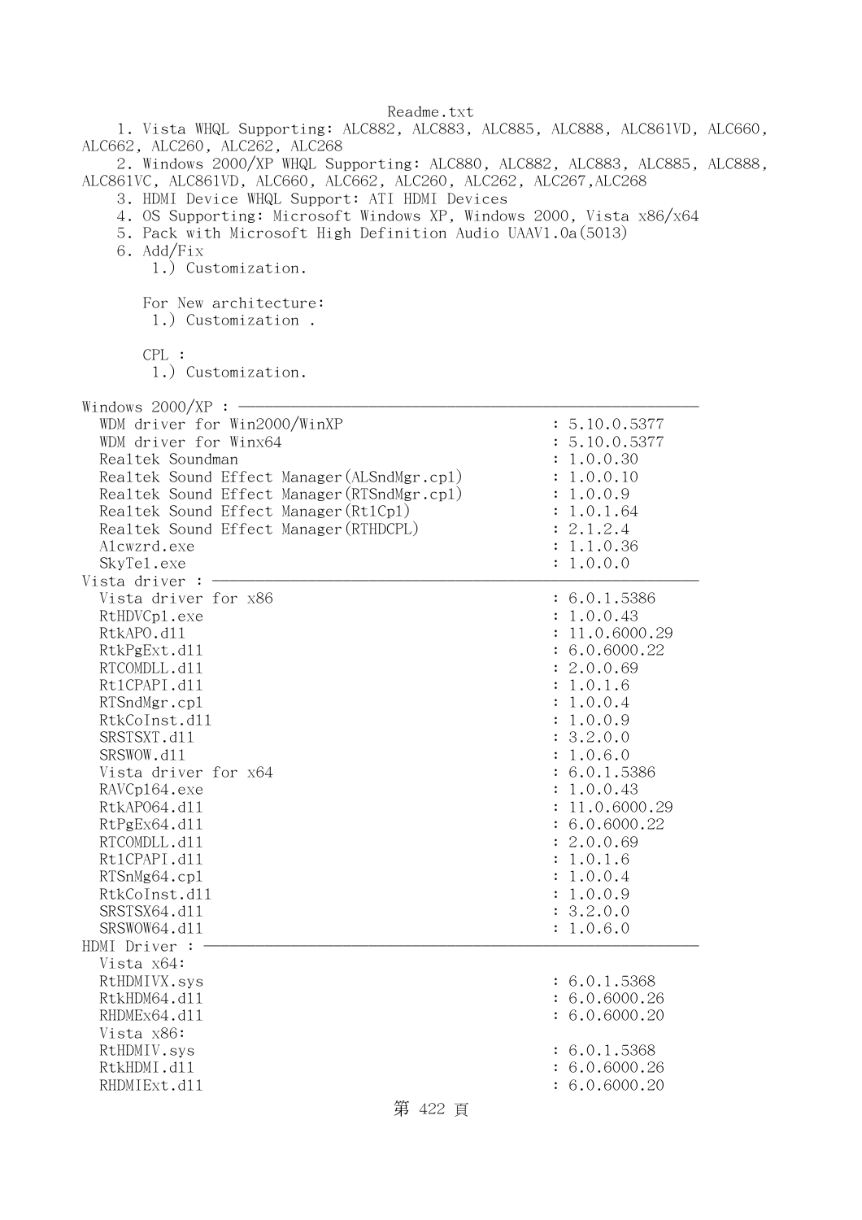Readme.txt

1. Vista WHQL Supporting: ALC882, ALC883, ALC885, ALC888, ALC861VD, ALC660, ALC662, ALC260, ALC262, ALC268
2. Windows 2000/XP WHQL Supporting: ALC880, ALC882, ALC883, ALC885, ALC888, ALC861VC, ALC861VD, ALC660, ALC662, ALC260, ALC262, ALC267,ALC268
3. HDMI Device WHQL Support: ATI HDMI Devices
4. OS Supporting: Microsoft Windows XP, Windows 2000, Vista x86/x64
5. Pack with Microsoft High Definition Audio UAAV1.0a(5013)
6. Add/Fix
   1.) Customization.

   For New architecture:
   1.) Customization .

   CPL :
   1.) Customization.

```
Windows 2000/XP : ----------------------------------------------------------
  WDM driver for Win2000/WinXP                        : 5.10.0.5377
  WDM driver for Winx64                               : 5.10.0.5377
  Realtek Soundman                                    : 1.0.0.30
  Realtek Sound Effect Manager(ALSndMgr.cpl)          : 1.0.0.10
  Realtek Sound Effect Manager(RTSndMgr.cpl)          : 1.0.0.9
  Realtek Sound Effect Manager(RtlCpl)                : 1.0.1.64
  Realtek Sound Effect Manager(RTHDCPL)               : 2.1.2.4
  Alcwzrd.exe                                         : 1.1.0.36
  SkyTel.exe                                          : 1.0.0.0
Vista driver : -------------------------------------------------------------
  Vista driver for x86                                : 6.0.1.5386
  RtHDVCpl.exe                                        : 1.0.0.43
  RtkAPO.dll                                          : 11.0.6000.29
  RtkPgExt.dll                                        : 6.0.6000.22
  RTCOMDLL.dll                                        : 2.0.0.69
  RtlCPAPI.dll                                        : 1.0.1.6
  RTSndMgr.cpl                                        : 1.0.0.4
  RtkCoInst.dll                                       : 1.0.0.9
  SRSTSXT.dll                                         : 3.2.0.0
  SRSWOW.dll                                          : 1.0.6.0
  Vista driver for x64                                : 6.0.1.5386
  RAVCpl64.exe                                        : 1.0.0.43
  RtkAPO64.dll                                        : 11.0.6000.29
  RtPgEx64.dll                                        : 6.0.6000.22
  RTCOMDLL.dll                                        : 2.0.0.69
  RtlCPAPI.dll                                        : 1.0.1.6
  RTSnMg64.cpl                                        : 1.0.0.4
  RtkCoInst.dll                                       : 1.0.0.9
  SRSTSX64.dll                                        : 3.2.0.0
  SRSWOW64.dll                                        : 1.0.6.0
HDMI Driver : --------------------------------------------------------------
  Vista x64:
  RtHDMIVX.sys                                        : 6.0.1.5368
  RtkHDM64.dll                                        : 6.0.6000.26
  RHDMEx64.dll                                        : 6.0.6000.20
  Vista x86:
  RtHDMIV.sys                                         : 6.0.1.5368
  RtkHDMI.dll                                         : 6.0.6000.26
  RHDMIExt.dll                                        : 6.0.6000.20
```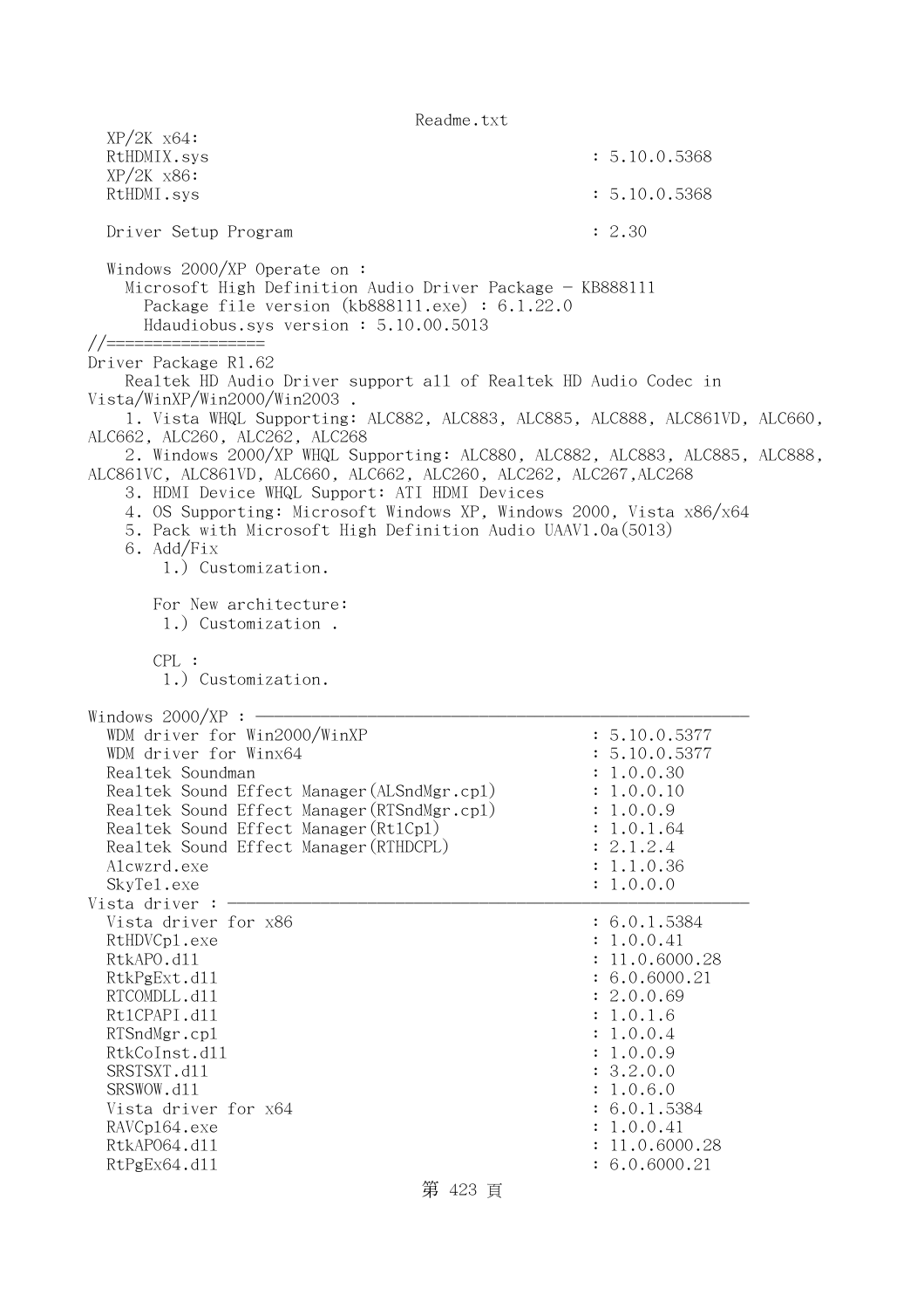```
  XP/2K x64:
  RtHDMIX.sys                                          : 5.10.0.5368
  XP/2K x86:
  RtHDMI.sys                                           : 5.10.0.5368

  Driver Setup Program                                 : 2.30

  Windows 2000/XP Operate on :
    Microsoft High Definition Audio Driver Package - KB888111
      Package file version (kb888111.exe) : 6.1.22.0
      Hdaudiobus.sys version : 5.10.00.5013
//=================
Driver Package R1.62
    Realtek HD Audio Driver support all of Realtek HD Audio Codec in
Vista/WinXP/Win2000/Win2003 .
    1. Vista WHQL Supporting: ALC882, ALC883, ALC885, ALC888, ALC861VD, ALC660,
ALC662, ALC260, ALC262, ALC268
    2. Windows 2000/XP WHQL Supporting: ALC880, ALC882, ALC883, ALC885, ALC888,
ALC861VC, ALC861VD, ALC660, ALC662, ALC260, ALC262, ALC267,ALC268
    3. HDMI Device WHQL Support: ATI HDMI Devices
    4. OS Supporting: Microsoft Windows XP, Windows 2000, Vista x86/x64
    5. Pack with Microsoft High Definition Audio UAAV1.0a(5013)
    6. Add/Fix
        1.) Customization.

       For New architecture:
        1.) Customization .

       CPL :
        1.) Customization.

Windows 2000/XP : ----------------------------------------------------------
  WDM driver for Win2000/WinXP                         : 5.10.0.5377
  WDM driver for Winx64                                : 5.10.0.5377
  Realtek Soundman                                     : 1.0.0.30
  Realtek Sound Effect Manager(ALSndMgr.cpl)           : 1.0.0.10
  Realtek Sound Effect Manager(RTSndMgr.cpl)           : 1.0.0.9
  Realtek Sound Effect Manager(RtlCpl)                 : 1.0.1.64
  Realtek Sound Effect Manager(RTHDCPL)                : 2.1.2.4
  Alcwzrd.exe                                          : 1.1.0.36
  SkyTel.exe                                           : 1.0.0.0
Vista driver : -------------------------------------------------------------
  Vista driver for x86                                 : 6.0.1.5384
  RtHDVCpl.exe                                         : 1.0.0.41
  RtkAPO.dll                                           : 11.0.6000.28
  RtkPgExt.dll                                         : 6.0.6000.21
  RTCOMDLL.dll                                         : 2.0.0.69
  RtlCPAPI.dll                                         : 1.0.1.6
  RTSndMgr.cpl                                         : 1.0.0.4
  RtkCoInst.dll                                        : 1.0.0.9
  SRSTSXT.dll                                          : 3.2.0.0
  SRSWOW.dll                                           : 1.0.6.0
  Vista driver for x64                                 : 6.0.1.5384
  RAVCpl64.exe                                         : 1.0.0.41
  RtkAPO64.dll                                         : 11.0.6000.28
  RtPgEx64.dll                                         : 6.0.6000.21
```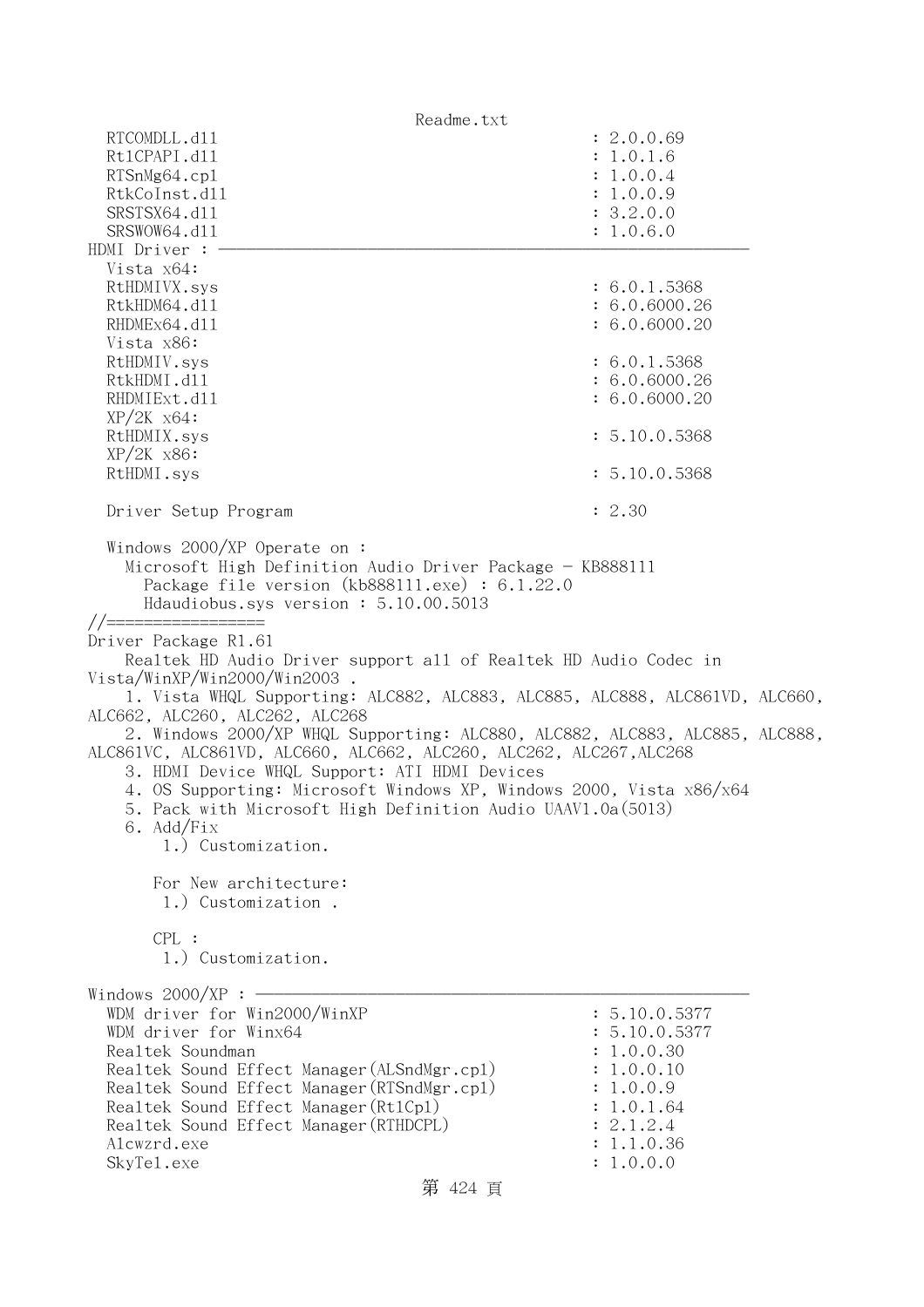```
  RTCOMDLL.dll                                      : 2.0.0.69
  Rt1CPAPI.dll                                      : 1.0.1.6
  RTSnMg64.cpl                                      : 1.0.0.4
  RtkCoInst.dll                                     : 1.0.0.9
  SRSTSX64.dll                                      : 3.2.0.0
  SRSWOW64.dll                                      : 1.0.6.0
HDMI Driver : ------------------------------------------------------------
  Vista x64:
  RtHDMIVX.sys                                      : 6.0.1.5368
  RtkHDM64.dll                                      : 6.0.6000.26
  RHDMEx64.dll                                      : 6.0.6000.20
  Vista x86:
  RtHDMIV.sys                                       : 6.0.1.5368
  RtkHDMI.dll                                       : 6.0.6000.26
  RHDMIExt.dll                                      : 6.0.6000.20
  XP/2K x64:
  RtHDMIX.sys                                       : 5.10.0.5368
  XP/2K x86:
  RtHDMI.sys                                        : 5.10.0.5368

  Driver Setup Program                              : 2.30

  Windows 2000/XP Operate on :
    Microsoft High Definition Audio Driver Package - KB888111
      Package file version (kb888111.exe) : 6.1.22.0
      Hdaudiobus.sys version : 5.10.00.5013
//=================
Driver Package R1.61
    Realtek HD Audio Driver support all of Realtek HD Audio Codec in 
Vista/WinXP/Win2000/Win2003 .
    1. Vista WHQL Supporting: ALC882, ALC883, ALC885, ALC888, ALC861VD, ALC660, 
ALC662, ALC260, ALC262, ALC268
    2. Windows 2000/XP WHQL Supporting: ALC880, ALC882, ALC883, ALC885, ALC888, 
ALC861VC, ALC861VD, ALC660, ALC662, ALC260, ALC262, ALC267,ALC268
    3. HDMI Device WHQL Support: ATI HDMI Devices
    4. OS Supporting: Microsoft Windows XP, Windows 2000, Vista x86/x64
    5. Pack with Microsoft High Definition Audio UAAV1.0a(5013)
    6. Add/Fix
        1.) Customization.

       For New architecture:
        1.) Customization .

       CPL :
        1.) Customization.

Windows 2000/XP : --------------------------------------------------------
  WDM driver for Win2000/WinXP                      : 5.10.0.5377
  WDM driver for Winx64                             : 5.10.0.5377
  Realtek Soundman                                  : 1.0.0.30
  Realtek Sound Effect Manager(ALSndMgr.cpl)        : 1.0.0.10
  Realtek Sound Effect Manager(RTSndMgr.cpl)        : 1.0.0.9
  Realtek Sound Effect Manager(Rt1Cp1)              : 1.0.1.64
  Realtek Sound Effect Manager(RTHDCPL)             : 2.1.2.4
  Alcwzrd.exe                                       : 1.1.0.36
  SkyTel.exe                                        : 1.0.0.0
```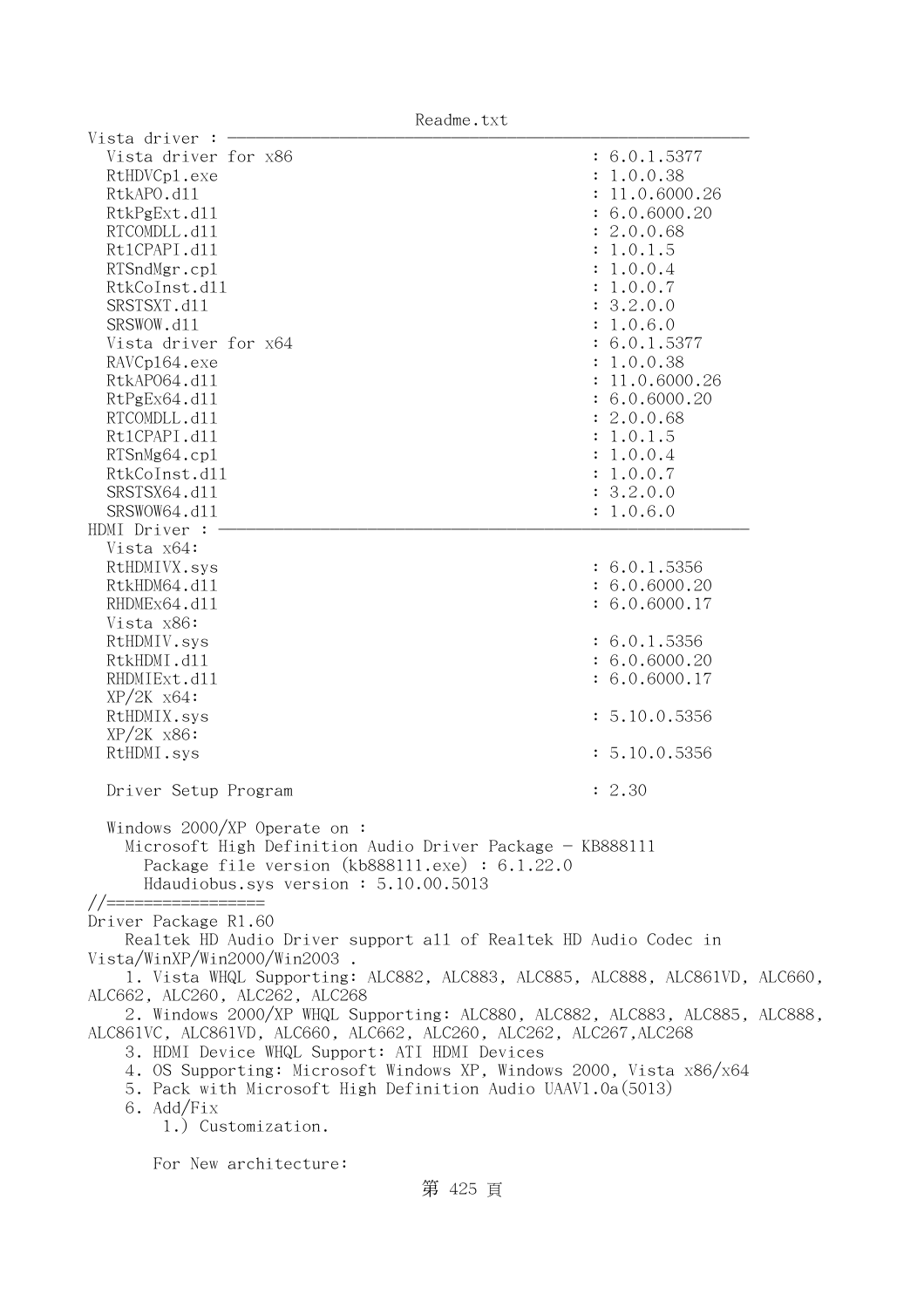```
Vista driver : ---------------------------------------------------------------
  Vista driver for x86                                     : 6.0.1.5377
  RtHDVCpl.exe                                             : 1.0.0.38
  RtkAPO.dll                                               : 11.0.6000.26
  RtkPgExt.dll                                             : 6.0.6000.20
  RTCOMDLL.dll                                             : 2.0.0.68
  Rt1CPAPI.dll                                             : 1.0.1.5
  RTSndMgr.cpl                                             : 1.0.0.4
  RtkCoInst.dll                                            : 1.0.0.7
  SRSTSXT.dll                                              : 3.2.0.0
  SRSWOW.dll                                               : 1.0.6.0
  Vista driver for x64                                     : 6.0.1.5377
  RAVCpl64.exe                                             : 1.0.0.38
  RtkAPO64.dll                                             : 11.0.6000.26
  RtPgEx64.dll                                             : 6.0.6000.20
  RTCOMDLL.dll                                             : 2.0.0.68
  Rt1CPAPI.dll                                             : 1.0.1.5
  RTSnMg64.cpl                                             : 1.0.0.4
  RtkCoInst.dll                                            : 1.0.0.7
  SRSTSX64.dll                                             : 3.2.0.0
  SRSWOW64.dll                                             : 1.0.6.0
HDMI Driver : ----------------------------------------------------------------
  Vista x64:
  RtHDMIVX.sys                                             : 6.0.1.5356
  RtkHDM64.dll                                             : 6.0.6000.20
  RHDMEx64.dll                                             : 6.0.6000.17
  Vista x86:
  RtHDMIV.sys                                              : 6.0.1.5356
  RtkHDMI.dll                                              : 6.0.6000.20
  RHDMIExt.dll                                             : 6.0.6000.17
  XP/2K x64:
  RtHDMIX.sys                                              : 5.10.0.5356
  XP/2K x86:
  RtHDMI.sys                                               : 5.10.0.5356

  Driver Setup Program                                     : 2.30

  Windows 2000/XP Operate on :
    Microsoft High Definition Audio Driver Package - KB888111
      Package file version (kb888111.exe) : 6.1.22.0
      Hdaudiobus.sys version : 5.10.00.5013
//=================
Driver Package R1.60
    Realtek HD Audio Driver support all of Realtek HD Audio Codec in
Vista/WinXP/Win2000/Win2003 .
    1. Vista WHQL Supporting: ALC882, ALC883, ALC885, ALC888, ALC861VD, ALC660,
ALC662, ALC260, ALC262, ALC268
    2. Windows 2000/XP WHQL Supporting: ALC880, ALC882, ALC883, ALC885, ALC888,
ALC861VC, ALC861VD, ALC660, ALC662, ALC260, ALC262, ALC267,ALC268
    3. HDMI Device WHQL Support: ATI HDMI Devices
    4. OS Supporting: Microsoft Windows XP, Windows 2000, Vista x86/x64
    5. Pack with Microsoft High Definition Audio UAAV1.0a(5013)
    6. Add/Fix
        1.) Customization.

       For New architecture:
```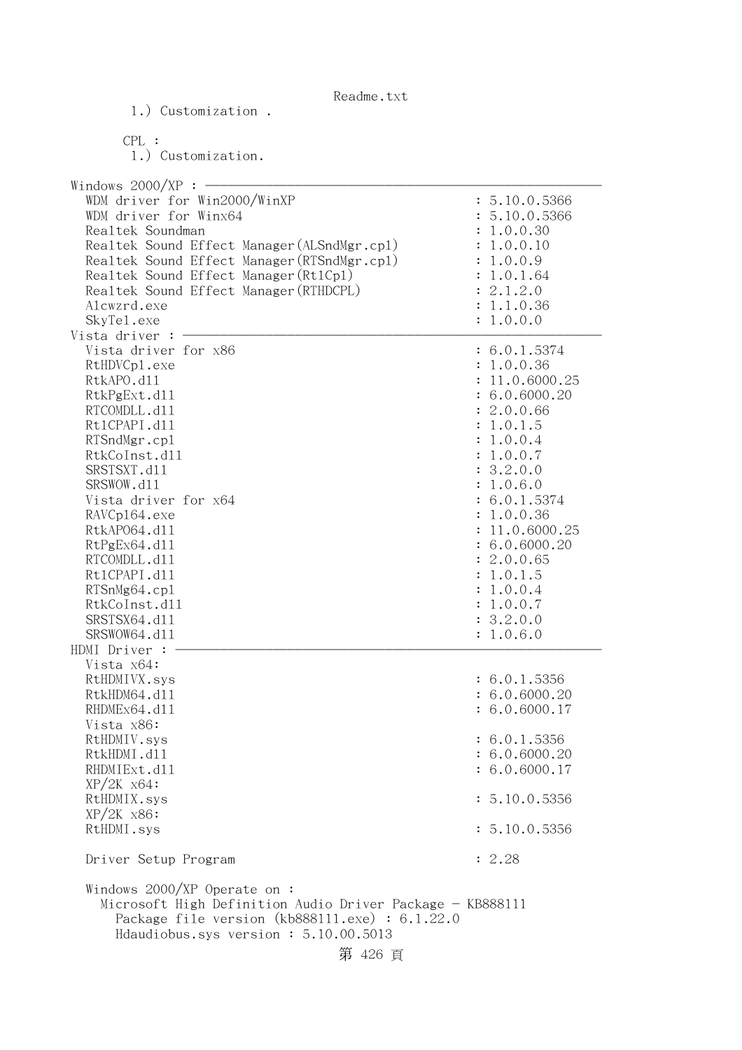```
        1.) Customization .

       CPL :
        1.) Customization.

Windows 2000/XP : ------------------------------------------------------------
  WDM driver for Win2000/WinXP                         : 5.10.0.5366
  WDM driver for Winx64                                : 5.10.0.5366
  Realtek Soundman                                     : 1.0.0.30
  Realtek Sound Effect Manager(ALSndMgr.cpl)           : 1.0.0.10
  Realtek Sound Effect Manager(RTSndMgr.cpl)           : 1.0.0.9
  Realtek Sound Effect Manager(Rt1Cpl)                 : 1.0.1.64
  Realtek Sound Effect Manager(RTHDCPL)                : 2.1.2.0
  Alcwzrd.exe                                          : 1.1.0.36
  SkyTel.exe                                           : 1.0.0.0
Vista driver : ---------------------------------------------------------------
  Vista driver for x86                                 : 6.0.1.5374
  RtHDVCpl.exe                                         : 1.0.0.36
  RtkAPO.dll                                           : 11.0.6000.25
  RtkPgExt.dll                                         : 6.0.6000.20
  RTCOMDLL.dll                                         : 2.0.0.66
  Rt1CPAPI.dll                                         : 1.0.1.5
  RTSndMgr.cpl                                         : 1.0.0.4
  RtkCoInst.dll                                        : 1.0.0.7
  SRSTSXT.dll                                          : 3.2.0.0
  SRSWOW.dll                                           : 1.0.6.0
  Vista driver for x64                                 : 6.0.1.5374
  RAVCpl64.exe                                         : 1.0.0.36
  RtkAPO64.dll                                         : 11.0.6000.25
  RtPgEx64.dll                                         : 6.0.6000.20
  RTCOMDLL.dll                                         : 2.0.0.65
  Rt1CPAPI.dll                                         : 1.0.1.5
  RTSnMg64.cpl                                         : 1.0.0.4
  RtkCoInst.dll                                        : 1.0.0.7
  SRSTSX64.dll                                         : 3.2.0.0
  SRSWOW64.dll                                         : 1.0.6.0
HDMI Driver : ----------------------------------------------------------------
  Vista x64:
  RtHDMIVX.sys                                         : 6.0.1.5356
  RtkHDM64.dll                                         : 6.0.6000.20
  RHDMEx64.dll                                         : 6.0.6000.17
  Vista x86:
  RtHDMIV.sys                                          : 6.0.1.5356
  RtkHDMI.dll                                          : 6.0.6000.20
  RHDMIExt.dll                                         : 6.0.6000.17
  XP/2K x64:
  RtHDMIX.sys                                          : 5.10.0.5356
  XP/2K x86:
  RtHDMI.sys                                           : 5.10.0.5356

  Driver Setup Program                                 : 2.28

  Windows 2000/XP Operate on :
    Microsoft High Definition Audio Driver Package - KB888111
      Package file version (kb888111.exe) : 6.1.22.0
      Hdaudiobus.sys version : 5.10.00.5013
```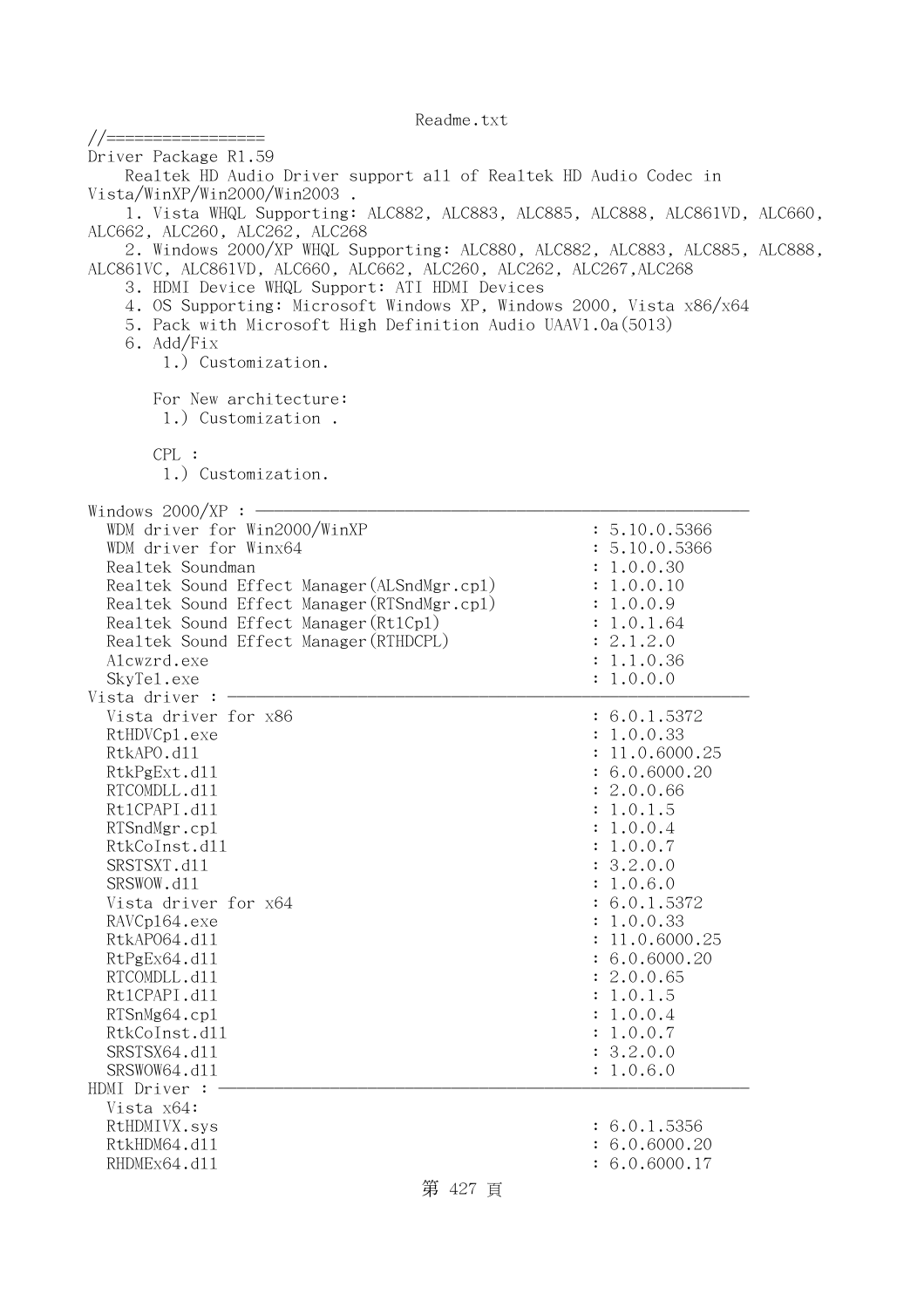Readme.txt

```
//=================
Driver Package R1.59
    Realtek HD Audio Driver support all of Realtek HD Audio Codec in 
Vista/WinXP/Win2000/Win2003 .
    1. Vista WHQL Supporting: ALC882, ALC883, ALC885, ALC888, ALC861VD, ALC660, 
ALC662, ALC260, ALC262, ALC268
    2. Windows 2000/XP WHQL Supporting: ALC880, ALC882, ALC883, ALC885, ALC888, 
ALC861VC, ALC861VD, ALC660, ALC662, ALC260, ALC262, ALC267,ALC268
    3. HDMI Device WHQL Support: ATI HDMI Devices
    4. OS Supporting: Microsoft Windows XP, Windows 2000, Vista x86/x64
    5. Pack with Microsoft High Definition Audio UAAV1.0a(5013)
    6. Add/Fix
        1.) Customization.

       For New architecture:
        1.) Customization .

       CPL :
        1.) Customization.

Windows 2000/XP : -------------------------------------------------------
  WDM driver for Win2000/WinXP                         : 5.10.0.5366
  WDM driver for Winx64                                : 5.10.0.5366
  Realtek Soundman                                     : 1.0.0.30
  Realtek Sound Effect Manager(ALSndMgr.cpl)           : 1.0.0.10
  Realtek Sound Effect Manager(RTSndMgr.cpl)           : 1.0.0.9
  Realtek Sound Effect Manager(RtlCpl)                 : 1.0.1.64
  Realtek Sound Effect Manager(RTHDCPL)                : 2.1.2.0
  Alcwzrd.exe                                          : 1.1.0.36
  SkyTel.exe                                           : 1.0.0.0
Vista driver : ----------------------------------------------------------
  Vista driver for x86                                 : 6.0.1.5372
  RtHDVCpl.exe                                         : 1.0.0.33
  RtkAPO.dll                                           : 11.0.6000.25
  RtkPgExt.dll                                         : 6.0.6000.20
  RTCOMDLL.dll                                         : 2.0.0.66
  RtlCPAPI.dll                                         : 1.0.1.5
  RTSndMgr.cpl                                         : 1.0.0.4
  RtkCoInst.dll                                        : 1.0.0.7
  SRSTSXT.dll                                          : 3.2.0.0
  SRSWOW.dll                                           : 1.0.6.0
  Vista driver for x64                                 : 6.0.1.5372
  RAVCpl64.exe                                         : 1.0.0.33
  RtkAPO64.dll                                         : 11.0.6000.25
  RtPgEx64.dll                                         : 6.0.6000.20
  RTCOMDLL.dll                                         : 2.0.0.65
  RtlCPAPI.dll                                         : 1.0.1.5
  RTSnMg64.cpl                                         : 1.0.0.4
  RtkCoInst.dll                                        : 1.0.0.7
  SRSTSX64.dll                                         : 3.2.0.0
  SRSWOW64.dll                                         : 1.0.6.0
HDMI Driver : -----------------------------------------------------------
  Vista x64:
  RtHDMIVX.sys                                         : 6.0.1.5356
  RtkHDM64.dll                                         : 6.0.6000.20
  RHDMEx64.dll                                         : 6.0.6000.17
```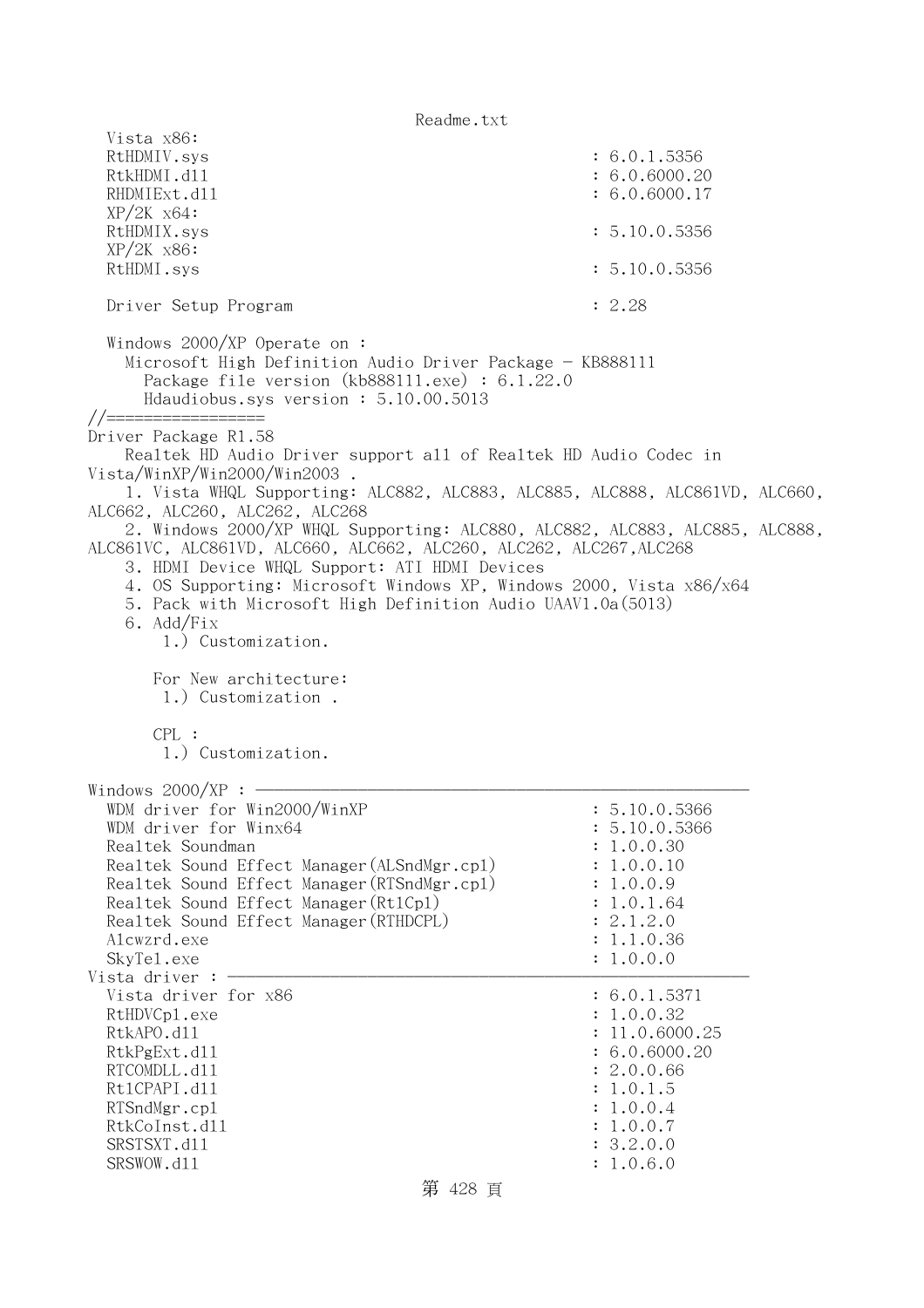```
  Vista x86:
  RtHDMIV.sys                                           : 6.0.1.5356
  RtkHDMI.dll                                           : 6.0.6000.20
  RHDMIExt.dll                                          : 6.0.6000.17
  XP/2K x64:
  RtHDMIX.sys                                           : 5.10.0.5356
  XP/2K x86:
  RtHDMI.sys                                            : 5.10.0.5356

  Driver Setup Program                                  : 2.28

  Windows 2000/XP Operate on :
    Microsoft High Definition Audio Driver Package - KB888111
      Package file version (kb888111.exe) : 6.1.22.0
      Hdaudiobus.sys version : 5.10.00.5013
//=================
Driver Package R1.58
    Realtek HD Audio Driver support all of Realtek HD Audio Codec in 
Vista/WinXP/Win2000/Win2003 .
    1. Vista WHQL Supporting: ALC882, ALC883, ALC885, ALC888, ALC861VD, ALC660, 
ALC662, ALC260, ALC262, ALC268
    2. Windows 2000/XP WHQL Supporting: ALC880, ALC882, ALC883, ALC885, ALC888, 
ALC861VC, ALC861VD, ALC660, ALC662, ALC260, ALC262, ALC267,ALC268
    3. HDMI Device WHQL Support: ATI HDMI Devices
    4. OS Supporting: Microsoft Windows XP, Windows 2000, Vista x86/x64
    5. Pack with Microsoft High Definition Audio UAAV1.0a(5013)
    6. Add/Fix
        1.) Customization.

       For New architecture:
        1.) Customization .

       CPL :
        1.) Customization.

Windows 2000/XP : ----------------------------------------------------------------
  WDM driver for Win2000/WinXP                          : 5.10.0.5366
  WDM driver for Winx64                                 : 5.10.0.5366
  Realtek Soundman                                      : 1.0.0.30
  Realtek Sound Effect Manager(ALSndMgr.cpl)            : 1.0.0.10
  Realtek Sound Effect Manager(RTSndMgr.cpl)            : 1.0.0.9
  Realtek Sound Effect Manager(Rt1Cpl)                  : 1.0.1.64
  Realtek Sound Effect Manager(RTHDCPL)                 : 2.1.2.0
  Alcwzrd.exe                                           : 1.1.0.36
  SkyTel.exe                                            : 1.0.0.0
Vista driver : -------------------------------------------------------------------
  Vista driver for x86                                  : 6.0.1.5371
  RtHDVCpl.exe                                          : 1.0.0.32
  RtkAPO.dll                                            : 11.0.6000.25
  RtkPgExt.dll                                          : 6.0.6000.20
  RTCOMDLL.dll                                          : 2.0.0.66
  Rt1CPAPI.dll                                          : 1.0.1.5
  RTSndMgr.cpl                                          : 1.0.0.4
  RtkCoInst.dll                                         : 1.0.0.7
  SRSTSXT.dll                                           : 3.2.0.0
  SRSWOW.dll                                            : 1.0.6.0
```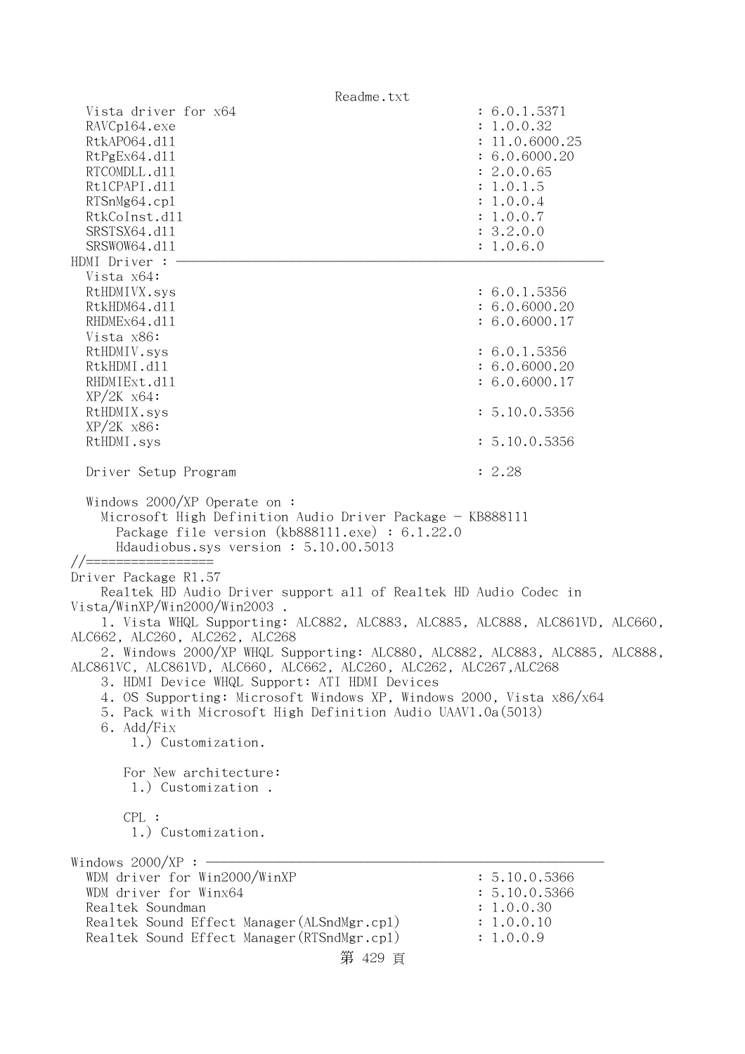```
  Vista driver for x64                                 : 6.0.1.5371
  RAVCpl64.exe                                         : 1.0.0.32
  RtkAPO64.dll                                         : 11.0.6000.25
  RtPgEx64.dll                                         : 6.0.6000.20
  RTCOMDLL.dll                                         : 2.0.0.65
  Rt1CPAPI.dll                                         : 1.0.1.5
  RTSnMg64.cpl                                         : 1.0.0.4
  RtkCoInst.dll                                        : 1.0.0.7
  SRSTSX64.dll                                         : 3.2.0.0
  SRSWOW64.dll                                         : 1.0.6.0
HDMI Driver : ------------------------------------------------------------
  Vista x64:
  RtHDMIVX.sys                                         : 6.0.1.5356
  RtkHDM64.dll                                         : 6.0.6000.20
  RHDMEx64.dll                                         : 6.0.6000.17
  Vista x86:
  RtHDMIV.sys                                          : 6.0.1.5356
  RtkHDMI.dll                                          : 6.0.6000.20
  RHDMIExt.dll                                         : 6.0.6000.17
  XP/2K x64:
  RtHDMIX.sys                                          : 5.10.0.5356
  XP/2K x86:
  RtHDMI.sys                                           : 5.10.0.5356

  Driver Setup Program                                 : 2.28

  Windows 2000/XP Operate on :
    Microsoft High Definition Audio Driver Package - KB888111
      Package file version (kb888111.exe) : 6.1.22.0
      Hdaudiobus.sys version : 5.10.00.5013
//=================
Driver Package R1.57
    Realtek HD Audio Driver support all of Realtek HD Audio Codec in 
Vista/WinXP/Win2000/Win2003 .
    1. Vista WHQL Supporting: ALC882, ALC883, ALC885, ALC888, ALC861VD, ALC660, 
ALC662, ALC260, ALC262, ALC268
    2. Windows 2000/XP WHQL Supporting: ALC880, ALC882, ALC883, ALC885, ALC888, 
ALC861VC, ALC861VD, ALC660, ALC662, ALC260, ALC262, ALC267,ALC268
    3. HDMI Device WHQL Support: ATI HDMI Devices
    4. OS Supporting: Microsoft Windows XP, Windows 2000, Vista x86/x64
    5. Pack with Microsoft High Definition Audio UAAV1.0a(5013)
    6. Add/Fix
        1.) Customization.

       For New architecture:
        1.) Customization .

       CPL :
        1.) Customization.

Windows 2000/XP : ---------------------------------------------------------
  WDM driver for Win2000/WinXP                         : 5.10.0.5366
  WDM driver for Winx64                                : 5.10.0.5366
  Realtek Soundman                                     : 1.0.0.30
  Realtek Sound Effect Manager(ALSndMgr.cpl)           : 1.0.0.10
  Realtek Sound Effect Manager(RTSndMgr.cpl)           : 1.0.0.9
```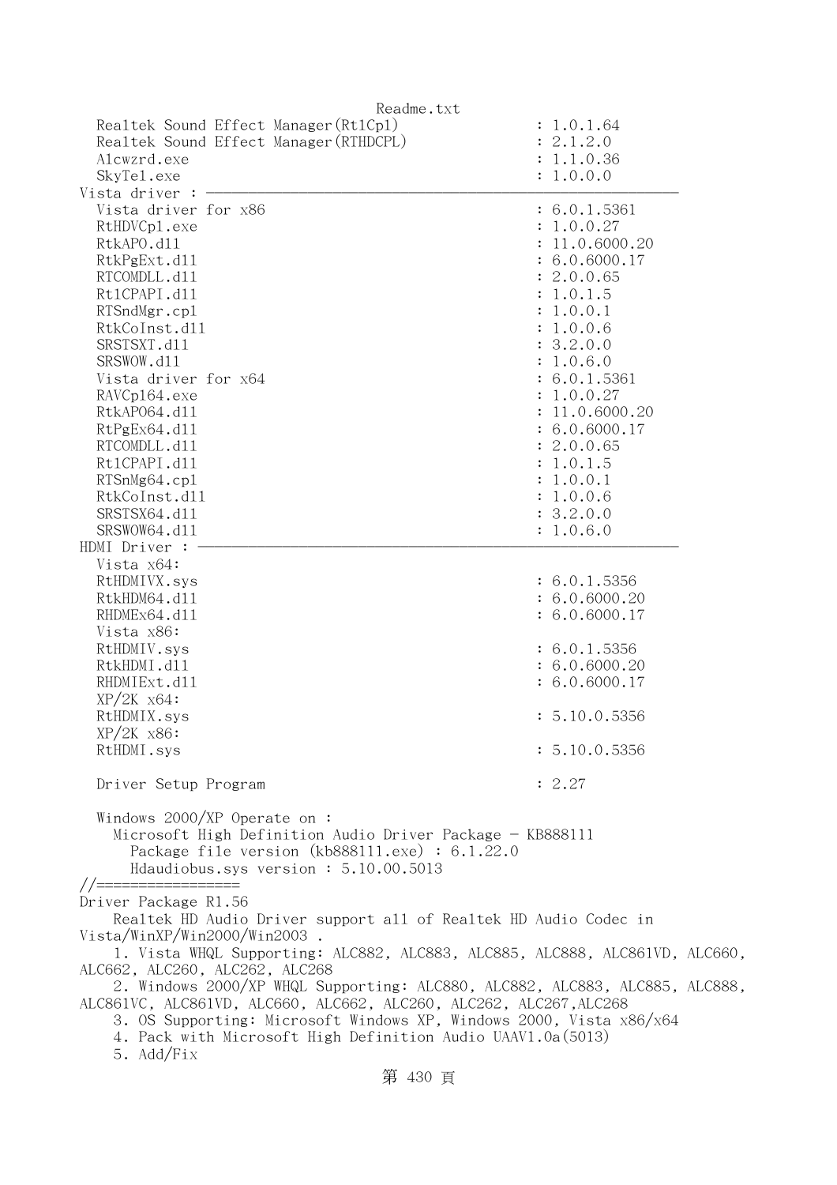```
  Realtek Sound Effect Manager(Rt1Cp1)                  : 1.0.1.64
  Realtek Sound Effect Manager(RTHDCPL)                 : 2.1.2.0
  Alcwzrd.exe                                           : 1.1.0.36
  SkyTel.exe                                            : 1.0.0.0
Vista driver : ----------------------------------------------------------
  Vista driver for x86                                  : 6.0.1.5361
  RtHDVCpl.exe                                          : 1.0.0.27
  RtkAPO.dll                                            : 11.0.6000.20
  RtkPgExt.dll                                          : 6.0.6000.17
  RTCOMDLL.dll                                          : 2.0.0.65
  Rt1CPAPI.dll                                          : 1.0.1.5
  RTSndMgr.cpl                                          : 1.0.0.1
  RtkCoInst.dll                                         : 1.0.0.6
  SRSTSXT.dll                                           : 3.2.0.0
  SRSWOW.dll                                            : 1.0.6.0
  Vista driver for x64                                  : 6.0.1.5361
  RAVCpl64.exe                                          : 1.0.0.27
  RtkAPO64.dll                                          : 11.0.6000.20
  RtPgEx64.dll                                          : 6.0.6000.17
  RTCOMDLL.dll                                          : 2.0.0.65
  Rt1CPAPI.dll                                          : 1.0.1.5
  RTSnMg64.cpl                                          : 1.0.0.1
  RtkCoInst.dll                                         : 1.0.0.6
  SRSTSX64.dll                                          : 3.2.0.0
  SRSWOW64.dll                                          : 1.0.6.0
HDMI Driver : ----------------------------------------------------------
  Vista x64:
  RtHDMIVX.sys                                          : 6.0.1.5356
  RtkHDM64.dll                                          : 6.0.6000.20
  RHDMEx64.dll                                          : 6.0.6000.17
  Vista x86:
  RtHDMIV.sys                                           : 6.0.1.5356
  RtkHDMI.dll                                           : 6.0.6000.20
  RHDMIExt.dll                                          : 6.0.6000.17
  XP/2K x64:
  RtHDMIX.sys                                           : 5.10.0.5356
  XP/2K x86:
  RtHDMI.sys                                            : 5.10.0.5356

  Driver Setup Program                                  : 2.27

  Windows 2000/XP Operate on :
    Microsoft High Definition Audio Driver Package - KB888111
      Package file version (kb888111.exe) : 6.1.22.0
      Hdaudiobus.sys version : 5.10.00.5013
//=================
Driver Package R1.56
    Realtek HD Audio Driver support all of Realtek HD Audio Codec in
Vista/WinXP/Win2000/Win2003 .
    1. Vista WHQL Supporting: ALC882, ALC883, ALC885, ALC888, ALC861VD, ALC660,
ALC662, ALC260, ALC262, ALC268
    2. Windows 2000/XP WHQL Supporting: ALC880, ALC882, ALC883, ALC885, ALC888,
ALC861VC, ALC861VD, ALC660, ALC662, ALC260, ALC262, ALC267,ALC268
    3. OS Supporting: Microsoft Windows XP, Windows 2000, Vista x86/x64
    4. Pack with Microsoft High Definition Audio UAAV1.0a(5013)
    5. Add/Fix
```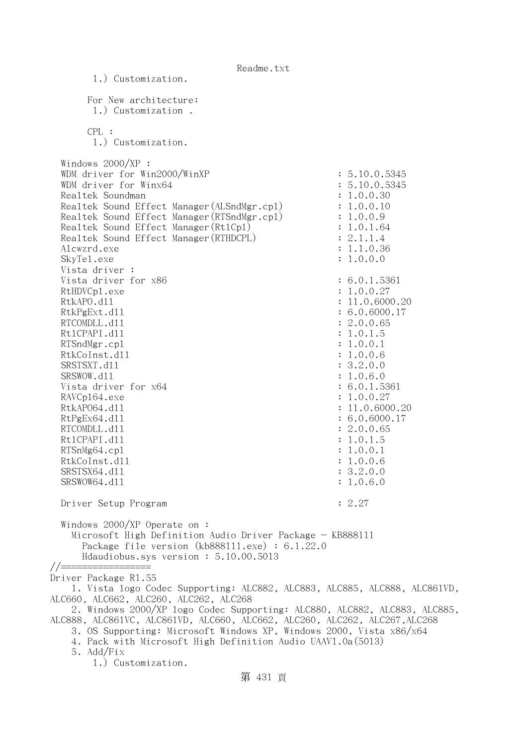```
        1.) Customization.

       For New architecture:
        1.) Customization .

       CPL :
        1.) Customization.

   Windows 2000/XP :
   WDM driver for Win2000/WinXP                           : 5.10.0.5345
   WDM driver for Winx64                                  : 5.10.0.5345
   Realtek Soundman                                       : 1.0.0.30
   Realtek Sound Effect Manager(ALSndMgr.cpl)             : 1.0.0.10
   Realtek Sound Effect Manager(RTSndMgr.cpl)             : 1.0.0.9
   Realtek Sound Effect Manager(RtlCpl)                   : 1.0.1.64
   Realtek Sound Effect Manager(RTHDCPL)                  : 2.1.1.4
   Alcwzrd.exe                                            : 1.1.0.36
   SkyTel.exe                                             : 1.0.0.0
   Vista driver :
   Vista driver for x86                                   : 6.0.1.5361
   RtHDVCpl.exe                                           : 1.0.0.27
   RtkAPO.dll                                             : 11.0.6000.20
   RtkPgExt.dll                                           : 6.0.6000.17
   RTCOMDLL.dll                                           : 2.0.0.65
   RtlCPAPI.dll                                           : 1.0.1.5
   RTSndMgr.cpl                                           : 1.0.0.1
   RtkCoInst.dll                                          : 1.0.0.6
   SRSTSXT.dll                                            : 3.2.0.0
   SRSWOW.dll                                             : 1.0.6.0
   Vista driver for x64                                   : 6.0.1.5361
   RAVCpl64.exe                                           : 1.0.0.27
   RtkAPO64.dll                                           : 11.0.6000.20
   RtPgEx64.dll                                           : 6.0.6000.17
   RTCOMDLL.dll                                           : 2.0.0.65
   RtlCPAPI.dll                                           : 1.0.1.5
   RTSnMg64.cpl                                           : 1.0.0.1
   RtkCoInst.dll                                          : 1.0.0.6
   SRSTSX64.dll                                           : 3.2.0.0
   SRSWOW64.dll                                           : 1.0.6.0

   Driver Setup Program                                   : 2.27

   Windows 2000/XP Operate on :
     Microsoft High Definition Audio Driver Package - KB888111
       Package file version (kb888111.exe) : 6.1.22.0
       Hdaudiobus.sys version : 5.10.00.5013
//=================
Driver Package R1.55
    1. Vista logo Codec Supporting: ALC882, ALC883, ALC885, ALC888, ALC861VD,
ALC660, ALC662, ALC260, ALC262, ALC268
    2. Windows 2000/XP logo Codec Supporting: ALC880, ALC882, ALC883, ALC885,
ALC888, ALC861VC, ALC861VD, ALC660, ALC662, ALC260, ALC262, ALC267,ALC268
    3. OS Supporting: Microsoft Windows XP, Windows 2000, Vista x86/x64
    4. Pack with Microsoft High Definition Audio UAAV1.0a(5013)
    5. Add/Fix
        1.) Customization.
```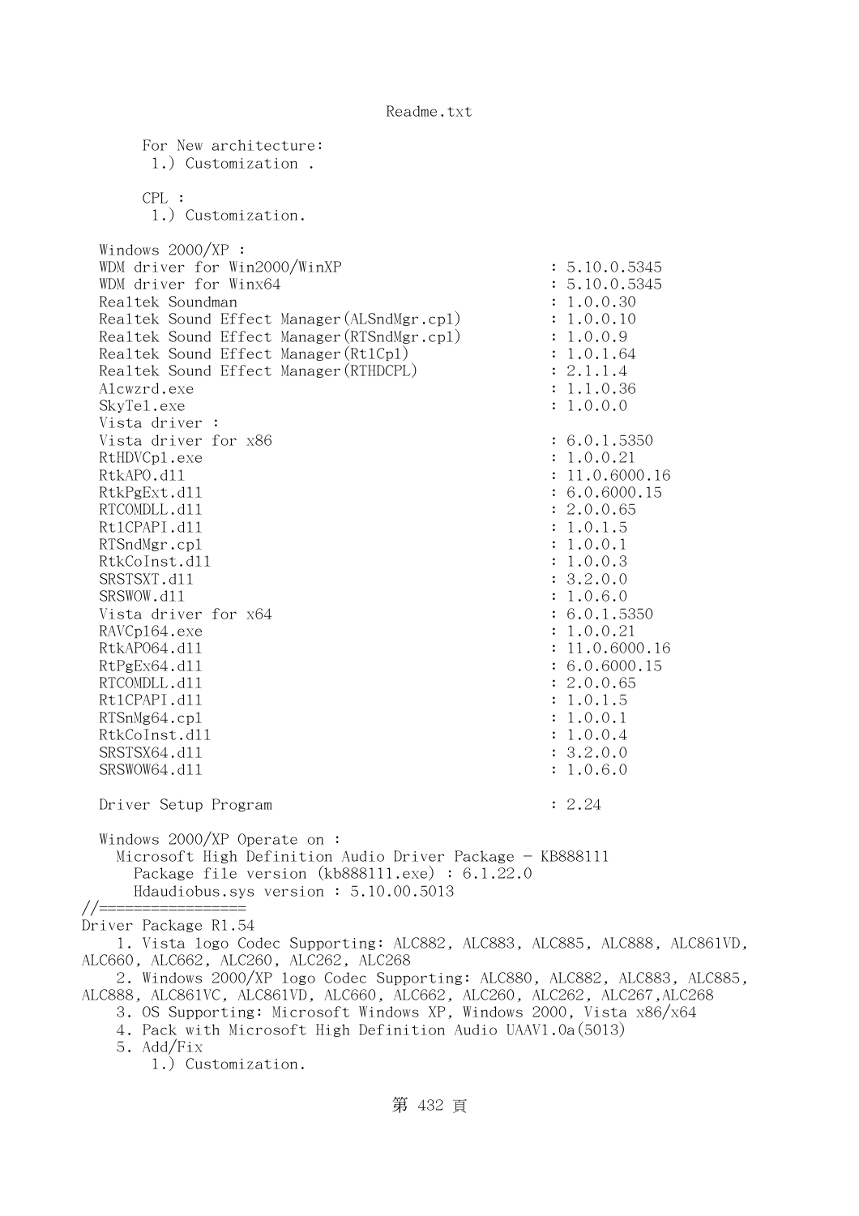```
      For New architecture:
       1.) Customization .

      CPL :
       1.) Customization.

  Windows 2000/XP :
  WDM driver for Win2000/WinXP                          : 5.10.0.5345
  WDM driver for Winx64                                 : 5.10.0.5345
  Realtek Soundman                                      : 1.0.0.30
  Realtek Sound Effect Manager(ALSndMgr.cpl)            : 1.0.0.10
  Realtek Sound Effect Manager(RTSndMgr.cpl)            : 1.0.0.9
  Realtek Sound Effect Manager(Rt1Cpl)                  : 1.0.1.64
  Realtek Sound Effect Manager(RTHDCPL)                 : 2.1.1.4
  Alcwzrd.exe                                           : 1.1.0.36
  SkyTel.exe                                            : 1.0.0.0
  Vista driver :
  Vista driver for x86                                  : 6.0.1.5350
  RtHDVCpl.exe                                          : 1.0.0.21
  RtkAPO.dll                                            : 11.0.6000.16
  RtkPgExt.dll                                          : 6.0.6000.15
  RTCOMDLL.dll                                          : 2.0.0.65
  Rt1CPAPI.dll                                          : 1.0.1.5
  RTSndMgr.cpl                                          : 1.0.0.1
  RtkCoInst.dll                                         : 1.0.0.3
  SRSTSXT.dll                                           : 3.2.0.0
  SRSWOW.dll                                            : 1.0.6.0
  Vista driver for x64                                  : 6.0.1.5350
  RAVCpl64.exe                                          : 1.0.0.21
  RtkAPO64.dll                                          : 11.0.6000.16
  RtPgEx64.dll                                          : 6.0.6000.15
  RTCOMDLL.dll                                          : 2.0.0.65
  Rt1CPAPI.dll                                          : 1.0.1.5
  RTSnMg64.cpl                                          : 1.0.0.1
  RtkCoInst.dll                                         : 1.0.0.4
  SRSTSX64.dll                                          : 3.2.0.0
  SRSWOW64.dll                                          : 1.0.6.0

  Driver Setup Program                                  : 2.24

  Windows 2000/XP Operate on :
    Microsoft High Definition Audio Driver Package - KB888111
      Package file version (kb888111.exe) : 6.1.22.0
      Hdaudiobus.sys version : 5.10.00.5013
//=================
Driver Package R1.54
    1. Vista logo Codec Supporting: ALC882, ALC883, ALC885, ALC888, ALC861VD,
ALC660, ALC662, ALC260, ALC262, ALC268
    2. Windows 2000/XP logo Codec Supporting: ALC880, ALC882, ALC883, ALC885,
ALC888, ALC861VC, ALC861VD, ALC660, ALC662, ALC260, ALC262, ALC267,ALC268
    3. OS Supporting: Microsoft Windows XP, Windows 2000, Vista x86/x64
    4. Pack with Microsoft High Definition Audio UAAV1.0a(5013)
    5. Add/Fix
       1.) Customization.
```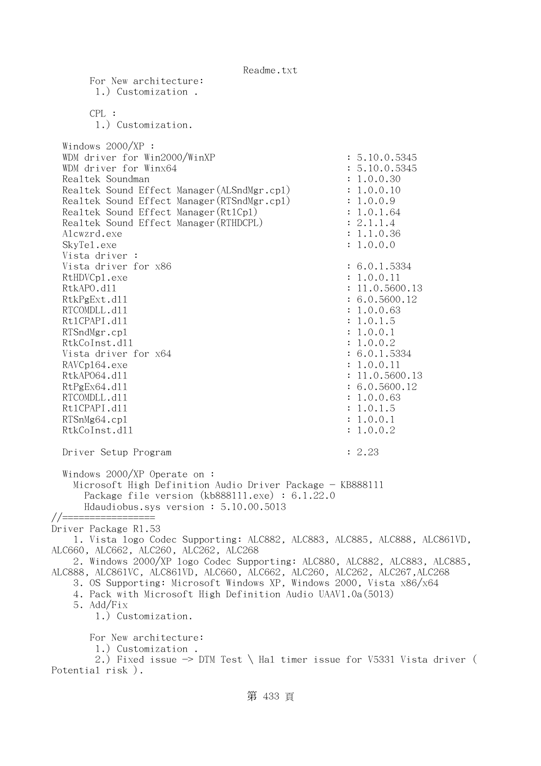```
        For New architecture:
         1.) Customization .

        CPL :
         1.) Customization.

   Windows 2000/XP :
   WDM driver for Win2000/WinXP                                    : 5.10.0.5345
   WDM driver for Winx64                                           : 5.10.0.5345
   Realtek Soundman                                                : 1.0.0.30
   Realtek Sound Effect Manager(ALSndMgr.cpl)                      : 1.0.0.10
   Realtek Sound Effect Manager(RTSndMgr.cpl)                      : 1.0.0.9
   Realtek Sound Effect Manager(Rt1Cpl)                            : 1.0.1.64
   Realtek Sound Effect Manager(RTHDCPL)                           : 2.1.1.4
   Alcwzrd.exe                                                     : 1.1.0.36
   SkyTel.exe                                                      : 1.0.0.0
   Vista driver :
   Vista driver for x86                                            : 6.0.1.5334
   RtHDVCpl.exe                                                    : 1.0.0.11
   RtkAPO.dll                                                      : 11.0.5600.13
   RtkPgExt.dll                                                    : 6.0.5600.12
   RTCOMDLL.dll                                                    : 1.0.0.63
   Rt1CPAPI.dll                                                    : 1.0.1.5
   RTSndMgr.cpl                                                    : 1.0.0.1
   RtkCoInst.dll                                                   : 1.0.0.2
   Vista driver for x64                                            : 6.0.1.5334
   RAVCpl64.exe                                                    : 1.0.0.11
   RtkAPO64.dll                                                    : 11.0.5600.13
   RtPgEx64.dll                                                    : 6.0.5600.12
   RTCOMDLL.dll                                                    : 1.0.0.63
   Rt1CPAPI.dll                                                    : 1.0.1.5
   RTSnMg64.cpl                                                    : 1.0.0.1
   RtkCoInst.dll                                                   : 1.0.0.2

   Driver Setup Program                                            : 2.23

   Windows 2000/XP Operate on :
     Microsoft High Definition Audio Driver Package - KB888111
       Package file version (kb888111.exe) : 6.1.22.0
       Hdaudiobus.sys version : 5.10.00.5013
//=================
Driver Package R1.53
     1. Vista logo Codec Supporting: ALC882, ALC883, ALC885, ALC888, ALC861VD,
ALC660, ALC662, ALC260, ALC262, ALC268
     2. Windows 2000/XP logo Codec Supporting: ALC880, ALC882, ALC883, ALC885,
ALC888, ALC861VC, ALC861VD, ALC660, ALC662, ALC260, ALC262, ALC267,ALC268
     3. OS Supporting: Microsoft Windows XP, Windows 2000, Vista x86/x64
     4. Pack with Microsoft High Definition Audio UAAV1.0a(5013)
     5. Add/Fix
         1.) Customization.

        For New architecture:
         1.) Customization .
         2.) Fixed issue -> DTM Test \ Hal timer issue for V5331 Vista driver (
Potential risk ).
```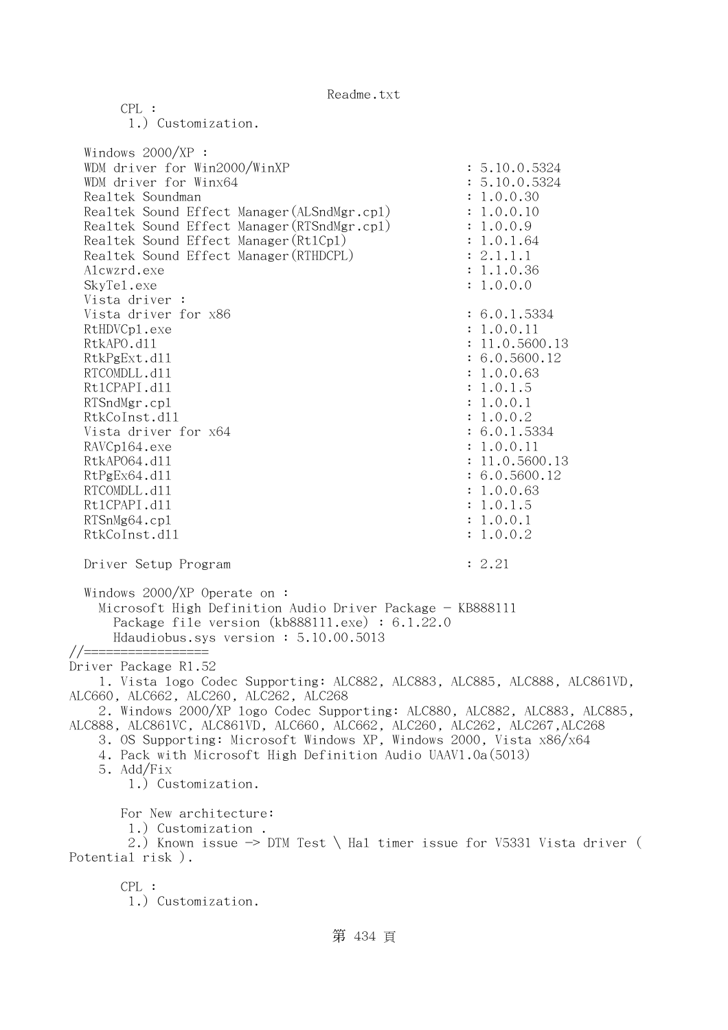```
       CPL :
        1.) Customization.

  Windows 2000/XP :
  WDM driver for Win2000/WinXP                        : 5.10.0.5324
  WDM driver for Winx64                               : 5.10.0.5324
  Realtek Soundman                                    : 1.0.0.30
  Realtek Sound Effect Manager(ALSndMgr.cpl)          : 1.0.0.10
  Realtek Sound Effect Manager(RTSndMgr.cpl)          : 1.0.0.9
  Realtek Sound Effect Manager(RtlCpl)                : 1.0.1.64
  Realtek Sound Effect Manager(RTHDCPL)               : 2.1.1.1
  Alcwzrd.exe                                         : 1.1.0.36
  SkyTel.exe                                          : 1.0.0.0
  Vista driver :
  Vista driver for x86                                : 6.0.1.5334
  RtHDVCpl.exe                                        : 1.0.0.11
  RtkAPO.dll                                          : 11.0.5600.13
  RtkPgExt.dll                                        : 6.0.5600.12
  RTCOMDLL.dll                                        : 1.0.0.63
  RtlCPAPI.dll                                        : 1.0.1.5
  RTSndMgr.cpl                                        : 1.0.0.1
  RtkCoInst.dll                                       : 1.0.0.2
  Vista driver for x64                                : 6.0.1.5334
  RAVCpl64.exe                                        : 1.0.0.11
  RtkAPO64.dll                                        : 11.0.5600.13
  RtPgEx64.dll                                        : 6.0.5600.12
  RTCOMDLL.dll                                        : 1.0.0.63
  RtlCPAPI.dll                                        : 1.0.1.5
  RTSnMg64.cpl                                        : 1.0.0.1
  RtkCoInst.dll                                       : 1.0.0.2

  Driver Setup Program                                : 2.21

  Windows 2000/XP Operate on :
    Microsoft High Definition Audio Driver Package - KB888111
      Package file version (kb888111.exe) : 6.1.22.0
      Hdaudiobus.sys version : 5.10.00.5013
//=================
Driver Package R1.52
    1. Vista logo Codec Supporting: ALC882, ALC883, ALC885, ALC888, ALC861VD,
ALC660, ALC662, ALC260, ALC262, ALC268
    2. Windows 2000/XP logo Codec Supporting: ALC880, ALC882, ALC883, ALC885,
ALC888, ALC861VC, ALC861VD, ALC660, ALC662, ALC260, ALC262, ALC267,ALC268
    3. OS Supporting: Microsoft Windows XP, Windows 2000, Vista x86/x64
    4. Pack with Microsoft High Definition Audio UAAV1.0a(5013)
    5. Add/Fix
        1.) Customization.

       For New architecture:
        1.) Customization .
        2.) Known issue -> DTM Test \ Hal timer issue for V5331 Vista driver (
Potential risk ).

       CPL :
        1.) Customization.
```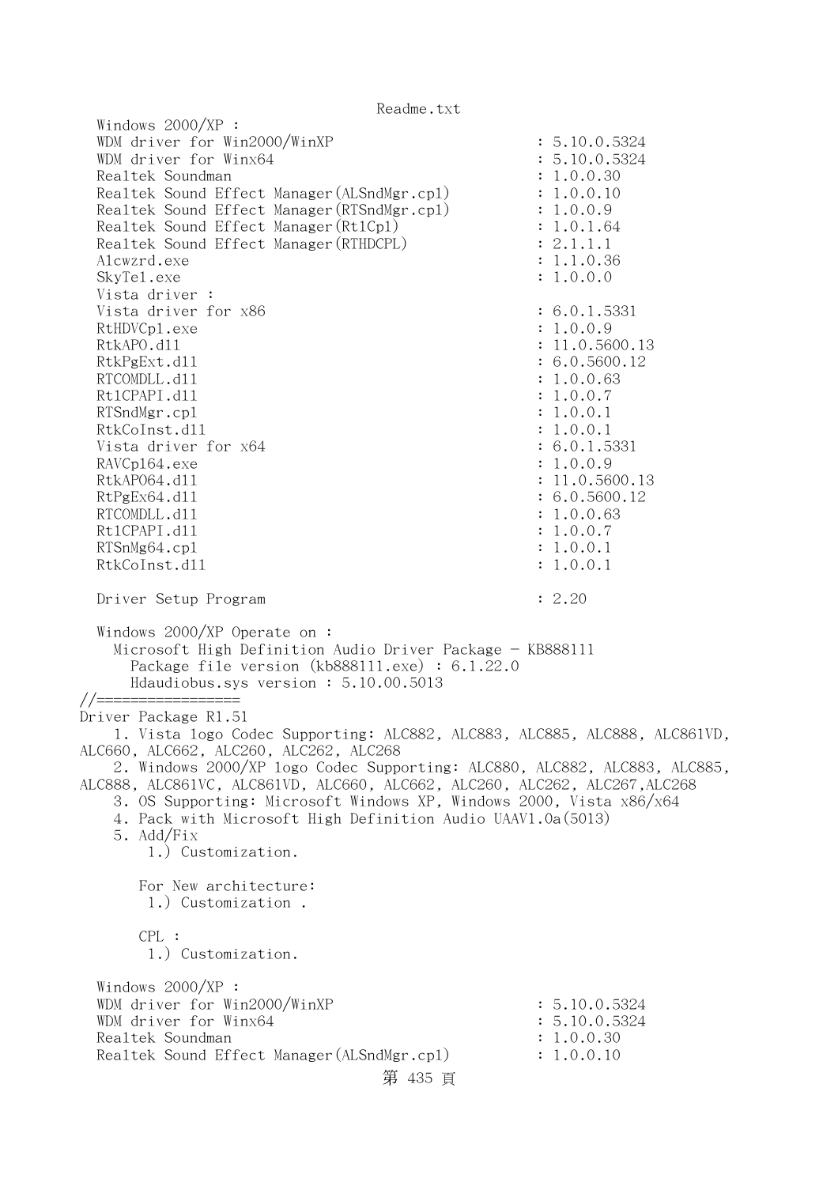```
  Windows 2000/XP :
  WDM driver for Win2000/WinXP                          : 5.10.0.5324
  WDM driver for Winx64                                 : 5.10.0.5324
  Realtek Soundman                                      : 1.0.0.30
  Realtek Sound Effect Manager(ALSndMgr.cpl)            : 1.0.0.10
  Realtek Sound Effect Manager(RTSndMgr.cpl)            : 1.0.0.9
  Realtek Sound Effect Manager(RtlCpl)                  : 1.0.1.64
  Realtek Sound Effect Manager(RTHDCPL)                 : 2.1.1.1
  Alcwzrd.exe                                           : 1.1.0.36
  SkyTel.exe                                            : 1.0.0.0
  Vista driver :
  Vista driver for x86                                  : 6.0.1.5331
  RtHDVCpl.exe                                          : 1.0.0.9
  RtkAPO.dll                                            : 11.0.5600.13
  RtkPgExt.dll                                          : 6.0.5600.12
  RTCOMDLL.dll                                          : 1.0.0.63
  RtlCPAPI.dll                                          : 1.0.0.7
  RTSndMgr.cpl                                          : 1.0.0.1
  RtkCoInst.dll                                         : 1.0.0.1
  Vista driver for x64                                  : 6.0.1.5331
  RAVCpl64.exe                                          : 1.0.0.9
  RtkAPO64.dll                                          : 11.0.5600.13
  RtPgEx64.dll                                          : 6.0.5600.12
  RTCOMDLL.dll                                          : 1.0.0.63
  RtlCPAPI.dll                                          : 1.0.0.7
  RTSnMg64.cpl                                          : 1.0.0.1
  RtkCoInst.dll                                         : 1.0.0.1

  Driver Setup Program                                  : 2.20

  Windows 2000/XP Operate on :
    Microsoft High Definition Audio Driver Package - KB888111
      Package file version (kb888111.exe) : 6.1.22.0
      Hdaudiobus.sys version : 5.10.00.5013
//=================
Driver Package R1.51
    1. Vista logo Codec Supporting: ALC882, ALC883, ALC885, ALC888, ALC861VD,
ALC660, ALC662, ALC260, ALC262, ALC268
    2. Windows 2000/XP logo Codec Supporting: ALC880, ALC882, ALC883, ALC885,
ALC888, ALC861VC, ALC861VD, ALC660, ALC662, ALC260, ALC262, ALC267,ALC268
    3. OS Supporting: Microsoft Windows XP, Windows 2000, Vista x86/x64
    4. Pack with Microsoft High Definition Audio UAAV1.0a(5013)
    5. Add/Fix
        1.) Customization.

       For New architecture:
        1.) Customization .

       CPL :
        1.) Customization.

  Windows 2000/XP :
  WDM driver for Win2000/WinXP                          : 5.10.0.5324
  WDM driver for Winx64                                 : 5.10.0.5324
  Realtek Soundman                                      : 1.0.0.30
  Realtek Sound Effect Manager(ALSndMgr.cpl)            : 1.0.0.10
```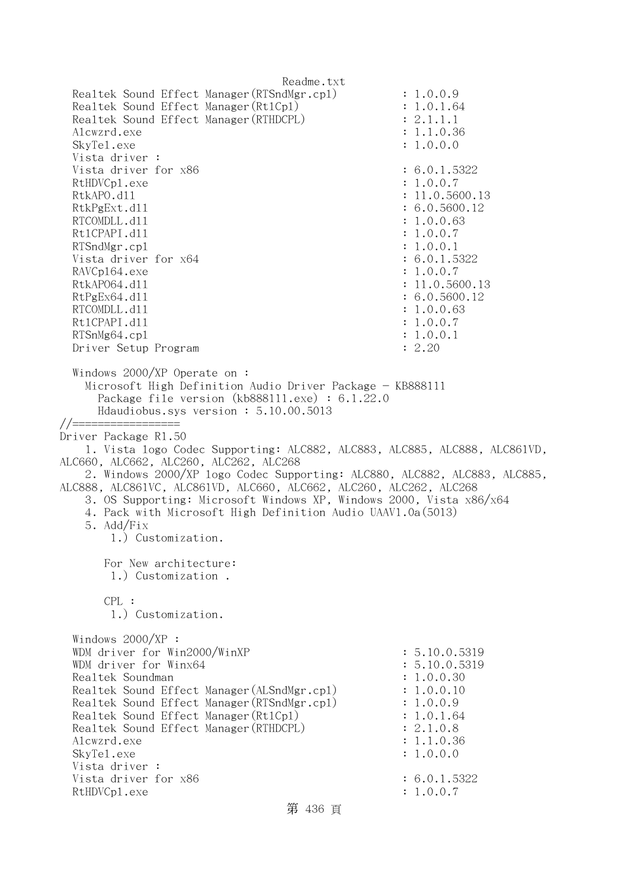```
  Realtek Sound Effect Manager(RTSndMgr.cpl)          : 1.0.0.9
  Realtek Sound Effect Manager(RtlCpl)                : 1.0.1.64
  Realtek Sound Effect Manager(RTHDCPL)               : 2.1.1.1
  Alcwzrd.exe                                         : 1.1.0.36
  SkyTel.exe                                          : 1.0.0.0
  Vista driver :
  Vista driver for x86                                : 6.0.1.5322
  RtHDVCpl.exe                                        : 1.0.0.7
  RtkAPO.dll                                          : 11.0.5600.13
  RtkPgExt.dll                                        : 6.0.5600.12
  RTCOMDLL.dll                                        : 1.0.0.63
  RtlCPAPI.dll                                        : 1.0.0.7
  RTSndMgr.cpl                                        : 1.0.0.1
  Vista driver for x64                                : 6.0.1.5322
  RAVCpl64.exe                                        : 1.0.0.7
  RtkAPO64.dll                                        : 11.0.5600.13
  RtPgEx64.dll                                        : 6.0.5600.12
  RTCOMDLL.dll                                        : 1.0.0.63
  RtlCPAPI.dll                                        : 1.0.0.7
  RTSnMg64.cpl                                        : 1.0.0.1
  Driver Setup Program                                : 2.20

  Windows 2000/XP Operate on :
    Microsoft High Definition Audio Driver Package - KB888111
      Package file version (kb888111.exe) : 6.1.22.0
      Hdaudiobus.sys version : 5.10.00.5013
//=================
Driver Package R1.50
    1. Vista logo Codec Supporting: ALC882, ALC883, ALC885, ALC888, ALC861VD,
ALC660, ALC662, ALC260, ALC262, ALC268
    2. Windows 2000/XP logo Codec Supporting: ALC880, ALC882, ALC883, ALC885,
ALC888, ALC861VC, ALC861VD, ALC660, ALC662, ALC260, ALC262, ALC268
    3. OS Supporting: Microsoft Windows XP, Windows 2000, Vista x86/x64
    4. Pack with Microsoft High Definition Audio UAAV1.0a(5013)
    5. Add/Fix
        1.) Customization.

       For New architecture:
        1.) Customization .

       CPL :
        1.) Customization.

  Windows 2000/XP :
  WDM driver for Win2000/WinXP                        : 5.10.0.5319
  WDM driver for Winx64                               : 5.10.0.5319
  Realtek Soundman                                    : 1.0.0.30
  Realtek Sound Effect Manager(ALSndMgr.cpl)          : 1.0.0.10
  Realtek Sound Effect Manager(RTSndMgr.cpl)          : 1.0.0.9
  Realtek Sound Effect Manager(RtlCpl)                : 1.0.1.64
  Realtek Sound Effect Manager(RTHDCPL)               : 2.1.0.8
  Alcwzrd.exe                                         : 1.1.0.36
  SkyTel.exe                                          : 1.0.0.0
  Vista driver :
  Vista driver for x86                                : 6.0.1.5322
  RtHDVCpl.exe                                        : 1.0.0.7
```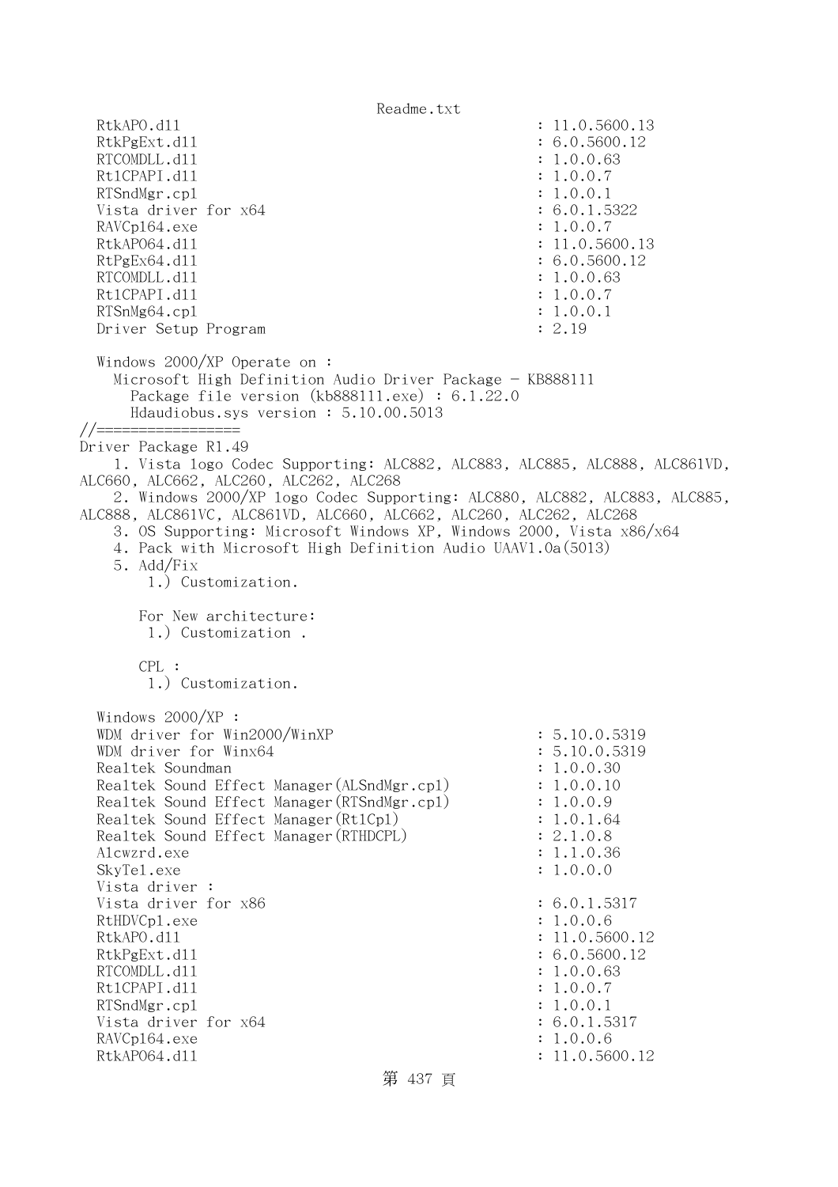```
  RtkAPO.dll                                          : 11.0.5600.13
  RtkPgExt.dll                                        : 6.0.5600.12
  RTCOMDLL.dll                                        : 1.0.0.63
  RtlCPAPI.dll                                        : 1.0.0.7
  RTSndMgr.cpl                                        : 1.0.0.1
  Vista driver for x64                                : 6.0.1.5322
  RAVCpl64.exe                                        : 1.0.0.7
  RtkAPO64.dll                                        : 11.0.5600.13
  RtPgEx64.dll                                        : 6.0.5600.12
  RTCOMDLL.dll                                        : 1.0.0.63
  RtlCPAPI.dll                                        : 1.0.0.7
  RTSnMg64.cpl                                        : 1.0.0.1
  Driver Setup Program                                : 2.19

  Windows 2000/XP Operate on :
    Microsoft High Definition Audio Driver Package - KB888111
      Package file version (kb888111.exe) : 6.1.22.0
      Hdaudiobus.sys version : 5.10.00.5013
//=================
Driver Package R1.49
    1. Vista logo Codec Supporting: ALC882, ALC883, ALC885, ALC888, ALC861VD,
ALC660, ALC662, ALC260, ALC262, ALC268
    2. Windows 2000/XP logo Codec Supporting: ALC880, ALC882, ALC883, ALC885,
ALC888, ALC861VC, ALC861VD, ALC660, ALC662, ALC260, ALC262, ALC268
    3. OS Supporting: Microsoft Windows XP, Windows 2000, Vista x86/x64
    4. Pack with Microsoft High Definition Audio UAAV1.0a(5013)
    5. Add/Fix
       1.) Customization.

      For New architecture:
       1.) Customization .

      CPL :
       1.) Customization.

  Windows 2000/XP :
  WDM driver for Win2000/WinXP                        : 5.10.0.5319
  WDM driver for Winx64                               : 5.10.0.5319
  Realtek Soundman                                    : 1.0.0.30
  Realtek Sound Effect Manager(ALSndMgr.cpl)          : 1.0.0.10
  Realtek Sound Effect Manager(RTSndMgr.cpl)          : 1.0.0.9
  Realtek Sound Effect Manager(RtlCpl)                : 1.0.1.64
  Realtek Sound Effect Manager(RTHDCPL)               : 2.1.0.8
  Alcwzrd.exe                                         : 1.1.0.36
  SkyTel.exe                                          : 1.0.0.0
  Vista driver :
  Vista driver for x86                                : 6.0.1.5317
  RtHDVCpl.exe                                        : 1.0.0.6
  RtkAPO.dll                                          : 11.0.5600.12
  RtkPgExt.dll                                        : 6.0.5600.12
  RTCOMDLL.dll                                        : 1.0.0.63
  RtlCPAPI.dll                                        : 1.0.0.7
  RTSndMgr.cpl                                        : 1.0.0.1
  Vista driver for x64                                : 6.0.1.5317
  RAVCpl64.exe                                        : 1.0.0.6
  RtkAPO64.dll                                        : 11.0.5600.12
```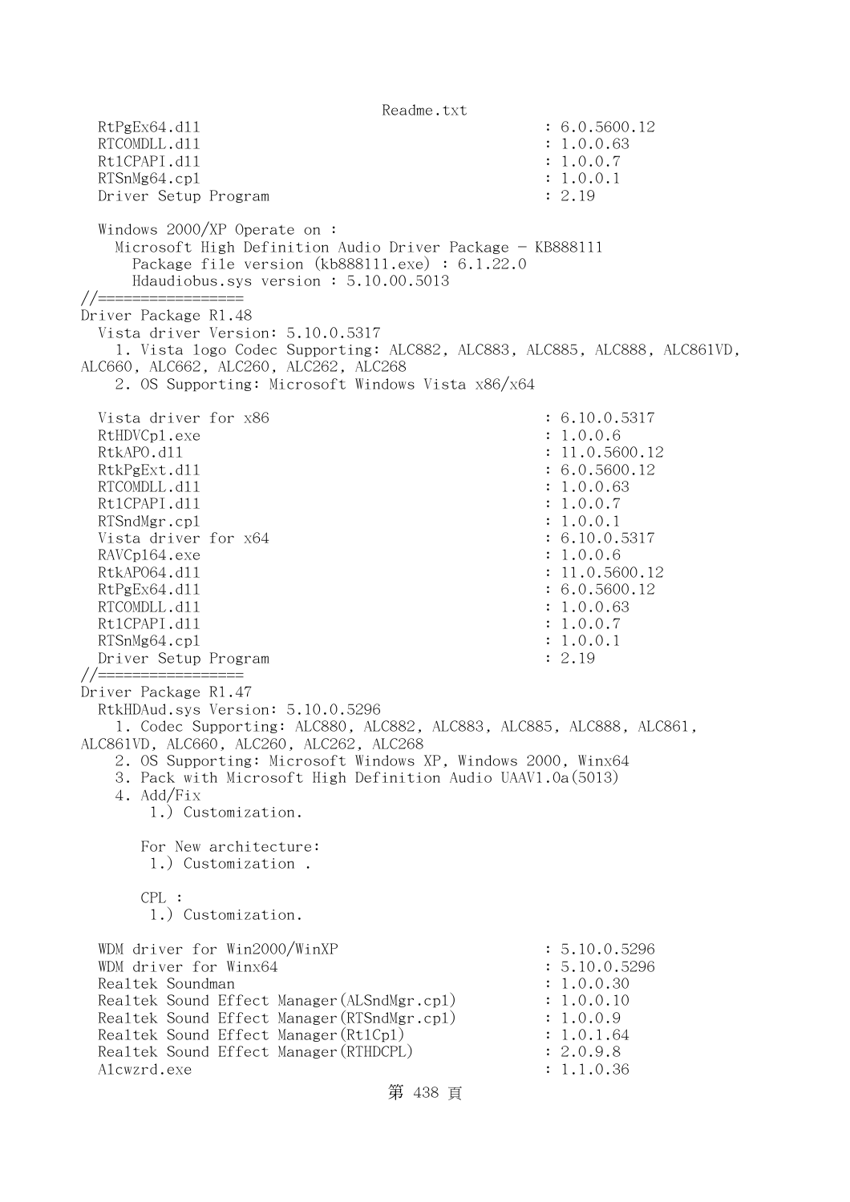```
  RtPgEx64.dll                                     : 6.0.5600.12
  RTCOMDLL.dll                                     : 1.0.0.63
  Rt1CPAPI.dll                                     : 1.0.0.7
  RTSnMg64.cpl                                     : 1.0.0.1
  Driver Setup Program                             : 2.19

  Windows 2000/XP Operate on :
    Microsoft High Definition Audio Driver Package - KB888111
      Package file version (kb888111.exe) : 6.1.22.0
      Hdaudiobus.sys version : 5.10.00.5013
//=================
Driver Package R1.48
  Vista driver Version: 5.10.0.5317
    1. Vista logo Codec Supporting: ALC882, ALC883, ALC885, ALC888, ALC861VD,
ALC660, ALC662, ALC260, ALC262, ALC268
    2. OS Supporting: Microsoft Windows Vista x86/x64

  Vista driver for x86                             : 6.10.0.5317
  RtHDVCpl.exe                                     : 1.0.0.6
  RtkAPO.dll                                       : 11.0.5600.12
  RtkPgExt.dll                                     : 6.0.5600.12
  RTCOMDLL.dll                                     : 1.0.0.63
  Rt1CPAPI.dll                                     : 1.0.0.7
  RTSndMgr.cpl                                     : 1.0.0.1
  Vista driver for x64                             : 6.10.0.5317
  RAVCpl64.exe                                     : 1.0.0.6
  RtkAPO64.dll                                     : 11.0.5600.12
  RtPgEx64.dll                                     : 6.0.5600.12
  RTCOMDLL.dll                                     : 1.0.0.63
  Rt1CPAPI.dll                                     : 1.0.0.7
  RTSnMg64.cpl                                     : 1.0.0.1
  Driver Setup Program                             : 2.19
//=================
Driver Package R1.47
  RtkHDAud.sys Version: 5.10.0.5296
    1. Codec Supporting: ALC880, ALC882, ALC883, ALC885, ALC888, ALC861,
ALC861VD, ALC660, ALC260, ALC262, ALC268
    2. OS Supporting: Microsoft Windows XP, Windows 2000, Winx64
    3. Pack with Microsoft High Definition Audio UAAV1.0a(5013)
    4. Add/Fix
        1.) Customization.

       For New architecture:
        1.) Customization .

       CPL :
        1.) Customization.

  WDM driver for Win2000/WinXP                     : 5.10.0.5296
  WDM driver for Winx64                            : 5.10.0.5296
  Realtek Soundman                                 : 1.0.0.30
  Realtek Sound Effect Manager(ALSndMgr.cpl)       : 1.0.0.10
  Realtek Sound Effect Manager(RTSndMgr.cpl)       : 1.0.0.9
  Realtek Sound Effect Manager(Rt1Cpl)             : 1.0.1.64
  Realtek Sound Effect Manager(RTHDCPL)            : 2.0.9.8
  Alcwzrd.exe                                      : 1.1.0.36
```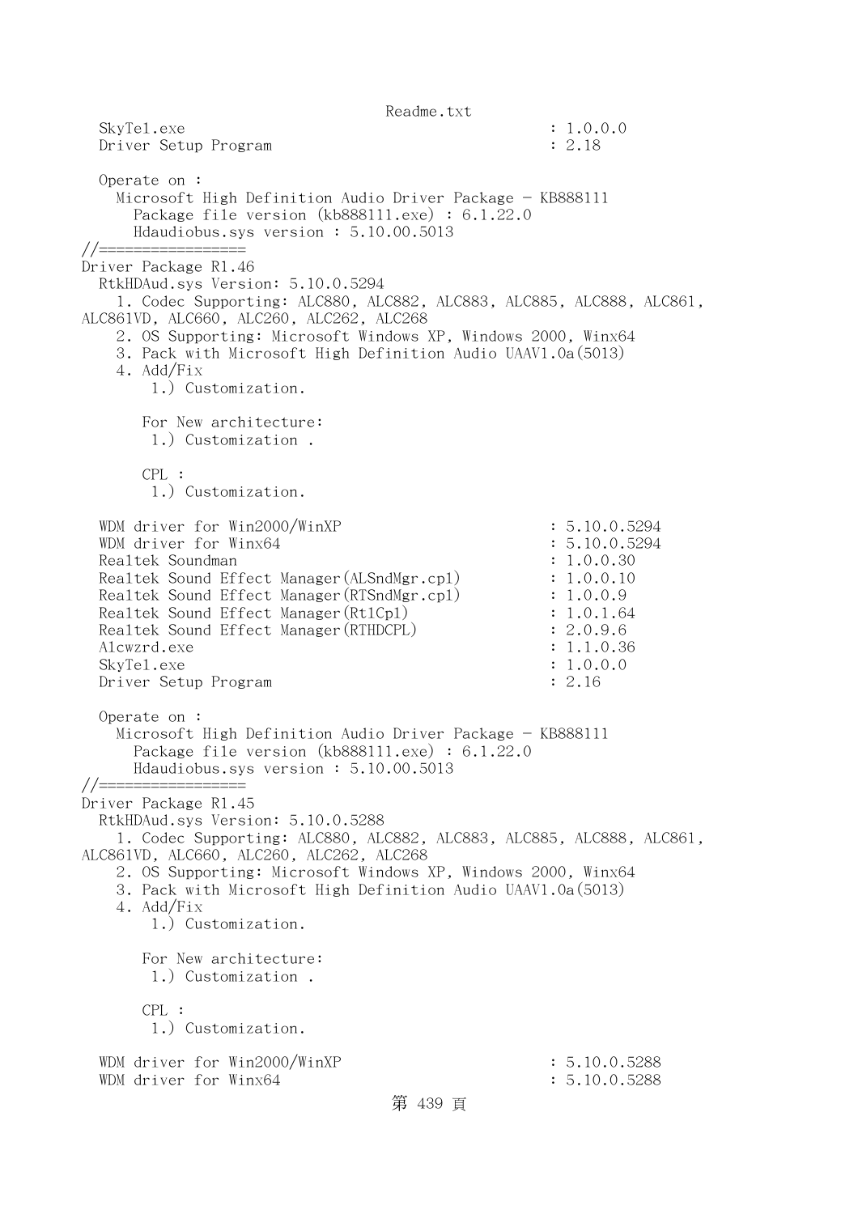```
  SkyTel.exe                                         : 1.0.0.0
  Driver Setup Program                               : 2.18

  Operate on :
    Microsoft High Definition Audio Driver Package - KB888111
      Package file version (kb888111.exe) : 6.1.22.0
      Hdaudiobus.sys version : 5.10.00.5013
//=================
Driver Package R1.46
  RtkHDAud.sys Version: 5.10.0.5294
    1. Codec Supporting: ALC880, ALC882, ALC883, ALC885, ALC888, ALC861, 
ALC861VD, ALC660, ALC260, ALC262, ALC268
    2. OS Supporting: Microsoft Windows XP, Windows 2000, Winx64
    3. Pack with Microsoft High Definition Audio UAAV1.0a(5013)
    4. Add/Fix
        1.) Customization.

       For New architecture:
        1.) Customization .

       CPL :
        1.) Customization.

  WDM driver for Win2000/WinXP                       : 5.10.0.5294
  WDM driver for Winx64                              : 5.10.0.5294
  Realtek Soundman                                   : 1.0.0.30
  Realtek Sound Effect Manager(ALSndMgr.cpl)         : 1.0.0.10
  Realtek Sound Effect Manager(RTSndMgr.cpl)         : 1.0.0.9
  Realtek Sound Effect Manager(RtlCpl)               : 1.0.1.64
  Realtek Sound Effect Manager(RTHDCPL)              : 2.0.9.6
  Alcwzrd.exe                                        : 1.1.0.36
  SkyTel.exe                                         : 1.0.0.0
  Driver Setup Program                               : 2.16

  Operate on :
    Microsoft High Definition Audio Driver Package - KB888111
      Package file version (kb888111.exe) : 6.1.22.0
      Hdaudiobus.sys version : 5.10.00.5013
//=================
Driver Package R1.45
  RtkHDAud.sys Version: 5.10.0.5288
    1. Codec Supporting: ALC880, ALC882, ALC883, ALC885, ALC888, ALC861, 
ALC861VD, ALC660, ALC260, ALC262, ALC268
    2. OS Supporting: Microsoft Windows XP, Windows 2000, Winx64
    3. Pack with Microsoft High Definition Audio UAAV1.0a(5013)
    4. Add/Fix
        1.) Customization.

       For New architecture:
        1.) Customization .

       CPL :
        1.) Customization.

  WDM driver for Win2000/WinXP                       : 5.10.0.5288
  WDM driver for Winx64                              : 5.10.0.5288
```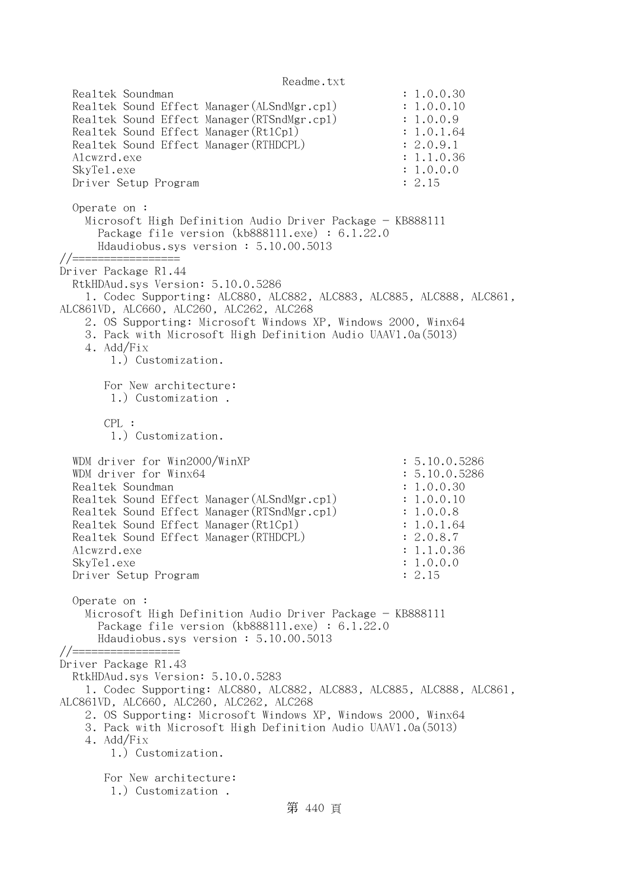```
  Realtek Soundman                                   : 1.0.0.30
  Realtek Sound Effect Manager(ALSndMgr.cpl)         : 1.0.0.10
  Realtek Sound Effect Manager(RTSndMgr.cpl)         : 1.0.0.9
  Realtek Sound Effect Manager(Rt1Cp1)               : 1.0.1.64
  Realtek Sound Effect Manager(RTHDCPL)              : 2.0.9.1
  Alcwzrd.exe                                        : 1.1.0.36
  SkyTel.exe                                         : 1.0.0.0
  Driver Setup Program                               : 2.15

  Operate on :
    Microsoft High Definition Audio Driver Package - KB888111
      Package file version (kb888111.exe) : 6.1.22.0
      Hdaudiobus.sys version : 5.10.00.5013
//=================
Driver Package R1.44
  RtkHDAud.sys Version: 5.10.0.5286
    1. Codec Supporting: ALC880, ALC882, ALC883, ALC885, ALC888, ALC861,
ALC861VD, ALC660, ALC260, ALC262, ALC268
    2. OS Supporting: Microsoft Windows XP, Windows 2000, Winx64
    3. Pack with Microsoft High Definition Audio UAAV1.0a(5013)
    4. Add/Fix
        1.) Customization.

       For New architecture:
        1.) Customization .

       CPL :
        1.) Customization.

  WDM driver for Win2000/WinXP                       : 5.10.0.5286
  WDM driver for Winx64                              : 5.10.0.5286
  Realtek Soundman                                   : 1.0.0.30
  Realtek Sound Effect Manager(ALSndMgr.cpl)         : 1.0.0.10
  Realtek Sound Effect Manager(RTSndMgr.cpl)         : 1.0.0.8
  Realtek Sound Effect Manager(Rt1Cp1)               : 1.0.1.64
  Realtek Sound Effect Manager(RTHDCPL)              : 2.0.8.7
  Alcwzrd.exe                                        : 1.1.0.36
  SkyTel.exe                                         : 1.0.0.0
  Driver Setup Program                               : 2.15

  Operate on :
    Microsoft High Definition Audio Driver Package - KB888111
      Package file version (kb888111.exe) : 6.1.22.0
      Hdaudiobus.sys version : 5.10.00.5013
//=================
Driver Package R1.43
  RtkHDAud.sys Version: 5.10.0.5283
    1. Codec Supporting: ALC880, ALC882, ALC883, ALC885, ALC888, ALC861,
ALC861VD, ALC660, ALC260, ALC262, ALC268
    2. OS Supporting: Microsoft Windows XP, Windows 2000, Winx64
    3. Pack with Microsoft High Definition Audio UAAV1.0a(5013)
    4. Add/Fix
        1.) Customization.

       For New architecture:
        1.) Customization .
```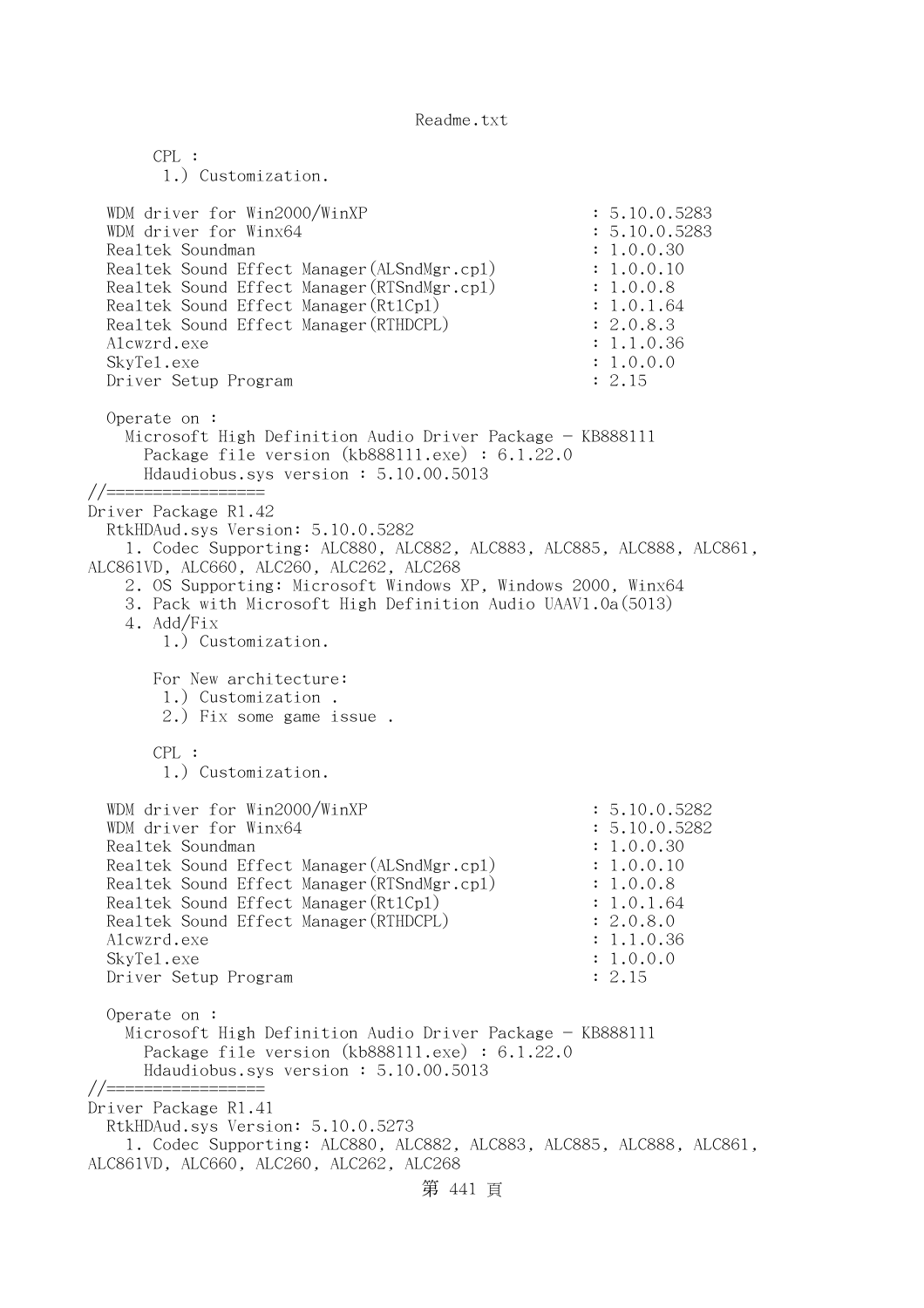```
    CPL :
     1.) Customization.

  WDM driver for Win2000/WinXP                         : 5.10.0.5283
  WDM driver for Winx64                                : 5.10.0.5283
  Realtek Soundman                                     : 1.0.0.30
  Realtek Sound Effect Manager(ALSndMgr.cpl)           : 1.0.0.10
  Realtek Sound Effect Manager(RTSndMgr.cpl)           : 1.0.0.8
  Realtek Sound Effect Manager(RtlCpl)                 : 1.0.1.64
  Realtek Sound Effect Manager(RTHDCPL)                : 2.0.8.3
  Alcwzrd.exe                                          : 1.1.0.36
  SkyTel.exe                                           : 1.0.0.0
  Driver Setup Program                                 : 2.15

  Operate on :
    Microsoft High Definition Audio Driver Package - KB888111
      Package file version (kb888111.exe) : 6.1.22.0
      Hdaudiobus.sys version : 5.10.00.5013
//=================
Driver Package R1.42
  RtkHDAud.sys Version: 5.10.0.5282
    1. Codec Supporting: ALC880, ALC882, ALC883, ALC885, ALC888, ALC861,
ALC861VD, ALC660, ALC260, ALC262, ALC268
    2. OS Supporting: Microsoft Windows XP, Windows 2000, Winx64
    3. Pack with Microsoft High Definition Audio UAAV1.0a(5013)
    4. Add/Fix
     1.) Customization.

    For New architecture:
     1.) Customization .
     2.) Fix some game issue .

    CPL :
     1.) Customization.

  WDM driver for Win2000/WinXP                         : 5.10.0.5282
  WDM driver for Winx64                                : 5.10.0.5282
  Realtek Soundman                                     : 1.0.0.30
  Realtek Sound Effect Manager(ALSndMgr.cpl)           : 1.0.0.10
  Realtek Sound Effect Manager(RTSndMgr.cpl)           : 1.0.0.8
  Realtek Sound Effect Manager(RtlCpl)                 : 1.0.1.64
  Realtek Sound Effect Manager(RTHDCPL)                : 2.0.8.0
  Alcwzrd.exe                                          : 1.1.0.36
  SkyTel.exe                                           : 1.0.0.0
  Driver Setup Program                                 : 2.15

  Operate on :
    Microsoft High Definition Audio Driver Package - KB888111
      Package file version (kb888111.exe) : 6.1.22.0
      Hdaudiobus.sys version : 5.10.00.5013
//=================
Driver Package R1.41
  RtkHDAud.sys Version: 5.10.0.5273
    1. Codec Supporting: ALC880, ALC882, ALC883, ALC885, ALC888, ALC861,
ALC861VD, ALC660, ALC260, ALC262, ALC268
```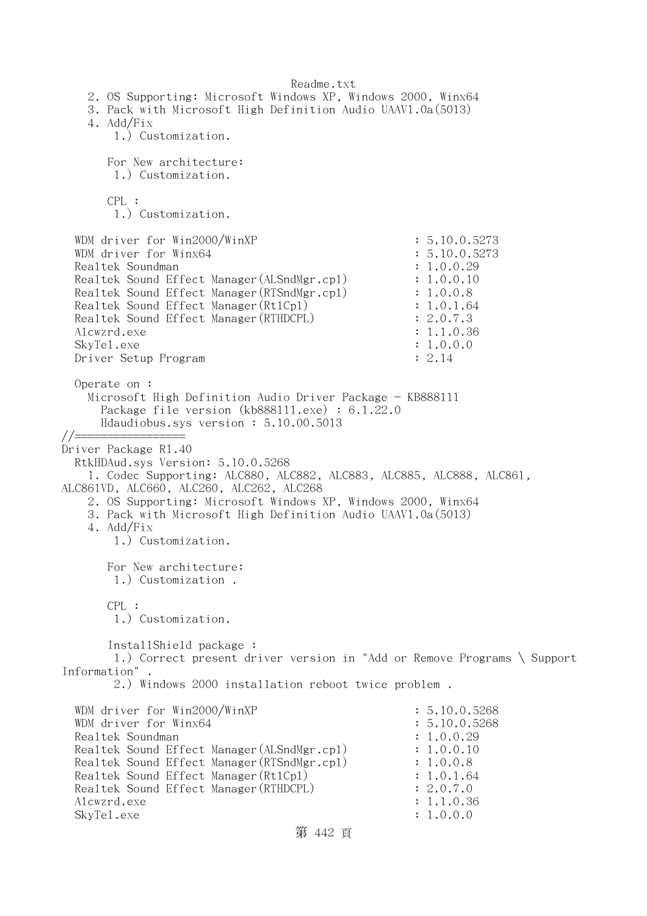```
    2. OS Supporting: Microsoft Windows XP, Windows 2000, Winx64
    3. Pack with Microsoft High Definition Audio UAAV1.0a(5013)
    4. Add/Fix
        1.) Customization.

       For New architecture:
        1.) Customization.

       CPL :
        1.) Customization.

  WDM driver for Win2000/WinXP                          : 5.10.0.5273
  WDM driver for Winx64                                 : 5.10.0.5273
  Realtek Soundman                                      : 1.0.0.29
  Realtek Sound Effect Manager(ALSndMgr.cpl)            : 1.0.0.10
  Realtek Sound Effect Manager(RTSndMgr.cpl)            : 1.0.0.8
  Realtek Sound Effect Manager(RtlCpl)                  : 1.0.1.64
  Realtek Sound Effect Manager(RTHDCPL)                 : 2.0.7.3
  Alcwzrd.exe                                           : 1.1.0.36
  SkyTel.exe                                            : 1.0.0.0
  Driver Setup Program                                  : 2.14

  Operate on :
    Microsoft High Definition Audio Driver Package - KB888111
      Package file version (kb888111.exe) : 6.1.22.0
      Hdaudiobus.sys version : 5.10.00.5013
//=================
Driver Package R1.40
  RtkHDAud.sys Version: 5.10.0.5268
    1. Codec Supporting: ALC880, ALC882, ALC883, ALC885, ALC888, ALC861,
ALC861VD, ALC660, ALC260, ALC262, ALC268
    2. OS Supporting: Microsoft Windows XP, Windows 2000, Winx64
    3. Pack with Microsoft High Definition Audio UAAV1.0a(5013)
    4. Add/Fix
        1.) Customization.

       For New architecture:
        1.) Customization .

       CPL :
        1.) Customization.

       InstallShield package :
        1.) Correct present driver version in "Add or Remove Programs \ Support
Information" .
        2.) Windows 2000 installation reboot twice problem .

  WDM driver for Win2000/WinXP                          : 5.10.0.5268
  WDM driver for Winx64                                 : 5.10.0.5268
  Realtek Soundman                                      : 1.0.0.29
  Realtek Sound Effect Manager(ALSndMgr.cpl)            : 1.0.0.10
  Realtek Sound Effect Manager(RTSndMgr.cpl)            : 1.0.0.8
  Realtek Sound Effect Manager(RtlCpl)                  : 1.0.1.64
  Realtek Sound Effect Manager(RTHDCPL)                 : 2.0.7.0
  Alcwzrd.exe                                           : 1.1.0.36
  SkyTel.exe                                            : 1.0.0.0
```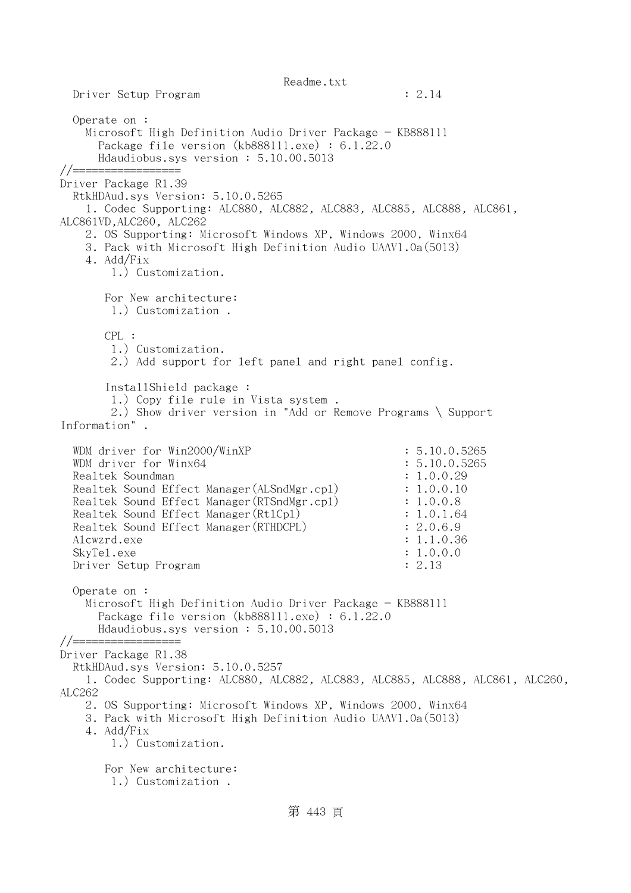```
  Driver Setup Program                               : 2.14

  Operate on :
    Microsoft High Definition Audio Driver Package - KB888111
      Package file version (kb888111.exe) : 6.1.22.0
      Hdaudiobus.sys version : 5.10.00.5013
//=================
Driver Package R1.39
  RtkHDAud.sys Version: 5.10.0.5265
    1. Codec Supporting: ALC880, ALC882, ALC883, ALC885, ALC888, ALC861, 
ALC861VD,ALC260, ALC262
    2. OS Supporting: Microsoft Windows XP, Windows 2000, Winx64
    3. Pack with Microsoft High Definition Audio UAAV1.0a(5013)
    4. Add/Fix
        1.) Customization.

       For New architecture:
        1.) Customization .

       CPL :
        1.) Customization.
        2.) Add support for left panel and right panel config.

       InstallShield package :
        1.) Copy file rule in Vista system .
        2.) Show driver version in "Add or Remove Programs \ Support 
Information" .

  WDM driver for Win2000/WinXP                       : 5.10.0.5265
  WDM driver for Winx64                              : 5.10.0.5265
  Realtek Soundman                                   : 1.0.0.29
  Realtek Sound Effect Manager(ALSndMgr.cpl)         : 1.0.0.10
  Realtek Sound Effect Manager(RTSndMgr.cpl)         : 1.0.0.8
  Realtek Sound Effect Manager(RtlCpl)               : 1.0.1.64
  Realtek Sound Effect Manager(RTHDCPL)              : 2.0.6.9
  Alcwzrd.exe                                        : 1.1.0.36
  SkyTel.exe                                         : 1.0.0.0
  Driver Setup Program                               : 2.13

  Operate on :
    Microsoft High Definition Audio Driver Package - KB888111
      Package file version (kb888111.exe) : 6.1.22.0
      Hdaudiobus.sys version : 5.10.00.5013
//=================
Driver Package R1.38
  RtkHDAud.sys Version: 5.10.0.5257
    1. Codec Supporting: ALC880, ALC882, ALC883, ALC885, ALC888, ALC861, ALC260, 
ALC262
    2. OS Supporting: Microsoft Windows XP, Windows 2000, Winx64
    3. Pack with Microsoft High Definition Audio UAAV1.0a(5013)
    4. Add/Fix
        1.) Customization.

       For New architecture:
        1.) Customization .
```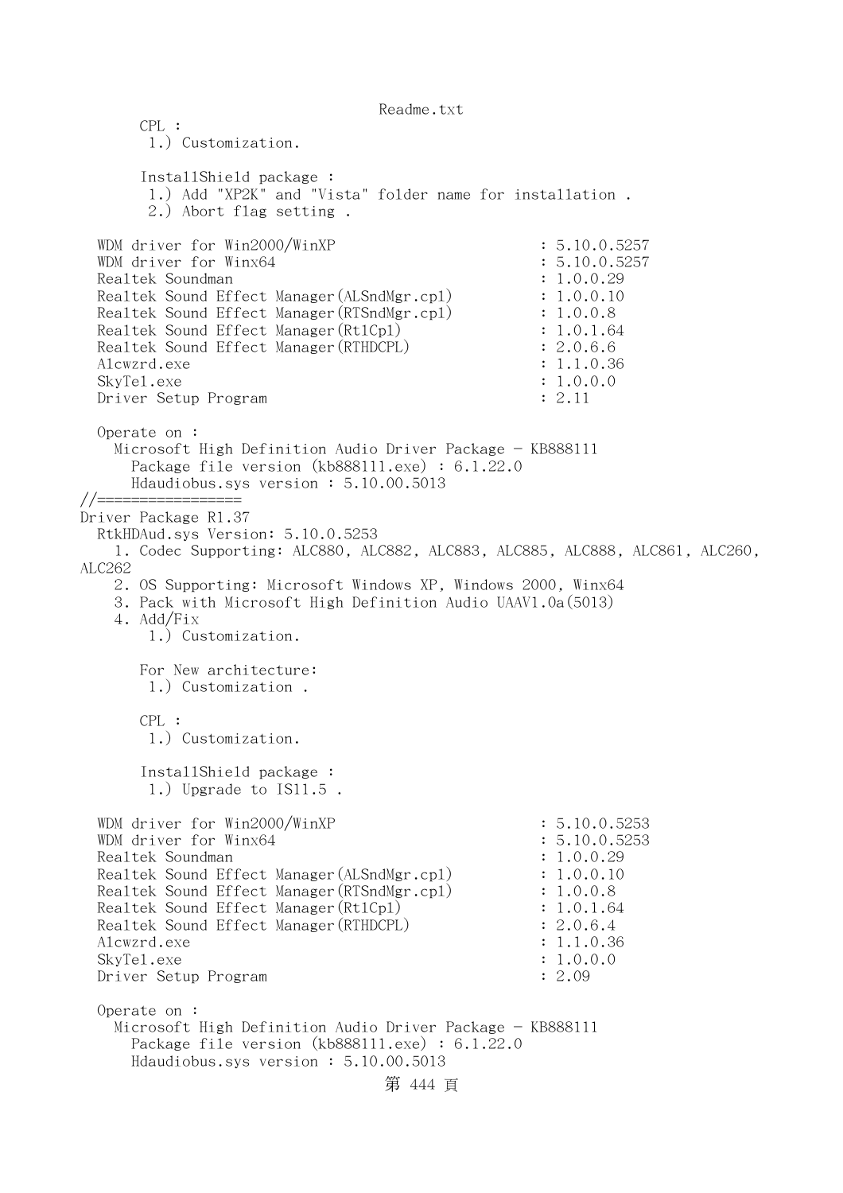```
       CPL :
        1.) Customization.

       InstallShield package :
        1.) Add "XP2K" and "Vista" folder name for installation .
        2.) Abort flag setting .

  WDM driver for Win2000/WinXP                            : 5.10.0.5257
  WDM driver for Winx64                                   : 5.10.0.5257
  Realtek Soundman                                        : 1.0.0.29
  Realtek Sound Effect Manager(ALSndMgr.cpl)              : 1.0.0.10
  Realtek Sound Effect Manager(RTSndMgr.cpl)              : 1.0.0.8
  Realtek Sound Effect Manager(RtlCpl)                    : 1.0.1.64
  Realtek Sound Effect Manager(RTHDCPL)                   : 2.0.6.6
  Alcwzrd.exe                                             : 1.1.0.36
  SkyTel.exe                                              : 1.0.0.0
  Driver Setup Program                                    : 2.11

  Operate on :
    Microsoft High Definition Audio Driver Package - KB888111
      Package file version (kb888111.exe) : 6.1.22.0
      Hdaudiobus.sys version : 5.10.00.5013
//=================
Driver Package R1.37
  RtkHDAud.sys Version: 5.10.0.5253
    1. Codec Supporting: ALC880, ALC882, ALC883, ALC885, ALC888, ALC861, ALC260, 
ALC262
    2. OS Supporting: Microsoft Windows XP, Windows 2000, Winx64
    3. Pack with Microsoft High Definition Audio UAAV1.0a(5013)
    4. Add/Fix
        1.) Customization.

       For New architecture:
        1.) Customization .

       CPL :
        1.) Customization.

       InstallShield package :
        1.) Upgrade to IS11.5 .

  WDM driver for Win2000/WinXP                            : 5.10.0.5253
  WDM driver for Winx64                                   : 5.10.0.5253
  Realtek Soundman                                        : 1.0.0.29
  Realtek Sound Effect Manager(ALSndMgr.cpl)              : 1.0.0.10
  Realtek Sound Effect Manager(RTSndMgr.cpl)              : 1.0.0.8
  Realtek Sound Effect Manager(RtlCpl)                    : 1.0.1.64
  Realtek Sound Effect Manager(RTHDCPL)                   : 2.0.6.4
  Alcwzrd.exe                                             : 1.1.0.36
  SkyTel.exe                                              : 1.0.0.0
  Driver Setup Program                                    : 2.09

  Operate on :
    Microsoft High Definition Audio Driver Package - KB888111
      Package file version (kb888111.exe) : 6.1.22.0
      Hdaudiobus.sys version : 5.10.00.5013
```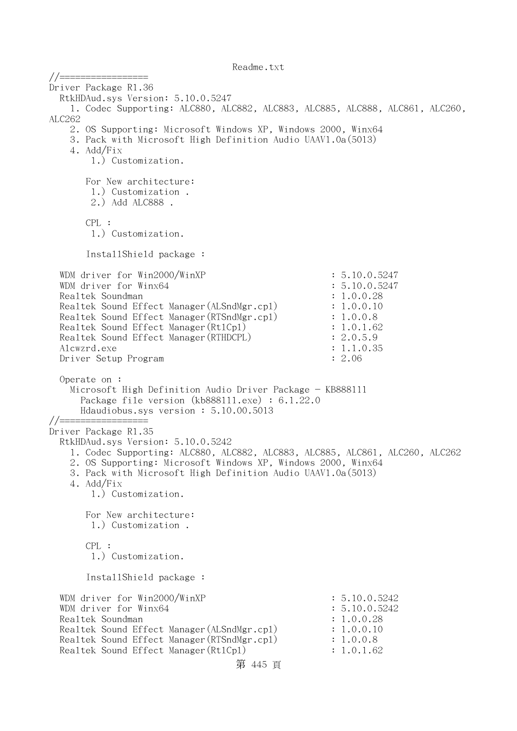```
//=================
Driver Package R1.36
  RtkHDAud.sys Version: 5.10.0.5247
    1. Codec Supporting: ALC880, ALC882, ALC883, ALC885, ALC888, ALC861, ALC260,
ALC262
    2. OS Supporting: Microsoft Windows XP, Windows 2000, Winx64
    3. Pack with Microsoft High Definition Audio UAAV1.0a(5013)
    4. Add/Fix
        1.) Customization.

       For New architecture:
        1.) Customization .
        2.) Add ALC888 .

       CPL :
        1.) Customization.

       InstallShield package :

  WDM driver for Win2000/WinXP                        : 5.10.0.5247
  WDM driver for Winx64                               : 5.10.0.5247
  Realtek Soundman                                    : 1.0.0.28
  Realtek Sound Effect Manager(ALSndMgr.cpl)          : 1.0.0.10
  Realtek Sound Effect Manager(RTSndMgr.cpl)          : 1.0.0.8
  Realtek Sound Effect Manager(Rtlcpl)                : 1.0.1.62
  Realtek Sound Effect Manager(RTHDCPL)               : 2.0.5.9
  Alcwzrd.exe                                         : 1.1.0.35
  Driver Setup Program                                : 2.06

  Operate on :
    Microsoft High Definition Audio Driver Package - KB888111
      Package file version (kb888111.exe) : 6.1.22.0
      Hdaudiobus.sys version : 5.10.00.5013
//=================
Driver Package R1.35
  RtkHDAud.sys Version: 5.10.0.5242
    1. Codec Supporting: ALC880, ALC882, ALC883, ALC885, ALC861, ALC260, ALC262
    2. OS Supporting: Microsoft Windows XP, Windows 2000, Winx64
    3. Pack with Microsoft High Definition Audio UAAV1.0a(5013)
    4. Add/Fix
        1.) Customization.

       For New architecture:
        1.) Customization .

       CPL :
        1.) Customization.

       InstallShield package :

  WDM driver for Win2000/WinXP                        : 5.10.0.5242
  WDM driver for Winx64                               : 5.10.0.5242
  Realtek Soundman                                    : 1.0.0.28
  Realtek Sound Effect Manager(ALSndMgr.cpl)          : 1.0.0.10
  Realtek Sound Effect Manager(RTSndMgr.cpl)          : 1.0.0.8
  Realtek Sound Effect Manager(Rtlcpl)                : 1.0.1.62
```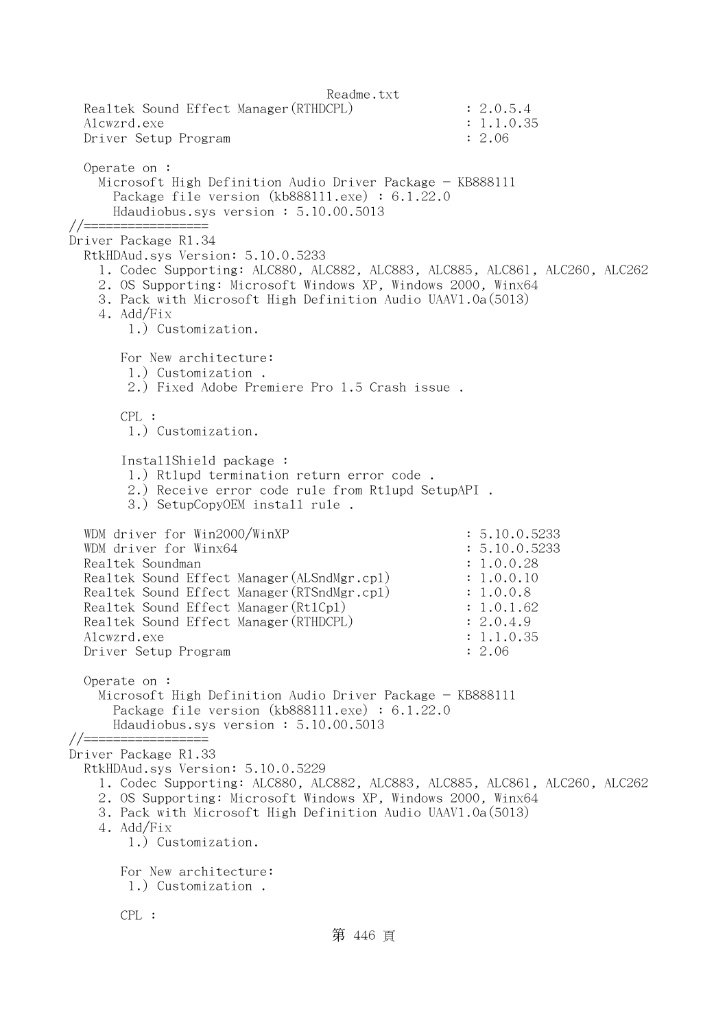```
  Realtek Sound Effect Manager(RTHDCPL)              : 2.0.5.4
  Alcwzrd.exe                                        : 1.1.0.35
  Driver Setup Program                               : 2.06

  Operate on :
    Microsoft High Definition Audio Driver Package - KB888111
      Package file version (kb888111.exe) : 6.1.22.0
      Hdaudiobus.sys version : 5.10.00.5013
//=================
Driver Package R1.34
  RtkHDAud.sys Version: 5.10.0.5233
    1. Codec Supporting: ALC880, ALC882, ALC883, ALC885, ALC861, ALC260, ALC262
    2. OS Supporting: Microsoft Windows XP, Windows 2000, Winx64
    3. Pack with Microsoft High Definition Audio UAAV1.0a(5013)
    4. Add/Fix
        1.) Customization.

       For New architecture:
        1.) Customization .
        2.) Fixed Adobe Premiere Pro 1.5 Crash issue .

       CPL :
        1.) Customization.

       InstallShield package :
        1.) Rtlupd termination return error code .
        2.) Receive error code rule from Rtlupd SetupAPI .
        3.) SetupCopyOEM install rule .

  WDM driver for Win2000/WinXP                       : 5.10.0.5233
  WDM driver for Winx64                              : 5.10.0.5233
  Realtek Soundman                                   : 1.0.0.28
  Realtek Sound Effect Manager(ALSndMgr.cpl)         : 1.0.0.10
  Realtek Sound Effect Manager(RTSndMgr.cpl)         : 1.0.0.8
  Realtek Sound Effect Manager(RtlCpl)               : 1.0.1.62
  Realtek Sound Effect Manager(RTHDCPL)              : 2.0.4.9
  Alcwzrd.exe                                        : 1.1.0.35
  Driver Setup Program                               : 2.06

  Operate on :
    Microsoft High Definition Audio Driver Package - KB888111
      Package file version (kb888111.exe) : 6.1.22.0
      Hdaudiobus.sys version : 5.10.00.5013
//=================
Driver Package R1.33
  RtkHDAud.sys Version: 5.10.0.5229
    1. Codec Supporting: ALC880, ALC882, ALC883, ALC885, ALC861, ALC260, ALC262
    2. OS Supporting: Microsoft Windows XP, Windows 2000, Winx64
    3. Pack with Microsoft High Definition Audio UAAV1.0a(5013)
    4. Add/Fix
        1.) Customization.

       For New architecture:
        1.) Customization .

       CPL :
```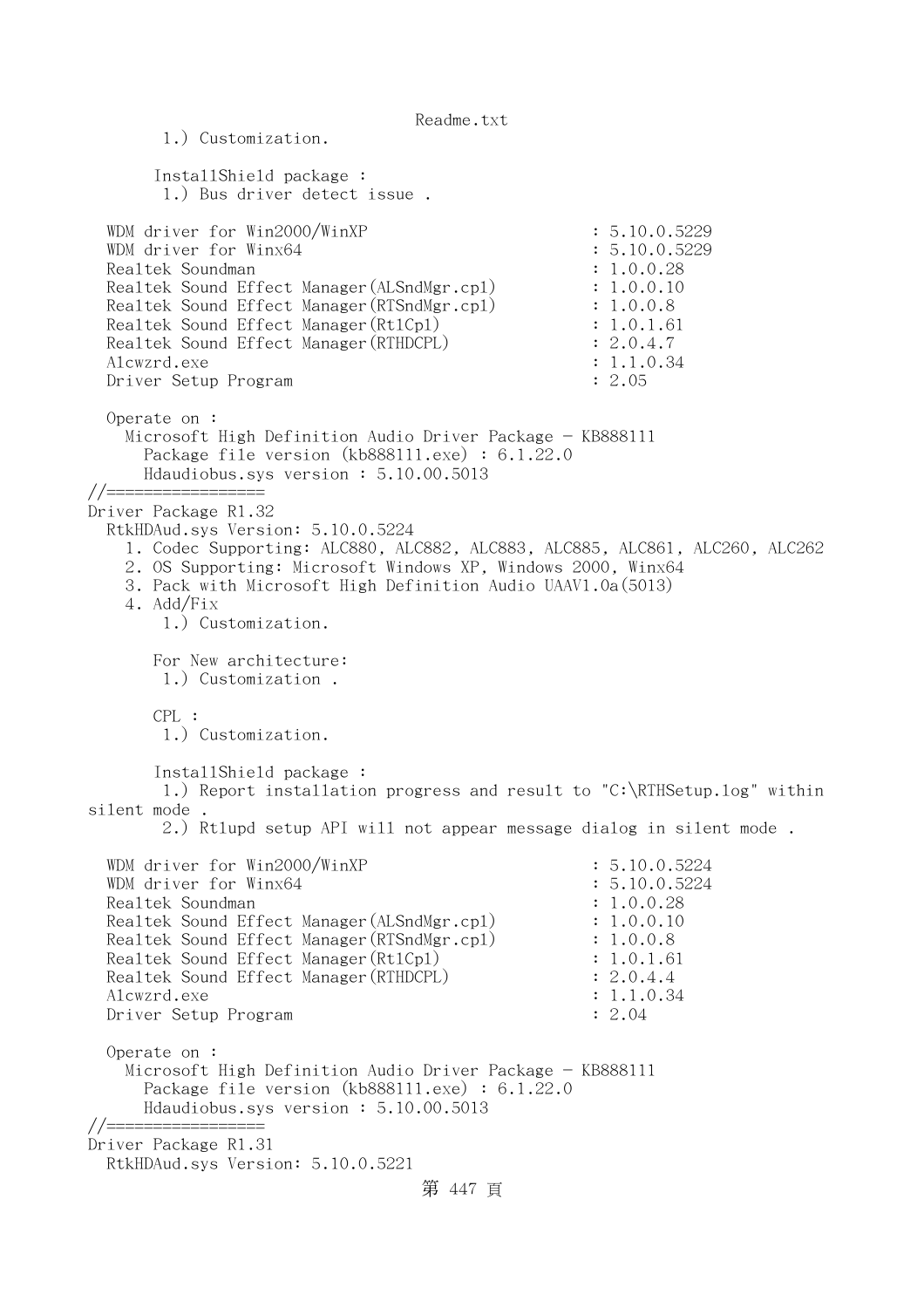```
        1.) Customization.

       InstallShield package :
        1.) Bus driver detect issue .

  WDM driver for Win2000/WinXP                         : 5.10.0.5229
  WDM driver for Winx64                                : 5.10.0.5229
  Realtek Soundman                                     : 1.0.0.28
  Realtek Sound Effect Manager(ALSndMgr.cpl)           : 1.0.0.10
  Realtek Sound Effect Manager(RTSndMgr.cpl)           : 1.0.0.8
  Realtek Sound Effect Manager(RtlCpl)                 : 1.0.1.61
  Realtek Sound Effect Manager(RTHDCPL)                : 2.0.4.7
  Alcwzrd.exe                                          : 1.1.0.34
  Driver Setup Program                                 : 2.05

  Operate on :
    Microsoft High Definition Audio Driver Package - KB888111
      Package file version (kb888111.exe) : 6.1.22.0
      Hdaudiobus.sys version : 5.10.00.5013
//=================
Driver Package R1.32
  RtkHDAud.sys Version: 5.10.0.5224
    1. Codec Supporting: ALC880, ALC882, ALC883, ALC885, ALC861, ALC260, ALC262
    2. OS Supporting: Microsoft Windows XP, Windows 2000, Winx64
    3. Pack with Microsoft High Definition Audio UAAV1.0a(5013)
    4. Add/Fix
        1.) Customization.

       For New architecture:
        1.) Customization .

       CPL :
        1.) Customization.

       InstallShield package :
        1.) Report installation progress and result to "C:\RTHSetup.log" within
silent mode .
        2.) Rtlupd setup API will not appear message dialog in silent mode .

  WDM driver for Win2000/WinXP                         : 5.10.0.5224
  WDM driver for Winx64                                : 5.10.0.5224
  Realtek Soundman                                     : 1.0.0.28
  Realtek Sound Effect Manager(ALSndMgr.cpl)           : 1.0.0.10
  Realtek Sound Effect Manager(RTSndMgr.cpl)           : 1.0.0.8
  Realtek Sound Effect Manager(RtlCpl)                 : 1.0.1.61
  Realtek Sound Effect Manager(RTHDCPL)                : 2.0.4.4
  Alcwzrd.exe                                          : 1.1.0.34
  Driver Setup Program                                 : 2.04

  Operate on :
    Microsoft High Definition Audio Driver Package - KB888111
      Package file version (kb888111.exe) : 6.1.22.0
      Hdaudiobus.sys version : 5.10.00.5013
//=================
Driver Package R1.31
  RtkHDAud.sys Version: 5.10.0.5221
```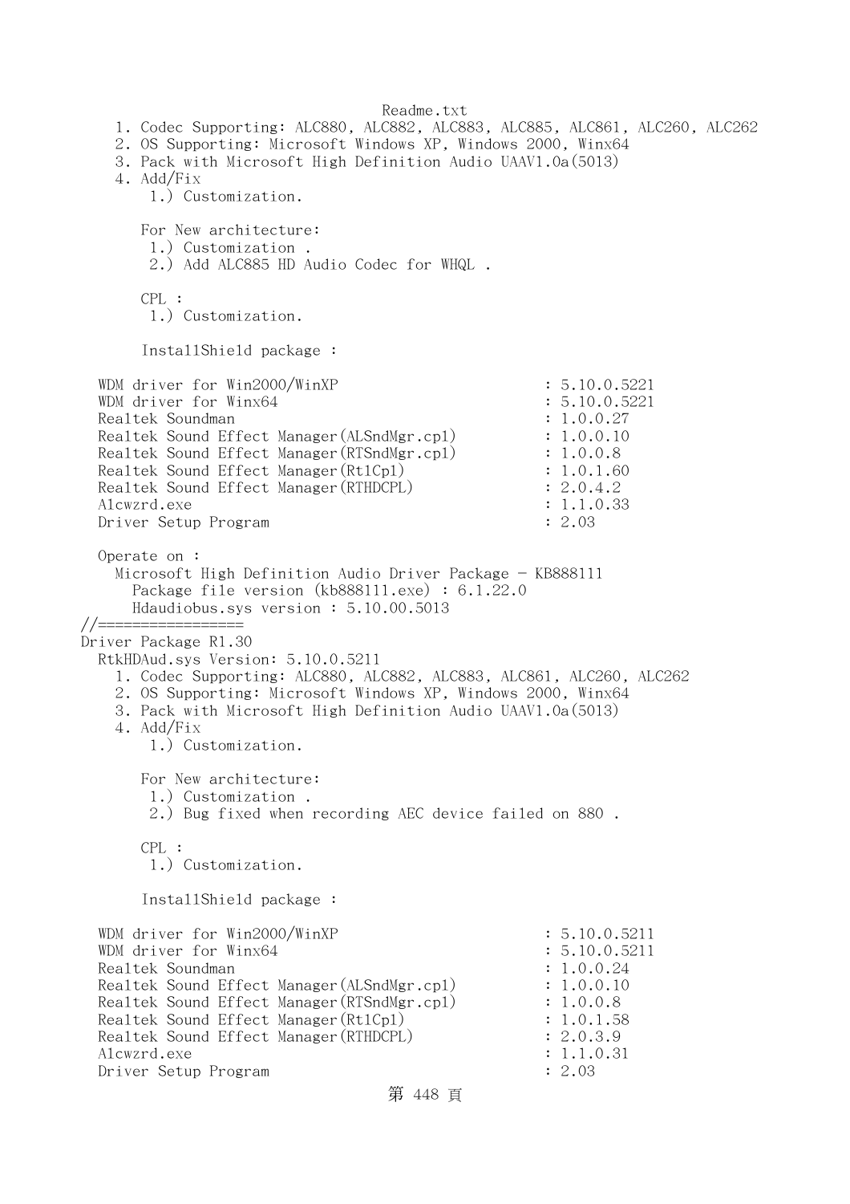Readme.txt

```
    1. Codec Supporting: ALC880, ALC882, ALC883, ALC885, ALC861, ALC260, ALC262
    2. OS Supporting: Microsoft Windows XP, Windows 2000, Winx64
    3. Pack with Microsoft High Definition Audio UAAV1.0a(5013)
    4. Add/Fix
        1.) Customization.

       For New architecture:
        1.) Customization .
        2.) Add ALC885 HD Audio Codec for WHQL .

       CPL :
        1.) Customization.

       InstallShield package :

  WDM driver for Win2000/WinXP                         : 5.10.0.5221
  WDM driver for Winx64                                : 5.10.0.5221
  Realtek Soundman                                     : 1.0.0.27
  Realtek Sound Effect Manager(ALSndMgr.cpl)           : 1.0.0.10
  Realtek Sound Effect Manager(RTSndMgr.cpl)           : 1.0.0.8
  Realtek Sound Effect Manager(RtlCpl)                 : 1.0.1.60
  Realtek Sound Effect Manager(RTHDCPL)                : 2.0.4.2
  Alcwzrd.exe                                          : 1.1.0.33
  Driver Setup Program                                 : 2.03

  Operate on :
    Microsoft High Definition Audio Driver Package - KB888111
      Package file version (kb888111.exe) : 6.1.22.0
      Hdaudiobus.sys version : 5.10.00.5013
//=================
Driver Package R1.30
  RtkHDAud.sys Version: 5.10.0.5211
    1. Codec Supporting: ALC880, ALC882, ALC883, ALC861, ALC260, ALC262
    2. OS Supporting: Microsoft Windows XP, Windows 2000, Winx64
    3. Pack with Microsoft High Definition Audio UAAV1.0a(5013)
    4. Add/Fix
        1.) Customization.

       For New architecture:
        1.) Customization .
        2.) Bug fixed when recording AEC device failed on 880 .

       CPL :
        1.) Customization.

       InstallShield package :

  WDM driver for Win2000/WinXP                         : 5.10.0.5211
  WDM driver for Winx64                                : 5.10.0.5211
  Realtek Soundman                                     : 1.0.0.24
  Realtek Sound Effect Manager(ALSndMgr.cpl)           : 1.0.0.10
  Realtek Sound Effect Manager(RTSndMgr.cpl)           : 1.0.0.8
  Realtek Sound Effect Manager(RtlCpl)                 : 1.0.1.58
  Realtek Sound Effect Manager(RTHDCPL)                : 2.0.3.9
  Alcwzrd.exe                                          : 1.1.0.31
  Driver Setup Program                                 : 2.03
```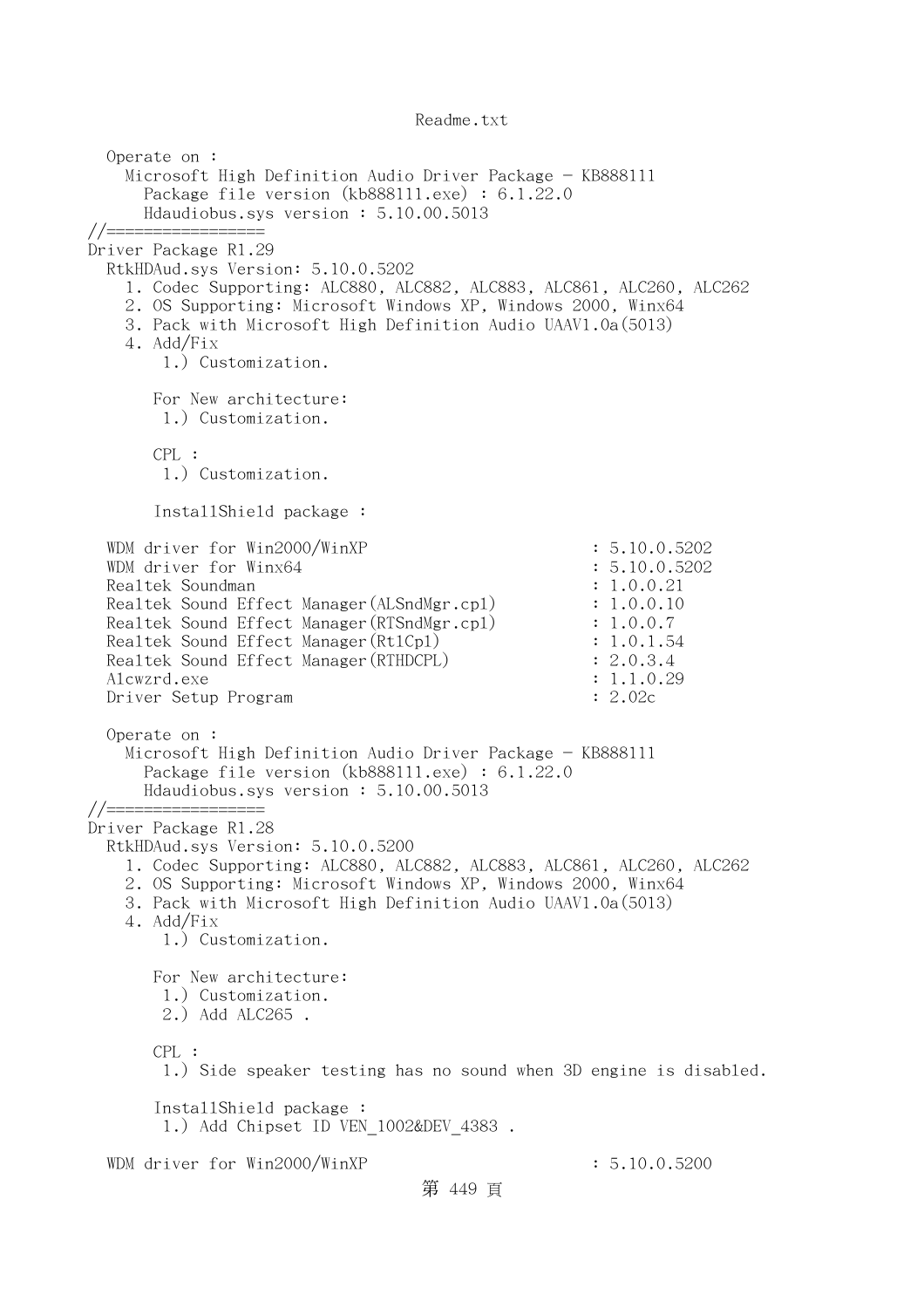```
  Operate on :
    Microsoft High Definition Audio Driver Package - KB888111
      Package file version (kb888111.exe) : 6.1.22.0
      Hdaudiobus.sys version : 5.10.00.5013
//=================
Driver Package R1.29
  RtkHDAud.sys Version: 5.10.0.5202
    1. Codec Supporting: ALC880, ALC882, ALC883, ALC861, ALC260, ALC262
    2. OS Supporting: Microsoft Windows XP, Windows 2000, Winx64
    3. Pack with Microsoft High Definition Audio UAAV1.0a(5013)
    4. Add/Fix
        1.) Customization.

       For New architecture:
        1.) Customization.

       CPL :
        1.) Customization.

       InstallShield package :

  WDM driver for Win2000/WinXP                        : 5.10.0.5202
  WDM driver for Winx64                               : 5.10.0.5202
  Realtek Soundman                                    : 1.0.0.21
  Realtek Sound Effect Manager(ALSndMgr.cpl)          : 1.0.0.10
  Realtek Sound Effect Manager(RTSndMgr.cpl)          : 1.0.0.7
  Realtek Sound Effect Manager(RtlCpl)                : 1.0.1.54
  Realtek Sound Effect Manager(RTHDCPL)               : 2.0.3.4
  Alcwzrd.exe                                         : 1.1.0.29
  Driver Setup Program                                : 2.02c

  Operate on :
    Microsoft High Definition Audio Driver Package - KB888111
      Package file version (kb888111.exe) : 6.1.22.0
      Hdaudiobus.sys version : 5.10.00.5013
//=================
Driver Package R1.28
  RtkHDAud.sys Version: 5.10.0.5200
    1. Codec Supporting: ALC880, ALC882, ALC883, ALC861, ALC260, ALC262
    2. OS Supporting: Microsoft Windows XP, Windows 2000, Winx64
    3. Pack with Microsoft High Definition Audio UAAV1.0a(5013)
    4. Add/Fix
        1.) Customization.

       For New architecture:
        1.) Customization.
        2.) Add ALC265 .

       CPL :
        1.) Side speaker testing has no sound when 3D engine is disabled.

       InstallShield package :
        1.) Add Chipset ID VEN_1002&DEV_4383 .

  WDM driver for Win2000/WinXP                        : 5.10.0.5200
```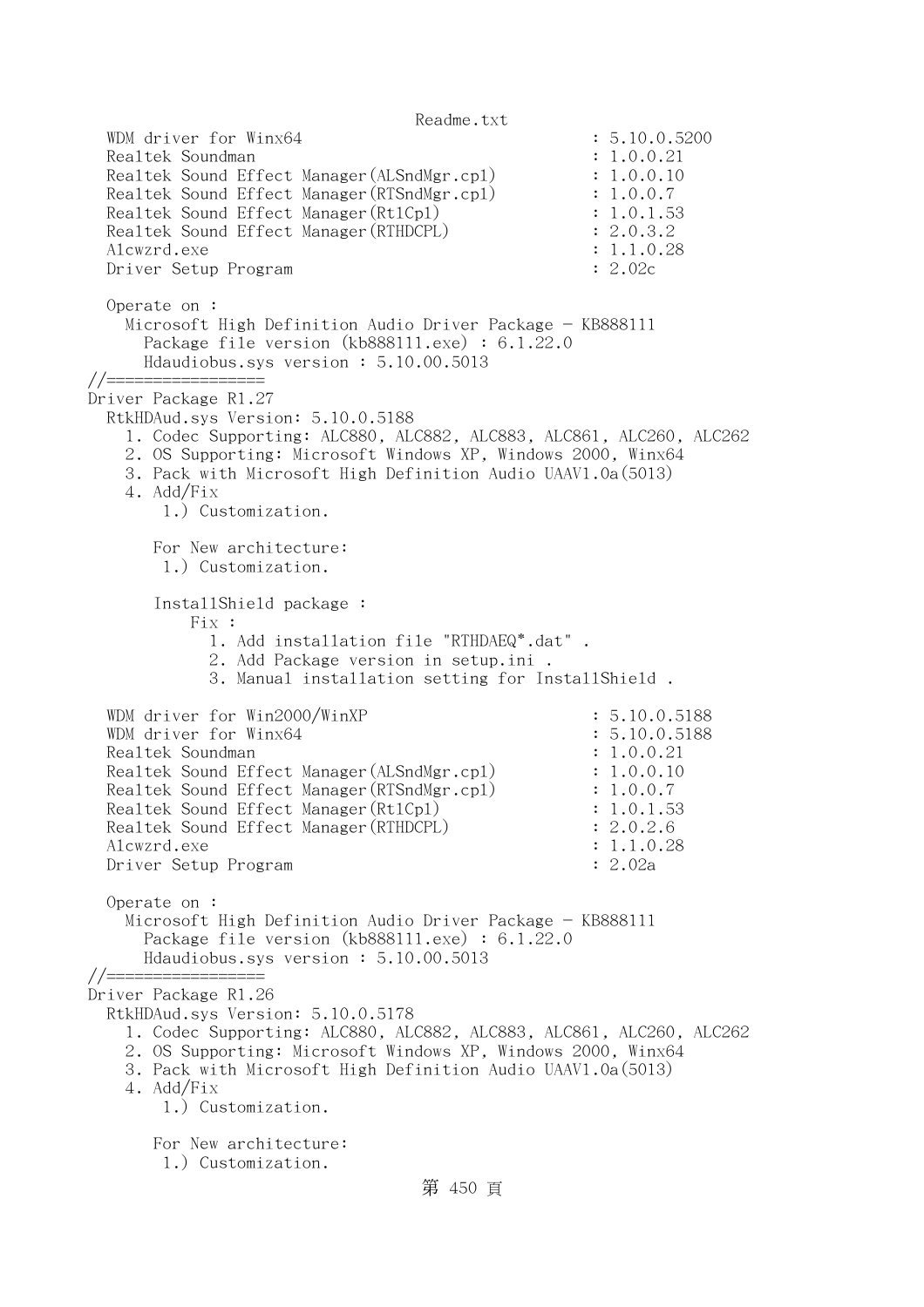```
  WDM driver for Winx64                               : 5.10.0.5200
  Realtek Soundman                                    : 1.0.0.21
  Realtek Sound Effect Manager(ALSndMgr.cp1)          : 1.0.0.10
  Realtek Sound Effect Manager(RTSndMgr.cp1)          : 1.0.0.7
  Realtek Sound Effect Manager(Rt1Cp1)                : 1.0.1.53
  Realtek Sound Effect Manager(RTHDCPL)               : 2.0.3.2
  Alcwzrd.exe                                         : 1.1.0.28
  Driver Setup Program                                : 2.02c

  Operate on :
    Microsoft High Definition Audio Driver Package - KB888111
      Package file version (kb888111.exe) : 6.1.22.0
      Hdaudiobus.sys version : 5.10.00.5013
//=================
Driver Package R1.27
  RtkHDAud.sys Version: 5.10.0.5188
    1. Codec Supporting: ALC880, ALC882, ALC883, ALC861, ALC260, ALC262
    2. OS Supporting: Microsoft Windows XP, Windows 2000, Winx64
    3. Pack with Microsoft High Definition Audio UAAV1.0a(5013)
    4. Add/Fix
        1.) Customization.

       For New architecture:
        1.) Customization.

       InstallShield package :
           Fix :
             1. Add installation file "RTHDAEQ*.dat" .
             2. Add Package version in setup.ini .
             3. Manual installation setting for InstallShield .

  WDM driver for Win2000/WinXP                        : 5.10.0.5188
  WDM driver for Winx64                               : 5.10.0.5188
  Realtek Soundman                                    : 1.0.0.21
  Realtek Sound Effect Manager(ALSndMgr.cp1)          : 1.0.0.10
  Realtek Sound Effect Manager(RTSndMgr.cp1)          : 1.0.0.7
  Realtek Sound Effect Manager(Rt1Cp1)                : 1.0.1.53
  Realtek Sound Effect Manager(RTHDCPL)               : 2.0.2.6
  Alcwzrd.exe                                         : 1.1.0.28
  Driver Setup Program                                : 2.02a

  Operate on :
    Microsoft High Definition Audio Driver Package - KB888111
      Package file version (kb888111.exe) : 6.1.22.0
      Hdaudiobus.sys version : 5.10.00.5013
//=================
Driver Package R1.26
  RtkHDAud.sys Version: 5.10.0.5178
    1. Codec Supporting: ALC880, ALC882, ALC883, ALC861, ALC260, ALC262
    2. OS Supporting: Microsoft Windows XP, Windows 2000, Winx64
    3. Pack with Microsoft High Definition Audio UAAV1.0a(5013)
    4. Add/Fix
        1.) Customization.

       For New architecture:
        1.) Customization.
```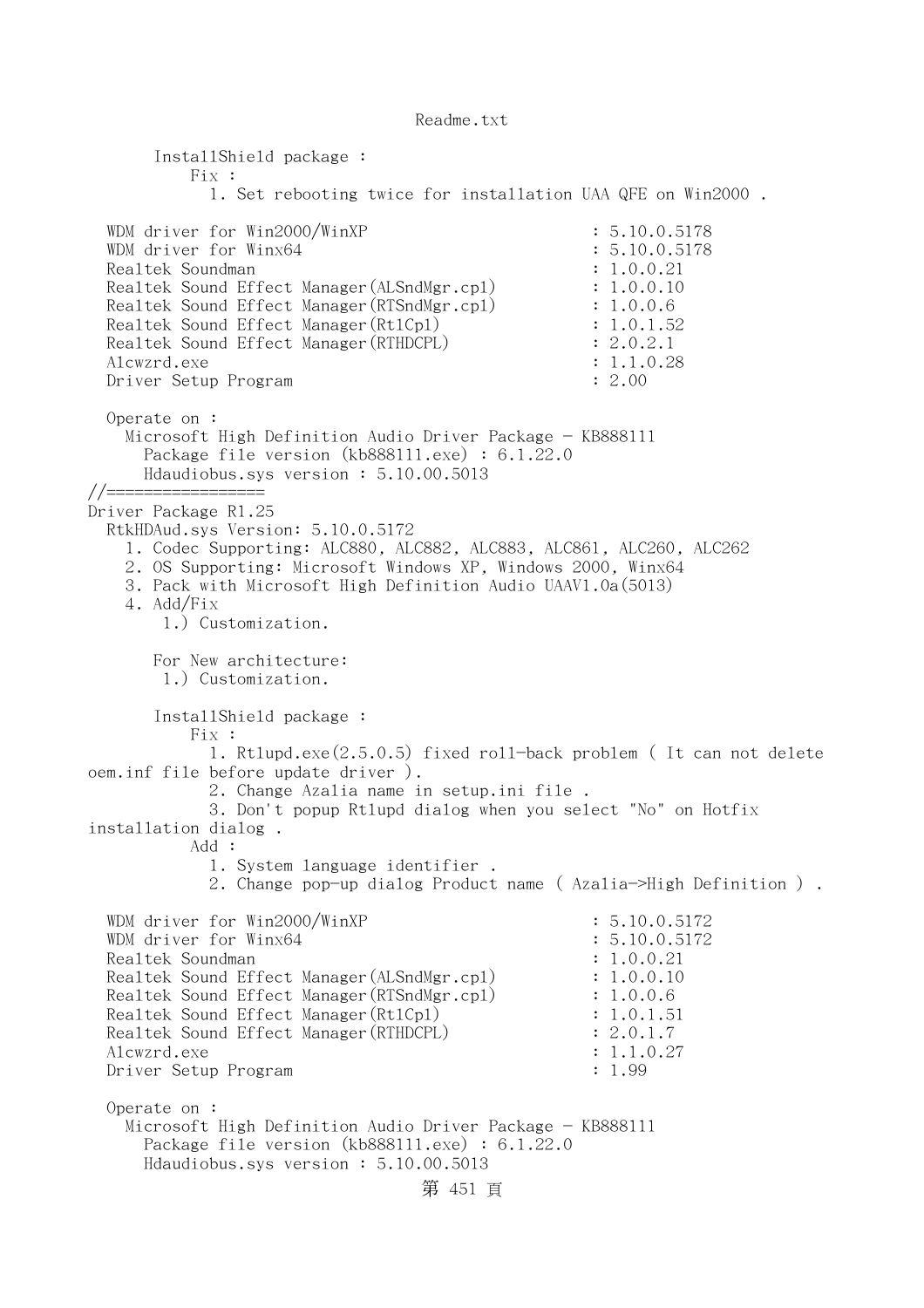```
       InstallShield package :
           Fix :
             1. Set rebooting twice for installation UAA QFE on Win2000 .

   WDM driver for Win2000/WinXP                           : 5.10.0.5178
   WDM driver for Winx64                                  : 5.10.0.5178
   Realtek Soundman                                       : 1.0.0.21
   Realtek Sound Effect Manager(ALSndMgr.cpl)             : 1.0.0.10
   Realtek Sound Effect Manager(RTSndMgr.cpl)             : 1.0.0.6
   Realtek Sound Effect Manager(RtlCpl)                   : 1.0.1.52
   Realtek Sound Effect Manager(RTHDCPL)                  : 2.0.2.1
   Alcwzrd.exe                                            : 1.1.0.28
   Driver Setup Program                                   : 2.00

   Operate on :
     Microsoft High Definition Audio Driver Package - KB888111
       Package file version (kb888111.exe) : 6.1.22.0
       Hdaudiobus.sys version : 5.10.00.5013
//=================
Driver Package R1.25
  RtkHDAud.sys Version: 5.10.0.5172
    1. Codec Supporting: ALC880, ALC882, ALC883, ALC861, ALC260, ALC262
    2. OS Supporting: Microsoft Windows XP, Windows 2000, Winx64
    3. Pack with Microsoft High Definition Audio UAAV1.0a(5013)
    4. Add/Fix
        1.) Customization.

       For New architecture:
        1.) Customization.

       InstallShield package :
           Fix :
             1. Rtlupd.exe(2.5.0.5) fixed roll-back problem ( It can not delete
oem.inf file before update driver ).
             2. Change Azalia name in setup.ini file .
             3. Don't popup Rtlupd dialog when you select "No" on Hotfix
installation dialog .
           Add :
             1. System language identifier .
             2. Change pop-up dialog Product name ( Azalia->High Definition ) .

   WDM driver for Win2000/WinXP                           : 5.10.0.5172
   WDM driver for Winx64                                  : 5.10.0.5172
   Realtek Soundman                                       : 1.0.0.21
   Realtek Sound Effect Manager(ALSndMgr.cpl)             : 1.0.0.10
   Realtek Sound Effect Manager(RTSndMgr.cpl)             : 1.0.0.6
   Realtek Sound Effect Manager(RtlCpl)                   : 1.0.1.51
   Realtek Sound Effect Manager(RTHDCPL)                  : 2.0.1.7
   Alcwzrd.exe                                            : 1.1.0.27
   Driver Setup Program                                   : 1.99

   Operate on :
     Microsoft High Definition Audio Driver Package - KB888111
       Package file version (kb888111.exe) : 6.1.22.0
       Hdaudiobus.sys version : 5.10.00.5013
```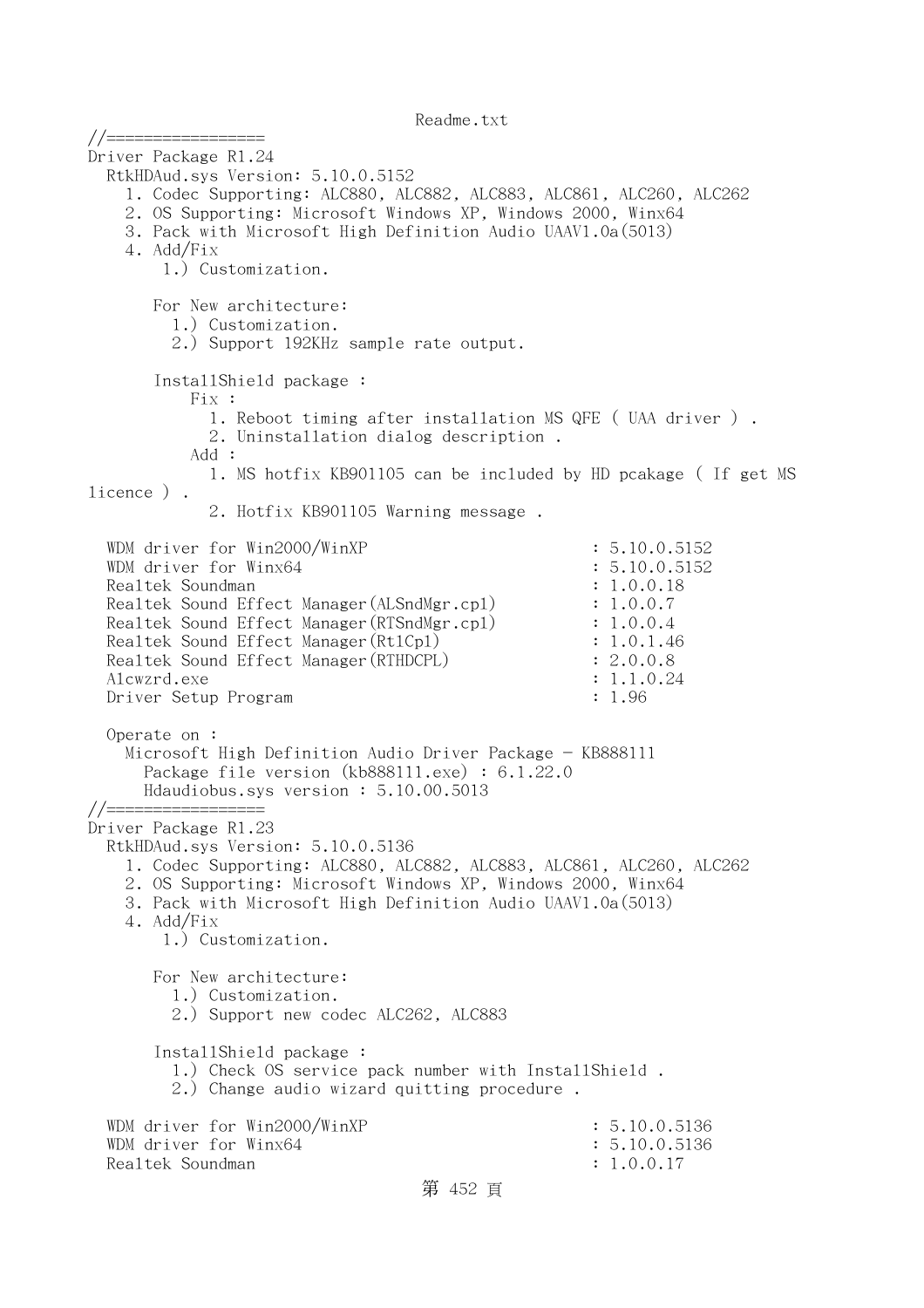Readme.txt

```
//=================
Driver Package R1.24
  RtkHDAud.sys Version: 5.10.0.5152
     1. Codec Supporting: ALC880, ALC882, ALC883, ALC861, ALC260, ALC262
     2. OS Supporting: Microsoft Windows XP, Windows 2000, Winx64
     3. Pack with Microsoft High Definition Audio UAAV1.0a(5013)
     4. Add/Fix
         1.) Customization.

       For New architecture:
         1.) Customization.
         2.) Support 192KHz sample rate output.

       InstallShield package :
           Fix :
             1. Reboot timing after installation MS QFE ( UAA driver ) .
             2. Uninstallation dialog description .
           Add :
             1. MS hotfix KB901105 can be included by HD pcakage ( If get MS 
licence ) .
             2. Hotfix KB901105 Warning message .

  WDM driver for Win2000/WinXP                       : 5.10.0.5152
  WDM driver for Winx64                              : 5.10.0.5152
  Realtek Soundman                                   : 1.0.0.18
  Realtek Sound Effect Manager(ALSndMgr.cpl)         : 1.0.0.7
  Realtek Sound Effect Manager(RTSndMgr.cpl)         : 1.0.0.4
  Realtek Sound Effect Manager(RtlCpl)               : 1.0.1.46
  Realtek Sound Effect Manager(RTHDCPL)              : 2.0.0.8
  Alcwzrd.exe                                        : 1.1.0.24
  Driver Setup Program                               : 1.96

  Operate on :
    Microsoft High Definition Audio Driver Package - KB888111
      Package file version (kb888111.exe) : 6.1.22.0
      Hdaudiobus.sys version : 5.10.00.5013
//=================
Driver Package R1.23
  RtkHDAud.sys Version: 5.10.0.5136
     1. Codec Supporting: ALC880, ALC882, ALC883, ALC861, ALC260, ALC262
     2. OS Supporting: Microsoft Windows XP, Windows 2000, Winx64
     3. Pack with Microsoft High Definition Audio UAAV1.0a(5013)
     4. Add/Fix
         1.) Customization.

       For New architecture:
         1.) Customization.
         2.) Support new codec ALC262, ALC883

       InstallShield package :
         1.) Check OS service pack number with InstallShield .
         2.) Change audio wizard quitting procedure .

  WDM driver for Win2000/WinXP                       : 5.10.0.5136
  WDM driver for Winx64                              : 5.10.0.5136
  Realtek Soundman                                   : 1.0.0.17
```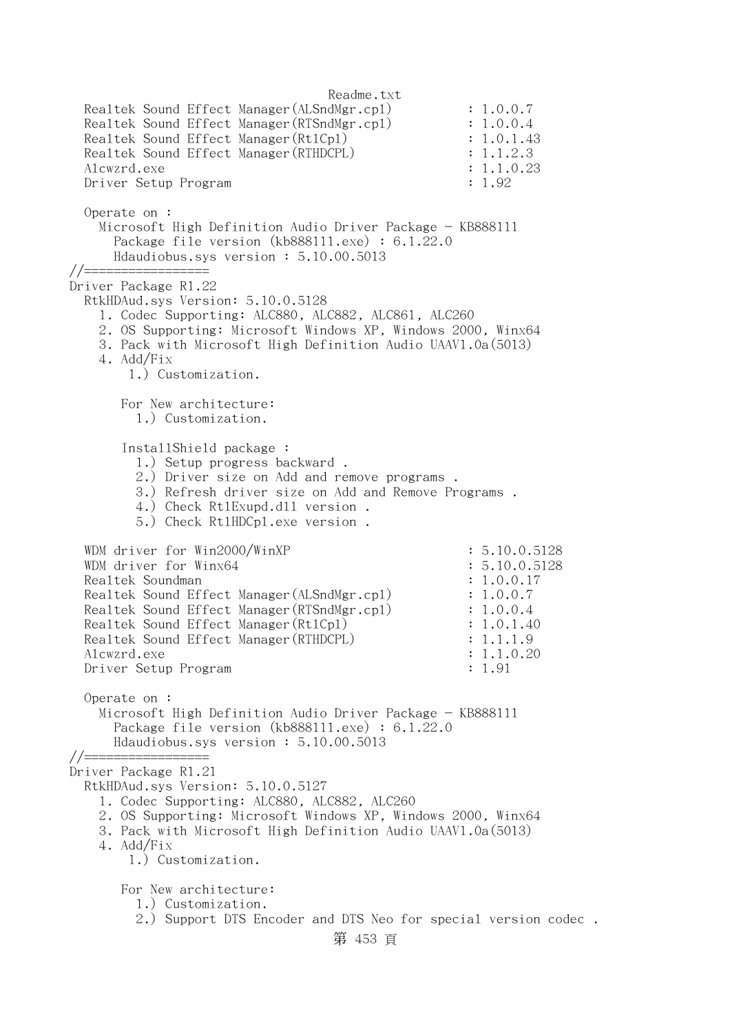```
  Realtek Sound Effect Manager(ALSndMgr.cpl)          : 1.0.0.7
  Realtek Sound Effect Manager(RTSndMgr.cpl)          : 1.0.0.4
  Realtek Sound Effect Manager(RtlCpl)                : 1.0.1.43
  Realtek Sound Effect Manager(RTHDCPL)               : 1.1.2.3
  Alcwzrd.exe                                         : 1.1.0.23
  Driver Setup Program                                : 1.92

  Operate on :
    Microsoft High Definition Audio Driver Package - KB888111
      Package file version (kb888111.exe) : 6.1.22.0
      Hdaudiobus.sys version : 5.10.00.5013
//=================
Driver Package R1.22
  RtkHDAud.sys Version: 5.10.0.5128
    1. Codec Supporting: ALC880, ALC882, ALC861, ALC260
    2. OS Supporting: Microsoft Windows XP, Windows 2000, Winx64
    3. Pack with Microsoft High Definition Audio UAAV1.0a(5013)
    4. Add/Fix
        1.) Customization.

       For New architecture:
         1.) Customization.

       InstallShield package :
         1.) Setup progress backward .
         2.) Driver size on Add and remove programs .
         3.) Refresh driver size on Add and Remove Programs .
         4.) Check RtlExupd.dll version .
         5.) Check RtlHDCpl.exe version .

  WDM driver for Win2000/WinXP                           : 5.10.0.5128
  WDM driver for Winx64                                  : 5.10.0.5128
  Realtek Soundman                                       : 1.0.0.17
  Realtek Sound Effect Manager(ALSndMgr.cpl)             : 1.0.0.7
  Realtek Sound Effect Manager(RTSndMgr.cpl)             : 1.0.0.4
  Realtek Sound Effect Manager(RtlCpl)                   : 1.0.1.40
  Realtek Sound Effect Manager(RTHDCPL)                  : 1.1.1.9
  Alcwzrd.exe                                            : 1.1.0.20
  Driver Setup Program                                   : 1.91

  Operate on :
    Microsoft High Definition Audio Driver Package - KB888111
      Package file version (kb888111.exe) : 6.1.22.0
      Hdaudiobus.sys version : 5.10.00.5013
//=================
Driver Package R1.21
  RtkHDAud.sys Version: 5.10.0.5127
    1. Codec Supporting: ALC880, ALC882, ALC260
    2. OS Supporting: Microsoft Windows XP, Windows 2000, Winx64
    3. Pack with Microsoft High Definition Audio UAAV1.0a(5013)
    4. Add/Fix
        1.) Customization.

       For New architecture:
         1.) Customization.
         2.) Support DTS Encoder and DTS Neo for special version codec .
```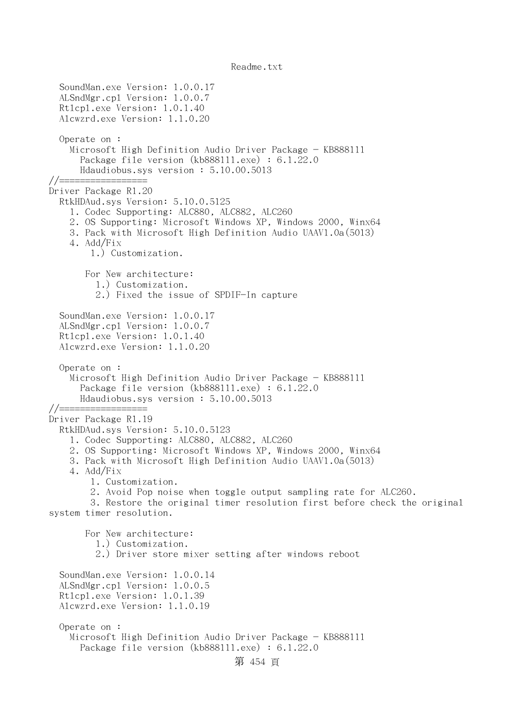```
  SoundMan.exe Version: 1.0.0.17
  ALSndMgr.cpl Version: 1.0.0.7
  Rtlcpl.exe Version: 1.0.1.40
  Alcwzrd.exe Version: 1.1.0.20

  Operate on :
    Microsoft High Definition Audio Driver Package - KB888111
      Package file version (kb888111.exe) : 6.1.22.0
      Hdaudiobus.sys version : 5.10.00.5013
//=================
Driver Package R1.20
  RtkHDAud.sys Version: 5.10.0.5125
    1. Codec Supporting: ALC880, ALC882, ALC260
    2. OS Supporting: Microsoft Windows XP, Windows 2000, Winx64
    3. Pack with Microsoft High Definition Audio UAAV1.0a(5013)
    4. Add/Fix
        1.) Customization.

       For New architecture:
         1.) Customization.
         2.) Fixed the issue of SPDIF-In capture

  SoundMan.exe Version: 1.0.0.17
  ALSndMgr.cpl Version: 1.0.0.7
  Rtlcpl.exe Version: 1.0.1.40
  Alcwzrd.exe Version: 1.1.0.20

  Operate on :
    Microsoft High Definition Audio Driver Package - KB888111
      Package file version (kb888111.exe) : 6.1.22.0
      Hdaudiobus.sys version : 5.10.00.5013
//=================
Driver Package R1.19
  RtkHDAud.sys Version: 5.10.0.5123
    1. Codec Supporting: ALC880, ALC882, ALC260
    2. OS Supporting: Microsoft Windows XP, Windows 2000, Winx64
    3. Pack with Microsoft High Definition Audio UAAV1.0a(5013)
    4. Add/Fix
        1. Customization.
        2. Avoid Pop noise when toggle output sampling rate for ALC260.
        3. Restore the original timer resolution first before check the original
system timer resolution.

       For New architecture:
         1.) Customization.
         2.) Driver store mixer setting after windows reboot

  SoundMan.exe Version: 1.0.0.14
  ALSndMgr.cpl Version: 1.0.0.5
  Rtlcpl.exe Version: 1.0.1.39
  Alcwzrd.exe Version: 1.1.0.19

  Operate on :
    Microsoft High Definition Audio Driver Package - KB888111
      Package file version (kb888111.exe) : 6.1.22.0
```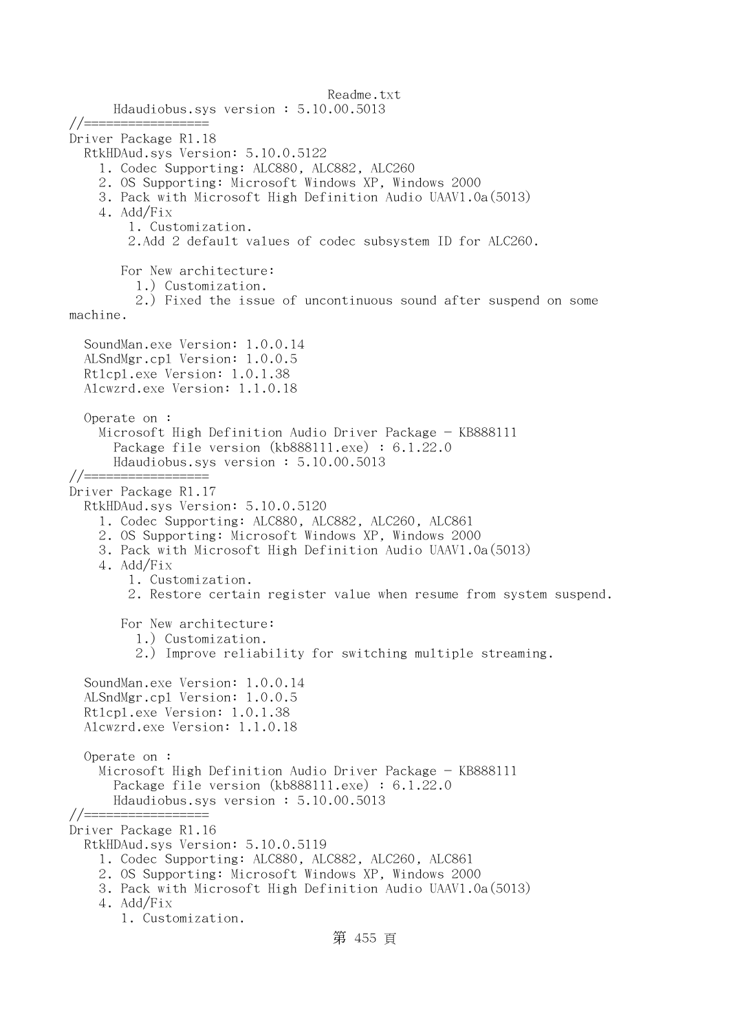Hdaudiobus.sys version : 5.10.00.5013

//=================

Driver Package R1.18

RtkHDAud.sys Version: 5.10.0.5122

1. Codec Supporting: ALC880, ALC882, ALC260
2. OS Supporting: Microsoft Windows XP, Windows 2000
3. Pack with Microsoft High Definition Audio UAAV1.0a(5013)
4. Add/Fix
   1. Customization.
   2.Add 2 default values of codec subsystem ID for ALC260.

   For New architecture:
   1.) Customization.
   2.) Fixed the issue of uncontinuous sound after suspend on some machine.

SoundMan.exe Version: 1.0.0.14
ALSndMgr.cpl Version: 1.0.0.5
Rtlcpl.exe Version: 1.0.1.38
Alcwzrd.exe Version: 1.1.0.18

Operate on :
Microsoft High Definition Audio Driver Package - KB888111
Package file version (kb888111.exe) : 6.1.22.0
Hdaudiobus.sys version : 5.10.00.5013

//=================

Driver Package R1.17

RtkHDAud.sys Version: 5.10.0.5120

1. Codec Supporting: ALC880, ALC882, ALC260, ALC861
2. OS Supporting: Microsoft Windows XP, Windows 2000
3. Pack with Microsoft High Definition Audio UAAV1.0a(5013)
4. Add/Fix
   1. Customization.
   2. Restore certain register value when resume from system suspend.

   For New architecture:
   1.) Customization.
   2.) Improve reliability for switching multiple streaming.

SoundMan.exe Version: 1.0.0.14
ALSndMgr.cpl Version: 1.0.0.5
Rtlcpl.exe Version: 1.0.1.38
Alcwzrd.exe Version: 1.1.0.18

Operate on :
Microsoft High Definition Audio Driver Package - KB888111
Package file version (kb888111.exe) : 6.1.22.0
Hdaudiobus.sys version : 5.10.00.5013

//=================

Driver Package R1.16

RtkHDAud.sys Version: 5.10.0.5119

1. Codec Supporting: ALC880, ALC882, ALC260, ALC861
2. OS Supporting: Microsoft Windows XP, Windows 2000
3. Pack with Microsoft High Definition Audio UAAV1.0a(5013)
4. Add/Fix
   1. Customization.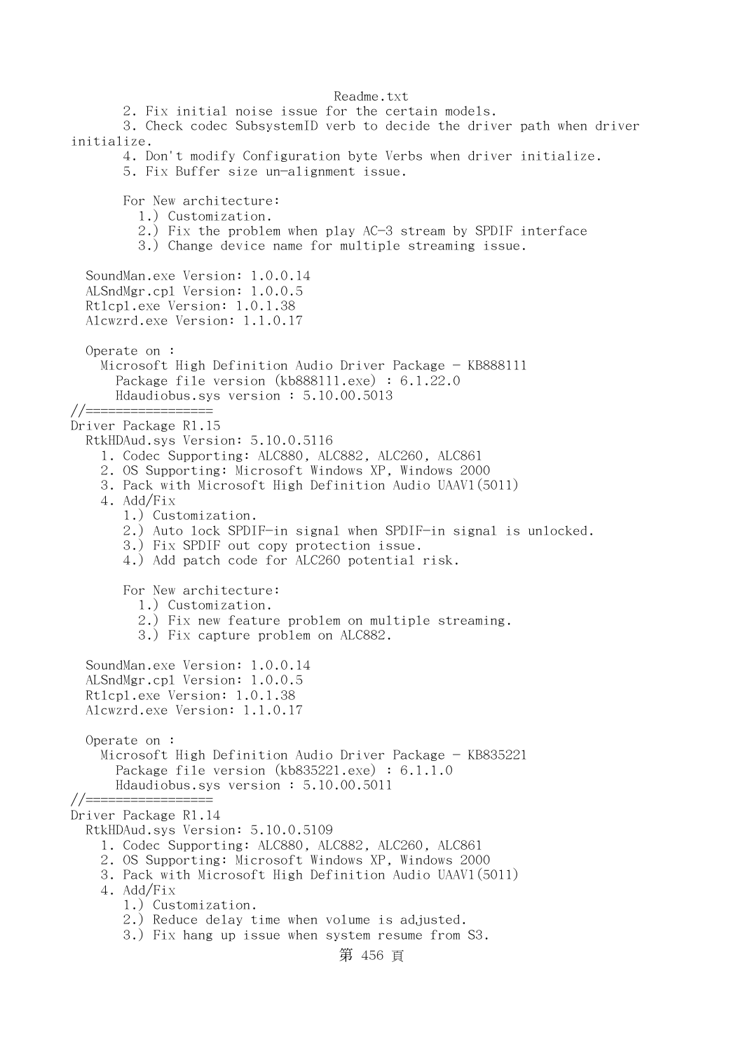```
        2. Fix initial noise issue for the certain models.
        3. Check codec SubsystemID verb to decide the driver path when driver
initialize.
        4. Don't modify Configuration byte Verbs when driver initialize.
        5. Fix Buffer size un-alignment issue.

        For New architecture:
          1.) Customization.
          2.) Fix the problem when play AC-3 stream by SPDIF interface
          3.) Change device name for multiple streaming issue.

  SoundMan.exe Version: 1.0.0.14
  ALSndMgr.cpl Version: 1.0.0.5
  Rtlcpl.exe Version: 1.0.1.38
  Alcwzrd.exe Version: 1.1.0.17

  Operate on :
    Microsoft High Definition Audio Driver Package - KB888111
      Package file version (kb888111.exe) : 6.1.22.0
      Hdaudiobus.sys version : 5.10.00.5013
//=================
Driver Package R1.15
  RtkHDAud.sys Version: 5.10.0.5116
    1. Codec Supporting: ALC880, ALC882, ALC260, ALC861
    2. OS Supporting: Microsoft Windows XP, Windows 2000
    3. Pack with Microsoft High Definition Audio UAAV1(5011)
    4. Add/Fix
        1.) Customization.
        2.) Auto lock SPDIF-in signal when SPDIF-in signal is unlocked.
        3.) Fix SPDIF out copy protection issue.
        4.) Add patch code for ALC260 potential risk.

        For New architecture:
          1.) Customization.
          2.) Fix new feature problem on multiple streaming.
          3.) Fix capture problem on ALC882.

  SoundMan.exe Version: 1.0.0.14
  ALSndMgr.cpl Version: 1.0.0.5
  Rtlcpl.exe Version: 1.0.1.38
  Alcwzrd.exe Version: 1.1.0.17

  Operate on :
    Microsoft High Definition Audio Driver Package - KB835221
      Package file version (kb835221.exe) : 6.1.1.0
      Hdaudiobus.sys version : 5.10.00.5011
//=================
Driver Package R1.14
  RtkHDAud.sys Version: 5.10.0.5109
    1. Codec Supporting: ALC880, ALC882, ALC260, ALC861
    2. OS Supporting: Microsoft Windows XP, Windows 2000
    3. Pack with Microsoft High Definition Audio UAAV1(5011)
    4. Add/Fix
        1.) Customization.
        2.) Reduce delay time when volume is adjusted.
        3.) Fix hang up issue when system resume from S3.
```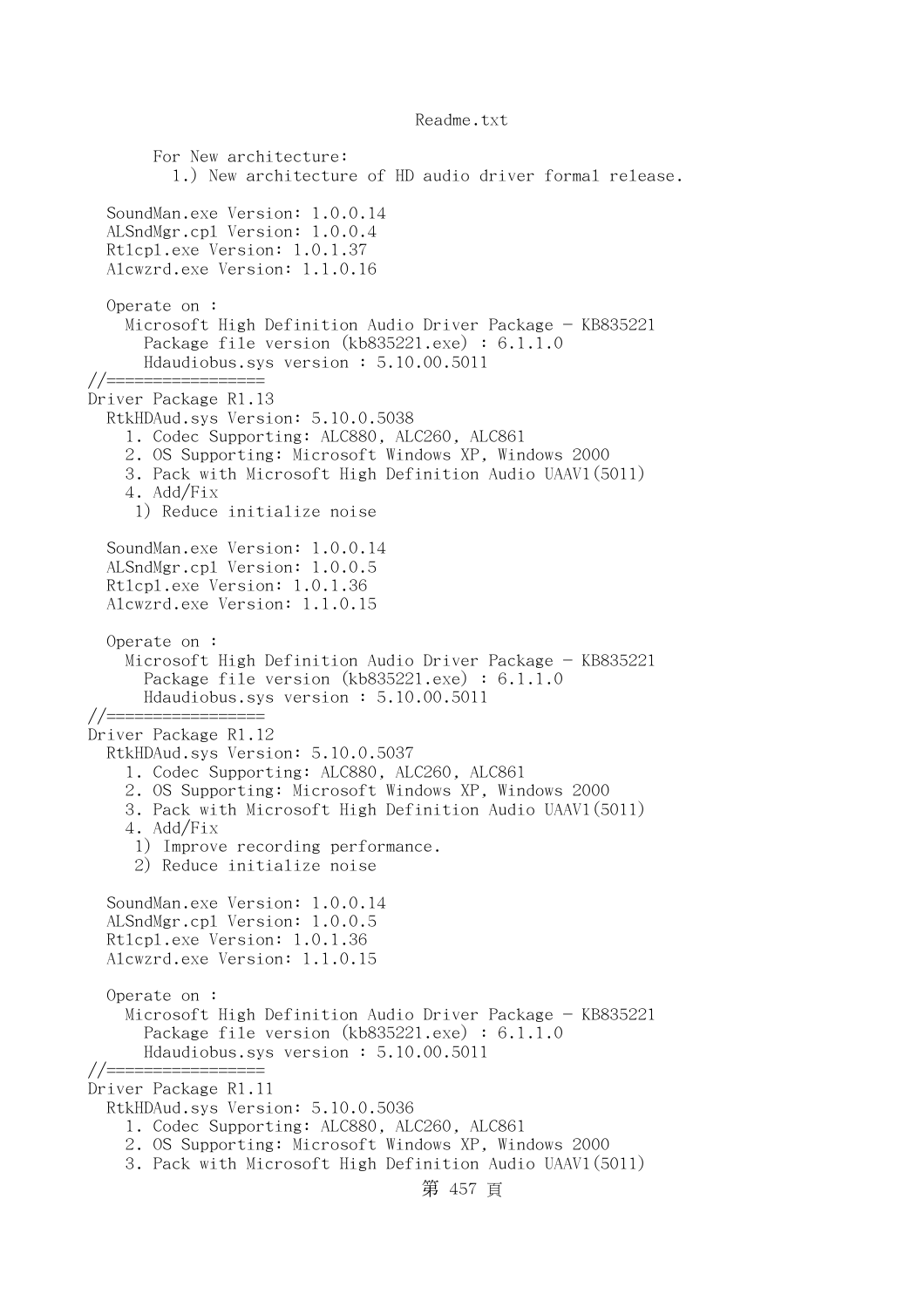```
      For New architecture:
        1.) New architecture of HD audio driver formal release.

  SoundMan.exe Version: 1.0.0.14
  ALSndMgr.cpl Version: 1.0.0.4
  Rtlcpl.exe Version: 1.0.1.37
  Alcwzrd.exe Version: 1.1.0.16

  Operate on :
    Microsoft High Definition Audio Driver Package - KB835221
      Package file version (kb835221.exe) : 6.1.1.0
      Hdaudiobus.sys version : 5.10.00.5011
//=================
Driver Package R1.13
  RtkHDAud.sys Version: 5.10.0.5038
    1. Codec Supporting: ALC880, ALC260, ALC861
    2. OS Supporting: Microsoft Windows XP, Windows 2000
    3. Pack with Microsoft High Definition Audio UAAV1(5011)
    4. Add/Fix
     1) Reduce initialize noise

  SoundMan.exe Version: 1.0.0.14
  ALSndMgr.cpl Version: 1.0.0.5
  Rtlcpl.exe Version: 1.0.1.36
  Alcwzrd.exe Version: 1.1.0.15

  Operate on :
    Microsoft High Definition Audio Driver Package - KB835221
      Package file version (kb835221.exe) : 6.1.1.0
      Hdaudiobus.sys version : 5.10.00.5011
//=================
Driver Package R1.12
  RtkHDAud.sys Version: 5.10.0.5037
    1. Codec Supporting: ALC880, ALC260, ALC861
    2. OS Supporting: Microsoft Windows XP, Windows 2000
    3. Pack with Microsoft High Definition Audio UAAV1(5011)
    4. Add/Fix
     1) Improve recording performance.
     2) Reduce initialize noise

  SoundMan.exe Version: 1.0.0.14
  ALSndMgr.cpl Version: 1.0.0.5
  Rtlcpl.exe Version: 1.0.1.36
  Alcwzrd.exe Version: 1.1.0.15

  Operate on :
    Microsoft High Definition Audio Driver Package - KB835221
      Package file version (kb835221.exe) : 6.1.1.0
      Hdaudiobus.sys version : 5.10.00.5011
//=================
Driver Package R1.11
  RtkHDAud.sys Version: 5.10.0.5036
    1. Codec Supporting: ALC880, ALC260, ALC861
    2. OS Supporting: Microsoft Windows XP, Windows 2000
    3. Pack with Microsoft High Definition Audio UAAV1(5011)
```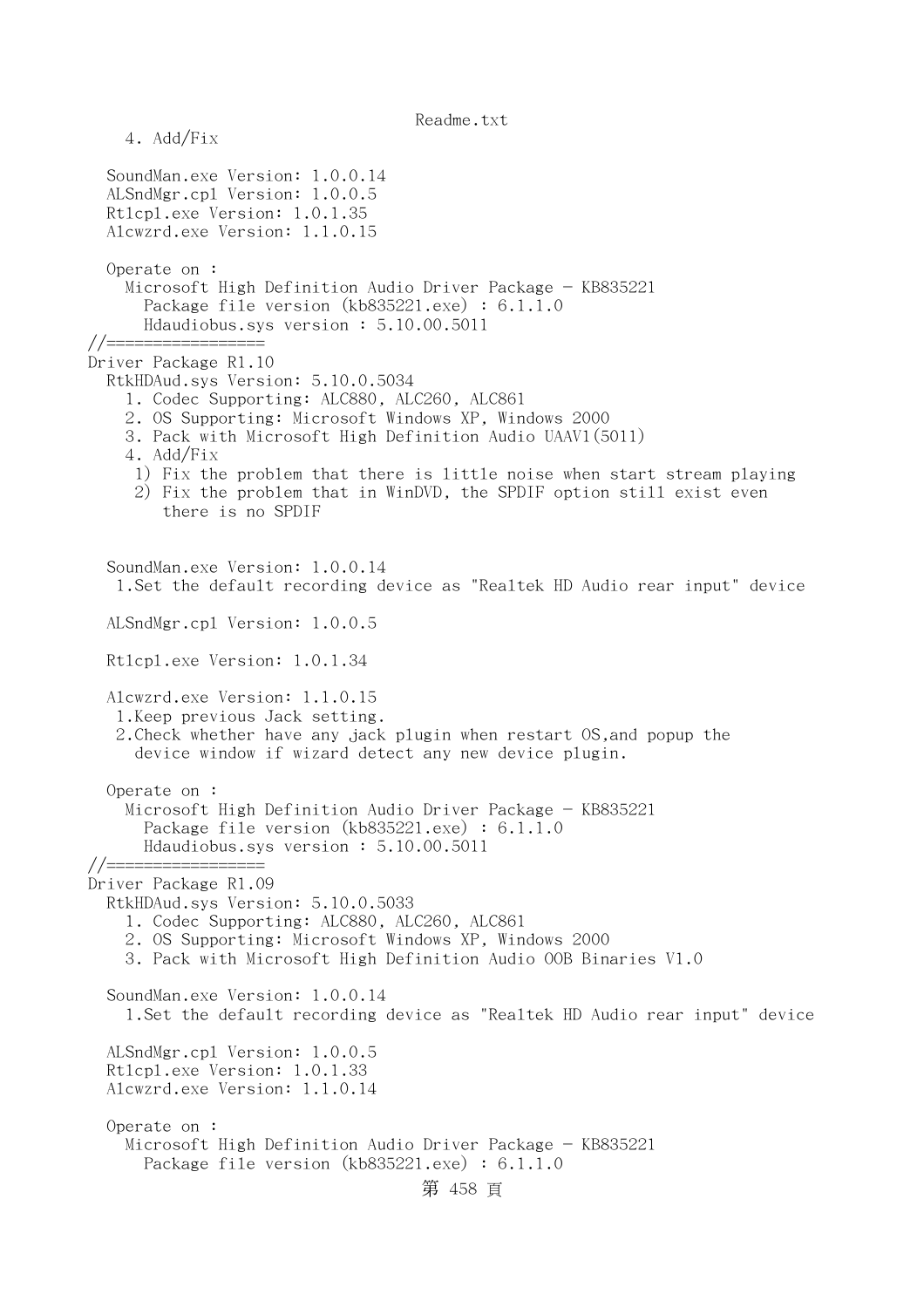```
    4. Add/Fix

  SoundMan.exe Version: 1.0.0.14
  ALSndMgr.cpl Version: 1.0.0.5
  Rtlcpl.exe Version: 1.0.1.35
  Alcwzrd.exe Version: 1.1.0.15

  Operate on :
    Microsoft High Definition Audio Driver Package - KB835221
      Package file version (kb835221.exe) : 6.1.1.0
      Hdaudiobus.sys version : 5.10.00.5011
//=================
Driver Package R1.10
  RtkHDAud.sys Version: 5.10.0.5034
    1. Codec Supporting: ALC880, ALC260, ALC861
    2. OS Supporting: Microsoft Windows XP, Windows 2000
    3. Pack with Microsoft High Definition Audio UAAV1(5011)
    4. Add/Fix
     1) Fix the problem that there is little noise when start stream playing
     2) Fix the problem that in WinDVD, the SPDIF option still exist even
        there is no SPDIF


  SoundMan.exe Version: 1.0.0.14
   1.Set the default recording device as "Realtek HD Audio rear input" device

  ALSndMgr.cpl Version: 1.0.0.5

  Rtlcpl.exe Version: 1.0.1.34

  Alcwzrd.exe Version: 1.1.0.15
   1.Keep previous Jack setting.
   2.Check whether have any jack plugin when restart OS,and popup the
     device window if wizard detect any new device plugin.

  Operate on :
    Microsoft High Definition Audio Driver Package - KB835221
      Package file version (kb835221.exe) : 6.1.1.0
      Hdaudiobus.sys version : 5.10.00.5011
//=================
Driver Package R1.09
  RtkHDAud.sys Version: 5.10.0.5033
    1. Codec Supporting: ALC880, ALC260, ALC861
    2. OS Supporting: Microsoft Windows XP, Windows 2000
    3. Pack with Microsoft High Definition Audio OOB Binaries V1.0

  SoundMan.exe Version: 1.0.0.14
    1.Set the default recording device as "Realtek HD Audio rear input" device

  ALSndMgr.cpl Version: 1.0.0.5
  Rtlcpl.exe Version: 1.0.1.33
  Alcwzrd.exe Version: 1.1.0.14

  Operate on :
    Microsoft High Definition Audio Driver Package - KB835221
      Package file version (kb835221.exe) : 6.1.1.0
```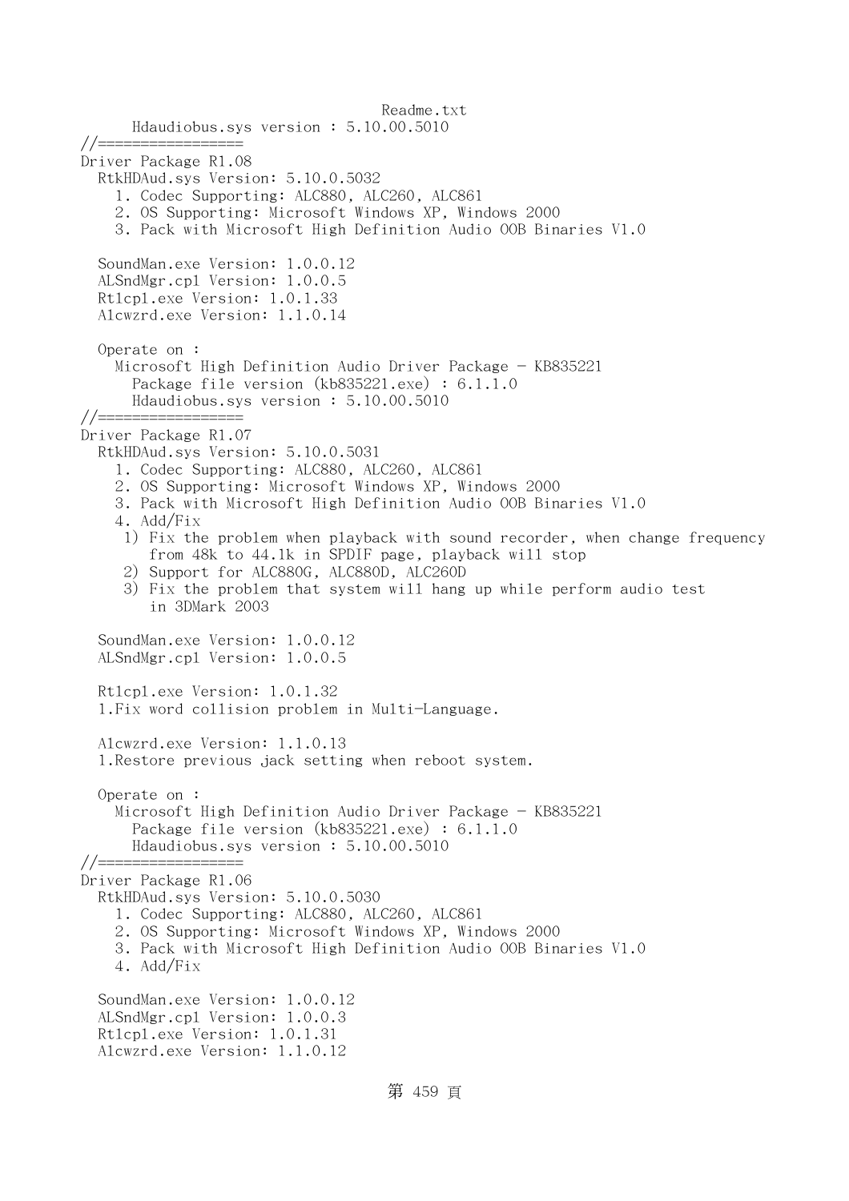```
      Hdaudiobus.sys version : 5.10.00.5010
//=================
Driver Package R1.08
  RtkHDAud.sys Version: 5.10.0.5032
    1. Codec Supporting: ALC880, ALC260, ALC861
    2. OS Supporting: Microsoft Windows XP, Windows 2000
    3. Pack with Microsoft High Definition Audio OOB Binaries V1.0

  SoundMan.exe Version: 1.0.0.12
  ALSndMgr.cpl Version: 1.0.0.5
  Rtlcpl.exe Version: 1.0.1.33
  Alcwzrd.exe Version: 1.1.0.14

  Operate on :
    Microsoft High Definition Audio Driver Package - KB835221
      Package file version (kb835221.exe) : 6.1.1.0
      Hdaudiobus.sys version : 5.10.00.5010
//=================
Driver Package R1.07
  RtkHDAud.sys Version: 5.10.0.5031
    1. Codec Supporting: ALC880, ALC260, ALC861
    2. OS Supporting: Microsoft Windows XP, Windows 2000
    3. Pack with Microsoft High Definition Audio OOB Binaries V1.0
    4. Add/Fix
     1) Fix the problem when playback with sound recorder, when change frequency
        from 48k to 44.1k in SPDIF page, playback will stop
     2) Support for ALC880G, ALC880D, ALC260D
     3) Fix the problem that system will hang up while perform audio test
        in 3DMark 2003

  SoundMan.exe Version: 1.0.0.12
  ALSndMgr.cpl Version: 1.0.0.5

  Rtlcpl.exe Version: 1.0.1.32
  1.Fix word collision problem in Multi-Language.

  Alcwzrd.exe Version: 1.1.0.13
  1.Restore previous jack setting when reboot system.

  Operate on :
    Microsoft High Definition Audio Driver Package - KB835221
      Package file version (kb835221.exe) : 6.1.1.0
      Hdaudiobus.sys version : 5.10.00.5010
//=================
Driver Package R1.06
  RtkHDAud.sys Version: 5.10.0.5030
    1. Codec Supporting: ALC880, ALC260, ALC861
    2. OS Supporting: Microsoft Windows XP, Windows 2000
    3. Pack with Microsoft High Definition Audio OOB Binaries V1.0
    4. Add/Fix

  SoundMan.exe Version: 1.0.0.12
  ALSndMgr.cpl Version: 1.0.0.3
  Rtlcpl.exe Version: 1.0.1.31
  Alcwzrd.exe Version: 1.1.0.12
```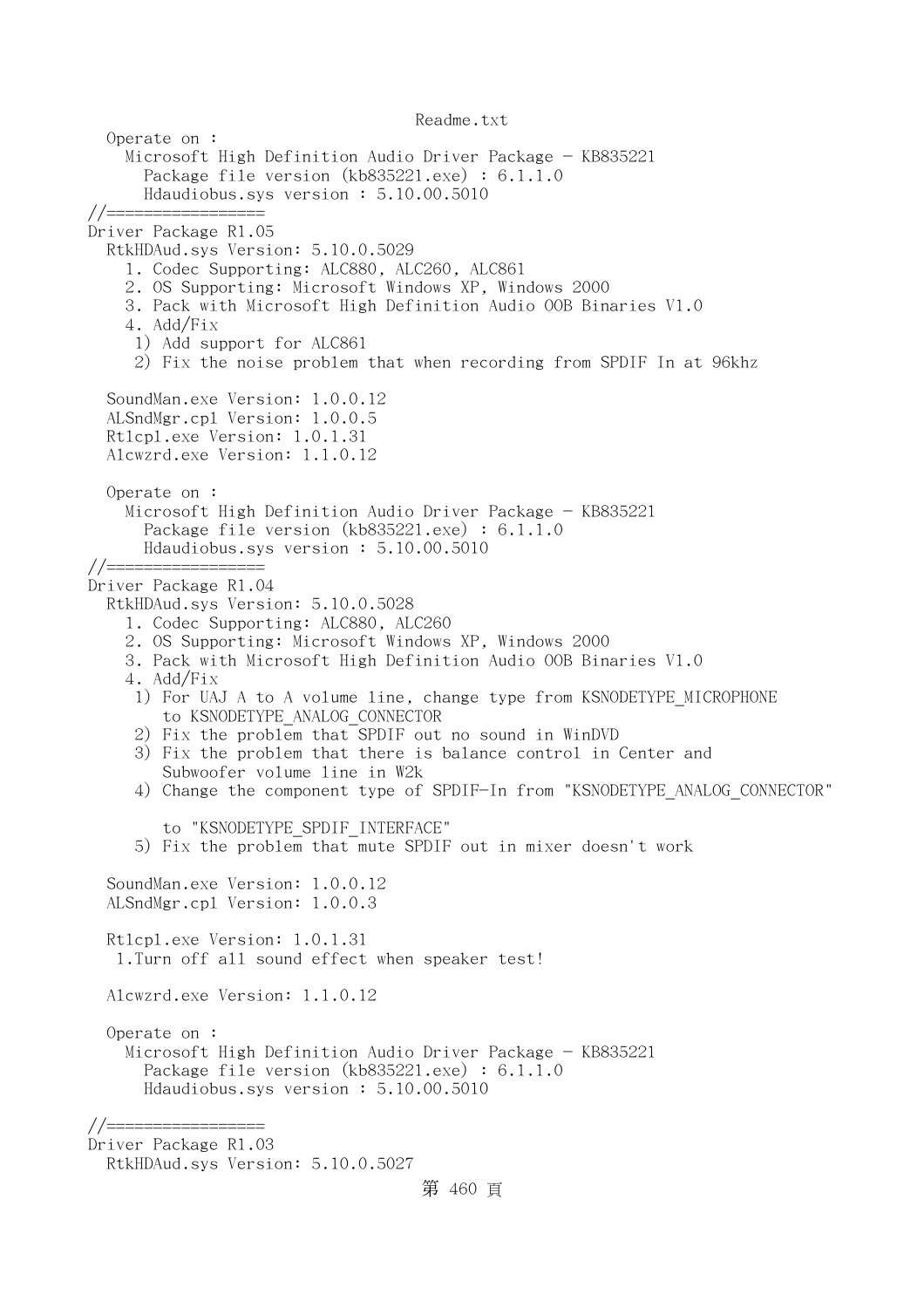```
Readme.txt
  Operate on :
    Microsoft High Definition Audio Driver Package - KB835221
      Package file version (kb835221.exe) : 6.1.1.0
      Hdaudiobus.sys version : 5.10.00.5010
//=================
Driver Package R1.05
  RtkHDAud.sys Version: 5.10.0.5029
    1. Codec Supporting: ALC880, ALC260, ALC861
    2. OS Supporting: Microsoft Windows XP, Windows 2000
    3. Pack with Microsoft High Definition Audio OOB Binaries V1.0
    4. Add/Fix
     1) Add support for ALC861
     2) Fix the noise problem that when recording from SPDIF In at 96khz

  SoundMan.exe Version: 1.0.0.12
  ALSndMgr.cpl Version: 1.0.0.5
  Rtlcpl.exe Version: 1.0.1.31
  Alcwzrd.exe Version: 1.1.0.12

  Operate on :
    Microsoft High Definition Audio Driver Package - KB835221
      Package file version (kb835221.exe) : 6.1.1.0
      Hdaudiobus.sys version : 5.10.00.5010
//=================
Driver Package R1.04
  RtkHDAud.sys Version: 5.10.0.5028
    1. Codec Supporting: ALC880, ALC260
    2. OS Supporting: Microsoft Windows XP, Windows 2000
    3. Pack with Microsoft High Definition Audio OOB Binaries V1.0
    4. Add/Fix
     1) For UAJ A to A volume line, change type from KSNODETYPE_MICROPHONE
        to KSNODETYPE_ANALOG_CONNECTOR
     2) Fix the problem that SPDIF out no sound in WinDVD
     3) Fix the problem that there is balance control in Center and
        Subwoofer volume line in W2k
     4) Change the component type of SPDIF-In from "KSNODETYPE_ANALOG_CONNECTOR"

        to "KSNODETYPE_SPDIF_INTERFACE"
     5) Fix the problem that mute SPDIF out in mixer doesn't work

  SoundMan.exe Version: 1.0.0.12
  ALSndMgr.cpl Version: 1.0.0.3

  Rtlcpl.exe Version: 1.0.1.31
   1.Turn off all sound effect when speaker test!

  Alcwzrd.exe Version: 1.1.0.12

  Operate on :
    Microsoft High Definition Audio Driver Package - KB835221
      Package file version (kb835221.exe) : 6.1.1.0
      Hdaudiobus.sys version : 5.10.00.5010

//=================
Driver Package R1.03
  RtkHDAud.sys Version: 5.10.0.5027
```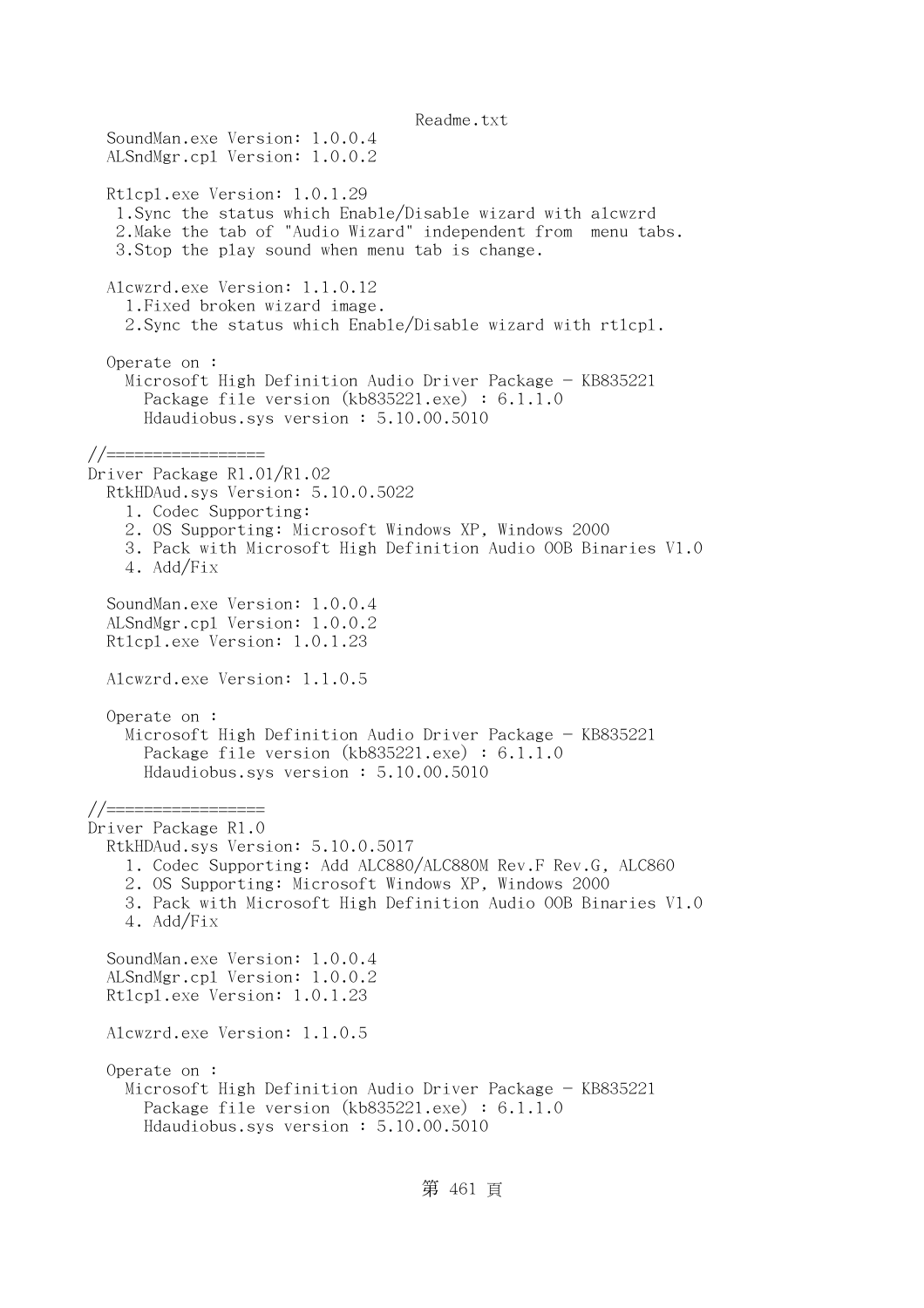```
   SoundMan.exe Version: 1.0.0.4
   ALSndMgr.cpl Version: 1.0.0.2

   Rtlcpl.exe Version: 1.0.1.29
    1.Sync the status which Enable/Disable wizard with alcwzrd
    2.Make the tab of "Audio Wizard" independent from  menu tabs.
    3.Stop the play sound when menu tab is change.

   Alcwzrd.exe Version: 1.1.0.12
     1.Fixed broken wizard image.
     2.Sync the status which Enable/Disable wizard with rtlcpl.

   Operate on :
     Microsoft High Definition Audio Driver Package - KB835221
       Package file version (kb835221.exe) : 6.1.1.0
       Hdaudiobus.sys version : 5.10.00.5010

//=================
Driver Package R1.01/R1.02
   RtkHDAud.sys Version: 5.10.0.5022
     1. Codec Supporting:
     2. OS Supporting: Microsoft Windows XP, Windows 2000
     3. Pack with Microsoft High Definition Audio OOB Binaries V1.0
     4. Add/Fix

   SoundMan.exe Version: 1.0.0.4
   ALSndMgr.cpl Version: 1.0.0.2
   Rtlcpl.exe Version: 1.0.1.23

   Alcwzrd.exe Version: 1.1.0.5

   Operate on :
     Microsoft High Definition Audio Driver Package - KB835221
       Package file version (kb835221.exe) : 6.1.1.0
       Hdaudiobus.sys version : 5.10.00.5010

//=================
Driver Package R1.0
   RtkHDAud.sys Version: 5.10.0.5017
     1. Codec Supporting: Add ALC880/ALC880M Rev.F Rev.G, ALC860
     2. OS Supporting: Microsoft Windows XP, Windows 2000
     3. Pack with Microsoft High Definition Audio OOB Binaries V1.0
     4. Add/Fix

   SoundMan.exe Version: 1.0.0.4
   ALSndMgr.cpl Version: 1.0.0.2
   Rtlcpl.exe Version: 1.0.1.23

   Alcwzrd.exe Version: 1.1.0.5

   Operate on :
     Microsoft High Definition Audio Driver Package - KB835221
       Package file version (kb835221.exe) : 6.1.1.0
       Hdaudiobus.sys version : 5.10.00.5010
```